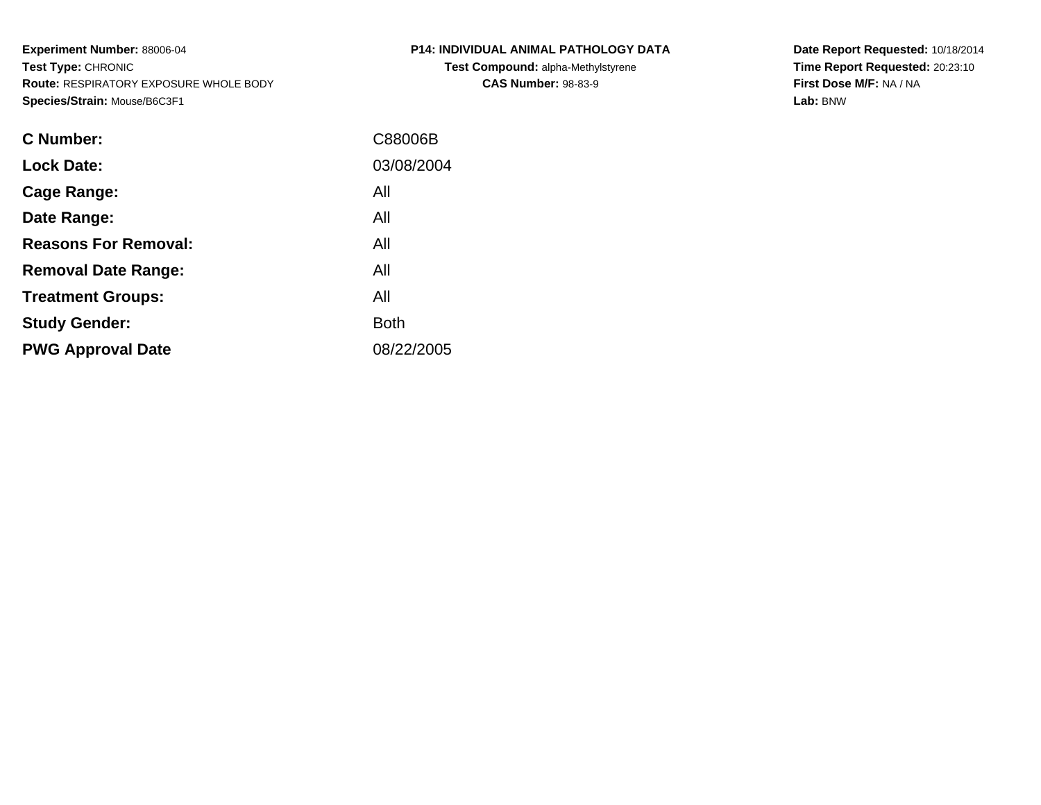**Experiment Number:** 88006-04
**Test Type:** CHRONIC
**Route:** RESPIRATORY EXPOSURE WHOLE BODY
**Species/Strain:** Mouse/B6C3F1

**P14: INDIVIDUAL ANIMAL PATHOLOGY DATA**
**Test Compound:** alpha-Methylstyrene
**CAS Number:** 98-83-9

**Date Report Requested:** 10/18/2014
**Time Report Requested:** 20:23:10
**First Dose M/F:** NA / NA
**Lab:** BNW

| | |
|---|---|
| **C Number:** | C88006B |
| **Lock Date:** | 03/08/2004 |
| **Cage Range:** | All |
| **Date Range:** | All |
| **Reasons For Removal:** | All |
| **Removal Date Range:** | All |
| **Treatment Groups:** | All |
| **Study Gender:** | Both |
| **PWG Approval Date** | 08/22/2005 |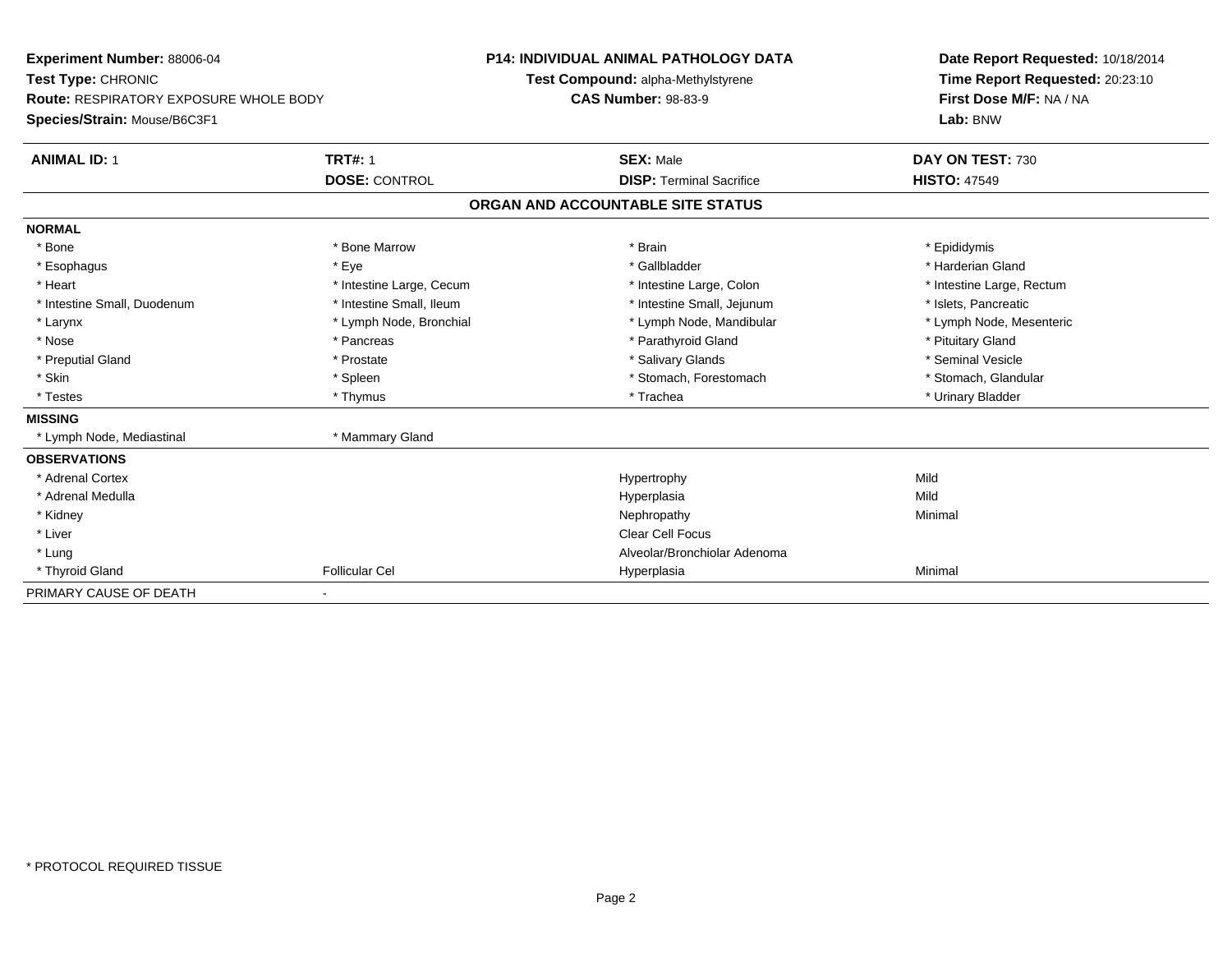**Experiment Number:** 88006-04
**Test Type:** CHRONIC
**Route:** RESPIRATORY EXPOSURE WHOLE BODY
**Species/Strain:** Mouse/B6C3F1

**P14: INDIVIDUAL ANIMAL PATHOLOGY DATA**
**Test Compound:** alpha-Methylstyrene
**CAS Number:** 98-83-9

**Date Report Requested:** 10/18/2014
**Time Report Requested:** 20:23:10
**First Dose M/F:** NA / NA
**Lab:** BNW

| **ANIMAL ID:** 1 | **TRT#:** 1 | **SEX:** Male | **DAY ON TEST:** 730 |
|---|---|---|---|
| | **DOSE:** CONTROL | **DISP:** Terminal Sacrifice | **HISTO:** 47549 |

## ORGAN AND ACCOUNTABLE SITE STATUS

| | | | |
|---|---|---|---|
| **NORMAL** | | | |
| * Bone | * Bone Marrow | * Brain | * Epididymis |
| * Esophagus | * Eye | * Gallbladder | * Harderian Gland |
| * Heart | * Intestine Large, Cecum | * Intestine Large, Colon | * Intestine Large, Rectum |
| * Intestine Small, Duodenum | * Intestine Small, Ileum | * Intestine Small, Jejunum | * Islets, Pancreatic |
| * Larynx | * Lymph Node, Bronchial | * Lymph Node, Mandibular | * Lymph Node, Mesenteric |
| * Nose | * Pancreas | * Parathyroid Gland | * Pituitary Gland |
| * Preputial Gland | * Prostate | * Salivary Glands | * Seminal Vesicle |
| * Skin | * Spleen | * Stomach, Forestomach | * Stomach, Glandular |
| * Testes | * Thymus | * Trachea | * Urinary Bladder |
| **MISSING** | | | |
| * Lymph Node, Mediastinal | * Mammary Gland | | |
| **OBSERVATIONS** | | | |
| * Adrenal Cortex | | Hypertrophy | Mild |
| * Adrenal Medulla | | Hyperplasia | Mild |
| * Kidney | | Nephropathy | Minimal |
| * Liver | | Clear Cell Focus | |
| * Lung | | Alveolar/Bronchiolar Adenoma | |
| * Thyroid Gland | Follicular Cel | Hyperplasia | Minimal |
| PRIMARY CAUSE OF DEATH | - | | |

* PROTOCOL REQUIRED TISSUE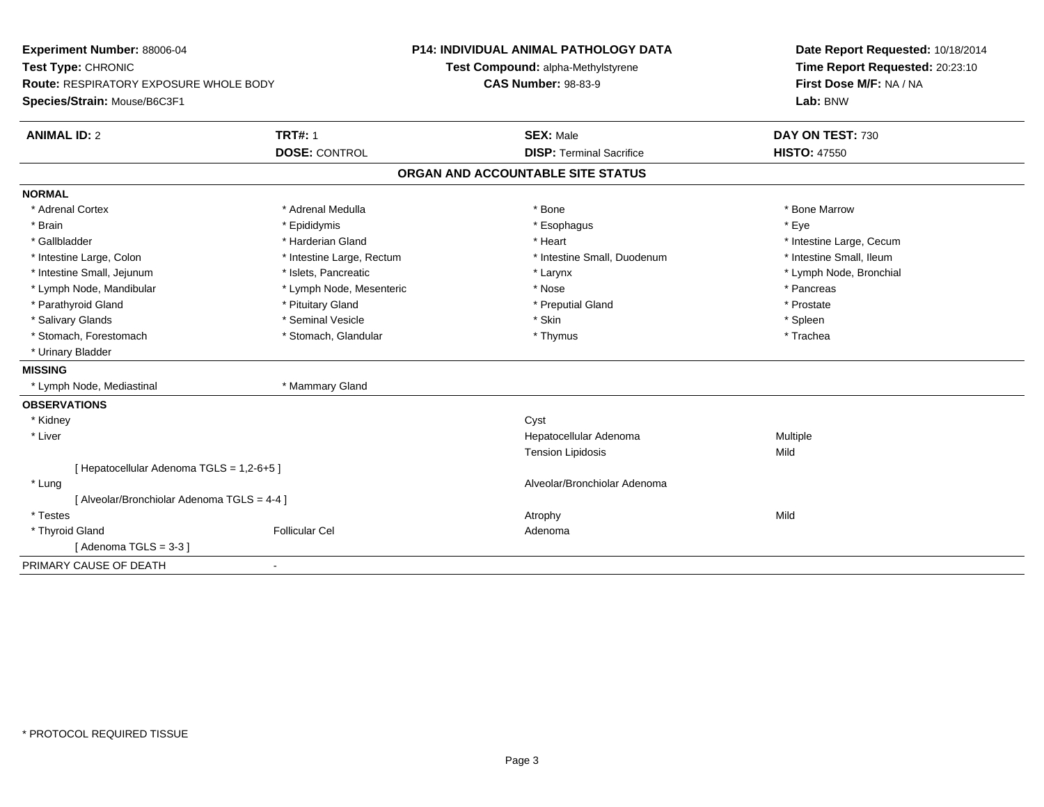**Experiment Number:** 88006-04
**Test Type:** CHRONIC
**Route:** RESPIRATORY EXPOSURE WHOLE BODY
**Species/Strain:** Mouse/B6C3F1

**P14: INDIVIDUAL ANIMAL PATHOLOGY DATA**
**Test Compound:** alpha-Methylstyrene
**CAS Number:** 98-83-9

**Date Report Requested:** 10/18/2014
**Time Report Requested:** 20:23:10
**First Dose M/F:** NA / NA
**Lab:** BNW

| **ANIMAL ID:** 2 | **TRT#:** 1 | **SEX:** Male | **DAY ON TEST:** 730 |
|---|---|---|---|
| | **DOSE:** CONTROL | **DISP:** Terminal Sacrifice | **HISTO:** 47550 |

## ORGAN AND ACCOUNTABLE SITE STATUS

**NORMAL**

| | | | |
|---|---|---|---|
| * Adrenal Cortex | * Adrenal Medulla | * Bone | * Bone Marrow |
| * Brain | * Epididymis | * Esophagus | * Eye |
| * Gallbladder | * Harderian Gland | * Heart | * Intestine Large, Cecum |
| * Intestine Large, Colon | * Intestine Large, Rectum | * Intestine Small, Duodenum | * Intestine Small, Ileum |
| * Intestine Small, Jejunum | * Islets, Pancreatic | * Larynx | * Lymph Node, Bronchial |
| * Lymph Node, Mandibular | * Lymph Node, Mesenteric | * Nose | * Pancreas |
| * Parathyroid Gland | * Pituitary Gland | * Preputial Gland | * Prostate |
| * Salivary Glands | * Seminal Vesicle | * Skin | * Spleen |
| * Stomach, Forestomach | * Stomach, Glandular | * Thymus | * Trachea |
| * Urinary Bladder | | | |

**MISSING**

| | |
|---|---|
| * Lymph Node, Mediastinal | * Mammary Gland |

**OBSERVATIONS**

| | | | |
|---|---|---|---|
| * Kidney | | Cyst | |
| * Liver | | Hepatocellular Adenoma | Multiple |
| | | Tension Lipidosis | Mild |
| [ Hepatocellular Adenoma TGLS = 1,2-6+5 ] | | | |
| * Lung | | Alveolar/Bronchiolar Adenoma | |
| [ Alveolar/Bronchiolar Adenoma TGLS = 4-4 ] | | | |
| * Testes | | Atrophy | Mild |
| * Thyroid Gland | Follicular Cel | Adenoma | |
| [ Adenoma TGLS = 3-3 ] | | | |

PRIMARY CAUSE OF DEATH -

* PROTOCOL REQUIRED TISSUE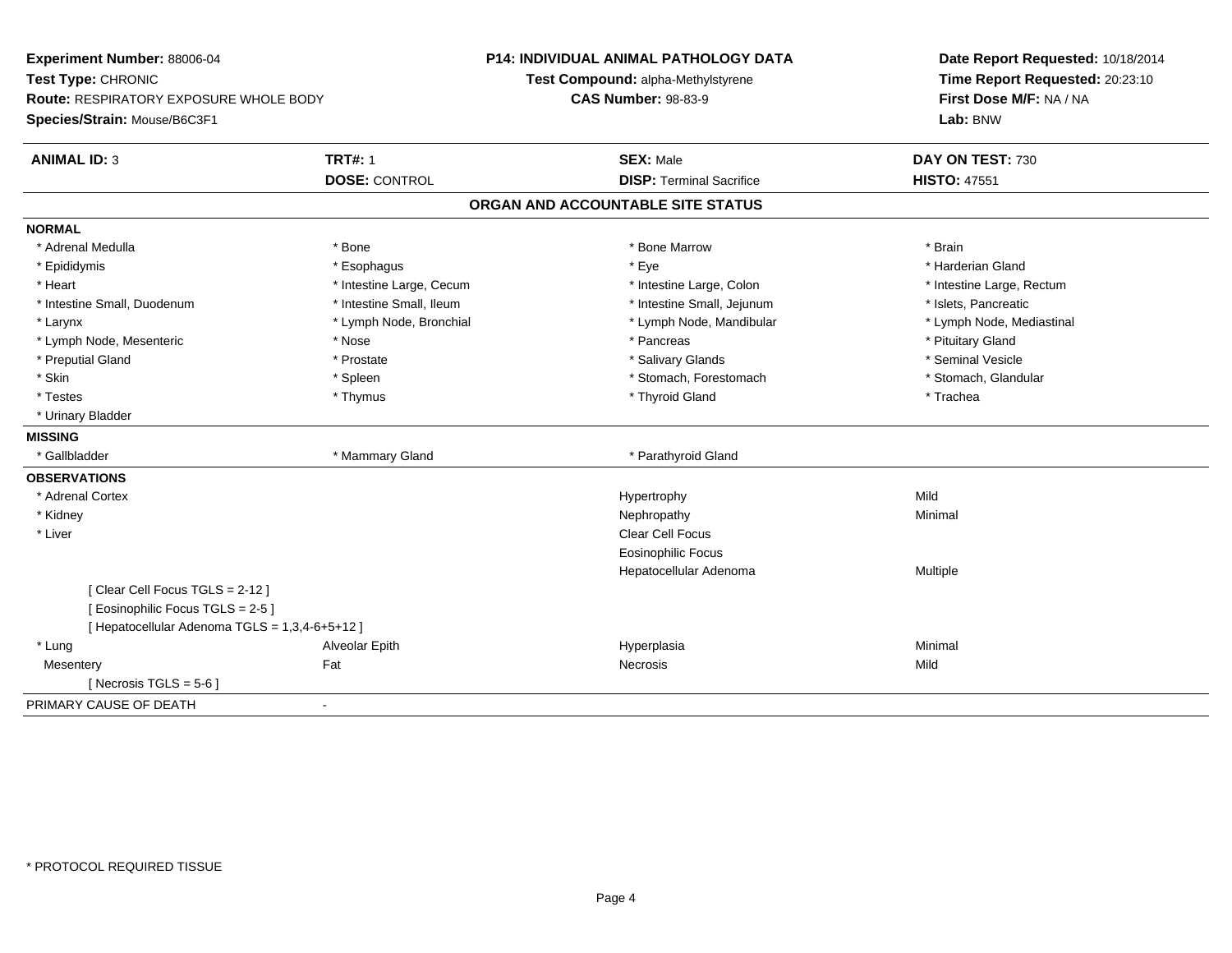**Experiment Number:** 88006-04
**Test Type:** CHRONIC
**Route:** RESPIRATORY EXPOSURE WHOLE BODY
**Species/Strain:** Mouse/B6C3F1

**P14: INDIVIDUAL ANIMAL PATHOLOGY DATA**
**Test Compound:** alpha-Methylstyrene
**CAS Number:** 98-83-9

**Date Report Requested:** 10/18/2014
**Time Report Requested:** 20:23:10
**First Dose M/F:** NA / NA
**Lab:** BNW

| **ANIMAL ID:** 3 | **TRT#:** 1 | **SEX:** Male | **DAY ON TEST:** 730 |
|---|---|---|---|
| | **DOSE:** CONTROL | **DISP:** Terminal Sacrifice | **HISTO:** 47551 |

## ORGAN AND ACCOUNTABLE SITE STATUS

**NORMAL**

| | | | |
|---|---|---|---|
| * Adrenal Medulla | * Bone | * Bone Marrow | * Brain |
| * Epididymis | * Esophagus | * Eye | * Harderian Gland |
| * Heart | * Intestine Large, Cecum | * Intestine Large, Colon | * Intestine Large, Rectum |
| * Intestine Small, Duodenum | * Intestine Small, Ileum | * Intestine Small, Jejunum | * Islets, Pancreatic |
| * Larynx | * Lymph Node, Bronchial | * Lymph Node, Mandibular | * Lymph Node, Mediastinal |
| * Lymph Node, Mesenteric | * Nose | * Pancreas | * Pituitary Gland |
| * Preputial Gland | * Prostate | * Salivary Glands | * Seminal Vesicle |
| * Skin | * Spleen | * Stomach, Forestomach | * Stomach, Glandular |
| * Testes | * Thymus | * Thyroid Gland | * Trachea |
| * Urinary Bladder | | | |

**MISSING**

| | | |
|---|---|---|
| * Gallbladder | * Mammary Gland | * Parathyroid Gland |

**OBSERVATIONS**

| | | | |
|---|---|---|---|
| * Adrenal Cortex | | Hypertrophy | Mild |
| * Kidney | | Nephropathy | Minimal |
| * Liver | | Clear Cell Focus | |
| | | Eosinophilic Focus | |
| | | Hepatocellular Adenoma | Multiple |
| [ Clear Cell Focus TGLS = 2-12 ] | | | |
| [ Eosinophilic Focus TGLS = 2-5 ] | | | |
| [ Hepatocellular Adenoma TGLS = 1,3,4-6+5+12 ] | | | |
| * Lung | Alveolar Epith | Hyperplasia | Minimal |
| Mesentery | Fat | Necrosis | Mild |
| [ Necrosis TGLS = 5-6 ] | | | |

PRIMARY CAUSE OF DEATH -

\* PROTOCOL REQUIRED TISSUE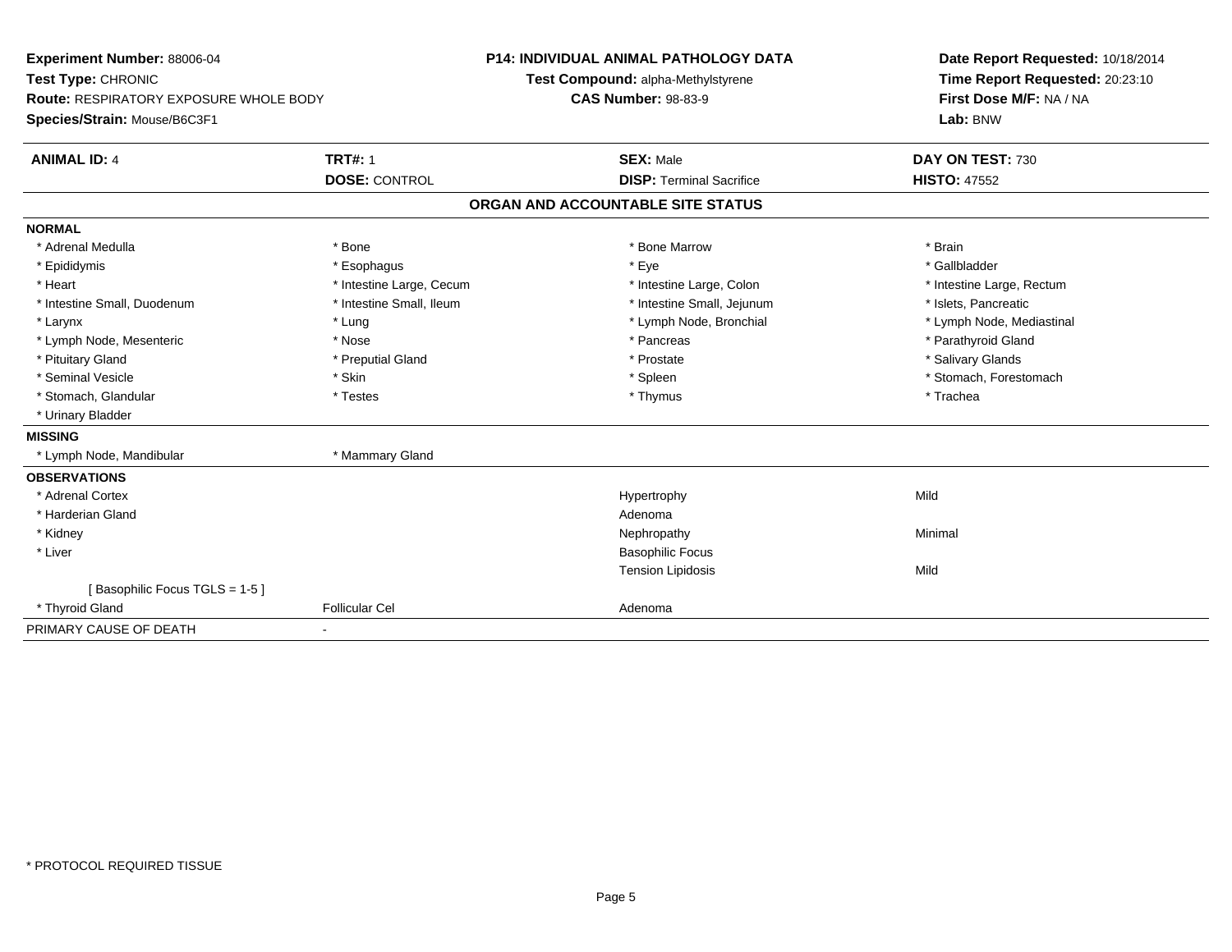**Experiment Number:** 88006-04
**Test Type:** CHRONIC
**Route:** RESPIRATORY EXPOSURE WHOLE BODY
**Species/Strain:** Mouse/B6C3F1

**P14: INDIVIDUAL ANIMAL PATHOLOGY DATA**
**Test Compound:** alpha-Methylstyrene
**CAS Number:** 98-83-9

**Date Report Requested:** 10/18/2014
**Time Report Requested:** 20:23:10
**First Dose M/F:** NA / NA
**Lab:** BNW

| **ANIMAL ID:** 4 | **TRT#:** 1 | **SEX:** Male | **DAY ON TEST:** 730 |
|---|---|---|---|
| | **DOSE:** CONTROL | **DISP:** Terminal Sacrifice | **HISTO:** 47552 |

## ORGAN AND ACCOUNTABLE SITE STATUS

**NORMAL**

| | | | |
|---|---|---|---|
| * Adrenal Medulla | * Bone | * Bone Marrow | * Brain |
| * Epididymis | * Esophagus | * Eye | * Gallbladder |
| * Heart | * Intestine Large, Cecum | * Intestine Large, Colon | * Intestine Large, Rectum |
| * Intestine Small, Duodenum | * Intestine Small, Ileum | * Intestine Small, Jejunum | * Islets, Pancreatic |
| * Larynx | * Lung | * Lymph Node, Bronchial | * Lymph Node, Mediastinal |
| * Lymph Node, Mesenteric | * Nose | * Pancreas | * Parathyroid Gland |
| * Pituitary Gland | * Preputial Gland | * Prostate | * Salivary Glands |
| * Seminal Vesicle | * Skin | * Spleen | * Stomach, Forestomach |
| * Stomach, Glandular | * Testes | * Thymus | * Trachea |
| * Urinary Bladder | | | |

**MISSING**

| | |
|---|---|
| * Lymph Node, Mandibular | * Mammary Gland |

**OBSERVATIONS**

| | | | |
|---|---|---|---|
| * Adrenal Cortex | | Hypertrophy | Mild |
| * Harderian Gland | | Adenoma | |
| * Kidney | | Nephropathy | Minimal |
| * Liver | | Basophilic Focus | |
| | | Tension Lipidosis | Mild |
| [ Basophilic Focus TGLS = 1-5 ] | | | |
| * Thyroid Gland | Follicular Cel | Adenoma | |

| PRIMARY CAUSE OF DEATH | - |
|---|---|

* PROTOCOL REQUIRED TISSUE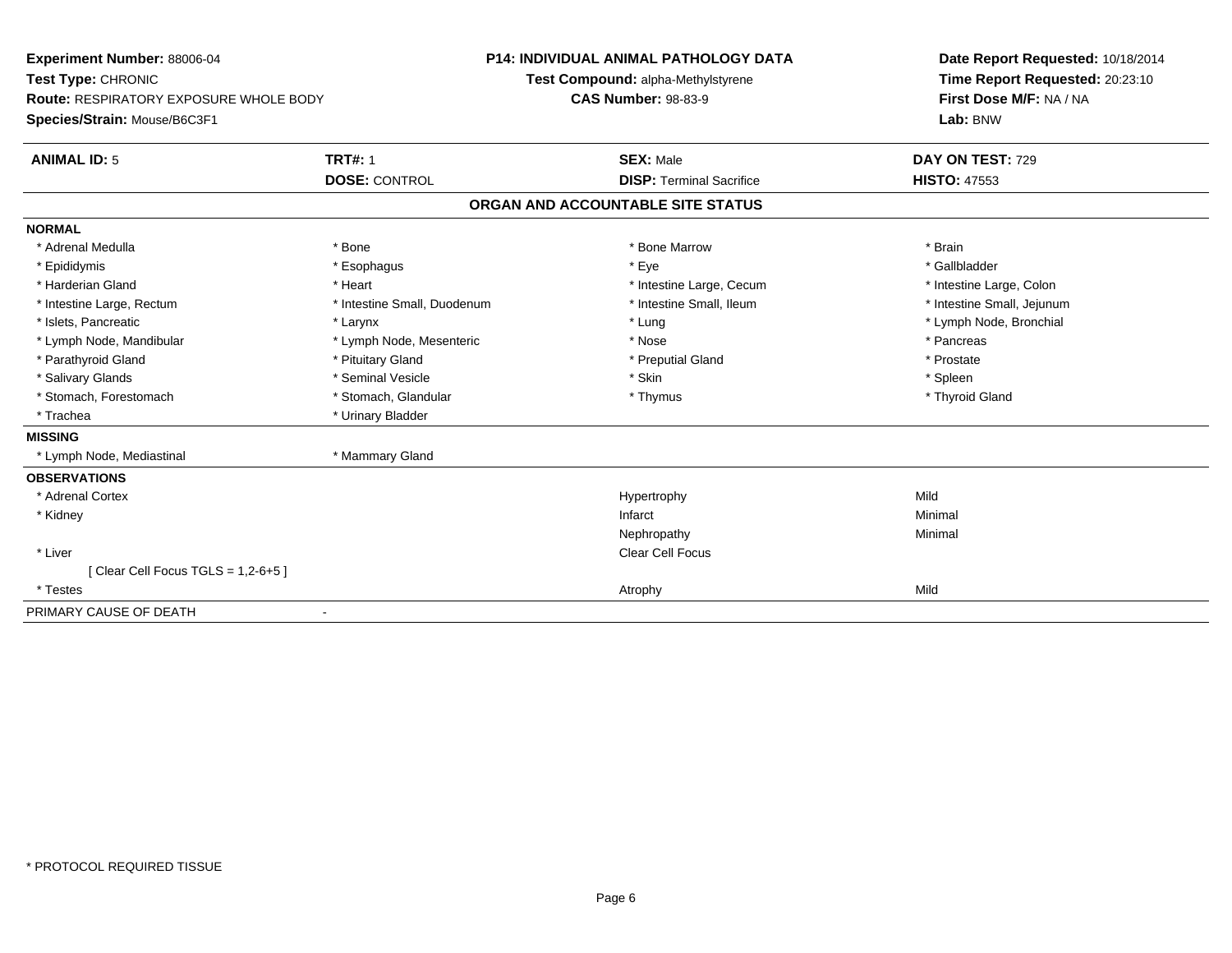**Experiment Number:** 88006-04
**Test Type:** CHRONIC
**Route:** RESPIRATORY EXPOSURE WHOLE BODY
**Species/Strain:** Mouse/B6C3F1

**P14: INDIVIDUAL ANIMAL PATHOLOGY DATA**
**Test Compound:** alpha-Methylstyrene
**CAS Number:** 98-83-9

**Date Report Requested:** 10/18/2014
**Time Report Requested:** 20:23:10
**First Dose M/F:** NA / NA
**Lab:** BNW

| **ANIMAL ID:** 5 | **TRT#:** 1 | **SEX:** Male | **DAY ON TEST:** 729 |
|---|---|---|---|
| | **DOSE:** CONTROL | **DISP:** Terminal Sacrifice | **HISTO:** 47553 |

## ORGAN AND ACCOUNTABLE SITE STATUS

**NORMAL**

| | | | |
|---|---|---|---|
| * Adrenal Medulla | * Bone | * Bone Marrow | * Brain |
| * Epididymis | * Esophagus | * Eye | * Gallbladder |
| * Harderian Gland | * Heart | * Intestine Large, Cecum | * Intestine Large, Colon |
| * Intestine Large, Rectum | * Intestine Small, Duodenum | * Intestine Small, Ileum | * Intestine Small, Jejunum |
| * Islets, Pancreatic | * Larynx | * Lung | * Lymph Node, Bronchial |
| * Lymph Node, Mandibular | * Lymph Node, Mesenteric | * Nose | * Pancreas |
| * Parathyroid Gland | * Pituitary Gland | * Preputial Gland | * Prostate |
| * Salivary Glands | * Seminal Vesicle | * Skin | * Spleen |
| * Stomach, Forestomach | * Stomach, Glandular | * Thymus | * Thyroid Gland |
| * Trachea | * Urinary Bladder | | |

**MISSING**

| | |
|---|---|
| * Lymph Node, Mediastinal | * Mammary Gland |

**OBSERVATIONS**

| | | |
|---|---|---|
| * Adrenal Cortex | Hypertrophy | Mild |
| * Kidney | Infarct | Minimal |
| | Nephropathy | Minimal |
| * Liver | Clear Cell Focus | |
| [ Clear Cell Focus TGLS = 1,2-6+5 ] | | |
| * Testes | Atrophy | Mild |

PRIMARY CAUSE OF DEATH -

* PROTOCOL REQUIRED TISSUE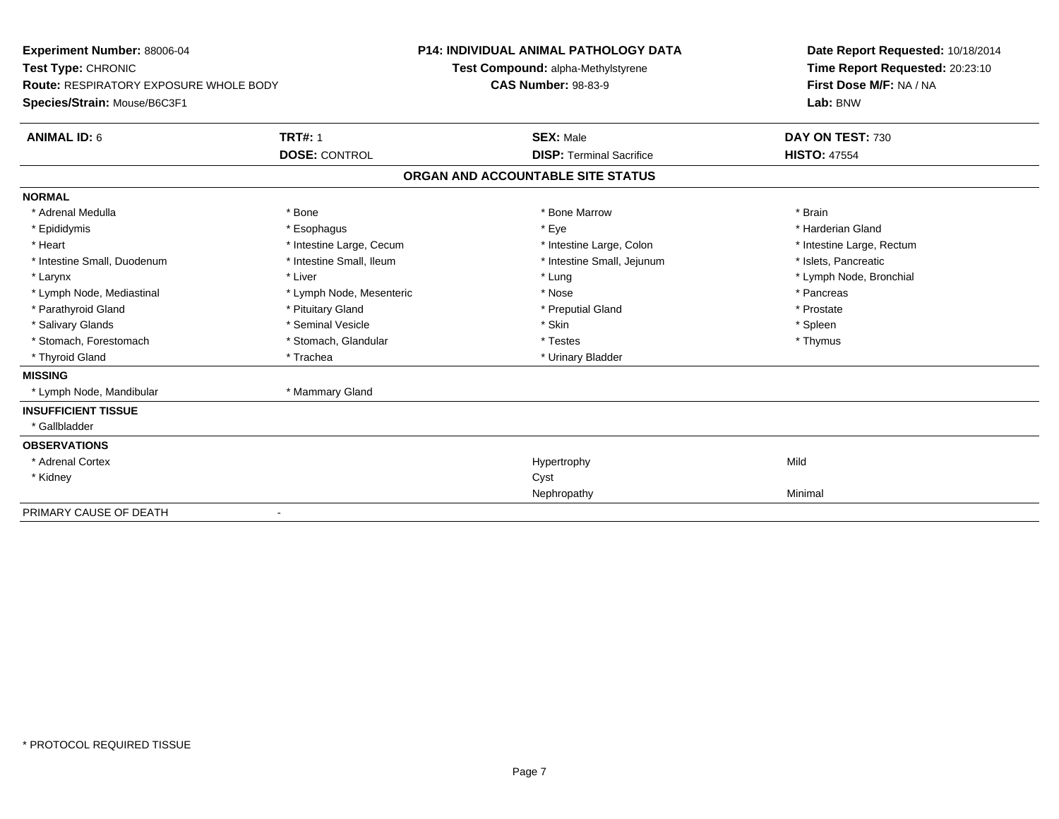**Experiment Number:** 88006-04
**Test Type:** CHRONIC
**Route:** RESPIRATORY EXPOSURE WHOLE BODY
**Species/Strain:** Mouse/B6C3F1

**P14: INDIVIDUAL ANIMAL PATHOLOGY DATA**
**Test Compound:** alpha-Methylstyrene
**CAS Number:** 98-83-9

**Date Report Requested:** 10/18/2014
**Time Report Requested:** 20:23:10
**First Dose M/F:** NA / NA
**Lab:** BNW

| **ANIMAL ID:** 6 | **TRT#:** 1 | **SEX:** Male | **DAY ON TEST:** 730 |
|---|---|---|---|
| | **DOSE:** CONTROL | **DISP:** Terminal Sacrifice | **HISTO:** 47554 |

## ORGAN AND ACCOUNTABLE SITE STATUS

| | | | |
|---|---|---|---|
| **NORMAL** | | | |
| * Adrenal Medulla | * Bone | * Bone Marrow | * Brain |
| * Epididymis | * Esophagus | * Eye | * Harderian Gland |
| * Heart | * Intestine Large, Cecum | * Intestine Large, Colon | * Intestine Large, Rectum |
| * Intestine Small, Duodenum | * Intestine Small, Ileum | * Intestine Small, Jejunum | * Islets, Pancreatic |
| * Larynx | * Liver | * Lung | * Lymph Node, Bronchial |
| * Lymph Node, Mediastinal | * Lymph Node, Mesenteric | * Nose | * Pancreas |
| * Parathyroid Gland | * Pituitary Gland | * Preputial Gland | * Prostate |
| * Salivary Glands | * Seminal Vesicle | * Skin | * Spleen |
| * Stomach, Forestomach | * Stomach, Glandular | * Testes | * Thymus |
| * Thyroid Gland | * Trachea | * Urinary Bladder | |
| **MISSING** | | | |
| * Lymph Node, Mandibular | * Mammary Gland | | |
| **INSUFFICIENT TISSUE** | | | |
| * Gallbladder | | | |
| **OBSERVATIONS** | | | |
| * Adrenal Cortex | | Hypertrophy | Mild |
| * Kidney | | Cyst | |
| | | Nephropathy | Minimal |
| PRIMARY CAUSE OF DEATH | - | | |

\* PROTOCOL REQUIRED TISSUE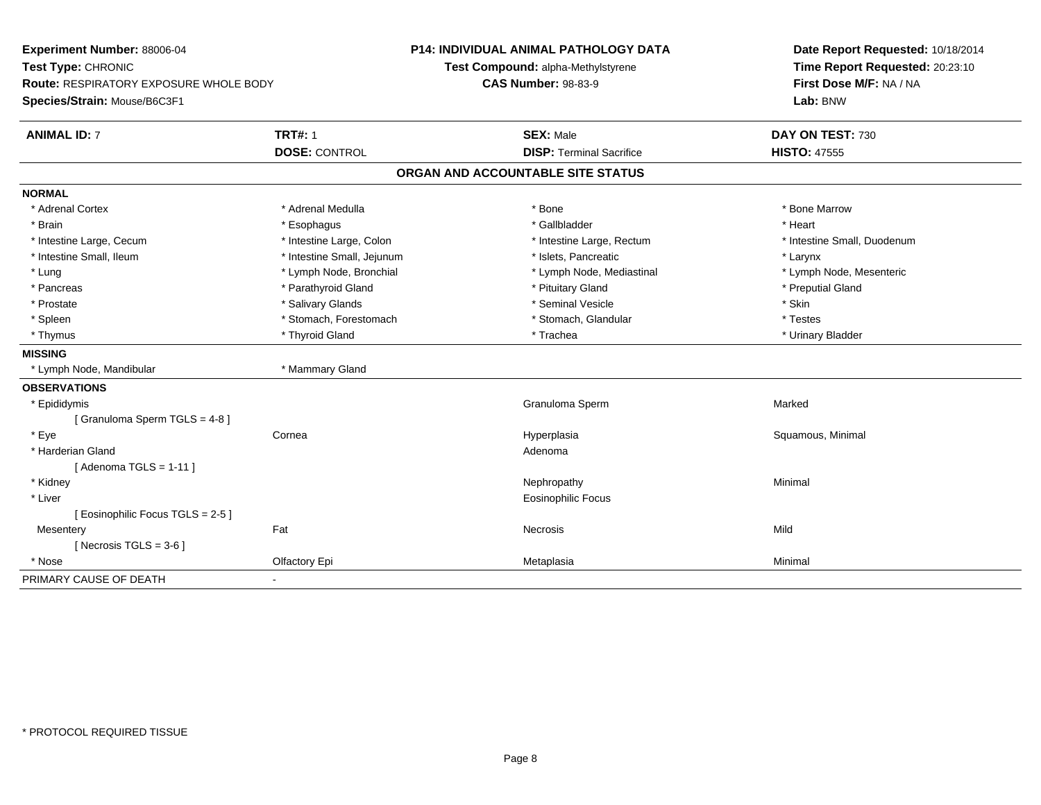**Experiment Number:** 88006-04
**Test Type:** CHRONIC
**Route:** RESPIRATORY EXPOSURE WHOLE BODY
**Species/Strain:** Mouse/B6C3F1

**P14: INDIVIDUAL ANIMAL PATHOLOGY DATA**
**Test Compound:** alpha-Methylstyrene
**CAS Number:** 98-83-9

**Date Report Requested:** 10/18/2014
**Time Report Requested:** 20:23:10
**First Dose M/F:** NA / NA
**Lab:** BNW

| **ANIMAL ID:** 7 | **TRT#:** 1 | **SEX:** Male | **DAY ON TEST:** 730 |
|---|---|---|---|
| | **DOSE:** CONTROL | **DISP:** Terminal Sacrifice | **HISTO:** 47555 |

## ORGAN AND ACCOUNTABLE SITE STATUS

**NORMAL**

| | | | |
|---|---|---|---|
| * Adrenal Cortex | * Adrenal Medulla | * Bone | * Bone Marrow |
| * Brain | * Esophagus | * Gallbladder | * Heart |
| * Intestine Large, Cecum | * Intestine Large, Colon | * Intestine Large, Rectum | * Intestine Small, Duodenum |
| * Intestine Small, Ileum | * Intestine Small, Jejunum | * Islets, Pancreatic | * Larynx |
| * Lung | * Lymph Node, Bronchial | * Lymph Node, Mediastinal | * Lymph Node, Mesenteric |
| * Pancreas | * Parathyroid Gland | * Pituitary Gland | * Preputial Gland |
| * Prostate | * Salivary Glands | * Seminal Vesicle | * Skin |
| * Spleen | * Stomach, Forestomach | * Stomach, Glandular | * Testes |
| * Thymus | * Thyroid Gland | * Trachea | * Urinary Bladder |

**MISSING**

| | |
|---|---|
| * Lymph Node, Mandibular | * Mammary Gland |

**OBSERVATIONS**

| | | | |
|---|---|---|---|
| * Epididymis | | Granuloma Sperm | Marked |
| [ Granuloma Sperm TGLS = 4-8 ] | | | |
| * Eye | Cornea | Hyperplasia | Squamous, Minimal |
| * Harderian Gland | | Adenoma | |
| [ Adenoma TGLS = 1-11 ] | | | |
| * Kidney | | Nephropathy | Minimal |
| * Liver | | Eosinophilic Focus | |
| [ Eosinophilic Focus TGLS = 2-5 ] | | | |
| Mesentery | Fat | Necrosis | Mild |
| [ Necrosis TGLS = 3-6 ] | | | |
| * Nose | Olfactory Epi | Metaplasia | Minimal |

PRIMARY CAUSE OF DEATH -

* PROTOCOL REQUIRED TISSUE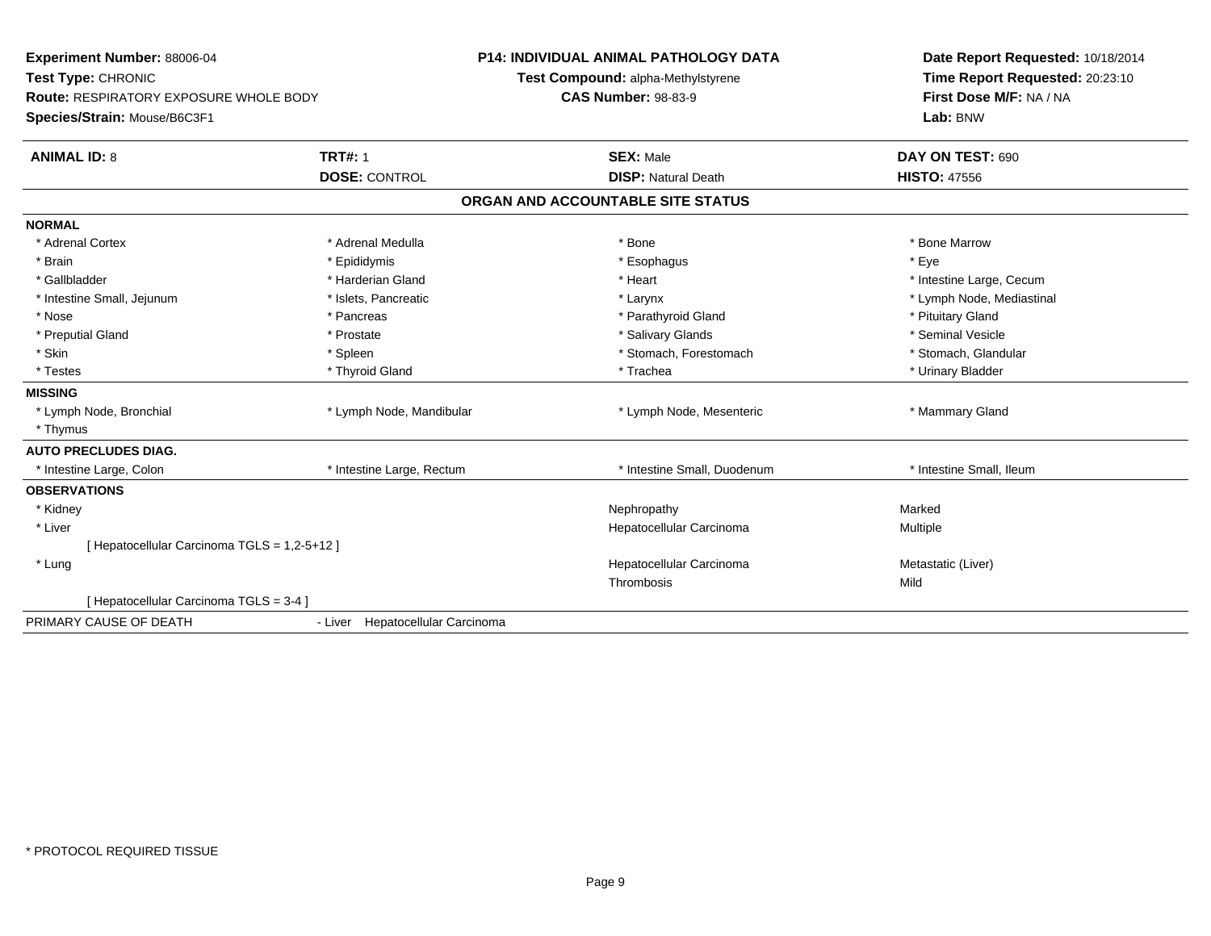**Experiment Number:** 88006-04
**Test Type:** CHRONIC
**Route:** RESPIRATORY EXPOSURE WHOLE BODY
**Species/Strain:** Mouse/B6C3F1

**P14: INDIVIDUAL ANIMAL PATHOLOGY DATA**
**Test Compound:** alpha-Methylstyrene
**CAS Number:** 98-83-9

**Date Report Requested:** 10/18/2014
**Time Report Requested:** 20:23:10
**First Dose M/F:** NA / NA
**Lab:** BNW

| **ANIMAL ID:** 8 | **TRT#:** 1 | **SEX:** Male | **DAY ON TEST:** 690 |
|---|---|---|---|
| | **DOSE:** CONTROL | **DISP:** Natural Death | **HISTO:** 47556 |

## ORGAN AND ACCOUNTABLE SITE STATUS

**NORMAL**

| | | | |
|---|---|---|---|
| * Adrenal Cortex | * Adrenal Medulla | * Bone | * Bone Marrow |
| * Brain | * Epididymis | * Esophagus | * Eye |
| * Gallbladder | * Harderian Gland | * Heart | * Intestine Large, Cecum |
| * Intestine Small, Jejunum | * Islets, Pancreatic | * Larynx | * Lymph Node, Mediastinal |
| * Nose | * Pancreas | * Parathyroid Gland | * Pituitary Gland |
| * Preputial Gland | * Prostate | * Salivary Glands | * Seminal Vesicle |
| * Skin | * Spleen | * Stomach, Forestomach | * Stomach, Glandular |
| * Testes | * Thyroid Gland | * Trachea | * Urinary Bladder |

**MISSING**

| | | | |
|---|---|---|---|
| * Lymph Node, Bronchial | * Lymph Node, Mandibular | * Lymph Node, Mesenteric | * Mammary Gland |
| * Thymus | | | |

**AUTO PRECLUDES DIAG.**

| | | | |
|---|---|---|---|
| * Intestine Large, Colon | * Intestine Large, Rectum | * Intestine Small, Duodenum | * Intestine Small, Ileum |

**OBSERVATIONS**

| | | |
|---|---|---|
| * Kidney | Nephropathy | Marked |
| * Liver | Hepatocellular Carcinoma | Multiple |
| [ Hepatocellular Carcinoma TGLS = 1,2-5+12 ] | | |
| * Lung | Hepatocellular Carcinoma | Metastatic (Liver) |
| | Thrombosis | Mild |
| [ Hepatocellular Carcinoma TGLS = 3-4 ] | | |

PRIMARY CAUSE OF DEATH - Liver Hepatocellular Carcinoma

\* PROTOCOL REQUIRED TISSUE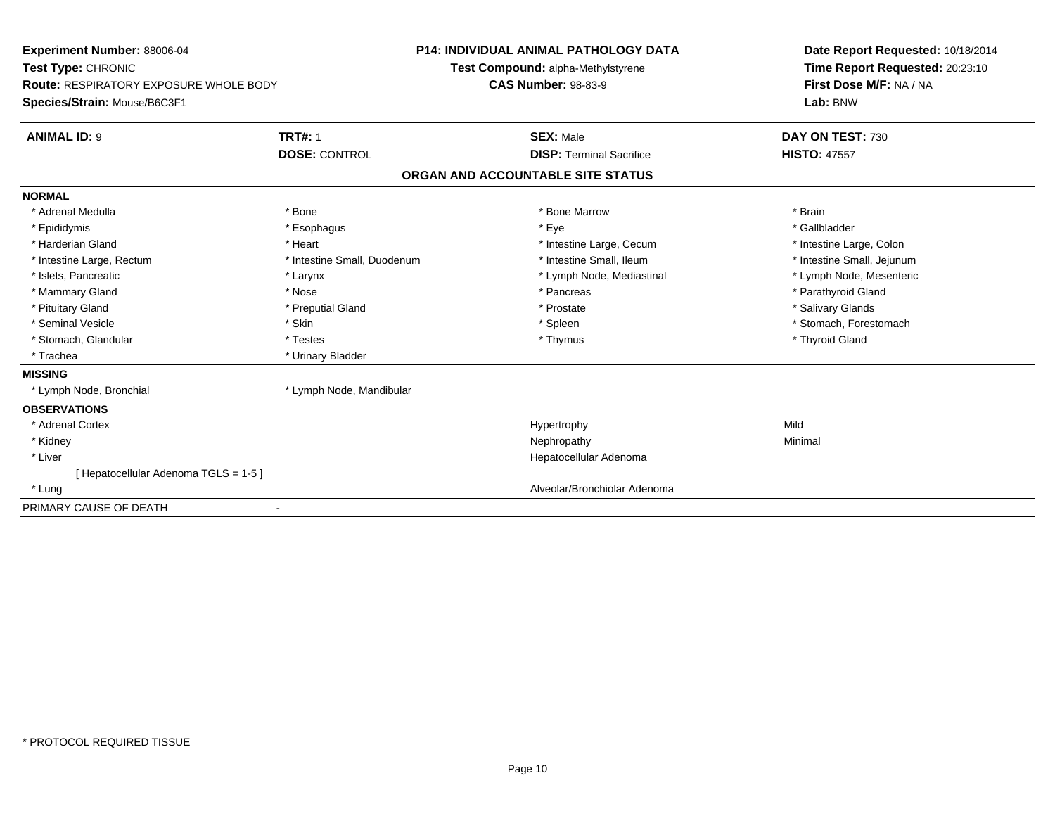**Experiment Number:** 88006-04
**Test Type:** CHRONIC
**Route:** RESPIRATORY EXPOSURE WHOLE BODY
**Species/Strain:** Mouse/B6C3F1

**P14: INDIVIDUAL ANIMAL PATHOLOGY DATA**
**Test Compound:** alpha-Methylstyrene
**CAS Number:** 98-83-9

**Date Report Requested:** 10/18/2014
**Time Report Requested:** 20:23:10
**First Dose M/F:** NA / NA
**Lab:** BNW

| **ANIMAL ID:** 9 | **TRT#:** 1 | **SEX:** Male | **DAY ON TEST:** 730 |
|---|---|---|---|
| | **DOSE:** CONTROL | **DISP:** Terminal Sacrifice | **HISTO:** 47557 |

## ORGAN AND ACCOUNTABLE SITE STATUS

**NORMAL**

| | | | |
|---|---|---|---|
| * Adrenal Medulla | * Bone | * Bone Marrow | * Brain |
| * Epididymis | * Esophagus | * Eye | * Gallbladder |
| * Harderian Gland | * Heart | * Intestine Large, Cecum | * Intestine Large, Colon |
| * Intestine Large, Rectum | * Intestine Small, Duodenum | * Intestine Small, Ileum | * Intestine Small, Jejunum |
| * Islets, Pancreatic | * Larynx | * Lymph Node, Mediastinal | * Lymph Node, Mesenteric |
| * Mammary Gland | * Nose | * Pancreas | * Parathyroid Gland |
| * Pituitary Gland | * Preputial Gland | * Prostate | * Salivary Glands |
| * Seminal Vesicle | * Skin | * Spleen | * Stomach, Forestomach |
| * Stomach, Glandular | * Testes | * Thymus | * Thyroid Gland |
| * Trachea | * Urinary Bladder | | |

**MISSING**

| | |
|---|---|
| * Lymph Node, Bronchial | * Lymph Node, Mandibular |

**OBSERVATIONS**

| | | |
|---|---|---|
| * Adrenal Cortex | Hypertrophy | Mild |
| * Kidney | Nephropathy | Minimal |
| * Liver | Hepatocellular Adenoma | |
| [ Hepatocellular Adenoma TGLS = 1-5 ] | | |
| * Lung | Alveolar/Bronchiolar Adenoma | |

PRIMARY CAUSE OF DEATH -

* PROTOCOL REQUIRED TISSUE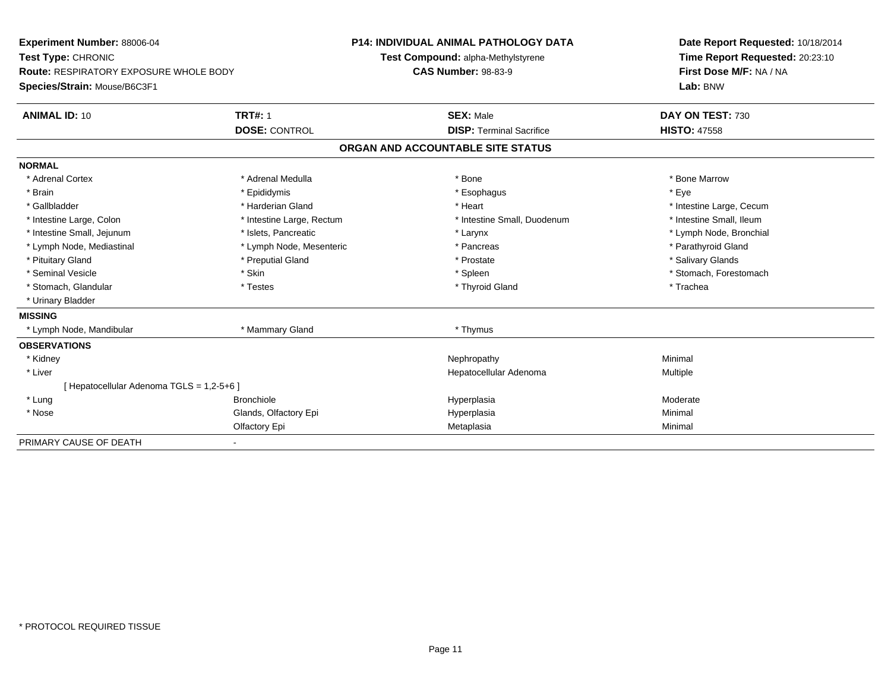**Experiment Number:** 88006-04
**Test Type:** CHRONIC
**Route:** RESPIRATORY EXPOSURE WHOLE BODY
**Species/Strain:** Mouse/B6C3F1

**P14: INDIVIDUAL ANIMAL PATHOLOGY DATA**
**Test Compound:** alpha-Methylstyrene
**CAS Number:** 98-83-9

**Date Report Requested:** 10/18/2014
**Time Report Requested:** 20:23:10
**First Dose M/F:** NA / NA
**Lab:** BNW

| **ANIMAL ID:** 10 | **TRT#:** 1 | **SEX:** Male | **DAY ON TEST:** 730 |
|---|---|---|---|
| | **DOSE:** CONTROL | **DISP:** Terminal Sacrifice | **HISTO:** 47558 |

## ORGAN AND ACCOUNTABLE SITE STATUS

| | | | |
|---|---|---|---|
| **NORMAL** | | | |
| * Adrenal Cortex | * Adrenal Medulla | * Bone | * Bone Marrow |
| * Brain | * Epididymis | * Esophagus | * Eye |
| * Gallbladder | * Harderian Gland | * Heart | * Intestine Large, Cecum |
| * Intestine Large, Colon | * Intestine Large, Rectum | * Intestine Small, Duodenum | * Intestine Small, Ileum |
| * Intestine Small, Jejunum | * Islets, Pancreatic | * Larynx | * Lymph Node, Bronchial |
| * Lymph Node, Mediastinal | * Lymph Node, Mesenteric | * Pancreas | * Parathyroid Gland |
| * Pituitary Gland | * Preputial Gland | * Prostate | * Salivary Glands |
| * Seminal Vesicle | * Skin | * Spleen | * Stomach, Forestomach |
| * Stomach, Glandular | * Testes | * Thyroid Gland | * Trachea |
| * Urinary Bladder | | | |
| **MISSING** | | | |
| * Lymph Node, Mandibular | * Mammary Gland | * Thymus | |
| **OBSERVATIONS** | | | |
| * Kidney | | Nephropathy | Minimal |
| * Liver | | Hepatocellular Adenoma | Multiple |
| [ Hepatocellular Adenoma TGLS = 1,2-5+6 ] | | | |
| * Lung | Bronchiole | Hyperplasia | Moderate |
| * Nose | Glands, Olfactory Epi | Hyperplasia | Minimal |
| | Olfactory Epi | Metaplasia | Minimal |
| PRIMARY CAUSE OF DEATH | - | | |

* PROTOCOL REQUIRED TISSUE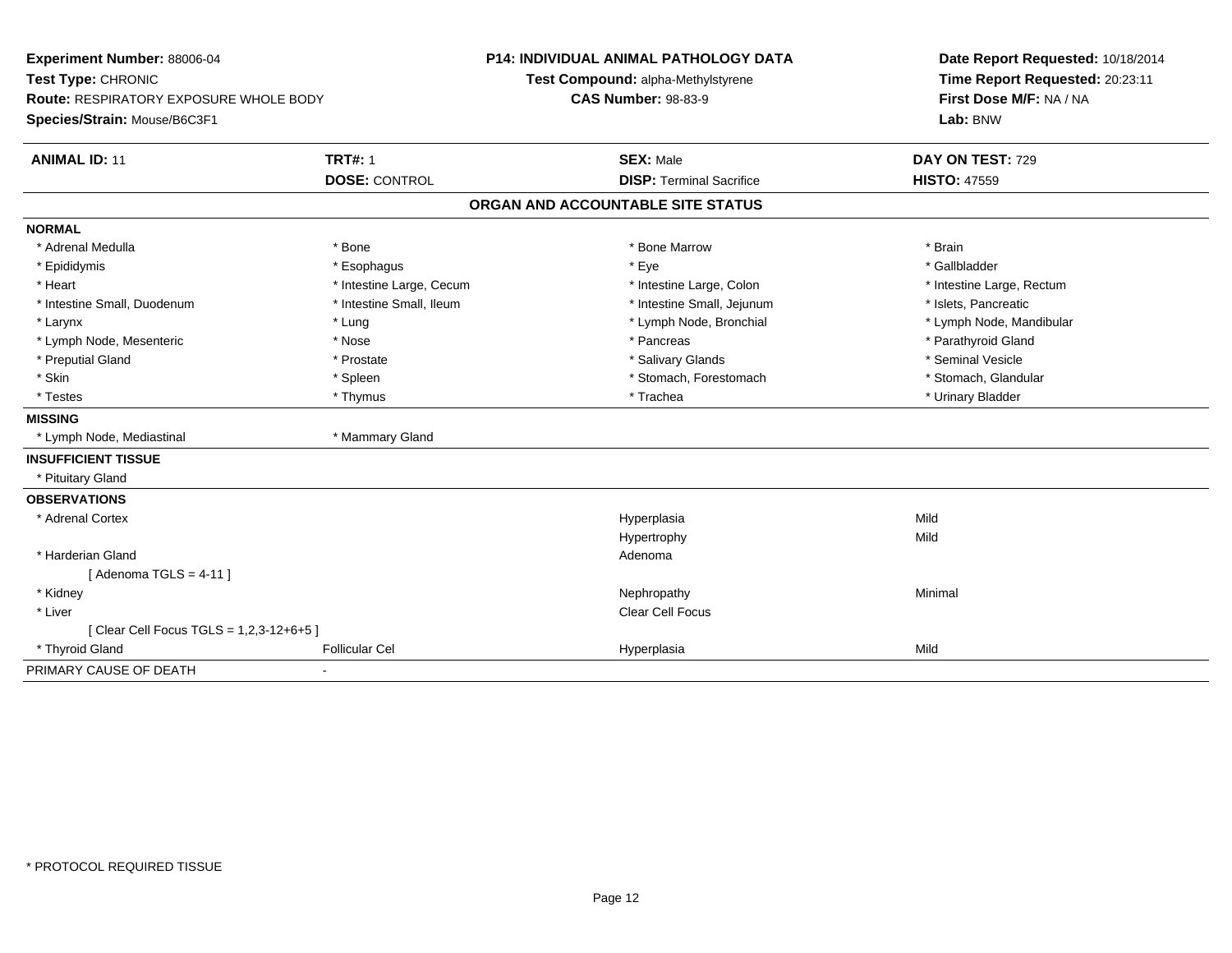**Experiment Number:** 88006-04
**Test Type:** CHRONIC
**Route:** RESPIRATORY EXPOSURE WHOLE BODY
**Species/Strain:** Mouse/B6C3F1

**P14: INDIVIDUAL ANIMAL PATHOLOGY DATA**
**Test Compound:** alpha-Methylstyrene
**CAS Number:** 98-83-9

**Date Report Requested:** 10/18/2014
**Time Report Requested:** 20:23:11
**First Dose M/F:** NA / NA
**Lab:** BNW

| **ANIMAL ID:** 11 | **TRT#:** 1 | **SEX:** Male | **DAY ON TEST:** 729 |
|---|---|---|---|
| | **DOSE:** CONTROL | **DISP:** Terminal Sacrifice | **HISTO:** 47559 |

## ORGAN AND ACCOUNTABLE SITE STATUS

| | | | |
|---|---|---|---|
| **NORMAL** | | | |
| * Adrenal Medulla | * Bone | * Bone Marrow | * Brain |
| * Epididymis | * Esophagus | * Eye | * Gallbladder |
| * Heart | * Intestine Large, Cecum | * Intestine Large, Colon | * Intestine Large, Rectum |
| * Intestine Small, Duodenum | * Intestine Small, Ileum | * Intestine Small, Jejunum | * Islets, Pancreatic |
| * Larynx | * Lung | * Lymph Node, Bronchial | * Lymph Node, Mandibular |
| * Lymph Node, Mesenteric | * Nose | * Pancreas | * Parathyroid Gland |
| * Preputial Gland | * Prostate | * Salivary Glands | * Seminal Vesicle |
| * Skin | * Spleen | * Stomach, Forestomach | * Stomach, Glandular |
| * Testes | * Thymus | * Trachea | * Urinary Bladder |
| **MISSING** | | | |
| * Lymph Node, Mediastinal | * Mammary Gland | | |
| **INSUFFICIENT TISSUE** | | | |
| * Pituitary Gland | | | |
| **OBSERVATIONS** | | | |
| * Adrenal Cortex | | Hyperplasia | Mild |
| | | Hypertrophy | Mild |
| * Harderian Gland | | Adenoma | |
| [ Adenoma TGLS = 4-11 ] | | | |
| * Kidney | | Nephropathy | Minimal |
| * Liver | | Clear Cell Focus | |
| [ Clear Cell Focus TGLS = 1,2,3-12+6+5 ] | | | |
| * Thyroid Gland | Follicular Cel | Hyperplasia | Mild |
| PRIMARY CAUSE OF DEATH | - | | |

* PROTOCOL REQUIRED TISSUE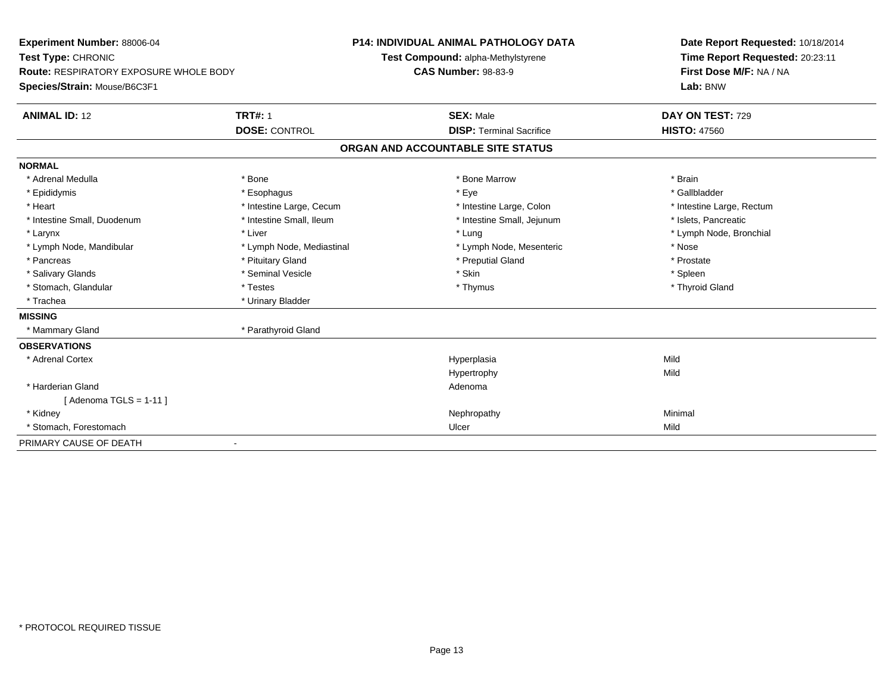**Experiment Number:** 88006-04
**Test Type:** CHRONIC
**Route:** RESPIRATORY EXPOSURE WHOLE BODY
**Species/Strain:** Mouse/B6C3F1

**P14: INDIVIDUAL ANIMAL PATHOLOGY DATA**
**Test Compound:** alpha-Methylstyrene
**CAS Number:** 98-83-9

**Date Report Requested:** 10/18/2014
**Time Report Requested:** 20:23:11
**First Dose M/F:** NA / NA
**Lab:** BNW

| **ANIMAL ID:** 12 | **TRT#:** 1 | **SEX:** Male | **DAY ON TEST:** 729 |
|---|---|---|---|
| | **DOSE:** CONTROL | **DISP:** Terminal Sacrifice | **HISTO:** 47560 |

## ORGAN AND ACCOUNTABLE SITE STATUS

**NORMAL**

| | | | |
|---|---|---|---|
| * Adrenal Medulla | * Bone | * Bone Marrow | * Brain |
| * Epididymis | * Esophagus | * Eye | * Gallbladder |
| * Heart | * Intestine Large, Cecum | * Intestine Large, Colon | * Intestine Large, Rectum |
| * Intestine Small, Duodenum | * Intestine Small, Ileum | * Intestine Small, Jejunum | * Islets, Pancreatic |
| * Larynx | * Liver | * Lung | * Lymph Node, Bronchial |
| * Lymph Node, Mandibular | * Lymph Node, Mediastinal | * Lymph Node, Mesenteric | * Nose |
| * Pancreas | * Pituitary Gland | * Preputial Gland | * Prostate |
| * Salivary Glands | * Seminal Vesicle | * Skin | * Spleen |
| * Stomach, Glandular | * Testes | * Thymus | * Thyroid Gland |
| * Trachea | * Urinary Bladder | | |

**MISSING**

| | |
|---|---|
| * Mammary Gland | * Parathyroid Gland |

**OBSERVATIONS**

| | | |
|---|---|---|
| * Adrenal Cortex | Hyperplasia | Mild |
| | Hypertrophy | Mild |
| * Harderian Gland | Adenoma | |
| [ Adenoma TGLS = 1-11 ] | | |
| * Kidney | Nephropathy | Minimal |
| * Stomach, Forestomach | Ulcer | Mild |

PRIMARY CAUSE OF DEATH -

\* PROTOCOL REQUIRED TISSUE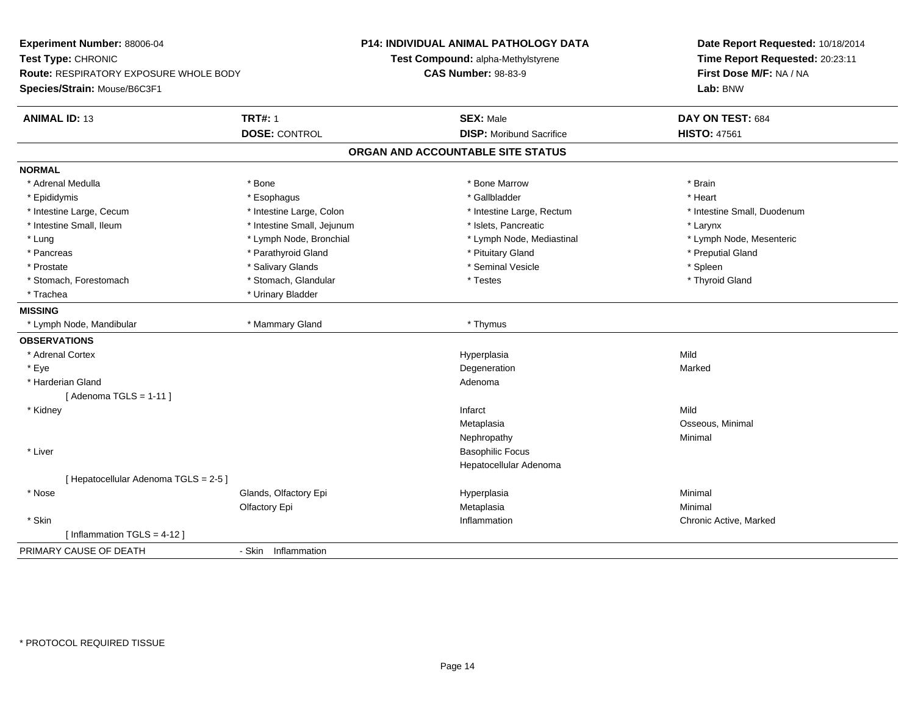**Experiment Number:** 88006-04
**Test Type:** CHRONIC
**Route:** RESPIRATORY EXPOSURE WHOLE BODY
**Species/Strain:** Mouse/B6C3F1

**P14: INDIVIDUAL ANIMAL PATHOLOGY DATA**
**Test Compound:** alpha-Methylstyrene
**CAS Number:** 98-83-9

**Date Report Requested:** 10/18/2014
**Time Report Requested:** 20:23:11
**First Dose M/F:** NA / NA
**Lab:** BNW

| **ANIMAL ID:** 13 | **TRT#:** 1 | **SEX:** Male | **DAY ON TEST:** 684 |
|---|---|---|---|
| | **DOSE:** CONTROL | **DISP:** Moribund Sacrifice | **HISTO:** 47561 |

## ORGAN AND ACCOUNTABLE SITE STATUS

**NORMAL**

| | | | |
|---|---|---|---|
| * Adrenal Medulla | * Bone | * Bone Marrow | * Brain |
| * Epididymis | * Esophagus | * Gallbladder | * Heart |
| * Intestine Large, Cecum | * Intestine Large, Colon | * Intestine Large, Rectum | * Intestine Small, Duodenum |
| * Intestine Small, Ileum | * Intestine Small, Jejunum | * Islets, Pancreatic | * Larynx |
| * Lung | * Lymph Node, Bronchial | * Lymph Node, Mediastinal | * Lymph Node, Mesenteric |
| * Pancreas | * Parathyroid Gland | * Pituitary Gland | * Preputial Gland |
| * Prostate | * Salivary Glands | * Seminal Vesicle | * Spleen |
| * Stomach, Forestomach | * Stomach, Glandular | * Testes | * Thyroid Gland |
| * Trachea | * Urinary Bladder | | |

**MISSING**

| | | |
|---|---|---|
| * Lymph Node, Mandibular | * Mammary Gland | * Thymus |

**OBSERVATIONS**

| | | | |
|---|---|---|---|
| * Adrenal Cortex | | Hyperplasia | Mild |
| * Eye | | Degeneration | Marked |
| * Harderian Gland | | Adenoma | |
| [ Adenoma TGLS = 1-11 ] | | | |
| * Kidney | | Infarct | Mild |
| | | Metaplasia | Osseous, Minimal |
| | | Nephropathy | Minimal |
| * Liver | | Basophilic Focus | |
| | | Hepatocellular Adenoma | |
| [ Hepatocellular Adenoma TGLS = 2-5 ] | | | |
| * Nose | Glands, Olfactory Epi | Hyperplasia | Minimal |
| | Olfactory Epi | Metaplasia | Minimal |
| * Skin | | Inflammation | Chronic Active, Marked |
| [ Inflammation TGLS = 4-12 ] | | | |

PRIMARY CAUSE OF DEATH - Skin Inflammation

* PROTOCOL REQUIRED TISSUE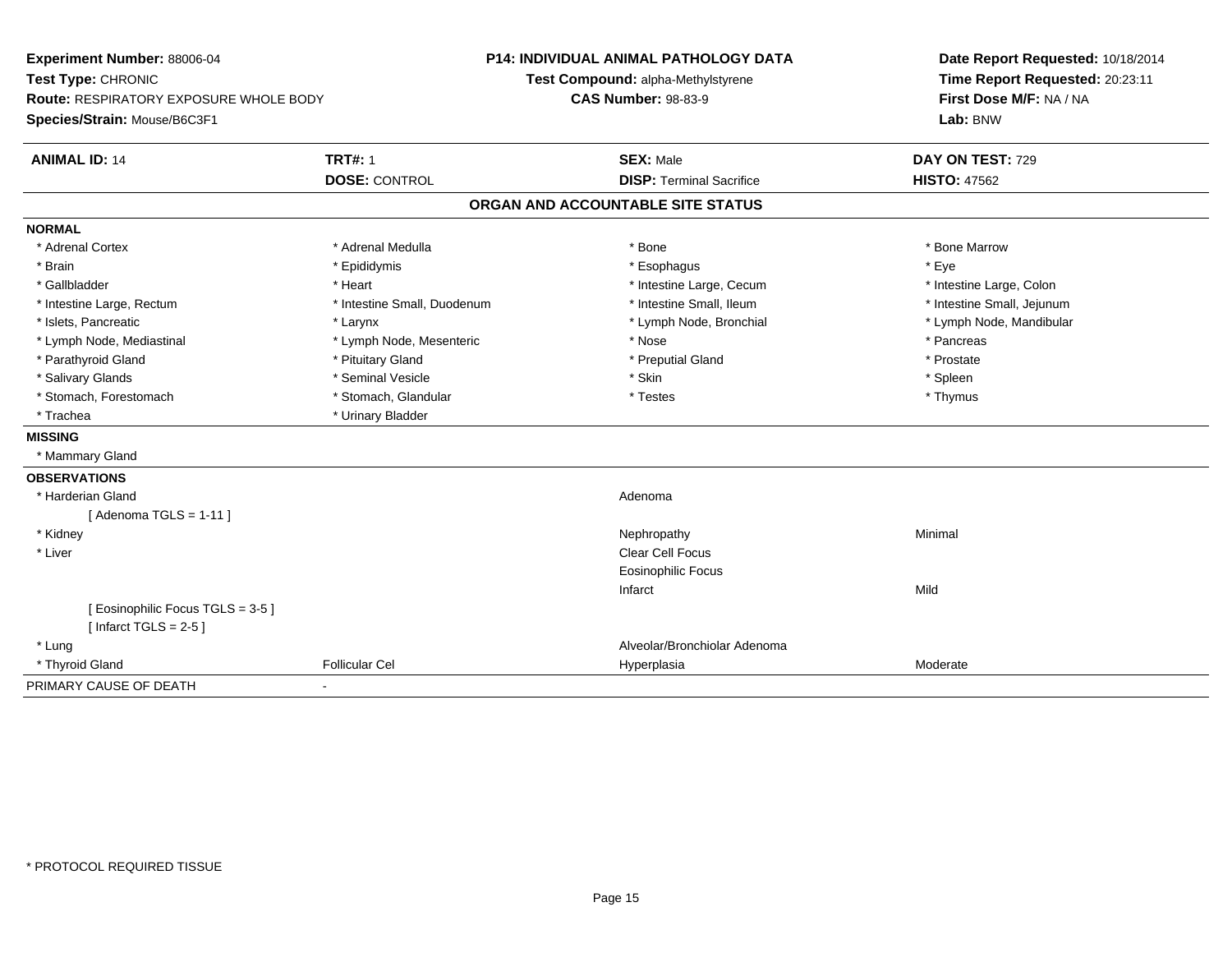**Experiment Number:** 88006-04
**Test Type:** CHRONIC
**Route:** RESPIRATORY EXPOSURE WHOLE BODY
**Species/Strain:** Mouse/B6C3F1

**P14: INDIVIDUAL ANIMAL PATHOLOGY DATA**
**Test Compound:** alpha-Methylstyrene
**CAS Number:** 98-83-9

**Date Report Requested:** 10/18/2014
**Time Report Requested:** 20:23:11
**First Dose M/F:** NA / NA
**Lab:** BNW

| **ANIMAL ID:** 14 | **TRT#:** 1 | **SEX:** Male | **DAY ON TEST:** 729 |
|---|---|---|---|
| | **DOSE:** CONTROL | **DISP:** Terminal Sacrifice | **HISTO:** 47562 |

## ORGAN AND ACCOUNTABLE SITE STATUS

**NORMAL**

| | | | |
|---|---|---|---|
| * Adrenal Cortex | * Adrenal Medulla | * Bone | * Bone Marrow |
| * Brain | * Epididymis | * Esophagus | * Eye |
| * Gallbladder | * Heart | * Intestine Large, Cecum | * Intestine Large, Colon |
| * Intestine Large, Rectum | * Intestine Small, Duodenum | * Intestine Small, Ileum | * Intestine Small, Jejunum |
| * Islets, Pancreatic | * Larynx | * Lymph Node, Bronchial | * Lymph Node, Mandibular |
| * Lymph Node, Mediastinal | * Lymph Node, Mesenteric | * Nose | * Pancreas |
| * Parathyroid Gland | * Pituitary Gland | * Preputial Gland | * Prostate |
| * Salivary Glands | * Seminal Vesicle | * Skin | * Spleen |
| * Stomach, Forestomach | * Stomach, Glandular | * Testes | * Thymus |
| * Trachea | * Urinary Bladder | | |

**MISSING**

* Mammary Gland

**OBSERVATIONS**

| | | | |
|---|---|---|---|
| * Harderian Gland | | Adenoma | |
| [ Adenoma TGLS = 1-11 ] | | | |
| * Kidney | | Nephropathy | Minimal |
| * Liver | | Clear Cell Focus | |
| | | Eosinophilic Focus | |
| | | Infarct | Mild |
| [ Eosinophilic Focus TGLS = 3-5 ] | | | |
| [ Infarct TGLS = 2-5 ] | | | |
| * Lung | | Alveolar/Bronchiolar Adenoma | |
| * Thyroid Gland | Follicular Cel | Hyperplasia | Moderate |

PRIMARY CAUSE OF DEATH -

* PROTOCOL REQUIRED TISSUE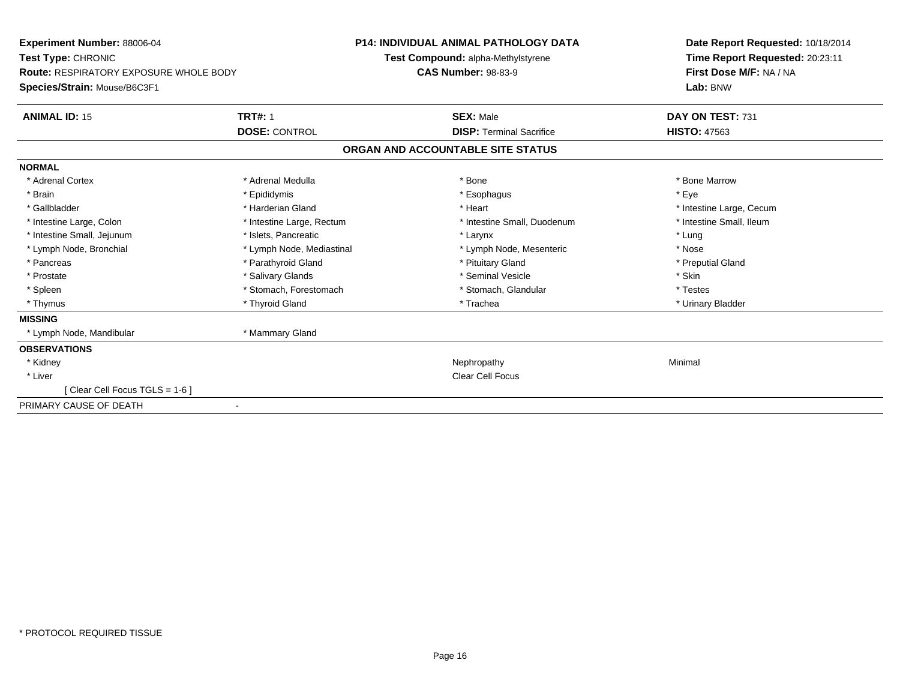**Experiment Number:** 88006-04
**Test Type:** CHRONIC
**Route:** RESPIRATORY EXPOSURE WHOLE BODY
**Species/Strain:** Mouse/B6C3F1

**P14: INDIVIDUAL ANIMAL PATHOLOGY DATA**
**Test Compound:** alpha-Methylstyrene
**CAS Number:** 98-83-9

**Date Report Requested:** 10/18/2014
**Time Report Requested:** 20:23:11
**First Dose M/F:** NA / NA
**Lab:** BNW

| **ANIMAL ID:** 15 | **TRT#:** 1 | **SEX:** Male | **DAY ON TEST:** 731 |
|---|---|---|---|
| | **DOSE:** CONTROL | **DISP:** Terminal Sacrifice | **HISTO:** 47563 |

**ORGAN AND ACCOUNTABLE SITE STATUS**

**NORMAL**

| | | | |
|---|---|---|---|
| * Adrenal Cortex | * Adrenal Medulla | * Bone | * Bone Marrow |
| * Brain | * Epididymis | * Esophagus | * Eye |
| * Gallbladder | * Harderian Gland | * Heart | * Intestine Large, Cecum |
| * Intestine Large, Colon | * Intestine Large, Rectum | * Intestine Small, Duodenum | * Intestine Small, Ileum |
| * Intestine Small, Jejunum | * Islets, Pancreatic | * Larynx | * Lung |
| * Lymph Node, Bronchial | * Lymph Node, Mediastinal | * Lymph Node, Mesenteric | * Nose |
| * Pancreas | * Parathyroid Gland | * Pituitary Gland | * Preputial Gland |
| * Prostate | * Salivary Glands | * Seminal Vesicle | * Skin |
| * Spleen | * Stomach, Forestomach | * Stomach, Glandular | * Testes |
| * Thymus | * Thyroid Gland | * Trachea | * Urinary Bladder |

**MISSING**

| | |
|---|---|
| * Lymph Node, Mandibular | * Mammary Gland |

**OBSERVATIONS**

| | | | |
|---|---|---|---|
| * Kidney | | Nephropathy | Minimal |
| * Liver | | Clear Cell Focus | |
| [ Clear Cell Focus TGLS = 1-6 ] | | | |

PRIMARY CAUSE OF DEATH -

* PROTOCOL REQUIRED TISSUE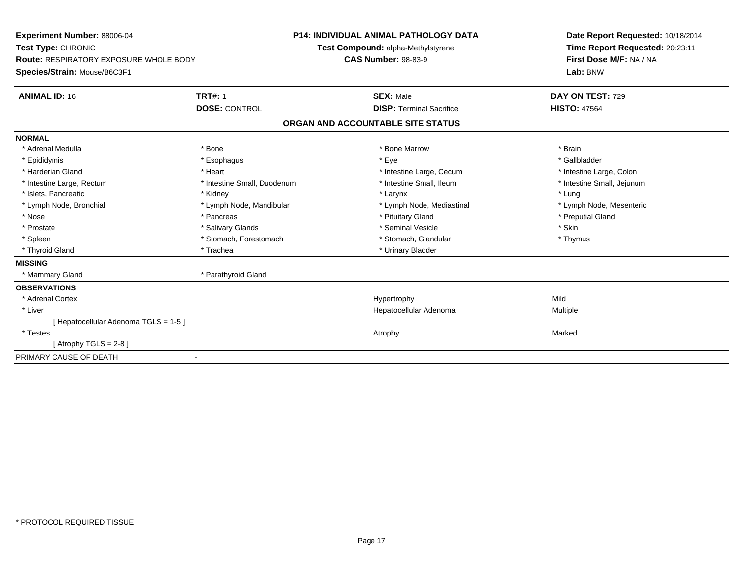**Experiment Number:** 88006-04
**Test Type:** CHRONIC
**Route:** RESPIRATORY EXPOSURE WHOLE BODY
**Species/Strain:** Mouse/B6C3F1

**P14: INDIVIDUAL ANIMAL PATHOLOGY DATA**
**Test Compound:** alpha-Methylstyrene
**CAS Number:** 98-83-9

**Date Report Requested:** 10/18/2014
**Time Report Requested:** 20:23:11
**First Dose M/F:** NA / NA
**Lab:** BNW

| **ANIMAL ID:** 16 | **TRT#:** 1 | **SEX:** Male | **DAY ON TEST:** 729 |
|---|---|---|---|
| | **DOSE:** CONTROL | **DISP:** Terminal Sacrifice | **HISTO:** 47564 |

## ORGAN AND ACCOUNTABLE SITE STATUS

| | | | |
|---|---|---|---|
| **NORMAL** | | | |
| * Adrenal Medulla | * Bone | * Bone Marrow | * Brain |
| * Epididymis | * Esophagus | * Eye | * Gallbladder |
| * Harderian Gland | * Heart | * Intestine Large, Cecum | * Intestine Large, Colon |
| * Intestine Large, Rectum | * Intestine Small, Duodenum | * Intestine Small, Ileum | * Intestine Small, Jejunum |
| * Islets, Pancreatic | * Kidney | * Larynx | * Lung |
| * Lymph Node, Bronchial | * Lymph Node, Mandibular | * Lymph Node, Mediastinal | * Lymph Node, Mesenteric |
| * Nose | * Pancreas | * Pituitary Gland | * Preputial Gland |
| * Prostate | * Salivary Glands | * Seminal Vesicle | * Skin |
| * Spleen | * Stomach, Forestomach | * Stomach, Glandular | * Thymus |
| * Thyroid Gland | * Trachea | * Urinary Bladder | |
| **MISSING** | | | |
| * Mammary Gland | * Parathyroid Gland | | |
| **OBSERVATIONS** | | | |
| * Adrenal Cortex | | Hypertrophy | Mild |
| * Liver | | Hepatocellular Adenoma | Multiple |
| [ Hepatocellular Adenoma TGLS = 1-5 ] | | | |
| * Testes | | Atrophy | Marked |
| [ Atrophy TGLS = 2-8 ] | | | |
| PRIMARY CAUSE OF DEATH | - | | |

* PROTOCOL REQUIRED TISSUE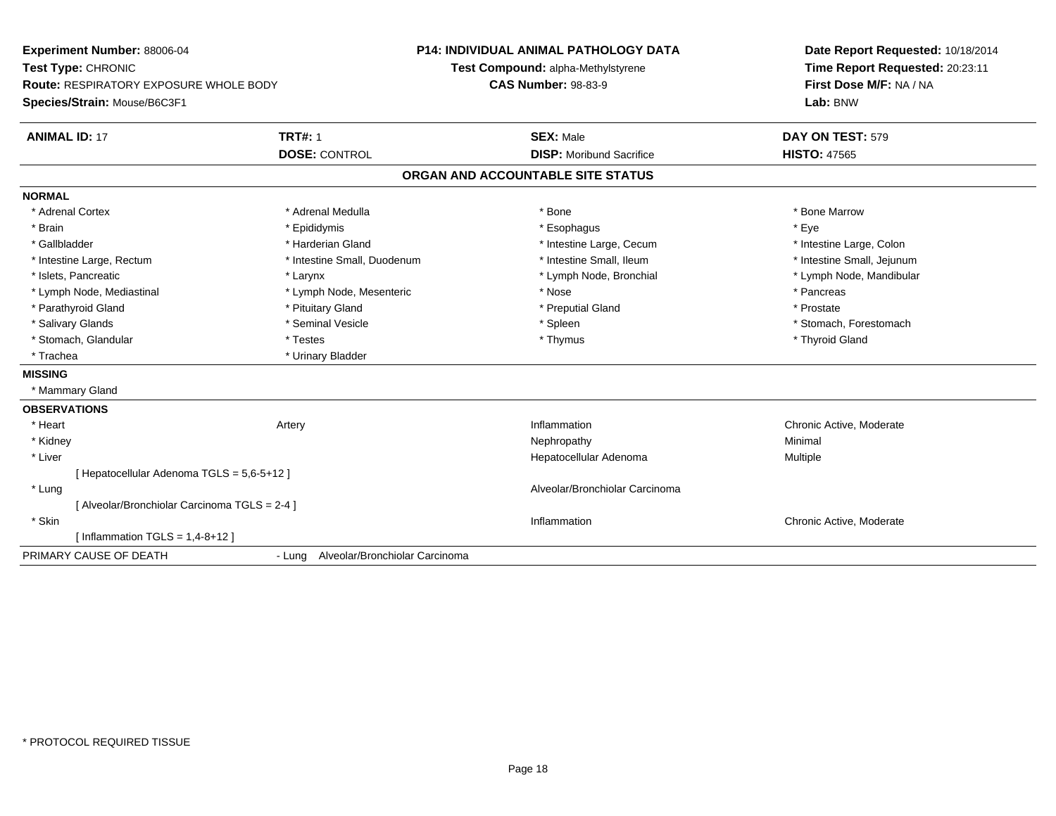**Experiment Number:** 88006-04
**Test Type:** CHRONIC
**Route:** RESPIRATORY EXPOSURE WHOLE BODY
**Species/Strain:** Mouse/B6C3F1

**P14: INDIVIDUAL ANIMAL PATHOLOGY DATA**
**Test Compound:** alpha-Methylstyrene
**CAS Number:** 98-83-9

**Date Report Requested:** 10/18/2014
**Time Report Requested:** 20:23:11
**First Dose M/F:** NA / NA
**Lab:** BNW

| **ANIMAL ID:** 17 | **TRT#:** 1 | **SEX:** Male | **DAY ON TEST:** 579 |
|---|---|---|---|
| | **DOSE:** CONTROL | **DISP:** Moribund Sacrifice | **HISTO:** 47565 |

## ORGAN AND ACCOUNTABLE SITE STATUS

**NORMAL**

| | | | |
|---|---|---|---|
| * Adrenal Cortex | * Adrenal Medulla | * Bone | * Bone Marrow |
| * Brain | * Epididymis | * Esophagus | * Eye |
| * Gallbladder | * Harderian Gland | * Intestine Large, Cecum | * Intestine Large, Colon |
| * Intestine Large, Rectum | * Intestine Small, Duodenum | * Intestine Small, Ileum | * Intestine Small, Jejunum |
| * Islets, Pancreatic | * Larynx | * Lymph Node, Bronchial | * Lymph Node, Mandibular |
| * Lymph Node, Mediastinal | * Lymph Node, Mesenteric | * Nose | * Pancreas |
| * Parathyroid Gland | * Pituitary Gland | * Preputial Gland | * Prostate |
| * Salivary Glands | * Seminal Vesicle | * Spleen | * Stomach, Forestomach |
| * Stomach, Glandular | * Testes | * Thymus | * Thyroid Gland |
| * Trachea | * Urinary Bladder | | |

**MISSING**

* Mammary Gland

**OBSERVATIONS**

| | | | |
|---|---|---|---|
| * Heart | Artery | Inflammation | Chronic Active, Moderate |
| * Kidney | | Nephropathy | Minimal |
| * Liver | | Hepatocellular Adenoma | Multiple |
| [ Hepatocellular Adenoma TGLS = 5,6-5+12 ] | | | |
| * Lung | | Alveolar/Bronchiolar Carcinoma | |
| [ Alveolar/Bronchiolar Carcinoma TGLS = 2-4 ] | | | |
| * Skin | | Inflammation | Chronic Active, Moderate |
| [ Inflammation TGLS = 1,4-8+12 ] | | | |

PRIMARY CAUSE OF DEATH - Lung Alveolar/Bronchiolar Carcinoma

* PROTOCOL REQUIRED TISSUE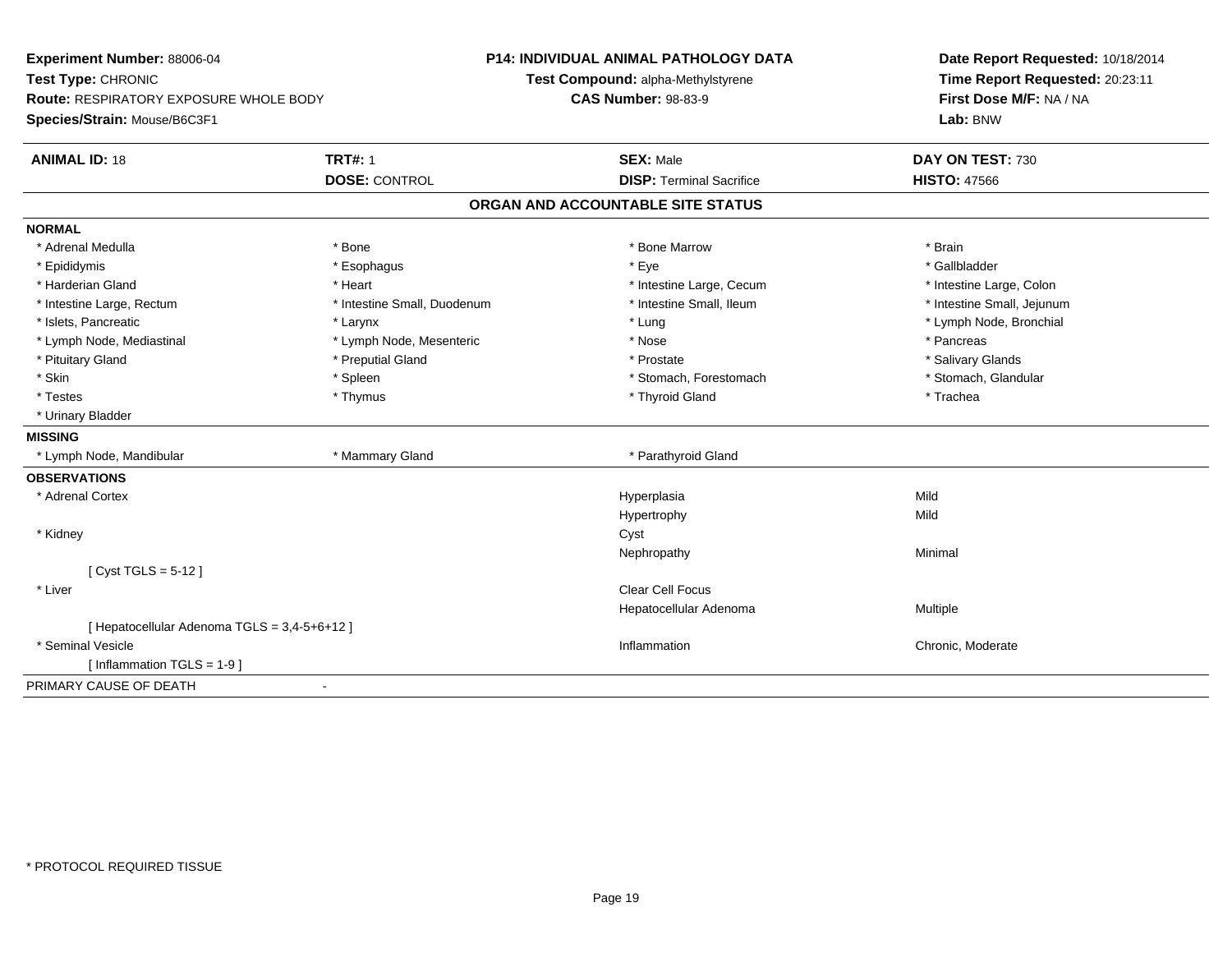**Experiment Number:** 88006-04
**Test Type:** CHRONIC
**Route:** RESPIRATORY EXPOSURE WHOLE BODY
**Species/Strain:** Mouse/B6C3F1

**P14: INDIVIDUAL ANIMAL PATHOLOGY DATA**
**Test Compound:** alpha-Methylstyrene
**CAS Number:** 98-83-9

**Date Report Requested:** 10/18/2014
**Time Report Requested:** 20:23:11
**First Dose M/F:** NA / NA
**Lab:** BNW

| **ANIMAL ID:** 18 | **TRT#:** 1 | **SEX:** Male | **DAY ON TEST:** 730 |
|---|---|---|---|
| | **DOSE:** CONTROL | **DISP:** Terminal Sacrifice | **HISTO:** 47566 |

## ORGAN AND ACCOUNTABLE SITE STATUS

**NORMAL**

| | | | |
|---|---|---|---|
| * Adrenal Medulla | * Bone | * Bone Marrow | * Brain |
| * Epididymis | * Esophagus | * Eye | * Gallbladder |
| * Harderian Gland | * Heart | * Intestine Large, Cecum | * Intestine Large, Colon |
| * Intestine Large, Rectum | * Intestine Small, Duodenum | * Intestine Small, Ileum | * Intestine Small, Jejunum |
| * Islets, Pancreatic | * Larynx | * Lung | * Lymph Node, Bronchial |
| * Lymph Node, Mediastinal | * Lymph Node, Mesenteric | * Nose | * Pancreas |
| * Pituitary Gland | * Preputial Gland | * Prostate | * Salivary Glands |
| * Skin | * Spleen | * Stomach, Forestomach | * Stomach, Glandular |
| * Testes | * Thymus | * Thyroid Gland | * Trachea |
| * Urinary Bladder | | | |

**MISSING**

| | | |
|---|---|---|
| * Lymph Node, Mandibular | * Mammary Gland | * Parathyroid Gland |

**OBSERVATIONS**

| Organ | Observation | Severity |
|---|---|---|
| * Adrenal Cortex | Hyperplasia | Mild |
| | Hypertrophy | Mild |
| * Kidney | Cyst | |
| | Nephropathy | Minimal |
| [ Cyst TGLS = 5-12 ] | | |
| * Liver | Clear Cell Focus | |
| | Hepatocellular Adenoma | Multiple |
| [ Hepatocellular Adenoma TGLS = 3,4-5+6+12 ] | | |
| * Seminal Vesicle | Inflammation | Chronic, Moderate |
| [ Inflammation TGLS = 1-9 ] | | |

PRIMARY CAUSE OF DEATH -

* PROTOCOL REQUIRED TISSUE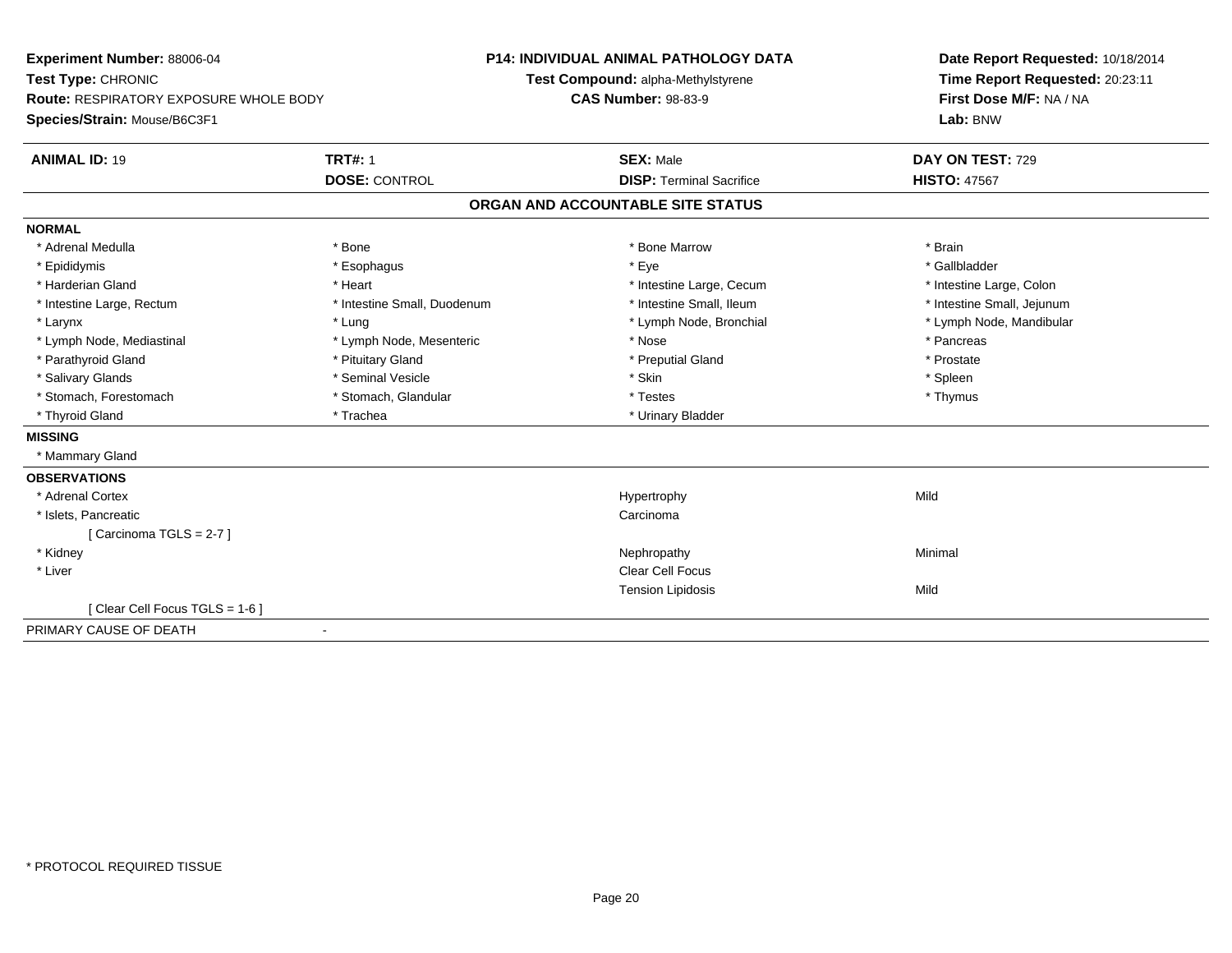**Experiment Number:** 88006-04
**Test Type:** CHRONIC
**Route:** RESPIRATORY EXPOSURE WHOLE BODY
**Species/Strain:** Mouse/B6C3F1

**P14: INDIVIDUAL ANIMAL PATHOLOGY DATA**
**Test Compound:** alpha-Methylstyrene
**CAS Number:** 98-83-9

**Date Report Requested:** 10/18/2014
**Time Report Requested:** 20:23:11
**First Dose M/F:** NA / NA
**Lab:** BNW

| **ANIMAL ID:** 19 | **TRT#:** 1 | **SEX:** Male | **DAY ON TEST:** 729 |
|---|---|---|---|
| | **DOSE:** CONTROL | **DISP:** Terminal Sacrifice | **HISTO:** 47567 |

## ORGAN AND ACCOUNTABLE SITE STATUS

**NORMAL**

| | | | |
|---|---|---|---|
| * Adrenal Medulla | * Bone | * Bone Marrow | * Brain |
| * Epididymis | * Esophagus | * Eye | * Gallbladder |
| * Harderian Gland | * Heart | * Intestine Large, Cecum | * Intestine Large, Colon |
| * Intestine Large, Rectum | * Intestine Small, Duodenum | * Intestine Small, Ileum | * Intestine Small, Jejunum |
| * Larynx | * Lung | * Lymph Node, Bronchial | * Lymph Node, Mandibular |
| * Lymph Node, Mediastinal | * Lymph Node, Mesenteric | * Nose | * Pancreas |
| * Parathyroid Gland | * Pituitary Gland | * Preputial Gland | * Prostate |
| * Salivary Glands | * Seminal Vesicle | * Skin | * Spleen |
| * Stomach, Forestomach | * Stomach, Glandular | * Testes | * Thymus |
| * Thyroid Gland | * Trachea | * Urinary Bladder | |

**MISSING**

* Mammary Gland

**OBSERVATIONS**

| | | |
|---|---|---|
| * Adrenal Cortex | Hypertrophy | Mild |
| * Islets, Pancreatic | Carcinoma | |
| [ Carcinoma TGLS = 2-7 ] | | |
| * Kidney | Nephropathy | Minimal |
| * Liver | Clear Cell Focus | |
| | Tension Lipidosis | Mild |
| [ Clear Cell Focus TGLS = 1-6 ] | | |

PRIMARY CAUSE OF DEATH -

* PROTOCOL REQUIRED TISSUE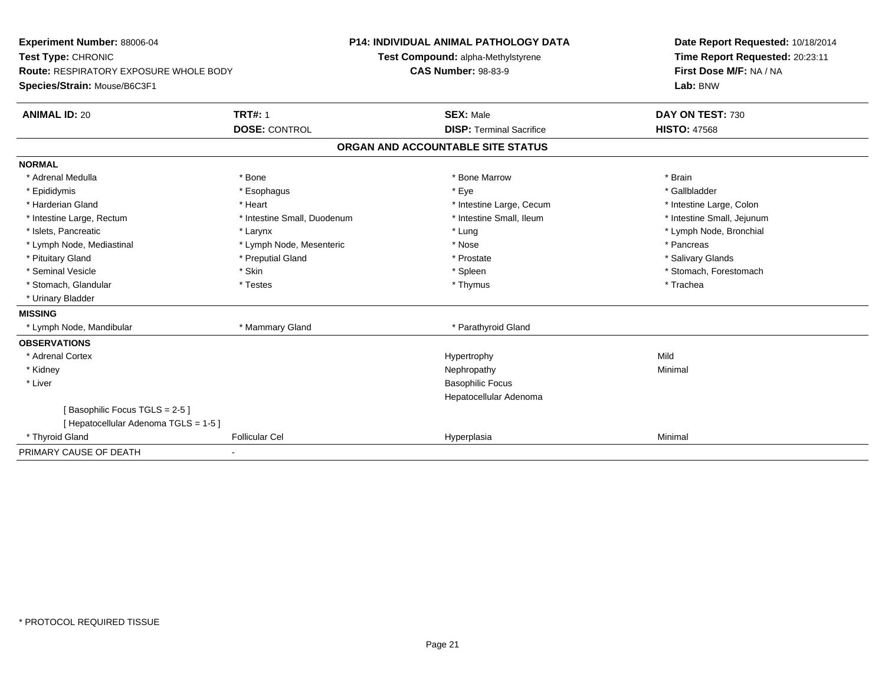**Experiment Number:** 88006-04
**Test Type:** CHRONIC
**Route:** RESPIRATORY EXPOSURE WHOLE BODY
**Species/Strain:** Mouse/B6C3F1

**P14: INDIVIDUAL ANIMAL PATHOLOGY DATA**
**Test Compound:** alpha-Methylstyrene
**CAS Number:** 98-83-9

**Date Report Requested:** 10/18/2014
**Time Report Requested:** 20:23:11
**First Dose M/F:** NA / NA
**Lab:** BNW

| **ANIMAL ID:** 20 | **TRT#:** 1 | **SEX:** Male | **DAY ON TEST:** 730 |
|---|---|---|---|
| | **DOSE:** CONTROL | **DISP:** Terminal Sacrifice | **HISTO:** 47568 |

## ORGAN AND ACCOUNTABLE SITE STATUS

| | | | |
|---|---|---|---|
| **NORMAL** | | | |
| * Adrenal Medulla | * Bone | * Bone Marrow | * Brain |
| * Epididymis | * Esophagus | * Eye | * Gallbladder |
| * Harderian Gland | * Heart | * Intestine Large, Cecum | * Intestine Large, Colon |
| * Intestine Large, Rectum | * Intestine Small, Duodenum | * Intestine Small, Ileum | * Intestine Small, Jejunum |
| * Islets, Pancreatic | * Larynx | * Lung | * Lymph Node, Bronchial |
| * Lymph Node, Mediastinal | * Lymph Node, Mesenteric | * Nose | * Pancreas |
| * Pituitary Gland | * Preputial Gland | * Prostate | * Salivary Glands |
| * Seminal Vesicle | * Skin | * Spleen | * Stomach, Forestomach |
| * Stomach, Glandular | * Testes | * Thymus | * Trachea |
| * Urinary Bladder | | | |
| **MISSING** | | | |
| * Lymph Node, Mandibular | * Mammary Gland | * Parathyroid Gland | |
| **OBSERVATIONS** | | | |
| * Adrenal Cortex | | Hypertrophy | Mild |
| * Kidney | | Nephropathy | Minimal |
| * Liver | | Basophilic Focus | |
| | | Hepatocellular Adenoma | |
| [ Basophilic Focus TGLS = 2-5 ] | | | |
| [ Hepatocellular Adenoma TGLS = 1-5 ] | | | |
| * Thyroid Gland | Follicular Cel | Hyperplasia | Minimal |
| PRIMARY CAUSE OF DEATH | - | | |

* PROTOCOL REQUIRED TISSUE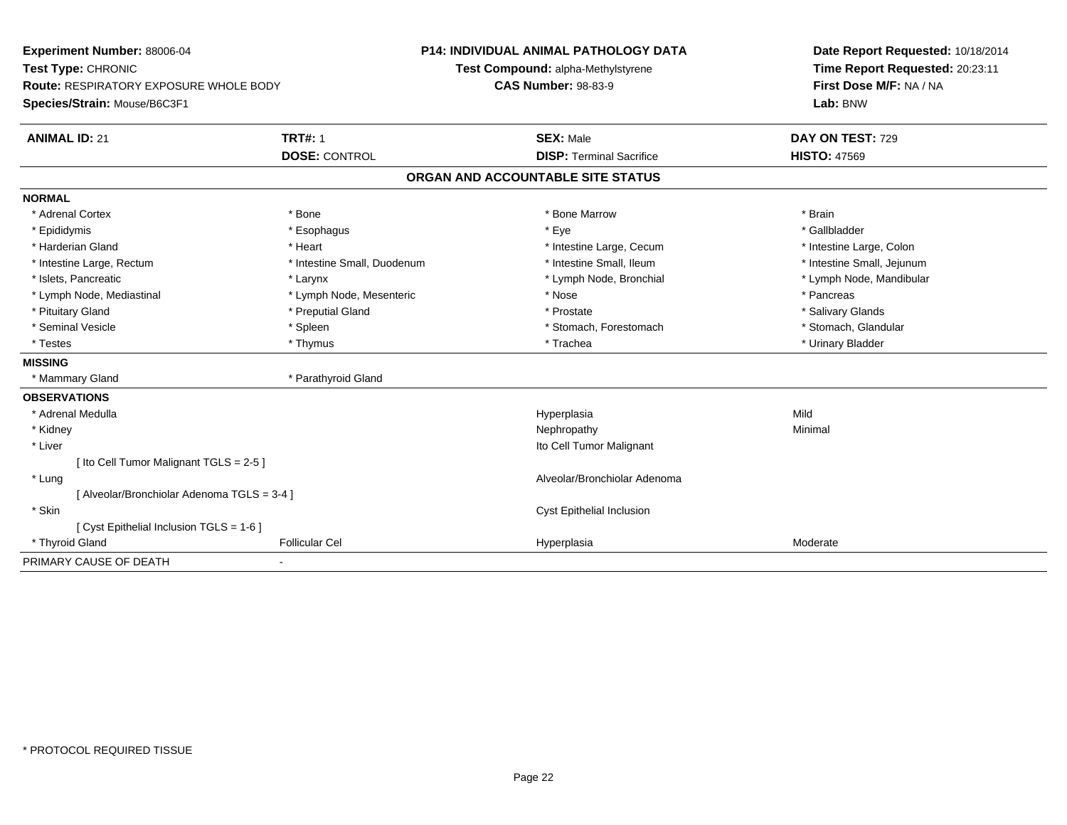**Experiment Number:** 88006-04
**Test Type:** CHRONIC
**Route:** RESPIRATORY EXPOSURE WHOLE BODY
**Species/Strain:** Mouse/B6C3F1

**P14: INDIVIDUAL ANIMAL PATHOLOGY DATA**
**Test Compound:** alpha-Methylstyrene
**CAS Number:** 98-83-9

**Date Report Requested:** 10/18/2014
**Time Report Requested:** 20:23:11
**First Dose M/F:** NA / NA
**Lab:** BNW

| **ANIMAL ID:** 21 | **TRT#:** 1 | **SEX:** Male | **DAY ON TEST:** 729 |
|---|---|---|---|
| | **DOSE:** CONTROL | **DISP:** Terminal Sacrifice | **HISTO:** 47569 |

## ORGAN AND ACCOUNTABLE SITE STATUS

**NORMAL**

| | | | |
|---|---|---|---|
| * Adrenal Cortex | * Bone | * Bone Marrow | * Brain |
| * Epididymis | * Esophagus | * Eye | * Gallbladder |
| * Harderian Gland | * Heart | * Intestine Large, Cecum | * Intestine Large, Colon |
| * Intestine Large, Rectum | * Intestine Small, Duodenum | * Intestine Small, Ileum | * Intestine Small, Jejunum |
| * Islets, Pancreatic | * Larynx | * Lymph Node, Bronchial | * Lymph Node, Mandibular |
| * Lymph Node, Mediastinal | * Lymph Node, Mesenteric | * Nose | * Pancreas |
| * Pituitary Gland | * Preputial Gland | * Prostate | * Salivary Glands |
| * Seminal Vesicle | * Spleen | * Stomach, Forestomach | * Stomach, Glandular |
| * Testes | * Thymus | * Trachea | * Urinary Bladder |

**MISSING**

| | |
|---|---|
| * Mammary Gland | * Parathyroid Gland |

**OBSERVATIONS**

| | | | |
|---|---|---|---|
| * Adrenal Medulla | | Hyperplasia | Mild |
| * Kidney | | Nephropathy | Minimal |
| * Liver | | Ito Cell Tumor Malignant | |
| [ Ito Cell Tumor Malignant TGLS = 2-5 ] | | | |
| * Lung | | Alveolar/Bronchiolar Adenoma | |
| [ Alveolar/Bronchiolar Adenoma TGLS = 3-4 ] | | | |
| * Skin | | Cyst Epithelial Inclusion | |
| [ Cyst Epithelial Inclusion TGLS = 1-6 ] | | | |
| * Thyroid Gland | Follicular Cel | Hyperplasia | Moderate |

PRIMARY CAUSE OF DEATH -

* PROTOCOL REQUIRED TISSUE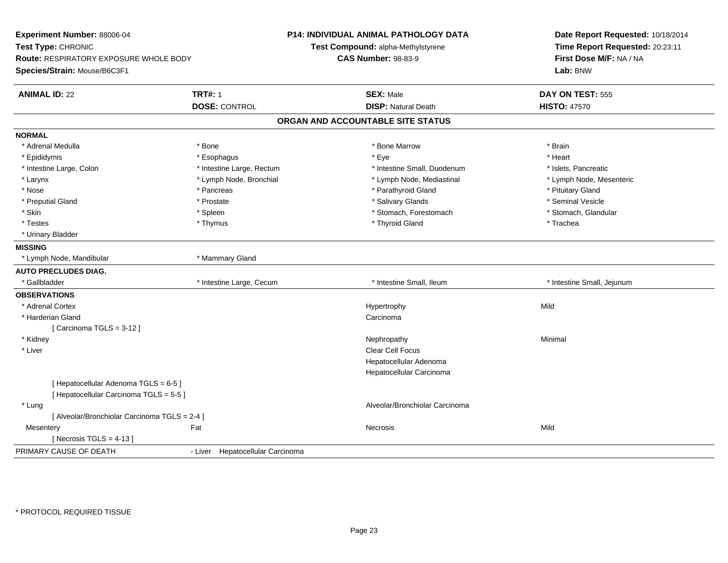**Experiment Number:** 88006-04
**Test Type:** CHRONIC
**Route:** RESPIRATORY EXPOSURE WHOLE BODY
**Species/Strain:** Mouse/B6C3F1

**P14: INDIVIDUAL ANIMAL PATHOLOGY DATA**
**Test Compound:** alpha-Methylstyrene
**CAS Number:** 98-83-9

**Date Report Requested:** 10/18/2014
**Time Report Requested:** 20:23:11
**First Dose M/F:** NA / NA
**Lab:** BNW

| **ANIMAL ID:** 22 | **TRT#:** 1 | **SEX:** Male | **DAY ON TEST:** 555 |
|---|---|---|---|
| | **DOSE:** CONTROL | **DISP:** Natural Death | **HISTO:** 47570 |

## ORGAN AND ACCOUNTABLE SITE STATUS

**NORMAL**

| | | | |
|---|---|---|---|
| * Adrenal Medulla | * Bone | * Bone Marrow | * Brain |
| * Epididymis | * Esophagus | * Eye | * Heart |
| * Intestine Large, Colon | * Intestine Large, Rectum | * Intestine Small, Duodenum | * Islets, Pancreatic |
| * Larynx | * Lymph Node, Bronchial | * Lymph Node, Mediastinal | * Lymph Node, Mesenteric |
| * Nose | * Pancreas | * Parathyroid Gland | * Pituitary Gland |
| * Preputial Gland | * Prostate | * Salivary Glands | * Seminal Vesicle |
| * Skin | * Spleen | * Stomach, Forestomach | * Stomach, Glandular |
| * Testes | * Thymus | * Thyroid Gland | * Trachea |
| * Urinary Bladder | | | |

**MISSING**

| | |
|---|---|
| * Lymph Node, Mandibular | * Mammary Gland |

**AUTO PRECLUDES DIAG.**

| | | | |
|---|---|---|---|
| * Gallbladder | * Intestine Large, Cecum | * Intestine Small, Ileum | * Intestine Small, Jejunum |

**OBSERVATIONS**

| | | | |
|---|---|---|---|
| * Adrenal Cortex | | Hypertrophy | Mild |
| * Harderian Gland | | Carcinoma | |
| [ Carcinoma TGLS = 3-12 ] | | | |
| * Kidney | | Nephropathy | Minimal |
| * Liver | | Clear Cell Focus | |
| | | Hepatocellular Adenoma | |
| | | Hepatocellular Carcinoma | |
| [ Hepatocellular Adenoma TGLS = 6-5 ] | | | |
| [ Hepatocellular Carcinoma TGLS = 5-5 ] | | | |
| * Lung | | Alveolar/Bronchiolar Carcinoma | |
| [ Alveolar/Bronchiolar Carcinoma TGLS = 2-4 ] | | | |
| Mesentery | Fat | Necrosis | Mild |
| [ Necrosis TGLS = 4-13 ] | | | |

| | |
|---|---|
| PRIMARY CAUSE OF DEATH | - Liver Hepatocellular Carcinoma |

* PROTOCOL REQUIRED TISSUE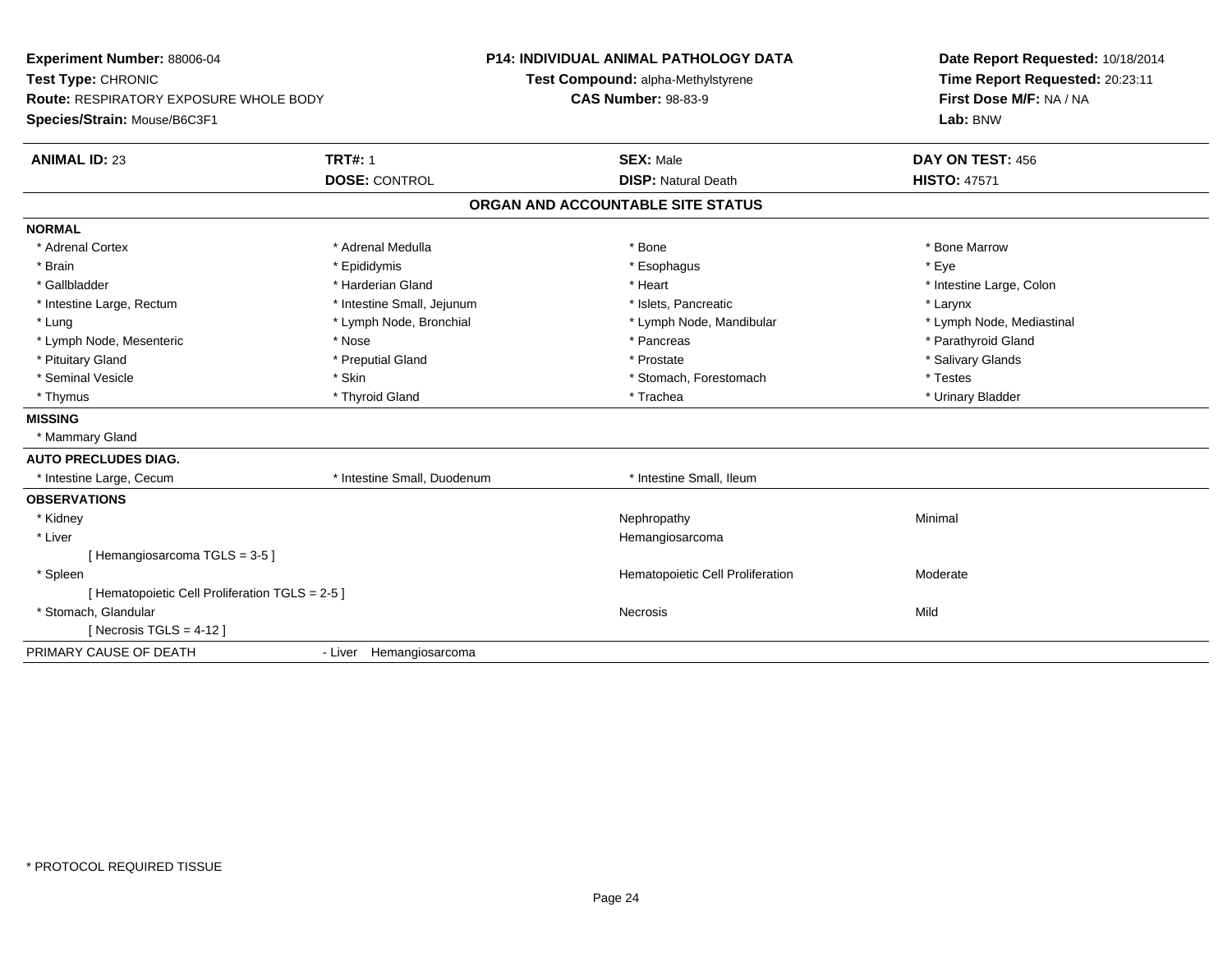**Experiment Number:** 88006-04
**Test Type:** CHRONIC
**Route:** RESPIRATORY EXPOSURE WHOLE BODY
**Species/Strain:** Mouse/B6C3F1

**P14: INDIVIDUAL ANIMAL PATHOLOGY DATA**
**Test Compound:** alpha-Methylstyrene
**CAS Number:** 98-83-9

**Date Report Requested:** 10/18/2014
**Time Report Requested:** 20:23:11
**First Dose M/F:** NA / NA
**Lab:** BNW

| **ANIMAL ID:** 23 | **TRT#:** 1 | **SEX:** Male | **DAY ON TEST:** 456 |
|---|---|---|---|
| | **DOSE:** CONTROL | **DISP:** Natural Death | **HISTO:** 47571 |

## ORGAN AND ACCOUNTABLE SITE STATUS

**NORMAL**

| | | | |
|---|---|---|---|
| * Adrenal Cortex | * Adrenal Medulla | * Bone | * Bone Marrow |
| * Brain | * Epididymis | * Esophagus | * Eye |
| * Gallbladder | * Harderian Gland | * Heart | * Intestine Large, Colon |
| * Intestine Large, Rectum | * Intestine Small, Jejunum | * Islets, Pancreatic | * Larynx |
| * Lung | * Lymph Node, Bronchial | * Lymph Node, Mandibular | * Lymph Node, Mediastinal |
| * Lymph Node, Mesenteric | * Nose | * Pancreas | * Parathyroid Gland |
| * Pituitary Gland | * Preputial Gland | * Prostate | * Salivary Glands |
| * Seminal Vesicle | * Skin | * Stomach, Forestomach | * Testes |
| * Thymus | * Thyroid Gland | * Trachea | * Urinary Bladder |

**MISSING**

* Mammary Gland

**AUTO PRECLUDES DIAG.**

| | | |
|---|---|---|
| * Intestine Large, Cecum | * Intestine Small, Duodenum | * Intestine Small, Ileum |

**OBSERVATIONS**

| | | |
|---|---|---|
| * Kidney | Nephropathy | Minimal |
| * Liver | Hemangiosarcoma | |
| [ Hemangiosarcoma TGLS = 3-5 ] | | |
| * Spleen | Hematopoietic Cell Proliferation | Moderate |
| [ Hematopoietic Cell Proliferation TGLS = 2-5 ] | | |
| * Stomach, Glandular | Necrosis | Mild |
| [ Necrosis TGLS = 4-12 ] | | |

PRIMARY CAUSE OF DEATH - Liver Hemangiosarcoma

* PROTOCOL REQUIRED TISSUE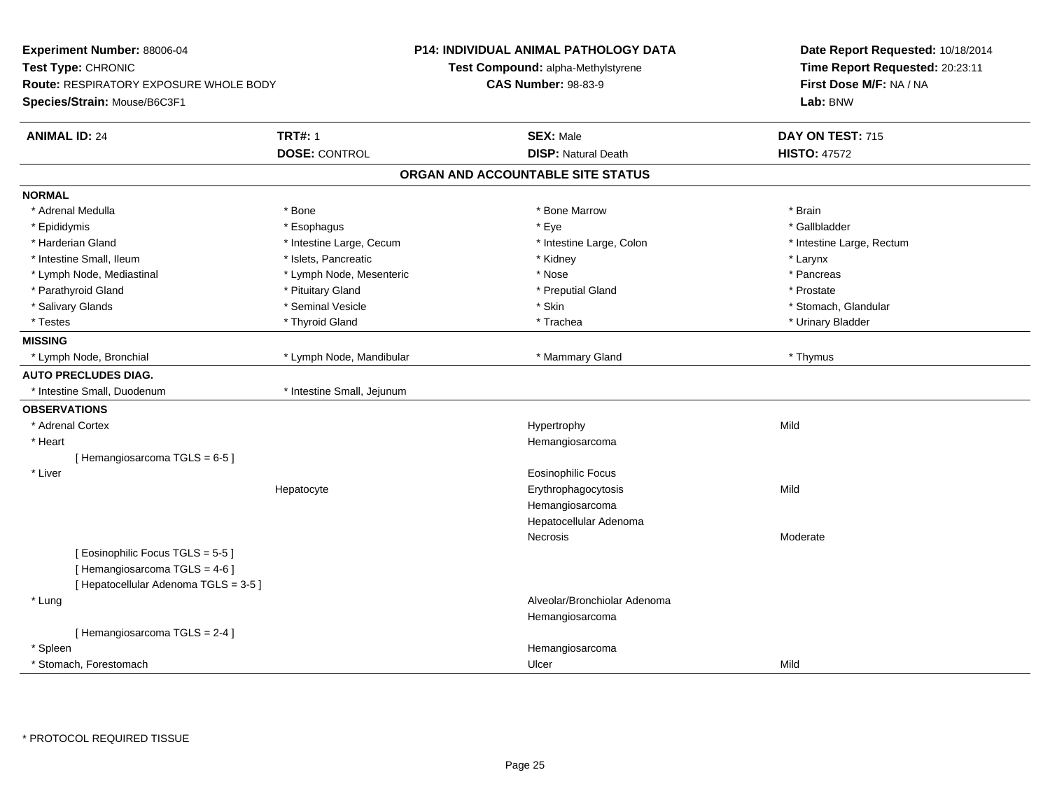**Experiment Number:** 88006-04
**Test Type:** CHRONIC
**Route:** RESPIRATORY EXPOSURE WHOLE BODY
**Species/Strain:** Mouse/B6C3F1

**P14: INDIVIDUAL ANIMAL PATHOLOGY DATA**
**Test Compound:** alpha-Methylstyrene
**CAS Number:** 98-83-9

**Date Report Requested:** 10/18/2014
**Time Report Requested:** 20:23:11
**First Dose M/F:** NA / NA
**Lab:** BNW

| **ANIMAL ID:** 24 | **TRT#:** 1 | **SEX:** Male | **DAY ON TEST:** 715 |
|---|---|---|---|
| | **DOSE:** CONTROL | **DISP:** Natural Death | **HISTO:** 47572 |

## ORGAN AND ACCOUNTABLE SITE STATUS

**NORMAL**

| | | | |
|---|---|---|---|
| * Adrenal Medulla | * Bone | * Bone Marrow | * Brain |
| * Epididymis | * Esophagus | * Eye | * Gallbladder |
| * Harderian Gland | * Intestine Large, Cecum | * Intestine Large, Colon | * Intestine Large, Rectum |
| * Intestine Small, Ileum | * Islets, Pancreatic | * Kidney | * Larynx |
| * Lymph Node, Mediastinal | * Lymph Node, Mesenteric | * Nose | * Pancreas |
| * Parathyroid Gland | * Pituitary Gland | * Preputial Gland | * Prostate |
| * Salivary Glands | * Seminal Vesicle | * Skin | * Stomach, Glandular |
| * Testes | * Thyroid Gland | * Trachea | * Urinary Bladder |

**MISSING**

| | | | |
|---|---|---|---|
| * Lymph Node, Bronchial | * Lymph Node, Mandibular | * Mammary Gland | * Thymus |

**AUTO PRECLUDES DIAG.**

| | |
|---|---|
| * Intestine Small, Duodenum | * Intestine Small, Jejunum |

**OBSERVATIONS**

| | | | |
|---|---|---|---|
| * Adrenal Cortex | | Hypertrophy | Mild |
| * Heart | | Hemangiosarcoma | |
| [ Hemangiosarcoma TGLS = 6-5 ] | | | |
| * Liver | | Eosinophilic Focus | |
| | Hepatocyte | Erythrophagocytosis | Mild |
| | | Hemangiosarcoma | |
| | | Hepatocellular Adenoma | |
| | | Necrosis | Moderate |
| [ Eosinophilic Focus TGLS = 5-5 ] | | | |
| [ Hemangiosarcoma TGLS = 4-6 ] | | | |
| [ Hepatocellular Adenoma TGLS = 3-5 ] | | | |
| * Lung | | Alveolar/Bronchiolar Adenoma | |
| | | Hemangiosarcoma | |
| [ Hemangiosarcoma TGLS = 2-4 ] | | | |
| * Spleen | | Hemangiosarcoma | |
| * Stomach, Forestomach | | Ulcer | Mild |

* PROTOCOL REQUIRED TISSUE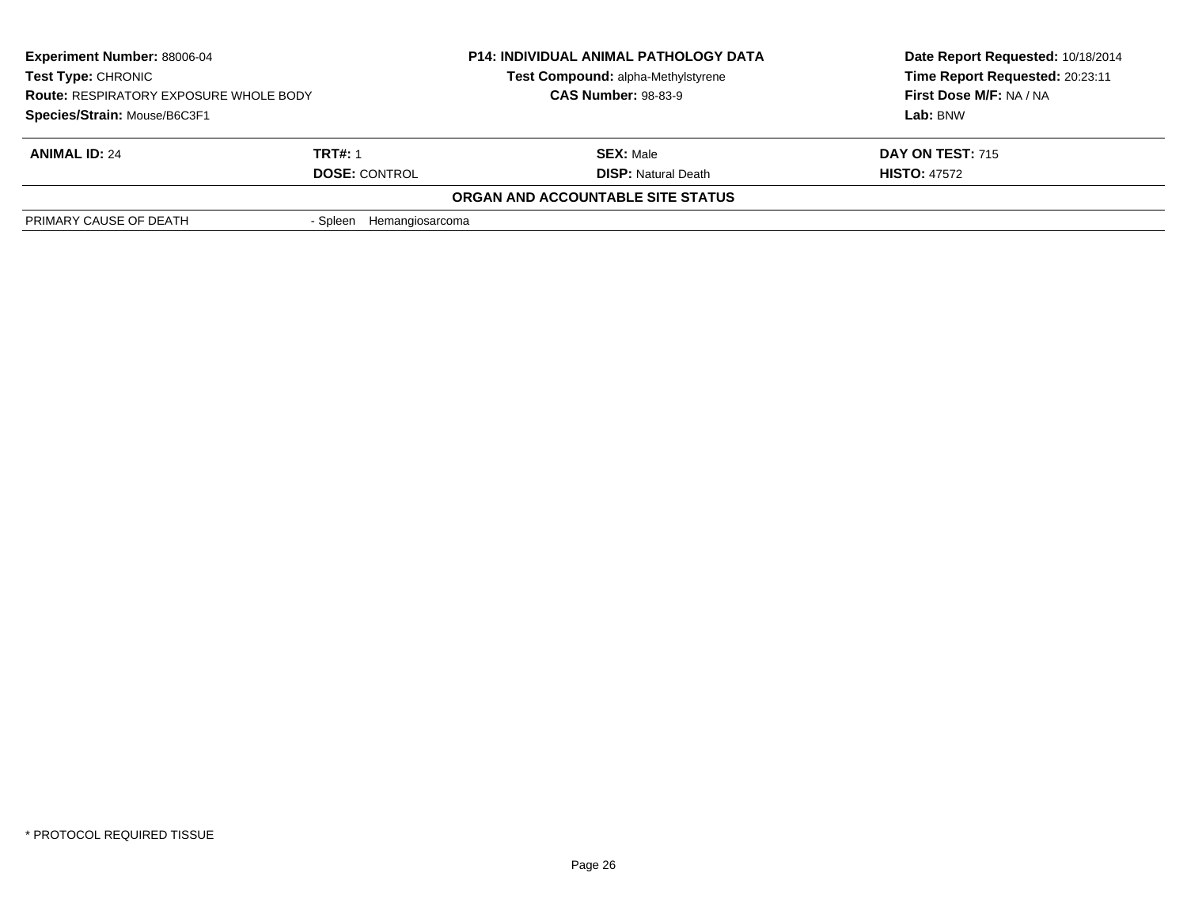**Experiment Number:** 88006-04
**Test Type:** CHRONIC
**Route:** RESPIRATORY EXPOSURE WHOLE BODY
**Species/Strain:** Mouse/B6C3F1

**P14: INDIVIDUAL ANIMAL PATHOLOGY DATA**
**Test Compound:** alpha-Methylstyrene
**CAS Number:** 98-83-9

**Date Report Requested:** 10/18/2014
**Time Report Requested:** 20:23:11
**First Dose M/F:** NA / NA
**Lab:** BNW

| **ANIMAL ID:** 24 | **TRT#:** 1 | **SEX:** Male | **DAY ON TEST:** 715 |
|---|---|---|---|
| | **DOSE:** CONTROL | **DISP:** Natural Death | **HISTO:** 47572 |

**ORGAN AND ACCOUNTABLE SITE STATUS**

| | |
|---|---|
| PRIMARY CAUSE OF DEATH | - Spleen Hemangiosarcoma |

\* PROTOCOL REQUIRED TISSUE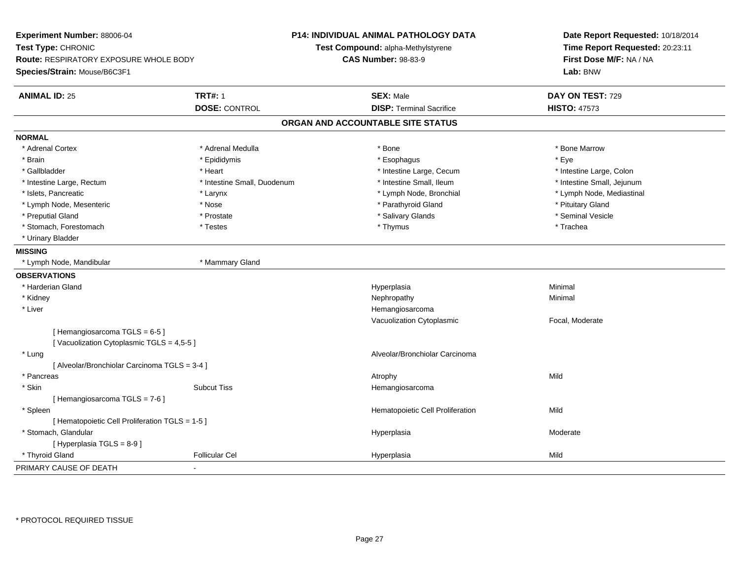**Experiment Number:** 88006-04
**Test Type:** CHRONIC
**Route:** RESPIRATORY EXPOSURE WHOLE BODY
**Species/Strain:** Mouse/B6C3F1

**P14: INDIVIDUAL ANIMAL PATHOLOGY DATA**
**Test Compound:** alpha-Methylstyrene
**CAS Number:** 98-83-9

**Date Report Requested:** 10/18/2014
**Time Report Requested:** 20:23:11
**First Dose M/F:** NA / NA
**Lab:** BNW

| **ANIMAL ID:** 25 | **TRT#:** 1 | **SEX:** Male | **DAY ON TEST:** 729 |
|---|---|---|---|
| | **DOSE:** CONTROL | **DISP:** Terminal Sacrifice | **HISTO:** 47573 |

## ORGAN AND ACCOUNTABLE SITE STATUS

**NORMAL**

| | | | |
|---|---|---|---|
| * Adrenal Cortex | * Adrenal Medulla | * Bone | * Bone Marrow |
| * Brain | * Epididymis | * Esophagus | * Eye |
| * Gallbladder | * Heart | * Intestine Large, Cecum | * Intestine Large, Colon |
| * Intestine Large, Rectum | * Intestine Small, Duodenum | * Intestine Small, Ileum | * Intestine Small, Jejunum |
| * Islets, Pancreatic | * Larynx | * Lymph Node, Bronchial | * Lymph Node, Mediastinal |
| * Lymph Node, Mesenteric | * Nose | * Parathyroid Gland | * Pituitary Gland |
| * Preputial Gland | * Prostate | * Salivary Glands | * Seminal Vesicle |
| * Stomach, Forestomach | * Testes | * Thymus | * Trachea |
| * Urinary Bladder | | | |

**MISSING**

| | |
|---|---|
| * Lymph Node, Mandibular | * Mammary Gland |

**OBSERVATIONS**

| | | | |
|---|---|---|---|
| * Harderian Gland | | Hyperplasia | Minimal |
| * Kidney | | Nephropathy | Minimal |
| * Liver | | Hemangiosarcoma | |
| | | Vacuolization Cytoplasmic | Focal, Moderate |
| [ Hemangiosarcoma TGLS = 6-5 ] | | | |
| [ Vacuolization Cytoplasmic TGLS = 4,5-5 ] | | | |
| * Lung | | Alveolar/Bronchiolar Carcinoma | |
| [ Alveolar/Bronchiolar Carcinoma TGLS = 3-4 ] | | | |
| * Pancreas | | Atrophy | Mild |
| * Skin | Subcut Tiss | Hemangiosarcoma | |
| [ Hemangiosarcoma TGLS = 7-6 ] | | | |
| * Spleen | | Hematopoietic Cell Proliferation | Mild |
| [ Hematopoietic Cell Proliferation TGLS = 1-5 ] | | | |
| * Stomach, Glandular | | Hyperplasia | Moderate |
| [ Hyperplasia TGLS = 8-9 ] | | | |
| * Thyroid Gland | Follicular Cel | Hyperplasia | Mild |

PRIMARY CAUSE OF DEATH -

\* PROTOCOL REQUIRED TISSUE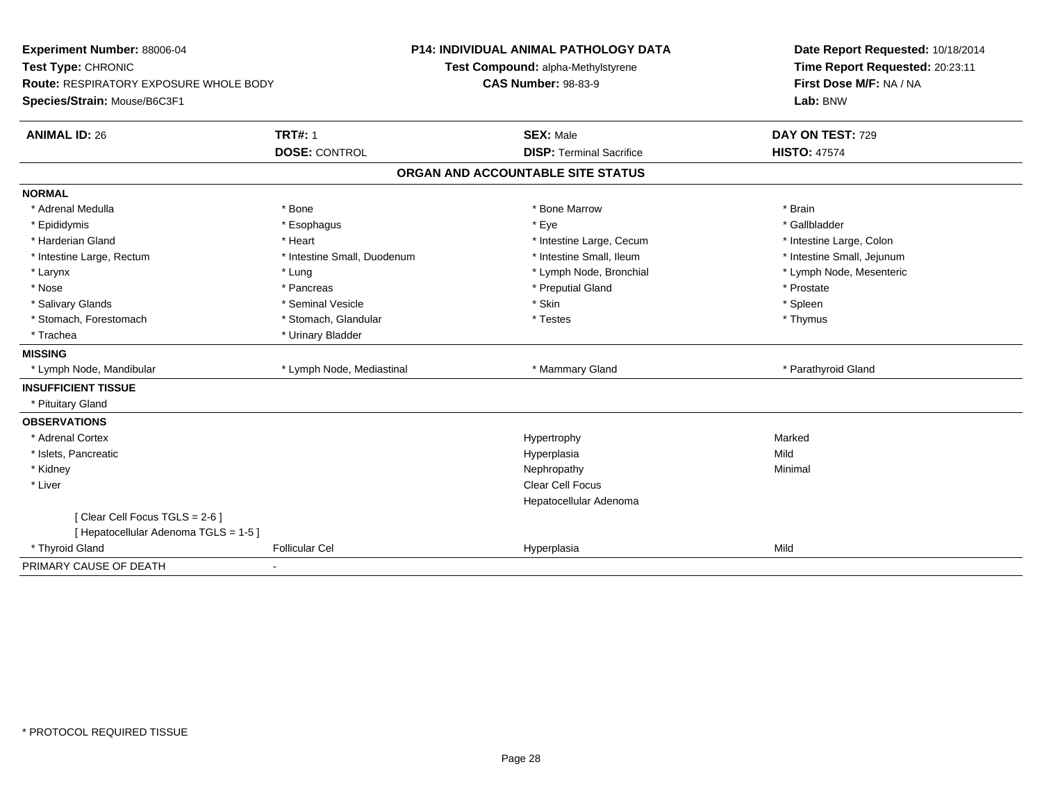**Experiment Number:** 88006-04
**Test Type:** CHRONIC
**Route:** RESPIRATORY EXPOSURE WHOLE BODY
**Species/Strain:** Mouse/B6C3F1

**P14: INDIVIDUAL ANIMAL PATHOLOGY DATA**
**Test Compound:** alpha-Methylstyrene
**CAS Number:** 98-83-9

**Date Report Requested:** 10/18/2014
**Time Report Requested:** 20:23:11
**First Dose M/F:** NA / NA
**Lab:** BNW

| **ANIMAL ID:** 26 | **TRT#:** 1 | **SEX:** Male | **DAY ON TEST:** 729 |
|---|---|---|---|
| | **DOSE:** CONTROL | **DISP:** Terminal Sacrifice | **HISTO:** 47574 |

## ORGAN AND ACCOUNTABLE SITE STATUS

| | | | |
|---|---|---|---|
| **NORMAL** | | | |
| * Adrenal Medulla | * Bone | * Bone Marrow | * Brain |
| * Epididymis | * Esophagus | * Eye | * Gallbladder |
| * Harderian Gland | * Heart | * Intestine Large, Cecum | * Intestine Large, Colon |
| * Intestine Large, Rectum | * Intestine Small, Duodenum | * Intestine Small, Ileum | * Intestine Small, Jejunum |
| * Larynx | * Lung | * Lymph Node, Bronchial | * Lymph Node, Mesenteric |
| * Nose | * Pancreas | * Preputial Gland | * Prostate |
| * Salivary Glands | * Seminal Vesicle | * Skin | * Spleen |
| * Stomach, Forestomach | * Stomach, Glandular | * Testes | * Thymus |
| * Trachea | * Urinary Bladder | | |
| **MISSING** | | | |
| * Lymph Node, Mandibular | * Lymph Node, Mediastinal | * Mammary Gland | * Parathyroid Gland |
| **INSUFFICIENT TISSUE** | | | |
| * Pituitary Gland | | | |
| **OBSERVATIONS** | | | |
| * Adrenal Cortex | | Hypertrophy | Marked |
| * Islets, Pancreatic | | Hyperplasia | Mild |
| * Kidney | | Nephropathy | Minimal |
| * Liver | | Clear Cell Focus | |
| | | Hepatocellular Adenoma | |
| [ Clear Cell Focus TGLS = 2-6 ] | | | |
| [ Hepatocellular Adenoma TGLS = 1-5 ] | | | |
| * Thyroid Gland | Follicular Cel | Hyperplasia | Mild |
| PRIMARY CAUSE OF DEATH | - | | |

* PROTOCOL REQUIRED TISSUE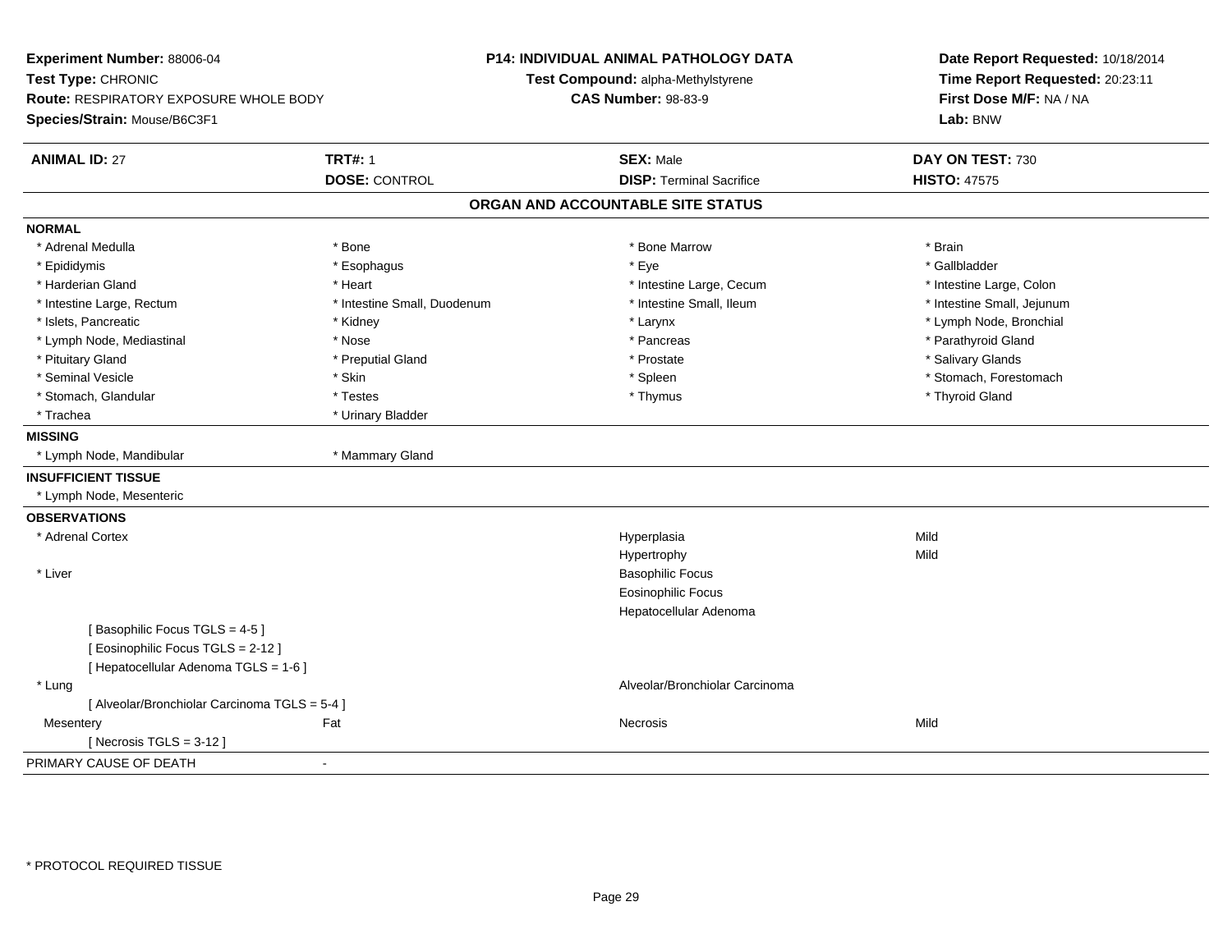**Experiment Number:** 88006-04
**Test Type:** CHRONIC
**Route:** RESPIRATORY EXPOSURE WHOLE BODY
**Species/Strain:** Mouse/B6C3F1

**P14: INDIVIDUAL ANIMAL PATHOLOGY DATA**
**Test Compound:** alpha-Methylstyrene
**CAS Number:** 98-83-9

**Date Report Requested:** 10/18/2014
**Time Report Requested:** 20:23:11
**First Dose M/F:** NA / NA
**Lab:** BNW

| **ANIMAL ID:** 27 | **TRT#:** 1 | **SEX:** Male | **DAY ON TEST:** 730 |
|---|---|---|---|
| | **DOSE:** CONTROL | **DISP:** Terminal Sacrifice | **HISTO:** 47575 |

## ORGAN AND ACCOUNTABLE SITE STATUS

**NORMAL**

| | | | |
|---|---|---|---|
| * Adrenal Medulla | * Bone | * Bone Marrow | * Brain |
| * Epididymis | * Esophagus | * Eye | * Gallbladder |
| * Harderian Gland | * Heart | * Intestine Large, Cecum | * Intestine Large, Colon |
| * Intestine Large, Rectum | * Intestine Small, Duodenum | * Intestine Small, Ileum | * Intestine Small, Jejunum |
| * Islets, Pancreatic | * Kidney | * Larynx | * Lymph Node, Bronchial |
| * Lymph Node, Mediastinal | * Nose | * Pancreas | * Parathyroid Gland |
| * Pituitary Gland | * Preputial Gland | * Prostate | * Salivary Glands |
| * Seminal Vesicle | * Skin | * Spleen | * Stomach, Forestomach |
| * Stomach, Glandular | * Testes | * Thymus | * Thyroid Gland |
| * Trachea | * Urinary Bladder | | |

**MISSING**

* Lymph Node, Mandibular
* Mammary Gland

**INSUFFICIENT TISSUE**

* Lymph Node, Mesenteric

**OBSERVATIONS**

| | | | |
|---|---|---|---|
| * Adrenal Cortex | | Hyperplasia | Mild |
| | | Hypertrophy | Mild |
| * Liver | | Basophilic Focus | |
| | | Eosinophilic Focus | |
| | | Hepatocellular Adenoma | |
| [ Basophilic Focus TGLS = 4-5 ] | | | |
| [ Eosinophilic Focus TGLS = 2-12 ] | | | |
| [ Hepatocellular Adenoma TGLS = 1-6 ] | | | |
| * Lung | | Alveolar/Bronchiolar Carcinoma | |
| [ Alveolar/Bronchiolar Carcinoma TGLS = 5-4 ] | | | |
| Mesentery | Fat | Necrosis | Mild |
| [ Necrosis TGLS = 3-12 ] | | | |

PRIMARY CAUSE OF DEATH -

* PROTOCOL REQUIRED TISSUE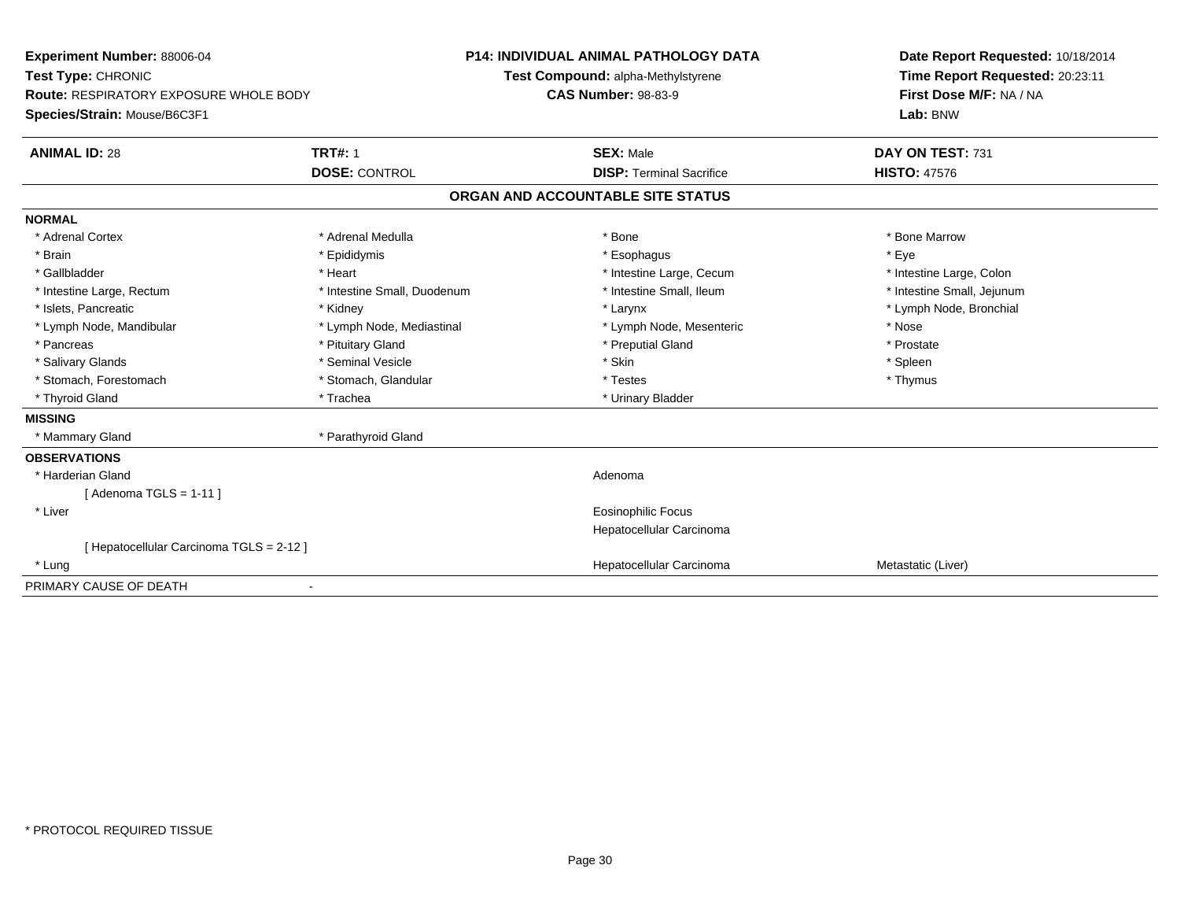**Experiment Number:** 88006-04
**Test Type:** CHRONIC
**Route:** RESPIRATORY EXPOSURE WHOLE BODY
**Species/Strain:** Mouse/B6C3F1

**P14: INDIVIDUAL ANIMAL PATHOLOGY DATA**
**Test Compound:** alpha-Methylstyrene
**CAS Number:** 98-83-9

**Date Report Requested:** 10/18/2014
**Time Report Requested:** 20:23:11
**First Dose M/F:** NA / NA
**Lab:** BNW

| **ANIMAL ID:** 28 | **TRT#:** 1 | **SEX:** Male | **DAY ON TEST:** 731 |
|---|---|---|---|
| | **DOSE:** CONTROL | **DISP:** Terminal Sacrifice | **HISTO:** 47576 |

## ORGAN AND ACCOUNTABLE SITE STATUS

**NORMAL**

| | | | |
|---|---|---|---|
| * Adrenal Cortex | * Adrenal Medulla | * Bone | * Bone Marrow |
| * Brain | * Epididymis | * Esophagus | * Eye |
| * Gallbladder | * Heart | * Intestine Large, Cecum | * Intestine Large, Colon |
| * Intestine Large, Rectum | * Intestine Small, Duodenum | * Intestine Small, Ileum | * Intestine Small, Jejunum |
| * Islets, Pancreatic | * Kidney | * Larynx | * Lymph Node, Bronchial |
| * Lymph Node, Mandibular | * Lymph Node, Mediastinal | * Lymph Node, Mesenteric | * Nose |
| * Pancreas | * Pituitary Gland | * Preputial Gland | * Prostate |
| * Salivary Glands | * Seminal Vesicle | * Skin | * Spleen |
| * Stomach, Forestomach | * Stomach, Glandular | * Testes | * Thymus |
| * Thyroid Gland | * Trachea | * Urinary Bladder | |

**MISSING**

* Mammary Gland
* Parathyroid Gland

**OBSERVATIONS**

| | | |
|---|---|---|
| * Harderian Gland | Adenoma | |
| [ Adenoma TGLS = 1-11 ] | | |
| * Liver | Eosinophilic Focus | |
| | Hepatocellular Carcinoma | |
| [ Hepatocellular Carcinoma TGLS = 2-12 ] | | |
| * Lung | Hepatocellular Carcinoma | Metastatic (Liver) |

PRIMARY CAUSE OF DEATH -

* PROTOCOL REQUIRED TISSUE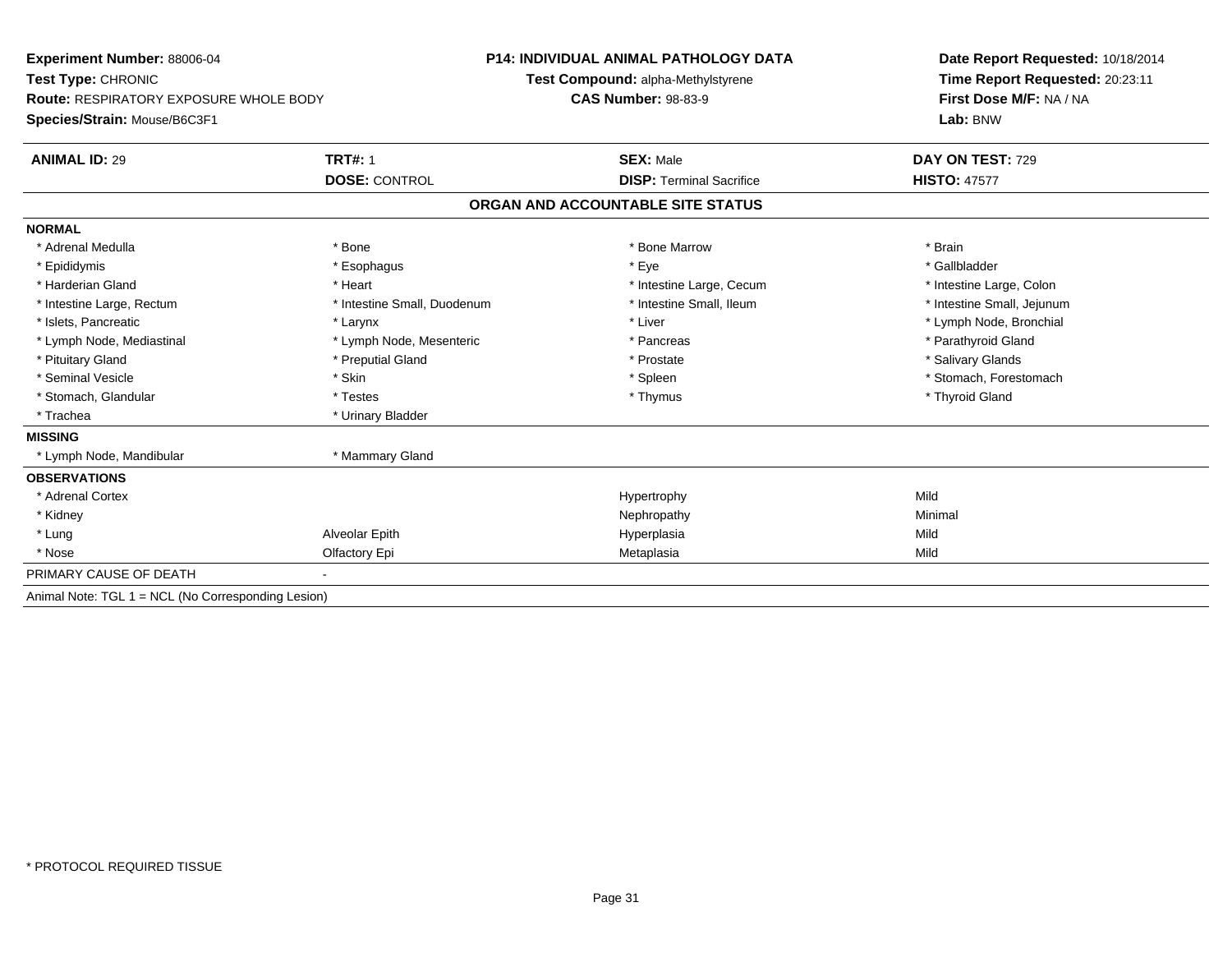**Experiment Number:** 88006-04
**Test Type:** CHRONIC
**Route:** RESPIRATORY EXPOSURE WHOLE BODY
**Species/Strain:** Mouse/B6C3F1

**P14: INDIVIDUAL ANIMAL PATHOLOGY DATA**
**Test Compound:** alpha-Methylstyrene
**CAS Number:** 98-83-9

**Date Report Requested:** 10/18/2014
**Time Report Requested:** 20:23:11
**First Dose M/F:** NA / NA
**Lab:** BNW

| **ANIMAL ID:** 29 | **TRT#:** 1 | **SEX:** Male | **DAY ON TEST:** 729 |
|---|---|---|---|
| | **DOSE:** CONTROL | **DISP:** Terminal Sacrifice | **HISTO:** 47577 |

## ORGAN AND ACCOUNTABLE SITE STATUS

**NORMAL**

| | | | |
|---|---|---|---|
| * Adrenal Medulla | * Bone | * Bone Marrow | * Brain |
| * Epididymis | * Esophagus | * Eye | * Gallbladder |
| * Harderian Gland | * Heart | * Intestine Large, Cecum | * Intestine Large, Colon |
| * Intestine Large, Rectum | * Intestine Small, Duodenum | * Intestine Small, Ileum | * Intestine Small, Jejunum |
| * Islets, Pancreatic | * Larynx | * Liver | * Lymph Node, Bronchial |
| * Lymph Node, Mediastinal | * Lymph Node, Mesenteric | * Pancreas | * Parathyroid Gland |
| * Pituitary Gland | * Preputial Gland | * Prostate | * Salivary Glands |
| * Seminal Vesicle | * Skin | * Spleen | * Stomach, Forestomach |
| * Stomach, Glandular | * Testes | * Thymus | * Thyroid Gland |
| * Trachea | * Urinary Bladder | | |

**MISSING**

| | |
|---|---|
| * Lymph Node, Mandibular | * Mammary Gland |

**OBSERVATIONS**

| | | | |
|---|---|---|---|
| * Adrenal Cortex | | Hypertrophy | Mild |
| * Kidney | | Nephropathy | Minimal |
| * Lung | Alveolar Epith | Hyperplasia | Mild |
| * Nose | Olfactory Epi | Metaplasia | Mild |

PRIMARY CAUSE OF DEATH -

Animal Note: TGL 1 = NCL (No Corresponding Lesion)

* PROTOCOL REQUIRED TISSUE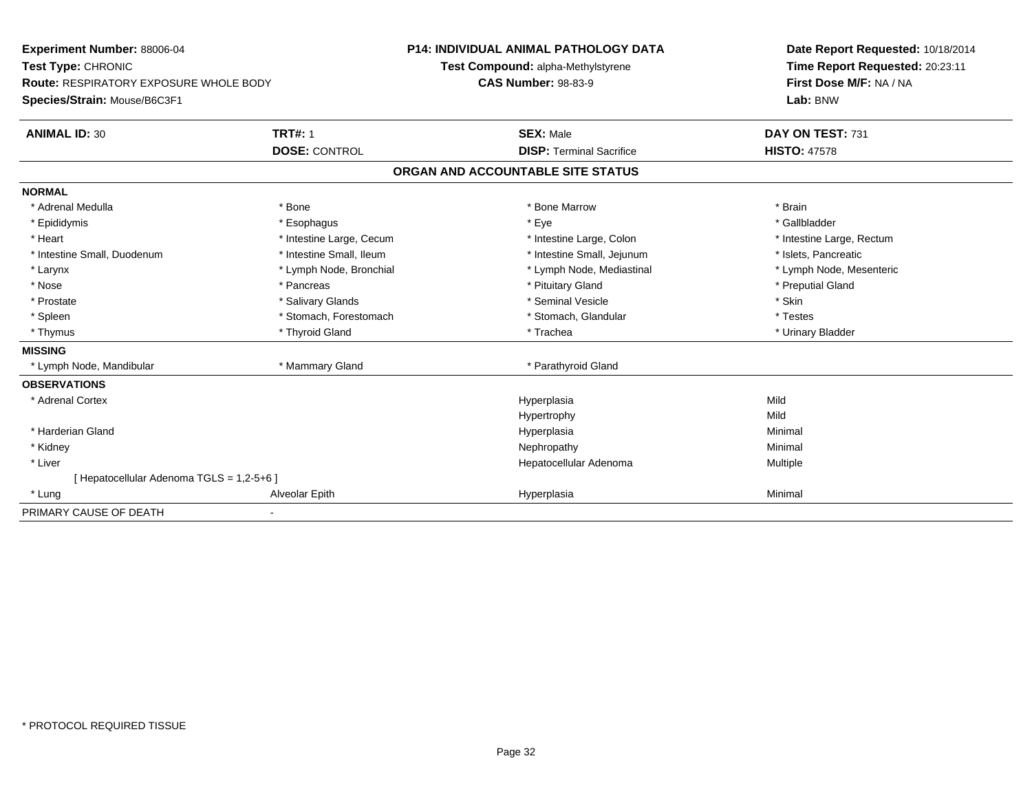**Experiment Number:** 88006-04
**Test Type:** CHRONIC
**Route:** RESPIRATORY EXPOSURE WHOLE BODY
**Species/Strain:** Mouse/B6C3F1

**P14: INDIVIDUAL ANIMAL PATHOLOGY DATA**
**Test Compound:** alpha-Methylstyrene
**CAS Number:** 98-83-9

**Date Report Requested:** 10/18/2014
**Time Report Requested:** 20:23:11
**First Dose M/F:** NA / NA
**Lab:** BNW

| **ANIMAL ID:** 30 | **TRT#:** 1 | **SEX:** Male | **DAY ON TEST:** 731 |
|---|---|---|---|
| | **DOSE:** CONTROL | **DISP:** Terminal Sacrifice | **HISTO:** 47578 |

## ORGAN AND ACCOUNTABLE SITE STATUS

| | | | |
|---|---|---|---|
| **NORMAL** | | | |
| * Adrenal Medulla | * Bone | * Bone Marrow | * Brain |
| * Epididymis | * Esophagus | * Eye | * Gallbladder |
| * Heart | * Intestine Large, Cecum | * Intestine Large, Colon | * Intestine Large, Rectum |
| * Intestine Small, Duodenum | * Intestine Small, Ileum | * Intestine Small, Jejunum | * Islets, Pancreatic |
| * Larynx | * Lymph Node, Bronchial | * Lymph Node, Mediastinal | * Lymph Node, Mesenteric |
| * Nose | * Pancreas | * Pituitary Gland | * Preputial Gland |
| * Prostate | * Salivary Glands | * Seminal Vesicle | * Skin |
| * Spleen | * Stomach, Forestomach | * Stomach, Glandular | * Testes |
| * Thymus | * Thyroid Gland | * Trachea | * Urinary Bladder |
| **MISSING** | | | |
| * Lymph Node, Mandibular | * Mammary Gland | * Parathyroid Gland | |
| **OBSERVATIONS** | | | |
| * Adrenal Cortex | | Hyperplasia | Mild |
| | | Hypertrophy | Mild |
| * Harderian Gland | | Hyperplasia | Minimal |
| * Kidney | | Nephropathy | Minimal |
| * Liver | | Hepatocellular Adenoma | Multiple |
| [ Hepatocellular Adenoma TGLS = 1,2-5+6 ] | | | |
| * Lung | Alveolar Epith | Hyperplasia | Minimal |
| PRIMARY CAUSE OF DEATH | - | | |

* PROTOCOL REQUIRED TISSUE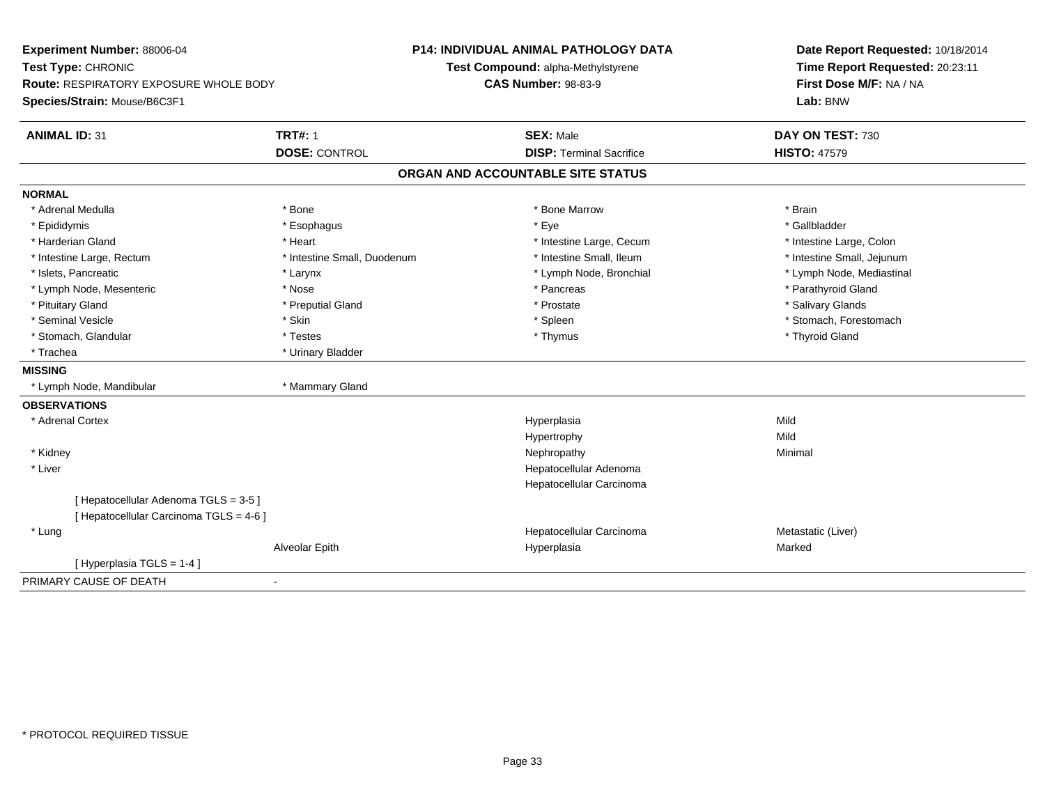**Experiment Number:** 88006-04
**Test Type:** CHRONIC
**Route:** RESPIRATORY EXPOSURE WHOLE BODY
**Species/Strain:** Mouse/B6C3F1

**P14: INDIVIDUAL ANIMAL PATHOLOGY DATA**
**Test Compound:** alpha-Methylstyrene
**CAS Number:** 98-83-9

**Date Report Requested:** 10/18/2014
**Time Report Requested:** 20:23:11
**First Dose M/F:** NA / NA
**Lab:** BNW

| **ANIMAL ID:** 31 | **TRT#:** 1 | **SEX:** Male | **DAY ON TEST:** 730 |
|---|---|---|---|
| | **DOSE:** CONTROL | **DISP:** Terminal Sacrifice | **HISTO:** 47579 |

## ORGAN AND ACCOUNTABLE SITE STATUS

**NORMAL**

| | | | |
|---|---|---|---|
| * Adrenal Medulla | * Bone | * Bone Marrow | * Brain |
| * Epididymis | * Esophagus | * Eye | * Gallbladder |
| * Harderian Gland | * Heart | * Intestine Large, Cecum | * Intestine Large, Colon |
| * Intestine Large, Rectum | * Intestine Small, Duodenum | * Intestine Small, Ileum | * Intestine Small, Jejunum |
| * Islets, Pancreatic | * Larynx | * Lymph Node, Bronchial | * Lymph Node, Mediastinal |
| * Lymph Node, Mesenteric | * Nose | * Pancreas | * Parathyroid Gland |
| * Pituitary Gland | * Preputial Gland | * Prostate | * Salivary Glands |
| * Seminal Vesicle | * Skin | * Spleen | * Stomach, Forestomach |
| * Stomach, Glandular | * Testes | * Thymus | * Thyroid Gland |
| * Trachea | * Urinary Bladder | | |

**MISSING**

| | |
|---|---|
| * Lymph Node, Mandibular | * Mammary Gland |

**OBSERVATIONS**

| | | | |
|---|---|---|---|
| * Adrenal Cortex | | Hyperplasia | Mild |
| | | Hypertrophy | Mild |
| * Kidney | | Nephropathy | Minimal |
| * Liver | | Hepatocellular Adenoma | |
| | | Hepatocellular Carcinoma | |
| [ Hepatocellular Adenoma TGLS = 3-5 ] | | | |
| [ Hepatocellular Carcinoma TGLS = 4-6 ] | | | |
| * Lung | | Hepatocellular Carcinoma | Metastatic (Liver) |
| | Alveolar Epith | Hyperplasia | Marked |
| [ Hyperplasia TGLS = 1-4 ] | | | |

PRIMARY CAUSE OF DEATH -

\* PROTOCOL REQUIRED TISSUE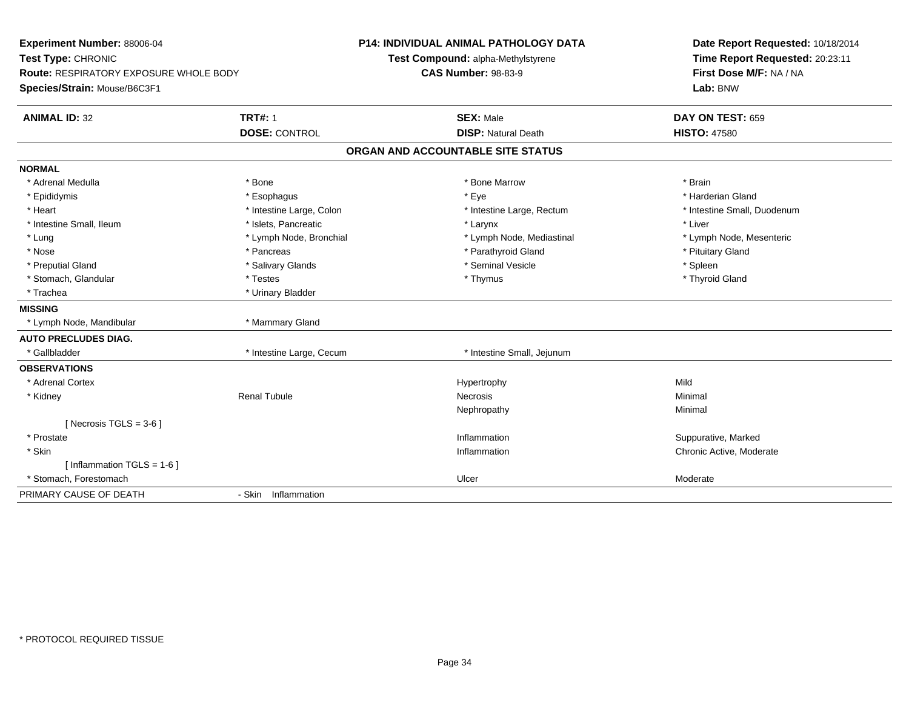**Experiment Number:** 88006-04
**Test Type:** CHRONIC
**Route:** RESPIRATORY EXPOSURE WHOLE BODY
**Species/Strain:** Mouse/B6C3F1

**P14: INDIVIDUAL ANIMAL PATHOLOGY DATA**
**Test Compound:** alpha-Methylstyrene
**CAS Number:** 98-83-9

**Date Report Requested:** 10/18/2014
**Time Report Requested:** 20:23:11
**First Dose M/F:** NA / NA
**Lab:** BNW

| **ANIMAL ID:** 32 | **TRT#:** 1 | **SEX:** Male | **DAY ON TEST:** 659 |
|---|---|---|---|
| | **DOSE:** CONTROL | **DISP:** Natural Death | **HISTO:** 47580 |

## ORGAN AND ACCOUNTABLE SITE STATUS

| | | | |
|---|---|---|---|
| **NORMAL** | | | |
| * Adrenal Medulla | * Bone | * Bone Marrow | * Brain |
| * Epididymis | * Esophagus | * Eye | * Harderian Gland |
| * Heart | * Intestine Large, Colon | * Intestine Large, Rectum | * Intestine Small, Duodenum |
| * Intestine Small, Ileum | * Islets, Pancreatic | * Larynx | * Liver |
| * Lung | * Lymph Node, Bronchial | * Lymph Node, Mediastinal | * Lymph Node, Mesenteric |
| * Nose | * Pancreas | * Parathyroid Gland | * Pituitary Gland |
| * Preputial Gland | * Salivary Glands | * Seminal Vesicle | * Spleen |
| * Stomach, Glandular | * Testes | * Thymus | * Thyroid Gland |
| * Trachea | * Urinary Bladder | | |
| **MISSING** | | | |
| * Lymph Node, Mandibular | * Mammary Gland | | |
| **AUTO PRECLUDES DIAG.** | | | |
| * Gallbladder | * Intestine Large, Cecum | * Intestine Small, Jejunum | |
| **OBSERVATIONS** | | | |
| * Adrenal Cortex | | Hypertrophy | Mild |
| * Kidney | Renal Tubule | Necrosis | Minimal |
| | | Nephropathy | Minimal |
| [ Necrosis TGLS = 3-6 ] | | | |
| * Prostate | | Inflammation | Suppurative, Marked |
| * Skin | | Inflammation | Chronic Active, Moderate |
| [ Inflammation TGLS = 1-6 ] | | | |
| * Stomach, Forestomach | | Ulcer | Moderate |
| PRIMARY CAUSE OF DEATH | - Skin Inflammation | | |

* PROTOCOL REQUIRED TISSUE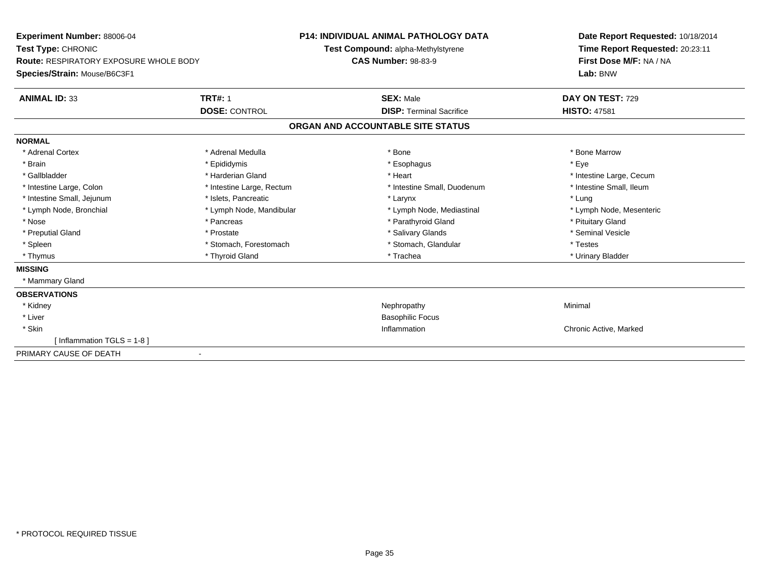**Experiment Number:** 88006-04
**Test Type:** CHRONIC
**Route:** RESPIRATORY EXPOSURE WHOLE BODY
**Species/Strain:** Mouse/B6C3F1

**P14: INDIVIDUAL ANIMAL PATHOLOGY DATA**
**Test Compound:** alpha-Methylstyrene
**CAS Number:** 98-83-9

**Date Report Requested:** 10/18/2014
**Time Report Requested:** 20:23:11
**First Dose M/F:** NA / NA
**Lab:** BNW

| **ANIMAL ID:** 33 | **TRT#:** 1 | **SEX:** Male | **DAY ON TEST:** 729 |
|---|---|---|---|
| | **DOSE:** CONTROL | **DISP:** Terminal Sacrifice | **HISTO:** 47581 |

## ORGAN AND ACCOUNTABLE SITE STATUS

**NORMAL**

| | | | |
|---|---|---|---|
| * Adrenal Cortex | * Adrenal Medulla | * Bone | * Bone Marrow |
| * Brain | * Epididymis | * Esophagus | * Eye |
| * Gallbladder | * Harderian Gland | * Heart | * Intestine Large, Cecum |
| * Intestine Large, Colon | * Intestine Large, Rectum | * Intestine Small, Duodenum | * Intestine Small, Ileum |
| * Intestine Small, Jejunum | * Islets, Pancreatic | * Larynx | * Lung |
| * Lymph Node, Bronchial | * Lymph Node, Mandibular | * Lymph Node, Mediastinal | * Lymph Node, Mesenteric |
| * Nose | * Pancreas | * Parathyroid Gland | * Pituitary Gland |
| * Preputial Gland | * Prostate | * Salivary Glands | * Seminal Vesicle |
| * Spleen | * Stomach, Forestomach | * Stomach, Glandular | * Testes |
| * Thymus | * Thyroid Gland | * Trachea | * Urinary Bladder |

**MISSING**

* Mammary Gland

**OBSERVATIONS**

| | | |
|---|---|---|
| * Kidney | Nephropathy | Minimal |
| * Liver | Basophilic Focus | |
| * Skin | Inflammation | Chronic Active, Marked |
| [ Inflammation TGLS = 1-8 ] | | |

PRIMARY CAUSE OF DEATH -

* PROTOCOL REQUIRED TISSUE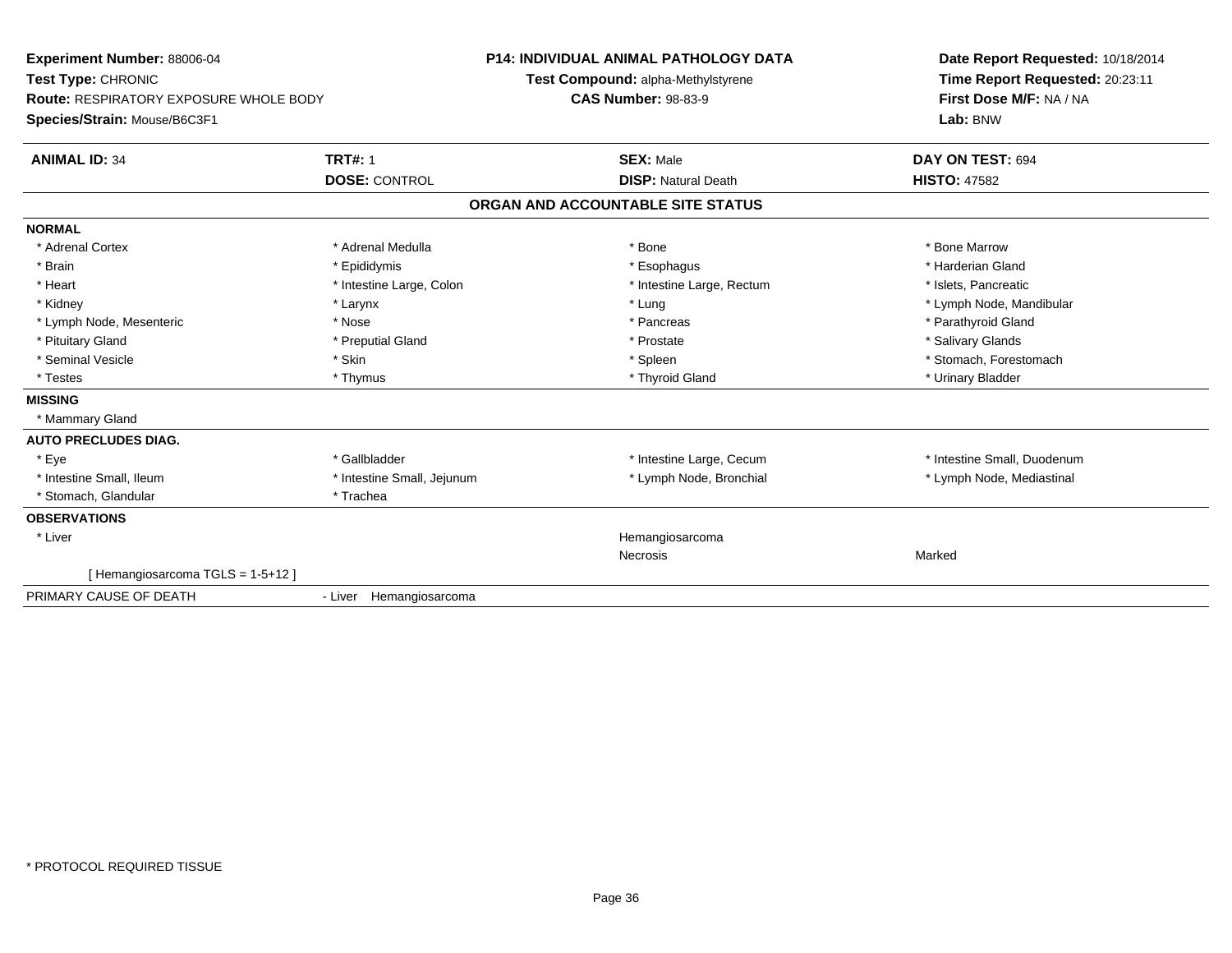**Experiment Number:** 88006-04
**Test Type:** CHRONIC
**Route:** RESPIRATORY EXPOSURE WHOLE BODY
**Species/Strain:** Mouse/B6C3F1

**P14: INDIVIDUAL ANIMAL PATHOLOGY DATA**
**Test Compound:** alpha-Methylstyrene
**CAS Number:** 98-83-9

**Date Report Requested:** 10/18/2014
**Time Report Requested:** 20:23:11
**First Dose M/F:** NA / NA
**Lab:** BNW

| **ANIMAL ID:** 34 | **TRT#:** 1 | **SEX:** Male | **DAY ON TEST:** 694 |
|---|---|---|---|
| | **DOSE:** CONTROL | **DISP:** Natural Death | **HISTO:** 47582 |

## ORGAN AND ACCOUNTABLE SITE STATUS

**NORMAL**

| | | | |
|---|---|---|---|
| * Adrenal Cortex | * Adrenal Medulla | * Bone | * Bone Marrow |
| * Brain | * Epididymis | * Esophagus | * Harderian Gland |
| * Heart | * Intestine Large, Colon | * Intestine Large, Rectum | * Islets, Pancreatic |
| * Kidney | * Larynx | * Lung | * Lymph Node, Mandibular |
| * Lymph Node, Mesenteric | * Nose | * Pancreas | * Parathyroid Gland |
| * Pituitary Gland | * Preputial Gland | * Prostate | * Salivary Glands |
| * Seminal Vesicle | * Skin | * Spleen | * Stomach, Forestomach |
| * Testes | * Thymus | * Thyroid Gland | * Urinary Bladder |

**MISSING**

* Mammary Gland

**AUTO PRECLUDES DIAG.**

| | | | |
|---|---|---|---|
| * Eye | * Gallbladder | * Intestine Large, Cecum | * Intestine Small, Duodenum |
| * Intestine Small, Ileum | * Intestine Small, Jejunum | * Lymph Node, Bronchial | * Lymph Node, Mediastinal |
| * Stomach, Glandular | * Trachea | | |

**OBSERVATIONS**

| | | | |
|---|---|---|---|
| * Liver | | Hemangiosarcoma | |
| | | Necrosis | Marked |
| [ Hemangiosarcoma TGLS = 1-5+12 ] | | | |

PRIMARY CAUSE OF DEATH - Liver Hemangiosarcoma

* PROTOCOL REQUIRED TISSUE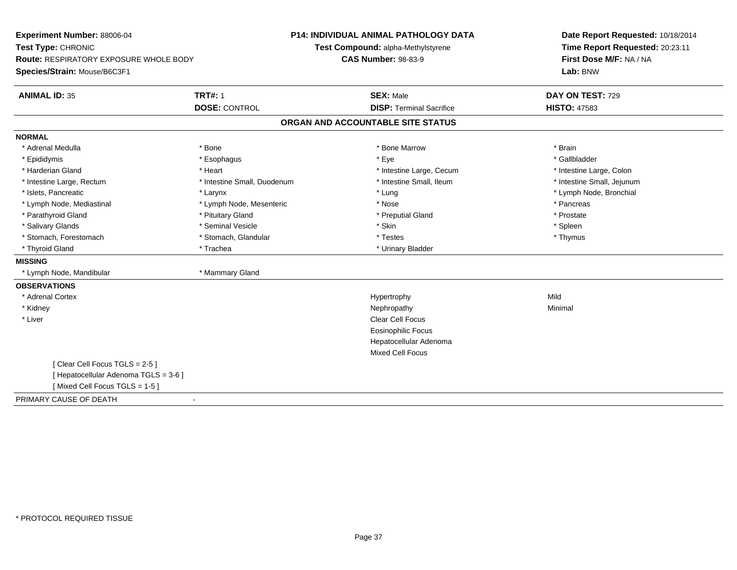**Experiment Number:** 88006-04
**Test Type:** CHRONIC
**Route:** RESPIRATORY EXPOSURE WHOLE BODY
**Species/Strain:** Mouse/B6C3F1

**P14: INDIVIDUAL ANIMAL PATHOLOGY DATA**
**Test Compound:** alpha-Methylstyrene
**CAS Number:** 98-83-9

**Date Report Requested:** 10/18/2014
**Time Report Requested:** 20:23:11
**First Dose M/F:** NA / NA
**Lab:** BNW

| **ANIMAL ID:** 35 | **TRT#:** 1 | **SEX:** Male | **DAY ON TEST:** 729 |
|---|---|---|---|
| | **DOSE:** CONTROL | **DISP:** Terminal Sacrifice | **HISTO:** 47583 |

## ORGAN AND ACCOUNTABLE SITE STATUS

**NORMAL**

| | | | |
|---|---|---|---|
| * Adrenal Medulla | * Bone | * Bone Marrow | * Brain |
| * Epididymis | * Esophagus | * Eye | * Gallbladder |
| * Harderian Gland | * Heart | * Intestine Large, Cecum | * Intestine Large, Colon |
| * Intestine Large, Rectum | * Intestine Small, Duodenum | * Intestine Small, Ileum | * Intestine Small, Jejunum |
| * Islets, Pancreatic | * Larynx | * Lung | * Lymph Node, Bronchial |
| * Lymph Node, Mediastinal | * Lymph Node, Mesenteric | * Nose | * Pancreas |
| * Parathyroid Gland | * Pituitary Gland | * Preputial Gland | * Prostate |
| * Salivary Glands | * Seminal Vesicle | * Skin | * Spleen |
| * Stomach, Forestomach | * Stomach, Glandular | * Testes | * Thymus |
| * Thyroid Gland | * Trachea | * Urinary Bladder | |

**MISSING**

| | |
|---|---|
| * Lymph Node, Mandibular | * Mammary Gland |

**OBSERVATIONS**

| Organ | Observation | Severity |
|---|---|---|
| * Adrenal Cortex | Hypertrophy | Mild |
| * Kidney | Nephropathy | Minimal |
| * Liver | Clear Cell Focus | |
| | Eosinophilic Focus | |
| | Hepatocellular Adenoma | |
| | Mixed Cell Focus | |

[ Clear Cell Focus TGLS = 2-5 ]
[ Hepatocellular Adenoma TGLS = 3-6 ]
[ Mixed Cell Focus TGLS = 1-5 ]

PRIMARY CAUSE OF DEATH -

* PROTOCOL REQUIRED TISSUE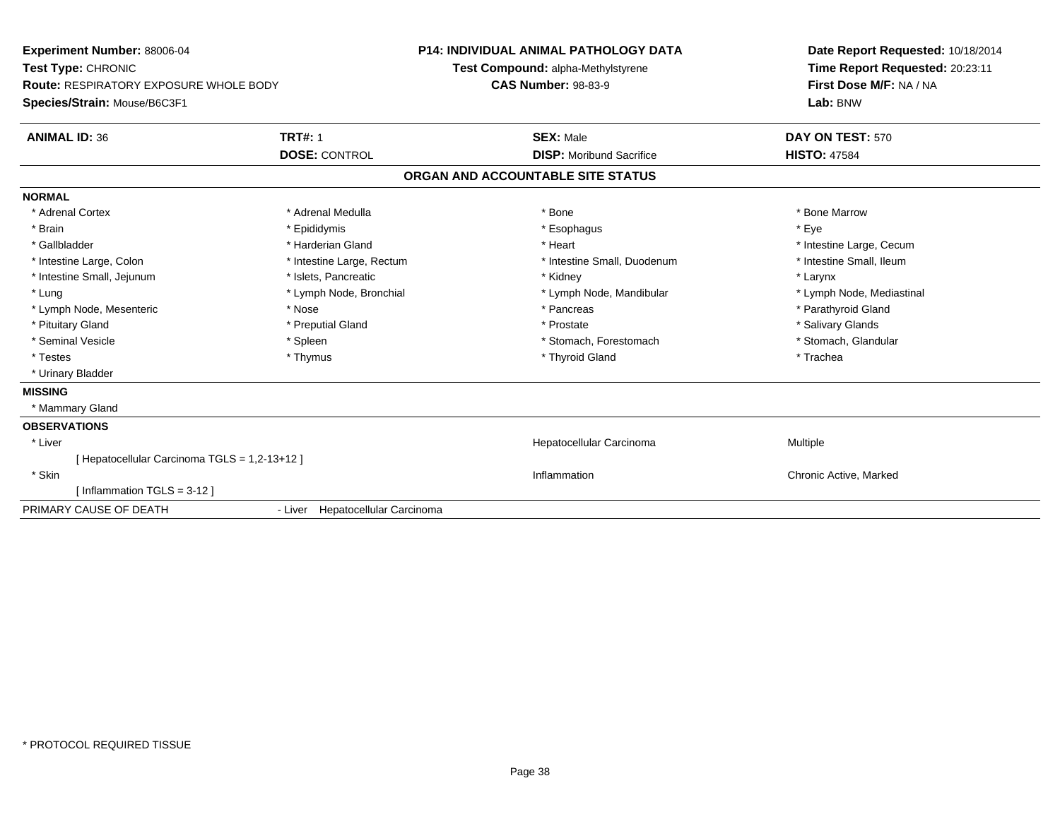**Experiment Number:** 88006-04
**Test Type:** CHRONIC
**Route:** RESPIRATORY EXPOSURE WHOLE BODY
**Species/Strain:** Mouse/B6C3F1

**P14: INDIVIDUAL ANIMAL PATHOLOGY DATA**
**Test Compound:** alpha-Methylstyrene
**CAS Number:** 98-83-9

**Date Report Requested:** 10/18/2014
**Time Report Requested:** 20:23:11
**First Dose M/F:** NA / NA
**Lab:** BNW

| **ANIMAL ID:** 36 | **TRT#:** 1 | **SEX:** Male | **DAY ON TEST:** 570 |
|---|---|---|---|
| | **DOSE:** CONTROL | **DISP:** Moribund Sacrifice | **HISTO:** 47584 |

## ORGAN AND ACCOUNTABLE SITE STATUS

**NORMAL**

| | | | |
|---|---|---|---|
| * Adrenal Cortex | * Adrenal Medulla | * Bone | * Bone Marrow |
| * Brain | * Epididymis | * Esophagus | * Eye |
| * Gallbladder | * Harderian Gland | * Heart | * Intestine Large, Cecum |
| * Intestine Large, Colon | * Intestine Large, Rectum | * Intestine Small, Duodenum | * Intestine Small, Ileum |
| * Intestine Small, Jejunum | * Islets, Pancreatic | * Kidney | * Larynx |
| * Lung | * Lymph Node, Bronchial | * Lymph Node, Mandibular | * Lymph Node, Mediastinal |
| * Lymph Node, Mesenteric | * Nose | * Pancreas | * Parathyroid Gland |
| * Pituitary Gland | * Preputial Gland | * Prostate | * Salivary Glands |
| * Seminal Vesicle | * Spleen | * Stomach, Forestomach | * Stomach, Glandular |
| * Testes | * Thymus | * Thyroid Gland | * Trachea |
| * Urinary Bladder | | | |

**MISSING**

* Mammary Gland

**OBSERVATIONS**

| | | |
|---|---|---|
| * Liver | Hepatocellular Carcinoma | Multiple |
| [ Hepatocellular Carcinoma TGLS = 1,2-13+12 ] | | |
| * Skin | Inflammation | Chronic Active, Marked |
| [ Inflammation TGLS = 3-12 ] | | |

PRIMARY CAUSE OF DEATH - Liver Hepatocellular Carcinoma

* PROTOCOL REQUIRED TISSUE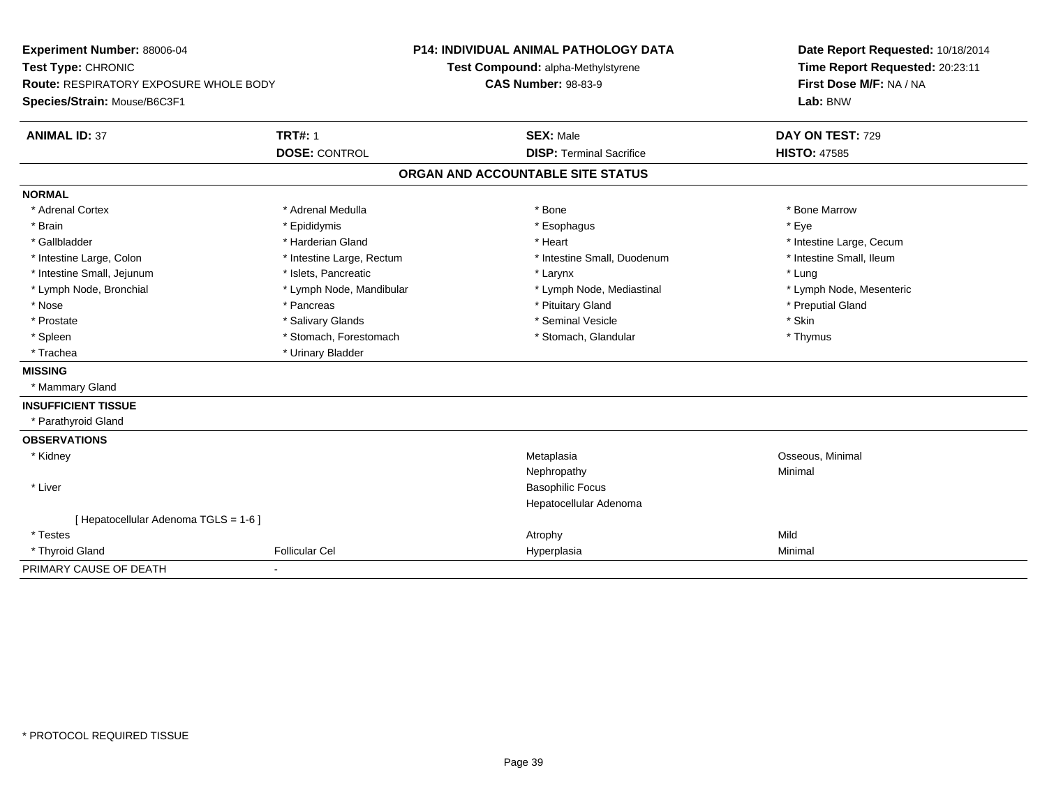**Experiment Number:** 88006-04
**Test Type:** CHRONIC
**Route:** RESPIRATORY EXPOSURE WHOLE BODY
**Species/Strain:** Mouse/B6C3F1

**P14: INDIVIDUAL ANIMAL PATHOLOGY DATA**
**Test Compound:** alpha-Methylstyrene
**CAS Number:** 98-83-9

**Date Report Requested:** 10/18/2014
**Time Report Requested:** 20:23:11
**First Dose M/F:** NA / NA
**Lab:** BNW

| **ANIMAL ID:** 37 | **TRT#:** 1 | **SEX:** Male | **DAY ON TEST:** 729 |
|---|---|---|---|
| | **DOSE:** CONTROL | **DISP:** Terminal Sacrifice | **HISTO:** 47585 |

## ORGAN AND ACCOUNTABLE SITE STATUS

**NORMAL**

| | | | |
|---|---|---|---|
| * Adrenal Cortex | * Adrenal Medulla | * Bone | * Bone Marrow |
| * Brain | * Epididymis | * Esophagus | * Eye |
| * Gallbladder | * Harderian Gland | * Heart | * Intestine Large, Cecum |
| * Intestine Large, Colon | * Intestine Large, Rectum | * Intestine Small, Duodenum | * Intestine Small, Ileum |
| * Intestine Small, Jejunum | * Islets, Pancreatic | * Larynx | * Lung |
| * Lymph Node, Bronchial | * Lymph Node, Mandibular | * Lymph Node, Mediastinal | * Lymph Node, Mesenteric |
| * Nose | * Pancreas | * Pituitary Gland | * Preputial Gland |
| * Prostate | * Salivary Glands | * Seminal Vesicle | * Skin |
| * Spleen | * Stomach, Forestomach | * Stomach, Glandular | * Thymus |
| * Trachea | * Urinary Bladder | | |

**MISSING**

* Mammary Gland

**INSUFFICIENT TISSUE**

* Parathyroid Gland

**OBSERVATIONS**

| | | | |
|---|---|---|---|
| * Kidney | | Metaplasia | Osseous, Minimal |
| | | Nephropathy | Minimal |
| * Liver | | Basophilic Focus | |
| | | Hepatocellular Adenoma | |
| [ Hepatocellular Adenoma TGLS = 1-6 ] | | | |
| * Testes | | Atrophy | Mild |
| * Thyroid Gland | Follicular Cel | Hyperplasia | Minimal |

PRIMARY CAUSE OF DEATH -

* PROTOCOL REQUIRED TISSUE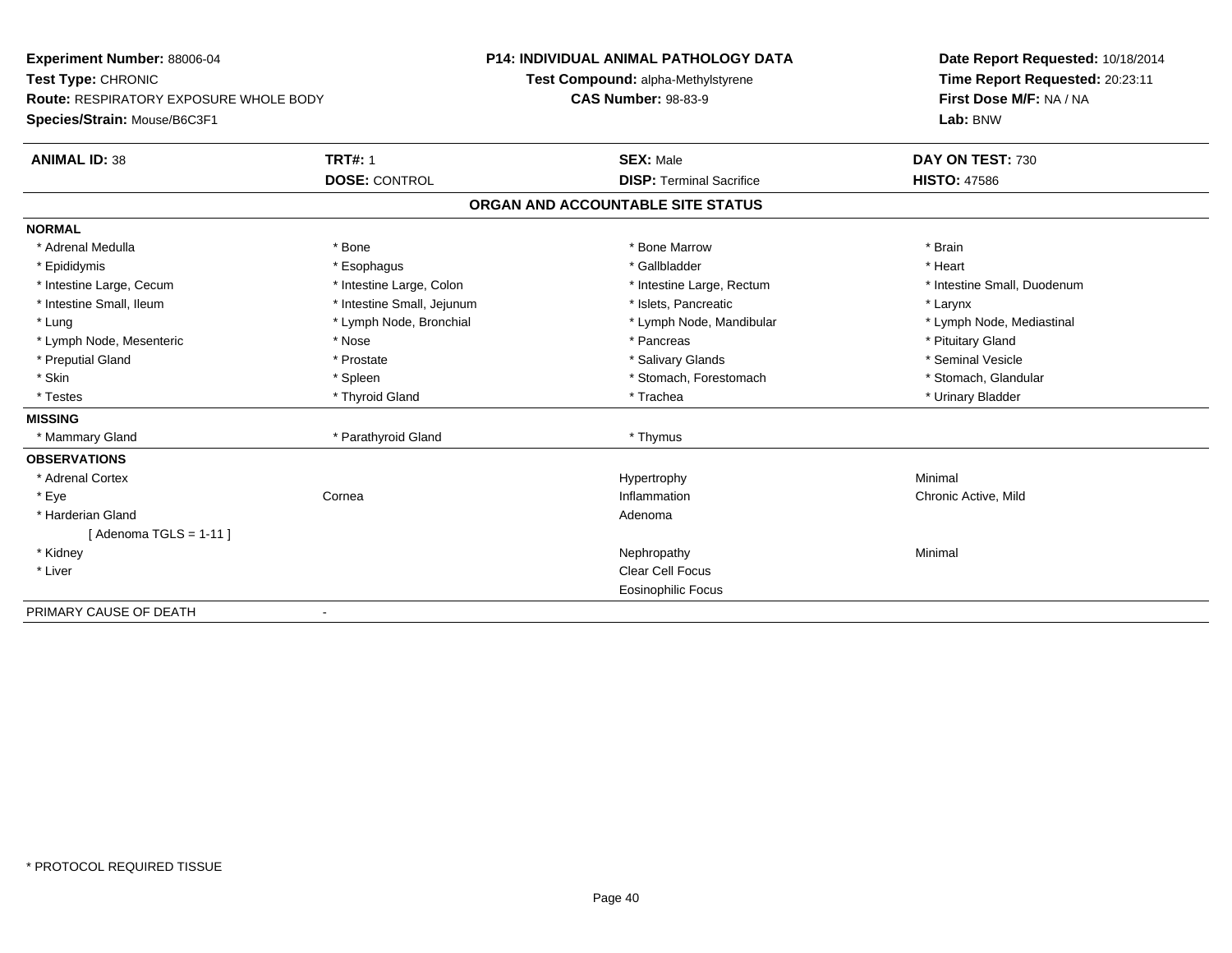**Experiment Number:** 88006-04
**Test Type:** CHRONIC
**Route:** RESPIRATORY EXPOSURE WHOLE BODY
**Species/Strain:** Mouse/B6C3F1

**P14: INDIVIDUAL ANIMAL PATHOLOGY DATA**
**Test Compound:** alpha-Methylstyrene
**CAS Number:** 98-83-9

**Date Report Requested:** 10/18/2014
**Time Report Requested:** 20:23:11
**First Dose M/F:** NA / NA
**Lab:** BNW

| **ANIMAL ID:** 38 | **TRT#:** 1 | **SEX:** Male | **DAY ON TEST:** 730 |
|---|---|---|---|
| | **DOSE:** CONTROL | **DISP:** Terminal Sacrifice | **HISTO:** 47586 |

## ORGAN AND ACCOUNTABLE SITE STATUS

| | | | |
|---|---|---|---|
| **NORMAL** | | | |
| * Adrenal Medulla | * Bone | * Bone Marrow | * Brain |
| * Epididymis | * Esophagus | * Gallbladder | * Heart |
| * Intestine Large, Cecum | * Intestine Large, Colon | * Intestine Large, Rectum | * Intestine Small, Duodenum |
| * Intestine Small, Ileum | * Intestine Small, Jejunum | * Islets, Pancreatic | * Larynx |
| * Lung | * Lymph Node, Bronchial | * Lymph Node, Mandibular | * Lymph Node, Mediastinal |
| * Lymph Node, Mesenteric | * Nose | * Pancreas | * Pituitary Gland |
| * Preputial Gland | * Prostate | * Salivary Glands | * Seminal Vesicle |
| * Skin | * Spleen | * Stomach, Forestomach | * Stomach, Glandular |
| * Testes | * Thyroid Gland | * Trachea | * Urinary Bladder |
| **MISSING** | | | |
| * Mammary Gland | * Parathyroid Gland | * Thymus | |
| **OBSERVATIONS** | | | |
| * Adrenal Cortex | | Hypertrophy | Minimal |
| * Eye | Cornea | Inflammation | Chronic Active, Mild |
| * Harderian Gland | | Adenoma | |
| [ Adenoma TGLS = 1-11 ] | | | |
| * Kidney | | Nephropathy | Minimal |
| * Liver | | Clear Cell Focus | |
| | | Eosinophilic Focus | |
| PRIMARY CAUSE OF DEATH | - | | |

\* PROTOCOL REQUIRED TISSUE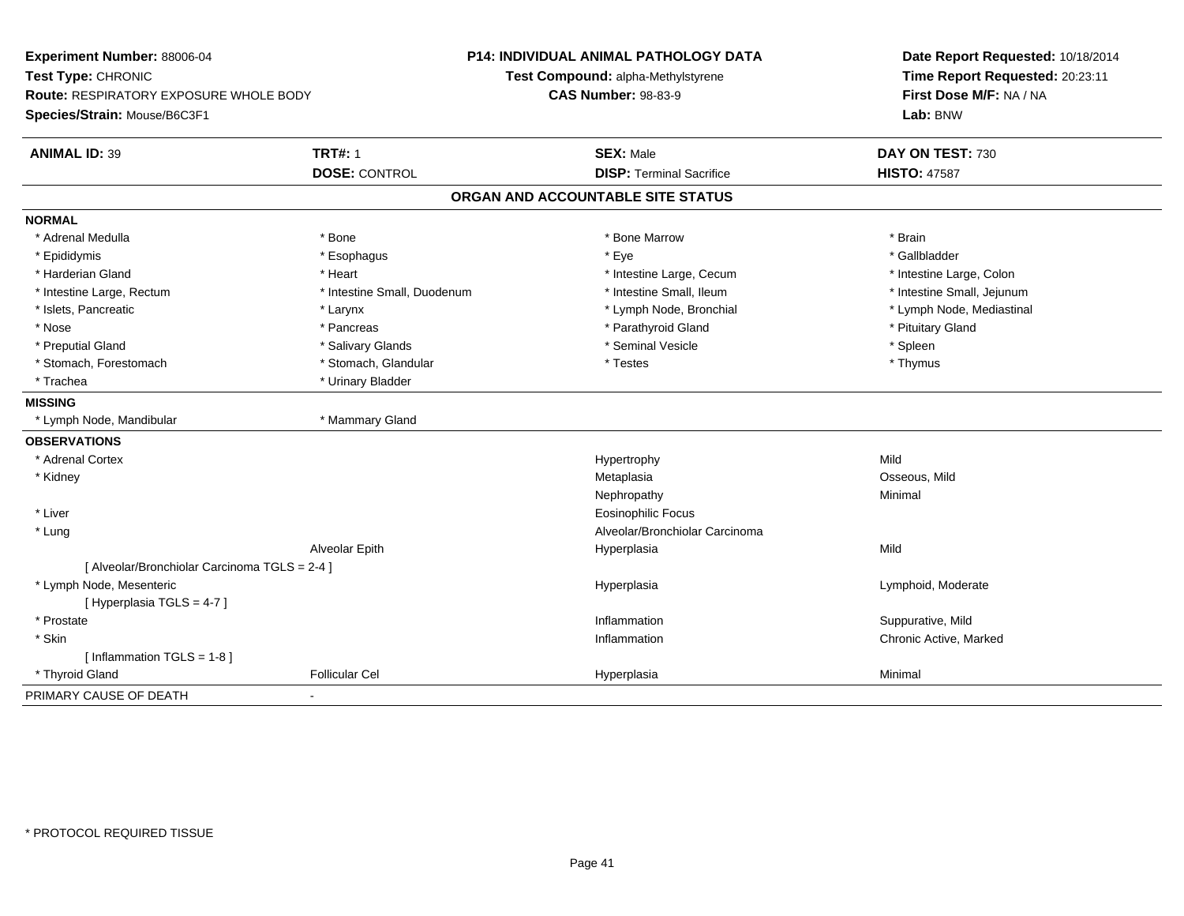**Experiment Number:** 88006-04
**Test Type:** CHRONIC
**Route:** RESPIRATORY EXPOSURE WHOLE BODY
**Species/Strain:** Mouse/B6C3F1

**P14: INDIVIDUAL ANIMAL PATHOLOGY DATA**
**Test Compound:** alpha-Methylstyrene
**CAS Number:** 98-83-9

**Date Report Requested:** 10/18/2014
**Time Report Requested:** 20:23:11
**First Dose M/F:** NA / NA
**Lab:** BNW

| **ANIMAL ID:** 39 | **TRT#:** 1 | **SEX:** Male | **DAY ON TEST:** 730 |
|---|---|---|---|
| | **DOSE:** CONTROL | **DISP:** Terminal Sacrifice | **HISTO:** 47587 |

**ORGAN AND ACCOUNTABLE SITE STATUS**

**NORMAL**

| | | | |
|---|---|---|---|
| * Adrenal Medulla | * Bone | * Bone Marrow | * Brain |
| * Epididymis | * Esophagus | * Eye | * Gallbladder |
| * Harderian Gland | * Heart | * Intestine Large, Cecum | * Intestine Large, Colon |
| * Intestine Large, Rectum | * Intestine Small, Duodenum | * Intestine Small, Ileum | * Intestine Small, Jejunum |
| * Islets, Pancreatic | * Larynx | * Lymph Node, Bronchial | * Lymph Node, Mediastinal |
| * Nose | * Pancreas | * Parathyroid Gland | * Pituitary Gland |
| * Preputial Gland | * Salivary Glands | * Seminal Vesicle | * Spleen |
| * Stomach, Forestomach | * Stomach, Glandular | * Testes | * Thymus |
| * Trachea | * Urinary Bladder | | |

**MISSING**

| | |
|---|---|
| * Lymph Node, Mandibular | * Mammary Gland |

**OBSERVATIONS**

| | | | |
|---|---|---|---|
| * Adrenal Cortex | | Hypertrophy | Mild |
| * Kidney | | Metaplasia | Osseous, Mild |
| | | Nephropathy | Minimal |
| * Liver | | Eosinophilic Focus | |
| * Lung | | Alveolar/Bronchiolar Carcinoma | |
| | Alveolar Epith | Hyperplasia | Mild |
| [ Alveolar/Bronchiolar Carcinoma TGLS = 2-4 ] | | | |
| * Lymph Node, Mesenteric | | Hyperplasia | Lymphoid, Moderate |
| [ Hyperplasia TGLS = 4-7 ] | | | |
| * Prostate | | Inflammation | Suppurative, Mild |
| * Skin | | Inflammation | Chronic Active, Marked |
| [ Inflammation TGLS = 1-8 ] | | | |
| * Thyroid Gland | Follicular Cel | Hyperplasia | Minimal |

PRIMARY CAUSE OF DEATH -

* PROTOCOL REQUIRED TISSUE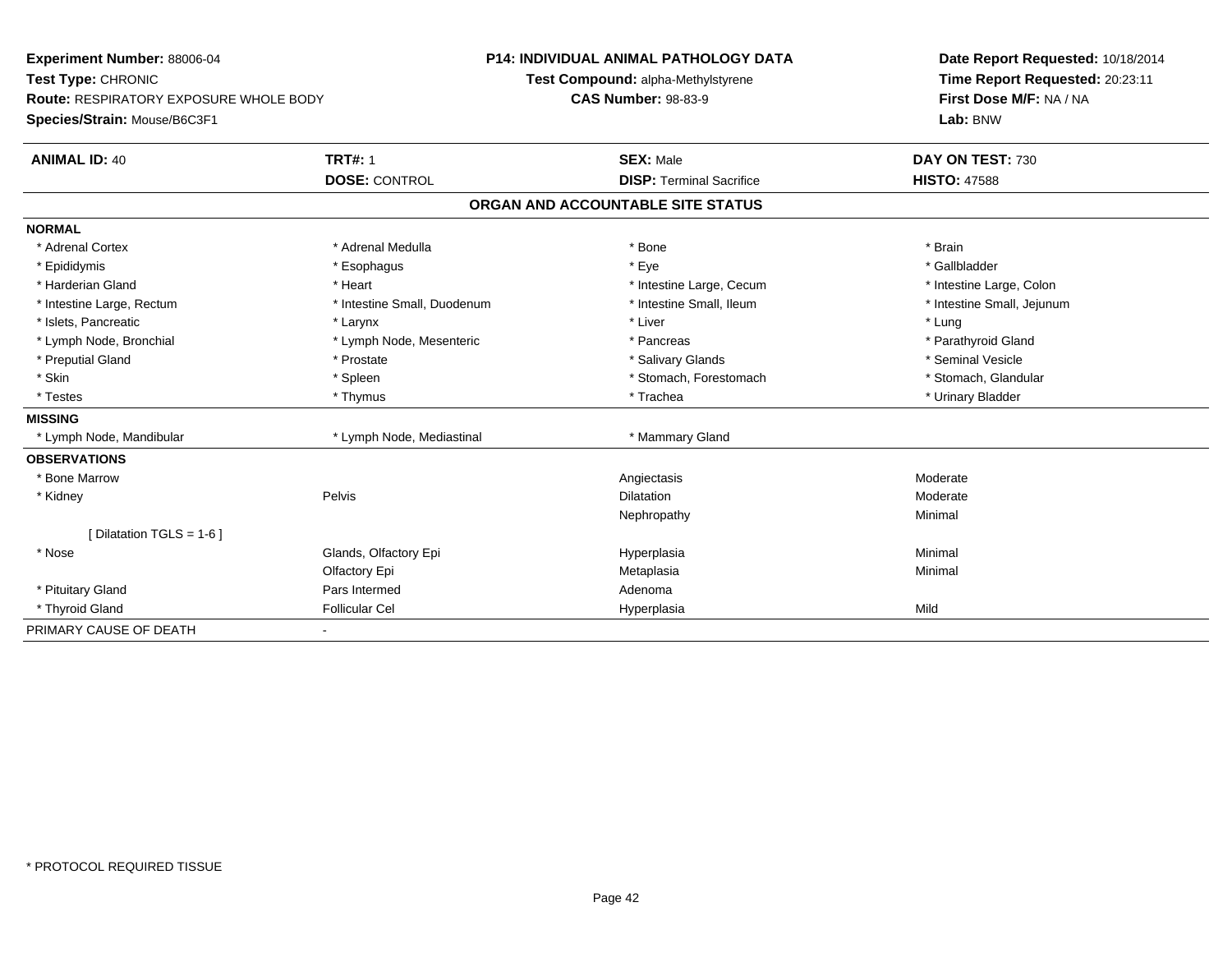| **Experiment Number:** 88006-04 | **P14: INDIVIDUAL ANIMAL PATHOLOGY DATA** | **Date Report Requested:** 10/18/2014 |
|---|---|---|
| **Test Type:** CHRONIC | **Test Compound:** alpha-Methylstyrene | **Time Report Requested:** 20:23:11 |
| **Route:** RESPIRATORY EXPOSURE WHOLE BODY | **CAS Number:** 98-83-9 | **First Dose M/F:** NA / NA |
| **Species/Strain:** Mouse/B6C3F1 | | **Lab:** BNW |

| **ANIMAL ID:** 40 | **TRT#:** 1 | **SEX:** Male | **DAY ON TEST:** 730 |
|---|---|---|---|
| | **DOSE:** CONTROL | **DISP:** Terminal Sacrifice | **HISTO:** 47588 |

**ORGAN AND ACCOUNTABLE SITE STATUS**

| | | | |
|---|---|---|---|
| **NORMAL** | | | |
| * Adrenal Cortex | * Adrenal Medulla | * Bone | * Brain |
| * Epididymis | * Esophagus | * Eye | * Gallbladder |
| * Harderian Gland | * Heart | * Intestine Large, Cecum | * Intestine Large, Colon |
| * Intestine Large, Rectum | * Intestine Small, Duodenum | * Intestine Small, Ileum | * Intestine Small, Jejunum |
| * Islets, Pancreatic | * Larynx | * Liver | * Lung |
| * Lymph Node, Bronchial | * Lymph Node, Mesenteric | * Pancreas | * Parathyroid Gland |
| * Preputial Gland | * Prostate | * Salivary Glands | * Seminal Vesicle |
| * Skin | * Spleen | * Stomach, Forestomach | * Stomach, Glandular |
| * Testes | * Thymus | * Trachea | * Urinary Bladder |
| **MISSING** | | | |
| * Lymph Node, Mandibular | * Lymph Node, Mediastinal | * Mammary Gland | |
| **OBSERVATIONS** | | | |
| * Bone Marrow | | Angiectasis | Moderate |
| * Kidney | Pelvis | Dilatation | Moderate |
| | | Nephropathy | Minimal |
| [ Dilatation TGLS = 1-6 ] | | | |
| * Nose | Glands, Olfactory Epi | Hyperplasia | Minimal |
| | Olfactory Epi | Metaplasia | Minimal |
| * Pituitary Gland | Pars Intermed | Adenoma | |
| * Thyroid Gland | Follicular Cel | Hyperplasia | Mild |
| PRIMARY CAUSE OF DEATH | - | | |

* PROTOCOL REQUIRED TISSUE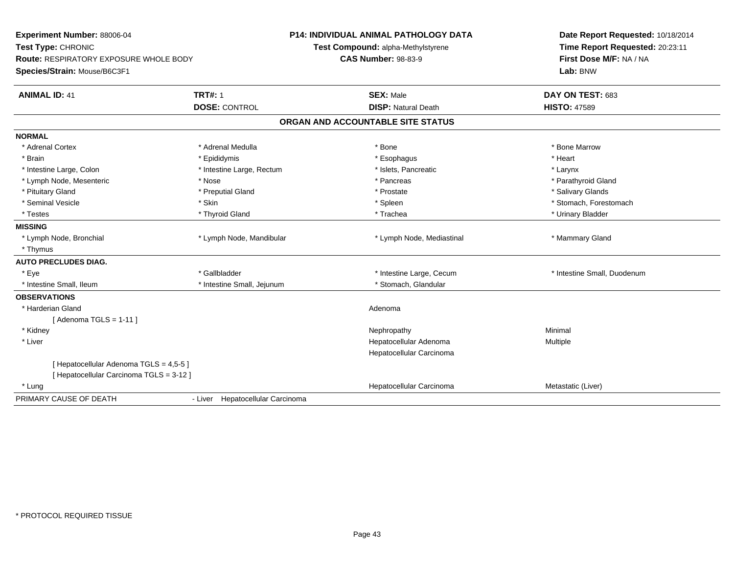**Experiment Number:** 88006-04
**Test Type:** CHRONIC
**Route:** RESPIRATORY EXPOSURE WHOLE BODY
**Species/Strain:** Mouse/B6C3F1

**P14: INDIVIDUAL ANIMAL PATHOLOGY DATA**
**Test Compound:** alpha-Methylstyrene
**CAS Number:** 98-83-9

**Date Report Requested:** 10/18/2014
**Time Report Requested:** 20:23:11
**First Dose M/F:** NA / NA
**Lab:** BNW

| **ANIMAL ID:** 41 | **TRT#:** 1 | **SEX:** Male | **DAY ON TEST:** 683 |
|---|---|---|---|
| | **DOSE:** CONTROL | **DISP:** Natural Death | **HISTO:** 47589 |

## ORGAN AND ACCOUNTABLE SITE STATUS

**NORMAL**

| | | | |
|---|---|---|---|
| * Adrenal Cortex | * Adrenal Medulla | * Bone | * Bone Marrow |
| * Brain | * Epididymis | * Esophagus | * Heart |
| * Intestine Large, Colon | * Intestine Large, Rectum | * Islets, Pancreatic | * Larynx |
| * Lymph Node, Mesenteric | * Nose | * Pancreas | * Parathyroid Gland |
| * Pituitary Gland | * Preputial Gland | * Prostate | * Salivary Glands |
| * Seminal Vesicle | * Skin | * Spleen | * Stomach, Forestomach |
| * Testes | * Thyroid Gland | * Trachea | * Urinary Bladder |

**MISSING**

| | | | |
|---|---|---|---|
| * Lymph Node, Bronchial | * Lymph Node, Mandibular | * Lymph Node, Mediastinal | * Mammary Gland |
| * Thymus | | | |

**AUTO PRECLUDES DIAG.**

| | | | |
|---|---|---|---|
| * Eye | * Gallbladder | * Intestine Large, Cecum | * Intestine Small, Duodenum |
| * Intestine Small, Ileum | * Intestine Small, Jejunum | * Stomach, Glandular | |

**OBSERVATIONS**

| | | |
|---|---|---|
| * Harderian Gland | Adenoma | |
| [ Adenoma TGLS = 1-11 ] | | |
| * Kidney | Nephropathy | Minimal |
| * Liver | Hepatocellular Adenoma | Multiple |
| | Hepatocellular Carcinoma | |
| [ Hepatocellular Adenoma TGLS = 4,5-5 ] | | |
| [ Hepatocellular Carcinoma TGLS = 3-12 ] | | |
| * Lung | Hepatocellular Carcinoma | Metastatic (Liver) |

PRIMARY CAUSE OF DEATH - Liver Hepatocellular Carcinoma

\* PROTOCOL REQUIRED TISSUE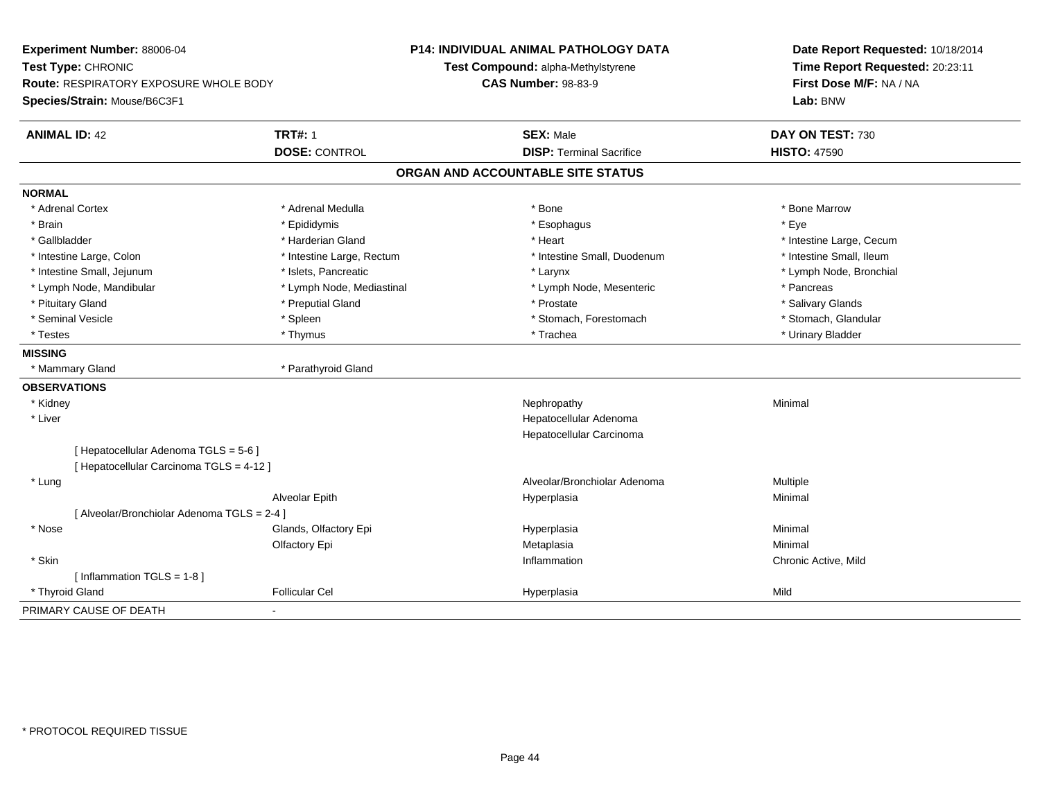**Experiment Number:** 88006-04
**Test Type:** CHRONIC
**Route:** RESPIRATORY EXPOSURE WHOLE BODY
**Species/Strain:** Mouse/B6C3F1

**P14: INDIVIDUAL ANIMAL PATHOLOGY DATA**
**Test Compound:** alpha-Methylstyrene
**CAS Number:** 98-83-9

**Date Report Requested:** 10/18/2014
**Time Report Requested:** 20:23:11
**First Dose M/F:** NA / NA
**Lab:** BNW

| **ANIMAL ID:** 42 | **TRT#:** 1 | **SEX:** Male | **DAY ON TEST:** 730 |
|---|---|---|---|
| | **DOSE:** CONTROL | **DISP:** Terminal Sacrifice | **HISTO:** 47590 |

## ORGAN AND ACCOUNTABLE SITE STATUS

**NORMAL**

| | | | |
|---|---|---|---|
| * Adrenal Cortex | * Adrenal Medulla | * Bone | * Bone Marrow |
| * Brain | * Epididymis | * Esophagus | * Eye |
| * Gallbladder | * Harderian Gland | * Heart | * Intestine Large, Cecum |
| * Intestine Large, Colon | * Intestine Large, Rectum | * Intestine Small, Duodenum | * Intestine Small, Ileum |
| * Intestine Small, Jejunum | * Islets, Pancreatic | * Larynx | * Lymph Node, Bronchial |
| * Lymph Node, Mandibular | * Lymph Node, Mediastinal | * Lymph Node, Mesenteric | * Pancreas |
| * Pituitary Gland | * Preputial Gland | * Prostate | * Salivary Glands |
| * Seminal Vesicle | * Spleen | * Stomach, Forestomach | * Stomach, Glandular |
| * Testes | * Thymus | * Trachea | * Urinary Bladder |

**MISSING**

| | |
|---|---|
| * Mammary Gland | * Parathyroid Gland |

**OBSERVATIONS**

| | | | |
|---|---|---|---|
| * Kidney | | Nephropathy | Minimal |
| * Liver | | Hepatocellular Adenoma | |
| | | Hepatocellular Carcinoma | |
| [ Hepatocellular Adenoma TGLS = 5-6 ] | | | |
| [ Hepatocellular Carcinoma TGLS = 4-12 ] | | | |
| * Lung | | Alveolar/Bronchiolar Adenoma | Multiple |
| | Alveolar Epith | Hyperplasia | Minimal |
| [ Alveolar/Bronchiolar Adenoma TGLS = 2-4 ] | | | |
| * Nose | Glands, Olfactory Epi | Hyperplasia | Minimal |
| | Olfactory Epi | Metaplasia | Minimal |
| * Skin | | Inflammation | Chronic Active, Mild |
| [ Inflammation TGLS = 1-8 ] | | | |
| * Thyroid Gland | Follicular Cel | Hyperplasia | Mild |

PRIMARY CAUSE OF DEATH -

* PROTOCOL REQUIRED TISSUE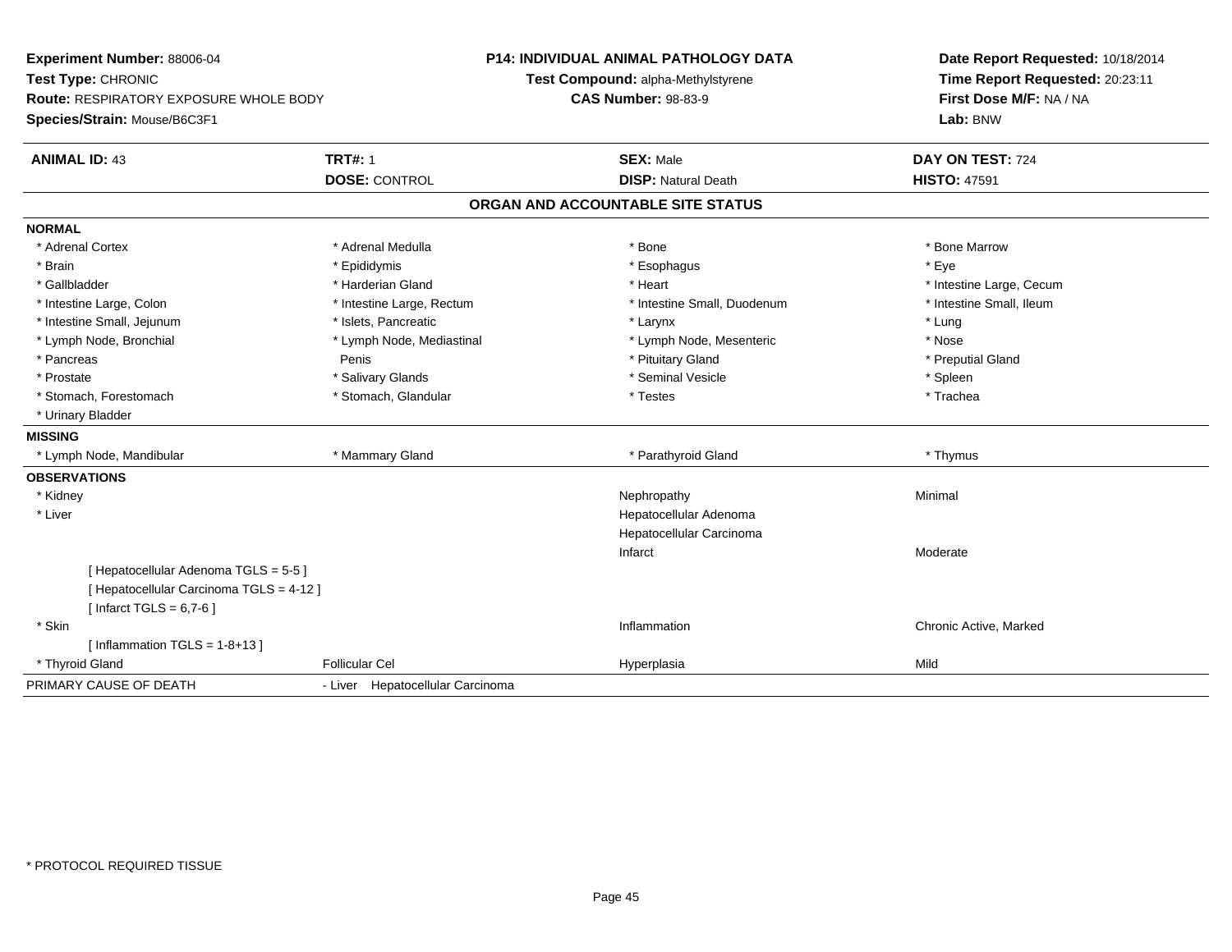**Experiment Number:** 88006-04
**Test Type:** CHRONIC
**Route:** RESPIRATORY EXPOSURE WHOLE BODY
**Species/Strain:** Mouse/B6C3F1

**P14: INDIVIDUAL ANIMAL PATHOLOGY DATA**
**Test Compound:** alpha-Methylstyrene
**CAS Number:** 98-83-9

**Date Report Requested:** 10/18/2014
**Time Report Requested:** 20:23:11
**First Dose M/F:** NA / NA
**Lab:** BNW

| **ANIMAL ID:** 43 | **TRT#:** 1 | **SEX:** Male | **DAY ON TEST:** 724 |
|---|---|---|---|
| | **DOSE:** CONTROL | **DISP:** Natural Death | **HISTO:** 47591 |

## ORGAN AND ACCOUNTABLE SITE STATUS

**NORMAL**

| | | | |
|---|---|---|---|
| * Adrenal Cortex | * Adrenal Medulla | * Bone | * Bone Marrow |
| * Brain | * Epididymis | * Esophagus | * Eye |
| * Gallbladder | * Harderian Gland | * Heart | * Intestine Large, Cecum |
| * Intestine Large, Colon | * Intestine Large, Rectum | * Intestine Small, Duodenum | * Intestine Small, Ileum |
| * Intestine Small, Jejunum | * Islets, Pancreatic | * Larynx | * Lung |
| * Lymph Node, Bronchial | * Lymph Node, Mediastinal | * Lymph Node, Mesenteric | * Nose |
| * Pancreas | Penis | * Pituitary Gland | * Preputial Gland |
| * Prostate | * Salivary Glands | * Seminal Vesicle | * Spleen |
| * Stomach, Forestomach | * Stomach, Glandular | * Testes | * Trachea |
| * Urinary Bladder | | | |

**MISSING**

| | | | |
|---|---|---|---|
| * Lymph Node, Mandibular | * Mammary Gland | * Parathyroid Gland | * Thymus |

**OBSERVATIONS**

| | | | |
|---|---|---|---|
| * Kidney | | Nephropathy | Minimal |
| * Liver | | Hepatocellular Adenoma | |
| | | Hepatocellular Carcinoma | |
| | | Infarct | Moderate |
| [ Hepatocellular Adenoma TGLS = 5-5 ] | | | |
| [ Hepatocellular Carcinoma TGLS = 4-12 ] | | | |
| [ Infarct TGLS = 6,7-6 ] | | | |
| * Skin | | Inflammation | Chronic Active, Marked |
| [ Inflammation TGLS = 1-8+13 ] | | | |
| * Thyroid Gland | Follicular Cel | Hyperplasia | Mild |

PRIMARY CAUSE OF DEATH - Liver Hepatocellular Carcinoma

\* PROTOCOL REQUIRED TISSUE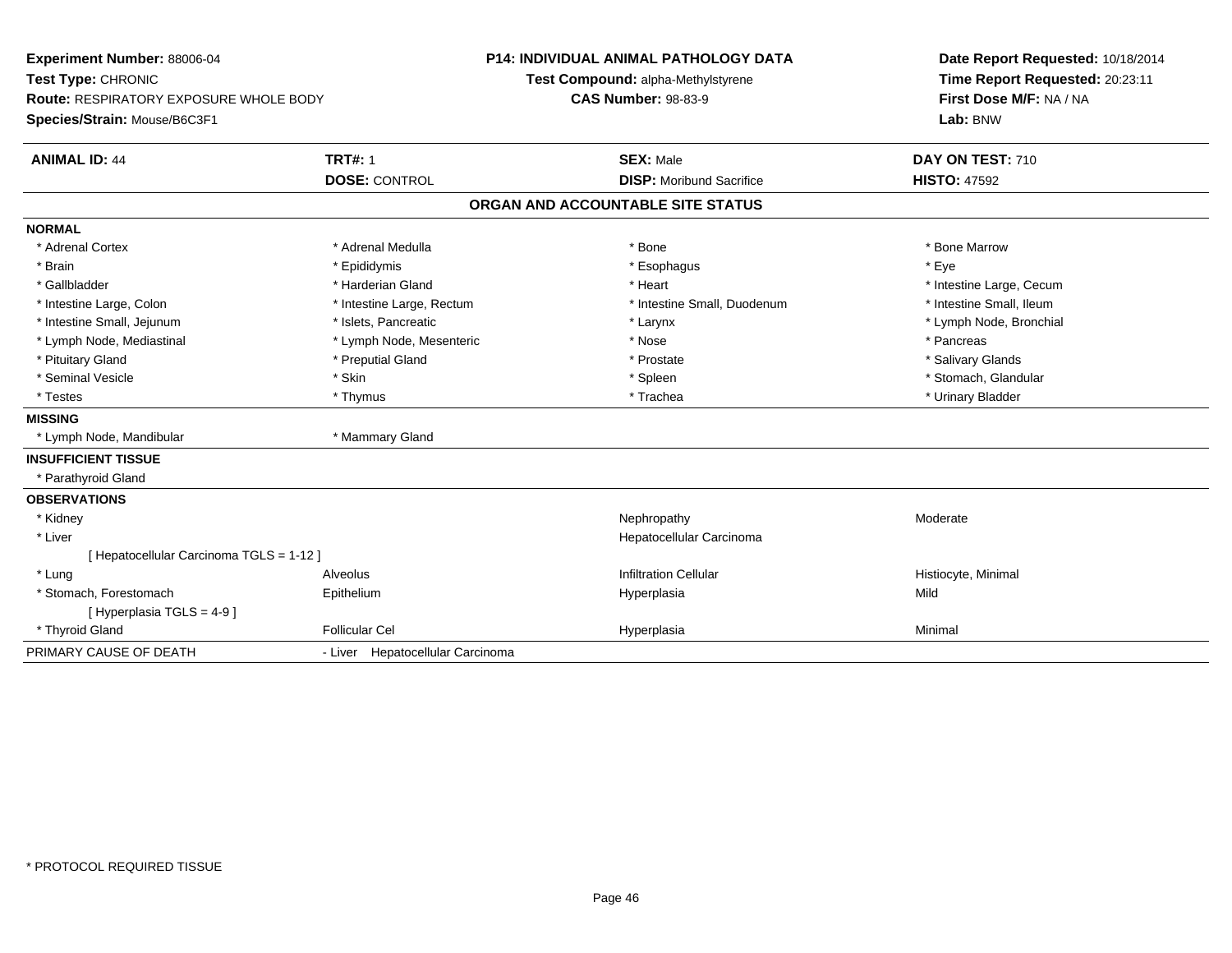**Experiment Number:** 88006-04
**Test Type:** CHRONIC
**Route:** RESPIRATORY EXPOSURE WHOLE BODY
**Species/Strain:** Mouse/B6C3F1

**P14: INDIVIDUAL ANIMAL PATHOLOGY DATA**
**Test Compound:** alpha-Methylstyrene
**CAS Number:** 98-83-9

**Date Report Requested:** 10/18/2014
**Time Report Requested:** 20:23:11
**First Dose M/F:** NA / NA
**Lab:** BNW

| **ANIMAL ID:** 44 | **TRT#:** 1 | **SEX:** Male | **DAY ON TEST:** 710 |
|---|---|---|---|
| | **DOSE:** CONTROL | **DISP:** Moribund Sacrifice | **HISTO:** 47592 |

## ORGAN AND ACCOUNTABLE SITE STATUS

| | | | |
|---|---|---|---|
| **NORMAL** | | | |
| * Adrenal Cortex | * Adrenal Medulla | * Bone | * Bone Marrow |
| * Brain | * Epididymis | * Esophagus | * Eye |
| * Gallbladder | * Harderian Gland | * Heart | * Intestine Large, Cecum |
| * Intestine Large, Colon | * Intestine Large, Rectum | * Intestine Small, Duodenum | * Intestine Small, Ileum |
| * Intestine Small, Jejunum | * Islets, Pancreatic | * Larynx | * Lymph Node, Bronchial |
| * Lymph Node, Mediastinal | * Lymph Node, Mesenteric | * Nose | * Pancreas |
| * Pituitary Gland | * Preputial Gland | * Prostate | * Salivary Glands |
| * Seminal Vesicle | * Skin | * Spleen | * Stomach, Glandular |
| * Testes | * Thymus | * Trachea | * Urinary Bladder |
| **MISSING** | | | |
| * Lymph Node, Mandibular | * Mammary Gland | | |
| **INSUFFICIENT TISSUE** | | | |
| * Parathyroid Gland | | | |
| **OBSERVATIONS** | | | |
| * Kidney | | Nephropathy | Moderate |
| * Liver | | Hepatocellular Carcinoma | |
| [ Hepatocellular Carcinoma TGLS = 1-12 ] | | | |
| * Lung | Alveolus | Infiltration Cellular | Histiocyte, Minimal |
| * Stomach, Forestomach | Epithelium | Hyperplasia | Mild |
| [ Hyperplasia TGLS = 4-9 ] | | | |
| * Thyroid Gland | Follicular Cel | Hyperplasia | Minimal |
| PRIMARY CAUSE OF DEATH | - Liver Hepatocellular Carcinoma | | |

* PROTOCOL REQUIRED TISSUE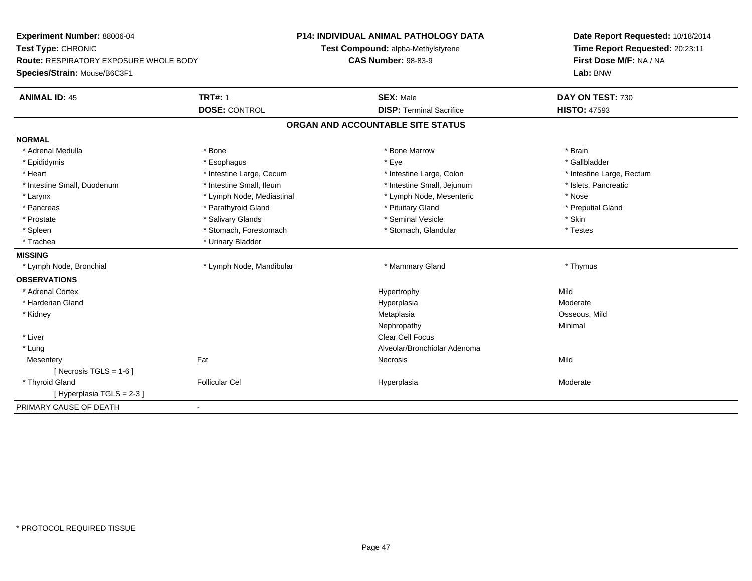**Experiment Number:** 88006-04
**Test Type:** CHRONIC
**Route:** RESPIRATORY EXPOSURE WHOLE BODY
**Species/Strain:** Mouse/B6C3F1

**P14: INDIVIDUAL ANIMAL PATHOLOGY DATA**
**Test Compound:** alpha-Methylstyrene
**CAS Number:** 98-83-9

**Date Report Requested:** 10/18/2014
**Time Report Requested:** 20:23:11
**First Dose M/F:** NA / NA
**Lab:** BNW

| **ANIMAL ID:** 45 | **TRT#:** 1 | **SEX:** Male | **DAY ON TEST:** 730 |
|---|---|---|---|
| | **DOSE:** CONTROL | **DISP:** Terminal Sacrifice | **HISTO:** 47593 |

## ORGAN AND ACCOUNTABLE SITE STATUS

| | | | |
|---|---|---|---|
| **NORMAL** | | | |
| * Adrenal Medulla | * Bone | * Bone Marrow | * Brain |
| * Epididymis | * Esophagus | * Eye | * Gallbladder |
| * Heart | * Intestine Large, Cecum | * Intestine Large, Colon | * Intestine Large, Rectum |
| * Intestine Small, Duodenum | * Intestine Small, Ileum | * Intestine Small, Jejunum | * Islets, Pancreatic |
| * Larynx | * Lymph Node, Mediastinal | * Lymph Node, Mesenteric | * Nose |
| * Pancreas | * Parathyroid Gland | * Pituitary Gland | * Preputial Gland |
| * Prostate | * Salivary Glands | * Seminal Vesicle | * Skin |
| * Spleen | * Stomach, Forestomach | * Stomach, Glandular | * Testes |
| * Trachea | * Urinary Bladder | | |
| **MISSING** | | | |
| * Lymph Node, Bronchial | * Lymph Node, Mandibular | * Mammary Gland | * Thymus |
| **OBSERVATIONS** | | | |
| * Adrenal Cortex | | Hypertrophy | Mild |
| * Harderian Gland | | Hyperplasia | Moderate |
| * Kidney | | Metaplasia | Osseous, Mild |
| | | Nephropathy | Minimal |
| * Liver | | Clear Cell Focus | |
| * Lung | | Alveolar/Bronchiolar Adenoma | |
| Mesentery | Fat | Necrosis | Mild |
| [ Necrosis TGLS = 1-6 ] | | | |
| * Thyroid Gland | Follicular Cel | Hyperplasia | Moderate |
| [ Hyperplasia TGLS = 2-3 ] | | | |
| PRIMARY CAUSE OF DEATH | - | | |

* PROTOCOL REQUIRED TISSUE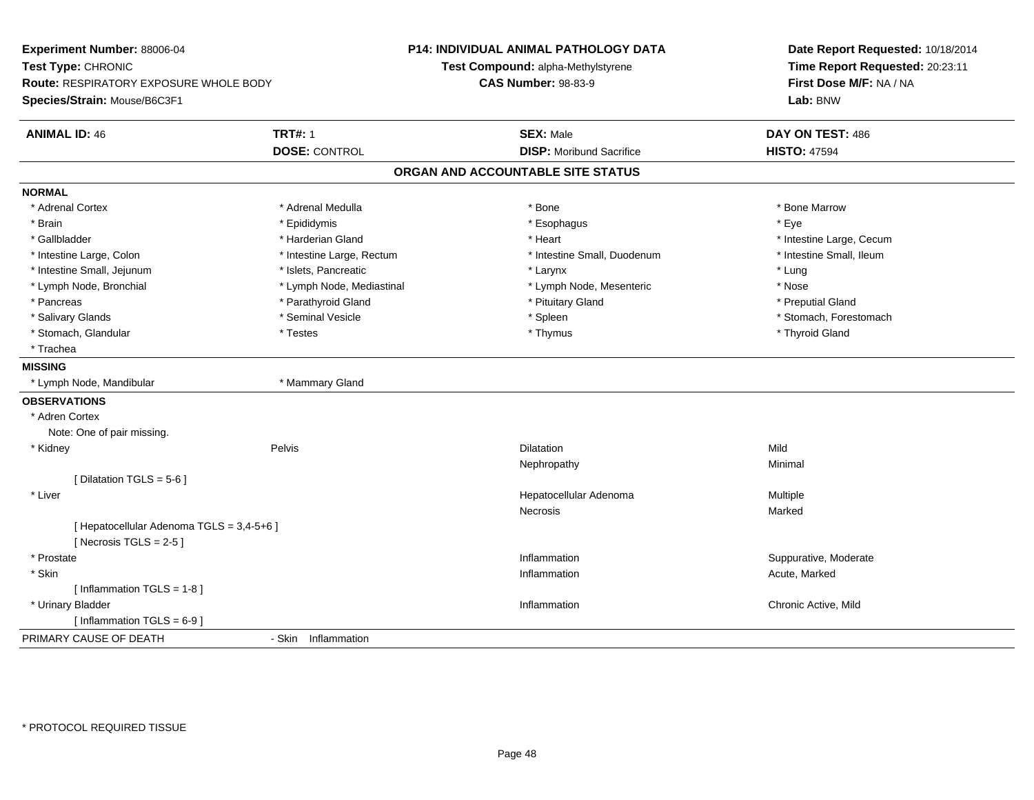**Experiment Number:** 88006-04
**Test Type:** CHRONIC
**Route:** RESPIRATORY EXPOSURE WHOLE BODY
**Species/Strain:** Mouse/B6C3F1

**P14: INDIVIDUAL ANIMAL PATHOLOGY DATA**
**Test Compound:** alpha-Methylstyrene
**CAS Number:** 98-83-9

**Date Report Requested:** 10/18/2014
**Time Report Requested:** 20:23:11
**First Dose M/F:** NA / NA
**Lab:** BNW

| **ANIMAL ID:** 46 | **TRT#:** 1 | **SEX:** Male | **DAY ON TEST:** 486 |
|---|---|---|---|
| | **DOSE:** CONTROL | **DISP:** Moribund Sacrifice | **HISTO:** 47594 |

## ORGAN AND ACCOUNTABLE SITE STATUS

**NORMAL**

| | | | |
|---|---|---|---|
| * Adrenal Cortex | * Adrenal Medulla | * Bone | * Bone Marrow |
| * Brain | * Epididymis | * Esophagus | * Eye |
| * Gallbladder | * Harderian Gland | * Heart | * Intestine Large, Cecum |
| * Intestine Large, Colon | * Intestine Large, Rectum | * Intestine Small, Duodenum | * Intestine Small, Ileum |
| * Intestine Small, Jejunum | * Islets, Pancreatic | * Larynx | * Lung |
| * Lymph Node, Bronchial | * Lymph Node, Mediastinal | * Lymph Node, Mesenteric | * Nose |
| * Pancreas | * Parathyroid Gland | * Pituitary Gland | * Preputial Gland |
| * Salivary Glands | * Seminal Vesicle | * Spleen | * Stomach, Forestomach |
| * Stomach, Glandular | * Testes | * Thymus | * Thyroid Gland |
| * Trachea | | | |

**MISSING**

| | |
|---|---|
| * Lymph Node, Mandibular | * Mammary Gland |

**OBSERVATIONS**

| | | | |
|---|---|---|---|
| * Adren Cortex | | | |
| Note: One of pair missing. | | | |
| * Kidney | Pelvis | Dilatation | Mild |
| | | Nephropathy | Minimal |
| [ Dilatation TGLS = 5-6 ] | | | |
| * Liver | | Hepatocellular Adenoma | Multiple |
| | | Necrosis | Marked |
| [ Hepatocellular Adenoma TGLS = 3,4-5+6 ] | | | |
| [ Necrosis TGLS = 2-5 ] | | | |
| * Prostate | | Inflammation | Suppurative, Moderate |
| * Skin | | Inflammation | Acute, Marked |
| [ Inflammation TGLS = 1-8 ] | | | |
| * Urinary Bladder | | Inflammation | Chronic Active, Mild |
| [ Inflammation TGLS = 6-9 ] | | | |

PRIMARY CAUSE OF DEATH - Skin Inflammation

* PROTOCOL REQUIRED TISSUE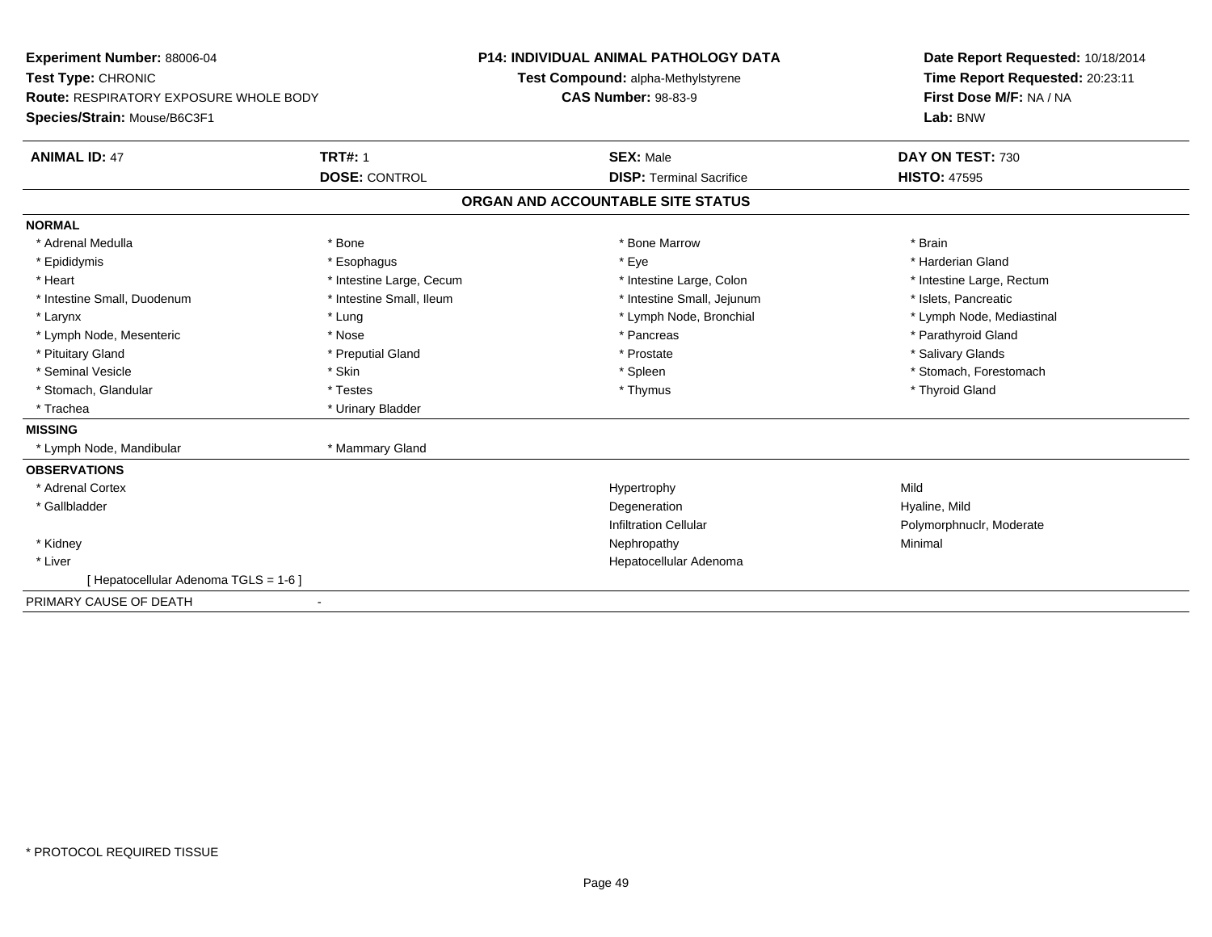**Experiment Number:** 88006-04
**Test Type:** CHRONIC
**Route:** RESPIRATORY EXPOSURE WHOLE BODY
**Species/Strain:** Mouse/B6C3F1

**P14: INDIVIDUAL ANIMAL PATHOLOGY DATA**
**Test Compound:** alpha-Methylstyrene
**CAS Number:** 98-83-9

**Date Report Requested:** 10/18/2014
**Time Report Requested:** 20:23:11
**First Dose M/F:** NA / NA
**Lab:** BNW

| **ANIMAL ID:** 47 | **TRT#:** 1 | **SEX:** Male | **DAY ON TEST:** 730 |
|---|---|---|---|
| | **DOSE:** CONTROL | **DISP:** Terminal Sacrifice | **HISTO:** 47595 |

## ORGAN AND ACCOUNTABLE SITE STATUS

**NORMAL**

| | | | |
|---|---|---|---|
| * Adrenal Medulla | * Bone | * Bone Marrow | * Brain |
| * Epididymis | * Esophagus | * Eye | * Harderian Gland |
| * Heart | * Intestine Large, Cecum | * Intestine Large, Colon | * Intestine Large, Rectum |
| * Intestine Small, Duodenum | * Intestine Small, Ileum | * Intestine Small, Jejunum | * Islets, Pancreatic |
| * Larynx | * Lung | * Lymph Node, Bronchial | * Lymph Node, Mediastinal |
| * Lymph Node, Mesenteric | * Nose | * Pancreas | * Parathyroid Gland |
| * Pituitary Gland | * Preputial Gland | * Prostate | * Salivary Glands |
| * Seminal Vesicle | * Skin | * Spleen | * Stomach, Forestomach |
| * Stomach, Glandular | * Testes | * Thymus | * Thyroid Gland |
| * Trachea | * Urinary Bladder | | |

**MISSING**

| | |
|---|---|
| * Lymph Node, Mandibular | * Mammary Gland |

**OBSERVATIONS**

| | | |
|---|---|---|
| * Adrenal Cortex | Hypertrophy | Mild |
| * Gallbladder | Degeneration | Hyaline, Mild |
| | Infiltration Cellular | Polymorphnuclr, Moderate |
| * Kidney | Nephropathy | Minimal |
| * Liver | Hepatocellular Adenoma | |
| [ Hepatocellular Adenoma TGLS = 1-6 ] | | |

PRIMARY CAUSE OF DEATH -

* PROTOCOL REQUIRED TISSUE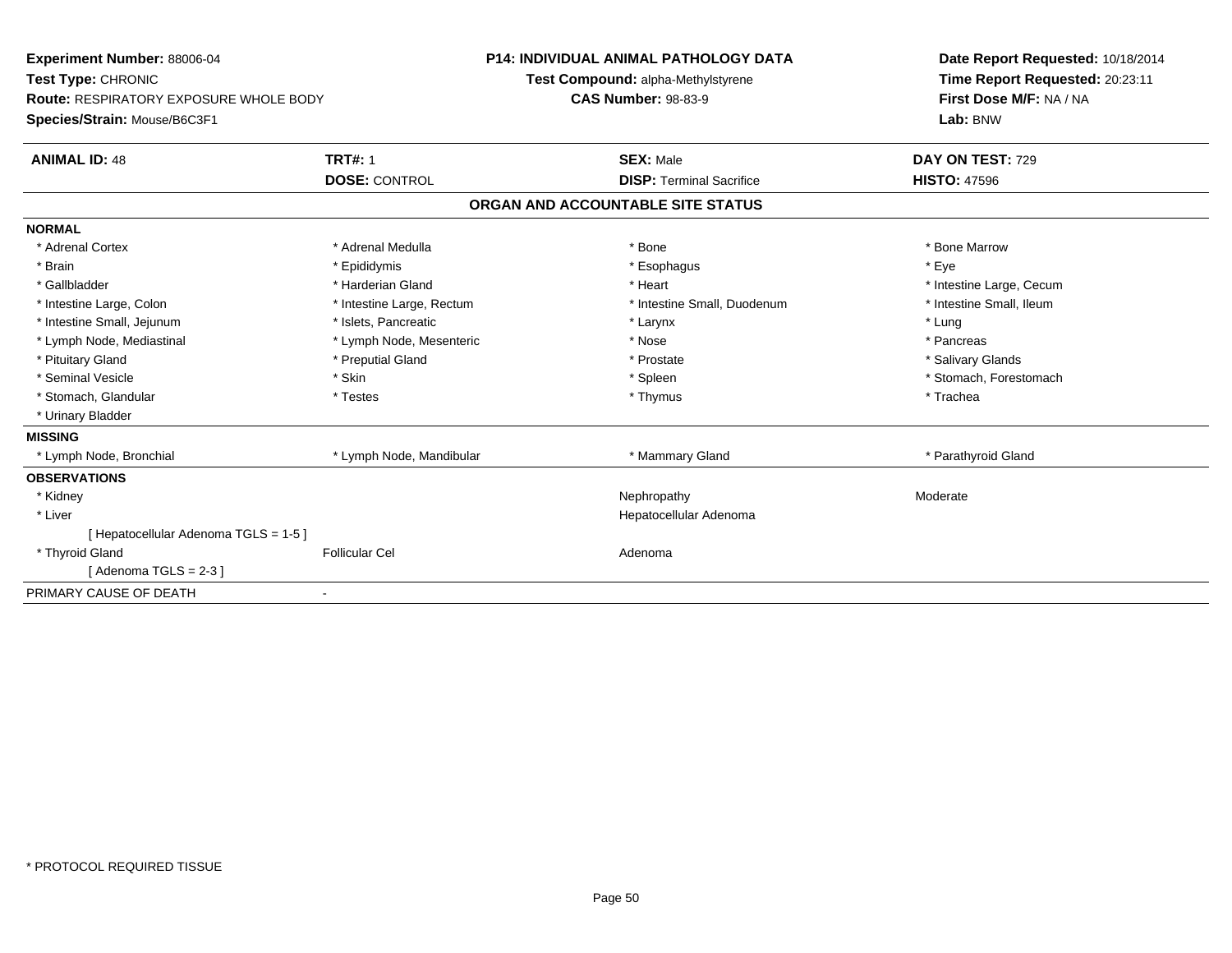**Experiment Number:** 88006-04
**Test Type:** CHRONIC
**Route:** RESPIRATORY EXPOSURE WHOLE BODY
**Species/Strain:** Mouse/B6C3F1

**P14: INDIVIDUAL ANIMAL PATHOLOGY DATA**
**Test Compound:** alpha-Methylstyrene
**CAS Number:** 98-83-9

**Date Report Requested:** 10/18/2014
**Time Report Requested:** 20:23:11
**First Dose M/F:** NA / NA
**Lab:** BNW

| **ANIMAL ID:** 48 | **TRT#:** 1 | **SEX:** Male | **DAY ON TEST:** 729 |
|---|---|---|---|
| | **DOSE:** CONTROL | **DISP:** Terminal Sacrifice | **HISTO:** 47596 |

## ORGAN AND ACCOUNTABLE SITE STATUS

**NORMAL**

| | | | |
|---|---|---|---|
| * Adrenal Cortex | * Adrenal Medulla | * Bone | * Bone Marrow |
| * Brain | * Epididymis | * Esophagus | * Eye |
| * Gallbladder | * Harderian Gland | * Heart | * Intestine Large, Cecum |
| * Intestine Large, Colon | * Intestine Large, Rectum | * Intestine Small, Duodenum | * Intestine Small, Ileum |
| * Intestine Small, Jejunum | * Islets, Pancreatic | * Larynx | * Lung |
| * Lymph Node, Mediastinal | * Lymph Node, Mesenteric | * Nose | * Pancreas |
| * Pituitary Gland | * Preputial Gland | * Prostate | * Salivary Glands |
| * Seminal Vesicle | * Skin | * Spleen | * Stomach, Forestomach |
| * Stomach, Glandular | * Testes | * Thymus | * Trachea |
| * Urinary Bladder | | | |

**MISSING**

| | | | |
|---|---|---|---|
| * Lymph Node, Bronchial | * Lymph Node, Mandibular | * Mammary Gland | * Parathyroid Gland |

**OBSERVATIONS**

| | | | |
|---|---|---|---|
| * Kidney | | Nephropathy | Moderate |
| * Liver | | Hepatocellular Adenoma | |
| [ Hepatocellular Adenoma TGLS = 1-5 ] | | | |
| * Thyroid Gland | Follicular Cel | Adenoma | |
| [ Adenoma TGLS = 2-3 ] | | | |

PRIMARY CAUSE OF DEATH -

* PROTOCOL REQUIRED TISSUE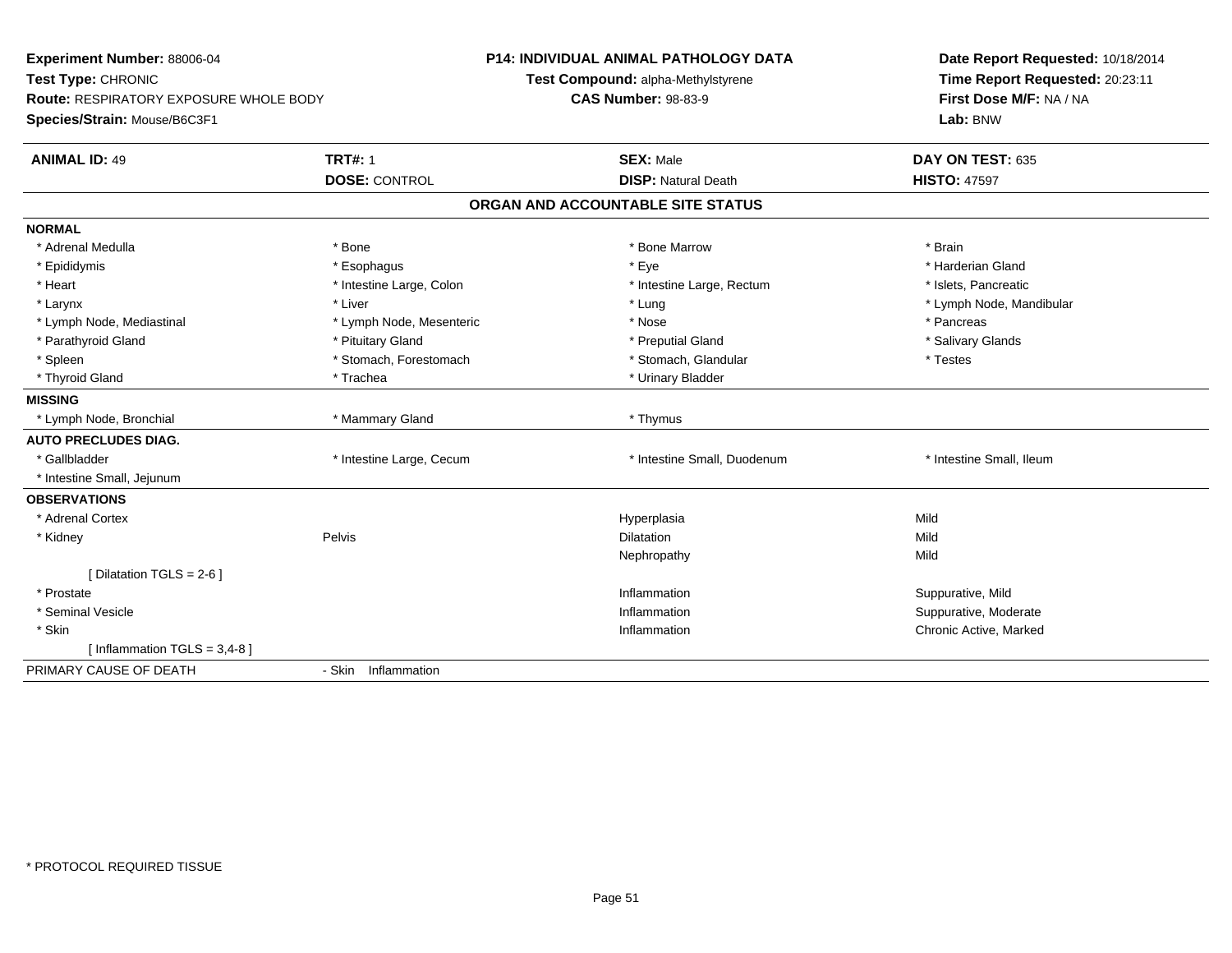**Experiment Number:** 88006-04
**Test Type:** CHRONIC
**Route:** RESPIRATORY EXPOSURE WHOLE BODY
**Species/Strain:** Mouse/B6C3F1

**P14: INDIVIDUAL ANIMAL PATHOLOGY DATA**
**Test Compound:** alpha-Methylstyrene
**CAS Number:** 98-83-9

**Date Report Requested:** 10/18/2014
**Time Report Requested:** 20:23:11
**First Dose M/F:** NA / NA
**Lab:** BNW

| **ANIMAL ID:** 49 | **TRT#:** 1 | **SEX:** Male | **DAY ON TEST:** 635 |
|---|---|---|---|
| | **DOSE:** CONTROL | **DISP:** Natural Death | **HISTO:** 47597 |

## ORGAN AND ACCOUNTABLE SITE STATUS

**NORMAL**

| | | | |
|---|---|---|---|
| * Adrenal Medulla | * Bone | * Bone Marrow | * Brain |
| * Epididymis | * Esophagus | * Eye | * Harderian Gland |
| * Heart | * Intestine Large, Colon | * Intestine Large, Rectum | * Islets, Pancreatic |
| * Larynx | * Liver | * Lung | * Lymph Node, Mandibular |
| * Lymph Node, Mediastinal | * Lymph Node, Mesenteric | * Nose | * Pancreas |
| * Parathyroid Gland | * Pituitary Gland | * Preputial Gland | * Salivary Glands |
| * Spleen | * Stomach, Forestomach | * Stomach, Glandular | * Testes |
| * Thyroid Gland | * Trachea | * Urinary Bladder | |

**MISSING**

| | | | |
|---|---|---|---|
| * Lymph Node, Bronchial | * Mammary Gland | * Thymus | |

**AUTO PRECLUDES DIAG.**

| | | | |
|---|---|---|---|
| * Gallbladder | * Intestine Large, Cecum | * Intestine Small, Duodenum | * Intestine Small, Ileum |
| * Intestine Small, Jejunum | | | |

**OBSERVATIONS**

| | | | |
|---|---|---|---|
| * Adrenal Cortex | | Hyperplasia | Mild |
| * Kidney | Pelvis | Dilatation | Mild |
| | | Nephropathy | Mild |
| [ Dilatation TGLS = 2-6 ] | | | |
| * Prostate | | Inflammation | Suppurative, Mild |
| * Seminal Vesicle | | Inflammation | Suppurative, Moderate |
| * Skin | | Inflammation | Chronic Active, Marked |
| [ Inflammation TGLS = 3,4-8 ] | | | |

PRIMARY CAUSE OF DEATH - Skin Inflammation

* PROTOCOL REQUIRED TISSUE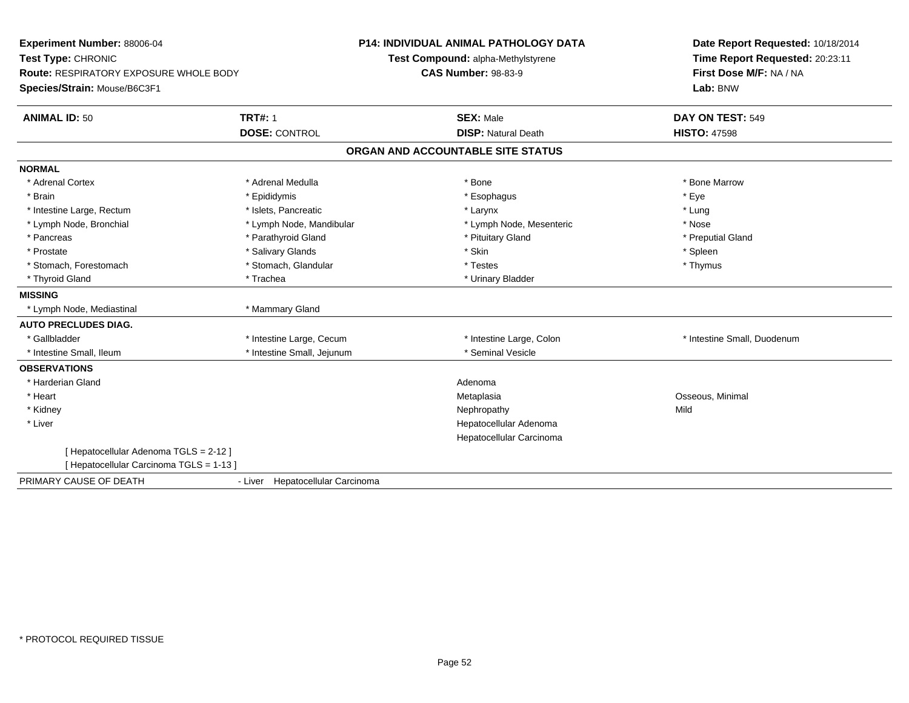**Experiment Number:** 88006-04
**Test Type:** CHRONIC
**Route:** RESPIRATORY EXPOSURE WHOLE BODY
**Species/Strain:** Mouse/B6C3F1

**P14: INDIVIDUAL ANIMAL PATHOLOGY DATA**
**Test Compound:** alpha-Methylstyrene
**CAS Number:** 98-83-9

**Date Report Requested:** 10/18/2014
**Time Report Requested:** 20:23:11
**First Dose M/F:** NA / NA
**Lab:** BNW

| **ANIMAL ID:** 50 | **TRT#:** 1 | **SEX:** Male | **DAY ON TEST:** 549 |
|---|---|---|---|
| | **DOSE:** CONTROL | **DISP:** Natural Death | **HISTO:** 47598 |

**ORGAN AND ACCOUNTABLE SITE STATUS**

**NORMAL**

| | | | |
|---|---|---|---|
| * Adrenal Cortex | * Adrenal Medulla | * Bone | * Bone Marrow |
| * Brain | * Epididymis | * Esophagus | * Eye |
| * Intestine Large, Rectum | * Islets, Pancreatic | * Larynx | * Lung |
| * Lymph Node, Bronchial | * Lymph Node, Mandibular | * Lymph Node, Mesenteric | * Nose |
| * Pancreas | * Parathyroid Gland | * Pituitary Gland | * Preputial Gland |
| * Prostate | * Salivary Glands | * Skin | * Spleen |
| * Stomach, Forestomach | * Stomach, Glandular | * Testes | * Thymus |
| * Thyroid Gland | * Trachea | * Urinary Bladder | |

**MISSING**

| | |
|---|---|
| * Lymph Node, Mediastinal | * Mammary Gland |

**AUTO PRECLUDES DIAG.**

| | | | |
|---|---|---|---|
| * Gallbladder | * Intestine Large, Cecum | * Intestine Large, Colon | * Intestine Small, Duodenum |
| * Intestine Small, Ileum | * Intestine Small, Jejunum | * Seminal Vesicle | |

**OBSERVATIONS**

| | | |
|---|---|---|
| * Harderian Gland | Adenoma | |
| * Heart | Metaplasia | Osseous, Minimal |
| * Kidney | Nephropathy | Mild |
| * Liver | Hepatocellular Adenoma | |
| | Hepatocellular Carcinoma | |

[ Hepatocellular Adenoma TGLS = 2-12 ]
[ Hepatocellular Carcinoma TGLS = 1-13 ]

PRIMARY CAUSE OF DEATH - Liver Hepatocellular Carcinoma

* PROTOCOL REQUIRED TISSUE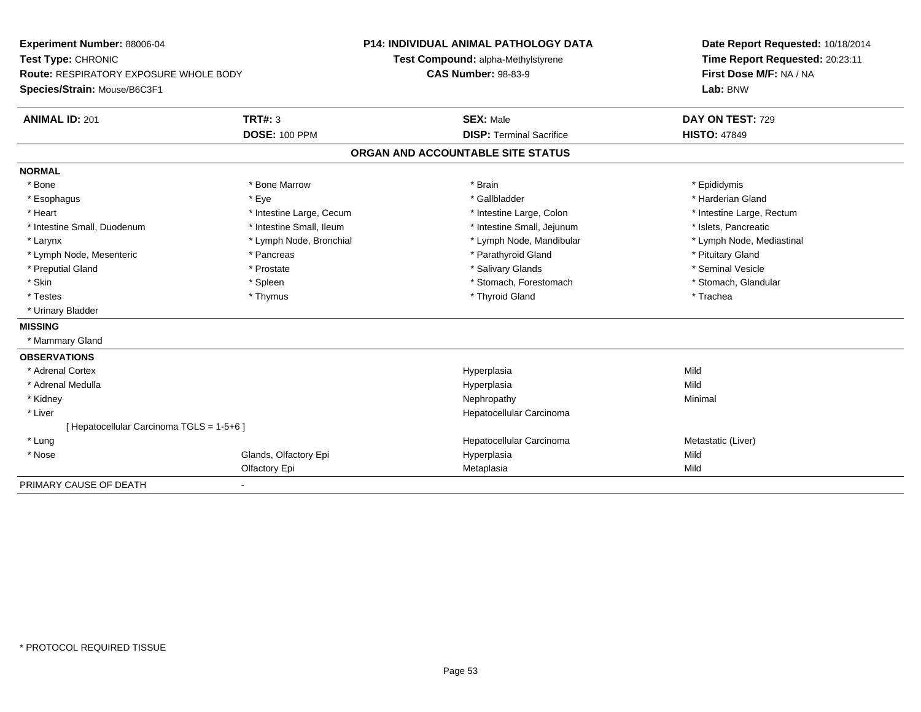**Experiment Number:** 88006-04
**Test Type:** CHRONIC
**Route:** RESPIRATORY EXPOSURE WHOLE BODY
**Species/Strain:** Mouse/B6C3F1

**P14: INDIVIDUAL ANIMAL PATHOLOGY DATA**
**Test Compound:** alpha-Methylstyrene
**CAS Number:** 98-83-9

**Date Report Requested:** 10/18/2014
**Time Report Requested:** 20:23:11
**First Dose M/F:** NA / NA
**Lab:** BNW

| **ANIMAL ID:** 201 | **TRT#:** 3 | **SEX:** Male | **DAY ON TEST:** 729 |
|---|---|---|---|
| | **DOSE:** 100 PPM | **DISP:** Terminal Sacrifice | **HISTO:** 47849 |

**ORGAN AND ACCOUNTABLE SITE STATUS**

**NORMAL**

| | | | |
|---|---|---|---|
| * Bone | * Bone Marrow | * Brain | * Epididymis |
| * Esophagus | * Eye | * Gallbladder | * Harderian Gland |
| * Heart | * Intestine Large, Cecum | * Intestine Large, Colon | * Intestine Large, Rectum |
| * Intestine Small, Duodenum | * Intestine Small, Ileum | * Intestine Small, Jejunum | * Islets, Pancreatic |
| * Larynx | * Lymph Node, Bronchial | * Lymph Node, Mandibular | * Lymph Node, Mediastinal |
| * Lymph Node, Mesenteric | * Pancreas | * Parathyroid Gland | * Pituitary Gland |
| * Preputial Gland | * Prostate | * Salivary Glands | * Seminal Vesicle |
| * Skin | * Spleen | * Stomach, Forestomach | * Stomach, Glandular |
| * Testes | * Thymus | * Thyroid Gland | * Trachea |
| * Urinary Bladder | | | |

**MISSING**

* Mammary Gland

**OBSERVATIONS**

| | | | |
|---|---|---|---|
| * Adrenal Cortex | | Hyperplasia | Mild |
| * Adrenal Medulla | | Hyperplasia | Mild |
| * Kidney | | Nephropathy | Minimal |
| * Liver | | Hepatocellular Carcinoma | |
| [ Hepatocellular Carcinoma TGLS = 1-5+6 ] | | | |
| * Lung | | Hepatocellular Carcinoma | Metastatic (Liver) |
| * Nose | Glands, Olfactory Epi | Hyperplasia | Mild |
| | Olfactory Epi | Metaplasia | Mild |

PRIMARY CAUSE OF DEATH -

* PROTOCOL REQUIRED TISSUE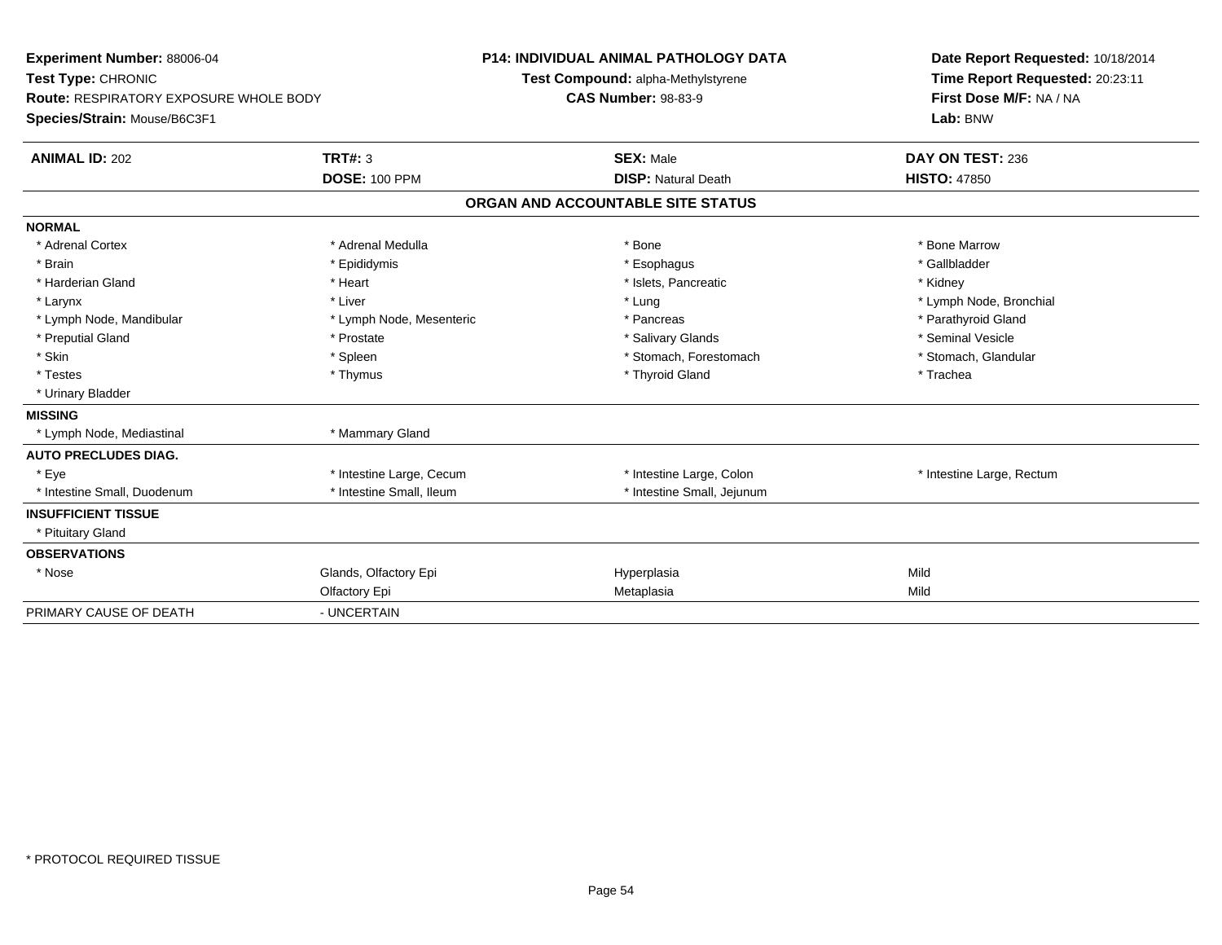**Experiment Number:** 88006-04
**Test Type:** CHRONIC
**Route:** RESPIRATORY EXPOSURE WHOLE BODY
**Species/Strain:** Mouse/B6C3F1

**P14: INDIVIDUAL ANIMAL PATHOLOGY DATA**
**Test Compound:** alpha-Methylstyrene
**CAS Number:** 98-83-9

**Date Report Requested:** 10/18/2014
**Time Report Requested:** 20:23:11
**First Dose M/F:** NA / NA
**Lab:** BNW

| **ANIMAL ID:** 202 | **TRT#:** 3 | **SEX:** Male | **DAY ON TEST:** 236 |
|---|---|---|---|
| | **DOSE:** 100 PPM | **DISP:** Natural Death | **HISTO:** 47850 |

**ORGAN AND ACCOUNTABLE SITE STATUS**

| | | | |
|---|---|---|---|
| **NORMAL** | | | |
| * Adrenal Cortex | * Adrenal Medulla | * Bone | * Bone Marrow |
| * Brain | * Epididymis | * Esophagus | * Gallbladder |
| * Harderian Gland | * Heart | * Islets, Pancreatic | * Kidney |
| * Larynx | * Liver | * Lung | * Lymph Node, Bronchial |
| * Lymph Node, Mandibular | * Lymph Node, Mesenteric | * Pancreas | * Parathyroid Gland |
| * Preputial Gland | * Prostate | * Salivary Glands | * Seminal Vesicle |
| * Skin | * Spleen | * Stomach, Forestomach | * Stomach, Glandular |
| * Testes | * Thymus | * Thyroid Gland | * Trachea |
| * Urinary Bladder | | | |
| **MISSING** | | | |
| * Lymph Node, Mediastinal | * Mammary Gland | | |
| **AUTO PRECLUDES DIAG.** | | | |
| * Eye | * Intestine Large, Cecum | * Intestine Large, Colon | * Intestine Large, Rectum |
| * Intestine Small, Duodenum | * Intestine Small, Ileum | * Intestine Small, Jejunum | |
| **INSUFFICIENT TISSUE** | | | |
| * Pituitary Gland | | | |
| **OBSERVATIONS** | | | |
| * Nose | Glands, Olfactory Epi | Hyperplasia | Mild |
| | Olfactory Epi | Metaplasia | Mild |
| PRIMARY CAUSE OF DEATH | - UNCERTAIN | | |

* PROTOCOL REQUIRED TISSUE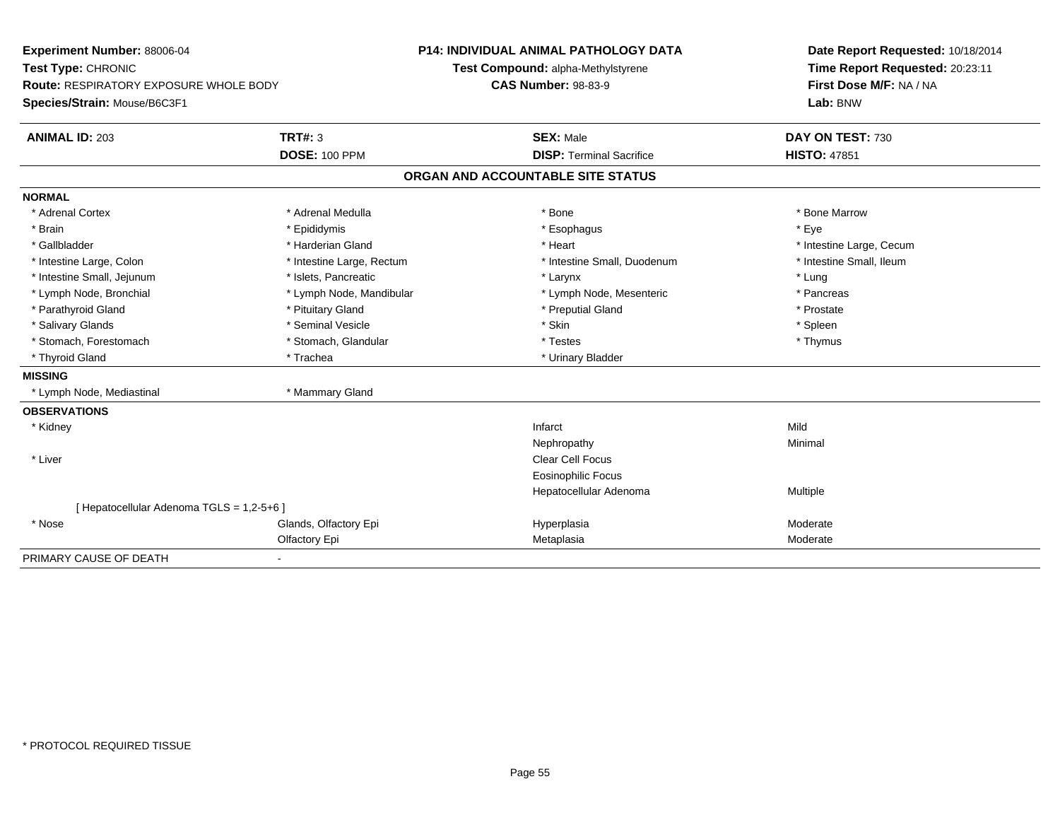**Experiment Number:** 88006-04
**Test Type:** CHRONIC
**Route:** RESPIRATORY EXPOSURE WHOLE BODY
**Species/Strain:** Mouse/B6C3F1

**P14: INDIVIDUAL ANIMAL PATHOLOGY DATA**
**Test Compound:** alpha-Methylstyrene
**CAS Number:** 98-83-9

**Date Report Requested:** 10/18/2014
**Time Report Requested:** 20:23:11
**First Dose M/F:** NA / NA
**Lab:** BNW

| **ANIMAL ID:** 203 | **TRT#:** 3 | **SEX:** Male | **DAY ON TEST:** 730 |
|---|---|---|---|
| | **DOSE:** 100 PPM | **DISP:** Terminal Sacrifice | **HISTO:** 47851 |

## ORGAN AND ACCOUNTABLE SITE STATUS

**NORMAL**

| | | | |
|---|---|---|---|
| * Adrenal Cortex | * Adrenal Medulla | * Bone | * Bone Marrow |
| * Brain | * Epididymis | * Esophagus | * Eye |
| * Gallbladder | * Harderian Gland | * Heart | * Intestine Large, Cecum |
| * Intestine Large, Colon | * Intestine Large, Rectum | * Intestine Small, Duodenum | * Intestine Small, Ileum |
| * Intestine Small, Jejunum | * Islets, Pancreatic | * Larynx | * Lung |
| * Lymph Node, Bronchial | * Lymph Node, Mandibular | * Lymph Node, Mesenteric | * Pancreas |
| * Parathyroid Gland | * Pituitary Gland | * Preputial Gland | * Prostate |
| * Salivary Glands | * Seminal Vesicle | * Skin | * Spleen |
| * Stomach, Forestomach | * Stomach, Glandular | * Testes | * Thymus |
| * Thyroid Gland | * Trachea | * Urinary Bladder | |

**MISSING**

| | |
|---|---|
| * Lymph Node, Mediastinal | * Mammary Gland |

**OBSERVATIONS**

| | | | |
|---|---|---|---|
| * Kidney | | Infarct | Mild |
| | | Nephropathy | Minimal |
| * Liver | | Clear Cell Focus | |
| | | Eosinophilic Focus | |
| | | Hepatocellular Adenoma | Multiple |
| [ Hepatocellular Adenoma TGLS = 1,2-5+6 ] | | | |
| * Nose | Glands, Olfactory Epi | Hyperplasia | Moderate |
| | Olfactory Epi | Metaplasia | Moderate |

PRIMARY CAUSE OF DEATH -

* PROTOCOL REQUIRED TISSUE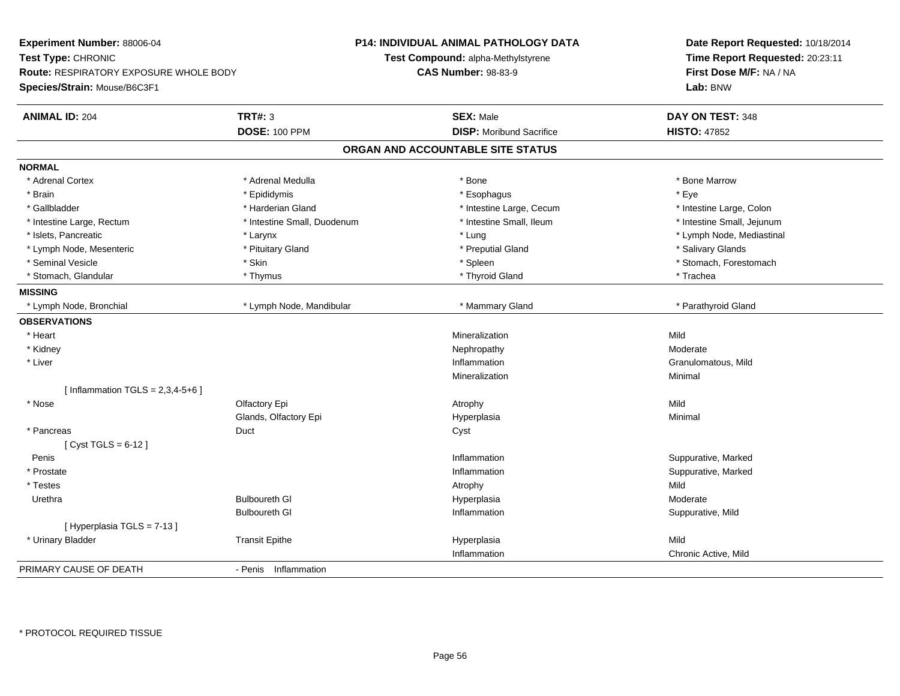**Experiment Number:** 88006-04
**Test Type:** CHRONIC
**Route:** RESPIRATORY EXPOSURE WHOLE BODY
**Species/Strain:** Mouse/B6C3F1

**P14: INDIVIDUAL ANIMAL PATHOLOGY DATA**
**Test Compound:** alpha-Methylstyrene
**CAS Number:** 98-83-9

**Date Report Requested:** 10/18/2014
**Time Report Requested:** 20:23:11
**First Dose M/F:** NA / NA
**Lab:** BNW

| **ANIMAL ID:** 204 | **TRT#:** 3 | **SEX:** Male | **DAY ON TEST:** 348 |
|---|---|---|---|
| | **DOSE:** 100 PPM | **DISP:** Moribund Sacrifice | **HISTO:** 47852 |

## ORGAN AND ACCOUNTABLE SITE STATUS

| | | | |
|---|---|---|---|
| **NORMAL** | | | |
| * Adrenal Cortex | * Adrenal Medulla | * Bone | * Bone Marrow |
| * Brain | * Epididymis | * Esophagus | * Eye |
| * Gallbladder | * Harderian Gland | * Intestine Large, Cecum | * Intestine Large, Colon |
| * Intestine Large, Rectum | * Intestine Small, Duodenum | * Intestine Small, Ileum | * Intestine Small, Jejunum |
| * Islets, Pancreatic | * Larynx | * Lung | * Lymph Node, Mediastinal |
| * Lymph Node, Mesenteric | * Pituitary Gland | * Preputial Gland | * Salivary Glands |
| * Seminal Vesicle | * Skin | * Spleen | * Stomach, Forestomach |
| * Stomach, Glandular | * Thymus | * Thyroid Gland | * Trachea |
| **MISSING** | | | |
| * Lymph Node, Bronchial | * Lymph Node, Mandibular | * Mammary Gland | * Parathyroid Gland |
| **OBSERVATIONS** | | | |
| * Heart | | Mineralization | Mild |
| * Kidney | | Nephropathy | Moderate |
| * Liver | | Inflammation | Granulomatous, Mild |
| | | Mineralization | Minimal |
| [ Inflammation TGLS = 2,3,4-5+6 ] | | | |
| * Nose | Olfactory Epi | Atrophy | Mild |
| | Glands, Olfactory Epi | Hyperplasia | Minimal |
| * Pancreas | Duct | Cyst | |
| [ Cyst TGLS = 6-12 ] | | | |
| Penis | | Inflammation | Suppurative, Marked |
| * Prostate | | Inflammation | Suppurative, Marked |
| * Testes | | Atrophy | Mild |
| Urethra | Bulboureth Gl | Hyperplasia | Moderate |
| | Bulboureth Gl | Inflammation | Suppurative, Mild |
| [ Hyperplasia TGLS = 7-13 ] | | | |
| * Urinary Bladder | Transit Epithe | Hyperplasia | Mild |
| | | Inflammation | Chronic Active, Mild |
| PRIMARY CAUSE OF DEATH | - Penis Inflammation | | |

* PROTOCOL REQUIRED TISSUE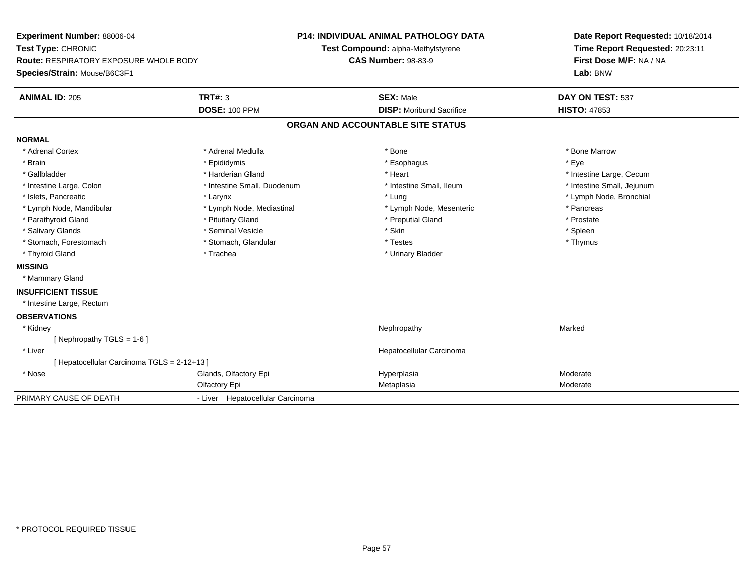**Experiment Number:** 88006-04
**Test Type:** CHRONIC
**Route:** RESPIRATORY EXPOSURE WHOLE BODY
**Species/Strain:** Mouse/B6C3F1

**P14: INDIVIDUAL ANIMAL PATHOLOGY DATA**
**Test Compound:** alpha-Methylstyrene
**CAS Number:** 98-83-9

**Date Report Requested:** 10/18/2014
**Time Report Requested:** 20:23:11
**First Dose M/F:** NA / NA
**Lab:** BNW

| **ANIMAL ID:** 205 | **TRT#:** 3 | **SEX:** Male | **DAY ON TEST:** 537 |
|---|---|---|---|
| | **DOSE:** 100 PPM | **DISP:** Moribund Sacrifice | **HISTO:** 47853 |

## ORGAN AND ACCOUNTABLE SITE STATUS

**NORMAL**

| | | | |
|---|---|---|---|
| * Adrenal Cortex | * Adrenal Medulla | * Bone | * Bone Marrow |
| * Brain | * Epididymis | * Esophagus | * Eye |
| * Gallbladder | * Harderian Gland | * Heart | * Intestine Large, Cecum |
| * Intestine Large, Colon | * Intestine Small, Duodenum | * Intestine Small, Ileum | * Intestine Small, Jejunum |
| * Islets, Pancreatic | * Larynx | * Lung | * Lymph Node, Bronchial |
| * Lymph Node, Mandibular | * Lymph Node, Mediastinal | * Lymph Node, Mesenteric | * Pancreas |
| * Parathyroid Gland | * Pituitary Gland | * Preputial Gland | * Prostate |
| * Salivary Glands | * Seminal Vesicle | * Skin | * Spleen |
| * Stomach, Forestomach | * Stomach, Glandular | * Testes | * Thymus |
| * Thyroid Gland | * Trachea | * Urinary Bladder | |

**MISSING**

* Mammary Gland

**INSUFFICIENT TISSUE**

* Intestine Large, Rectum

**OBSERVATIONS**

| | | | |
|---|---|---|---|
| * Kidney | | Nephropathy | Marked |
| [ Nephropathy TGLS = 1-6 ] | | | |
| * Liver | | Hepatocellular Carcinoma | |
| [ Hepatocellular Carcinoma TGLS = 2-12+13 ] | | | |
| * Nose | Glands, Olfactory Epi | Hyperplasia | Moderate |
| | Olfactory Epi | Metaplasia | Moderate |

PRIMARY CAUSE OF DEATH - Liver Hepatocellular Carcinoma

* PROTOCOL REQUIRED TISSUE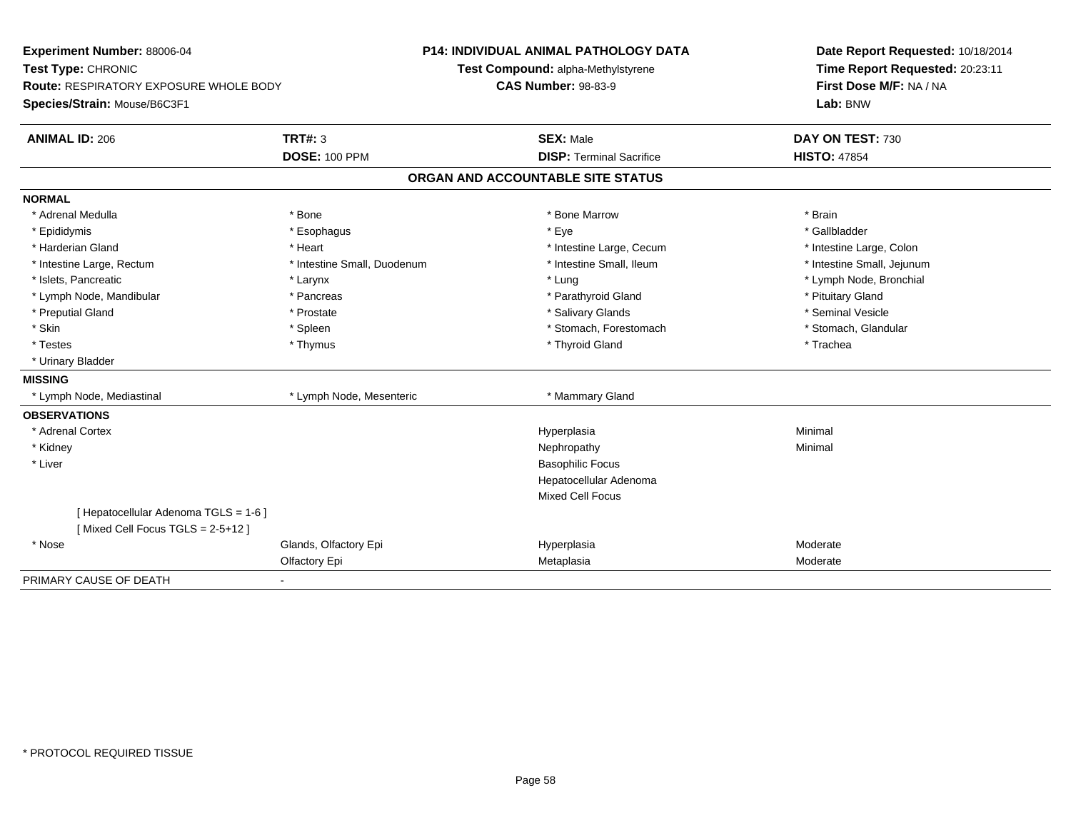**Experiment Number:** 88006-04
**Test Type:** CHRONIC
**Route:** RESPIRATORY EXPOSURE WHOLE BODY
**Species/Strain:** Mouse/B6C3F1

**P14: INDIVIDUAL ANIMAL PATHOLOGY DATA**
**Test Compound:** alpha-Methylstyrene
**CAS Number:** 98-83-9

**Date Report Requested:** 10/18/2014
**Time Report Requested:** 20:23:11
**First Dose M/F:** NA / NA
**Lab:** BNW

| **ANIMAL ID:** 206 | **TRT#:** 3 | **SEX:** Male | **DAY ON TEST:** 730 |
|---|---|---|---|
| | **DOSE:** 100 PPM | **DISP:** Terminal Sacrifice | **HISTO:** 47854 |

## ORGAN AND ACCOUNTABLE SITE STATUS

**NORMAL**

| | | | |
|---|---|---|---|
| * Adrenal Medulla | * Bone | * Bone Marrow | * Brain |
| * Epididymis | * Esophagus | * Eye | * Gallbladder |
| * Harderian Gland | * Heart | * Intestine Large, Cecum | * Intestine Large, Colon |
| * Intestine Large, Rectum | * Intestine Small, Duodenum | * Intestine Small, Ileum | * Intestine Small, Jejunum |
| * Islets, Pancreatic | * Larynx | * Lung | * Lymph Node, Bronchial |
| * Lymph Node, Mandibular | * Pancreas | * Parathyroid Gland | * Pituitary Gland |
| * Preputial Gland | * Prostate | * Salivary Glands | * Seminal Vesicle |
| * Skin | * Spleen | * Stomach, Forestomach | * Stomach, Glandular |
| * Testes | * Thymus | * Thyroid Gland | * Trachea |
| * Urinary Bladder | | | |

**MISSING**

| | | |
|---|---|---|
| * Lymph Node, Mediastinal | * Lymph Node, Mesenteric | * Mammary Gland |

**OBSERVATIONS**

| | | | |
|---|---|---|---|
| * Adrenal Cortex | | Hyperplasia | Minimal |
| * Kidney | | Nephropathy | Minimal |
| * Liver | | Basophilic Focus | |
| | | Hepatocellular Adenoma | |
| | | Mixed Cell Focus | |
| [ Hepatocellular Adenoma TGLS = 1-6 ] | | | |
| [ Mixed Cell Focus TGLS = 2-5+12 ] | | | |
| * Nose | Glands, Olfactory Epi | Hyperplasia | Moderate |
| | Olfactory Epi | Metaplasia | Moderate |

PRIMARY CAUSE OF DEATH -

* PROTOCOL REQUIRED TISSUE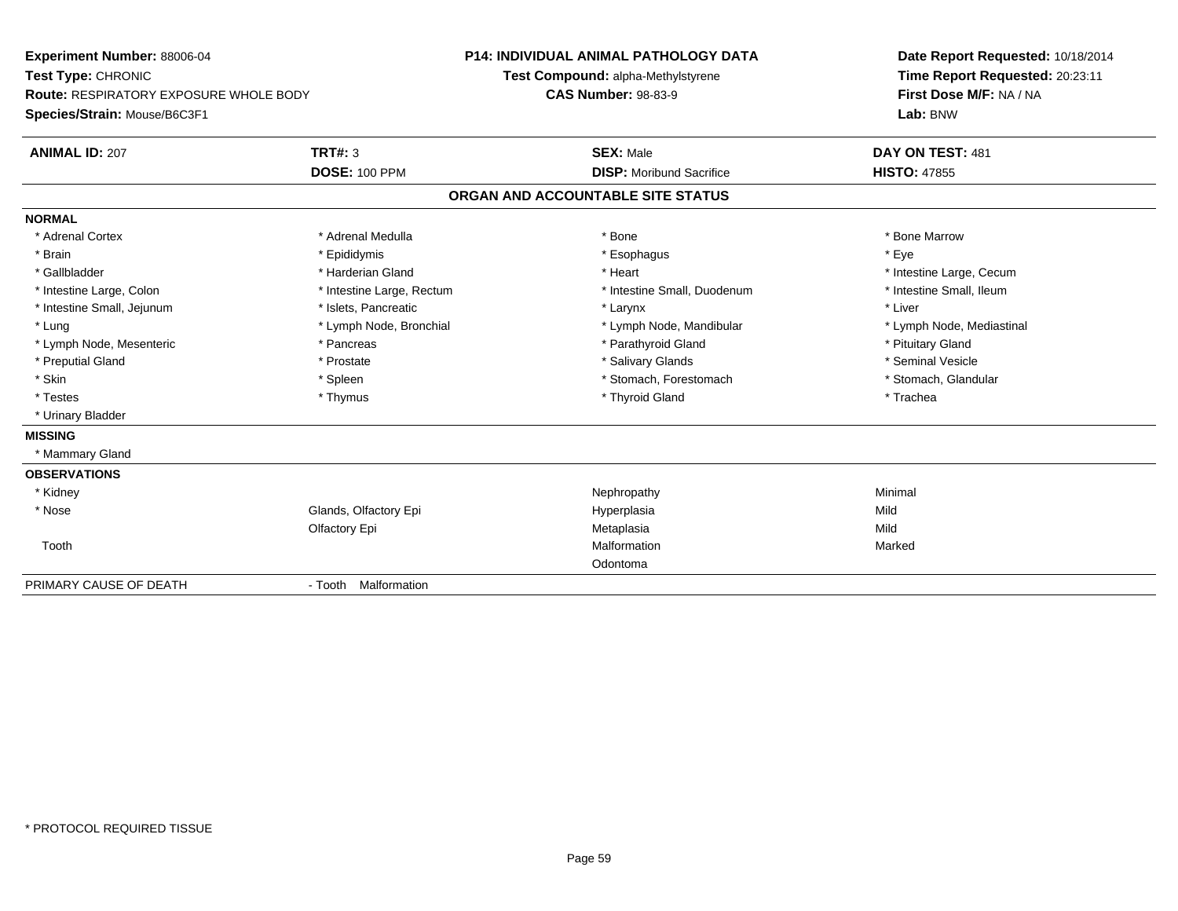**Experiment Number:** 88006-04
**Test Type:** CHRONIC
**Route:** RESPIRATORY EXPOSURE WHOLE BODY
**Species/Strain:** Mouse/B6C3F1

**P14: INDIVIDUAL ANIMAL PATHOLOGY DATA**
**Test Compound:** alpha-Methylstyrene
**CAS Number:** 98-83-9

**Date Report Requested:** 10/18/2014
**Time Report Requested:** 20:23:11
**First Dose M/F:** NA / NA
**Lab:** BNW

| **ANIMAL ID:** 207 | **TRT#:** 3 | **SEX:** Male | **DAY ON TEST:** 481 |
|---|---|---|---|
| | **DOSE:** 100 PPM | **DISP:** Moribund Sacrifice | **HISTO:** 47855 |

## ORGAN AND ACCOUNTABLE SITE STATUS

**NORMAL**

| | | | |
|---|---|---|---|
| * Adrenal Cortex | * Adrenal Medulla | * Bone | * Bone Marrow |
| * Brain | * Epididymis | * Esophagus | * Eye |
| * Gallbladder | * Harderian Gland | * Heart | * Intestine Large, Cecum |
| * Intestine Large, Colon | * Intestine Large, Rectum | * Intestine Small, Duodenum | * Intestine Small, Ileum |
| * Intestine Small, Jejunum | * Islets, Pancreatic | * Larynx | * Liver |
| * Lung | * Lymph Node, Bronchial | * Lymph Node, Mandibular | * Lymph Node, Mediastinal |
| * Lymph Node, Mesenteric | * Pancreas | * Parathyroid Gland | * Pituitary Gland |
| * Preputial Gland | * Prostate | * Salivary Glands | * Seminal Vesicle |
| * Skin | * Spleen | * Stomach, Forestomach | * Stomach, Glandular |
| * Testes | * Thymus | * Thyroid Gland | * Trachea |
| * Urinary Bladder | | | |

**MISSING**

* Mammary Gland

**OBSERVATIONS**

| | | | |
|---|---|---|---|
| * Kidney | | Nephropathy | Minimal |
| * Nose | Glands, Olfactory Epi | Hyperplasia | Mild |
| | Olfactory Epi | Metaplasia | Mild |
| Tooth | | Malformation | Marked |
| | | Odontoma | |

PRIMARY CAUSE OF DEATH - Tooth Malformation

\* PROTOCOL REQUIRED TISSUE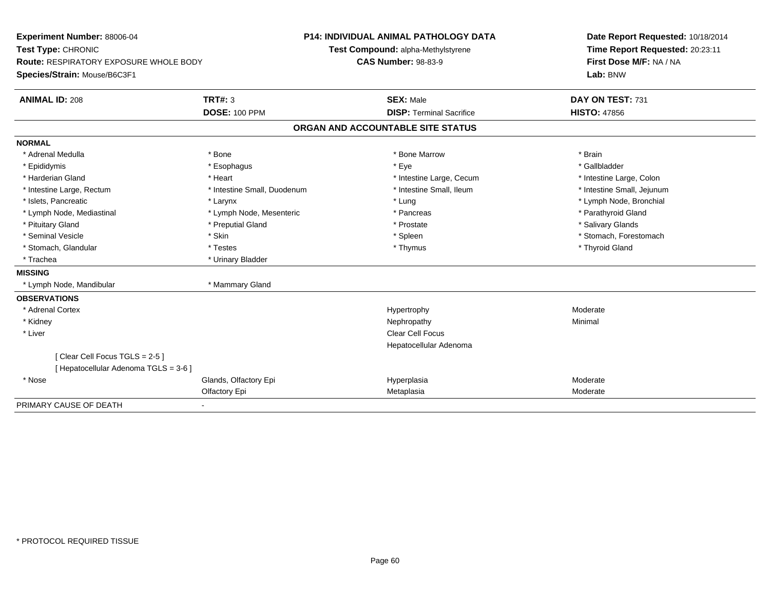**Experiment Number:** 88006-04
**Test Type:** CHRONIC
**Route:** RESPIRATORY EXPOSURE WHOLE BODY
**Species/Strain:** Mouse/B6C3F1

**P14: INDIVIDUAL ANIMAL PATHOLOGY DATA**
**Test Compound:** alpha-Methylstyrene
**CAS Number:** 98-83-9

**Date Report Requested:** 10/18/2014
**Time Report Requested:** 20:23:11
**First Dose M/F:** NA / NA
**Lab:** BNW

| **ANIMAL ID:** 208 | **TRT#:** 3 | **SEX:** Male | **DAY ON TEST:** 731 |
|---|---|---|---|
| | **DOSE:** 100 PPM | **DISP:** Terminal Sacrifice | **HISTO:** 47856 |

## ORGAN AND ACCOUNTABLE SITE STATUS

**NORMAL**

| | | | |
|---|---|---|---|
| * Adrenal Medulla | * Bone | * Bone Marrow | * Brain |
| * Epididymis | * Esophagus | * Eye | * Gallbladder |
| * Harderian Gland | * Heart | * Intestine Large, Cecum | * Intestine Large, Colon |
| * Intestine Large, Rectum | * Intestine Small, Duodenum | * Intestine Small, Ileum | * Intestine Small, Jejunum |
| * Islets, Pancreatic | * Larynx | * Lung | * Lymph Node, Bronchial |
| * Lymph Node, Mediastinal | * Lymph Node, Mesenteric | * Pancreas | * Parathyroid Gland |
| * Pituitary Gland | * Preputial Gland | * Prostate | * Salivary Glands |
| * Seminal Vesicle | * Skin | * Spleen | * Stomach, Forestomach |
| * Stomach, Glandular | * Testes | * Thymus | * Thyroid Gland |
| * Trachea | * Urinary Bladder | | |

**MISSING**

| | |
|---|---|
| * Lymph Node, Mandibular | * Mammary Gland |

**OBSERVATIONS**

| | | | |
|---|---|---|---|
| * Adrenal Cortex | | Hypertrophy | Moderate |
| * Kidney | | Nephropathy | Minimal |
| * Liver | | Clear Cell Focus | |
| | | Hepatocellular Adenoma | |
| [ Clear Cell Focus TGLS = 2-5 ] | | | |
| [ Hepatocellular Adenoma TGLS = 3-6 ] | | | |
| * Nose | Glands, Olfactory Epi | Hyperplasia | Moderate |
| | Olfactory Epi | Metaplasia | Moderate |

PRIMARY CAUSE OF DEATH -

* PROTOCOL REQUIRED TISSUE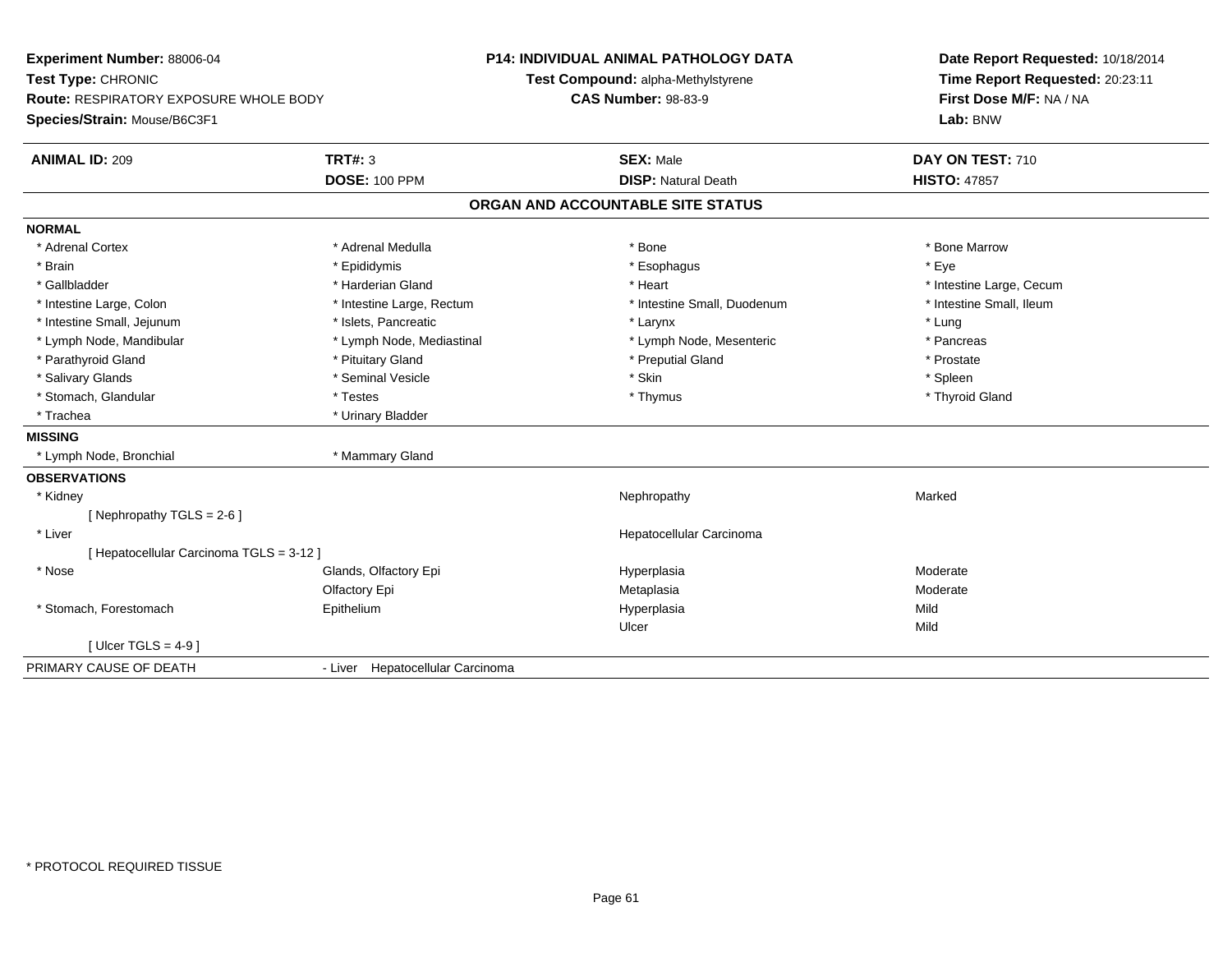**Experiment Number:** 88006-04
**Test Type:** CHRONIC
**Route:** RESPIRATORY EXPOSURE WHOLE BODY
**Species/Strain:** Mouse/B6C3F1

**P14: INDIVIDUAL ANIMAL PATHOLOGY DATA**
**Test Compound:** alpha-Methylstyrene
**CAS Number:** 98-83-9

**Date Report Requested:** 10/18/2014
**Time Report Requested:** 20:23:11
**First Dose M/F:** NA / NA
**Lab:** BNW

| **ANIMAL ID:** 209 | **TRT#:** 3 | **SEX:** Male | **DAY ON TEST:** 710 |
|---|---|---|---|
| | **DOSE:** 100 PPM | **DISP:** Natural Death | **HISTO:** 47857 |

## ORGAN AND ACCOUNTABLE SITE STATUS

**NORMAL**

| | | | |
|---|---|---|---|
| * Adrenal Cortex | * Adrenal Medulla | * Bone | * Bone Marrow |
| * Brain | * Epididymis | * Esophagus | * Eye |
| * Gallbladder | * Harderian Gland | * Heart | * Intestine Large, Cecum |
| * Intestine Large, Colon | * Intestine Large, Rectum | * Intestine Small, Duodenum | * Intestine Small, Ileum |
| * Intestine Small, Jejunum | * Islets, Pancreatic | * Larynx | * Lung |
| * Lymph Node, Mandibular | * Lymph Node, Mediastinal | * Lymph Node, Mesenteric | * Pancreas |
| * Parathyroid Gland | * Pituitary Gland | * Preputial Gland | * Prostate |
| * Salivary Glands | * Seminal Vesicle | * Skin | * Spleen |
| * Stomach, Glandular | * Testes | * Thymus | * Thyroid Gland |
| * Trachea | * Urinary Bladder | | |

**MISSING**

| | |
|---|---|
| * Lymph Node, Bronchial | * Mammary Gland |

**OBSERVATIONS**

| | | | |
|---|---|---|---|
| * Kidney | | Nephropathy | Marked |
| [ Nephropathy TGLS = 2-6 ] | | | |
| * Liver | | Hepatocellular Carcinoma | |
| [ Hepatocellular Carcinoma TGLS = 3-12 ] | | | |
| * Nose | Glands, Olfactory Epi | Hyperplasia | Moderate |
| | Olfactory Epi | Metaplasia | Moderate |
| * Stomach, Forestomach | Epithelium | Hyperplasia | Mild |
| | | Ulcer | Mild |
| [ Ulcer TGLS = 4-9 ] | | | |

PRIMARY CAUSE OF DEATH - Liver Hepatocellular Carcinoma

\* PROTOCOL REQUIRED TISSUE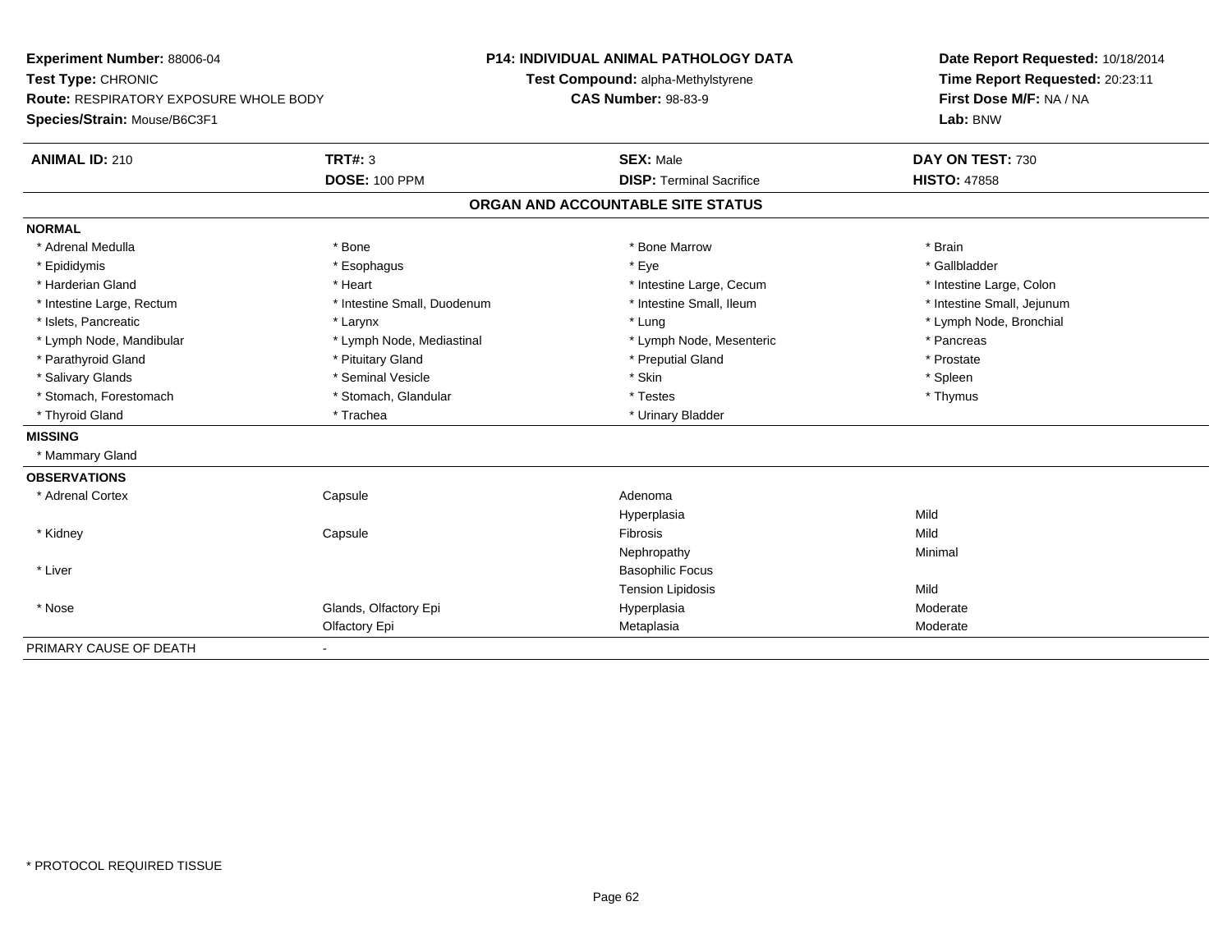**Experiment Number:** 88006-04
**Test Type:** CHRONIC
**Route:** RESPIRATORY EXPOSURE WHOLE BODY
**Species/Strain:** Mouse/B6C3F1

**P14: INDIVIDUAL ANIMAL PATHOLOGY DATA**
**Test Compound:** alpha-Methylstyrene
**CAS Number:** 98-83-9

**Date Report Requested:** 10/18/2014
**Time Report Requested:** 20:23:11
**First Dose M/F:** NA / NA
**Lab:** BNW

| **ANIMAL ID:** 210 | **TRT#:** 3 | **SEX:** Male | **DAY ON TEST:** 730 |
|---|---|---|---|
| | **DOSE:** 100 PPM | **DISP:** Terminal Sacrifice | **HISTO:** 47858 |

## ORGAN AND ACCOUNTABLE SITE STATUS

**NORMAL**

| | | | |
|---|---|---|---|
| * Adrenal Medulla | * Bone | * Bone Marrow | * Brain |
| * Epididymis | * Esophagus | * Eye | * Gallbladder |
| * Harderian Gland | * Heart | * Intestine Large, Cecum | * Intestine Large, Colon |
| * Intestine Large, Rectum | * Intestine Small, Duodenum | * Intestine Small, Ileum | * Intestine Small, Jejunum |
| * Islets, Pancreatic | * Larynx | * Lung | * Lymph Node, Bronchial |
| * Lymph Node, Mandibular | * Lymph Node, Mediastinal | * Lymph Node, Mesenteric | * Pancreas |
| * Parathyroid Gland | * Pituitary Gland | * Preputial Gland | * Prostate |
| * Salivary Glands | * Seminal Vesicle | * Skin | * Spleen |
| * Stomach, Forestomach | * Stomach, Glandular | * Testes | * Thymus |
| * Thyroid Gland | * Trachea | * Urinary Bladder | |

**MISSING**

* Mammary Gland

**OBSERVATIONS**

| | | | |
|---|---|---|---|
| * Adrenal Cortex | Capsule | Adenoma | |
| | | Hyperplasia | Mild |
| * Kidney | Capsule | Fibrosis | Mild |
| | | Nephropathy | Minimal |
| * Liver | | Basophilic Focus | |
| | | Tension Lipidosis | Mild |
| * Nose | Glands, Olfactory Epi | Hyperplasia | Moderate |
| | Olfactory Epi | Metaplasia | Moderate |

PRIMARY CAUSE OF DEATH -

* PROTOCOL REQUIRED TISSUE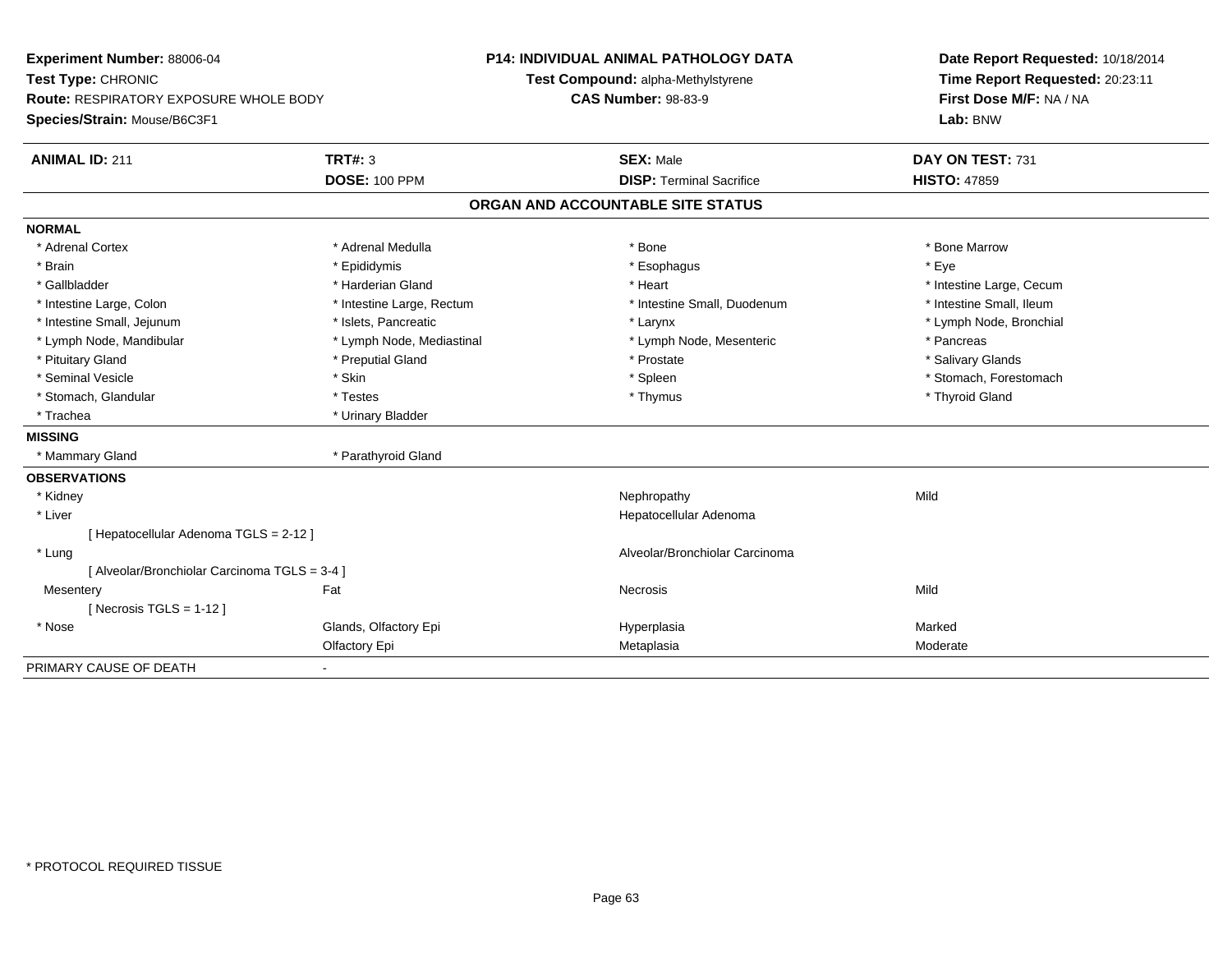**Experiment Number:** 88006-04
**Test Type:** CHRONIC
**Route:** RESPIRATORY EXPOSURE WHOLE BODY
**Species/Strain:** Mouse/B6C3F1

**P14: INDIVIDUAL ANIMAL PATHOLOGY DATA**
**Test Compound:** alpha-Methylstyrene
**CAS Number:** 98-83-9

**Date Report Requested:** 10/18/2014
**Time Report Requested:** 20:23:11
**First Dose M/F:** NA / NA
**Lab:** BNW

| **ANIMAL ID:** 211 | **TRT#:** 3 | **SEX:** Male | **DAY ON TEST:** 731 |
|---|---|---|---|
| | **DOSE:** 100 PPM | **DISP:** Terminal Sacrifice | **HISTO:** 47859 |

## ORGAN AND ACCOUNTABLE SITE STATUS

| | | | |
|---|---|---|---|
| **NORMAL** | | | |
| * Adrenal Cortex | * Adrenal Medulla | * Bone | * Bone Marrow |
| * Brain | * Epididymis | * Esophagus | * Eye |
| * Gallbladder | * Harderian Gland | * Heart | * Intestine Large, Cecum |
| * Intestine Large, Colon | * Intestine Large, Rectum | * Intestine Small, Duodenum | * Intestine Small, Ileum |
| * Intestine Small, Jejunum | * Islets, Pancreatic | * Larynx | * Lymph Node, Bronchial |
| * Lymph Node, Mandibular | * Lymph Node, Mediastinal | * Lymph Node, Mesenteric | * Pancreas |
| * Pituitary Gland | * Preputial Gland | * Prostate | * Salivary Glands |
| * Seminal Vesicle | * Skin | * Spleen | * Stomach, Forestomach |
| * Stomach, Glandular | * Testes | * Thymus | * Thyroid Gland |
| * Trachea | * Urinary Bladder | | |
| **MISSING** | | | |
| * Mammary Gland | * Parathyroid Gland | | |
| **OBSERVATIONS** | | | |
| * Kidney | | Nephropathy | Mild |
| * Liver | | Hepatocellular Adenoma | |
| [ Hepatocellular Adenoma TGLS = 2-12 ] | | | |
| * Lung | | Alveolar/Bronchiolar Carcinoma | |
| [ Alveolar/Bronchiolar Carcinoma TGLS = 3-4 ] | | | |
| Mesentery | Fat | Necrosis | Mild |
| [ Necrosis TGLS = 1-12 ] | | | |
| * Nose | Glands, Olfactory Epi | Hyperplasia | Marked |
| | Olfactory Epi | Metaplasia | Moderate |
| PRIMARY CAUSE OF DEATH | - | | |

\* PROTOCOL REQUIRED TISSUE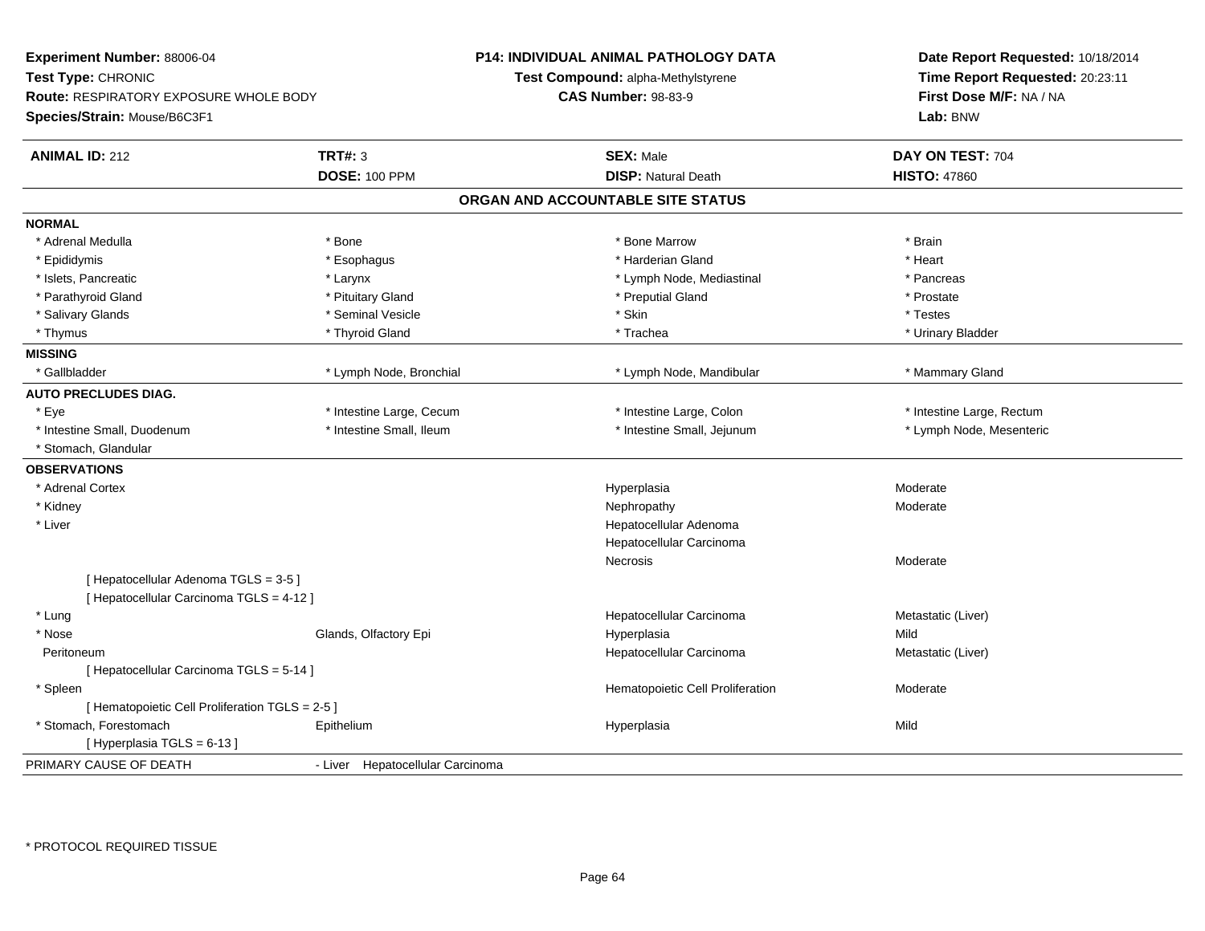**Experiment Number:** 88006-04
**Test Type:** CHRONIC
**Route:** RESPIRATORY EXPOSURE WHOLE BODY
**Species/Strain:** Mouse/B6C3F1

**P14: INDIVIDUAL ANIMAL PATHOLOGY DATA**
**Test Compound:** alpha-Methylstyrene
**CAS Number:** 98-83-9

**Date Report Requested:** 10/18/2014
**Time Report Requested:** 20:23:11
**First Dose M/F:** NA / NA
**Lab:** BNW

| **ANIMAL ID:** 212 | **TRT#:** 3 | **SEX:** Male | **DAY ON TEST:** 704 |
|---|---|---|---|
| | **DOSE:** 100 PPM | **DISP:** Natural Death | **HISTO:** 47860 |

## ORGAN AND ACCOUNTABLE SITE STATUS

| | | | |
|---|---|---|---|
| **NORMAL** | | | |
| * Adrenal Medulla | * Bone | * Bone Marrow | * Brain |
| * Epididymis | * Esophagus | * Harderian Gland | * Heart |
| * Islets, Pancreatic | * Larynx | * Lymph Node, Mediastinal | * Pancreas |
| * Parathyroid Gland | * Pituitary Gland | * Preputial Gland | * Prostate |
| * Salivary Glands | * Seminal Vesicle | * Skin | * Testes |
| * Thymus | * Thyroid Gland | * Trachea | * Urinary Bladder |
| **MISSING** | | | |
| * Gallbladder | * Lymph Node, Bronchial | * Lymph Node, Mandibular | * Mammary Gland |
| **AUTO PRECLUDES DIAG.** | | | |
| * Eye | * Intestine Large, Cecum | * Intestine Large, Colon | * Intestine Large, Rectum |
| * Intestine Small, Duodenum | * Intestine Small, Ileum | * Intestine Small, Jejunum | * Lymph Node, Mesenteric |
| * Stomach, Glandular | | | |
| **OBSERVATIONS** | | | |
| * Adrenal Cortex | | Hyperplasia | Moderate |
| * Kidney | | Nephropathy | Moderate |
| * Liver | | Hepatocellular Adenoma | |
| | | Hepatocellular Carcinoma | |
| | | Necrosis | Moderate |
| [ Hepatocellular Adenoma TGLS = 3-5 ] | | | |
| [ Hepatocellular Carcinoma TGLS = 4-12 ] | | | |
| * Lung | | Hepatocellular Carcinoma | Metastatic (Liver) |
| * Nose | Glands, Olfactory Epi | Hyperplasia | Mild |
| Peritoneum | | Hepatocellular Carcinoma | Metastatic (Liver) |
| [ Hepatocellular Carcinoma TGLS = 5-14 ] | | | |
| * Spleen | | Hematopoietic Cell Proliferation | Moderate |
| [ Hematopoietic Cell Proliferation TGLS = 2-5 ] | | | |
| * Stomach, Forestomach | Epithelium | Hyperplasia | Mild |
| [ Hyperplasia TGLS = 6-13 ] | | | |
| PRIMARY CAUSE OF DEATH | - Liver Hepatocellular Carcinoma | | |

* PROTOCOL REQUIRED TISSUE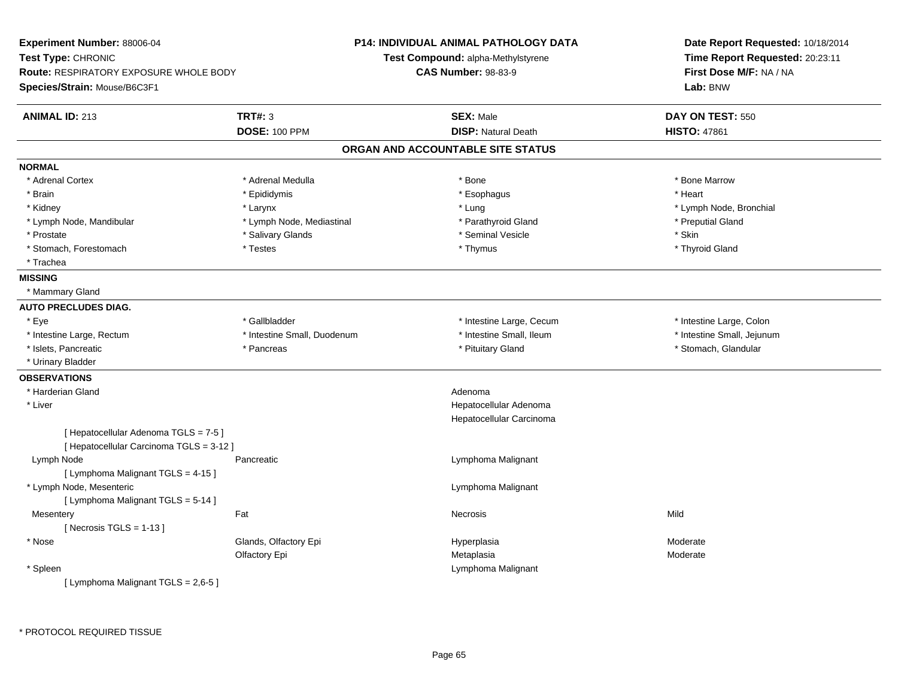**Experiment Number:** 88006-04
**Test Type:** CHRONIC
**Route:** RESPIRATORY EXPOSURE WHOLE BODY
**Species/Strain:** Mouse/B6C3F1

**P14: INDIVIDUAL ANIMAL PATHOLOGY DATA**
**Test Compound:** alpha-Methylstyrene
**CAS Number:** 98-83-9

**Date Report Requested:** 10/18/2014
**Time Report Requested:** 20:23:11
**First Dose M/F:** NA / NA
**Lab:** BNW

| **ANIMAL ID:** 213 | **TRT#:** 3 | **SEX:** Male | **DAY ON TEST:** 550 |
|---|---|---|---|
| | **DOSE:** 100 PPM | **DISP:** Natural Death | **HISTO:** 47861 |

## ORGAN AND ACCOUNTABLE SITE STATUS

**NORMAL**

| | | | |
|---|---|---|---|
| * Adrenal Cortex | * Adrenal Medulla | * Bone | * Bone Marrow |
| * Brain | * Epididymis | * Esophagus | * Heart |
| * Kidney | * Larynx | * Lung | * Lymph Node, Bronchial |
| * Lymph Node, Mandibular | * Lymph Node, Mediastinal | * Parathyroid Gland | * Preputial Gland |
| * Prostate | * Salivary Glands | * Seminal Vesicle | * Skin |
| * Stomach, Forestomach | * Testes | * Thymus | * Thyroid Gland |
| * Trachea | | | |

**MISSING**

* Mammary Gland

**AUTO PRECLUDES DIAG.**

| | | | |
|---|---|---|---|
| * Eye | * Gallbladder | * Intestine Large, Cecum | * Intestine Large, Colon |
| * Intestine Large, Rectum | * Intestine Small, Duodenum | * Intestine Small, Ileum | * Intestine Small, Jejunum |
| * Islets, Pancreatic | * Pancreas | * Pituitary Gland | * Stomach, Glandular |
| * Urinary Bladder | | | |

**OBSERVATIONS**

| | | | |
|---|---|---|---|
| * Harderian Gland | | Adenoma | |
| * Liver | | Hepatocellular Adenoma | |
| | | Hepatocellular Carcinoma | |
| [ Hepatocellular Adenoma TGLS = 7-5 ] | | | |
| [ Hepatocellular Carcinoma TGLS = 3-12 ] | | | |
| Lymph Node | Pancreatic | Lymphoma Malignant | |
| [ Lymphoma Malignant TGLS = 4-15 ] | | | |
| * Lymph Node, Mesenteric | | Lymphoma Malignant | |
| [ Lymphoma Malignant TGLS = 5-14 ] | | | |
| Mesentery | Fat | Necrosis | Mild |
| [ Necrosis TGLS = 1-13 ] | | | |
| * Nose | Glands, Olfactory Epi | Hyperplasia | Moderate |
| | Olfactory Epi | Metaplasia | Moderate |
| * Spleen | | Lymphoma Malignant | |
| [ Lymphoma Malignant TGLS = 2,6-5 ] | | | |

\* PROTOCOL REQUIRED TISSUE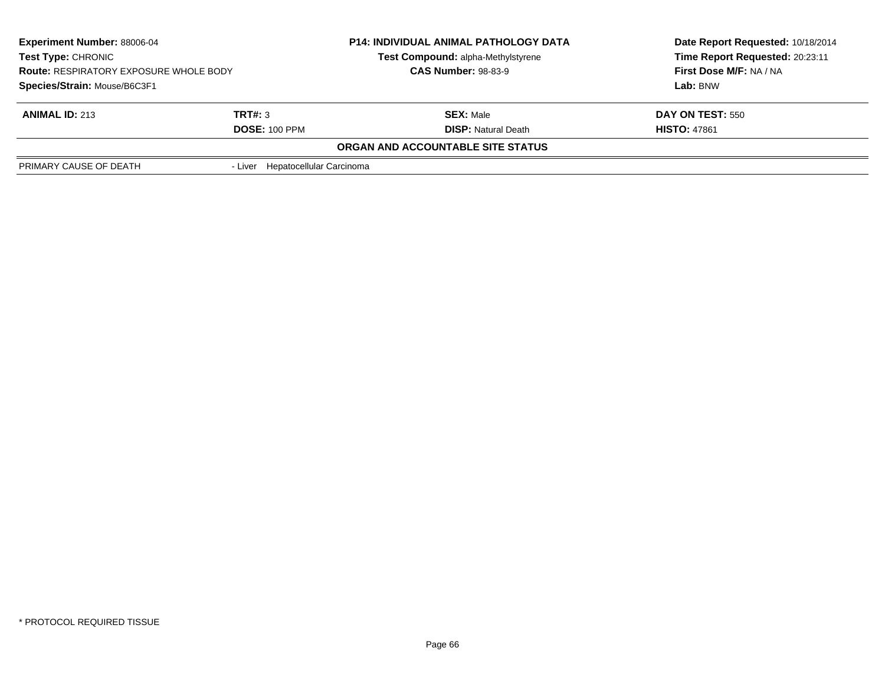| **Experiment Number:** 88006-04 | **P14: INDIVIDUAL ANIMAL PATHOLOGY DATA** | **Date Report Requested:** 10/18/2014 |
|---|---|---|
| **Test Type:** CHRONIC | **Test Compound:** alpha-Methylstyrene | **Time Report Requested:** 20:23:11 |
| **Route:** RESPIRATORY EXPOSURE WHOLE BODY | **CAS Number:** 98-83-9 | **First Dose M/F:** NA / NA |
| **Species/Strain:** Mouse/B6C3F1 | | **Lab:** BNW |

| **ANIMAL ID:** 213 | **TRT#:** 3 | **SEX:** Male | **DAY ON TEST:** 550 |
|---|---|---|---|
| | **DOSE:** 100 PPM | **DISP:** Natural Death | **HISTO:** 47861 |

**ORGAN AND ACCOUNTABLE SITE STATUS**

| | |
|---|---|
| PRIMARY CAUSE OF DEATH | - Liver Hepatocellular Carcinoma |

* PROTOCOL REQUIRED TISSUE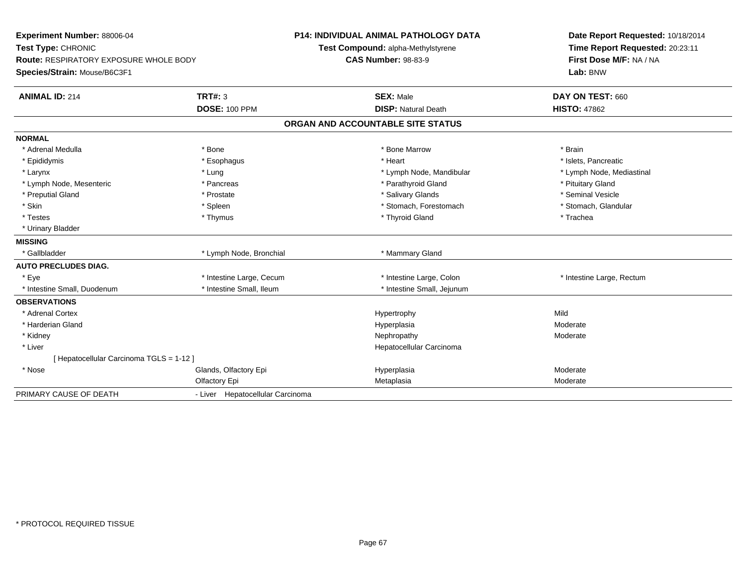**Experiment Number:** 88006-04
**Test Type:** CHRONIC
**Route:** RESPIRATORY EXPOSURE WHOLE BODY
**Species/Strain:** Mouse/B6C3F1

**P14: INDIVIDUAL ANIMAL PATHOLOGY DATA**
**Test Compound:** alpha-Methylstyrene
**CAS Number:** 98-83-9

**Date Report Requested:** 10/18/2014
**Time Report Requested:** 20:23:11
**First Dose M/F:** NA / NA
**Lab:** BNW

| **ANIMAL ID:** 214 | **TRT#:** 3 | **SEX:** Male | **DAY ON TEST:** 660 |
|---|---|---|---|
| | **DOSE:** 100 PPM | **DISP:** Natural Death | **HISTO:** 47862 |

## ORGAN AND ACCOUNTABLE SITE STATUS

| | | | |
|---|---|---|---|
| **NORMAL** | | | |
| * Adrenal Medulla | * Bone | * Bone Marrow | * Brain |
| * Epididymis | * Esophagus | * Heart | * Islets, Pancreatic |
| * Larynx | * Lung | * Lymph Node, Mandibular | * Lymph Node, Mediastinal |
| * Lymph Node, Mesenteric | * Pancreas | * Parathyroid Gland | * Pituitary Gland |
| * Preputial Gland | * Prostate | * Salivary Glands | * Seminal Vesicle |
| * Skin | * Spleen | * Stomach, Forestomach | * Stomach, Glandular |
| * Testes | * Thymus | * Thyroid Gland | * Trachea |
| * Urinary Bladder | | | |
| **MISSING** | | | |
| * Gallbladder | * Lymph Node, Bronchial | * Mammary Gland | |
| **AUTO PRECLUDES DIAG.** | | | |
| * Eye | * Intestine Large, Cecum | * Intestine Large, Colon | * Intestine Large, Rectum |
| * Intestine Small, Duodenum | * Intestine Small, Ileum | * Intestine Small, Jejunum | |
| **OBSERVATIONS** | | | |
| * Adrenal Cortex | | Hypertrophy | Mild |
| * Harderian Gland | | Hyperplasia | Moderate |
| * Kidney | | Nephropathy | Moderate |
| * Liver | | Hepatocellular Carcinoma | |
| [ Hepatocellular Carcinoma TGLS = 1-12 ] | | | |
| * Nose | Glands, Olfactory Epi | Hyperplasia | Moderate |
| | Olfactory Epi | Metaplasia | Moderate |
| PRIMARY CAUSE OF DEATH | - Liver Hepatocellular Carcinoma | | |

* PROTOCOL REQUIRED TISSUE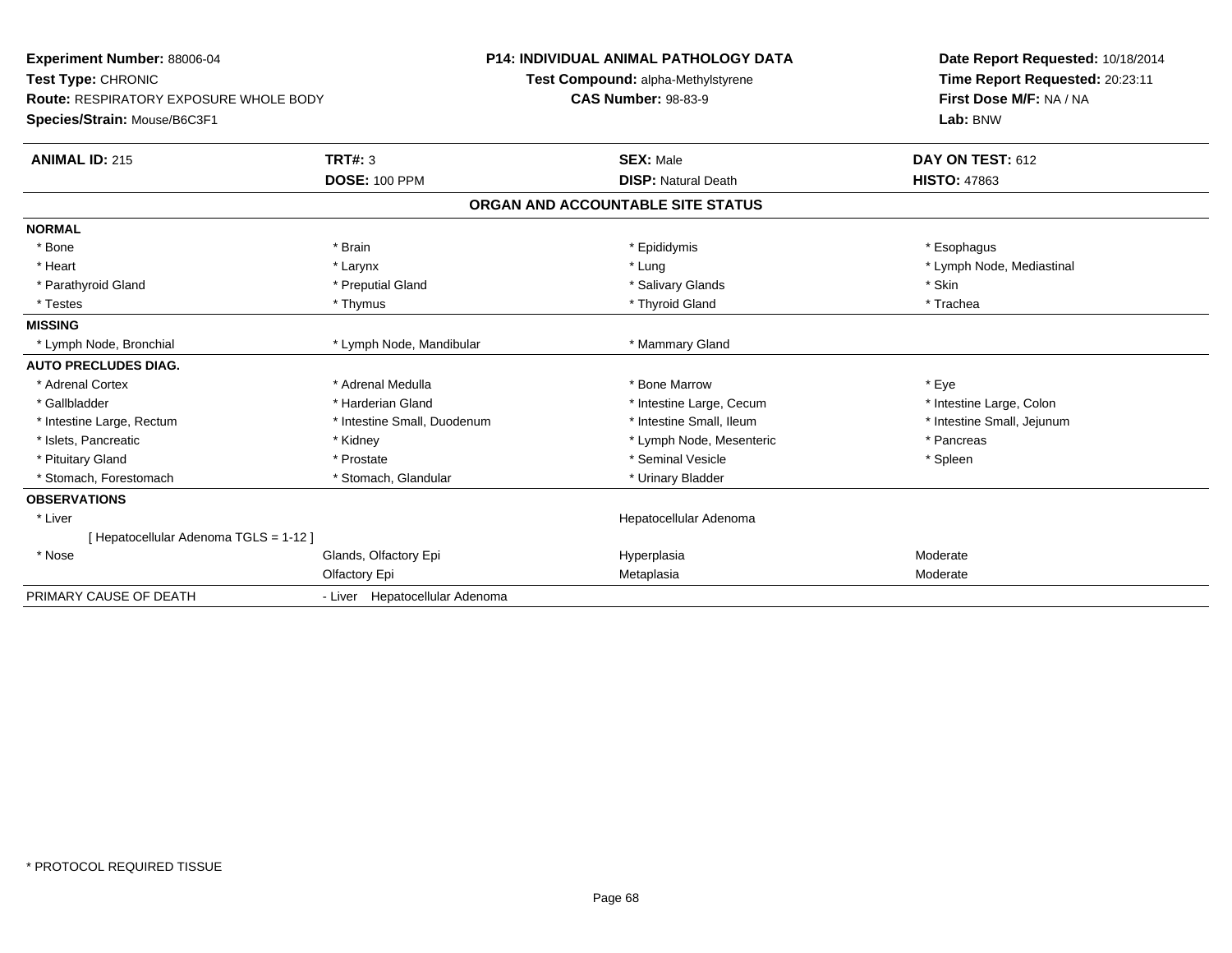**Experiment Number:** 88006-04
**Test Type:** CHRONIC
**Route:** RESPIRATORY EXPOSURE WHOLE BODY
**Species/Strain:** Mouse/B6C3F1

**P14: INDIVIDUAL ANIMAL PATHOLOGY DATA**
**Test Compound:** alpha-Methylstyrene
**CAS Number:** 98-83-9

**Date Report Requested:** 10/18/2014
**Time Report Requested:** 20:23:11
**First Dose M/F:** NA / NA
**Lab:** BNW

| **ANIMAL ID:** 215 | **TRT#:** 3 | **SEX:** Male | **DAY ON TEST:** 612 |
|---|---|---|---|
| | **DOSE:** 100 PPM | **DISP:** Natural Death | **HISTO:** 47863 |

## ORGAN AND ACCOUNTABLE SITE STATUS

| | | | |
|---|---|---|---|
| **NORMAL** | | | |
| * Bone | * Brain | * Epididymis | * Esophagus |
| * Heart | * Larynx | * Lung | * Lymph Node, Mediastinal |
| * Parathyroid Gland | * Preputial Gland | * Salivary Glands | * Skin |
| * Testes | * Thymus | * Thyroid Gland | * Trachea |
| **MISSING** | | | |
| * Lymph Node, Bronchial | * Lymph Node, Mandibular | * Mammary Gland | |
| **AUTO PRECLUDES DIAG.** | | | |
| * Adrenal Cortex | * Adrenal Medulla | * Bone Marrow | * Eye |
| * Gallbladder | * Harderian Gland | * Intestine Large, Cecum | * Intestine Large, Colon |
| * Intestine Large, Rectum | * Intestine Small, Duodenum | * Intestine Small, Ileum | * Intestine Small, Jejunum |
| * Islets, Pancreatic | * Kidney | * Lymph Node, Mesenteric | * Pancreas |
| * Pituitary Gland | * Prostate | * Seminal Vesicle | * Spleen |
| * Stomach, Forestomach | * Stomach, Glandular | * Urinary Bladder | |
| **OBSERVATIONS** | | | |
| * Liver | | Hepatocellular Adenoma | |
| [ Hepatocellular Adenoma TGLS = 1-12 ] | | | |
| * Nose | Glands, Olfactory Epi | Hyperplasia | Moderate |
| | Olfactory Epi | Metaplasia | Moderate |
| PRIMARY CAUSE OF DEATH | - Liver Hepatocellular Adenoma | | |

* PROTOCOL REQUIRED TISSUE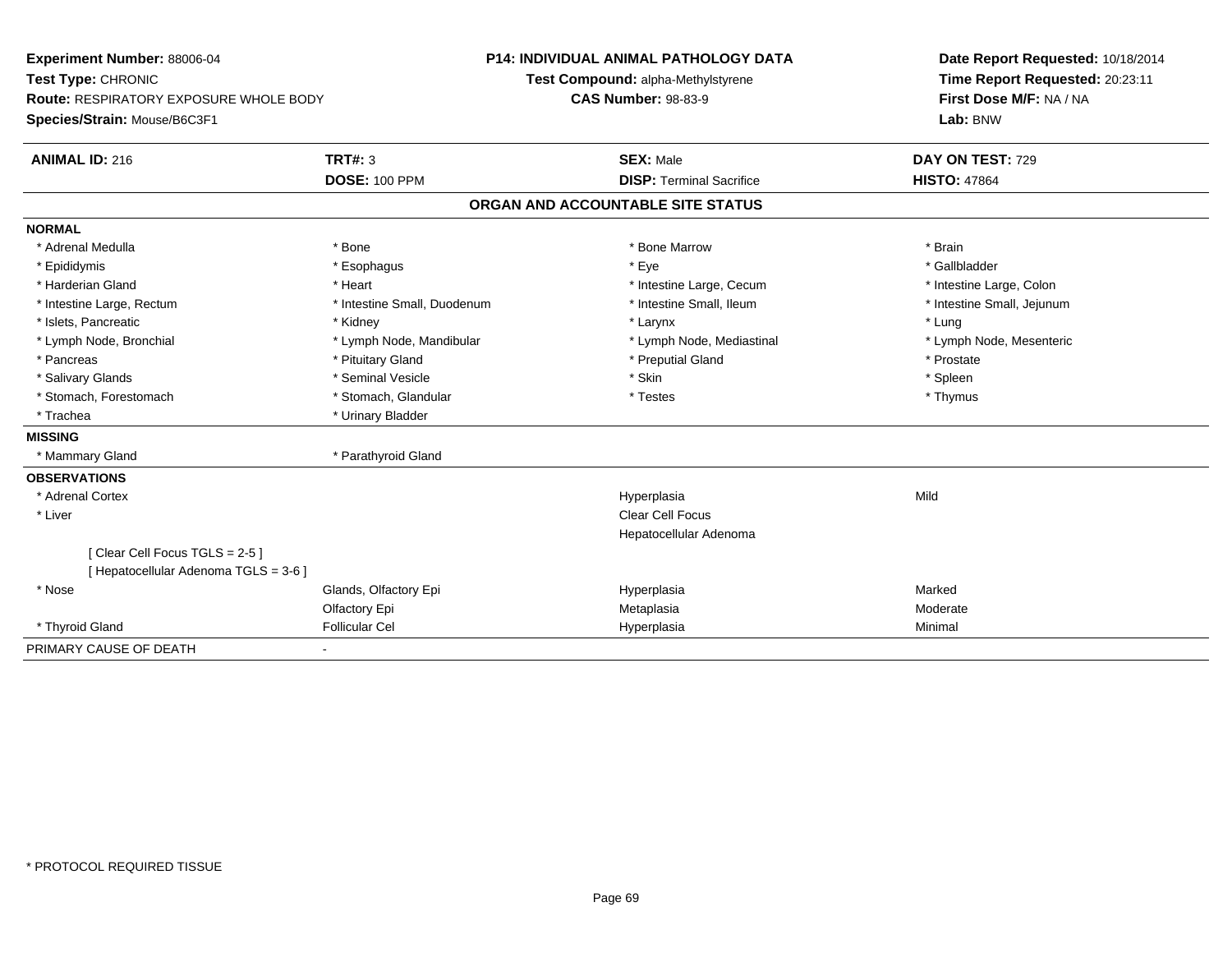**Experiment Number:** 88006-04
**Test Type:** CHRONIC
**Route:** RESPIRATORY EXPOSURE WHOLE BODY
**Species/Strain:** Mouse/B6C3F1

**P14: INDIVIDUAL ANIMAL PATHOLOGY DATA**
**Test Compound:** alpha-Methylstyrene
**CAS Number:** 98-83-9

**Date Report Requested:** 10/18/2014
**Time Report Requested:** 20:23:11
**First Dose M/F:** NA / NA
**Lab:** BNW

| **ANIMAL ID:** 216 | **TRT#:** 3 | **SEX:** Male | **DAY ON TEST:** 729 |
|---|---|---|---|
| | **DOSE:** 100 PPM | **DISP:** Terminal Sacrifice | **HISTO:** 47864 |

## ORGAN AND ACCOUNTABLE SITE STATUS

| | | | |
|---|---|---|---|
| **NORMAL** | | | |
| * Adrenal Medulla | * Bone | * Bone Marrow | * Brain |
| * Epididymis | * Esophagus | * Eye | * Gallbladder |
| * Harderian Gland | * Heart | * Intestine Large, Cecum | * Intestine Large, Colon |
| * Intestine Large, Rectum | * Intestine Small, Duodenum | * Intestine Small, Ileum | * Intestine Small, Jejunum |
| * Islets, Pancreatic | * Kidney | * Larynx | * Lung |
| * Lymph Node, Bronchial | * Lymph Node, Mandibular | * Lymph Node, Mediastinal | * Lymph Node, Mesenteric |
| * Pancreas | * Pituitary Gland | * Preputial Gland | * Prostate |
| * Salivary Glands | * Seminal Vesicle | * Skin | * Spleen |
| * Stomach, Forestomach | * Stomach, Glandular | * Testes | * Thymus |
| * Trachea | * Urinary Bladder | | |
| **MISSING** | | | |
| * Mammary Gland | * Parathyroid Gland | | |
| **OBSERVATIONS** | | | |
| * Adrenal Cortex | | Hyperplasia | Mild |
| * Liver | | Clear Cell Focus | |
| | | Hepatocellular Adenoma | |
| [ Clear Cell Focus TGLS = 2-5 ] | | | |
| [ Hepatocellular Adenoma TGLS = 3-6 ] | | | |
| * Nose | Glands, Olfactory Epi | Hyperplasia | Marked |
| | Olfactory Epi | Metaplasia | Moderate |
| * Thyroid Gland | Follicular Cel | Hyperplasia | Minimal |
| PRIMARY CAUSE OF DEATH | - | | |

* PROTOCOL REQUIRED TISSUE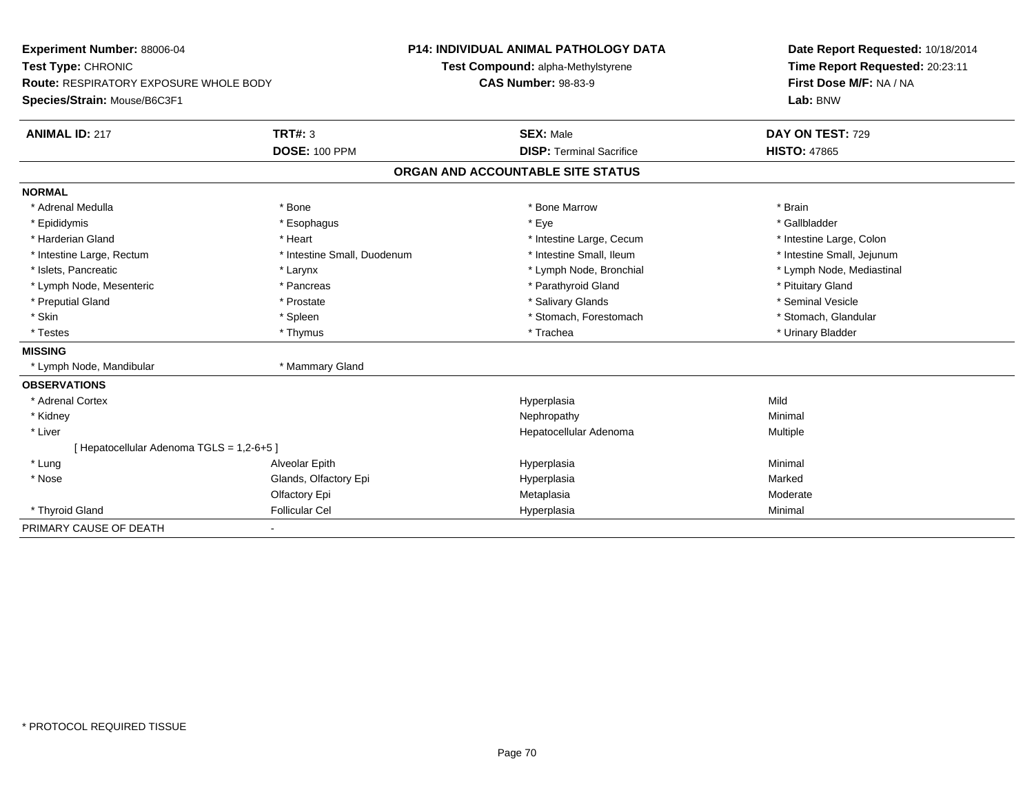**Experiment Number:** 88006-04
**Test Type:** CHRONIC
**Route:** RESPIRATORY EXPOSURE WHOLE BODY
**Species/Strain:** Mouse/B6C3F1

**P14: INDIVIDUAL ANIMAL PATHOLOGY DATA**
**Test Compound:** alpha-Methylstyrene
**CAS Number:** 98-83-9

**Date Report Requested:** 10/18/2014
**Time Report Requested:** 20:23:11
**First Dose M/F:** NA / NA
**Lab:** BNW

| **ANIMAL ID:** 217 | **TRT#:** 3 | **SEX:** Male | **DAY ON TEST:** 729 |
|---|---|---|---|
| | **DOSE:** 100 PPM | **DISP:** Terminal Sacrifice | **HISTO:** 47865 |

## ORGAN AND ACCOUNTABLE SITE STATUS

**NORMAL**

| | | | |
|---|---|---|---|
| * Adrenal Medulla | * Bone | * Bone Marrow | * Brain |
| * Epididymis | * Esophagus | * Eye | * Gallbladder |
| * Harderian Gland | * Heart | * Intestine Large, Cecum | * Intestine Large, Colon |
| * Intestine Large, Rectum | * Intestine Small, Duodenum | * Intestine Small, Ileum | * Intestine Small, Jejunum |
| * Islets, Pancreatic | * Larynx | * Lymph Node, Bronchial | * Lymph Node, Mediastinal |
| * Lymph Node, Mesenteric | * Pancreas | * Parathyroid Gland | * Pituitary Gland |
| * Preputial Gland | * Prostate | * Salivary Glands | * Seminal Vesicle |
| * Skin | * Spleen | * Stomach, Forestomach | * Stomach, Glandular |
| * Testes | * Thymus | * Trachea | * Urinary Bladder |

**MISSING**

| | |
|---|---|
| * Lymph Node, Mandibular | * Mammary Gland |

**OBSERVATIONS**

| | | | |
|---|---|---|---|
| * Adrenal Cortex | | Hyperplasia | Mild |
| * Kidney | | Nephropathy | Minimal |
| * Liver | | Hepatocellular Adenoma | Multiple |
| [ Hepatocellular Adenoma TGLS = 1,2-6+5 ] | | | |
| * Lung | Alveolar Epith | Hyperplasia | Minimal |
| * Nose | Glands, Olfactory Epi | Hyperplasia | Marked |
| | Olfactory Epi | Metaplasia | Moderate |
| * Thyroid Gland | Follicular Cel | Hyperplasia | Minimal |

PRIMARY CAUSE OF DEATH -

* PROTOCOL REQUIRED TISSUE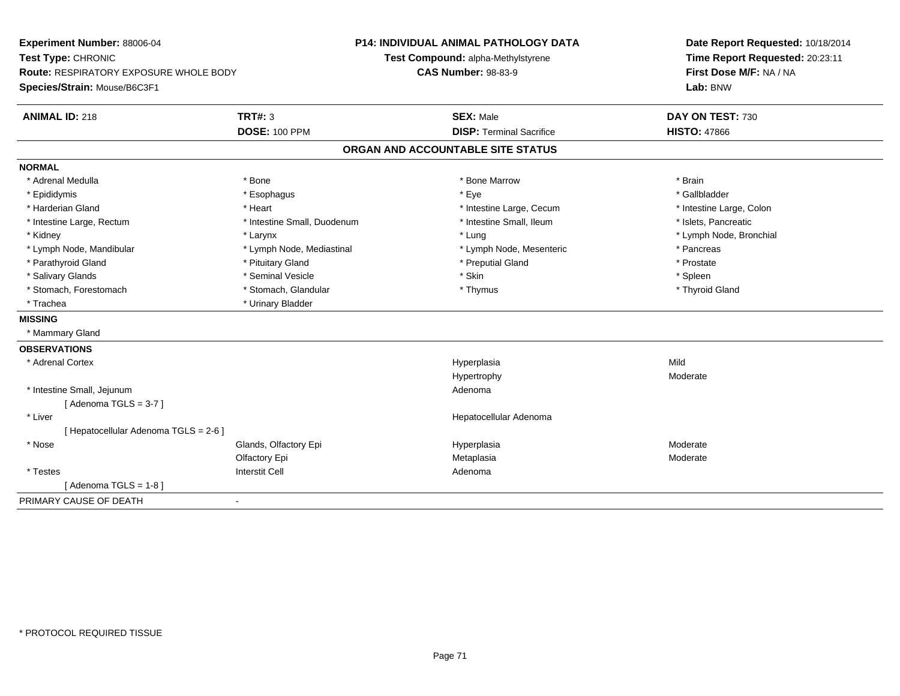**Experiment Number:** 88006-04
**Test Type:** CHRONIC
**Route:** RESPIRATORY EXPOSURE WHOLE BODY
**Species/Strain:** Mouse/B6C3F1

**P14: INDIVIDUAL ANIMAL PATHOLOGY DATA**
**Test Compound:** alpha-Methylstyrene
**CAS Number:** 98-83-9

**Date Report Requested:** 10/18/2014
**Time Report Requested:** 20:23:11
**First Dose M/F:** NA / NA
**Lab:** BNW

| **ANIMAL ID:** 218 | **TRT#:** 3 | **SEX:** Male | **DAY ON TEST:** 730 |
|---|---|---|---|
| | **DOSE:** 100 PPM | **DISP:** Terminal Sacrifice | **HISTO:** 47866 |

## ORGAN AND ACCOUNTABLE SITE STATUS

**NORMAL**

| | | | |
|---|---|---|---|
| * Adrenal Medulla | * Bone | * Bone Marrow | * Brain |
| * Epididymis | * Esophagus | * Eye | * Gallbladder |
| * Harderian Gland | * Heart | * Intestine Large, Cecum | * Intestine Large, Colon |
| * Intestine Large, Rectum | * Intestine Small, Duodenum | * Intestine Small, Ileum | * Islets, Pancreatic |
| * Kidney | * Larynx | * Lung | * Lymph Node, Bronchial |
| * Lymph Node, Mandibular | * Lymph Node, Mediastinal | * Lymph Node, Mesenteric | * Pancreas |
| * Parathyroid Gland | * Pituitary Gland | * Preputial Gland | * Prostate |
| * Salivary Glands | * Seminal Vesicle | * Skin | * Spleen |
| * Stomach, Forestomach | * Stomach, Glandular | * Thymus | * Thyroid Gland |
| * Trachea | * Urinary Bladder | | |

**MISSING**

* Mammary Gland

**OBSERVATIONS**

| | | | |
|---|---|---|---|
| * Adrenal Cortex | | Hyperplasia | Mild |
| | | Hypertrophy | Moderate |
| * Intestine Small, Jejunum | | Adenoma | |
| [ Adenoma TGLS = 3-7 ] | | | |
| * Liver | | Hepatocellular Adenoma | |
| [ Hepatocellular Adenoma TGLS = 2-6 ] | | | |
| * Nose | Glands, Olfactory Epi | Hyperplasia | Moderate |
| | Olfactory Epi | Metaplasia | Moderate |
| * Testes | Interstit Cell | Adenoma | |
| [ Adenoma TGLS = 1-8 ] | | | |

PRIMARY CAUSE OF DEATH -

* PROTOCOL REQUIRED TISSUE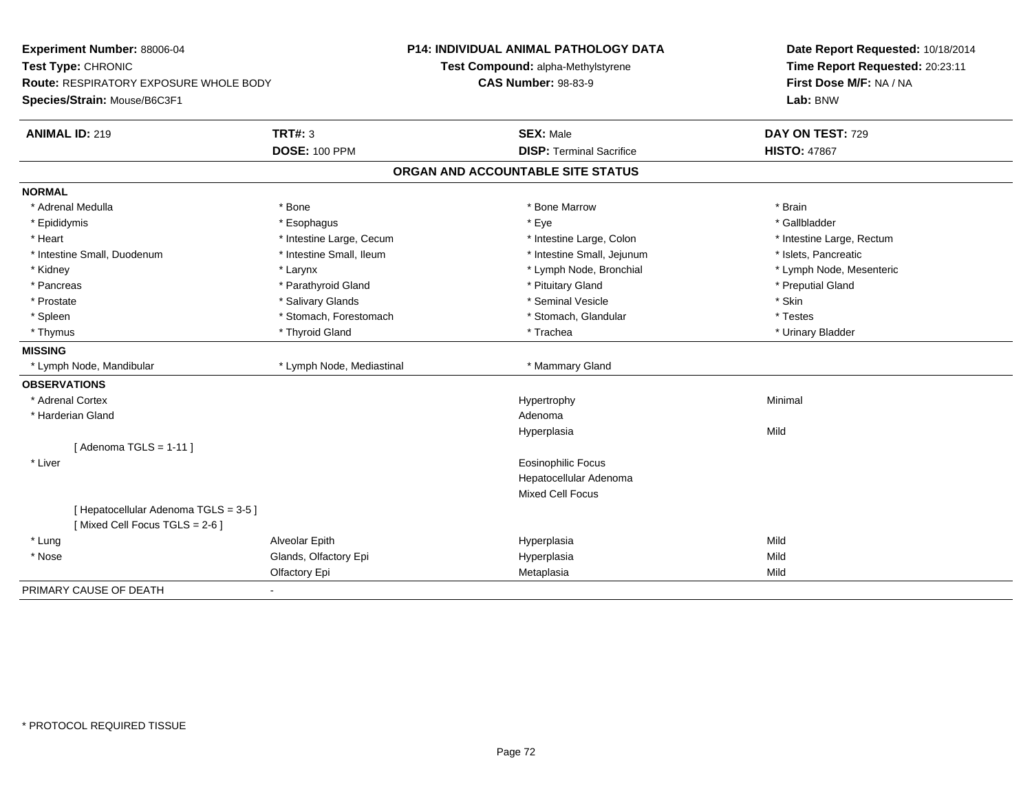**Experiment Number:** 88006-04
**Test Type:** CHRONIC
**Route:** RESPIRATORY EXPOSURE WHOLE BODY
**Species/Strain:** Mouse/B6C3F1

**P14: INDIVIDUAL ANIMAL PATHOLOGY DATA**
**Test Compound:** alpha-Methylstyrene
**CAS Number:** 98-83-9

**Date Report Requested:** 10/18/2014
**Time Report Requested:** 20:23:11
**First Dose M/F:** NA / NA
**Lab:** BNW

| **ANIMAL ID:** 219 | **TRT#:** 3 | **SEX:** Male | **DAY ON TEST:** 729 |
|---|---|---|---|
| | **DOSE:** 100 PPM | **DISP:** Terminal Sacrifice | **HISTO:** 47867 |

## ORGAN AND ACCOUNTABLE SITE STATUS

| | | | |
|---|---|---|---|
| **NORMAL** | | | |
| * Adrenal Medulla | * Bone | * Bone Marrow | * Brain |
| * Epididymis | * Esophagus | * Eye | * Gallbladder |
| * Heart | * Intestine Large, Cecum | * Intestine Large, Colon | * Intestine Large, Rectum |
| * Intestine Small, Duodenum | * Intestine Small, Ileum | * Intestine Small, Jejunum | * Islets, Pancreatic |
| * Kidney | * Larynx | * Lymph Node, Bronchial | * Lymph Node, Mesenteric |
| * Pancreas | * Parathyroid Gland | * Pituitary Gland | * Preputial Gland |
| * Prostate | * Salivary Glands | * Seminal Vesicle | * Skin |
| * Spleen | * Stomach, Forestomach | * Stomach, Glandular | * Testes |
| * Thymus | * Thyroid Gland | * Trachea | * Urinary Bladder |
| **MISSING** | | | |
| * Lymph Node, Mandibular | * Lymph Node, Mediastinal | * Mammary Gland | |
| **OBSERVATIONS** | | | |
| * Adrenal Cortex | | Hypertrophy | Minimal |
| * Harderian Gland | | Adenoma | |
| | | Hyperplasia | Mild |
| [ Adenoma TGLS = 1-11 ] | | | |
| * Liver | | Eosinophilic Focus | |
| | | Hepatocellular Adenoma | |
| | | Mixed Cell Focus | |
| [ Hepatocellular Adenoma TGLS = 3-5 ] | | | |
| [ Mixed Cell Focus TGLS = 2-6 ] | | | |
| * Lung | Alveolar Epith | Hyperplasia | Mild |
| * Nose | Glands, Olfactory Epi | Hyperplasia | Mild |
| | Olfactory Epi | Metaplasia | Mild |
| PRIMARY CAUSE OF DEATH | - | | |

\* PROTOCOL REQUIRED TISSUE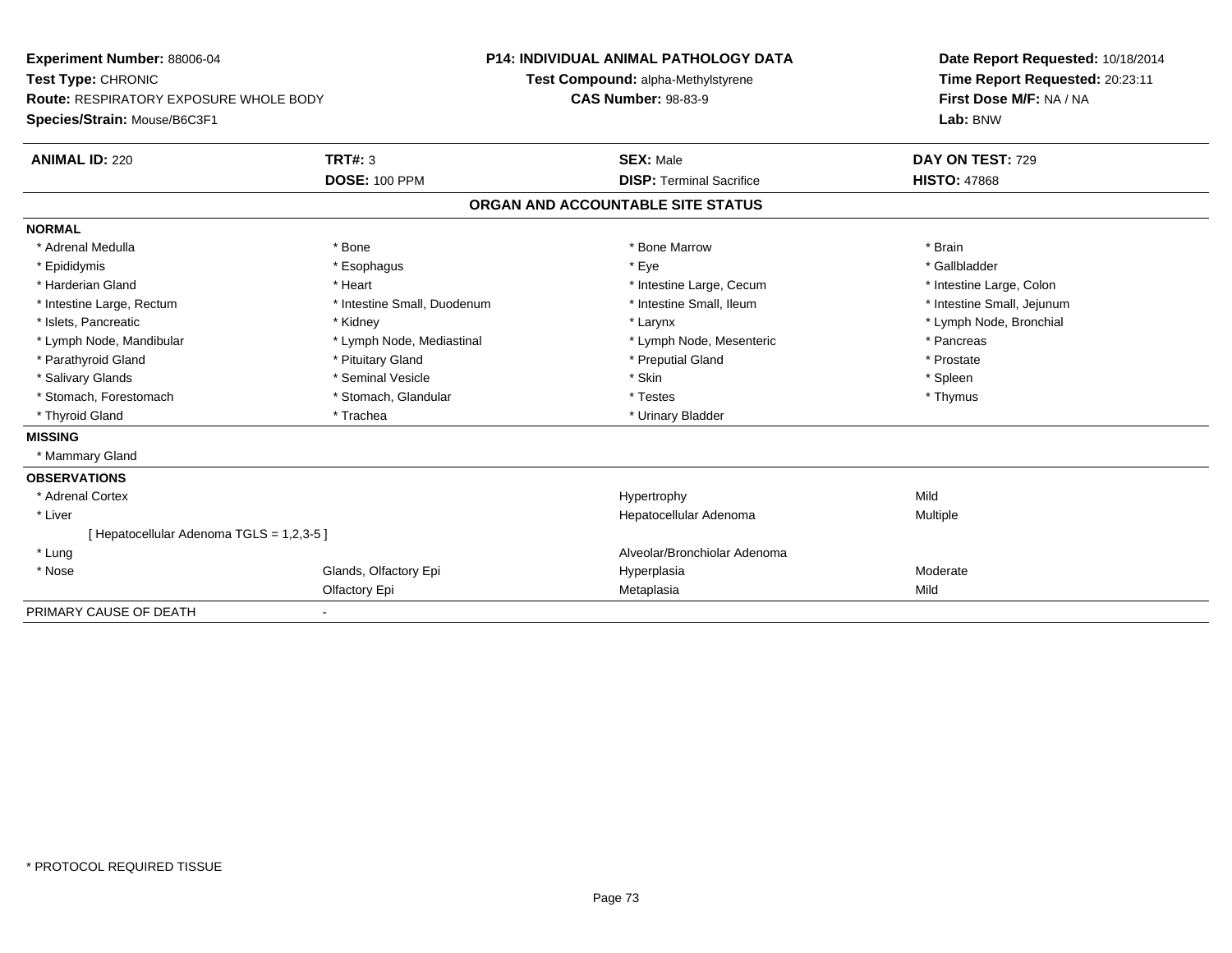**Experiment Number:** 88006-04
**Test Type:** CHRONIC
**Route:** RESPIRATORY EXPOSURE WHOLE BODY
**Species/Strain:** Mouse/B6C3F1

**P14: INDIVIDUAL ANIMAL PATHOLOGY DATA**
**Test Compound:** alpha-Methylstyrene
**CAS Number:** 98-83-9

**Date Report Requested:** 10/18/2014
**Time Report Requested:** 20:23:11
**First Dose M/F:** NA / NA
**Lab:** BNW

| **ANIMAL ID:** 220 | **TRT#:** 3 | **SEX:** Male | **DAY ON TEST:** 729 |
|---|---|---|---|
| | **DOSE:** 100 PPM | **DISP:** Terminal Sacrifice | **HISTO:** 47868 |

## ORGAN AND ACCOUNTABLE SITE STATUS

**NORMAL**

| | | | |
|---|---|---|---|
| * Adrenal Medulla | * Bone | * Bone Marrow | * Brain |
| * Epididymis | * Esophagus | * Eye | * Gallbladder |
| * Harderian Gland | * Heart | * Intestine Large, Cecum | * Intestine Large, Colon |
| * Intestine Large, Rectum | * Intestine Small, Duodenum | * Intestine Small, Ileum | * Intestine Small, Jejunum |
| * Islets, Pancreatic | * Kidney | * Larynx | * Lymph Node, Bronchial |
| * Lymph Node, Mandibular | * Lymph Node, Mediastinal | * Lymph Node, Mesenteric | * Pancreas |
| * Parathyroid Gland | * Pituitary Gland | * Preputial Gland | * Prostate |
| * Salivary Glands | * Seminal Vesicle | * Skin | * Spleen |
| * Stomach, Forestomach | * Stomach, Glandular | * Testes | * Thymus |
| * Thyroid Gland | * Trachea | * Urinary Bladder | |

**MISSING**

* Mammary Gland

**OBSERVATIONS**

| | | | |
|---|---|---|---|
| * Adrenal Cortex | | Hypertrophy | Mild |
| * Liver | | Hepatocellular Adenoma | Multiple |
| [ Hepatocellular Adenoma TGLS = 1,2,3-5 ] | | | |
| * Lung | | Alveolar/Bronchiolar Adenoma | |
| * Nose | Glands, Olfactory Epi | Hyperplasia | Moderate |
| | Olfactory Epi | Metaplasia | Mild |

PRIMARY CAUSE OF DEATH -

* PROTOCOL REQUIRED TISSUE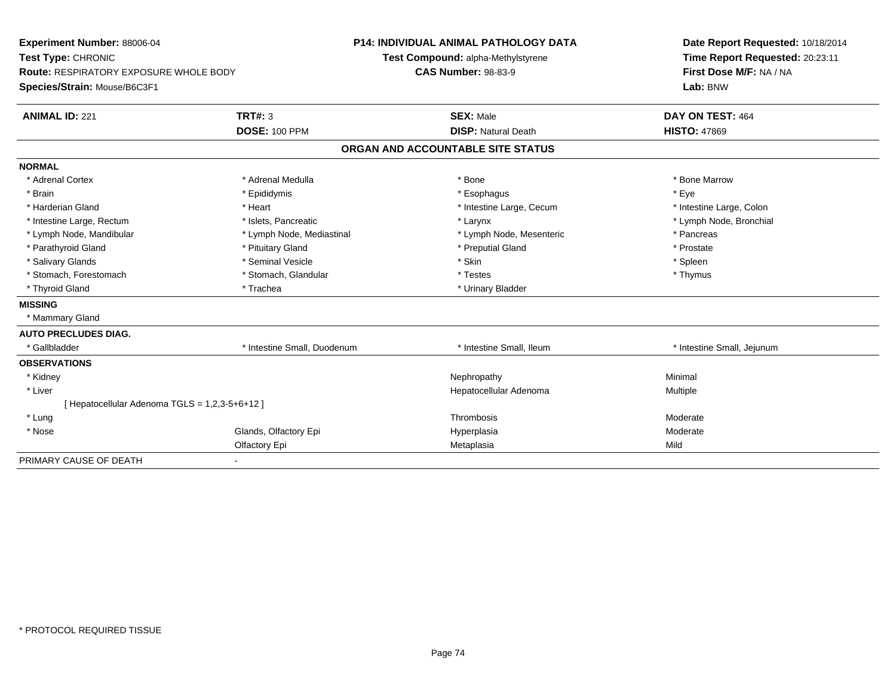**Experiment Number:** 88006-04
**Test Type:** CHRONIC
**Route:** RESPIRATORY EXPOSURE WHOLE BODY
**Species/Strain:** Mouse/B6C3F1

**P14: INDIVIDUAL ANIMAL PATHOLOGY DATA**
**Test Compound:** alpha-Methylstyrene
**CAS Number:** 98-83-9

**Date Report Requested:** 10/18/2014
**Time Report Requested:** 20:23:11
**First Dose M/F:** NA / NA
**Lab:** BNW

| **ANIMAL ID:** 221 | **TRT#:** 3 | **SEX:** Male | **DAY ON TEST:** 464 |
|---|---|---|---|
| | **DOSE:** 100 PPM | **DISP:** Natural Death | **HISTO:** 47869 |

## ORGAN AND ACCOUNTABLE SITE STATUS

| | | | |
|---|---|---|---|
| **NORMAL** | | | |
| * Adrenal Cortex | * Adrenal Medulla | * Bone | * Bone Marrow |
| * Brain | * Epididymis | * Esophagus | * Eye |
| * Harderian Gland | * Heart | * Intestine Large, Cecum | * Intestine Large, Colon |
| * Intestine Large, Rectum | * Islets, Pancreatic | * Larynx | * Lymph Node, Bronchial |
| * Lymph Node, Mandibular | * Lymph Node, Mediastinal | * Lymph Node, Mesenteric | * Pancreas |
| * Parathyroid Gland | * Pituitary Gland | * Preputial Gland | * Prostate |
| * Salivary Glands | * Seminal Vesicle | * Skin | * Spleen |
| * Stomach, Forestomach | * Stomach, Glandular | * Testes | * Thymus |
| * Thyroid Gland | * Trachea | * Urinary Bladder | |
| **MISSING** | | | |
| * Mammary Gland | | | |
| **AUTO PRECLUDES DIAG.** | | | |
| * Gallbladder | * Intestine Small, Duodenum | * Intestine Small, Ileum | * Intestine Small, Jejunum |
| **OBSERVATIONS** | | | |
| * Kidney | | Nephropathy | Minimal |
| * Liver | | Hepatocellular Adenoma | Multiple |
| [ Hepatocellular Adenoma TGLS = 1,2,3-5+6+12 ] | | | |
| * Lung | | Thrombosis | Moderate |
| * Nose | Glands, Olfactory Epi | Hyperplasia | Moderate |
| | Olfactory Epi | Metaplasia | Mild |
| PRIMARY CAUSE OF DEATH | - | | |

* PROTOCOL REQUIRED TISSUE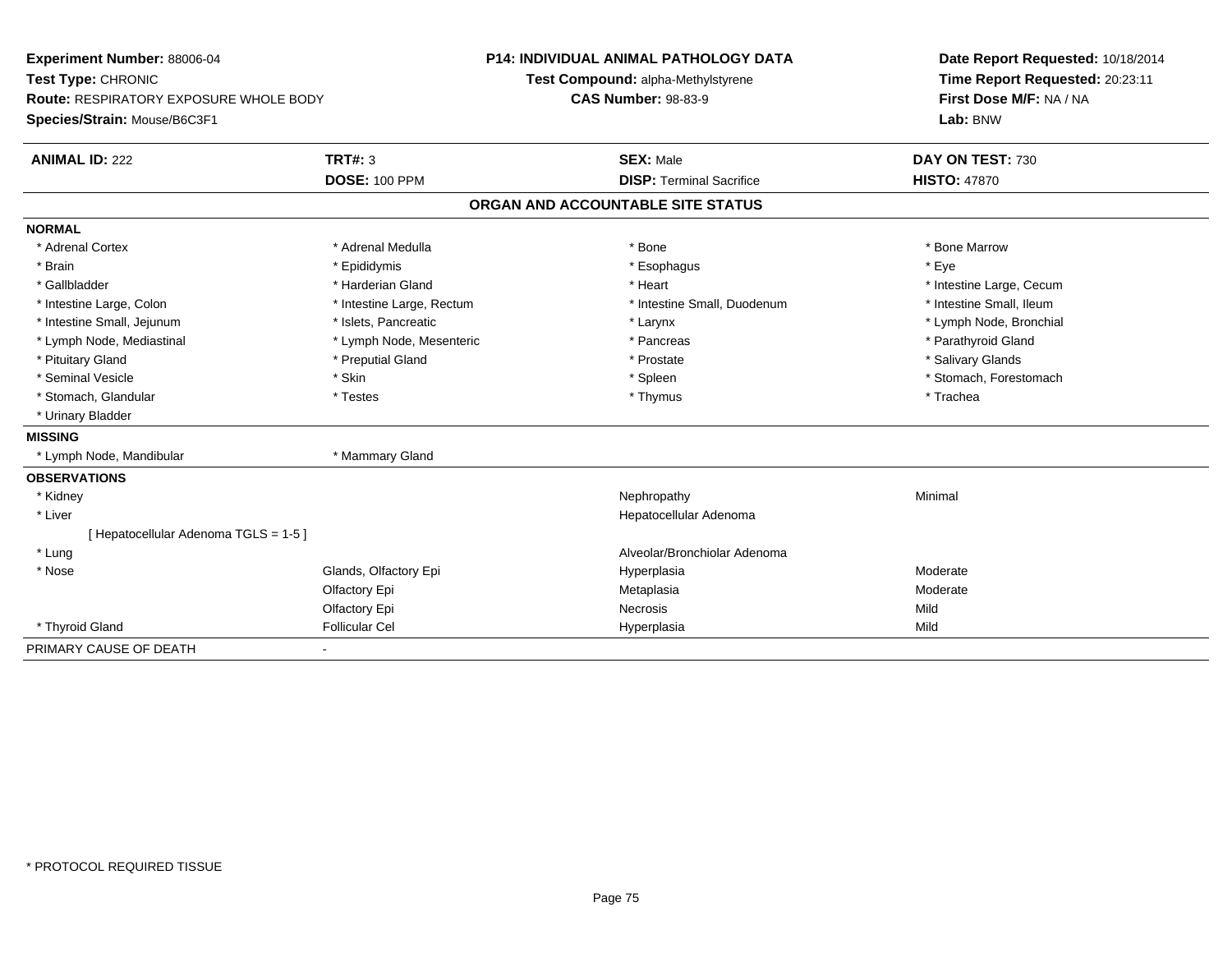**Experiment Number:** 88006-04
**Test Type:** CHRONIC
**Route:** RESPIRATORY EXPOSURE WHOLE BODY
**Species/Strain:** Mouse/B6C3F1

**P14: INDIVIDUAL ANIMAL PATHOLOGY DATA**
**Test Compound:** alpha-Methylstyrene
**CAS Number:** 98-83-9

**Date Report Requested:** 10/18/2014
**Time Report Requested:** 20:23:11
**First Dose M/F:** NA / NA
**Lab:** BNW

| **ANIMAL ID:** 222 | **TRT#:** 3 | **SEX:** Male | **DAY ON TEST:** 730 |
|---|---|---|---|
| | **DOSE:** 100 PPM | **DISP:** Terminal Sacrifice | **HISTO:** 47870 |

## ORGAN AND ACCOUNTABLE SITE STATUS

| | | | |
|---|---|---|---|
| **NORMAL** | | | |
| * Adrenal Cortex | * Adrenal Medulla | * Bone | * Bone Marrow |
| * Brain | * Epididymis | * Esophagus | * Eye |
| * Gallbladder | * Harderian Gland | * Heart | * Intestine Large, Cecum |
| * Intestine Large, Colon | * Intestine Large, Rectum | * Intestine Small, Duodenum | * Intestine Small, Ileum |
| * Intestine Small, Jejunum | * Islets, Pancreatic | * Larynx | * Lymph Node, Bronchial |
| * Lymph Node, Mediastinal | * Lymph Node, Mesenteric | * Pancreas | * Parathyroid Gland |
| * Pituitary Gland | * Preputial Gland | * Prostate | * Salivary Glands |
| * Seminal Vesicle | * Skin | * Spleen | * Stomach, Forestomach |
| * Stomach, Glandular | * Testes | * Thymus | * Trachea |
| * Urinary Bladder | | | |
| **MISSING** | | | |
| * Lymph Node, Mandibular | * Mammary Gland | | |
| **OBSERVATIONS** | | | |
| * Kidney | | Nephropathy | Minimal |
| * Liver | | Hepatocellular Adenoma | |
| [ Hepatocellular Adenoma TGLS = 1-5 ] | | | |
| * Lung | | Alveolar/Bronchiolar Adenoma | |
| * Nose | Glands, Olfactory Epi | Hyperplasia | Moderate |
| | Olfactory Epi | Metaplasia | Moderate |
| | Olfactory Epi | Necrosis | Mild |
| * Thyroid Gland | Follicular Cel | Hyperplasia | Mild |
| PRIMARY CAUSE OF DEATH | - | | |

* PROTOCOL REQUIRED TISSUE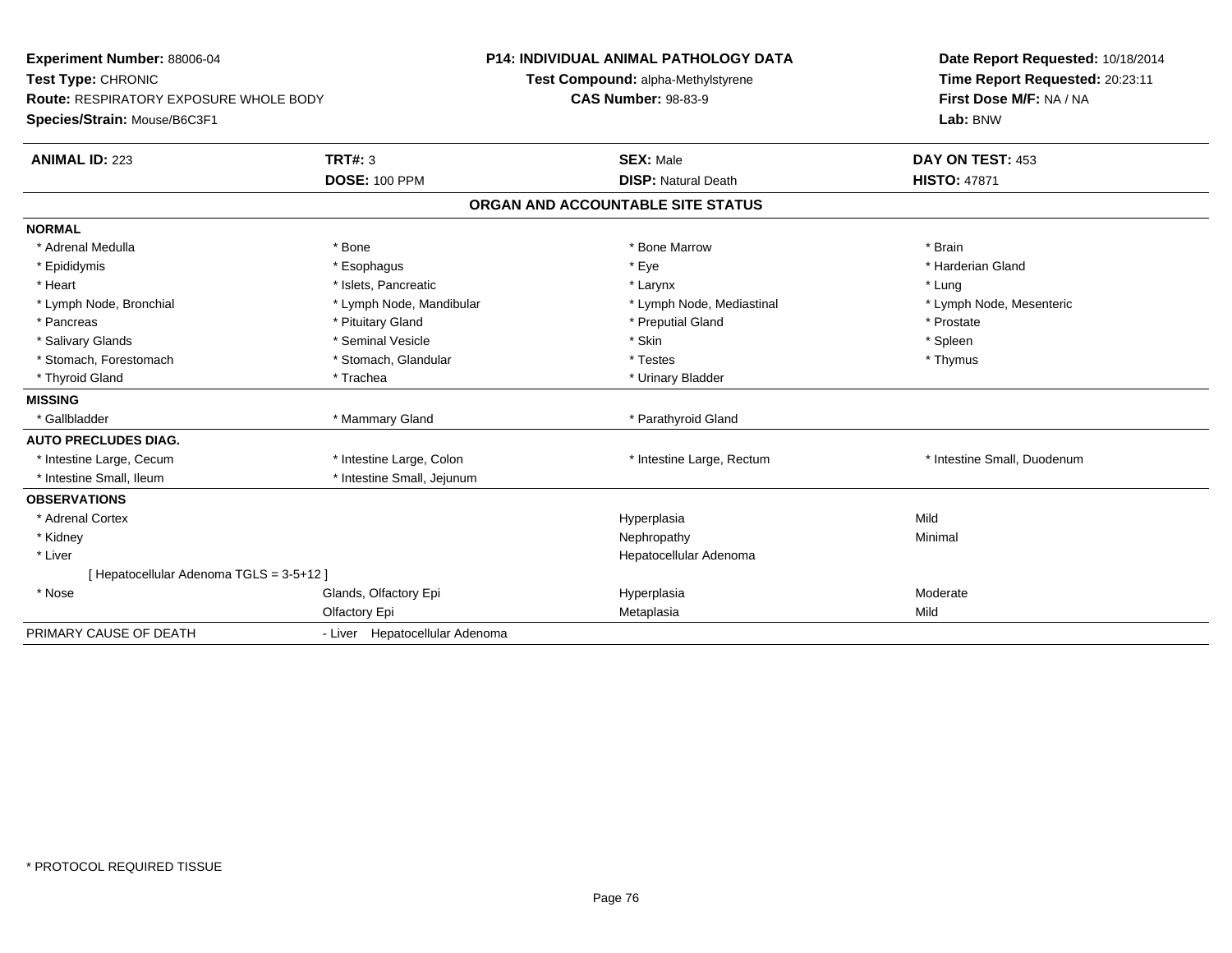**Experiment Number:** 88006-04
**Test Type:** CHRONIC
**Route:** RESPIRATORY EXPOSURE WHOLE BODY
**Species/Strain:** Mouse/B6C3F1

**P14: INDIVIDUAL ANIMAL PATHOLOGY DATA**
**Test Compound:** alpha-Methylstyrene
**CAS Number:** 98-83-9

**Date Report Requested:** 10/18/2014
**Time Report Requested:** 20:23:11
**First Dose M/F:** NA / NA
**Lab:** BNW

| **ANIMAL ID:** 223 | **TRT#:** 3 | **SEX:** Male | **DAY ON TEST:** 453 |
|---|---|---|---|
| | **DOSE:** 100 PPM | **DISP:** Natural Death | **HISTO:** 47871 |

## ORGAN AND ACCOUNTABLE SITE STATUS

| | | | |
|---|---|---|---|
| **NORMAL** | | | |
| * Adrenal Medulla | * Bone | * Bone Marrow | * Brain |
| * Epididymis | * Esophagus | * Eye | * Harderian Gland |
| * Heart | * Islets, Pancreatic | * Larynx | * Lung |
| * Lymph Node, Bronchial | * Lymph Node, Mandibular | * Lymph Node, Mediastinal | * Lymph Node, Mesenteric |
| * Pancreas | * Pituitary Gland | * Preputial Gland | * Prostate |
| * Salivary Glands | * Seminal Vesicle | * Skin | * Spleen |
| * Stomach, Forestomach | * Stomach, Glandular | * Testes | * Thymus |
| * Thyroid Gland | * Trachea | * Urinary Bladder | |
| **MISSING** | | | |
| * Gallbladder | * Mammary Gland | * Parathyroid Gland | |
| **AUTO PRECLUDES DIAG.** | | | |
| * Intestine Large, Cecum | * Intestine Large, Colon | * Intestine Large, Rectum | * Intestine Small, Duodenum |
| * Intestine Small, Ileum | * Intestine Small, Jejunum | | |
| **OBSERVATIONS** | | | |
| * Adrenal Cortex | | Hyperplasia | Mild |
| * Kidney | | Nephropathy | Minimal |
| * Liver | | Hepatocellular Adenoma | |
| [ Hepatocellular Adenoma TGLS = 3-5+12 ] | | | |
| * Nose | Glands, Olfactory Epi | Hyperplasia | Moderate |
| | Olfactory Epi | Metaplasia | Mild |
| PRIMARY CAUSE OF DEATH | - Liver Hepatocellular Adenoma | | |

* PROTOCOL REQUIRED TISSUE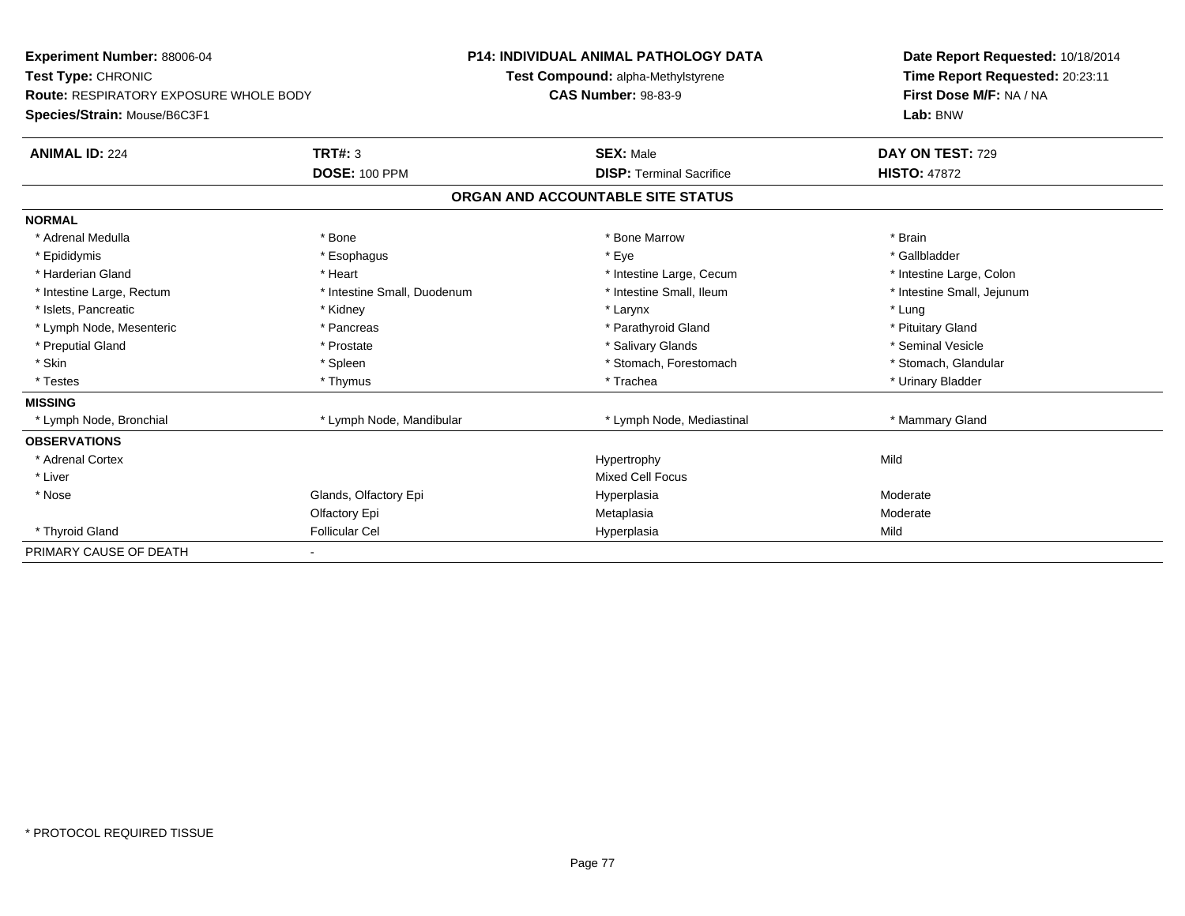**Experiment Number:** 88006-04
**Test Type:** CHRONIC
**Route:** RESPIRATORY EXPOSURE WHOLE BODY
**Species/Strain:** Mouse/B6C3F1

**P14: INDIVIDUAL ANIMAL PATHOLOGY DATA**
**Test Compound:** alpha-Methylstyrene
**CAS Number:** 98-83-9

**Date Report Requested:** 10/18/2014
**Time Report Requested:** 20:23:11
**First Dose M/F:** NA / NA
**Lab:** BNW

| **ANIMAL ID:** 224 | **TRT#:** 3 | **SEX:** Male | **DAY ON TEST:** 729 |
|---|---|---|---|
| | **DOSE:** 100 PPM | **DISP:** Terminal Sacrifice | **HISTO:** 47872 |

**ORGAN AND ACCOUNTABLE SITE STATUS**

| | | | |
|---|---|---|---|
| **NORMAL** | | | |
| * Adrenal Medulla | * Bone | * Bone Marrow | * Brain |
| * Epididymis | * Esophagus | * Eye | * Gallbladder |
| * Harderian Gland | * Heart | * Intestine Large, Cecum | * Intestine Large, Colon |
| * Intestine Large, Rectum | * Intestine Small, Duodenum | * Intestine Small, Ileum | * Intestine Small, Jejunum |
| * Islets, Pancreatic | * Kidney | * Larynx | * Lung |
| * Lymph Node, Mesenteric | * Pancreas | * Parathyroid Gland | * Pituitary Gland |
| * Preputial Gland | * Prostate | * Salivary Glands | * Seminal Vesicle |
| * Skin | * Spleen | * Stomach, Forestomach | * Stomach, Glandular |
| * Testes | * Thymus | * Trachea | * Urinary Bladder |
| **MISSING** | | | |
| * Lymph Node, Bronchial | * Lymph Node, Mandibular | * Lymph Node, Mediastinal | * Mammary Gland |
| **OBSERVATIONS** | | | |
| * Adrenal Cortex | | Hypertrophy | Mild |
| * Liver | | Mixed Cell Focus | |
| * Nose | Glands, Olfactory Epi | Hyperplasia | Moderate |
| | Olfactory Epi | Metaplasia | Moderate |
| * Thyroid Gland | Follicular Cel | Hyperplasia | Mild |
| PRIMARY CAUSE OF DEATH | - | | |

\* PROTOCOL REQUIRED TISSUE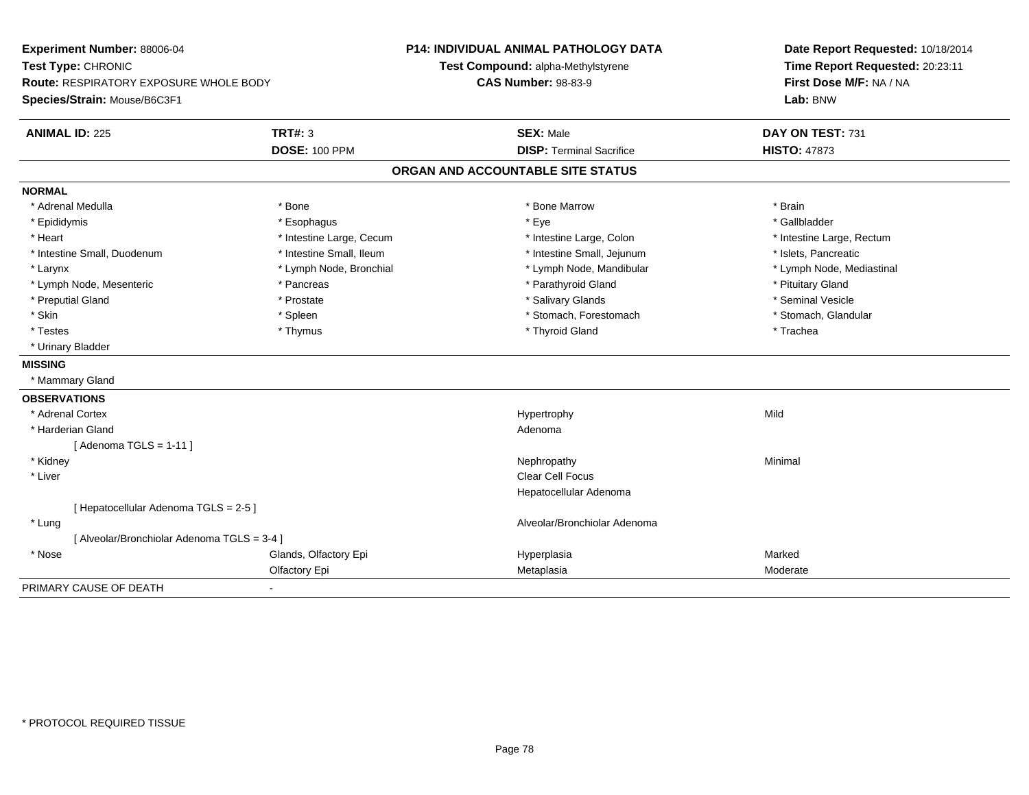**Experiment Number:** 88006-04
**Test Type:** CHRONIC
**Route:** RESPIRATORY EXPOSURE WHOLE BODY
**Species/Strain:** Mouse/B6C3F1

**P14: INDIVIDUAL ANIMAL PATHOLOGY DATA**
**Test Compound:** alpha-Methylstyrene
**CAS Number:** 98-83-9

**Date Report Requested:** 10/18/2014
**Time Report Requested:** 20:23:11
**First Dose M/F:** NA / NA
**Lab:** BNW

| **ANIMAL ID:** 225 | **TRT#:** 3 | **SEX:** Male | **DAY ON TEST:** 731 |
|---|---|---|---|
| | **DOSE:** 100 PPM | **DISP:** Terminal Sacrifice | **HISTO:** 47873 |

## ORGAN AND ACCOUNTABLE SITE STATUS

**NORMAL**

| | | | |
|---|---|---|---|
| * Adrenal Medulla | * Bone | * Bone Marrow | * Brain |
| * Epididymis | * Esophagus | * Eye | * Gallbladder |
| * Heart | * Intestine Large, Cecum | * Intestine Large, Colon | * Intestine Large, Rectum |
| * Intestine Small, Duodenum | * Intestine Small, Ileum | * Intestine Small, Jejunum | * Islets, Pancreatic |
| * Larynx | * Lymph Node, Bronchial | * Lymph Node, Mandibular | * Lymph Node, Mediastinal |
| * Lymph Node, Mesenteric | * Pancreas | * Parathyroid Gland | * Pituitary Gland |
| * Preputial Gland | * Prostate | * Salivary Glands | * Seminal Vesicle |
| * Skin | * Spleen | * Stomach, Forestomach | * Stomach, Glandular |
| * Testes | * Thymus | * Thyroid Gland | * Trachea |
| * Urinary Bladder | | | |

**MISSING**

* Mammary Gland

**OBSERVATIONS**

| | | | |
|---|---|---|---|
| * Adrenal Cortex | | Hypertrophy | Mild |
| * Harderian Gland | | Adenoma | |
| [ Adenoma TGLS = 1-11 ] | | | |
| * Kidney | | Nephropathy | Minimal |
| * Liver | | Clear Cell Focus | |
| | | Hepatocellular Adenoma | |
| [ Hepatocellular Adenoma TGLS = 2-5 ] | | | |
| * Lung | | Alveolar/Bronchiolar Adenoma | |
| [ Alveolar/Bronchiolar Adenoma TGLS = 3-4 ] | | | |
| * Nose | Glands, Olfactory Epi | Hyperplasia | Marked |
| | Olfactory Epi | Metaplasia | Moderate |

PRIMARY CAUSE OF DEATH -

* PROTOCOL REQUIRED TISSUE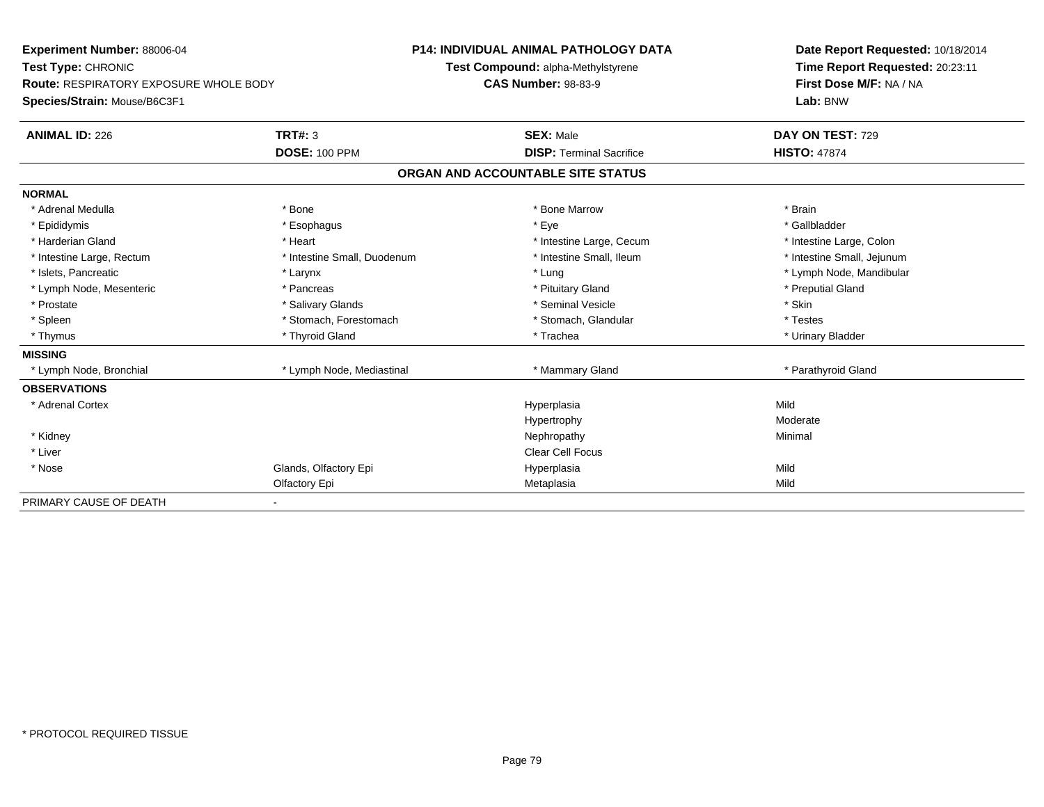**Experiment Number:** 88006-04
**Test Type:** CHRONIC
**Route:** RESPIRATORY EXPOSURE WHOLE BODY
**Species/Strain:** Mouse/B6C3F1

**P14: INDIVIDUAL ANIMAL PATHOLOGY DATA**
**Test Compound:** alpha-Methylstyrene
**CAS Number:** 98-83-9

**Date Report Requested:** 10/18/2014
**Time Report Requested:** 20:23:11
**First Dose M/F:** NA / NA
**Lab:** BNW

| **ANIMAL ID:** 226 | **TRT#:** 3 | **SEX:** Male | **DAY ON TEST:** 729 |
|---|---|---|---|
| | **DOSE:** 100 PPM | **DISP:** Terminal Sacrifice | **HISTO:** 47874 |

## ORGAN AND ACCOUNTABLE SITE STATUS

| | | | |
|---|---|---|---|
| **NORMAL** | | | |
| * Adrenal Medulla | * Bone | * Bone Marrow | * Brain |
| * Epididymis | * Esophagus | * Eye | * Gallbladder |
| * Harderian Gland | * Heart | * Intestine Large, Cecum | * Intestine Large, Colon |
| * Intestine Large, Rectum | * Intestine Small, Duodenum | * Intestine Small, Ileum | * Intestine Small, Jejunum |
| * Islets, Pancreatic | * Larynx | * Lung | * Lymph Node, Mandibular |
| * Lymph Node, Mesenteric | * Pancreas | * Pituitary Gland | * Preputial Gland |
| * Prostate | * Salivary Glands | * Seminal Vesicle | * Skin |
| * Spleen | * Stomach, Forestomach | * Stomach, Glandular | * Testes |
| * Thymus | * Thyroid Gland | * Trachea | * Urinary Bladder |
| **MISSING** | | | |
| * Lymph Node, Bronchial | * Lymph Node, Mediastinal | * Mammary Gland | * Parathyroid Gland |
| **OBSERVATIONS** | | | |
| * Adrenal Cortex | | Hyperplasia | Mild |
| | | Hypertrophy | Moderate |
| * Kidney | | Nephropathy | Minimal |
| * Liver | | Clear Cell Focus | |
| * Nose | Glands, Olfactory Epi | Hyperplasia | Mild |
| | Olfactory Epi | Metaplasia | Mild |
| PRIMARY CAUSE OF DEATH | - | | |

\* PROTOCOL REQUIRED TISSUE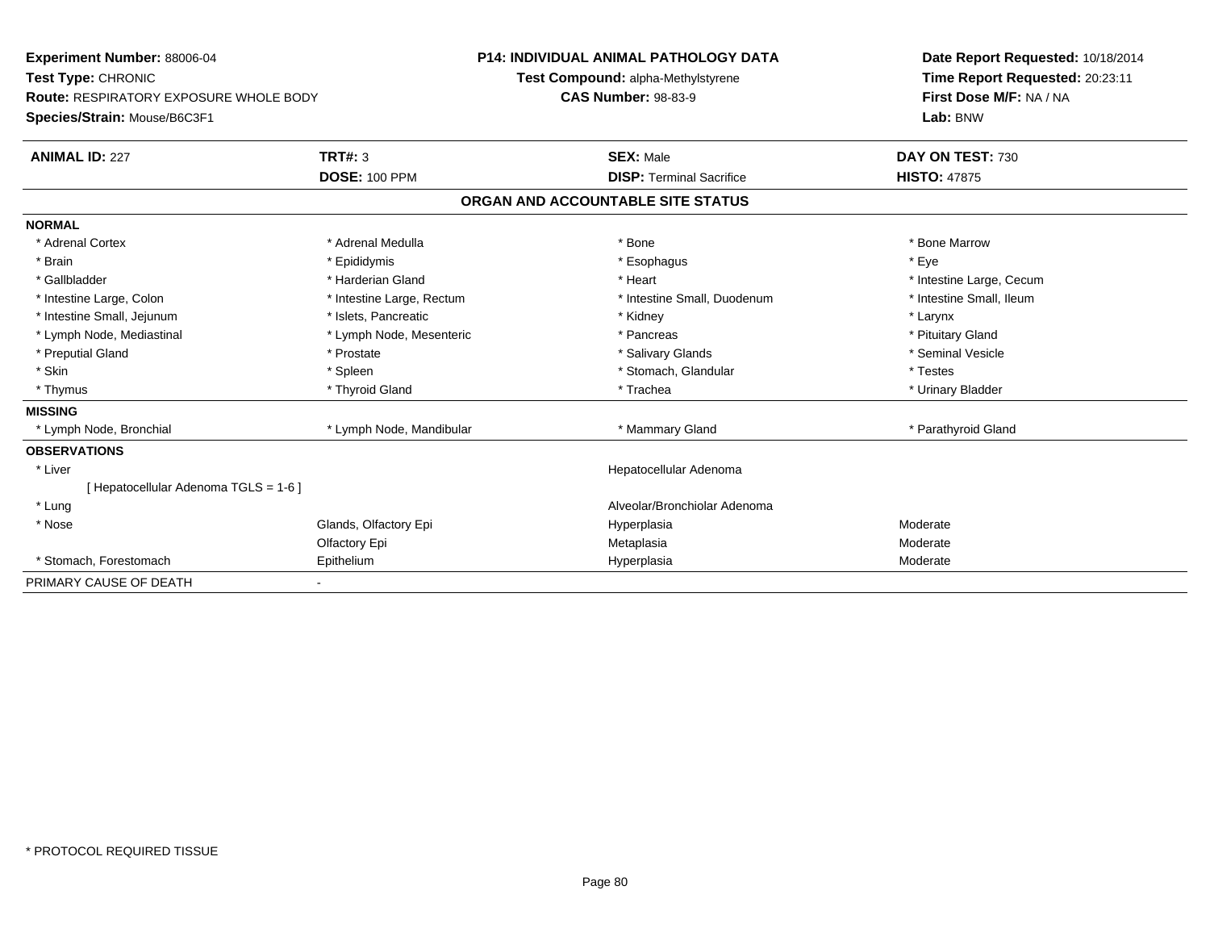**Experiment Number:** 88006-04
**Test Type:** CHRONIC
**Route:** RESPIRATORY EXPOSURE WHOLE BODY
**Species/Strain:** Mouse/B6C3F1

**P14: INDIVIDUAL ANIMAL PATHOLOGY DATA**
**Test Compound:** alpha-Methylstyrene
**CAS Number:** 98-83-9

**Date Report Requested:** 10/18/2014
**Time Report Requested:** 20:23:11
**First Dose M/F:** NA / NA
**Lab:** BNW

| **ANIMAL ID:** 227 | **TRT#:** 3 | **SEX:** Male | **DAY ON TEST:** 730 |
|---|---|---|---|
| | **DOSE:** 100 PPM | **DISP:** Terminal Sacrifice | **HISTO:** 47875 |

## ORGAN AND ACCOUNTABLE SITE STATUS

| | | | |
|---|---|---|---|
| **NORMAL** | | | |
| * Adrenal Cortex | * Adrenal Medulla | * Bone | * Bone Marrow |
| * Brain | * Epididymis | * Esophagus | * Eye |
| * Gallbladder | * Harderian Gland | * Heart | * Intestine Large, Cecum |
| * Intestine Large, Colon | * Intestine Large, Rectum | * Intestine Small, Duodenum | * Intestine Small, Ileum |
| * Intestine Small, Jejunum | * Islets, Pancreatic | * Kidney | * Larynx |
| * Lymph Node, Mediastinal | * Lymph Node, Mesenteric | * Pancreas | * Pituitary Gland |
| * Preputial Gland | * Prostate | * Salivary Glands | * Seminal Vesicle |
| * Skin | * Spleen | * Stomach, Glandular | * Testes |
| * Thymus | * Thyroid Gland | * Trachea | * Urinary Bladder |
| **MISSING** | | | |
| * Lymph Node, Bronchial | * Lymph Node, Mandibular | * Mammary Gland | * Parathyroid Gland |
| **OBSERVATIONS** | | | |
| * Liver | | Hepatocellular Adenoma | |
| [ Hepatocellular Adenoma TGLS = 1-6 ] | | | |
| * Lung | | Alveolar/Bronchiolar Adenoma | |
| * Nose | Glands, Olfactory Epi | Hyperplasia | Moderate |
| | Olfactory Epi | Metaplasia | Moderate |
| * Stomach, Forestomach | Epithelium | Hyperplasia | Moderate |
| PRIMARY CAUSE OF DEATH | - | | |

* PROTOCOL REQUIRED TISSUE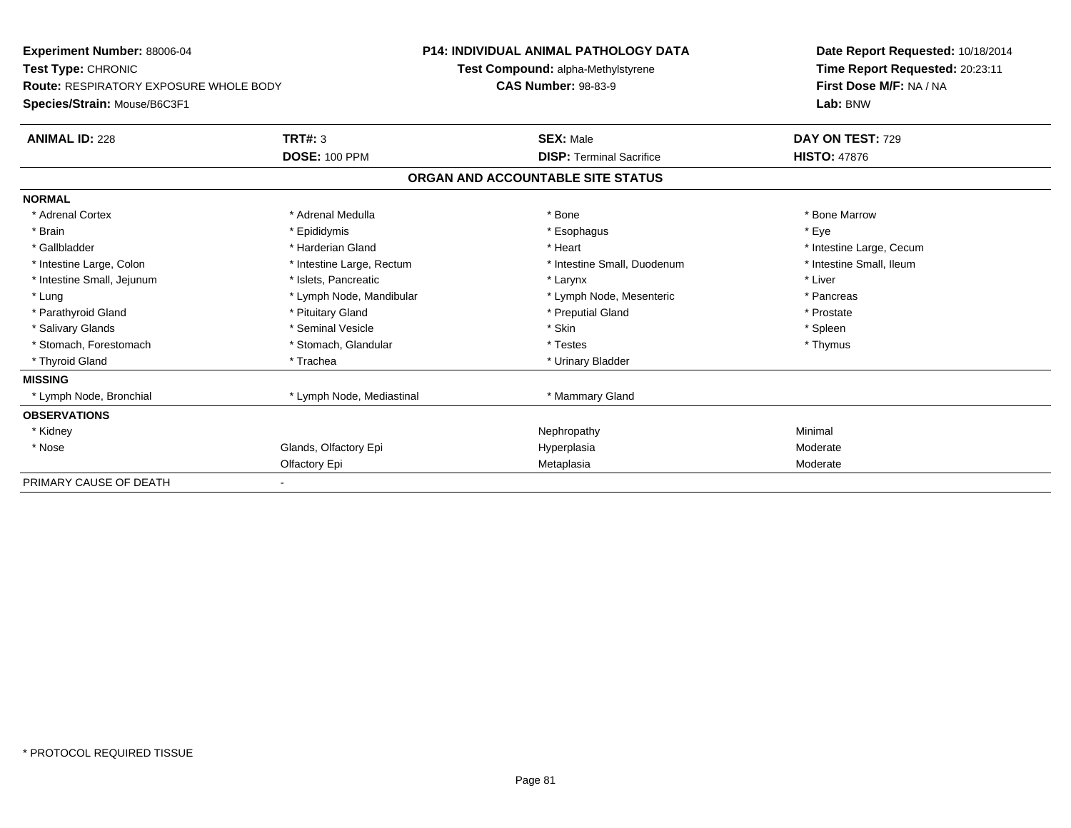**Experiment Number:** 88006-04
**Test Type:** CHRONIC
**Route:** RESPIRATORY EXPOSURE WHOLE BODY
**Species/Strain:** Mouse/B6C3F1

**P14: INDIVIDUAL ANIMAL PATHOLOGY DATA**
**Test Compound:** alpha-Methylstyrene
**CAS Number:** 98-83-9

**Date Report Requested:** 10/18/2014
**Time Report Requested:** 20:23:11
**First Dose M/F:** NA / NA
**Lab:** BNW

| **ANIMAL ID:** 228 | **TRT#:** 3 | **SEX:** Male | **DAY ON TEST:** 729 |
|---|---|---|---|
| | **DOSE:** 100 PPM | **DISP:** Terminal Sacrifice | **HISTO:** 47876 |

**ORGAN AND ACCOUNTABLE SITE STATUS**

| | | | |
|---|---|---|---|
| **NORMAL** | | | |
| * Adrenal Cortex | * Adrenal Medulla | * Bone | * Bone Marrow |
| * Brain | * Epididymis | * Esophagus | * Eye |
| * Gallbladder | * Harderian Gland | * Heart | * Intestine Large, Cecum |
| * Intestine Large, Colon | * Intestine Large, Rectum | * Intestine Small, Duodenum | * Intestine Small, Ileum |
| * Intestine Small, Jejunum | * Islets, Pancreatic | * Larynx | * Liver |
| * Lung | * Lymph Node, Mandibular | * Lymph Node, Mesenteric | * Pancreas |
| * Parathyroid Gland | * Pituitary Gland | * Preputial Gland | * Prostate |
| * Salivary Glands | * Seminal Vesicle | * Skin | * Spleen |
| * Stomach, Forestomach | * Stomach, Glandular | * Testes | * Thymus |
| * Thyroid Gland | * Trachea | * Urinary Bladder | |
| **MISSING** | | | |
| * Lymph Node, Bronchial | * Lymph Node, Mediastinal | * Mammary Gland | |
| **OBSERVATIONS** | | | |
| * Kidney | | Nephropathy | Minimal |
| * Nose | Glands, Olfactory Epi | Hyperplasia | Moderate |
| | Olfactory Epi | Metaplasia | Moderate |
| PRIMARY CAUSE OF DEATH | - | | |

\* PROTOCOL REQUIRED TISSUE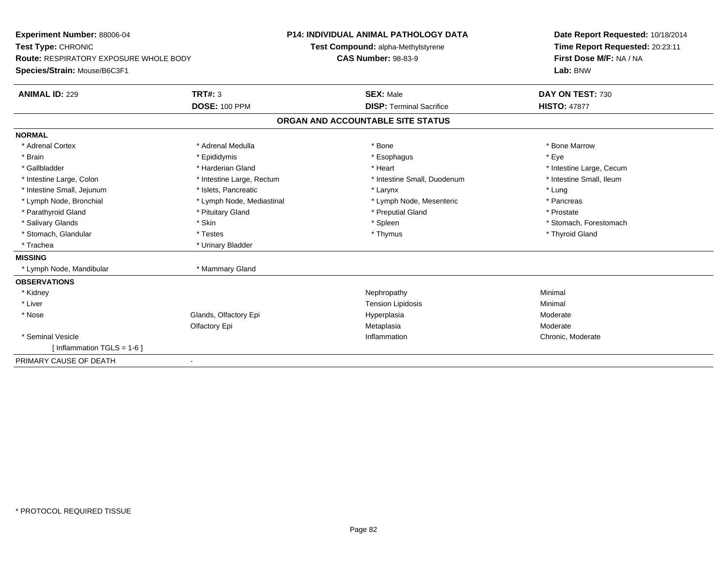**Experiment Number:** 88006-04
**Test Type:** CHRONIC
**Route:** RESPIRATORY EXPOSURE WHOLE BODY
**Species/Strain:** Mouse/B6C3F1

**P14: INDIVIDUAL ANIMAL PATHOLOGY DATA**
**Test Compound:** alpha-Methylstyrene
**CAS Number:** 98-83-9

**Date Report Requested:** 10/18/2014
**Time Report Requested:** 20:23:11
**First Dose M/F:** NA / NA
**Lab:** BNW

| **ANIMAL ID:** 229 | **TRT#:** 3 | **SEX:** Male | **DAY ON TEST:** 730 |
|---|---|---|---|
| | **DOSE:** 100 PPM | **DISP:** Terminal Sacrifice | **HISTO:** 47877 |

## ORGAN AND ACCOUNTABLE SITE STATUS

| | | | |
|---|---|---|---|
| **NORMAL** | | | |
| * Adrenal Cortex | * Adrenal Medulla | * Bone | * Bone Marrow |
| * Brain | * Epididymis | * Esophagus | * Eye |
| * Gallbladder | * Harderian Gland | * Heart | * Intestine Large, Cecum |
| * Intestine Large, Colon | * Intestine Large, Rectum | * Intestine Small, Duodenum | * Intestine Small, Ileum |
| * Intestine Small, Jejunum | * Islets, Pancreatic | * Larynx | * Lung |
| * Lymph Node, Bronchial | * Lymph Node, Mediastinal | * Lymph Node, Mesenteric | * Pancreas |
| * Parathyroid Gland | * Pituitary Gland | * Preputial Gland | * Prostate |
| * Salivary Glands | * Skin | * Spleen | * Stomach, Forestomach |
| * Stomach, Glandular | * Testes | * Thymus | * Thyroid Gland |
| * Trachea | * Urinary Bladder | | |
| **MISSING** | | | |
| * Lymph Node, Mandibular | * Mammary Gland | | |
| **OBSERVATIONS** | | | |
| * Kidney | | Nephropathy | Minimal |
| * Liver | | Tension Lipidosis | Minimal |
| * Nose | Glands, Olfactory Epi | Hyperplasia | Moderate |
| | Olfactory Epi | Metaplasia | Moderate |
| * Seminal Vesicle | | Inflammation | Chronic, Moderate |
| [ Inflammation TGLS = 1-6 ] | | | |
| PRIMARY CAUSE OF DEATH | - | | |

* PROTOCOL REQUIRED TISSUE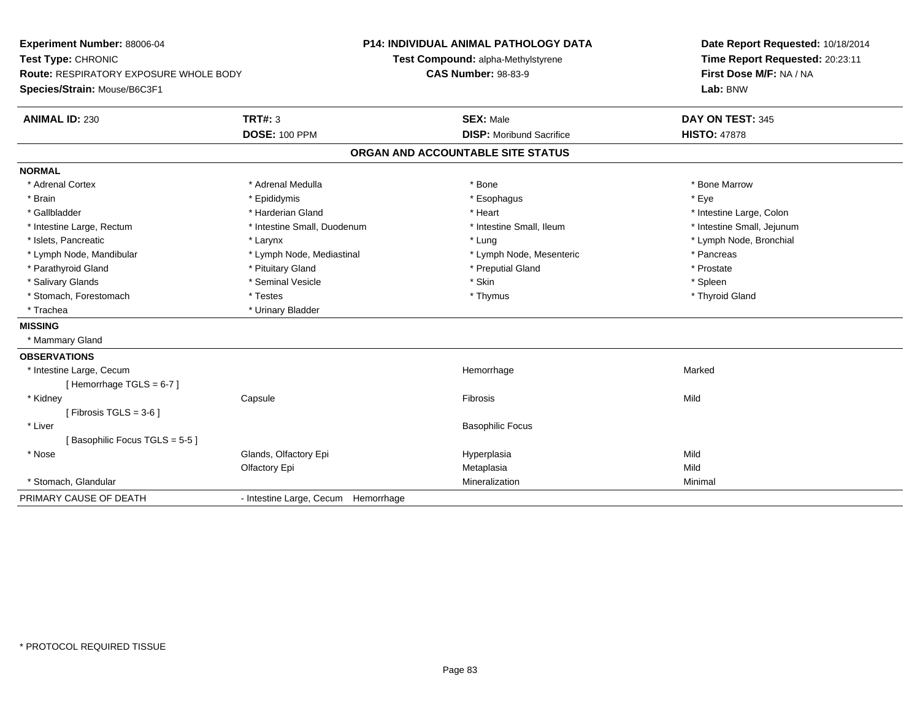**Experiment Number:** 88006-04
**Test Type:** CHRONIC
**Route:** RESPIRATORY EXPOSURE WHOLE BODY
**Species/Strain:** Mouse/B6C3F1

**P14: INDIVIDUAL ANIMAL PATHOLOGY DATA**
**Test Compound:** alpha-Methylstyrene
**CAS Number:** 98-83-9

**Date Report Requested:** 10/18/2014
**Time Report Requested:** 20:23:11
**First Dose M/F:** NA / NA
**Lab:** BNW

| **ANIMAL ID:** 230 | **TRT#:** 3 | **SEX:** Male | **DAY ON TEST:** 345 |
|---|---|---|---|
| | **DOSE:** 100 PPM | **DISP:** Moribund Sacrifice | **HISTO:** 47878 |

## ORGAN AND ACCOUNTABLE SITE STATUS

**NORMAL**

| | | | |
|---|---|---|---|
| * Adrenal Cortex | * Adrenal Medulla | * Bone | * Bone Marrow |
| * Brain | * Epididymis | * Esophagus | * Eye |
| * Gallbladder | * Harderian Gland | * Heart | * Intestine Large, Colon |
| * Intestine Large, Rectum | * Intestine Small, Duodenum | * Intestine Small, Ileum | * Intestine Small, Jejunum |
| * Islets, Pancreatic | * Larynx | * Lung | * Lymph Node, Bronchial |
| * Lymph Node, Mandibular | * Lymph Node, Mediastinal | * Lymph Node, Mesenteric | * Pancreas |
| * Parathyroid Gland | * Pituitary Gland | * Preputial Gland | * Prostate |
| * Salivary Glands | * Seminal Vesicle | * Skin | * Spleen |
| * Stomach, Forestomach | * Testes | * Thymus | * Thyroid Gland |
| * Trachea | * Urinary Bladder | | |

**MISSING**

* Mammary Gland

**OBSERVATIONS**

| | | | |
|---|---|---|---|
| * Intestine Large, Cecum | | Hemorrhage | Marked |
| [ Hemorrhage TGLS = 6-7 ] | | | |
| * Kidney | Capsule | Fibrosis | Mild |
| [ Fibrosis TGLS = 3-6 ] | | | |
| * Liver | | Basophilic Focus | |
| [ Basophilic Focus TGLS = 5-5 ] | | | |
| * Nose | Glands, Olfactory Epi | Hyperplasia | Mild |
| | Olfactory Epi | Metaplasia | Mild |
| * Stomach, Glandular | | Mineralization | Minimal |

PRIMARY CAUSE OF DEATH - Intestine Large, Cecum Hemorrhage

* PROTOCOL REQUIRED TISSUE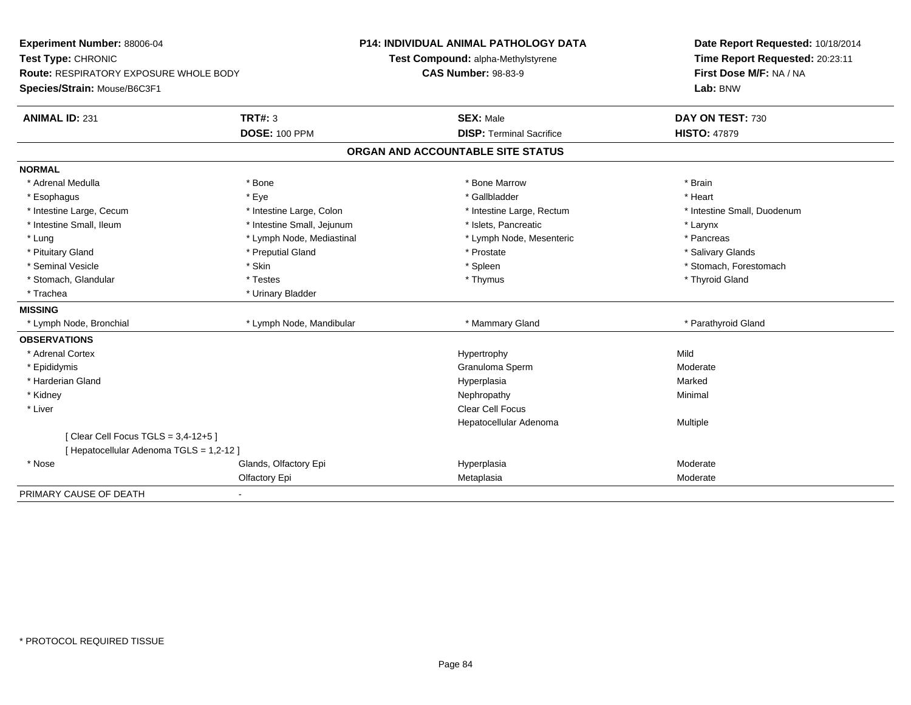**Experiment Number:** 88006-04
**Test Type:** CHRONIC
**Route:** RESPIRATORY EXPOSURE WHOLE BODY
**Species/Strain:** Mouse/B6C3F1

**P14: INDIVIDUAL ANIMAL PATHOLOGY DATA**
**Test Compound:** alpha-Methylstyrene
**CAS Number:** 98-83-9

**Date Report Requested:** 10/18/2014
**Time Report Requested:** 20:23:11
**First Dose M/F:** NA / NA
**Lab:** BNW

| **ANIMAL ID:** 231 | **TRT#:** 3 | **SEX:** Male | **DAY ON TEST:** 730 |
|---|---|---|---|
| | **DOSE:** 100 PPM | **DISP:** Terminal Sacrifice | **HISTO:** 47879 |

## ORGAN AND ACCOUNTABLE SITE STATUS

**NORMAL**

| | | | |
|---|---|---|---|
| * Adrenal Medulla | * Bone | * Bone Marrow | * Brain |
| * Esophagus | * Eye | * Gallbladder | * Heart |
| * Intestine Large, Cecum | * Intestine Large, Colon | * Intestine Large, Rectum | * Intestine Small, Duodenum |
| * Intestine Small, Ileum | * Intestine Small, Jejunum | * Islets, Pancreatic | * Larynx |
| * Lung | * Lymph Node, Mediastinal | * Lymph Node, Mesenteric | * Pancreas |
| * Pituitary Gland | * Preputial Gland | * Prostate | * Salivary Glands |
| * Seminal Vesicle | * Skin | * Spleen | * Stomach, Forestomach |
| * Stomach, Glandular | * Testes | * Thymus | * Thyroid Gland |
| * Trachea | * Urinary Bladder | | |

**MISSING**

| | | | |
|---|---|---|---|
| * Lymph Node, Bronchial | * Lymph Node, Mandibular | * Mammary Gland | * Parathyroid Gland |

**OBSERVATIONS**

| | | | |
|---|---|---|---|
| * Adrenal Cortex | | Hypertrophy | Mild |
| * Epididymis | | Granuloma Sperm | Moderate |
| * Harderian Gland | | Hyperplasia | Marked |
| * Kidney | | Nephropathy | Minimal |
| * Liver | | Clear Cell Focus | |
| | | Hepatocellular Adenoma | Multiple |
| [ Clear Cell Focus TGLS = 3,4-12+5 ] | | | |
| [ Hepatocellular Adenoma TGLS = 1,2-12 ] | | | |
| * Nose | Glands, Olfactory Epi | Hyperplasia | Moderate |
| | Olfactory Epi | Metaplasia | Moderate |

PRIMARY CAUSE OF DEATH -

\* PROTOCOL REQUIRED TISSUE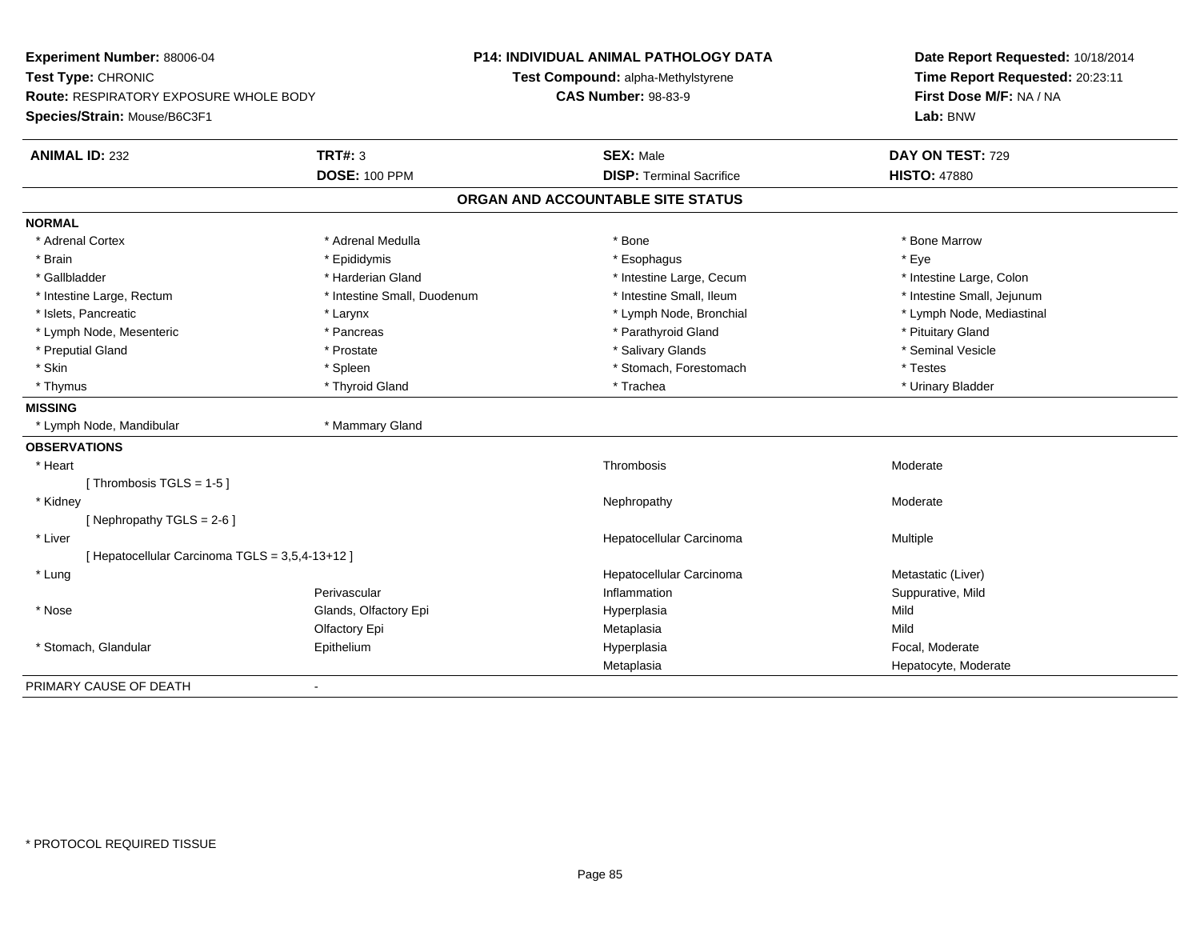**Experiment Number:** 88006-04
**Test Type:** CHRONIC
**Route:** RESPIRATORY EXPOSURE WHOLE BODY
**Species/Strain:** Mouse/B6C3F1

**P14: INDIVIDUAL ANIMAL PATHOLOGY DATA**
**Test Compound:** alpha-Methylstyrene
**CAS Number:** 98-83-9

**Date Report Requested:** 10/18/2014
**Time Report Requested:** 20:23:11
**First Dose M/F:** NA / NA
**Lab:** BNW

| **ANIMAL ID:** 232 | **TRT#:** 3 | **SEX:** Male | **DAY ON TEST:** 729 |
|---|---|---|---|
| | **DOSE:** 100 PPM | **DISP:** Terminal Sacrifice | **HISTO:** 47880 |

## ORGAN AND ACCOUNTABLE SITE STATUS

**NORMAL**

| | | | |
|---|---|---|---|
| * Adrenal Cortex | * Adrenal Medulla | * Bone | * Bone Marrow |
| * Brain | * Epididymis | * Esophagus | * Eye |
| * Gallbladder | * Harderian Gland | * Intestine Large, Cecum | * Intestine Large, Colon |
| * Intestine Large, Rectum | * Intestine Small, Duodenum | * Intestine Small, Ileum | * Intestine Small, Jejunum |
| * Islets, Pancreatic | * Larynx | * Lymph Node, Bronchial | * Lymph Node, Mediastinal |
| * Lymph Node, Mesenteric | * Pancreas | * Parathyroid Gland | * Pituitary Gland |
| * Preputial Gland | * Prostate | * Salivary Glands | * Seminal Vesicle |
| * Skin | * Spleen | * Stomach, Forestomach | * Testes |
| * Thymus | * Thyroid Gland | * Trachea | * Urinary Bladder |

**MISSING**

| | |
|---|---|
| * Lymph Node, Mandibular | * Mammary Gland |

**OBSERVATIONS**

| | | | |
|---|---|---|---|
| * Heart | | Thrombosis | Moderate |
| [ Thrombosis TGLS = 1-5 ] | | | |
| * Kidney | | Nephropathy | Moderate |
| [ Nephropathy TGLS = 2-6 ] | | | |
| * Liver | | Hepatocellular Carcinoma | Multiple |
| [ Hepatocellular Carcinoma TGLS = 3,5,4-13+12 ] | | | |
| * Lung | | Hepatocellular Carcinoma | Metastatic (Liver) |
| | Perivascular | Inflammation | Suppurative, Mild |
| * Nose | Glands, Olfactory Epi | Hyperplasia | Mild |
| | Olfactory Epi | Metaplasia | Mild |
| * Stomach, Glandular | Epithelium | Hyperplasia | Focal, Moderate |
| | | Metaplasia | Hepatocyte, Moderate |

PRIMARY CAUSE OF DEATH -

* PROTOCOL REQUIRED TISSUE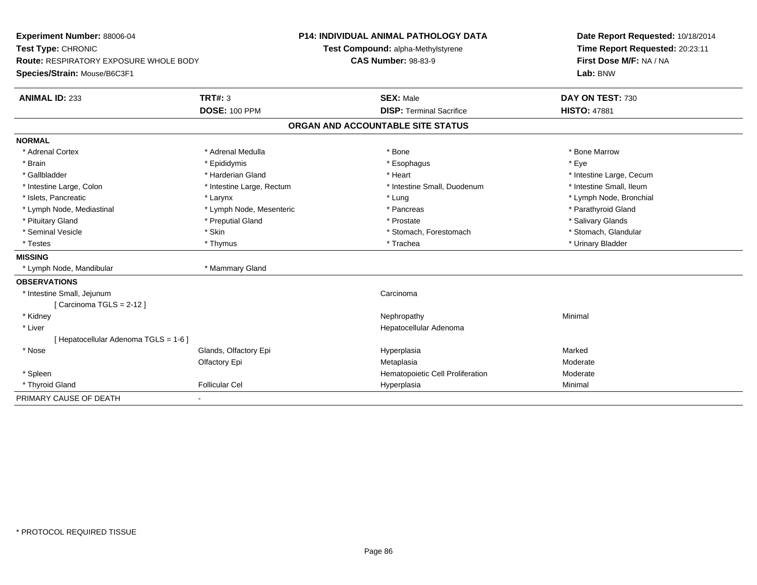**Experiment Number:** 88006-04
**Test Type:** CHRONIC
**Route:** RESPIRATORY EXPOSURE WHOLE BODY
**Species/Strain:** Mouse/B6C3F1

**P14: INDIVIDUAL ANIMAL PATHOLOGY DATA**
**Test Compound:** alpha-Methylstyrene
**CAS Number:** 98-83-9

**Date Report Requested:** 10/18/2014
**Time Report Requested:** 20:23:11
**First Dose M/F:** NA / NA
**Lab:** BNW

| **ANIMAL ID:** 233 | **TRT#:** 3 | **SEX:** Male | **DAY ON TEST:** 730 |
|---|---|---|---|
| | **DOSE:** 100 PPM | **DISP:** Terminal Sacrifice | **HISTO:** 47881 |

## ORGAN AND ACCOUNTABLE SITE STATUS

**NORMAL**

| | | | |
|---|---|---|---|
| * Adrenal Cortex | * Adrenal Medulla | * Bone | * Bone Marrow |
| * Brain | * Epididymis | * Esophagus | * Eye |
| * Gallbladder | * Harderian Gland | * Heart | * Intestine Large, Cecum |
| * Intestine Large, Colon | * Intestine Large, Rectum | * Intestine Small, Duodenum | * Intestine Small, Ileum |
| * Islets, Pancreatic | * Larynx | * Lung | * Lymph Node, Bronchial |
| * Lymph Node, Mediastinal | * Lymph Node, Mesenteric | * Pancreas | * Parathyroid Gland |
| * Pituitary Gland | * Preputial Gland | * Prostate | * Salivary Glands |
| * Seminal Vesicle | * Skin | * Stomach, Forestomach | * Stomach, Glandular |
| * Testes | * Thymus | * Trachea | * Urinary Bladder |

**MISSING**

| | |
|---|---|
| * Lymph Node, Mandibular | * Mammary Gland |

**OBSERVATIONS**

| | | | |
|---|---|---|---|
| * Intestine Small, Jejunum | | Carcinoma | |
| [ Carcinoma TGLS = 2-12 ] | | | |
| * Kidney | | Nephropathy | Minimal |
| * Liver | | Hepatocellular Adenoma | |
| [ Hepatocellular Adenoma TGLS = 1-6 ] | | | |
| * Nose | Glands, Olfactory Epi | Hyperplasia | Marked |
| | Olfactory Epi | Metaplasia | Moderate |
| * Spleen | | Hematopoietic Cell Proliferation | Moderate |
| * Thyroid Gland | Follicular Cel | Hyperplasia | Minimal |

PRIMARY CAUSE OF DEATH -

\* PROTOCOL REQUIRED TISSUE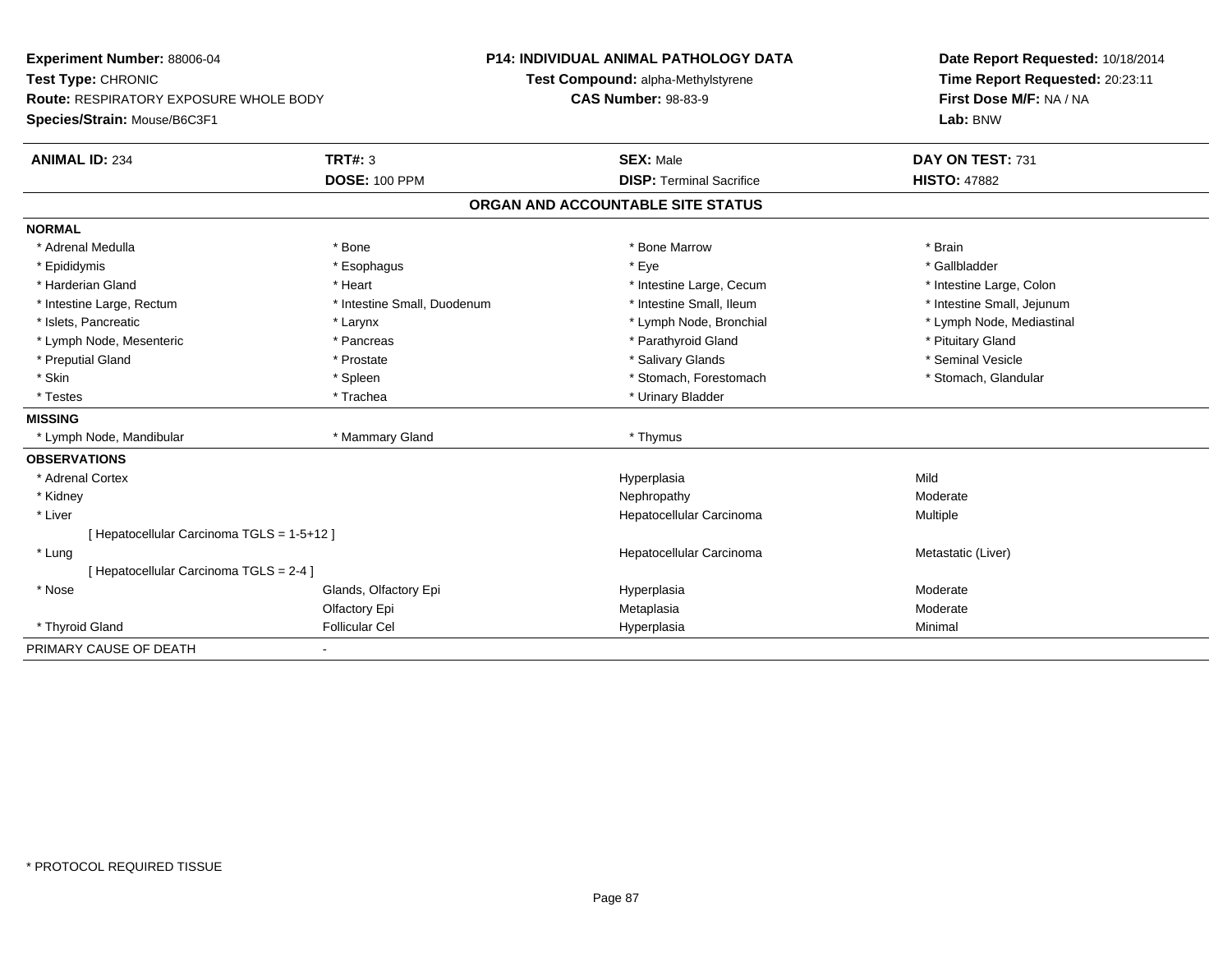**Experiment Number:** 88006-04
**Test Type:** CHRONIC
**Route:** RESPIRATORY EXPOSURE WHOLE BODY
**Species/Strain:** Mouse/B6C3F1

**P14: INDIVIDUAL ANIMAL PATHOLOGY DATA**
**Test Compound:** alpha-Methylstyrene
**CAS Number:** 98-83-9

**Date Report Requested:** 10/18/2014
**Time Report Requested:** 20:23:11
**First Dose M/F:** NA / NA
**Lab:** BNW

| **ANIMAL ID:** 234 | **TRT#:** 3 | **SEX:** Male | **DAY ON TEST:** 731 |
|---|---|---|---|
| | **DOSE:** 100 PPM | **DISP:** Terminal Sacrifice | **HISTO:** 47882 |

## ORGAN AND ACCOUNTABLE SITE STATUS

**NORMAL**

| | | | |
|---|---|---|---|
| * Adrenal Medulla | * Bone | * Bone Marrow | * Brain |
| * Epididymis | * Esophagus | * Eye | * Gallbladder |
| * Harderian Gland | * Heart | * Intestine Large, Cecum | * Intestine Large, Colon |
| * Intestine Large, Rectum | * Intestine Small, Duodenum | * Intestine Small, Ileum | * Intestine Small, Jejunum |
| * Islets, Pancreatic | * Larynx | * Lymph Node, Bronchial | * Lymph Node, Mediastinal |
| * Lymph Node, Mesenteric | * Pancreas | * Parathyroid Gland | * Pituitary Gland |
| * Preputial Gland | * Prostate | * Salivary Glands | * Seminal Vesicle |
| * Skin | * Spleen | * Stomach, Forestomach | * Stomach, Glandular |
| * Testes | * Trachea | * Urinary Bladder | |

**MISSING**

| | | |
|---|---|---|
| * Lymph Node, Mandibular | * Mammary Gland | * Thymus |

**OBSERVATIONS**

| | | | |
|---|---|---|---|
| * Adrenal Cortex | | Hyperplasia | Mild |
| * Kidney | | Nephropathy | Moderate |
| * Liver | | Hepatocellular Carcinoma | Multiple |
| [ Hepatocellular Carcinoma TGLS = 1-5+12 ] | | | |
| * Lung | | Hepatocellular Carcinoma | Metastatic (Liver) |
| [ Hepatocellular Carcinoma TGLS = 2-4 ] | | | |
| * Nose | Glands, Olfactory Epi | Hyperplasia | Moderate |
| | Olfactory Epi | Metaplasia | Moderate |
| * Thyroid Gland | Follicular Cel | Hyperplasia | Minimal |

PRIMARY CAUSE OF DEATH -

* PROTOCOL REQUIRED TISSUE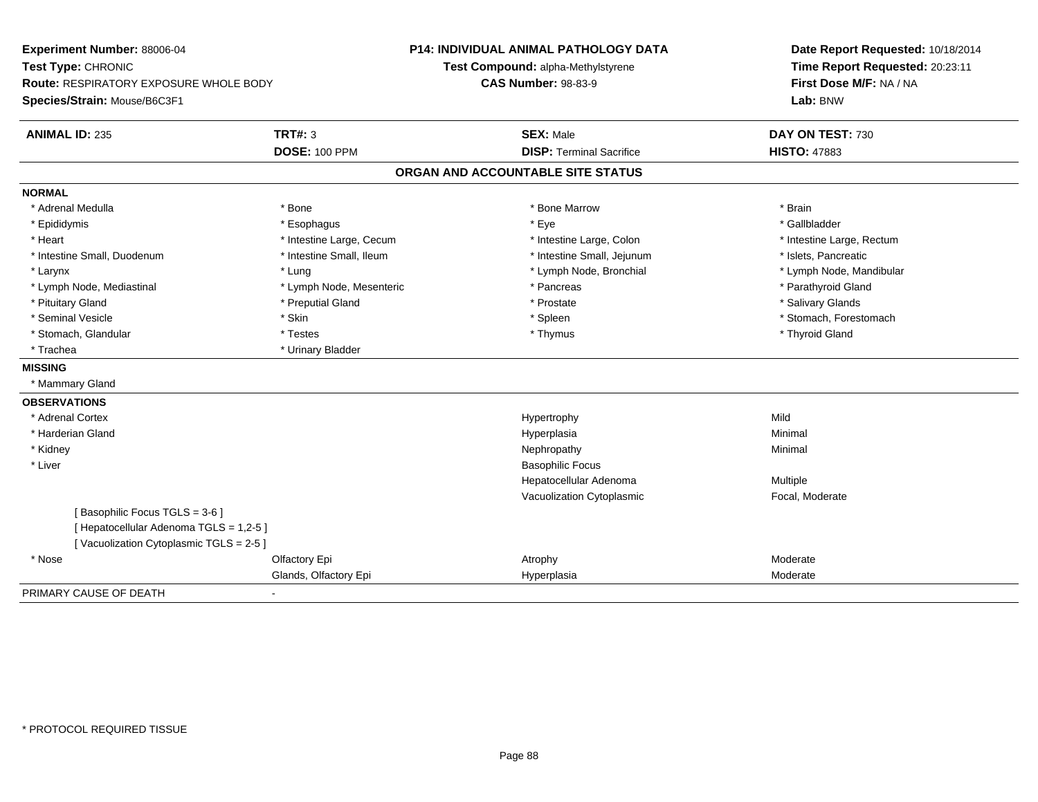**Experiment Number:** 88006-04
**Test Type:** CHRONIC
**Route:** RESPIRATORY EXPOSURE WHOLE BODY
**Species/Strain:** Mouse/B6C3F1

**P14: INDIVIDUAL ANIMAL PATHOLOGY DATA**
**Test Compound:** alpha-Methylstyrene
**CAS Number:** 98-83-9

**Date Report Requested:** 10/18/2014
**Time Report Requested:** 20:23:11
**First Dose M/F:** NA / NA
**Lab:** BNW

| **ANIMAL ID:** 235 | **TRT#:** 3 | **SEX:** Male | **DAY ON TEST:** 730 |
|---|---|---|---|
| | **DOSE:** 100 PPM | **DISP:** Terminal Sacrifice | **HISTO:** 47883 |

## ORGAN AND ACCOUNTABLE SITE STATUS

**NORMAL**

| | | | |
|---|---|---|---|
| * Adrenal Medulla | * Bone | * Bone Marrow | * Brain |
| * Epididymis | * Esophagus | * Eye | * Gallbladder |
| * Heart | * Intestine Large, Cecum | * Intestine Large, Colon | * Intestine Large, Rectum |
| * Intestine Small, Duodenum | * Intestine Small, Ileum | * Intestine Small, Jejunum | * Islets, Pancreatic |
| * Larynx | * Lung | * Lymph Node, Bronchial | * Lymph Node, Mandibular |
| * Lymph Node, Mediastinal | * Lymph Node, Mesenteric | * Pancreas | * Parathyroid Gland |
| * Pituitary Gland | * Preputial Gland | * Prostate | * Salivary Glands |
| * Seminal Vesicle | * Skin | * Spleen | * Stomach, Forestomach |
| * Stomach, Glandular | * Testes | * Thymus | * Thyroid Gland |
| * Trachea | * Urinary Bladder | | |

**MISSING**

* Mammary Gland

**OBSERVATIONS**

| | | | |
|---|---|---|---|
| * Adrenal Cortex | | Hypertrophy | Mild |
| * Harderian Gland | | Hyperplasia | Minimal |
| * Kidney | | Nephropathy | Minimal |
| * Liver | | Basophilic Focus | |
| | | Hepatocellular Adenoma | Multiple |
| | | Vacuolization Cytoplasmic | Focal, Moderate |
| [ Basophilic Focus TGLS = 3-6 ] | | | |
| [ Hepatocellular Adenoma TGLS = 1,2-5 ] | | | |
| [ Vacuolization Cytoplasmic TGLS = 2-5 ] | | | |
| * Nose | Olfactory Epi | Atrophy | Moderate |
| | Glands, Olfactory Epi | Hyperplasia | Moderate |

PRIMARY CAUSE OF DEATH -

\* PROTOCOL REQUIRED TISSUE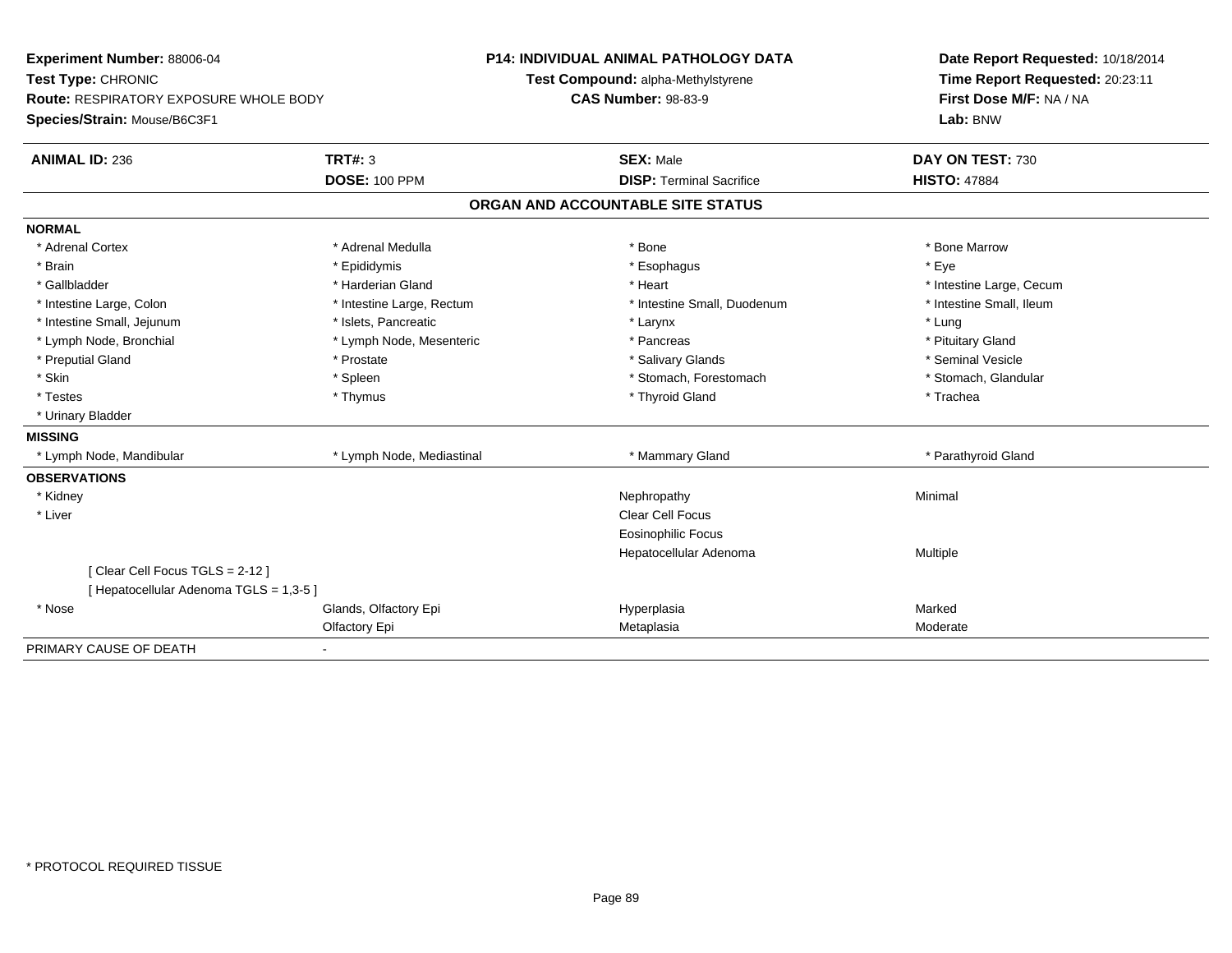**Experiment Number:** 88006-04
**Test Type:** CHRONIC
**Route:** RESPIRATORY EXPOSURE WHOLE BODY
**Species/Strain:** Mouse/B6C3F1

**P14: INDIVIDUAL ANIMAL PATHOLOGY DATA**
**Test Compound:** alpha-Methylstyrene
**CAS Number:** 98-83-9

**Date Report Requested:** 10/18/2014
**Time Report Requested:** 20:23:11
**First Dose M/F:** NA / NA
**Lab:** BNW

| **ANIMAL ID:** 236 | **TRT#:** 3 | **SEX:** Male | **DAY ON TEST:** 730 |
|---|---|---|---|
| | **DOSE:** 100 PPM | **DISP:** Terminal Sacrifice | **HISTO:** 47884 |

## ORGAN AND ACCOUNTABLE SITE STATUS

| | | | |
|---|---|---|---|
| **NORMAL** | | | |
| * Adrenal Cortex | * Adrenal Medulla | * Bone | * Bone Marrow |
| * Brain | * Epididymis | * Esophagus | * Eye |
| * Gallbladder | * Harderian Gland | * Heart | * Intestine Large, Cecum |
| * Intestine Large, Colon | * Intestine Large, Rectum | * Intestine Small, Duodenum | * Intestine Small, Ileum |
| * Intestine Small, Jejunum | * Islets, Pancreatic | * Larynx | * Lung |
| * Lymph Node, Bronchial | * Lymph Node, Mesenteric | * Pancreas | * Pituitary Gland |
| * Preputial Gland | * Prostate | * Salivary Glands | * Seminal Vesicle |
| * Skin | * Spleen | * Stomach, Forestomach | * Stomach, Glandular |
| * Testes | * Thymus | * Thyroid Gland | * Trachea |
| * Urinary Bladder | | | |
| **MISSING** | | | |
| * Lymph Node, Mandibular | * Lymph Node, Mediastinal | * Mammary Gland | * Parathyroid Gland |
| **OBSERVATIONS** | | | |
| * Kidney | | Nephropathy | Minimal |
| * Liver | | Clear Cell Focus | |
| | | Eosinophilic Focus | |
| | | Hepatocellular Adenoma | Multiple |
| [ Clear Cell Focus TGLS = 2-12 ] | | | |
| [ Hepatocellular Adenoma TGLS = 1,3-5 ] | | | |
| * Nose | Glands, Olfactory Epi | Hyperplasia | Marked |
| | Olfactory Epi | Metaplasia | Moderate |
| PRIMARY CAUSE OF DEATH | - | | |

* PROTOCOL REQUIRED TISSUE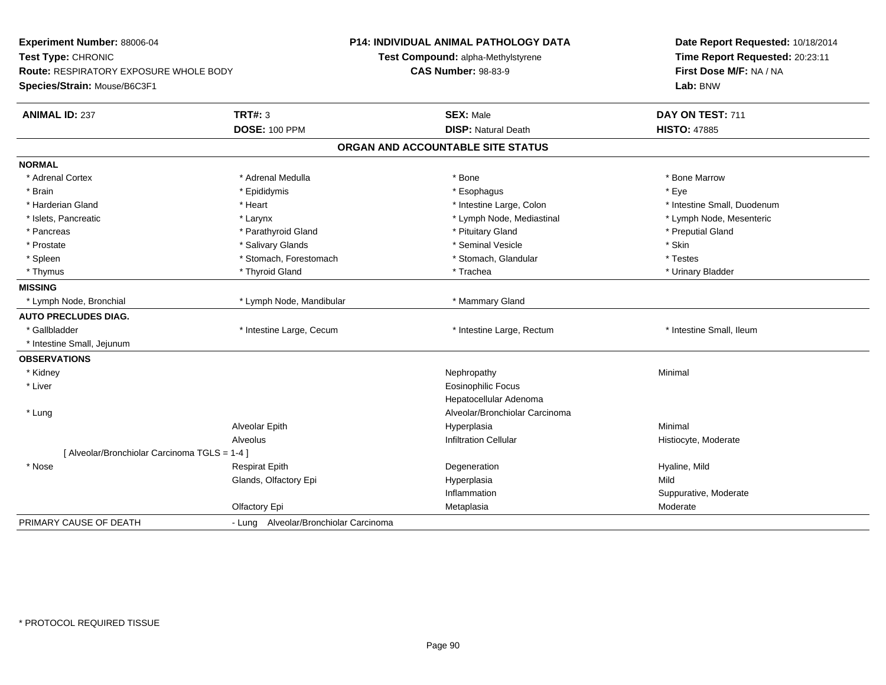**Experiment Number:** 88006-04
**Test Type:** CHRONIC
**Route:** RESPIRATORY EXPOSURE WHOLE BODY
**Species/Strain:** Mouse/B6C3F1

**P14: INDIVIDUAL ANIMAL PATHOLOGY DATA**
**Test Compound:** alpha-Methylstyrene
**CAS Number:** 98-83-9

**Date Report Requested:** 10/18/2014
**Time Report Requested:** 20:23:11
**First Dose M/F:** NA / NA
**Lab:** BNW

| **ANIMAL ID:** 237 | **TRT#:** 3 | **SEX:** Male | **DAY ON TEST:** 711 |
|---|---|---|---|
| | **DOSE:** 100 PPM | **DISP:** Natural Death | **HISTO:** 47885 |

## ORGAN AND ACCOUNTABLE SITE STATUS

| | | | |
|---|---|---|---|
| **NORMAL** | | | |
| * Adrenal Cortex | * Adrenal Medulla | * Bone | * Bone Marrow |
| * Brain | * Epididymis | * Esophagus | * Eye |
| * Harderian Gland | * Heart | * Intestine Large, Colon | * Intestine Small, Duodenum |
| * Islets, Pancreatic | * Larynx | * Lymph Node, Mediastinal | * Lymph Node, Mesenteric |
| * Pancreas | * Parathyroid Gland | * Pituitary Gland | * Preputial Gland |
| * Prostate | * Salivary Glands | * Seminal Vesicle | * Skin |
| * Spleen | * Stomach, Forestomach | * Stomach, Glandular | * Testes |
| * Thymus | * Thyroid Gland | * Trachea | * Urinary Bladder |
| **MISSING** | | | |
| * Lymph Node, Bronchial | * Lymph Node, Mandibular | * Mammary Gland | |
| **AUTO PRECLUDES DIAG.** | | | |
| * Gallbladder | * Intestine Large, Cecum | * Intestine Large, Rectum | * Intestine Small, Ileum |
| * Intestine Small, Jejunum | | | |
| **OBSERVATIONS** | | | |
| * Kidney | | Nephropathy | Minimal |
| * Liver | | Eosinophilic Focus | |
| | | Hepatocellular Adenoma | |
| * Lung | | Alveolar/Bronchiolar Carcinoma | |
| | Alveolar Epith | Hyperplasia | Minimal |
| | Alveolus | Infiltration Cellular | Histiocyte, Moderate |
| [ Alveolar/Bronchiolar Carcinoma TGLS = 1-4 ] | | | |
| * Nose | Respirat Epith | Degeneration | Hyaline, Mild |
| | Glands, Olfactory Epi | Hyperplasia | Mild |
| | | Inflammation | Suppurative, Moderate |
| | Olfactory Epi | Metaplasia | Moderate |
| PRIMARY CAUSE OF DEATH | - Lung Alveolar/Bronchiolar Carcinoma | | |

* PROTOCOL REQUIRED TISSUE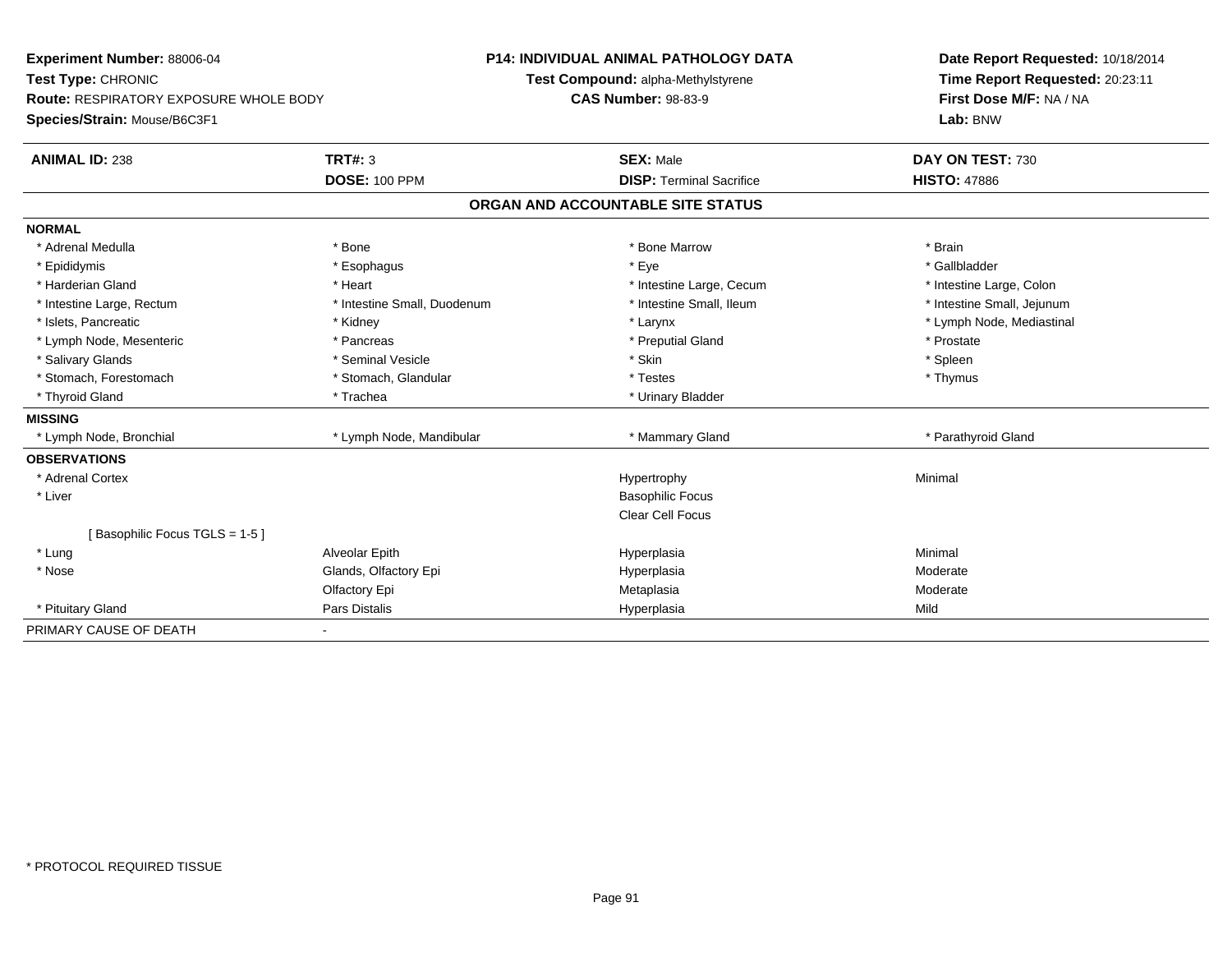**Experiment Number:** 88006-04
**Test Type:** CHRONIC
**Route:** RESPIRATORY EXPOSURE WHOLE BODY
**Species/Strain:** Mouse/B6C3F1

**P14: INDIVIDUAL ANIMAL PATHOLOGY DATA**
**Test Compound:** alpha-Methylstyrene
**CAS Number:** 98-83-9

**Date Report Requested:** 10/18/2014
**Time Report Requested:** 20:23:11
**First Dose M/F:** NA / NA
**Lab:** BNW

| **ANIMAL ID:** 238 | **TRT#:** 3 | **SEX:** Male | **DAY ON TEST:** 730 |
|---|---|---|---|
| | **DOSE:** 100 PPM | **DISP:** Terminal Sacrifice | **HISTO:** 47886 |

## ORGAN AND ACCOUNTABLE SITE STATUS

| | | | |
|---|---|---|---|
| **NORMAL** | | | |
| * Adrenal Medulla | * Bone | * Bone Marrow | * Brain |
| * Epididymis | * Esophagus | * Eye | * Gallbladder |
| * Harderian Gland | * Heart | * Intestine Large, Cecum | * Intestine Large, Colon |
| * Intestine Large, Rectum | * Intestine Small, Duodenum | * Intestine Small, Ileum | * Intestine Small, Jejunum |
| * Islets, Pancreatic | * Kidney | * Larynx | * Lymph Node, Mediastinal |
| * Lymph Node, Mesenteric | * Pancreas | * Preputial Gland | * Prostate |
| * Salivary Glands | * Seminal Vesicle | * Skin | * Spleen |
| * Stomach, Forestomach | * Stomach, Glandular | * Testes | * Thymus |
| * Thyroid Gland | * Trachea | * Urinary Bladder | |
| **MISSING** | | | |
| * Lymph Node, Bronchial | * Lymph Node, Mandibular | * Mammary Gland | * Parathyroid Gland |
| **OBSERVATIONS** | | | |
| * Adrenal Cortex | | Hypertrophy | Minimal |
| * Liver | | Basophilic Focus | |
| | | Clear Cell Focus | |
| [ Basophilic Focus TGLS = 1-5 ] | | | |
| * Lung | Alveolar Epith | Hyperplasia | Minimal |
| * Nose | Glands, Olfactory Epi | Hyperplasia | Moderate |
| | Olfactory Epi | Metaplasia | Moderate |
| * Pituitary Gland | Pars Distalis | Hyperplasia | Mild |
| PRIMARY CAUSE OF DEATH | - | | |

* PROTOCOL REQUIRED TISSUE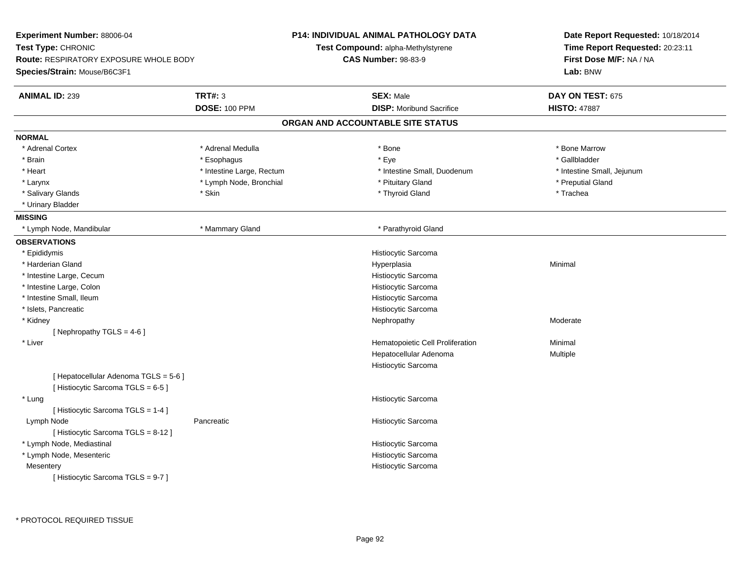**Experiment Number:** 88006-04
**Test Type:** CHRONIC
**Route:** RESPIRATORY EXPOSURE WHOLE BODY
**Species/Strain:** Mouse/B6C3F1

**P14: INDIVIDUAL ANIMAL PATHOLOGY DATA**
**Test Compound:** alpha-Methylstyrene
**CAS Number:** 98-83-9

**Date Report Requested:** 10/18/2014
**Time Report Requested:** 20:23:11
**First Dose M/F:** NA / NA
**Lab:** BNW

| **ANIMAL ID:** 239 | **TRT#:** 3 | **SEX:** Male | **DAY ON TEST:** 675 |
|---|---|---|---|
| | **DOSE:** 100 PPM | **DISP:** Moribund Sacrifice | **HISTO:** 47887 |

## ORGAN AND ACCOUNTABLE SITE STATUS

**NORMAL**

| | | | |
|---|---|---|---|
| * Adrenal Cortex | * Adrenal Medulla | * Bone | * Bone Marrow |
| * Brain | * Esophagus | * Eye | * Gallbladder |
| * Heart | * Intestine Large, Rectum | * Intestine Small, Duodenum | * Intestine Small, Jejunum |
| * Larynx | * Lymph Node, Bronchial | * Pituitary Gland | * Preputial Gland |
| * Salivary Glands | * Skin | * Thyroid Gland | * Trachea |
| * Urinary Bladder | | | |

**MISSING**

| | | |
|---|---|---|
| * Lymph Node, Mandibular | * Mammary Gland | * Parathyroid Gland |

**OBSERVATIONS**

| Organ | Site | Observation | Severity |
|---|---|---|---|
| * Epididymis | | Histiocytic Sarcoma | |
| * Harderian Gland | | Hyperplasia | Minimal |
| * Intestine Large, Cecum | | Histiocytic Sarcoma | |
| * Intestine Large, Colon | | Histiocytic Sarcoma | |
| * Intestine Small, Ileum | | Histiocytic Sarcoma | |
| * Islets, Pancreatic | | Histiocytic Sarcoma | |
| * Kidney | | Nephropathy | Moderate |
| [ Nephropathy TGLS = 4-6 ] | | | |
| * Liver | | Hematopoietic Cell Proliferation | Minimal |
| | | Hepatocellular Adenoma | Multiple |
| | | Histiocytic Sarcoma | |
| [ Hepatocellular Adenoma TGLS = 5-6 ] | | | |
| [ Histiocytic Sarcoma TGLS = 6-5 ] | | | |
| * Lung | | Histiocytic Sarcoma | |
| [ Histiocytic Sarcoma TGLS = 1-4 ] | | | |
| Lymph Node | Pancreatic | Histiocytic Sarcoma | |
| [ Histiocytic Sarcoma TGLS = 8-12 ] | | | |
| * Lymph Node, Mediastinal | | Histiocytic Sarcoma | |
| * Lymph Node, Mesenteric | | Histiocytic Sarcoma | |
| Mesentery | | Histiocytic Sarcoma | |
| [ Histiocytic Sarcoma TGLS = 9-7 ] | | | |

* PROTOCOL REQUIRED TISSUE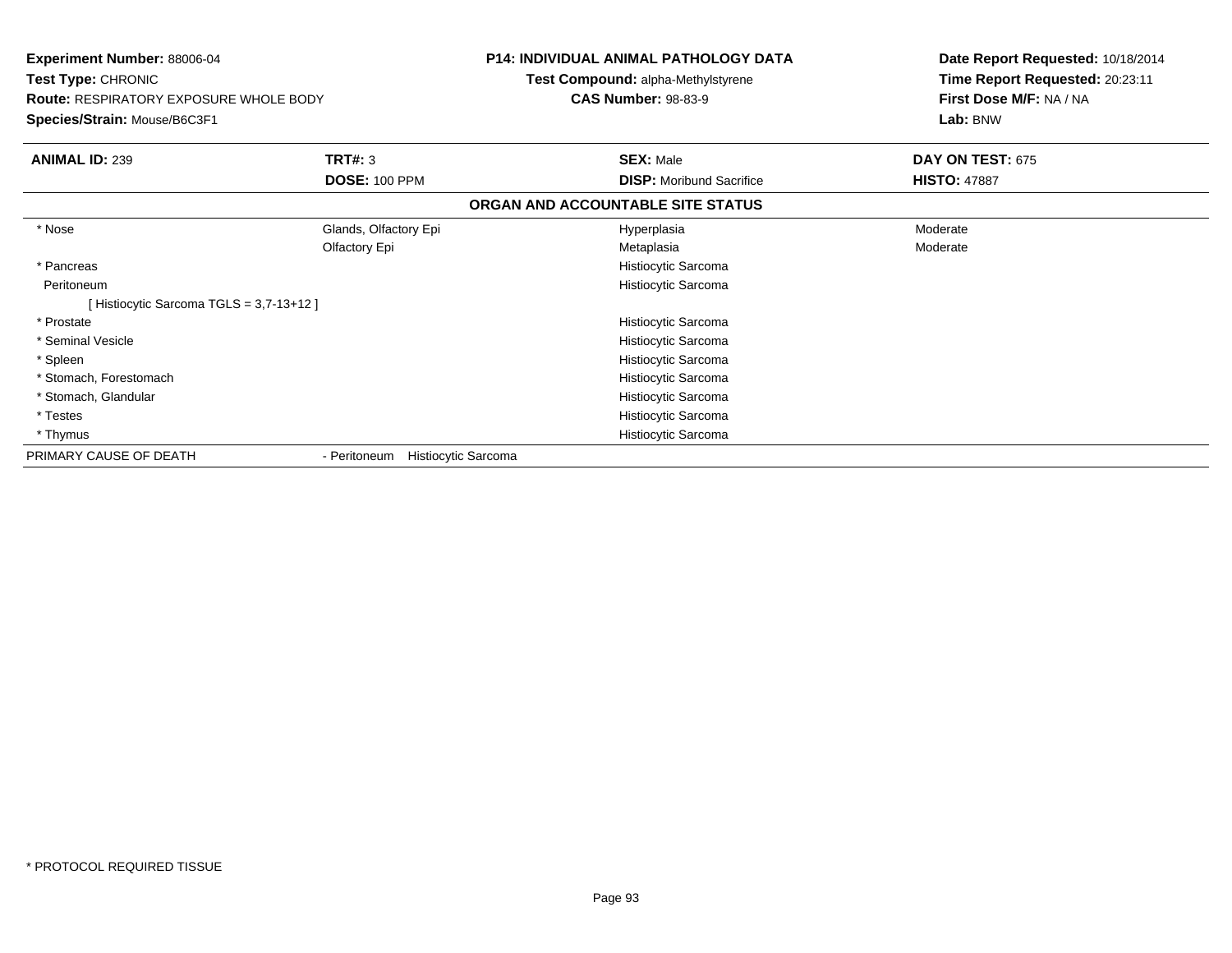**Experiment Number:** 88006-04
**Test Type:** CHRONIC
**Route:** RESPIRATORY EXPOSURE WHOLE BODY
**Species/Strain:** Mouse/B6C3F1

**P14: INDIVIDUAL ANIMAL PATHOLOGY DATA**
**Test Compound:** alpha-Methylstyrene
**CAS Number:** 98-83-9

**Date Report Requested:** 10/18/2014
**Time Report Requested:** 20:23:11
**First Dose M/F:** NA / NA
**Lab:** BNW

| **ANIMAL ID:** 239 | **TRT#:** 3 | **SEX:** Male | **DAY ON TEST:** 675 |
|---|---|---|---|
| | **DOSE:** 100 PPM | **DISP:** Moribund Sacrifice | **HISTO:** 47887 |

**ORGAN AND ACCOUNTABLE SITE STATUS**

| | | | |
|---|---|---|---|
| * Nose | Glands, Olfactory Epi | Hyperplasia | Moderate |
| | Olfactory Epi | Metaplasia | Moderate |
| * Pancreas | | Histiocytic Sarcoma | |
| Peritoneum | | Histiocytic Sarcoma | |
| [ Histiocytic Sarcoma TGLS = 3,7-13+12 ] | | | |
| * Prostate | | Histiocytic Sarcoma | |
| * Seminal Vesicle | | Histiocytic Sarcoma | |
| * Spleen | | Histiocytic Sarcoma | |
| * Stomach, Forestomach | | Histiocytic Sarcoma | |
| * Stomach, Glandular | | Histiocytic Sarcoma | |
| * Testes | | Histiocytic Sarcoma | |
| * Thymus | | Histiocytic Sarcoma | |
| PRIMARY CAUSE OF DEATH | - Peritoneum Histiocytic Sarcoma | | |

* PROTOCOL REQUIRED TISSUE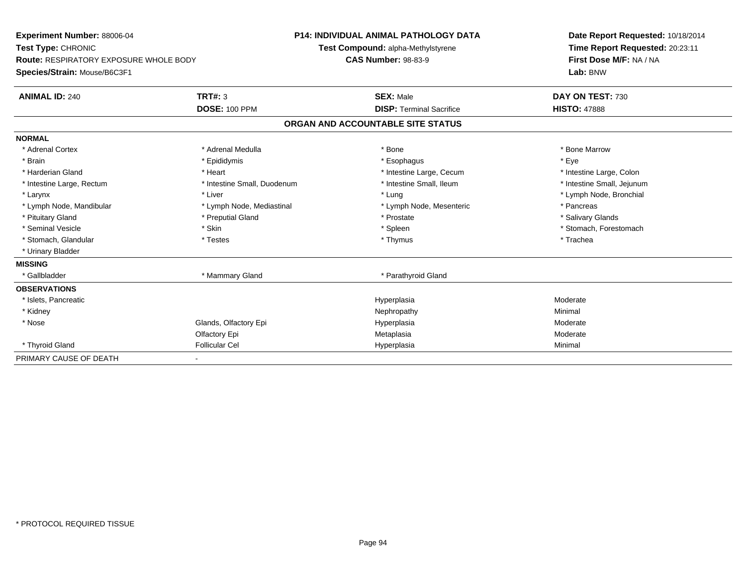**Experiment Number:** 88006-04
**Test Type:** CHRONIC
**Route:** RESPIRATORY EXPOSURE WHOLE BODY
**Species/Strain:** Mouse/B6C3F1

**P14: INDIVIDUAL ANIMAL PATHOLOGY DATA**
**Test Compound:** alpha-Methylstyrene
**CAS Number:** 98-83-9

**Date Report Requested:** 10/18/2014
**Time Report Requested:** 20:23:11
**First Dose M/F:** NA / NA
**Lab:** BNW

| **ANIMAL ID:** 240 | **TRT#:** 3 | **SEX:** Male | **DAY ON TEST:** 730 |
|---|---|---|---|
| | **DOSE:** 100 PPM | **DISP:** Terminal Sacrifice | **HISTO:** 47888 |

## ORGAN AND ACCOUNTABLE SITE STATUS

| | | | |
|---|---|---|---|
| **NORMAL** | | | |
| * Adrenal Cortex | * Adrenal Medulla | * Bone | * Bone Marrow |
| * Brain | * Epididymis | * Esophagus | * Eye |
| * Harderian Gland | * Heart | * Intestine Large, Cecum | * Intestine Large, Colon |
| * Intestine Large, Rectum | * Intestine Small, Duodenum | * Intestine Small, Ileum | * Intestine Small, Jejunum |
| * Larynx | * Liver | * Lung | * Lymph Node, Bronchial |
| * Lymph Node, Mandibular | * Lymph Node, Mediastinal | * Lymph Node, Mesenteric | * Pancreas |
| * Pituitary Gland | * Preputial Gland | * Prostate | * Salivary Glands |
| * Seminal Vesicle | * Skin | * Spleen | * Stomach, Forestomach |
| * Stomach, Glandular | * Testes | * Thymus | * Trachea |
| * Urinary Bladder | | | |
| **MISSING** | | | |
| * Gallbladder | * Mammary Gland | * Parathyroid Gland | |
| **OBSERVATIONS** | | | |
| * Islets, Pancreatic | | Hyperplasia | Moderate |
| * Kidney | | Nephropathy | Minimal |
| * Nose | Glands, Olfactory Epi | Hyperplasia | Moderate |
| | Olfactory Epi | Metaplasia | Moderate |
| * Thyroid Gland | Follicular Cel | Hyperplasia | Minimal |
| PRIMARY CAUSE OF DEATH | - | | |

\* PROTOCOL REQUIRED TISSUE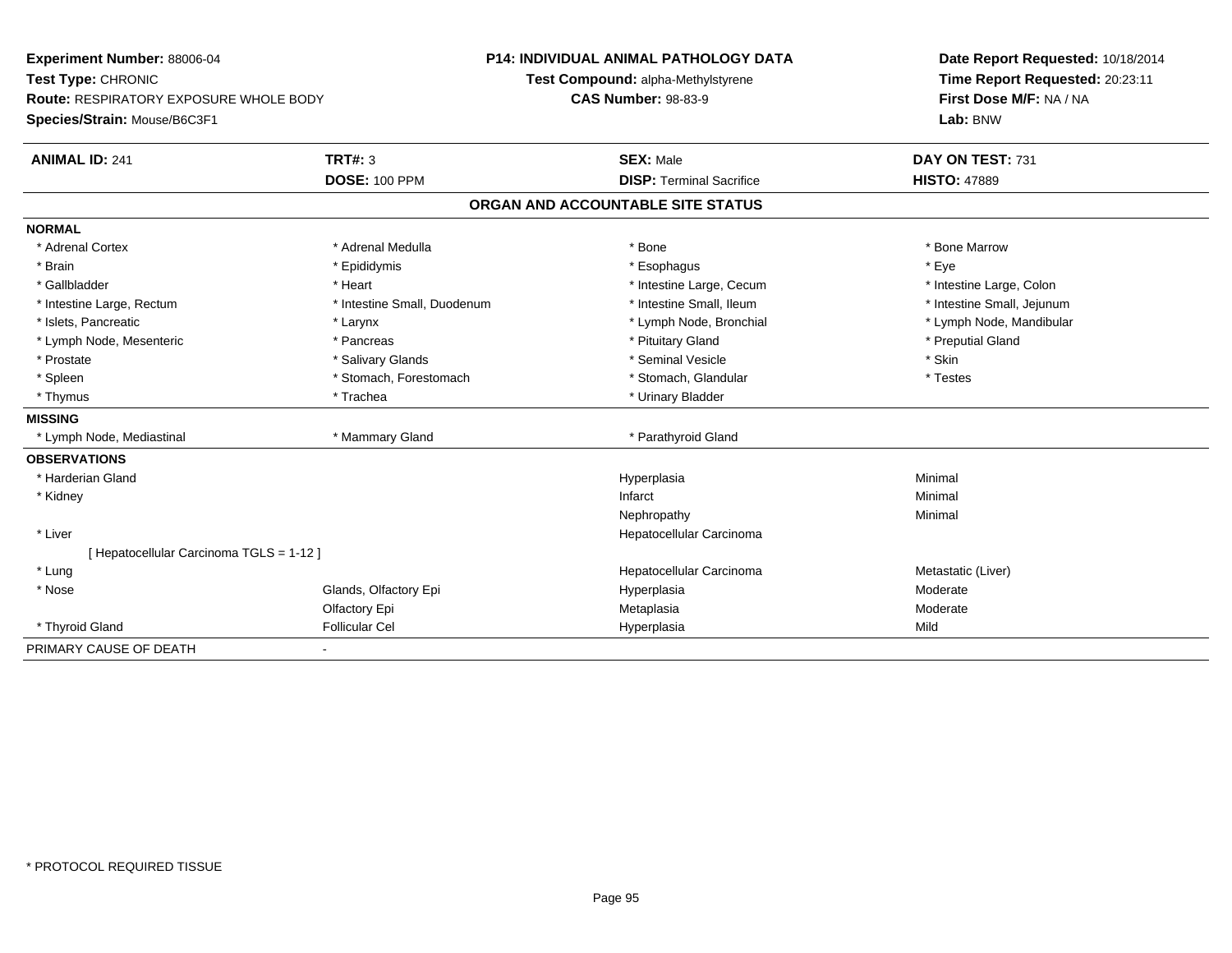**Experiment Number:** 88006-04
**Test Type:** CHRONIC
**Route:** RESPIRATORY EXPOSURE WHOLE BODY
**Species/Strain:** Mouse/B6C3F1

**P14: INDIVIDUAL ANIMAL PATHOLOGY DATA**
**Test Compound:** alpha-Methylstyrene
**CAS Number:** 98-83-9

**Date Report Requested:** 10/18/2014
**Time Report Requested:** 20:23:11
**First Dose M/F:** NA / NA
**Lab:** BNW

| **ANIMAL ID:** 241 | **TRT#:** 3 | **SEX:** Male | **DAY ON TEST:** 731 |
|---|---|---|---|
| | **DOSE:** 100 PPM | **DISP:** Terminal Sacrifice | **HISTO:** 47889 |

**ORGAN AND ACCOUNTABLE SITE STATUS**

**NORMAL**

| | | | |
|---|---|---|---|
| * Adrenal Cortex | * Adrenal Medulla | * Bone | * Bone Marrow |
| * Brain | * Epididymis | * Esophagus | * Eye |
| * Gallbladder | * Heart | * Intestine Large, Cecum | * Intestine Large, Colon |
| * Intestine Large, Rectum | * Intestine Small, Duodenum | * Intestine Small, Ileum | * Intestine Small, Jejunum |
| * Islets, Pancreatic | * Larynx | * Lymph Node, Bronchial | * Lymph Node, Mandibular |
| * Lymph Node, Mesenteric | * Pancreas | * Pituitary Gland | * Preputial Gland |
| * Prostate | * Salivary Glands | * Seminal Vesicle | * Skin |
| * Spleen | * Stomach, Forestomach | * Stomach, Glandular | * Testes |
| * Thymus | * Trachea | * Urinary Bladder | |

**MISSING**

| | | |
|---|---|---|
| * Lymph Node, Mediastinal | * Mammary Gland | * Parathyroid Gland |

**OBSERVATIONS**

| | | | |
|---|---|---|---|
| * Harderian Gland | | Hyperplasia | Minimal |
| * Kidney | | Infarct | Minimal |
| | | Nephropathy | Minimal |
| * Liver | | Hepatocellular Carcinoma | |
| [ Hepatocellular Carcinoma TGLS = 1-12 ] | | | |
| * Lung | | Hepatocellular Carcinoma | Metastatic (Liver) |
| * Nose | Glands, Olfactory Epi | Hyperplasia | Moderate |
| | Olfactory Epi | Metaplasia | Moderate |
| * Thyroid Gland | Follicular Cel | Hyperplasia | Mild |

PRIMARY CAUSE OF DEATH -

* PROTOCOL REQUIRED TISSUE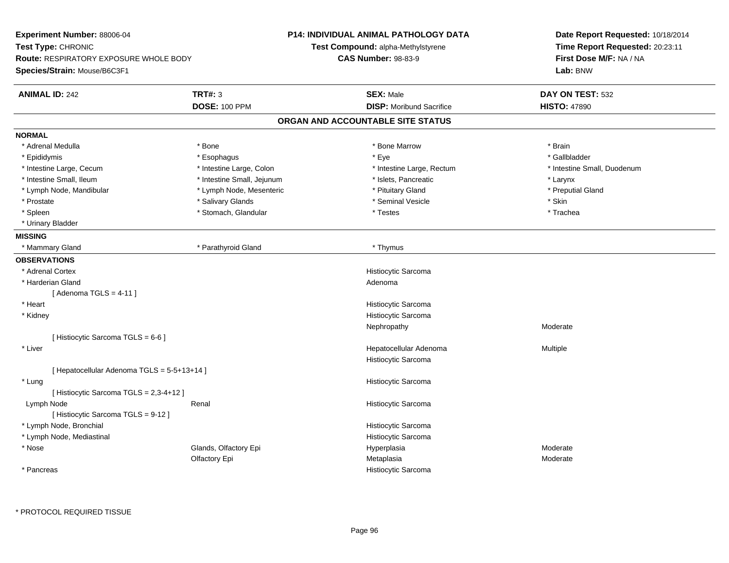**Experiment Number:** 88006-04
**Test Type:** CHRONIC
**Route:** RESPIRATORY EXPOSURE WHOLE BODY
**Species/Strain:** Mouse/B6C3F1

**P14: INDIVIDUAL ANIMAL PATHOLOGY DATA**
**Test Compound:** alpha-Methylstyrene
**CAS Number:** 98-83-9

**Date Report Requested:** 10/18/2014
**Time Report Requested:** 20:23:11
**First Dose M/F:** NA / NA
**Lab:** BNW

| **ANIMAL ID:** 242 | **TRT#:** 3 | **SEX:** Male | **DAY ON TEST:** 532 |
|---|---|---|---|
| | **DOSE:** 100 PPM | **DISP:** Moribund Sacrifice | **HISTO:** 47890 |

## ORGAN AND ACCOUNTABLE SITE STATUS

**NORMAL**

| | | | |
|---|---|---|---|
| * Adrenal Medulla | * Bone | * Bone Marrow | * Brain |
| * Epididymis | * Esophagus | * Eye | * Gallbladder |
| * Intestine Large, Cecum | * Intestine Large, Colon | * Intestine Large, Rectum | * Intestine Small, Duodenum |
| * Intestine Small, Ileum | * Intestine Small, Jejunum | * Islets, Pancreatic | * Larynx |
| * Lymph Node, Mandibular | * Lymph Node, Mesenteric | * Pituitary Gland | * Preputial Gland |
| * Prostate | * Salivary Glands | * Seminal Vesicle | * Skin |
| * Spleen | * Stomach, Glandular | * Testes | * Trachea |
| * Urinary Bladder | | | |

**MISSING**

| | | |
|---|---|---|
| * Mammary Gland | * Parathyroid Gland | * Thymus |

**OBSERVATIONS**

| Organ | Site | Observation | Severity |
|---|---|---|---|
| * Adrenal Cortex | | Histiocytic Sarcoma | |
| * Harderian Gland | | Adenoma | |
| [ Adenoma TGLS = 4-11 ] | | | |
| * Heart | | Histiocytic Sarcoma | |
| * Kidney | | Histiocytic Sarcoma | |
| | | Nephropathy | Moderate |
| [ Histiocytic Sarcoma TGLS = 6-6 ] | | | |
| * Liver | | Hepatocellular Adenoma | Multiple |
| | | Histiocytic Sarcoma | |
| [ Hepatocellular Adenoma TGLS = 5-5+13+14 ] | | | |
| * Lung | | Histiocytic Sarcoma | |
| [ Histiocytic Sarcoma TGLS = 2,3-4+12 ] | | | |
| Lymph Node | Renal | Histiocytic Sarcoma | |
| [ Histiocytic Sarcoma TGLS = 9-12 ] | | | |
| * Lymph Node, Bronchial | | Histiocytic Sarcoma | |
| * Lymph Node, Mediastinal | | Histiocytic Sarcoma | |
| * Nose | Glands, Olfactory Epi | Hyperplasia | Moderate |
| | Olfactory Epi | Metaplasia | Moderate |
| * Pancreas | | Histiocytic Sarcoma | |

\* PROTOCOL REQUIRED TISSUE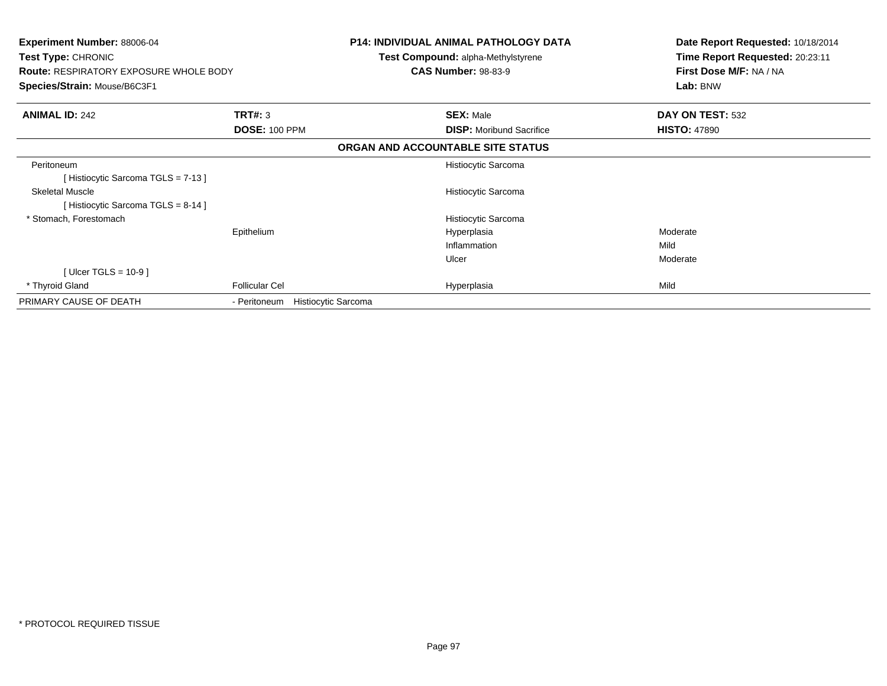**Experiment Number:** 88006-04
**Test Type:** CHRONIC
**Route:** RESPIRATORY EXPOSURE WHOLE BODY
**Species/Strain:** Mouse/B6C3F1

**P14: INDIVIDUAL ANIMAL PATHOLOGY DATA**
**Test Compound:** alpha-Methylstyrene
**CAS Number:** 98-83-9

**Date Report Requested:** 10/18/2014
**Time Report Requested:** 20:23:11
**First Dose M/F:** NA / NA
**Lab:** BNW

| **ANIMAL ID:** 242 | **TRT#:** 3 | **SEX:** Male | **DAY ON TEST:** 532 |
|---|---|---|---|
| | **DOSE:** 100 PPM | **DISP:** Moribund Sacrifice | **HISTO:** 47890 |

**ORGAN AND ACCOUNTABLE SITE STATUS**

| | | | |
|---|---|---|---|
| Peritoneum | | Histiocytic Sarcoma | |
| [ Histiocytic Sarcoma TGLS = 7-13 ] | | | |
| Skeletal Muscle | | Histiocytic Sarcoma | |
| [ Histiocytic Sarcoma TGLS = 8-14 ] | | | |
| * Stomach, Forestomach | | Histiocytic Sarcoma | |
| | Epithelium | Hyperplasia | Moderate |
| | | Inflammation | Mild |
| | | Ulcer | Moderate |
| [ Ulcer TGLS = 10-9 ] | | | |
| * Thyroid Gland | Follicular Cel | Hyperplasia | Mild |
| PRIMARY CAUSE OF DEATH | - Peritoneum Histiocytic Sarcoma | | |

* PROTOCOL REQUIRED TISSUE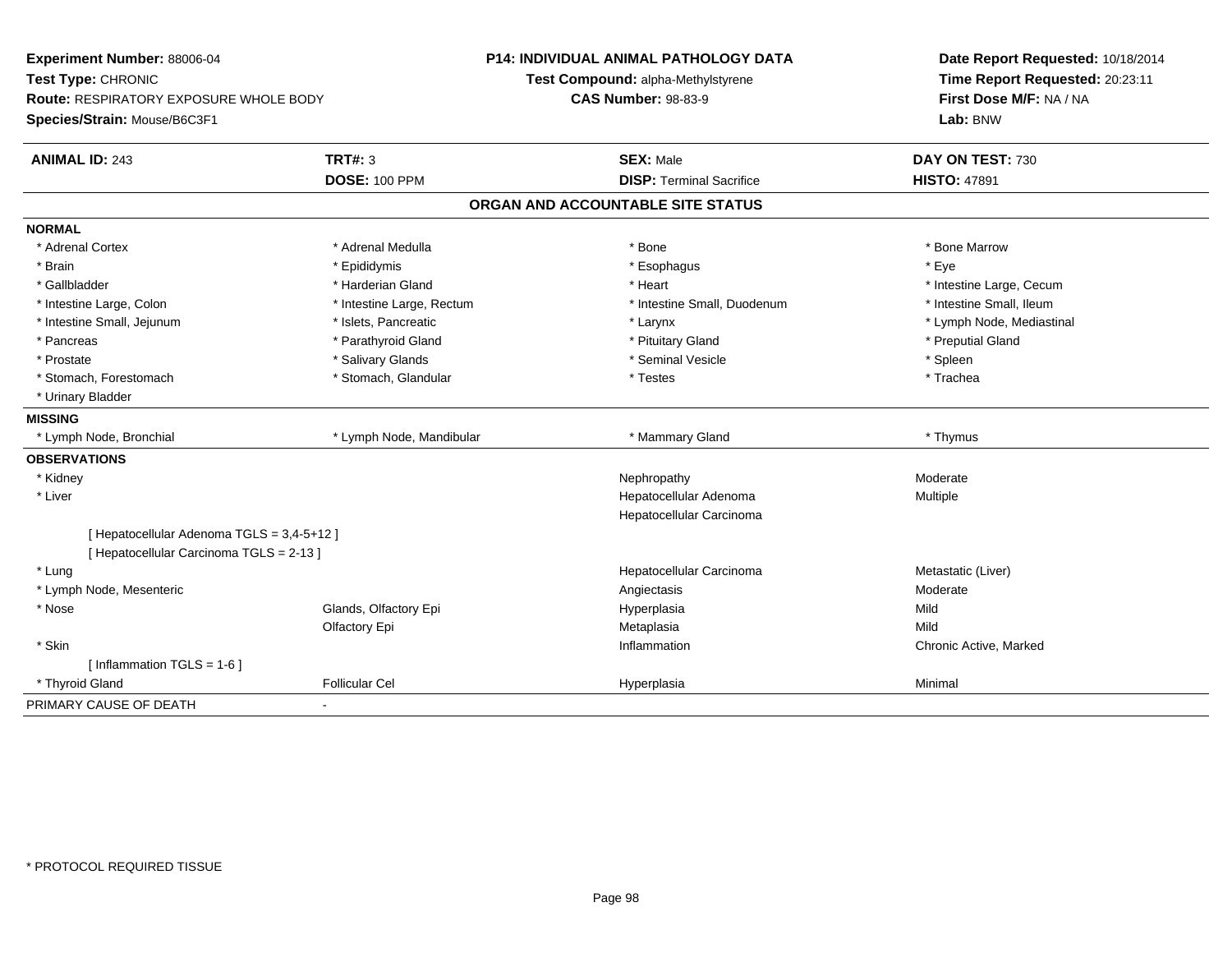**Experiment Number:** 88006-04
**Test Type:** CHRONIC
**Route:** RESPIRATORY EXPOSURE WHOLE BODY
**Species/Strain:** Mouse/B6C3F1

**P14: INDIVIDUAL ANIMAL PATHOLOGY DATA**
**Test Compound:** alpha-Methylstyrene
**CAS Number:** 98-83-9

**Date Report Requested:** 10/18/2014
**Time Report Requested:** 20:23:11
**First Dose M/F:** NA / NA
**Lab:** BNW

| **ANIMAL ID:** 243 | **TRT#:** 3 | **SEX:** Male | **DAY ON TEST:** 730 |
|---|---|---|---|
| | **DOSE:** 100 PPM | **DISP:** Terminal Sacrifice | **HISTO:** 47891 |

## ORGAN AND ACCOUNTABLE SITE STATUS

**NORMAL**

| | | | |
|---|---|---|---|
| * Adrenal Cortex | * Adrenal Medulla | * Bone | * Bone Marrow |
| * Brain | * Epididymis | * Esophagus | * Eye |
| * Gallbladder | * Harderian Gland | * Heart | * Intestine Large, Cecum |
| * Intestine Large, Colon | * Intestine Large, Rectum | * Intestine Small, Duodenum | * Intestine Small, Ileum |
| * Intestine Small, Jejunum | * Islets, Pancreatic | * Larynx | * Lymph Node, Mediastinal |
| * Pancreas | * Parathyroid Gland | * Pituitary Gland | * Preputial Gland |
| * Prostate | * Salivary Glands | * Seminal Vesicle | * Spleen |
| * Stomach, Forestomach | * Stomach, Glandular | * Testes | * Trachea |
| * Urinary Bladder | | | |

**MISSING**

| | | | |
|---|---|---|---|
| * Lymph Node, Bronchial | * Lymph Node, Mandibular | * Mammary Gland | * Thymus |

**OBSERVATIONS**

| | | | |
|---|---|---|---|
| * Kidney | | Nephropathy | Moderate |
| * Liver | | Hepatocellular Adenoma | Multiple |
| | | Hepatocellular Carcinoma | |
| [ Hepatocellular Adenoma TGLS = 3,4-5+12 ] | | | |
| [ Hepatocellular Carcinoma TGLS = 2-13 ] | | | |
| * Lung | | Hepatocellular Carcinoma | Metastatic (Liver) |
| * Lymph Node, Mesenteric | | Angiectasis | Moderate |
| * Nose | Glands, Olfactory Epi | Hyperplasia | Mild |
| | Olfactory Epi | Metaplasia | Mild |
| * Skin | | Inflammation | Chronic Active, Marked |
| [ Inflammation TGLS = 1-6 ] | | | |
| * Thyroid Gland | Follicular Cel | Hyperplasia | Minimal |

PRIMARY CAUSE OF DEATH -

\* PROTOCOL REQUIRED TISSUE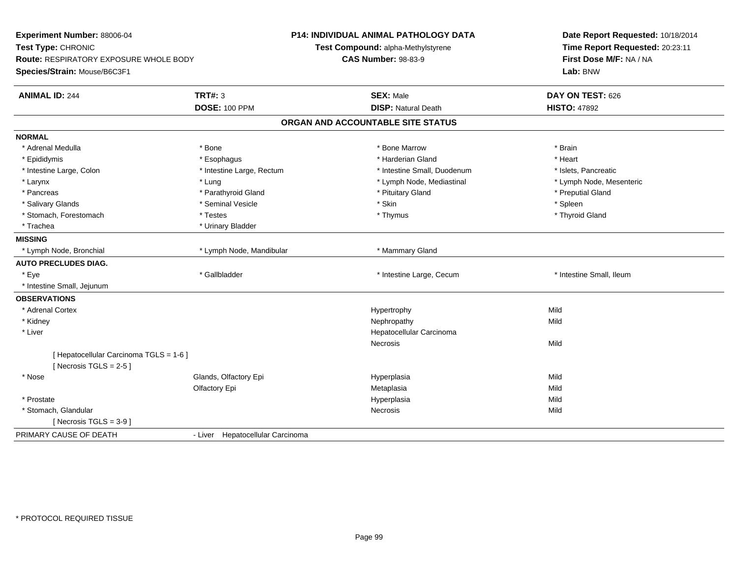**Experiment Number:** 88006-04
**Test Type:** CHRONIC
**Route:** RESPIRATORY EXPOSURE WHOLE BODY
**Species/Strain:** Mouse/B6C3F1

**P14: INDIVIDUAL ANIMAL PATHOLOGY DATA**
**Test Compound:** alpha-Methylstyrene
**CAS Number:** 98-83-9

**Date Report Requested:** 10/18/2014
**Time Report Requested:** 20:23:11
**First Dose M/F:** NA / NA
**Lab:** BNW

| **ANIMAL ID:** 244 | **TRT#:** 3 | **SEX:** Male | **DAY ON TEST:** 626 |
|---|---|---|---|
| | **DOSE:** 100 PPM | **DISP:** Natural Death | **HISTO:** 47892 |

## ORGAN AND ACCOUNTABLE SITE STATUS

**NORMAL**

| | | | |
|---|---|---|---|
| * Adrenal Medulla | * Bone | * Bone Marrow | * Brain |
| * Epididymis | * Esophagus | * Harderian Gland | * Heart |
| * Intestine Large, Colon | * Intestine Large, Rectum | * Intestine Small, Duodenum | * Islets, Pancreatic |
| * Larynx | * Lung | * Lymph Node, Mediastinal | * Lymph Node, Mesenteric |
| * Pancreas | * Parathyroid Gland | * Pituitary Gland | * Preputial Gland |
| * Salivary Glands | * Seminal Vesicle | * Skin | * Spleen |
| * Stomach, Forestomach | * Testes | * Thymus | * Thyroid Gland |
| * Trachea | * Urinary Bladder | | |

**MISSING**

| | | | |
|---|---|---|---|
| * Lymph Node, Bronchial | * Lymph Node, Mandibular | * Mammary Gland | |

**AUTO PRECLUDES DIAG.**

| | | | |
|---|---|---|---|
| * Eye | * Gallbladder | * Intestine Large, Cecum | * Intestine Small, Ileum |
| * Intestine Small, Jejunum | | | |

**OBSERVATIONS**

| | | | |
|---|---|---|---|
| * Adrenal Cortex | | Hypertrophy | Mild |
| * Kidney | | Nephropathy | Mild |
| * Liver | | Hepatocellular Carcinoma | |
| | | Necrosis | Mild |
| [ Hepatocellular Carcinoma TGLS = 1-6 ] | | | |
| [ Necrosis TGLS = 2-5 ] | | | |
| * Nose | Glands, Olfactory Epi | Hyperplasia | Mild |
| | Olfactory Epi | Metaplasia | Mild |
| * Prostate | | Hyperplasia | Mild |
| * Stomach, Glandular | | Necrosis | Mild |
| [ Necrosis TGLS = 3-9 ] | | | |

PRIMARY CAUSE OF DEATH - Liver Hepatocellular Carcinoma

* PROTOCOL REQUIRED TISSUE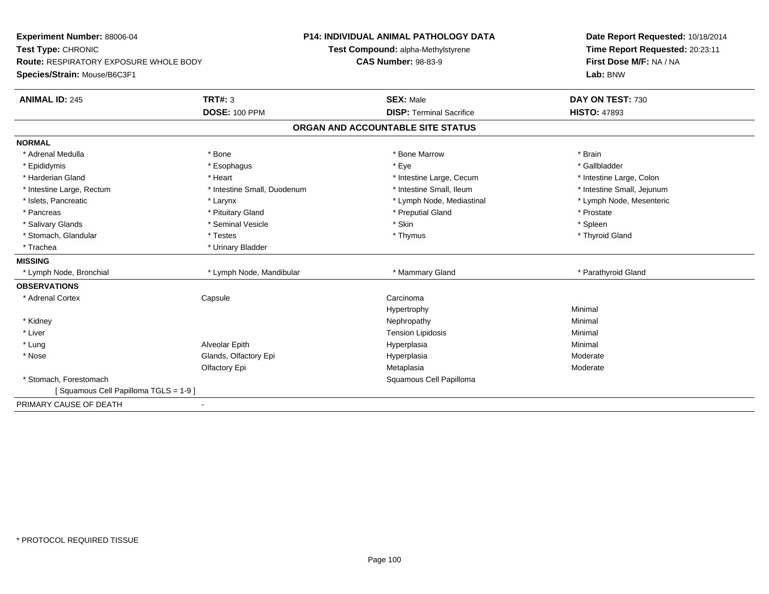**Experiment Number:** 88006-04
**Test Type:** CHRONIC
**Route:** RESPIRATORY EXPOSURE WHOLE BODY
**Species/Strain:** Mouse/B6C3F1

**P14: INDIVIDUAL ANIMAL PATHOLOGY DATA**
**Test Compound:** alpha-Methylstyrene
**CAS Number:** 98-83-9

**Date Report Requested:** 10/18/2014
**Time Report Requested:** 20:23:11
**First Dose M/F:** NA / NA
**Lab:** BNW

| **ANIMAL ID:** 245 | **TRT#:** 3 | **SEX:** Male | **DAY ON TEST:** 730 |
|---|---|---|---|
| | **DOSE:** 100 PPM | **DISP:** Terminal Sacrifice | **HISTO:** 47893 |

## ORGAN AND ACCOUNTABLE SITE STATUS

**NORMAL**

| | | | |
|---|---|---|---|
| * Adrenal Medulla | * Bone | * Bone Marrow | * Brain |
| * Epididymis | * Esophagus | * Eye | * Gallbladder |
| * Harderian Gland | * Heart | * Intestine Large, Cecum | * Intestine Large, Colon |
| * Intestine Large, Rectum | * Intestine Small, Duodenum | * Intestine Small, Ileum | * Intestine Small, Jejunum |
| * Islets, Pancreatic | * Larynx | * Lymph Node, Mediastinal | * Lymph Node, Mesenteric |
| * Pancreas | * Pituitary Gland | * Preputial Gland | * Prostate |
| * Salivary Glands | * Seminal Vesicle | * Skin | * Spleen |
| * Stomach, Glandular | * Testes | * Thymus | * Thyroid Gland |
| * Trachea | * Urinary Bladder | | |

**MISSING**

| | | | |
|---|---|---|---|
| * Lymph Node, Bronchial | * Lymph Node, Mandibular | * Mammary Gland | * Parathyroid Gland |

**OBSERVATIONS**

| | | | |
|---|---|---|---|
| * Adrenal Cortex | Capsule | Carcinoma | |
| | | Hypertrophy | Minimal |
| * Kidney | | Nephropathy | Minimal |
| * Liver | | Tension Lipidosis | Minimal |
| * Lung | Alveolar Epith | Hyperplasia | Minimal |
| * Nose | Glands, Olfactory Epi | Hyperplasia | Moderate |
| | Olfactory Epi | Metaplasia | Moderate |
| * Stomach, Forestomach | | Squamous Cell Papilloma | |
| [ Squamous Cell Papilloma TGLS = 1-9 ] | | | |

PRIMARY CAUSE OF DEATH -

\* PROTOCOL REQUIRED TISSUE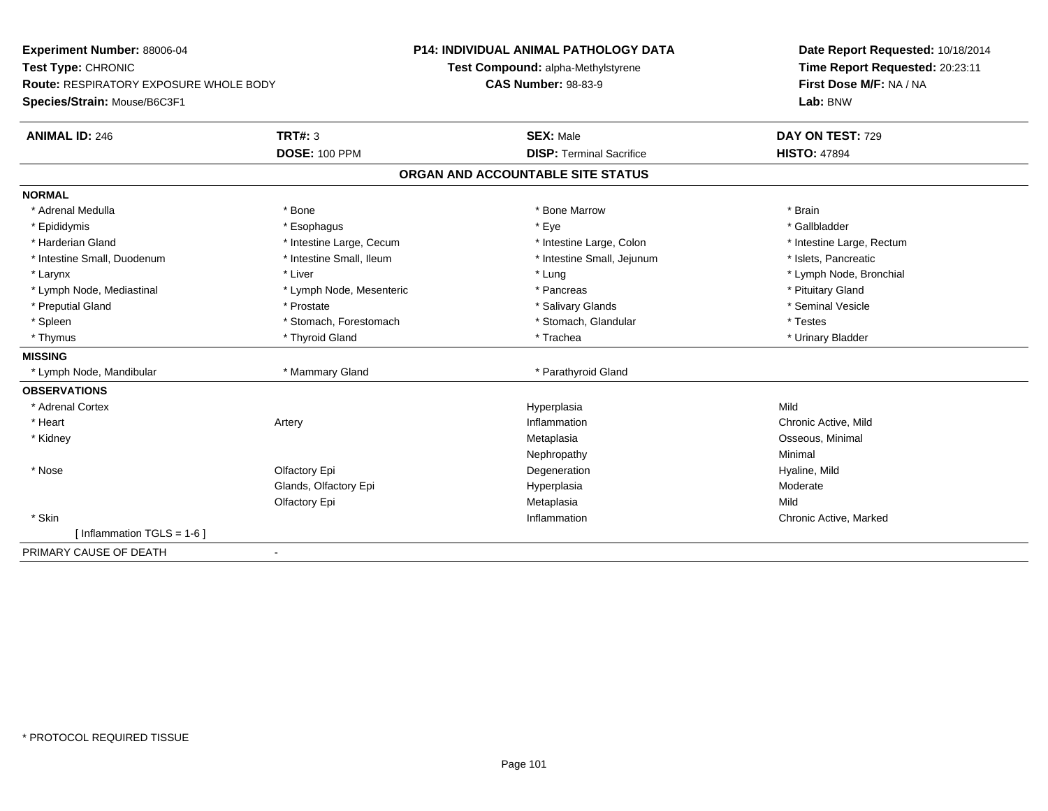**Experiment Number:** 88006-04
**Test Type:** CHRONIC
**Route:** RESPIRATORY EXPOSURE WHOLE BODY
**Species/Strain:** Mouse/B6C3F1

**P14: INDIVIDUAL ANIMAL PATHOLOGY DATA**
**Test Compound:** alpha-Methylstyrene
**CAS Number:** 98-83-9

**Date Report Requested:** 10/18/2014
**Time Report Requested:** 20:23:11
**First Dose M/F:** NA / NA
**Lab:** BNW

| **ANIMAL ID:** 246 | **TRT#:** 3 | **SEX:** Male | **DAY ON TEST:** 729 |
|---|---|---|---|
| | **DOSE:** 100 PPM | **DISP:** Terminal Sacrifice | **HISTO:** 47894 |

## ORGAN AND ACCOUNTABLE SITE STATUS

**NORMAL**

| | | | |
|---|---|---|---|
| * Adrenal Medulla | * Bone | * Bone Marrow | * Brain |
| * Epididymis | * Esophagus | * Eye | * Gallbladder |
| * Harderian Gland | * Intestine Large, Cecum | * Intestine Large, Colon | * Intestine Large, Rectum |
| * Intestine Small, Duodenum | * Intestine Small, Ileum | * Intestine Small, Jejunum | * Islets, Pancreatic |
| * Larynx | * Liver | * Lung | * Lymph Node, Bronchial |
| * Lymph Node, Mediastinal | * Lymph Node, Mesenteric | * Pancreas | * Pituitary Gland |
| * Preputial Gland | * Prostate | * Salivary Glands | * Seminal Vesicle |
| * Spleen | * Stomach, Forestomach | * Stomach, Glandular | * Testes |
| * Thymus | * Thyroid Gland | * Trachea | * Urinary Bladder |

**MISSING**

| | | |
|---|---|---|
| * Lymph Node, Mandibular | * Mammary Gland | * Parathyroid Gland |

**OBSERVATIONS**

| | | | |
|---|---|---|---|
| * Adrenal Cortex | | Hyperplasia | Mild |
| * Heart | Artery | Inflammation | Chronic Active, Mild |
| * Kidney | | Metaplasia | Osseous, Minimal |
| | | Nephropathy | Minimal |
| * Nose | Olfactory Epi | Degeneration | Hyaline, Mild |
| | Glands, Olfactory Epi | Hyperplasia | Moderate |
| | Olfactory Epi | Metaplasia | Mild |
| * Skin | | Inflammation | Chronic Active, Marked |
| [ Inflammation TGLS = 1-6 ] | | | |

PRIMARY CAUSE OF DEATH -

* PROTOCOL REQUIRED TISSUE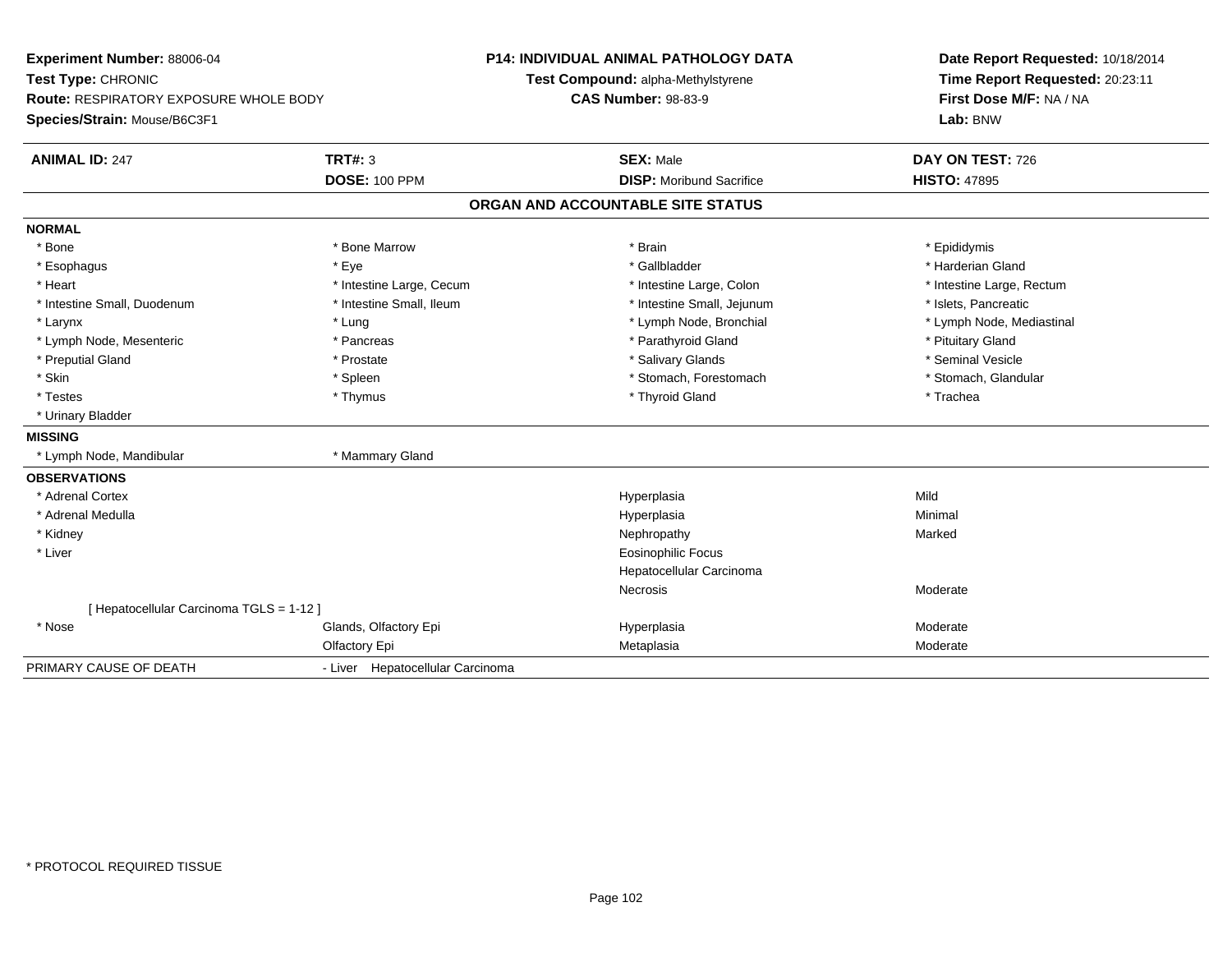**Experiment Number:** 88006-04
**Test Type:** CHRONIC
**Route:** RESPIRATORY EXPOSURE WHOLE BODY
**Species/Strain:** Mouse/B6C3F1

**P14: INDIVIDUAL ANIMAL PATHOLOGY DATA**
**Test Compound:** alpha-Methylstyrene
**CAS Number:** 98-83-9

**Date Report Requested:** 10/18/2014
**Time Report Requested:** 20:23:11
**First Dose M/F:** NA / NA
**Lab:** BNW

| **ANIMAL ID:** 247 | **TRT#:** 3 | **SEX:** Male | **DAY ON TEST:** 726 |
|---|---|---|---|
| | **DOSE:** 100 PPM | **DISP:** Moribund Sacrifice | **HISTO:** 47895 |

## ORGAN AND ACCOUNTABLE SITE STATUS

**NORMAL**

| | | | |
|---|---|---|---|
| * Bone | * Bone Marrow | * Brain | * Epididymis |
| * Esophagus | * Eye | * Gallbladder | * Harderian Gland |
| * Heart | * Intestine Large, Cecum | * Intestine Large, Colon | * Intestine Large, Rectum |
| * Intestine Small, Duodenum | * Intestine Small, Ileum | * Intestine Small, Jejunum | * Islets, Pancreatic |
| * Larynx | * Lung | * Lymph Node, Bronchial | * Lymph Node, Mediastinal |
| * Lymph Node, Mesenteric | * Pancreas | * Parathyroid Gland | * Pituitary Gland |
| * Preputial Gland | * Prostate | * Salivary Glands | * Seminal Vesicle |
| * Skin | * Spleen | * Stomach, Forestomach | * Stomach, Glandular |
| * Testes | * Thymus | * Thyroid Gland | * Trachea |
| * Urinary Bladder | | | |

**MISSING**

| | |
|---|---|
| * Lymph Node, Mandibular | * Mammary Gland |

**OBSERVATIONS**

| | | | |
|---|---|---|---|
| * Adrenal Cortex | | Hyperplasia | Mild |
| * Adrenal Medulla | | Hyperplasia | Minimal |
| * Kidney | | Nephropathy | Marked |
| * Liver | | Eosinophilic Focus | |
| | | Hepatocellular Carcinoma | |
| | | Necrosis | Moderate |
| [ Hepatocellular Carcinoma TGLS = 1-12 ] | | | |
| * Nose | Glands, Olfactory Epi | Hyperplasia | Moderate |
| | Olfactory Epi | Metaplasia | Moderate |

PRIMARY CAUSE OF DEATH - Liver Hepatocellular Carcinoma

* PROTOCOL REQUIRED TISSUE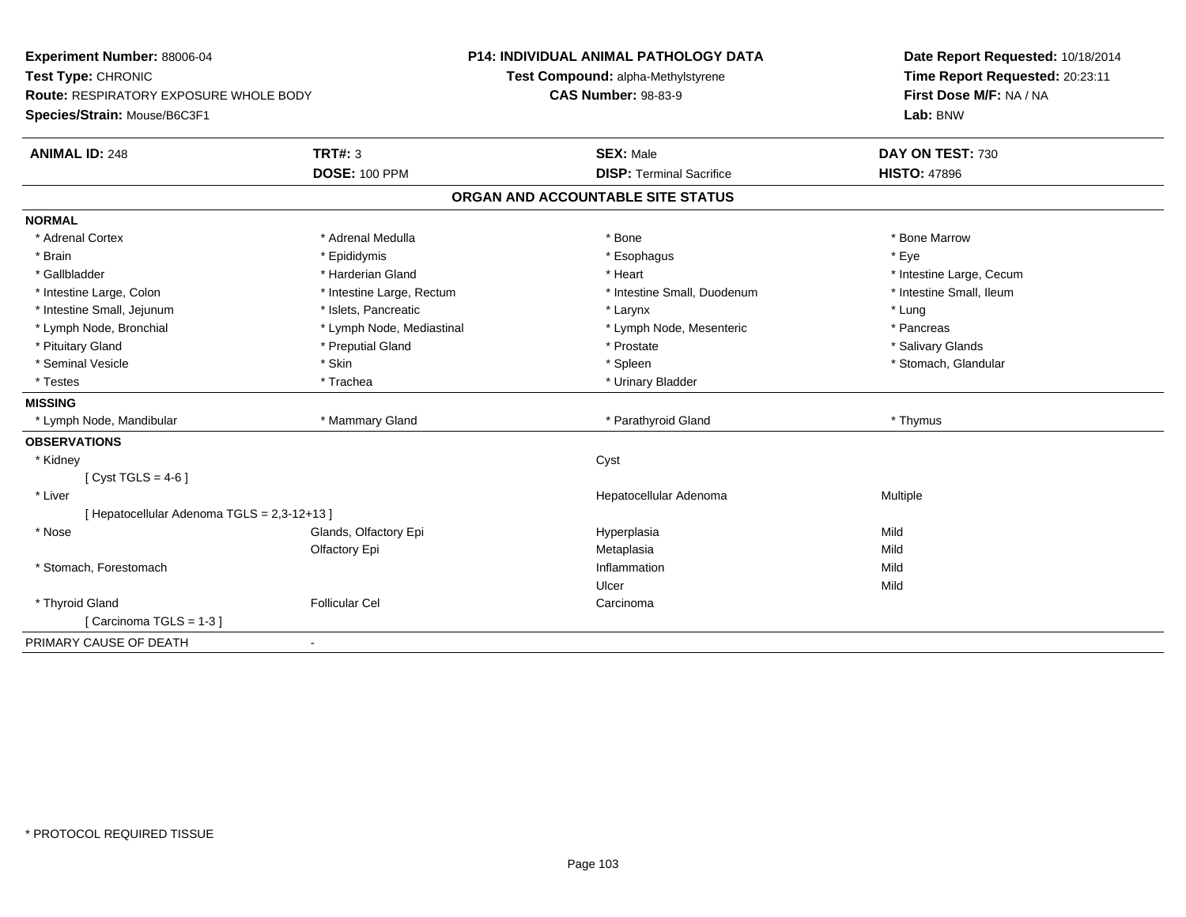**Experiment Number:** 88006-04
**Test Type:** CHRONIC
**Route:** RESPIRATORY EXPOSURE WHOLE BODY
**Species/Strain:** Mouse/B6C3F1

**P14: INDIVIDUAL ANIMAL PATHOLOGY DATA**
**Test Compound:** alpha-Methylstyrene
**CAS Number:** 98-83-9

**Date Report Requested:** 10/18/2014
**Time Report Requested:** 20:23:11
**First Dose M/F:** NA / NA
**Lab:** BNW

| **ANIMAL ID:** 248 | **TRT#:** 3 | **SEX:** Male | **DAY ON TEST:** 730 |
|---|---|---|---|
| | **DOSE:** 100 PPM | **DISP:** Terminal Sacrifice | **HISTO:** 47896 |

## ORGAN AND ACCOUNTABLE SITE STATUS

**NORMAL**

| | | | |
|---|---|---|---|
| * Adrenal Cortex | * Adrenal Medulla | * Bone | * Bone Marrow |
| * Brain | * Epididymis | * Esophagus | * Eye |
| * Gallbladder | * Harderian Gland | * Heart | * Intestine Large, Cecum |
| * Intestine Large, Colon | * Intestine Large, Rectum | * Intestine Small, Duodenum | * Intestine Small, Ileum |
| * Intestine Small, Jejunum | * Islets, Pancreatic | * Larynx | * Lung |
| * Lymph Node, Bronchial | * Lymph Node, Mediastinal | * Lymph Node, Mesenteric | * Pancreas |
| * Pituitary Gland | * Preputial Gland | * Prostate | * Salivary Glands |
| * Seminal Vesicle | * Skin | * Spleen | * Stomach, Glandular |
| * Testes | * Trachea | * Urinary Bladder | |

**MISSING**

| | | | |
|---|---|---|---|
| * Lymph Node, Mandibular | * Mammary Gland | * Parathyroid Gland | * Thymus |

**OBSERVATIONS**

| | | | |
|---|---|---|---|
| * Kidney | | Cyst | |
| [ Cyst TGLS = 4-6 ] | | | |
| * Liver | | Hepatocellular Adenoma | Multiple |
| [ Hepatocellular Adenoma TGLS = 2,3-12+13 ] | | | |
| * Nose | Glands, Olfactory Epi | Hyperplasia | Mild |
| | Olfactory Epi | Metaplasia | Mild |
| * Stomach, Forestomach | | Inflammation | Mild |
| | | Ulcer | Mild |
| * Thyroid Gland | Follicular Cel | Carcinoma | |
| [ Carcinoma TGLS = 1-3 ] | | | |

PRIMARY CAUSE OF DEATH -

* PROTOCOL REQUIRED TISSUE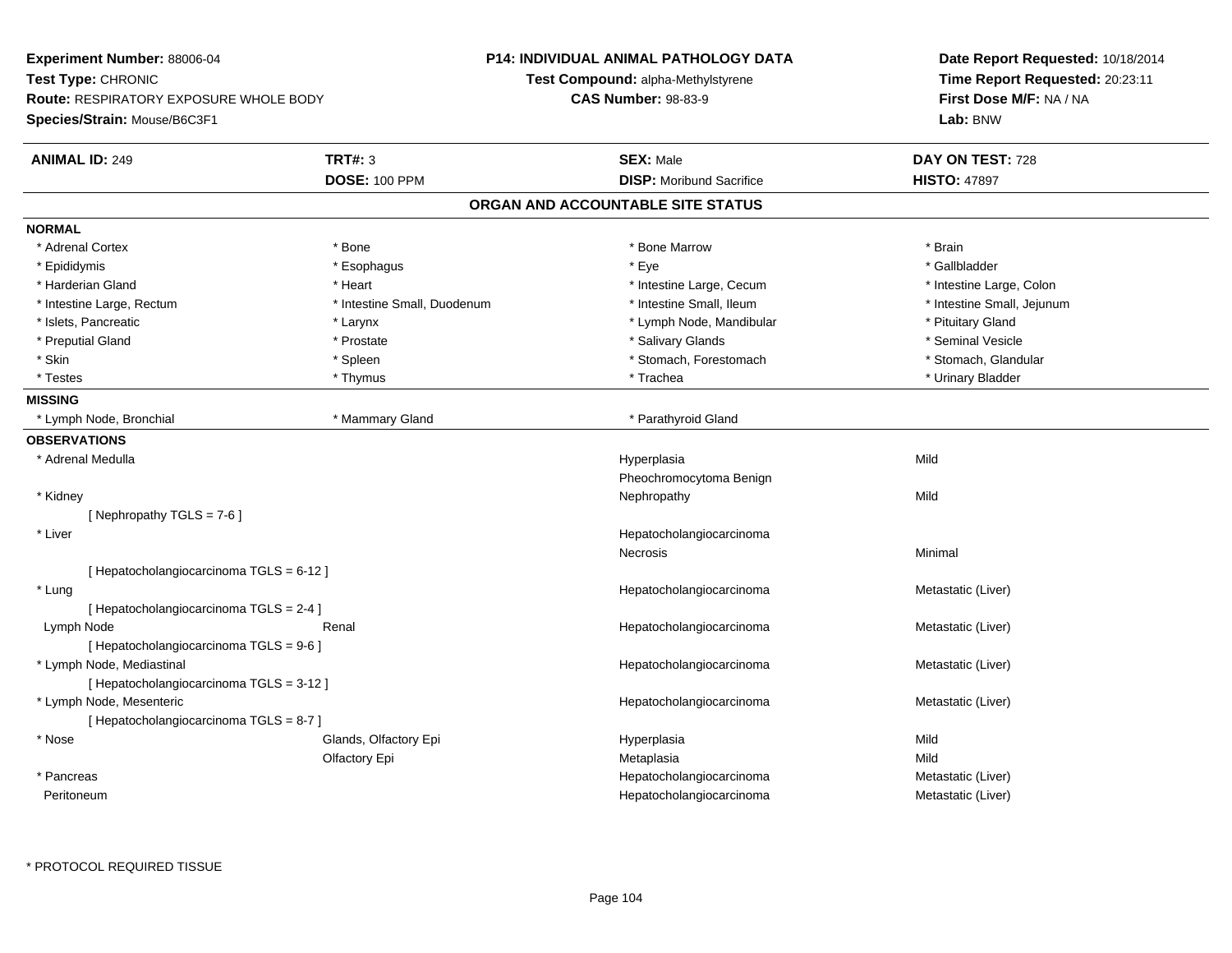**Experiment Number:** 88006-04
**Test Type:** CHRONIC
**Route:** RESPIRATORY EXPOSURE WHOLE BODY
**Species/Strain:** Mouse/B6C3F1

**P14: INDIVIDUAL ANIMAL PATHOLOGY DATA**
**Test Compound:** alpha-Methylstyrene
**CAS Number:** 98-83-9

**Date Report Requested:** 10/18/2014
**Time Report Requested:** 20:23:11
**First Dose M/F:** NA / NA
**Lab:** BNW

| **ANIMAL ID:** 249 | **TRT#:** 3 | **SEX:** Male | **DAY ON TEST:** 728 |
|---|---|---|---|
| | **DOSE:** 100 PPM | **DISP:** Moribund Sacrifice | **HISTO:** 47897 |

## ORGAN AND ACCOUNTABLE SITE STATUS

**NORMAL**

| | | | |
|---|---|---|---|
| * Adrenal Cortex | * Bone | * Bone Marrow | * Brain |
| * Epididymis | * Esophagus | * Eye | * Gallbladder |
| * Harderian Gland | * Heart | * Intestine Large, Cecum | * Intestine Large, Colon |
| * Intestine Large, Rectum | * Intestine Small, Duodenum | * Intestine Small, Ileum | * Intestine Small, Jejunum |
| * Islets, Pancreatic | * Larynx | * Lymph Node, Mandibular | * Pituitary Gland |
| * Preputial Gland | * Prostate | * Salivary Glands | * Seminal Vesicle |
| * Skin | * Spleen | * Stomach, Forestomach | * Stomach, Glandular |
| * Testes | * Thymus | * Trachea | * Urinary Bladder |

**MISSING**

| | | |
|---|---|---|
| * Lymph Node, Bronchial | * Mammary Gland | * Parathyroid Gland |

**OBSERVATIONS**

| Organ | Site | Observation | Severity |
|---|---|---|---|
| * Adrenal Medulla | | Hyperplasia | Mild |
| | | Pheochromocytoma Benign | |
| * Kidney | | Nephropathy | Mild |
| [ Nephropathy TGLS = 7-6 ] | | | |
| * Liver | | Hepatocholangiocarcinoma | |
| | | Necrosis | Minimal |
| [ Hepatocholangiocarcinoma TGLS = 6-12 ] | | | |
| * Lung | | Hepatocholangiocarcinoma | Metastatic (Liver) |
| [ Hepatocholangiocarcinoma TGLS = 2-4 ] | | | |
| Lymph Node | Renal | Hepatocholangiocarcinoma | Metastatic (Liver) |
| [ Hepatocholangiocarcinoma TGLS = 9-6 ] | | | |
| * Lymph Node, Mediastinal | | Hepatocholangiocarcinoma | Metastatic (Liver) |
| [ Hepatocholangiocarcinoma TGLS = 3-12 ] | | | |
| * Lymph Node, Mesenteric | | Hepatocholangiocarcinoma | Metastatic (Liver) |
| [ Hepatocholangiocarcinoma TGLS = 8-7 ] | | | |
| * Nose | Glands, Olfactory Epi | Hyperplasia | Mild |
| | Olfactory Epi | Metaplasia | Mild |
| * Pancreas | | Hepatocholangiocarcinoma | Metastatic (Liver) |
| Peritoneum | | Hepatocholangiocarcinoma | Metastatic (Liver) |

* PROTOCOL REQUIRED TISSUE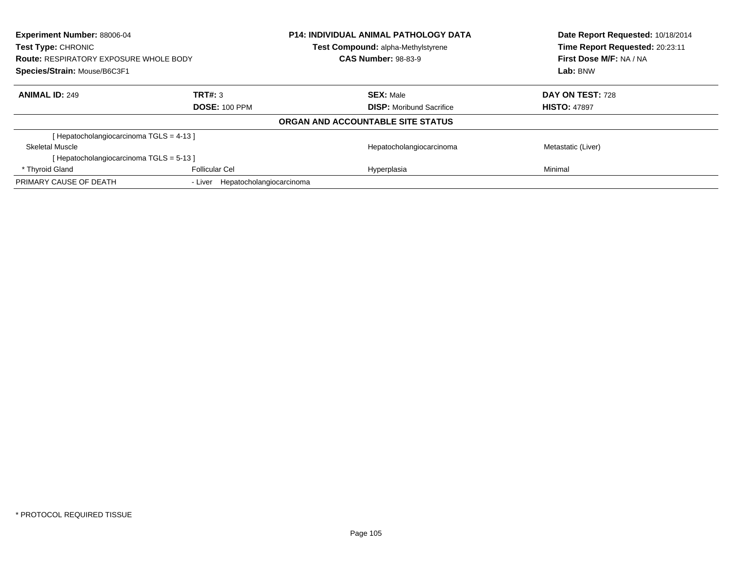**Experiment Number:** 88006-04
**Test Type:** CHRONIC
**Route:** RESPIRATORY EXPOSURE WHOLE BODY
**Species/Strain:** Mouse/B6C3F1

**P14: INDIVIDUAL ANIMAL PATHOLOGY DATA**
**Test Compound:** alpha-Methylstyrene
**CAS Number:** 98-83-9

**Date Report Requested:** 10/18/2014
**Time Report Requested:** 20:23:11
**First Dose M/F:** NA / NA
**Lab:** BNW

| **ANIMAL ID:** 249 | **TRT#:** 3 | **SEX:** Male | **DAY ON TEST:** 728 |
|---|---|---|---|
| | **DOSE:** 100 PPM | **DISP:** Moribund Sacrifice | **HISTO:** 47897 |

**ORGAN AND ACCOUNTABLE SITE STATUS**

| | | | |
|---|---|---|---|
| [ Hepatocholangiocarcinoma TGLS = 4-13 ] | | | |
| Skeletal Muscle | | Hepatocholangiocarcinoma | Metastatic (Liver) |
| [ Hepatocholangiocarcinoma TGLS = 5-13 ] | | | |
| * Thyroid Gland | Follicular Cel | Hyperplasia | Minimal |
| PRIMARY CAUSE OF DEATH | - Liver Hepatocholangiocarcinoma | | |

\* PROTOCOL REQUIRED TISSUE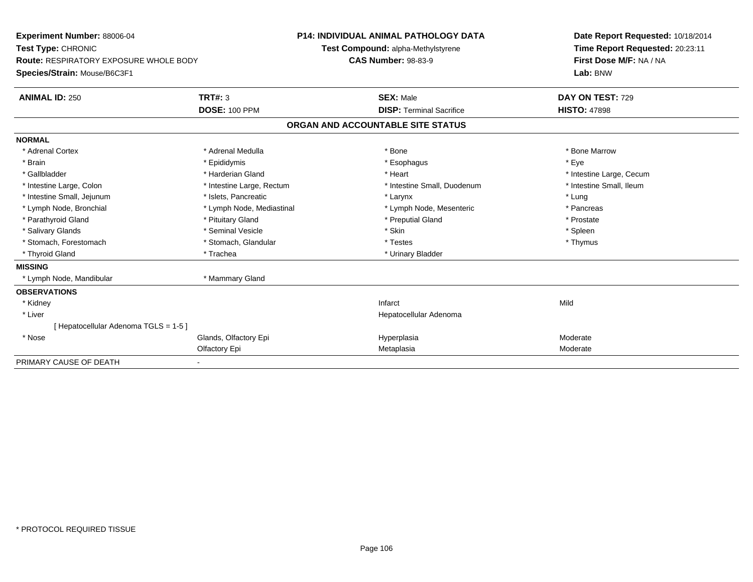**Experiment Number:** 88006-04
**Test Type:** CHRONIC
**Route:** RESPIRATORY EXPOSURE WHOLE BODY
**Species/Strain:** Mouse/B6C3F1

**P14: INDIVIDUAL ANIMAL PATHOLOGY DATA**
**Test Compound:** alpha-Methylstyrene
**CAS Number:** 98-83-9

**Date Report Requested:** 10/18/2014
**Time Report Requested:** 20:23:11
**First Dose M/F:** NA / NA
**Lab:** BNW

| **ANIMAL ID:** 250 | **TRT#:** 3 | **SEX:** Male | **DAY ON TEST:** 729 |
|---|---|---|---|
| | **DOSE:** 100 PPM | **DISP:** Terminal Sacrifice | **HISTO:** 47898 |

## ORGAN AND ACCOUNTABLE SITE STATUS

| | | | |
|---|---|---|---|
| **NORMAL** | | | |
| * Adrenal Cortex | * Adrenal Medulla | * Bone | * Bone Marrow |
| * Brain | * Epididymis | * Esophagus | * Eye |
| * Gallbladder | * Harderian Gland | * Heart | * Intestine Large, Cecum |
| * Intestine Large, Colon | * Intestine Large, Rectum | * Intestine Small, Duodenum | * Intestine Small, Ileum |
| * Intestine Small, Jejunum | * Islets, Pancreatic | * Larynx | * Lung |
| * Lymph Node, Bronchial | * Lymph Node, Mediastinal | * Lymph Node, Mesenteric | * Pancreas |
| * Parathyroid Gland | * Pituitary Gland | * Preputial Gland | * Prostate |
| * Salivary Glands | * Seminal Vesicle | * Skin | * Spleen |
| * Stomach, Forestomach | * Stomach, Glandular | * Testes | * Thymus |
| * Thyroid Gland | * Trachea | * Urinary Bladder | |
| **MISSING** | | | |
| * Lymph Node, Mandibular | * Mammary Gland | | |
| **OBSERVATIONS** | | | |
| * Kidney | | Infarct | Mild |
| * Liver | | Hepatocellular Adenoma | |
| [ Hepatocellular Adenoma TGLS = 1-5 ] | | | |
| * Nose | Glands, Olfactory Epi | Hyperplasia | Moderate |
| | Olfactory Epi | Metaplasia | Moderate |
| PRIMARY CAUSE OF DEATH | - | | |

* PROTOCOL REQUIRED TISSUE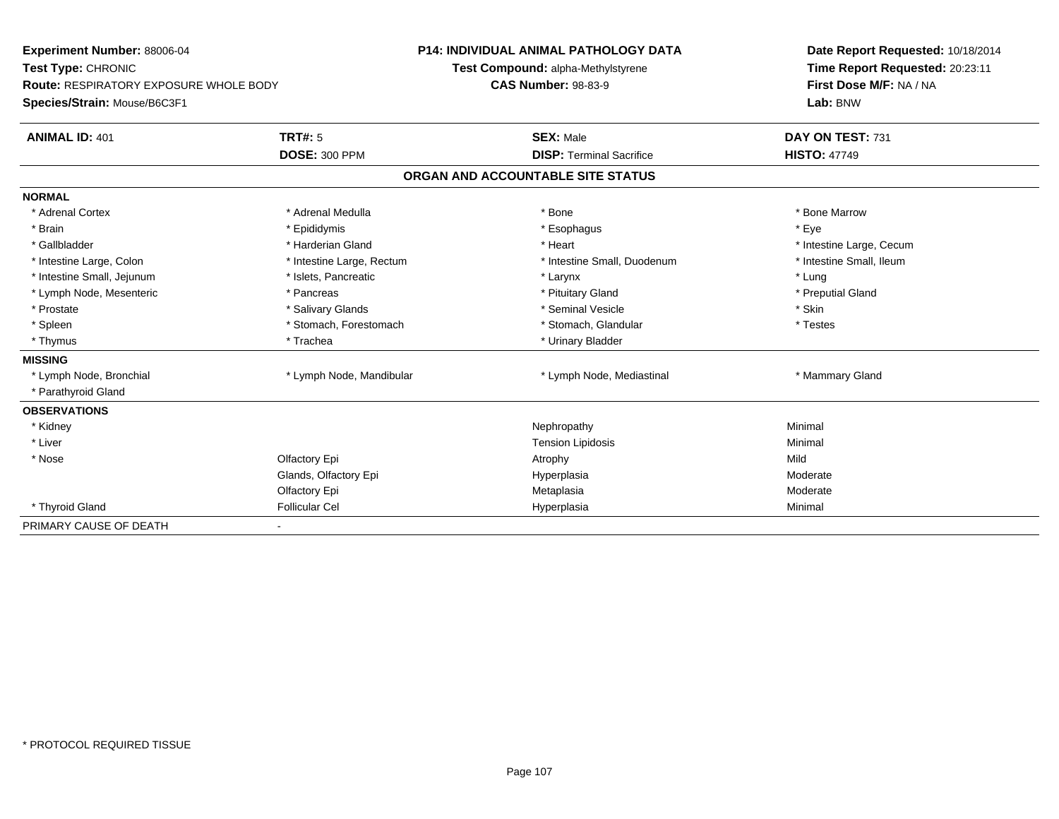**Experiment Number:** 88006-04
**Test Type:** CHRONIC
**Route:** RESPIRATORY EXPOSURE WHOLE BODY
**Species/Strain:** Mouse/B6C3F1

**P14: INDIVIDUAL ANIMAL PATHOLOGY DATA**
**Test Compound:** alpha-Methylstyrene
**CAS Number:** 98-83-9

**Date Report Requested:** 10/18/2014
**Time Report Requested:** 20:23:11
**First Dose M/F:** NA / NA
**Lab:** BNW

| **ANIMAL ID:** 401 | **TRT#:** 5 | **SEX:** Male | **DAY ON TEST:** 731 |
|---|---|---|---|
| | **DOSE:** 300 PPM | **DISP:** Terminal Sacrifice | **HISTO:** 47749 |

## ORGAN AND ACCOUNTABLE SITE STATUS

| | | | |
|---|---|---|---|
| **NORMAL** | | | |
| * Adrenal Cortex | * Adrenal Medulla | * Bone | * Bone Marrow |
| * Brain | * Epididymis | * Esophagus | * Eye |
| * Gallbladder | * Harderian Gland | * Heart | * Intestine Large, Cecum |
| * Intestine Large, Colon | * Intestine Large, Rectum | * Intestine Small, Duodenum | * Intestine Small, Ileum |
| * Intestine Small, Jejunum | * Islets, Pancreatic | * Larynx | * Lung |
| * Lymph Node, Mesenteric | * Pancreas | * Pituitary Gland | * Preputial Gland |
| * Prostate | * Salivary Glands | * Seminal Vesicle | * Skin |
| * Spleen | * Stomach, Forestomach | * Stomach, Glandular | * Testes |
| * Thymus | * Trachea | * Urinary Bladder | |
| **MISSING** | | | |
| * Lymph Node, Bronchial | * Lymph Node, Mandibular | * Lymph Node, Mediastinal | * Mammary Gland |
| * Parathyroid Gland | | | |
| **OBSERVATIONS** | | | |
| * Kidney | | Nephropathy | Minimal |
| * Liver | | Tension Lipidosis | Minimal |
| * Nose | Olfactory Epi | Atrophy | Mild |
| | Glands, Olfactory Epi | Hyperplasia | Moderate |
| | Olfactory Epi | Metaplasia | Moderate |
| * Thyroid Gland | Follicular Cel | Hyperplasia | Minimal |
| PRIMARY CAUSE OF DEATH | - | | |

* PROTOCOL REQUIRED TISSUE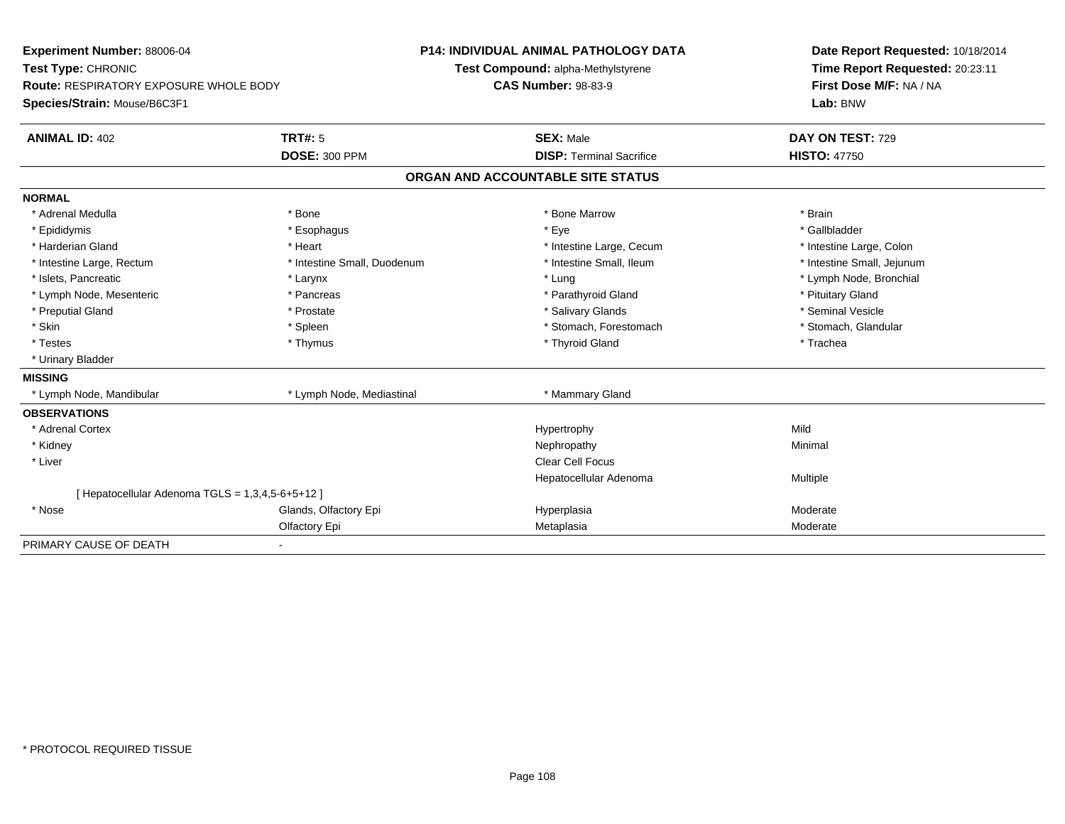**Experiment Number:** 88006-04
**Test Type:** CHRONIC
**Route:** RESPIRATORY EXPOSURE WHOLE BODY
**Species/Strain:** Mouse/B6C3F1

**P14: INDIVIDUAL ANIMAL PATHOLOGY DATA**
**Test Compound:** alpha-Methylstyrene
**CAS Number:** 98-83-9

**Date Report Requested:** 10/18/2014
**Time Report Requested:** 20:23:11
**First Dose M/F:** NA / NA
**Lab:** BNW

| **ANIMAL ID:** 402 | **TRT#:** 5 | **SEX:** Male | **DAY ON TEST:** 729 |
|---|---|---|---|
| | **DOSE:** 300 PPM | **DISP:** Terminal Sacrifice | **HISTO:** 47750 |

## ORGAN AND ACCOUNTABLE SITE STATUS

**NORMAL**

| | | | |
|---|---|---|---|
| * Adrenal Medulla | * Bone | * Bone Marrow | * Brain |
| * Epididymis | * Esophagus | * Eye | * Gallbladder |
| * Harderian Gland | * Heart | * Intestine Large, Cecum | * Intestine Large, Colon |
| * Intestine Large, Rectum | * Intestine Small, Duodenum | * Intestine Small, Ileum | * Intestine Small, Jejunum |
| * Islets, Pancreatic | * Larynx | * Lung | * Lymph Node, Bronchial |
| * Lymph Node, Mesenteric | * Pancreas | * Parathyroid Gland | * Pituitary Gland |
| * Preputial Gland | * Prostate | * Salivary Glands | * Seminal Vesicle |
| * Skin | * Spleen | * Stomach, Forestomach | * Stomach, Glandular |
| * Testes | * Thymus | * Thyroid Gland | * Trachea |
| * Urinary Bladder | | | |

**MISSING**

| | | |
|---|---|---|
| * Lymph Node, Mandibular | * Lymph Node, Mediastinal | * Mammary Gland |

**OBSERVATIONS**

| | | | |
|---|---|---|---|
| * Adrenal Cortex | | Hypertrophy | Mild |
| * Kidney | | Nephropathy | Minimal |
| * Liver | | Clear Cell Focus | |
| | | Hepatocellular Adenoma | Multiple |
| [ Hepatocellular Adenoma TGLS = 1,3,4,5-6+5+12 ] | | | |
| * Nose | Glands, Olfactory Epi | Hyperplasia | Moderate |
| | Olfactory Epi | Metaplasia | Moderate |

PRIMARY CAUSE OF DEATH -

* PROTOCOL REQUIRED TISSUE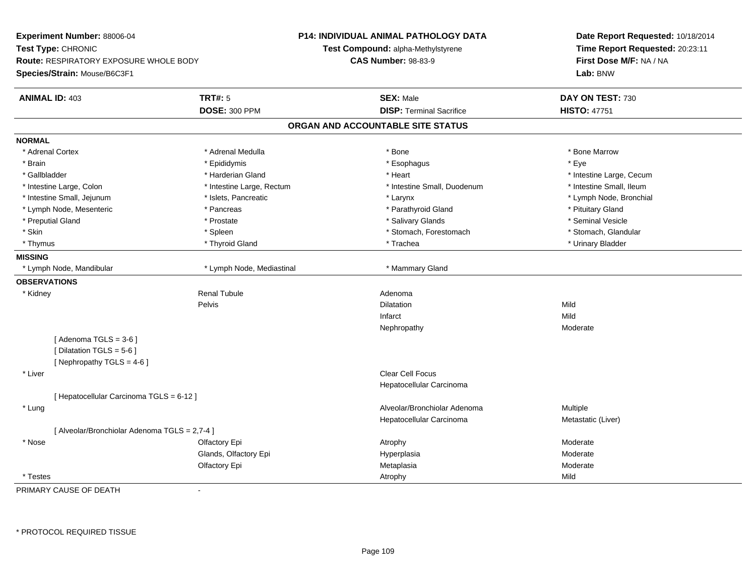**Experiment Number:** 88006-04
**Test Type:** CHRONIC
**Route:** RESPIRATORY EXPOSURE WHOLE BODY
**Species/Strain:** Mouse/B6C3F1

**P14: INDIVIDUAL ANIMAL PATHOLOGY DATA**
**Test Compound:** alpha-Methylstyrene
**CAS Number:** 98-83-9

**Date Report Requested:** 10/18/2014
**Time Report Requested:** 20:23:11
**First Dose M/F:** NA / NA
**Lab:** BNW

| **ANIMAL ID:** 403 | **TRT#:** 5 | **SEX:** Male | **DAY ON TEST:** 730 |
|---|---|---|---|
| | **DOSE:** 300 PPM | **DISP:** Terminal Sacrifice | **HISTO:** 47751 |

## ORGAN AND ACCOUNTABLE SITE STATUS

**NORMAL**

| | | | |
|---|---|---|---|
| * Adrenal Cortex | * Adrenal Medulla | * Bone | * Bone Marrow |
| * Brain | * Epididymis | * Esophagus | * Eye |
| * Gallbladder | * Harderian Gland | * Heart | * Intestine Large, Cecum |
| * Intestine Large, Colon | * Intestine Large, Rectum | * Intestine Small, Duodenum | * Intestine Small, Ileum |
| * Intestine Small, Jejunum | * Islets, Pancreatic | * Larynx | * Lymph Node, Bronchial |
| * Lymph Node, Mesenteric | * Pancreas | * Parathyroid Gland | * Pituitary Gland |
| * Preputial Gland | * Prostate | * Salivary Glands | * Seminal Vesicle |
| * Skin | * Spleen | * Stomach, Forestomach | * Stomach, Glandular |
| * Thymus | * Thyroid Gland | * Trachea | * Urinary Bladder |

**MISSING**

| | | |
|---|---|---|
| * Lymph Node, Mandibular | * Lymph Node, Mediastinal | * Mammary Gland |

**OBSERVATIONS**

| Organ | Site | Observation | Severity |
|---|---|---|---|
| * Kidney | Renal Tubule | Adenoma | |
| | Pelvis | Dilatation | Mild |
| | | Infarct | Mild |
| | | Nephropathy | Moderate |
| [ Adenoma TGLS = 3-6 ] | | | |
| [ Dilatation TGLS = 5-6 ] | | | |
| [ Nephropathy TGLS = 4-6 ] | | | |
| * Liver | | Clear Cell Focus | |
| | | Hepatocellular Carcinoma | |
| [ Hepatocellular Carcinoma TGLS = 6-12 ] | | | |
| * Lung | | Alveolar/Bronchiolar Adenoma | Multiple |
| | | Hepatocellular Carcinoma | Metastatic (Liver) |
| [ Alveolar/Bronchiolar Adenoma TGLS = 2,7-4 ] | | | |
| * Nose | Olfactory Epi | Atrophy | Moderate |
| | Glands, Olfactory Epi | Hyperplasia | Moderate |
| | Olfactory Epi | Metaplasia | Moderate |
| * Testes | | Atrophy | Mild |

PRIMARY CAUSE OF DEATH -

* PROTOCOL REQUIRED TISSUE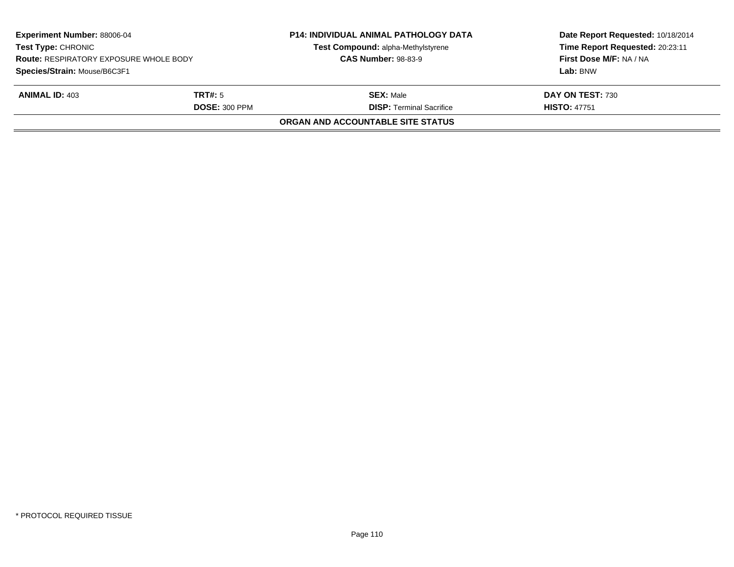**Experiment Number:** 88006-04
**Test Type:** CHRONIC
**Route:** RESPIRATORY EXPOSURE WHOLE BODY
**Species/Strain:** Mouse/B6C3F1

**P14: INDIVIDUAL ANIMAL PATHOLOGY DATA**
**Test Compound:** alpha-Methylstyrene
**CAS Number:** 98-83-9

**Date Report Requested:** 10/18/2014
**Time Report Requested:** 20:23:11
**First Dose M/F:** NA / NA
**Lab:** BNW

| **ANIMAL ID:** 403 | **TRT#:** 5 | **SEX:** Male | **DAY ON TEST:** 730 |
|---|---|---|---|
| | **DOSE:** 300 PPM | **DISP:** Terminal Sacrifice | **HISTO:** 47751 |

**ORGAN AND ACCOUNTABLE SITE STATUS**

* PROTOCOL REQUIRED TISSUE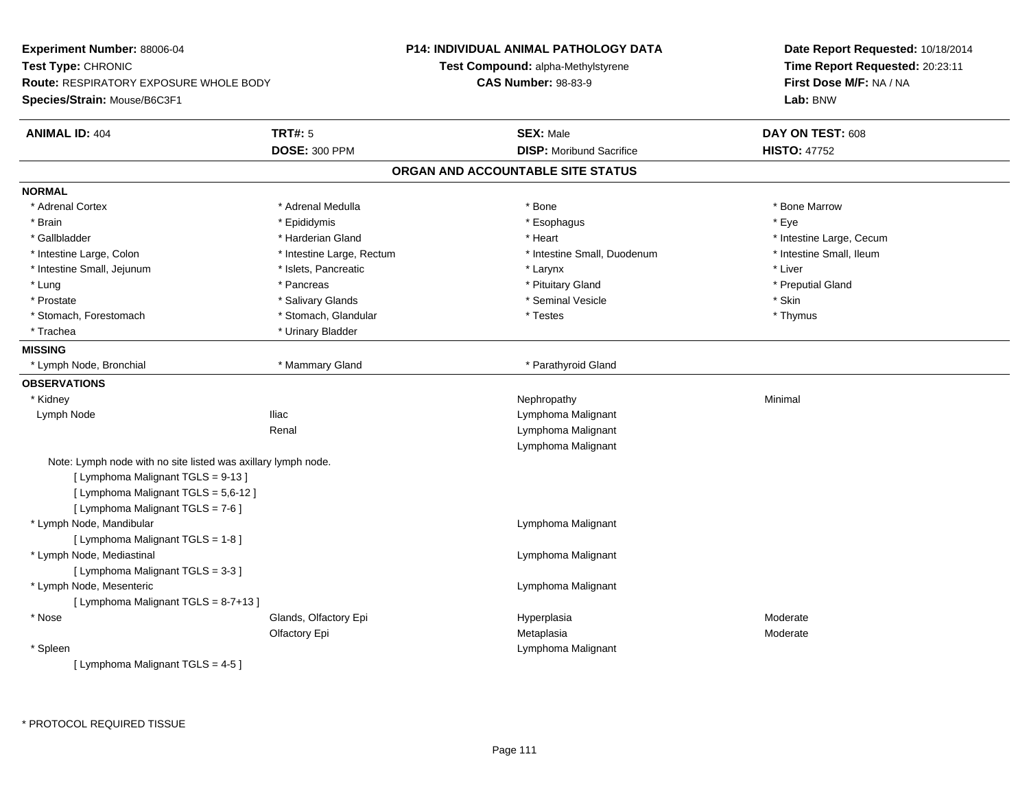**Experiment Number:** 88006-04
**Test Type:** CHRONIC
**Route:** RESPIRATORY EXPOSURE WHOLE BODY
**Species/Strain:** Mouse/B6C3F1

**P14: INDIVIDUAL ANIMAL PATHOLOGY DATA**
**Test Compound:** alpha-Methylstyrene
**CAS Number:** 98-83-9

**Date Report Requested:** 10/18/2014
**Time Report Requested:** 20:23:11
**First Dose M/F:** NA / NA
**Lab:** BNW

| **ANIMAL ID:** 404 | **TRT#:** 5 | **SEX:** Male | **DAY ON TEST:** 608 |
|---|---|---|---|
| | **DOSE:** 300 PPM | **DISP:** Moribund Sacrifice | **HISTO:** 47752 |

## ORGAN AND ACCOUNTABLE SITE STATUS

**NORMAL**

| | | | |
|---|---|---|---|
| * Adrenal Cortex | * Adrenal Medulla | * Bone | * Bone Marrow |
| * Brain | * Epididymis | * Esophagus | * Eye |
| * Gallbladder | * Harderian Gland | * Heart | * Intestine Large, Cecum |
| * Intestine Large, Colon | * Intestine Large, Rectum | * Intestine Small, Duodenum | * Intestine Small, Ileum |
| * Intestine Small, Jejunum | * Islets, Pancreatic | * Larynx | * Liver |
| * Lung | * Pancreas | * Pituitary Gland | * Preputial Gland |
| * Prostate | * Salivary Glands | * Seminal Vesicle | * Skin |
| * Stomach, Forestomach | * Stomach, Glandular | * Testes | * Thymus |
| * Trachea | * Urinary Bladder | | |

**MISSING**

| | | |
|---|---|---|
| * Lymph Node, Bronchial | * Mammary Gland | * Parathyroid Gland |

**OBSERVATIONS**

| | | | |
|---|---|---|---|
| * Kidney | | Nephropathy | Minimal |
| Lymph Node | Iliac | Lymphoma Malignant | |
| | Renal | Lymphoma Malignant | |
| | | Lymphoma Malignant | |

Note: Lymph node with no site listed was axillary lymph node.
[ Lymphoma Malignant TGLS = 9-13 ]
[ Lymphoma Malignant TGLS = 5,6-12 ]
[ Lymphoma Malignant TGLS = 7-6 ]

| | | | |
|---|---|---|---|
| * Lymph Node, Mandibular | | Lymphoma Malignant | |

[ Lymphoma Malignant TGLS = 1-8 ]

| | | | |
|---|---|---|---|
| * Lymph Node, Mediastinal | | Lymphoma Malignant | |

[ Lymphoma Malignant TGLS = 3-3 ]

| | | | |
|---|---|---|---|
| * Lymph Node, Mesenteric | | Lymphoma Malignant | |

[ Lymphoma Malignant TGLS = 8-7+13 ]

| | | | |
|---|---|---|---|
| * Nose | Glands, Olfactory Epi | Hyperplasia | Moderate |
| | Olfactory Epi | Metaplasia | Moderate |
| * Spleen | | Lymphoma Malignant | |

[ Lymphoma Malignant TGLS = 4-5 ]

* PROTOCOL REQUIRED TISSUE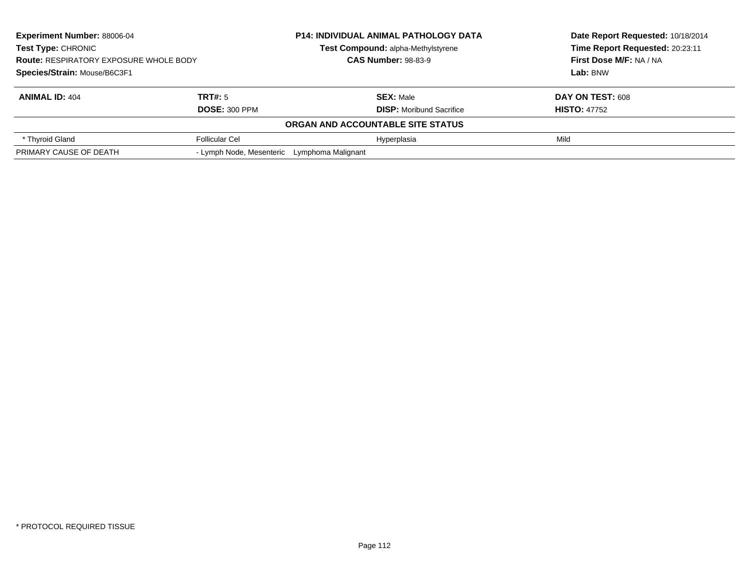**Experiment Number:** 88006-04
**Test Type:** CHRONIC
**Route:** RESPIRATORY EXPOSURE WHOLE BODY
**Species/Strain:** Mouse/B6C3F1

**P14: INDIVIDUAL ANIMAL PATHOLOGY DATA**
**Test Compound:** alpha-Methylstyrene
**CAS Number:** 98-83-9

**Date Report Requested:** 10/18/2014
**Time Report Requested:** 20:23:11
**First Dose M/F:** NA / NA
**Lab:** BNW

| **ANIMAL ID:** 404 | **TRT#:** 5 | **SEX:** Male | **DAY ON TEST:** 608 |
|---|---|---|---|
| | **DOSE:** 300 PPM | **DISP:** Moribund Sacrifice | **HISTO:** 47752 |
| **ORGAN AND ACCOUNTABLE SITE STATUS** | | | |
| * Thyroid Gland | Follicular Cel | Hyperplasia | Mild |
| PRIMARY CAUSE OF DEATH | - Lymph Node, Mesenteric Lymphoma Malignant | | |

* PROTOCOL REQUIRED TISSUE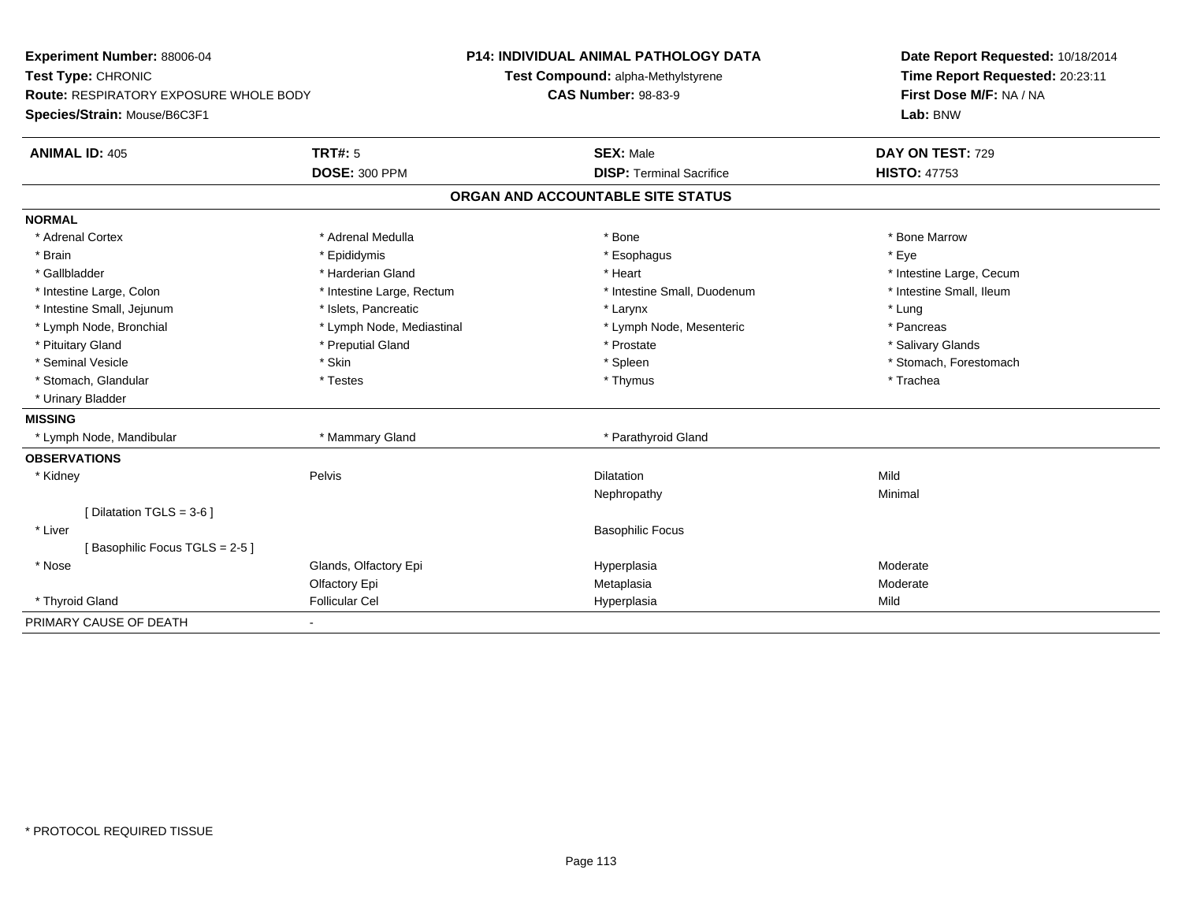**Experiment Number:** 88006-04
**Test Type:** CHRONIC
**Route:** RESPIRATORY EXPOSURE WHOLE BODY
**Species/Strain:** Mouse/B6C3F1

**P14: INDIVIDUAL ANIMAL PATHOLOGY DATA**
**Test Compound:** alpha-Methylstyrene
**CAS Number:** 98-83-9

**Date Report Requested:** 10/18/2014
**Time Report Requested:** 20:23:11
**First Dose M/F:** NA / NA
**Lab:** BNW

| **ANIMAL ID:** 405 | **TRT#:** 5 | **SEX:** Male | **DAY ON TEST:** 729 |
|---|---|---|---|
| | **DOSE:** 300 PPM | **DISP:** Terminal Sacrifice | **HISTO:** 47753 |

## ORGAN AND ACCOUNTABLE SITE STATUS

**NORMAL**

| | | | |
|---|---|---|---|
| * Adrenal Cortex | * Adrenal Medulla | * Bone | * Bone Marrow |
| * Brain | * Epididymis | * Esophagus | * Eye |
| * Gallbladder | * Harderian Gland | * Heart | * Intestine Large, Cecum |
| * Intestine Large, Colon | * Intestine Large, Rectum | * Intestine Small, Duodenum | * Intestine Small, Ileum |
| * Intestine Small, Jejunum | * Islets, Pancreatic | * Larynx | * Lung |
| * Lymph Node, Bronchial | * Lymph Node, Mediastinal | * Lymph Node, Mesenteric | * Pancreas |
| * Pituitary Gland | * Preputial Gland | * Prostate | * Salivary Glands |
| * Seminal Vesicle | * Skin | * Spleen | * Stomach, Forestomach |
| * Stomach, Glandular | * Testes | * Thymus | * Trachea |
| * Urinary Bladder | | | |

**MISSING**

| | | |
|---|---|---|
| * Lymph Node, Mandibular | * Mammary Gland | * Parathyroid Gland |

**OBSERVATIONS**

| | | | |
|---|---|---|---|
| * Kidney | Pelvis | Dilatation | Mild |
| | | Nephropathy | Minimal |
| [ Dilatation TGLS = 3-6 ] | | | |
| * Liver | | Basophilic Focus | |
| [ Basophilic Focus TGLS = 2-5 ] | | | |
| * Nose | Glands, Olfactory Epi | Hyperplasia | Moderate |
| | Olfactory Epi | Metaplasia | Moderate |
| * Thyroid Gland | Follicular Cel | Hyperplasia | Mild |

PRIMARY CAUSE OF DEATH -

\* PROTOCOL REQUIRED TISSUE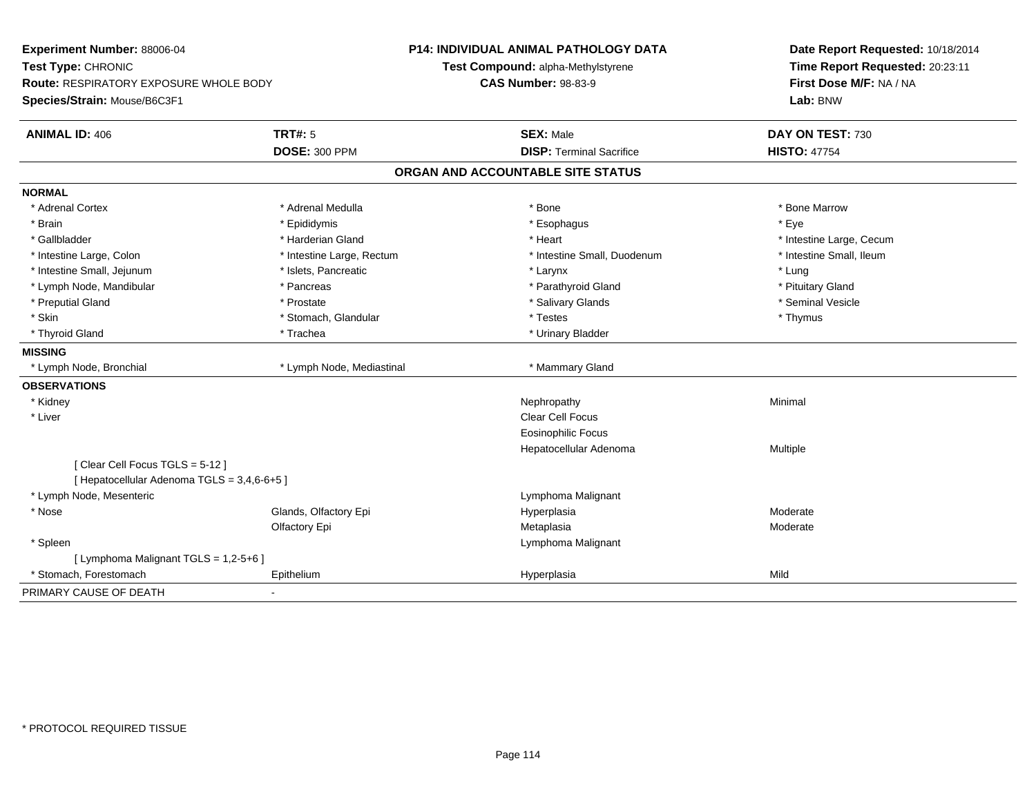**Experiment Number:** 88006-04
**Test Type:** CHRONIC
**Route:** RESPIRATORY EXPOSURE WHOLE BODY
**Species/Strain:** Mouse/B6C3F1

**P14: INDIVIDUAL ANIMAL PATHOLOGY DATA**
**Test Compound:** alpha-Methylstyrene
**CAS Number:** 98-83-9

**Date Report Requested:** 10/18/2014
**Time Report Requested:** 20:23:11
**First Dose M/F:** NA / NA
**Lab:** BNW

| **ANIMAL ID:** 406 | **TRT#:** 5 | **SEX:** Male | **DAY ON TEST:** 730 |
|---|---|---|---|
| | **DOSE:** 300 PPM | **DISP:** Terminal Sacrifice | **HISTO:** 47754 |

## ORGAN AND ACCOUNTABLE SITE STATUS

**NORMAL**

| | | | |
|---|---|---|---|
| * Adrenal Cortex | * Adrenal Medulla | * Bone | * Bone Marrow |
| * Brain | * Epididymis | * Esophagus | * Eye |
| * Gallbladder | * Harderian Gland | * Heart | * Intestine Large, Cecum |
| * Intestine Large, Colon | * Intestine Large, Rectum | * Intestine Small, Duodenum | * Intestine Small, Ileum |
| * Intestine Small, Jejunum | * Islets, Pancreatic | * Larynx | * Lung |
| * Lymph Node, Mandibular | * Pancreas | * Parathyroid Gland | * Pituitary Gland |
| * Preputial Gland | * Prostate | * Salivary Glands | * Seminal Vesicle |
| * Skin | * Stomach, Glandular | * Testes | * Thymus |
| * Thyroid Gland | * Trachea | * Urinary Bladder | |

**MISSING**

| | | |
|---|---|---|
| * Lymph Node, Bronchial | * Lymph Node, Mediastinal | * Mammary Gland |

**OBSERVATIONS**

| Organ | Site | Observation | Severity |
|---|---|---|---|
| * Kidney | | Nephropathy | Minimal |
| * Liver | | Clear Cell Focus | |
| | | Eosinophilic Focus | |
| | | Hepatocellular Adenoma | Multiple |
| [ Clear Cell Focus TGLS = 5-12 ] | | | |
| [ Hepatocellular Adenoma TGLS = 3,4,6-6+5 ] | | | |
| * Lymph Node, Mesenteric | | Lymphoma Malignant | |
| * Nose | Glands, Olfactory Epi | Hyperplasia | Moderate |
| | Olfactory Epi | Metaplasia | Moderate |
| * Spleen | | Lymphoma Malignant | |
| [ Lymphoma Malignant TGLS = 1,2-5+6 ] | | | |
| * Stomach, Forestomach | Epithelium | Hyperplasia | Mild |

PRIMARY CAUSE OF DEATH -

* PROTOCOL REQUIRED TISSUE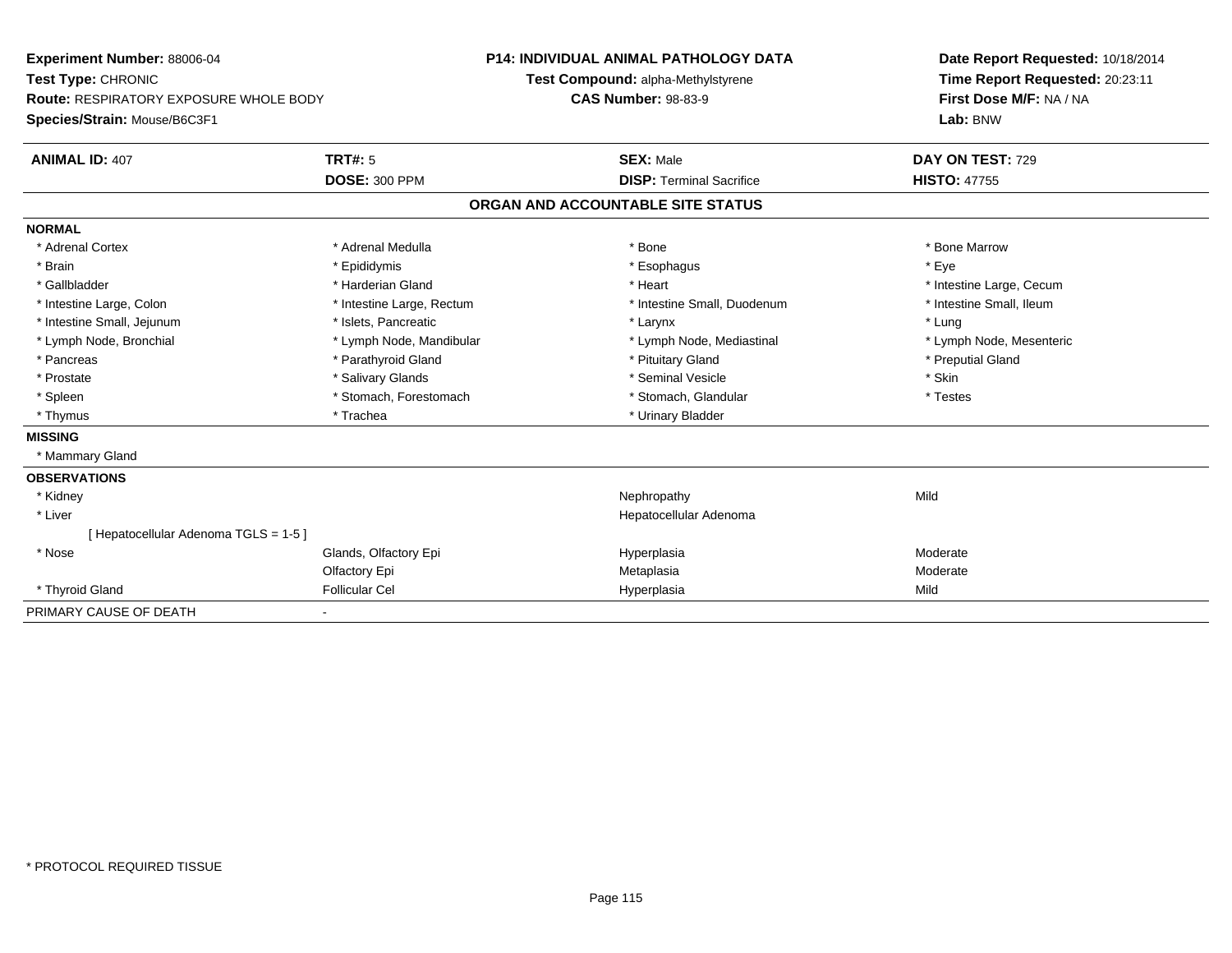**Experiment Number:** 88006-04
**Test Type:** CHRONIC
**Route:** RESPIRATORY EXPOSURE WHOLE BODY
**Species/Strain:** Mouse/B6C3F1

**P14: INDIVIDUAL ANIMAL PATHOLOGY DATA**
**Test Compound:** alpha-Methylstyrene
**CAS Number:** 98-83-9

**Date Report Requested:** 10/18/2014
**Time Report Requested:** 20:23:11
**First Dose M/F:** NA / NA
**Lab:** BNW

| **ANIMAL ID:** 407 | **TRT#:** 5 | **SEX:** Male | **DAY ON TEST:** 729 |
|---|---|---|---|
| | **DOSE:** 300 PPM | **DISP:** Terminal Sacrifice | **HISTO:** 47755 |

## ORGAN AND ACCOUNTABLE SITE STATUS

**NORMAL**

| | | | |
|---|---|---|---|
| * Adrenal Cortex | * Adrenal Medulla | * Bone | * Bone Marrow |
| * Brain | * Epididymis | * Esophagus | * Eye |
| * Gallbladder | * Harderian Gland | * Heart | * Intestine Large, Cecum |
| * Intestine Large, Colon | * Intestine Large, Rectum | * Intestine Small, Duodenum | * Intestine Small, Ileum |
| * Intestine Small, Jejunum | * Islets, Pancreatic | * Larynx | * Lung |
| * Lymph Node, Bronchial | * Lymph Node, Mandibular | * Lymph Node, Mediastinal | * Lymph Node, Mesenteric |
| * Pancreas | * Parathyroid Gland | * Pituitary Gland | * Preputial Gland |
| * Prostate | * Salivary Glands | * Seminal Vesicle | * Skin |
| * Spleen | * Stomach, Forestomach | * Stomach, Glandular | * Testes |
| * Thymus | * Trachea | * Urinary Bladder | |

**MISSING**

* Mammary Gland

**OBSERVATIONS**

| | | | |
|---|---|---|---|
| * Kidney | | Nephropathy | Mild |
| * Liver | | Hepatocellular Adenoma | |
| [ Hepatocellular Adenoma TGLS = 1-5 ] | | | |
| * Nose | Glands, Olfactory Epi | Hyperplasia | Moderate |
| | Olfactory Epi | Metaplasia | Moderate |
| * Thyroid Gland | Follicular Cel | Hyperplasia | Mild |

PRIMARY CAUSE OF DEATH -

* PROTOCOL REQUIRED TISSUE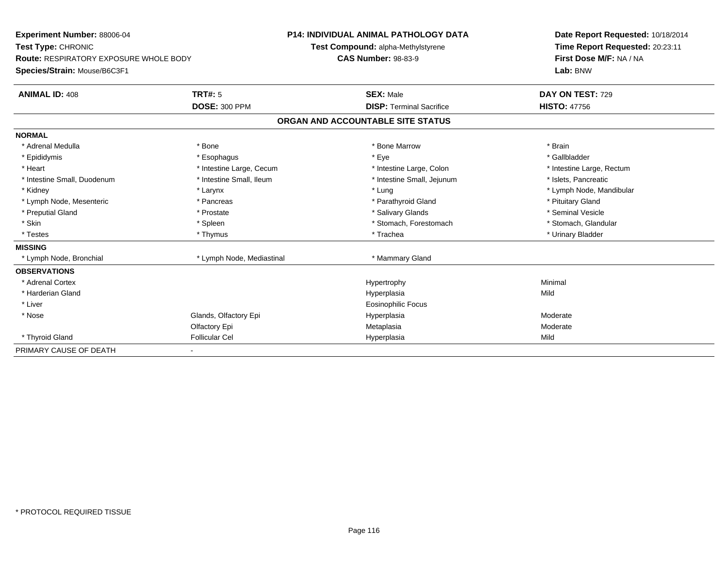**Experiment Number:** 88006-04
**Test Type:** CHRONIC
**Route:** RESPIRATORY EXPOSURE WHOLE BODY
**Species/Strain:** Mouse/B6C3F1

**P14: INDIVIDUAL ANIMAL PATHOLOGY DATA**
**Test Compound:** alpha-Methylstyrene
**CAS Number:** 98-83-9

**Date Report Requested:** 10/18/2014
**Time Report Requested:** 20:23:11
**First Dose M/F:** NA / NA
**Lab:** BNW

| **ANIMAL ID:** 408 | **TRT#:** 5 | **SEX:** Male | **DAY ON TEST:** 729 |
|---|---|---|---|
| | **DOSE:** 300 PPM | **DISP:** Terminal Sacrifice | **HISTO:** 47756 |

**ORGAN AND ACCOUNTABLE SITE STATUS**

**NORMAL**

| | | | |
|---|---|---|---|
| * Adrenal Medulla | * Bone | * Bone Marrow | * Brain |
| * Epididymis | * Esophagus | * Eye | * Gallbladder |
| * Heart | * Intestine Large, Cecum | * Intestine Large, Colon | * Intestine Large, Rectum |
| * Intestine Small, Duodenum | * Intestine Small, Ileum | * Intestine Small, Jejunum | * Islets, Pancreatic |
| * Kidney | * Larynx | * Lung | * Lymph Node, Mandibular |
| * Lymph Node, Mesenteric | * Pancreas | * Parathyroid Gland | * Pituitary Gland |
| * Preputial Gland | * Prostate | * Salivary Glands | * Seminal Vesicle |
| * Skin | * Spleen | * Stomach, Forestomach | * Stomach, Glandular |
| * Testes | * Thymus | * Trachea | * Urinary Bladder |

**MISSING**

| | | |
|---|---|---|
| * Lymph Node, Bronchial | * Lymph Node, Mediastinal | * Mammary Gland |

**OBSERVATIONS**

| | | | |
|---|---|---|---|
| * Adrenal Cortex | | Hypertrophy | Minimal |
| * Harderian Gland | | Hyperplasia | Mild |
| * Liver | | Eosinophilic Focus | |
| * Nose | Glands, Olfactory Epi | Hyperplasia | Moderate |
| | Olfactory Epi | Metaplasia | Moderate |
| * Thyroid Gland | Follicular Cel | Hyperplasia | Mild |

PRIMARY CAUSE OF DEATH -

* PROTOCOL REQUIRED TISSUE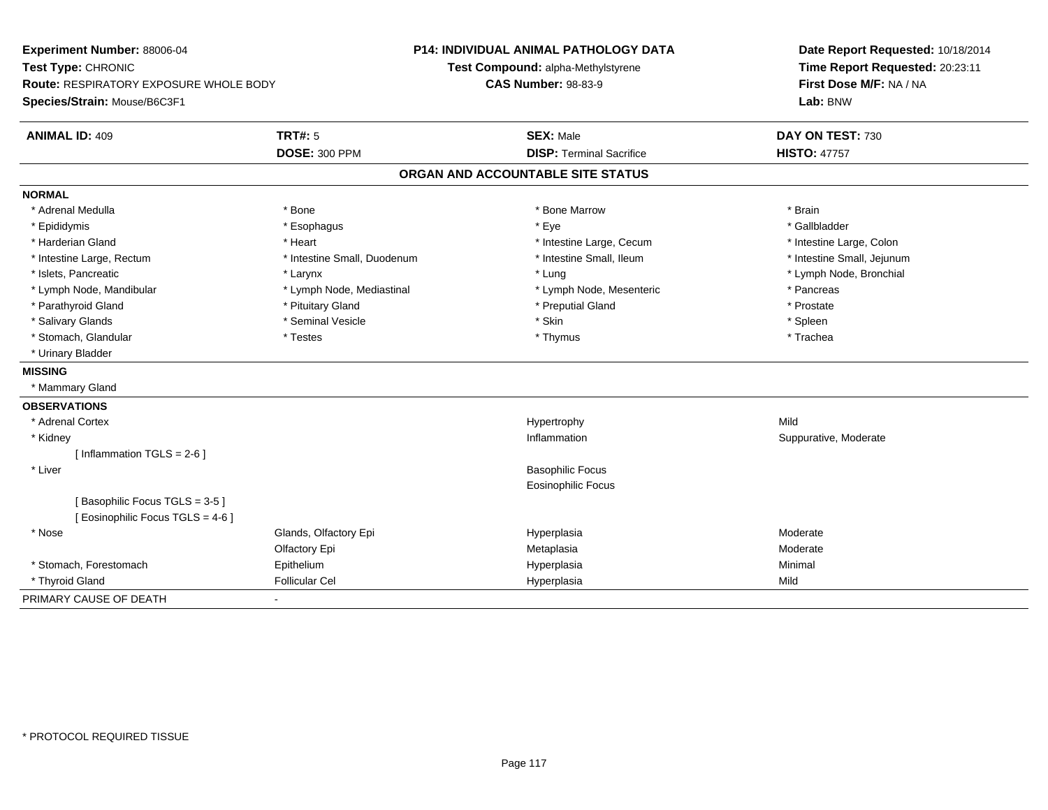**Experiment Number:** 88006-04
**Test Type:** CHRONIC
**Route:** RESPIRATORY EXPOSURE WHOLE BODY
**Species/Strain:** Mouse/B6C3F1

**P14: INDIVIDUAL ANIMAL PATHOLOGY DATA**
**Test Compound:** alpha-Methylstyrene
**CAS Number:** 98-83-9

**Date Report Requested:** 10/18/2014
**Time Report Requested:** 20:23:11
**First Dose M/F:** NA / NA
**Lab:** BNW

| **ANIMAL ID:** 409 | **TRT#:** 5 | **SEX:** Male | **DAY ON TEST:** 730 |
|---|---|---|---|
| | **DOSE:** 300 PPM | **DISP:** Terminal Sacrifice | **HISTO:** 47757 |

**ORGAN AND ACCOUNTABLE SITE STATUS**

**NORMAL**

| | | | |
|---|---|---|---|
| * Adrenal Medulla | * Bone | * Bone Marrow | * Brain |
| * Epididymis | * Esophagus | * Eye | * Gallbladder |
| * Harderian Gland | * Heart | * Intestine Large, Cecum | * Intestine Large, Colon |
| * Intestine Large, Rectum | * Intestine Small, Duodenum | * Intestine Small, Ileum | * Intestine Small, Jejunum |
| * Islets, Pancreatic | * Larynx | * Lung | * Lymph Node, Bronchial |
| * Lymph Node, Mandibular | * Lymph Node, Mediastinal | * Lymph Node, Mesenteric | * Pancreas |
| * Parathyroid Gland | * Pituitary Gland | * Preputial Gland | * Prostate |
| * Salivary Glands | * Seminal Vesicle | * Skin | * Spleen |
| * Stomach, Glandular | * Testes | * Thymus | * Trachea |
| * Urinary Bladder | | | |

**MISSING**

* Mammary Gland

**OBSERVATIONS**

| | | | |
|---|---|---|---|
| * Adrenal Cortex | | Hypertrophy | Mild |
| * Kidney | | Inflammation | Suppurative, Moderate |
| [ Inflammation TGLS = 2-6 ] | | | |
| * Liver | | Basophilic Focus | |
| | | Eosinophilic Focus | |
| [ Basophilic Focus TGLS = 3-5 ] | | | |
| [ Eosinophilic Focus TGLS = 4-6 ] | | | |
| * Nose | Glands, Olfactory Epi | Hyperplasia | Moderate |
| | Olfactory Epi | Metaplasia | Moderate |
| * Stomach, Forestomach | Epithelium | Hyperplasia | Minimal |
| * Thyroid Gland | Follicular Cel | Hyperplasia | Mild |

PRIMARY CAUSE OF DEATH -

* PROTOCOL REQUIRED TISSUE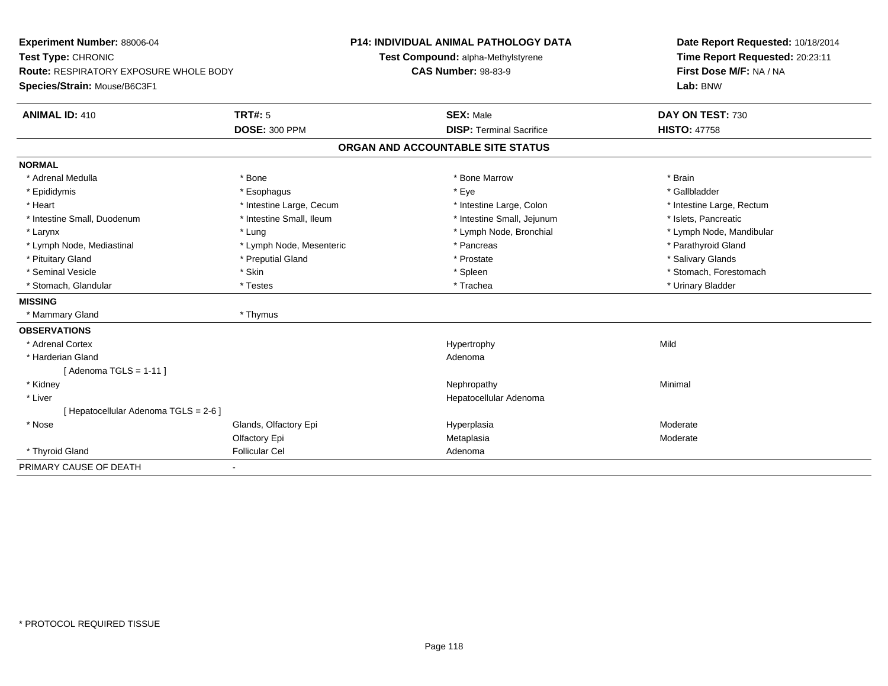**Experiment Number:** 88006-04
**Test Type:** CHRONIC
**Route:** RESPIRATORY EXPOSURE WHOLE BODY
**Species/Strain:** Mouse/B6C3F1

**P14: INDIVIDUAL ANIMAL PATHOLOGY DATA**
**Test Compound:** alpha-Methylstyrene
**CAS Number:** 98-83-9

**Date Report Requested:** 10/18/2014
**Time Report Requested:** 20:23:11
**First Dose M/F:** NA / NA
**Lab:** BNW

| **ANIMAL ID:** 410 | **TRT#:** 5 | **SEX:** Male | **DAY ON TEST:** 730 |
|---|---|---|---|
| | **DOSE:** 300 PPM | **DISP:** Terminal Sacrifice | **HISTO:** 47758 |

## ORGAN AND ACCOUNTABLE SITE STATUS

**NORMAL**

| | | | |
|---|---|---|---|
| * Adrenal Medulla | * Bone | * Bone Marrow | * Brain |
| * Epididymis | * Esophagus | * Eye | * Gallbladder |
| * Heart | * Intestine Large, Cecum | * Intestine Large, Colon | * Intestine Large, Rectum |
| * Intestine Small, Duodenum | * Intestine Small, Ileum | * Intestine Small, Jejunum | * Islets, Pancreatic |
| * Larynx | * Lung | * Lymph Node, Bronchial | * Lymph Node, Mandibular |
| * Lymph Node, Mediastinal | * Lymph Node, Mesenteric | * Pancreas | * Parathyroid Gland |
| * Pituitary Gland | * Preputial Gland | * Prostate | * Salivary Glands |
| * Seminal Vesicle | * Skin | * Spleen | * Stomach, Forestomach |
| * Stomach, Glandular | * Testes | * Trachea | * Urinary Bladder |

**MISSING**

| | |
|---|---|
| * Mammary Gland | * Thymus |

**OBSERVATIONS**

| | | | |
|---|---|---|---|
| * Adrenal Cortex | | Hypertrophy | Mild |
| * Harderian Gland | | Adenoma | |
| [ Adenoma TGLS = 1-11 ] | | | |
| * Kidney | | Nephropathy | Minimal |
| * Liver | | Hepatocellular Adenoma | |
| [ Hepatocellular Adenoma TGLS = 2-6 ] | | | |
| * Nose | Glands, Olfactory Epi | Hyperplasia | Moderate |
| | Olfactory Epi | Metaplasia | Moderate |
| * Thyroid Gland | Follicular Cel | Adenoma | |

PRIMARY CAUSE OF DEATH -

\* PROTOCOL REQUIRED TISSUE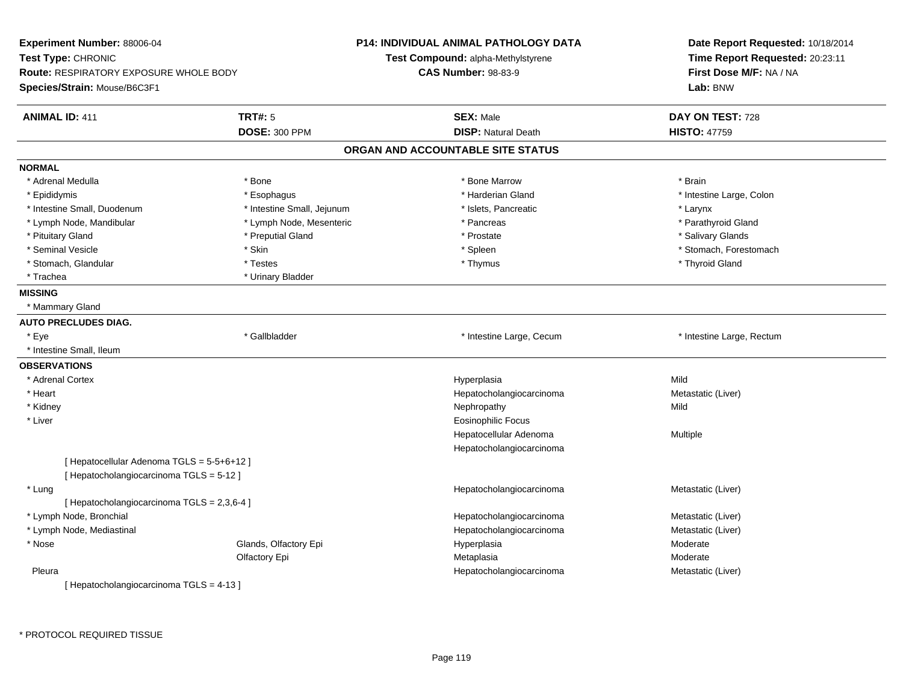**Experiment Number:** 88006-04
**Test Type:** CHRONIC
**Route:** RESPIRATORY EXPOSURE WHOLE BODY
**Species/Strain:** Mouse/B6C3F1

**P14: INDIVIDUAL ANIMAL PATHOLOGY DATA**
**Test Compound:** alpha-Methylstyrene
**CAS Number:** 98-83-9

**Date Report Requested:** 10/18/2014
**Time Report Requested:** 20:23:11
**First Dose M/F:** NA / NA
**Lab:** BNW

| **ANIMAL ID:** 411 | **TRT#:** 5 | **SEX:** Male | **DAY ON TEST:** 728 |
|---|---|---|---|
| | **DOSE:** 300 PPM | **DISP:** Natural Death | **HISTO:** 47759 |

## ORGAN AND ACCOUNTABLE SITE STATUS

**NORMAL**

| | | | |
|---|---|---|---|
| * Adrenal Medulla | * Bone | * Bone Marrow | * Brain |
| * Epididymis | * Esophagus | * Harderian Gland | * Intestine Large, Colon |
| * Intestine Small, Duodenum | * Intestine Small, Jejunum | * Islets, Pancreatic | * Larynx |
| * Lymph Node, Mandibular | * Lymph Node, Mesenteric | * Pancreas | * Parathyroid Gland |
| * Pituitary Gland | * Preputial Gland | * Prostate | * Salivary Glands |
| * Seminal Vesicle | * Skin | * Spleen | * Stomach, Forestomach |
| * Stomach, Glandular | * Testes | * Thymus | * Thyroid Gland |
| * Trachea | * Urinary Bladder | | |

**MISSING**

* Mammary Gland

**AUTO PRECLUDES DIAG.**

| | | | |
|---|---|---|---|
| * Eye | * Gallbladder | * Intestine Large, Cecum | * Intestine Large, Rectum |
| * Intestine Small, Ileum | | | |

**OBSERVATIONS**

| | | | |
|---|---|---|---|
| * Adrenal Cortex | | Hyperplasia | Mild |
| * Heart | | Hepatocholangiocarcinoma | Metastatic (Liver) |
| * Kidney | | Nephropathy | Mild |
| * Liver | | Eosinophilic Focus | |
| | | Hepatocellular Adenoma | Multiple |
| | | Hepatocholangiocarcinoma | |
| [ Hepatocellular Adenoma TGLS = 5-5+6+12 ] | | | |
| [ Hepatocholangiocarcinoma TGLS = 5-12 ] | | | |
| * Lung | | Hepatocholangiocarcinoma | Metastatic (Liver) |
| [ Hepatocholangiocarcinoma TGLS = 2,3,6-4 ] | | | |
| * Lymph Node, Bronchial | | Hepatocholangiocarcinoma | Metastatic (Liver) |
| * Lymph Node, Mediastinal | | Hepatocholangiocarcinoma | Metastatic (Liver) |
| * Nose | Glands, Olfactory Epi | Hyperplasia | Moderate |
| | Olfactory Epi | Metaplasia | Moderate |
| Pleura | | Hepatocholangiocarcinoma | Metastatic (Liver) |
| [ Hepatocholangiocarcinoma TGLS = 4-13 ] | | | |

\* PROTOCOL REQUIRED TISSUE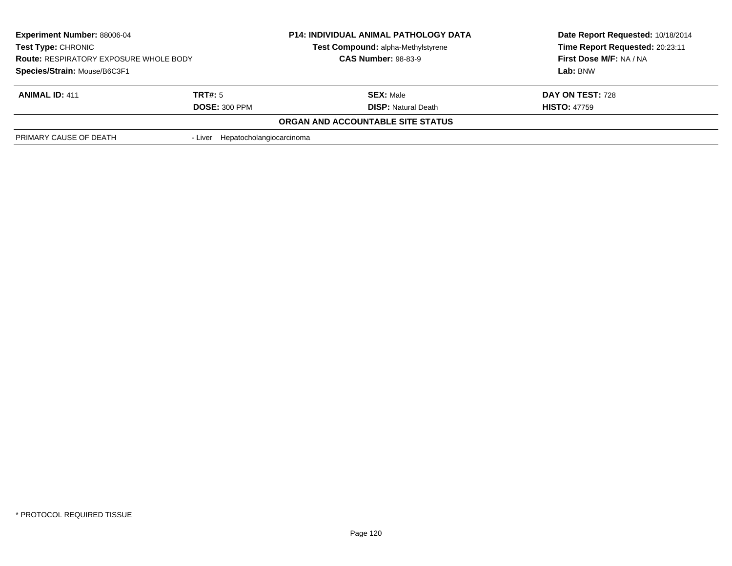| **Experiment Number:** 88006-04 | **P14: INDIVIDUAL ANIMAL PATHOLOGY DATA** | **Date Report Requested:** 10/18/2014 |
|---|---|---|
| **Test Type:** CHRONIC | **Test Compound:** alpha-Methylstyrene | **Time Report Requested:** 20:23:11 |
| **Route:** RESPIRATORY EXPOSURE WHOLE BODY | **CAS Number:** 98-83-9 | **First Dose M/F:** NA / NA |
| **Species/Strain:** Mouse/B6C3F1 | | **Lab:** BNW |

| **ANIMAL ID:** 411 | **TRT#:** 5 | **SEX:** Male | **DAY ON TEST:** 728 |
|---|---|---|---|
| | **DOSE:** 300 PPM | **DISP:** Natural Death | **HISTO:** 47759 |

**ORGAN AND ACCOUNTABLE SITE STATUS**

| | |
|---|---|
| PRIMARY CAUSE OF DEATH | - Liver Hepatocholangiocarcinoma |

* PROTOCOL REQUIRED TISSUE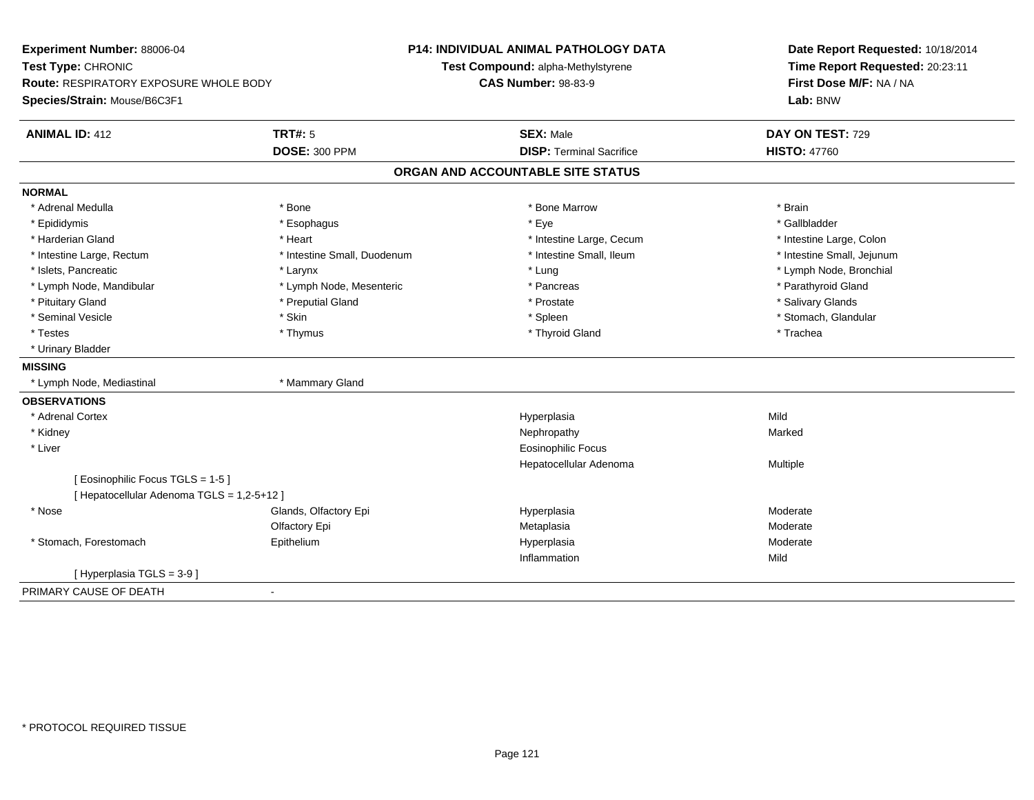**Experiment Number:** 88006-04
**Test Type:** CHRONIC
**Route:** RESPIRATORY EXPOSURE WHOLE BODY
**Species/Strain:** Mouse/B6C3F1

**P14: INDIVIDUAL ANIMAL PATHOLOGY DATA**
**Test Compound:** alpha-Methylstyrene
**CAS Number:** 98-83-9

**Date Report Requested:** 10/18/2014
**Time Report Requested:** 20:23:11
**First Dose M/F:** NA / NA
**Lab:** BNW

| **ANIMAL ID:** 412 | **TRT#:** 5 | **SEX:** Male | **DAY ON TEST:** 729 |
|---|---|---|---|
| | **DOSE:** 300 PPM | **DISP:** Terminal Sacrifice | **HISTO:** 47760 |

## ORGAN AND ACCOUNTABLE SITE STATUS

**NORMAL**

| | | | |
|---|---|---|---|
| * Adrenal Medulla | * Bone | * Bone Marrow | * Brain |
| * Epididymis | * Esophagus | * Eye | * Gallbladder |
| * Harderian Gland | * Heart | * Intestine Large, Cecum | * Intestine Large, Colon |
| * Intestine Large, Rectum | * Intestine Small, Duodenum | * Intestine Small, Ileum | * Intestine Small, Jejunum |
| * Islets, Pancreatic | * Larynx | * Lung | * Lymph Node, Bronchial |
| * Lymph Node, Mandibular | * Lymph Node, Mesenteric | * Pancreas | * Parathyroid Gland |
| * Pituitary Gland | * Preputial Gland | * Prostate | * Salivary Glands |
| * Seminal Vesicle | * Skin | * Spleen | * Stomach, Glandular |
| * Testes | * Thymus | * Thyroid Gland | * Trachea |
| * Urinary Bladder | | | |

**MISSING**

| | |
|---|---|
| * Lymph Node, Mediastinal | * Mammary Gland |

**OBSERVATIONS**

| | | | |
|---|---|---|---|
| * Adrenal Cortex | | Hyperplasia | Mild |
| * Kidney | | Nephropathy | Marked |
| * Liver | | Eosinophilic Focus | |
| | | Hepatocellular Adenoma | Multiple |
| [ Eosinophilic Focus TGLS = 1-5 ] | | | |
| [ Hepatocellular Adenoma TGLS = 1,2-5+12 ] | | | |
| * Nose | Glands, Olfactory Epi | Hyperplasia | Moderate |
| | Olfactory Epi | Metaplasia | Moderate |
| * Stomach, Forestomach | Epithelium | Hyperplasia | Moderate |
| | | Inflammation | Mild |
| [ Hyperplasia TGLS = 3-9 ] | | | |

PRIMARY CAUSE OF DEATH -

* PROTOCOL REQUIRED TISSUE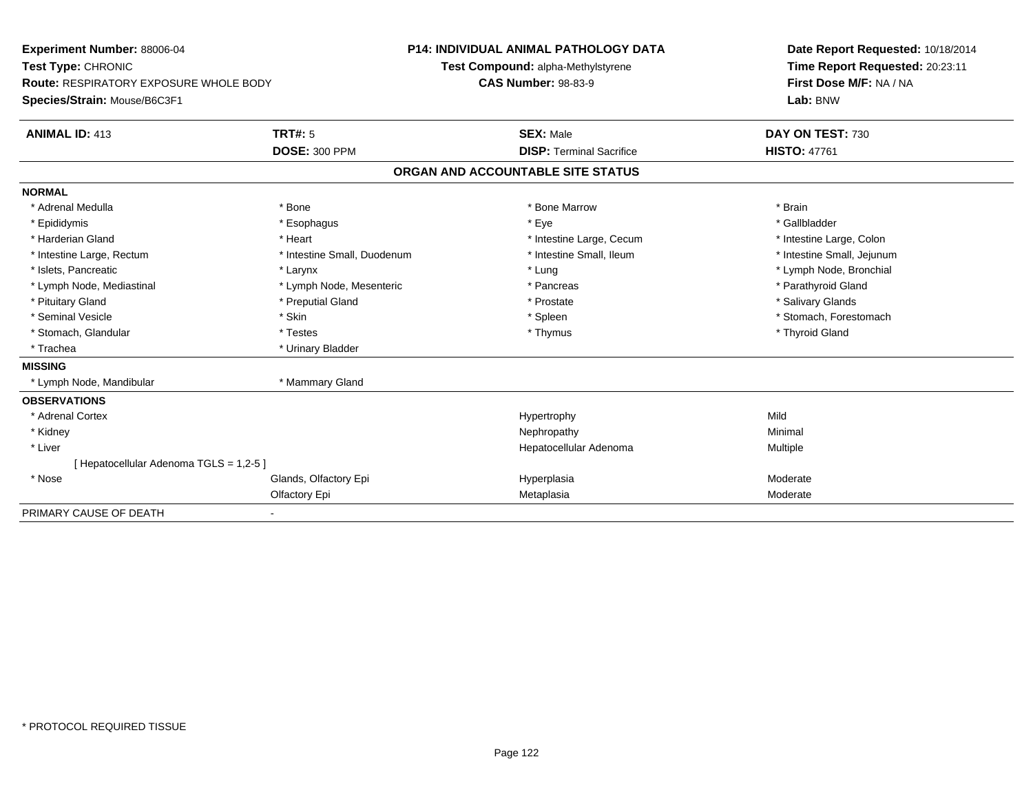**Experiment Number:** 88006-04
**Test Type:** CHRONIC
**Route:** RESPIRATORY EXPOSURE WHOLE BODY
**Species/Strain:** Mouse/B6C3F1

**P14: INDIVIDUAL ANIMAL PATHOLOGY DATA**
**Test Compound:** alpha-Methylstyrene
**CAS Number:** 98-83-9

**Date Report Requested:** 10/18/2014
**Time Report Requested:** 20:23:11
**First Dose M/F:** NA / NA
**Lab:** BNW

| **ANIMAL ID:** 413 | **TRT#:** 5 | **SEX:** Male | **DAY ON TEST:** 730 |
|---|---|---|---|
| | **DOSE:** 300 PPM | **DISP:** Terminal Sacrifice | **HISTO:** 47761 |

**ORGAN AND ACCOUNTABLE SITE STATUS**

**NORMAL**

| | | | |
|---|---|---|---|
| * Adrenal Medulla | * Bone | * Bone Marrow | * Brain |
| * Epididymis | * Esophagus | * Eye | * Gallbladder |
| * Harderian Gland | * Heart | * Intestine Large, Cecum | * Intestine Large, Colon |
| * Intestine Large, Rectum | * Intestine Small, Duodenum | * Intestine Small, Ileum | * Intestine Small, Jejunum |
| * Islets, Pancreatic | * Larynx | * Lung | * Lymph Node, Bronchial |
| * Lymph Node, Mediastinal | * Lymph Node, Mesenteric | * Pancreas | * Parathyroid Gland |
| * Pituitary Gland | * Preputial Gland | * Prostate | * Salivary Glands |
| * Seminal Vesicle | * Skin | * Spleen | * Stomach, Forestomach |
| * Stomach, Glandular | * Testes | * Thymus | * Thyroid Gland |
| * Trachea | * Urinary Bladder | | |

**MISSING**

| | |
|---|---|
| * Lymph Node, Mandibular | * Mammary Gland |

**OBSERVATIONS**

| | | | |
|---|---|---|---|
| * Adrenal Cortex | | Hypertrophy | Mild |
| * Kidney | | Nephropathy | Minimal |
| * Liver | | Hepatocellular Adenoma | Multiple |
| [ Hepatocellular Adenoma TGLS = 1,2-5 ] | | | |
| * Nose | Glands, Olfactory Epi | Hyperplasia | Moderate |
| | Olfactory Epi | Metaplasia | Moderate |

PRIMARY CAUSE OF DEATH -

* PROTOCOL REQUIRED TISSUE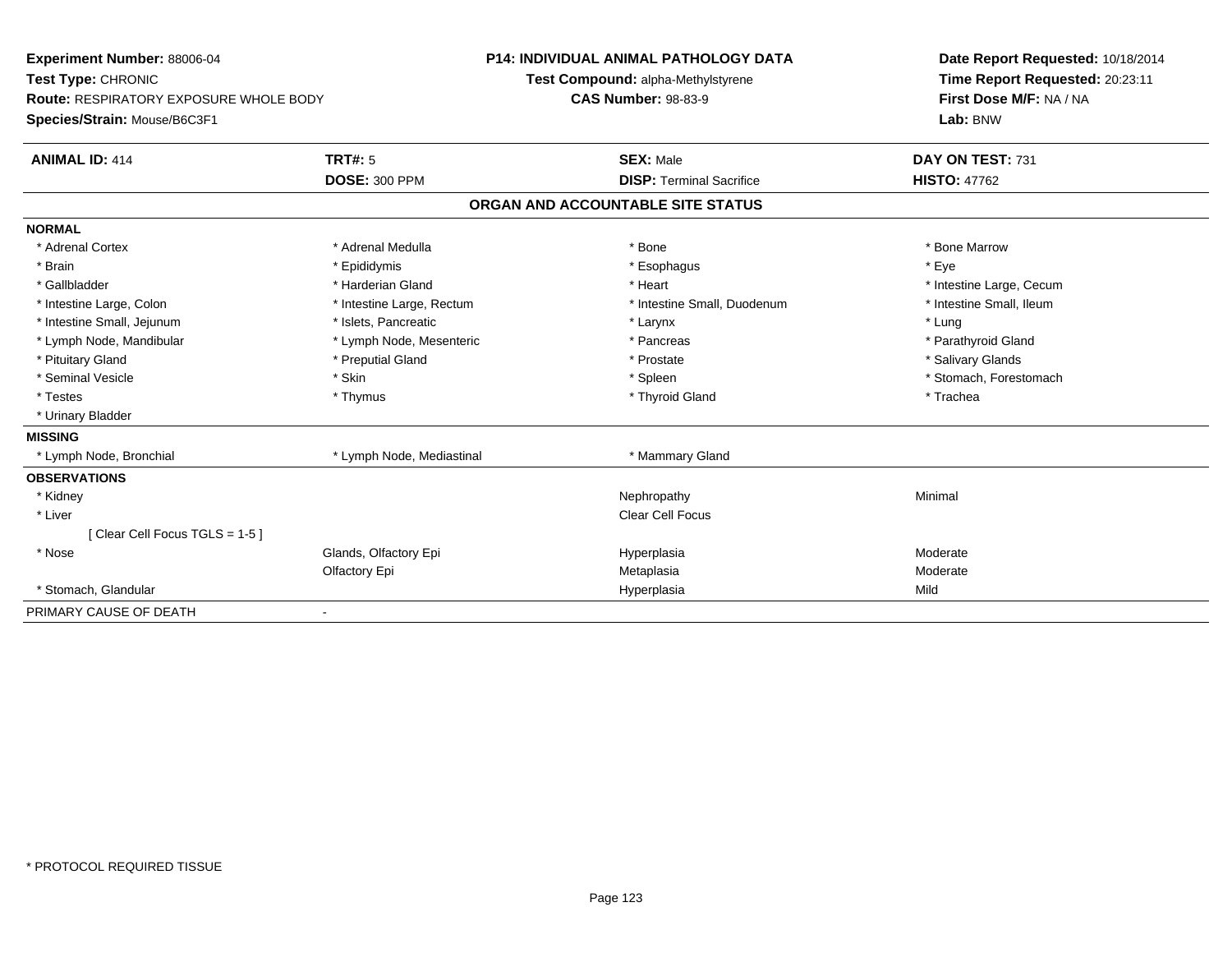**Experiment Number:** 88006-04
**Test Type:** CHRONIC
**Route:** RESPIRATORY EXPOSURE WHOLE BODY
**Species/Strain:** Mouse/B6C3F1

**P14: INDIVIDUAL ANIMAL PATHOLOGY DATA**
**Test Compound:** alpha-Methylstyrene
**CAS Number:** 98-83-9

**Date Report Requested:** 10/18/2014
**Time Report Requested:** 20:23:11
**First Dose M/F:** NA / NA
**Lab:** BNW

| **ANIMAL ID:** 414 | **TRT#:** 5 | **SEX:** Male | **DAY ON TEST:** 731 |
|---|---|---|---|
| | **DOSE:** 300 PPM | **DISP:** Terminal Sacrifice | **HISTO:** 47762 |

## ORGAN AND ACCOUNTABLE SITE STATUS

| | | | |
|---|---|---|---|
| **NORMAL** | | | |
| * Adrenal Cortex | * Adrenal Medulla | * Bone | * Bone Marrow |
| * Brain | * Epididymis | * Esophagus | * Eye |
| * Gallbladder | * Harderian Gland | * Heart | * Intestine Large, Cecum |
| * Intestine Large, Colon | * Intestine Large, Rectum | * Intestine Small, Duodenum | * Intestine Small, Ileum |
| * Intestine Small, Jejunum | * Islets, Pancreatic | * Larynx | * Lung |
| * Lymph Node, Mandibular | * Lymph Node, Mesenteric | * Pancreas | * Parathyroid Gland |
| * Pituitary Gland | * Preputial Gland | * Prostate | * Salivary Glands |
| * Seminal Vesicle | * Skin | * Spleen | * Stomach, Forestomach |
| * Testes | * Thymus | * Thyroid Gland | * Trachea |
| * Urinary Bladder | | | |
| **MISSING** | | | |
| * Lymph Node, Bronchial | * Lymph Node, Mediastinal | * Mammary Gland | |
| **OBSERVATIONS** | | | |
| * Kidney | | Nephropathy | Minimal |
| * Liver | | Clear Cell Focus | |
| [ Clear Cell Focus TGLS = 1-5 ] | | | |
| * Nose | Glands, Olfactory Epi | Hyperplasia | Moderate |
| | Olfactory Epi | Metaplasia | Moderate |
| * Stomach, Glandular | | Hyperplasia | Mild |
| PRIMARY CAUSE OF DEATH | - | | |

* PROTOCOL REQUIRED TISSUE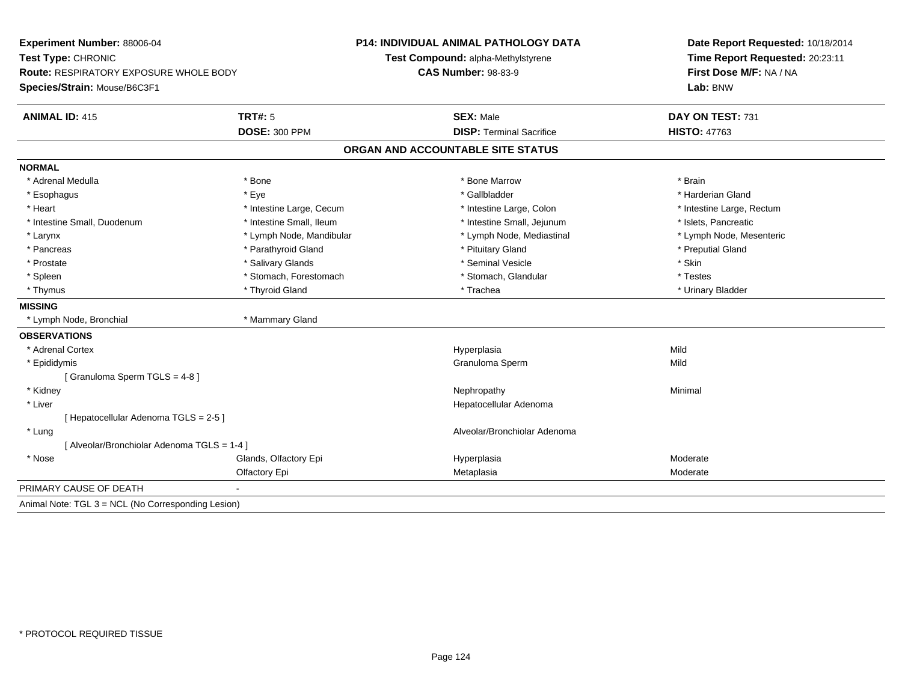**Experiment Number:** 88006-04
**Test Type:** CHRONIC
**Route:** RESPIRATORY EXPOSURE WHOLE BODY
**Species/Strain:** Mouse/B6C3F1

**P14: INDIVIDUAL ANIMAL PATHOLOGY DATA**
**Test Compound:** alpha-Methylstyrene
**CAS Number:** 98-83-9

**Date Report Requested:** 10/18/2014
**Time Report Requested:** 20:23:11
**First Dose M/F:** NA / NA
**Lab:** BNW

| **ANIMAL ID:** 415 | **TRT#:** 5 | **SEX:** Male | **DAY ON TEST:** 731 |
|---|---|---|---|
| | **DOSE:** 300 PPM | **DISP:** Terminal Sacrifice | **HISTO:** 47763 |

## ORGAN AND ACCOUNTABLE SITE STATUS

**NORMAL**

| | | | |
|---|---|---|---|
| * Adrenal Medulla | * Bone | * Bone Marrow | * Brain |
| * Esophagus | * Eye | * Gallbladder | * Harderian Gland |
| * Heart | * Intestine Large, Cecum | * Intestine Large, Colon | * Intestine Large, Rectum |
| * Intestine Small, Duodenum | * Intestine Small, Ileum | * Intestine Small, Jejunum | * Islets, Pancreatic |
| * Larynx | * Lymph Node, Mandibular | * Lymph Node, Mediastinal | * Lymph Node, Mesenteric |
| * Pancreas | * Parathyroid Gland | * Pituitary Gland | * Preputial Gland |
| * Prostate | * Salivary Glands | * Seminal Vesicle | * Skin |
| * Spleen | * Stomach, Forestomach | * Stomach, Glandular | * Testes |
| * Thymus | * Thyroid Gland | * Trachea | * Urinary Bladder |

**MISSING**

| | |
|---|---|
| * Lymph Node, Bronchial | * Mammary Gland |

**OBSERVATIONS**

| | | | |
|---|---|---|---|
| * Adrenal Cortex | | Hyperplasia | Mild |
| * Epididymis | | Granuloma Sperm | Mild |
| [ Granuloma Sperm TGLS = 4-8 ] | | | |
| * Kidney | | Nephropathy | Minimal |
| * Liver | | Hepatocellular Adenoma | |
| [ Hepatocellular Adenoma TGLS = 2-5 ] | | | |
| * Lung | | Alveolar/Bronchiolar Adenoma | |
| [ Alveolar/Bronchiolar Adenoma TGLS = 1-4 ] | | | |
| * Nose | Glands, Olfactory Epi | Hyperplasia | Moderate |
| | Olfactory Epi | Metaplasia | Moderate |

PRIMARY CAUSE OF DEATH -

Animal Note: TGL 3 = NCL (No Corresponding Lesion)

* PROTOCOL REQUIRED TISSUE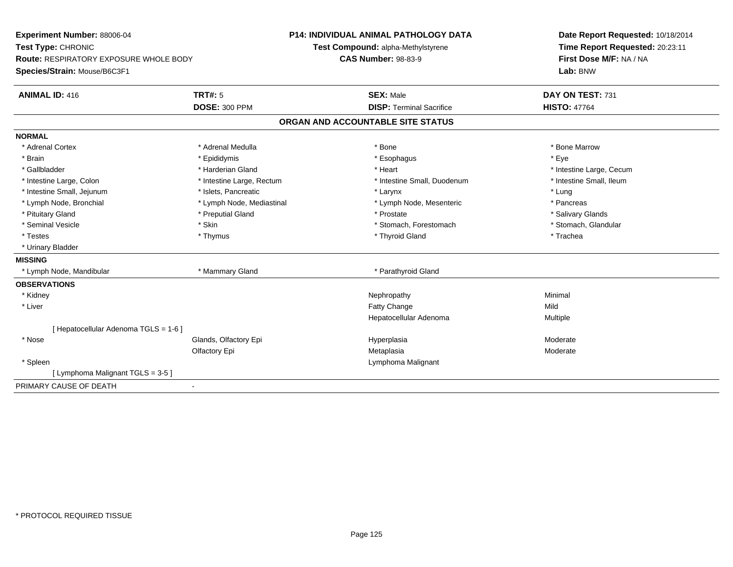**Experiment Number:** 88006-04
**Test Type:** CHRONIC
**Route:** RESPIRATORY EXPOSURE WHOLE BODY
**Species/Strain:** Mouse/B6C3F1

**P14: INDIVIDUAL ANIMAL PATHOLOGY DATA**
**Test Compound:** alpha-Methylstyrene
**CAS Number:** 98-83-9

**Date Report Requested:** 10/18/2014
**Time Report Requested:** 20:23:11
**First Dose M/F:** NA / NA
**Lab:** BNW

| **ANIMAL ID:** 416 | **TRT#:** 5 | **SEX:** Male | **DAY ON TEST:** 731 |
|---|---|---|---|
| | **DOSE:** 300 PPM | **DISP:** Terminal Sacrifice | **HISTO:** 47764 |

## ORGAN AND ACCOUNTABLE SITE STATUS

**NORMAL**

| | | | |
|---|---|---|---|
| * Adrenal Cortex | * Adrenal Medulla | * Bone | * Bone Marrow |
| * Brain | * Epididymis | * Esophagus | * Eye |
| * Gallbladder | * Harderian Gland | * Heart | * Intestine Large, Cecum |
| * Intestine Large, Colon | * Intestine Large, Rectum | * Intestine Small, Duodenum | * Intestine Small, Ileum |
| * Intestine Small, Jejunum | * Islets, Pancreatic | * Larynx | * Lung |
| * Lymph Node, Bronchial | * Lymph Node, Mediastinal | * Lymph Node, Mesenteric | * Pancreas |
| * Pituitary Gland | * Preputial Gland | * Prostate | * Salivary Glands |
| * Seminal Vesicle | * Skin | * Stomach, Forestomach | * Stomach, Glandular |
| * Testes | * Thymus | * Thyroid Gland | * Trachea |
| * Urinary Bladder | | | |

**MISSING**

| | | |
|---|---|---|
| * Lymph Node, Mandibular | * Mammary Gland | * Parathyroid Gland |

**OBSERVATIONS**

| | | | |
|---|---|---|---|
| * Kidney | | Nephropathy | Minimal |
| * Liver | | Fatty Change | Mild |
| | | Hepatocellular Adenoma | Multiple |
| [ Hepatocellular Adenoma TGLS = 1-6 ] | | | |
| * Nose | Glands, Olfactory Epi | Hyperplasia | Moderate |
| | Olfactory Epi | Metaplasia | Moderate |
| * Spleen | | Lymphoma Malignant | |
| [ Lymphoma Malignant TGLS = 3-5 ] | | | |

PRIMARY CAUSE OF DEATH -

\* PROTOCOL REQUIRED TISSUE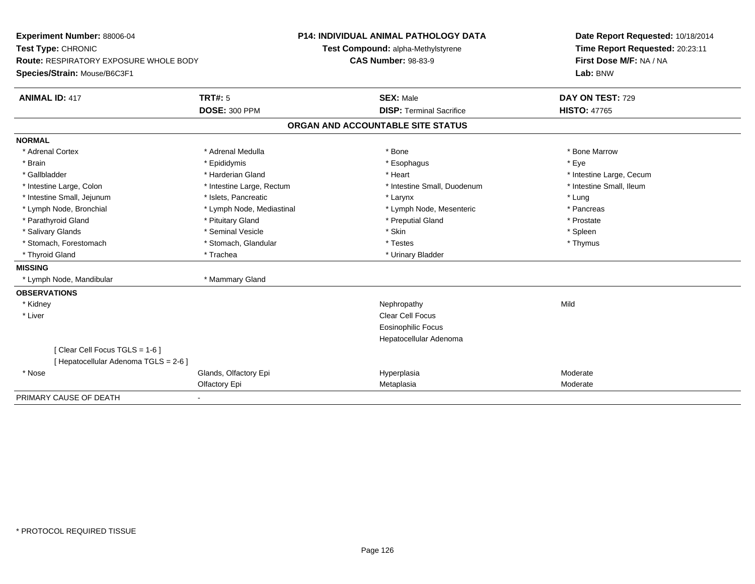**Experiment Number:** 88006-04
**Test Type:** CHRONIC
**Route:** RESPIRATORY EXPOSURE WHOLE BODY
**Species/Strain:** Mouse/B6C3F1

**P14: INDIVIDUAL ANIMAL PATHOLOGY DATA**
**Test Compound:** alpha-Methylstyrene
**CAS Number:** 98-83-9

**Date Report Requested:** 10/18/2014
**Time Report Requested:** 20:23:11
**First Dose M/F:** NA / NA
**Lab:** BNW

| **ANIMAL ID:** 417 | **TRT#:** 5 | **SEX:** Male | **DAY ON TEST:** 729 |
|---|---|---|---|
| | **DOSE:** 300 PPM | **DISP:** Terminal Sacrifice | **HISTO:** 47765 |

## ORGAN AND ACCOUNTABLE SITE STATUS

**NORMAL**

| | | | |
|---|---|---|---|
| * Adrenal Cortex | * Adrenal Medulla | * Bone | * Bone Marrow |
| * Brain | * Epididymis | * Esophagus | * Eye |
| * Gallbladder | * Harderian Gland | * Heart | * Intestine Large, Cecum |
| * Intestine Large, Colon | * Intestine Large, Rectum | * Intestine Small, Duodenum | * Intestine Small, Ileum |
| * Intestine Small, Jejunum | * Islets, Pancreatic | * Larynx | * Lung |
| * Lymph Node, Bronchial | * Lymph Node, Mediastinal | * Lymph Node, Mesenteric | * Pancreas |
| * Parathyroid Gland | * Pituitary Gland | * Preputial Gland | * Prostate |
| * Salivary Glands | * Seminal Vesicle | * Skin | * Spleen |
| * Stomach, Forestomach | * Stomach, Glandular | * Testes | * Thymus |
| * Thyroid Gland | * Trachea | * Urinary Bladder | |

**MISSING**

| | |
|---|---|
| * Lymph Node, Mandibular | * Mammary Gland |

**OBSERVATIONS**

| | | | |
|---|---|---|---|
| * Kidney | | Nephropathy | Mild |
| * Liver | | Clear Cell Focus | |
| | | Eosinophilic Focus | |
| | | Hepatocellular Adenoma | |
| [ Clear Cell Focus TGLS = 1-6 ] | | | |
| [ Hepatocellular Adenoma TGLS = 2-6 ] | | | |
| * Nose | Glands, Olfactory Epi | Hyperplasia | Moderate |
| | Olfactory Epi | Metaplasia | Moderate |

PRIMARY CAUSE OF DEATH -

\* PROTOCOL REQUIRED TISSUE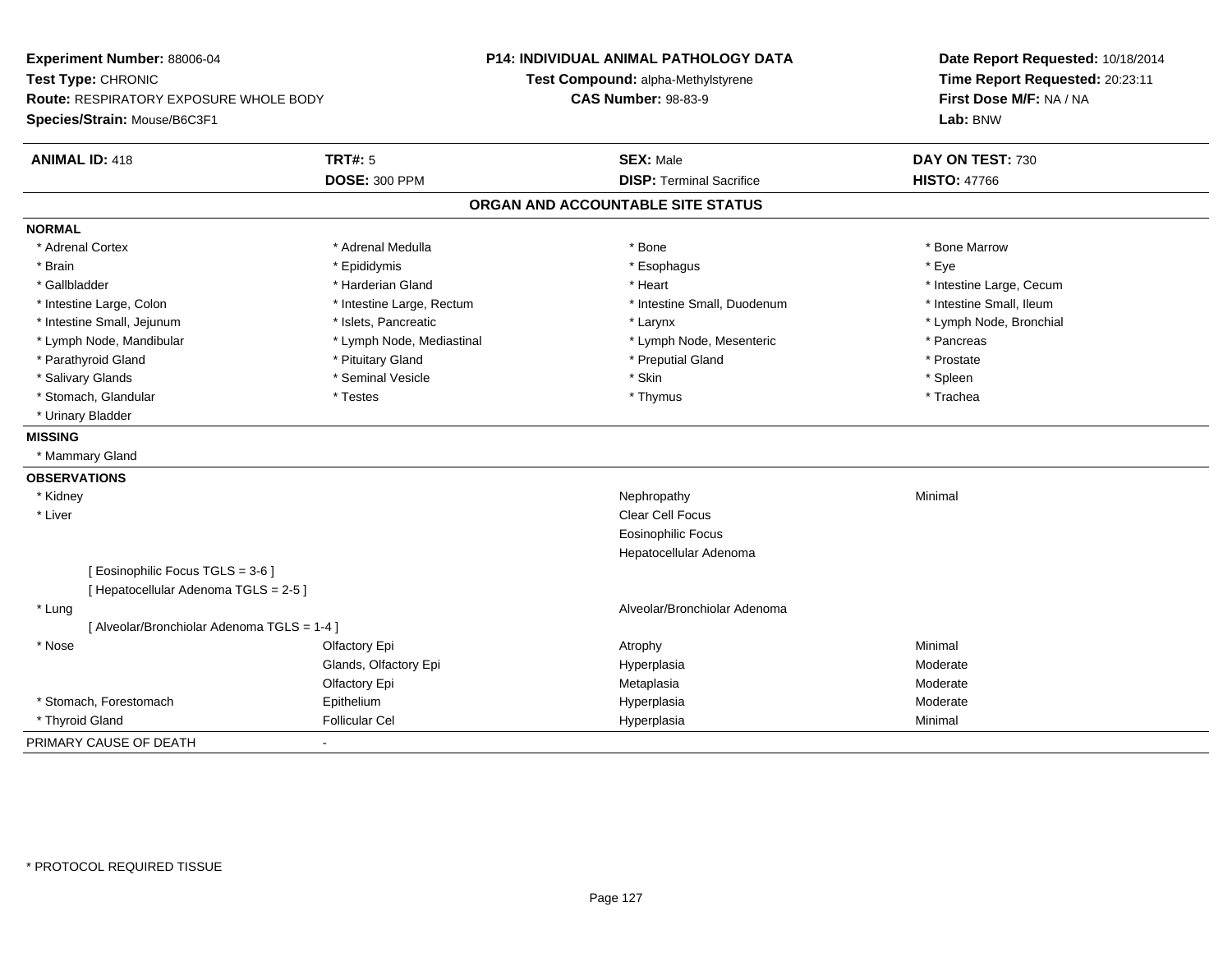**Experiment Number:** 88006-04
**Test Type:** CHRONIC
**Route:** RESPIRATORY EXPOSURE WHOLE BODY
**Species/Strain:** Mouse/B6C3F1

**P14: INDIVIDUAL ANIMAL PATHOLOGY DATA**
**Test Compound:** alpha-Methylstyrene
**CAS Number:** 98-83-9

**Date Report Requested:** 10/18/2014
**Time Report Requested:** 20:23:11
**First Dose M/F:** NA / NA
**Lab:** BNW

| **ANIMAL ID:** 418 | **TRT#:** 5 | **SEX:** Male | **DAY ON TEST:** 730 |
|---|---|---|---|
| | **DOSE:** 300 PPM | **DISP:** Terminal Sacrifice | **HISTO:** 47766 |

## ORGAN AND ACCOUNTABLE SITE STATUS

**NORMAL**

| | | | |
|---|---|---|---|
| * Adrenal Cortex | * Adrenal Medulla | * Bone | * Bone Marrow |
| * Brain | * Epididymis | * Esophagus | * Eye |
| * Gallbladder | * Harderian Gland | * Heart | * Intestine Large, Cecum |
| * Intestine Large, Colon | * Intestine Large, Rectum | * Intestine Small, Duodenum | * Intestine Small, Ileum |
| * Intestine Small, Jejunum | * Islets, Pancreatic | * Larynx | * Lymph Node, Bronchial |
| * Lymph Node, Mandibular | * Lymph Node, Mediastinal | * Lymph Node, Mesenteric | * Pancreas |
| * Parathyroid Gland | * Pituitary Gland | * Preputial Gland | * Prostate |
| * Salivary Glands | * Seminal Vesicle | * Skin | * Spleen |
| * Stomach, Glandular | * Testes | * Thymus | * Trachea |
| * Urinary Bladder | | | |

**MISSING**

* Mammary Gland

**OBSERVATIONS**

| | | | |
|---|---|---|---|
| * Kidney | | Nephropathy | Minimal |
| * Liver | | Clear Cell Focus | |
| | | Eosinophilic Focus | |
| | | Hepatocellular Adenoma | |
| [ Eosinophilic Focus TGLS = 3-6 ] | | | |
| [ Hepatocellular Adenoma TGLS = 2-5 ] | | | |
| * Lung | | Alveolar/Bronchiolar Adenoma | |
| [ Alveolar/Bronchiolar Adenoma TGLS = 1-4 ] | | | |
| * Nose | Olfactory Epi | Atrophy | Minimal |
| | Glands, Olfactory Epi | Hyperplasia | Moderate |
| | Olfactory Epi | Metaplasia | Moderate |
| * Stomach, Forestomach | Epithelium | Hyperplasia | Moderate |
| * Thyroid Gland | Follicular Cel | Hyperplasia | Minimal |

PRIMARY CAUSE OF DEATH -

\* PROTOCOL REQUIRED TISSUE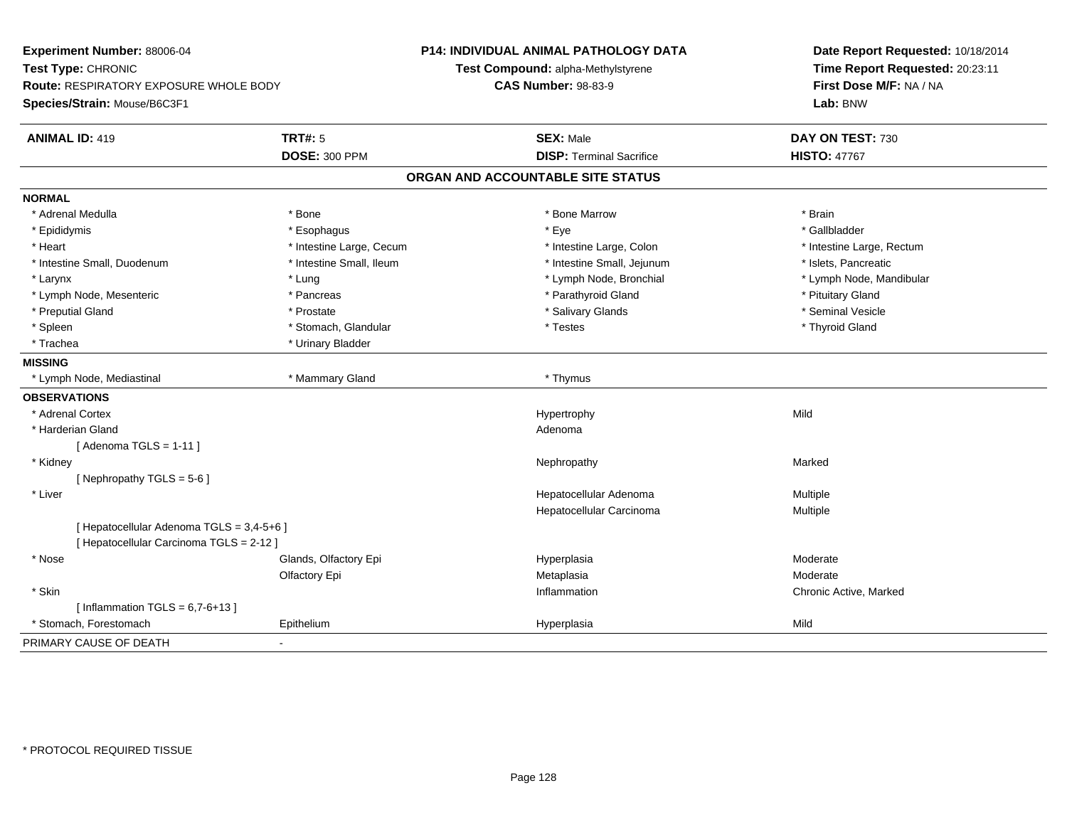**Experiment Number:** 88006-04
**Test Type:** CHRONIC
**Route:** RESPIRATORY EXPOSURE WHOLE BODY
**Species/Strain:** Mouse/B6C3F1

**P14: INDIVIDUAL ANIMAL PATHOLOGY DATA**
**Test Compound:** alpha-Methylstyrene
**CAS Number:** 98-83-9

**Date Report Requested:** 10/18/2014
**Time Report Requested:** 20:23:11
**First Dose M/F:** NA / NA
**Lab:** BNW

| **ANIMAL ID:** 419 | **TRT#:** 5 | **SEX:** Male | **DAY ON TEST:** 730 |
|---|---|---|---|
| | **DOSE:** 300 PPM | **DISP:** Terminal Sacrifice | **HISTO:** 47767 |

## ORGAN AND ACCOUNTABLE SITE STATUS

**NORMAL**

| | | | |
|---|---|---|---|
| * Adrenal Medulla | * Bone | * Bone Marrow | * Brain |
| * Epididymis | * Esophagus | * Eye | * Gallbladder |
| * Heart | * Intestine Large, Cecum | * Intestine Large, Colon | * Intestine Large, Rectum |
| * Intestine Small, Duodenum | * Intestine Small, Ileum | * Intestine Small, Jejunum | * Islets, Pancreatic |
| * Larynx | * Lung | * Lymph Node, Bronchial | * Lymph Node, Mandibular |
| * Lymph Node, Mesenteric | * Pancreas | * Parathyroid Gland | * Pituitary Gland |
| * Preputial Gland | * Prostate | * Salivary Glands | * Seminal Vesicle |
| * Spleen | * Stomach, Glandular | * Testes | * Thyroid Gland |
| * Trachea | * Urinary Bladder | | |

**MISSING**

| | | |
|---|---|---|
| * Lymph Node, Mediastinal | * Mammary Gland | * Thymus |

**OBSERVATIONS**

| | | | |
|---|---|---|---|
| * Adrenal Cortex | | Hypertrophy | Mild |
| * Harderian Gland | | Adenoma | |
| [ Adenoma TGLS = 1-11 ] | | | |
| * Kidney | | Nephropathy | Marked |
| [ Nephropathy TGLS = 5-6 ] | | | |
| * Liver | | Hepatocellular Adenoma | Multiple |
| | | Hepatocellular Carcinoma | Multiple |
| [ Hepatocellular Adenoma TGLS = 3,4-5+6 ] | | | |
| [ Hepatocellular Carcinoma TGLS = 2-12 ] | | | |
| * Nose | Glands, Olfactory Epi | Hyperplasia | Moderate |
| | Olfactory Epi | Metaplasia | Moderate |
| * Skin | | Inflammation | Chronic Active, Marked |
| [ Inflammation TGLS = 6,7-6+13 ] | | | |
| * Stomach, Forestomach | Epithelium | Hyperplasia | Mild |

PRIMARY CAUSE OF DEATH -

* PROTOCOL REQUIRED TISSUE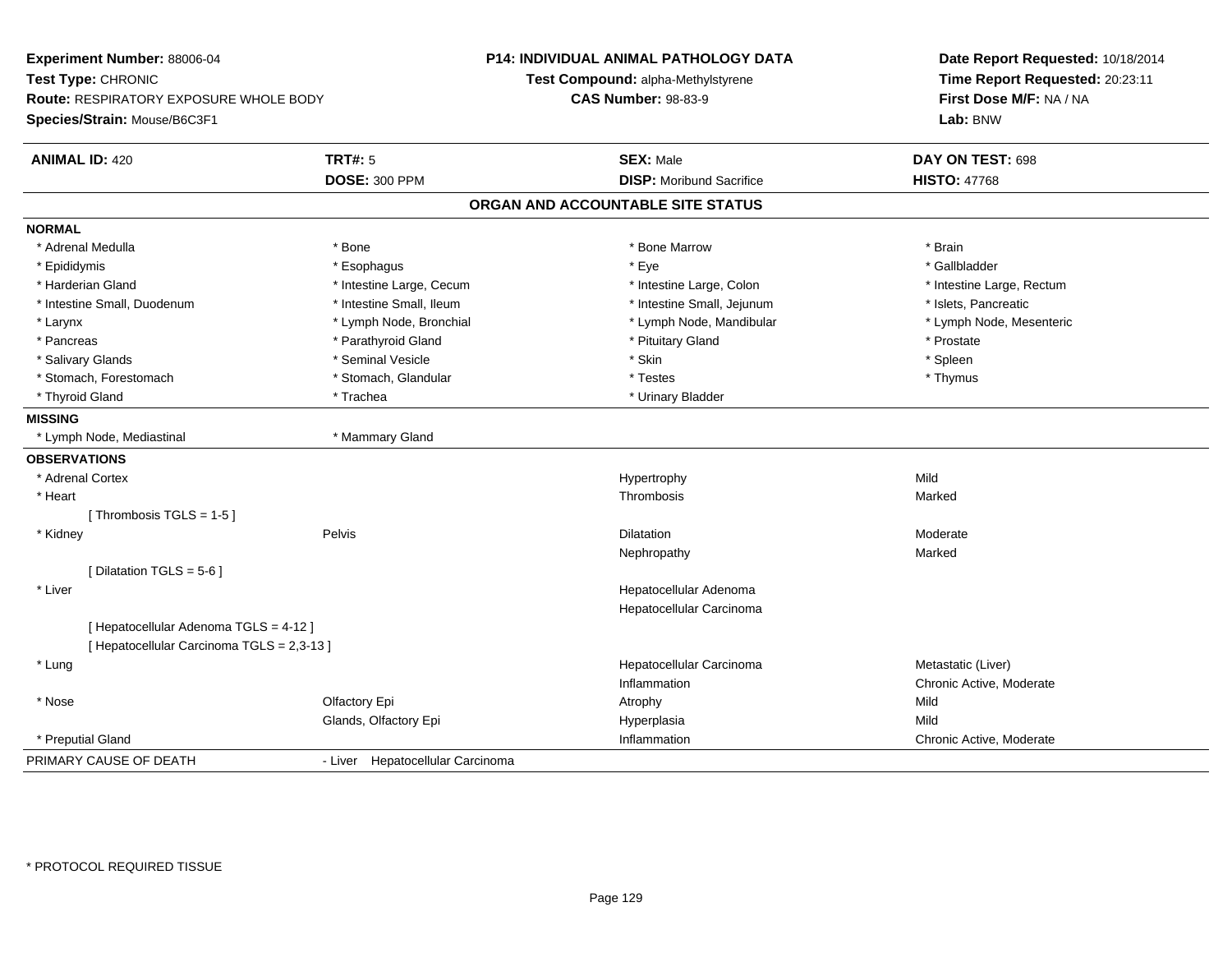**Experiment Number:** 88006-04
**Test Type:** CHRONIC
**Route:** RESPIRATORY EXPOSURE WHOLE BODY
**Species/Strain:** Mouse/B6C3F1

**P14: INDIVIDUAL ANIMAL PATHOLOGY DATA**
**Test Compound:** alpha-Methylstyrene
**CAS Number:** 98-83-9

**Date Report Requested:** 10/18/2014
**Time Report Requested:** 20:23:11
**First Dose M/F:** NA / NA
**Lab:** BNW

| **ANIMAL ID:** 420 | **TRT#:** 5 | **SEX:** Male | **DAY ON TEST:** 698 |
|---|---|---|---|
| | **DOSE:** 300 PPM | **DISP:** Moribund Sacrifice | **HISTO:** 47768 |

## ORGAN AND ACCOUNTABLE SITE STATUS

**NORMAL**

| | | | |
|---|---|---|---|
| * Adrenal Medulla | * Bone | * Bone Marrow | * Brain |
| * Epididymis | * Esophagus | * Eye | * Gallbladder |
| * Harderian Gland | * Intestine Large, Cecum | * Intestine Large, Colon | * Intestine Large, Rectum |
| * Intestine Small, Duodenum | * Intestine Small, Ileum | * Intestine Small, Jejunum | * Islets, Pancreatic |
| * Larynx | * Lymph Node, Bronchial | * Lymph Node, Mandibular | * Lymph Node, Mesenteric |
| * Pancreas | * Parathyroid Gland | * Pituitary Gland | * Prostate |
| * Salivary Glands | * Seminal Vesicle | * Skin | * Spleen |
| * Stomach, Forestomach | * Stomach, Glandular | * Testes | * Thymus |
| * Thyroid Gland | * Trachea | * Urinary Bladder | |

**MISSING**

| | |
|---|---|
| * Lymph Node, Mediastinal | * Mammary Gland |

**OBSERVATIONS**

| Organ | Site | Observation | Severity |
|---|---|---|---|
| * Adrenal Cortex | | Hypertrophy | Mild |
| * Heart | | Thrombosis | Marked |
| [ Thrombosis TGLS = 1-5 ] | | | |
| * Kidney | Pelvis | Dilatation | Moderate |
| | | Nephropathy | Marked |
| [ Dilatation TGLS = 5-6 ] | | | |
| * Liver | | Hepatocellular Adenoma | |
| | | Hepatocellular Carcinoma | |
| [ Hepatocellular Adenoma TGLS = 4-12 ] | | | |
| [ Hepatocellular Carcinoma TGLS = 2,3-13 ] | | | |
| * Lung | | Hepatocellular Carcinoma | Metastatic (Liver) |
| | | Inflammation | Chronic Active, Moderate |
| * Nose | Olfactory Epi | Atrophy | Mild |
| | Glands, Olfactory Epi | Hyperplasia | Mild |
| * Preputial Gland | | Inflammation | Chronic Active, Moderate |

PRIMARY CAUSE OF DEATH - Liver Hepatocellular Carcinoma

* PROTOCOL REQUIRED TISSUE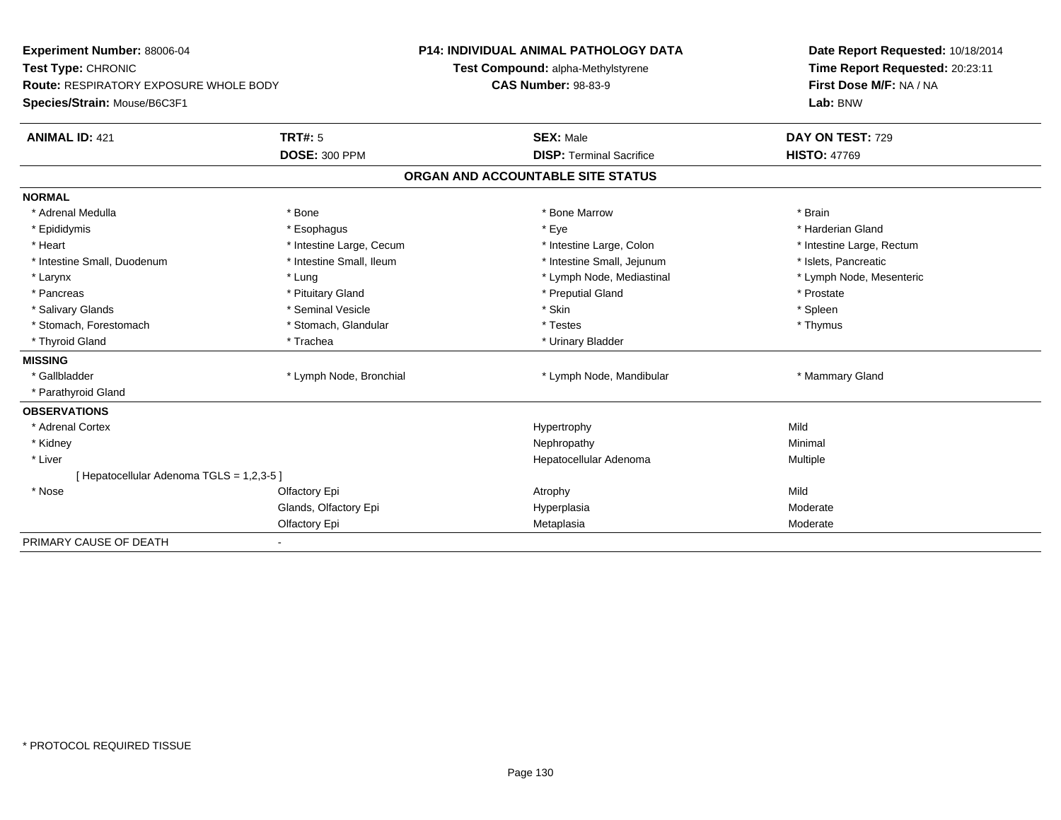**Experiment Number:** 88006-04
**Test Type:** CHRONIC
**Route:** RESPIRATORY EXPOSURE WHOLE BODY
**Species/Strain:** Mouse/B6C3F1

**P14: INDIVIDUAL ANIMAL PATHOLOGY DATA**
**Test Compound:** alpha-Methylstyrene
**CAS Number:** 98-83-9

**Date Report Requested:** 10/18/2014
**Time Report Requested:** 20:23:11
**First Dose M/F:** NA / NA
**Lab:** BNW

| **ANIMAL ID:** 421 | **TRT#:** 5 | **SEX:** Male | **DAY ON TEST:** 729 |
|---|---|---|---|
| | **DOSE:** 300 PPM | **DISP:** Terminal Sacrifice | **HISTO:** 47769 |

## ORGAN AND ACCOUNTABLE SITE STATUS

**NORMAL**

| | | | |
|---|---|---|---|
| * Adrenal Medulla | * Bone | * Bone Marrow | * Brain |
| * Epididymis | * Esophagus | * Eye | * Harderian Gland |
| * Heart | * Intestine Large, Cecum | * Intestine Large, Colon | * Intestine Large, Rectum |
| * Intestine Small, Duodenum | * Intestine Small, Ileum | * Intestine Small, Jejunum | * Islets, Pancreatic |
| * Larynx | * Lung | * Lymph Node, Mediastinal | * Lymph Node, Mesenteric |
| * Pancreas | * Pituitary Gland | * Preputial Gland | * Prostate |
| * Salivary Glands | * Seminal Vesicle | * Skin | * Spleen |
| * Stomach, Forestomach | * Stomach, Glandular | * Testes | * Thymus |
| * Thyroid Gland | * Trachea | * Urinary Bladder | |

**MISSING**

| | | | |
|---|---|---|---|
| * Gallbladder | * Lymph Node, Bronchial | * Lymph Node, Mandibular | * Mammary Gland |
| * Parathyroid Gland | | | |

**OBSERVATIONS**

| | | | |
|---|---|---|---|
| * Adrenal Cortex | | Hypertrophy | Mild |
| * Kidney | | Nephropathy | Minimal |
| * Liver | | Hepatocellular Adenoma | Multiple |
| [ Hepatocellular Adenoma TGLS = 1,2,3-5 ] | | | |
| * Nose | Olfactory Epi | Atrophy | Mild |
| | Glands, Olfactory Epi | Hyperplasia | Moderate |
| | Olfactory Epi | Metaplasia | Moderate |

PRIMARY CAUSE OF DEATH -

\* PROTOCOL REQUIRED TISSUE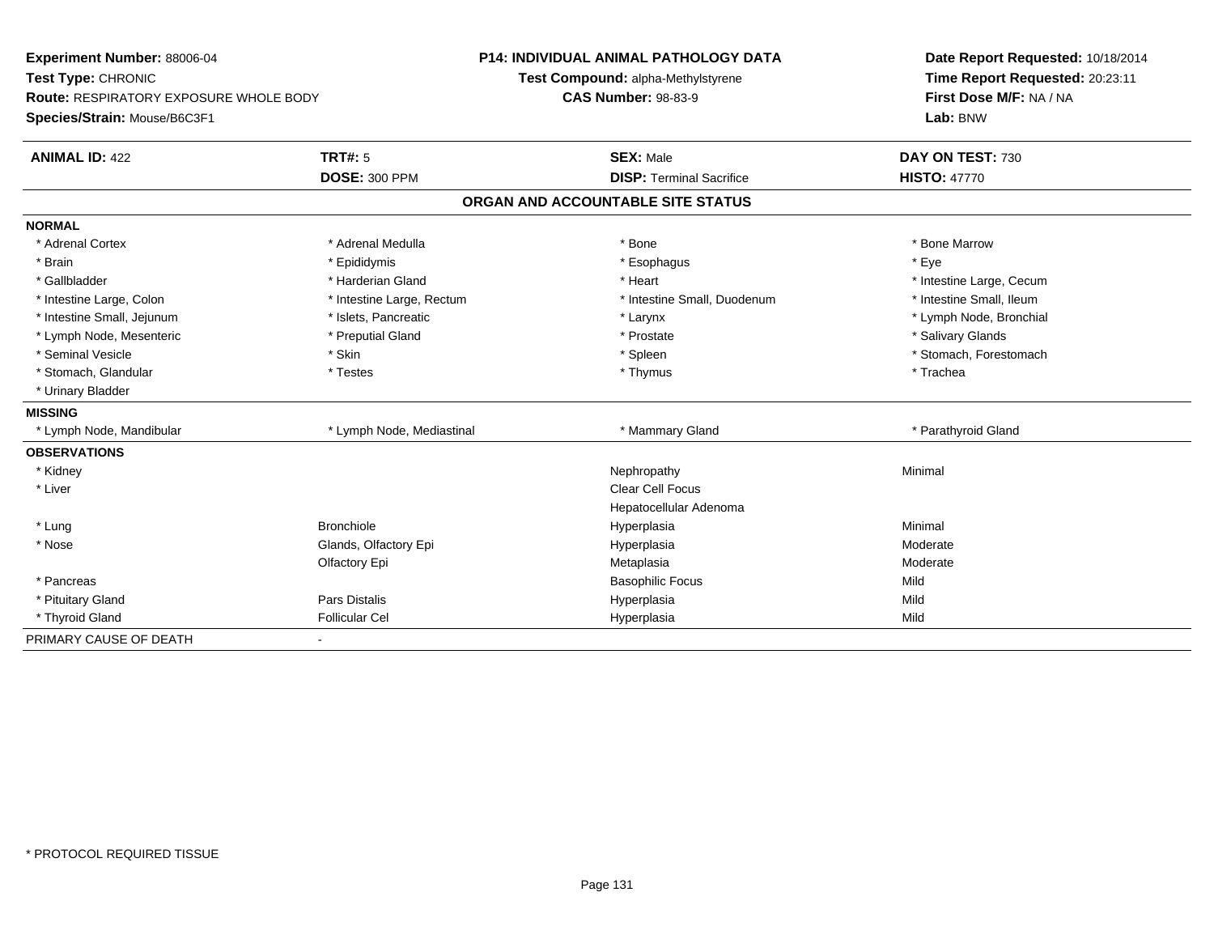**Experiment Number:** 88006-04
**Test Type:** CHRONIC
**Route:** RESPIRATORY EXPOSURE WHOLE BODY
**Species/Strain:** Mouse/B6C3F1

**P14: INDIVIDUAL ANIMAL PATHOLOGY DATA**
**Test Compound:** alpha-Methylstyrene
**CAS Number:** 98-83-9

**Date Report Requested:** 10/18/2014
**Time Report Requested:** 20:23:11
**First Dose M/F:** NA / NA
**Lab:** BNW

| **ANIMAL ID:** 422 | **TRT#:** 5 | **SEX:** Male | **DAY ON TEST:** 730 |
|---|---|---|---|
| | **DOSE:** 300 PPM | **DISP:** Terminal Sacrifice | **HISTO:** 47770 |

## ORGAN AND ACCOUNTABLE SITE STATUS

| | | | |
|---|---|---|---|
| **NORMAL** | | | |
| * Adrenal Cortex | * Adrenal Medulla | * Bone | * Bone Marrow |
| * Brain | * Epididymis | * Esophagus | * Eye |
| * Gallbladder | * Harderian Gland | * Heart | * Intestine Large, Cecum |
| * Intestine Large, Colon | * Intestine Large, Rectum | * Intestine Small, Duodenum | * Intestine Small, Ileum |
| * Intestine Small, Jejunum | * Islets, Pancreatic | * Larynx | * Lymph Node, Bronchial |
| * Lymph Node, Mesenteric | * Preputial Gland | * Prostate | * Salivary Glands |
| * Seminal Vesicle | * Skin | * Spleen | * Stomach, Forestomach |
| * Stomach, Glandular | * Testes | * Thymus | * Trachea |
| * Urinary Bladder | | | |
| **MISSING** | | | |
| * Lymph Node, Mandibular | * Lymph Node, Mediastinal | * Mammary Gland | * Parathyroid Gland |
| **OBSERVATIONS** | | | |
| * Kidney | | Nephropathy | Minimal |
| * Liver | | Clear Cell Focus | |
| | | Hepatocellular Adenoma | |
| * Lung | Bronchiole | Hyperplasia | Minimal |
| * Nose | Glands, Olfactory Epi | Hyperplasia | Moderate |
| | Olfactory Epi | Metaplasia | Moderate |
| * Pancreas | | Basophilic Focus | Mild |
| * Pituitary Gland | Pars Distalis | Hyperplasia | Mild |
| * Thyroid Gland | Follicular Cel | Hyperplasia | Mild |
| PRIMARY CAUSE OF DEATH | - | | |

\* PROTOCOL REQUIRED TISSUE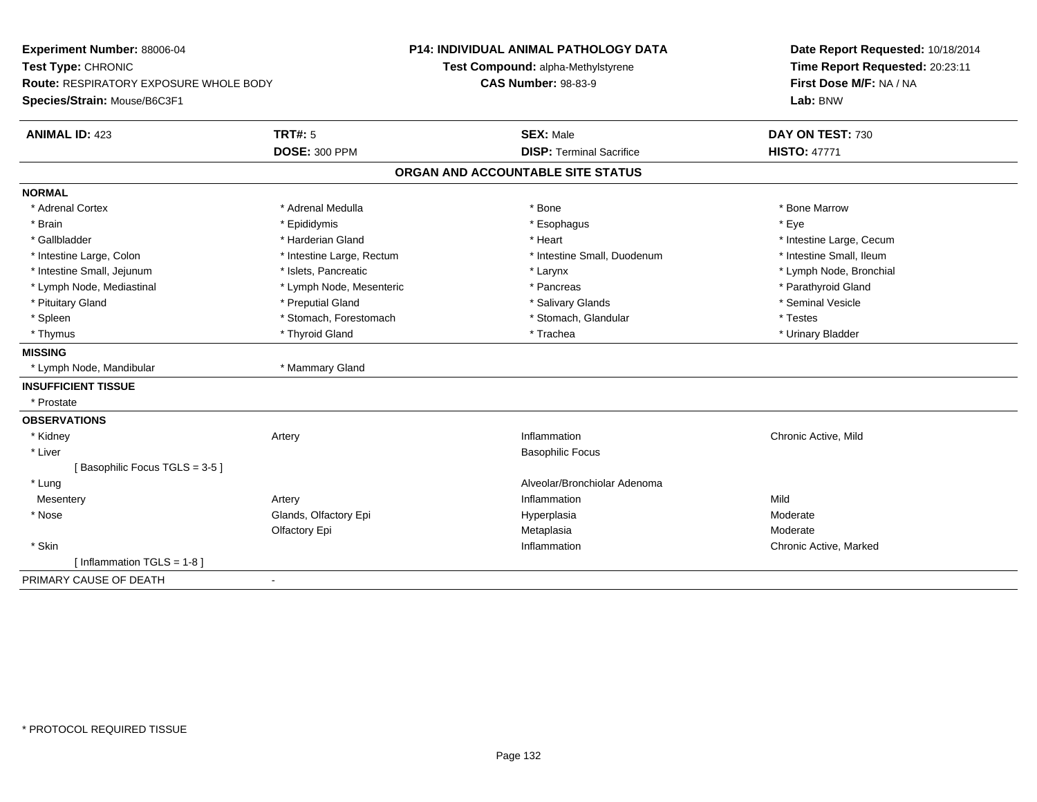**Experiment Number:** 88006-04
**Test Type:** CHRONIC
**Route:** RESPIRATORY EXPOSURE WHOLE BODY
**Species/Strain:** Mouse/B6C3F1

**P14: INDIVIDUAL ANIMAL PATHOLOGY DATA**
**Test Compound:** alpha-Methylstyrene
**CAS Number:** 98-83-9

**Date Report Requested:** 10/18/2014
**Time Report Requested:** 20:23:11
**First Dose M/F:** NA / NA
**Lab:** BNW

| **ANIMAL ID:** 423 | **TRT#:** 5 | **SEX:** Male | **DAY ON TEST:** 730 |
|---|---|---|---|
| | **DOSE:** 300 PPM | **DISP:** Terminal Sacrifice | **HISTO:** 47771 |

## ORGAN AND ACCOUNTABLE SITE STATUS

| | | | |
|---|---|---|---|
| **NORMAL** | | | |
| * Adrenal Cortex | * Adrenal Medulla | * Bone | * Bone Marrow |
| * Brain | * Epididymis | * Esophagus | * Eye |
| * Gallbladder | * Harderian Gland | * Heart | * Intestine Large, Cecum |
| * Intestine Large, Colon | * Intestine Large, Rectum | * Intestine Small, Duodenum | * Intestine Small, Ileum |
| * Intestine Small, Jejunum | * Islets, Pancreatic | * Larynx | * Lymph Node, Bronchial |
| * Lymph Node, Mediastinal | * Lymph Node, Mesenteric | * Pancreas | * Parathyroid Gland |
| * Pituitary Gland | * Preputial Gland | * Salivary Glands | * Seminal Vesicle |
| * Spleen | * Stomach, Forestomach | * Stomach, Glandular | * Testes |
| * Thymus | * Thyroid Gland | * Trachea | * Urinary Bladder |
| **MISSING** | | | |
| * Lymph Node, Mandibular | * Mammary Gland | | |
| **INSUFFICIENT TISSUE** | | | |
| * Prostate | | | |
| **OBSERVATIONS** | | | |
| * Kidney | Artery | Inflammation | Chronic Active, Mild |
| * Liver | | Basophilic Focus | |
| [ Basophilic Focus TGLS = 3-5 ] | | | |
| * Lung | | Alveolar/Bronchiolar Adenoma | |
| Mesentery | Artery | Inflammation | Mild |
| * Nose | Glands, Olfactory Epi | Hyperplasia | Moderate |
| | Olfactory Epi | Metaplasia | Moderate |
| * Skin | | Inflammation | Chronic Active, Marked |
| [ Inflammation TGLS = 1-8 ] | | | |
| PRIMARY CAUSE OF DEATH | - | | |

\* PROTOCOL REQUIRED TISSUE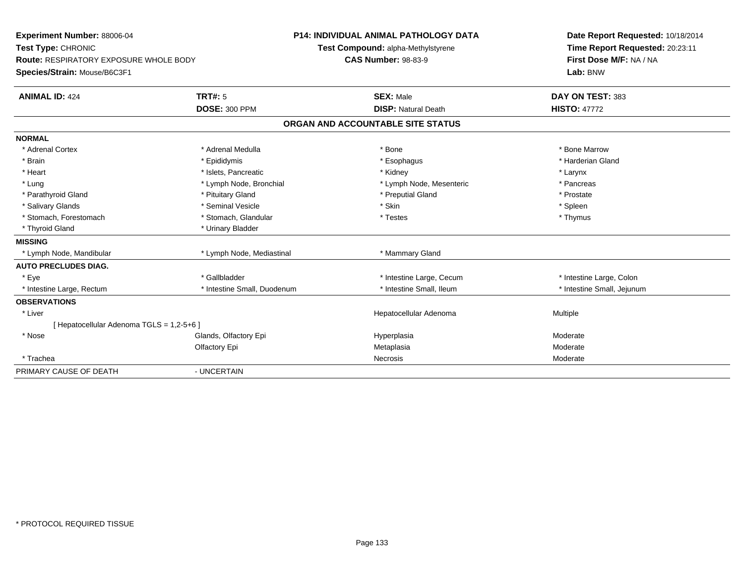**Experiment Number:** 88006-04
**Test Type:** CHRONIC
**Route:** RESPIRATORY EXPOSURE WHOLE BODY
**Species/Strain:** Mouse/B6C3F1

**P14: INDIVIDUAL ANIMAL PATHOLOGY DATA**
**Test Compound:** alpha-Methylstyrene
**CAS Number:** 98-83-9

**Date Report Requested:** 10/18/2014
**Time Report Requested:** 20:23:11
**First Dose M/F:** NA / NA
**Lab:** BNW

| **ANIMAL ID:** 424 | **TRT#:** 5 | **SEX:** Male | **DAY ON TEST:** 383 |
|---|---|---|---|
| | **DOSE:** 300 PPM | **DISP:** Natural Death | **HISTO:** 47772 |

## ORGAN AND ACCOUNTABLE SITE STATUS

| | | | |
|---|---|---|---|
| **NORMAL** | | | |
| * Adrenal Cortex | * Adrenal Medulla | * Bone | * Bone Marrow |
| * Brain | * Epididymis | * Esophagus | * Harderian Gland |
| * Heart | * Islets, Pancreatic | * Kidney | * Larynx |
| * Lung | * Lymph Node, Bronchial | * Lymph Node, Mesenteric | * Pancreas |
| * Parathyroid Gland | * Pituitary Gland | * Preputial Gland | * Prostate |
| * Salivary Glands | * Seminal Vesicle | * Skin | * Spleen |
| * Stomach, Forestomach | * Stomach, Glandular | * Testes | * Thymus |
| * Thyroid Gland | * Urinary Bladder | | |
| **MISSING** | | | |
| * Lymph Node, Mandibular | * Lymph Node, Mediastinal | * Mammary Gland | |
| **AUTO PRECLUDES DIAG.** | | | |
| * Eye | * Gallbladder | * Intestine Large, Cecum | * Intestine Large, Colon |
| * Intestine Large, Rectum | * Intestine Small, Duodenum | * Intestine Small, Ileum | * Intestine Small, Jejunum |
| **OBSERVATIONS** | | | |
| * Liver | | Hepatocellular Adenoma | Multiple |
| [ Hepatocellular Adenoma TGLS = 1,2-5+6 ] | | | |
| * Nose | Glands, Olfactory Epi | Hyperplasia | Moderate |
| | Olfactory Epi | Metaplasia | Moderate |
| * Trachea | | Necrosis | Moderate |
| PRIMARY CAUSE OF DEATH | - UNCERTAIN | | |

* PROTOCOL REQUIRED TISSUE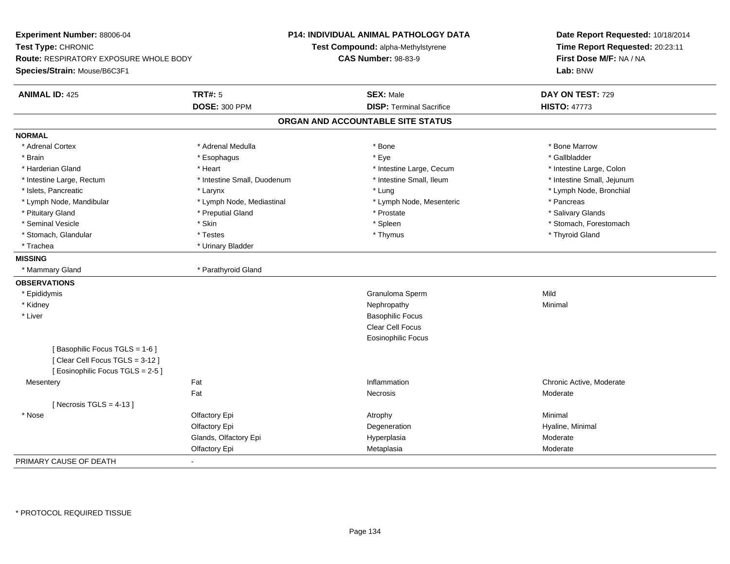**Experiment Number:** 88006-04
**Test Type:** CHRONIC
**Route:** RESPIRATORY EXPOSURE WHOLE BODY
**Species/Strain:** Mouse/B6C3F1

**P14: INDIVIDUAL ANIMAL PATHOLOGY DATA**
**Test Compound:** alpha-Methylstyrene
**CAS Number:** 98-83-9

**Date Report Requested:** 10/18/2014
**Time Report Requested:** 20:23:11
**First Dose M/F:** NA / NA
**Lab:** BNW

| **ANIMAL ID:** 425 | **TRT#:** 5 | **SEX:** Male | **DAY ON TEST:** 729 |
|---|---|---|---|
| | **DOSE:** 300 PPM | **DISP:** Terminal Sacrifice | **HISTO:** 47773 |

## ORGAN AND ACCOUNTABLE SITE STATUS

**NORMAL**

| | | | |
|---|---|---|---|
| * Adrenal Cortex | * Adrenal Medulla | * Bone | * Bone Marrow |
| * Brain | * Esophagus | * Eye | * Gallbladder |
| * Harderian Gland | * Heart | * Intestine Large, Cecum | * Intestine Large, Colon |
| * Intestine Large, Rectum | * Intestine Small, Duodenum | * Intestine Small, Ileum | * Intestine Small, Jejunum |
| * Islets, Pancreatic | * Larynx | * Lung | * Lymph Node, Bronchial |
| * Lymph Node, Mandibular | * Lymph Node, Mediastinal | * Lymph Node, Mesenteric | * Pancreas |
| * Pituitary Gland | * Preputial Gland | * Prostate | * Salivary Glands |
| * Seminal Vesicle | * Skin | * Spleen | * Stomach, Forestomach |
| * Stomach, Glandular | * Testes | * Thymus | * Thyroid Gland |
| * Trachea | * Urinary Bladder | | |

**MISSING**

| | |
|---|---|
| * Mammary Gland | * Parathyroid Gland |

**OBSERVATIONS**

| | | | |
|---|---|---|---|
| * Epididymis | | Granuloma Sperm | Mild |
| * Kidney | | Nephropathy | Minimal |
| * Liver | | Basophilic Focus | |
| | | Clear Cell Focus | |
| | | Eosinophilic Focus | |
| [ Basophilic Focus TGLS = 1-6 ] | | | |
| [ Clear Cell Focus TGLS = 3-12 ] | | | |
| [ Eosinophilic Focus TGLS = 2-5 ] | | | |
| Mesentery | Fat | Inflammation | Chronic Active, Moderate |
| | Fat | Necrosis | Moderate |
| [ Necrosis TGLS = 4-13 ] | | | |
| * Nose | Olfactory Epi | Atrophy | Minimal |
| | Olfactory Epi | Degeneration | Hyaline, Minimal |
| | Glands, Olfactory Epi | Hyperplasia | Moderate |
| | Olfactory Epi | Metaplasia | Moderate |

PRIMARY CAUSE OF DEATH -

* PROTOCOL REQUIRED TISSUE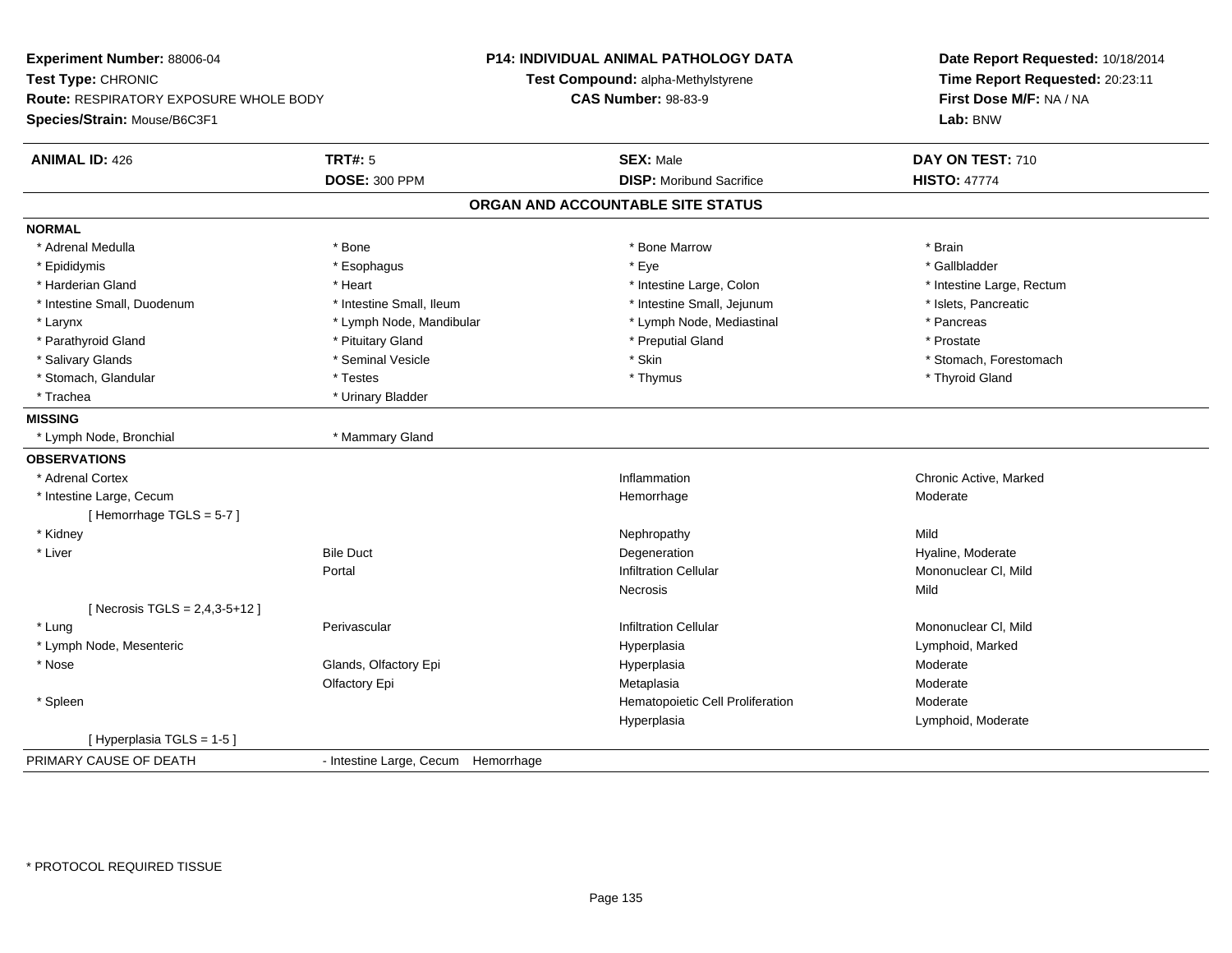**Experiment Number:** 88006-04
**Test Type:** CHRONIC
**Route:** RESPIRATORY EXPOSURE WHOLE BODY
**Species/Strain:** Mouse/B6C3F1

**P14: INDIVIDUAL ANIMAL PATHOLOGY DATA**
**Test Compound:** alpha-Methylstyrene
**CAS Number:** 98-83-9

**Date Report Requested:** 10/18/2014
**Time Report Requested:** 20:23:11
**First Dose M/F:** NA / NA
**Lab:** BNW

| **ANIMAL ID:** 426 | **TRT#:** 5 | **SEX:** Male | **DAY ON TEST:** 710 |
|---|---|---|---|
| | **DOSE:** 300 PPM | **DISP:** Moribund Sacrifice | **HISTO:** 47774 |

## ORGAN AND ACCOUNTABLE SITE STATUS

**NORMAL**

| | | | |
|---|---|---|---|
| * Adrenal Medulla | * Bone | * Bone Marrow | * Brain |
| * Epididymis | * Esophagus | * Eye | * Gallbladder |
| * Harderian Gland | * Heart | * Intestine Large, Colon | * Intestine Large, Rectum |
| * Intestine Small, Duodenum | * Intestine Small, Ileum | * Intestine Small, Jejunum | * Islets, Pancreatic |
| * Larynx | * Lymph Node, Mandibular | * Lymph Node, Mediastinal | * Pancreas |
| * Parathyroid Gland | * Pituitary Gland | * Preputial Gland | * Prostate |
| * Salivary Glands | * Seminal Vesicle | * Skin | * Stomach, Forestomach |
| * Stomach, Glandular | * Testes | * Thymus | * Thyroid Gland |
| * Trachea | * Urinary Bladder | | |

**MISSING**

| | |
|---|---|
| * Lymph Node, Bronchial | * Mammary Gland |

**OBSERVATIONS**

| Organ | Site | Observation | Qualifier |
|---|---|---|---|
| * Adrenal Cortex | | Inflammation | Chronic Active, Marked |
| * Intestine Large, Cecum | | Hemorrhage | Moderate |
| [ Hemorrhage TGLS = 5-7 ] | | | |
| * Kidney | | Nephropathy | Mild |
| * Liver | Bile Duct | Degeneration | Hyaline, Moderate |
| | Portal | Infiltration Cellular | Mononuclear Cl, Mild |
| | | Necrosis | Mild |
| [ Necrosis TGLS = 2,4,3-5+12 ] | | | |
| * Lung | Perivascular | Infiltration Cellular | Mononuclear Cl, Mild |
| * Lymph Node, Mesenteric | | Hyperplasia | Lymphoid, Marked |
| * Nose | Glands, Olfactory Epi | Hyperplasia | Moderate |
| | Olfactory Epi | Metaplasia | Moderate |
| * Spleen | | Hematopoietic Cell Proliferation | Moderate |
| | | Hyperplasia | Lymphoid, Moderate |
| [ Hyperplasia TGLS = 1-5 ] | | | |

PRIMARY CAUSE OF DEATH - Intestine Large, Cecum Hemorrhage

\* PROTOCOL REQUIRED TISSUE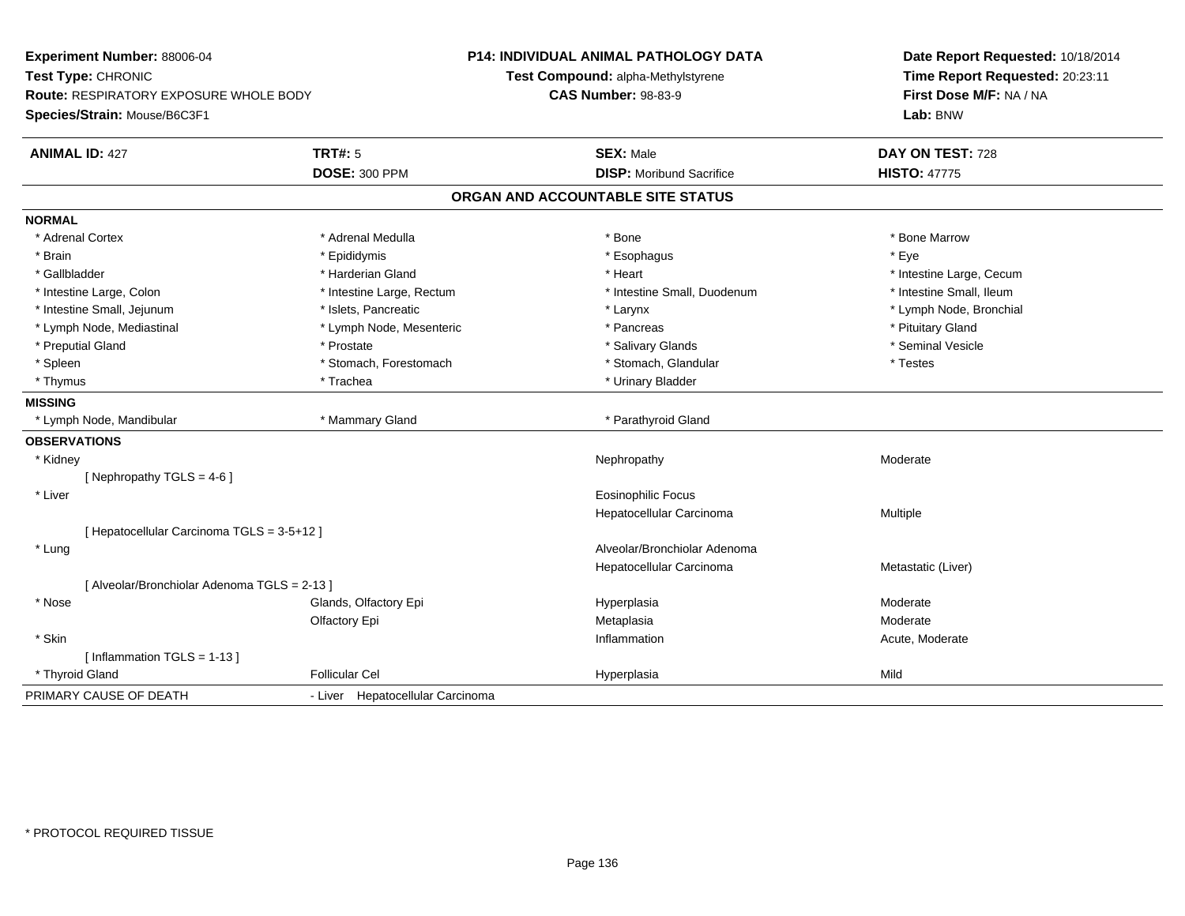**Experiment Number:** 88006-04
**Test Type:** CHRONIC
**Route:** RESPIRATORY EXPOSURE WHOLE BODY
**Species/Strain:** Mouse/B6C3F1

**P14: INDIVIDUAL ANIMAL PATHOLOGY DATA**
**Test Compound:** alpha-Methylstyrene
**CAS Number:** 98-83-9

**Date Report Requested:** 10/18/2014
**Time Report Requested:** 20:23:11
**First Dose M/F:** NA / NA
**Lab:** BNW

| **ANIMAL ID:** 427 | **TRT#:** 5 | **SEX:** Male | **DAY ON TEST:** 728 |
|---|---|---|---|
| | **DOSE:** 300 PPM | **DISP:** Moribund Sacrifice | **HISTO:** 47775 |

## ORGAN AND ACCOUNTABLE SITE STATUS

**NORMAL**

| | | | |
|---|---|---|---|
| * Adrenal Cortex | * Adrenal Medulla | * Bone | * Bone Marrow |
| * Brain | * Epididymis | * Esophagus | * Eye |
| * Gallbladder | * Harderian Gland | * Heart | * Intestine Large, Cecum |
| * Intestine Large, Colon | * Intestine Large, Rectum | * Intestine Small, Duodenum | * Intestine Small, Ileum |
| * Intestine Small, Jejunum | * Islets, Pancreatic | * Larynx | * Lymph Node, Bronchial |
| * Lymph Node, Mediastinal | * Lymph Node, Mesenteric | * Pancreas | * Pituitary Gland |
| * Preputial Gland | * Prostate | * Salivary Glands | * Seminal Vesicle |
| * Spleen | * Stomach, Forestomach | * Stomach, Glandular | * Testes |
| * Thymus | * Trachea | * Urinary Bladder | |

**MISSING**

| | | |
|---|---|---|
| * Lymph Node, Mandibular | * Mammary Gland | * Parathyroid Gland |

**OBSERVATIONS**

| Organ | Site | Observation | Severity |
|---|---|---|---|
| * Kidney | | Nephropathy | Moderate |
| [ Nephropathy TGLS = 4-6 ] | | | |
| * Liver | | Eosinophilic Focus | |
| | | Hepatocellular Carcinoma | Multiple |
| [ Hepatocellular Carcinoma TGLS = 3-5+12 ] | | | |
| * Lung | | Alveolar/Bronchiolar Adenoma | |
| | | Hepatocellular Carcinoma | Metastatic (Liver) |
| [ Alveolar/Bronchiolar Adenoma TGLS = 2-13 ] | | | |
| * Nose | Glands, Olfactory Epi | Hyperplasia | Moderate |
| | Olfactory Epi | Metaplasia | Moderate |
| * Skin | | Inflammation | Acute, Moderate |
| [ Inflammation TGLS = 1-13 ] | | | |
| * Thyroid Gland | Follicular Cel | Hyperplasia | Mild |

PRIMARY CAUSE OF DEATH - Liver Hepatocellular Carcinoma

\* PROTOCOL REQUIRED TISSUE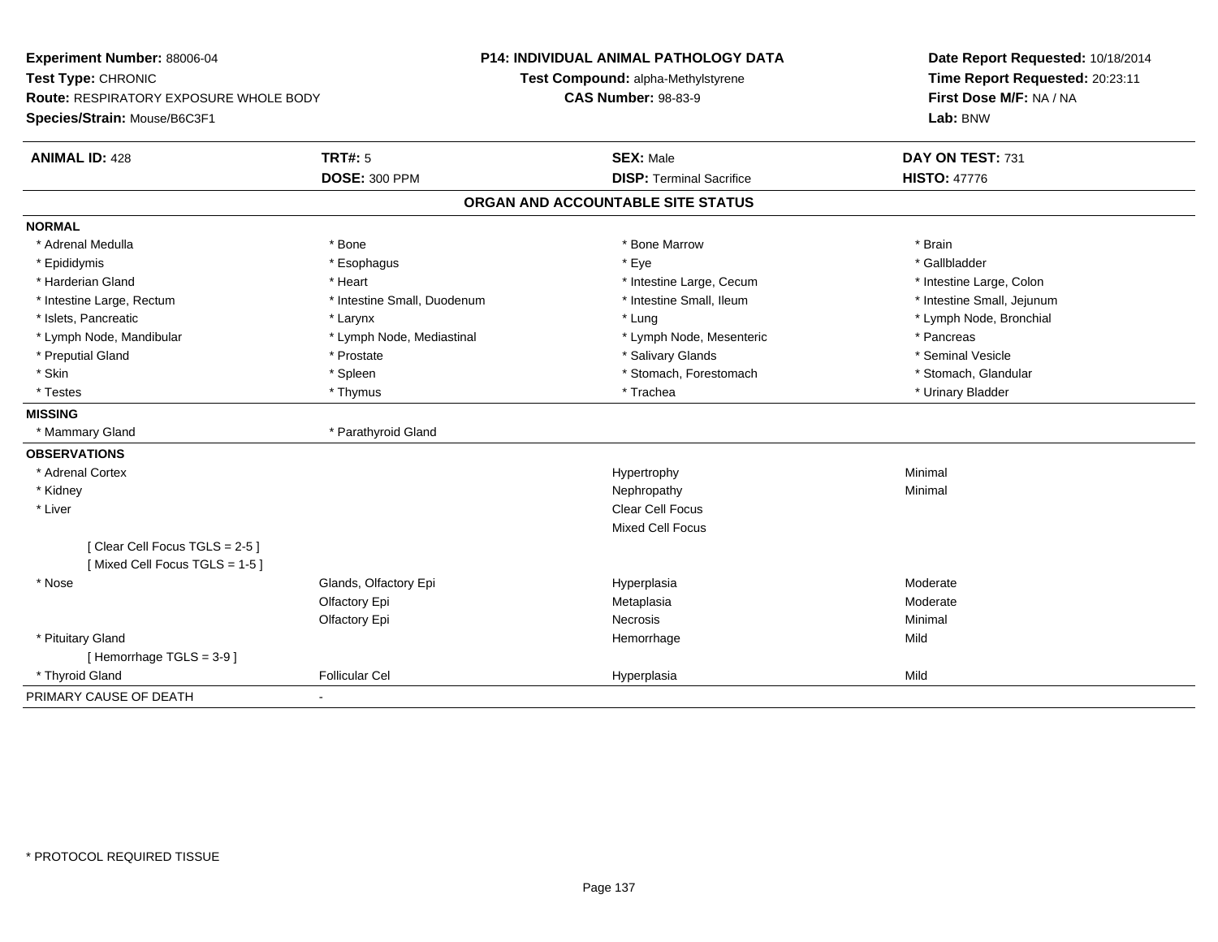**Experiment Number:** 88006-04
**Test Type:** CHRONIC
**Route:** RESPIRATORY EXPOSURE WHOLE BODY
**Species/Strain:** Mouse/B6C3F1

**P14: INDIVIDUAL ANIMAL PATHOLOGY DATA**
**Test Compound:** alpha-Methylstyrene
**CAS Number:** 98-83-9

**Date Report Requested:** 10/18/2014
**Time Report Requested:** 20:23:11
**First Dose M/F:** NA / NA
**Lab:** BNW

| **ANIMAL ID:** 428 | **TRT#:** 5 | **SEX:** Male | **DAY ON TEST:** 731 |
|---|---|---|---|
| | **DOSE:** 300 PPM | **DISP:** Terminal Sacrifice | **HISTO:** 47776 |

## ORGAN AND ACCOUNTABLE SITE STATUS

**NORMAL**

| | | | |
|---|---|---|---|
| * Adrenal Medulla | * Bone | * Bone Marrow | * Brain |
| * Epididymis | * Esophagus | * Eye | * Gallbladder |
| * Harderian Gland | * Heart | * Intestine Large, Cecum | * Intestine Large, Colon |
| * Intestine Large, Rectum | * Intestine Small, Duodenum | * Intestine Small, Ileum | * Intestine Small, Jejunum |
| * Islets, Pancreatic | * Larynx | * Lung | * Lymph Node, Bronchial |
| * Lymph Node, Mandibular | * Lymph Node, Mediastinal | * Lymph Node, Mesenteric | * Pancreas |
| * Preputial Gland | * Prostate | * Salivary Glands | * Seminal Vesicle |
| * Skin | * Spleen | * Stomach, Forestomach | * Stomach, Glandular |
| * Testes | * Thymus | * Trachea | * Urinary Bladder |

**MISSING**

| | |
|---|---|
| * Mammary Gland | * Parathyroid Gland |

**OBSERVATIONS**

| | | | |
|---|---|---|---|
| * Adrenal Cortex | | Hypertrophy | Minimal |
| * Kidney | | Nephropathy | Minimal |
| * Liver | | Clear Cell Focus | |
| | | Mixed Cell Focus | |
| [ Clear Cell Focus TGLS = 2-5 ] | | | |
| [ Mixed Cell Focus TGLS = 1-5 ] | | | |
| * Nose | Glands, Olfactory Epi | Hyperplasia | Moderate |
| | Olfactory Epi | Metaplasia | Moderate |
| | Olfactory Epi | Necrosis | Minimal |
| * Pituitary Gland | | Hemorrhage | Mild |
| [ Hemorrhage TGLS = 3-9 ] | | | |
| * Thyroid Gland | Follicular Cel | Hyperplasia | Mild |

PRIMARY CAUSE OF DEATH -

* PROTOCOL REQUIRED TISSUE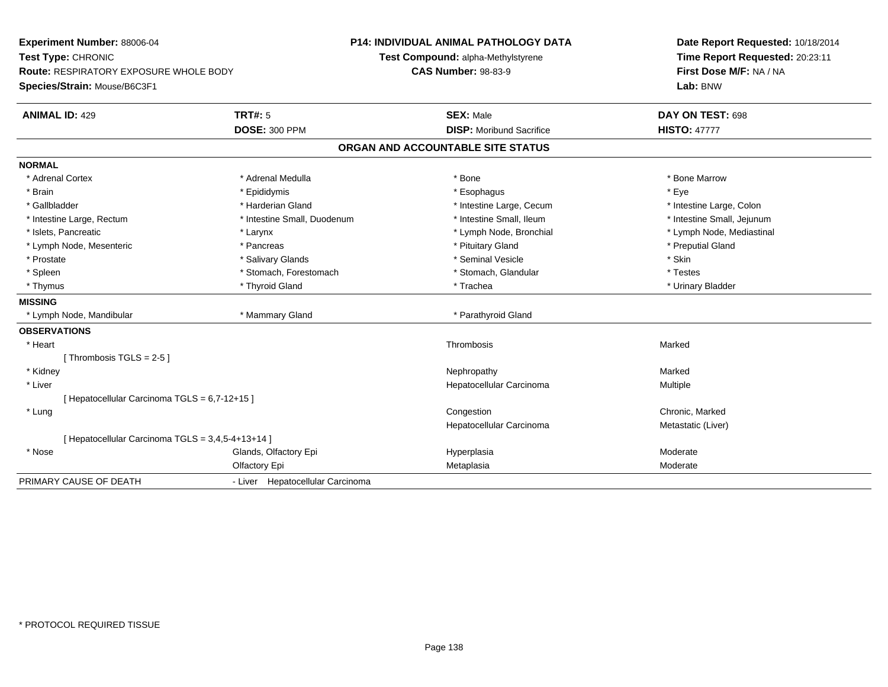**Experiment Number:** 88006-04
**Test Type:** CHRONIC
**Route:** RESPIRATORY EXPOSURE WHOLE BODY
**Species/Strain:** Mouse/B6C3F1

**P14: INDIVIDUAL ANIMAL PATHOLOGY DATA**
**Test Compound:** alpha-Methylstyrene
**CAS Number:** 98-83-9

**Date Report Requested:** 10/18/2014
**Time Report Requested:** 20:23:11
**First Dose M/F:** NA / NA
**Lab:** BNW

| **ANIMAL ID:** 429 | **TRT#:** 5 | **SEX:** Male | **DAY ON TEST:** 698 |
|---|---|---|---|
| | **DOSE:** 300 PPM | **DISP:** Moribund Sacrifice | **HISTO:** 47777 |

## ORGAN AND ACCOUNTABLE SITE STATUS

**NORMAL**

| | | | |
|---|---|---|---|
| * Adrenal Cortex | * Adrenal Medulla | * Bone | * Bone Marrow |
| * Brain | * Epididymis | * Esophagus | * Eye |
| * Gallbladder | * Harderian Gland | * Intestine Large, Cecum | * Intestine Large, Colon |
| * Intestine Large, Rectum | * Intestine Small, Duodenum | * Intestine Small, Ileum | * Intestine Small, Jejunum |
| * Islets, Pancreatic | * Larynx | * Lymph Node, Bronchial | * Lymph Node, Mediastinal |
| * Lymph Node, Mesenteric | * Pancreas | * Pituitary Gland | * Preputial Gland |
| * Prostate | * Salivary Glands | * Seminal Vesicle | * Skin |
| * Spleen | * Stomach, Forestomach | * Stomach, Glandular | * Testes |
| * Thymus | * Thyroid Gland | * Trachea | * Urinary Bladder |

**MISSING**

| | | |
|---|---|---|
| * Lymph Node, Mandibular | * Mammary Gland | * Parathyroid Gland |

**OBSERVATIONS**

| | | | |
|---|---|---|---|
| * Heart | | Thrombosis | Marked |
| [ Thrombosis TGLS = 2-5 ] | | | |
| * Kidney | | Nephropathy | Marked |
| * Liver | | Hepatocellular Carcinoma | Multiple |
| [ Hepatocellular Carcinoma TGLS = 6,7-12+15 ] | | | |
| * Lung | | Congestion | Chronic, Marked |
| | | Hepatocellular Carcinoma | Metastatic (Liver) |
| [ Hepatocellular Carcinoma TGLS = 3,4,5-4+13+14 ] | | | |
| * Nose | Glands, Olfactory Epi | Hyperplasia | Moderate |
| | Olfactory Epi | Metaplasia | Moderate |

PRIMARY CAUSE OF DEATH - Liver Hepatocellular Carcinoma

\* PROTOCOL REQUIRED TISSUE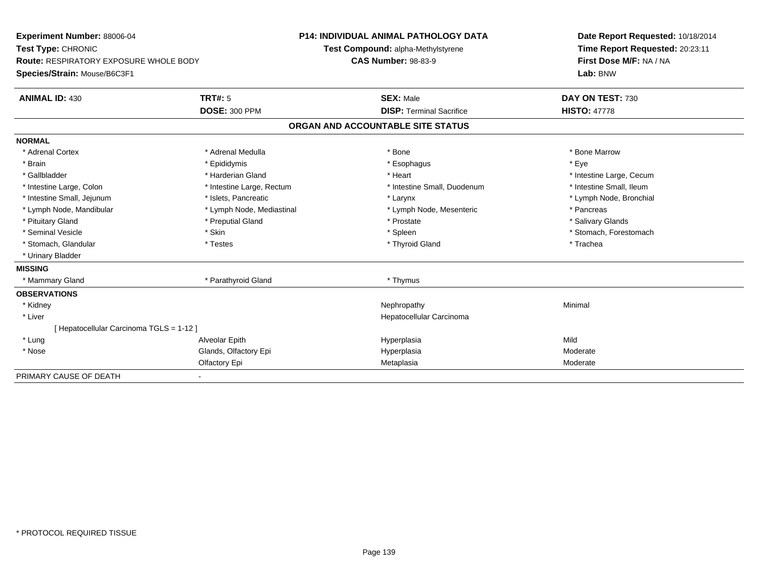**Experiment Number:** 88006-04
**Test Type:** CHRONIC
**Route:** RESPIRATORY EXPOSURE WHOLE BODY
**Species/Strain:** Mouse/B6C3F1

**P14: INDIVIDUAL ANIMAL PATHOLOGY DATA**
**Test Compound:** alpha-Methylstyrene
**CAS Number:** 98-83-9

**Date Report Requested:** 10/18/2014
**Time Report Requested:** 20:23:11
**First Dose M/F:** NA / NA
**Lab:** BNW

| **ANIMAL ID:** 430 | **TRT#:** 5 | **SEX:** Male | **DAY ON TEST:** 730 |
|---|---|---|---|
| | **DOSE:** 300 PPM | **DISP:** Terminal Sacrifice | **HISTO:** 47778 |

## ORGAN AND ACCOUNTABLE SITE STATUS

| | | | |
|---|---|---|---|
| **NORMAL** | | | |
| * Adrenal Cortex | * Adrenal Medulla | * Bone | * Bone Marrow |
| * Brain | * Epididymis | * Esophagus | * Eye |
| * Gallbladder | * Harderian Gland | * Heart | * Intestine Large, Cecum |
| * Intestine Large, Colon | * Intestine Large, Rectum | * Intestine Small, Duodenum | * Intestine Small, Ileum |
| * Intestine Small, Jejunum | * Islets, Pancreatic | * Larynx | * Lymph Node, Bronchial |
| * Lymph Node, Mandibular | * Lymph Node, Mediastinal | * Lymph Node, Mesenteric | * Pancreas |
| * Pituitary Gland | * Preputial Gland | * Prostate | * Salivary Glands |
| * Seminal Vesicle | * Skin | * Spleen | * Stomach, Forestomach |
| * Stomach, Glandular | * Testes | * Thyroid Gland | * Trachea |
| * Urinary Bladder | | | |
| **MISSING** | | | |
| * Mammary Gland | * Parathyroid Gland | * Thymus | |
| **OBSERVATIONS** | | | |
| * Kidney | | Nephropathy | Minimal |
| * Liver | | Hepatocellular Carcinoma | |
| [ Hepatocellular Carcinoma TGLS = 1-12 ] | | | |
| * Lung | Alveolar Epith | Hyperplasia | Mild |
| * Nose | Glands, Olfactory Epi | Hyperplasia | Moderate |
| | Olfactory Epi | Metaplasia | Moderate |
| PRIMARY CAUSE OF DEATH | - | | |

* PROTOCOL REQUIRED TISSUE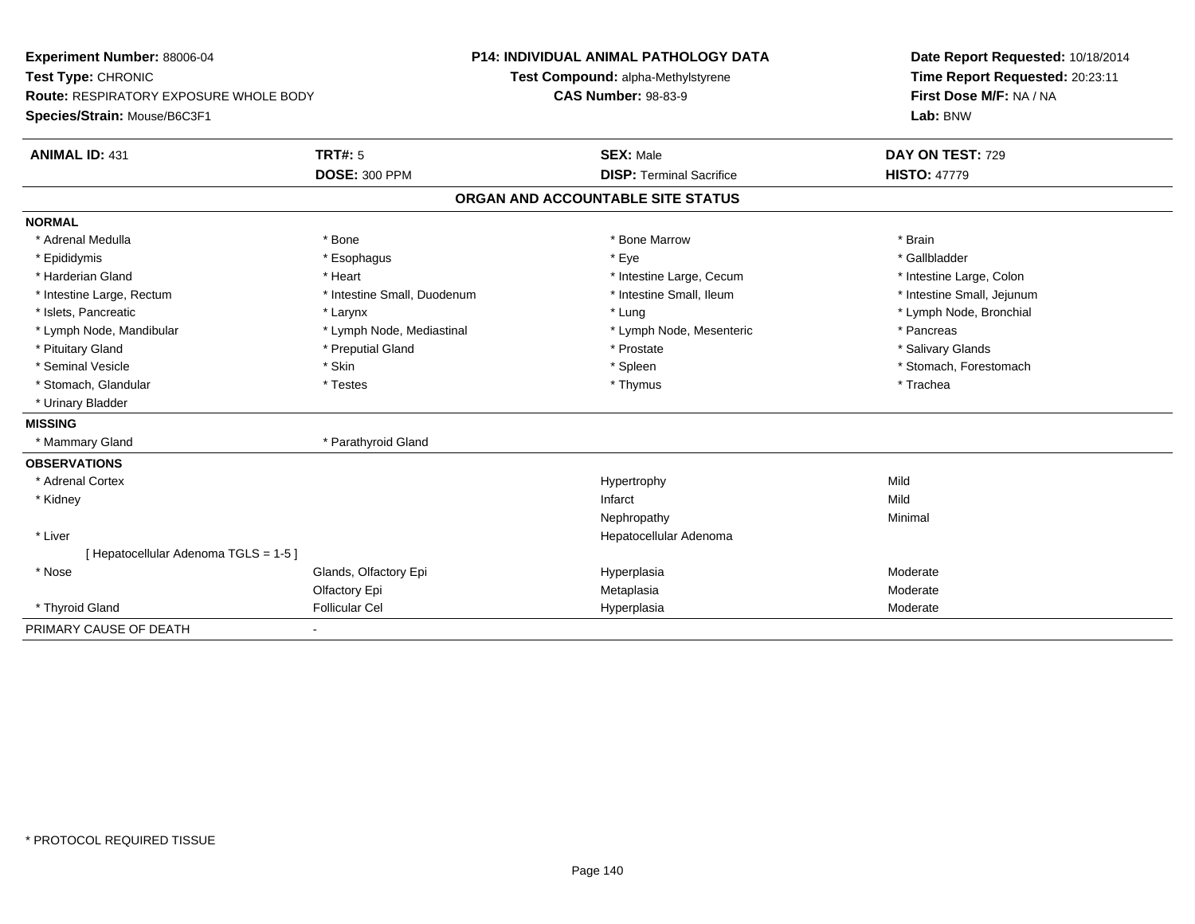**Experiment Number:** 88006-04
**Test Type:** CHRONIC
**Route:** RESPIRATORY EXPOSURE WHOLE BODY
**Species/Strain:** Mouse/B6C3F1

**P14: INDIVIDUAL ANIMAL PATHOLOGY DATA**
**Test Compound:** alpha-Methylstyrene
**CAS Number:** 98-83-9

**Date Report Requested:** 10/18/2014
**Time Report Requested:** 20:23:11
**First Dose M/F:** NA / NA
**Lab:** BNW

| **ANIMAL ID:** 431 | **TRT#:** 5 | **SEX:** Male | **DAY ON TEST:** 729 |
|---|---|---|---|
| | **DOSE:** 300 PPM | **DISP:** Terminal Sacrifice | **HISTO:** 47779 |

## ORGAN AND ACCOUNTABLE SITE STATUS

**NORMAL**

| | | | |
|---|---|---|---|
| * Adrenal Medulla | * Bone | * Bone Marrow | * Brain |
| * Epididymis | * Esophagus | * Eye | * Gallbladder |
| * Harderian Gland | * Heart | * Intestine Large, Cecum | * Intestine Large, Colon |
| * Intestine Large, Rectum | * Intestine Small, Duodenum | * Intestine Small, Ileum | * Intestine Small, Jejunum |
| * Islets, Pancreatic | * Larynx | * Lung | * Lymph Node, Bronchial |
| * Lymph Node, Mandibular | * Lymph Node, Mediastinal | * Lymph Node, Mesenteric | * Pancreas |
| * Pituitary Gland | * Preputial Gland | * Prostate | * Salivary Glands |
| * Seminal Vesicle | * Skin | * Spleen | * Stomach, Forestomach |
| * Stomach, Glandular | * Testes | * Thymus | * Trachea |
| * Urinary Bladder | | | |

**MISSING**

| | |
|---|---|
| * Mammary Gland | * Parathyroid Gland |

**OBSERVATIONS**

| | | | |
|---|---|---|---|
| * Adrenal Cortex | | Hypertrophy | Mild |
| * Kidney | | Infarct | Mild |
| | | Nephropathy | Minimal |
| * Liver | | Hepatocellular Adenoma | |
| [ Hepatocellular Adenoma TGLS = 1-5 ] | | | |
| * Nose | Glands, Olfactory Epi | Hyperplasia | Moderate |
| | Olfactory Epi | Metaplasia | Moderate |
| * Thyroid Gland | Follicular Cel | Hyperplasia | Moderate |

PRIMARY CAUSE OF DEATH -

* PROTOCOL REQUIRED TISSUE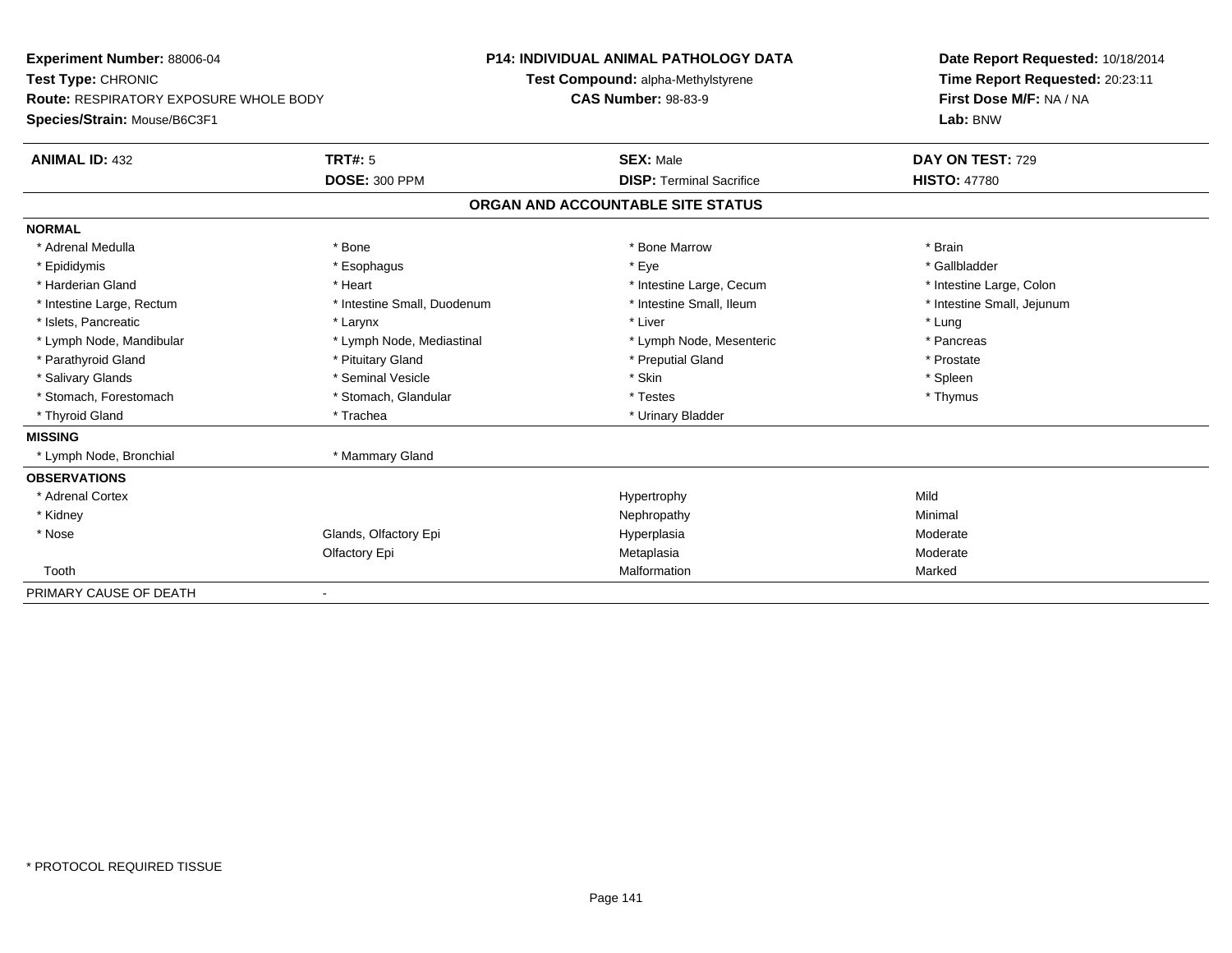**Experiment Number:** 88006-04
**Test Type:** CHRONIC
**Route:** RESPIRATORY EXPOSURE WHOLE BODY
**Species/Strain:** Mouse/B6C3F1

**P14: INDIVIDUAL ANIMAL PATHOLOGY DATA**
**Test Compound:** alpha-Methylstyrene
**CAS Number:** 98-83-9

**Date Report Requested:** 10/18/2014
**Time Report Requested:** 20:23:11
**First Dose M/F:** NA / NA
**Lab:** BNW

| **ANIMAL ID:** 432 | **TRT#:** 5 | **SEX:** Male | **DAY ON TEST:** 729 |
|---|---|---|---|
| | **DOSE:** 300 PPM | **DISP:** Terminal Sacrifice | **HISTO:** 47780 |

**ORGAN AND ACCOUNTABLE SITE STATUS**

| | | | |
|---|---|---|---|
| **NORMAL** | | | |
| * Adrenal Medulla | * Bone | * Bone Marrow | * Brain |
| * Epididymis | * Esophagus | * Eye | * Gallbladder |
| * Harderian Gland | * Heart | * Intestine Large, Cecum | * Intestine Large, Colon |
| * Intestine Large, Rectum | * Intestine Small, Duodenum | * Intestine Small, Ileum | * Intestine Small, Jejunum |
| * Islets, Pancreatic | * Larynx | * Liver | * Lung |
| * Lymph Node, Mandibular | * Lymph Node, Mediastinal | * Lymph Node, Mesenteric | * Pancreas |
| * Parathyroid Gland | * Pituitary Gland | * Preputial Gland | * Prostate |
| * Salivary Glands | * Seminal Vesicle | * Skin | * Spleen |
| * Stomach, Forestomach | * Stomach, Glandular | * Testes | * Thymus |
| * Thyroid Gland | * Trachea | * Urinary Bladder | |
| **MISSING** | | | |
| * Lymph Node, Bronchial | * Mammary Gland | | |
| **OBSERVATIONS** | | | |
| * Adrenal Cortex | | Hypertrophy | Mild |
| * Kidney | | Nephropathy | Minimal |
| * Nose | Glands, Olfactory Epi | Hyperplasia | Moderate |
| | Olfactory Epi | Metaplasia | Moderate |
| Tooth | | Malformation | Marked |
| PRIMARY CAUSE OF DEATH | - | | |

* PROTOCOL REQUIRED TISSUE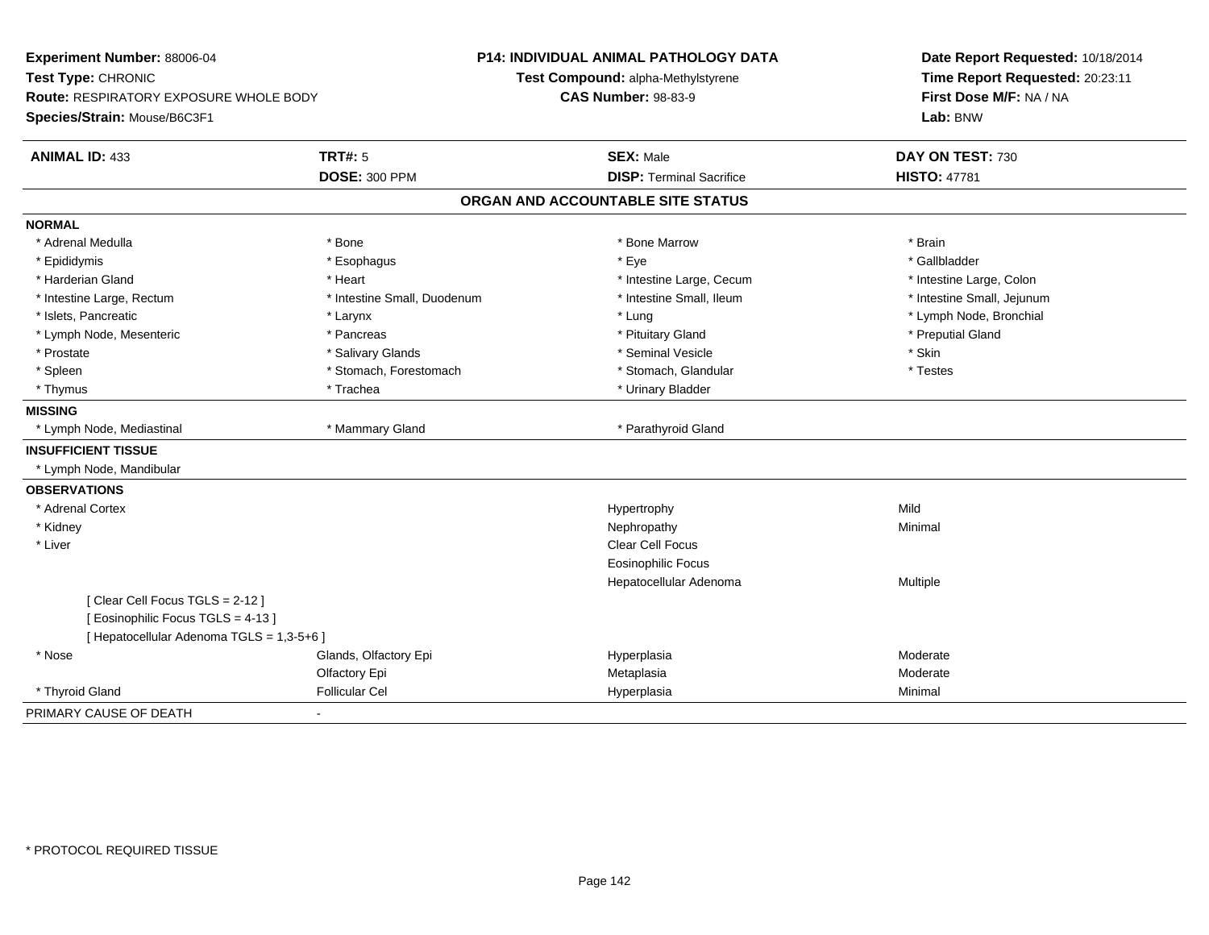**Experiment Number:** 88006-04
**Test Type:** CHRONIC
**Route:** RESPIRATORY EXPOSURE WHOLE BODY
**Species/Strain:** Mouse/B6C3F1

**P14: INDIVIDUAL ANIMAL PATHOLOGY DATA**
**Test Compound:** alpha-Methylstyrene
**CAS Number:** 98-83-9

**Date Report Requested:** 10/18/2014
**Time Report Requested:** 20:23:11
**First Dose M/F:** NA / NA
**Lab:** BNW

| **ANIMAL ID:** 433 | **TRT#:** 5 | **SEX:** Male | **DAY ON TEST:** 730 |
|---|---|---|---|
| | **DOSE:** 300 PPM | **DISP:** Terminal Sacrifice | **HISTO:** 47781 |

## ORGAN AND ACCOUNTABLE SITE STATUS

**NORMAL**

| | | | |
|---|---|---|---|
| * Adrenal Medulla | * Bone | * Bone Marrow | * Brain |
| * Epididymis | * Esophagus | * Eye | * Gallbladder |
| * Harderian Gland | * Heart | * Intestine Large, Cecum | * Intestine Large, Colon |
| * Intestine Large, Rectum | * Intestine Small, Duodenum | * Intestine Small, Ileum | * Intestine Small, Jejunum |
| * Islets, Pancreatic | * Larynx | * Lung | * Lymph Node, Bronchial |
| * Lymph Node, Mesenteric | * Pancreas | * Pituitary Gland | * Preputial Gland |
| * Prostate | * Salivary Glands | * Seminal Vesicle | * Skin |
| * Spleen | * Stomach, Forestomach | * Stomach, Glandular | * Testes |
| * Thymus | * Trachea | * Urinary Bladder | |

**MISSING**

| | | |
|---|---|---|
| * Lymph Node, Mediastinal | * Mammary Gland | * Parathyroid Gland |

**INSUFFICIENT TISSUE**

* Lymph Node, Mandibular

**OBSERVATIONS**

| | | | |
|---|---|---|---|
| * Adrenal Cortex | | Hypertrophy | Mild |
| * Kidney | | Nephropathy | Minimal |
| * Liver | | Clear Cell Focus | |
| | | Eosinophilic Focus | |
| | | Hepatocellular Adenoma | Multiple |
| [ Clear Cell Focus TGLS = 2-12 ] | | | |
| [ Eosinophilic Focus TGLS = 4-13 ] | | | |
| [ Hepatocellular Adenoma TGLS = 1,3-5+6 ] | | | |
| * Nose | Glands, Olfactory Epi | Hyperplasia | Moderate |
| | Olfactory Epi | Metaplasia | Moderate |
| * Thyroid Gland | Follicular Cel | Hyperplasia | Minimal |

PRIMARY CAUSE OF DEATH -

\* PROTOCOL REQUIRED TISSUE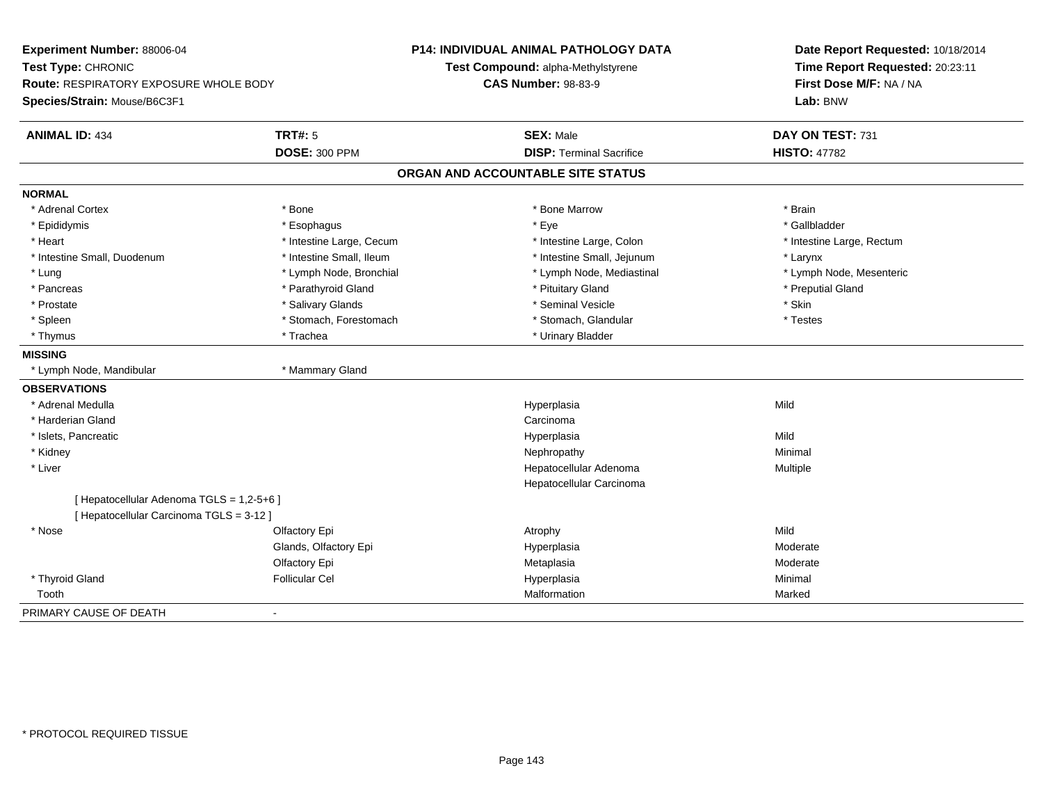**Experiment Number:** 88006-04
**Test Type:** CHRONIC
**Route:** RESPIRATORY EXPOSURE WHOLE BODY
**Species/Strain:** Mouse/B6C3F1

**P14: INDIVIDUAL ANIMAL PATHOLOGY DATA**
**Test Compound:** alpha-Methylstyrene
**CAS Number:** 98-83-9

**Date Report Requested:** 10/18/2014
**Time Report Requested:** 20:23:11
**First Dose M/F:** NA / NA
**Lab:** BNW

| **ANIMAL ID:** 434 | **TRT#:** 5 | **SEX:** Male | **DAY ON TEST:** 731 |
|---|---|---|---|
| | **DOSE:** 300 PPM | **DISP:** Terminal Sacrifice | **HISTO:** 47782 |

## ORGAN AND ACCOUNTABLE SITE STATUS

**NORMAL**

| | | | |
|---|---|---|---|
| * Adrenal Cortex | * Bone | * Bone Marrow | * Brain |
| * Epididymis | * Esophagus | * Eye | * Gallbladder |
| * Heart | * Intestine Large, Cecum | * Intestine Large, Colon | * Intestine Large, Rectum |
| * Intestine Small, Duodenum | * Intestine Small, Ileum | * Intestine Small, Jejunum | * Larynx |
| * Lung | * Lymph Node, Bronchial | * Lymph Node, Mediastinal | * Lymph Node, Mesenteric |
| * Pancreas | * Parathyroid Gland | * Pituitary Gland | * Preputial Gland |
| * Prostate | * Salivary Glands | * Seminal Vesicle | * Skin |
| * Spleen | * Stomach, Forestomach | * Stomach, Glandular | * Testes |
| * Thymus | * Trachea | * Urinary Bladder | |

**MISSING**

| | |
|---|---|
| * Lymph Node, Mandibular | * Mammary Gland |

**OBSERVATIONS**

| Organ | Site | Observation | Severity |
|---|---|---|---|
| * Adrenal Medulla | | Hyperplasia | Mild |
| * Harderian Gland | | Carcinoma | |
| * Islets, Pancreatic | | Hyperplasia | Mild |
| * Kidney | | Nephropathy | Minimal |
| * Liver | | Hepatocellular Adenoma | Multiple |
| | | Hepatocellular Carcinoma | |
| [ Hepatocellular Adenoma TGLS = 1,2-5+6 ] | | | |
| [ Hepatocellular Carcinoma TGLS = 3-12 ] | | | |
| * Nose | Olfactory Epi | Atrophy | Mild |
| | Glands, Olfactory Epi | Hyperplasia | Moderate |
| | Olfactory Epi | Metaplasia | Moderate |
| * Thyroid Gland | Follicular Cel | Hyperplasia | Minimal |
| Tooth | | Malformation | Marked |

PRIMARY CAUSE OF DEATH -

* PROTOCOL REQUIRED TISSUE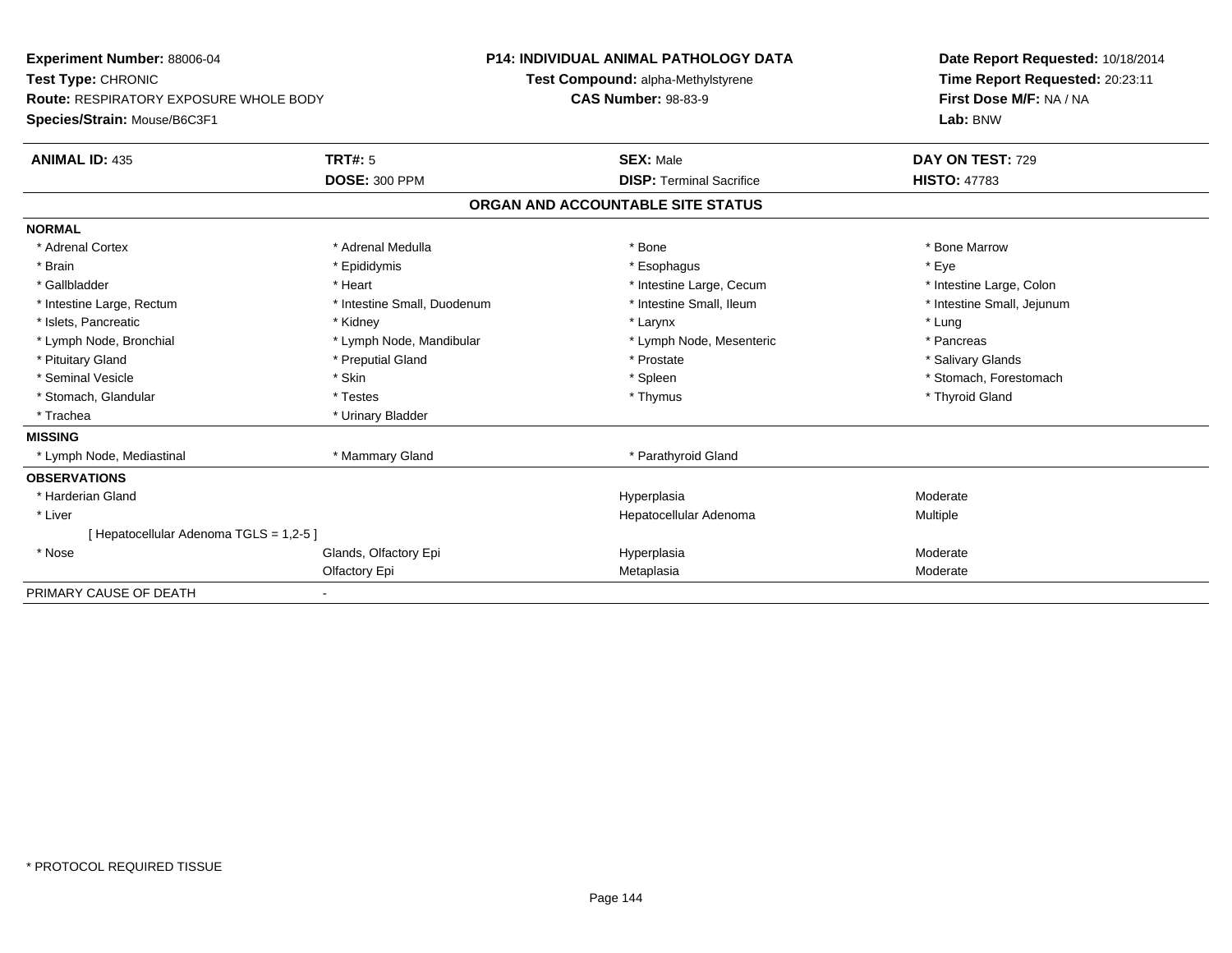**Experiment Number:** 88006-04
**Test Type:** CHRONIC
**Route:** RESPIRATORY EXPOSURE WHOLE BODY
**Species/Strain:** Mouse/B6C3F1

**P14: INDIVIDUAL ANIMAL PATHOLOGY DATA**
**Test Compound:** alpha-Methylstyrene
**CAS Number:** 98-83-9

**Date Report Requested:** 10/18/2014
**Time Report Requested:** 20:23:11
**First Dose M/F:** NA / NA
**Lab:** BNW

| **ANIMAL ID:** 435 | **TRT#:** 5 | **SEX:** Male | **DAY ON TEST:** 729 |
|---|---|---|---|
| | **DOSE:** 300 PPM | **DISP:** Terminal Sacrifice | **HISTO:** 47783 |

## ORGAN AND ACCOUNTABLE SITE STATUS

**NORMAL**

| | | | |
|---|---|---|---|
| * Adrenal Cortex | * Adrenal Medulla | * Bone | * Bone Marrow |
| * Brain | * Epididymis | * Esophagus | * Eye |
| * Gallbladder | * Heart | * Intestine Large, Cecum | * Intestine Large, Colon |
| * Intestine Large, Rectum | * Intestine Small, Duodenum | * Intestine Small, Ileum | * Intestine Small, Jejunum |
| * Islets, Pancreatic | * Kidney | * Larynx | * Lung |
| * Lymph Node, Bronchial | * Lymph Node, Mandibular | * Lymph Node, Mesenteric | * Pancreas |
| * Pituitary Gland | * Preputial Gland | * Prostate | * Salivary Glands |
| * Seminal Vesicle | * Skin | * Spleen | * Stomach, Forestomach |
| * Stomach, Glandular | * Testes | * Thymus | * Thyroid Gland |
| * Trachea | * Urinary Bladder | | |

**MISSING**

| | | |
|---|---|---|
| * Lymph Node, Mediastinal | * Mammary Gland | * Parathyroid Gland |

**OBSERVATIONS**

| | | | |
|---|---|---|---|
| * Harderian Gland | | Hyperplasia | Moderate |
| * Liver | | Hepatocellular Adenoma | Multiple |
| [ Hepatocellular Adenoma TGLS = 1,2-5 ] | | | |
| * Nose | Glands, Olfactory Epi | Hyperplasia | Moderate |
| | Olfactory Epi | Metaplasia | Moderate |

PRIMARY CAUSE OF DEATH -

* PROTOCOL REQUIRED TISSUE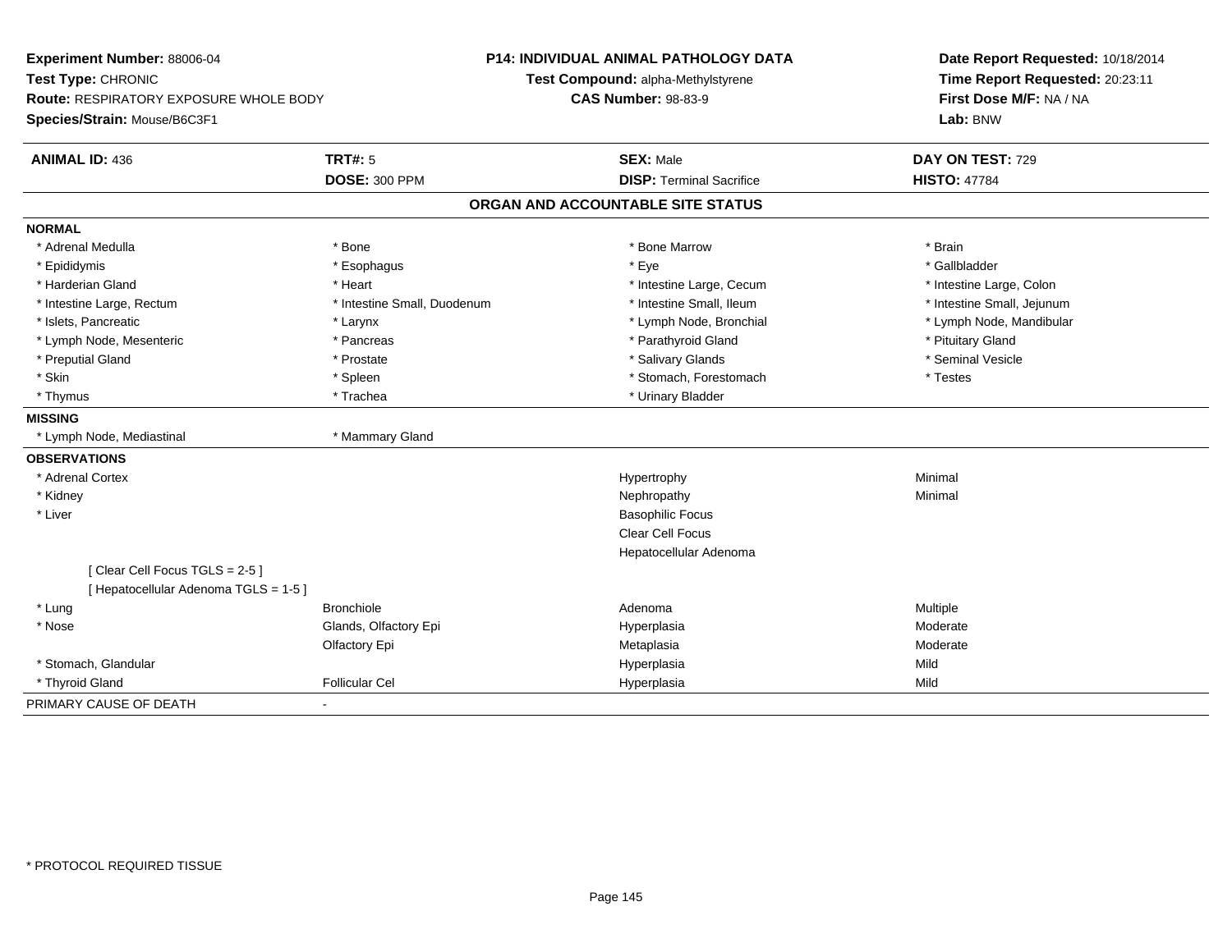**Experiment Number:** 88006-04
**Test Type:** CHRONIC
**Route:** RESPIRATORY EXPOSURE WHOLE BODY
**Species/Strain:** Mouse/B6C3F1

**P14: INDIVIDUAL ANIMAL PATHOLOGY DATA**
**Test Compound:** alpha-Methylstyrene
**CAS Number:** 98-83-9

**Date Report Requested:** 10/18/2014
**Time Report Requested:** 20:23:11
**First Dose M/F:** NA / NA
**Lab:** BNW

| **ANIMAL ID:** 436 | **TRT#:** 5 | **SEX:** Male | **DAY ON TEST:** 729 |
|---|---|---|---|
| | **DOSE:** 300 PPM | **DISP:** Terminal Sacrifice | **HISTO:** 47784 |

## ORGAN AND ACCOUNTABLE SITE STATUS

| | | | |
|---|---|---|---|
| **NORMAL** | | | |
| * Adrenal Medulla | * Bone | * Bone Marrow | * Brain |
| * Epididymis | * Esophagus | * Eye | * Gallbladder |
| * Harderian Gland | * Heart | * Intestine Large, Cecum | * Intestine Large, Colon |
| * Intestine Large, Rectum | * Intestine Small, Duodenum | * Intestine Small, Ileum | * Intestine Small, Jejunum |
| * Islets, Pancreatic | * Larynx | * Lymph Node, Bronchial | * Lymph Node, Mandibular |
| * Lymph Node, Mesenteric | * Pancreas | * Parathyroid Gland | * Pituitary Gland |
| * Preputial Gland | * Prostate | * Salivary Glands | * Seminal Vesicle |
| * Skin | * Spleen | * Stomach, Forestomach | * Testes |
| * Thymus | * Trachea | * Urinary Bladder | |
| **MISSING** | | | |
| * Lymph Node, Mediastinal | * Mammary Gland | | |
| **OBSERVATIONS** | | | |
| * Adrenal Cortex | | Hypertrophy | Minimal |
| * Kidney | | Nephropathy | Minimal |
| * Liver | | Basophilic Focus | |
| | | Clear Cell Focus | |
| | | Hepatocellular Adenoma | |
| [ Clear Cell Focus TGLS = 2-5 ] | | | |
| [ Hepatocellular Adenoma TGLS = 1-5 ] | | | |
| * Lung | Bronchiole | Adenoma | Multiple |
| * Nose | Glands, Olfactory Epi | Hyperplasia | Moderate |
| | Olfactory Epi | Metaplasia | Moderate |
| * Stomach, Glandular | | Hyperplasia | Mild |
| * Thyroid Gland | Follicular Cel | Hyperplasia | Mild |
| PRIMARY CAUSE OF DEATH | - | | |

* PROTOCOL REQUIRED TISSUE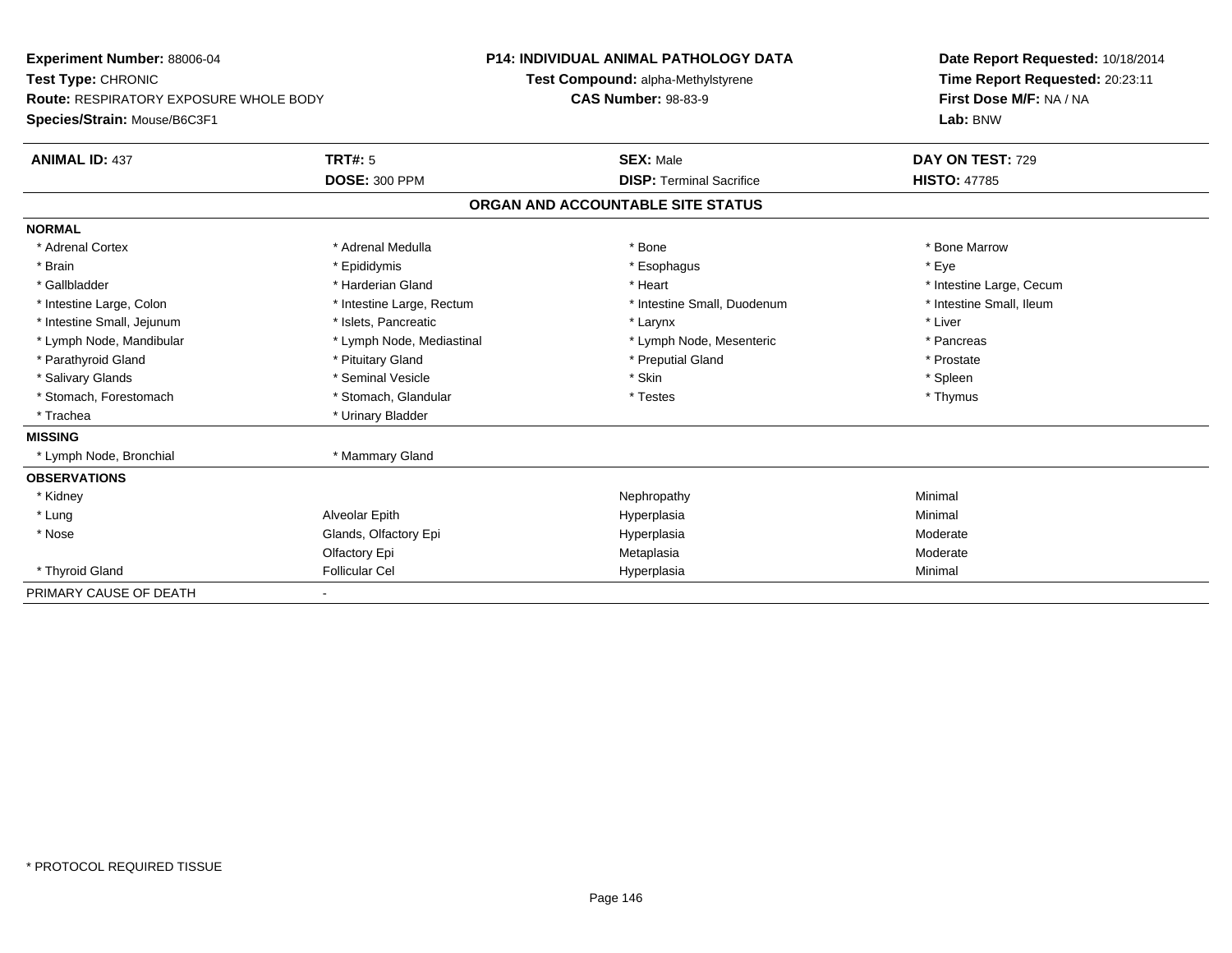**Experiment Number:** 88006-04
**Test Type:** CHRONIC
**Route:** RESPIRATORY EXPOSURE WHOLE BODY
**Species/Strain:** Mouse/B6C3F1

**P14: INDIVIDUAL ANIMAL PATHOLOGY DATA**
**Test Compound:** alpha-Methylstyrene
**CAS Number:** 98-83-9

**Date Report Requested:** 10/18/2014
**Time Report Requested:** 20:23:11
**First Dose M/F:** NA / NA
**Lab:** BNW

| **ANIMAL ID:** 437 | **TRT#:** 5 | **SEX:** Male | **DAY ON TEST:** 729 |
|---|---|---|---|
| | **DOSE:** 300 PPM | **DISP:** Terminal Sacrifice | **HISTO:** 47785 |

## ORGAN AND ACCOUNTABLE SITE STATUS

| | | | |
|---|---|---|---|
| **NORMAL** | | | |
| * Adrenal Cortex | * Adrenal Medulla | * Bone | * Bone Marrow |
| * Brain | * Epididymis | * Esophagus | * Eye |
| * Gallbladder | * Harderian Gland | * Heart | * Intestine Large, Cecum |
| * Intestine Large, Colon | * Intestine Large, Rectum | * Intestine Small, Duodenum | * Intestine Small, Ileum |
| * Intestine Small, Jejunum | * Islets, Pancreatic | * Larynx | * Liver |
| * Lymph Node, Mandibular | * Lymph Node, Mediastinal | * Lymph Node, Mesenteric | * Pancreas |
| * Parathyroid Gland | * Pituitary Gland | * Preputial Gland | * Prostate |
| * Salivary Glands | * Seminal Vesicle | * Skin | * Spleen |
| * Stomach, Forestomach | * Stomach, Glandular | * Testes | * Thymus |
| * Trachea | * Urinary Bladder | | |
| **MISSING** | | | |
| * Lymph Node, Bronchial | * Mammary Gland | | |
| **OBSERVATIONS** | | | |
| * Kidney | | Nephropathy | Minimal |
| * Lung | Alveolar Epith | Hyperplasia | Minimal |
| * Nose | Glands, Olfactory Epi | Hyperplasia | Moderate |
| | Olfactory Epi | Metaplasia | Moderate |
| * Thyroid Gland | Follicular Cel | Hyperplasia | Minimal |
| PRIMARY CAUSE OF DEATH | - | | |

* PROTOCOL REQUIRED TISSUE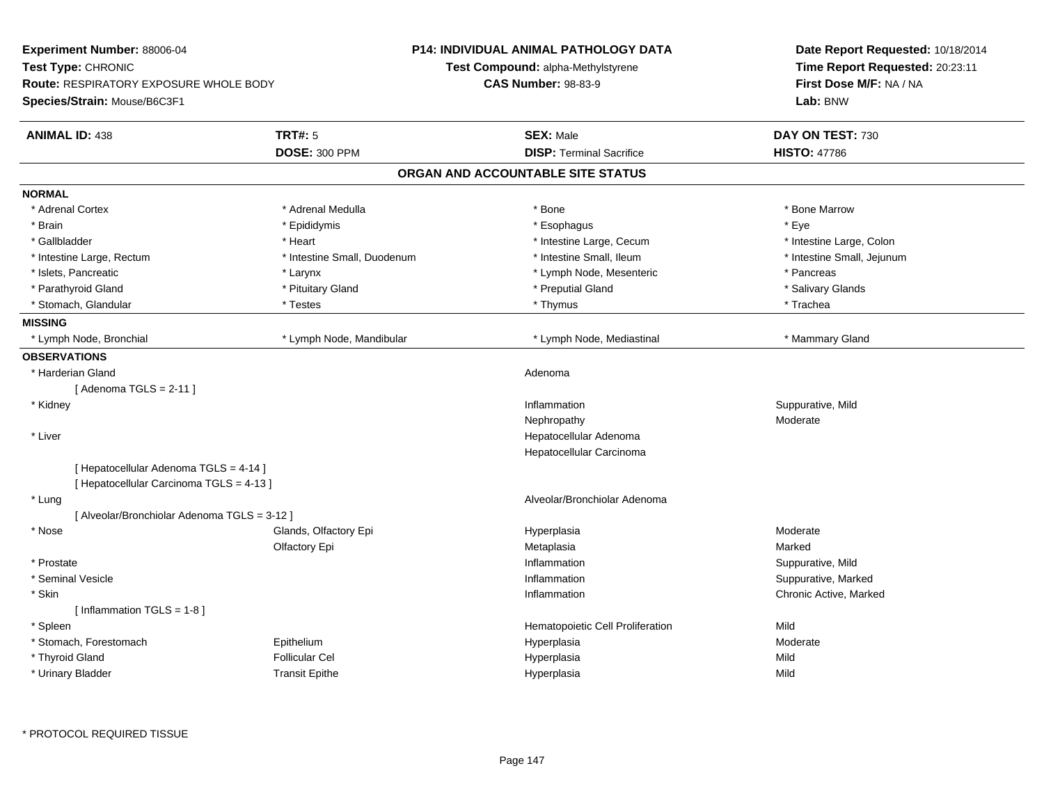**Experiment Number:** 88006-04
**Test Type:** CHRONIC
**Route:** RESPIRATORY EXPOSURE WHOLE BODY
**Species/Strain:** Mouse/B6C3F1

**P14: INDIVIDUAL ANIMAL PATHOLOGY DATA**
**Test Compound:** alpha-Methylstyrene
**CAS Number:** 98-83-9

**Date Report Requested:** 10/18/2014
**Time Report Requested:** 20:23:11
**First Dose M/F:** NA / NA
**Lab:** BNW

| **ANIMAL ID:** 438 | **TRT#:** 5 | **SEX:** Male | **DAY ON TEST:** 730 |
|---|---|---|---|
| | **DOSE:** 300 PPM | **DISP:** Terminal Sacrifice | **HISTO:** 47786 |

## ORGAN AND ACCOUNTABLE SITE STATUS

**NORMAL**

| | | | |
|---|---|---|---|
| * Adrenal Cortex | * Adrenal Medulla | * Bone | * Bone Marrow |
| * Brain | * Epididymis | * Esophagus | * Eye |
| * Gallbladder | * Heart | * Intestine Large, Cecum | * Intestine Large, Colon |
| * Intestine Large, Rectum | * Intestine Small, Duodenum | * Intestine Small, Ileum | * Intestine Small, Jejunum |
| * Islets, Pancreatic | * Larynx | * Lymph Node, Mesenteric | * Pancreas |
| * Parathyroid Gland | * Pituitary Gland | * Preputial Gland | * Salivary Glands |
| * Stomach, Glandular | * Testes | * Thymus | * Trachea |

**MISSING**

| | | | |
|---|---|---|---|
| * Lymph Node, Bronchial | * Lymph Node, Mandibular | * Lymph Node, Mediastinal | * Mammary Gland |

**OBSERVATIONS**

| | | | |
|---|---|---|---|
| * Harderian Gland | | Adenoma | |
| [ Adenoma TGLS = 2-11 ] | | | |
| * Kidney | | Inflammation | Suppurative, Mild |
| | | Nephropathy | Moderate |
| * Liver | | Hepatocellular Adenoma | |
| | | Hepatocellular Carcinoma | |
| [ Hepatocellular Adenoma TGLS = 4-14 ] | | | |
| [ Hepatocellular Carcinoma TGLS = 4-13 ] | | | |
| * Lung | | Alveolar/Bronchiolar Adenoma | |
| [ Alveolar/Bronchiolar Adenoma TGLS = 3-12 ] | | | |
| * Nose | Glands, Olfactory Epi | Hyperplasia | Moderate |
| | Olfactory Epi | Metaplasia | Marked |
| * Prostate | | Inflammation | Suppurative, Mild |
| * Seminal Vesicle | | Inflammation | Suppurative, Marked |
| * Skin | | Inflammation | Chronic Active, Marked |
| [ Inflammation TGLS = 1-8 ] | | | |
| * Spleen | | Hematopoietic Cell Proliferation | Mild |
| * Stomach, Forestomach | Epithelium | Hyperplasia | Moderate |
| * Thyroid Gland | Follicular Cel | Hyperplasia | Mild |
| * Urinary Bladder | Transit Epithe | Hyperplasia | Mild |

* PROTOCOL REQUIRED TISSUE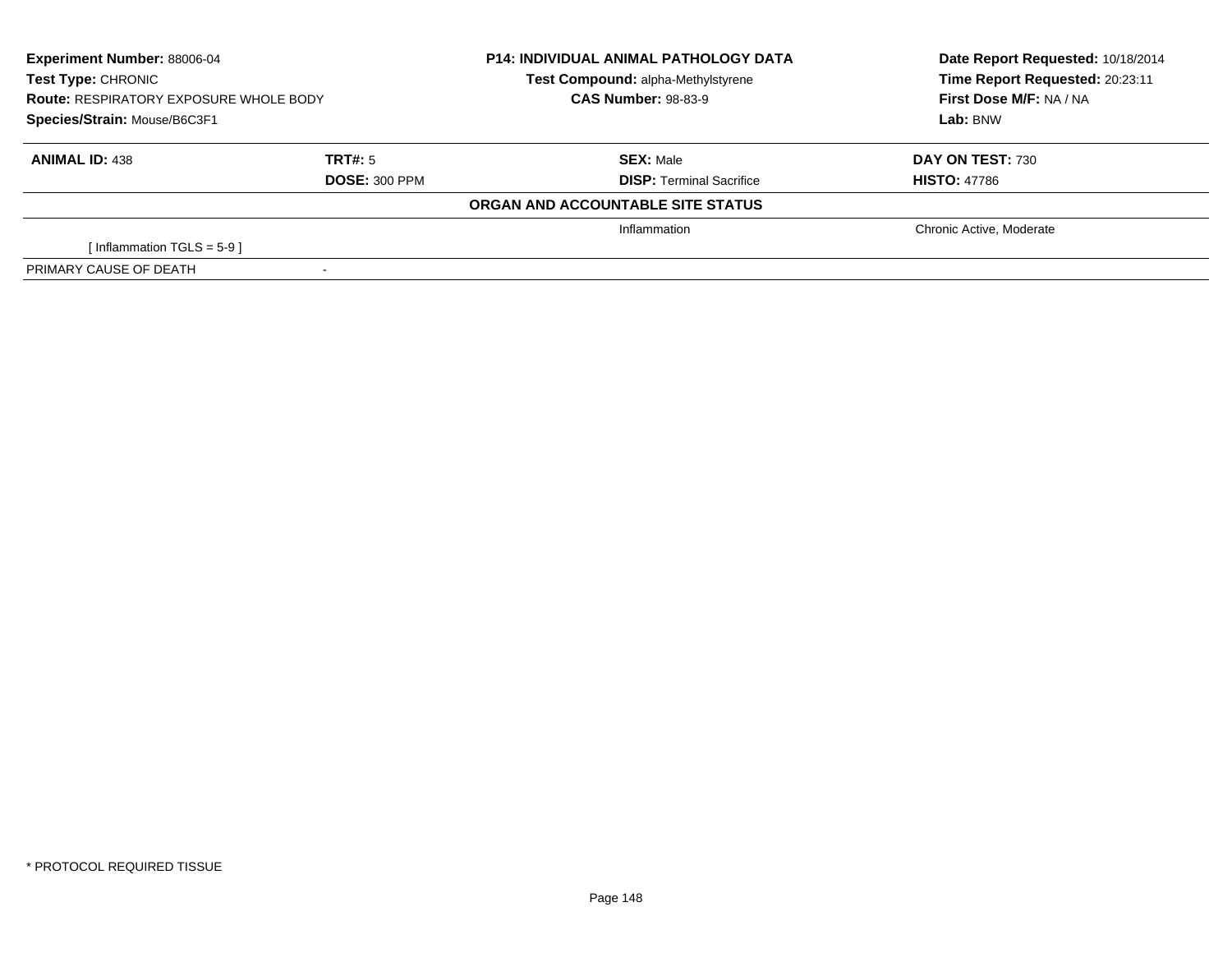| **Experiment Number:** 88006-04 | | **P14: INDIVIDUAL ANIMAL PATHOLOGY DATA** | **Date Report Requested:** 10/18/2014 |
|---|---|---|---|
| **Test Type:** CHRONIC | | **Test Compound:** alpha-Methylstyrene | **Time Report Requested:** 20:23:11 |
| **Route:** RESPIRATORY EXPOSURE WHOLE BODY | | **CAS Number:** 98-83-9 | **First Dose M/F:** NA / NA |
| **Species/Strain:** Mouse/B6C3F1 | | | **Lab:** BNW |

| **ANIMAL ID:** 438 | **TRT#:** 5 | **SEX:** Male | **DAY ON TEST:** 730 |
|---|---|---|---|
| | **DOSE:** 300 PPM | **DISP:** Terminal Sacrifice | **HISTO:** 47786 |
| | | **ORGAN AND ACCOUNTABLE SITE STATUS** | |
| | | Inflammation | Chronic Active, Moderate |
| [ Inflammation TGLS = 5-9 ] | | | |
| PRIMARY CAUSE OF DEATH | - | | |

* PROTOCOL REQUIRED TISSUE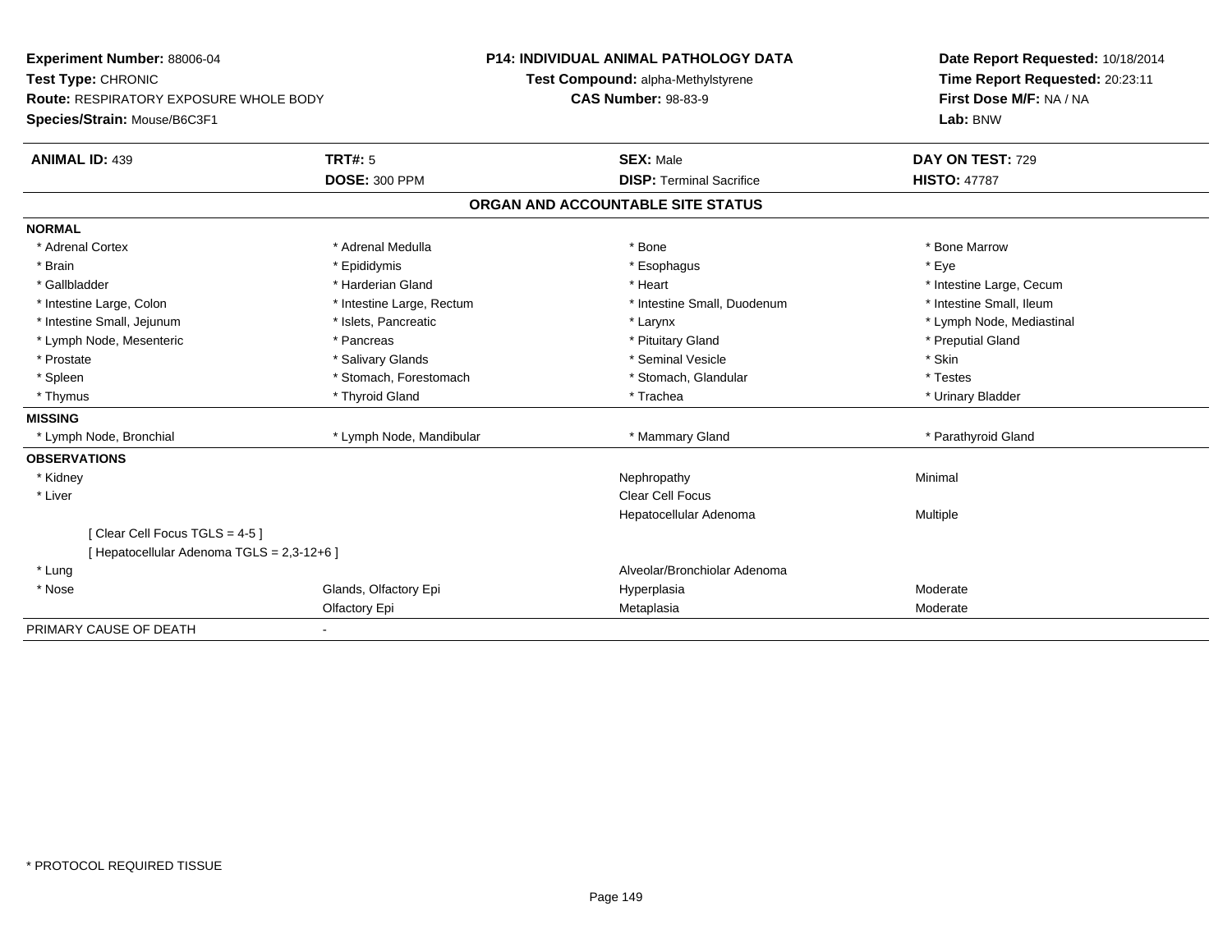**Experiment Number:** 88006-04
**Test Type:** CHRONIC
**Route:** RESPIRATORY EXPOSURE WHOLE BODY
**Species/Strain:** Mouse/B6C3F1

**P14: INDIVIDUAL ANIMAL PATHOLOGY DATA**
**Test Compound:** alpha-Methylstyrene
**CAS Number:** 98-83-9

**Date Report Requested:** 10/18/2014
**Time Report Requested:** 20:23:11
**First Dose M/F:** NA / NA
**Lab:** BNW

| **ANIMAL ID:** 439 | **TRT#:** 5 | **SEX:** Male | **DAY ON TEST:** 729 |
|---|---|---|---|
| | **DOSE:** 300 PPM | **DISP:** Terminal Sacrifice | **HISTO:** 47787 |

**ORGAN AND ACCOUNTABLE SITE STATUS**

| | | | |
|---|---|---|---|
| **NORMAL** | | | |
| * Adrenal Cortex | * Adrenal Medulla | * Bone | * Bone Marrow |
| * Brain | * Epididymis | * Esophagus | * Eye |
| * Gallbladder | * Harderian Gland | * Heart | * Intestine Large, Cecum |
| * Intestine Large, Colon | * Intestine Large, Rectum | * Intestine Small, Duodenum | * Intestine Small, Ileum |
| * Intestine Small, Jejunum | * Islets, Pancreatic | * Larynx | * Lymph Node, Mediastinal |
| * Lymph Node, Mesenteric | * Pancreas | * Pituitary Gland | * Preputial Gland |
| * Prostate | * Salivary Glands | * Seminal Vesicle | * Skin |
| * Spleen | * Stomach, Forestomach | * Stomach, Glandular | * Testes |
| * Thymus | * Thyroid Gland | * Trachea | * Urinary Bladder |
| **MISSING** | | | |
| * Lymph Node, Bronchial | * Lymph Node, Mandibular | * Mammary Gland | * Parathyroid Gland |
| **OBSERVATIONS** | | | |
| * Kidney | | Nephropathy | Minimal |
| * Liver | | Clear Cell Focus | |
| | | Hepatocellular Adenoma | Multiple |
| [ Clear Cell Focus TGLS = 4-5 ] | | | |
| [ Hepatocellular Adenoma TGLS = 2,3-12+6 ] | | | |
| * Lung | | Alveolar/Bronchiolar Adenoma | |
| * Nose | Glands, Olfactory Epi | Hyperplasia | Moderate |
| | Olfactory Epi | Metaplasia | Moderate |
| PRIMARY CAUSE OF DEATH | - | | |

* PROTOCOL REQUIRED TISSUE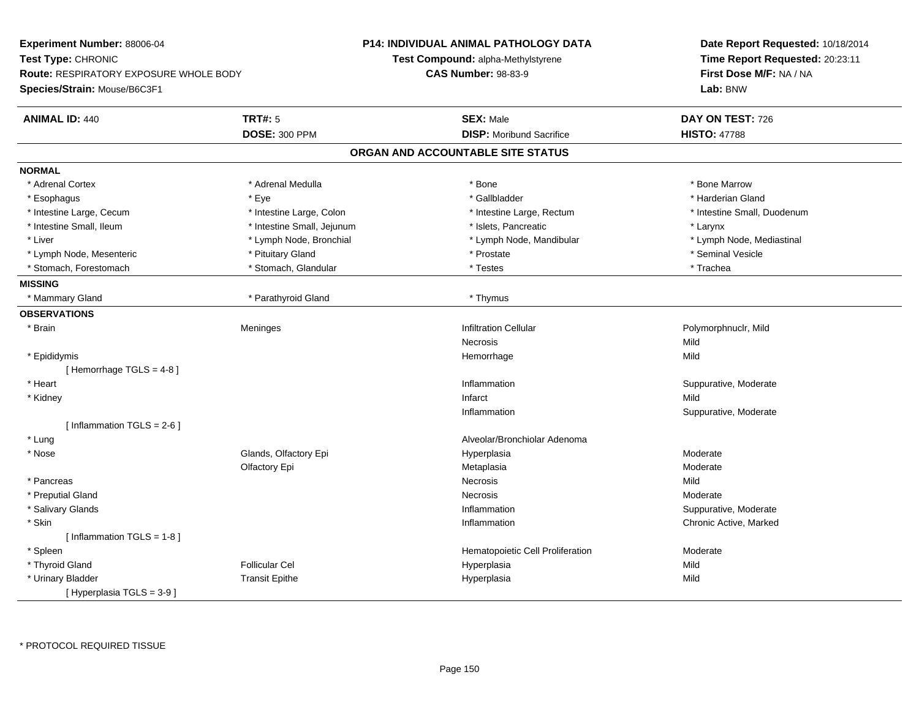**Experiment Number:** 88006-04
**Test Type:** CHRONIC
**Route:** RESPIRATORY EXPOSURE WHOLE BODY
**Species/Strain:** Mouse/B6C3F1

**P14: INDIVIDUAL ANIMAL PATHOLOGY DATA**
**Test Compound:** alpha-Methylstyrene
**CAS Number:** 98-83-9

**Date Report Requested:** 10/18/2014
**Time Report Requested:** 20:23:11
**First Dose M/F:** NA / NA
**Lab:** BNW

| **ANIMAL ID:** 440 | **TRT#:** 5 | **SEX:** Male | **DAY ON TEST:** 726 |
|---|---|---|---|
| | **DOSE:** 300 PPM | **DISP:** Moribund Sacrifice | **HISTO:** 47788 |

## ORGAN AND ACCOUNTABLE SITE STATUS

**NORMAL**

| | | | |
|---|---|---|---|
| * Adrenal Cortex | * Adrenal Medulla | * Bone | * Bone Marrow |
| * Esophagus | * Eye | * Gallbladder | * Harderian Gland |
| * Intestine Large, Cecum | * Intestine Large, Colon | * Intestine Large, Rectum | * Intestine Small, Duodenum |
| * Intestine Small, Ileum | * Intestine Small, Jejunum | * Islets, Pancreatic | * Larynx |
| * Liver | * Lymph Node, Bronchial | * Lymph Node, Mandibular | * Lymph Node, Mediastinal |
| * Lymph Node, Mesenteric | * Pituitary Gland | * Prostate | * Seminal Vesicle |
| * Stomach, Forestomach | * Stomach, Glandular | * Testes | * Trachea |

**MISSING**

| | | |
|---|---|---|
| * Mammary Gland | * Parathyroid Gland | * Thymus |

**OBSERVATIONS**

| | | | |
|---|---|---|---|
| * Brain | Meninges | Infiltration Cellular | Polymorphnuclr, Mild |
| | | Necrosis | Mild |
| * Epididymis | | Hemorrhage | Mild |
| [ Hemorrhage TGLS = 4-8 ] | | | |
| * Heart | | Inflammation | Suppurative, Moderate |
| * Kidney | | Infarct | Mild |
| | | Inflammation | Suppurative, Moderate |
| [ Inflammation TGLS = 2-6 ] | | | |
| * Lung | | Alveolar/Bronchiolar Adenoma | |
| * Nose | Glands, Olfactory Epi | Hyperplasia | Moderate |
| | Olfactory Epi | Metaplasia | Moderate |
| * Pancreas | | Necrosis | Mild |
| * Preputial Gland | | Necrosis | Moderate |
| * Salivary Glands | | Inflammation | Suppurative, Moderate |
| * Skin | | Inflammation | Chronic Active, Marked |
| [ Inflammation TGLS = 1-8 ] | | | |
| * Spleen | | Hematopoietic Cell Proliferation | Moderate |
| * Thyroid Gland | Follicular Cel | Hyperplasia | Mild |
| * Urinary Bladder | Transit Epithe | Hyperplasia | Mild |
| [ Hyperplasia TGLS = 3-9 ] | | | |

* PROTOCOL REQUIRED TISSUE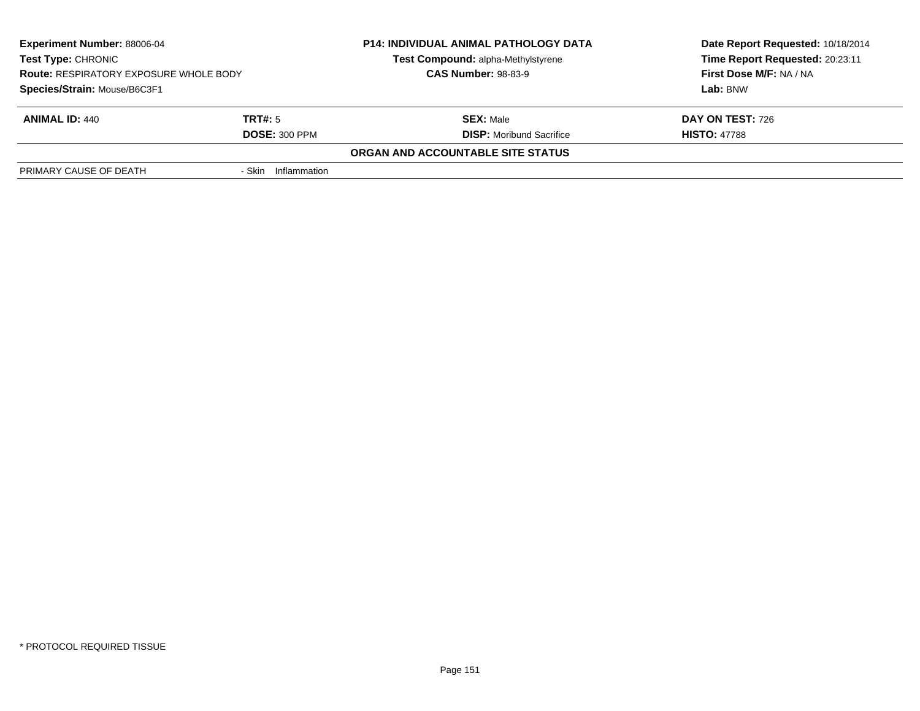**Experiment Number:** 88006-04
**Test Type:** CHRONIC
**Route:** RESPIRATORY EXPOSURE WHOLE BODY
**Species/Strain:** Mouse/B6C3F1

**P14: INDIVIDUAL ANIMAL PATHOLOGY DATA**
**Test Compound:** alpha-Methylstyrene
**CAS Number:** 98-83-9

**Date Report Requested:** 10/18/2014
**Time Report Requested:** 20:23:11
**First Dose M/F:** NA / NA
**Lab:** BNW

| **ANIMAL ID:** 440 | **TRT#:** 5 | **SEX:** Male | **DAY ON TEST:** 726 |
|---|---|---|---|
| | **DOSE:** 300 PPM | **DISP:** Moribund Sacrifice | **HISTO:** 47788 |

**ORGAN AND ACCOUNTABLE SITE STATUS**

| PRIMARY CAUSE OF DEATH | - Skin Inflammation |
|---|---|

\* PROTOCOL REQUIRED TISSUE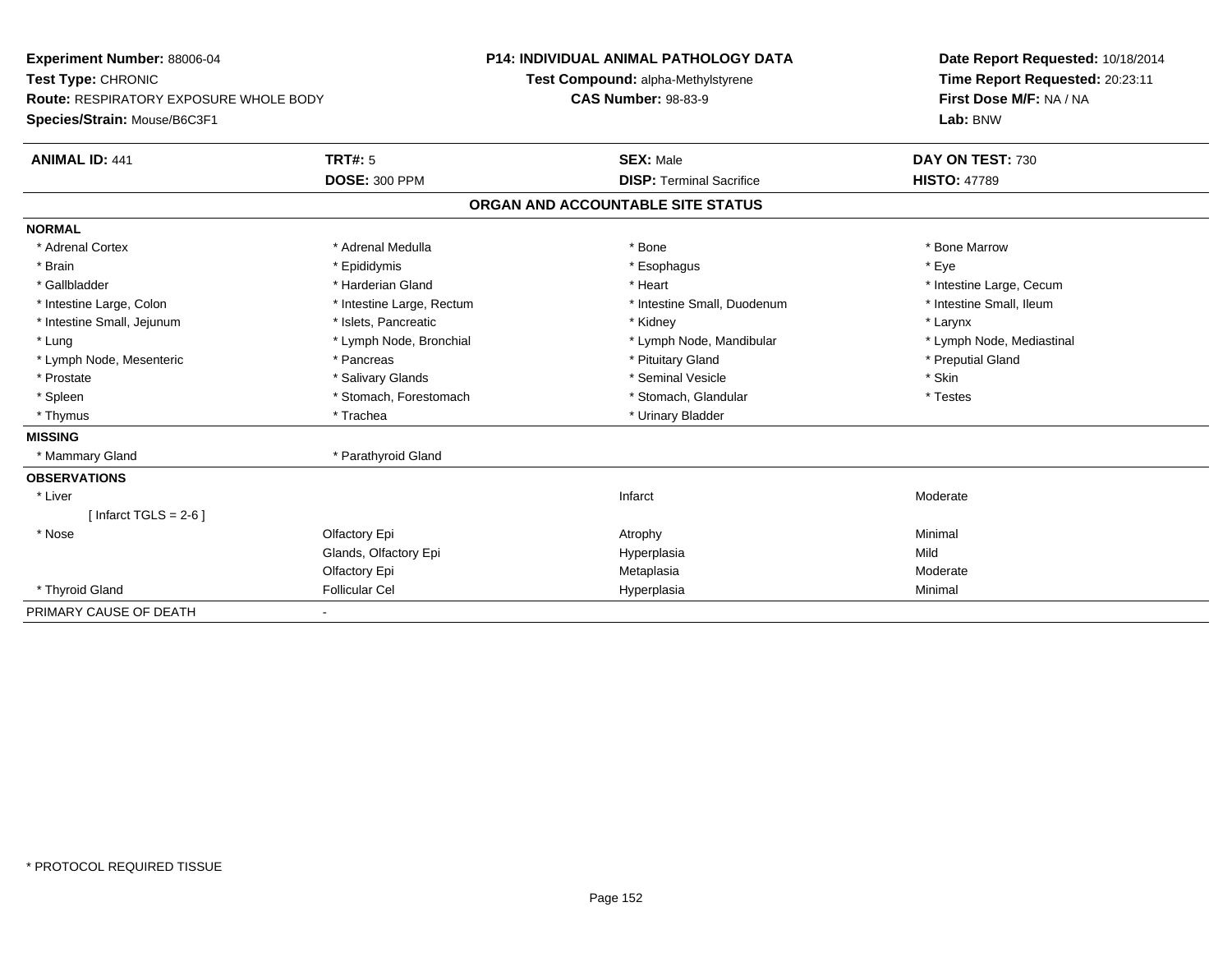**Experiment Number:** 88006-04
**Test Type:** CHRONIC
**Route:** RESPIRATORY EXPOSURE WHOLE BODY
**Species/Strain:** Mouse/B6C3F1

**P14: INDIVIDUAL ANIMAL PATHOLOGY DATA**
**Test Compound:** alpha-Methylstyrene
**CAS Number:** 98-83-9

**Date Report Requested:** 10/18/2014
**Time Report Requested:** 20:23:11
**First Dose M/F:** NA / NA
**Lab:** BNW

| **ANIMAL ID:** 441 | **TRT#:** 5 | **SEX:** Male | **DAY ON TEST:** 730 |
|---|---|---|---|
| | **DOSE:** 300 PPM | **DISP:** Terminal Sacrifice | **HISTO:** 47789 |

## ORGAN AND ACCOUNTABLE SITE STATUS

**NORMAL**

| | | | |
|---|---|---|---|
| * Adrenal Cortex | * Adrenal Medulla | * Bone | * Bone Marrow |
| * Brain | * Epididymis | * Esophagus | * Eye |
| * Gallbladder | * Harderian Gland | * Heart | * Intestine Large, Cecum |
| * Intestine Large, Colon | * Intestine Large, Rectum | * Intestine Small, Duodenum | * Intestine Small, Ileum |
| * Intestine Small, Jejunum | * Islets, Pancreatic | * Kidney | * Larynx |
| * Lung | * Lymph Node, Bronchial | * Lymph Node, Mandibular | * Lymph Node, Mediastinal |
| * Lymph Node, Mesenteric | * Pancreas | * Pituitary Gland | * Preputial Gland |
| * Prostate | * Salivary Glands | * Seminal Vesicle | * Skin |
| * Spleen | * Stomach, Forestomach | * Stomach, Glandular | * Testes |
| * Thymus | * Trachea | * Urinary Bladder | |

**MISSING**

| | |
|---|---|
| * Mammary Gland | * Parathyroid Gland |

**OBSERVATIONS**

| | | | |
|---|---|---|---|
| * Liver | | Infarct | Moderate |
| [ Infarct TGLS = 2-6 ] | | | |
| * Nose | Olfactory Epi | Atrophy | Minimal |
| | Glands, Olfactory Epi | Hyperplasia | Mild |
| | Olfactory Epi | Metaplasia | Moderate |
| * Thyroid Gland | Follicular Cel | Hyperplasia | Minimal |

PRIMARY CAUSE OF DEATH -

* PROTOCOL REQUIRED TISSUE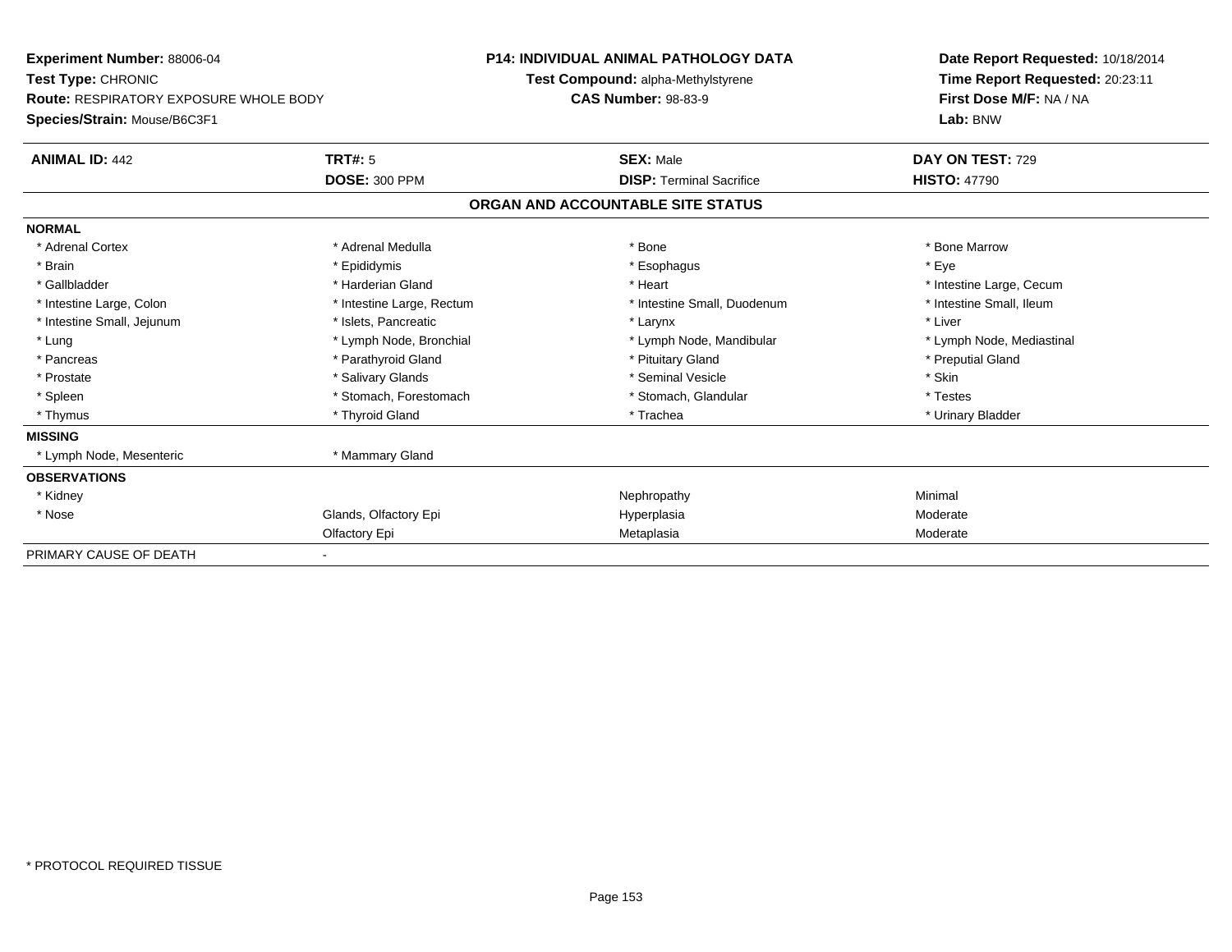**Experiment Number:** 88006-04
**Test Type:** CHRONIC
**Route:** RESPIRATORY EXPOSURE WHOLE BODY
**Species/Strain:** Mouse/B6C3F1

**P14: INDIVIDUAL ANIMAL PATHOLOGY DATA**
**Test Compound:** alpha-Methylstyrene
**CAS Number:** 98-83-9

**Date Report Requested:** 10/18/2014
**Time Report Requested:** 20:23:11
**First Dose M/F:** NA / NA
**Lab:** BNW

| **ANIMAL ID:** 442 | **TRT#:** 5 | **SEX:** Male | **DAY ON TEST:** 729 |
|---|---|---|---|
| | **DOSE:** 300 PPM | **DISP:** Terminal Sacrifice | **HISTO:** 47790 |

## ORGAN AND ACCOUNTABLE SITE STATUS

| | | | |
|---|---|---|---|
| **NORMAL** | | | |
| * Adrenal Cortex | * Adrenal Medulla | * Bone | * Bone Marrow |
| * Brain | * Epididymis | * Esophagus | * Eye |
| * Gallbladder | * Harderian Gland | * Heart | * Intestine Large, Cecum |
| * Intestine Large, Colon | * Intestine Large, Rectum | * Intestine Small, Duodenum | * Intestine Small, Ileum |
| * Intestine Small, Jejunum | * Islets, Pancreatic | * Larynx | * Liver |
| * Lung | * Lymph Node, Bronchial | * Lymph Node, Mandibular | * Lymph Node, Mediastinal |
| * Pancreas | * Parathyroid Gland | * Pituitary Gland | * Preputial Gland |
| * Prostate | * Salivary Glands | * Seminal Vesicle | * Skin |
| * Spleen | * Stomach, Forestomach | * Stomach, Glandular | * Testes |
| * Thymus | * Thyroid Gland | * Trachea | * Urinary Bladder |
| **MISSING** | | | |
| * Lymph Node, Mesenteric | * Mammary Gland | | |
| **OBSERVATIONS** | | | |
| * Kidney | | Nephropathy | Minimal |
| * Nose | Glands, Olfactory Epi | Hyperplasia | Moderate |
| | Olfactory Epi | Metaplasia | Moderate |
| PRIMARY CAUSE OF DEATH | - | | |

* PROTOCOL REQUIRED TISSUE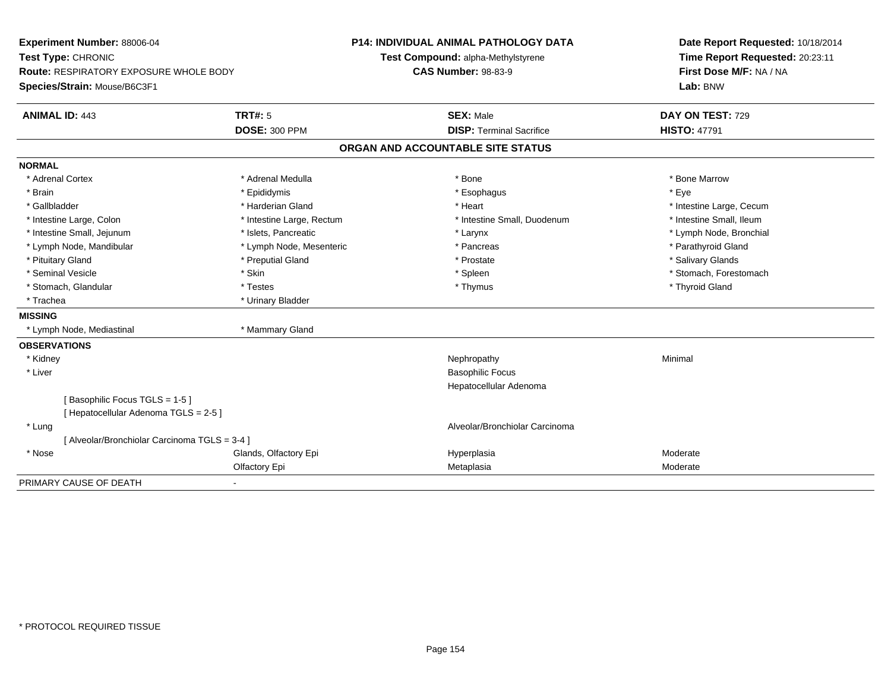**Experiment Number:** 88006-04
**Test Type:** CHRONIC
**Route:** RESPIRATORY EXPOSURE WHOLE BODY
**Species/Strain:** Mouse/B6C3F1

**P14: INDIVIDUAL ANIMAL PATHOLOGY DATA**
**Test Compound:** alpha-Methylstyrene
**CAS Number:** 98-83-9

**Date Report Requested:** 10/18/2014
**Time Report Requested:** 20:23:11
**First Dose M/F:** NA / NA
**Lab:** BNW

| **ANIMAL ID:** 443 | **TRT#:** 5 | **SEX:** Male | **DAY ON TEST:** 729 |
|---|---|---|---|
| | **DOSE:** 300 PPM | **DISP:** Terminal Sacrifice | **HISTO:** 47791 |

## ORGAN AND ACCOUNTABLE SITE STATUS

**NORMAL**

| | | | |
|---|---|---|---|
| * Adrenal Cortex | * Adrenal Medulla | * Bone | * Bone Marrow |
| * Brain | * Epididymis | * Esophagus | * Eye |
| * Gallbladder | * Harderian Gland | * Heart | * Intestine Large, Cecum |
| * Intestine Large, Colon | * Intestine Large, Rectum | * Intestine Small, Duodenum | * Intestine Small, Ileum |
| * Intestine Small, Jejunum | * Islets, Pancreatic | * Larynx | * Lymph Node, Bronchial |
| * Lymph Node, Mandibular | * Lymph Node, Mesenteric | * Pancreas | * Parathyroid Gland |
| * Pituitary Gland | * Preputial Gland | * Prostate | * Salivary Glands |
| * Seminal Vesicle | * Skin | * Spleen | * Stomach, Forestomach |
| * Stomach, Glandular | * Testes | * Thymus | * Thyroid Gland |
| * Trachea | * Urinary Bladder | | |

**MISSING**

| | |
|---|---|
| * Lymph Node, Mediastinal | * Mammary Gland |

**OBSERVATIONS**

| | | | |
|---|---|---|---|
| * Kidney | | Nephropathy | Minimal |
| * Liver | | Basophilic Focus | |
| | | Hepatocellular Adenoma | |
| [ Basophilic Focus TGLS = 1-5 ] | | | |
| [ Hepatocellular Adenoma TGLS = 2-5 ] | | | |
| * Lung | | Alveolar/Bronchiolar Carcinoma | |
| [ Alveolar/Bronchiolar Carcinoma TGLS = 3-4 ] | | | |
| * Nose | Glands, Olfactory Epi | Hyperplasia | Moderate |
| | Olfactory Epi | Metaplasia | Moderate |

PRIMARY CAUSE OF DEATH -

* PROTOCOL REQUIRED TISSUE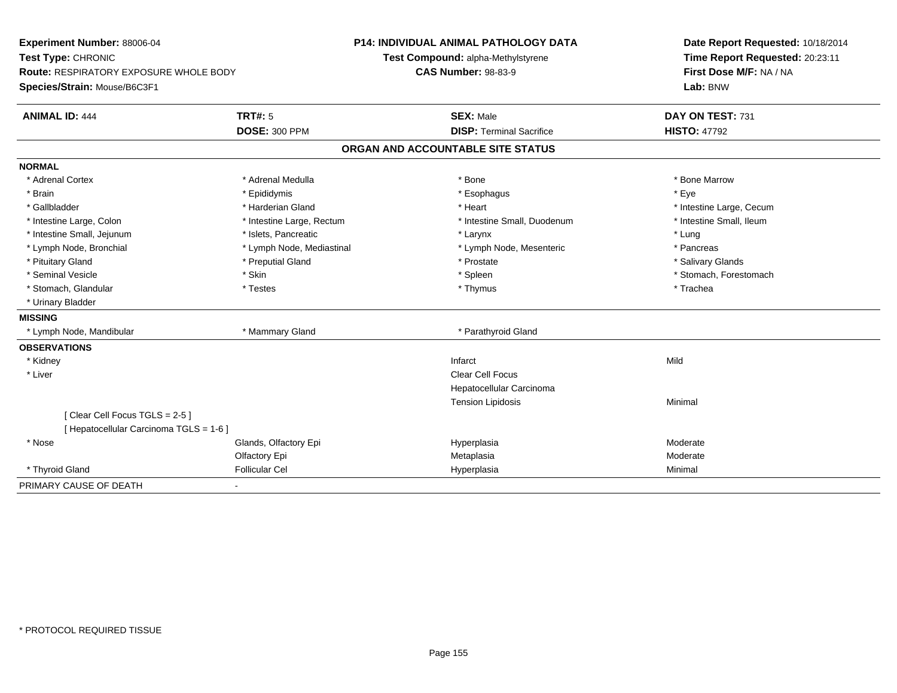**Experiment Number:** 88006-04
**Test Type:** CHRONIC
**Route:** RESPIRATORY EXPOSURE WHOLE BODY
**Species/Strain:** Mouse/B6C3F1

**P14: INDIVIDUAL ANIMAL PATHOLOGY DATA**
**Test Compound:** alpha-Methylstyrene
**CAS Number:** 98-83-9

**Date Report Requested:** 10/18/2014
**Time Report Requested:** 20:23:11
**First Dose M/F:** NA / NA
**Lab:** BNW

| **ANIMAL ID:** 444 | **TRT#:** 5 | **SEX:** Male | **DAY ON TEST:** 731 |
|---|---|---|---|
| | **DOSE:** 300 PPM | **DISP:** Terminal Sacrifice | **HISTO:** 47792 |

## ORGAN AND ACCOUNTABLE SITE STATUS

**NORMAL**

| | | | |
|---|---|---|---|
| * Adrenal Cortex | * Adrenal Medulla | * Bone | * Bone Marrow |
| * Brain | * Epididymis | * Esophagus | * Eye |
| * Gallbladder | * Harderian Gland | * Heart | * Intestine Large, Cecum |
| * Intestine Large, Colon | * Intestine Large, Rectum | * Intestine Small, Duodenum | * Intestine Small, Ileum |
| * Intestine Small, Jejunum | * Islets, Pancreatic | * Larynx | * Lung |
| * Lymph Node, Bronchial | * Lymph Node, Mediastinal | * Lymph Node, Mesenteric | * Pancreas |
| * Pituitary Gland | * Preputial Gland | * Prostate | * Salivary Glands |
| * Seminal Vesicle | * Skin | * Spleen | * Stomach, Forestomach |
| * Stomach, Glandular | * Testes | * Thymus | * Trachea |
| * Urinary Bladder | | | |

**MISSING**

| | | |
|---|---|---|
| * Lymph Node, Mandibular | * Mammary Gland | * Parathyroid Gland |

**OBSERVATIONS**

| | | | |
|---|---|---|---|
| * Kidney | | Infarct | Mild |
| * Liver | | Clear Cell Focus | |
| | | Hepatocellular Carcinoma | |
| | | Tension Lipidosis | Minimal |
| [ Clear Cell Focus TGLS = 2-5 ] | | | |
| [ Hepatocellular Carcinoma TGLS = 1-6 ] | | | |
| * Nose | Glands, Olfactory Epi | Hyperplasia | Moderate |
| | Olfactory Epi | Metaplasia | Moderate |
| * Thyroid Gland | Follicular Cel | Hyperplasia | Minimal |

PRIMARY CAUSE OF DEATH -

* PROTOCOL REQUIRED TISSUE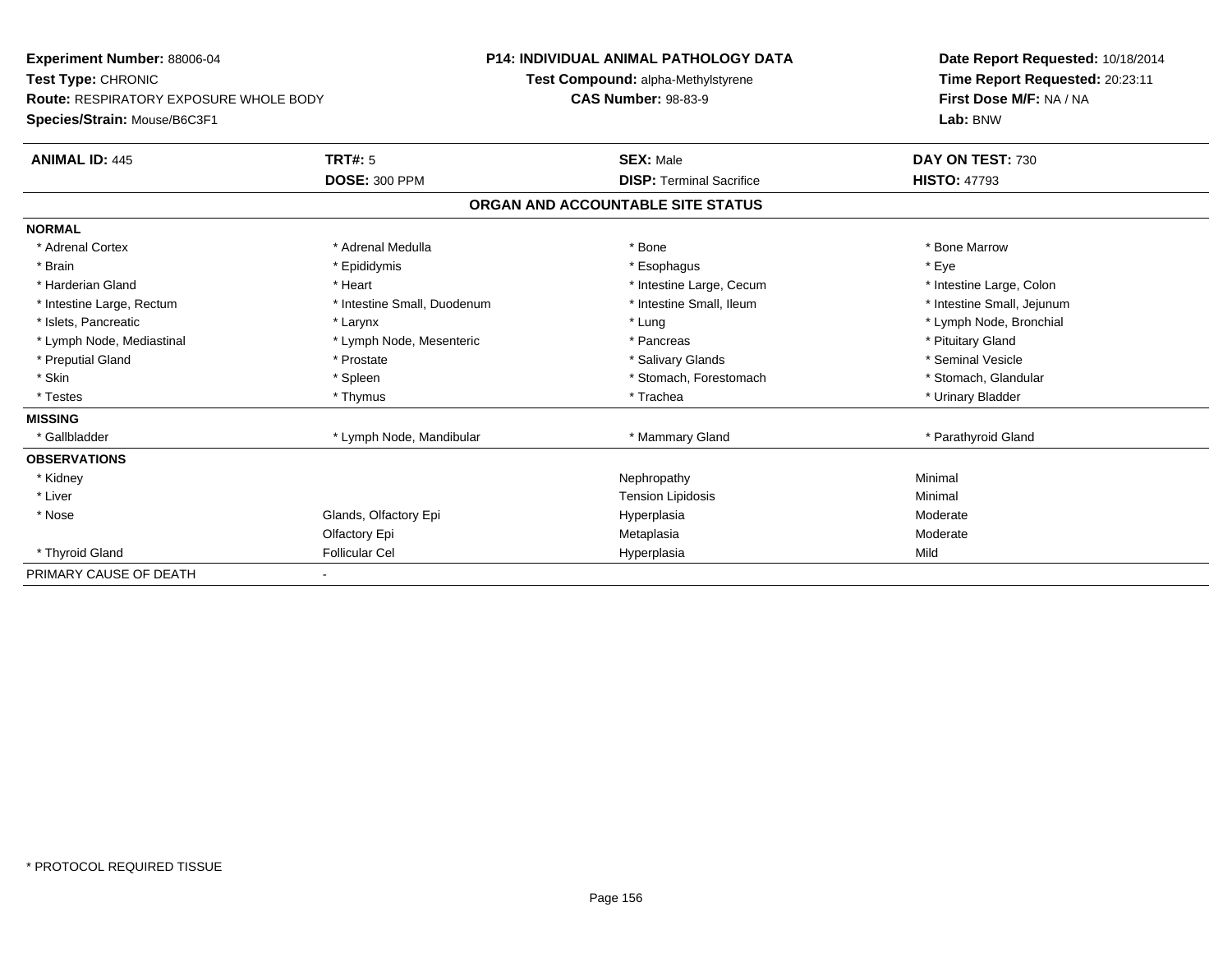**Experiment Number:** 88006-04
**Test Type:** CHRONIC
**Route:** RESPIRATORY EXPOSURE WHOLE BODY
**Species/Strain:** Mouse/B6C3F1

**P14: INDIVIDUAL ANIMAL PATHOLOGY DATA**
**Test Compound:** alpha-Methylstyrene
**CAS Number:** 98-83-9

**Date Report Requested:** 10/18/2014
**Time Report Requested:** 20:23:11
**First Dose M/F:** NA / NA
**Lab:** BNW

| **ANIMAL ID:** 445 | **TRT#:** 5 | **SEX:** Male | **DAY ON TEST:** 730 |
|---|---|---|---|
| | **DOSE:** 300 PPM | **DISP:** Terminal Sacrifice | **HISTO:** 47793 |

## ORGAN AND ACCOUNTABLE SITE STATUS

| | | | |
|---|---|---|---|
| **NORMAL** | | | |
| * Adrenal Cortex | * Adrenal Medulla | * Bone | * Bone Marrow |
| * Brain | * Epididymis | * Esophagus | * Eye |
| * Harderian Gland | * Heart | * Intestine Large, Cecum | * Intestine Large, Colon |
| * Intestine Large, Rectum | * Intestine Small, Duodenum | * Intestine Small, Ileum | * Intestine Small, Jejunum |
| * Islets, Pancreatic | * Larynx | * Lung | * Lymph Node, Bronchial |
| * Lymph Node, Mediastinal | * Lymph Node, Mesenteric | * Pancreas | * Pituitary Gland |
| * Preputial Gland | * Prostate | * Salivary Glands | * Seminal Vesicle |
| * Skin | * Spleen | * Stomach, Forestomach | * Stomach, Glandular |
| * Testes | * Thymus | * Trachea | * Urinary Bladder |
| **MISSING** | | | |
| * Gallbladder | * Lymph Node, Mandibular | * Mammary Gland | * Parathyroid Gland |
| **OBSERVATIONS** | | | |
| * Kidney | | Nephropathy | Minimal |
| * Liver | | Tension Lipidosis | Minimal |
| * Nose | Glands, Olfactory Epi | Hyperplasia | Moderate |
| | Olfactory Epi | Metaplasia | Moderate |
| * Thyroid Gland | Follicular Cel | Hyperplasia | Mild |
| PRIMARY CAUSE OF DEATH | - | | |

* PROTOCOL REQUIRED TISSUE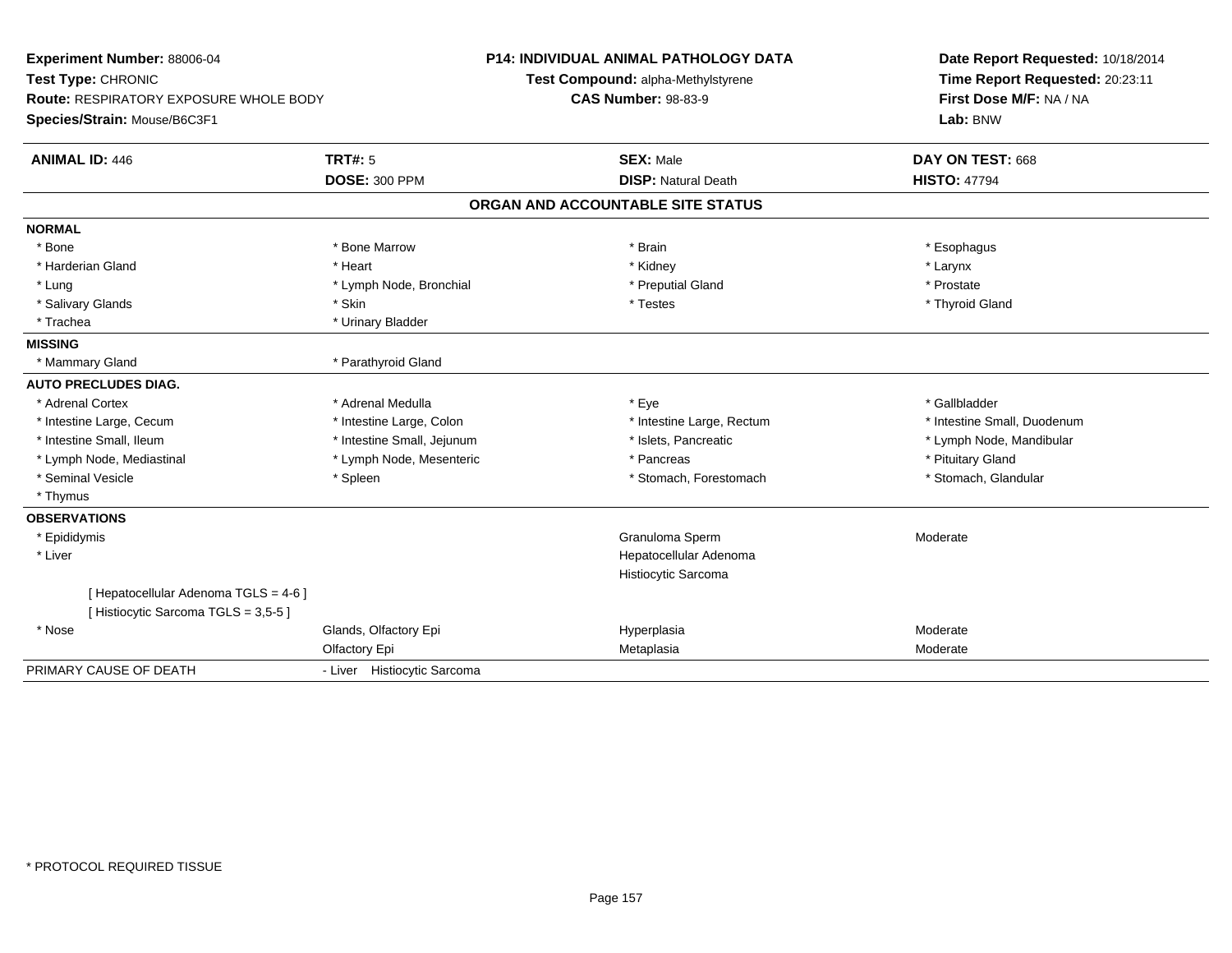**Experiment Number:** 88006-04
**Test Type:** CHRONIC
**Route:** RESPIRATORY EXPOSURE WHOLE BODY
**Species/Strain:** Mouse/B6C3F1

**P14: INDIVIDUAL ANIMAL PATHOLOGY DATA**
**Test Compound:** alpha-Methylstyrene
**CAS Number:** 98-83-9

**Date Report Requested:** 10/18/2014
**Time Report Requested:** 20:23:11
**First Dose M/F:** NA / NA
**Lab:** BNW

| **ANIMAL ID:** 446 | **TRT#:** 5 | **SEX:** Male | **DAY ON TEST:** 668 |
|---|---|---|---|
| | **DOSE:** 300 PPM | **DISP:** Natural Death | **HISTO:** 47794 |

## ORGAN AND ACCOUNTABLE SITE STATUS

| | | | |
|---|---|---|---|
| **NORMAL** | | | |
| * Bone | * Bone Marrow | * Brain | * Esophagus |
| * Harderian Gland | * Heart | * Kidney | * Larynx |
| * Lung | * Lymph Node, Bronchial | * Preputial Gland | * Prostate |
| * Salivary Glands | * Skin | * Testes | * Thyroid Gland |
| * Trachea | * Urinary Bladder | | |
| **MISSING** | | | |
| * Mammary Gland | * Parathyroid Gland | | |
| **AUTO PRECLUDES DIAG.** | | | |
| * Adrenal Cortex | * Adrenal Medulla | * Eye | * Gallbladder |
| * Intestine Large, Cecum | * Intestine Large, Colon | * Intestine Large, Rectum | * Intestine Small, Duodenum |
| * Intestine Small, Ileum | * Intestine Small, Jejunum | * Islets, Pancreatic | * Lymph Node, Mandibular |
| * Lymph Node, Mediastinal | * Lymph Node, Mesenteric | * Pancreas | * Pituitary Gland |
| * Seminal Vesicle | * Spleen | * Stomach, Forestomach | * Stomach, Glandular |
| * Thymus | | | |
| **OBSERVATIONS** | | | |
| * Epididymis | | Granuloma Sperm | Moderate |
| * Liver | | Hepatocellular Adenoma | |
| | | Histiocytic Sarcoma | |
| [ Hepatocellular Adenoma TGLS = 4-6 ] | | | |
| [ Histiocytic Sarcoma TGLS = 3,5-5 ] | | | |
| * Nose | Glands, Olfactory Epi | Hyperplasia | Moderate |
| | Olfactory Epi | Metaplasia | Moderate |
| PRIMARY CAUSE OF DEATH | - Liver Histiocytic Sarcoma | | |

* PROTOCOL REQUIRED TISSUE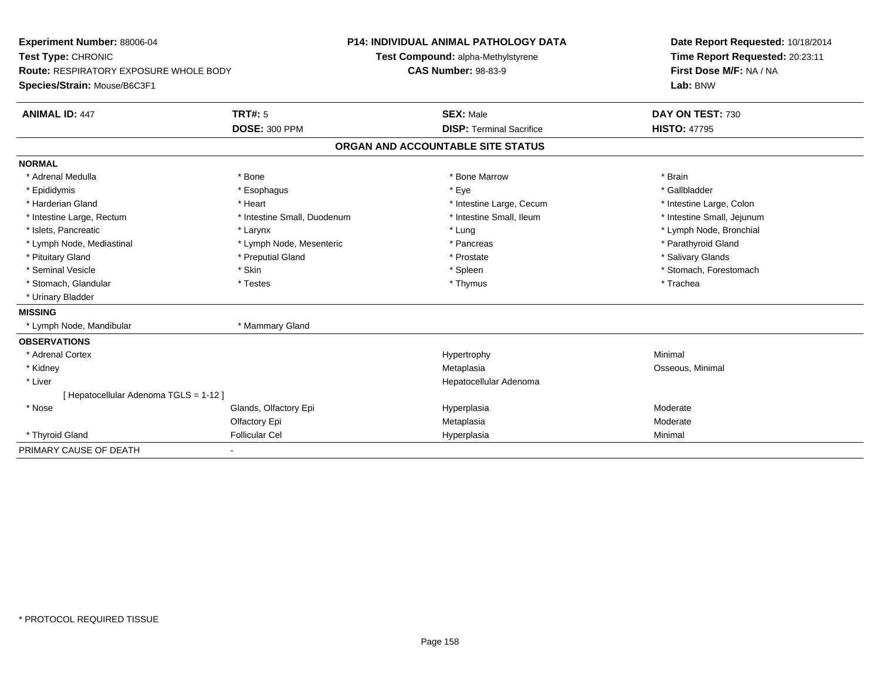**Experiment Number:** 88006-04
**Test Type:** CHRONIC
**Route:** RESPIRATORY EXPOSURE WHOLE BODY
**Species/Strain:** Mouse/B6C3F1

**P14: INDIVIDUAL ANIMAL PATHOLOGY DATA**
**Test Compound:** alpha-Methylstyrene
**CAS Number:** 98-83-9

**Date Report Requested:** 10/18/2014
**Time Report Requested:** 20:23:11
**First Dose M/F:** NA / NA
**Lab:** BNW

| **ANIMAL ID:** 447 | **TRT#:** 5 | **SEX:** Male | **DAY ON TEST:** 730 |
|---|---|---|---|
| | **DOSE:** 300 PPM | **DISP:** Terminal Sacrifice | **HISTO:** 47795 |

## ORGAN AND ACCOUNTABLE SITE STATUS

**NORMAL**

| | | | |
|---|---|---|---|
| * Adrenal Medulla | * Bone | * Bone Marrow | * Brain |
| * Epididymis | * Esophagus | * Eye | * Gallbladder |
| * Harderian Gland | * Heart | * Intestine Large, Cecum | * Intestine Large, Colon |
| * Intestine Large, Rectum | * Intestine Small, Duodenum | * Intestine Small, Ileum | * Intestine Small, Jejunum |
| * Islets, Pancreatic | * Larynx | * Lung | * Lymph Node, Bronchial |
| * Lymph Node, Mediastinal | * Lymph Node, Mesenteric | * Pancreas | * Parathyroid Gland |
| * Pituitary Gland | * Preputial Gland | * Prostate | * Salivary Glands |
| * Seminal Vesicle | * Skin | * Spleen | * Stomach, Forestomach |
| * Stomach, Glandular | * Testes | * Thymus | * Trachea |
| * Urinary Bladder | | | |

**MISSING**

| | |
|---|---|
| * Lymph Node, Mandibular | * Mammary Gland |

**OBSERVATIONS**

| | | | |
|---|---|---|---|
| * Adrenal Cortex | | Hypertrophy | Minimal |
| * Kidney | | Metaplasia | Osseous, Minimal |
| * Liver | | Hepatocellular Adenoma | |
| [ Hepatocellular Adenoma TGLS = 1-12 ] | | | |
| * Nose | Glands, Olfactory Epi | Hyperplasia | Moderate |
| | Olfactory Epi | Metaplasia | Moderate |
| * Thyroid Gland | Follicular Cel | Hyperplasia | Minimal |

PRIMARY CAUSE OF DEATH -

* PROTOCOL REQUIRED TISSUE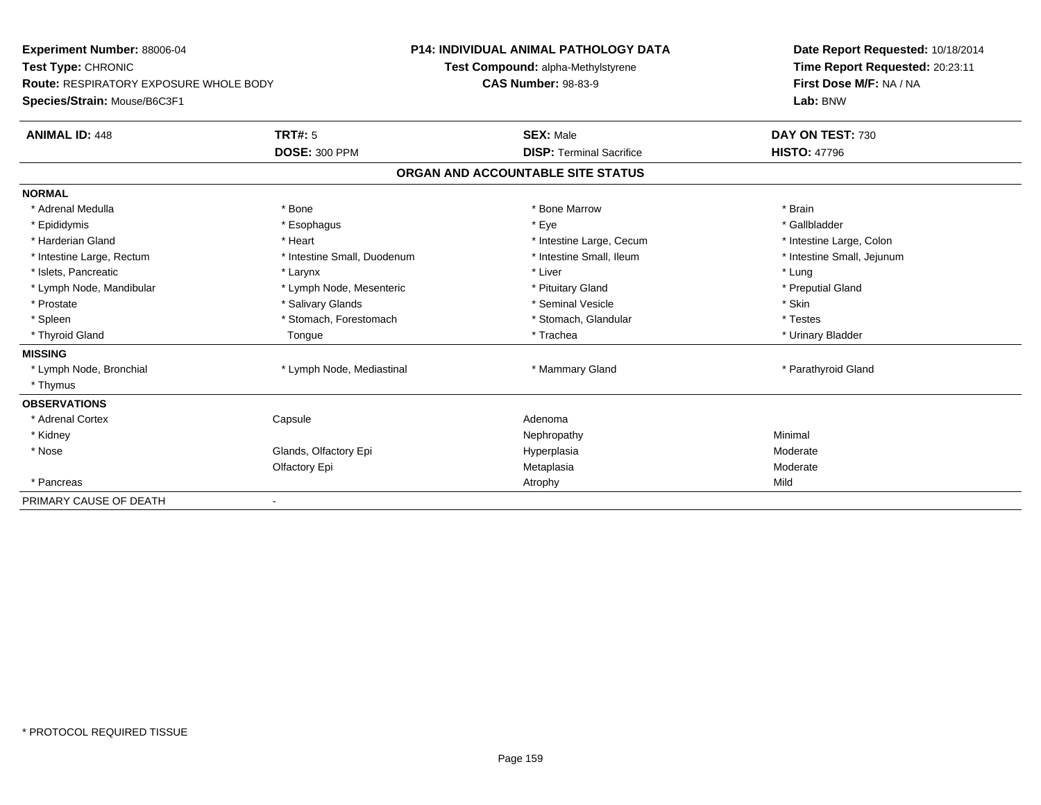**Experiment Number:** 88006-04
**Test Type:** CHRONIC
**Route:** RESPIRATORY EXPOSURE WHOLE BODY
**Species/Strain:** Mouse/B6C3F1

**P14: INDIVIDUAL ANIMAL PATHOLOGY DATA**
**Test Compound:** alpha-Methylstyrene
**CAS Number:** 98-83-9

**Date Report Requested:** 10/18/2014
**Time Report Requested:** 20:23:11
**First Dose M/F:** NA / NA
**Lab:** BNW

| **ANIMAL ID:** 448 | **TRT#:** 5 | **SEX:** Male | **DAY ON TEST:** 730 |
|---|---|---|---|
| | **DOSE:** 300 PPM | **DISP:** Terminal Sacrifice | **HISTO:** 47796 |

**ORGAN AND ACCOUNTABLE SITE STATUS**

| | | | |
|---|---|---|---|
| **NORMAL** | | | |
| * Adrenal Medulla | * Bone | * Bone Marrow | * Brain |
| * Epididymis | * Esophagus | * Eye | * Gallbladder |
| * Harderian Gland | * Heart | * Intestine Large, Cecum | * Intestine Large, Colon |
| * Intestine Large, Rectum | * Intestine Small, Duodenum | * Intestine Small, Ileum | * Intestine Small, Jejunum |
| * Islets, Pancreatic | * Larynx | * Liver | * Lung |
| * Lymph Node, Mandibular | * Lymph Node, Mesenteric | * Pituitary Gland | * Preputial Gland |
| * Prostate | * Salivary Glands | * Seminal Vesicle | * Skin |
| * Spleen | * Stomach, Forestomach | * Stomach, Glandular | * Testes |
| * Thyroid Gland | Tongue | * Trachea | * Urinary Bladder |
| **MISSING** | | | |
| * Lymph Node, Bronchial | * Lymph Node, Mediastinal | * Mammary Gland | * Parathyroid Gland |
| * Thymus | | | |
| **OBSERVATIONS** | | | |
| * Adrenal Cortex | Capsule | Adenoma | |
| * Kidney | | Nephropathy | Minimal |
| * Nose | Glands, Olfactory Epi | Hyperplasia | Moderate |
| | Olfactory Epi | Metaplasia | Moderate |
| * Pancreas | | Atrophy | Mild |
| PRIMARY CAUSE OF DEATH | - | | |

* PROTOCOL REQUIRED TISSUE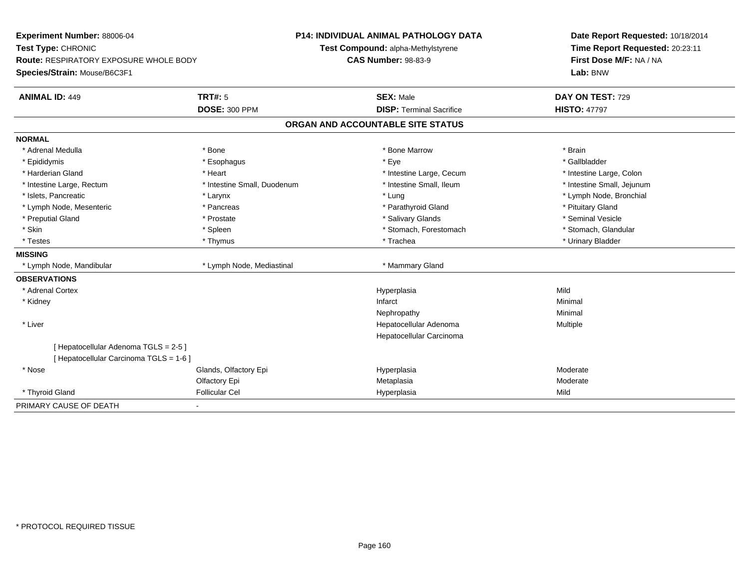**Experiment Number:** 88006-04
**Test Type:** CHRONIC
**Route:** RESPIRATORY EXPOSURE WHOLE BODY
**Species/Strain:** Mouse/B6C3F1

**P14: INDIVIDUAL ANIMAL PATHOLOGY DATA**
**Test Compound:** alpha-Methylstyrene
**CAS Number:** 98-83-9

**Date Report Requested:** 10/18/2014
**Time Report Requested:** 20:23:11
**First Dose M/F:** NA / NA
**Lab:** BNW

| **ANIMAL ID:** 449 | **TRT#:** 5 | **SEX:** Male | **DAY ON TEST:** 729 |
|---|---|---|---|
| | **DOSE:** 300 PPM | **DISP:** Terminal Sacrifice | **HISTO:** 47797 |

## ORGAN AND ACCOUNTABLE SITE STATUS

| | | | |
|---|---|---|---|
| **NORMAL** | | | |
| * Adrenal Medulla | * Bone | * Bone Marrow | * Brain |
| * Epididymis | * Esophagus | * Eye | * Gallbladder |
| * Harderian Gland | * Heart | * Intestine Large, Cecum | * Intestine Large, Colon |
| * Intestine Large, Rectum | * Intestine Small, Duodenum | * Intestine Small, Ileum | * Intestine Small, Jejunum |
| * Islets, Pancreatic | * Larynx | * Lung | * Lymph Node, Bronchial |
| * Lymph Node, Mesenteric | * Pancreas | * Parathyroid Gland | * Pituitary Gland |
| * Preputial Gland | * Prostate | * Salivary Glands | * Seminal Vesicle |
| * Skin | * Spleen | * Stomach, Forestomach | * Stomach, Glandular |
| * Testes | * Thymus | * Trachea | * Urinary Bladder |
| **MISSING** | | | |
| * Lymph Node, Mandibular | * Lymph Node, Mediastinal | * Mammary Gland | |
| **OBSERVATIONS** | | | |
| * Adrenal Cortex | | Hyperplasia | Mild |
| * Kidney | | Infarct | Minimal |
| | | Nephropathy | Minimal |
| * Liver | | Hepatocellular Adenoma | Multiple |
| | | Hepatocellular Carcinoma | |
| [ Hepatocellular Adenoma TGLS = 2-5 ] | | | |
| [ Hepatocellular Carcinoma TGLS = 1-6 ] | | | |
| * Nose | Glands, Olfactory Epi | Hyperplasia | Moderate |
| | Olfactory Epi | Metaplasia | Moderate |
| * Thyroid Gland | Follicular Cel | Hyperplasia | Mild |
| PRIMARY CAUSE OF DEATH | - | | |

* PROTOCOL REQUIRED TISSUE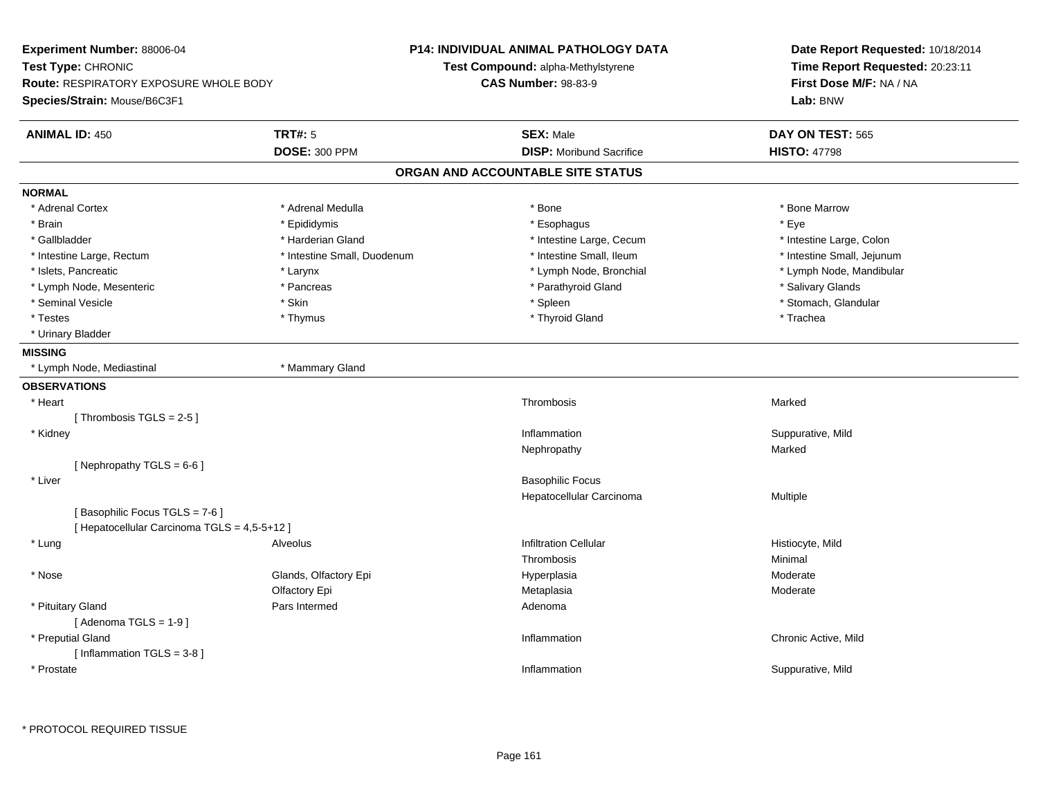**Experiment Number:** 88006-04
**Test Type:** CHRONIC
**Route:** RESPIRATORY EXPOSURE WHOLE BODY
**Species/Strain:** Mouse/B6C3F1

**P14: INDIVIDUAL ANIMAL PATHOLOGY DATA**
**Test Compound:** alpha-Methylstyrene
**CAS Number:** 98-83-9

**Date Report Requested:** 10/18/2014
**Time Report Requested:** 20:23:11
**First Dose M/F:** NA / NA
**Lab:** BNW

| **ANIMAL ID:** 450 | **TRT#:** 5 | **SEX:** Male | **DAY ON TEST:** 565 |
|---|---|---|---|
| | **DOSE:** 300 PPM | **DISP:** Moribund Sacrifice | **HISTO:** 47798 |

## ORGAN AND ACCOUNTABLE SITE STATUS

### NORMAL

| | | | |
|---|---|---|---|
| * Adrenal Cortex | * Adrenal Medulla | * Bone | * Bone Marrow |
| * Brain | * Epididymis | * Esophagus | * Eye |
| * Gallbladder | * Harderian Gland | * Intestine Large, Cecum | * Intestine Large, Colon |
| * Intestine Large, Rectum | * Intestine Small, Duodenum | * Intestine Small, Ileum | * Intestine Small, Jejunum |
| * Islets, Pancreatic | * Larynx | * Lymph Node, Bronchial | * Lymph Node, Mandibular |
| * Lymph Node, Mesenteric | * Pancreas | * Parathyroid Gland | * Salivary Glands |
| * Seminal Vesicle | * Skin | * Spleen | * Stomach, Glandular |
| * Testes | * Thymus | * Thyroid Gland | * Trachea |
| * Urinary Bladder | | | |

### MISSING

| | |
|---|---|
| * Lymph Node, Mediastinal | * Mammary Gland |

### OBSERVATIONS

| Organ | Site | Observation | Severity |
|---|---|---|---|
| * Heart | | Thrombosis | Marked |
| [ Thrombosis TGLS = 2-5 ] | | | |
| * Kidney | | Inflammation | Suppurative, Mild |
| | | Nephropathy | Marked |
| [ Nephropathy TGLS = 6-6 ] | | | |
| * Liver | | Basophilic Focus | |
| | | Hepatocellular Carcinoma | Multiple |
| [ Basophilic Focus TGLS = 7-6 ] | | | |
| [ Hepatocellular Carcinoma TGLS = 4,5-5+12 ] | | | |
| * Lung | Alveolus | Infiltration Cellular | Histiocyte, Mild |
| | | Thrombosis | Minimal |
| * Nose | Glands, Olfactory Epi | Hyperplasia | Moderate |
| | Olfactory Epi | Metaplasia | Moderate |
| * Pituitary Gland | Pars Intermed | Adenoma | |
| [ Adenoma TGLS = 1-9 ] | | | |
| * Preputial Gland | | Inflammation | Chronic Active, Mild |
| [ Inflammation TGLS = 3-8 ] | | | |
| * Prostate | | Inflammation | Suppurative, Mild |

\* PROTOCOL REQUIRED TISSUE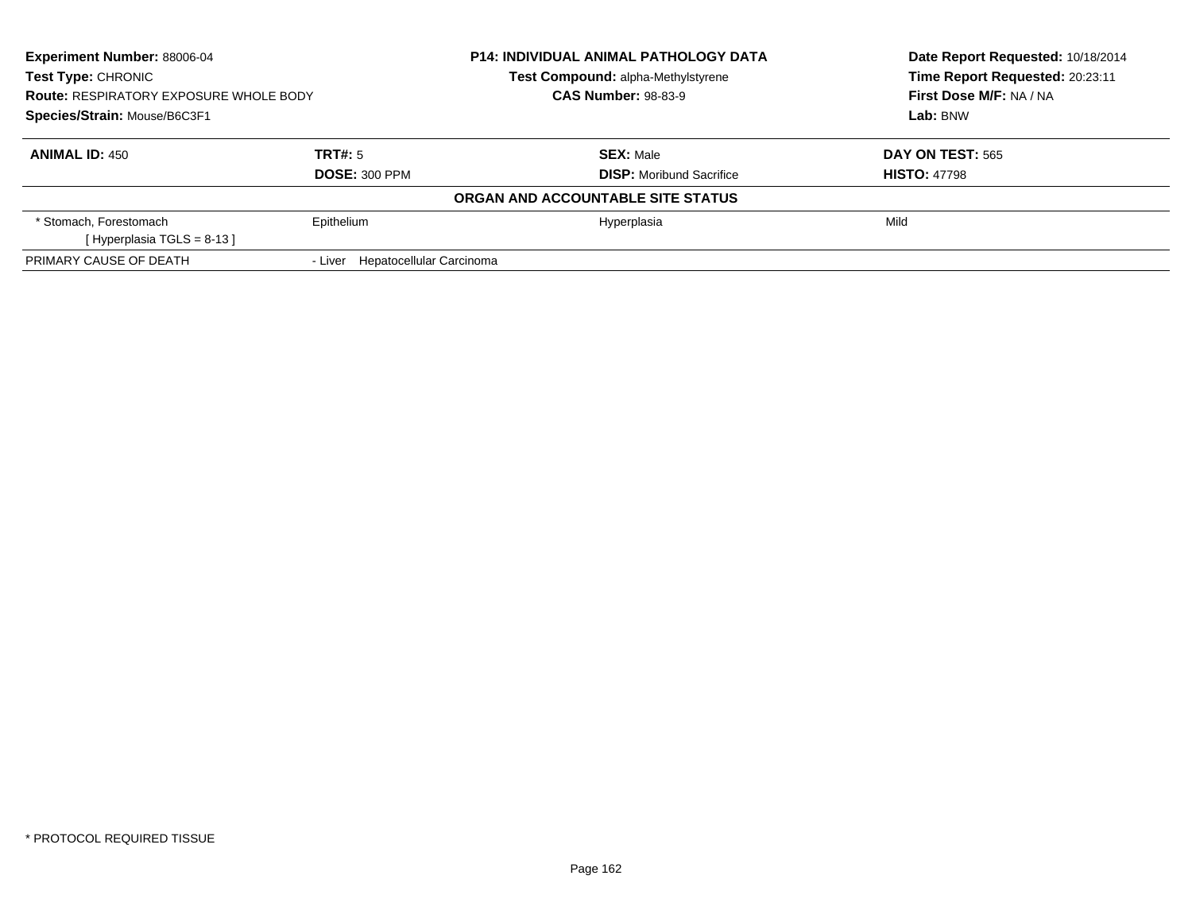**Experiment Number:** 88006-04
**Test Type:** CHRONIC
**Route:** RESPIRATORY EXPOSURE WHOLE BODY
**Species/Strain:** Mouse/B6C3F1

**P14: INDIVIDUAL ANIMAL PATHOLOGY DATA**
**Test Compound:** alpha-Methylstyrene
**CAS Number:** 98-83-9

**Date Report Requested:** 10/18/2014
**Time Report Requested:** 20:23:11
**First Dose M/F:** NA / NA
**Lab:** BNW

| **ANIMAL ID:** 450 | **TRT#:** 5 | **SEX:** Male | **DAY ON TEST:** 565 |
|---|---|---|---|
| | **DOSE:** 300 PPM | **DISP:** Moribund Sacrifice | **HISTO:** 47798 |

**ORGAN AND ACCOUNTABLE SITE STATUS**

| | | | |
|---|---|---|---|
| * Stomach, Forestomach [ Hyperplasia TGLS = 8-13 ] | Epithelium | Hyperplasia | Mild |
| PRIMARY CAUSE OF DEATH | - Liver Hepatocellular Carcinoma | | |

* PROTOCOL REQUIRED TISSUE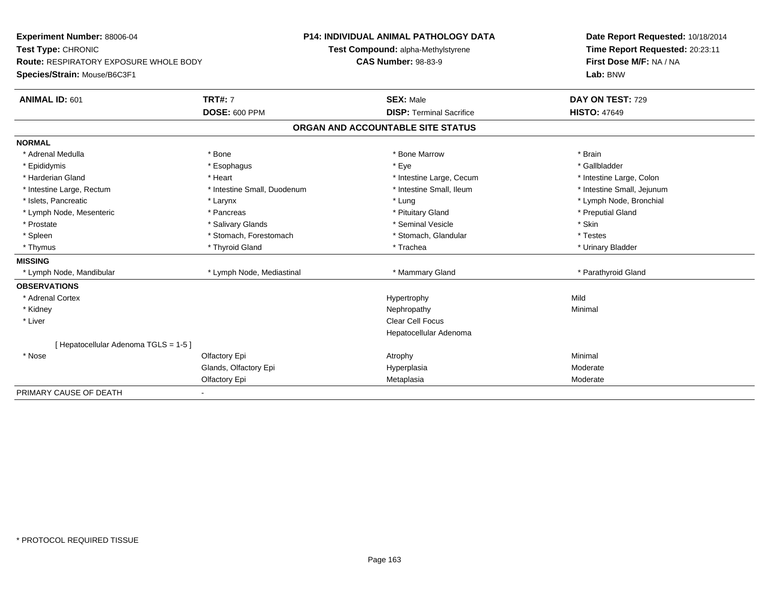**Experiment Number:** 88006-04
**Test Type:** CHRONIC
**Route:** RESPIRATORY EXPOSURE WHOLE BODY
**Species/Strain:** Mouse/B6C3F1

**P14: INDIVIDUAL ANIMAL PATHOLOGY DATA**
**Test Compound:** alpha-Methylstyrene
**CAS Number:** 98-83-9

**Date Report Requested:** 10/18/2014
**Time Report Requested:** 20:23:11
**First Dose M/F:** NA / NA
**Lab:** BNW

| **ANIMAL ID:** 601 | **TRT#:** 7 | **SEX:** Male | **DAY ON TEST:** 729 |
|---|---|---|---|
| | **DOSE:** 600 PPM | **DISP:** Terminal Sacrifice | **HISTO:** 47649 |

**ORGAN AND ACCOUNTABLE SITE STATUS**

**NORMAL**

| | | | |
|---|---|---|---|
| * Adrenal Medulla | * Bone | * Bone Marrow | * Brain |
| * Epididymis | * Esophagus | * Eye | * Gallbladder |
| * Harderian Gland | * Heart | * Intestine Large, Cecum | * Intestine Large, Colon |
| * Intestine Large, Rectum | * Intestine Small, Duodenum | * Intestine Small, Ileum | * Intestine Small, Jejunum |
| * Islets, Pancreatic | * Larynx | * Lung | * Lymph Node, Bronchial |
| * Lymph Node, Mesenteric | * Pancreas | * Pituitary Gland | * Preputial Gland |
| * Prostate | * Salivary Glands | * Seminal Vesicle | * Skin |
| * Spleen | * Stomach, Forestomach | * Stomach, Glandular | * Testes |
| * Thymus | * Thyroid Gland | * Trachea | * Urinary Bladder |

**MISSING**

| | | | |
|---|---|---|---|
| * Lymph Node, Mandibular | * Lymph Node, Mediastinal | * Mammary Gland | * Parathyroid Gland |

**OBSERVATIONS**

| | | | |
|---|---|---|---|
| * Adrenal Cortex | | Hypertrophy | Mild |
| * Kidney | | Nephropathy | Minimal |
| * Liver | | Clear Cell Focus | |
| | | Hepatocellular Adenoma | |
| [ Hepatocellular Adenoma TGLS = 1-5 ] | | | |
| * Nose | Olfactory Epi | Atrophy | Minimal |
| | Glands, Olfactory Epi | Hyperplasia | Moderate |
| | Olfactory Epi | Metaplasia | Moderate |

PRIMARY CAUSE OF DEATH -

\* PROTOCOL REQUIRED TISSUE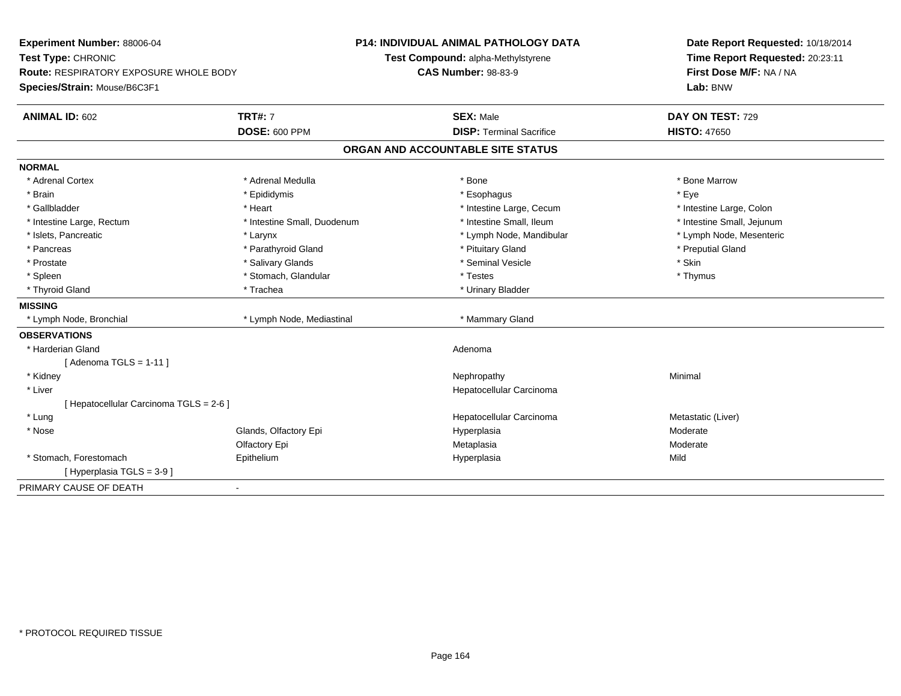**Experiment Number:** 88006-04
**Test Type:** CHRONIC
**Route:** RESPIRATORY EXPOSURE WHOLE BODY
**Species/Strain:** Mouse/B6C3F1

**P14: INDIVIDUAL ANIMAL PATHOLOGY DATA**
**Test Compound:** alpha-Methylstyrene
**CAS Number:** 98-83-9

**Date Report Requested:** 10/18/2014
**Time Report Requested:** 20:23:11
**First Dose M/F:** NA / NA
**Lab:** BNW

| **ANIMAL ID:** 602 | **TRT#:** 7 | **SEX:** Male | **DAY ON TEST:** 729 |
|---|---|---|---|
| | **DOSE:** 600 PPM | **DISP:** Terminal Sacrifice | **HISTO:** 47650 |

## ORGAN AND ACCOUNTABLE SITE STATUS

**NORMAL**

| | | | |
|---|---|---|---|
| * Adrenal Cortex | * Adrenal Medulla | * Bone | * Bone Marrow |
| * Brain | * Epididymis | * Esophagus | * Eye |
| * Gallbladder | * Heart | * Intestine Large, Cecum | * Intestine Large, Colon |
| * Intestine Large, Rectum | * Intestine Small, Duodenum | * Intestine Small, Ileum | * Intestine Small, Jejunum |
| * Islets, Pancreatic | * Larynx | * Lymph Node, Mandibular | * Lymph Node, Mesenteric |
| * Pancreas | * Parathyroid Gland | * Pituitary Gland | * Preputial Gland |
| * Prostate | * Salivary Glands | * Seminal Vesicle | * Skin |
| * Spleen | * Stomach, Glandular | * Testes | * Thymus |
| * Thyroid Gland | * Trachea | * Urinary Bladder | |

**MISSING**

| | | |
|---|---|---|
| * Lymph Node, Bronchial | * Lymph Node, Mediastinal | * Mammary Gland |

**OBSERVATIONS**

| | | | |
|---|---|---|---|
| * Harderian Gland | | Adenoma | |
| [ Adenoma TGLS = 1-11 ] | | | |
| * Kidney | | Nephropathy | Minimal |
| * Liver | | Hepatocellular Carcinoma | |
| [ Hepatocellular Carcinoma TGLS = 2-6 ] | | | |
| * Lung | | Hepatocellular Carcinoma | Metastatic (Liver) |
| * Nose | Glands, Olfactory Epi | Hyperplasia | Moderate |
| | Olfactory Epi | Metaplasia | Moderate |
| * Stomach, Forestomach | Epithelium | Hyperplasia | Mild |
| [ Hyperplasia TGLS = 3-9 ] | | | |

PRIMARY CAUSE OF DEATH -

* PROTOCOL REQUIRED TISSUE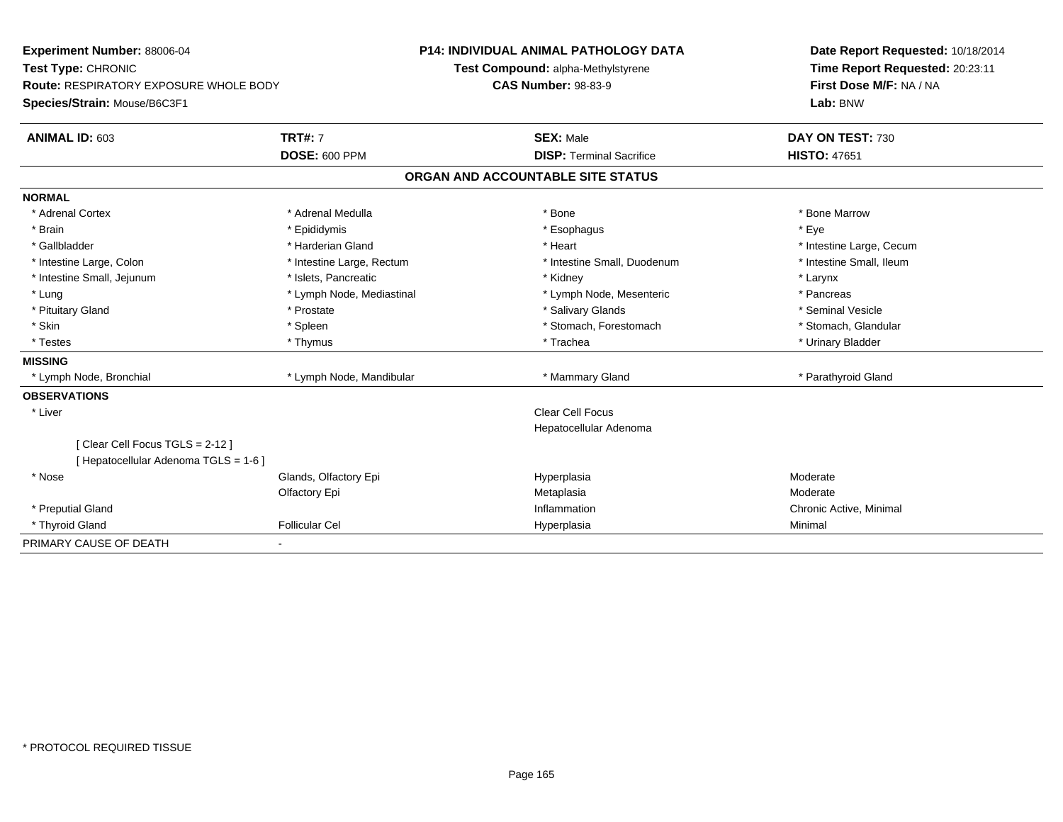**Experiment Number:** 88006-04
**Test Type:** CHRONIC
**Route:** RESPIRATORY EXPOSURE WHOLE BODY
**Species/Strain:** Mouse/B6C3F1

**P14: INDIVIDUAL ANIMAL PATHOLOGY DATA**
**Test Compound:** alpha-Methylstyrene
**CAS Number:** 98-83-9

**Date Report Requested:** 10/18/2014
**Time Report Requested:** 20:23:11
**First Dose M/F:** NA / NA
**Lab:** BNW

| **ANIMAL ID:** 603 | **TRT#:** 7 | **SEX:** Male | **DAY ON TEST:** 730 |
|---|---|---|---|
| | **DOSE:** 600 PPM | **DISP:** Terminal Sacrifice | **HISTO:** 47651 |

## ORGAN AND ACCOUNTABLE SITE STATUS

**NORMAL**

| | | | |
|---|---|---|---|
| * Adrenal Cortex | * Adrenal Medulla | * Bone | * Bone Marrow |
| * Brain | * Epididymis | * Esophagus | * Eye |
| * Gallbladder | * Harderian Gland | * Heart | * Intestine Large, Cecum |
| * Intestine Large, Colon | * Intestine Large, Rectum | * Intestine Small, Duodenum | * Intestine Small, Ileum |
| * Intestine Small, Jejunum | * Islets, Pancreatic | * Kidney | * Larynx |
| * Lung | * Lymph Node, Mediastinal | * Lymph Node, Mesenteric | * Pancreas |
| * Pituitary Gland | * Prostate | * Salivary Glands | * Seminal Vesicle |
| * Skin | * Spleen | * Stomach, Forestomach | * Stomach, Glandular |
| * Testes | * Thymus | * Trachea | * Urinary Bladder |

**MISSING**

| | | | |
|---|---|---|---|
| * Lymph Node, Bronchial | * Lymph Node, Mandibular | * Mammary Gland | * Parathyroid Gland |

**OBSERVATIONS**

| | | | |
|---|---|---|---|
| * Liver | | Clear Cell Focus | |
| | | Hepatocellular Adenoma | |
| [ Clear Cell Focus TGLS = 2-12 ] | | | |
| [ Hepatocellular Adenoma TGLS = 1-6 ] | | | |
| * Nose | Glands, Olfactory Epi | Hyperplasia | Moderate |
| | Olfactory Epi | Metaplasia | Moderate |
| * Preputial Gland | | Inflammation | Chronic Active, Minimal |
| * Thyroid Gland | Follicular Cel | Hyperplasia | Minimal |

PRIMARY CAUSE OF DEATH -

* PROTOCOL REQUIRED TISSUE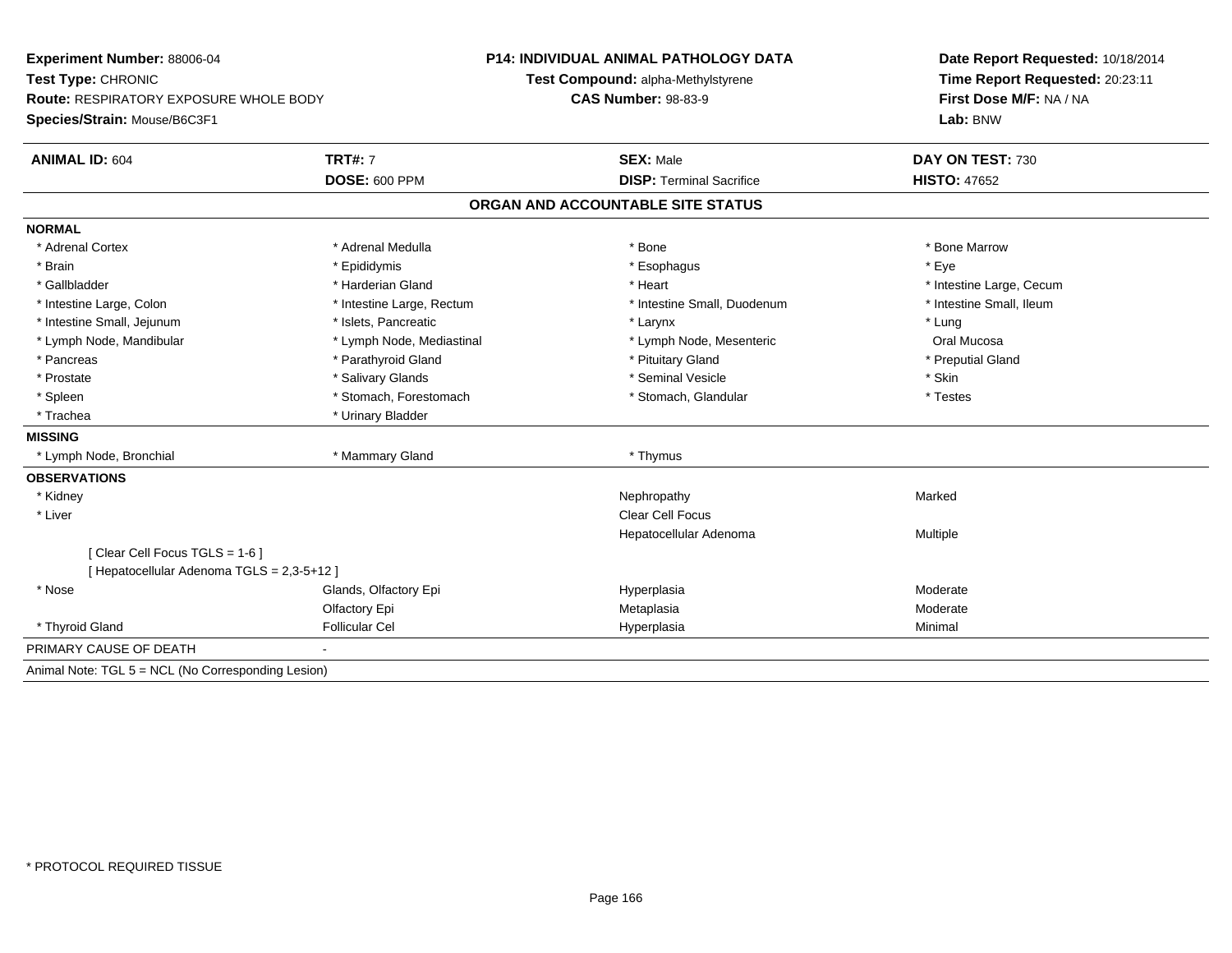**Experiment Number:** 88006-04
**Test Type:** CHRONIC
**Route:** RESPIRATORY EXPOSURE WHOLE BODY
**Species/Strain:** Mouse/B6C3F1

**P14: INDIVIDUAL ANIMAL PATHOLOGY DATA**
**Test Compound:** alpha-Methylstyrene
**CAS Number:** 98-83-9

**Date Report Requested:** 10/18/2014
**Time Report Requested:** 20:23:11
**First Dose M/F:** NA / NA
**Lab:** BNW

| **ANIMAL ID:** 604 | **TRT#:** 7 | **SEX:** Male | **DAY ON TEST:** 730 |
|---|---|---|---|
| | **DOSE:** 600 PPM | **DISP:** Terminal Sacrifice | **HISTO:** 47652 |

**ORGAN AND ACCOUNTABLE SITE STATUS**

**NORMAL**

| | | | |
|---|---|---|---|
| * Adrenal Cortex | * Adrenal Medulla | * Bone | * Bone Marrow |
| * Brain | * Epididymis | * Esophagus | * Eye |
| * Gallbladder | * Harderian Gland | * Heart | * Intestine Large, Cecum |
| * Intestine Large, Colon | * Intestine Large, Rectum | * Intestine Small, Duodenum | * Intestine Small, Ileum |
| * Intestine Small, Jejunum | * Islets, Pancreatic | * Larynx | * Lung |
| * Lymph Node, Mandibular | * Lymph Node, Mediastinal | * Lymph Node, Mesenteric | Oral Mucosa |
| * Pancreas | * Parathyroid Gland | * Pituitary Gland | * Preputial Gland |
| * Prostate | * Salivary Glands | * Seminal Vesicle | * Skin |
| * Spleen | * Stomach, Forestomach | * Stomach, Glandular | * Testes |
| * Trachea | * Urinary Bladder | | |

**MISSING**

| | | |
|---|---|---|
| * Lymph Node, Bronchial | * Mammary Gland | * Thymus |

**OBSERVATIONS**

| | | | |
|---|---|---|---|
| * Kidney | | Nephropathy | Marked |
| * Liver | | Clear Cell Focus | |
| | | Hepatocellular Adenoma | Multiple |
| [ Clear Cell Focus TGLS = 1-6 ] | | | |
| [ Hepatocellular Adenoma TGLS = 2,3-5+12 ] | | | |
| * Nose | Glands, Olfactory Epi | Hyperplasia | Moderate |
| | Olfactory Epi | Metaplasia | Moderate |
| * Thyroid Gland | Follicular Cel | Hyperplasia | Minimal |

PRIMARY CAUSE OF DEATH -

Animal Note: TGL 5 = NCL (No Corresponding Lesion)

\* PROTOCOL REQUIRED TISSUE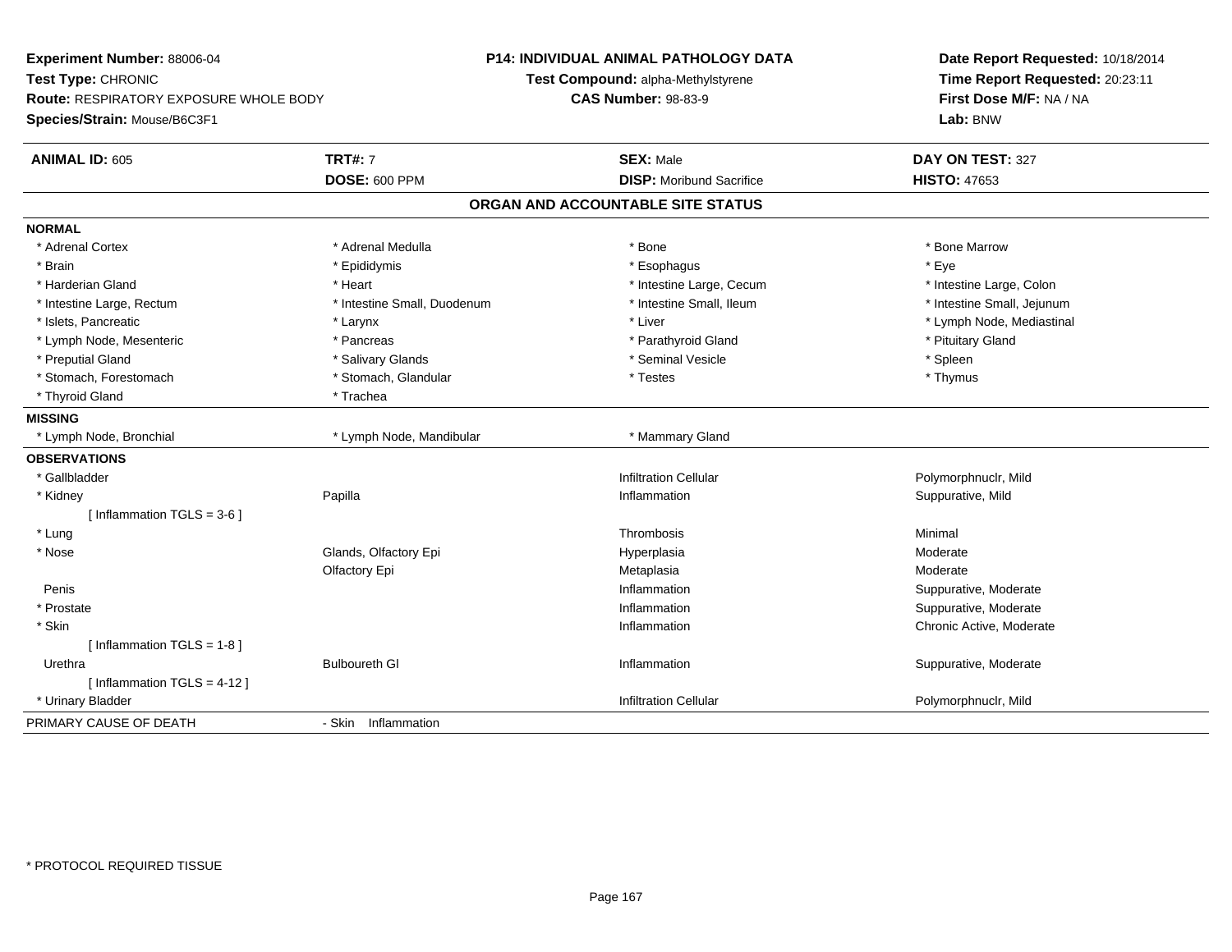**Experiment Number:** 88006-04
**Test Type:** CHRONIC
**Route:** RESPIRATORY EXPOSURE WHOLE BODY
**Species/Strain:** Mouse/B6C3F1

**P14: INDIVIDUAL ANIMAL PATHOLOGY DATA**
**Test Compound:** alpha-Methylstyrene
**CAS Number:** 98-83-9

**Date Report Requested:** 10/18/2014
**Time Report Requested:** 20:23:11
**First Dose M/F:** NA / NA
**Lab:** BNW

| **ANIMAL ID:** 605 | **TRT#:** 7 | **SEX:** Male | **DAY ON TEST:** 327 |
|---|---|---|---|
| | **DOSE:** 600 PPM | **DISP:** Moribund Sacrifice | **HISTO:** 47653 |

## ORGAN AND ACCOUNTABLE SITE STATUS

**NORMAL**

| | | | |
|---|---|---|---|
| * Adrenal Cortex | * Adrenal Medulla | * Bone | * Bone Marrow |
| * Brain | * Epididymis | * Esophagus | * Eye |
| * Harderian Gland | * Heart | * Intestine Large, Cecum | * Intestine Large, Colon |
| * Intestine Large, Rectum | * Intestine Small, Duodenum | * Intestine Small, Ileum | * Intestine Small, Jejunum |
| * Islets, Pancreatic | * Larynx | * Liver | * Lymph Node, Mediastinal |
| * Lymph Node, Mesenteric | * Pancreas | * Parathyroid Gland | * Pituitary Gland |
| * Preputial Gland | * Salivary Glands | * Seminal Vesicle | * Spleen |
| * Stomach, Forestomach | * Stomach, Glandular | * Testes | * Thymus |
| * Thyroid Gland | * Trachea | | |

**MISSING**

| | | |
|---|---|---|
| * Lymph Node, Bronchial | * Lymph Node, Mandibular | * Mammary Gland |

**OBSERVATIONS**

| | | | |
|---|---|---|---|
| * Gallbladder | | Infiltration Cellular | Polymorphnuclr, Mild |
| * Kidney | Papilla | Inflammation | Suppurative, Mild |
| [ Inflammation TGLS = 3-6 ] | | | |
| * Lung | | Thrombosis | Minimal |
| * Nose | Glands, Olfactory Epi | Hyperplasia | Moderate |
| | Olfactory Epi | Metaplasia | Moderate |
| Penis | | Inflammation | Suppurative, Moderate |
| * Prostate | | Inflammation | Suppurative, Moderate |
| * Skin | | Inflammation | Chronic Active, Moderate |
| [ Inflammation TGLS = 1-8 ] | | | |
| Urethra | Bulboureth Gl | Inflammation | Suppurative, Moderate |
| [ Inflammation TGLS = 4-12 ] | | | |
| * Urinary Bladder | | Infiltration Cellular | Polymorphnuclr, Mild |

PRIMARY CAUSE OF DEATH - Skin Inflammation

* PROTOCOL REQUIRED TISSUE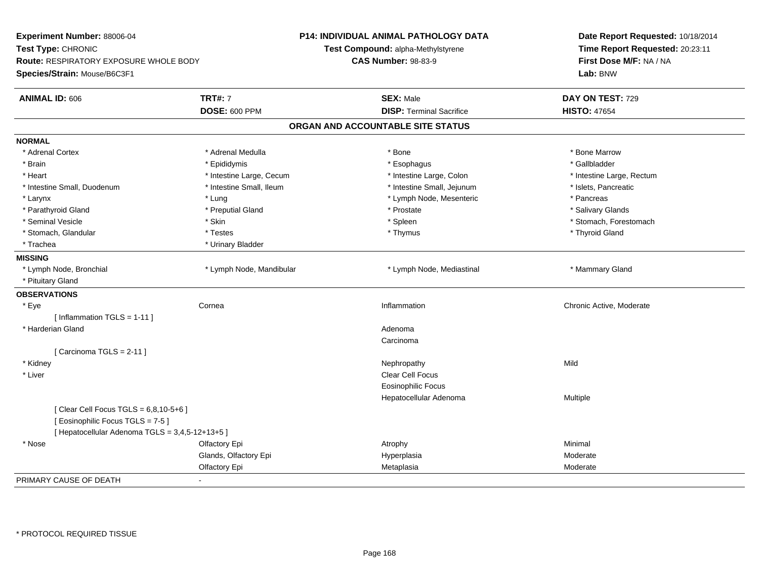**Experiment Number:** 88006-04
**Test Type:** CHRONIC
**Route:** RESPIRATORY EXPOSURE WHOLE BODY
**Species/Strain:** Mouse/B6C3F1

**P14: INDIVIDUAL ANIMAL PATHOLOGY DATA**
**Test Compound:** alpha-Methylstyrene
**CAS Number:** 98-83-9

**Date Report Requested:** 10/18/2014
**Time Report Requested:** 20:23:11
**First Dose M/F:** NA / NA
**Lab:** BNW

| **ANIMAL ID:** 606 | **TRT#:** 7 | **SEX:** Male | **DAY ON TEST:** 729 |
|---|---|---|---|
| | **DOSE:** 600 PPM | **DISP:** Terminal Sacrifice | **HISTO:** 47654 |

## ORGAN AND ACCOUNTABLE SITE STATUS

**NORMAL**

| | | | |
|---|---|---|---|
| * Adrenal Cortex | * Adrenal Medulla | * Bone | * Bone Marrow |
| * Brain | * Epididymis | * Esophagus | * Gallbladder |
| * Heart | * Intestine Large, Cecum | * Intestine Large, Colon | * Intestine Large, Rectum |
| * Intestine Small, Duodenum | * Intestine Small, Ileum | * Intestine Small, Jejunum | * Islets, Pancreatic |
| * Larynx | * Lung | * Lymph Node, Mesenteric | * Pancreas |
| * Parathyroid Gland | * Preputial Gland | * Prostate | * Salivary Glands |
| * Seminal Vesicle | * Skin | * Spleen | * Stomach, Forestomach |
| * Stomach, Glandular | * Testes | * Thymus | * Thyroid Gland |
| * Trachea | * Urinary Bladder | | |

**MISSING**

| | | | |
|---|---|---|---|
| * Lymph Node, Bronchial | * Lymph Node, Mandibular | * Lymph Node, Mediastinal | * Mammary Gland |
| * Pituitary Gland | | | |

**OBSERVATIONS**

| | | | |
|---|---|---|---|
| * Eye | Cornea | Inflammation | Chronic Active, Moderate |
| [ Inflammation TGLS = 1-11 ] | | | |
| * Harderian Gland | | Adenoma | |
| | | Carcinoma | |
| [ Carcinoma TGLS = 2-11 ] | | | |
| * Kidney | | Nephropathy | Mild |
| * Liver | | Clear Cell Focus | |
| | | Eosinophilic Focus | |
| | | Hepatocellular Adenoma | Multiple |
| [ Clear Cell Focus TGLS = 6,8,10-5+6 ] | | | |
| [ Eosinophilic Focus TGLS = 7-5 ] | | | |
| [ Hepatocellular Adenoma TGLS = 3,4,5-12+13+5 ] | | | |
| * Nose | Olfactory Epi | Atrophy | Minimal |
| | Glands, Olfactory Epi | Hyperplasia | Moderate |
| | Olfactory Epi | Metaplasia | Moderate |

PRIMARY CAUSE OF DEATH -

* PROTOCOL REQUIRED TISSUE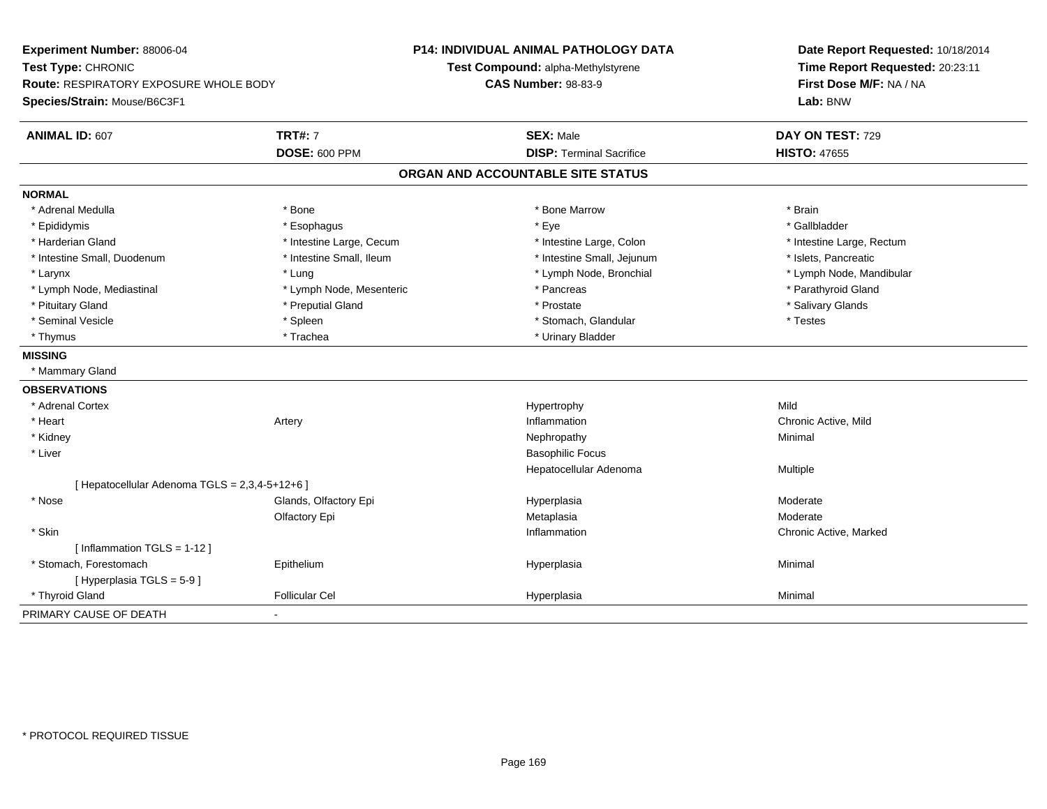**Experiment Number:** 88006-04
**Test Type:** CHRONIC
**Route:** RESPIRATORY EXPOSURE WHOLE BODY
**Species/Strain:** Mouse/B6C3F1

**P14: INDIVIDUAL ANIMAL PATHOLOGY DATA**
**Test Compound:** alpha-Methylstyrene
**CAS Number:** 98-83-9

**Date Report Requested:** 10/18/2014
**Time Report Requested:** 20:23:11
**First Dose M/F:** NA / NA
**Lab:** BNW

| **ANIMAL ID:** 607 | **TRT#:** 7 | **SEX:** Male | **DAY ON TEST:** 729 |
|---|---|---|---|
| | **DOSE:** 600 PPM | **DISP:** Terminal Sacrifice | **HISTO:** 47655 |

## ORGAN AND ACCOUNTABLE SITE STATUS

**NORMAL**

| | | | |
|---|---|---|---|
| * Adrenal Medulla | * Bone | * Bone Marrow | * Brain |
| * Epididymis | * Esophagus | * Eye | * Gallbladder |
| * Harderian Gland | * Intestine Large, Cecum | * Intestine Large, Colon | * Intestine Large, Rectum |
| * Intestine Small, Duodenum | * Intestine Small, Ileum | * Intestine Small, Jejunum | * Islets, Pancreatic |
| * Larynx | * Lung | * Lymph Node, Bronchial | * Lymph Node, Mandibular |
| * Lymph Node, Mediastinal | * Lymph Node, Mesenteric | * Pancreas | * Parathyroid Gland |
| * Pituitary Gland | * Preputial Gland | * Prostate | * Salivary Glands |
| * Seminal Vesicle | * Spleen | * Stomach, Glandular | * Testes |
| * Thymus | * Trachea | * Urinary Bladder | |

**MISSING**

* Mammary Gland

**OBSERVATIONS**

| | | | |
|---|---|---|---|
| * Adrenal Cortex | | Hypertrophy | Mild |
| * Heart | Artery | Inflammation | Chronic Active, Mild |
| * Kidney | | Nephropathy | Minimal |
| * Liver | | Basophilic Focus | |
| | | Hepatocellular Adenoma | Multiple |
| [ Hepatocellular Adenoma TGLS = 2,3,4-5+12+6 ] | | | |
| * Nose | Glands, Olfactory Epi | Hyperplasia | Moderate |
| | Olfactory Epi | Metaplasia | Moderate |
| * Skin | | Inflammation | Chronic Active, Marked |
| [ Inflammation TGLS = 1-12 ] | | | |
| * Stomach, Forestomach | Epithelium | Hyperplasia | Minimal |
| [ Hyperplasia TGLS = 5-9 ] | | | |
| * Thyroid Gland | Follicular Cel | Hyperplasia | Minimal |

PRIMARY CAUSE OF DEATH -

* PROTOCOL REQUIRED TISSUE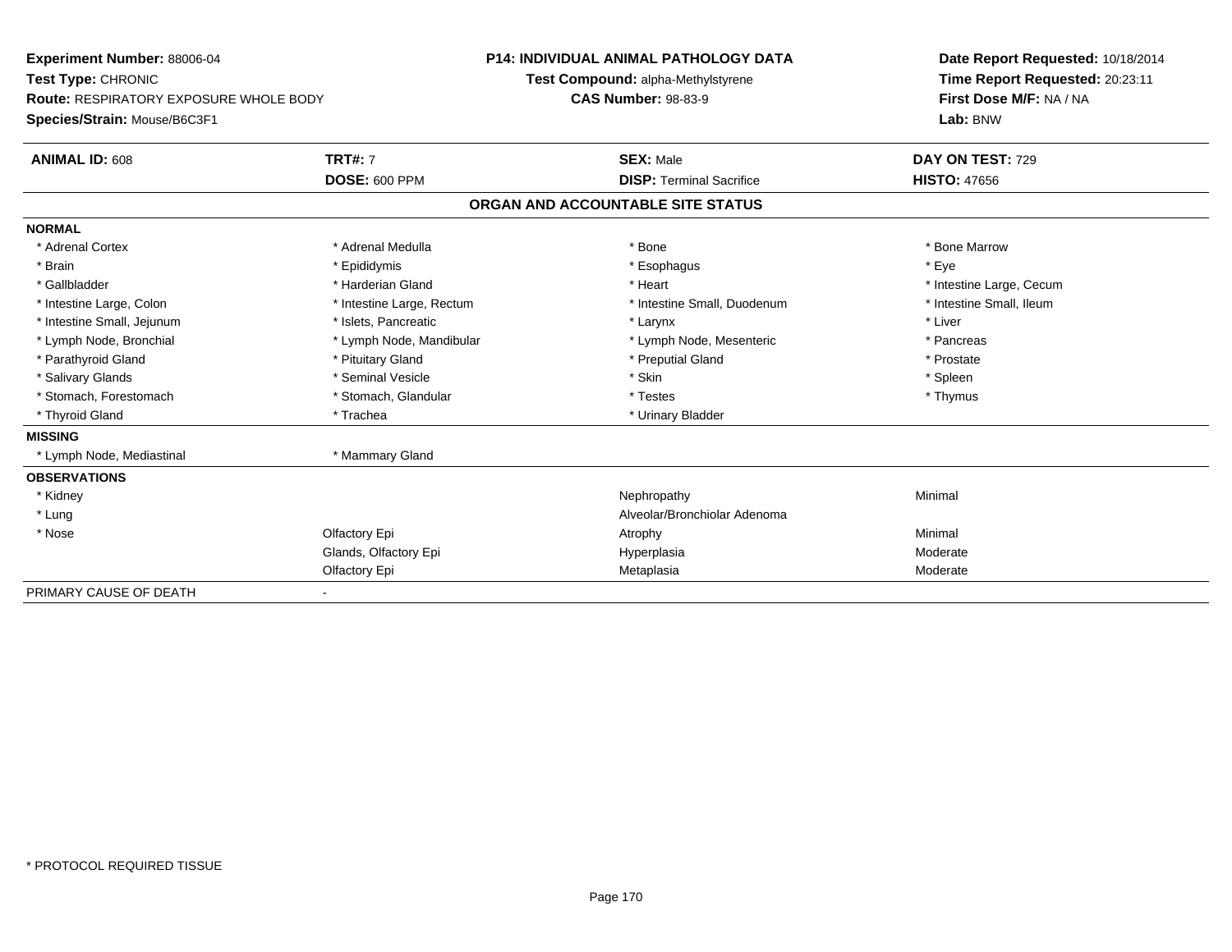**Experiment Number:** 88006-04
**Test Type:** CHRONIC
**Route:** RESPIRATORY EXPOSURE WHOLE BODY
**Species/Strain:** Mouse/B6C3F1

**P14: INDIVIDUAL ANIMAL PATHOLOGY DATA**
**Test Compound:** alpha-Methylstyrene
**CAS Number:** 98-83-9

**Date Report Requested:** 10/18/2014
**Time Report Requested:** 20:23:11
**First Dose M/F:** NA / NA
**Lab:** BNW

| **ANIMAL ID:** 608 | **TRT#:** 7 | **SEX:** Male | **DAY ON TEST:** 729 |
|---|---|---|---|
| | **DOSE:** 600 PPM | **DISP:** Terminal Sacrifice | **HISTO:** 47656 |

## ORGAN AND ACCOUNTABLE SITE STATUS

| | | | |
|---|---|---|---|
| **NORMAL** | | | |
| * Adrenal Cortex | * Adrenal Medulla | * Bone | * Bone Marrow |
| * Brain | * Epididymis | * Esophagus | * Eye |
| * Gallbladder | * Harderian Gland | * Heart | * Intestine Large, Cecum |
| * Intestine Large, Colon | * Intestine Large, Rectum | * Intestine Small, Duodenum | * Intestine Small, Ileum |
| * Intestine Small, Jejunum | * Islets, Pancreatic | * Larynx | * Liver |
| * Lymph Node, Bronchial | * Lymph Node, Mandibular | * Lymph Node, Mesenteric | * Pancreas |
| * Parathyroid Gland | * Pituitary Gland | * Preputial Gland | * Prostate |
| * Salivary Glands | * Seminal Vesicle | * Skin | * Spleen |
| * Stomach, Forestomach | * Stomach, Glandular | * Testes | * Thymus |
| * Thyroid Gland | * Trachea | * Urinary Bladder | |
| **MISSING** | | | |
| * Lymph Node, Mediastinal | * Mammary Gland | | |
| **OBSERVATIONS** | | | |
| * Kidney | | Nephropathy | Minimal |
| * Lung | | Alveolar/Bronchiolar Adenoma | |
| * Nose | Olfactory Epi | Atrophy | Minimal |
| | Glands, Olfactory Epi | Hyperplasia | Moderate |
| | Olfactory Epi | Metaplasia | Moderate |
| PRIMARY CAUSE OF DEATH | - | | |

\* PROTOCOL REQUIRED TISSUE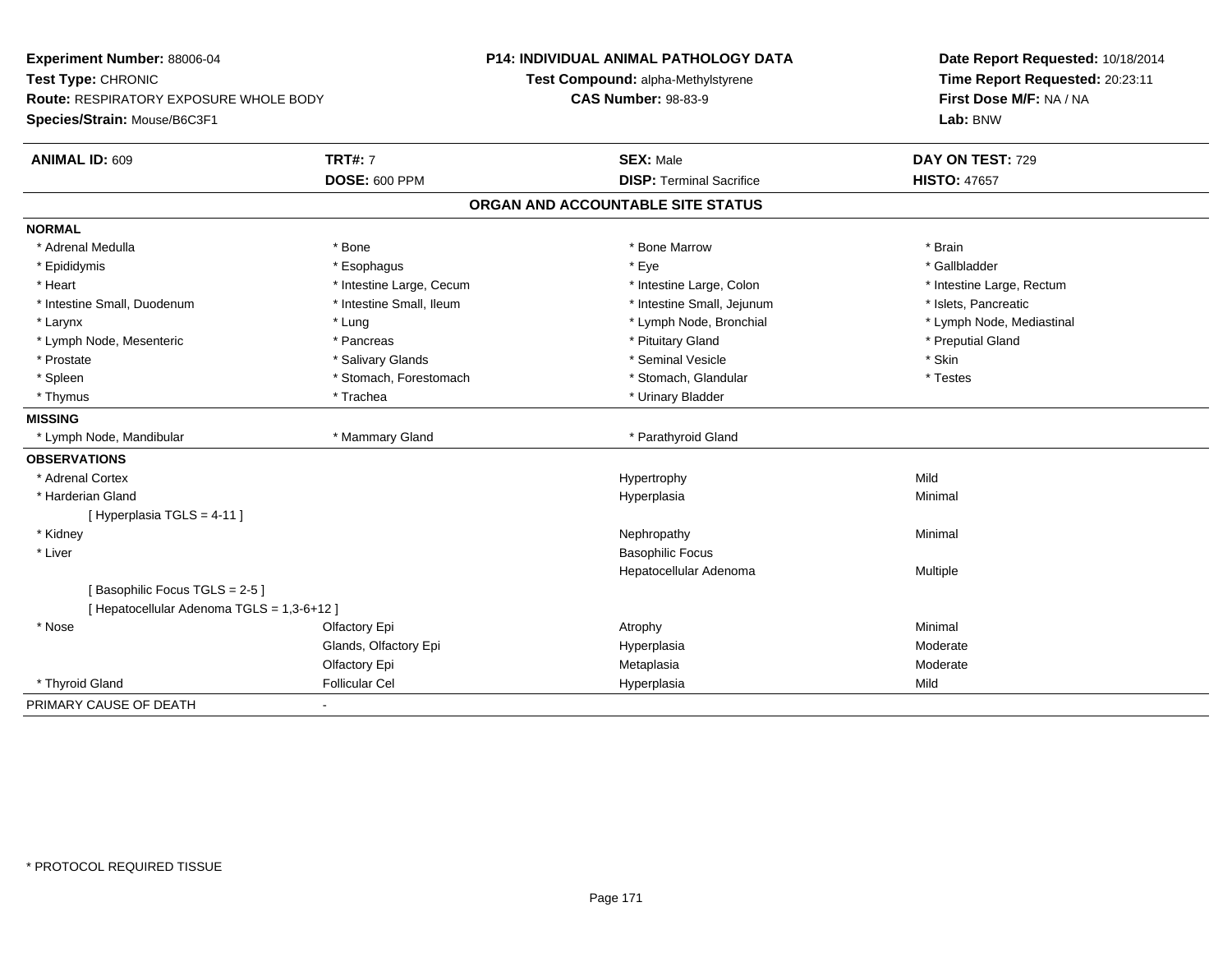**Experiment Number:** 88006-04
**Test Type:** CHRONIC
**Route:** RESPIRATORY EXPOSURE WHOLE BODY
**Species/Strain:** Mouse/B6C3F1

**P14: INDIVIDUAL ANIMAL PATHOLOGY DATA**
**Test Compound:** alpha-Methylstyrene
**CAS Number:** 98-83-9

**Date Report Requested:** 10/18/2014
**Time Report Requested:** 20:23:11
**First Dose M/F:** NA / NA
**Lab:** BNW

| **ANIMAL ID:** 609 | **TRT#:** 7 | **SEX:** Male | **DAY ON TEST:** 729 |
|---|---|---|---|
| | **DOSE:** 600 PPM | **DISP:** Terminal Sacrifice | **HISTO:** 47657 |

## ORGAN AND ACCOUNTABLE SITE STATUS

**NORMAL**

| | | | |
|---|---|---|---|
| * Adrenal Medulla | * Bone | * Bone Marrow | * Brain |
| * Epididymis | * Esophagus | * Eye | * Gallbladder |
| * Heart | * Intestine Large, Cecum | * Intestine Large, Colon | * Intestine Large, Rectum |
| * Intestine Small, Duodenum | * Intestine Small, Ileum | * Intestine Small, Jejunum | * Islets, Pancreatic |
| * Larynx | * Lung | * Lymph Node, Bronchial | * Lymph Node, Mediastinal |
| * Lymph Node, Mesenteric | * Pancreas | * Pituitary Gland | * Preputial Gland |
| * Prostate | * Salivary Glands | * Seminal Vesicle | * Skin |
| * Spleen | * Stomach, Forestomach | * Stomach, Glandular | * Testes |
| * Thymus | * Trachea | * Urinary Bladder | |

**MISSING**

| | | |
|---|---|---|
| * Lymph Node, Mandibular | * Mammary Gland | * Parathyroid Gland |

**OBSERVATIONS**

| Organ | Site | Observation | Severity |
|---|---|---|---|
| * Adrenal Cortex | | Hypertrophy | Mild |
| * Harderian Gland | | Hyperplasia | Minimal |
| [ Hyperplasia TGLS = 4-11 ] | | | |
| * Kidney | | Nephropathy | Minimal |
| * Liver | | Basophilic Focus | |
| | | Hepatocellular Adenoma | Multiple |
| [ Basophilic Focus TGLS = 2-5 ] | | | |
| [ Hepatocellular Adenoma TGLS = 1,3-6+12 ] | | | |
| * Nose | Olfactory Epi | Atrophy | Minimal |
| | Glands, Olfactory Epi | Hyperplasia | Moderate |
| | Olfactory Epi | Metaplasia | Moderate |
| * Thyroid Gland | Follicular Cel | Hyperplasia | Mild |

PRIMARY CAUSE OF DEATH -

* PROTOCOL REQUIRED TISSUE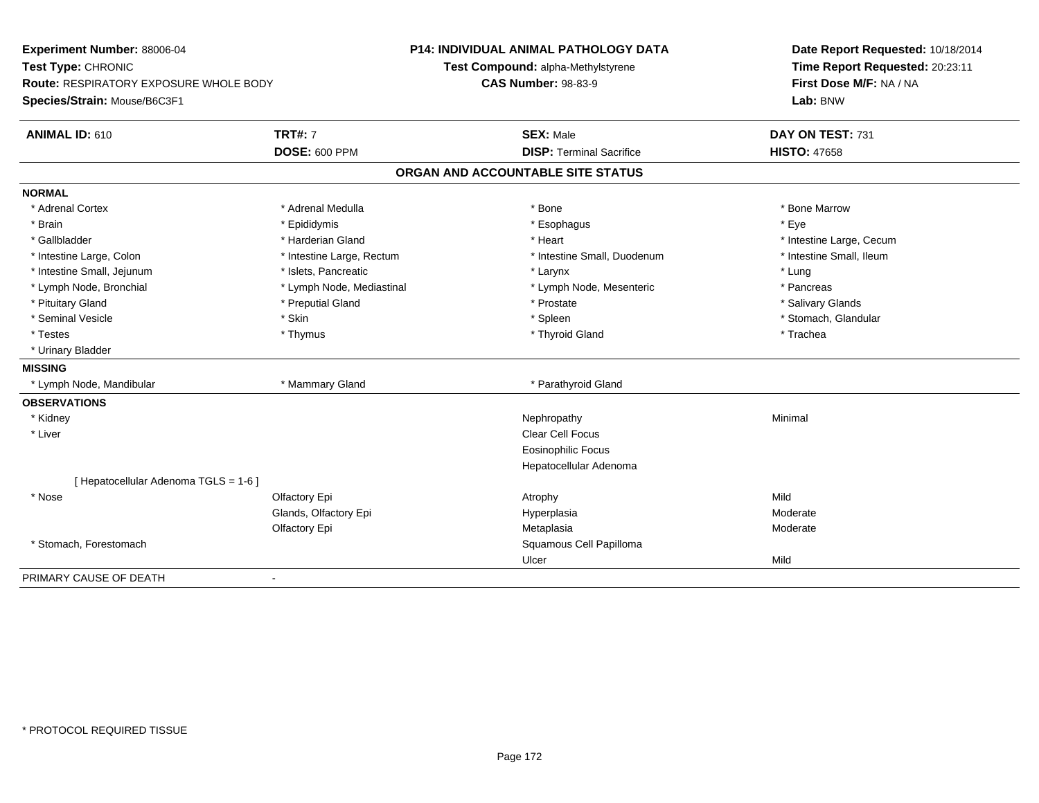**Experiment Number:** 88006-04
**Test Type:** CHRONIC
**Route:** RESPIRATORY EXPOSURE WHOLE BODY
**Species/Strain:** Mouse/B6C3F1

**P14: INDIVIDUAL ANIMAL PATHOLOGY DATA**
**Test Compound:** alpha-Methylstyrene
**CAS Number:** 98-83-9

**Date Report Requested:** 10/18/2014
**Time Report Requested:** 20:23:11
**First Dose M/F:** NA / NA
**Lab:** BNW

| **ANIMAL ID:** 610 | **TRT#:** 7 | **SEX:** Male | **DAY ON TEST:** 731 |
|---|---|---|---|
| | **DOSE:** 600 PPM | **DISP:** Terminal Sacrifice | **HISTO:** 47658 |

## ORGAN AND ACCOUNTABLE SITE STATUS

**NORMAL**

| | | | |
|---|---|---|---|
| * Adrenal Cortex | * Adrenal Medulla | * Bone | * Bone Marrow |
| * Brain | * Epididymis | * Esophagus | * Eye |
| * Gallbladder | * Harderian Gland | * Heart | * Intestine Large, Cecum |
| * Intestine Large, Colon | * Intestine Large, Rectum | * Intestine Small, Duodenum | * Intestine Small, Ileum |
| * Intestine Small, Jejunum | * Islets, Pancreatic | * Larynx | * Lung |
| * Lymph Node, Bronchial | * Lymph Node, Mediastinal | * Lymph Node, Mesenteric | * Pancreas |
| * Pituitary Gland | * Preputial Gland | * Prostate | * Salivary Glands |
| * Seminal Vesicle | * Skin | * Spleen | * Stomach, Glandular |
| * Testes | * Thymus | * Thyroid Gland | * Trachea |
| * Urinary Bladder | | | |

**MISSING**

| | | |
|---|---|---|
| * Lymph Node, Mandibular | * Mammary Gland | * Parathyroid Gland |

**OBSERVATIONS**

| | | | |
|---|---|---|---|
| * Kidney | | Nephropathy | Minimal |
| * Liver | | Clear Cell Focus | |
| | | Eosinophilic Focus | |
| | | Hepatocellular Adenoma | |
| [ Hepatocellular Adenoma TGLS = 1-6 ] | | | |
| * Nose | Olfactory Epi | Atrophy | Mild |
| | Glands, Olfactory Epi | Hyperplasia | Moderate |
| | Olfactory Epi | Metaplasia | Moderate |
| * Stomach, Forestomach | | Squamous Cell Papilloma | |
| | | Ulcer | Mild |

PRIMARY CAUSE OF DEATH -

* PROTOCOL REQUIRED TISSUE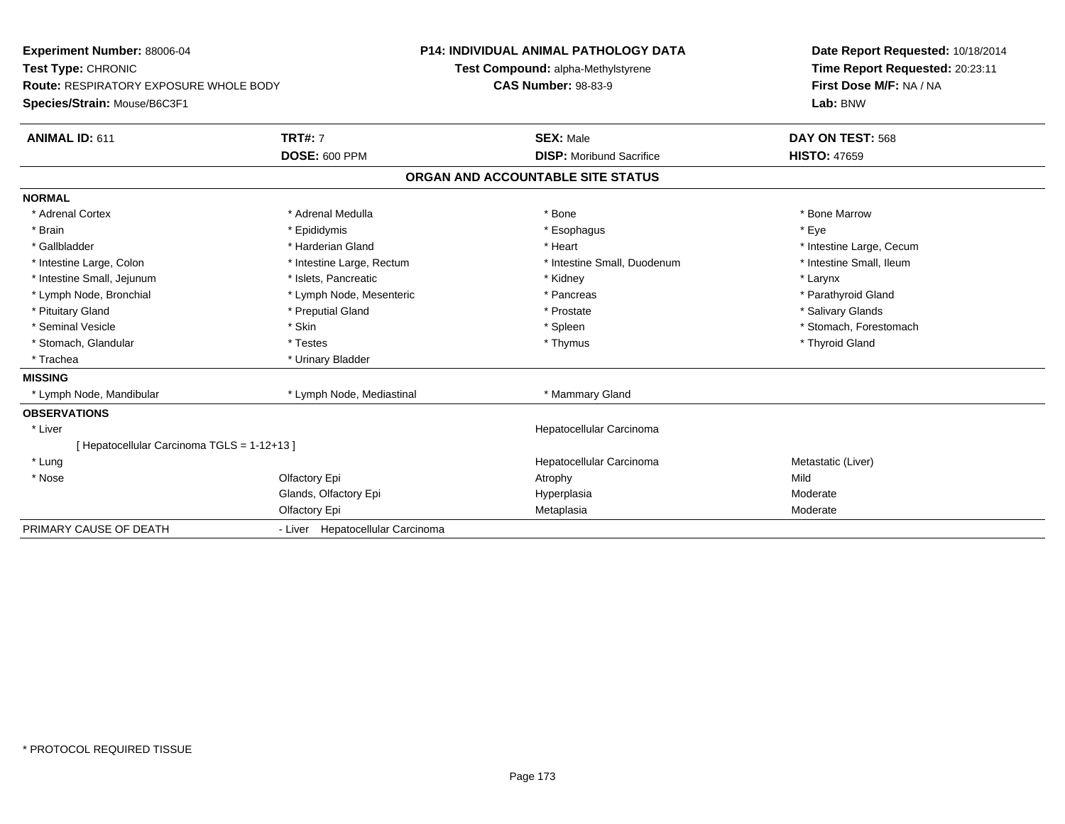**Experiment Number:** 88006-04
**Test Type:** CHRONIC
**Route:** RESPIRATORY EXPOSURE WHOLE BODY
**Species/Strain:** Mouse/B6C3F1

**P14: INDIVIDUAL ANIMAL PATHOLOGY DATA**
**Test Compound:** alpha-Methylstyrene
**CAS Number:** 98-83-9

**Date Report Requested:** 10/18/2014
**Time Report Requested:** 20:23:11
**First Dose M/F:** NA / NA
**Lab:** BNW

| **ANIMAL ID:** 611 | **TRT#:** 7 | **SEX:** Male | **DAY ON TEST:** 568 |
|---|---|---|---|
| | **DOSE:** 600 PPM | **DISP:** Moribund Sacrifice | **HISTO:** 47659 |

## ORGAN AND ACCOUNTABLE SITE STATUS

**NORMAL**

| | | | |
|---|---|---|---|
| * Adrenal Cortex | * Adrenal Medulla | * Bone | * Bone Marrow |
| * Brain | * Epididymis | * Esophagus | * Eye |
| * Gallbladder | * Harderian Gland | * Heart | * Intestine Large, Cecum |
| * Intestine Large, Colon | * Intestine Large, Rectum | * Intestine Small, Duodenum | * Intestine Small, Ileum |
| * Intestine Small, Jejunum | * Islets, Pancreatic | * Kidney | * Larynx |
| * Lymph Node, Bronchial | * Lymph Node, Mesenteric | * Pancreas | * Parathyroid Gland |
| * Pituitary Gland | * Preputial Gland | * Prostate | * Salivary Glands |
| * Seminal Vesicle | * Skin | * Spleen | * Stomach, Forestomach |
| * Stomach, Glandular | * Testes | * Thymus | * Thyroid Gland |
| * Trachea | * Urinary Bladder | | |

**MISSING**

| | | |
|---|---|---|
| * Lymph Node, Mandibular | * Lymph Node, Mediastinal | * Mammary Gland |

**OBSERVATIONS**

| | | | |
|---|---|---|---|
| * Liver | | Hepatocellular Carcinoma | |
| [ Hepatocellular Carcinoma TGLS = 1-12+13 ] | | | |
| * Lung | | Hepatocellular Carcinoma | Metastatic (Liver) |
| * Nose | Olfactory Epi | Atrophy | Mild |
| | Glands, Olfactory Epi | Hyperplasia | Moderate |
| | Olfactory Epi | Metaplasia | Moderate |

PRIMARY CAUSE OF DEATH - Liver Hepatocellular Carcinoma

\* PROTOCOL REQUIRED TISSUE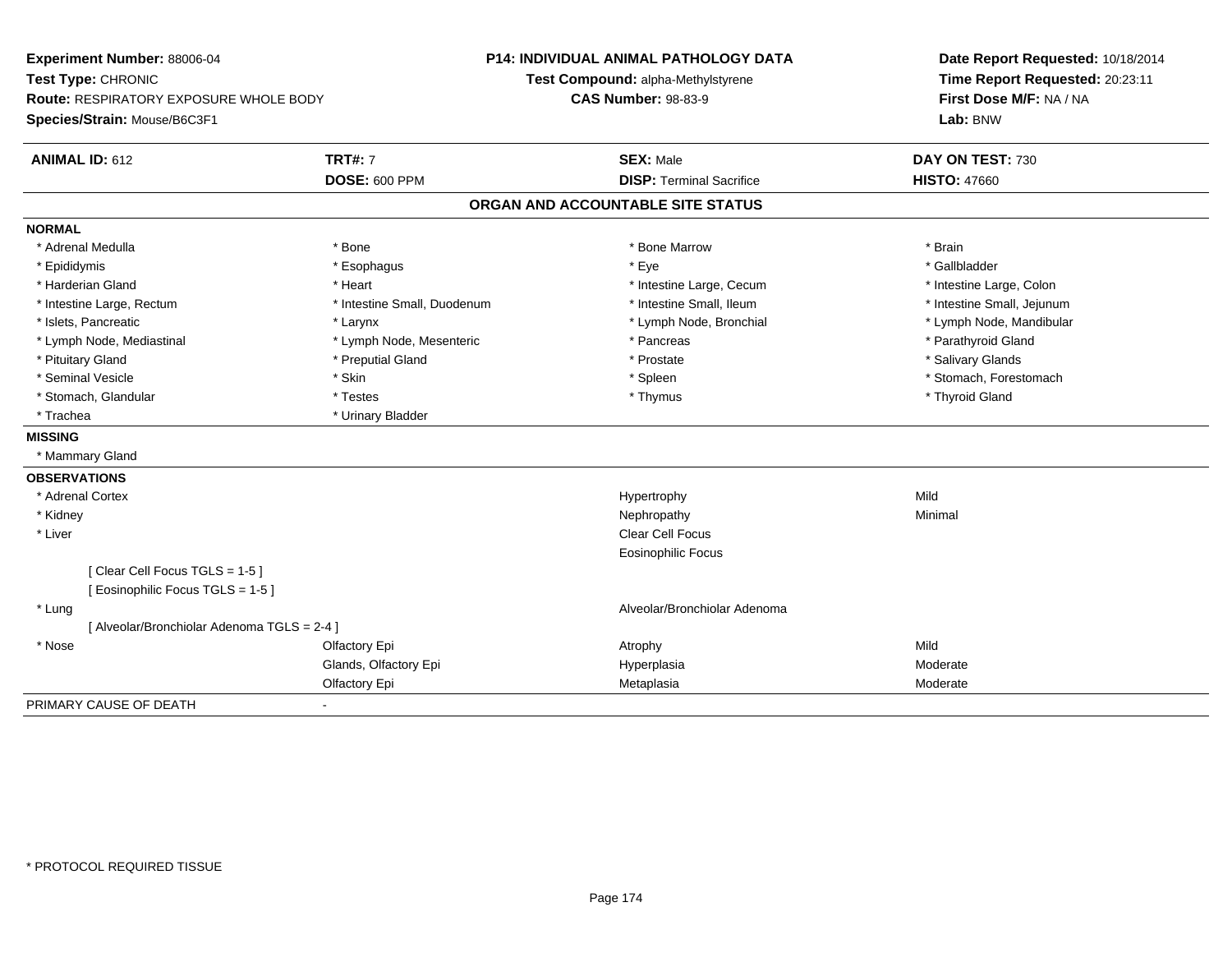**Experiment Number:** 88006-04
**Test Type:** CHRONIC
**Route:** RESPIRATORY EXPOSURE WHOLE BODY
**Species/Strain:** Mouse/B6C3F1

**P14: INDIVIDUAL ANIMAL PATHOLOGY DATA**
**Test Compound:** alpha-Methylstyrene
**CAS Number:** 98-83-9

**Date Report Requested:** 10/18/2014
**Time Report Requested:** 20:23:11
**First Dose M/F:** NA / NA
**Lab:** BNW

| **ANIMAL ID:** 612 | **TRT#:** 7 | **SEX:** Male | **DAY ON TEST:** 730 |
|---|---|---|---|
| | **DOSE:** 600 PPM | **DISP:** Terminal Sacrifice | **HISTO:** 47660 |

## ORGAN AND ACCOUNTABLE SITE STATUS

**NORMAL**

| | | | |
|---|---|---|---|
| * Adrenal Medulla | * Bone | * Bone Marrow | * Brain |
| * Epididymis | * Esophagus | * Eye | * Gallbladder |
| * Harderian Gland | * Heart | * Intestine Large, Cecum | * Intestine Large, Colon |
| * Intestine Large, Rectum | * Intestine Small, Duodenum | * Intestine Small, Ileum | * Intestine Small, Jejunum |
| * Islets, Pancreatic | * Larynx | * Lymph Node, Bronchial | * Lymph Node, Mandibular |
| * Lymph Node, Mediastinal | * Lymph Node, Mesenteric | * Pancreas | * Parathyroid Gland |
| * Pituitary Gland | * Preputial Gland | * Prostate | * Salivary Glands |
| * Seminal Vesicle | * Skin | * Spleen | * Stomach, Forestomach |
| * Stomach, Glandular | * Testes | * Thymus | * Thyroid Gland |
| * Trachea | * Urinary Bladder | | |

**MISSING**

* Mammary Gland

**OBSERVATIONS**

| | | | |
|---|---|---|---|
| * Adrenal Cortex | | Hypertrophy | Mild |
| * Kidney | | Nephropathy | Minimal |
| * Liver | | Clear Cell Focus | |
| | | Eosinophilic Focus | |
| [ Clear Cell Focus TGLS = 1-5 ] | | | |
| [ Eosinophilic Focus TGLS = 1-5 ] | | | |
| * Lung | | Alveolar/Bronchiolar Adenoma | |
| [ Alveolar/Bronchiolar Adenoma TGLS = 2-4 ] | | | |
| * Nose | Olfactory Epi | Atrophy | Mild |
| | Glands, Olfactory Epi | Hyperplasia | Moderate |
| | Olfactory Epi | Metaplasia | Moderate |

PRIMARY CAUSE OF DEATH -

* PROTOCOL REQUIRED TISSUE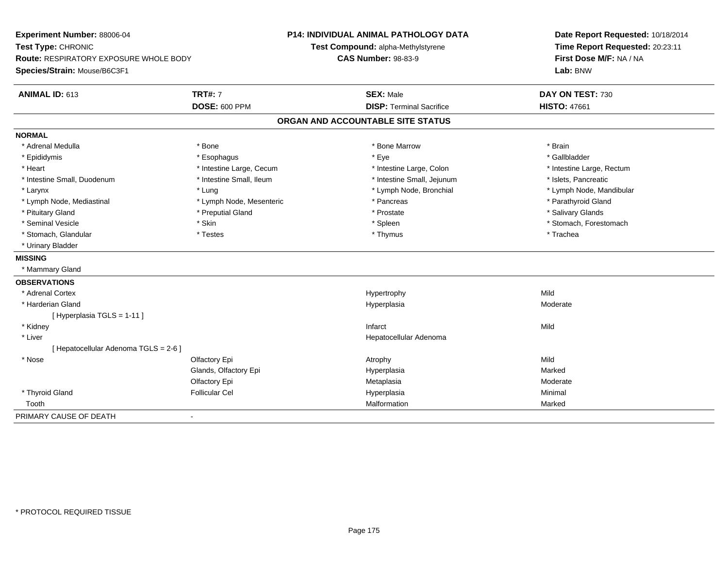**Experiment Number:** 88006-04
**Test Type:** CHRONIC
**Route:** RESPIRATORY EXPOSURE WHOLE BODY
**Species/Strain:** Mouse/B6C3F1

**P14: INDIVIDUAL ANIMAL PATHOLOGY DATA**
**Test Compound:** alpha-Methylstyrene
**CAS Number:** 98-83-9

**Date Report Requested:** 10/18/2014
**Time Report Requested:** 20:23:11
**First Dose M/F:** NA / NA
**Lab:** BNW

| **ANIMAL ID:** 613 | **TRT#:** 7 | **SEX:** Male | **DAY ON TEST:** 730 |
|---|---|---|---|
| | **DOSE:** 600 PPM | **DISP:** Terminal Sacrifice | **HISTO:** 47661 |

## ORGAN AND ACCOUNTABLE SITE STATUS

**NORMAL**

| | | | |
|---|---|---|---|
| * Adrenal Medulla | * Bone | * Bone Marrow | * Brain |
| * Epididymis | * Esophagus | * Eye | * Gallbladder |
| * Heart | * Intestine Large, Cecum | * Intestine Large, Colon | * Intestine Large, Rectum |
| * Intestine Small, Duodenum | * Intestine Small, Ileum | * Intestine Small, Jejunum | * Islets, Pancreatic |
| * Larynx | * Lung | * Lymph Node, Bronchial | * Lymph Node, Mandibular |
| * Lymph Node, Mediastinal | * Lymph Node, Mesenteric | * Pancreas | * Parathyroid Gland |
| * Pituitary Gland | * Preputial Gland | * Prostate | * Salivary Glands |
| * Seminal Vesicle | * Skin | * Spleen | * Stomach, Forestomach |
| * Stomach, Glandular | * Testes | * Thymus | * Trachea |
| * Urinary Bladder | | | |

**MISSING**

* Mammary Gland

**OBSERVATIONS**

| | | | |
|---|---|---|---|
| * Adrenal Cortex | | Hypertrophy | Mild |
| * Harderian Gland | | Hyperplasia | Moderate |
| [ Hyperplasia TGLS = 1-11 ] | | | |
| * Kidney | | Infarct | Mild |
| * Liver | | Hepatocellular Adenoma | |
| [ Hepatocellular Adenoma TGLS = 2-6 ] | | | |
| * Nose | Olfactory Epi | Atrophy | Mild |
| | Glands, Olfactory Epi | Hyperplasia | Marked |
| | Olfactory Epi | Metaplasia | Moderate |
| * Thyroid Gland | Follicular Cel | Hyperplasia | Minimal |
| Tooth | | Malformation | Marked |

PRIMARY CAUSE OF DEATH -

* PROTOCOL REQUIRED TISSUE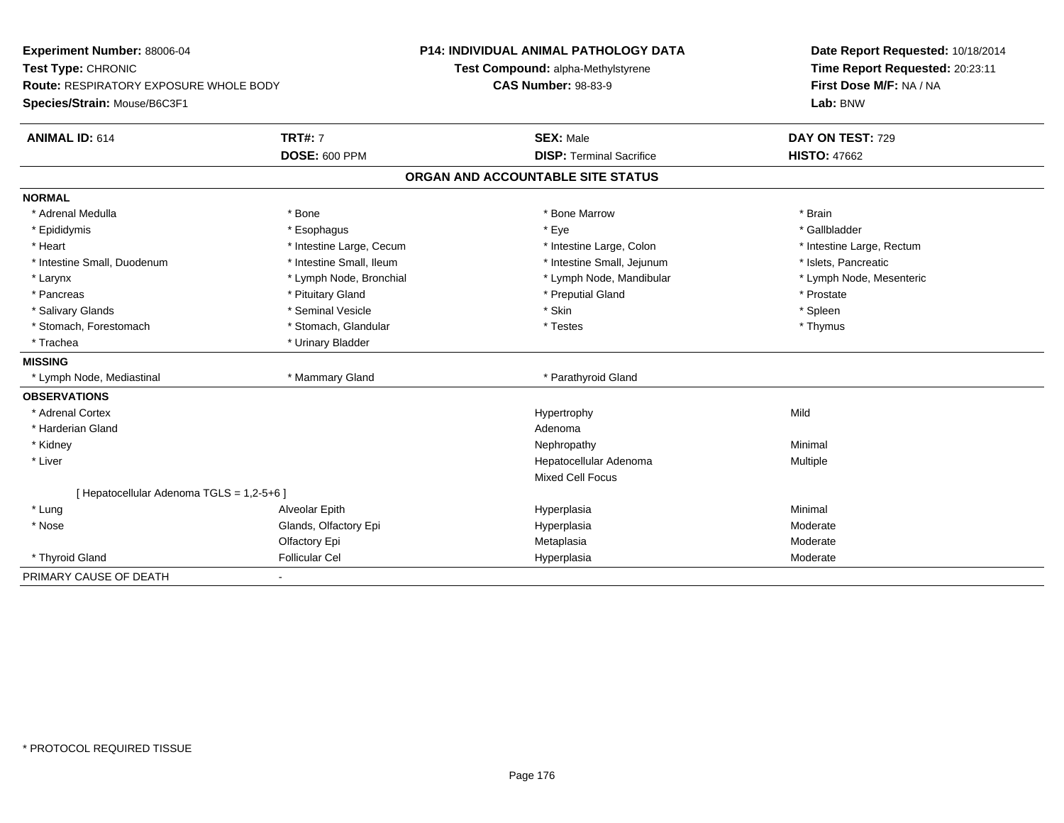**Experiment Number:** 88006-04
**Test Type:** CHRONIC
**Route:** RESPIRATORY EXPOSURE WHOLE BODY
**Species/Strain:** Mouse/B6C3F1

**P14: INDIVIDUAL ANIMAL PATHOLOGY DATA**
**Test Compound:** alpha-Methylstyrene
**CAS Number:** 98-83-9

**Date Report Requested:** 10/18/2014
**Time Report Requested:** 20:23:11
**First Dose M/F:** NA / NA
**Lab:** BNW

| **ANIMAL ID:** 614 | **TRT#:** 7 | **SEX:** Male | **DAY ON TEST:** 729 |
|---|---|---|---|
| | **DOSE:** 600 PPM | **DISP:** Terminal Sacrifice | **HISTO:** 47662 |

## ORGAN AND ACCOUNTABLE SITE STATUS

**NORMAL**

| | | | |
|---|---|---|---|
| * Adrenal Medulla | * Bone | * Bone Marrow | * Brain |
| * Epididymis | * Esophagus | * Eye | * Gallbladder |
| * Heart | * Intestine Large, Cecum | * Intestine Large, Colon | * Intestine Large, Rectum |
| * Intestine Small, Duodenum | * Intestine Small, Ileum | * Intestine Small, Jejunum | * Islets, Pancreatic |
| * Larynx | * Lymph Node, Bronchial | * Lymph Node, Mandibular | * Lymph Node, Mesenteric |
| * Pancreas | * Pituitary Gland | * Preputial Gland | * Prostate |
| * Salivary Glands | * Seminal Vesicle | * Skin | * Spleen |
| * Stomach, Forestomach | * Stomach, Glandular | * Testes | * Thymus |
| * Trachea | * Urinary Bladder | | |

**MISSING**

| | | |
|---|---|---|
| * Lymph Node, Mediastinal | * Mammary Gland | * Parathyroid Gland |

**OBSERVATIONS**

| | | | |
|---|---|---|---|
| * Adrenal Cortex | | Hypertrophy | Mild |
| * Harderian Gland | | Adenoma | |
| * Kidney | | Nephropathy | Minimal |
| * Liver | | Hepatocellular Adenoma | Multiple |
| | | Mixed Cell Focus | |
| [ Hepatocellular Adenoma TGLS = 1,2-5+6 ] | | | |
| * Lung | Alveolar Epith | Hyperplasia | Minimal |
| * Nose | Glands, Olfactory Epi | Hyperplasia | Moderate |
| | Olfactory Epi | Metaplasia | Moderate |
| * Thyroid Gland | Follicular Cel | Hyperplasia | Moderate |

PRIMARY CAUSE OF DEATH -

\* PROTOCOL REQUIRED TISSUE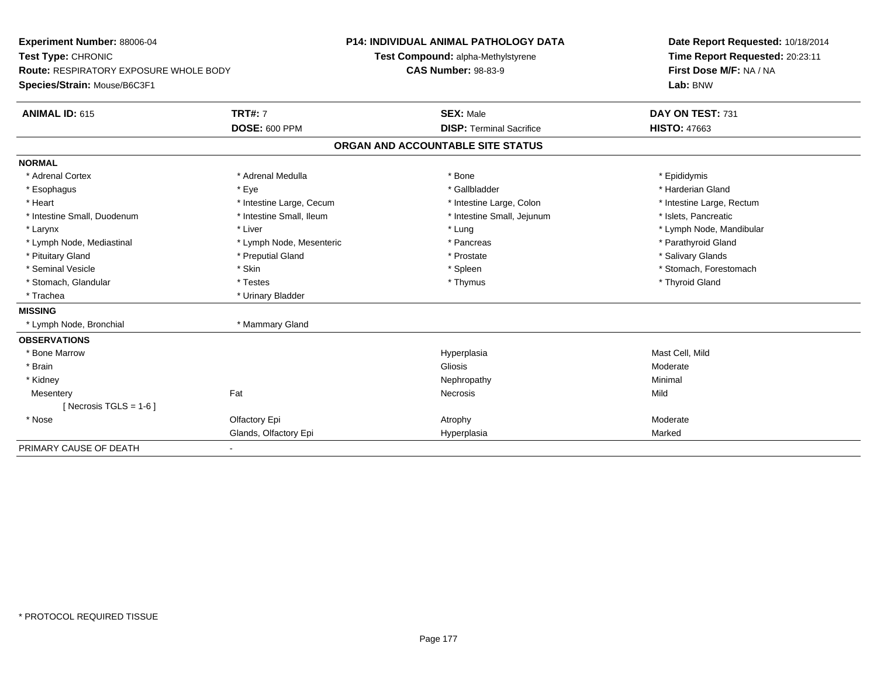**Experiment Number:** 88006-04
**Test Type:** CHRONIC
**Route:** RESPIRATORY EXPOSURE WHOLE BODY
**Species/Strain:** Mouse/B6C3F1

**P14: INDIVIDUAL ANIMAL PATHOLOGY DATA**
**Test Compound:** alpha-Methylstyrene
**CAS Number:** 98-83-9

**Date Report Requested:** 10/18/2014
**Time Report Requested:** 20:23:11
**First Dose M/F:** NA / NA
**Lab:** BNW

| **ANIMAL ID:** 615 | **TRT#:** 7 | **SEX:** Male | **DAY ON TEST:** 731 |
|---|---|---|---|
| | **DOSE:** 600 PPM | **DISP:** Terminal Sacrifice | **HISTO:** 47663 |

## ORGAN AND ACCOUNTABLE SITE STATUS

| | | | |
|---|---|---|---|
| **NORMAL** | | | |
| * Adrenal Cortex | * Adrenal Medulla | * Bone | * Epididymis |
| * Esophagus | * Eye | * Gallbladder | * Harderian Gland |
| * Heart | * Intestine Large, Cecum | * Intestine Large, Colon | * Intestine Large, Rectum |
| * Intestine Small, Duodenum | * Intestine Small, Ileum | * Intestine Small, Jejunum | * Islets, Pancreatic |
| * Larynx | * Liver | * Lung | * Lymph Node, Mandibular |
| * Lymph Node, Mediastinal | * Lymph Node, Mesenteric | * Pancreas | * Parathyroid Gland |
| * Pituitary Gland | * Preputial Gland | * Prostate | * Salivary Glands |
| * Seminal Vesicle | * Skin | * Spleen | * Stomach, Forestomach |
| * Stomach, Glandular | * Testes | * Thymus | * Thyroid Gland |
| * Trachea | * Urinary Bladder | | |
| **MISSING** | | | |
| * Lymph Node, Bronchial | * Mammary Gland | | |
| **OBSERVATIONS** | | | |
| * Bone Marrow | | Hyperplasia | Mast Cell, Mild |
| * Brain | | Gliosis | Moderate |
| * Kidney | | Nephropathy | Minimal |
| Mesentery | Fat | Necrosis | Mild |
| [ Necrosis TGLS = 1-6 ] | | | |
| * Nose | Olfactory Epi | Atrophy | Moderate |
| | Glands, Olfactory Epi | Hyperplasia | Marked |
| PRIMARY CAUSE OF DEATH | - | | |

\* PROTOCOL REQUIRED TISSUE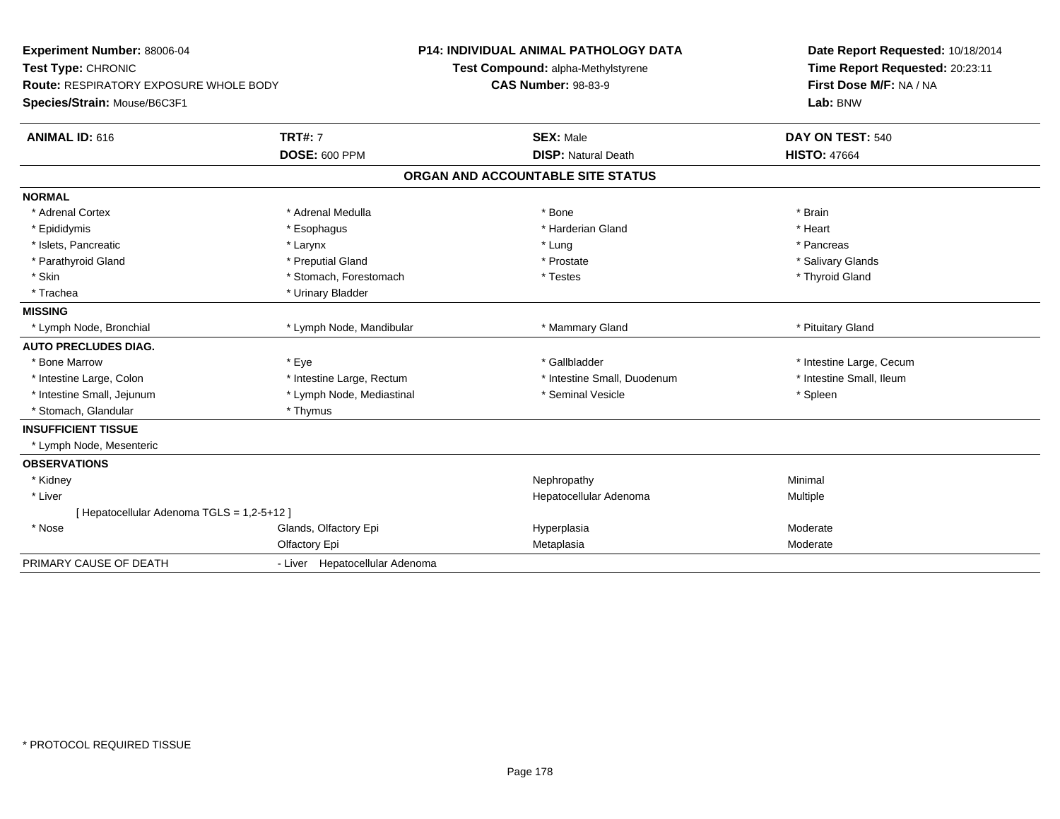**Experiment Number:** 88006-04
**Test Type:** CHRONIC
**Route:** RESPIRATORY EXPOSURE WHOLE BODY
**Species/Strain:** Mouse/B6C3F1

**P14: INDIVIDUAL ANIMAL PATHOLOGY DATA**
**Test Compound:** alpha-Methylstyrene
**CAS Number:** 98-83-9

**Date Report Requested:** 10/18/2014
**Time Report Requested:** 20:23:11
**First Dose M/F:** NA / NA
**Lab:** BNW

| **ANIMAL ID:** 616 | **TRT#:** 7 | **SEX:** Male | **DAY ON TEST:** 540 |
|---|---|---|---|
| | **DOSE:** 600 PPM | **DISP:** Natural Death | **HISTO:** 47664 |

## ORGAN AND ACCOUNTABLE SITE STATUS

| | | | |
|---|---|---|---|
| **NORMAL** | | | |
| * Adrenal Cortex | * Adrenal Medulla | * Bone | * Brain |
| * Epididymis | * Esophagus | * Harderian Gland | * Heart |
| * Islets, Pancreatic | * Larynx | * Lung | * Pancreas |
| * Parathyroid Gland | * Preputial Gland | * Prostate | * Salivary Glands |
| * Skin | * Stomach, Forestomach | * Testes | * Thyroid Gland |
| * Trachea | * Urinary Bladder | | |
| **MISSING** | | | |
| * Lymph Node, Bronchial | * Lymph Node, Mandibular | * Mammary Gland | * Pituitary Gland |
| **AUTO PRECLUDES DIAG.** | | | |
| * Bone Marrow | * Eye | * Gallbladder | * Intestine Large, Cecum |
| * Intestine Large, Colon | * Intestine Large, Rectum | * Intestine Small, Duodenum | * Intestine Small, Ileum |
| * Intestine Small, Jejunum | * Lymph Node, Mediastinal | * Seminal Vesicle | * Spleen |
| * Stomach, Glandular | * Thymus | | |
| **INSUFFICIENT TISSUE** | | | |
| * Lymph Node, Mesenteric | | | |
| **OBSERVATIONS** | | | |
| * Kidney | | Nephropathy | Minimal |
| * Liver | | Hepatocellular Adenoma | Multiple |
| [ Hepatocellular Adenoma TGLS = 1,2-5+12 ] | | | |
| * Nose | Glands, Olfactory Epi | Hyperplasia | Moderate |
| | Olfactory Epi | Metaplasia | Moderate |
| PRIMARY CAUSE OF DEATH | - Liver Hepatocellular Adenoma | | |

* PROTOCOL REQUIRED TISSUE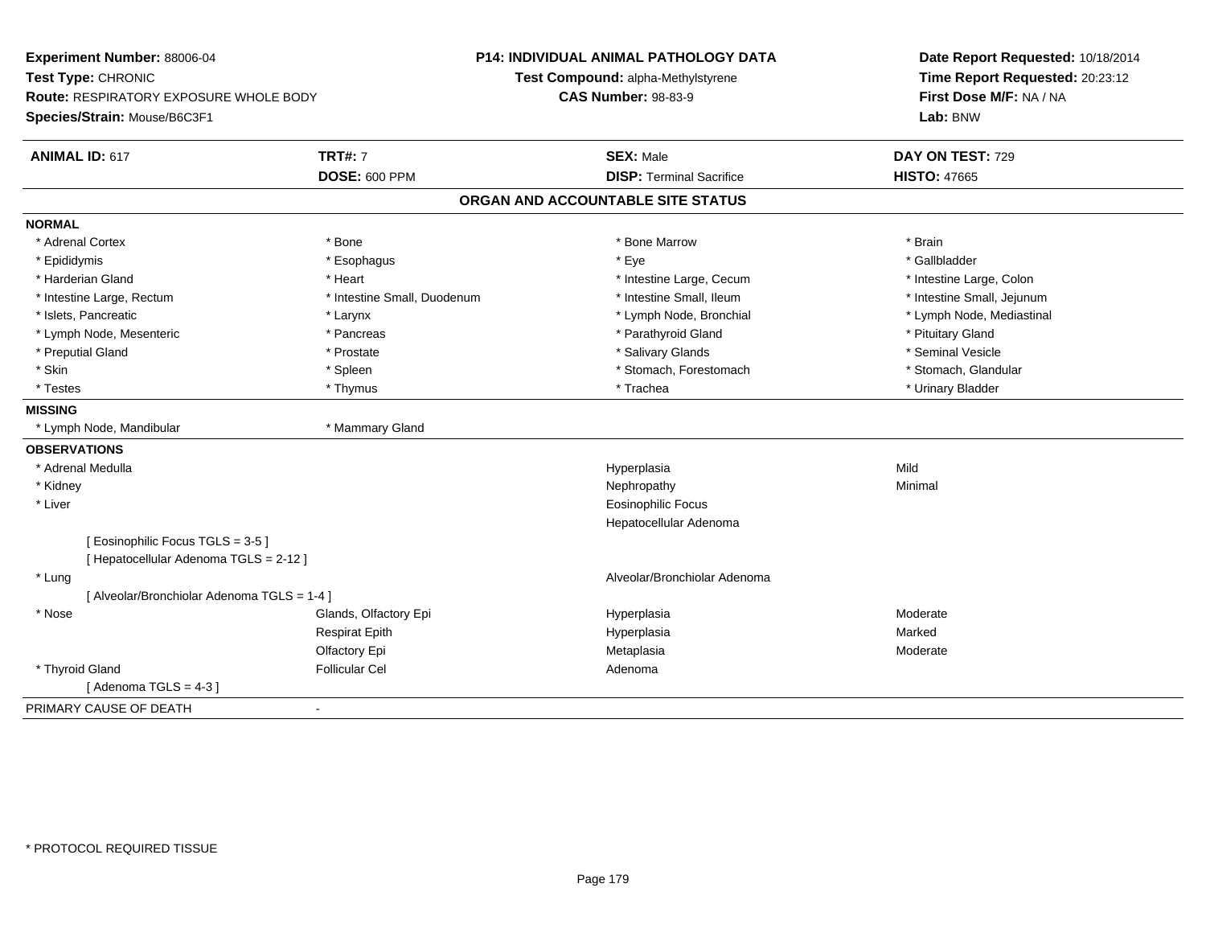**Experiment Number:** 88006-04
**Test Type:** CHRONIC
**Route:** RESPIRATORY EXPOSURE WHOLE BODY
**Species/Strain:** Mouse/B6C3F1

**P14: INDIVIDUAL ANIMAL PATHOLOGY DATA**
**Test Compound:** alpha-Methylstyrene
**CAS Number:** 98-83-9

**Date Report Requested:** 10/18/2014
**Time Report Requested:** 20:23:12
**First Dose M/F:** NA / NA
**Lab:** BNW

| **ANIMAL ID:** 617 | **TRT#:** 7 | **SEX:** Male | **DAY ON TEST:** 729 |
|---|---|---|---|
| | **DOSE:** 600 PPM | **DISP:** Terminal Sacrifice | **HISTO:** 47665 |

## ORGAN AND ACCOUNTABLE SITE STATUS

**NORMAL**

| | | | |
|---|---|---|---|
| * Adrenal Cortex | * Bone | * Bone Marrow | * Brain |
| * Epididymis | * Esophagus | * Eye | * Gallbladder |
| * Harderian Gland | * Heart | * Intestine Large, Cecum | * Intestine Large, Colon |
| * Intestine Large, Rectum | * Intestine Small, Duodenum | * Intestine Small, Ileum | * Intestine Small, Jejunum |
| * Islets, Pancreatic | * Larynx | * Lymph Node, Bronchial | * Lymph Node, Mediastinal |
| * Lymph Node, Mesenteric | * Pancreas | * Parathyroid Gland | * Pituitary Gland |
| * Preputial Gland | * Prostate | * Salivary Glands | * Seminal Vesicle |
| * Skin | * Spleen | * Stomach, Forestomach | * Stomach, Glandular |
| * Testes | * Thymus | * Trachea | * Urinary Bladder |

**MISSING**

| | |
|---|---|
| * Lymph Node, Mandibular | * Mammary Gland |

**OBSERVATIONS**

| | | | |
|---|---|---|---|
| * Adrenal Medulla | | Hyperplasia | Mild |
| * Kidney | | Nephropathy | Minimal |
| * Liver | | Eosinophilic Focus | |
| | | Hepatocellular Adenoma | |
| [ Eosinophilic Focus TGLS = 3-5 ] | | | |
| [ Hepatocellular Adenoma TGLS = 2-12 ] | | | |
| * Lung | | Alveolar/Bronchiolar Adenoma | |
| [ Alveolar/Bronchiolar Adenoma TGLS = 1-4 ] | | | |
| * Nose | Glands, Olfactory Epi | Hyperplasia | Moderate |
| | Respirat Epith | Hyperplasia | Marked |
| | Olfactory Epi | Metaplasia | Moderate |
| * Thyroid Gland | Follicular Cel | Adenoma | |
| [ Adenoma TGLS = 4-3 ] | | | |

PRIMARY CAUSE OF DEATH -

* PROTOCOL REQUIRED TISSUE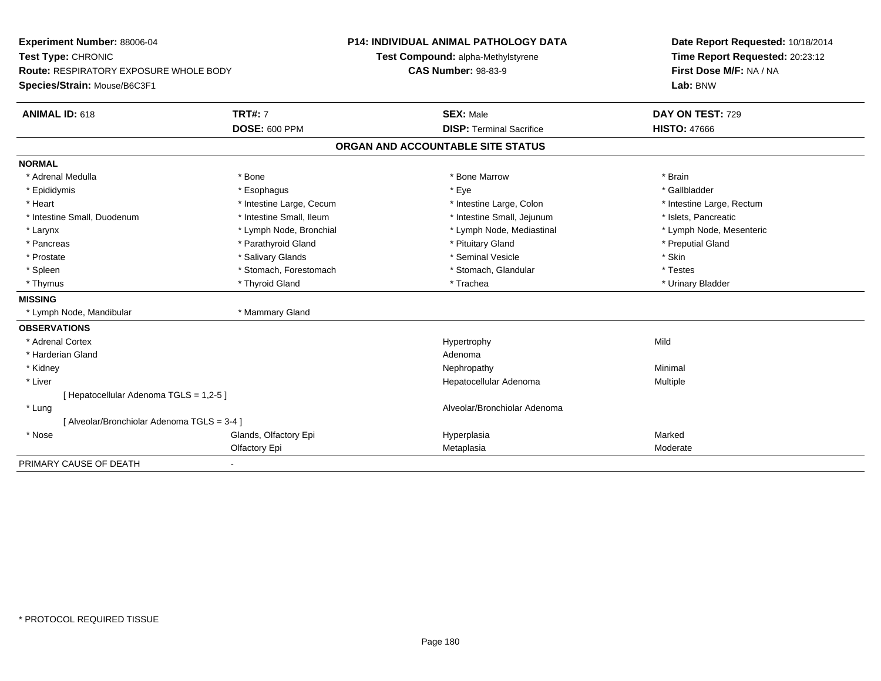**Experiment Number:** 88006-04
**Test Type:** CHRONIC
**Route:** RESPIRATORY EXPOSURE WHOLE BODY
**Species/Strain:** Mouse/B6C3F1

**P14: INDIVIDUAL ANIMAL PATHOLOGY DATA**
**Test Compound:** alpha-Methylstyrene
**CAS Number:** 98-83-9

**Date Report Requested:** 10/18/2014
**Time Report Requested:** 20:23:12
**First Dose M/F:** NA / NA
**Lab:** BNW

| **ANIMAL ID:** 618 | **TRT#:** 7 | **SEX:** Male | **DAY ON TEST:** 729 |
|---|---|---|---|
| | **DOSE:** 600 PPM | **DISP:** Terminal Sacrifice | **HISTO:** 47666 |

## ORGAN AND ACCOUNTABLE SITE STATUS

| | | | |
|---|---|---|---|
| **NORMAL** | | | |
| * Adrenal Medulla | * Bone | * Bone Marrow | * Brain |
| * Epididymis | * Esophagus | * Eye | * Gallbladder |
| * Heart | * Intestine Large, Cecum | * Intestine Large, Colon | * Intestine Large, Rectum |
| * Intestine Small, Duodenum | * Intestine Small, Ileum | * Intestine Small, Jejunum | * Islets, Pancreatic |
| * Larynx | * Lymph Node, Bronchial | * Lymph Node, Mediastinal | * Lymph Node, Mesenteric |
| * Pancreas | * Parathyroid Gland | * Pituitary Gland | * Preputial Gland |
| * Prostate | * Salivary Glands | * Seminal Vesicle | * Skin |
| * Spleen | * Stomach, Forestomach | * Stomach, Glandular | * Testes |
| * Thymus | * Thyroid Gland | * Trachea | * Urinary Bladder |
| **MISSING** | | | |
| * Lymph Node, Mandibular | * Mammary Gland | | |
| **OBSERVATIONS** | | | |
| * Adrenal Cortex | | Hypertrophy | Mild |
| * Harderian Gland | | Adenoma | |
| * Kidney | | Nephropathy | Minimal |
| * Liver | | Hepatocellular Adenoma | Multiple |
| [ Hepatocellular Adenoma TGLS = 1,2-5 ] | | | |
| * Lung | | Alveolar/Bronchiolar Adenoma | |
| [ Alveolar/Bronchiolar Adenoma TGLS = 3-4 ] | | | |
| * Nose | Glands, Olfactory Epi | Hyperplasia | Marked |
| | Olfactory Epi | Metaplasia | Moderate |
| PRIMARY CAUSE OF DEATH | - | | |

* PROTOCOL REQUIRED TISSUE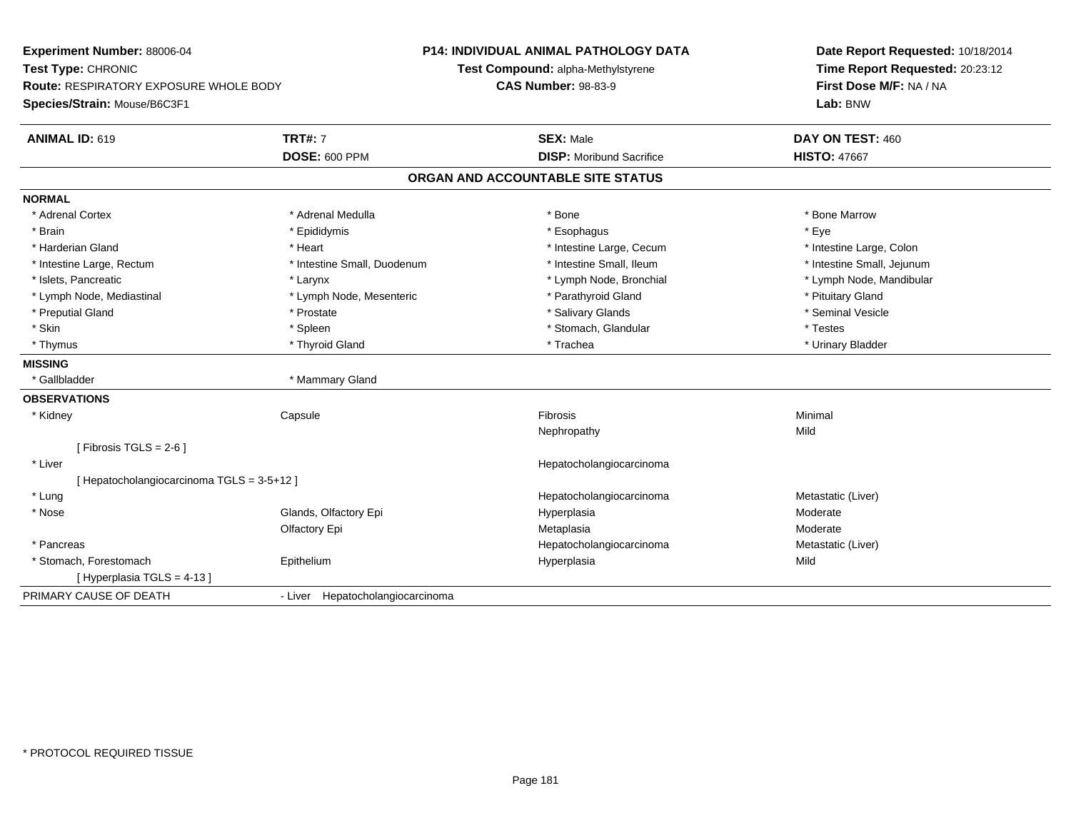**Experiment Number:** 88006-04
**Test Type:** CHRONIC
**Route:** RESPIRATORY EXPOSURE WHOLE BODY
**Species/Strain:** Mouse/B6C3F1

**P14: INDIVIDUAL ANIMAL PATHOLOGY DATA**
**Test Compound:** alpha-Methylstyrene
**CAS Number:** 98-83-9

**Date Report Requested:** 10/18/2014
**Time Report Requested:** 20:23:12
**First Dose M/F:** NA / NA
**Lab:** BNW

| **ANIMAL ID:** 619 | **TRT#:** 7 | **SEX:** Male | **DAY ON TEST:** 460 |
|---|---|---|---|
| | **DOSE:** 600 PPM | **DISP:** Moribund Sacrifice | **HISTO:** 47667 |

## ORGAN AND ACCOUNTABLE SITE STATUS

**NORMAL**

| | | | |
|---|---|---|---|
| * Adrenal Cortex | * Adrenal Medulla | * Bone | * Bone Marrow |
| * Brain | * Epididymis | * Esophagus | * Eye |
| * Harderian Gland | * Heart | * Intestine Large, Cecum | * Intestine Large, Colon |
| * Intestine Large, Rectum | * Intestine Small, Duodenum | * Intestine Small, Ileum | * Intestine Small, Jejunum |
| * Islets, Pancreatic | * Larynx | * Lymph Node, Bronchial | * Lymph Node, Mandibular |
| * Lymph Node, Mediastinal | * Lymph Node, Mesenteric | * Parathyroid Gland | * Pituitary Gland |
| * Preputial Gland | * Prostate | * Salivary Glands | * Seminal Vesicle |
| * Skin | * Spleen | * Stomach, Glandular | * Testes |
| * Thymus | * Thyroid Gland | * Trachea | * Urinary Bladder |

**MISSING**

| | |
|---|---|
| * Gallbladder | * Mammary Gland |

**OBSERVATIONS**

| | | | |
|---|---|---|---|
| * Kidney | Capsule | Fibrosis | Minimal |
| | | Nephropathy | Mild |
| [ Fibrosis TGLS = 2-6 ] | | | |
| * Liver | | Hepatocholangiocarcinoma | |
| [ Hepatocholangiocarcinoma TGLS = 3-5+12 ] | | | |
| * Lung | | Hepatocholangiocarcinoma | Metastatic (Liver) |
| * Nose | Glands, Olfactory Epi | Hyperplasia | Moderate |
| | Olfactory Epi | Metaplasia | Moderate |
| * Pancreas | | Hepatocholangiocarcinoma | Metastatic (Liver) |
| * Stomach, Forestomach | Epithelium | Hyperplasia | Mild |
| [ Hyperplasia TGLS = 4-13 ] | | | |

PRIMARY CAUSE OF DEATH - Liver Hepatocholangiocarcinoma

* PROTOCOL REQUIRED TISSUE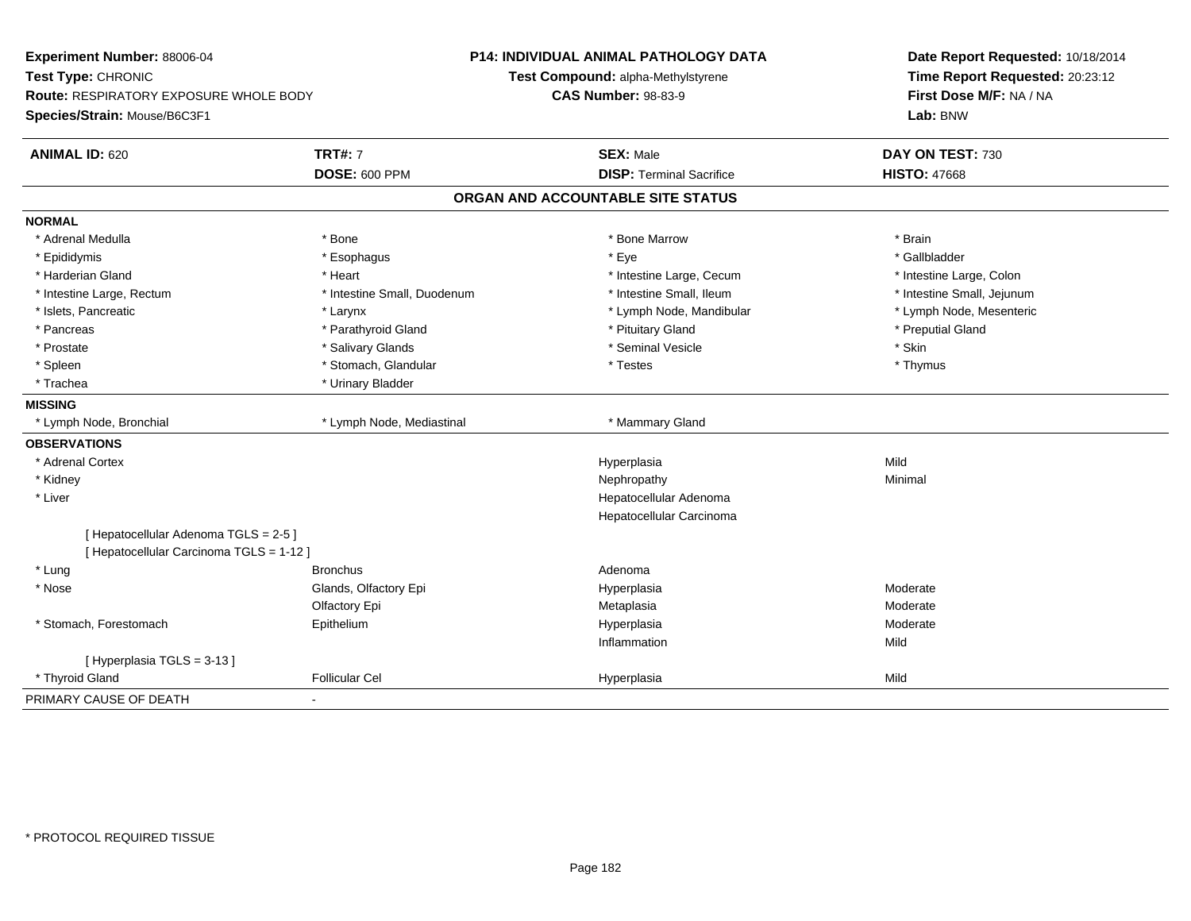**Experiment Number:** 88006-04
**Test Type:** CHRONIC
**Route:** RESPIRATORY EXPOSURE WHOLE BODY
**Species/Strain:** Mouse/B6C3F1

**P14: INDIVIDUAL ANIMAL PATHOLOGY DATA**
**Test Compound:** alpha-Methylstyrene
**CAS Number:** 98-83-9

**Date Report Requested:** 10/18/2014
**Time Report Requested:** 20:23:12
**First Dose M/F:** NA / NA
**Lab:** BNW

| **ANIMAL ID:** 620 | **TRT#:** 7 | **SEX:** Male | **DAY ON TEST:** 730 |
|---|---|---|---|
| | **DOSE:** 600 PPM | **DISP:** Terminal Sacrifice | **HISTO:** 47668 |

## ORGAN AND ACCOUNTABLE SITE STATUS

**NORMAL**

| | | | |
|---|---|---|---|
| * Adrenal Medulla | * Bone | * Bone Marrow | * Brain |
| * Epididymis | * Esophagus | * Eye | * Gallbladder |
| * Harderian Gland | * Heart | * Intestine Large, Cecum | * Intestine Large, Colon |
| * Intestine Large, Rectum | * Intestine Small, Duodenum | * Intestine Small, Ileum | * Intestine Small, Jejunum |
| * Islets, Pancreatic | * Larynx | * Lymph Node, Mandibular | * Lymph Node, Mesenteric |
| * Pancreas | * Parathyroid Gland | * Pituitary Gland | * Preputial Gland |
| * Prostate | * Salivary Glands | * Seminal Vesicle | * Skin |
| * Spleen | * Stomach, Glandular | * Testes | * Thymus |
| * Trachea | * Urinary Bladder | | |

**MISSING**

| | | |
|---|---|---|
| * Lymph Node, Bronchial | * Lymph Node, Mediastinal | * Mammary Gland |

**OBSERVATIONS**

| | | | |
|---|---|---|---|
| * Adrenal Cortex | | Hyperplasia | Mild |
| * Kidney | | Nephropathy | Minimal |
| * Liver | | Hepatocellular Adenoma | |
| | | Hepatocellular Carcinoma | |
| [ Hepatocellular Adenoma TGLS = 2-5 ] | | | |
| [ Hepatocellular Carcinoma TGLS = 1-12 ] | | | |
| * Lung | Bronchus | Adenoma | |
| * Nose | Glands, Olfactory Epi | Hyperplasia | Moderate |
| | Olfactory Epi | Metaplasia | Moderate |
| * Stomach, Forestomach | Epithelium | Hyperplasia | Moderate |
| | | Inflammation | Mild |
| [ Hyperplasia TGLS = 3-13 ] | | | |
| * Thyroid Gland | Follicular Cel | Hyperplasia | Mild |

PRIMARY CAUSE OF DEATH -

* PROTOCOL REQUIRED TISSUE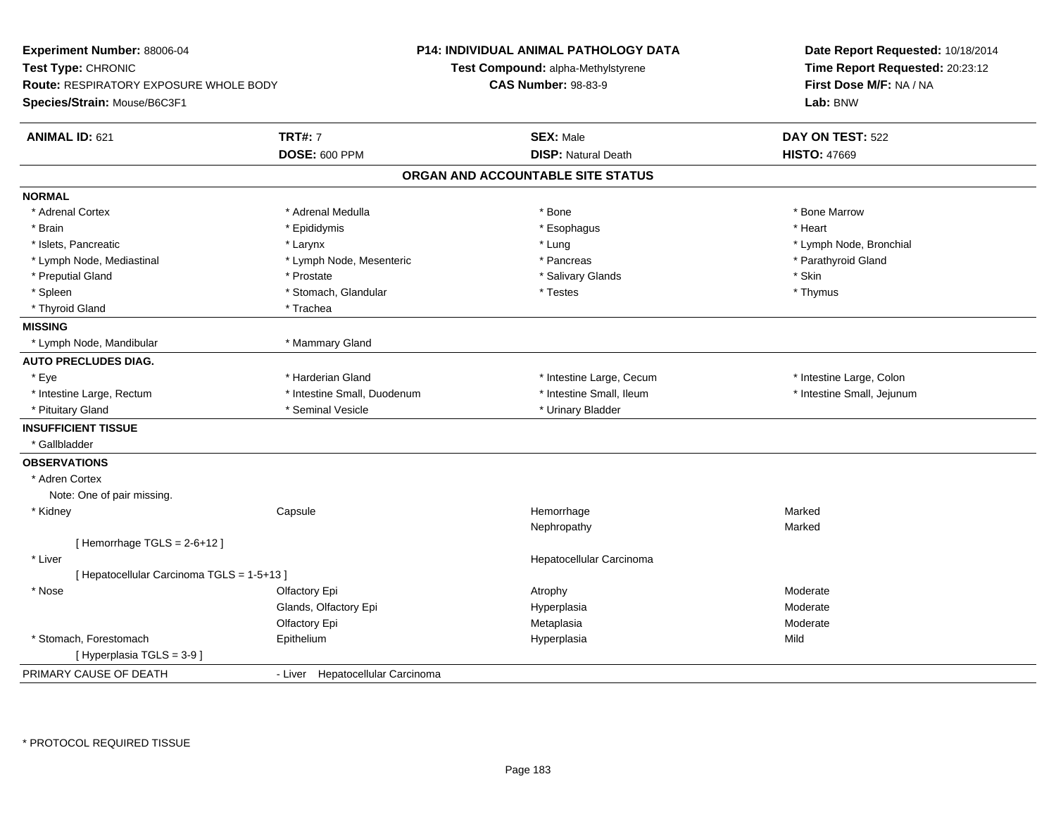**Experiment Number:** 88006-04
**Test Type:** CHRONIC
**Route:** RESPIRATORY EXPOSURE WHOLE BODY
**Species/Strain:** Mouse/B6C3F1

**P14: INDIVIDUAL ANIMAL PATHOLOGY DATA**
**Test Compound:** alpha-Methylstyrene
**CAS Number:** 98-83-9

**Date Report Requested:** 10/18/2014
**Time Report Requested:** 20:23:12
**First Dose M/F:** NA / NA
**Lab:** BNW

| **ANIMAL ID:** 621 | **TRT#:** 7 | **SEX:** Male | **DAY ON TEST:** 522 |
|---|---|---|---|
| | **DOSE:** 600 PPM | **DISP:** Natural Death | **HISTO:** 47669 |

## ORGAN AND ACCOUNTABLE SITE STATUS

| | | | |
|---|---|---|---|
| **NORMAL** | | | |
| * Adrenal Cortex | * Adrenal Medulla | * Bone | * Bone Marrow |
| * Brain | * Epididymis | * Esophagus | * Heart |
| * Islets, Pancreatic | * Larynx | * Lung | * Lymph Node, Bronchial |
| * Lymph Node, Mediastinal | * Lymph Node, Mesenteric | * Pancreas | * Parathyroid Gland |
| * Preputial Gland | * Prostate | * Salivary Glands | * Skin |
| * Spleen | * Stomach, Glandular | * Testes | * Thymus |
| * Thyroid Gland | * Trachea | | |
| **MISSING** | | | |
| * Lymph Node, Mandibular | * Mammary Gland | | |
| **AUTO PRECLUDES DIAG.** | | | |
| * Eye | * Harderian Gland | * Intestine Large, Cecum | * Intestine Large, Colon |
| * Intestine Large, Rectum | * Intestine Small, Duodenum | * Intestine Small, Ileum | * Intestine Small, Jejunum |
| * Pituitary Gland | * Seminal Vesicle | * Urinary Bladder | |
| **INSUFFICIENT TISSUE** | | | |
| * Gallbladder | | | |
| **OBSERVATIONS** | | | |
| * Adren Cortex | | | |
| Note: One of pair missing. | | | |
| * Kidney | Capsule | Hemorrhage | Marked |
| | | Nephropathy | Marked |
| [ Hemorrhage TGLS = 2-6+12 ] | | | |
| * Liver | | Hepatocellular Carcinoma | |
| [ Hepatocellular Carcinoma TGLS = 1-5+13 ] | | | |
| * Nose | Olfactory Epi | Atrophy | Moderate |
| | Glands, Olfactory Epi | Hyperplasia | Moderate |
| | Olfactory Epi | Metaplasia | Moderate |
| * Stomach, Forestomach | Epithelium | Hyperplasia | Mild |
| [ Hyperplasia TGLS = 3-9 ] | | | |
| PRIMARY CAUSE OF DEATH | - Liver Hepatocellular Carcinoma | | |

* PROTOCOL REQUIRED TISSUE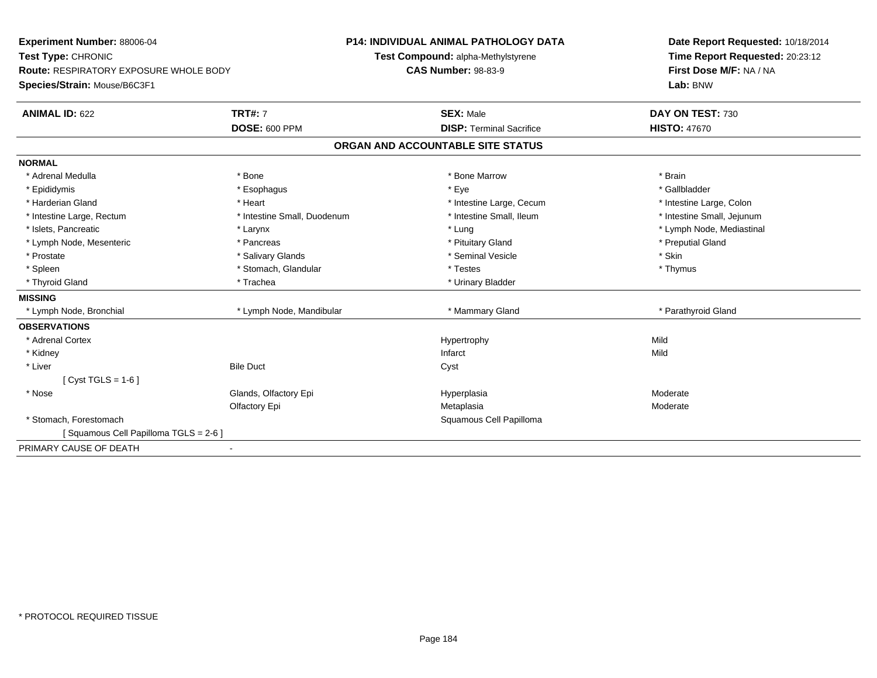**Experiment Number:** 88006-04
**Test Type:** CHRONIC
**Route:** RESPIRATORY EXPOSURE WHOLE BODY
**Species/Strain:** Mouse/B6C3F1

**P14: INDIVIDUAL ANIMAL PATHOLOGY DATA**
**Test Compound:** alpha-Methylstyrene
**CAS Number:** 98-83-9

**Date Report Requested:** 10/18/2014
**Time Report Requested:** 20:23:12
**First Dose M/F:** NA / NA
**Lab:** BNW

| **ANIMAL ID:** 622 | **TRT#:** 7 | **SEX:** Male | **DAY ON TEST:** 730 |
|---|---|---|---|
| | **DOSE:** 600 PPM | **DISP:** Terminal Sacrifice | **HISTO:** 47670 |

## ORGAN AND ACCOUNTABLE SITE STATUS

**NORMAL**

| | | | |
|---|---|---|---|
| * Adrenal Medulla | * Bone | * Bone Marrow | * Brain |
| * Epididymis | * Esophagus | * Eye | * Gallbladder |
| * Harderian Gland | * Heart | * Intestine Large, Cecum | * Intestine Large, Colon |
| * Intestine Large, Rectum | * Intestine Small, Duodenum | * Intestine Small, Ileum | * Intestine Small, Jejunum |
| * Islets, Pancreatic | * Larynx | * Lung | * Lymph Node, Mediastinal |
| * Lymph Node, Mesenteric | * Pancreas | * Pituitary Gland | * Preputial Gland |
| * Prostate | * Salivary Glands | * Seminal Vesicle | * Skin |
| * Spleen | * Stomach, Glandular | * Testes | * Thymus |
| * Thyroid Gland | * Trachea | * Urinary Bladder | |

**MISSING**

| | | | |
|---|---|---|---|
| * Lymph Node, Bronchial | * Lymph Node, Mandibular | * Mammary Gland | * Parathyroid Gland |

**OBSERVATIONS**

| | | | |
|---|---|---|---|
| * Adrenal Cortex | | Hypertrophy | Mild |
| * Kidney | | Infarct | Mild |
| * Liver | Bile Duct | Cyst | |
| [ Cyst TGLS = 1-6 ] | | | |
| * Nose | Glands, Olfactory Epi | Hyperplasia | Moderate |
| | Olfactory Epi | Metaplasia | Moderate |
| * Stomach, Forestomach | | Squamous Cell Papilloma | |
| [ Squamous Cell Papilloma TGLS = 2-6 ] | | | |

PRIMARY CAUSE OF DEATH -

\* PROTOCOL REQUIRED TISSUE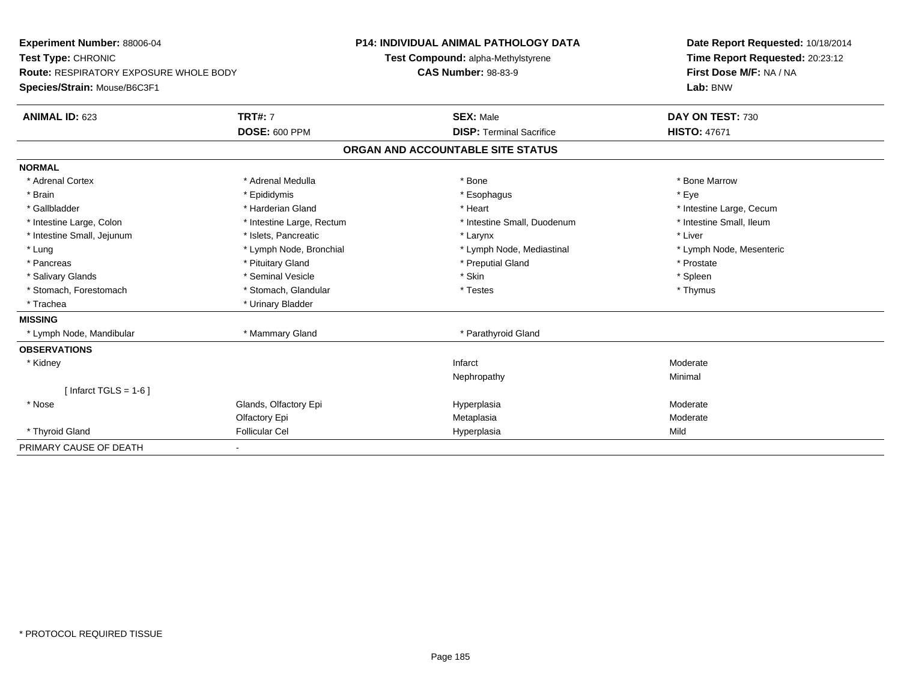**Experiment Number:** 88006-04
**Test Type:** CHRONIC
**Route:** RESPIRATORY EXPOSURE WHOLE BODY
**Species/Strain:** Mouse/B6C3F1

**P14: INDIVIDUAL ANIMAL PATHOLOGY DATA**
**Test Compound:** alpha-Methylstyrene
**CAS Number:** 98-83-9

**Date Report Requested:** 10/18/2014
**Time Report Requested:** 20:23:12
**First Dose M/F:** NA / NA
**Lab:** BNW

| **ANIMAL ID:** 623 | **TRT#:** 7 | **SEX:** Male | **DAY ON TEST:** 730 |
|---|---|---|---|
| | **DOSE:** 600 PPM | **DISP:** Terminal Sacrifice | **HISTO:** 47671 |

## ORGAN AND ACCOUNTABLE SITE STATUS

| | | | |
|---|---|---|---|
| **NORMAL** | | | |
| * Adrenal Cortex | * Adrenal Medulla | * Bone | * Bone Marrow |
| * Brain | * Epididymis | * Esophagus | * Eye |
| * Gallbladder | * Harderian Gland | * Heart | * Intestine Large, Cecum |
| * Intestine Large, Colon | * Intestine Large, Rectum | * Intestine Small, Duodenum | * Intestine Small, Ileum |
| * Intestine Small, Jejunum | * Islets, Pancreatic | * Larynx | * Liver |
| * Lung | * Lymph Node, Bronchial | * Lymph Node, Mediastinal | * Lymph Node, Mesenteric |
| * Pancreas | * Pituitary Gland | * Preputial Gland | * Prostate |
| * Salivary Glands | * Seminal Vesicle | * Skin | * Spleen |
| * Stomach, Forestomach | * Stomach, Glandular | * Testes | * Thymus |
| * Trachea | * Urinary Bladder | | |
| **MISSING** | | | |
| * Lymph Node, Mandibular | * Mammary Gland | * Parathyroid Gland | |
| **OBSERVATIONS** | | | |
| * Kidney | | Infarct | Moderate |
| | | Nephropathy | Minimal |
| [ Infarct TGLS = 1-6 ] | | | |
| * Nose | Glands, Olfactory Epi | Hyperplasia | Moderate |
| | Olfactory Epi | Metaplasia | Moderate |
| * Thyroid Gland | Follicular Cel | Hyperplasia | Mild |
| PRIMARY CAUSE OF DEATH | - | | |

* PROTOCOL REQUIRED TISSUE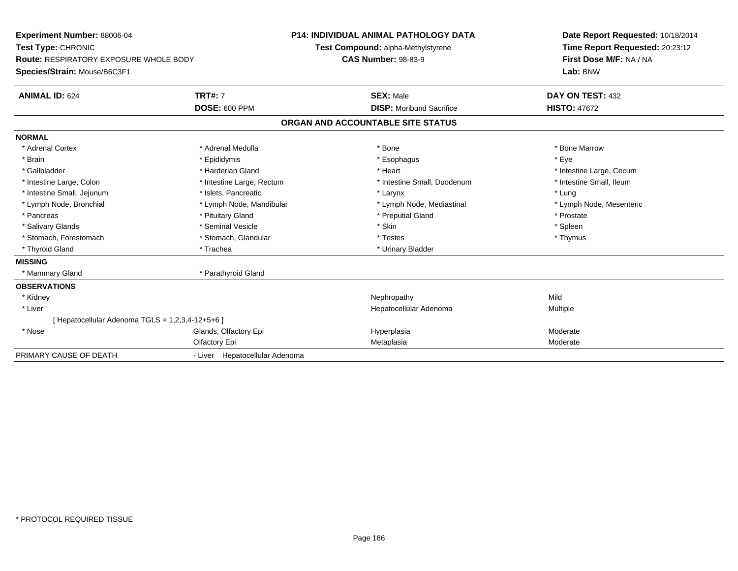**Experiment Number:** 88006-04
**Test Type:** CHRONIC
**Route:** RESPIRATORY EXPOSURE WHOLE BODY
**Species/Strain:** Mouse/B6C3F1

**P14: INDIVIDUAL ANIMAL PATHOLOGY DATA**
**Test Compound:** alpha-Methylstyrene
**CAS Number:** 98-83-9

**Date Report Requested:** 10/18/2014
**Time Report Requested:** 20:23:12
**First Dose M/F:** NA / NA
**Lab:** BNW

| **ANIMAL ID:** 624 | **TRT#:** 7 | **SEX:** Male | **DAY ON TEST:** 432 |
|---|---|---|---|
| | **DOSE:** 600 PPM | **DISP:** Moribund Sacrifice | **HISTO:** 47672 |

## ORGAN AND ACCOUNTABLE SITE STATUS

**NORMAL**

| | | | |
|---|---|---|---|
| * Adrenal Cortex | * Adrenal Medulla | * Bone | * Bone Marrow |
| * Brain | * Epididymis | * Esophagus | * Eye |
| * Gallbladder | * Harderian Gland | * Heart | * Intestine Large, Cecum |
| * Intestine Large, Colon | * Intestine Large, Rectum | * Intestine Small, Duodenum | * Intestine Small, Ileum |
| * Intestine Small, Jejunum | * Islets, Pancreatic | * Larynx | * Lung |
| * Lymph Node, Bronchial | * Lymph Node, Mandibular | * Lymph Node, Mediastinal | * Lymph Node, Mesenteric |
| * Pancreas | * Pituitary Gland | * Preputial Gland | * Prostate |
| * Salivary Glands | * Seminal Vesicle | * Skin | * Spleen |
| * Stomach, Forestomach | * Stomach, Glandular | * Testes | * Thymus |
| * Thyroid Gland | * Trachea | * Urinary Bladder | |

**MISSING**

| | |
|---|---|
| * Mammary Gland | * Parathyroid Gland |

**OBSERVATIONS**

| | | | |
|---|---|---|---|
| * Kidney | | Nephropathy | Mild |
| * Liver | | Hepatocellular Adenoma | Multiple |
| [ Hepatocellular Adenoma TGLS = 1,2,3,4-12+5+6 ] | | | |
| * Nose | Glands, Olfactory Epi | Hyperplasia | Moderate |
| | Olfactory Epi | Metaplasia | Moderate |

PRIMARY CAUSE OF DEATH - Liver Hepatocellular Adenoma

* PROTOCOL REQUIRED TISSUE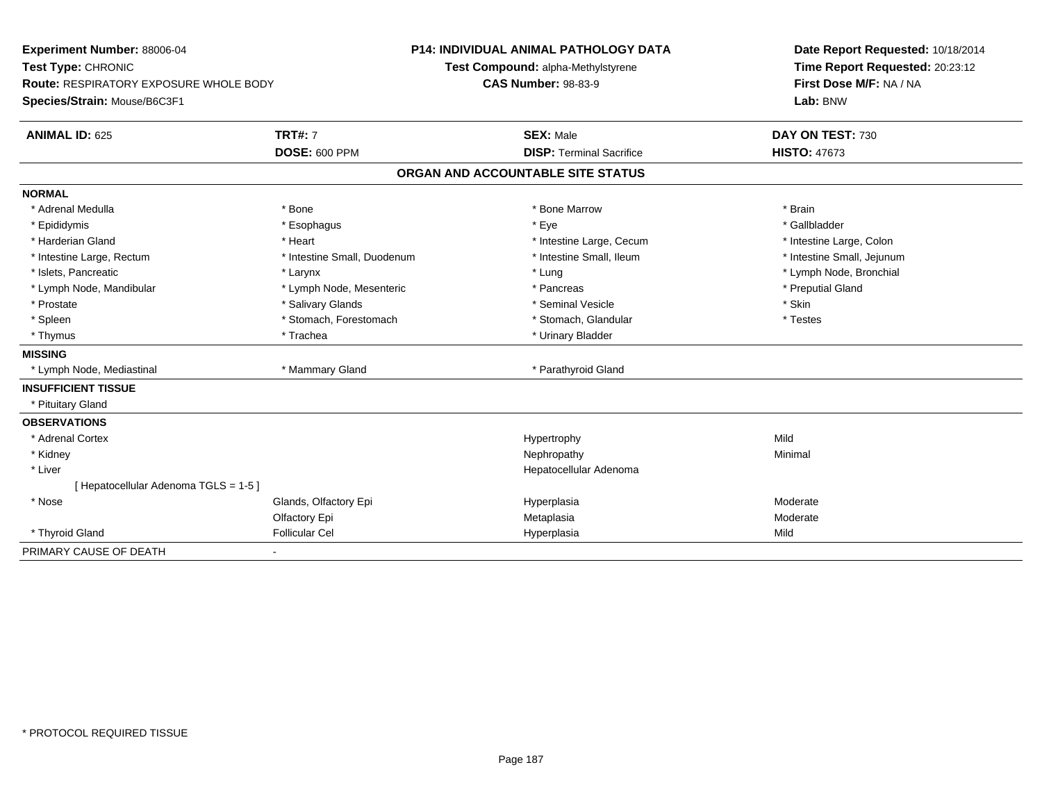**Experiment Number:** 88006-04
**Test Type:** CHRONIC
**Route:** RESPIRATORY EXPOSURE WHOLE BODY
**Species/Strain:** Mouse/B6C3F1

**P14: INDIVIDUAL ANIMAL PATHOLOGY DATA**
**Test Compound:** alpha-Methylstyrene
**CAS Number:** 98-83-9

**Date Report Requested:** 10/18/2014
**Time Report Requested:** 20:23:12
**First Dose M/F:** NA / NA
**Lab:** BNW

| **ANIMAL ID:** 625 | **TRT#:** 7 | **SEX:** Male | **DAY ON TEST:** 730 |
|---|---|---|---|
| | **DOSE:** 600 PPM | **DISP:** Terminal Sacrifice | **HISTO:** 47673 |

## ORGAN AND ACCOUNTABLE SITE STATUS

**NORMAL**

| | | | |
|---|---|---|---|
| * Adrenal Medulla | * Bone | * Bone Marrow | * Brain |
| * Epididymis | * Esophagus | * Eye | * Gallbladder |
| * Harderian Gland | * Heart | * Intestine Large, Cecum | * Intestine Large, Colon |
| * Intestine Large, Rectum | * Intestine Small, Duodenum | * Intestine Small, Ileum | * Intestine Small, Jejunum |
| * Islets, Pancreatic | * Larynx | * Lung | * Lymph Node, Bronchial |
| * Lymph Node, Mandibular | * Lymph Node, Mesenteric | * Pancreas | * Preputial Gland |
| * Prostate | * Salivary Glands | * Seminal Vesicle | * Skin |
| * Spleen | * Stomach, Forestomach | * Stomach, Glandular | * Testes |
| * Thymus | * Trachea | * Urinary Bladder | |

**MISSING**

| | | |
|---|---|---|
| * Lymph Node, Mediastinal | * Mammary Gland | * Parathyroid Gland |

**INSUFFICIENT TISSUE**

* Pituitary Gland

**OBSERVATIONS**

| | | | |
|---|---|---|---|
| * Adrenal Cortex | | Hypertrophy | Mild |
| * Kidney | | Nephropathy | Minimal |
| * Liver | | Hepatocellular Adenoma | |
| [ Hepatocellular Adenoma TGLS = 1-5 ] | | | |
| * Nose | Glands, Olfactory Epi | Hyperplasia | Moderate |
| | Olfactory Epi | Metaplasia | Moderate |
| * Thyroid Gland | Follicular Cel | Hyperplasia | Mild |

PRIMARY CAUSE OF DEATH -

* PROTOCOL REQUIRED TISSUE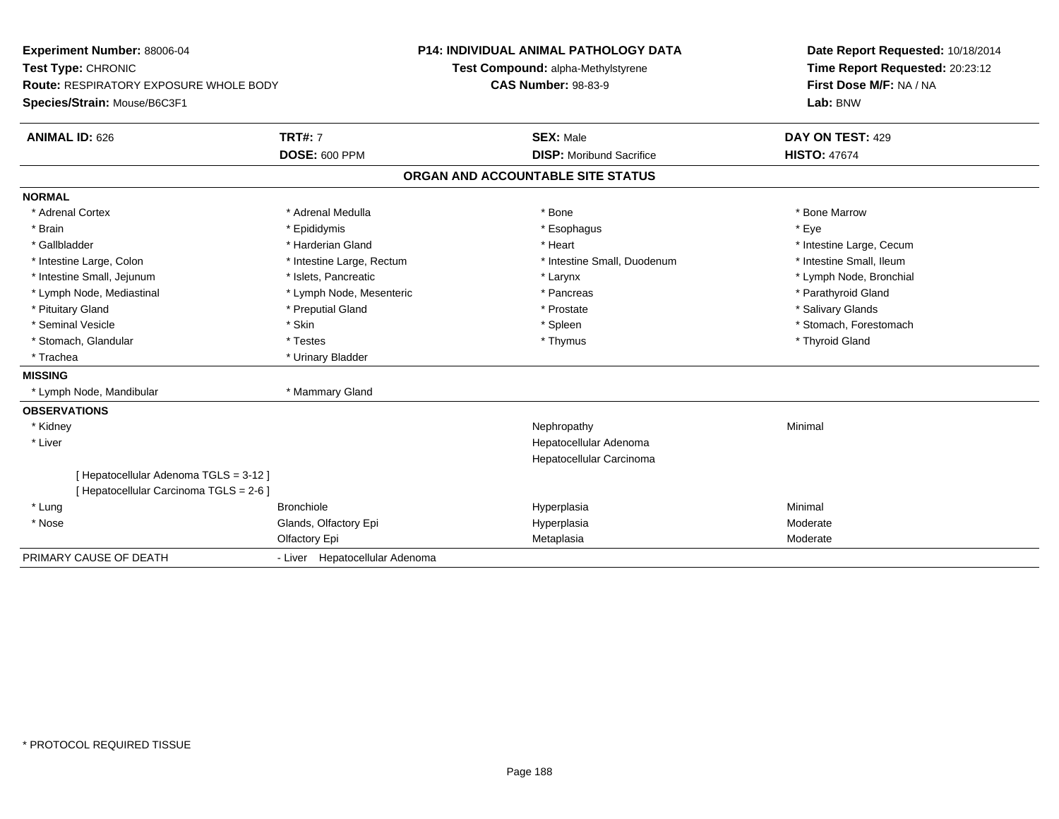**Experiment Number:** 88006-04
**Test Type:** CHRONIC
**Route:** RESPIRATORY EXPOSURE WHOLE BODY
**Species/Strain:** Mouse/B6C3F1

**P14: INDIVIDUAL ANIMAL PATHOLOGY DATA**
**Test Compound:** alpha-Methylstyrene
**CAS Number:** 98-83-9

**Date Report Requested:** 10/18/2014
**Time Report Requested:** 20:23:12
**First Dose M/F:** NA / NA
**Lab:** BNW

| **ANIMAL ID:** 626 | **TRT#:** 7 | **SEX:** Male | **DAY ON TEST:** 429 |
|---|---|---|---|
| | **DOSE:** 600 PPM | **DISP:** Moribund Sacrifice | **HISTO:** 47674 |

## ORGAN AND ACCOUNTABLE SITE STATUS

| | | | |
|---|---|---|---|
| **NORMAL** | | | |
| * Adrenal Cortex | * Adrenal Medulla | * Bone | * Bone Marrow |
| * Brain | * Epididymis | * Esophagus | * Eye |
| * Gallbladder | * Harderian Gland | * Heart | * Intestine Large, Cecum |
| * Intestine Large, Colon | * Intestine Large, Rectum | * Intestine Small, Duodenum | * Intestine Small, Ileum |
| * Intestine Small, Jejunum | * Islets, Pancreatic | * Larynx | * Lymph Node, Bronchial |
| * Lymph Node, Mediastinal | * Lymph Node, Mesenteric | * Pancreas | * Parathyroid Gland |
| * Pituitary Gland | * Preputial Gland | * Prostate | * Salivary Glands |
| * Seminal Vesicle | * Skin | * Spleen | * Stomach, Forestomach |
| * Stomach, Glandular | * Testes | * Thymus | * Thyroid Gland |
| * Trachea | * Urinary Bladder | | |
| **MISSING** | | | |
| * Lymph Node, Mandibular | * Mammary Gland | | |
| **OBSERVATIONS** | | | |
| * Kidney | | Nephropathy | Minimal |
| * Liver | | Hepatocellular Adenoma | |
| | | Hepatocellular Carcinoma | |
| [ Hepatocellular Adenoma TGLS = 3-12 ] | | | |
| [ Hepatocellular Carcinoma TGLS = 2-6 ] | | | |
| * Lung | Bronchiole | Hyperplasia | Minimal |
| * Nose | Glands, Olfactory Epi | Hyperplasia | Moderate |
| | Olfactory Epi | Metaplasia | Moderate |
| PRIMARY CAUSE OF DEATH | - Liver Hepatocellular Adenoma | | |

* PROTOCOL REQUIRED TISSUE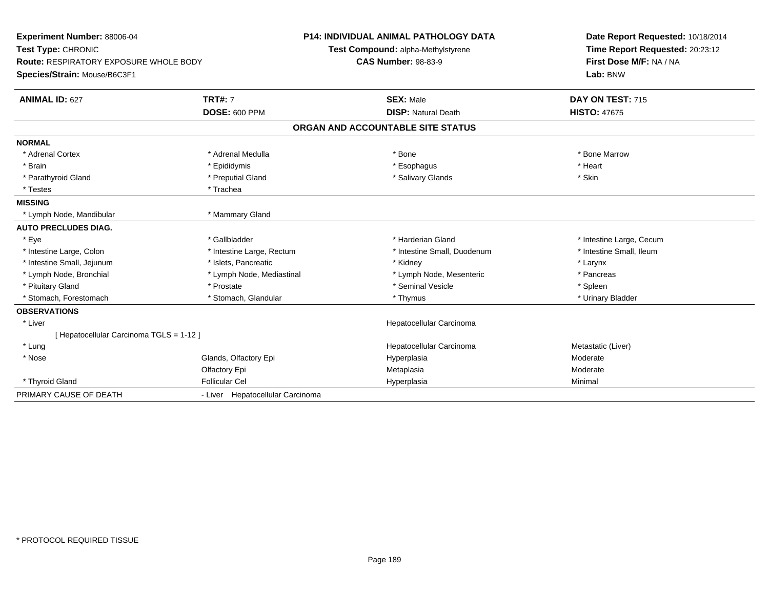**Experiment Number:** 88006-04
**Test Type:** CHRONIC
**Route:** RESPIRATORY EXPOSURE WHOLE BODY
**Species/Strain:** Mouse/B6C3F1

**P14: INDIVIDUAL ANIMAL PATHOLOGY DATA**
**Test Compound:** alpha-Methylstyrene
**CAS Number:** 98-83-9

**Date Report Requested:** 10/18/2014
**Time Report Requested:** 20:23:12
**First Dose M/F:** NA / NA
**Lab:** BNW

| **ANIMAL ID:** 627 | **TRT#:** 7 | **SEX:** Male | **DAY ON TEST:** 715 |
|---|---|---|---|
| | **DOSE:** 600 PPM | **DISP:** Natural Death | **HISTO:** 47675 |

**ORGAN AND ACCOUNTABLE SITE STATUS**

| | | | |
|---|---|---|---|
| **NORMAL** | | | |
| * Adrenal Cortex | * Adrenal Medulla | * Bone | * Bone Marrow |
| * Brain | * Epididymis | * Esophagus | * Heart |
| * Parathyroid Gland | * Preputial Gland | * Salivary Glands | * Skin |
| * Testes | * Trachea | | |
| **MISSING** | | | |
| * Lymph Node, Mandibular | * Mammary Gland | | |
| **AUTO PRECLUDES DIAG.** | | | |
| * Eye | * Gallbladder | * Harderian Gland | * Intestine Large, Cecum |
| * Intestine Large, Colon | * Intestine Large, Rectum | * Intestine Small, Duodenum | * Intestine Small, Ileum |
| * Intestine Small, Jejunum | * Islets, Pancreatic | * Kidney | * Larynx |
| * Lymph Node, Bronchial | * Lymph Node, Mediastinal | * Lymph Node, Mesenteric | * Pancreas |
| * Pituitary Gland | * Prostate | * Seminal Vesicle | * Spleen |
| * Stomach, Forestomach | * Stomach, Glandular | * Thymus | * Urinary Bladder |
| **OBSERVATIONS** | | | |
| * Liver | | Hepatocellular Carcinoma | |
| [ Hepatocellular Carcinoma TGLS = 1-12 ] | | | |
| * Lung | | Hepatocellular Carcinoma | Metastatic (Liver) |
| * Nose | Glands, Olfactory Epi | Hyperplasia | Moderate |
| | Olfactory Epi | Metaplasia | Moderate |
| * Thyroid Gland | Follicular Cel | Hyperplasia | Minimal |
| PRIMARY CAUSE OF DEATH | - Liver Hepatocellular Carcinoma | | |

* PROTOCOL REQUIRED TISSUE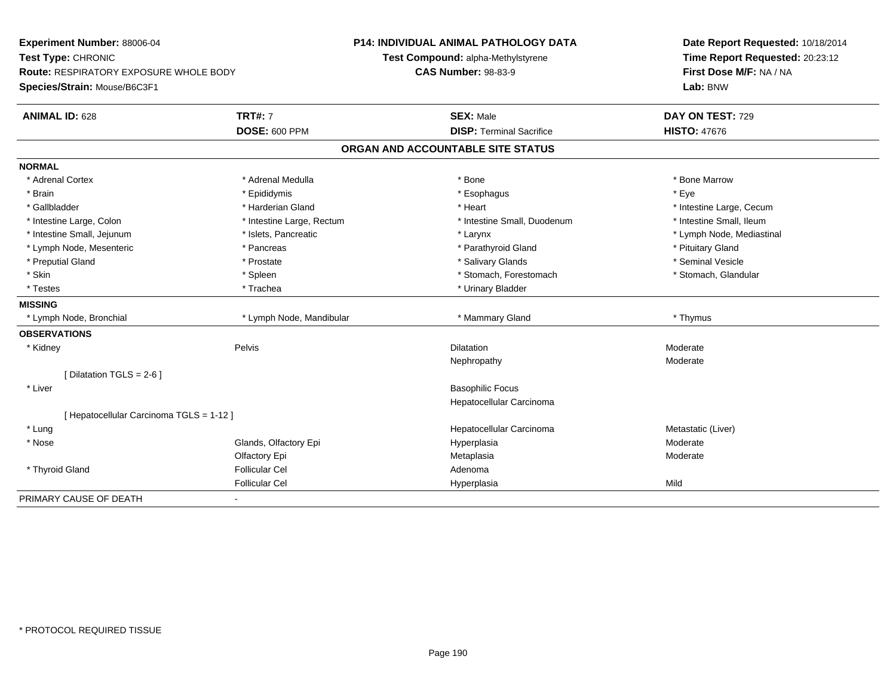**Experiment Number:** 88006-04
**Test Type:** CHRONIC
**Route:** RESPIRATORY EXPOSURE WHOLE BODY
**Species/Strain:** Mouse/B6C3F1

**P14: INDIVIDUAL ANIMAL PATHOLOGY DATA**
**Test Compound:** alpha-Methylstyrene
**CAS Number:** 98-83-9

**Date Report Requested:** 10/18/2014
**Time Report Requested:** 20:23:12
**First Dose M/F:** NA / NA
**Lab:** BNW

| **ANIMAL ID:** 628 | **TRT#:** 7 | **SEX:** Male | **DAY ON TEST:** 729 |
|---|---|---|---|
| | **DOSE:** 600 PPM | **DISP:** Terminal Sacrifice | **HISTO:** 47676 |

## ORGAN AND ACCOUNTABLE SITE STATUS

| | | | |
|---|---|---|---|
| **NORMAL** | | | |
| * Adrenal Cortex | * Adrenal Medulla | * Bone | * Bone Marrow |
| * Brain | * Epididymis | * Esophagus | * Eye |
| * Gallbladder | * Harderian Gland | * Heart | * Intestine Large, Cecum |
| * Intestine Large, Colon | * Intestine Large, Rectum | * Intestine Small, Duodenum | * Intestine Small, Ileum |
| * Intestine Small, Jejunum | * Islets, Pancreatic | * Larynx | * Lymph Node, Mediastinal |
| * Lymph Node, Mesenteric | * Pancreas | * Parathyroid Gland | * Pituitary Gland |
| * Preputial Gland | * Prostate | * Salivary Glands | * Seminal Vesicle |
| * Skin | * Spleen | * Stomach, Forestomach | * Stomach, Glandular |
| * Testes | * Trachea | * Urinary Bladder | |
| **MISSING** | | | |
| * Lymph Node, Bronchial | * Lymph Node, Mandibular | * Mammary Gland | * Thymus |
| **OBSERVATIONS** | | | |
| * Kidney | Pelvis | Dilatation | Moderate |
| | | Nephropathy | Moderate |
| [ Dilatation TGLS = 2-6 ] | | | |
| * Liver | | Basophilic Focus | |
| | | Hepatocellular Carcinoma | |
| [ Hepatocellular Carcinoma TGLS = 1-12 ] | | | |
| * Lung | | Hepatocellular Carcinoma | Metastatic (Liver) |
| * Nose | Glands, Olfactory Epi | Hyperplasia | Moderate |
| | Olfactory Epi | Metaplasia | Moderate |
| * Thyroid Gland | Follicular Cel | Adenoma | |
| | Follicular Cel | Hyperplasia | Mild |
| PRIMARY CAUSE OF DEATH | - | | |

\* PROTOCOL REQUIRED TISSUE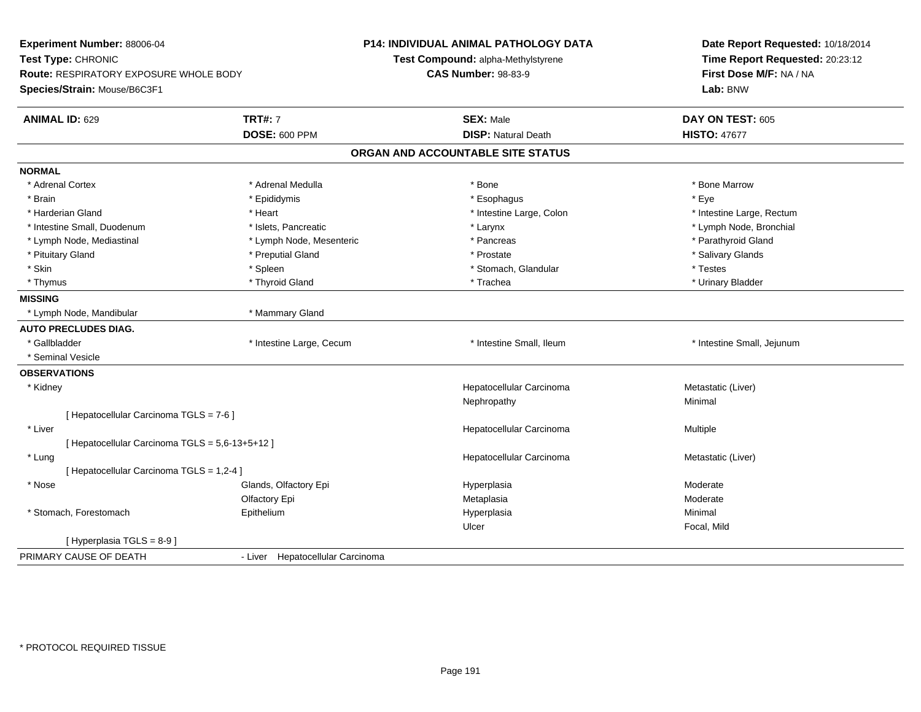**Experiment Number:** 88006-04
**Test Type:** CHRONIC
**Route:** RESPIRATORY EXPOSURE WHOLE BODY
**Species/Strain:** Mouse/B6C3F1

**P14: INDIVIDUAL ANIMAL PATHOLOGY DATA**
**Test Compound:** alpha-Methylstyrene
**CAS Number:** 98-83-9

**Date Report Requested:** 10/18/2014
**Time Report Requested:** 20:23:12
**First Dose M/F:** NA / NA
**Lab:** BNW

| **ANIMAL ID:** 629 | **TRT#:** 7 | **SEX:** Male | **DAY ON TEST:** 605 |
|---|---|---|---|
| | **DOSE:** 600 PPM | **DISP:** Natural Death | **HISTO:** 47677 |

## ORGAN AND ACCOUNTABLE SITE STATUS

**NORMAL**

| | | | |
|---|---|---|---|
| * Adrenal Cortex | * Adrenal Medulla | * Bone | * Bone Marrow |
| * Brain | * Epididymis | * Esophagus | * Eye |
| * Harderian Gland | * Heart | * Intestine Large, Colon | * Intestine Large, Rectum |
| * Intestine Small, Duodenum | * Islets, Pancreatic | * Larynx | * Lymph Node, Bronchial |
| * Lymph Node, Mediastinal | * Lymph Node, Mesenteric | * Pancreas | * Parathyroid Gland |
| * Pituitary Gland | * Preputial Gland | * Prostate | * Salivary Glands |
| * Skin | * Spleen | * Stomach, Glandular | * Testes |
| * Thymus | * Thyroid Gland | * Trachea | * Urinary Bladder |

**MISSING**

| | |
|---|---|
| * Lymph Node, Mandibular | * Mammary Gland |

**AUTO PRECLUDES DIAG.**

| | | | |
|---|---|---|---|
| * Gallbladder | * Intestine Large, Cecum | * Intestine Small, Ileum | * Intestine Small, Jejunum |
| * Seminal Vesicle | | | |

**OBSERVATIONS**

| | | | |
|---|---|---|---|
| * Kidney | | Hepatocellular Carcinoma | Metastatic (Liver) |
| | | Nephropathy | Minimal |
| [ Hepatocellular Carcinoma TGLS = 7-6 ] | | | |
| * Liver | | Hepatocellular Carcinoma | Multiple |
| [ Hepatocellular Carcinoma TGLS = 5,6-13+5+12 ] | | | |
| * Lung | | Hepatocellular Carcinoma | Metastatic (Liver) |
| [ Hepatocellular Carcinoma TGLS = 1,2-4 ] | | | |
| * Nose | Glands, Olfactory Epi | Hyperplasia | Moderate |
| | Olfactory Epi | Metaplasia | Moderate |
| * Stomach, Forestomach | Epithelium | Hyperplasia | Minimal |
| | | Ulcer | Focal, Mild |
| [ Hyperplasia TGLS = 8-9 ] | | | |

PRIMARY CAUSE OF DEATH - Liver Hepatocellular Carcinoma

\* PROTOCOL REQUIRED TISSUE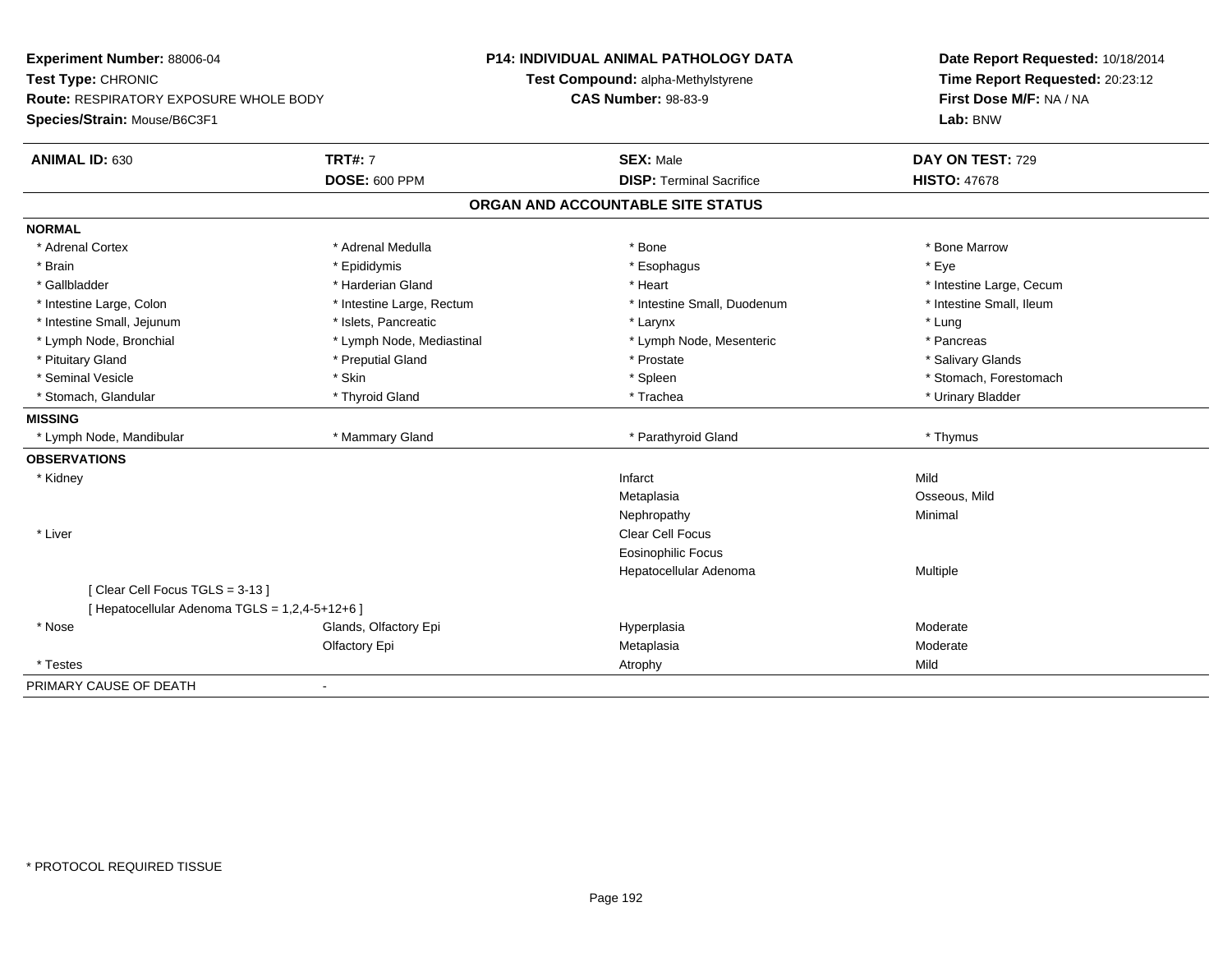**Experiment Number:** 88006-04
**Test Type:** CHRONIC
**Route:** RESPIRATORY EXPOSURE WHOLE BODY
**Species/Strain:** Mouse/B6C3F1

**P14: INDIVIDUAL ANIMAL PATHOLOGY DATA**
**Test Compound:** alpha-Methylstyrene
**CAS Number:** 98-83-9

**Date Report Requested:** 10/18/2014
**Time Report Requested:** 20:23:12
**First Dose M/F:** NA / NA
**Lab:** BNW

| **ANIMAL ID:** 630 | **TRT#:** 7 | **SEX:** Male | **DAY ON TEST:** 729 |
|---|---|---|---|
| | **DOSE:** 600 PPM | **DISP:** Terminal Sacrifice | **HISTO:** 47678 |

## ORGAN AND ACCOUNTABLE SITE STATUS

**NORMAL**

| | | | |
|---|---|---|---|
| * Adrenal Cortex | * Adrenal Medulla | * Bone | * Bone Marrow |
| * Brain | * Epididymis | * Esophagus | * Eye |
| * Gallbladder | * Harderian Gland | * Heart | * Intestine Large, Cecum |
| * Intestine Large, Colon | * Intestine Large, Rectum | * Intestine Small, Duodenum | * Intestine Small, Ileum |
| * Intestine Small, Jejunum | * Islets, Pancreatic | * Larynx | * Lung |
| * Lymph Node, Bronchial | * Lymph Node, Mediastinal | * Lymph Node, Mesenteric | * Pancreas |
| * Pituitary Gland | * Preputial Gland | * Prostate | * Salivary Glands |
| * Seminal Vesicle | * Skin | * Spleen | * Stomach, Forestomach |
| * Stomach, Glandular | * Thyroid Gland | * Trachea | * Urinary Bladder |

**MISSING**

| | | | |
|---|---|---|---|
| * Lymph Node, Mandibular | * Mammary Gland | * Parathyroid Gland | * Thymus |

**OBSERVATIONS**

| | | | |
|---|---|---|---|
| * Kidney | | Infarct | Mild |
| | | Metaplasia | Osseous, Mild |
| | | Nephropathy | Minimal |
| * Liver | | Clear Cell Focus | |
| | | Eosinophilic Focus | |
| | | Hepatocellular Adenoma | Multiple |
| [ Clear Cell Focus TGLS = 3-13 ] | | | |
| [ Hepatocellular Adenoma TGLS = 1,2,4-5+12+6 ] | | | |
| * Nose | Glands, Olfactory Epi | Hyperplasia | Moderate |
| | Olfactory Epi | Metaplasia | Moderate |
| * Testes | | Atrophy | Mild |

PRIMARY CAUSE OF DEATH -

* PROTOCOL REQUIRED TISSUE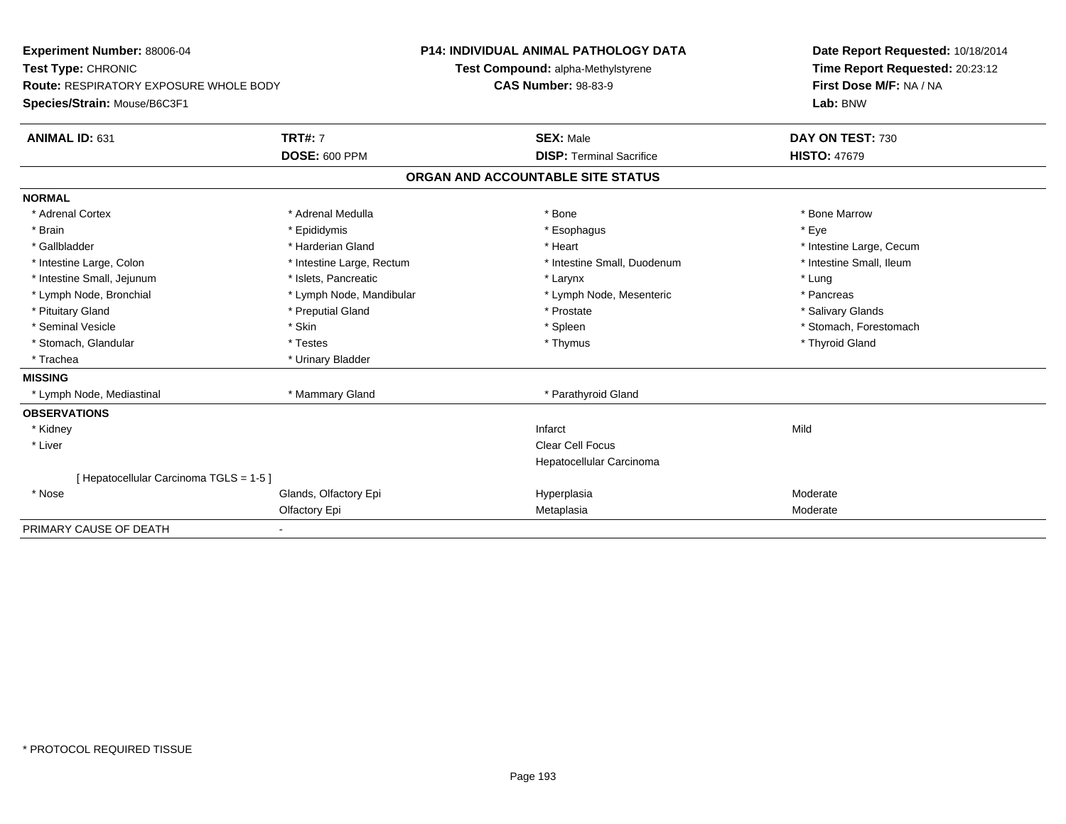**Experiment Number:** 88006-04
**Test Type:** CHRONIC
**Route:** RESPIRATORY EXPOSURE WHOLE BODY
**Species/Strain:** Mouse/B6C3F1

**P14: INDIVIDUAL ANIMAL PATHOLOGY DATA**
**Test Compound:** alpha-Methylstyrene
**CAS Number:** 98-83-9

**Date Report Requested:** 10/18/2014
**Time Report Requested:** 20:23:12
**First Dose M/F:** NA / NA
**Lab:** BNW

| **ANIMAL ID:** 631 | **TRT#:** 7 | **SEX:** Male | **DAY ON TEST:** 730 |
|---|---|---|---|
| | **DOSE:** 600 PPM | **DISP:** Terminal Sacrifice | **HISTO:** 47679 |

**ORGAN AND ACCOUNTABLE SITE STATUS**

| | | | |
|---|---|---|---|
| **NORMAL** | | | |
| * Adrenal Cortex | * Adrenal Medulla | * Bone | * Bone Marrow |
| * Brain | * Epididymis | * Esophagus | * Eye |
| * Gallbladder | * Harderian Gland | * Heart | * Intestine Large, Cecum |
| * Intestine Large, Colon | * Intestine Large, Rectum | * Intestine Small, Duodenum | * Intestine Small, Ileum |
| * Intestine Small, Jejunum | * Islets, Pancreatic | * Larynx | * Lung |
| * Lymph Node, Bronchial | * Lymph Node, Mandibular | * Lymph Node, Mesenteric | * Pancreas |
| * Pituitary Gland | * Preputial Gland | * Prostate | * Salivary Glands |
| * Seminal Vesicle | * Skin | * Spleen | * Stomach, Forestomach |
| * Stomach, Glandular | * Testes | * Thymus | * Thyroid Gland |
| * Trachea | * Urinary Bladder | | |
| **MISSING** | | | |
| * Lymph Node, Mediastinal | * Mammary Gland | * Parathyroid Gland | |
| **OBSERVATIONS** | | | |
| * Kidney | | Infarct | Mild |
| * Liver | | Clear Cell Focus | |
| | | Hepatocellular Carcinoma | |
| [ Hepatocellular Carcinoma TGLS = 1-5 ] | | | |
| * Nose | Glands, Olfactory Epi | Hyperplasia | Moderate |
| | Olfactory Epi | Metaplasia | Moderate |
| PRIMARY CAUSE OF DEATH | - | | |

* PROTOCOL REQUIRED TISSUE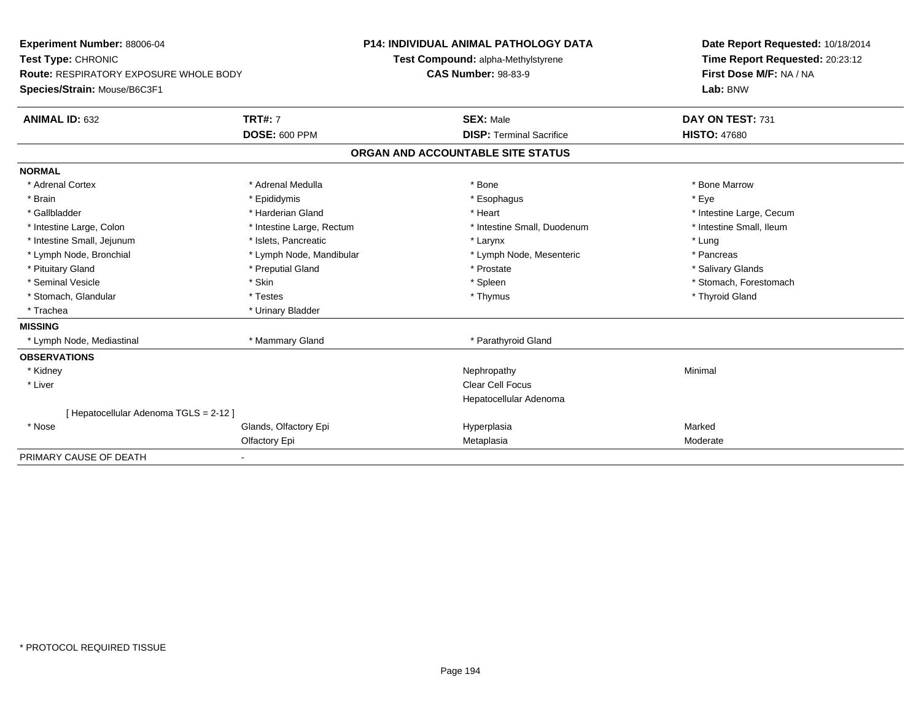**Experiment Number:** 88006-04
**Test Type:** CHRONIC
**Route:** RESPIRATORY EXPOSURE WHOLE BODY
**Species/Strain:** Mouse/B6C3F1

**P14: INDIVIDUAL ANIMAL PATHOLOGY DATA**
**Test Compound:** alpha-Methylstyrene
**CAS Number:** 98-83-9

**Date Report Requested:** 10/18/2014
**Time Report Requested:** 20:23:12
**First Dose M/F:** NA / NA
**Lab:** BNW

| **ANIMAL ID:** 632 | **TRT#:** 7 | **SEX:** Male | **DAY ON TEST:** 731 |
|---|---|---|---|
| | **DOSE:** 600 PPM | **DISP:** Terminal Sacrifice | **HISTO:** 47680 |

## ORGAN AND ACCOUNTABLE SITE STATUS

**NORMAL**

| | | | |
|---|---|---|---|
| * Adrenal Cortex | * Adrenal Medulla | * Bone | * Bone Marrow |
| * Brain | * Epididymis | * Esophagus | * Eye |
| * Gallbladder | * Harderian Gland | * Heart | * Intestine Large, Cecum |
| * Intestine Large, Colon | * Intestine Large, Rectum | * Intestine Small, Duodenum | * Intestine Small, Ileum |
| * Intestine Small, Jejunum | * Islets, Pancreatic | * Larynx | * Lung |
| * Lymph Node, Bronchial | * Lymph Node, Mandibular | * Lymph Node, Mesenteric | * Pancreas |
| * Pituitary Gland | * Preputial Gland | * Prostate | * Salivary Glands |
| * Seminal Vesicle | * Skin | * Spleen | * Stomach, Forestomach |
| * Stomach, Glandular | * Testes | * Thymus | * Thyroid Gland |
| * Trachea | * Urinary Bladder | | |

**MISSING**

| | | |
|---|---|---|
| * Lymph Node, Mediastinal | * Mammary Gland | * Parathyroid Gland |

**OBSERVATIONS**

| | | | |
|---|---|---|---|
| * Kidney | | Nephropathy | Minimal |
| * Liver | | Clear Cell Focus | |
| | | Hepatocellular Adenoma | |
| [ Hepatocellular Adenoma TGLS = 2-12 ] | | | |
| * Nose | Glands, Olfactory Epi | Hyperplasia | Marked |
| | Olfactory Epi | Metaplasia | Moderate |

PRIMARY CAUSE OF DEATH -

* PROTOCOL REQUIRED TISSUE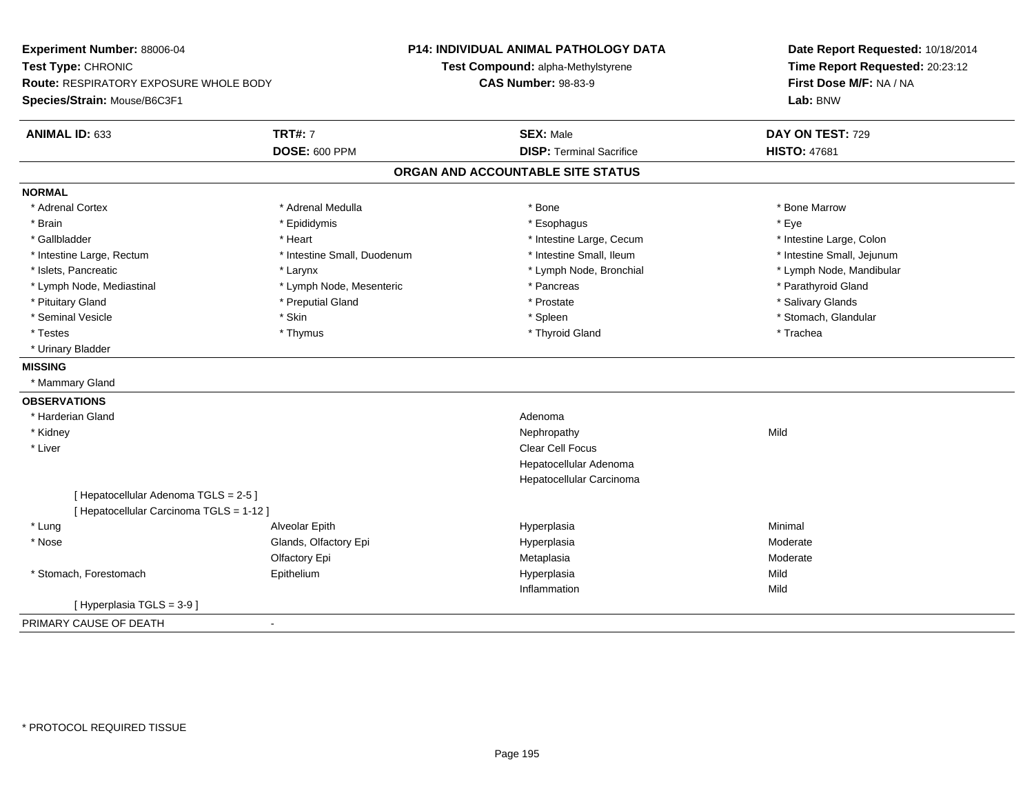**Experiment Number:** 88006-04
**Test Type:** CHRONIC
**Route:** RESPIRATORY EXPOSURE WHOLE BODY
**Species/Strain:** Mouse/B6C3F1

**P14: INDIVIDUAL ANIMAL PATHOLOGY DATA**
**Test Compound:** alpha-Methylstyrene
**CAS Number:** 98-83-9

**Date Report Requested:** 10/18/2014
**Time Report Requested:** 20:23:12
**First Dose M/F:** NA / NA
**Lab:** BNW

| **ANIMAL ID:** 633 | **TRT#:** 7 | **SEX:** Male | **DAY ON TEST:** 729 |
|---|---|---|---|
| | **DOSE:** 600 PPM | **DISP:** Terminal Sacrifice | **HISTO:** 47681 |

## ORGAN AND ACCOUNTABLE SITE STATUS

**NORMAL**

| | | | |
|---|---|---|---|
| * Adrenal Cortex | * Adrenal Medulla | * Bone | * Bone Marrow |
| * Brain | * Epididymis | * Esophagus | * Eye |
| * Gallbladder | * Heart | * Intestine Large, Cecum | * Intestine Large, Colon |
| * Intestine Large, Rectum | * Intestine Small, Duodenum | * Intestine Small, Ileum | * Intestine Small, Jejunum |
| * Islets, Pancreatic | * Larynx | * Lymph Node, Bronchial | * Lymph Node, Mandibular |
| * Lymph Node, Mediastinal | * Lymph Node, Mesenteric | * Pancreas | * Parathyroid Gland |
| * Pituitary Gland | * Preputial Gland | * Prostate | * Salivary Glands |
| * Seminal Vesicle | * Skin | * Spleen | * Stomach, Glandular |
| * Testes | * Thymus | * Thyroid Gland | * Trachea |
| * Urinary Bladder | | | |

**MISSING**

* Mammary Gland

**OBSERVATIONS**

| | | | |
|---|---|---|---|
| * Harderian Gland | | Adenoma | |
| * Kidney | | Nephropathy | Mild |
| * Liver | | Clear Cell Focus | |
| | | Hepatocellular Adenoma | |
| | | Hepatocellular Carcinoma | |
| [ Hepatocellular Adenoma TGLS = 2-5 ] | | | |
| [ Hepatocellular Carcinoma TGLS = 1-12 ] | | | |
| * Lung | Alveolar Epith | Hyperplasia | Minimal |
| * Nose | Glands, Olfactory Epi | Hyperplasia | Moderate |
| | Olfactory Epi | Metaplasia | Moderate |
| * Stomach, Forestomach | Epithelium | Hyperplasia | Mild |
| | | Inflammation | Mild |
| [ Hyperplasia TGLS = 3-9 ] | | | |

PRIMARY CAUSE OF DEATH -

* PROTOCOL REQUIRED TISSUE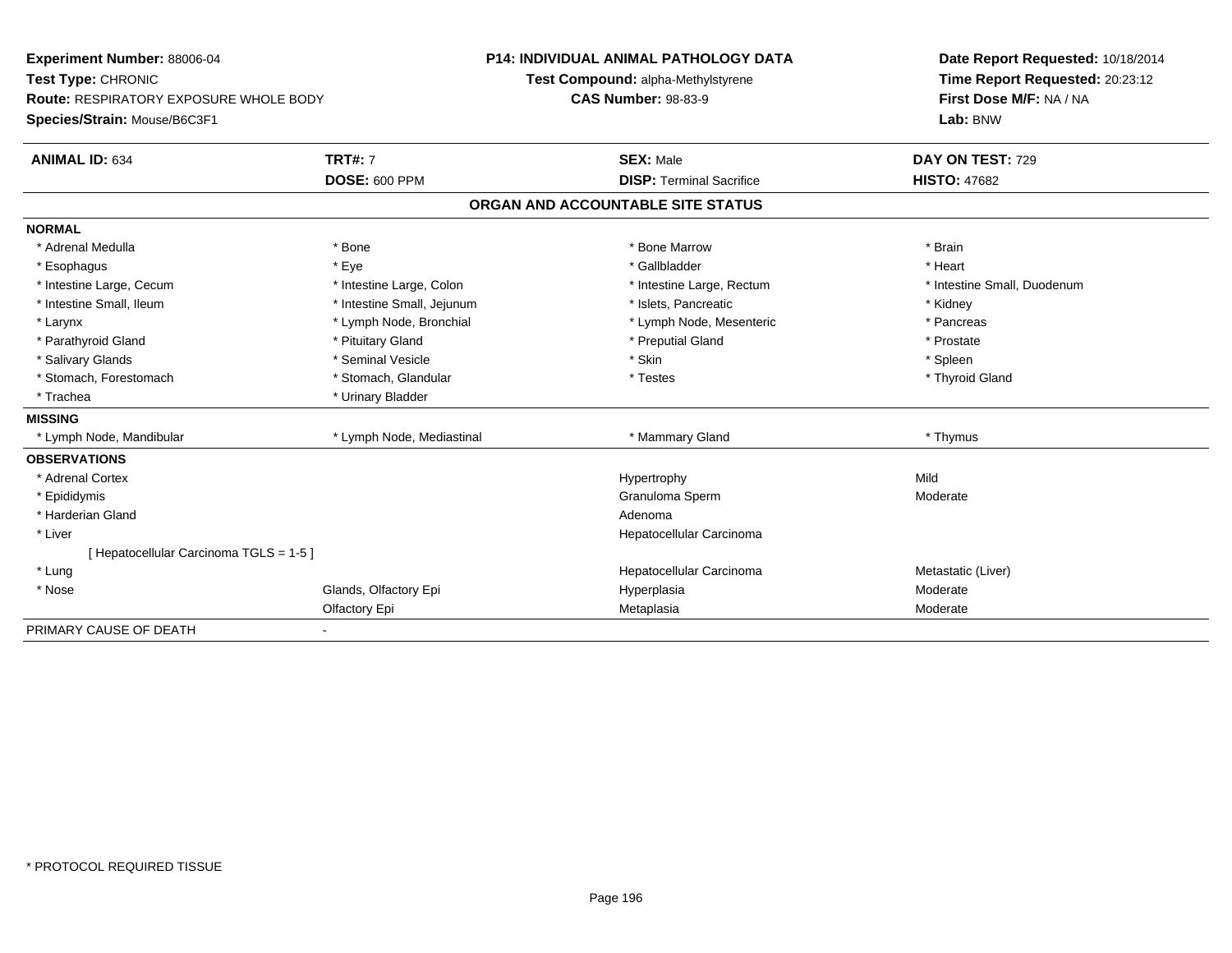**Experiment Number:** 88006-04
**Test Type:** CHRONIC
**Route:** RESPIRATORY EXPOSURE WHOLE BODY
**Species/Strain:** Mouse/B6C3F1

**P14: INDIVIDUAL ANIMAL PATHOLOGY DATA**
**Test Compound:** alpha-Methylstyrene
**CAS Number:** 98-83-9

**Date Report Requested:** 10/18/2014
**Time Report Requested:** 20:23:12
**First Dose M/F:** NA / NA
**Lab:** BNW

| **ANIMAL ID:** 634 | **TRT#:** 7 | **SEX:** Male | **DAY ON TEST:** 729 |
|---|---|---|---|
| | **DOSE:** 600 PPM | **DISP:** Terminal Sacrifice | **HISTO:** 47682 |

## ORGAN AND ACCOUNTABLE SITE STATUS

| | | | |
|---|---|---|---|
| **NORMAL** | | | |
| * Adrenal Medulla | * Bone | * Bone Marrow | * Brain |
| * Esophagus | * Eye | * Gallbladder | * Heart |
| * Intestine Large, Cecum | * Intestine Large, Colon | * Intestine Large, Rectum | * Intestine Small, Duodenum |
| * Intestine Small, Ileum | * Intestine Small, Jejunum | * Islets, Pancreatic | * Kidney |
| * Larynx | * Lymph Node, Bronchial | * Lymph Node, Mesenteric | * Pancreas |
| * Parathyroid Gland | * Pituitary Gland | * Preputial Gland | * Prostate |
| * Salivary Glands | * Seminal Vesicle | * Skin | * Spleen |
| * Stomach, Forestomach | * Stomach, Glandular | * Testes | * Thyroid Gland |
| * Trachea | * Urinary Bladder | | |
| **MISSING** | | | |
| * Lymph Node, Mandibular | * Lymph Node, Mediastinal | * Mammary Gland | * Thymus |
| **OBSERVATIONS** | | | |
| * Adrenal Cortex | | Hypertrophy | Mild |
| * Epididymis | | Granuloma Sperm | Moderate |
| * Harderian Gland | | Adenoma | |
| * Liver | | Hepatocellular Carcinoma | |
| [ Hepatocellular Carcinoma TGLS = 1-5 ] | | | |
| * Lung | | Hepatocellular Carcinoma | Metastatic (Liver) |
| * Nose | Glands, Olfactory Epi | Hyperplasia | Moderate |
| | Olfactory Epi | Metaplasia | Moderate |
| PRIMARY CAUSE OF DEATH | - | | |

\* PROTOCOL REQUIRED TISSUE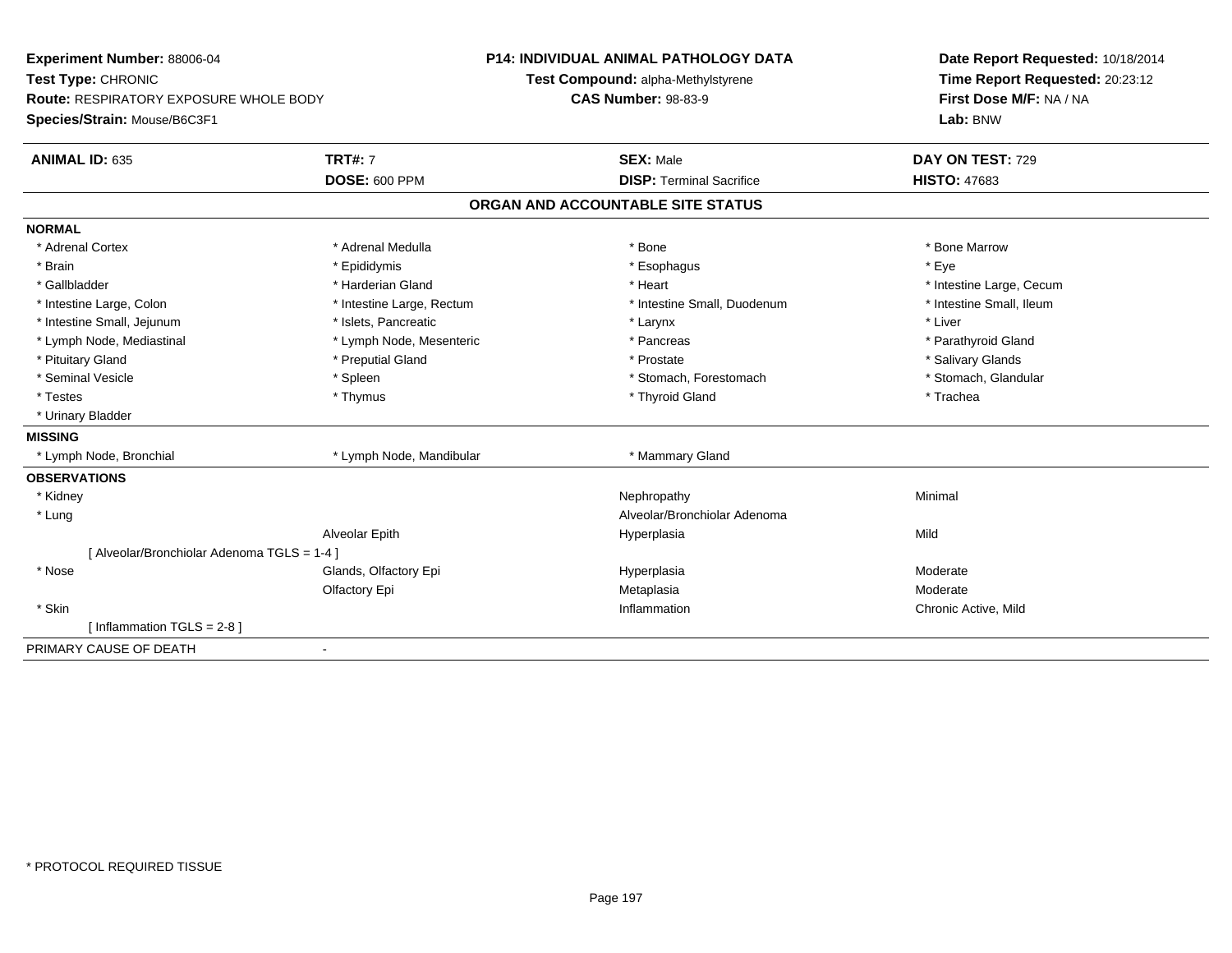**Experiment Number:** 88006-04
**Test Type:** CHRONIC
**Route:** RESPIRATORY EXPOSURE WHOLE BODY
**Species/Strain:** Mouse/B6C3F1

**P14: INDIVIDUAL ANIMAL PATHOLOGY DATA**
**Test Compound:** alpha-Methylstyrene
**CAS Number:** 98-83-9

**Date Report Requested:** 10/18/2014
**Time Report Requested:** 20:23:12
**First Dose M/F:** NA / NA
**Lab:** BNW

| **ANIMAL ID:** 635 | **TRT#:** 7 | **SEX:** Male | **DAY ON TEST:** 729 |
|---|---|---|---|
| | **DOSE:** 600 PPM | **DISP:** Terminal Sacrifice | **HISTO:** 47683 |

**ORGAN AND ACCOUNTABLE SITE STATUS**

| | | | |
|---|---|---|---|
| **NORMAL** | | | |
| * Adrenal Cortex | * Adrenal Medulla | * Bone | * Bone Marrow |
| * Brain | * Epididymis | * Esophagus | * Eye |
| * Gallbladder | * Harderian Gland | * Heart | * Intestine Large, Cecum |
| * Intestine Large, Colon | * Intestine Large, Rectum | * Intestine Small, Duodenum | * Intestine Small, Ileum |
| * Intestine Small, Jejunum | * Islets, Pancreatic | * Larynx | * Liver |
| * Lymph Node, Mediastinal | * Lymph Node, Mesenteric | * Pancreas | * Parathyroid Gland |
| * Pituitary Gland | * Preputial Gland | * Prostate | * Salivary Glands |
| * Seminal Vesicle | * Spleen | * Stomach, Forestomach | * Stomach, Glandular |
| * Testes | * Thymus | * Thyroid Gland | * Trachea |
| * Urinary Bladder | | | |
| **MISSING** | | | |
| * Lymph Node, Bronchial | * Lymph Node, Mandibular | * Mammary Gland | |
| **OBSERVATIONS** | | | |
| * Kidney | | Nephropathy | Minimal |
| * Lung | | Alveolar/Bronchiolar Adenoma | |
| | Alveolar Epith | Hyperplasia | Mild |
| [ Alveolar/Bronchiolar Adenoma TGLS = 1-4 ] | | | |
| * Nose | Glands, Olfactory Epi | Hyperplasia | Moderate |
| | Olfactory Epi | Metaplasia | Moderate |
| * Skin | | Inflammation | Chronic Active, Mild |
| [ Inflammation TGLS = 2-8 ] | | | |
| PRIMARY CAUSE OF DEATH | - | | |

* PROTOCOL REQUIRED TISSUE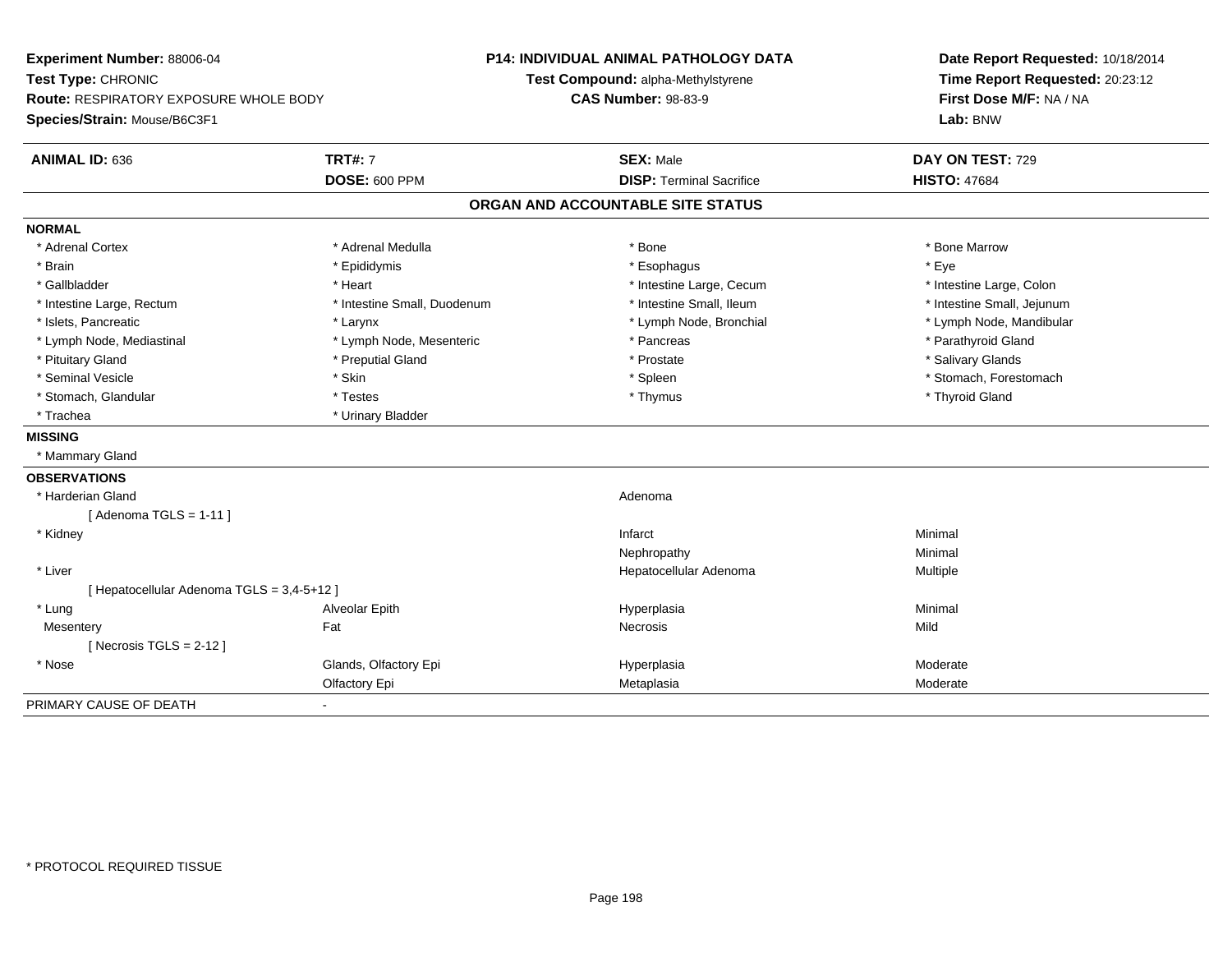**Experiment Number:** 88006-04
**Test Type:** CHRONIC
**Route:** RESPIRATORY EXPOSURE WHOLE BODY
**Species/Strain:** Mouse/B6C3F1

**P14: INDIVIDUAL ANIMAL PATHOLOGY DATA**
**Test Compound:** alpha-Methylstyrene
**CAS Number:** 98-83-9

**Date Report Requested:** 10/18/2014
**Time Report Requested:** 20:23:12
**First Dose M/F:** NA / NA
**Lab:** BNW

| **ANIMAL ID:** 636 | **TRT#:** 7 | **SEX:** Male | **DAY ON TEST:** 729 |
|---|---|---|---|
| | **DOSE:** 600 PPM | **DISP:** Terminal Sacrifice | **HISTO:** 47684 |

## ORGAN AND ACCOUNTABLE SITE STATUS

**NORMAL**

| | | | |
|---|---|---|---|
| * Adrenal Cortex | * Adrenal Medulla | * Bone | * Bone Marrow |
| * Brain | * Epididymis | * Esophagus | * Eye |
| * Gallbladder | * Heart | * Intestine Large, Cecum | * Intestine Large, Colon |
| * Intestine Large, Rectum | * Intestine Small, Duodenum | * Intestine Small, Ileum | * Intestine Small, Jejunum |
| * Islets, Pancreatic | * Larynx | * Lymph Node, Bronchial | * Lymph Node, Mandibular |
| * Lymph Node, Mediastinal | * Lymph Node, Mesenteric | * Pancreas | * Parathyroid Gland |
| * Pituitary Gland | * Preputial Gland | * Prostate | * Salivary Glands |
| * Seminal Vesicle | * Skin | * Spleen | * Stomach, Forestomach |
| * Stomach, Glandular | * Testes | * Thymus | * Thyroid Gland |
| * Trachea | * Urinary Bladder | | |

**MISSING**

* Mammary Gland

**OBSERVATIONS**

| | | | |
|---|---|---|---|
| * Harderian Gland | | Adenoma | |
| [ Adenoma TGLS = 1-11 ] | | | |
| * Kidney | | Infarct | Minimal |
| | | Nephropathy | Minimal |
| * Liver | | Hepatocellular Adenoma | Multiple |
| [ Hepatocellular Adenoma TGLS = 3,4-5+12 ] | | | |
| * Lung | Alveolar Epith | Hyperplasia | Minimal |
| Mesentery | Fat | Necrosis | Mild |
| [ Necrosis TGLS = 2-12 ] | | | |
| * Nose | Glands, Olfactory Epi | Hyperplasia | Moderate |
| | Olfactory Epi | Metaplasia | Moderate |

PRIMARY CAUSE OF DEATH -

* PROTOCOL REQUIRED TISSUE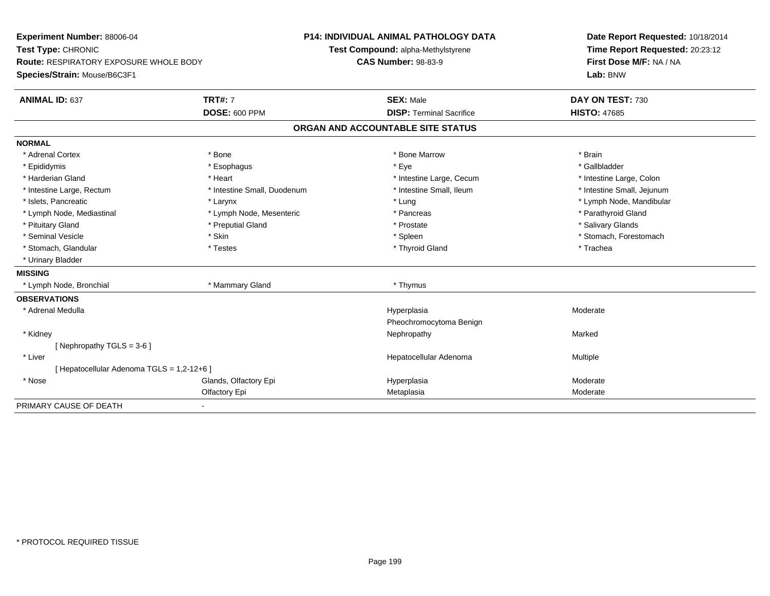**Experiment Number:** 88006-04
**Test Type:** CHRONIC
**Route:** RESPIRATORY EXPOSURE WHOLE BODY
**Species/Strain:** Mouse/B6C3F1

**P14: INDIVIDUAL ANIMAL PATHOLOGY DATA**
**Test Compound:** alpha-Methylstyrene
**CAS Number:** 98-83-9

**Date Report Requested:** 10/18/2014
**Time Report Requested:** 20:23:12
**First Dose M/F:** NA / NA
**Lab:** BNW

| **ANIMAL ID:** 637 | **TRT#:** 7 | **SEX:** Male | **DAY ON TEST:** 730 |
|---|---|---|---|
| | **DOSE:** 600 PPM | **DISP:** Terminal Sacrifice | **HISTO:** 47685 |

## ORGAN AND ACCOUNTABLE SITE STATUS

**NORMAL**

| | | | |
|---|---|---|---|
| * Adrenal Cortex | * Bone | * Bone Marrow | * Brain |
| * Epididymis | * Esophagus | * Eye | * Gallbladder |
| * Harderian Gland | * Heart | * Intestine Large, Cecum | * Intestine Large, Colon |
| * Intestine Large, Rectum | * Intestine Small, Duodenum | * Intestine Small, Ileum | * Intestine Small, Jejunum |
| * Islets, Pancreatic | * Larynx | * Lung | * Lymph Node, Mandibular |
| * Lymph Node, Mediastinal | * Lymph Node, Mesenteric | * Pancreas | * Parathyroid Gland |
| * Pituitary Gland | * Preputial Gland | * Prostate | * Salivary Glands |
| * Seminal Vesicle | * Skin | * Spleen | * Stomach, Forestomach |
| * Stomach, Glandular | * Testes | * Thyroid Gland | * Trachea |
| * Urinary Bladder | | | |

**MISSING**

| | | |
|---|---|---|
| * Lymph Node, Bronchial | * Mammary Gland | * Thymus |

**OBSERVATIONS**

| | | | |
|---|---|---|---|
| * Adrenal Medulla | | Hyperplasia | Moderate |
| | | Pheochromocytoma Benign | |
| * Kidney | | Nephropathy | Marked |
| [ Nephropathy TGLS = 3-6 ] | | | |
| * Liver | | Hepatocellular Adenoma | Multiple |
| [ Hepatocellular Adenoma TGLS = 1,2-12+6 ] | | | |
| * Nose | Glands, Olfactory Epi | Hyperplasia | Moderate |
| | Olfactory Epi | Metaplasia | Moderate |

PRIMARY CAUSE OF DEATH -

* PROTOCOL REQUIRED TISSUE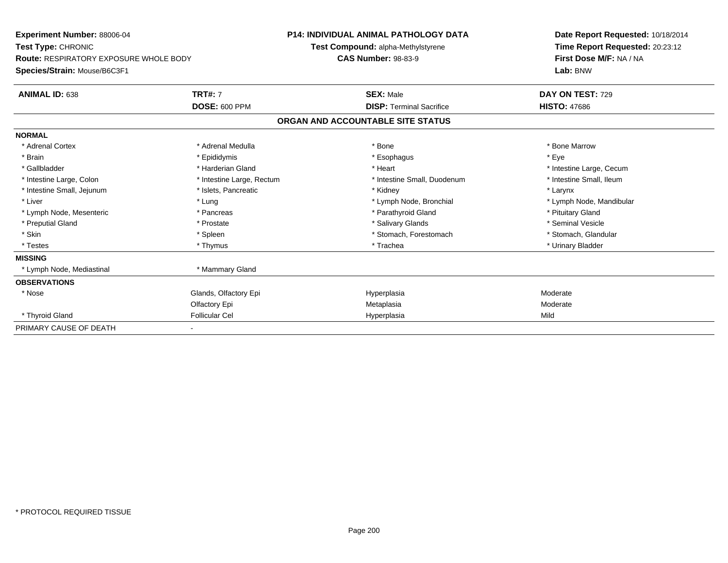**Experiment Number:** 88006-04
**Test Type:** CHRONIC
**Route:** RESPIRATORY EXPOSURE WHOLE BODY
**Species/Strain:** Mouse/B6C3F1

**P14: INDIVIDUAL ANIMAL PATHOLOGY DATA**
**Test Compound:** alpha-Methylstyrene
**CAS Number:** 98-83-9

**Date Report Requested:** 10/18/2014
**Time Report Requested:** 20:23:12
**First Dose M/F:** NA / NA
**Lab:** BNW

| **ANIMAL ID:** 638 | **TRT#:** 7 | **SEX:** Male | **DAY ON TEST:** 729 |
|---|---|---|---|
| | **DOSE:** 600 PPM | **DISP:** Terminal Sacrifice | **HISTO:** 47686 |

**ORGAN AND ACCOUNTABLE SITE STATUS**

| | | | |
|---|---|---|---|
| **NORMAL** | | | |
| * Adrenal Cortex | * Adrenal Medulla | * Bone | * Bone Marrow |
| * Brain | * Epididymis | * Esophagus | * Eye |
| * Gallbladder | * Harderian Gland | * Heart | * Intestine Large, Cecum |
| * Intestine Large, Colon | * Intestine Large, Rectum | * Intestine Small, Duodenum | * Intestine Small, Ileum |
| * Intestine Small, Jejunum | * Islets, Pancreatic | * Kidney | * Larynx |
| * Liver | * Lung | * Lymph Node, Bronchial | * Lymph Node, Mandibular |
| * Lymph Node, Mesenteric | * Pancreas | * Parathyroid Gland | * Pituitary Gland |
| * Preputial Gland | * Prostate | * Salivary Glands | * Seminal Vesicle |
| * Skin | * Spleen | * Stomach, Forestomach | * Stomach, Glandular |
| * Testes | * Thymus | * Trachea | * Urinary Bladder |
| **MISSING** | | | |
| * Lymph Node, Mediastinal | * Mammary Gland | | |
| **OBSERVATIONS** | | | |
| * Nose | Glands, Olfactory Epi | Hyperplasia | Moderate |
| | Olfactory Epi | Metaplasia | Moderate |
| * Thyroid Gland | Follicular Cel | Hyperplasia | Mild |
| PRIMARY CAUSE OF DEATH | - | | |

\* PROTOCOL REQUIRED TISSUE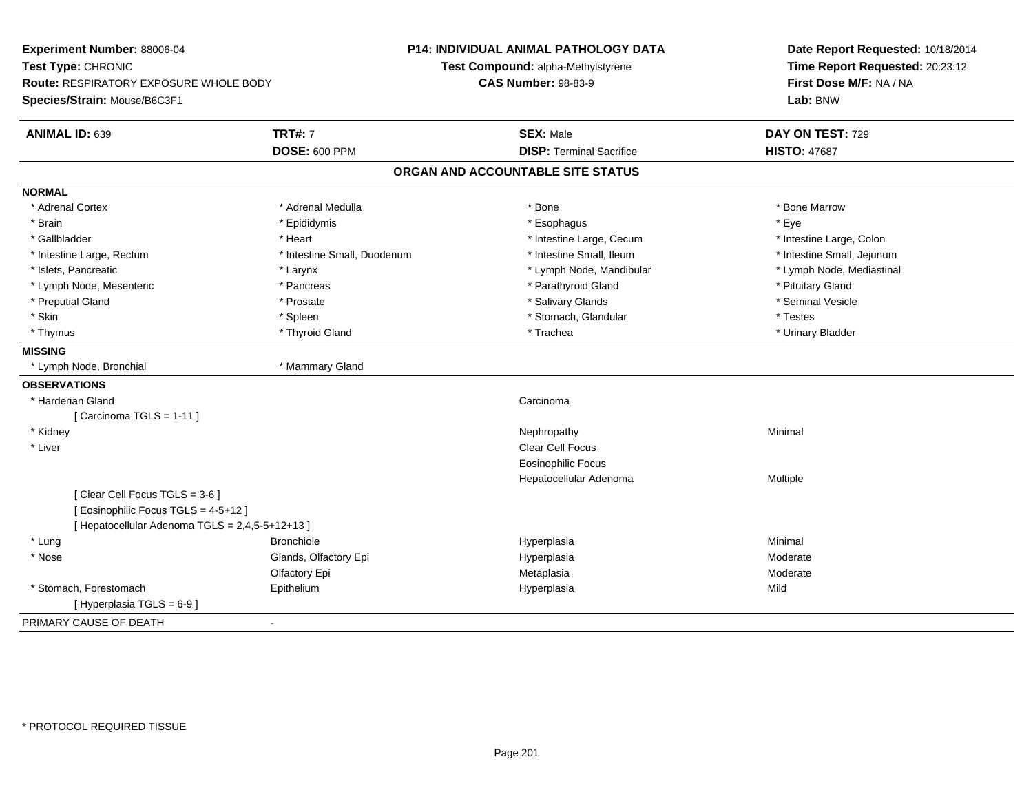**Experiment Number:** 88006-04
**Test Type:** CHRONIC
**Route:** RESPIRATORY EXPOSURE WHOLE BODY
**Species/Strain:** Mouse/B6C3F1

**P14: INDIVIDUAL ANIMAL PATHOLOGY DATA**
**Test Compound:** alpha-Methylstyrene
**CAS Number:** 98-83-9

**Date Report Requested:** 10/18/2014
**Time Report Requested:** 20:23:12
**First Dose M/F:** NA / NA
**Lab:** BNW

| **ANIMAL ID:** 639 | **TRT#:** 7 | **SEX:** Male | **DAY ON TEST:** 729 |
|---|---|---|---|
| | **DOSE:** 600 PPM | **DISP:** Terminal Sacrifice | **HISTO:** 47687 |

## ORGAN AND ACCOUNTABLE SITE STATUS

**NORMAL**

| | | | |
|---|---|---|---|
| * Adrenal Cortex | * Adrenal Medulla | * Bone | * Bone Marrow |
| * Brain | * Epididymis | * Esophagus | * Eye |
| * Gallbladder | * Heart | * Intestine Large, Cecum | * Intestine Large, Colon |
| * Intestine Large, Rectum | * Intestine Small, Duodenum | * Intestine Small, Ileum | * Intestine Small, Jejunum |
| * Islets, Pancreatic | * Larynx | * Lymph Node, Mandibular | * Lymph Node, Mediastinal |
| * Lymph Node, Mesenteric | * Pancreas | * Parathyroid Gland | * Pituitary Gland |
| * Preputial Gland | * Prostate | * Salivary Glands | * Seminal Vesicle |
| * Skin | * Spleen | * Stomach, Glandular | * Testes |
| * Thymus | * Thyroid Gland | * Trachea | * Urinary Bladder |

**MISSING**

| | |
|---|---|
| * Lymph Node, Bronchial | * Mammary Gland |

**OBSERVATIONS**

| | | | |
|---|---|---|---|
| * Harderian Gland | | Carcinoma | |
| [ Carcinoma TGLS = 1-11 ] | | | |
| * Kidney | | Nephropathy | Minimal |
| * Liver | | Clear Cell Focus | |
| | | Eosinophilic Focus | |
| | | Hepatocellular Adenoma | Multiple |
| [ Clear Cell Focus TGLS = 3-6 ] | | | |
| [ Eosinophilic Focus TGLS = 4-5+12 ] | | | |
| [ Hepatocellular Adenoma TGLS = 2,4,5-5+12+13 ] | | | |
| * Lung | Bronchiole | Hyperplasia | Minimal |
| * Nose | Glands, Olfactory Epi | Hyperplasia | Moderate |
| | Olfactory Epi | Metaplasia | Moderate |
| * Stomach, Forestomach | Epithelium | Hyperplasia | Mild |
| [ Hyperplasia TGLS = 6-9 ] | | | |

PRIMARY CAUSE OF DEATH -

* PROTOCOL REQUIRED TISSUE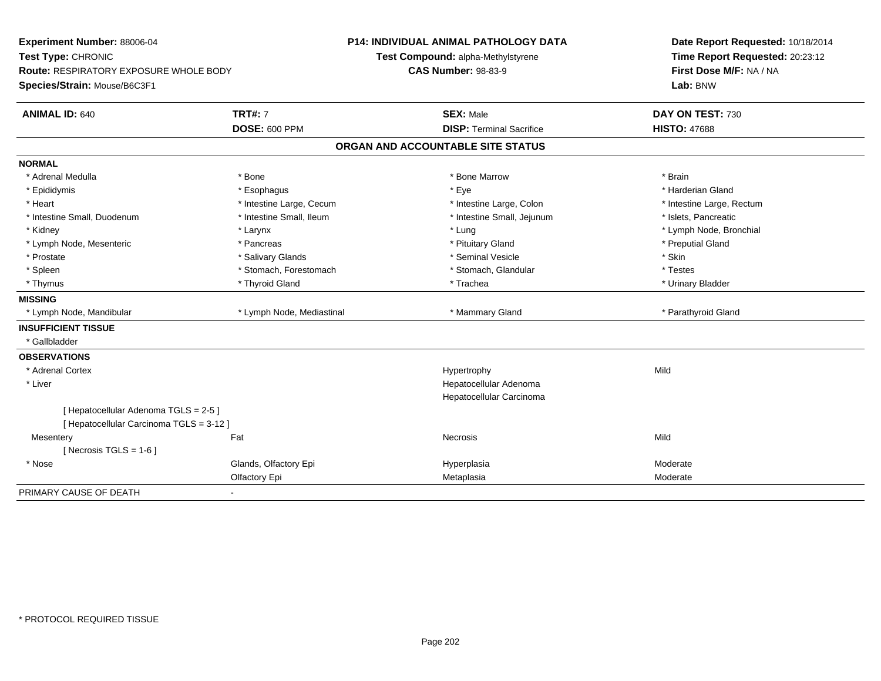**Experiment Number:** 88006-04
**Test Type:** CHRONIC
**Route:** RESPIRATORY EXPOSURE WHOLE BODY
**Species/Strain:** Mouse/B6C3F1

**P14: INDIVIDUAL ANIMAL PATHOLOGY DATA**
**Test Compound:** alpha-Methylstyrene
**CAS Number:** 98-83-9

**Date Report Requested:** 10/18/2014
**Time Report Requested:** 20:23:12
**First Dose M/F:** NA / NA
**Lab:** BNW

| **ANIMAL ID:** 640 | **TRT#:** 7 | **SEX:** Male | **DAY ON TEST:** 730 |
|---|---|---|---|
| | **DOSE:** 600 PPM | **DISP:** Terminal Sacrifice | **HISTO:** 47688 |

## ORGAN AND ACCOUNTABLE SITE STATUS

**NORMAL**

| | | | |
|---|---|---|---|
| * Adrenal Medulla | * Bone | * Bone Marrow | * Brain |
| * Epididymis | * Esophagus | * Eye | * Harderian Gland |
| * Heart | * Intestine Large, Cecum | * Intestine Large, Colon | * Intestine Large, Rectum |
| * Intestine Small, Duodenum | * Intestine Small, Ileum | * Intestine Small, Jejunum | * Islets, Pancreatic |
| * Kidney | * Larynx | * Lung | * Lymph Node, Bronchial |
| * Lymph Node, Mesenteric | * Pancreas | * Pituitary Gland | * Preputial Gland |
| * Prostate | * Salivary Glands | * Seminal Vesicle | * Skin |
| * Spleen | * Stomach, Forestomach | * Stomach, Glandular | * Testes |
| * Thymus | * Thyroid Gland | * Trachea | * Urinary Bladder |

**MISSING**

| | | | |
|---|---|---|---|
| * Lymph Node, Mandibular | * Lymph Node, Mediastinal | * Mammary Gland | * Parathyroid Gland |

**INSUFFICIENT TISSUE**

* Gallbladder

**OBSERVATIONS**

| | | | |
|---|---|---|---|
| * Adrenal Cortex | | Hypertrophy | Mild |
| * Liver | | Hepatocellular Adenoma | |
| | | Hepatocellular Carcinoma | |
| [ Hepatocellular Adenoma TGLS = 2-5 ] | | | |
| [ Hepatocellular Carcinoma TGLS = 3-12 ] | | | |
| Mesentery | Fat | Necrosis | Mild |
| [ Necrosis TGLS = 1-6 ] | | | |
| * Nose | Glands, Olfactory Epi | Hyperplasia | Moderate |
| | Olfactory Epi | Metaplasia | Moderate |

PRIMARY CAUSE OF DEATH -

\* PROTOCOL REQUIRED TISSUE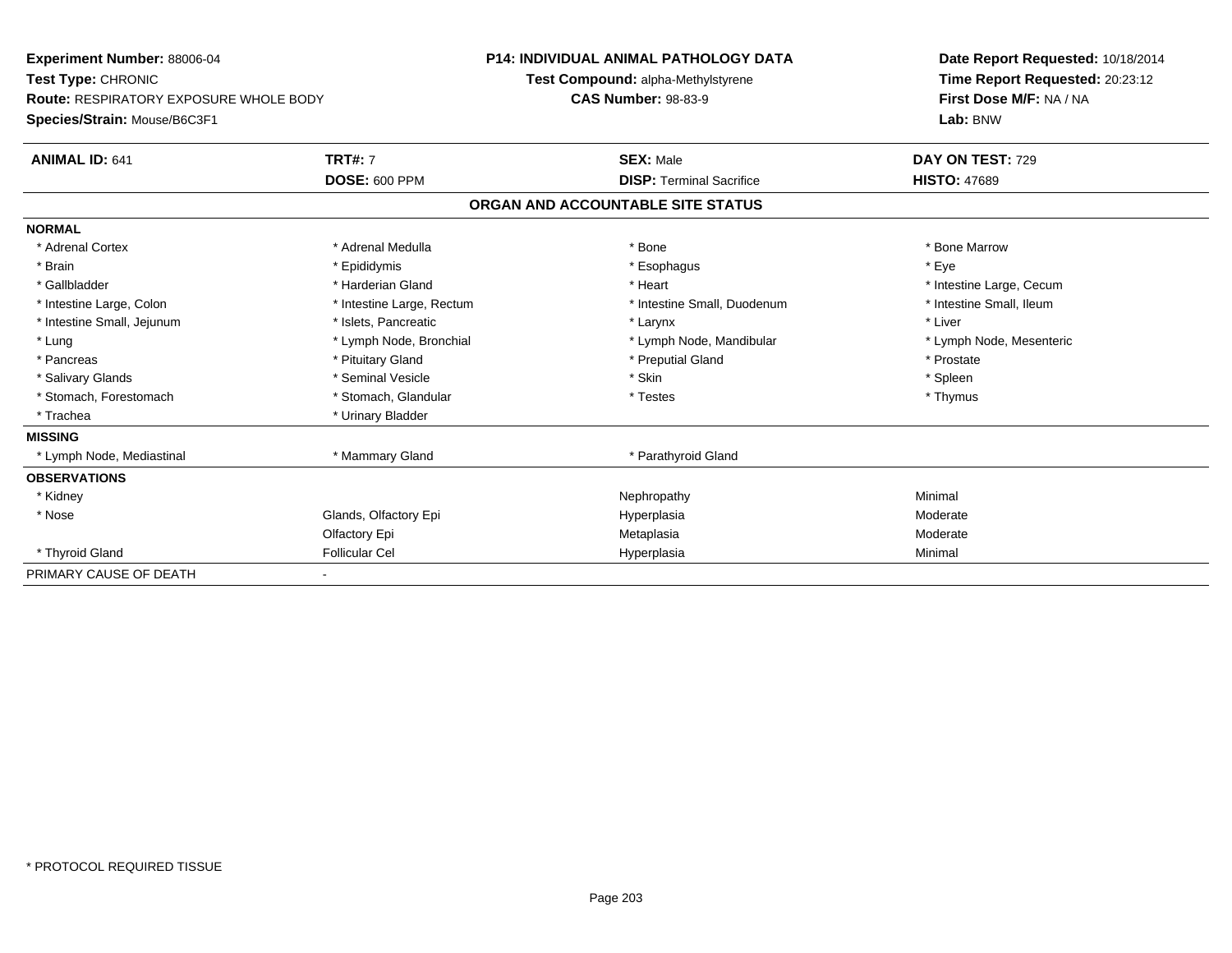**Experiment Number:** 88006-04
**Test Type:** CHRONIC
**Route:** RESPIRATORY EXPOSURE WHOLE BODY
**Species/Strain:** Mouse/B6C3F1

**P14: INDIVIDUAL ANIMAL PATHOLOGY DATA**
**Test Compound:** alpha-Methylstyrene
**CAS Number:** 98-83-9

**Date Report Requested:** 10/18/2014
**Time Report Requested:** 20:23:12
**First Dose M/F:** NA / NA
**Lab:** BNW

| **ANIMAL ID:** 641 | **TRT#:** 7 | **SEX:** Male | **DAY ON TEST:** 729 |
|---|---|---|---|
| | **DOSE:** 600 PPM | **DISP:** Terminal Sacrifice | **HISTO:** 47689 |

## ORGAN AND ACCOUNTABLE SITE STATUS

| | | | |
|---|---|---|---|
| **NORMAL** | | | |
| * Adrenal Cortex | * Adrenal Medulla | * Bone | * Bone Marrow |
| * Brain | * Epididymis | * Esophagus | * Eye |
| * Gallbladder | * Harderian Gland | * Heart | * Intestine Large, Cecum |
| * Intestine Large, Colon | * Intestine Large, Rectum | * Intestine Small, Duodenum | * Intestine Small, Ileum |
| * Intestine Small, Jejunum | * Islets, Pancreatic | * Larynx | * Liver |
| * Lung | * Lymph Node, Bronchial | * Lymph Node, Mandibular | * Lymph Node, Mesenteric |
| * Pancreas | * Pituitary Gland | * Preputial Gland | * Prostate |
| * Salivary Glands | * Seminal Vesicle | * Skin | * Spleen |
| * Stomach, Forestomach | * Stomach, Glandular | * Testes | * Thymus |
| * Trachea | * Urinary Bladder | | |
| **MISSING** | | | |
| * Lymph Node, Mediastinal | * Mammary Gland | * Parathyroid Gland | |
| **OBSERVATIONS** | | | |
| * Kidney | | Nephropathy | Minimal |
| * Nose | Glands, Olfactory Epi | Hyperplasia | Moderate |
| | Olfactory Epi | Metaplasia | Moderate |
| * Thyroid Gland | Follicular Cel | Hyperplasia | Minimal |
| PRIMARY CAUSE OF DEATH | - | | |

* PROTOCOL REQUIRED TISSUE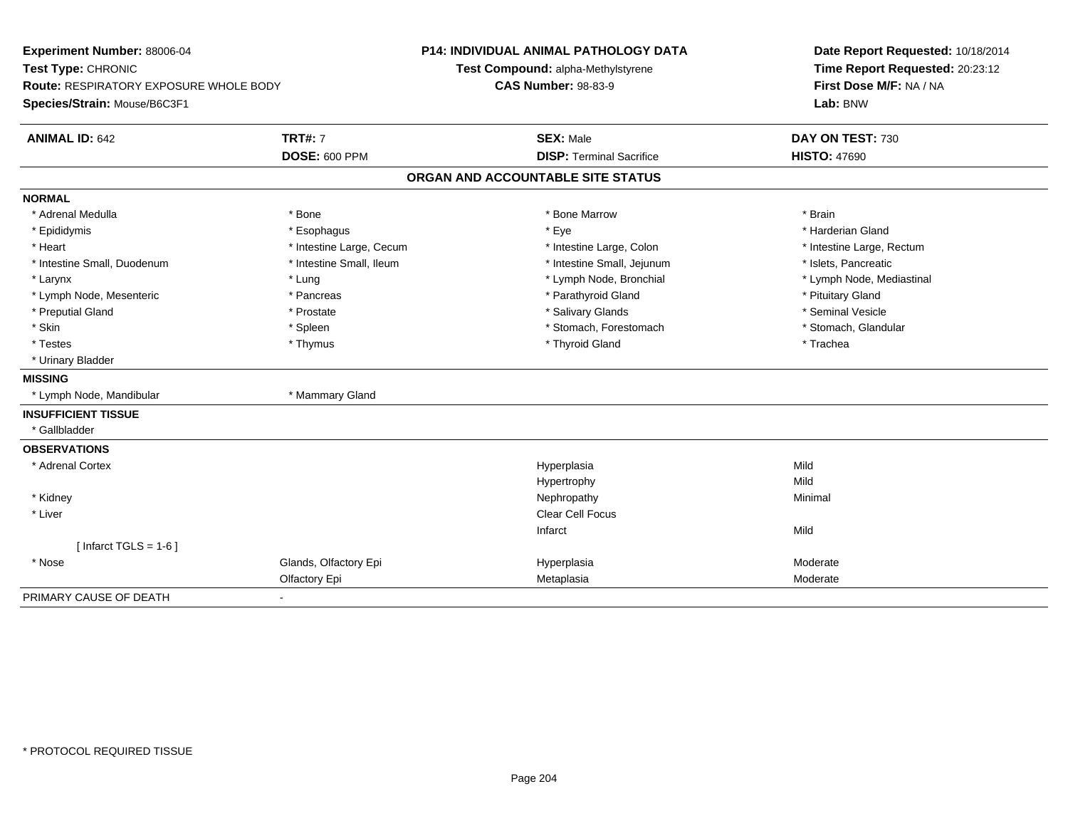**Experiment Number:** 88006-04
**Test Type:** CHRONIC
**Route:** RESPIRATORY EXPOSURE WHOLE BODY
**Species/Strain:** Mouse/B6C3F1

**P14: INDIVIDUAL ANIMAL PATHOLOGY DATA**
**Test Compound:** alpha-Methylstyrene
**CAS Number:** 98-83-9

**Date Report Requested:** 10/18/2014
**Time Report Requested:** 20:23:12
**First Dose M/F:** NA / NA
**Lab:** BNW

| **ANIMAL ID:** 642 | **TRT#:** 7 | **SEX:** Male | **DAY ON TEST:** 730 |
|---|---|---|---|
| | **DOSE:** 600 PPM | **DISP:** Terminal Sacrifice | **HISTO:** 47690 |

## ORGAN AND ACCOUNTABLE SITE STATUS

**NORMAL**

| | | | |
|---|---|---|---|
| * Adrenal Medulla | * Bone | * Bone Marrow | * Brain |
| * Epididymis | * Esophagus | * Eye | * Harderian Gland |
| * Heart | * Intestine Large, Cecum | * Intestine Large, Colon | * Intestine Large, Rectum |
| * Intestine Small, Duodenum | * Intestine Small, Ileum | * Intestine Small, Jejunum | * Islets, Pancreatic |
| * Larynx | * Lung | * Lymph Node, Bronchial | * Lymph Node, Mediastinal |
| * Lymph Node, Mesenteric | * Pancreas | * Parathyroid Gland | * Pituitary Gland |
| * Preputial Gland | * Prostate | * Salivary Glands | * Seminal Vesicle |
| * Skin | * Spleen | * Stomach, Forestomach | * Stomach, Glandular |
| * Testes | * Thymus | * Thyroid Gland | * Trachea |
| * Urinary Bladder | | | |

**MISSING**

* Lymph Node, Mandibular
* Mammary Gland

**INSUFFICIENT TISSUE**

* Gallbladder

**OBSERVATIONS**

| | | | |
|---|---|---|---|
| * Adrenal Cortex | | Hyperplasia | Mild |
| | | Hypertrophy | Mild |
| * Kidney | | Nephropathy | Minimal |
| * Liver | | Clear Cell Focus | |
| | | Infarct | Mild |
| [ Infarct TGLS = 1-6 ] | | | |
| * Nose | Glands, Olfactory Epi | Hyperplasia | Moderate |
| | Olfactory Epi | Metaplasia | Moderate |

PRIMARY CAUSE OF DEATH -

* PROTOCOL REQUIRED TISSUE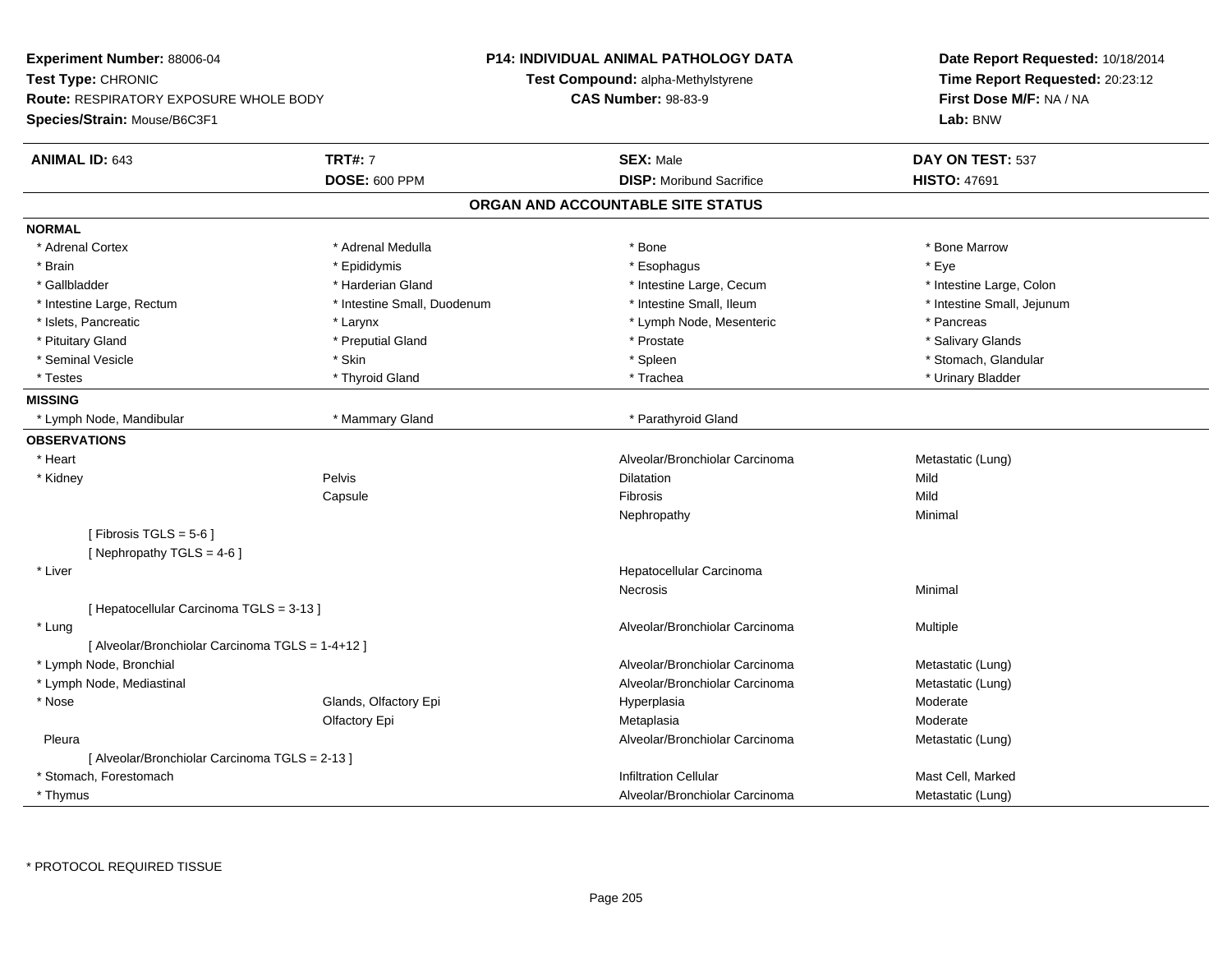**Experiment Number:** 88006-04
**Test Type:** CHRONIC
**Route:** RESPIRATORY EXPOSURE WHOLE BODY
**Species/Strain:** Mouse/B6C3F1

**P14: INDIVIDUAL ANIMAL PATHOLOGY DATA**
**Test Compound:** alpha-Methylstyrene
**CAS Number:** 98-83-9

**Date Report Requested:** 10/18/2014
**Time Report Requested:** 20:23:12
**First Dose M/F:** NA / NA
**Lab:** BNW

| **ANIMAL ID:** 643 | **TRT#:** 7 | **SEX:** Male | **DAY ON TEST:** 537 |
|---|---|---|---|
| | **DOSE:** 600 PPM | **DISP:** Moribund Sacrifice | **HISTO:** 47691 |

## ORGAN AND ACCOUNTABLE SITE STATUS

**NORMAL**

| | | | |
|---|---|---|---|
| * Adrenal Cortex | * Adrenal Medulla | * Bone | * Bone Marrow |
| * Brain | * Epididymis | * Esophagus | * Eye |
| * Gallbladder | * Harderian Gland | * Intestine Large, Cecum | * Intestine Large, Colon |
| * Intestine Large, Rectum | * Intestine Small, Duodenum | * Intestine Small, Ileum | * Intestine Small, Jejunum |
| * Islets, Pancreatic | * Larynx | * Lymph Node, Mesenteric | * Pancreas |
| * Pituitary Gland | * Preputial Gland | * Prostate | * Salivary Glands |
| * Seminal Vesicle | * Skin | * Spleen | * Stomach, Glandular |
| * Testes | * Thyroid Gland | * Trachea | * Urinary Bladder |

**MISSING**

| | | |
|---|---|---|
| * Lymph Node, Mandibular | * Mammary Gland | * Parathyroid Gland |

**OBSERVATIONS**

| | | | |
|---|---|---|---|
| * Heart | | Alveolar/Bronchiolar Carcinoma | Metastatic (Lung) |
| * Kidney | Pelvis | Dilatation | Mild |
| | Capsule | Fibrosis | Mild |
| | | Nephropathy | Minimal |
| [ Fibrosis TGLS = 5-6 ] | | | |
| [ Nephropathy TGLS = 4-6 ] | | | |
| * Liver | | Hepatocellular Carcinoma | |
| | | Necrosis | Minimal |
| [ Hepatocellular Carcinoma TGLS = 3-13 ] | | | |
| * Lung | | Alveolar/Bronchiolar Carcinoma | Multiple |
| [ Alveolar/Bronchiolar Carcinoma TGLS = 1-4+12 ] | | | |
| * Lymph Node, Bronchial | | Alveolar/Bronchiolar Carcinoma | Metastatic (Lung) |
| * Lymph Node, Mediastinal | | Alveolar/Bronchiolar Carcinoma | Metastatic (Lung) |
| * Nose | Glands, Olfactory Epi | Hyperplasia | Moderate |
| | Olfactory Epi | Metaplasia | Moderate |
| Pleura | | Alveolar/Bronchiolar Carcinoma | Metastatic (Lung) |
| [ Alveolar/Bronchiolar Carcinoma TGLS = 2-13 ] | | | |
| * Stomach, Forestomach | | Infiltration Cellular | Mast Cell, Marked |
| * Thymus | | Alveolar/Bronchiolar Carcinoma | Metastatic (Lung) |

* PROTOCOL REQUIRED TISSUE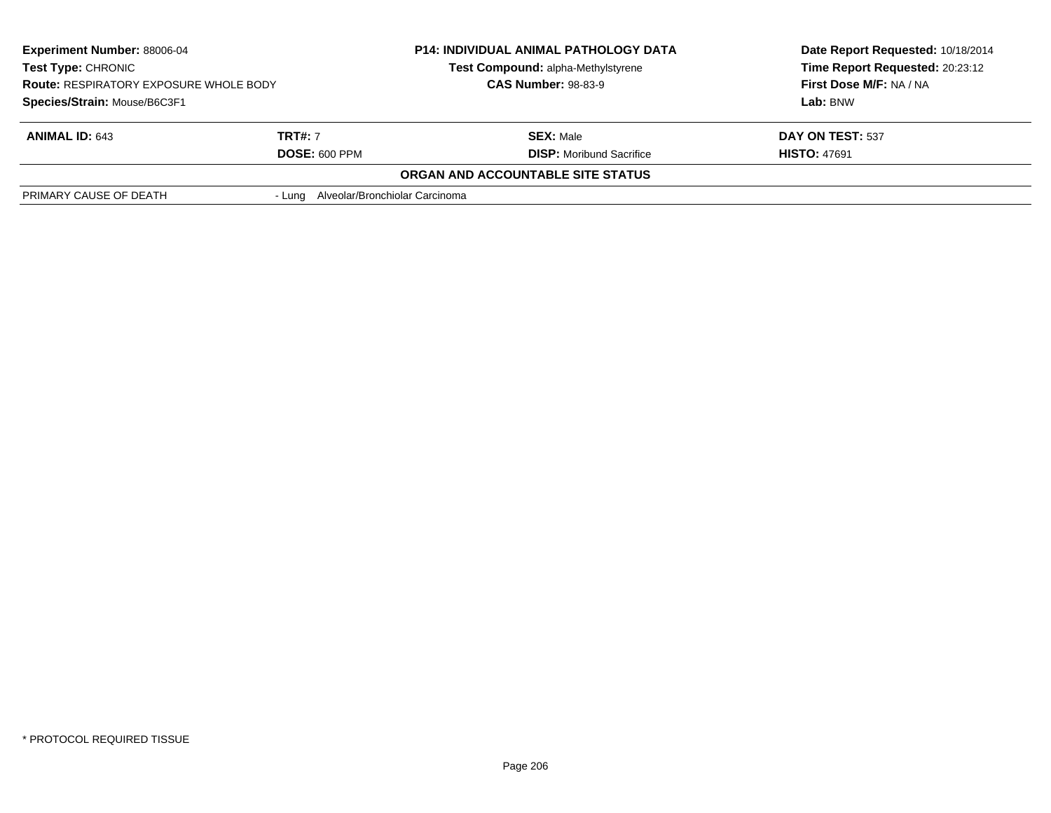| **Experiment Number:** 88006-04 | **P14: INDIVIDUAL ANIMAL PATHOLOGY DATA** | **Date Report Requested:** 10/18/2014 |
|---|---|---|
| **Test Type:** CHRONIC | **Test Compound:** alpha-Methylstyrene | **Time Report Requested:** 20:23:12 |
| **Route:** RESPIRATORY EXPOSURE WHOLE BODY | **CAS Number:** 98-83-9 | **First Dose M/F:** NA / NA |
| **Species/Strain:** Mouse/B6C3F1 | | **Lab:** BNW |

| **ANIMAL ID:** 643 | **TRT#:** 7 | **SEX:** Male | **DAY ON TEST:** 537 |
|---|---|---|---|
| | **DOSE:** 600 PPM | **DISP:** Moribund Sacrifice | **HISTO:** 47691 |

**ORGAN AND ACCOUNTABLE SITE STATUS**

| | |
|---|---|
| PRIMARY CAUSE OF DEATH | - Lung Alveolar/Bronchiolar Carcinoma |

\* PROTOCOL REQUIRED TISSUE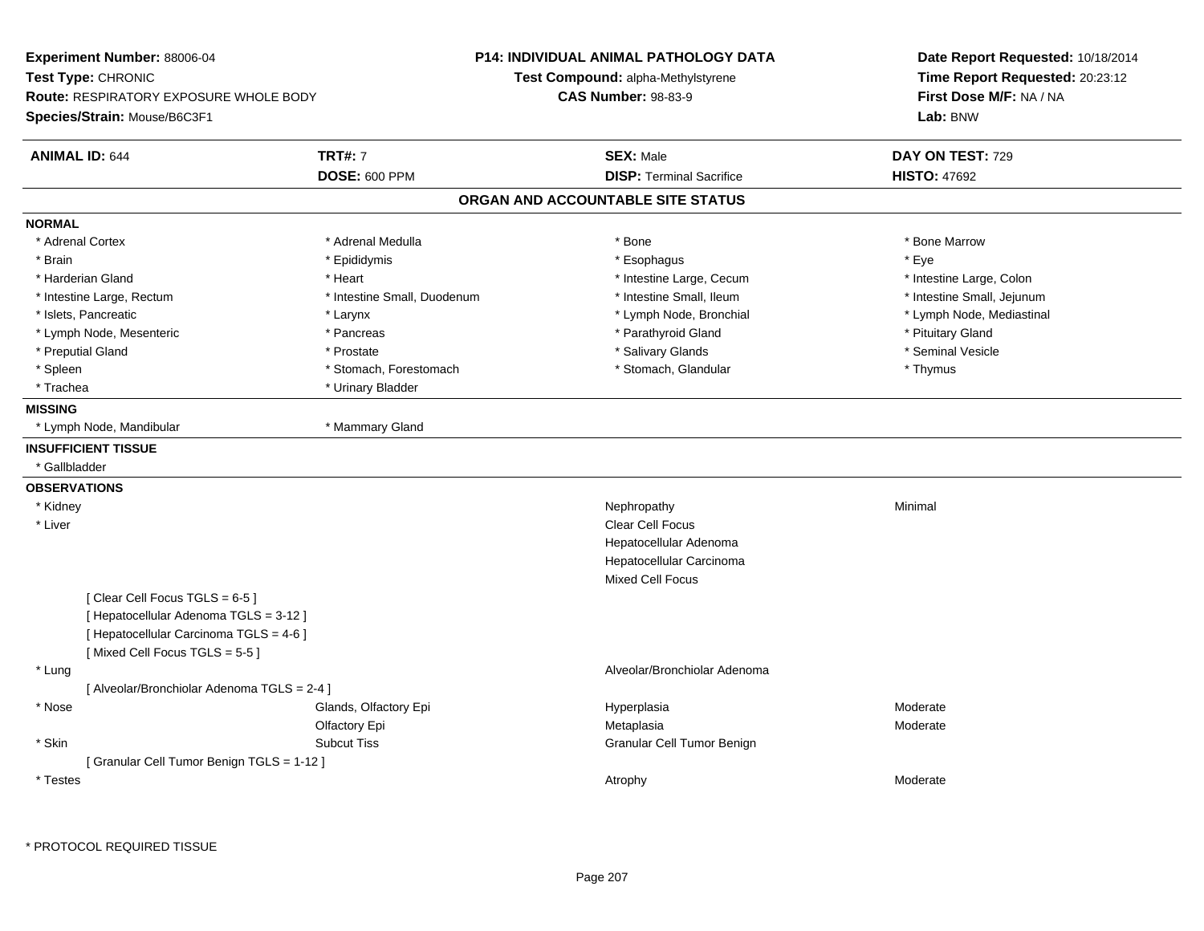**Experiment Number:** 88006-04
**Test Type:** CHRONIC
**Route:** RESPIRATORY EXPOSURE WHOLE BODY
**Species/Strain:** Mouse/B6C3F1

**P14: INDIVIDUAL ANIMAL PATHOLOGY DATA**
**Test Compound:** alpha-Methylstyrene
**CAS Number:** 98-83-9

**Date Report Requested:** 10/18/2014
**Time Report Requested:** 20:23:12
**First Dose M/F:** NA / NA
**Lab:** BNW

| **ANIMAL ID:** 644 | **TRT#:** 7 | **SEX:** Male | **DAY ON TEST:** 729 |
|---|---|---|---|
| | **DOSE:** 600 PPM | **DISP:** Terminal Sacrifice | **HISTO:** 47692 |

## ORGAN AND ACCOUNTABLE SITE STATUS

**NORMAL**

| | | | |
|---|---|---|---|
| * Adrenal Cortex | * Adrenal Medulla | * Bone | * Bone Marrow |
| * Brain | * Epididymis | * Esophagus | * Eye |
| * Harderian Gland | * Heart | * Intestine Large, Cecum | * Intestine Large, Colon |
| * Intestine Large, Rectum | * Intestine Small, Duodenum | * Intestine Small, Ileum | * Intestine Small, Jejunum |
| * Islets, Pancreatic | * Larynx | * Lymph Node, Bronchial | * Lymph Node, Mediastinal |
| * Lymph Node, Mesenteric | * Pancreas | * Parathyroid Gland | * Pituitary Gland |
| * Preputial Gland | * Prostate | * Salivary Glands | * Seminal Vesicle |
| * Spleen | * Stomach, Forestomach | * Stomach, Glandular | * Thymus |
| * Trachea | * Urinary Bladder | | |

**MISSING**

* Lymph Node, Mandibular
* Mammary Gland

**INSUFFICIENT TISSUE**

* Gallbladder

**OBSERVATIONS**

| | | | |
|---|---|---|---|
| * Kidney | | Nephropathy | Minimal |
| * Liver | | Clear Cell Focus | |
| | | Hepatocellular Adenoma | |
| | | Hepatocellular Carcinoma | |
| | | Mixed Cell Focus | |
| [ Clear Cell Focus TGLS = 6-5 ] | | | |
| [ Hepatocellular Adenoma TGLS = 3-12 ] | | | |
| [ Hepatocellular Carcinoma TGLS = 4-6 ] | | | |
| [ Mixed Cell Focus TGLS = 5-5 ] | | | |
| * Lung | | Alveolar/Bronchiolar Adenoma | |
| [ Alveolar/Bronchiolar Adenoma TGLS = 2-4 ] | | | |
| * Nose | Glands, Olfactory Epi | Hyperplasia | Moderate |
| | Olfactory Epi | Metaplasia | Moderate |
| * Skin | Subcut Tiss | Granular Cell Tumor Benign | |
| [ Granular Cell Tumor Benign TGLS = 1-12 ] | | | |
| * Testes | | Atrophy | Moderate |

* PROTOCOL REQUIRED TISSUE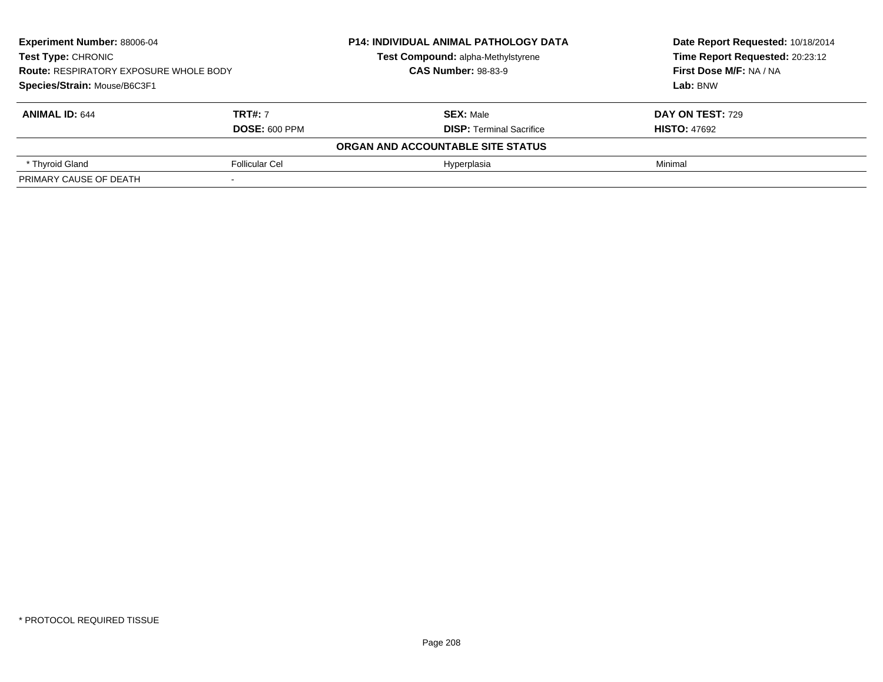**Experiment Number:** 88006-04
**Test Type:** CHRONIC
**Route:** RESPIRATORY EXPOSURE WHOLE BODY
**Species/Strain:** Mouse/B6C3F1

**P14: INDIVIDUAL ANIMAL PATHOLOGY DATA**
**Test Compound:** alpha-Methylstyrene
**CAS Number:** 98-83-9

**Date Report Requested:** 10/18/2014
**Time Report Requested:** 20:23:12
**First Dose M/F:** NA / NA
**Lab:** BNW

| **ANIMAL ID:** 644 | **TRT#:** 7 | **SEX:** Male | **DAY ON TEST:** 729 |
|---|---|---|---|
| | **DOSE:** 600 PPM | **DISP:** Terminal Sacrifice | **HISTO:** 47692 |
| | | **ORGAN AND ACCOUNTABLE SITE STATUS** | |
| * Thyroid Gland | Follicular Cel | Hyperplasia | Minimal |
| PRIMARY CAUSE OF DEATH | - | | |

\* PROTOCOL REQUIRED TISSUE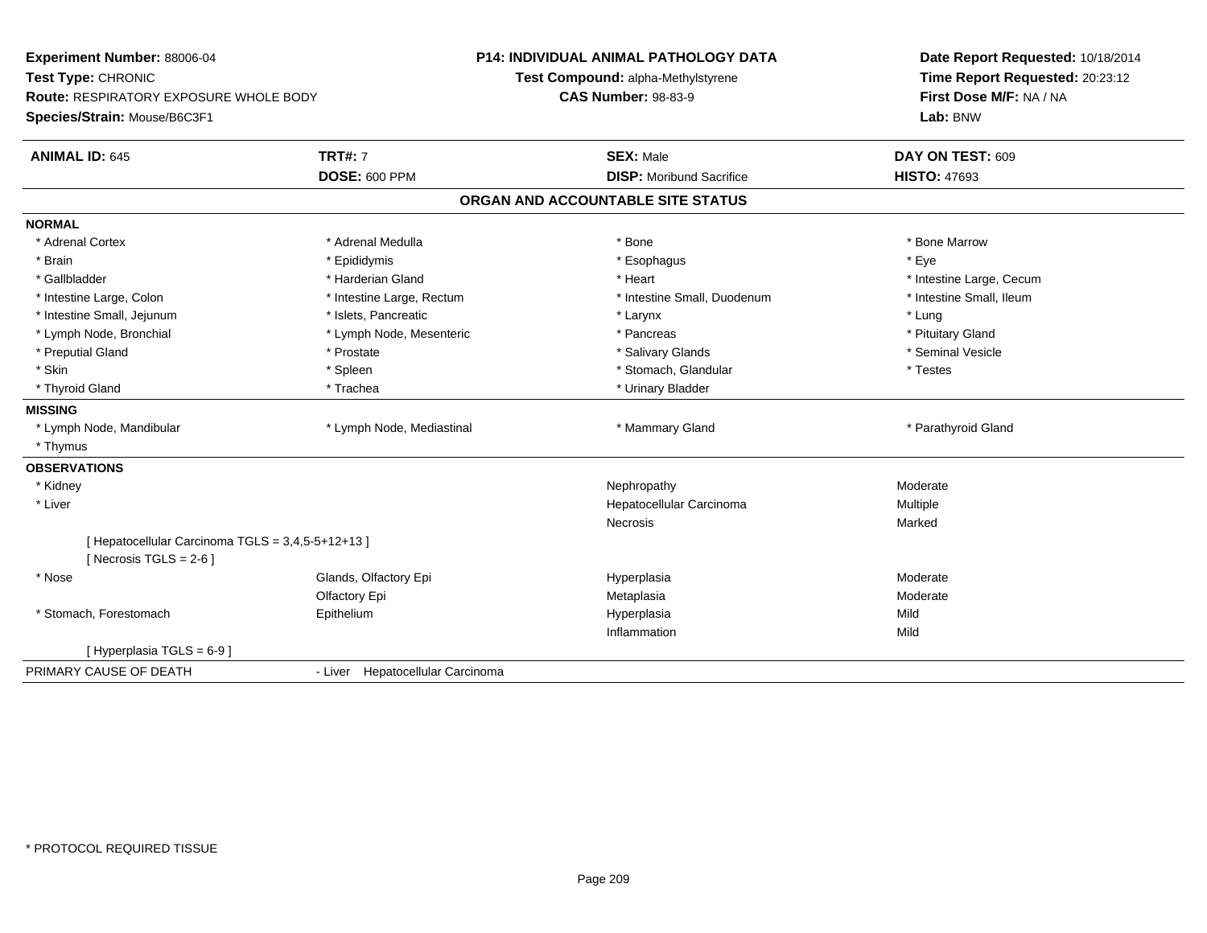**Experiment Number:** 88006-04
**Test Type:** CHRONIC
**Route:** RESPIRATORY EXPOSURE WHOLE BODY
**Species/Strain:** Mouse/B6C3F1

**P14: INDIVIDUAL ANIMAL PATHOLOGY DATA**
**Test Compound:** alpha-Methylstyrene
**CAS Number:** 98-83-9

**Date Report Requested:** 10/18/2014
**Time Report Requested:** 20:23:12
**First Dose M/F:** NA / NA
**Lab:** BNW

| **ANIMAL ID:** 645 | **TRT#:** 7 | **SEX:** Male | **DAY ON TEST:** 609 |
|---|---|---|---|
| | **DOSE:** 600 PPM | **DISP:** Moribund Sacrifice | **HISTO:** 47693 |

## ORGAN AND ACCOUNTABLE SITE STATUS

**NORMAL**

| | | | |
|---|---|---|---|
| * Adrenal Cortex | * Adrenal Medulla | * Bone | * Bone Marrow |
| * Brain | * Epididymis | * Esophagus | * Eye |
| * Gallbladder | * Harderian Gland | * Heart | * Intestine Large, Cecum |
| * Intestine Large, Colon | * Intestine Large, Rectum | * Intestine Small, Duodenum | * Intestine Small, Ileum |
| * Intestine Small, Jejunum | * Islets, Pancreatic | * Larynx | * Lung |
| * Lymph Node, Bronchial | * Lymph Node, Mesenteric | * Pancreas | * Pituitary Gland |
| * Preputial Gland | * Prostate | * Salivary Glands | * Seminal Vesicle |
| * Skin | * Spleen | * Stomach, Glandular | * Testes |
| * Thyroid Gland | * Trachea | * Urinary Bladder | |

**MISSING**

| | | | |
|---|---|---|---|
| * Lymph Node, Mandibular | * Lymph Node, Mediastinal | * Mammary Gland | * Parathyroid Gland |
| * Thymus | | | |

**OBSERVATIONS**

| | | | |
|---|---|---|---|
| * Kidney | | Nephropathy | Moderate |
| * Liver | | Hepatocellular Carcinoma | Multiple |
| | | Necrosis | Marked |
| [ Hepatocellular Carcinoma TGLS = 3,4,5-5+12+13 ] | | | |
| [ Necrosis TGLS = 2-6 ] | | | |
| * Nose | Glands, Olfactory Epi | Hyperplasia | Moderate |
| | Olfactory Epi | Metaplasia | Moderate |
| * Stomach, Forestomach | Epithelium | Hyperplasia | Mild |
| | | Inflammation | Mild |
| [ Hyperplasia TGLS = 6-9 ] | | | |

PRIMARY CAUSE OF DEATH - Liver Hepatocellular Carcinoma

* PROTOCOL REQUIRED TISSUE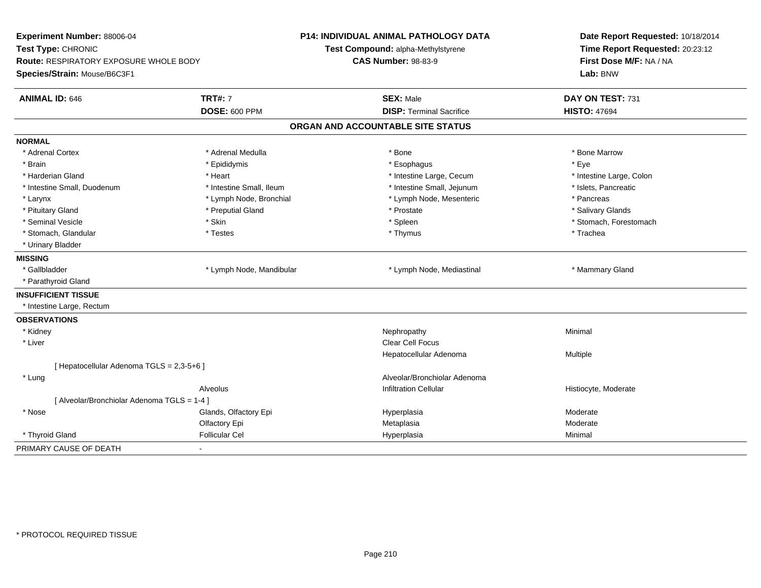**Experiment Number:** 88006-04
**Test Type:** CHRONIC
**Route:** RESPIRATORY EXPOSURE WHOLE BODY
**Species/Strain:** Mouse/B6C3F1

**P14: INDIVIDUAL ANIMAL PATHOLOGY DATA**
**Test Compound:** alpha-Methylstyrene
**CAS Number:** 98-83-9

**Date Report Requested:** 10/18/2014
**Time Report Requested:** 20:23:12
**First Dose M/F:** NA / NA
**Lab:** BNW

| **ANIMAL ID:** 646 | **TRT#:** 7 | **SEX:** Male | **DAY ON TEST:** 731 |
|---|---|---|---|
| | **DOSE:** 600 PPM | **DISP:** Terminal Sacrifice | **HISTO:** 47694 |

## ORGAN AND ACCOUNTABLE SITE STATUS

| | | | |
|---|---|---|---|
| **NORMAL** | | | |
| * Adrenal Cortex | * Adrenal Medulla | * Bone | * Bone Marrow |
| * Brain | * Epididymis | * Esophagus | * Eye |
| * Harderian Gland | * Heart | * Intestine Large, Cecum | * Intestine Large, Colon |
| * Intestine Small, Duodenum | * Intestine Small, Ileum | * Intestine Small, Jejunum | * Islets, Pancreatic |
| * Larynx | * Lymph Node, Bronchial | * Lymph Node, Mesenteric | * Pancreas |
| * Pituitary Gland | * Preputial Gland | * Prostate | * Salivary Glands |
| * Seminal Vesicle | * Skin | * Spleen | * Stomach, Forestomach |
| * Stomach, Glandular | * Testes | * Thymus | * Trachea |
| * Urinary Bladder | | | |
| **MISSING** | | | |
| * Gallbladder | * Lymph Node, Mandibular | * Lymph Node, Mediastinal | * Mammary Gland |
| * Parathyroid Gland | | | |
| **INSUFFICIENT TISSUE** | | | |
| * Intestine Large, Rectum | | | |
| **OBSERVATIONS** | | | |
| * Kidney | | Nephropathy | Minimal |
| * Liver | | Clear Cell Focus | |
| | | Hepatocellular Adenoma | Multiple |
| [ Hepatocellular Adenoma TGLS = 2,3-5+6 ] | | | |
| * Lung | | Alveolar/Bronchiolar Adenoma | |
| | Alveolus | Infiltration Cellular | Histiocyte, Moderate |
| [ Alveolar/Bronchiolar Adenoma TGLS = 1-4 ] | | | |
| * Nose | Glands, Olfactory Epi | Hyperplasia | Moderate |
| | Olfactory Epi | Metaplasia | Moderate |
| * Thyroid Gland | Follicular Cel | Hyperplasia | Minimal |
| PRIMARY CAUSE OF DEATH | - | | |

\* PROTOCOL REQUIRED TISSUE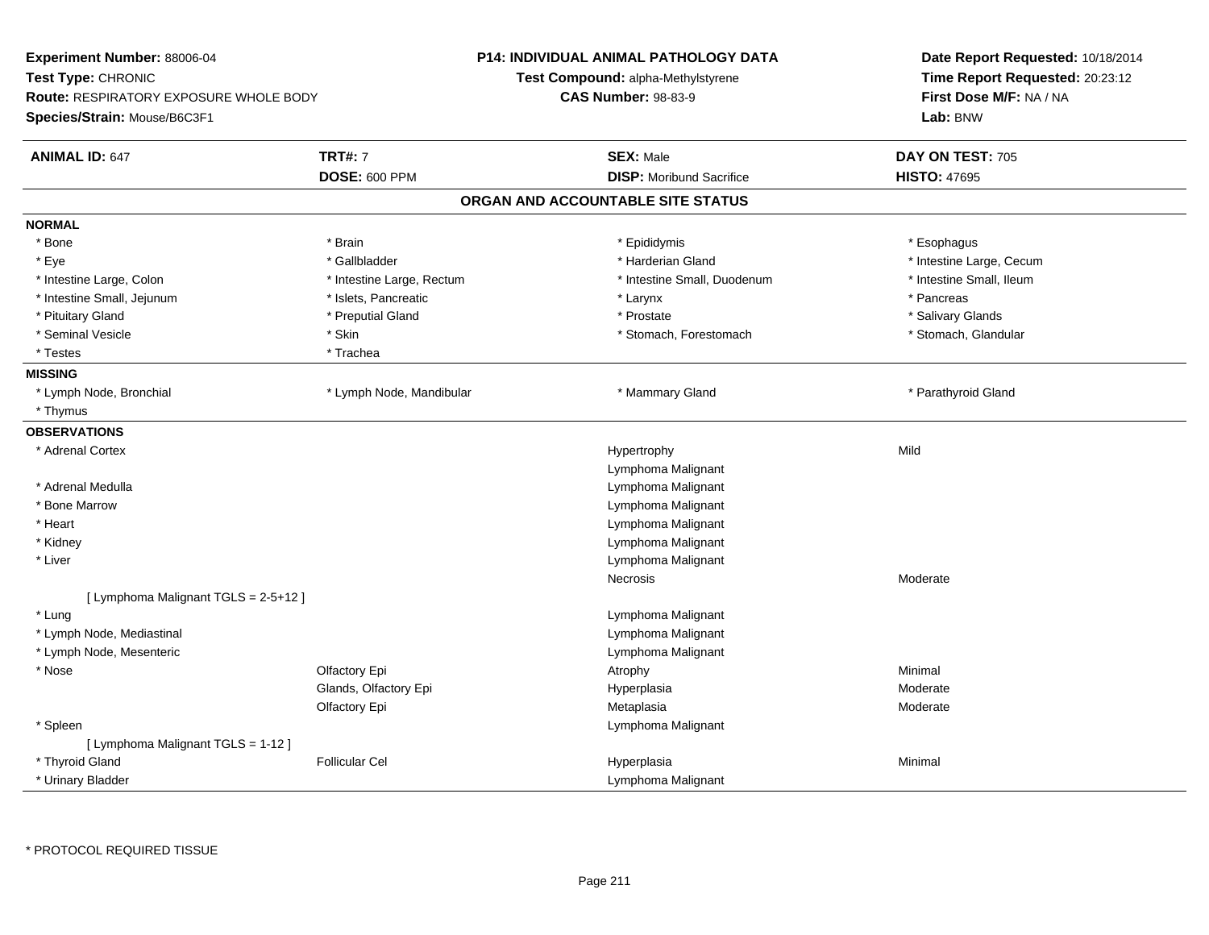**Experiment Number:** 88006-04
**Test Type:** CHRONIC
**Route:** RESPIRATORY EXPOSURE WHOLE BODY
**Species/Strain:** Mouse/B6C3F1

**P14: INDIVIDUAL ANIMAL PATHOLOGY DATA**
**Test Compound:** alpha-Methylstyrene
**CAS Number:** 98-83-9

**Date Report Requested:** 10/18/2014
**Time Report Requested:** 20:23:12
**First Dose M/F:** NA / NA
**Lab:** BNW

| **ANIMAL ID:** 647 | **TRT#:** 7 | **SEX:** Male | **DAY ON TEST:** 705 |
|---|---|---|---|
| | **DOSE:** 600 PPM | **DISP:** Moribund Sacrifice | **HISTO:** 47695 |

## ORGAN AND ACCOUNTABLE SITE STATUS

**NORMAL**

| | | | |
|---|---|---|---|
| * Bone | * Brain | * Epididymis | * Esophagus |
| * Eye | * Gallbladder | * Harderian Gland | * Intestine Large, Cecum |
| * Intestine Large, Colon | * Intestine Large, Rectum | * Intestine Small, Duodenum | * Intestine Small, Ileum |
| * Intestine Small, Jejunum | * Islets, Pancreatic | * Larynx | * Pancreas |
| * Pituitary Gland | * Preputial Gland | * Prostate | * Salivary Glands |
| * Seminal Vesicle | * Skin | * Stomach, Forestomach | * Stomach, Glandular |
| * Testes | * Trachea | | |

**MISSING**

| | | | |
|---|---|---|---|
| * Lymph Node, Bronchial | * Lymph Node, Mandibular | * Mammary Gland | * Parathyroid Gland |
| * Thymus | | | |

**OBSERVATIONS**

| | | | |
|---|---|---|---|
| * Adrenal Cortex | | Hypertrophy | Mild |
| | | Lymphoma Malignant | |
| * Adrenal Medulla | | Lymphoma Malignant | |
| * Bone Marrow | | Lymphoma Malignant | |
| * Heart | | Lymphoma Malignant | |
| * Kidney | | Lymphoma Malignant | |
| * Liver | | Lymphoma Malignant | |
| | | Necrosis | Moderate |
| [ Lymphoma Malignant TGLS = 2-5+12 ] | | | |
| * Lung | | Lymphoma Malignant | |
| * Lymph Node, Mediastinal | | Lymphoma Malignant | |
| * Lymph Node, Mesenteric | | Lymphoma Malignant | |
| * Nose | Olfactory Epi | Atrophy | Minimal |
| | Glands, Olfactory Epi | Hyperplasia | Moderate |
| | Olfactory Epi | Metaplasia | Moderate |
| * Spleen | | Lymphoma Malignant | |
| [ Lymphoma Malignant TGLS = 1-12 ] | | | |
| * Thyroid Gland | Follicular Cel | Hyperplasia | Minimal |
| * Urinary Bladder | | Lymphoma Malignant | |

* PROTOCOL REQUIRED TISSUE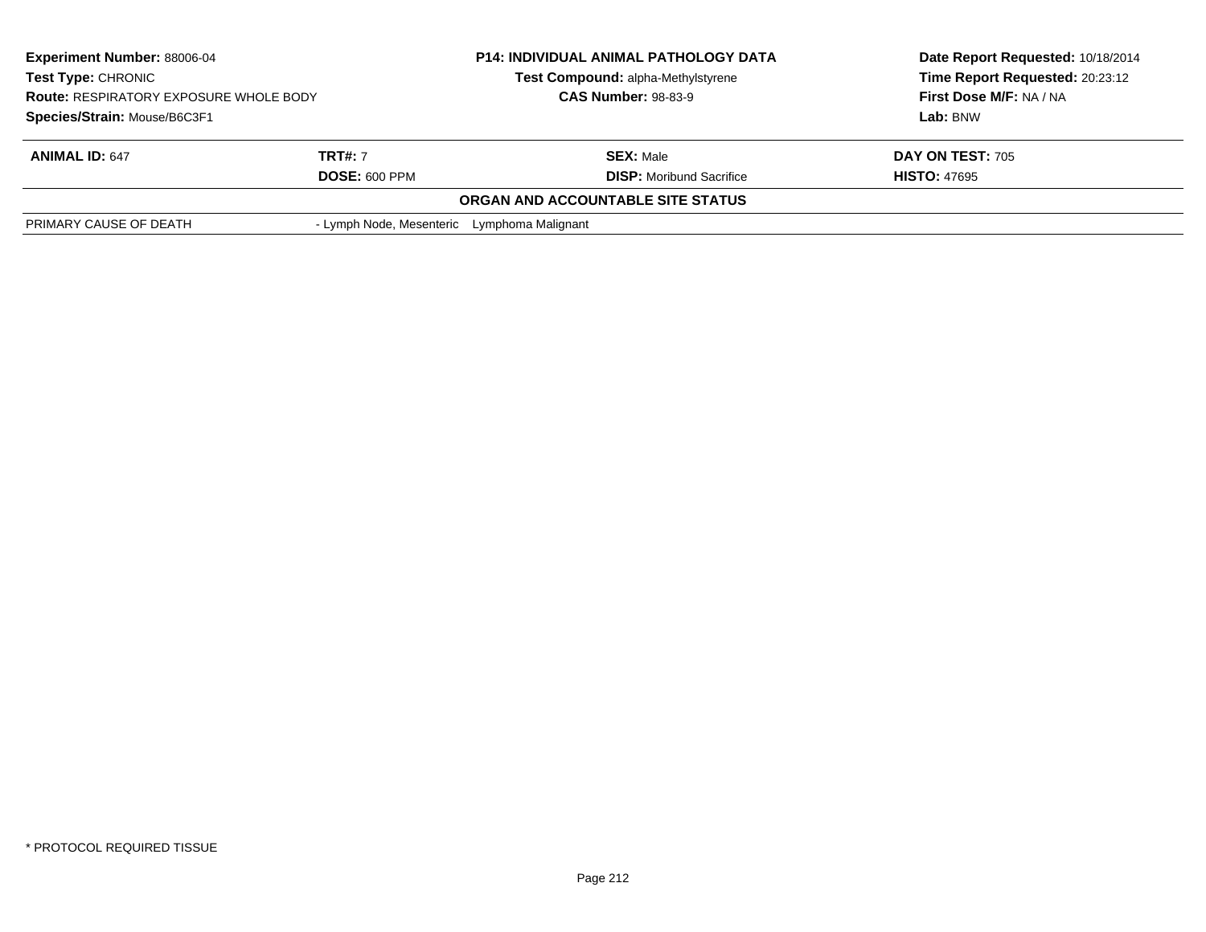| **Experiment Number:** 88006-04 | **P14: INDIVIDUAL ANIMAL PATHOLOGY DATA** | **Date Report Requested:** 10/18/2014 |
|---|---|---|
| **Test Type:** CHRONIC | **Test Compound:** alpha-Methylstyrene | **Time Report Requested:** 20:23:12 |
| **Route:** RESPIRATORY EXPOSURE WHOLE BODY | **CAS Number:** 98-83-9 | **First Dose M/F:** NA / NA |
| **Species/Strain:** Mouse/B6C3F1 | | **Lab:** BNW |

| **ANIMAL ID:** 647 | **TRT#:** 7 | **SEX:** Male | **DAY ON TEST:** 705 |
|---|---|---|---|
| | **DOSE:** 600 PPM | **DISP:** Moribund Sacrifice | **HISTO:** 47695 |

**ORGAN AND ACCOUNTABLE SITE STATUS**

| | |
|---|---|
| PRIMARY CAUSE OF DEATH | - Lymph Node, Mesenteric Lymphoma Malignant |

* PROTOCOL REQUIRED TISSUE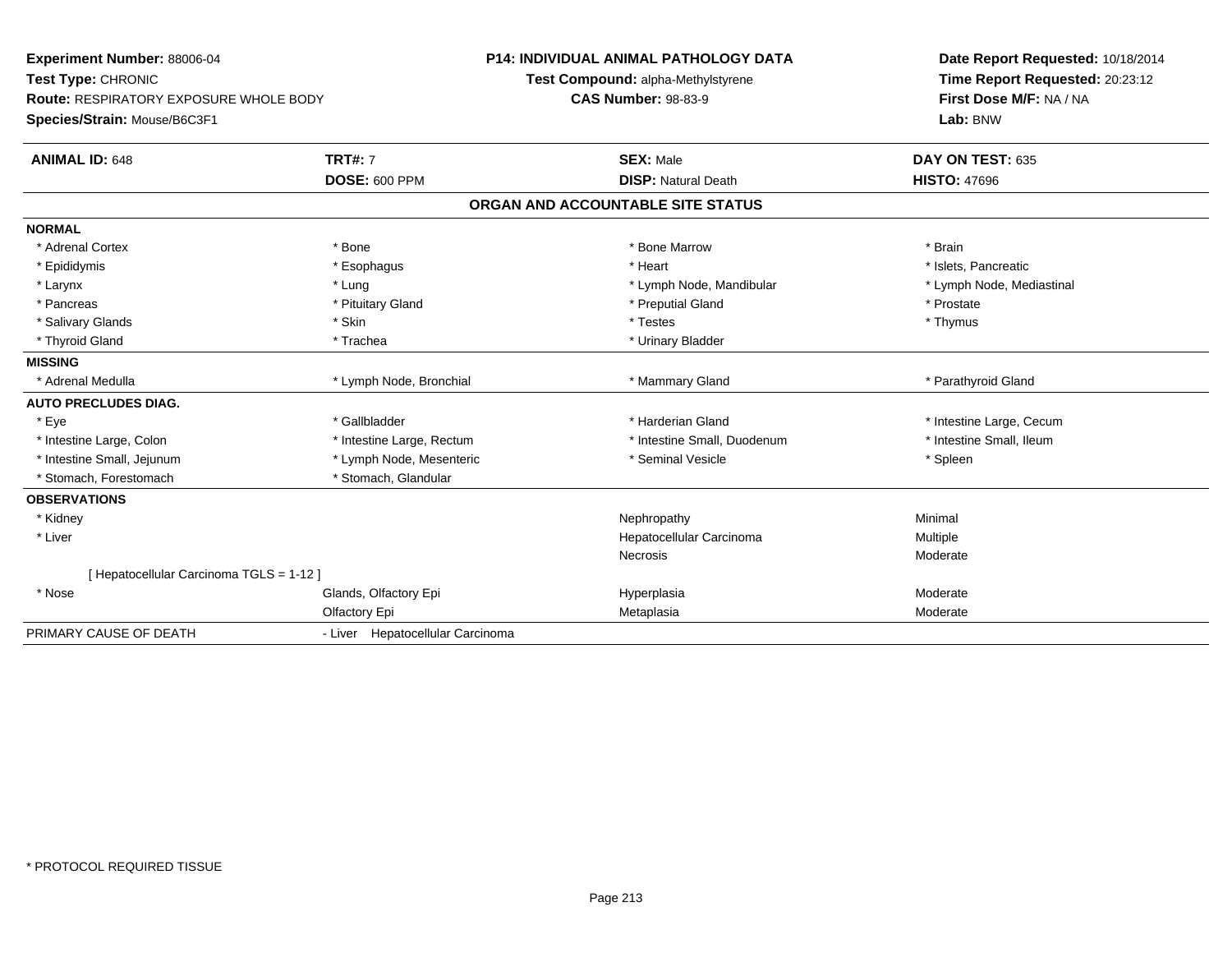**Experiment Number:** 88006-04
**Test Type:** CHRONIC
**Route:** RESPIRATORY EXPOSURE WHOLE BODY
**Species/Strain:** Mouse/B6C3F1

**P14: INDIVIDUAL ANIMAL PATHOLOGY DATA**
**Test Compound:** alpha-Methylstyrene
**CAS Number:** 98-83-9

**Date Report Requested:** 10/18/2014
**Time Report Requested:** 20:23:12
**First Dose M/F:** NA / NA
**Lab:** BNW

| **ANIMAL ID:** 648 | **TRT#:** 7 | **SEX:** Male | **DAY ON TEST:** 635 |
|---|---|---|---|
| | **DOSE:** 600 PPM | **DISP:** Natural Death | **HISTO:** 47696 |

## ORGAN AND ACCOUNTABLE SITE STATUS

| | | | |
|---|---|---|---|
| **NORMAL** | | | |
| * Adrenal Cortex | * Bone | * Bone Marrow | * Brain |
| * Epididymis | * Esophagus | * Heart | * Islets, Pancreatic |
| * Larynx | * Lung | * Lymph Node, Mandibular | * Lymph Node, Mediastinal |
| * Pancreas | * Pituitary Gland | * Preputial Gland | * Prostate |
| * Salivary Glands | * Skin | * Testes | * Thymus |
| * Thyroid Gland | * Trachea | * Urinary Bladder | |
| **MISSING** | | | |
| * Adrenal Medulla | * Lymph Node, Bronchial | * Mammary Gland | * Parathyroid Gland |
| **AUTO PRECLUDES DIAG.** | | | |
| * Eye | * Gallbladder | * Harderian Gland | * Intestine Large, Cecum |
| * Intestine Large, Colon | * Intestine Large, Rectum | * Intestine Small, Duodenum | * Intestine Small, Ileum |
| * Intestine Small, Jejunum | * Lymph Node, Mesenteric | * Seminal Vesicle | * Spleen |
| * Stomach, Forestomach | * Stomach, Glandular | | |
| **OBSERVATIONS** | | | |
| * Kidney | | Nephropathy | Minimal |
| * Liver | | Hepatocellular Carcinoma | Multiple |
| | | Necrosis | Moderate |
| [ Hepatocellular Carcinoma TGLS = 1-12 ] | | | |
| * Nose | Glands, Olfactory Epi | Hyperplasia | Moderate |
| | Olfactory Epi | Metaplasia | Moderate |
| PRIMARY CAUSE OF DEATH | - Liver Hepatocellular Carcinoma | | |

* PROTOCOL REQUIRED TISSUE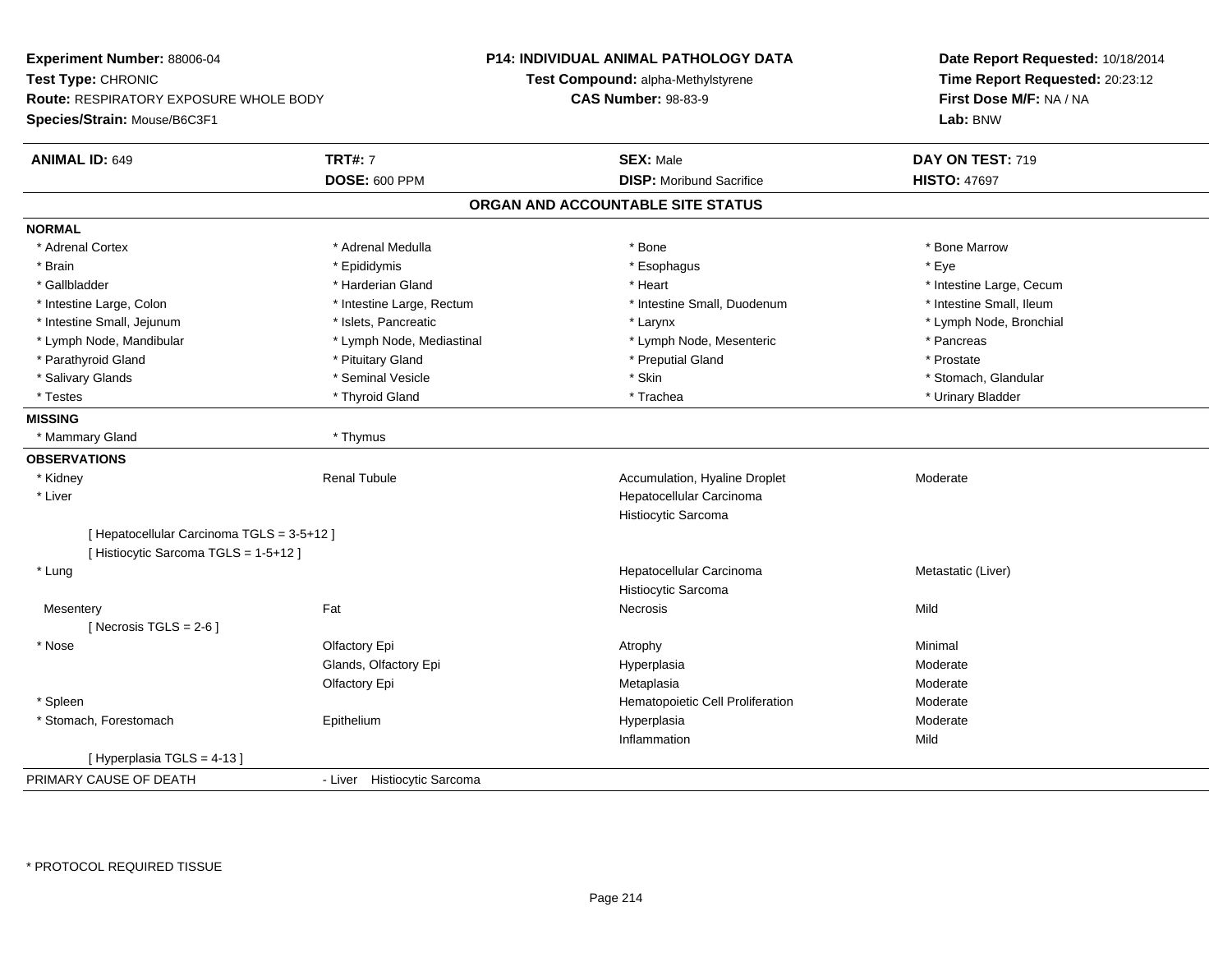**Experiment Number:** 88006-04
**Test Type:** CHRONIC
**Route:** RESPIRATORY EXPOSURE WHOLE BODY
**Species/Strain:** Mouse/B6C3F1

**P14: INDIVIDUAL ANIMAL PATHOLOGY DATA**
**Test Compound:** alpha-Methylstyrene
**CAS Number:** 98-83-9

**Date Report Requested:** 10/18/2014
**Time Report Requested:** 20:23:12
**First Dose M/F:** NA / NA
**Lab:** BNW

| **ANIMAL ID:** 649 | **TRT#:** 7 | **SEX:** Male | **DAY ON TEST:** 719 |
|---|---|---|---|
| | **DOSE:** 600 PPM | **DISP:** Moribund Sacrifice | **HISTO:** 47697 |

## ORGAN AND ACCOUNTABLE SITE STATUS

**NORMAL**

| | | | |
|---|---|---|---|
| * Adrenal Cortex | * Adrenal Medulla | * Bone | * Bone Marrow |
| * Brain | * Epididymis | * Esophagus | * Eye |
| * Gallbladder | * Harderian Gland | * Heart | * Intestine Large, Cecum |
| * Intestine Large, Colon | * Intestine Large, Rectum | * Intestine Small, Duodenum | * Intestine Small, Ileum |
| * Intestine Small, Jejunum | * Islets, Pancreatic | * Larynx | * Lymph Node, Bronchial |
| * Lymph Node, Mandibular | * Lymph Node, Mediastinal | * Lymph Node, Mesenteric | * Pancreas |
| * Parathyroid Gland | * Pituitary Gland | * Preputial Gland | * Prostate |
| * Salivary Glands | * Seminal Vesicle | * Skin | * Stomach, Glandular |
| * Testes | * Thyroid Gland | * Trachea | * Urinary Bladder |

**MISSING**

| | |
|---|---|
| * Mammary Gland | * Thymus |

**OBSERVATIONS**

| Organ | Site | Observation | Severity |
|---|---|---|---|
| * Kidney | Renal Tubule | Accumulation, Hyaline Droplet | Moderate |
| * Liver | | Hepatocellular Carcinoma | |
| | | Histiocytic Sarcoma | |
| [ Hepatocellular Carcinoma TGLS = 3-5+12 ] | | | |
| [ Histiocytic Sarcoma TGLS = 1-5+12 ] | | | |
| * Lung | | Hepatocellular Carcinoma | Metastatic (Liver) |
| | | Histiocytic Sarcoma | |
| Mesentery | Fat | Necrosis | Mild |
| [ Necrosis TGLS = 2-6 ] | | | |
| * Nose | Olfactory Epi | Atrophy | Minimal |
| | Glands, Olfactory Epi | Hyperplasia | Moderate |
| | Olfactory Epi | Metaplasia | Moderate |
| * Spleen | | Hematopoietic Cell Proliferation | Moderate |
| * Stomach, Forestomach | Epithelium | Hyperplasia | Moderate |
| | | Inflammation | Mild |
| [ Hyperplasia TGLS = 4-13 ] | | | |

PRIMARY CAUSE OF DEATH - Liver Histiocytic Sarcoma

\* PROTOCOL REQUIRED TISSUE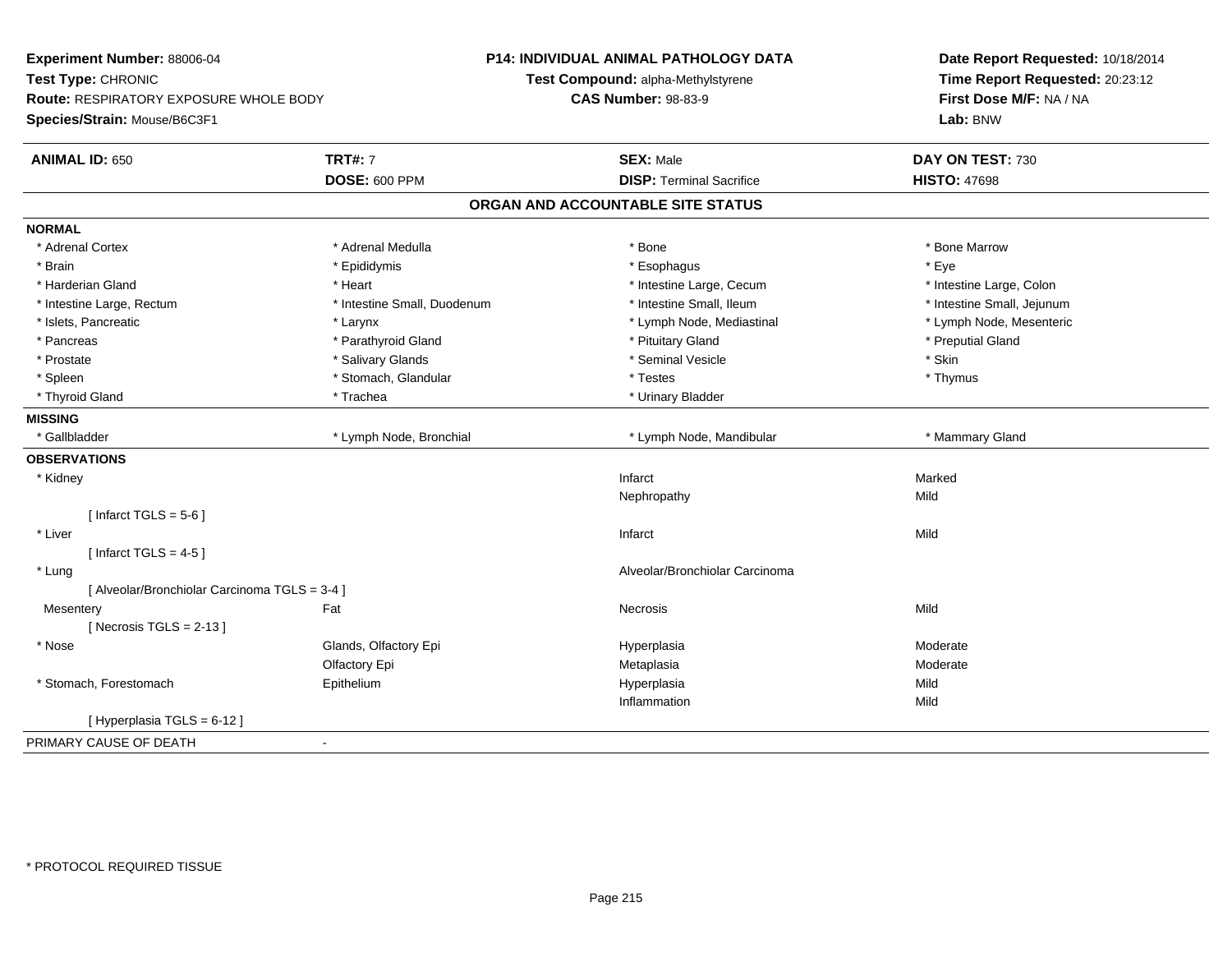**Experiment Number:** 88006-04
**Test Type:** CHRONIC
**Route:** RESPIRATORY EXPOSURE WHOLE BODY
**Species/Strain:** Mouse/B6C3F1

**P14: INDIVIDUAL ANIMAL PATHOLOGY DATA**
**Test Compound:** alpha-Methylstyrene
**CAS Number:** 98-83-9

**Date Report Requested:** 10/18/2014
**Time Report Requested:** 20:23:12
**First Dose M/F:** NA / NA
**Lab:** BNW

| **ANIMAL ID:** 650 | **TRT#:** 7 | **SEX:** Male | **DAY ON TEST:** 730 |
|---|---|---|---|
| | **DOSE:** 600 PPM | **DISP:** Terminal Sacrifice | **HISTO:** 47698 |

## ORGAN AND ACCOUNTABLE SITE STATUS

| | | | |
|---|---|---|---|
| **NORMAL** | | | |
| * Adrenal Cortex | * Adrenal Medulla | * Bone | * Bone Marrow |
| * Brain | * Epididymis | * Esophagus | * Eye |
| * Harderian Gland | * Heart | * Intestine Large, Cecum | * Intestine Large, Colon |
| * Intestine Large, Rectum | * Intestine Small, Duodenum | * Intestine Small, Ileum | * Intestine Small, Jejunum |
| * Islets, Pancreatic | * Larynx | * Lymph Node, Mediastinal | * Lymph Node, Mesenteric |
| * Pancreas | * Parathyroid Gland | * Pituitary Gland | * Preputial Gland |
| * Prostate | * Salivary Glands | * Seminal Vesicle | * Skin |
| * Spleen | * Stomach, Glandular | * Testes | * Thymus |
| * Thyroid Gland | * Trachea | * Urinary Bladder | |
| **MISSING** | | | |
| * Gallbladder | * Lymph Node, Bronchial | * Lymph Node, Mandibular | * Mammary Gland |
| **OBSERVATIONS** | | | |
| * Kidney | | Infarct | Marked |
| | | Nephropathy | Mild |
| [ Infarct TGLS = 5-6 ] | | | |
| * Liver | | Infarct | Mild |
| [ Infarct TGLS = 4-5 ] | | | |
| * Lung | | Alveolar/Bronchiolar Carcinoma | |
| [ Alveolar/Bronchiolar Carcinoma TGLS = 3-4 ] | | | |
| Mesentery | Fat | Necrosis | Mild |
| [ Necrosis TGLS = 2-13 ] | | | |
| * Nose | Glands, Olfactory Epi | Hyperplasia | Moderate |
| | Olfactory Epi | Metaplasia | Moderate |
| * Stomach, Forestomach | Epithelium | Hyperplasia | Mild |
| | | Inflammation | Mild |
| [ Hyperplasia TGLS = 6-12 ] | | | |
| PRIMARY CAUSE OF DEATH | - | | |

\* PROTOCOL REQUIRED TISSUE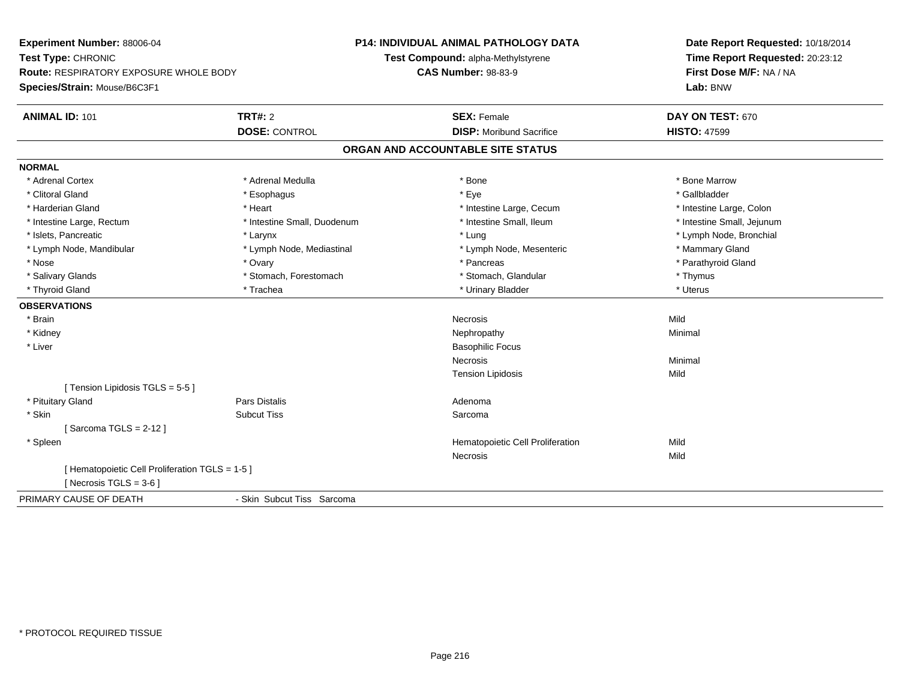**Experiment Number:** 88006-04
**Test Type:** CHRONIC
**Route:** RESPIRATORY EXPOSURE WHOLE BODY
**Species/Strain:** Mouse/B6C3F1

**P14: INDIVIDUAL ANIMAL PATHOLOGY DATA**
**Test Compound:** alpha-Methylstyrene
**CAS Number:** 98-83-9

**Date Report Requested:** 10/18/2014
**Time Report Requested:** 20:23:12
**First Dose M/F:** NA / NA
**Lab:** BNW

| **ANIMAL ID:** 101 | **TRT#:** 2 | **SEX:** Female | **DAY ON TEST:** 670 |
|---|---|---|---|
| | **DOSE:** CONTROL | **DISP:** Moribund Sacrifice | **HISTO:** 47599 |

## ORGAN AND ACCOUNTABLE SITE STATUS

**NORMAL**

| | | | |
|---|---|---|---|
| * Adrenal Cortex | * Adrenal Medulla | * Bone | * Bone Marrow |
| * Clitoral Gland | * Esophagus | * Eye | * Gallbladder |
| * Harderian Gland | * Heart | * Intestine Large, Cecum | * Intestine Large, Colon |
| * Intestine Large, Rectum | * Intestine Small, Duodenum | * Intestine Small, Ileum | * Intestine Small, Jejunum |
| * Islets, Pancreatic | * Larynx | * Lung | * Lymph Node, Bronchial |
| * Lymph Node, Mandibular | * Lymph Node, Mediastinal | * Lymph Node, Mesenteric | * Mammary Gland |
| * Nose | * Ovary | * Pancreas | * Parathyroid Gland |
| * Salivary Glands | * Stomach, Forestomach | * Stomach, Glandular | * Thymus |
| * Thyroid Gland | * Trachea | * Urinary Bladder | * Uterus |

**OBSERVATIONS**

| | | | |
|---|---|---|---|
| * Brain | | Necrosis | Mild |
| * Kidney | | Nephropathy | Minimal |
| * Liver | | Basophilic Focus | |
| | | Necrosis | Minimal |
| | | Tension Lipidosis | Mild |
| [ Tension Lipidosis TGLS = 5-5 ] | | | |
| * Pituitary Gland | Pars Distalis | Adenoma | |
| * Skin | Subcut Tiss | Sarcoma | |
| [ Sarcoma TGLS = 2-12 ] | | | |
| * Spleen | | Hematopoietic Cell Proliferation | Mild |
| | | Necrosis | Mild |
| [ Hematopoietic Cell Proliferation TGLS = 1-5 ] | | | |
| [ Necrosis TGLS = 3-6 ] | | | |

PRIMARY CAUSE OF DEATH - Skin Subcut Tiss Sarcoma

* PROTOCOL REQUIRED TISSUE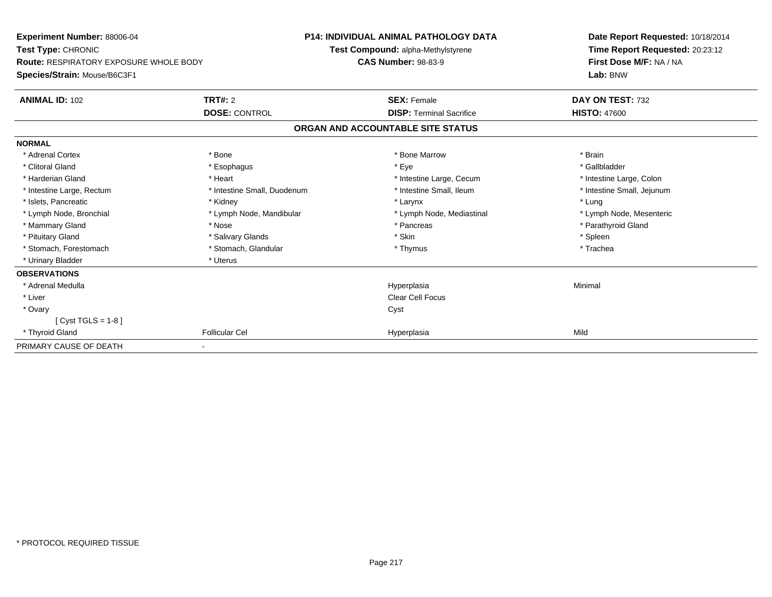**Experiment Number:** 88006-04
**Test Type:** CHRONIC
**Route:** RESPIRATORY EXPOSURE WHOLE BODY
**Species/Strain:** Mouse/B6C3F1

**P14: INDIVIDUAL ANIMAL PATHOLOGY DATA**
**Test Compound:** alpha-Methylstyrene
**CAS Number:** 98-83-9

**Date Report Requested:** 10/18/2014
**Time Report Requested:** 20:23:12
**First Dose M/F:** NA / NA
**Lab:** BNW

| **ANIMAL ID:** 102 | **TRT#:** 2 | **SEX:** Female | **DAY ON TEST:** 732 |
|---|---|---|---|
| | **DOSE:** CONTROL | **DISP:** Terminal Sacrifice | **HISTO:** 47600 |

## ORGAN AND ACCOUNTABLE SITE STATUS

**NORMAL**

| | | | |
|---|---|---|---|
| * Adrenal Cortex | * Bone | * Bone Marrow | * Brain |
| * Clitoral Gland | * Esophagus | * Eye | * Gallbladder |
| * Harderian Gland | * Heart | * Intestine Large, Cecum | * Intestine Large, Colon |
| * Intestine Large, Rectum | * Intestine Small, Duodenum | * Intestine Small, Ileum | * Intestine Small, Jejunum |
| * Islets, Pancreatic | * Kidney | * Larynx | * Lung |
| * Lymph Node, Bronchial | * Lymph Node, Mandibular | * Lymph Node, Mediastinal | * Lymph Node, Mesenteric |
| * Mammary Gland | * Nose | * Pancreas | * Parathyroid Gland |
| * Pituitary Gland | * Salivary Glands | * Skin | * Spleen |
| * Stomach, Forestomach | * Stomach, Glandular | * Thymus | * Trachea |
| * Urinary Bladder | * Uterus | | |

**OBSERVATIONS**

| | | | |
|---|---|---|---|
| * Adrenal Medulla | | Hyperplasia | Minimal |
| * Liver | | Clear Cell Focus | |
| * Ovary | | Cyst | |
| [ Cyst TGLS = 1-8 ] | | | |
| * Thyroid Gland | Follicular Cel | Hyperplasia | Mild |

PRIMARY CAUSE OF DEATH -

* PROTOCOL REQUIRED TISSUE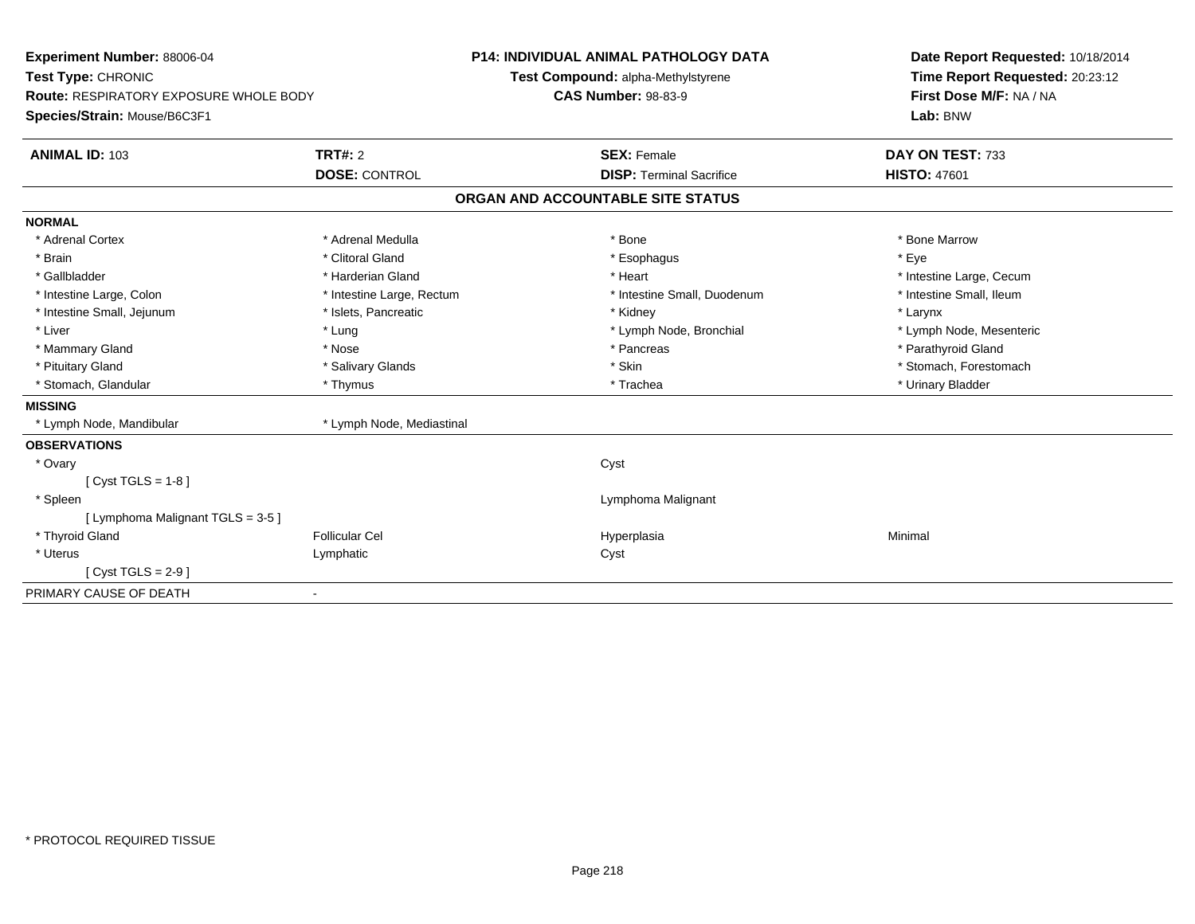**Experiment Number:** 88006-04
**Test Type:** CHRONIC
**Route:** RESPIRATORY EXPOSURE WHOLE BODY
**Species/Strain:** Mouse/B6C3F1

**P14: INDIVIDUAL ANIMAL PATHOLOGY DATA**
**Test Compound:** alpha-Methylstyrene
**CAS Number:** 98-83-9

**Date Report Requested:** 10/18/2014
**Time Report Requested:** 20:23:12
**First Dose M/F:** NA / NA
**Lab:** BNW

| **ANIMAL ID:** 103 | **TRT#:** 2 | **SEX:** Female | **DAY ON TEST:** 733 |
|---|---|---|---|
| | **DOSE:** CONTROL | **DISP:** Terminal Sacrifice | **HISTO:** 47601 |

## ORGAN AND ACCOUNTABLE SITE STATUS

**NORMAL**

| | | | |
|---|---|---|---|
| * Adrenal Cortex | * Adrenal Medulla | * Bone | * Bone Marrow |
| * Brain | * Clitoral Gland | * Esophagus | * Eye |
| * Gallbladder | * Harderian Gland | * Heart | * Intestine Large, Cecum |
| * Intestine Large, Colon | * Intestine Large, Rectum | * Intestine Small, Duodenum | * Intestine Small, Ileum |
| * Intestine Small, Jejunum | * Islets, Pancreatic | * Kidney | * Larynx |
| * Liver | * Lung | * Lymph Node, Bronchial | * Lymph Node, Mesenteric |
| * Mammary Gland | * Nose | * Pancreas | * Parathyroid Gland |
| * Pituitary Gland | * Salivary Glands | * Skin | * Stomach, Forestomach |
| * Stomach, Glandular | * Thymus | * Trachea | * Urinary Bladder |

**MISSING**

| | |
|---|---|
| * Lymph Node, Mandibular | * Lymph Node, Mediastinal |

**OBSERVATIONS**

| | | | |
|---|---|---|---|
| * Ovary | | Cyst | |
| [ Cyst TGLS = 1-8 ] | | | |
| * Spleen | | Lymphoma Malignant | |
| [ Lymphoma Malignant TGLS = 3-5 ] | | | |
| * Thyroid Gland | Follicular Cel | Hyperplasia | Minimal |
| * Uterus | Lymphatic | Cyst | |
| [ Cyst TGLS = 2-9 ] | | | |

PRIMARY CAUSE OF DEATH -

\* PROTOCOL REQUIRED TISSUE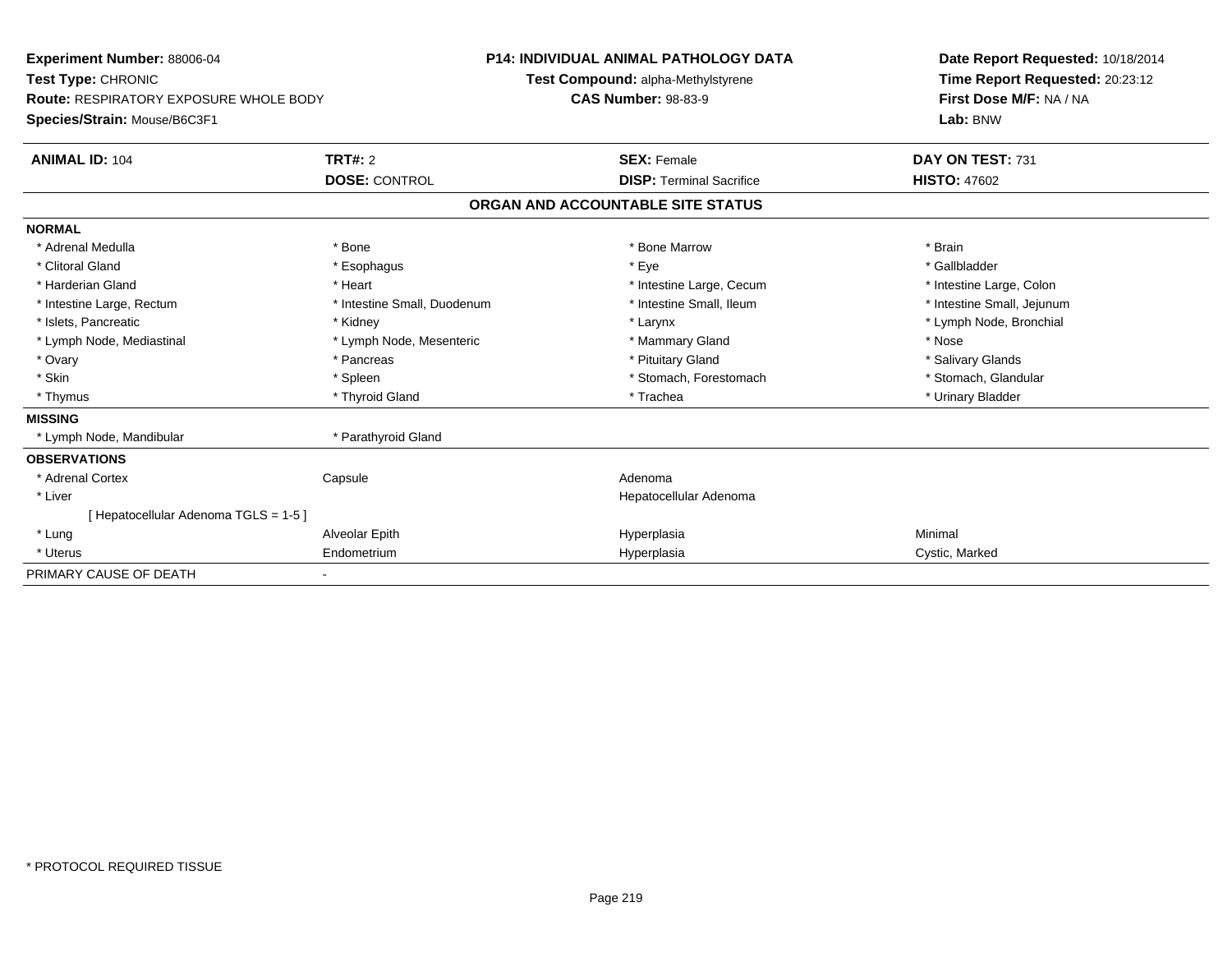**Experiment Number:** 88006-04
**Test Type:** CHRONIC
**Route:** RESPIRATORY EXPOSURE WHOLE BODY
**Species/Strain:** Mouse/B6C3F1

**P14: INDIVIDUAL ANIMAL PATHOLOGY DATA**
**Test Compound:** alpha-Methylstyrene
**CAS Number:** 98-83-9

**Date Report Requested:** 10/18/2014
**Time Report Requested:** 20:23:12
**First Dose M/F:** NA / NA
**Lab:** BNW

| **ANIMAL ID:** 104 | **TRT#:** 2 | **SEX:** Female | **DAY ON TEST:** 731 |
|---|---|---|---|
| | **DOSE:** CONTROL | **DISP:** Terminal Sacrifice | **HISTO:** 47602 |

## ORGAN AND ACCOUNTABLE SITE STATUS

| | | | |
|---|---|---|---|
| **NORMAL** | | | |
| * Adrenal Medulla | * Bone | * Bone Marrow | * Brain |
| * Clitoral Gland | * Esophagus | * Eye | * Gallbladder |
| * Harderian Gland | * Heart | * Intestine Large, Cecum | * Intestine Large, Colon |
| * Intestine Large, Rectum | * Intestine Small, Duodenum | * Intestine Small, Ileum | * Intestine Small, Jejunum |
| * Islets, Pancreatic | * Kidney | * Larynx | * Lymph Node, Bronchial |
| * Lymph Node, Mediastinal | * Lymph Node, Mesenteric | * Mammary Gland | * Nose |
| * Ovary | * Pancreas | * Pituitary Gland | * Salivary Glands |
| * Skin | * Spleen | * Stomach, Forestomach | * Stomach, Glandular |
| * Thymus | * Thyroid Gland | * Trachea | * Urinary Bladder |
| **MISSING** | | | |
| * Lymph Node, Mandibular | * Parathyroid Gland | | |
| **OBSERVATIONS** | | | |
| * Adrenal Cortex | Capsule | Adenoma | |
| * Liver | | Hepatocellular Adenoma | |
| [ Hepatocellular Adenoma TGLS = 1-5 ] | | | |
| * Lung | Alveolar Epith | Hyperplasia | Minimal |
| * Uterus | Endometrium | Hyperplasia | Cystic, Marked |
| PRIMARY CAUSE OF DEATH | - | | |

\* PROTOCOL REQUIRED TISSUE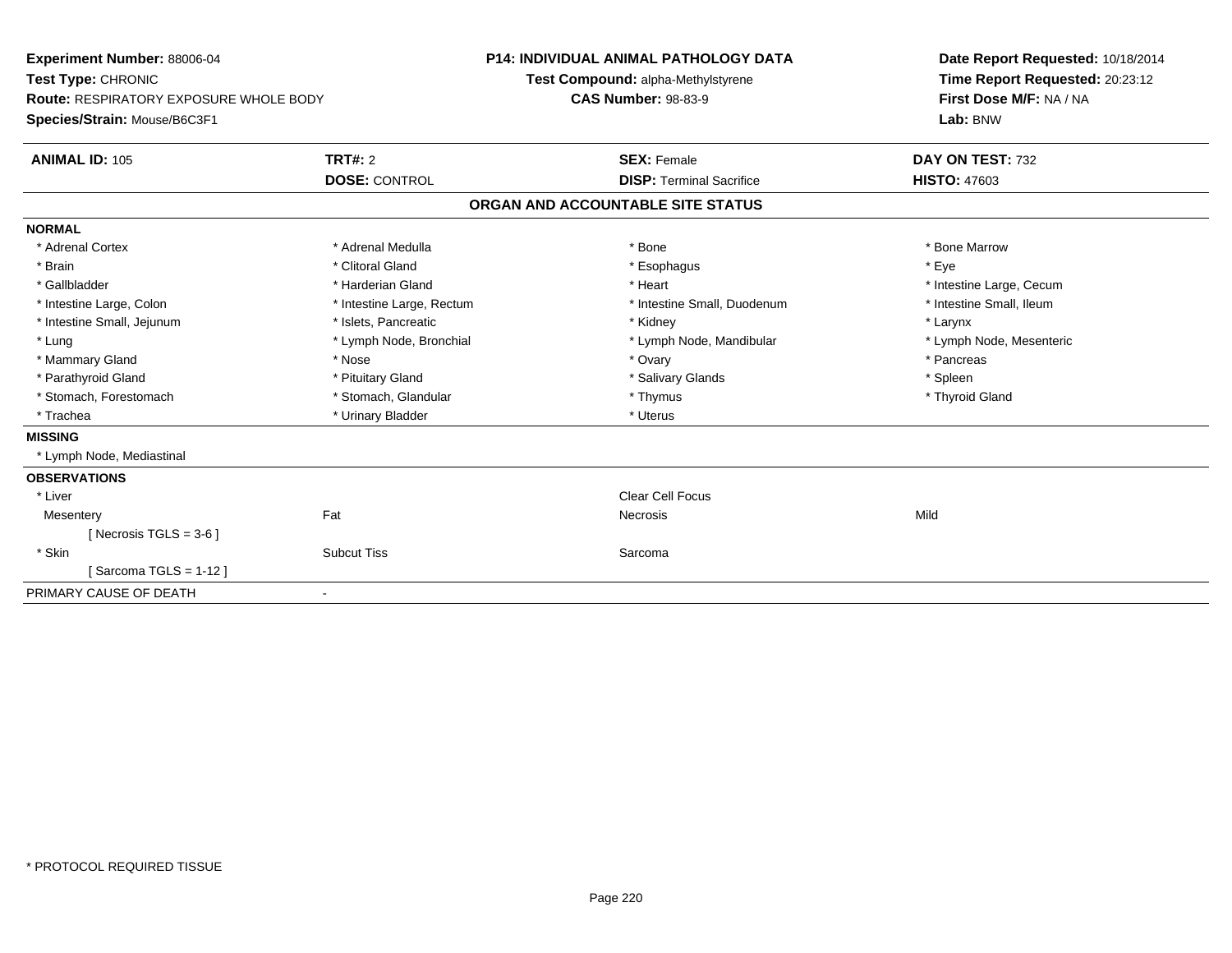**Experiment Number:** 88006-04
**Test Type:** CHRONIC
**Route:** RESPIRATORY EXPOSURE WHOLE BODY
**Species/Strain:** Mouse/B6C3F1

**P14: INDIVIDUAL ANIMAL PATHOLOGY DATA**
**Test Compound:** alpha-Methylstyrene
**CAS Number:** 98-83-9

**Date Report Requested:** 10/18/2014
**Time Report Requested:** 20:23:12
**First Dose M/F:** NA / NA
**Lab:** BNW

| **ANIMAL ID:** 105 | **TRT#:** 2 | **SEX:** Female | **DAY ON TEST:** 732 |
|---|---|---|---|
| | **DOSE:** CONTROL | **DISP:** Terminal Sacrifice | **HISTO:** 47603 |

## ORGAN AND ACCOUNTABLE SITE STATUS

**NORMAL**

| | | | |
|---|---|---|---|
| * Adrenal Cortex | * Adrenal Medulla | * Bone | * Bone Marrow |
| * Brain | * Clitoral Gland | * Esophagus | * Eye |
| * Gallbladder | * Harderian Gland | * Heart | * Intestine Large, Cecum |
| * Intestine Large, Colon | * Intestine Large, Rectum | * Intestine Small, Duodenum | * Intestine Small, Ileum |
| * Intestine Small, Jejunum | * Islets, Pancreatic | * Kidney | * Larynx |
| * Lung | * Lymph Node, Bronchial | * Lymph Node, Mandibular | * Lymph Node, Mesenteric |
| * Mammary Gland | * Nose | * Ovary | * Pancreas |
| * Parathyroid Gland | * Pituitary Gland | * Salivary Glands | * Spleen |
| * Stomach, Forestomach | * Stomach, Glandular | * Thymus | * Thyroid Gland |
| * Trachea | * Urinary Bladder | * Uterus | |

**MISSING**

* Lymph Node, Mediastinal

**OBSERVATIONS**

| | | | |
|---|---|---|---|
| * Liver | | Clear Cell Focus | |
| Mesentery | Fat | Necrosis | Mild |
| [ Necrosis TGLS = 3-6 ] | | | |
| * Skin | Subcut Tiss | Sarcoma | |
| [ Sarcoma TGLS = 1-12 ] | | | |

PRIMARY CAUSE OF DEATH -

* PROTOCOL REQUIRED TISSUE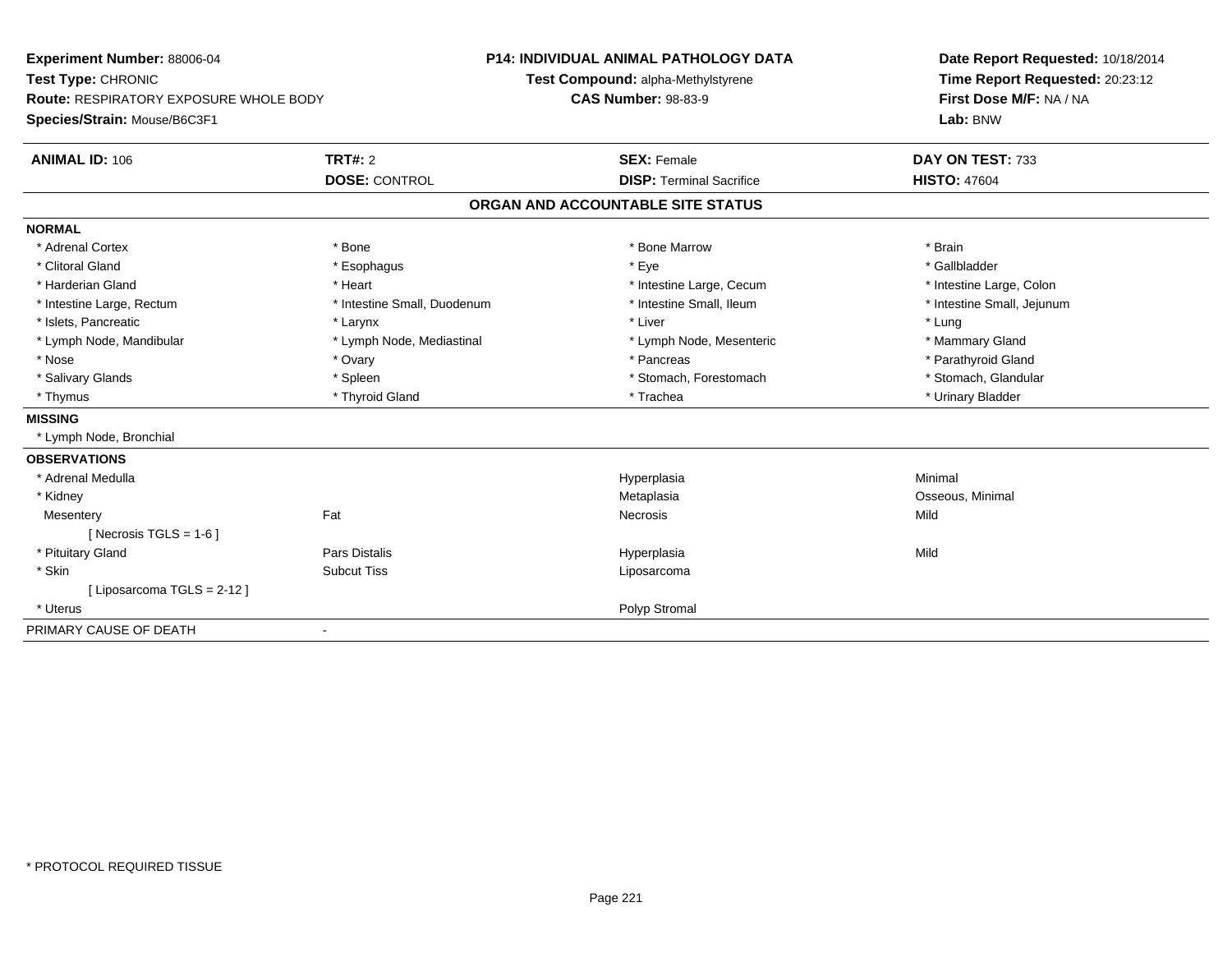**Experiment Number:** 88006-04
**Test Type:** CHRONIC
**Route:** RESPIRATORY EXPOSURE WHOLE BODY
**Species/Strain:** Mouse/B6C3F1

**P14: INDIVIDUAL ANIMAL PATHOLOGY DATA**
**Test Compound:** alpha-Methylstyrene
**CAS Number:** 98-83-9

**Date Report Requested:** 10/18/2014
**Time Report Requested:** 20:23:12
**First Dose M/F:** NA / NA
**Lab:** BNW

| **ANIMAL ID:** 106 | **TRT#:** 2 | **SEX:** Female | **DAY ON TEST:** 733 |
|---|---|---|---|
| | **DOSE:** CONTROL | **DISP:** Terminal Sacrifice | **HISTO:** 47604 |

## ORGAN AND ACCOUNTABLE SITE STATUS

**NORMAL**

| | | | |
|---|---|---|---|
| * Adrenal Cortex | * Bone | * Bone Marrow | * Brain |
| * Clitoral Gland | * Esophagus | * Eye | * Gallbladder |
| * Harderian Gland | * Heart | * Intestine Large, Cecum | * Intestine Large, Colon |
| * Intestine Large, Rectum | * Intestine Small, Duodenum | * Intestine Small, Ileum | * Intestine Small, Jejunum |
| * Islets, Pancreatic | * Larynx | * Liver | * Lung |
| * Lymph Node, Mandibular | * Lymph Node, Mediastinal | * Lymph Node, Mesenteric | * Mammary Gland |
| * Nose | * Ovary | * Pancreas | * Parathyroid Gland |
| * Salivary Glands | * Spleen | * Stomach, Forestomach | * Stomach, Glandular |
| * Thymus | * Thyroid Gland | * Trachea | * Urinary Bladder |

**MISSING**

* Lymph Node, Bronchial

**OBSERVATIONS**

| | | | |
|---|---|---|---|
| * Adrenal Medulla | | Hyperplasia | Minimal |
| * Kidney | | Metaplasia | Osseous, Minimal |
| Mesentery | Fat | Necrosis | Mild |
| [ Necrosis TGLS = 1-6 ] | | | |
| * Pituitary Gland | Pars Distalis | Hyperplasia | Mild |
| * Skin | Subcut Tiss | Liposarcoma | |
| [ Liposarcoma TGLS = 2-12 ] | | | |
| * Uterus | | Polyp Stromal | |

PRIMARY CAUSE OF DEATH -

* PROTOCOL REQUIRED TISSUE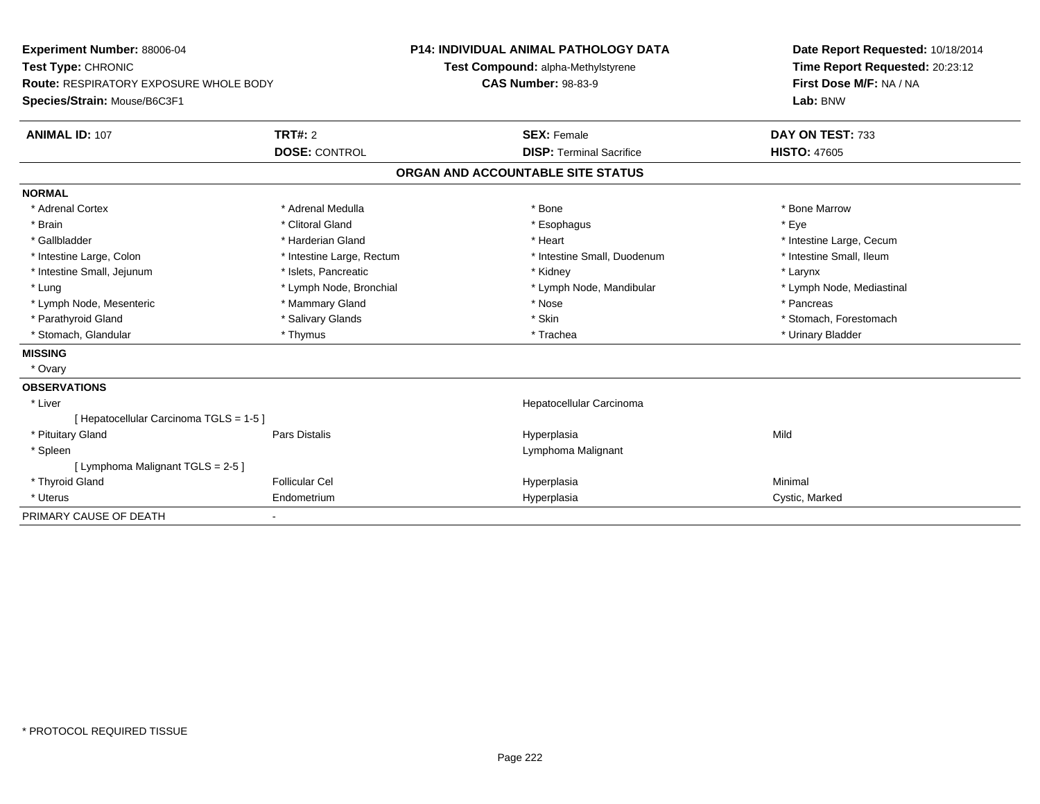**Experiment Number:** 88006-04
**Test Type:** CHRONIC
**Route:** RESPIRATORY EXPOSURE WHOLE BODY
**Species/Strain:** Mouse/B6C3F1

**P14: INDIVIDUAL ANIMAL PATHOLOGY DATA**
**Test Compound:** alpha-Methylstyrene
**CAS Number:** 98-83-9

**Date Report Requested:** 10/18/2014
**Time Report Requested:** 20:23:12
**First Dose M/F:** NA / NA
**Lab:** BNW

| **ANIMAL ID:** 107 | **TRT#:** 2 | **SEX:** Female | **DAY ON TEST:** 733 |
|---|---|---|---|
| | **DOSE:** CONTROL | **DISP:** Terminal Sacrifice | **HISTO:** 47605 |

## ORGAN AND ACCOUNTABLE SITE STATUS

**NORMAL**

| | | | |
|---|---|---|---|
| * Adrenal Cortex | * Adrenal Medulla | * Bone | * Bone Marrow |
| * Brain | * Clitoral Gland | * Esophagus | * Eye |
| * Gallbladder | * Harderian Gland | * Heart | * Intestine Large, Cecum |
| * Intestine Large, Colon | * Intestine Large, Rectum | * Intestine Small, Duodenum | * Intestine Small, Ileum |
| * Intestine Small, Jejunum | * Islets, Pancreatic | * Kidney | * Larynx |
| * Lung | * Lymph Node, Bronchial | * Lymph Node, Mandibular | * Lymph Node, Mediastinal |
| * Lymph Node, Mesenteric | * Mammary Gland | * Nose | * Pancreas |
| * Parathyroid Gland | * Salivary Glands | * Skin | * Stomach, Forestomach |
| * Stomach, Glandular | * Thymus | * Trachea | * Urinary Bladder |

**MISSING**

* Ovary

**OBSERVATIONS**

| | | | |
|---|---|---|---|
| * Liver | | Hepatocellular Carcinoma | |
| [ Hepatocellular Carcinoma TGLS = 1-5 ] | | | |
| * Pituitary Gland | Pars Distalis | Hyperplasia | Mild |
| * Spleen | | Lymphoma Malignant | |
| [ Lymphoma Malignant TGLS = 2-5 ] | | | |
| * Thyroid Gland | Follicular Cel | Hyperplasia | Minimal |
| * Uterus | Endometrium | Hyperplasia | Cystic, Marked |

PRIMARY CAUSE OF DEATH -

* PROTOCOL REQUIRED TISSUE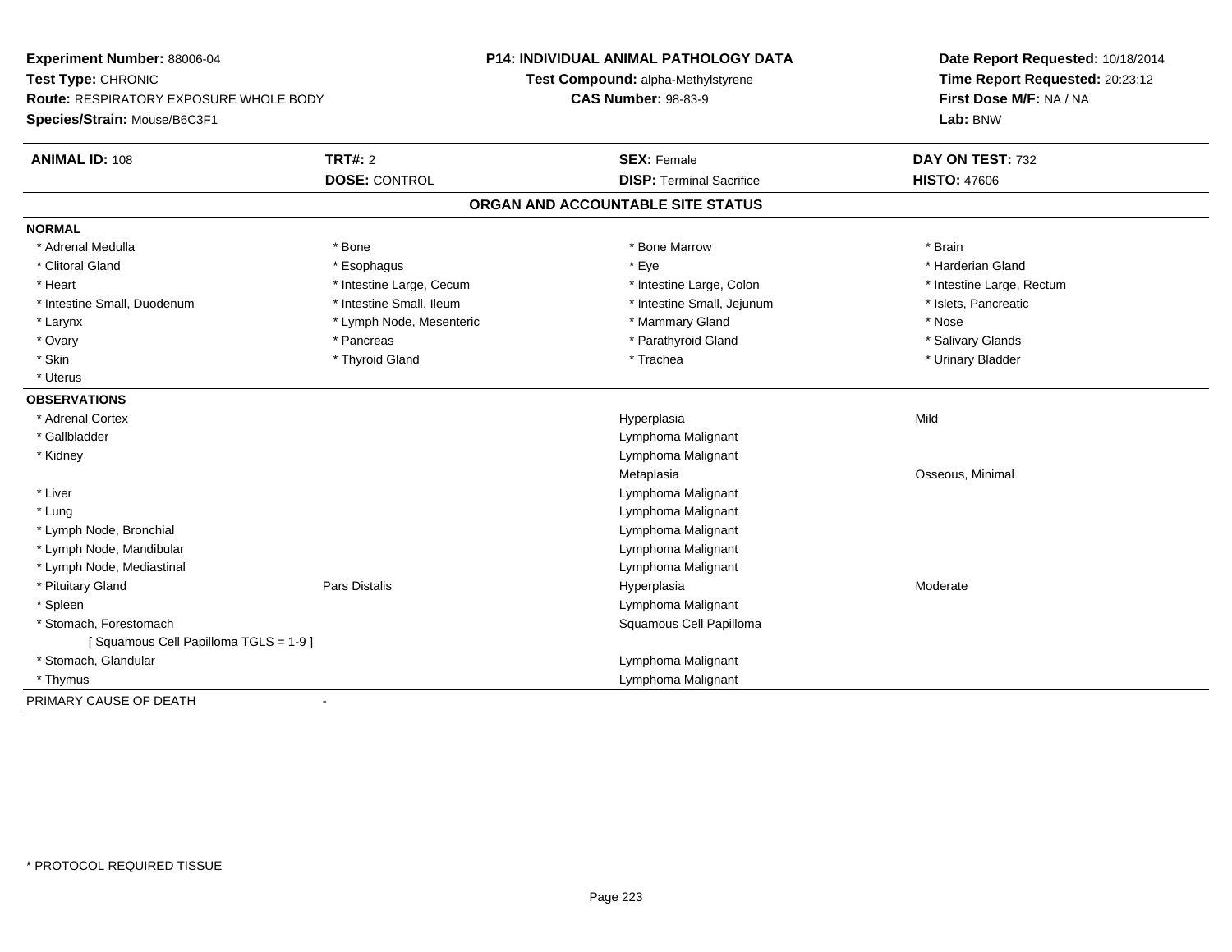**Experiment Number:** 88006-04
**Test Type:** CHRONIC
**Route:** RESPIRATORY EXPOSURE WHOLE BODY
**Species/Strain:** Mouse/B6C3F1

**P14: INDIVIDUAL ANIMAL PATHOLOGY DATA**
**Test Compound:** alpha-Methylstyrene
**CAS Number:** 98-83-9

**Date Report Requested:** 10/18/2014
**Time Report Requested:** 20:23:12
**First Dose M/F:** NA / NA
**Lab:** BNW

| **ANIMAL ID:** 108 | **TRT#:** 2 | **SEX:** Female | **DAY ON TEST:** 732 |
|---|---|---|---|
| | **DOSE:** CONTROL | **DISP:** Terminal Sacrifice | **HISTO:** 47606 |

## ORGAN AND ACCOUNTABLE SITE STATUS

**NORMAL**

| | | | |
|---|---|---|---|
| * Adrenal Medulla | * Bone | * Bone Marrow | * Brain |
| * Clitoral Gland | * Esophagus | * Eye | * Harderian Gland |
| * Heart | * Intestine Large, Cecum | * Intestine Large, Colon | * Intestine Large, Rectum |
| * Intestine Small, Duodenum | * Intestine Small, Ileum | * Intestine Small, Jejunum | * Islets, Pancreatic |
| * Larynx | * Lymph Node, Mesenteric | * Mammary Gland | * Nose |
| * Ovary | * Pancreas | * Parathyroid Gland | * Salivary Glands |
| * Skin | * Thyroid Gland | * Trachea | * Urinary Bladder |
| * Uterus | | | |

**OBSERVATIONS**

| | | | |
|---|---|---|---|
| * Adrenal Cortex | | Hyperplasia | Mild |
| * Gallbladder | | Lymphoma Malignant | |
| * Kidney | | Lymphoma Malignant | |
| | | Metaplasia | Osseous, Minimal |
| * Liver | | Lymphoma Malignant | |
| * Lung | | Lymphoma Malignant | |
| * Lymph Node, Bronchial | | Lymphoma Malignant | |
| * Lymph Node, Mandibular | | Lymphoma Malignant | |
| * Lymph Node, Mediastinal | | Lymphoma Malignant | |
| * Pituitary Gland | Pars Distalis | Hyperplasia | Moderate |
| * Spleen | | Lymphoma Malignant | |
| * Stomach, Forestomach | | Squamous Cell Papilloma | |
| [ Squamous Cell Papilloma TGLS = 1-9 ] | | | |
| * Stomach, Glandular | | Lymphoma Malignant | |
| * Thymus | | Lymphoma Malignant | |

PRIMARY CAUSE OF DEATH -

* PROTOCOL REQUIRED TISSUE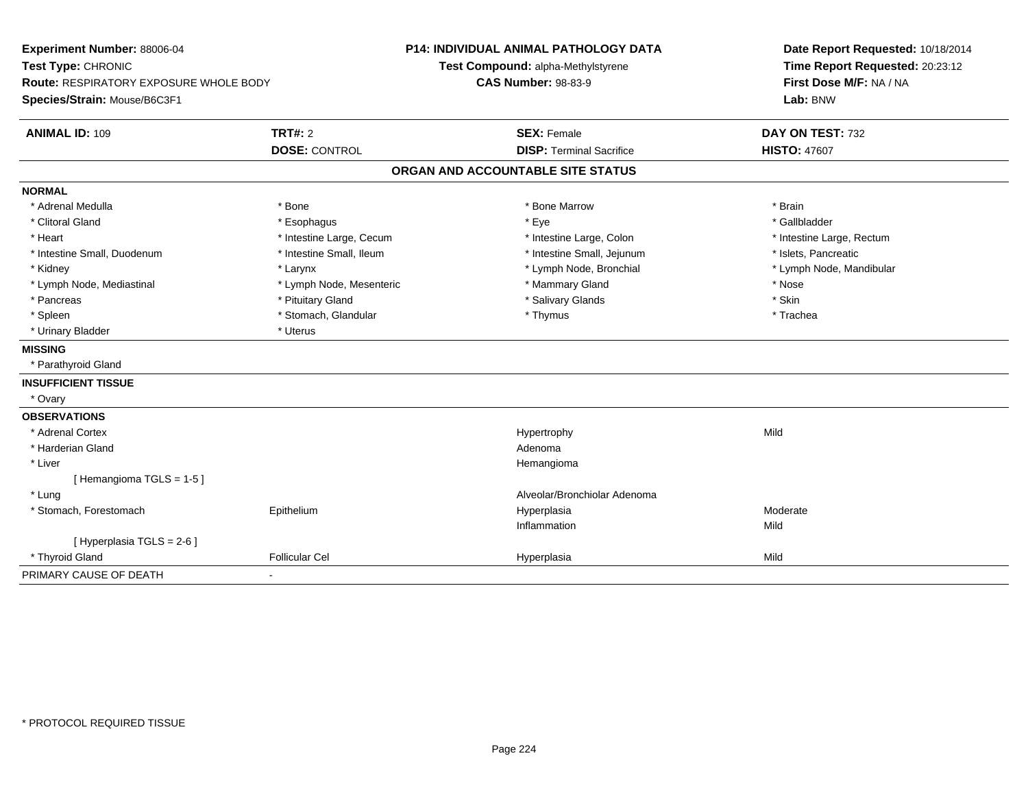**Experiment Number:** 88006-04
**Test Type:** CHRONIC
**Route:** RESPIRATORY EXPOSURE WHOLE BODY
**Species/Strain:** Mouse/B6C3F1

**P14: INDIVIDUAL ANIMAL PATHOLOGY DATA**
**Test Compound:** alpha-Methylstyrene
**CAS Number:** 98-83-9

**Date Report Requested:** 10/18/2014
**Time Report Requested:** 20:23:12
**First Dose M/F:** NA / NA
**Lab:** BNW

| **ANIMAL ID:** 109 | **TRT#:** 2 | **SEX:** Female | **DAY ON TEST:** 732 |
|---|---|---|---|
| | **DOSE:** CONTROL | **DISP:** Terminal Sacrifice | **HISTO:** 47607 |

## ORGAN AND ACCOUNTABLE SITE STATUS

**NORMAL**

| | | | |
|---|---|---|---|
| * Adrenal Medulla | * Bone | * Bone Marrow | * Brain |
| * Clitoral Gland | * Esophagus | * Eye | * Gallbladder |
| * Heart | * Intestine Large, Cecum | * Intestine Large, Colon | * Intestine Large, Rectum |
| * Intestine Small, Duodenum | * Intestine Small, Ileum | * Intestine Small, Jejunum | * Islets, Pancreatic |
| * Kidney | * Larynx | * Lymph Node, Bronchial | * Lymph Node, Mandibular |
| * Lymph Node, Mediastinal | * Lymph Node, Mesenteric | * Mammary Gland | * Nose |
| * Pancreas | * Pituitary Gland | * Salivary Glands | * Skin |
| * Spleen | * Stomach, Glandular | * Thymus | * Trachea |
| * Urinary Bladder | * Uterus | | |

**MISSING**

* Parathyroid Gland

**INSUFFICIENT TISSUE**

* Ovary

**OBSERVATIONS**

| | | | |
|---|---|---|---|
| * Adrenal Cortex | | Hypertrophy | Mild |
| * Harderian Gland | | Adenoma | |
| * Liver | | Hemangioma | |
| [ Hemangioma TGLS = 1-5 ] | | | |
| * Lung | | Alveolar/Bronchiolar Adenoma | |
| * Stomach, Forestomach | Epithelium | Hyperplasia | Moderate |
| | | Inflammation | Mild |
| [ Hyperplasia TGLS = 2-6 ] | | | |
| * Thyroid Gland | Follicular Cel | Hyperplasia | Mild |

PRIMARY CAUSE OF DEATH -

* PROTOCOL REQUIRED TISSUE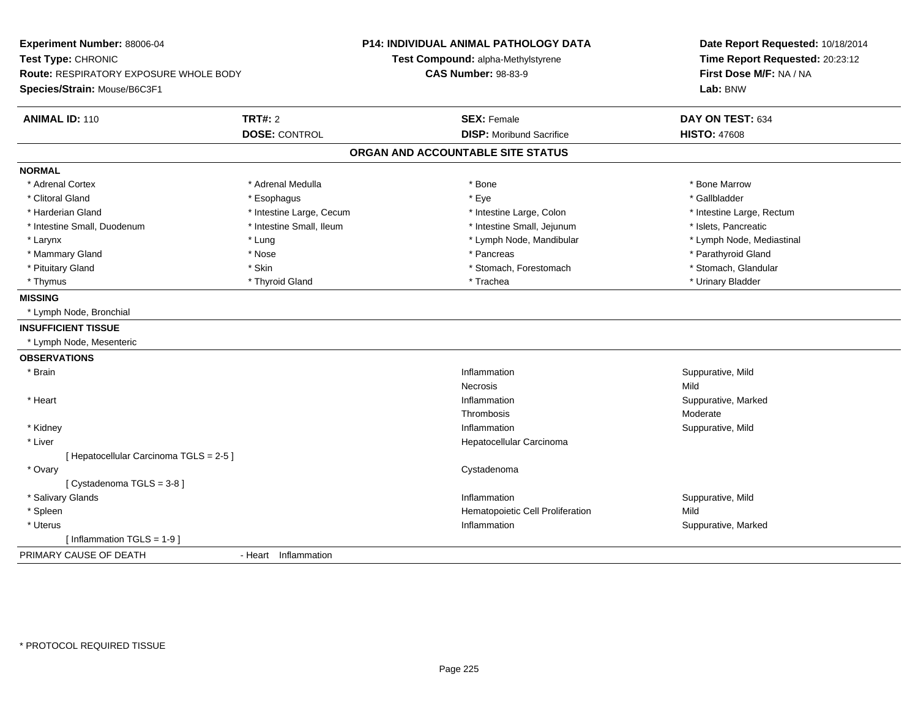**Experiment Number:** 88006-04
**Test Type:** CHRONIC
**Route:** RESPIRATORY EXPOSURE WHOLE BODY
**Species/Strain:** Mouse/B6C3F1

**P14: INDIVIDUAL ANIMAL PATHOLOGY DATA**
**Test Compound:** alpha-Methylstyrene
**CAS Number:** 98-83-9

**Date Report Requested:** 10/18/2014
**Time Report Requested:** 20:23:12
**First Dose M/F:** NA / NA
**Lab:** BNW

| **ANIMAL ID:** 110 | **TRT#:** 2 | **SEX:** Female | **DAY ON TEST:** 634 |
|---|---|---|---|
| | **DOSE:** CONTROL | **DISP:** Moribund Sacrifice | **HISTO:** 47608 |

## ORGAN AND ACCOUNTABLE SITE STATUS

**NORMAL**

| | | | |
|---|---|---|---|
| * Adrenal Cortex | * Adrenal Medulla | * Bone | * Bone Marrow |
| * Clitoral Gland | * Esophagus | * Eye | * Gallbladder |
| * Harderian Gland | * Intestine Large, Cecum | * Intestine Large, Colon | * Intestine Large, Rectum |
| * Intestine Small, Duodenum | * Intestine Small, Ileum | * Intestine Small, Jejunum | * Islets, Pancreatic |
| * Larynx | * Lung | * Lymph Node, Mandibular | * Lymph Node, Mediastinal |
| * Mammary Gland | * Nose | * Pancreas | * Parathyroid Gland |
| * Pituitary Gland | * Skin | * Stomach, Forestomach | * Stomach, Glandular |
| * Thymus | * Thyroid Gland | * Trachea | * Urinary Bladder |

**MISSING**

* Lymph Node, Bronchial

**INSUFFICIENT TISSUE**

* Lymph Node, Mesenteric

**OBSERVATIONS**

| Organ | Observation | Severity |
|---|---|---|
| * Brain | Inflammation | Suppurative, Mild |
| | Necrosis | Mild |
| * Heart | Inflammation | Suppurative, Marked |
| | Thrombosis | Moderate |
| * Kidney | Inflammation | Suppurative, Mild |
| * Liver | Hepatocellular Carcinoma | |
| [ Hepatocellular Carcinoma TGLS = 2-5 ] | | |
| * Ovary | Cystadenoma | |
| [ Cystadenoma TGLS = 3-8 ] | | |
| * Salivary Glands | Inflammation | Suppurative, Mild |
| * Spleen | Hematopoietic Cell Proliferation | Mild |
| * Uterus | Inflammation | Suppurative, Marked |
| [ Inflammation TGLS = 1-9 ] | | |

PRIMARY CAUSE OF DEATH - Heart Inflammation

* PROTOCOL REQUIRED TISSUE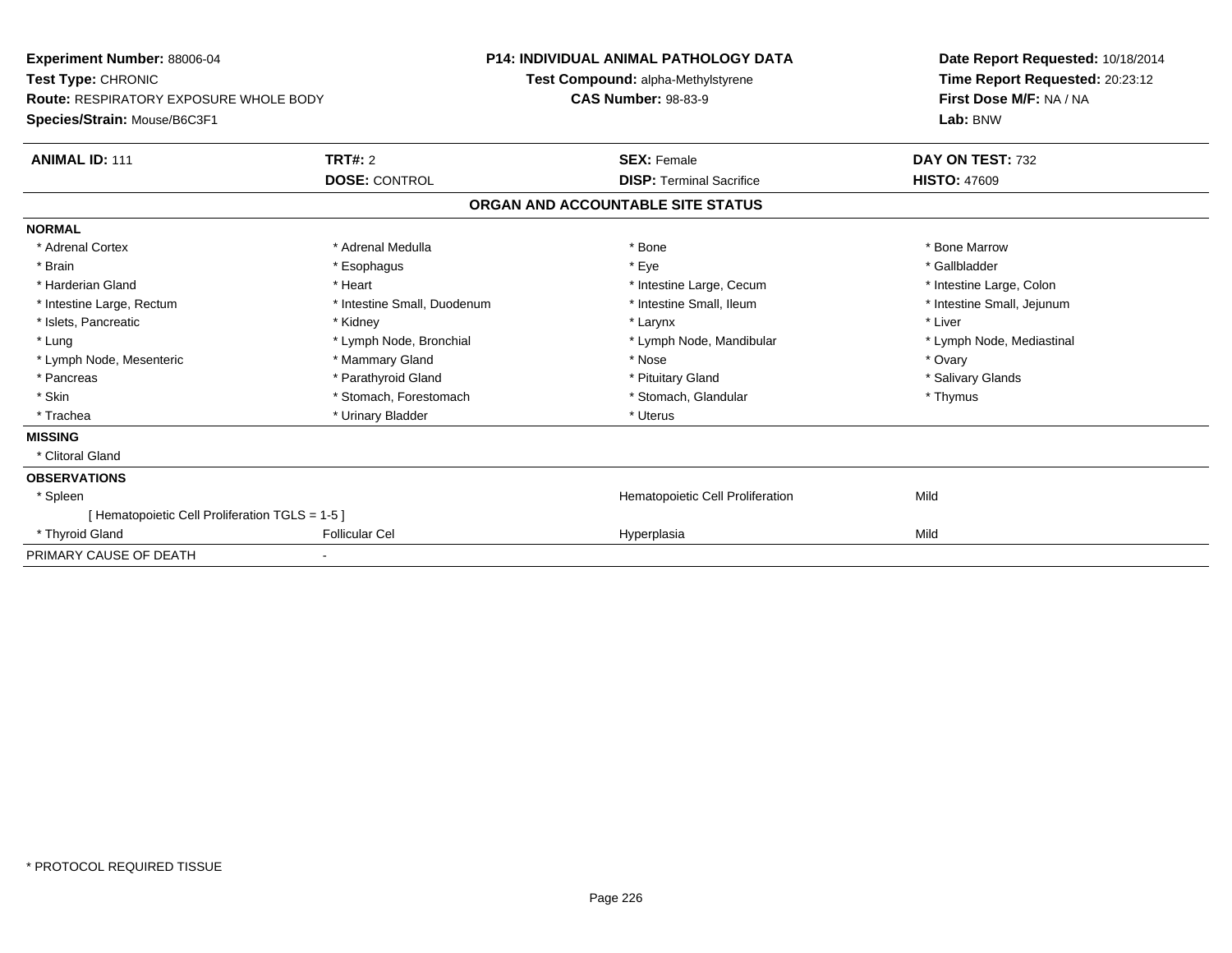**Experiment Number:** 88006-04
**Test Type:** CHRONIC
**Route:** RESPIRATORY EXPOSURE WHOLE BODY
**Species/Strain:** Mouse/B6C3F1

**P14: INDIVIDUAL ANIMAL PATHOLOGY DATA**
**Test Compound:** alpha-Methylstyrene
**CAS Number:** 98-83-9

**Date Report Requested:** 10/18/2014
**Time Report Requested:** 20:23:12
**First Dose M/F:** NA / NA
**Lab:** BNW

| **ANIMAL ID:** 111 | **TRT#:** 2 | **SEX:** Female | **DAY ON TEST:** 732 |
|---|---|---|---|
| | **DOSE:** CONTROL | **DISP:** Terminal Sacrifice | **HISTO:** 47609 |

## ORGAN AND ACCOUNTABLE SITE STATUS

**NORMAL**

| | | | |
|---|---|---|---|
| * Adrenal Cortex | * Adrenal Medulla | * Bone | * Bone Marrow |
| * Brain | * Esophagus | * Eye | * Gallbladder |
| * Harderian Gland | * Heart | * Intestine Large, Cecum | * Intestine Large, Colon |
| * Intestine Large, Rectum | * Intestine Small, Duodenum | * Intestine Small, Ileum | * Intestine Small, Jejunum |
| * Islets, Pancreatic | * Kidney | * Larynx | * Liver |
| * Lung | * Lymph Node, Bronchial | * Lymph Node, Mandibular | * Lymph Node, Mediastinal |
| * Lymph Node, Mesenteric | * Mammary Gland | * Nose | * Ovary |
| * Pancreas | * Parathyroid Gland | * Pituitary Gland | * Salivary Glands |
| * Skin | * Stomach, Forestomach | * Stomach, Glandular | * Thymus |
| * Trachea | * Urinary Bladder | * Uterus | |

**MISSING**

* Clitoral Gland

**OBSERVATIONS**

| | | | |
|---|---|---|---|
| * Spleen | | Hematopoietic Cell Proliferation | Mild |
| [ Hematopoietic Cell Proliferation TGLS = 1-5 ] | | | |
| * Thyroid Gland | Follicular Cel | Hyperplasia | Mild |

| PRIMARY CAUSE OF DEATH | - |
|---|---|

* PROTOCOL REQUIRED TISSUE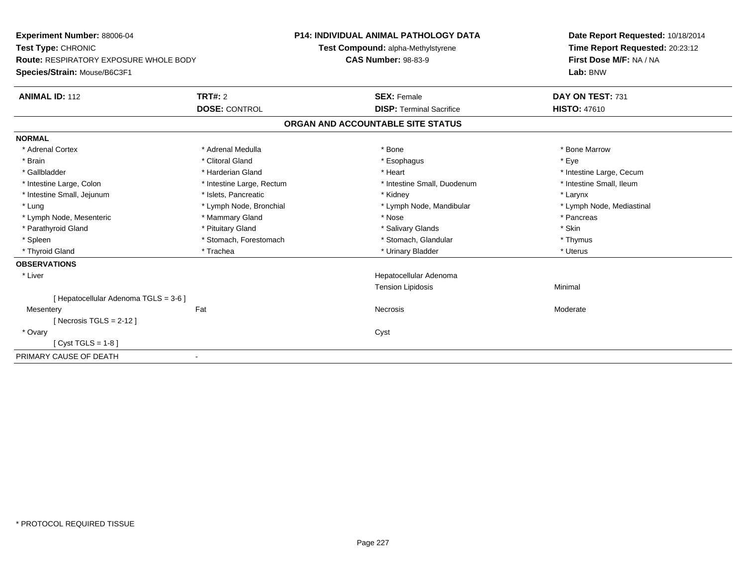**Experiment Number:** 88006-04
**Test Type:** CHRONIC
**Route:** RESPIRATORY EXPOSURE WHOLE BODY
**Species/Strain:** Mouse/B6C3F1

**P14: INDIVIDUAL ANIMAL PATHOLOGY DATA**
**Test Compound:** alpha-Methylstyrene
**CAS Number:** 98-83-9

**Date Report Requested:** 10/18/2014
**Time Report Requested:** 20:23:12
**First Dose M/F:** NA / NA
**Lab:** BNW

| **ANIMAL ID:** 112 | **TRT#:** 2 | **SEX:** Female | **DAY ON TEST:** 731 |
|---|---|---|---|
| | **DOSE:** CONTROL | **DISP:** Terminal Sacrifice | **HISTO:** 47610 |

## ORGAN AND ACCOUNTABLE SITE STATUS

**NORMAL**

| | | | |
|---|---|---|---|
| * Adrenal Cortex | * Adrenal Medulla | * Bone | * Bone Marrow |
| * Brain | * Clitoral Gland | * Esophagus | * Eye |
| * Gallbladder | * Harderian Gland | * Heart | * Intestine Large, Cecum |
| * Intestine Large, Colon | * Intestine Large, Rectum | * Intestine Small, Duodenum | * Intestine Small, Ileum |
| * Intestine Small, Jejunum | * Islets, Pancreatic | * Kidney | * Larynx |
| * Lung | * Lymph Node, Bronchial | * Lymph Node, Mandibular | * Lymph Node, Mediastinal |
| * Lymph Node, Mesenteric | * Mammary Gland | * Nose | * Pancreas |
| * Parathyroid Gland | * Pituitary Gland | * Salivary Glands | * Skin |
| * Spleen | * Stomach, Forestomach | * Stomach, Glandular | * Thymus |
| * Thyroid Gland | * Trachea | * Urinary Bladder | * Uterus |

**OBSERVATIONS**

| | | | |
|---|---|---|---|
| * Liver | | Hepatocellular Adenoma | |
| | | Tension Lipidosis | Minimal |
| [ Hepatocellular Adenoma TGLS = 3-6 ] | | | |
| Mesentery | Fat | Necrosis | Moderate |
| [ Necrosis TGLS = 2-12 ] | | | |
| * Ovary | | Cyst | |
| [ Cyst TGLS = 1-8 ] | | | |

PRIMARY CAUSE OF DEATH -

* PROTOCOL REQUIRED TISSUE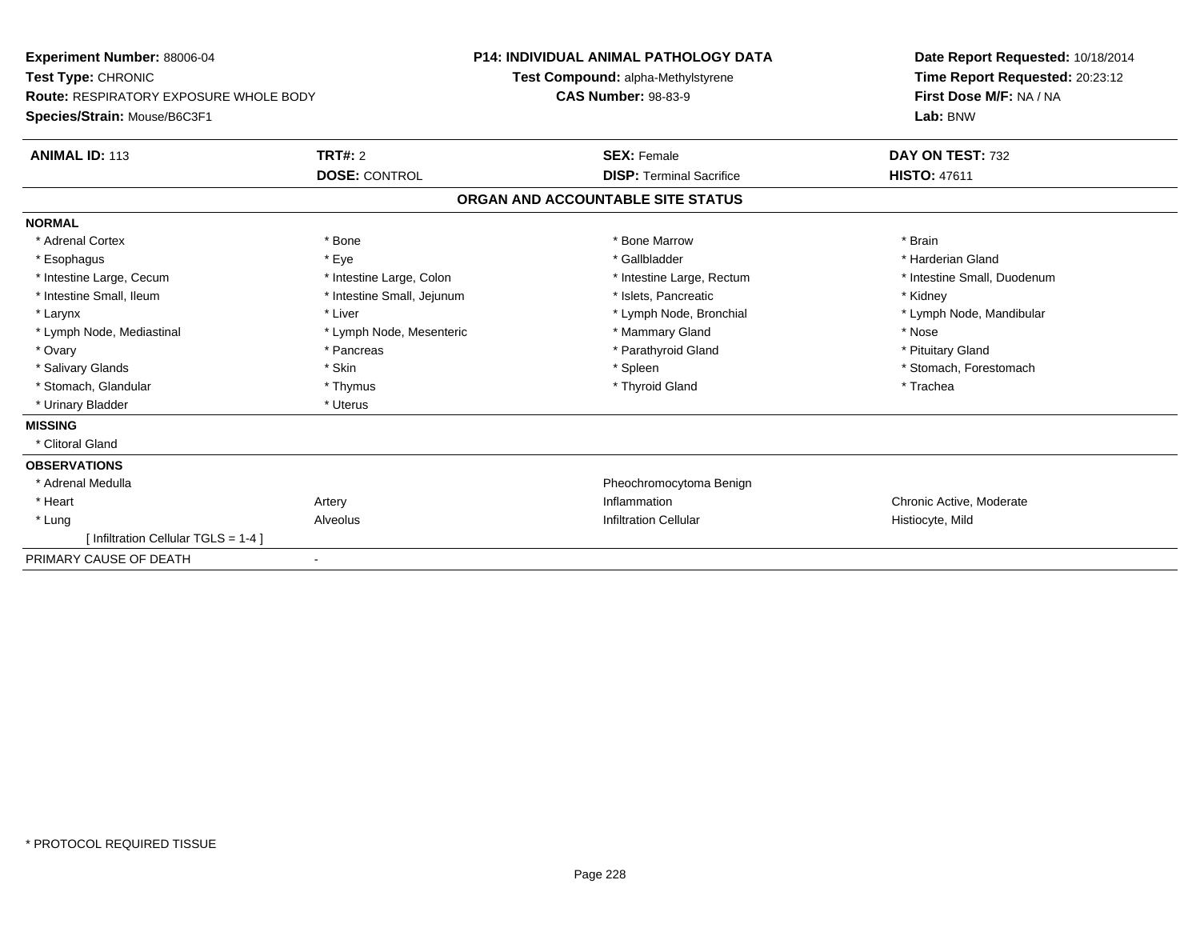**Experiment Number:** 88006-04
**Test Type:** CHRONIC
**Route:** RESPIRATORY EXPOSURE WHOLE BODY
**Species/Strain:** Mouse/B6C3F1

**P14: INDIVIDUAL ANIMAL PATHOLOGY DATA**
**Test Compound:** alpha-Methylstyrene
**CAS Number:** 98-83-9

**Date Report Requested:** 10/18/2014
**Time Report Requested:** 20:23:12
**First Dose M/F:** NA / NA
**Lab:** BNW

| **ANIMAL ID:** 113 | **TRT#:** 2 | **SEX:** Female | **DAY ON TEST:** 732 |
|---|---|---|---|
| | **DOSE:** CONTROL | **DISP:** Terminal Sacrifice | **HISTO:** 47611 |

## ORGAN AND ACCOUNTABLE SITE STATUS

**NORMAL**

| | | | |
|---|---|---|---|
| * Adrenal Cortex | * Bone | * Bone Marrow | * Brain |
| * Esophagus | * Eye | * Gallbladder | * Harderian Gland |
| * Intestine Large, Cecum | * Intestine Large, Colon | * Intestine Large, Rectum | * Intestine Small, Duodenum |
| * Intestine Small, Ileum | * Intestine Small, Jejunum | * Islets, Pancreatic | * Kidney |
| * Larynx | * Liver | * Lymph Node, Bronchial | * Lymph Node, Mandibular |
| * Lymph Node, Mediastinal | * Lymph Node, Mesenteric | * Mammary Gland | * Nose |
| * Ovary | * Pancreas | * Parathyroid Gland | * Pituitary Gland |
| * Salivary Glands | * Skin | * Spleen | * Stomach, Forestomach |
| * Stomach, Glandular | * Thymus | * Thyroid Gland | * Trachea |
| * Urinary Bladder | * Uterus | | |

**MISSING**

* Clitoral Gland

**OBSERVATIONS**

| | | | |
|---|---|---|---|
| * Adrenal Medulla | | Pheochromocytoma Benign | |
| * Heart | Artery | Inflammation | Chronic Active, Moderate |
| * Lung | Alveolus | Infiltration Cellular | Histiocyte, Mild |
| [ Infiltration Cellular TGLS = 1-4 ] | | | |

PRIMARY CAUSE OF DEATH -

* PROTOCOL REQUIRED TISSUE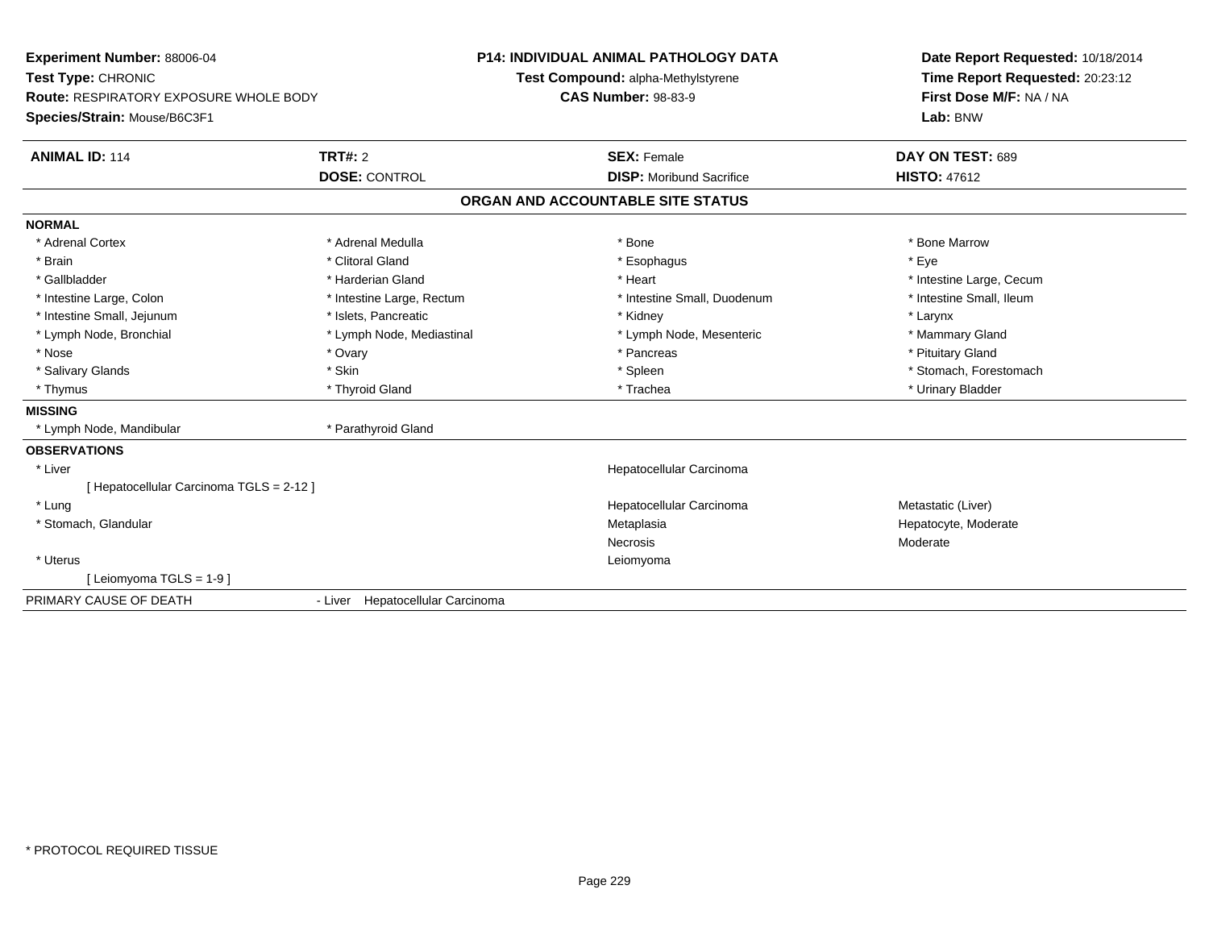**Experiment Number:** 88006-04
**Test Type:** CHRONIC
**Route:** RESPIRATORY EXPOSURE WHOLE BODY
**Species/Strain:** Mouse/B6C3F1

**P14: INDIVIDUAL ANIMAL PATHOLOGY DATA**
**Test Compound:** alpha-Methylstyrene
**CAS Number:** 98-83-9

**Date Report Requested:** 10/18/2014
**Time Report Requested:** 20:23:12
**First Dose M/F:** NA / NA
**Lab:** BNW

| **ANIMAL ID:** 114 | **TRT#:** 2 | **SEX:** Female | **DAY ON TEST:** 689 |
|---|---|---|---|
| | **DOSE:** CONTROL | **DISP:** Moribund Sacrifice | **HISTO:** 47612 |

## ORGAN AND ACCOUNTABLE SITE STATUS

**NORMAL**

| | | | |
|---|---|---|---|
| * Adrenal Cortex | * Adrenal Medulla | * Bone | * Bone Marrow |
| * Brain | * Clitoral Gland | * Esophagus | * Eye |
| * Gallbladder | * Harderian Gland | * Heart | * Intestine Large, Cecum |
| * Intestine Large, Colon | * Intestine Large, Rectum | * Intestine Small, Duodenum | * Intestine Small, Ileum |
| * Intestine Small, Jejunum | * Islets, Pancreatic | * Kidney | * Larynx |
| * Lymph Node, Bronchial | * Lymph Node, Mediastinal | * Lymph Node, Mesenteric | * Mammary Gland |
| * Nose | * Ovary | * Pancreas | * Pituitary Gland |
| * Salivary Glands | * Skin | * Spleen | * Stomach, Forestomach |
| * Thymus | * Thyroid Gland | * Trachea | * Urinary Bladder |

**MISSING**

| | |
|---|---|
| * Lymph Node, Mandibular | * Parathyroid Gland |

**OBSERVATIONS**

| | | |
|---|---|---|
| * Liver | Hepatocellular Carcinoma | |
| [ Hepatocellular Carcinoma TGLS = 2-12 ] | | |
| * Lung | Hepatocellular Carcinoma | Metastatic (Liver) |
| * Stomach, Glandular | Metaplasia | Hepatocyte, Moderate |
| | Necrosis | Moderate |
| * Uterus | Leiomyoma | |
| [ Leiomyoma TGLS = 1-9 ] | | |

PRIMARY CAUSE OF DEATH - Liver Hepatocellular Carcinoma

\* PROTOCOL REQUIRED TISSUE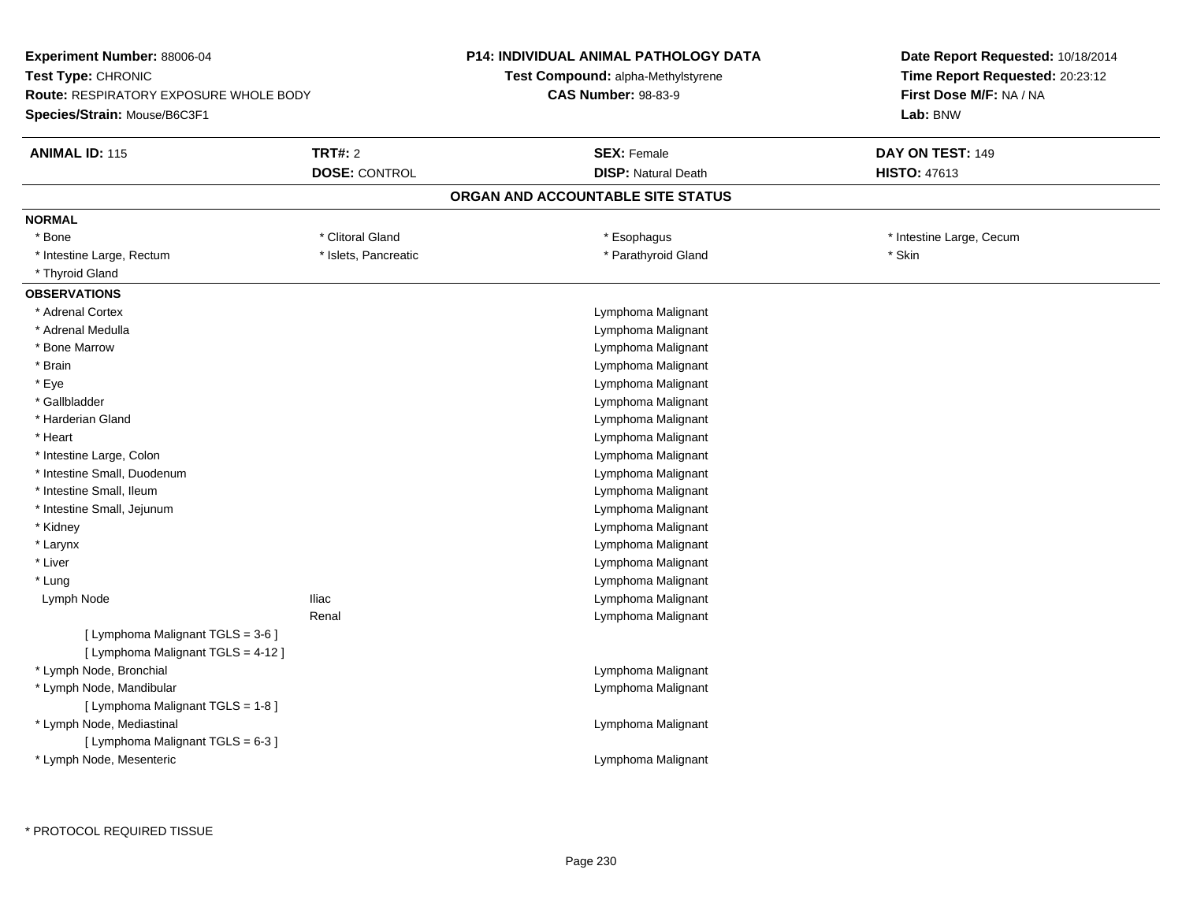**Experiment Number:** 88006-04
**Test Type:** CHRONIC
**Route:** RESPIRATORY EXPOSURE WHOLE BODY
**Species/Strain:** Mouse/B6C3F1

**P14: INDIVIDUAL ANIMAL PATHOLOGY DATA**
**Test Compound:** alpha-Methylstyrene
**CAS Number:** 98-83-9

**Date Report Requested:** 10/18/2014
**Time Report Requested:** 20:23:12
**First Dose M/F:** NA / NA
**Lab:** BNW

| **ANIMAL ID:** 115 | **TRT#:** 2 | **SEX:** Female | **DAY ON TEST:** 149 |
|---|---|---|---|
| | **DOSE:** CONTROL | **DISP:** Natural Death | **HISTO:** 47613 |

## ORGAN AND ACCOUNTABLE SITE STATUS

**NORMAL**

| | | | |
|---|---|---|---|
| * Bone | * Clitoral Gland | * Esophagus | * Intestine Large, Cecum |
| * Intestine Large, Rectum | * Islets, Pancreatic | * Parathyroid Gland | * Skin |
| * Thyroid Gland | | | |

**OBSERVATIONS**

| | | |
|---|---|---|
| * Adrenal Cortex | | Lymphoma Malignant |
| * Adrenal Medulla | | Lymphoma Malignant |
| * Bone Marrow | | Lymphoma Malignant |
| * Brain | | Lymphoma Malignant |
| * Eye | | Lymphoma Malignant |
| * Gallbladder | | Lymphoma Malignant |
| * Harderian Gland | | Lymphoma Malignant |
| * Heart | | Lymphoma Malignant |
| * Intestine Large, Colon | | Lymphoma Malignant |
| * Intestine Small, Duodenum | | Lymphoma Malignant |
| * Intestine Small, Ileum | | Lymphoma Malignant |
| * Intestine Small, Jejunum | | Lymphoma Malignant |
| * Kidney | | Lymphoma Malignant |
| * Larynx | | Lymphoma Malignant |
| * Liver | | Lymphoma Malignant |
| * Lung | | Lymphoma Malignant |
| Lymph Node | Iliac | Lymphoma Malignant |
| | Renal | Lymphoma Malignant |
| [ Lymphoma Malignant TGLS = 3-6 ] | | |
| [ Lymphoma Malignant TGLS = 4-12 ] | | |
| * Lymph Node, Bronchial | | Lymphoma Malignant |
| * Lymph Node, Mandibular | | Lymphoma Malignant |
| [ Lymphoma Malignant TGLS = 1-8 ] | | |
| * Lymph Node, Mediastinal | | Lymphoma Malignant |
| [ Lymphoma Malignant TGLS = 6-3 ] | | |
| * Lymph Node, Mesenteric | | Lymphoma Malignant |

* PROTOCOL REQUIRED TISSUE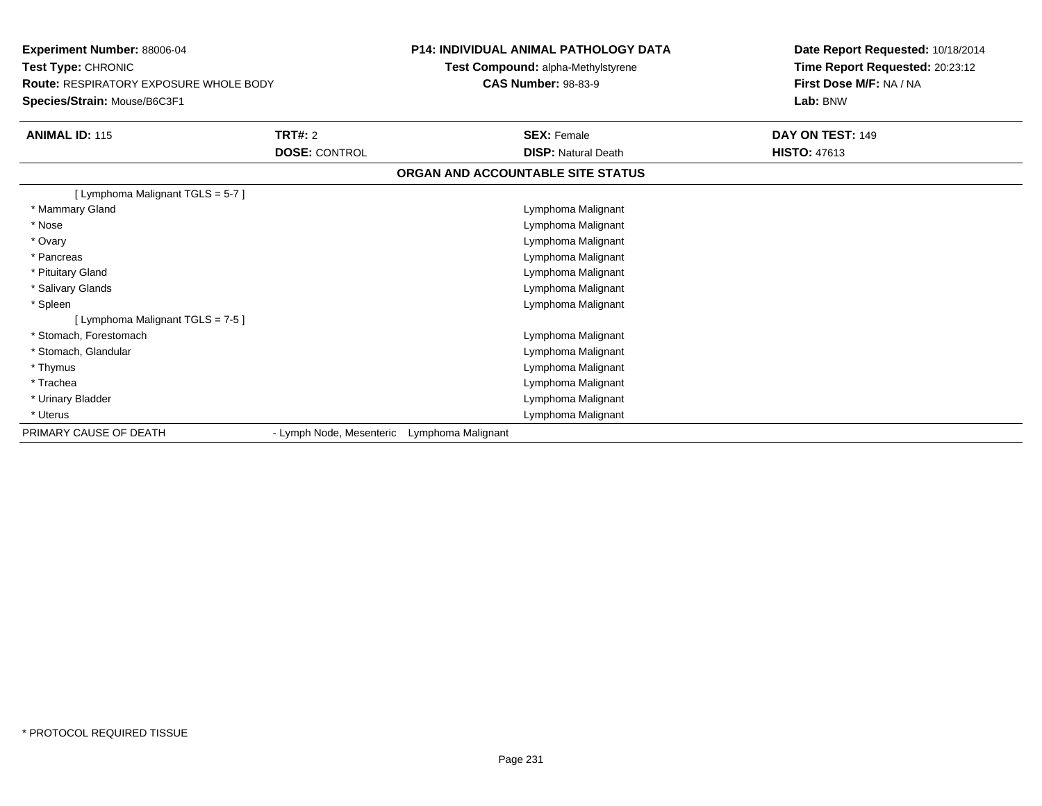**Experiment Number:** 88006-04
**Test Type:** CHRONIC
**Route:** RESPIRATORY EXPOSURE WHOLE BODY
**Species/Strain:** Mouse/B6C3F1

**P14: INDIVIDUAL ANIMAL PATHOLOGY DATA**
**Test Compound:** alpha-Methylstyrene
**CAS Number:** 98-83-9

**Date Report Requested:** 10/18/2014
**Time Report Requested:** 20:23:12
**First Dose M/F:** NA / NA
**Lab:** BNW

| **ANIMAL ID:** 115 | **TRT#:** 2 | **SEX:** Female | **DAY ON TEST:** 149 |
|---|---|---|---|
| | **DOSE:** CONTROL | **DISP:** Natural Death | **HISTO:** 47613 |

**ORGAN AND ACCOUNTABLE SITE STATUS**

| | |
|---|---|
| [ Lymphoma Malignant TGLS = 5-7 ] | |
| * Mammary Gland | Lymphoma Malignant |
| * Nose | Lymphoma Malignant |
| * Ovary | Lymphoma Malignant |
| * Pancreas | Lymphoma Malignant |
| * Pituitary Gland | Lymphoma Malignant |
| * Salivary Glands | Lymphoma Malignant |
| * Spleen | Lymphoma Malignant |
| [ Lymphoma Malignant TGLS = 7-5 ] | |
| * Stomach, Forestomach | Lymphoma Malignant |
| * Stomach, Glandular | Lymphoma Malignant |
| * Thymus | Lymphoma Malignant |
| * Trachea | Lymphoma Malignant |
| * Urinary Bladder | Lymphoma Malignant |
| * Uterus | Lymphoma Malignant |

PRIMARY CAUSE OF DEATH - Lymph Node, Mesenteric Lymphoma Malignant

* PROTOCOL REQUIRED TISSUE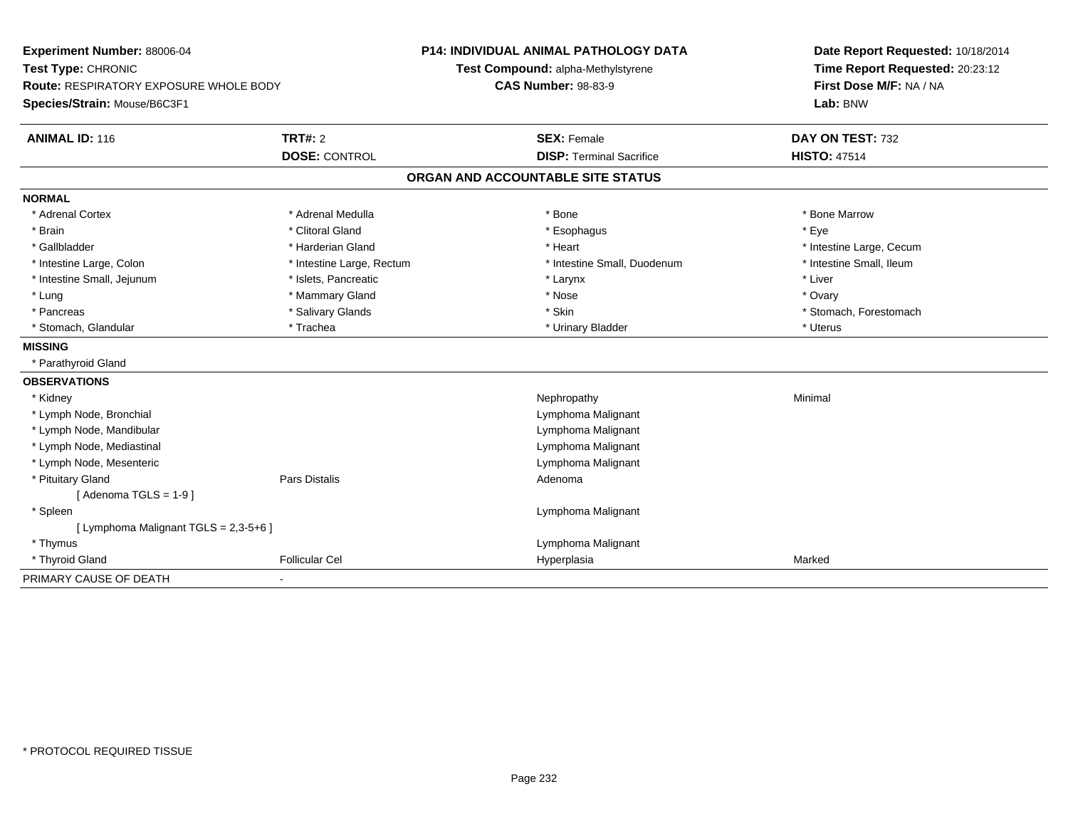**Experiment Number:** 88006-04
**Test Type:** CHRONIC
**Route:** RESPIRATORY EXPOSURE WHOLE BODY
**Species/Strain:** Mouse/B6C3F1

**P14: INDIVIDUAL ANIMAL PATHOLOGY DATA**
**Test Compound:** alpha-Methylstyrene
**CAS Number:** 98-83-9

**Date Report Requested:** 10/18/2014
**Time Report Requested:** 20:23:12
**First Dose M/F:** NA / NA
**Lab:** BNW

| **ANIMAL ID:** 116 | **TRT#:** 2 | **SEX:** Female | **DAY ON TEST:** 732 |
|---|---|---|---|
| | **DOSE:** CONTROL | **DISP:** Terminal Sacrifice | **HISTO:** 47514 |

## ORGAN AND ACCOUNTABLE SITE STATUS

**NORMAL**

| | | | |
|---|---|---|---|
| * Adrenal Cortex | * Adrenal Medulla | * Bone | * Bone Marrow |
| * Brain | * Clitoral Gland | * Esophagus | * Eye |
| * Gallbladder | * Harderian Gland | * Heart | * Intestine Large, Cecum |
| * Intestine Large, Colon | * Intestine Large, Rectum | * Intestine Small, Duodenum | * Intestine Small, Ileum |
| * Intestine Small, Jejunum | * Islets, Pancreatic | * Larynx | * Liver |
| * Lung | * Mammary Gland | * Nose | * Ovary |
| * Pancreas | * Salivary Glands | * Skin | * Stomach, Forestomach |
| * Stomach, Glandular | * Trachea | * Urinary Bladder | * Uterus |

**MISSING**

* Parathyroid Gland

**OBSERVATIONS**

| | | | |
|---|---|---|---|
| * Kidney | | Nephropathy | Minimal |
| * Lymph Node, Bronchial | | Lymphoma Malignant | |
| * Lymph Node, Mandibular | | Lymphoma Malignant | |
| * Lymph Node, Mediastinal | | Lymphoma Malignant | |
| * Lymph Node, Mesenteric | | Lymphoma Malignant | |
| * Pituitary Gland | Pars Distalis | Adenoma | |
| [ Adenoma TGLS = 1-9 ] | | | |
| * Spleen | | Lymphoma Malignant | |
| [ Lymphoma Malignant TGLS = 2,3-5+6 ] | | | |
| * Thymus | | Lymphoma Malignant | |
| * Thyroid Gland | Follicular Cel | Hyperplasia | Marked |

PRIMARY CAUSE OF DEATH -

* PROTOCOL REQUIRED TISSUE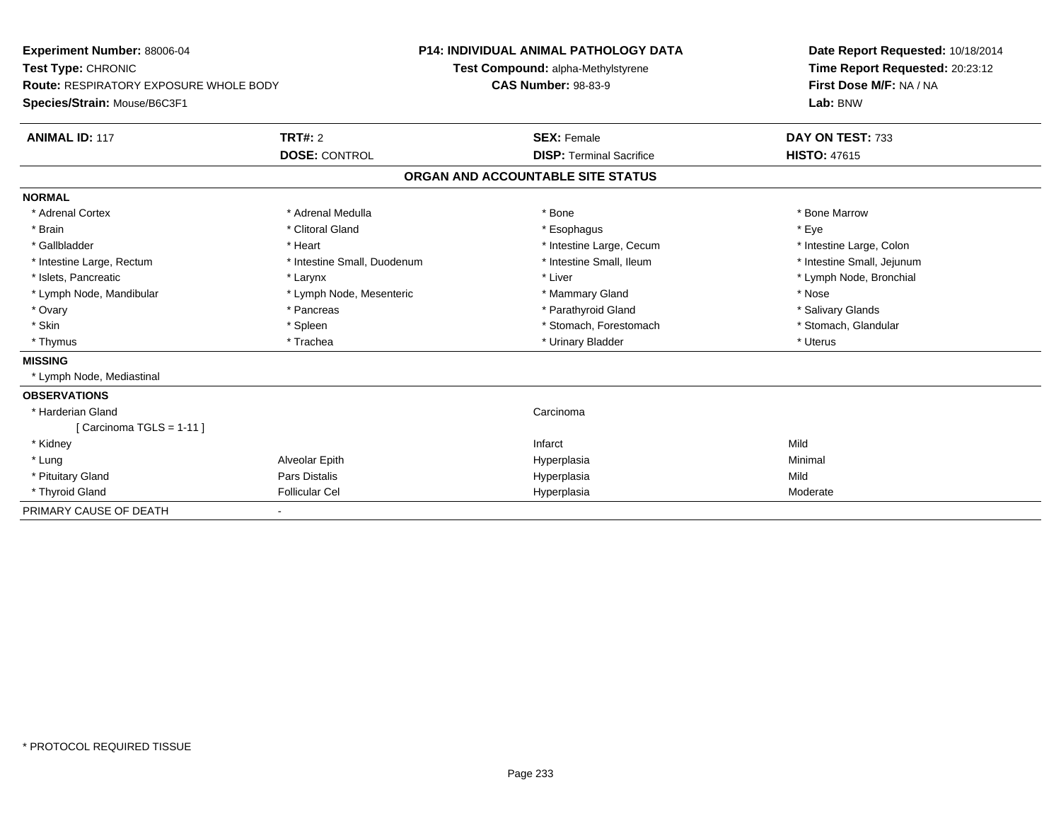**Experiment Number:** 88006-04
**Test Type:** CHRONIC
**Route:** RESPIRATORY EXPOSURE WHOLE BODY
**Species/Strain:** Mouse/B6C3F1

**P14: INDIVIDUAL ANIMAL PATHOLOGY DATA**
**Test Compound:** alpha-Methylstyrene
**CAS Number:** 98-83-9

**Date Report Requested:** 10/18/2014
**Time Report Requested:** 20:23:12
**First Dose M/F:** NA / NA
**Lab:** BNW

| **ANIMAL ID:** 117 | **TRT#:** 2 | **SEX:** Female | **DAY ON TEST:** 733 |
|---|---|---|---|
| | **DOSE:** CONTROL | **DISP:** Terminal Sacrifice | **HISTO:** 47615 |

## ORGAN AND ACCOUNTABLE SITE STATUS

| | | | |
|---|---|---|---|
| **NORMAL** | | | |
| * Adrenal Cortex | * Adrenal Medulla | * Bone | * Bone Marrow |
| * Brain | * Clitoral Gland | * Esophagus | * Eye |
| * Gallbladder | * Heart | * Intestine Large, Cecum | * Intestine Large, Colon |
| * Intestine Large, Rectum | * Intestine Small, Duodenum | * Intestine Small, Ileum | * Intestine Small, Jejunum |
| * Islets, Pancreatic | * Larynx | * Liver | * Lymph Node, Bronchial |
| * Lymph Node, Mandibular | * Lymph Node, Mesenteric | * Mammary Gland | * Nose |
| * Ovary | * Pancreas | * Parathyroid Gland | * Salivary Glands |
| * Skin | * Spleen | * Stomach, Forestomach | * Stomach, Glandular |
| * Thymus | * Trachea | * Urinary Bladder | * Uterus |
| **MISSING** | | | |
| * Lymph Node, Mediastinal | | | |
| **OBSERVATIONS** | | | |
| * Harderian Gland | | Carcinoma | |
| [ Carcinoma TGLS = 1-11 ] | | | |
| * Kidney | | Infarct | Mild |
| * Lung | Alveolar Epith | Hyperplasia | Minimal |
| * Pituitary Gland | Pars Distalis | Hyperplasia | Mild |
| * Thyroid Gland | Follicular Cel | Hyperplasia | Moderate |
| PRIMARY CAUSE OF DEATH | - | | |

* PROTOCOL REQUIRED TISSUE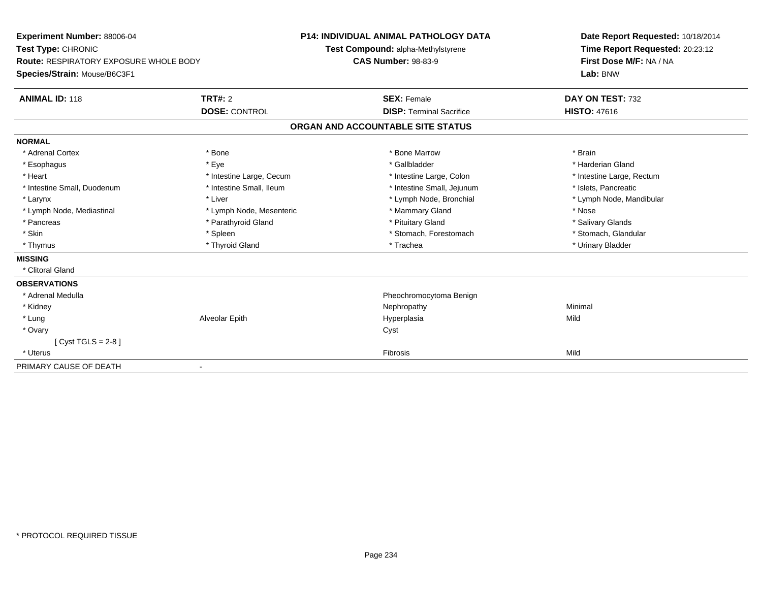**Experiment Number:** 88006-04
**Test Type:** CHRONIC
**Route:** RESPIRATORY EXPOSURE WHOLE BODY
**Species/Strain:** Mouse/B6C3F1

**P14: INDIVIDUAL ANIMAL PATHOLOGY DATA**
**Test Compound:** alpha-Methylstyrene
**CAS Number:** 98-83-9

**Date Report Requested:** 10/18/2014
**Time Report Requested:** 20:23:12
**First Dose M/F:** NA / NA
**Lab:** BNW

| **ANIMAL ID:** 118 | **TRT#:** 2 | **SEX:** Female | **DAY ON TEST:** 732 |
|---|---|---|---|
| | **DOSE:** CONTROL | **DISP:** Terminal Sacrifice | **HISTO:** 47616 |

## ORGAN AND ACCOUNTABLE SITE STATUS

**NORMAL**

| | | | |
|---|---|---|---|
| * Adrenal Cortex | * Bone | * Bone Marrow | * Brain |
| * Esophagus | * Eye | * Gallbladder | * Harderian Gland |
| * Heart | * Intestine Large, Cecum | * Intestine Large, Colon | * Intestine Large, Rectum |
| * Intestine Small, Duodenum | * Intestine Small, Ileum | * Intestine Small, Jejunum | * Islets, Pancreatic |
| * Larynx | * Liver | * Lymph Node, Bronchial | * Lymph Node, Mandibular |
| * Lymph Node, Mediastinal | * Lymph Node, Mesenteric | * Mammary Gland | * Nose |
| * Pancreas | * Parathyroid Gland | * Pituitary Gland | * Salivary Glands |
| * Skin | * Spleen | * Stomach, Forestomach | * Stomach, Glandular |
| * Thymus | * Thyroid Gland | * Trachea | * Urinary Bladder |

**MISSING**

* Clitoral Gland

**OBSERVATIONS**

| | | | |
|---|---|---|---|
| * Adrenal Medulla | | Pheochromocytoma Benign | |
| * Kidney | | Nephropathy | Minimal |
| * Lung | Alveolar Epith | Hyperplasia | Mild |
| * Ovary | | Cyst | |
| [ Cyst TGLS = 2-8 ] | | | |
| * Uterus | | Fibrosis | Mild |

PRIMARY CAUSE OF DEATH -

* PROTOCOL REQUIRED TISSUE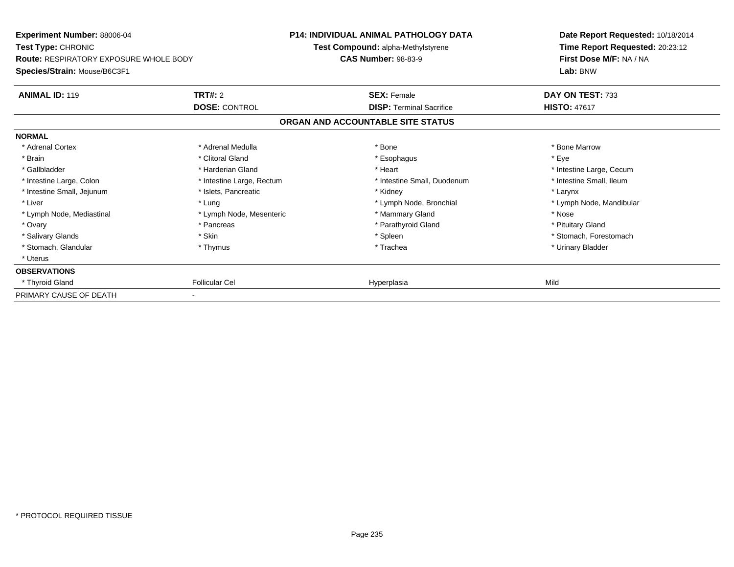**Experiment Number:** 88006-04
**Test Type:** CHRONIC
**Route:** RESPIRATORY EXPOSURE WHOLE BODY
**Species/Strain:** Mouse/B6C3F1

**P14: INDIVIDUAL ANIMAL PATHOLOGY DATA**
**Test Compound:** alpha-Methylstyrene
**CAS Number:** 98-83-9

**Date Report Requested:** 10/18/2014
**Time Report Requested:** 20:23:12
**First Dose M/F:** NA / NA
**Lab:** BNW

| **ANIMAL ID:** 119 | **TRT#:** 2 | **SEX:** Female | **DAY ON TEST:** 733 |
|---|---|---|---|
| | **DOSE:** CONTROL | **DISP:** Terminal Sacrifice | **HISTO:** 47617 |

**ORGAN AND ACCOUNTABLE SITE STATUS**

| | | | |
|---|---|---|---|
| **NORMAL** | | | |
| * Adrenal Cortex | * Adrenal Medulla | * Bone | * Bone Marrow |
| * Brain | * Clitoral Gland | * Esophagus | * Eye |
| * Gallbladder | * Harderian Gland | * Heart | * Intestine Large, Cecum |
| * Intestine Large, Colon | * Intestine Large, Rectum | * Intestine Small, Duodenum | * Intestine Small, Ileum |
| * Intestine Small, Jejunum | * Islets, Pancreatic | * Kidney | * Larynx |
| * Liver | * Lung | * Lymph Node, Bronchial | * Lymph Node, Mandibular |
| * Lymph Node, Mediastinal | * Lymph Node, Mesenteric | * Mammary Gland | * Nose |
| * Ovary | * Pancreas | * Parathyroid Gland | * Pituitary Gland |
| * Salivary Glands | * Skin | * Spleen | * Stomach, Forestomach |
| * Stomach, Glandular | * Thymus | * Trachea | * Urinary Bladder |
| * Uterus | | | |
| **OBSERVATIONS** | | | |
| * Thyroid Gland | Follicular Cel | Hyperplasia | Mild |
| PRIMARY CAUSE OF DEATH | - | | |

* PROTOCOL REQUIRED TISSUE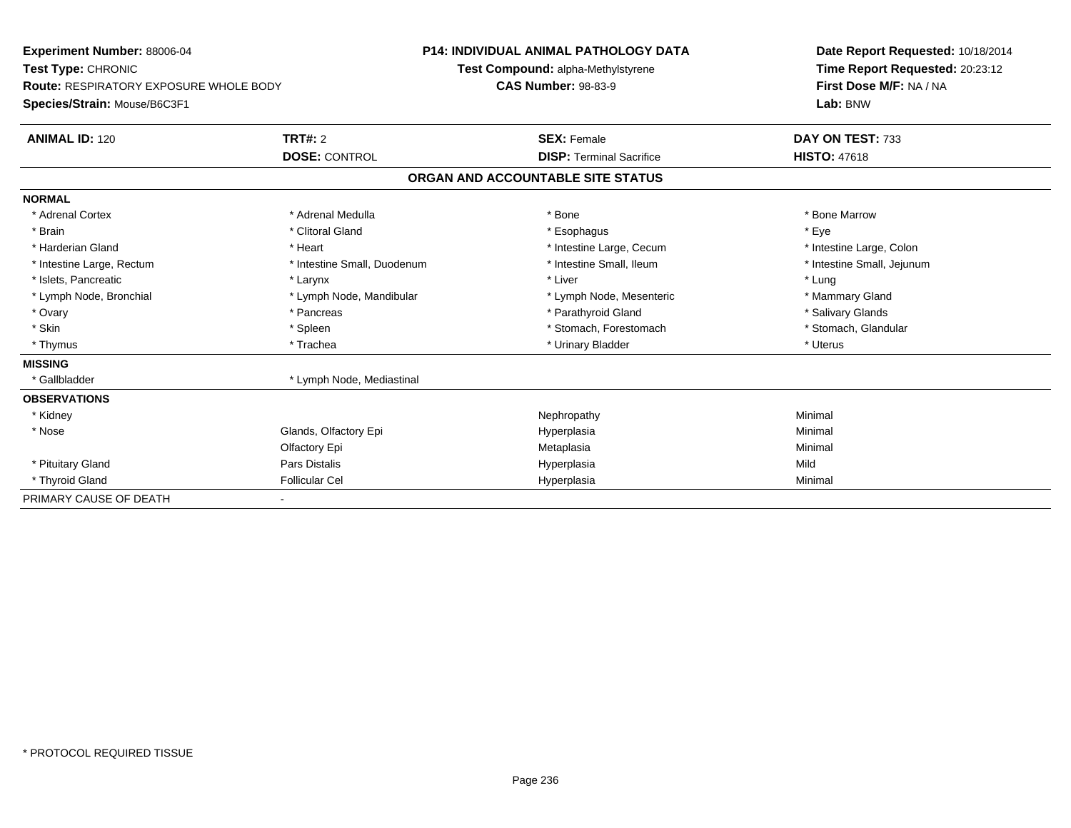**Experiment Number:** 88006-04
**Test Type:** CHRONIC
**Route:** RESPIRATORY EXPOSURE WHOLE BODY
**Species/Strain:** Mouse/B6C3F1

**P14: INDIVIDUAL ANIMAL PATHOLOGY DATA**
**Test Compound:** alpha-Methylstyrene
**CAS Number:** 98-83-9

**Date Report Requested:** 10/18/2014
**Time Report Requested:** 20:23:12
**First Dose M/F:** NA / NA
**Lab:** BNW

| **ANIMAL ID:** 120 | **TRT#:** 2 | **SEX:** Female | **DAY ON TEST:** 733 |
|---|---|---|---|
| | **DOSE:** CONTROL | **DISP:** Terminal Sacrifice | **HISTO:** 47618 |

## ORGAN AND ACCOUNTABLE SITE STATUS

| | | | |
|---|---|---|---|
| **NORMAL** | | | |
| * Adrenal Cortex | * Adrenal Medulla | * Bone | * Bone Marrow |
| * Brain | * Clitoral Gland | * Esophagus | * Eye |
| * Harderian Gland | * Heart | * Intestine Large, Cecum | * Intestine Large, Colon |
| * Intestine Large, Rectum | * Intestine Small, Duodenum | * Intestine Small, Ileum | * Intestine Small, Jejunum |
| * Islets, Pancreatic | * Larynx | * Liver | * Lung |
| * Lymph Node, Bronchial | * Lymph Node, Mandibular | * Lymph Node, Mesenteric | * Mammary Gland |
| * Ovary | * Pancreas | * Parathyroid Gland | * Salivary Glands |
| * Skin | * Spleen | * Stomach, Forestomach | * Stomach, Glandular |
| * Thymus | * Trachea | * Urinary Bladder | * Uterus |
| **MISSING** | | | |
| * Gallbladder | * Lymph Node, Mediastinal | | |
| **OBSERVATIONS** | | | |
| * Kidney | | Nephropathy | Minimal |
| * Nose | Glands, Olfactory Epi | Hyperplasia | Minimal |
| | Olfactory Epi | Metaplasia | Minimal |
| * Pituitary Gland | Pars Distalis | Hyperplasia | Mild |
| * Thyroid Gland | Follicular Cel | Hyperplasia | Minimal |
| PRIMARY CAUSE OF DEATH | - | | |

\* PROTOCOL REQUIRED TISSUE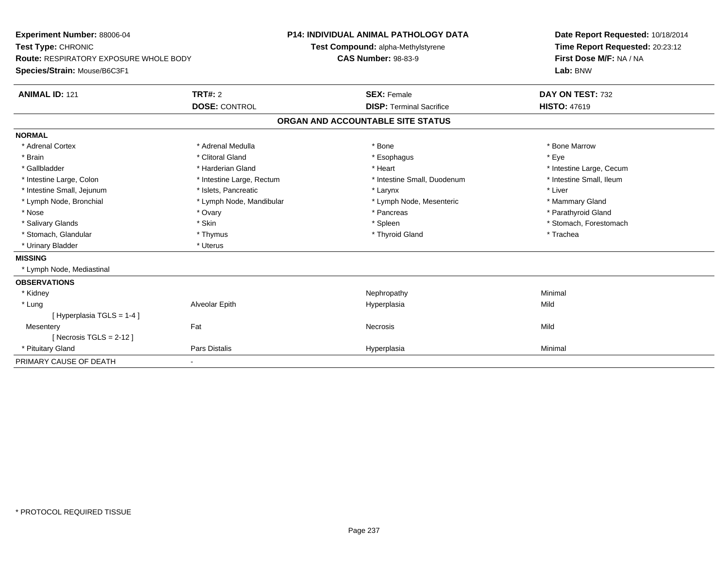**Experiment Number:** 88006-04
**Test Type:** CHRONIC
**Route:** RESPIRATORY EXPOSURE WHOLE BODY
**Species/Strain:** Mouse/B6C3F1

**P14: INDIVIDUAL ANIMAL PATHOLOGY DATA**
**Test Compound:** alpha-Methylstyrene
**CAS Number:** 98-83-9

**Date Report Requested:** 10/18/2014
**Time Report Requested:** 20:23:12
**First Dose M/F:** NA / NA
**Lab:** BNW

| **ANIMAL ID:** 121 | **TRT#:** 2 | **SEX:** Female | **DAY ON TEST:** 732 |
|---|---|---|---|
| | **DOSE:** CONTROL | **DISP:** Terminal Sacrifice | **HISTO:** 47619 |

## ORGAN AND ACCOUNTABLE SITE STATUS

**NORMAL**

| | | | |
|---|---|---|---|
| * Adrenal Cortex | * Adrenal Medulla | * Bone | * Bone Marrow |
| * Brain | * Clitoral Gland | * Esophagus | * Eye |
| * Gallbladder | * Harderian Gland | * Heart | * Intestine Large, Cecum |
| * Intestine Large, Colon | * Intestine Large, Rectum | * Intestine Small, Duodenum | * Intestine Small, Ileum |
| * Intestine Small, Jejunum | * Islets, Pancreatic | * Larynx | * Liver |
| * Lymph Node, Bronchial | * Lymph Node, Mandibular | * Lymph Node, Mesenteric | * Mammary Gland |
| * Nose | * Ovary | * Pancreas | * Parathyroid Gland |
| * Salivary Glands | * Skin | * Spleen | * Stomach, Forestomach |
| * Stomach, Glandular | * Thymus | * Thyroid Gland | * Trachea |
| * Urinary Bladder | * Uterus | | |

**MISSING**

* Lymph Node, Mediastinal

**OBSERVATIONS**

| | | | |
|---|---|---|---|
| * Kidney | | Nephropathy | Minimal |
| * Lung | Alveolar Epith | Hyperplasia | Mild |
| [ Hyperplasia TGLS = 1-4 ] | | | |
| Mesentery | Fat | Necrosis | Mild |
| [ Necrosis TGLS = 2-12 ] | | | |
| * Pituitary Gland | Pars Distalis | Hyperplasia | Minimal |

PRIMARY CAUSE OF DEATH -

* PROTOCOL REQUIRED TISSUE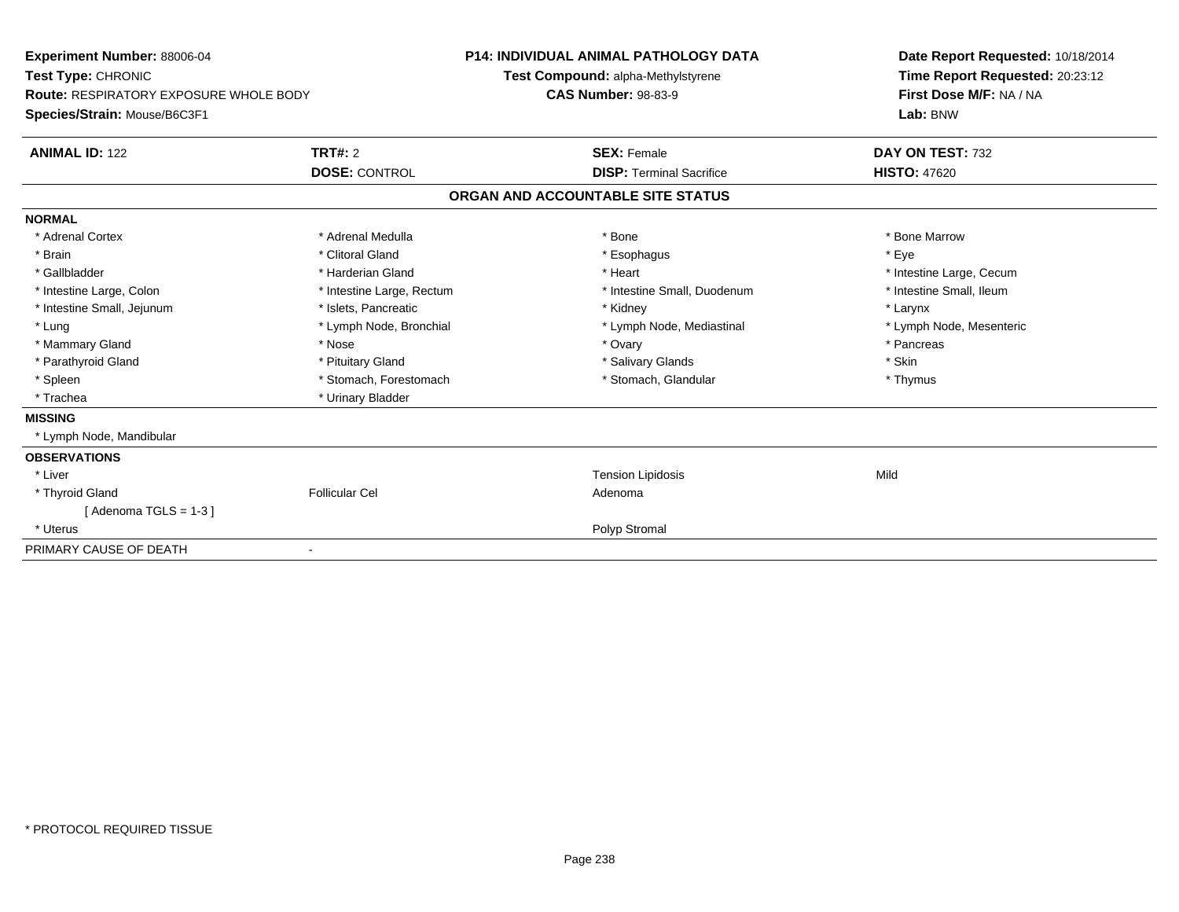**Experiment Number:** 88006-04
**Test Type:** CHRONIC
**Route:** RESPIRATORY EXPOSURE WHOLE BODY
**Species/Strain:** Mouse/B6C3F1

**P14: INDIVIDUAL ANIMAL PATHOLOGY DATA**
**Test Compound:** alpha-Methylstyrene
**CAS Number:** 98-83-9

**Date Report Requested:** 10/18/2014
**Time Report Requested:** 20:23:12
**First Dose M/F:** NA / NA
**Lab:** BNW

| **ANIMAL ID:** 122 | **TRT#:** 2 | **SEX:** Female | **DAY ON TEST:** 732 |
|---|---|---|---|
| | **DOSE:** CONTROL | **DISP:** Terminal Sacrifice | **HISTO:** 47620 |

## ORGAN AND ACCOUNTABLE SITE STATUS

**NORMAL**

| | | | |
|---|---|---|---|
| * Adrenal Cortex | * Adrenal Medulla | * Bone | * Bone Marrow |
| * Brain | * Clitoral Gland | * Esophagus | * Eye |
| * Gallbladder | * Harderian Gland | * Heart | * Intestine Large, Cecum |
| * Intestine Large, Colon | * Intestine Large, Rectum | * Intestine Small, Duodenum | * Intestine Small, Ileum |
| * Intestine Small, Jejunum | * Islets, Pancreatic | * Kidney | * Larynx |
| * Lung | * Lymph Node, Bronchial | * Lymph Node, Mediastinal | * Lymph Node, Mesenteric |
| * Mammary Gland | * Nose | * Ovary | * Pancreas |
| * Parathyroid Gland | * Pituitary Gland | * Salivary Glands | * Skin |
| * Spleen | * Stomach, Forestomach | * Stomach, Glandular | * Thymus |
| * Trachea | * Urinary Bladder | | |

**MISSING**

* Lymph Node, Mandibular

**OBSERVATIONS**

| | | | |
|---|---|---|---|
| * Liver | | Tension Lipidosis | Mild |
| * Thyroid Gland | Follicular Cel | Adenoma | |
| [ Adenoma TGLS = 1-3 ] | | | |
| * Uterus | | Polyp Stromal | |

PRIMARY CAUSE OF DEATH -

* PROTOCOL REQUIRED TISSUE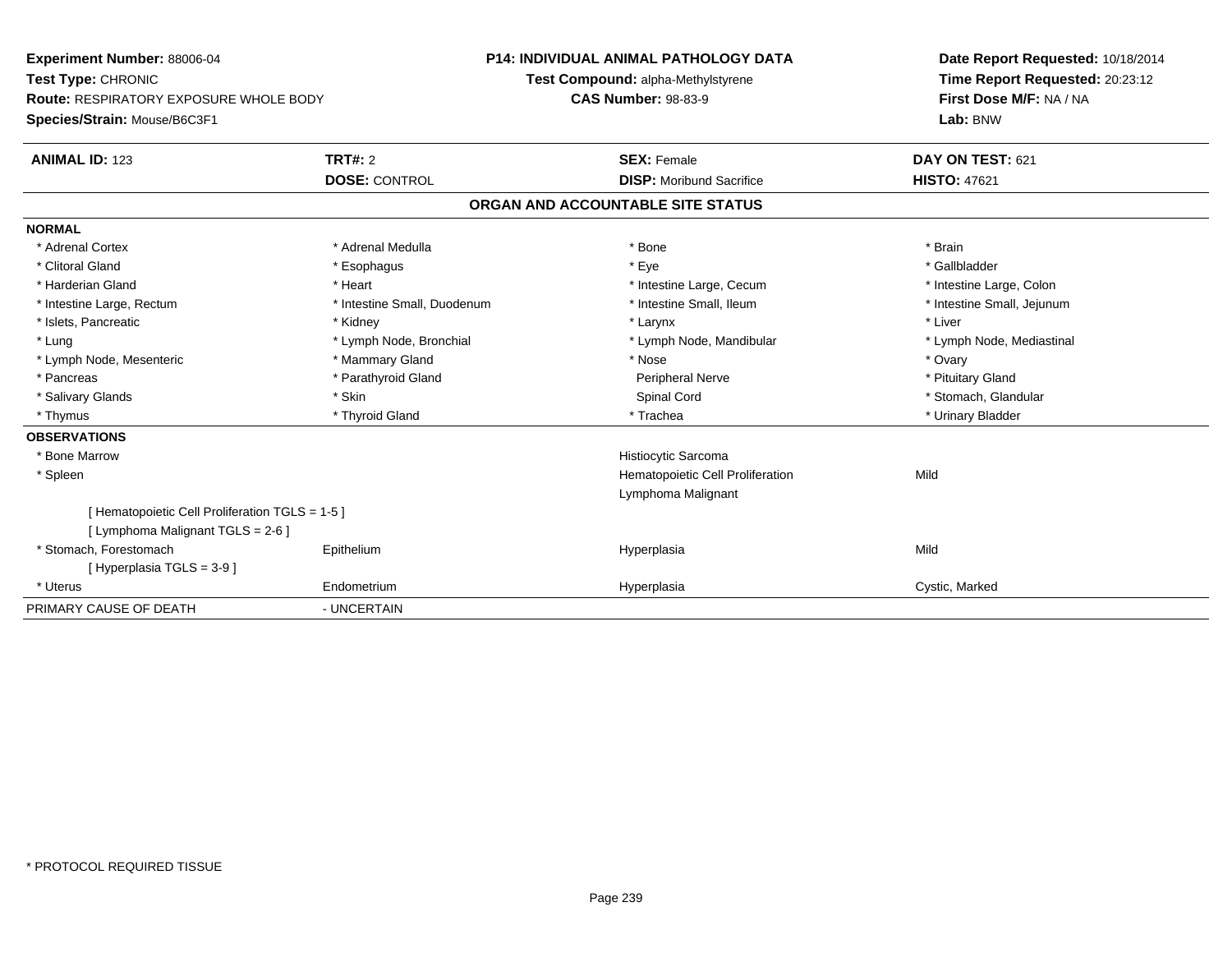**Experiment Number:** 88006-04
**Test Type:** CHRONIC
**Route:** RESPIRATORY EXPOSURE WHOLE BODY
**Species/Strain:** Mouse/B6C3F1

**P14: INDIVIDUAL ANIMAL PATHOLOGY DATA**
**Test Compound:** alpha-Methylstyrene
**CAS Number:** 98-83-9

**Date Report Requested:** 10/18/2014
**Time Report Requested:** 20:23:12
**First Dose M/F:** NA / NA
**Lab:** BNW

| **ANIMAL ID:** 123 | **TRT#:** 2 | **SEX:** Female | **DAY ON TEST:** 621 |
|---|---|---|---|
| | **DOSE:** CONTROL | **DISP:** Moribund Sacrifice | **HISTO:** 47621 |

## ORGAN AND ACCOUNTABLE SITE STATUS

**NORMAL**

| | | | |
|---|---|---|---|
| * Adrenal Cortex | * Adrenal Medulla | * Bone | * Brain |
| * Clitoral Gland | * Esophagus | * Eye | * Gallbladder |
| * Harderian Gland | * Heart | * Intestine Large, Cecum | * Intestine Large, Colon |
| * Intestine Large, Rectum | * Intestine Small, Duodenum | * Intestine Small, Ileum | * Intestine Small, Jejunum |
| * Islets, Pancreatic | * Kidney | * Larynx | * Liver |
| * Lung | * Lymph Node, Bronchial | * Lymph Node, Mandibular | * Lymph Node, Mediastinal |
| * Lymph Node, Mesenteric | * Mammary Gland | * Nose | * Ovary |
| * Pancreas | * Parathyroid Gland | Peripheral Nerve | * Pituitary Gland |
| * Salivary Glands | * Skin | Spinal Cord | * Stomach, Glandular |
| * Thymus | * Thyroid Gland | * Trachea | * Urinary Bladder |

**OBSERVATIONS**

| | | | |
|---|---|---|---|
| * Bone Marrow | | Histiocytic Sarcoma | |
| * Spleen | | Hematopoietic Cell Proliferation | Mild |
| | | Lymphoma Malignant | |
| [ Hematopoietic Cell Proliferation TGLS = 1-5 ] | | | |
| [ Lymphoma Malignant TGLS = 2-6 ] | | | |
| * Stomach, Forestomach | Epithelium | Hyperplasia | Mild |
| [ Hyperplasia TGLS = 3-9 ] | | | |
| * Uterus | Endometrium | Hyperplasia | Cystic, Marked |

PRIMARY CAUSE OF DEATH - UNCERTAIN

* PROTOCOL REQUIRED TISSUE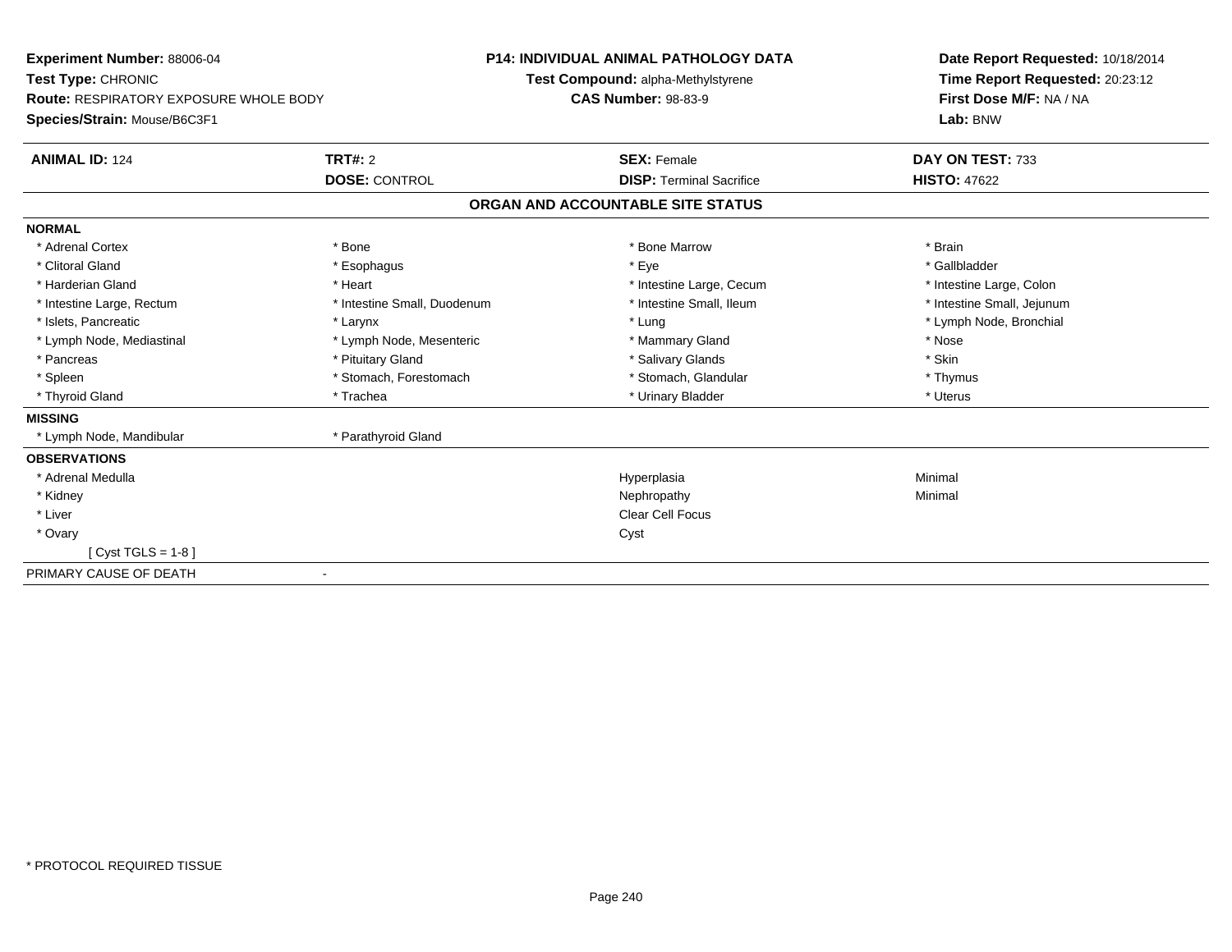**Experiment Number:** 88006-04
**Test Type:** CHRONIC
**Route:** RESPIRATORY EXPOSURE WHOLE BODY
**Species/Strain:** Mouse/B6C3F1

**P14: INDIVIDUAL ANIMAL PATHOLOGY DATA**
**Test Compound:** alpha-Methylstyrene
**CAS Number:** 98-83-9

**Date Report Requested:** 10/18/2014
**Time Report Requested:** 20:23:12
**First Dose M/F:** NA / NA
**Lab:** BNW

| **ANIMAL ID:** 124 | **TRT#:** 2 | **SEX:** Female | **DAY ON TEST:** 733 |
|---|---|---|---|
| | **DOSE:** CONTROL | **DISP:** Terminal Sacrifice | **HISTO:** 47622 |

**ORGAN AND ACCOUNTABLE SITE STATUS**

**NORMAL**

| | | | |
|---|---|---|---|
| * Adrenal Cortex | * Bone | * Bone Marrow | * Brain |
| * Clitoral Gland | * Esophagus | * Eye | * Gallbladder |
| * Harderian Gland | * Heart | * Intestine Large, Cecum | * Intestine Large, Colon |
| * Intestine Large, Rectum | * Intestine Small, Duodenum | * Intestine Small, Ileum | * Intestine Small, Jejunum |
| * Islets, Pancreatic | * Larynx | * Lung | * Lymph Node, Bronchial |
| * Lymph Node, Mediastinal | * Lymph Node, Mesenteric | * Mammary Gland | * Nose |
| * Pancreas | * Pituitary Gland | * Salivary Glands | * Skin |
| * Spleen | * Stomach, Forestomach | * Stomach, Glandular | * Thymus |
| * Thyroid Gland | * Trachea | * Urinary Bladder | * Uterus |

**MISSING**

| | |
|---|---|
| * Lymph Node, Mandibular | * Parathyroid Gland |

**OBSERVATIONS**

| | | |
|---|---|---|
| * Adrenal Medulla | Hyperplasia | Minimal |
| * Kidney | Nephropathy | Minimal |
| * Liver | Clear Cell Focus | |
| * Ovary | Cyst | |
| [ Cyst TGLS = 1-8 ] | | |

PRIMARY CAUSE OF DEATH -

\* PROTOCOL REQUIRED TISSUE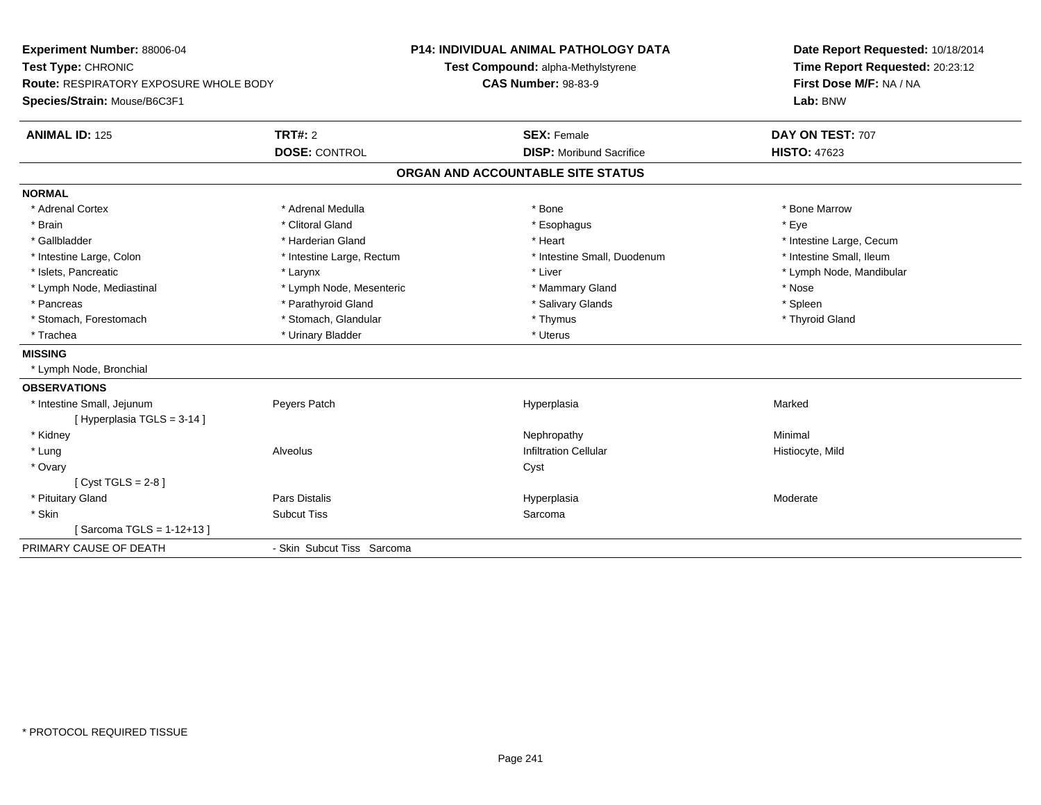**Experiment Number:** 88006-04
**Test Type:** CHRONIC
**Route:** RESPIRATORY EXPOSURE WHOLE BODY
**Species/Strain:** Mouse/B6C3F1

**P14: INDIVIDUAL ANIMAL PATHOLOGY DATA**
**Test Compound:** alpha-Methylstyrene
**CAS Number:** 98-83-9

**Date Report Requested:** 10/18/2014
**Time Report Requested:** 20:23:12
**First Dose M/F:** NA / NA
**Lab:** BNW

| **ANIMAL ID:** 125 | **TRT#:** 2 | **SEX:** Female | **DAY ON TEST:** 707 |
|---|---|---|---|
| | **DOSE:** CONTROL | **DISP:** Moribund Sacrifice | **HISTO:** 47623 |

## ORGAN AND ACCOUNTABLE SITE STATUS

**NORMAL**

| | | | |
|---|---|---|---|
| * Adrenal Cortex | * Adrenal Medulla | * Bone | * Bone Marrow |
| * Brain | * Clitoral Gland | * Esophagus | * Eye |
| * Gallbladder | * Harderian Gland | * Heart | * Intestine Large, Cecum |
| * Intestine Large, Colon | * Intestine Large, Rectum | * Intestine Small, Duodenum | * Intestine Small, Ileum |
| * Islets, Pancreatic | * Larynx | * Liver | * Lymph Node, Mandibular |
| * Lymph Node, Mediastinal | * Lymph Node, Mesenteric | * Mammary Gland | * Nose |
| * Pancreas | * Parathyroid Gland | * Salivary Glands | * Spleen |
| * Stomach, Forestomach | * Stomach, Glandular | * Thymus | * Thyroid Gland |
| * Trachea | * Urinary Bladder | * Uterus | |

**MISSING**

* Lymph Node, Bronchial

**OBSERVATIONS**

| | | | |
|---|---|---|---|
| * Intestine Small, Jejunum | Peyers Patch | Hyperplasia | Marked |
| [ Hyperplasia TGLS = 3-14 ] | | | |
| * Kidney | | Nephropathy | Minimal |
| * Lung | Alveolus | Infiltration Cellular | Histiocyte, Mild |
| * Ovary | | Cyst | |
| [ Cyst TGLS = 2-8 ] | | | |
| * Pituitary Gland | Pars Distalis | Hyperplasia | Moderate |
| * Skin | Subcut Tiss | Sarcoma | |
| [ Sarcoma TGLS = 1-12+13 ] | | | |

PRIMARY CAUSE OF DEATH - Skin Subcut Tiss Sarcoma

\* PROTOCOL REQUIRED TISSUE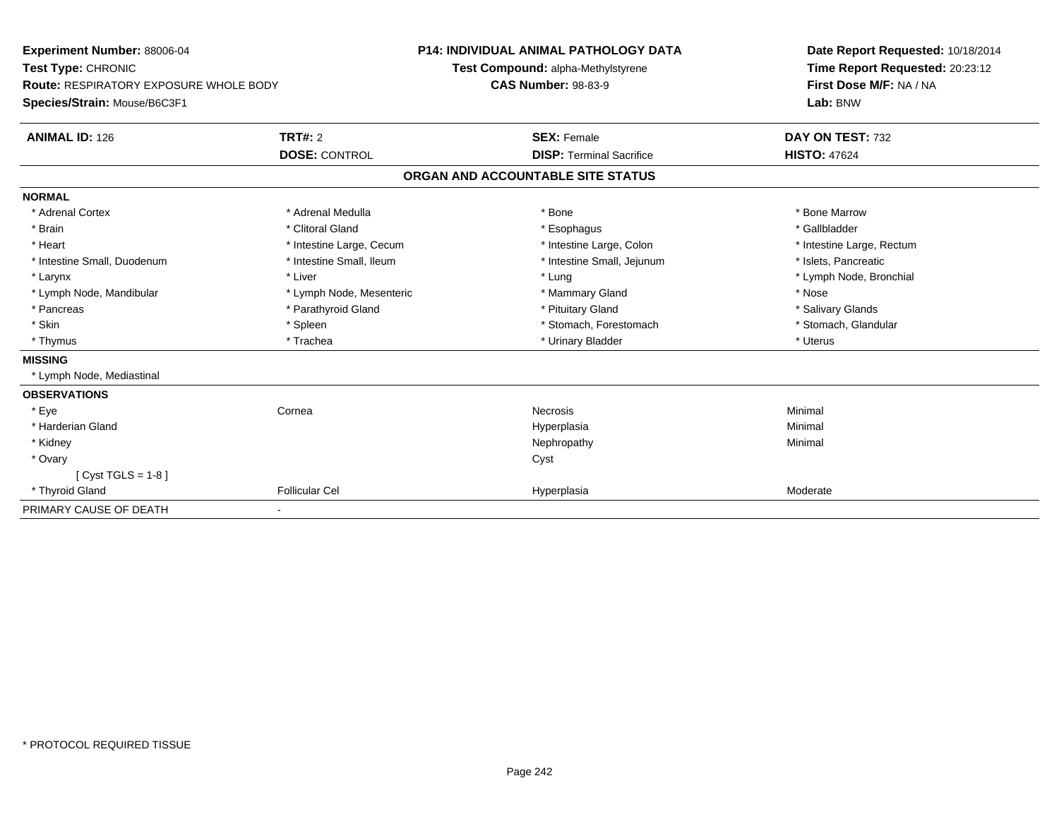**Experiment Number:** 88006-04
**Test Type:** CHRONIC
**Route:** RESPIRATORY EXPOSURE WHOLE BODY
**Species/Strain:** Mouse/B6C3F1

**P14: INDIVIDUAL ANIMAL PATHOLOGY DATA**
**Test Compound:** alpha-Methylstyrene
**CAS Number:** 98-83-9

**Date Report Requested:** 10/18/2014
**Time Report Requested:** 20:23:12
**First Dose M/F:** NA / NA
**Lab:** BNW

| **ANIMAL ID:** 126 | **TRT#:** 2 | **SEX:** Female | **DAY ON TEST:** 732 |
|---|---|---|---|
| | **DOSE:** CONTROL | **DISP:** Terminal Sacrifice | **HISTO:** 47624 |

## ORGAN AND ACCOUNTABLE SITE STATUS

| | | | |
|---|---|---|---|
| **NORMAL** | | | |
| * Adrenal Cortex | * Adrenal Medulla | * Bone | * Bone Marrow |
| * Brain | * Clitoral Gland | * Esophagus | * Gallbladder |
| * Heart | * Intestine Large, Cecum | * Intestine Large, Colon | * Intestine Large, Rectum |
| * Intestine Small, Duodenum | * Intestine Small, Ileum | * Intestine Small, Jejunum | * Islets, Pancreatic |
| * Larynx | * Liver | * Lung | * Lymph Node, Bronchial |
| * Lymph Node, Mandibular | * Lymph Node, Mesenteric | * Mammary Gland | * Nose |
| * Pancreas | * Parathyroid Gland | * Pituitary Gland | * Salivary Glands |
| * Skin | * Spleen | * Stomach, Forestomach | * Stomach, Glandular |
| * Thymus | * Trachea | * Urinary Bladder | * Uterus |
| **MISSING** | | | |
| * Lymph Node, Mediastinal | | | |
| **OBSERVATIONS** | | | |
| * Eye | Cornea | Necrosis | Minimal |
| * Harderian Gland | | Hyperplasia | Minimal |
| * Kidney | | Nephropathy | Minimal |
| * Ovary | | Cyst | |
| [ Cyst TGLS = 1-8 ] | | | |
| * Thyroid Gland | Follicular Cel | Hyperplasia | Moderate |
| PRIMARY CAUSE OF DEATH | - | | |

* PROTOCOL REQUIRED TISSUE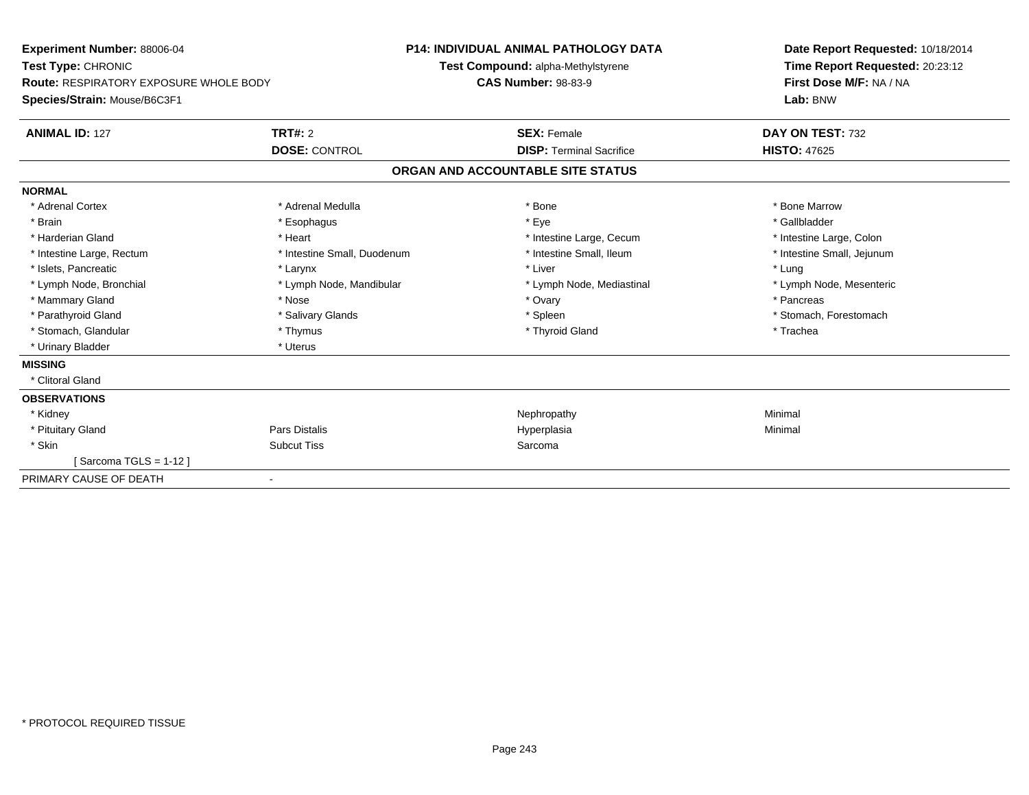**Experiment Number:** 88006-04
**Test Type:** CHRONIC
**Route:** RESPIRATORY EXPOSURE WHOLE BODY
**Species/Strain:** Mouse/B6C3F1

**P14: INDIVIDUAL ANIMAL PATHOLOGY DATA**
**Test Compound:** alpha-Methylstyrene
**CAS Number:** 98-83-9

**Date Report Requested:** 10/18/2014
**Time Report Requested:** 20:23:12
**First Dose M/F:** NA / NA
**Lab:** BNW

| **ANIMAL ID:** 127 | **TRT#:** 2 | **SEX:** Female | **DAY ON TEST:** 732 |
|---|---|---|---|
| | **DOSE:** CONTROL | **DISP:** Terminal Sacrifice | **HISTO:** 47625 |

## ORGAN AND ACCOUNTABLE SITE STATUS

| | | | |
|---|---|---|---|
| **NORMAL** | | | |
| * Adrenal Cortex | * Adrenal Medulla | * Bone | * Bone Marrow |
| * Brain | * Esophagus | * Eye | * Gallbladder |
| * Harderian Gland | * Heart | * Intestine Large, Cecum | * Intestine Large, Colon |
| * Intestine Large, Rectum | * Intestine Small, Duodenum | * Intestine Small, Ileum | * Intestine Small, Jejunum |
| * Islets, Pancreatic | * Larynx | * Liver | * Lung |
| * Lymph Node, Bronchial | * Lymph Node, Mandibular | * Lymph Node, Mediastinal | * Lymph Node, Mesenteric |
| * Mammary Gland | * Nose | * Ovary | * Pancreas |
| * Parathyroid Gland | * Salivary Glands | * Spleen | * Stomach, Forestomach |
| * Stomach, Glandular | * Thymus | * Thyroid Gland | * Trachea |
| * Urinary Bladder | * Uterus | | |
| **MISSING** | | | |
| * Clitoral Gland | | | |
| **OBSERVATIONS** | | | |
| * Kidney | | Nephropathy | Minimal |
| * Pituitary Gland | Pars Distalis | Hyperplasia | Minimal |
| * Skin | Subcut Tiss | Sarcoma | |
| [ Sarcoma TGLS = 1-12 ] | | | |
| PRIMARY CAUSE OF DEATH | - | | |

\* PROTOCOL REQUIRED TISSUE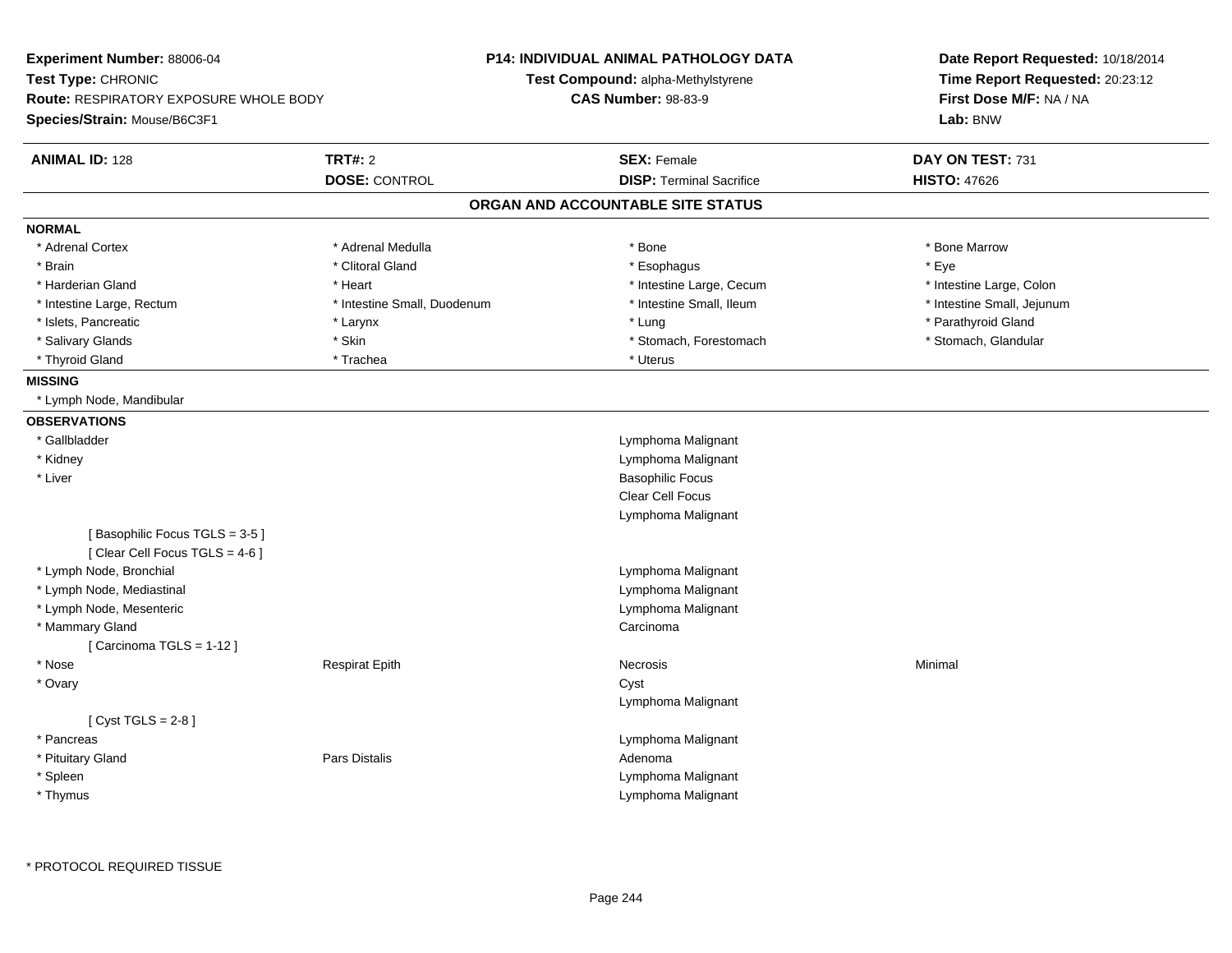**Experiment Number:** 88006-04
**Test Type:** CHRONIC
**Route:** RESPIRATORY EXPOSURE WHOLE BODY
**Species/Strain:** Mouse/B6C3F1

**P14: INDIVIDUAL ANIMAL PATHOLOGY DATA**
**Test Compound:** alpha-Methylstyrene
**CAS Number:** 98-83-9

**Date Report Requested:** 10/18/2014
**Time Report Requested:** 20:23:12
**First Dose M/F:** NA / NA
**Lab:** BNW

| **ANIMAL ID:** 128 | **TRT#:** 2 | **SEX:** Female | **DAY ON TEST:** 731 |
|---|---|---|---|
| | **DOSE:** CONTROL | **DISP:** Terminal Sacrifice | **HISTO:** 47626 |

## ORGAN AND ACCOUNTABLE SITE STATUS

**NORMAL**

| | | | |
|---|---|---|---|
| * Adrenal Cortex | * Adrenal Medulla | * Bone | * Bone Marrow |
| * Brain | * Clitoral Gland | * Esophagus | * Eye |
| * Harderian Gland | * Heart | * Intestine Large, Cecum | * Intestine Large, Colon |
| * Intestine Large, Rectum | * Intestine Small, Duodenum | * Intestine Small, Ileum | * Intestine Small, Jejunum |
| * Islets, Pancreatic | * Larynx | * Lung | * Parathyroid Gland |
| * Salivary Glands | * Skin | * Stomach, Forestomach | * Stomach, Glandular |
| * Thyroid Gland | * Trachea | * Uterus | |

**MISSING**

* Lymph Node, Mandibular

**OBSERVATIONS**

| | | | |
|---|---|---|---|
| * Gallbladder | | Lymphoma Malignant | |
| * Kidney | | Lymphoma Malignant | |
| * Liver | | Basophilic Focus | |
| | | Clear Cell Focus | |
| | | Lymphoma Malignant | |
| [ Basophilic Focus TGLS = 3-5 ] | | | |
| [ Clear Cell Focus TGLS = 4-6 ] | | | |
| * Lymph Node, Bronchial | | Lymphoma Malignant | |
| * Lymph Node, Mediastinal | | Lymphoma Malignant | |
| * Lymph Node, Mesenteric | | Lymphoma Malignant | |
| * Mammary Gland | | Carcinoma | |
| [ Carcinoma TGLS = 1-12 ] | | | |
| * Nose | Respirat Epith | Necrosis | Minimal |
| * Ovary | | Cyst | |
| | | Lymphoma Malignant | |
| [ Cyst TGLS = 2-8 ] | | | |
| * Pancreas | | Lymphoma Malignant | |
| * Pituitary Gland | Pars Distalis | Adenoma | |
| * Spleen | | Lymphoma Malignant | |
| * Thymus | | Lymphoma Malignant | |

\* PROTOCOL REQUIRED TISSUE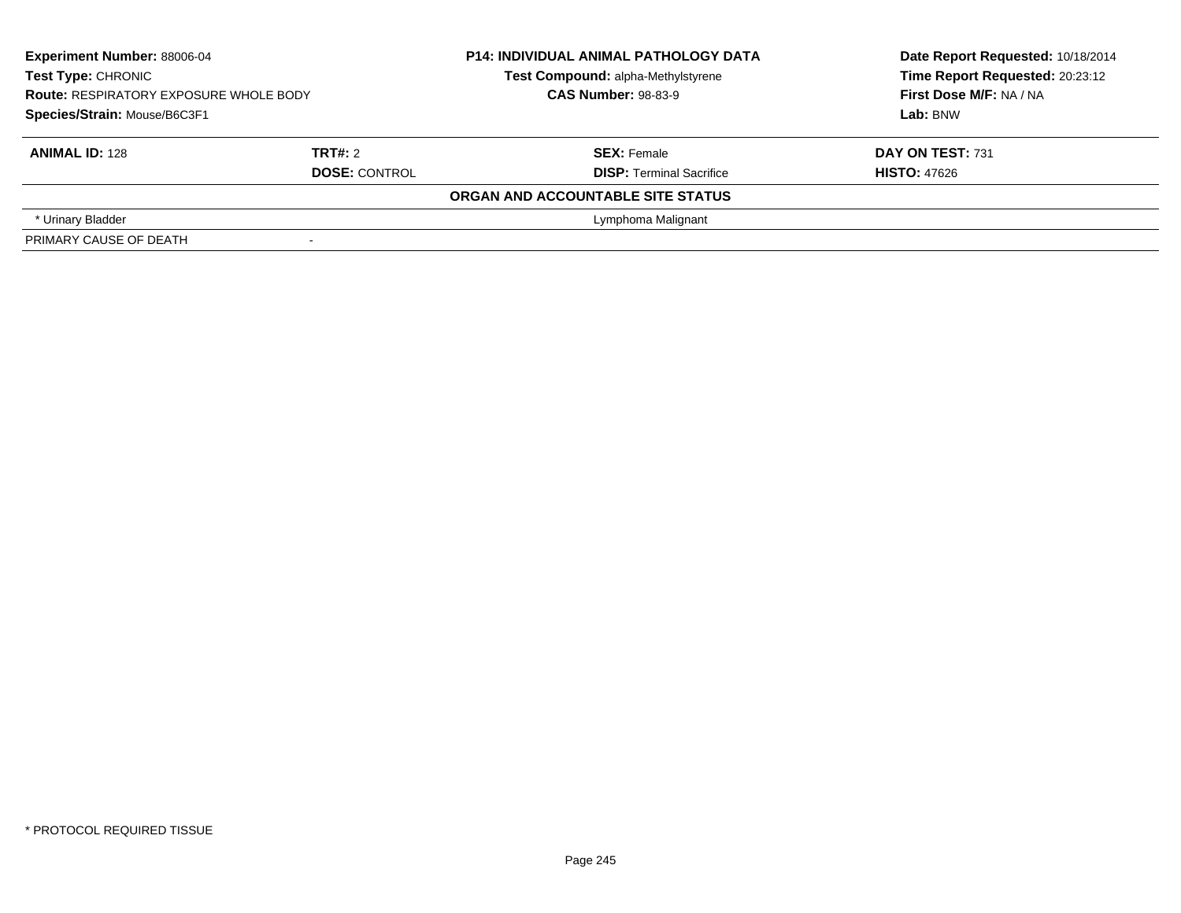**Experiment Number:** 88006-04
**Test Type:** CHRONIC
**Route:** RESPIRATORY EXPOSURE WHOLE BODY
**Species/Strain:** Mouse/B6C3F1

**P14: INDIVIDUAL ANIMAL PATHOLOGY DATA**
**Test Compound:** alpha-Methylstyrene
**CAS Number:** 98-83-9

**Date Report Requested:** 10/18/2014
**Time Report Requested:** 20:23:12
**First Dose M/F:** NA / NA
**Lab:** BNW

| **ANIMAL ID:** 128 | **TRT#:** 2 | **SEX:** Female | **DAY ON TEST:** 731 |
|---|---|---|---|
| | **DOSE:** CONTROL | **DISP:** Terminal Sacrifice | **HISTO:** 47626 |

**ORGAN AND ACCOUNTABLE SITE STATUS**

| | | |
|---|---|---|
| * Urinary Bladder | | Lymphoma Malignant |
| PRIMARY CAUSE OF DEATH | - | |

* PROTOCOL REQUIRED TISSUE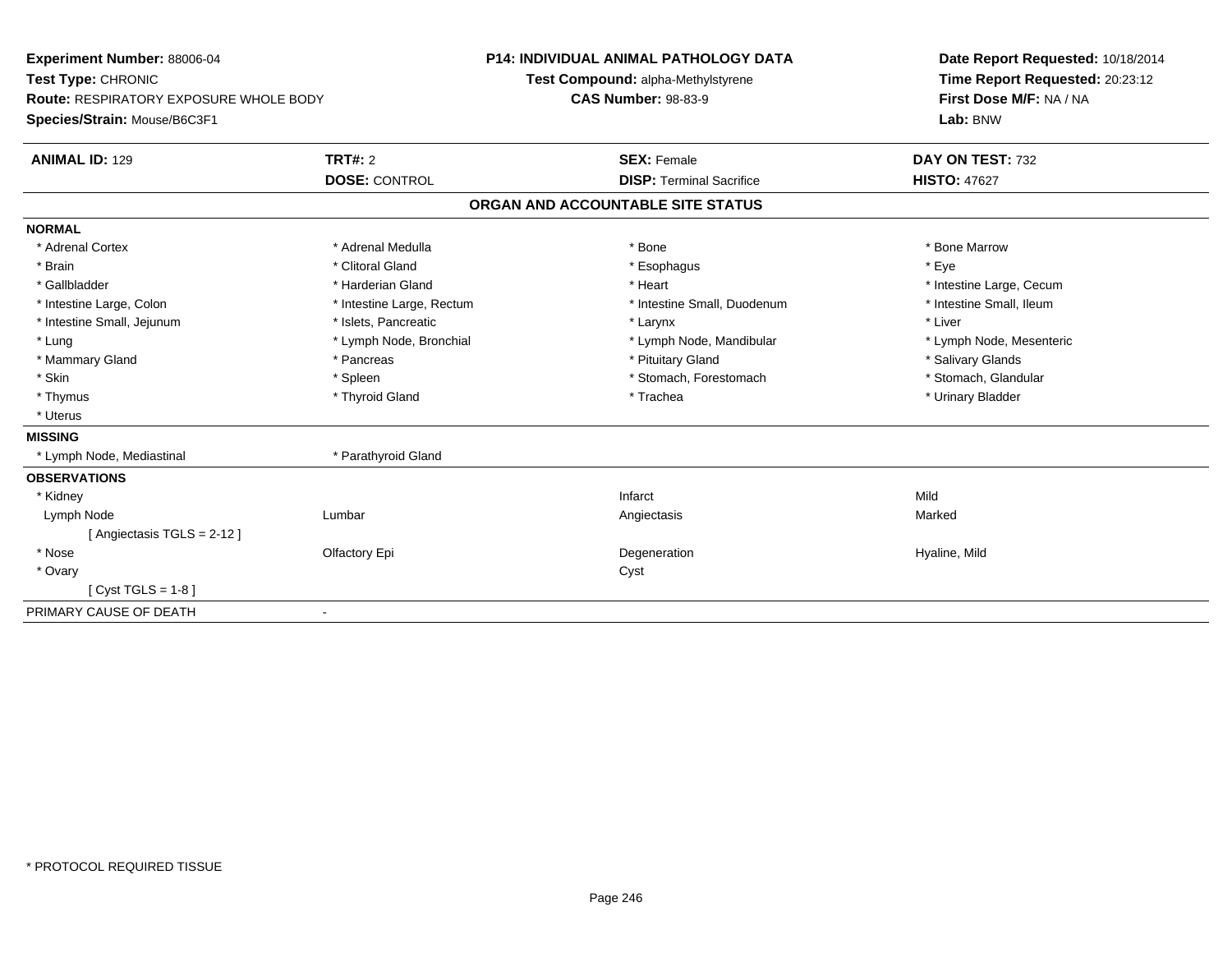**Experiment Number:** 88006-04
**Test Type:** CHRONIC
**Route:** RESPIRATORY EXPOSURE WHOLE BODY
**Species/Strain:** Mouse/B6C3F1

**P14: INDIVIDUAL ANIMAL PATHOLOGY DATA**
**Test Compound:** alpha-Methylstyrene
**CAS Number:** 98-83-9

**Date Report Requested:** 10/18/2014
**Time Report Requested:** 20:23:12
**First Dose M/F:** NA / NA
**Lab:** BNW

| **ANIMAL ID:** 129 | **TRT#:** 2 | **SEX:** Female | **DAY ON TEST:** 732 |
|---|---|---|---|
| | **DOSE:** CONTROL | **DISP:** Terminal Sacrifice | **HISTO:** 47627 |

## ORGAN AND ACCOUNTABLE SITE STATUS

| | | | |
|---|---|---|---|
| **NORMAL** | | | |
| * Adrenal Cortex | * Adrenal Medulla | * Bone | * Bone Marrow |
| * Brain | * Clitoral Gland | * Esophagus | * Eye |
| * Gallbladder | * Harderian Gland | * Heart | * Intestine Large, Cecum |
| * Intestine Large, Colon | * Intestine Large, Rectum | * Intestine Small, Duodenum | * Intestine Small, Ileum |
| * Intestine Small, Jejunum | * Islets, Pancreatic | * Larynx | * Liver |
| * Lung | * Lymph Node, Bronchial | * Lymph Node, Mandibular | * Lymph Node, Mesenteric |
| * Mammary Gland | * Pancreas | * Pituitary Gland | * Salivary Glands |
| * Skin | * Spleen | * Stomach, Forestomach | * Stomach, Glandular |
| * Thymus | * Thyroid Gland | * Trachea | * Urinary Bladder |
| * Uterus | | | |
| **MISSING** | | | |
| * Lymph Node, Mediastinal | * Parathyroid Gland | | |
| **OBSERVATIONS** | | | |
| * Kidney | | Infarct | Mild |
| Lymph Node | Lumbar | Angiectasis | Marked |
| [ Angiectasis TGLS = 2-12 ] | | | |
| * Nose | Olfactory Epi | Degeneration | Hyaline, Mild |
| * Ovary | | Cyst | |
| [ Cyst TGLS = 1-8 ] | | | |
| PRIMARY CAUSE OF DEATH | - | | |

* PROTOCOL REQUIRED TISSUE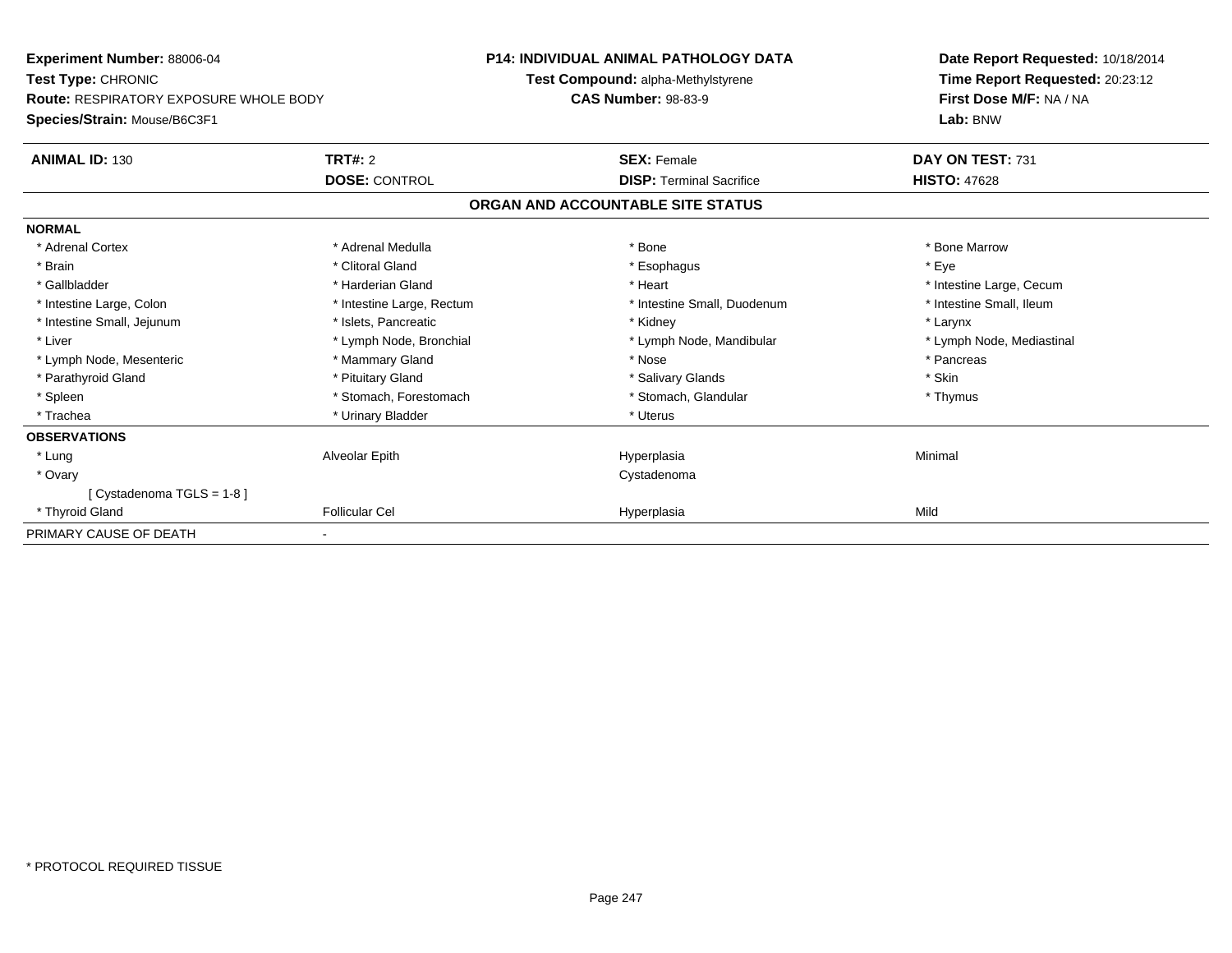**Experiment Number:** 88006-04
**Test Type:** CHRONIC
**Route:** RESPIRATORY EXPOSURE WHOLE BODY
**Species/Strain:** Mouse/B6C3F1

**P14: INDIVIDUAL ANIMAL PATHOLOGY DATA**
**Test Compound:** alpha-Methylstyrene
**CAS Number:** 98-83-9

**Date Report Requested:** 10/18/2014
**Time Report Requested:** 20:23:12
**First Dose M/F:** NA / NA
**Lab:** BNW

| **ANIMAL ID:** 130 | **TRT#:** 2 | **SEX:** Female | **DAY ON TEST:** 731 |
|---|---|---|---|
| | **DOSE:** CONTROL | **DISP:** Terminal Sacrifice | **HISTO:** 47628 |

**ORGAN AND ACCOUNTABLE SITE STATUS**

| | | | |
|---|---|---|---|
| **NORMAL** | | | |
| * Adrenal Cortex | * Adrenal Medulla | * Bone | * Bone Marrow |
| * Brain | * Clitoral Gland | * Esophagus | * Eye |
| * Gallbladder | * Harderian Gland | * Heart | * Intestine Large, Cecum |
| * Intestine Large, Colon | * Intestine Large, Rectum | * Intestine Small, Duodenum | * Intestine Small, Ileum |
| * Intestine Small, Jejunum | * Islets, Pancreatic | * Kidney | * Larynx |
| * Liver | * Lymph Node, Bronchial | * Lymph Node, Mandibular | * Lymph Node, Mediastinal |
| * Lymph Node, Mesenteric | * Mammary Gland | * Nose | * Pancreas |
| * Parathyroid Gland | * Pituitary Gland | * Salivary Glands | * Skin |
| * Spleen | * Stomach, Forestomach | * Stomach, Glandular | * Thymus |
| * Trachea | * Urinary Bladder | * Uterus | |
| **OBSERVATIONS** | | | |
| * Lung | Alveolar Epith | Hyperplasia | Minimal |
| * Ovary | | Cystadenoma | |
| [ Cystadenoma TGLS = 1-8 ] | | | |
| * Thyroid Gland | Follicular Cel | Hyperplasia | Mild |
| PRIMARY CAUSE OF DEATH | - | | |

* PROTOCOL REQUIRED TISSUE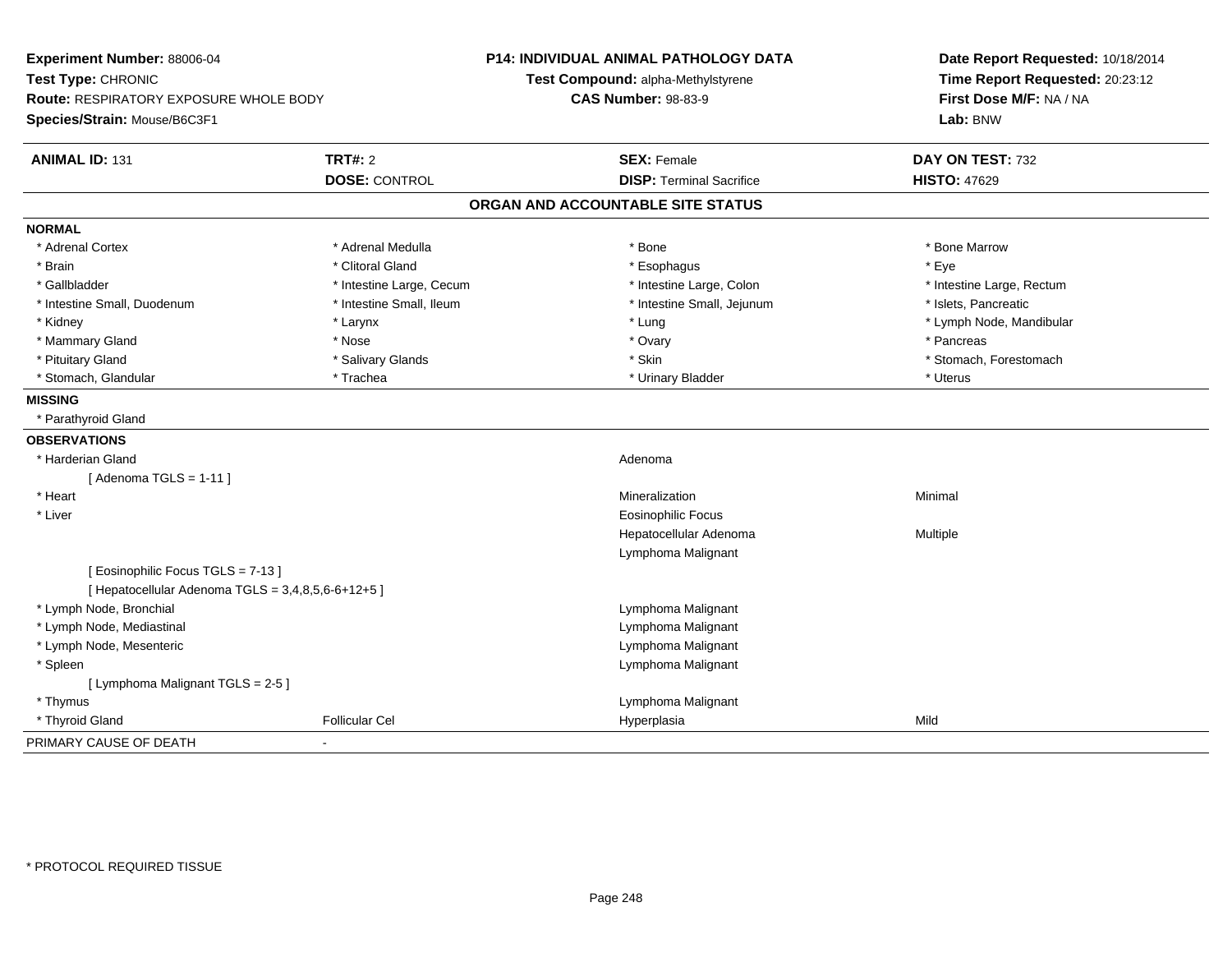**Experiment Number:** 88006-04
**Test Type:** CHRONIC
**Route:** RESPIRATORY EXPOSURE WHOLE BODY
**Species/Strain:** Mouse/B6C3F1

**P14: INDIVIDUAL ANIMAL PATHOLOGY DATA**
**Test Compound:** alpha-Methylstyrene
**CAS Number:** 98-83-9

**Date Report Requested:** 10/18/2014
**Time Report Requested:** 20:23:12
**First Dose M/F:** NA / NA
**Lab:** BNW

| **ANIMAL ID:** 131 | **TRT#:** 2 | **SEX:** Female | **DAY ON TEST:** 732 |
|---|---|---|---|
| | **DOSE:** CONTROL | **DISP:** Terminal Sacrifice | **HISTO:** 47629 |

## ORGAN AND ACCOUNTABLE SITE STATUS

**NORMAL**

| | | | |
|---|---|---|---|
| * Adrenal Cortex | * Adrenal Medulla | * Bone | * Bone Marrow |
| * Brain | * Clitoral Gland | * Esophagus | * Eye |
| * Gallbladder | * Intestine Large, Cecum | * Intestine Large, Colon | * Intestine Large, Rectum |
| * Intestine Small, Duodenum | * Intestine Small, Ileum | * Intestine Small, Jejunum | * Islets, Pancreatic |
| * Kidney | * Larynx | * Lung | * Lymph Node, Mandibular |
| * Mammary Gland | * Nose | * Ovary | * Pancreas |
| * Pituitary Gland | * Salivary Glands | * Skin | * Stomach, Forestomach |
| * Stomach, Glandular | * Trachea | * Urinary Bladder | * Uterus |

**MISSING**

* Parathyroid Gland

**OBSERVATIONS**

| | | | |
|---|---|---|---|
| * Harderian Gland | | Adenoma | |
| [ Adenoma TGLS = 1-11 ] | | | |
| * Heart | | Mineralization | Minimal |
| * Liver | | Eosinophilic Focus | |
| | | Hepatocellular Adenoma | Multiple |
| | | Lymphoma Malignant | |
| [ Eosinophilic Focus TGLS = 7-13 ] | | | |
| [ Hepatocellular Adenoma TGLS = 3,4,8,5,6-6+12+5 ] | | | |
| * Lymph Node, Bronchial | | Lymphoma Malignant | |
| * Lymph Node, Mediastinal | | Lymphoma Malignant | |
| * Lymph Node, Mesenteric | | Lymphoma Malignant | |
| * Spleen | | Lymphoma Malignant | |
| [ Lymphoma Malignant TGLS = 2-5 ] | | | |
| * Thymus | | Lymphoma Malignant | |
| * Thyroid Gland | Follicular Cel | Hyperplasia | Mild |

PRIMARY CAUSE OF DEATH -

* PROTOCOL REQUIRED TISSUE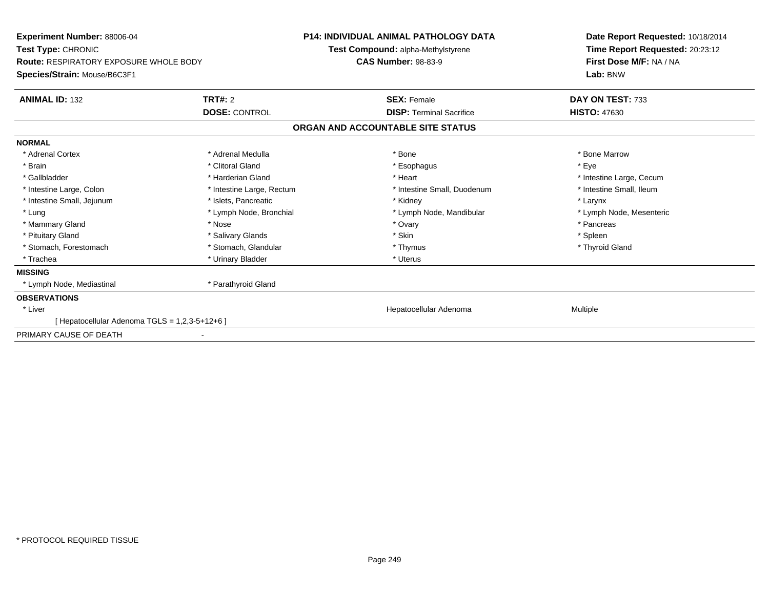**Experiment Number:** 88006-04
**Test Type:** CHRONIC
**Route:** RESPIRATORY EXPOSURE WHOLE BODY
**Species/Strain:** Mouse/B6C3F1

**P14: INDIVIDUAL ANIMAL PATHOLOGY DATA**
**Test Compound:** alpha-Methylstyrene
**CAS Number:** 98-83-9

**Date Report Requested:** 10/18/2014
**Time Report Requested:** 20:23:12
**First Dose M/F:** NA / NA
**Lab:** BNW

| **ANIMAL ID:** 132 | **TRT#:** 2 | **SEX:** Female | **DAY ON TEST:** 733 |
|---|---|---|---|
| | **DOSE:** CONTROL | **DISP:** Terminal Sacrifice | **HISTO:** 47630 |

## ORGAN AND ACCOUNTABLE SITE STATUS

**NORMAL**

| | | | |
|---|---|---|---|
| * Adrenal Cortex | * Adrenal Medulla | * Bone | * Bone Marrow |
| * Brain | * Clitoral Gland | * Esophagus | * Eye |
| * Gallbladder | * Harderian Gland | * Heart | * Intestine Large, Cecum |
| * Intestine Large, Colon | * Intestine Large, Rectum | * Intestine Small, Duodenum | * Intestine Small, Ileum |
| * Intestine Small, Jejunum | * Islets, Pancreatic | * Kidney | * Larynx |
| * Lung | * Lymph Node, Bronchial | * Lymph Node, Mandibular | * Lymph Node, Mesenteric |
| * Mammary Gland | * Nose | * Ovary | * Pancreas |
| * Pituitary Gland | * Salivary Glands | * Skin | * Spleen |
| * Stomach, Forestomach | * Stomach, Glandular | * Thymus | * Thyroid Gland |
| * Trachea | * Urinary Bladder | * Uterus | |

**MISSING**

| | |
|---|---|
| * Lymph Node, Mediastinal | * Parathyroid Gland |

**OBSERVATIONS**

| | | |
|---|---|---|
| * Liver | Hepatocellular Adenoma | Multiple |
| [ Hepatocellular Adenoma TGLS = 1,2,3-5+12+6 ] | | |

PRIMARY CAUSE OF DEATH -

* PROTOCOL REQUIRED TISSUE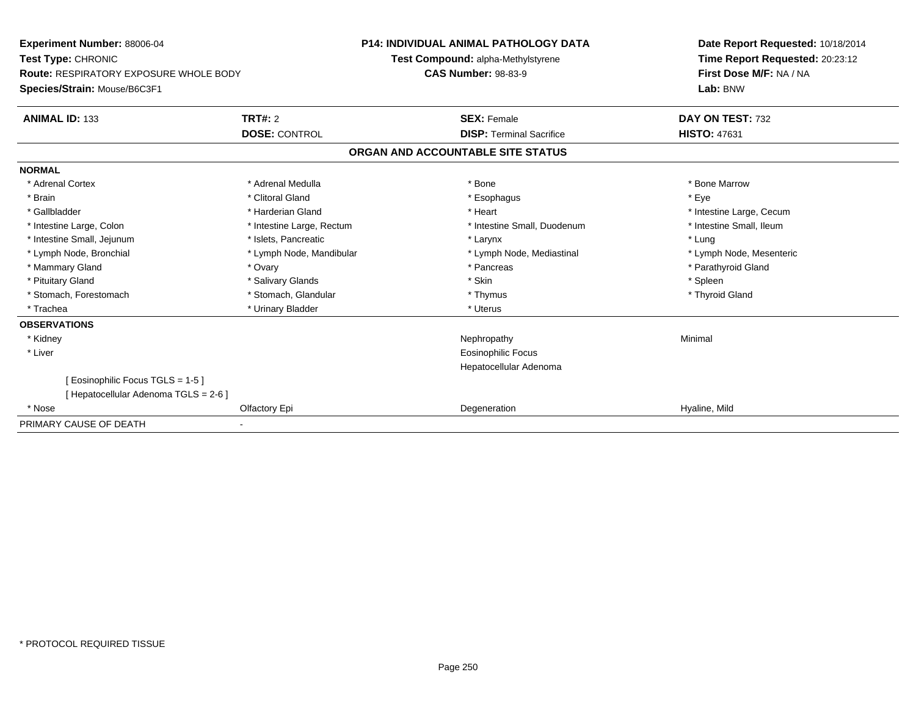**Experiment Number:** 88006-04
**Test Type:** CHRONIC
**Route:** RESPIRATORY EXPOSURE WHOLE BODY
**Species/Strain:** Mouse/B6C3F1

**P14: INDIVIDUAL ANIMAL PATHOLOGY DATA**
**Test Compound:** alpha-Methylstyrene
**CAS Number:** 98-83-9

**Date Report Requested:** 10/18/2014
**Time Report Requested:** 20:23:12
**First Dose M/F:** NA / NA
**Lab:** BNW

| **ANIMAL ID:** 133 | **TRT#:** 2 | **SEX:** Female | **DAY ON TEST:** 732 |
|---|---|---|---|
| | **DOSE:** CONTROL | **DISP:** Terminal Sacrifice | **HISTO:** 47631 |

## ORGAN AND ACCOUNTABLE SITE STATUS

**NORMAL**

| | | | |
|---|---|---|---|
| * Adrenal Cortex | * Adrenal Medulla | * Bone | * Bone Marrow |
| * Brain | * Clitoral Gland | * Esophagus | * Eye |
| * Gallbladder | * Harderian Gland | * Heart | * Intestine Large, Cecum |
| * Intestine Large, Colon | * Intestine Large, Rectum | * Intestine Small, Duodenum | * Intestine Small, Ileum |
| * Intestine Small, Jejunum | * Islets, Pancreatic | * Larynx | * Lung |
| * Lymph Node, Bronchial | * Lymph Node, Mandibular | * Lymph Node, Mediastinal | * Lymph Node, Mesenteric |
| * Mammary Gland | * Ovary | * Pancreas | * Parathyroid Gland |
| * Pituitary Gland | * Salivary Glands | * Skin | * Spleen |
| * Stomach, Forestomach | * Stomach, Glandular | * Thymus | * Thyroid Gland |
| * Trachea | * Urinary Bladder | * Uterus | |

**OBSERVATIONS**

| | | | |
|---|---|---|---|
| * Kidney | | Nephropathy | Minimal |
| * Liver | | Eosinophilic Focus | |
| | | Hepatocellular Adenoma | |
| [ Eosinophilic Focus TGLS = 1-5 ] | | | |
| [ Hepatocellular Adenoma TGLS = 2-6 ] | | | |
| * Nose | Olfactory Epi | Degeneration | Hyaline, Mild |

PRIMARY CAUSE OF DEATH -

\* PROTOCOL REQUIRED TISSUE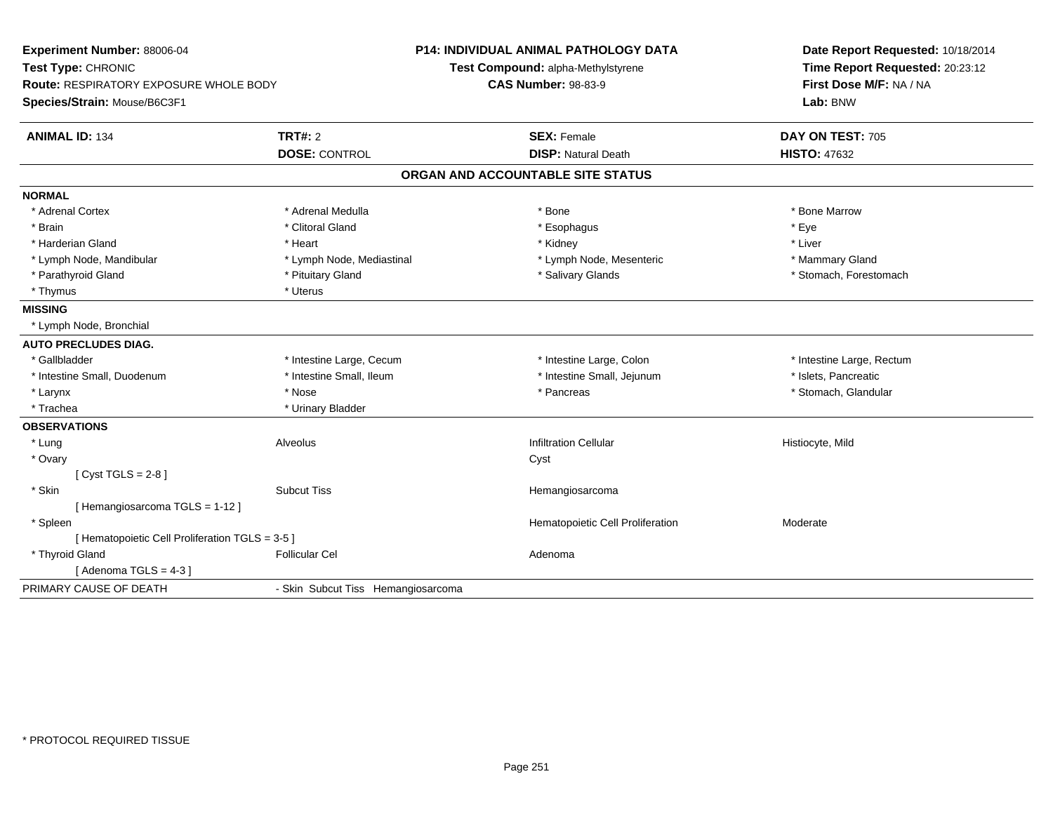**Experiment Number:** 88006-04
**Test Type:** CHRONIC
**Route:** RESPIRATORY EXPOSURE WHOLE BODY
**Species/Strain:** Mouse/B6C3F1

**P14: INDIVIDUAL ANIMAL PATHOLOGY DATA**
**Test Compound:** alpha-Methylstyrene
**CAS Number:** 98-83-9

**Date Report Requested:** 10/18/2014
**Time Report Requested:** 20:23:12
**First Dose M/F:** NA / NA
**Lab:** BNW

| **ANIMAL ID:** 134 | **TRT#:** 2 | **SEX:** Female | **DAY ON TEST:** 705 |
|---|---|---|---|
| | **DOSE:** CONTROL | **DISP:** Natural Death | **HISTO:** 47632 |

## ORGAN AND ACCOUNTABLE SITE STATUS

**NORMAL**

| | | | |
|---|---|---|---|
| * Adrenal Cortex | * Adrenal Medulla | * Bone | * Bone Marrow |
| * Brain | * Clitoral Gland | * Esophagus | * Eye |
| * Harderian Gland | * Heart | * Kidney | * Liver |
| * Lymph Node, Mandibular | * Lymph Node, Mediastinal | * Lymph Node, Mesenteric | * Mammary Gland |
| * Parathyroid Gland | * Pituitary Gland | * Salivary Glands | * Stomach, Forestomach |
| * Thymus | * Uterus | | |

**MISSING**

* Lymph Node, Bronchial

**AUTO PRECLUDES DIAG.**

| | | | |
|---|---|---|---|
| * Gallbladder | * Intestine Large, Cecum | * Intestine Large, Colon | * Intestine Large, Rectum |
| * Intestine Small, Duodenum | * Intestine Small, Ileum | * Intestine Small, Jejunum | * Islets, Pancreatic |
| * Larynx | * Nose | * Pancreas | * Stomach, Glandular |
| * Trachea | * Urinary Bladder | | |

**OBSERVATIONS**

| | | | |
|---|---|---|---|
| * Lung | Alveolus | Infiltration Cellular | Histiocyte, Mild |
| * Ovary | | Cyst | |
| [ Cyst TGLS = 2-8 ] | | | |
| * Skin | Subcut Tiss | Hemangiosarcoma | |
| [ Hemangiosarcoma TGLS = 1-12 ] | | | |
| * Spleen | | Hematopoietic Cell Proliferation | Moderate |
| [ Hematopoietic Cell Proliferation TGLS = 3-5 ] | | | |
| * Thyroid Gland | Follicular Cel | Adenoma | |
| [ Adenoma TGLS = 4-3 ] | | | |

PRIMARY CAUSE OF DEATH - Skin Subcut Tiss Hemangiosarcoma

* PROTOCOL REQUIRED TISSUE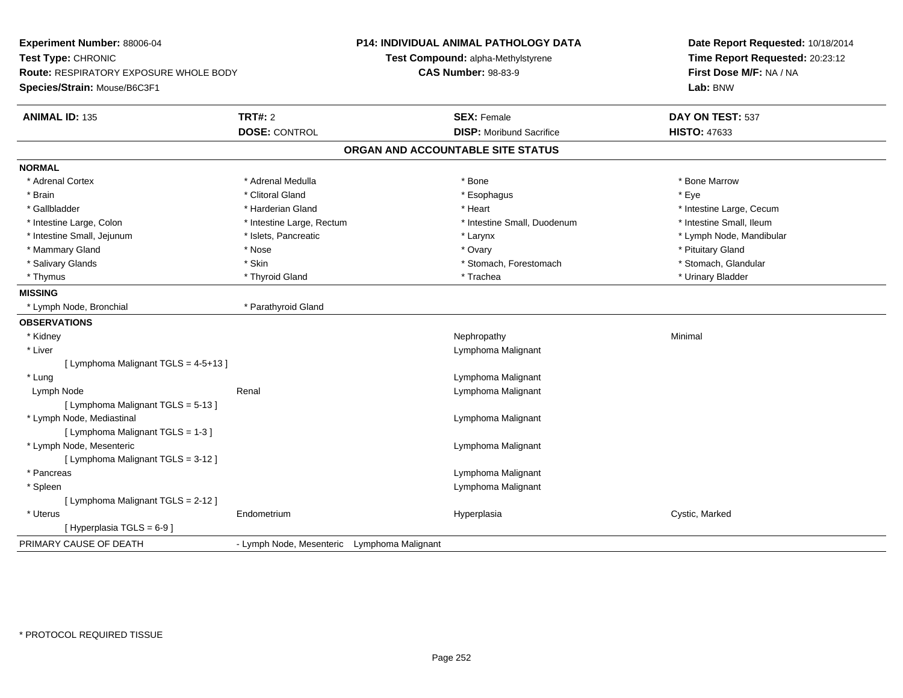**Experiment Number:** 88006-04
**Test Type:** CHRONIC
**Route:** RESPIRATORY EXPOSURE WHOLE BODY
**Species/Strain:** Mouse/B6C3F1

**P14: INDIVIDUAL ANIMAL PATHOLOGY DATA**
**Test Compound:** alpha-Methylstyrene
**CAS Number:** 98-83-9

**Date Report Requested:** 10/18/2014
**Time Report Requested:** 20:23:12
**First Dose M/F:** NA / NA
**Lab:** BNW

| **ANIMAL ID:** 135 | **TRT#:** 2 | **SEX:** Female | **DAY ON TEST:** 537 |
|---|---|---|---|
| | **DOSE:** CONTROL | **DISP:** Moribund Sacrifice | **HISTO:** 47633 |

## ORGAN AND ACCOUNTABLE SITE STATUS

**NORMAL**

| | | | |
|---|---|---|---|
| * Adrenal Cortex | * Adrenal Medulla | * Bone | * Bone Marrow |
| * Brain | * Clitoral Gland | * Esophagus | * Eye |
| * Gallbladder | * Harderian Gland | * Heart | * Intestine Large, Cecum |
| * Intestine Large, Colon | * Intestine Large, Rectum | * Intestine Small, Duodenum | * Intestine Small, Ileum |
| * Intestine Small, Jejunum | * Islets, Pancreatic | * Larynx | * Lymph Node, Mandibular |
| * Mammary Gland | * Nose | * Ovary | * Pituitary Gland |
| * Salivary Glands | * Skin | * Stomach, Forestomach | * Stomach, Glandular |
| * Thymus | * Thyroid Gland | * Trachea | * Urinary Bladder |

**MISSING**

| | |
|---|---|
| * Lymph Node, Bronchial | * Parathyroid Gland |

**OBSERVATIONS**

| | | | |
|---|---|---|---|
| * Kidney | | Nephropathy | Minimal |
| * Liver | | Lymphoma Malignant | |
| [ Lymphoma Malignant TGLS = 4-5+13 ] | | | |
| * Lung | | Lymphoma Malignant | |
| Lymph Node | Renal | Lymphoma Malignant | |
| [ Lymphoma Malignant TGLS = 5-13 ] | | | |
| * Lymph Node, Mediastinal | | Lymphoma Malignant | |
| [ Lymphoma Malignant TGLS = 1-3 ] | | | |
| * Lymph Node, Mesenteric | | Lymphoma Malignant | |
| [ Lymphoma Malignant TGLS = 3-12 ] | | | |
| * Pancreas | | Lymphoma Malignant | |
| * Spleen | | Lymphoma Malignant | |
| [ Lymphoma Malignant TGLS = 2-12 ] | | | |
| * Uterus | Endometrium | Hyperplasia | Cystic, Marked |
| [ Hyperplasia TGLS = 6-9 ] | | | |

PRIMARY CAUSE OF DEATH - Lymph Node, Mesenteric Lymphoma Malignant

* PROTOCOL REQUIRED TISSUE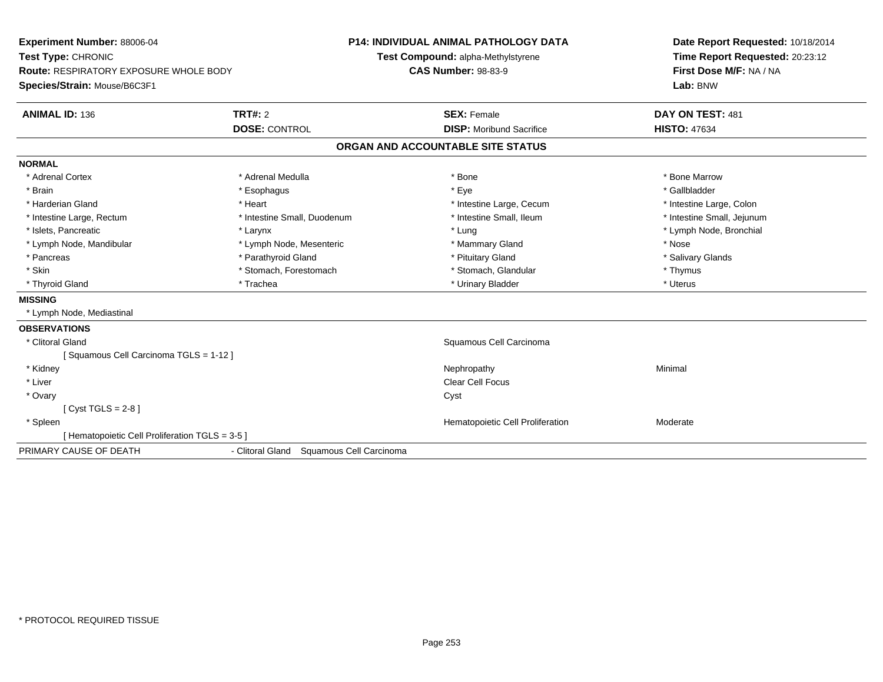**Experiment Number:** 88006-04
**Test Type:** CHRONIC
**Route:** RESPIRATORY EXPOSURE WHOLE BODY
**Species/Strain:** Mouse/B6C3F1

**P14: INDIVIDUAL ANIMAL PATHOLOGY DATA**
**Test Compound:** alpha-Methylstyrene
**CAS Number:** 98-83-9

**Date Report Requested:** 10/18/2014
**Time Report Requested:** 20:23:12
**First Dose M/F:** NA / NA
**Lab:** BNW

| **ANIMAL ID:** 136 | **TRT#:** 2 | **SEX:** Female | **DAY ON TEST:** 481 |
|---|---|---|---|
| | **DOSE:** CONTROL | **DISP:** Moribund Sacrifice | **HISTO:** 47634 |

## ORGAN AND ACCOUNTABLE SITE STATUS

**NORMAL**

| | | | |
|---|---|---|---|
| * Adrenal Cortex | * Adrenal Medulla | * Bone | * Bone Marrow |
| * Brain | * Esophagus | * Eye | * Gallbladder |
| * Harderian Gland | * Heart | * Intestine Large, Cecum | * Intestine Large, Colon |
| * Intestine Large, Rectum | * Intestine Small, Duodenum | * Intestine Small, Ileum | * Intestine Small, Jejunum |
| * Islets, Pancreatic | * Larynx | * Lung | * Lymph Node, Bronchial |
| * Lymph Node, Mandibular | * Lymph Node, Mesenteric | * Mammary Gland | * Nose |
| * Pancreas | * Parathyroid Gland | * Pituitary Gland | * Salivary Glands |
| * Skin | * Stomach, Forestomach | * Stomach, Glandular | * Thymus |
| * Thyroid Gland | * Trachea | * Urinary Bladder | * Uterus |

**MISSING**

* Lymph Node, Mediastinal

**OBSERVATIONS**

| | | |
|---|---|---|
| * Clitoral Gland | Squamous Cell Carcinoma | |
| [ Squamous Cell Carcinoma TGLS = 1-12 ] | | |
| * Kidney | Nephropathy | Minimal |
| * Liver | Clear Cell Focus | |
| * Ovary | Cyst | |
| [ Cyst TGLS = 2-8 ] | | |
| * Spleen | Hematopoietic Cell Proliferation | Moderate |
| [ Hematopoietic Cell Proliferation TGLS = 3-5 ] | | |

PRIMARY CAUSE OF DEATH - Clitoral Gland Squamous Cell Carcinoma

\* PROTOCOL REQUIRED TISSUE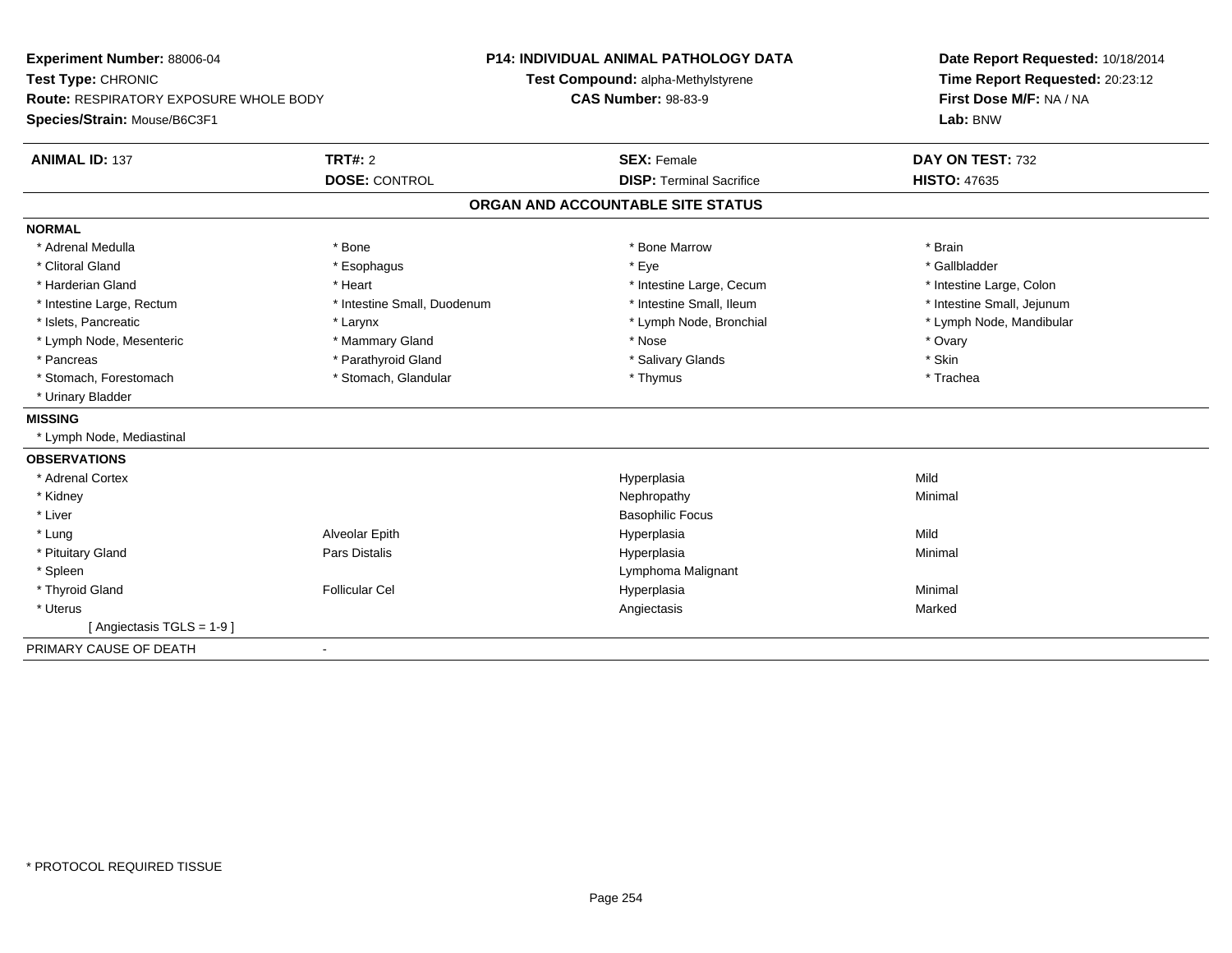**Experiment Number:** 88006-04
**Test Type:** CHRONIC
**Route:** RESPIRATORY EXPOSURE WHOLE BODY
**Species/Strain:** Mouse/B6C3F1

**P14: INDIVIDUAL ANIMAL PATHOLOGY DATA**
**Test Compound:** alpha-Methylstyrene
**CAS Number:** 98-83-9

**Date Report Requested:** 10/18/2014
**Time Report Requested:** 20:23:12
**First Dose M/F:** NA / NA
**Lab:** BNW

| **ANIMAL ID:** 137 | **TRT#:** 2 | **SEX:** Female | **DAY ON TEST:** 732 |
|---|---|---|---|
| | **DOSE:** CONTROL | **DISP:** Terminal Sacrifice | **HISTO:** 47635 |

## ORGAN AND ACCOUNTABLE SITE STATUS

**NORMAL**

| | | | |
|---|---|---|---|
| * Adrenal Medulla | * Bone | * Bone Marrow | * Brain |
| * Clitoral Gland | * Esophagus | * Eye | * Gallbladder |
| * Harderian Gland | * Heart | * Intestine Large, Cecum | * Intestine Large, Colon |
| * Intestine Large, Rectum | * Intestine Small, Duodenum | * Intestine Small, Ileum | * Intestine Small, Jejunum |
| * Islets, Pancreatic | * Larynx | * Lymph Node, Bronchial | * Lymph Node, Mandibular |
| * Lymph Node, Mesenteric | * Mammary Gland | * Nose | * Ovary |
| * Pancreas | * Parathyroid Gland | * Salivary Glands | * Skin |
| * Stomach, Forestomach | * Stomach, Glandular | * Thymus | * Trachea |
| * Urinary Bladder | | | |

**MISSING**

* Lymph Node, Mediastinal

**OBSERVATIONS**

| | | | |
|---|---|---|---|
| * Adrenal Cortex | | Hyperplasia | Mild |
| * Kidney | | Nephropathy | Minimal |
| * Liver | | Basophilic Focus | |
| * Lung | Alveolar Epith | Hyperplasia | Mild |
| * Pituitary Gland | Pars Distalis | Hyperplasia | Minimal |
| * Spleen | | Lymphoma Malignant | |
| * Thyroid Gland | Follicular Cel | Hyperplasia | Minimal |
| * Uterus | | Angiectasis | Marked |
| [ Angiectasis TGLS = 1-9 ] | | | |

PRIMARY CAUSE OF DEATH -

* PROTOCOL REQUIRED TISSUE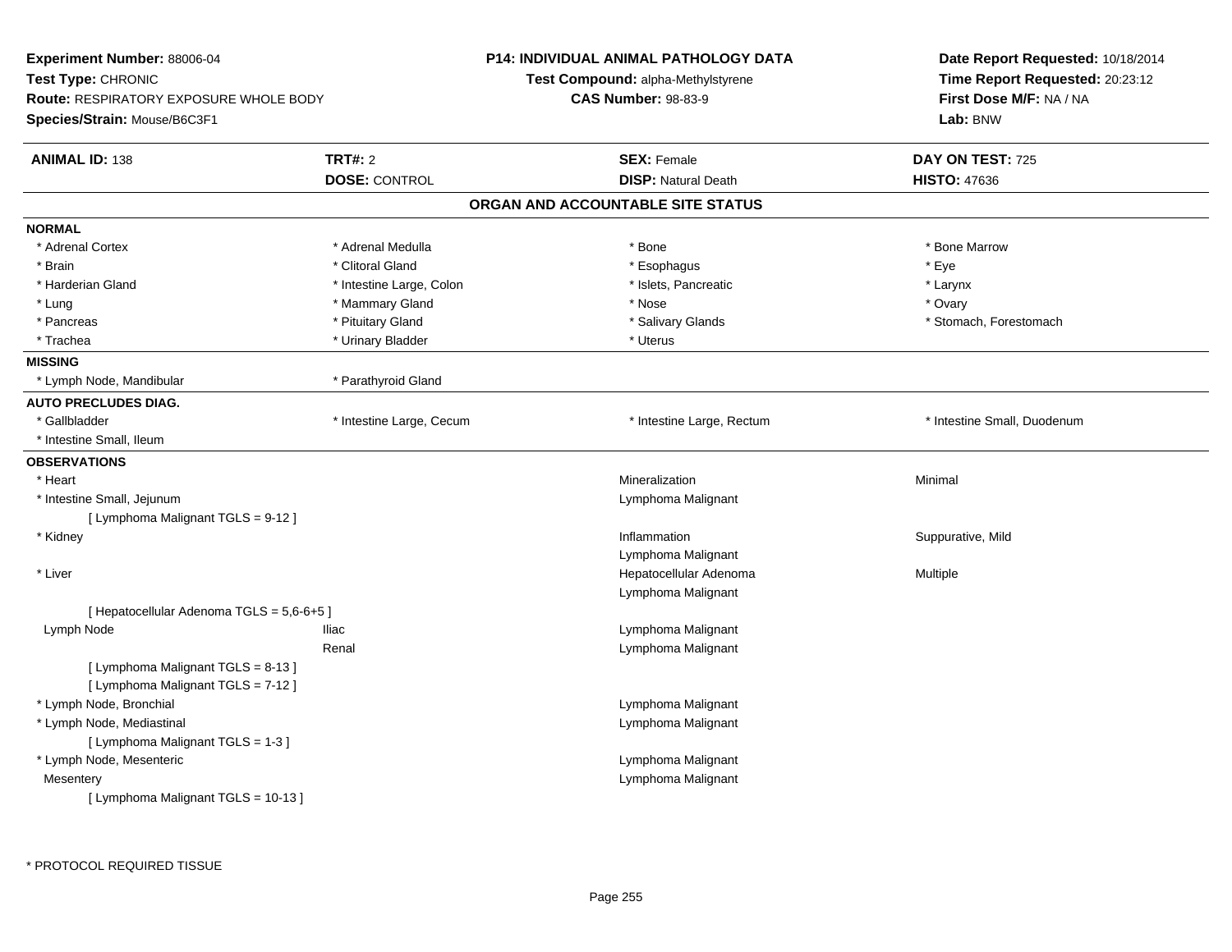**Experiment Number:** 88006-04
**Test Type:** CHRONIC
**Route:** RESPIRATORY EXPOSURE WHOLE BODY
**Species/Strain:** Mouse/B6C3F1

**P14: INDIVIDUAL ANIMAL PATHOLOGY DATA**
**Test Compound:** alpha-Methylstyrene
**CAS Number:** 98-83-9

**Date Report Requested:** 10/18/2014
**Time Report Requested:** 20:23:12
**First Dose M/F:** NA / NA
**Lab:** BNW

| **ANIMAL ID:** 138 | **TRT#:** 2 | **SEX:** Female | **DAY ON TEST:** 725 |
|---|---|---|---|
| | **DOSE:** CONTROL | **DISP:** Natural Death | **HISTO:** 47636 |

## ORGAN AND ACCOUNTABLE SITE STATUS

**NORMAL**

| | | | |
|---|---|---|---|
| * Adrenal Cortex | * Adrenal Medulla | * Bone | * Bone Marrow |
| * Brain | * Clitoral Gland | * Esophagus | * Eye |
| * Harderian Gland | * Intestine Large, Colon | * Islets, Pancreatic | * Larynx |
| * Lung | * Mammary Gland | * Nose | * Ovary |
| * Pancreas | * Pituitary Gland | * Salivary Glands | * Stomach, Forestomach |
| * Trachea | * Urinary Bladder | * Uterus | |

**MISSING**

| | |
|---|---|
| * Lymph Node, Mandibular | * Parathyroid Gland |

**AUTO PRECLUDES DIAG.**

| | | | |
|---|---|---|---|
| * Gallbladder | * Intestine Large, Cecum | * Intestine Large, Rectum | * Intestine Small, Duodenum |
| * Intestine Small, Ileum | | | |

**OBSERVATIONS**

| | | | |
|---|---|---|---|
| * Heart | | Mineralization | Minimal |
| * Intestine Small, Jejunum | | Lymphoma Malignant | |
| [ Lymphoma Malignant TGLS = 9-12 ] | | | |
| * Kidney | | Inflammation | Suppurative, Mild |
| | | Lymphoma Malignant | |
| * Liver | | Hepatocellular Adenoma | Multiple |
| | | Lymphoma Malignant | |
| [ Hepatocellular Adenoma TGLS = 5,6-6+5 ] | | | |
| Lymph Node | Iliac | Lymphoma Malignant | |
| | Renal | Lymphoma Malignant | |
| [ Lymphoma Malignant TGLS = 8-13 ] | | | |
| [ Lymphoma Malignant TGLS = 7-12 ] | | | |
| * Lymph Node, Bronchial | | Lymphoma Malignant | |
| * Lymph Node, Mediastinal | | Lymphoma Malignant | |
| [ Lymphoma Malignant TGLS = 1-3 ] | | | |
| * Lymph Node, Mesenteric | | Lymphoma Malignant | |
| Mesentery | | Lymphoma Malignant | |
| [ Lymphoma Malignant TGLS = 10-13 ] | | | |

\* PROTOCOL REQUIRED TISSUE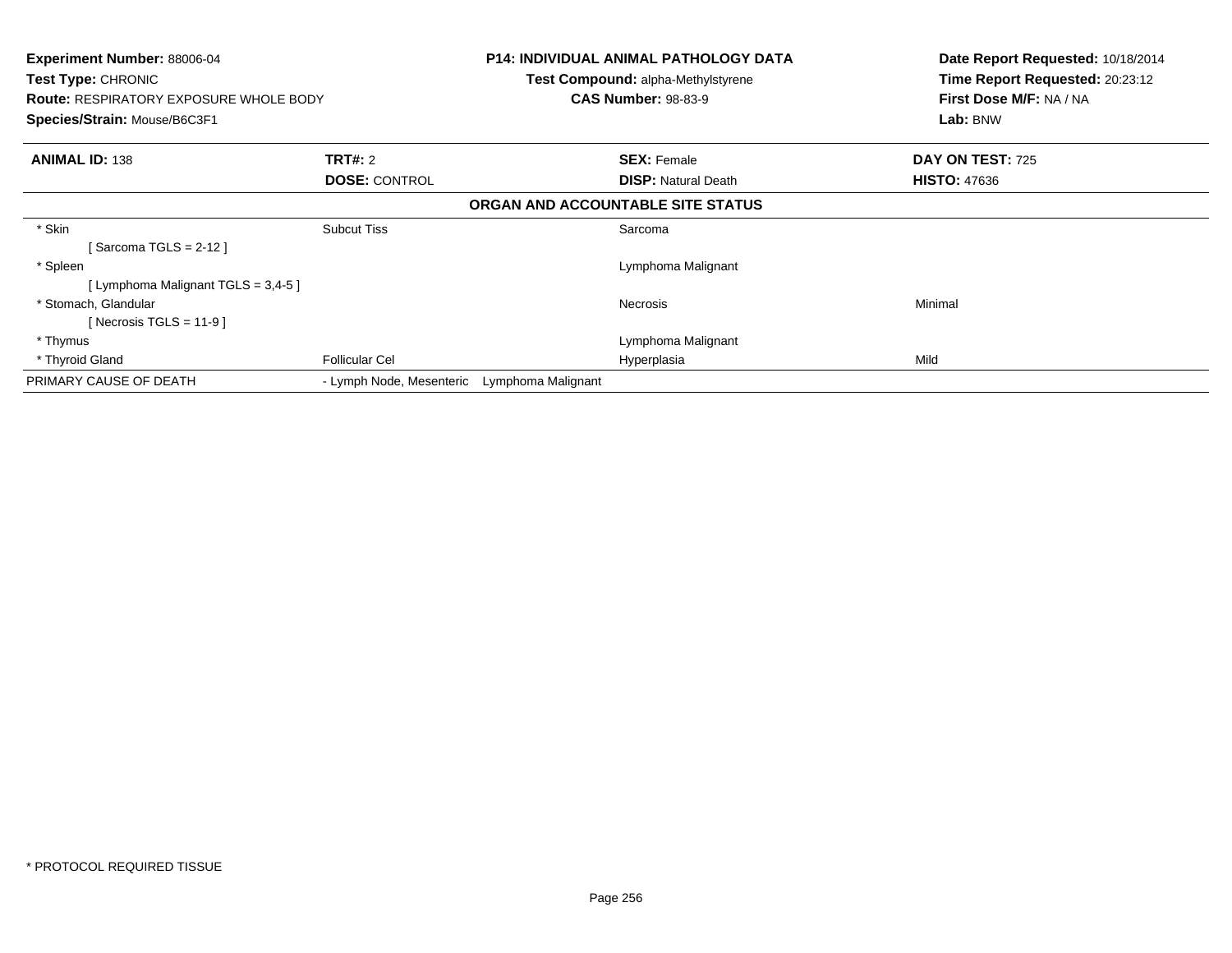**Experiment Number:** 88006-04
**Test Type:** CHRONIC
**Route:** RESPIRATORY EXPOSURE WHOLE BODY
**Species/Strain:** Mouse/B6C3F1

**P14: INDIVIDUAL ANIMAL PATHOLOGY DATA**
**Test Compound:** alpha-Methylstyrene
**CAS Number:** 98-83-9

**Date Report Requested:** 10/18/2014
**Time Report Requested:** 20:23:12
**First Dose M/F:** NA / NA
**Lab:** BNW

| **ANIMAL ID:** 138 | **TRT#:** 2 | **SEX:** Female | **DAY ON TEST:** 725 |
|---|---|---|---|
| | **DOSE:** CONTROL | **DISP:** Natural Death | **HISTO:** 47636 |

**ORGAN AND ACCOUNTABLE SITE STATUS**

| | | | |
|---|---|---|---|
| * Skin | Subcut Tiss | Sarcoma | |
| [ Sarcoma TGLS = 2-12 ] | | | |
| * Spleen | | Lymphoma Malignant | |
| [ Lymphoma Malignant TGLS = 3,4-5 ] | | | |
| * Stomach, Glandular | | Necrosis | Minimal |
| [ Necrosis TGLS = 11-9 ] | | | |
| * Thymus | | Lymphoma Malignant | |
| * Thyroid Gland | Follicular Cel | Hyperplasia | Mild |
| PRIMARY CAUSE OF DEATH | - Lymph Node, Mesenteric | Lymphoma Malignant | |

* PROTOCOL REQUIRED TISSUE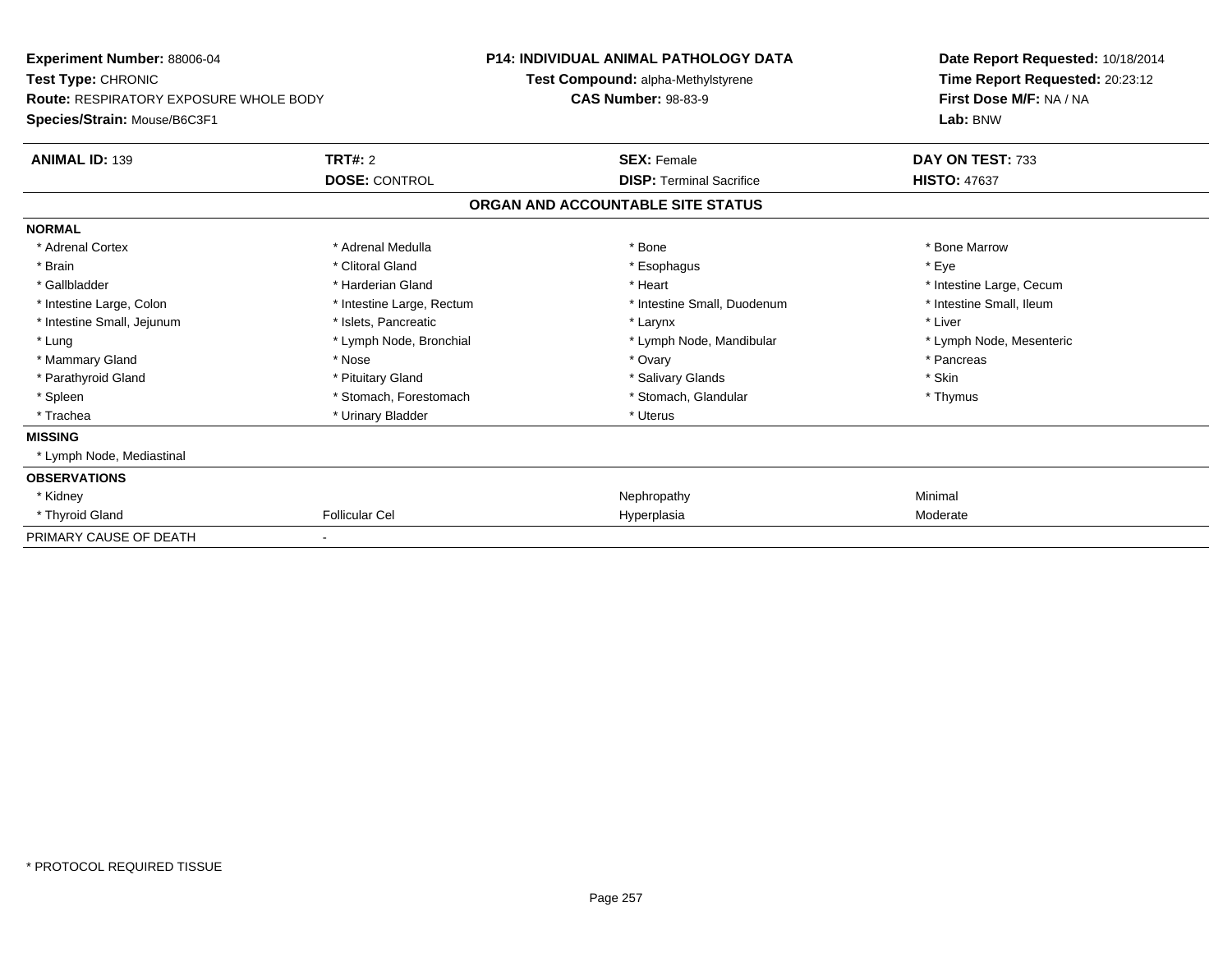**Experiment Number:** 88006-04
**Test Type:** CHRONIC
**Route:** RESPIRATORY EXPOSURE WHOLE BODY
**Species/Strain:** Mouse/B6C3F1

**P14: INDIVIDUAL ANIMAL PATHOLOGY DATA**
**Test Compound:** alpha-Methylstyrene
**CAS Number:** 98-83-9

**Date Report Requested:** 10/18/2014
**Time Report Requested:** 20:23:12
**First Dose M/F:** NA / NA
**Lab:** BNW

| **ANIMAL ID:** 139 | **TRT#:** 2 | **SEX:** Female | **DAY ON TEST:** 733 |
|---|---|---|---|
| | **DOSE:** CONTROL | **DISP:** Terminal Sacrifice | **HISTO:** 47637 |

**ORGAN AND ACCOUNTABLE SITE STATUS**

| | | | |
|---|---|---|---|
| **NORMAL** | | | |
| * Adrenal Cortex | * Adrenal Medulla | * Bone | * Bone Marrow |
| * Brain | * Clitoral Gland | * Esophagus | * Eye |
| * Gallbladder | * Harderian Gland | * Heart | * Intestine Large, Cecum |
| * Intestine Large, Colon | * Intestine Large, Rectum | * Intestine Small, Duodenum | * Intestine Small, Ileum |
| * Intestine Small, Jejunum | * Islets, Pancreatic | * Larynx | * Liver |
| * Lung | * Lymph Node, Bronchial | * Lymph Node, Mandibular | * Lymph Node, Mesenteric |
| * Mammary Gland | * Nose | * Ovary | * Pancreas |
| * Parathyroid Gland | * Pituitary Gland | * Salivary Glands | * Skin |
| * Spleen | * Stomach, Forestomach | * Stomach, Glandular | * Thymus |
| * Trachea | * Urinary Bladder | * Uterus | |
| **MISSING** | | | |
| * Lymph Node, Mediastinal | | | |
| **OBSERVATIONS** | | | |
| * Kidney | | Nephropathy | Minimal |
| * Thyroid Gland | Follicular Cel | Hyperplasia | Moderate |
| PRIMARY CAUSE OF DEATH | - | | |

\* PROTOCOL REQUIRED TISSUE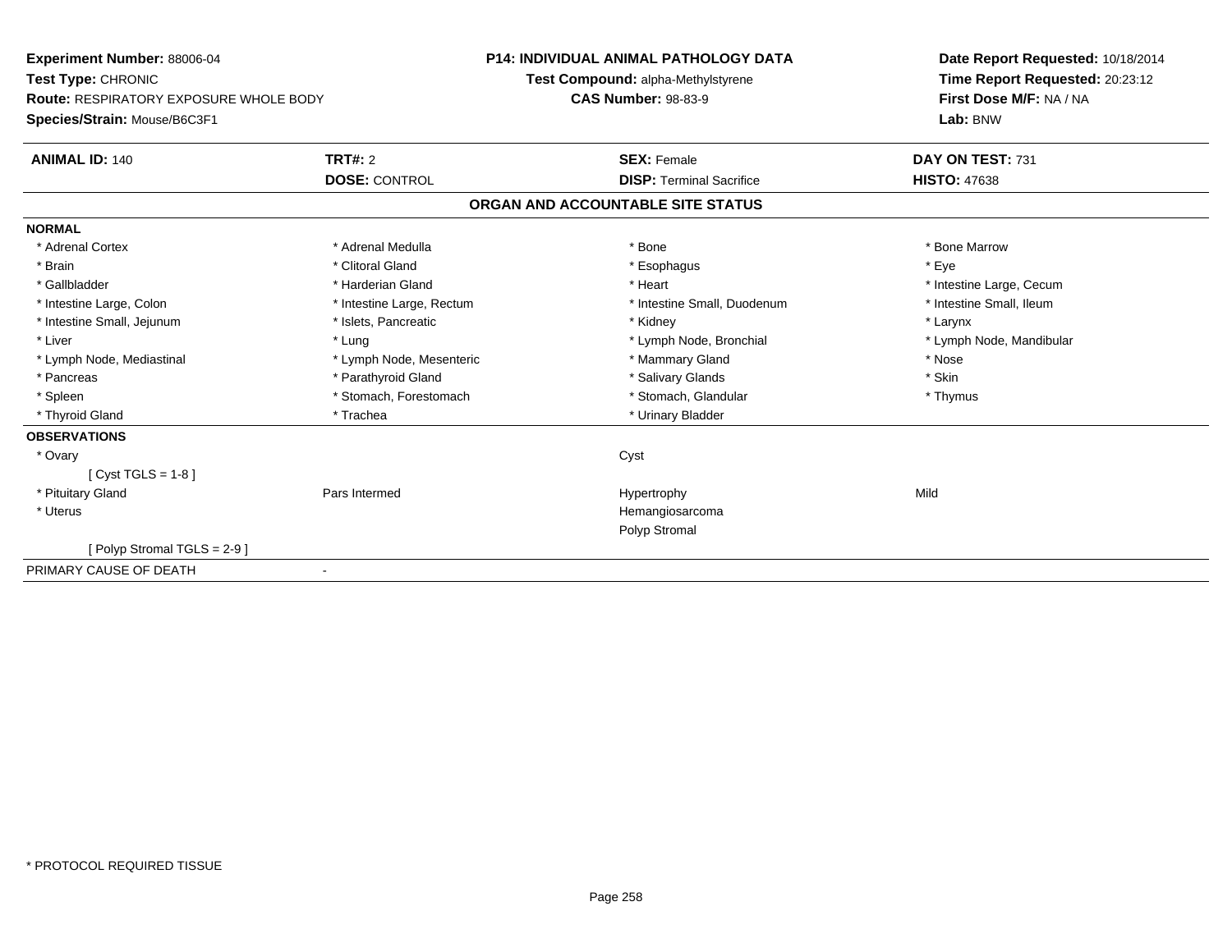**Experiment Number:** 88006-04
**Test Type:** CHRONIC
**Route:** RESPIRATORY EXPOSURE WHOLE BODY
**Species/Strain:** Mouse/B6C3F1

**P14: INDIVIDUAL ANIMAL PATHOLOGY DATA**
**Test Compound:** alpha-Methylstyrene
**CAS Number:** 98-83-9

**Date Report Requested:** 10/18/2014
**Time Report Requested:** 20:23:12
**First Dose M/F:** NA / NA
**Lab:** BNW

| **ANIMAL ID:** 140 | **TRT#:** 2 | **SEX:** Female | **DAY ON TEST:** 731 |
|---|---|---|---|
| | **DOSE:** CONTROL | **DISP:** Terminal Sacrifice | **HISTO:** 47638 |

## ORGAN AND ACCOUNTABLE SITE STATUS

**NORMAL**

| | | | |
|---|---|---|---|
| * Adrenal Cortex | * Adrenal Medulla | * Bone | * Bone Marrow |
| * Brain | * Clitoral Gland | * Esophagus | * Eye |
| * Gallbladder | * Harderian Gland | * Heart | * Intestine Large, Cecum |
| * Intestine Large, Colon | * Intestine Large, Rectum | * Intestine Small, Duodenum | * Intestine Small, Ileum |
| * Intestine Small, Jejunum | * Islets, Pancreatic | * Kidney | * Larynx |
| * Liver | * Lung | * Lymph Node, Bronchial | * Lymph Node, Mandibular |
| * Lymph Node, Mediastinal | * Lymph Node, Mesenteric | * Mammary Gland | * Nose |
| * Pancreas | * Parathyroid Gland | * Salivary Glands | * Skin |
| * Spleen | * Stomach, Forestomach | * Stomach, Glandular | * Thymus |
| * Thyroid Gland | * Trachea | * Urinary Bladder | |

**OBSERVATIONS**

| | | | |
|---|---|---|---|
| * Ovary | | Cyst | |
| [ Cyst TGLS = 1-8 ] | | | |
| * Pituitary Gland | Pars Intermed | Hypertrophy | Mild |
| * Uterus | | Hemangiosarcoma | |
| | | Polyp Stromal | |
| [ Polyp Stromal TGLS = 2-9 ] | | | |

PRIMARY CAUSE OF DEATH -

\* PROTOCOL REQUIRED TISSUE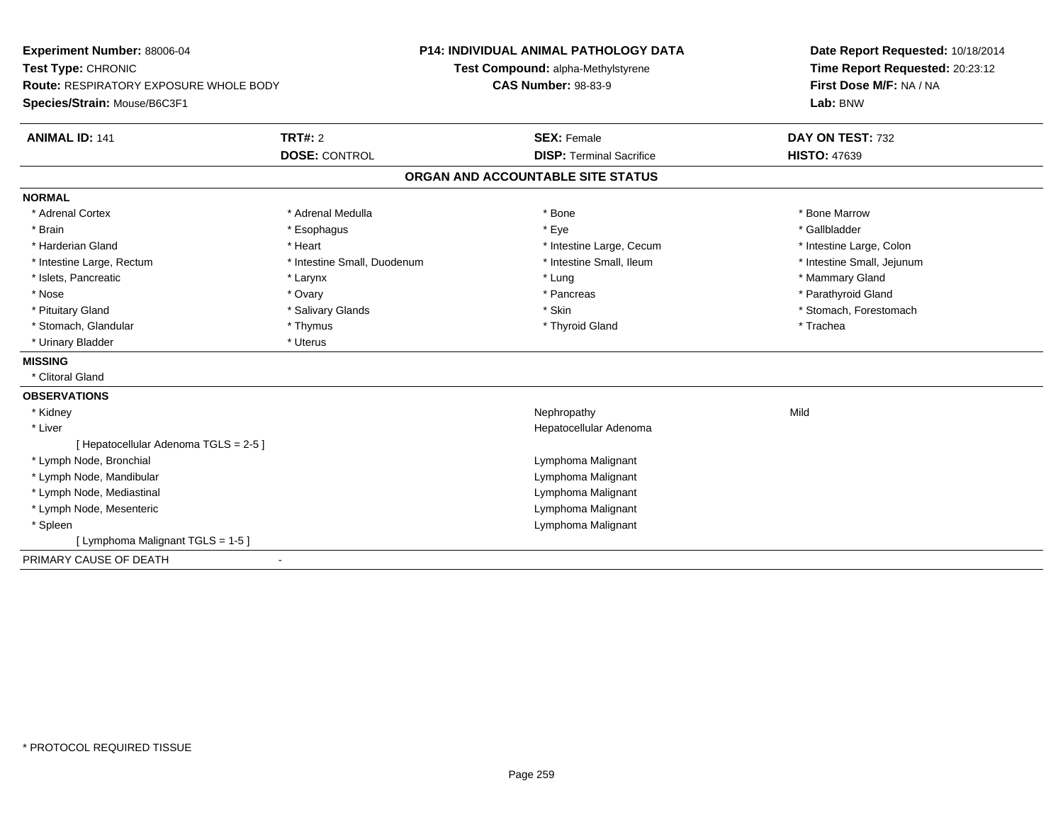**Experiment Number:** 88006-04
**Test Type:** CHRONIC
**Route:** RESPIRATORY EXPOSURE WHOLE BODY
**Species/Strain:** Mouse/B6C3F1

**P14: INDIVIDUAL ANIMAL PATHOLOGY DATA**
**Test Compound:** alpha-Methylstyrene
**CAS Number:** 98-83-9

**Date Report Requested:** 10/18/2014
**Time Report Requested:** 20:23:12
**First Dose M/F:** NA / NA
**Lab:** BNW

| **ANIMAL ID:** 141 | **TRT#:** 2 | **SEX:** Female | **DAY ON TEST:** 732 |
|---|---|---|---|
| | **DOSE:** CONTROL | **DISP:** Terminal Sacrifice | **HISTO:** 47639 |

## ORGAN AND ACCOUNTABLE SITE STATUS

**NORMAL**

| | | | |
|---|---|---|---|
| * Adrenal Cortex | * Adrenal Medulla | * Bone | * Bone Marrow |
| * Brain | * Esophagus | * Eye | * Gallbladder |
| * Harderian Gland | * Heart | * Intestine Large, Cecum | * Intestine Large, Colon |
| * Intestine Large, Rectum | * Intestine Small, Duodenum | * Intestine Small, Ileum | * Intestine Small, Jejunum |
| * Islets, Pancreatic | * Larynx | * Lung | * Mammary Gland |
| * Nose | * Ovary | * Pancreas | * Parathyroid Gland |
| * Pituitary Gland | * Salivary Glands | * Skin | * Stomach, Forestomach |
| * Stomach, Glandular | * Thymus | * Thyroid Gland | * Trachea |
| * Urinary Bladder | * Uterus | | |

**MISSING**

* Clitoral Gland

**OBSERVATIONS**

| | | |
|---|---|---|
| * Kidney | Nephropathy | Mild |
| * Liver | Hepatocellular Adenoma | |
| [ Hepatocellular Adenoma TGLS = 2-5 ] | | |
| * Lymph Node, Bronchial | Lymphoma Malignant | |
| * Lymph Node, Mandibular | Lymphoma Malignant | |
| * Lymph Node, Mediastinal | Lymphoma Malignant | |
| * Lymph Node, Mesenteric | Lymphoma Malignant | |
| * Spleen | Lymphoma Malignant | |
| [ Lymphoma Malignant TGLS = 1-5 ] | | |

PRIMARY CAUSE OF DEATH -

* PROTOCOL REQUIRED TISSUE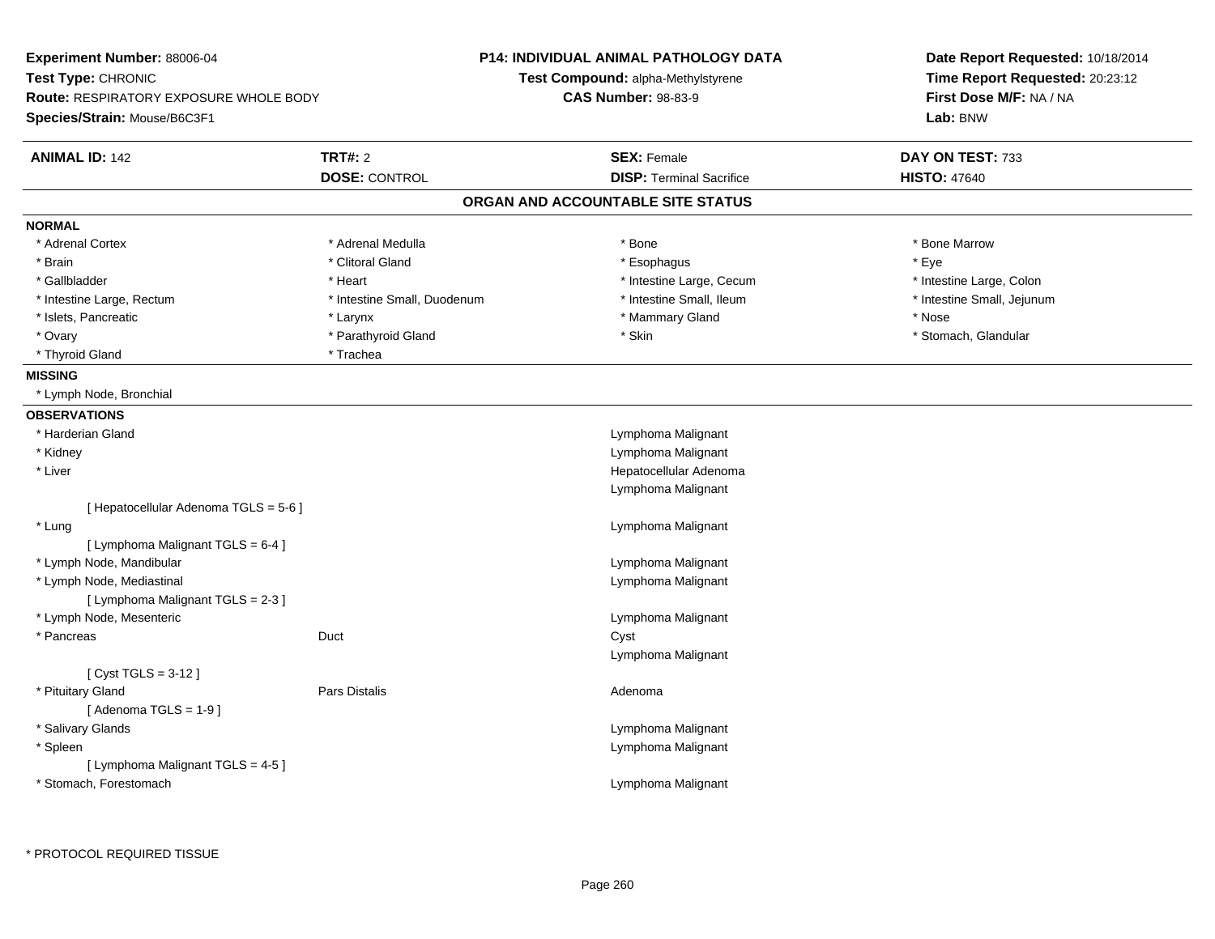**Experiment Number:** 88006-04
**Test Type:** CHRONIC
**Route:** RESPIRATORY EXPOSURE WHOLE BODY
**Species/Strain:** Mouse/B6C3F1

**P14: INDIVIDUAL ANIMAL PATHOLOGY DATA**
**Test Compound:** alpha-Methylstyrene
**CAS Number:** 98-83-9

**Date Report Requested:** 10/18/2014
**Time Report Requested:** 20:23:12
**First Dose M/F:** NA / NA
**Lab:** BNW

| **ANIMAL ID:** 142 | **TRT#:** 2 | **SEX:** Female | **DAY ON TEST:** 733 |
|---|---|---|---|
| | **DOSE:** CONTROL | **DISP:** Terminal Sacrifice | **HISTO:** 47640 |

## ORGAN AND ACCOUNTABLE SITE STATUS

**NORMAL**

| | | | |
|---|---|---|---|
| * Adrenal Cortex | * Adrenal Medulla | * Bone | * Bone Marrow |
| * Brain | * Clitoral Gland | * Esophagus | * Eye |
| * Gallbladder | * Heart | * Intestine Large, Cecum | * Intestine Large, Colon |
| * Intestine Large, Rectum | * Intestine Small, Duodenum | * Intestine Small, Ileum | * Intestine Small, Jejunum |
| * Islets, Pancreatic | * Larynx | * Mammary Gland | * Nose |
| * Ovary | * Parathyroid Gland | * Skin | * Stomach, Glandular |
| * Thyroid Gland | * Trachea | | |

**MISSING**

* Lymph Node, Bronchial

**OBSERVATIONS**

| | | |
|---|---|---|
| * Harderian Gland | | Lymphoma Malignant |
| * Kidney | | Lymphoma Malignant |
| * Liver | | Hepatocellular Adenoma |
| | | Lymphoma Malignant |
| [ Hepatocellular Adenoma TGLS = 5-6 ] | | |
| * Lung | | Lymphoma Malignant |
| [ Lymphoma Malignant TGLS = 6-4 ] | | |
| * Lymph Node, Mandibular | | Lymphoma Malignant |
| * Lymph Node, Mediastinal | | Lymphoma Malignant |
| [ Lymphoma Malignant TGLS = 2-3 ] | | |
| * Lymph Node, Mesenteric | | Lymphoma Malignant |
| * Pancreas | Duct | Cyst |
| | | Lymphoma Malignant |
| [ Cyst TGLS = 3-12 ] | | |
| * Pituitary Gland | Pars Distalis | Adenoma |
| [ Adenoma TGLS = 1-9 ] | | |
| * Salivary Glands | | Lymphoma Malignant |
| * Spleen | | Lymphoma Malignant |
| [ Lymphoma Malignant TGLS = 4-5 ] | | |
| * Stomach, Forestomach | | Lymphoma Malignant |

* PROTOCOL REQUIRED TISSUE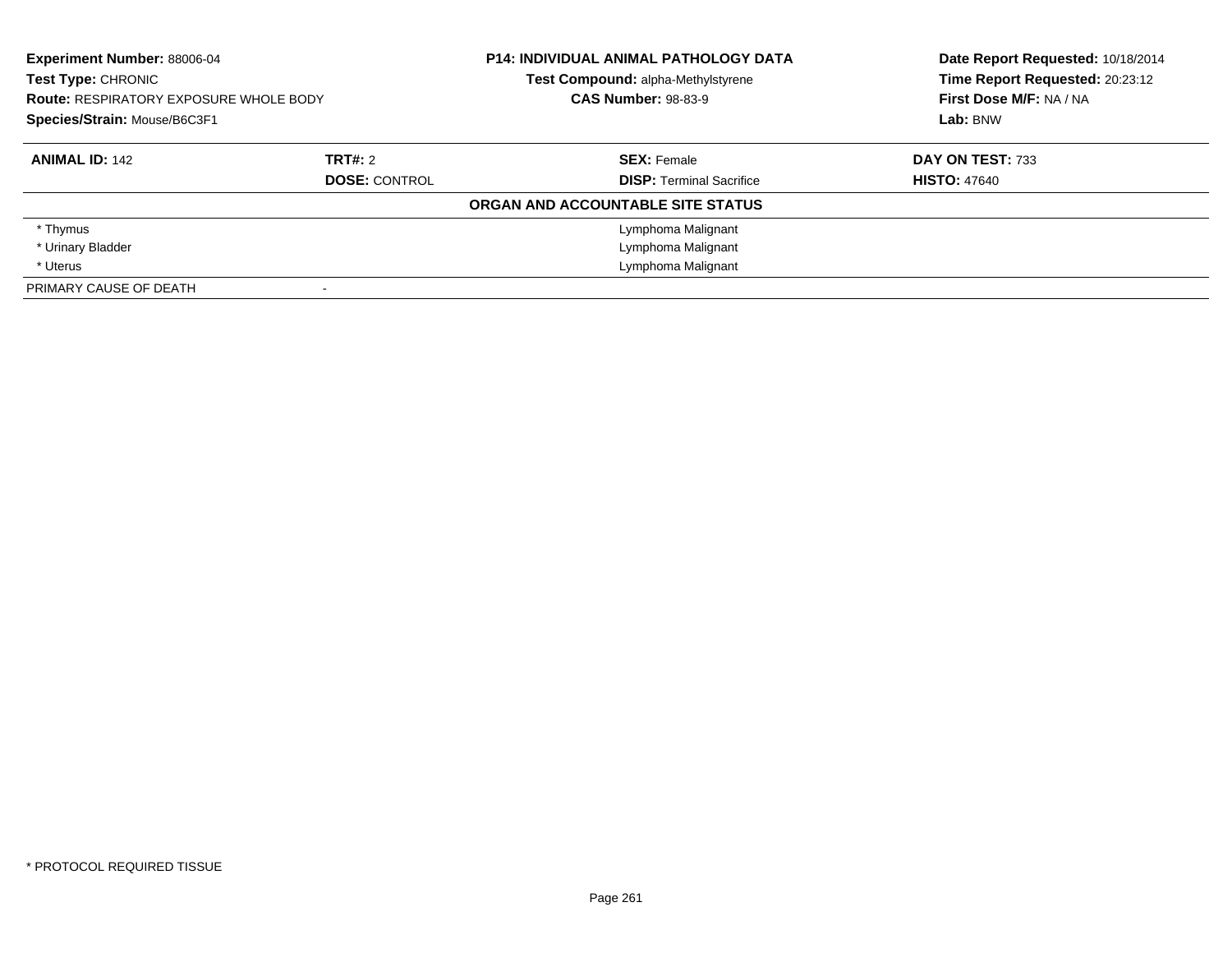**Experiment Number:** 88006-04
**Test Type:** CHRONIC
**Route:** RESPIRATORY EXPOSURE WHOLE BODY
**Species/Strain:** Mouse/B6C3F1

**P14: INDIVIDUAL ANIMAL PATHOLOGY DATA**
**Test Compound:** alpha-Methylstyrene
**CAS Number:** 98-83-9

**Date Report Requested:** 10/18/2014
**Time Report Requested:** 20:23:12
**First Dose M/F:** NA / NA
**Lab:** BNW

| **ANIMAL ID:** 142 | **TRT#:** 2 | **SEX:** Female | **DAY ON TEST:** 733 |
|---|---|---|---|
| | **DOSE:** CONTROL | **DISP:** Terminal Sacrifice | **HISTO:** 47640 |

**ORGAN AND ACCOUNTABLE SITE STATUS**

| Organ | Status |
|---|---|
| * Thymus | Lymphoma Malignant |
| * Urinary Bladder | Lymphoma Malignant |
| * Uterus | Lymphoma Malignant |
| PRIMARY CAUSE OF DEATH | - |

* PROTOCOL REQUIRED TISSUE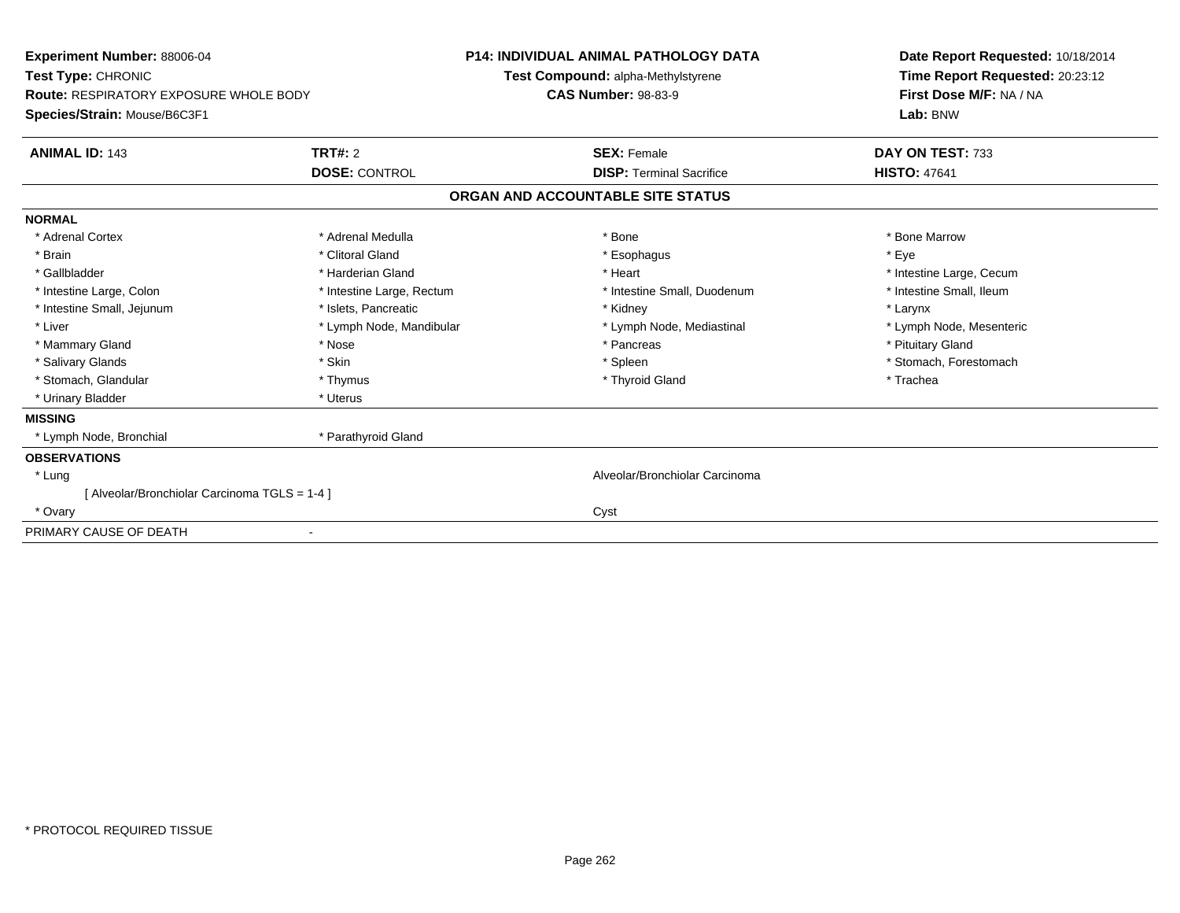**Experiment Number:** 88006-04
**Test Type:** CHRONIC
**Route:** RESPIRATORY EXPOSURE WHOLE BODY
**Species/Strain:** Mouse/B6C3F1

**P14: INDIVIDUAL ANIMAL PATHOLOGY DATA**
**Test Compound:** alpha-Methylstyrene
**CAS Number:** 98-83-9

**Date Report Requested:** 10/18/2014
**Time Report Requested:** 20:23:12
**First Dose M/F:** NA / NA
**Lab:** BNW

| **ANIMAL ID:** 143 | **TRT#:** 2 | **SEX:** Female | **DAY ON TEST:** 733 |
|---|---|---|---|
| | **DOSE:** CONTROL | **DISP:** Terminal Sacrifice | **HISTO:** 47641 |

## ORGAN AND ACCOUNTABLE SITE STATUS

**NORMAL**

| | | | |
|---|---|---|---|
| * Adrenal Cortex | * Adrenal Medulla | * Bone | * Bone Marrow |
| * Brain | * Clitoral Gland | * Esophagus | * Eye |
| * Gallbladder | * Harderian Gland | * Heart | * Intestine Large, Cecum |
| * Intestine Large, Colon | * Intestine Large, Rectum | * Intestine Small, Duodenum | * Intestine Small, Ileum |
| * Intestine Small, Jejunum | * Islets, Pancreatic | * Kidney | * Larynx |
| * Liver | * Lymph Node, Mandibular | * Lymph Node, Mediastinal | * Lymph Node, Mesenteric |
| * Mammary Gland | * Nose | * Pancreas | * Pituitary Gland |
| * Salivary Glands | * Skin | * Spleen | * Stomach, Forestomach |
| * Stomach, Glandular | * Thymus | * Thyroid Gland | * Trachea |
| * Urinary Bladder | * Uterus | | |

**MISSING**

| | |
|---|---|
| * Lymph Node, Bronchial | * Parathyroid Gland |

**OBSERVATIONS**

| | |
|---|---|
| * Lung | Alveolar/Bronchiolar Carcinoma |
| [ Alveolar/Bronchiolar Carcinoma TGLS = 1-4 ] | |
| * Ovary | Cyst |

PRIMARY CAUSE OF DEATH -

* PROTOCOL REQUIRED TISSUE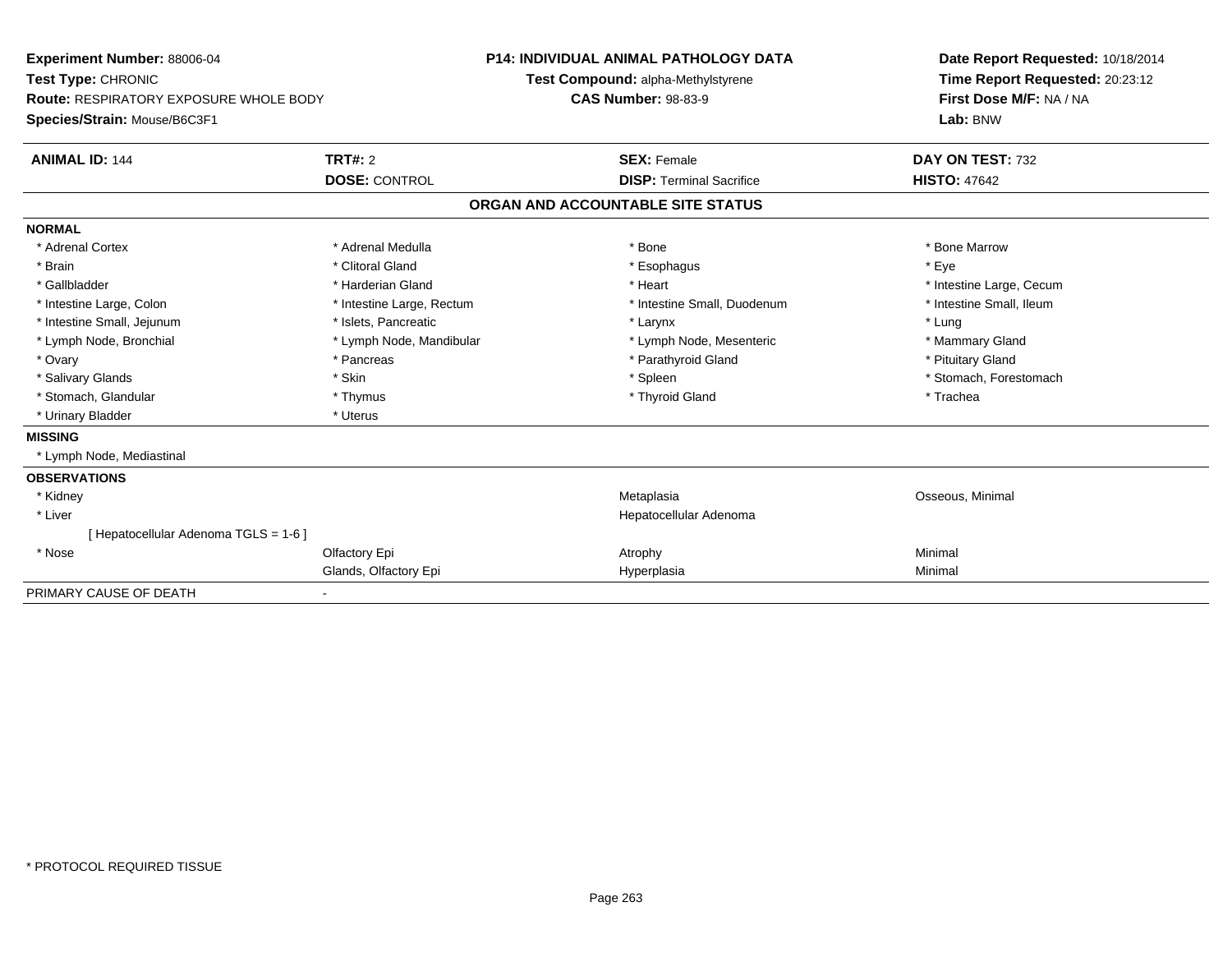**Experiment Number:** 88006-04
**Test Type:** CHRONIC
**Route:** RESPIRATORY EXPOSURE WHOLE BODY
**Species/Strain:** Mouse/B6C3F1

**P14: INDIVIDUAL ANIMAL PATHOLOGY DATA**
**Test Compound:** alpha-Methylstyrene
**CAS Number:** 98-83-9

**Date Report Requested:** 10/18/2014
**Time Report Requested:** 20:23:12
**First Dose M/F:** NA / NA
**Lab:** BNW

| **ANIMAL ID:** 144 | **TRT#:** 2 | **SEX:** Female | **DAY ON TEST:** 732 |
|---|---|---|---|
| | **DOSE:** CONTROL | **DISP:** Terminal Sacrifice | **HISTO:** 47642 |

## ORGAN AND ACCOUNTABLE SITE STATUS

| | | | |
|---|---|---|---|
| **NORMAL** | | | |
| * Adrenal Cortex | * Adrenal Medulla | * Bone | * Bone Marrow |
| * Brain | * Clitoral Gland | * Esophagus | * Eye |
| * Gallbladder | * Harderian Gland | * Heart | * Intestine Large, Cecum |
| * Intestine Large, Colon | * Intestine Large, Rectum | * Intestine Small, Duodenum | * Intestine Small, Ileum |
| * Intestine Small, Jejunum | * Islets, Pancreatic | * Larynx | * Lung |
| * Lymph Node, Bronchial | * Lymph Node, Mandibular | * Lymph Node, Mesenteric | * Mammary Gland |
| * Ovary | * Pancreas | * Parathyroid Gland | * Pituitary Gland |
| * Salivary Glands | * Skin | * Spleen | * Stomach, Forestomach |
| * Stomach, Glandular | * Thymus | * Thyroid Gland | * Trachea |
| * Urinary Bladder | * Uterus | | |
| **MISSING** | | | |
| * Lymph Node, Mediastinal | | | |
| **OBSERVATIONS** | | | |
| * Kidney | | Metaplasia | Osseous, Minimal |
| * Liver | | Hepatocellular Adenoma | |
| [ Hepatocellular Adenoma TGLS = 1-6 ] | | | |
| * Nose | Olfactory Epi | Atrophy | Minimal |
| | Glands, Olfactory Epi | Hyperplasia | Minimal |
| PRIMARY CAUSE OF DEATH | - | | |

* PROTOCOL REQUIRED TISSUE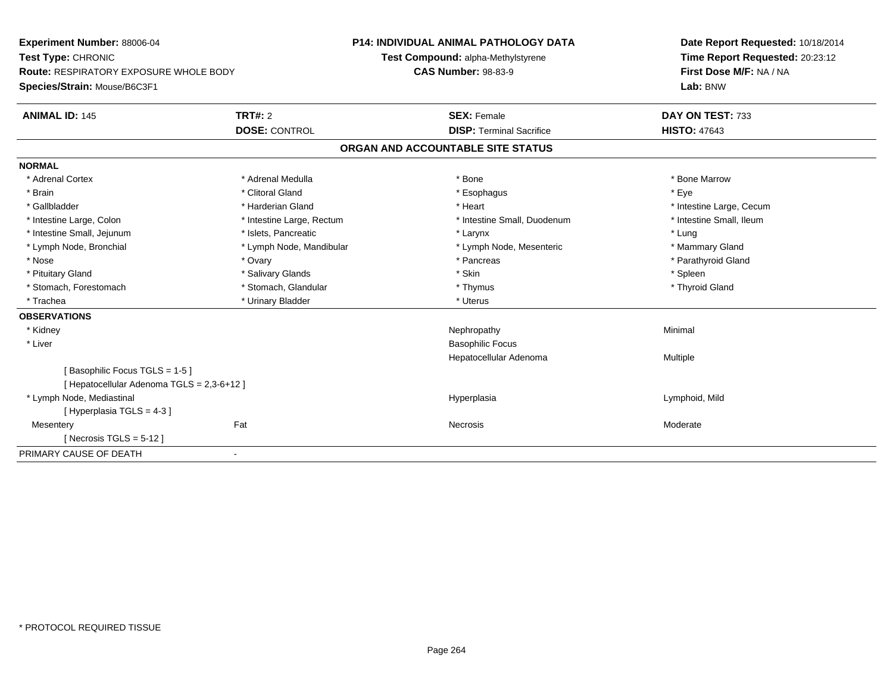**Experiment Number:** 88006-04
**Test Type:** CHRONIC
**Route:** RESPIRATORY EXPOSURE WHOLE BODY
**Species/Strain:** Mouse/B6C3F1

**P14: INDIVIDUAL ANIMAL PATHOLOGY DATA**
**Test Compound:** alpha-Methylstyrene
**CAS Number:** 98-83-9

**Date Report Requested:** 10/18/2014
**Time Report Requested:** 20:23:12
**First Dose M/F:** NA / NA
**Lab:** BNW

| **ANIMAL ID:** 145 | **TRT#:** 2 | **SEX:** Female | **DAY ON TEST:** 733 |
|---|---|---|---|
| | **DOSE:** CONTROL | **DISP:** Terminal Sacrifice | **HISTO:** 47643 |

## ORGAN AND ACCOUNTABLE SITE STATUS

**NORMAL**

| | | | |
|---|---|---|---|
| * Adrenal Cortex | * Adrenal Medulla | * Bone | * Bone Marrow |
| * Brain | * Clitoral Gland | * Esophagus | * Eye |
| * Gallbladder | * Harderian Gland | * Heart | * Intestine Large, Cecum |
| * Intestine Large, Colon | * Intestine Large, Rectum | * Intestine Small, Duodenum | * Intestine Small, Ileum |
| * Intestine Small, Jejunum | * Islets, Pancreatic | * Larynx | * Lung |
| * Lymph Node, Bronchial | * Lymph Node, Mandibular | * Lymph Node, Mesenteric | * Mammary Gland |
| * Nose | * Ovary | * Pancreas | * Parathyroid Gland |
| * Pituitary Gland | * Salivary Glands | * Skin | * Spleen |
| * Stomach, Forestomach | * Stomach, Glandular | * Thymus | * Thyroid Gland |
| * Trachea | * Urinary Bladder | * Uterus | |

**OBSERVATIONS**

| | | | |
|---|---|---|---|
| * Kidney | | Nephropathy | Minimal |
| * Liver | | Basophilic Focus | |
| | | Hepatocellular Adenoma | Multiple |
| [ Basophilic Focus TGLS = 1-5 ] | | | |
| [ Hepatocellular Adenoma TGLS = 2,3-6+12 ] | | | |
| * Lymph Node, Mediastinal | | Hyperplasia | Lymphoid, Mild |
| [ Hyperplasia TGLS = 4-3 ] | | | |
| Mesentery | Fat | Necrosis | Moderate |
| [ Necrosis TGLS = 5-12 ] | | | |

PRIMARY CAUSE OF DEATH -

* PROTOCOL REQUIRED TISSUE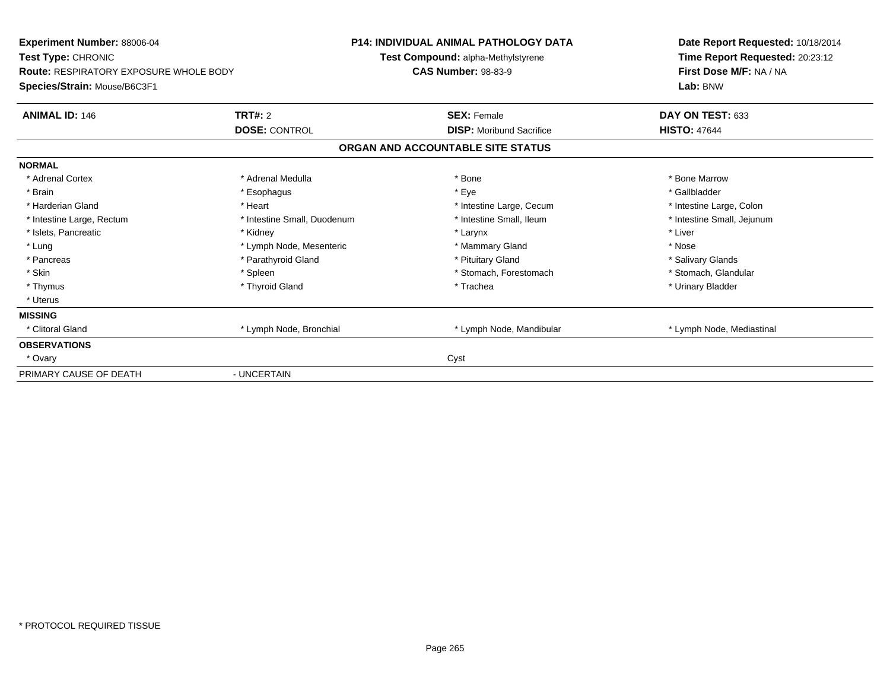**Experiment Number:** 88006-04
**Test Type:** CHRONIC
**Route:** RESPIRATORY EXPOSURE WHOLE BODY
**Species/Strain:** Mouse/B6C3F1

**P14: INDIVIDUAL ANIMAL PATHOLOGY DATA**
**Test Compound:** alpha-Methylstyrene
**CAS Number:** 98-83-9

**Date Report Requested:** 10/18/2014
**Time Report Requested:** 20:23:12
**First Dose M/F:** NA / NA
**Lab:** BNW

| **ANIMAL ID:** 146 | **TRT#:** 2 | **SEX:** Female | **DAY ON TEST:** 633 |
|---|---|---|---|
| | **DOSE:** CONTROL | **DISP:** Moribund Sacrifice | **HISTO:** 47644 |

## ORGAN AND ACCOUNTABLE SITE STATUS

| | | | |
|---|---|---|---|
| **NORMAL** | | | |
| * Adrenal Cortex | * Adrenal Medulla | * Bone | * Bone Marrow |
| * Brain | * Esophagus | * Eye | * Gallbladder |
| * Harderian Gland | * Heart | * Intestine Large, Cecum | * Intestine Large, Colon |
| * Intestine Large, Rectum | * Intestine Small, Duodenum | * Intestine Small, Ileum | * Intestine Small, Jejunum |
| * Islets, Pancreatic | * Kidney | * Larynx | * Liver |
| * Lung | * Lymph Node, Mesenteric | * Mammary Gland | * Nose |
| * Pancreas | * Parathyroid Gland | * Pituitary Gland | * Salivary Glands |
| * Skin | * Spleen | * Stomach, Forestomach | * Stomach, Glandular |
| * Thymus | * Thyroid Gland | * Trachea | * Urinary Bladder |
| * Uterus | | | |
| **MISSING** | | | |
| * Clitoral Gland | * Lymph Node, Bronchial | * Lymph Node, Mandibular | * Lymph Node, Mediastinal |
| **OBSERVATIONS** | | | |
| * Ovary | | Cyst | |
| PRIMARY CAUSE OF DEATH | - UNCERTAIN | | |

\* PROTOCOL REQUIRED TISSUE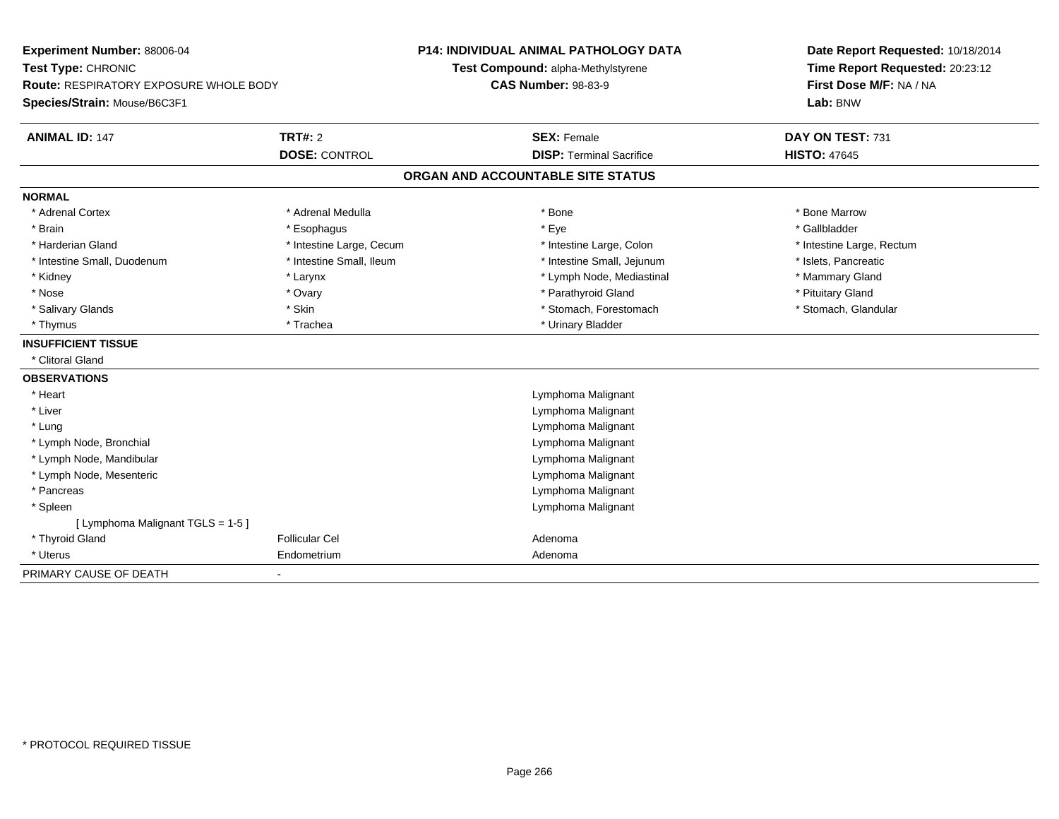**Experiment Number:** 88006-04
**Test Type:** CHRONIC
**Route:** RESPIRATORY EXPOSURE WHOLE BODY
**Species/Strain:** Mouse/B6C3F1

**P14: INDIVIDUAL ANIMAL PATHOLOGY DATA**
**Test Compound:** alpha-Methylstyrene
**CAS Number:** 98-83-9

**Date Report Requested:** 10/18/2014
**Time Report Requested:** 20:23:12
**First Dose M/F:** NA / NA
**Lab:** BNW

| **ANIMAL ID:** 147 | **TRT#:** 2 | **SEX:** Female | **DAY ON TEST:** 731 |
|---|---|---|---|
| | **DOSE:** CONTROL | **DISP:** Terminal Sacrifice | **HISTO:** 47645 |

## ORGAN AND ACCOUNTABLE SITE STATUS

**NORMAL**

| | | | |
|---|---|---|---|
| * Adrenal Cortex | * Adrenal Medulla | * Bone | * Bone Marrow |
| * Brain | * Esophagus | * Eye | * Gallbladder |
| * Harderian Gland | * Intestine Large, Cecum | * Intestine Large, Colon | * Intestine Large, Rectum |
| * Intestine Small, Duodenum | * Intestine Small, Ileum | * Intestine Small, Jejunum | * Islets, Pancreatic |
| * Kidney | * Larynx | * Lymph Node, Mediastinal | * Mammary Gland |
| * Nose | * Ovary | * Parathyroid Gland | * Pituitary Gland |
| * Salivary Glands | * Skin | * Stomach, Forestomach | * Stomach, Glandular |
| * Thymus | * Trachea | * Urinary Bladder | |

**INSUFFICIENT TISSUE**

* Clitoral Gland

**OBSERVATIONS**

| | | |
|---|---|---|
| * Heart | | Lymphoma Malignant |
| * Liver | | Lymphoma Malignant |
| * Lung | | Lymphoma Malignant |
| * Lymph Node, Bronchial | | Lymphoma Malignant |
| * Lymph Node, Mandibular | | Lymphoma Malignant |
| * Lymph Node, Mesenteric | | Lymphoma Malignant |
| * Pancreas | | Lymphoma Malignant |
| * Spleen | | Lymphoma Malignant |
| [ Lymphoma Malignant TGLS = 1-5 ] | | |
| * Thyroid Gland | Follicular Cel | Adenoma |
| * Uterus | Endometrium | Adenoma |

PRIMARY CAUSE OF DEATH -

* PROTOCOL REQUIRED TISSUE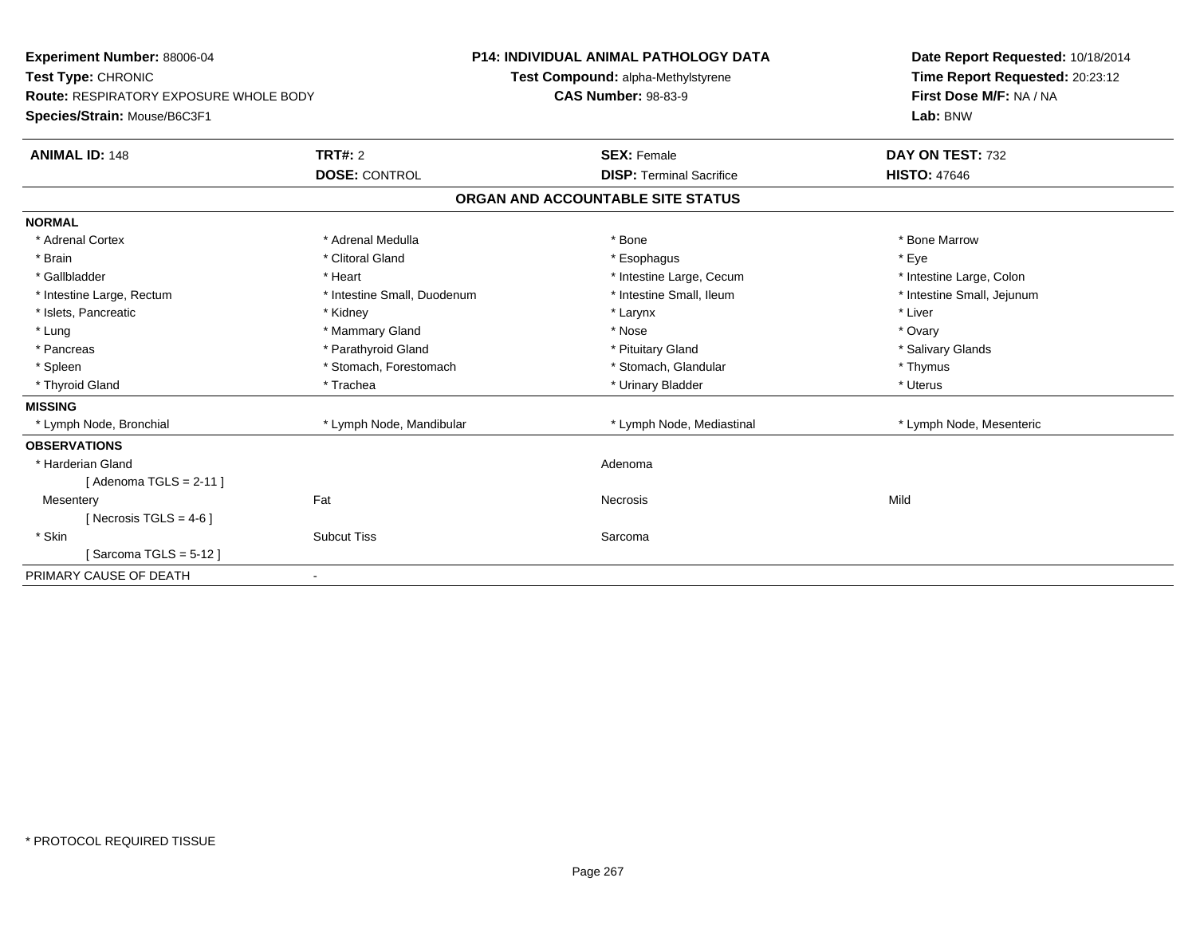**Experiment Number:** 88006-04
**Test Type:** CHRONIC
**Route:** RESPIRATORY EXPOSURE WHOLE BODY
**Species/Strain:** Mouse/B6C3F1

**P14: INDIVIDUAL ANIMAL PATHOLOGY DATA**
**Test Compound:** alpha-Methylstyrene
**CAS Number:** 98-83-9

**Date Report Requested:** 10/18/2014
**Time Report Requested:** 20:23:12
**First Dose M/F:** NA / NA
**Lab:** BNW

| **ANIMAL ID:** 148 | **TRT#:** 2 | **SEX:** Female | **DAY ON TEST:** 732 |
|---|---|---|---|
| | **DOSE:** CONTROL | **DISP:** Terminal Sacrifice | **HISTO:** 47646 |

## ORGAN AND ACCOUNTABLE SITE STATUS

**NORMAL**

| | | | |
|---|---|---|---|
| * Adrenal Cortex | * Adrenal Medulla | * Bone | * Bone Marrow |
| * Brain | * Clitoral Gland | * Esophagus | * Eye |
| * Gallbladder | * Heart | * Intestine Large, Cecum | * Intestine Large, Colon |
| * Intestine Large, Rectum | * Intestine Small, Duodenum | * Intestine Small, Ileum | * Intestine Small, Jejunum |
| * Islets, Pancreatic | * Kidney | * Larynx | * Liver |
| * Lung | * Mammary Gland | * Nose | * Ovary |
| * Pancreas | * Parathyroid Gland | * Pituitary Gland | * Salivary Glands |
| * Spleen | * Stomach, Forestomach | * Stomach, Glandular | * Thymus |
| * Thyroid Gland | * Trachea | * Urinary Bladder | * Uterus |

**MISSING**

| | | | |
|---|---|---|---|
| * Lymph Node, Bronchial | * Lymph Node, Mandibular | * Lymph Node, Mediastinal | * Lymph Node, Mesenteric |

**OBSERVATIONS**

| | | | |
|---|---|---|---|
| * Harderian Gland | | Adenoma | |
| [ Adenoma TGLS = 2-11 ] | | | |
| Mesentery | Fat | Necrosis | Mild |
| [ Necrosis TGLS = 4-6 ] | | | |
| * Skin | Subcut Tiss | Sarcoma | |
| [ Sarcoma TGLS = 5-12 ] | | | |

PRIMARY CAUSE OF DEATH -

* PROTOCOL REQUIRED TISSUE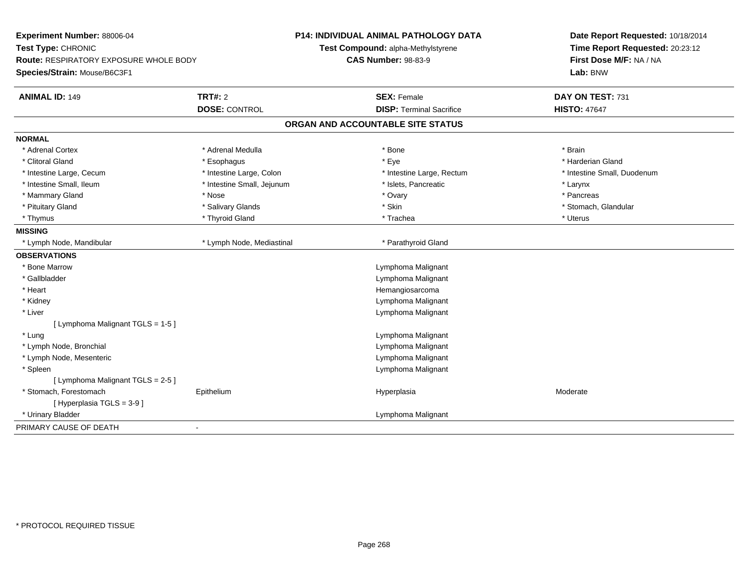**Experiment Number:** 88006-04
**Test Type:** CHRONIC
**Route:** RESPIRATORY EXPOSURE WHOLE BODY
**Species/Strain:** Mouse/B6C3F1

**P14: INDIVIDUAL ANIMAL PATHOLOGY DATA**
**Test Compound:** alpha-Methylstyrene
**CAS Number:** 98-83-9

**Date Report Requested:** 10/18/2014
**Time Report Requested:** 20:23:12
**First Dose M/F:** NA / NA
**Lab:** BNW

| **ANIMAL ID:** 149 | **TRT#:** 2 | **SEX:** Female | **DAY ON TEST:** 731 |
|---|---|---|---|
| | **DOSE:** CONTROL | **DISP:** Terminal Sacrifice | **HISTO:** 47647 |

## ORGAN AND ACCOUNTABLE SITE STATUS

**NORMAL**

| | | | |
|---|---|---|---|
| * Adrenal Cortex | * Adrenal Medulla | * Bone | * Brain |
| * Clitoral Gland | * Esophagus | * Eye | * Harderian Gland |
| * Intestine Large, Cecum | * Intestine Large, Colon | * Intestine Large, Rectum | * Intestine Small, Duodenum |
| * Intestine Small, Ileum | * Intestine Small, Jejunum | * Islets, Pancreatic | * Larynx |
| * Mammary Gland | * Nose | * Ovary | * Pancreas |
| * Pituitary Gland | * Salivary Glands | * Skin | * Stomach, Glandular |
| * Thymus | * Thyroid Gland | * Trachea | * Uterus |

**MISSING**

| | | |
|---|---|---|
| * Lymph Node, Mandibular | * Lymph Node, Mediastinal | * Parathyroid Gland |

**OBSERVATIONS**

| | | | |
|---|---|---|---|
| * Bone Marrow | | Lymphoma Malignant | |
| * Gallbladder | | Lymphoma Malignant | |
| * Heart | | Hemangiosarcoma | |
| * Kidney | | Lymphoma Malignant | |
| * Liver | | Lymphoma Malignant | |
| [ Lymphoma Malignant TGLS = 1-5 ] | | | |
| * Lung | | Lymphoma Malignant | |
| * Lymph Node, Bronchial | | Lymphoma Malignant | |
| * Lymph Node, Mesenteric | | Lymphoma Malignant | |
| * Spleen | | Lymphoma Malignant | |
| [ Lymphoma Malignant TGLS = 2-5 ] | | | |
| * Stomach, Forestomach | Epithelium | Hyperplasia | Moderate |
| [ Hyperplasia TGLS = 3-9 ] | | | |
| * Urinary Bladder | | Lymphoma Malignant | |

PRIMARY CAUSE OF DEATH -

* PROTOCOL REQUIRED TISSUE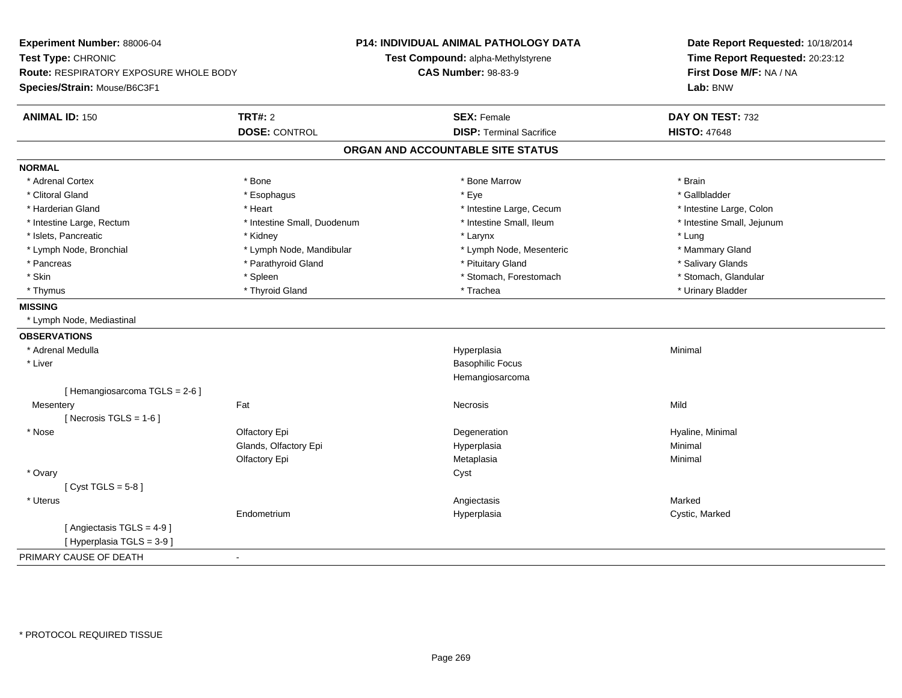**Experiment Number:** 88006-04
**Test Type:** CHRONIC
**Route:** RESPIRATORY EXPOSURE WHOLE BODY
**Species/Strain:** Mouse/B6C3F1

**P14: INDIVIDUAL ANIMAL PATHOLOGY DATA**
**Test Compound:** alpha-Methylstyrene
**CAS Number:** 98-83-9

**Date Report Requested:** 10/18/2014
**Time Report Requested:** 20:23:12
**First Dose M/F:** NA / NA
**Lab:** BNW

| **ANIMAL ID:** 150 | **TRT#:** 2 | **SEX:** Female | **DAY ON TEST:** 732 |
|---|---|---|---|
| | **DOSE:** CONTROL | **DISP:** Terminal Sacrifice | **HISTO:** 47648 |

## ORGAN AND ACCOUNTABLE SITE STATUS

**NORMAL**

| | | | |
|---|---|---|---|
| * Adrenal Cortex | * Bone | * Bone Marrow | * Brain |
| * Clitoral Gland | * Esophagus | * Eye | * Gallbladder |
| * Harderian Gland | * Heart | * Intestine Large, Cecum | * Intestine Large, Colon |
| * Intestine Large, Rectum | * Intestine Small, Duodenum | * Intestine Small, Ileum | * Intestine Small, Jejunum |
| * Islets, Pancreatic | * Kidney | * Larynx | * Lung |
| * Lymph Node, Bronchial | * Lymph Node, Mandibular | * Lymph Node, Mesenteric | * Mammary Gland |
| * Pancreas | * Parathyroid Gland | * Pituitary Gland | * Salivary Glands |
| * Skin | * Spleen | * Stomach, Forestomach | * Stomach, Glandular |
| * Thymus | * Thyroid Gland | * Trachea | * Urinary Bladder |

**MISSING**

* Lymph Node, Mediastinal

**OBSERVATIONS**

| | | | |
|---|---|---|---|
| * Adrenal Medulla | | Hyperplasia | Minimal |
| * Liver | | Basophilic Focus | |
| | | Hemangiosarcoma | |
| [ Hemangiosarcoma TGLS = 2-6 ] | | | |
| Mesentery | Fat | Necrosis | Mild |
| [ Necrosis TGLS = 1-6 ] | | | |
| * Nose | Olfactory Epi | Degeneration | Hyaline, Minimal |
| | Glands, Olfactory Epi | Hyperplasia | Minimal |
| | Olfactory Epi | Metaplasia | Minimal |
| * Ovary | | Cyst | |
| [ Cyst TGLS = 5-8 ] | | | |
| * Uterus | | Angiectasis | Marked |
| | Endometrium | Hyperplasia | Cystic, Marked |
| [ Angiectasis TGLS = 4-9 ] | | | |
| [ Hyperplasia TGLS = 3-9 ] | | | |

PRIMARY CAUSE OF DEATH -

* PROTOCOL REQUIRED TISSUE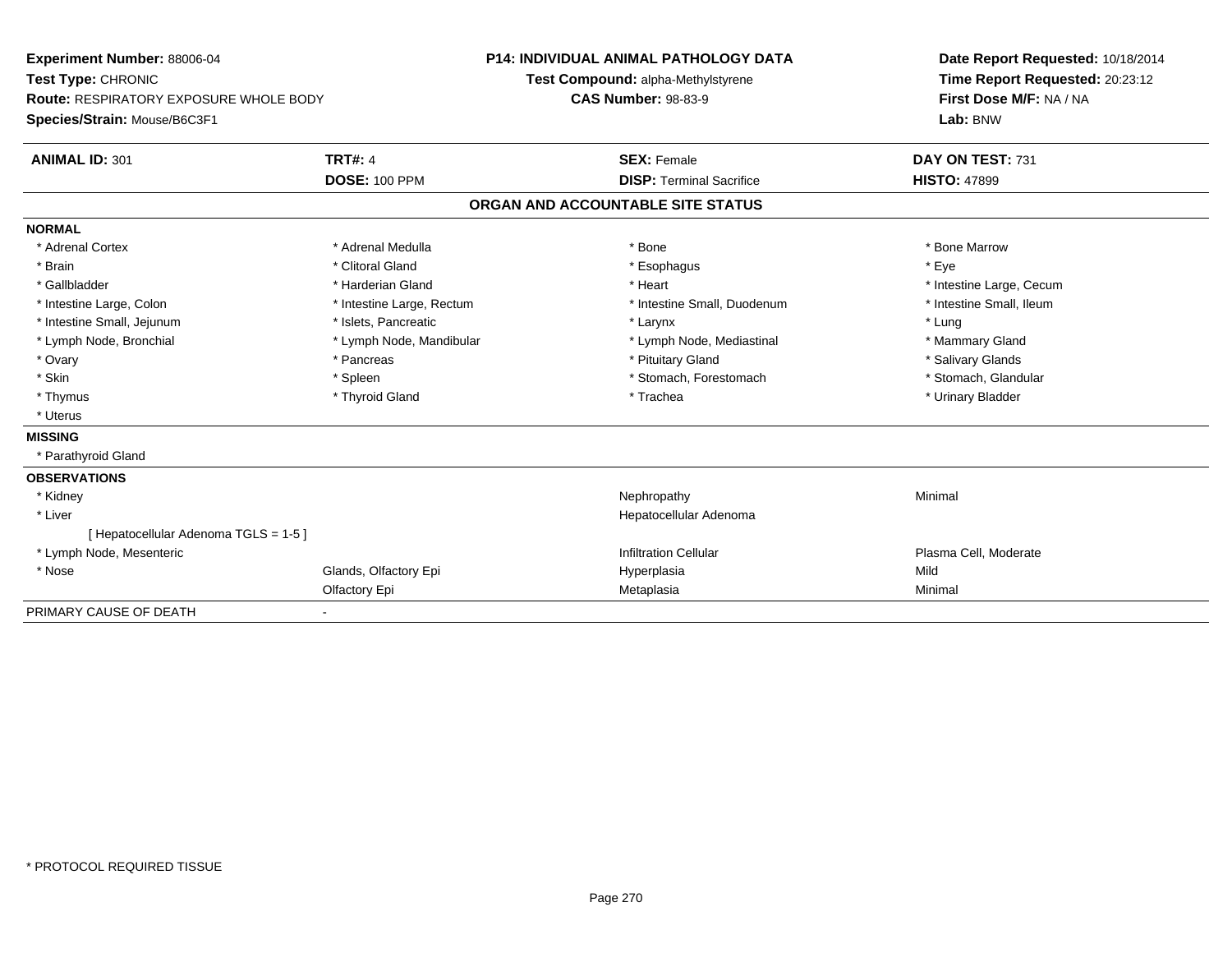**Experiment Number:** 88006-04
**Test Type:** CHRONIC
**Route:** RESPIRATORY EXPOSURE WHOLE BODY
**Species/Strain:** Mouse/B6C3F1

**P14: INDIVIDUAL ANIMAL PATHOLOGY DATA**
**Test Compound:** alpha-Methylstyrene
**CAS Number:** 98-83-9

**Date Report Requested:** 10/18/2014
**Time Report Requested:** 20:23:12
**First Dose M/F:** NA / NA
**Lab:** BNW

| **ANIMAL ID:** 301 | **TRT#:** 4 | **SEX:** Female | **DAY ON TEST:** 731 |
|---|---|---|---|
| | **DOSE:** 100 PPM | **DISP:** Terminal Sacrifice | **HISTO:** 47899 |

## ORGAN AND ACCOUNTABLE SITE STATUS

**NORMAL**

| | | | |
|---|---|---|---|
| * Adrenal Cortex | * Adrenal Medulla | * Bone | * Bone Marrow |
| * Brain | * Clitoral Gland | * Esophagus | * Eye |
| * Gallbladder | * Harderian Gland | * Heart | * Intestine Large, Cecum |
| * Intestine Large, Colon | * Intestine Large, Rectum | * Intestine Small, Duodenum | * Intestine Small, Ileum |
| * Intestine Small, Jejunum | * Islets, Pancreatic | * Larynx | * Lung |
| * Lymph Node, Bronchial | * Lymph Node, Mandibular | * Lymph Node, Mediastinal | * Mammary Gland |
| * Ovary | * Pancreas | * Pituitary Gland | * Salivary Glands |
| * Skin | * Spleen | * Stomach, Forestomach | * Stomach, Glandular |
| * Thymus | * Thyroid Gland | * Trachea | * Urinary Bladder |
| * Uterus | | | |

**MISSING**

* Parathyroid Gland

**OBSERVATIONS**

| | | | |
|---|---|---|---|
| * Kidney | | Nephropathy | Minimal |
| * Liver | | Hepatocellular Adenoma | |
| [ Hepatocellular Adenoma TGLS = 1-5 ] | | | |
| * Lymph Node, Mesenteric | | Infiltration Cellular | Plasma Cell, Moderate |
| * Nose | Glands, Olfactory Epi | Hyperplasia | Mild |
| | Olfactory Epi | Metaplasia | Minimal |

PRIMARY CAUSE OF DEATH -

* PROTOCOL REQUIRED TISSUE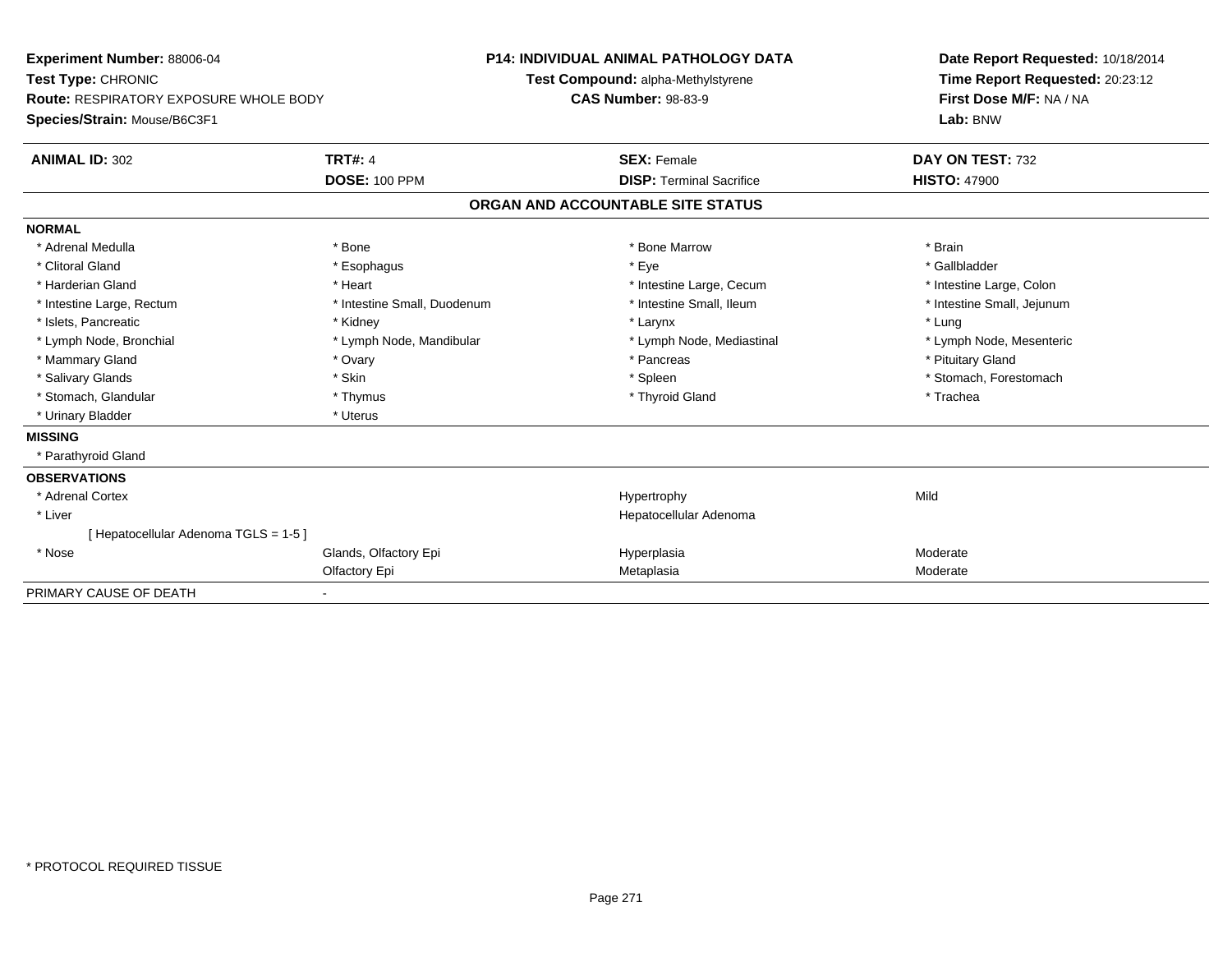**Experiment Number:** 88006-04
**Test Type:** CHRONIC
**Route:** RESPIRATORY EXPOSURE WHOLE BODY
**Species/Strain:** Mouse/B6C3F1

**P14: INDIVIDUAL ANIMAL PATHOLOGY DATA**
**Test Compound:** alpha-Methylstyrene
**CAS Number:** 98-83-9

**Date Report Requested:** 10/18/2014
**Time Report Requested:** 20:23:12
**First Dose M/F:** NA / NA
**Lab:** BNW

| **ANIMAL ID:** 302 | **TRT#:** 4 | **SEX:** Female | **DAY ON TEST:** 732 |
|---|---|---|---|
| | **DOSE:** 100 PPM | **DISP:** Terminal Sacrifice | **HISTO:** 47900 |

## ORGAN AND ACCOUNTABLE SITE STATUS

**NORMAL**

| | | | |
|---|---|---|---|
| * Adrenal Medulla | * Bone | * Bone Marrow | * Brain |
| * Clitoral Gland | * Esophagus | * Eye | * Gallbladder |
| * Harderian Gland | * Heart | * Intestine Large, Cecum | * Intestine Large, Colon |
| * Intestine Large, Rectum | * Intestine Small, Duodenum | * Intestine Small, Ileum | * Intestine Small, Jejunum |
| * Islets, Pancreatic | * Kidney | * Larynx | * Lung |
| * Lymph Node, Bronchial | * Lymph Node, Mandibular | * Lymph Node, Mediastinal | * Lymph Node, Mesenteric |
| * Mammary Gland | * Ovary | * Pancreas | * Pituitary Gland |
| * Salivary Glands | * Skin | * Spleen | * Stomach, Forestomach |
| * Stomach, Glandular | * Thymus | * Thyroid Gland | * Trachea |
| * Urinary Bladder | * Uterus | | |

**MISSING**

* Parathyroid Gland

**OBSERVATIONS**

| | | | |
|---|---|---|---|
| * Adrenal Cortex | | Hypertrophy | Mild |
| * Liver | | Hepatocellular Adenoma | |
| [ Hepatocellular Adenoma TGLS = 1-5 ] | | | |
| * Nose | Glands, Olfactory Epi | Hyperplasia | Moderate |
| | Olfactory Epi | Metaplasia | Moderate |

PRIMARY CAUSE OF DEATH -

* PROTOCOL REQUIRED TISSUE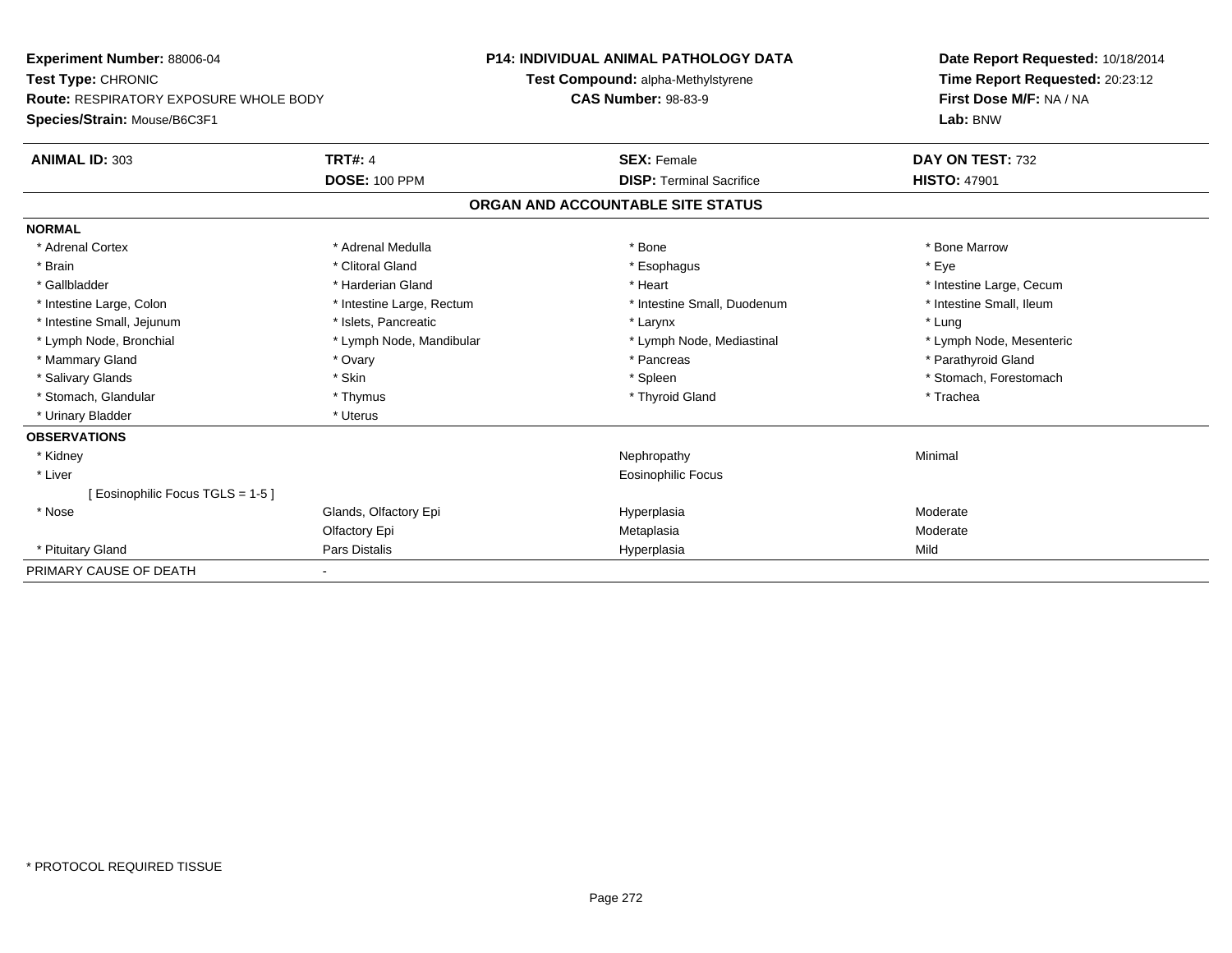**Experiment Number:** 88006-04
**Test Type:** CHRONIC
**Route:** RESPIRATORY EXPOSURE WHOLE BODY
**Species/Strain:** Mouse/B6C3F1

**P14: INDIVIDUAL ANIMAL PATHOLOGY DATA**
**Test Compound:** alpha-Methylstyrene
**CAS Number:** 98-83-9

**Date Report Requested:** 10/18/2014
**Time Report Requested:** 20:23:12
**First Dose M/F:** NA / NA
**Lab:** BNW

| **ANIMAL ID:** 303 | **TRT#:** 4 | **SEX:** Female | **DAY ON TEST:** 732 |
|---|---|---|---|
| | **DOSE:** 100 PPM | **DISP:** Terminal Sacrifice | **HISTO:** 47901 |

**ORGAN AND ACCOUNTABLE SITE STATUS**

**NORMAL**

| | | | |
|---|---|---|---|
| * Adrenal Cortex | * Adrenal Medulla | * Bone | * Bone Marrow |
| * Brain | * Clitoral Gland | * Esophagus | * Eye |
| * Gallbladder | * Harderian Gland | * Heart | * Intestine Large, Cecum |
| * Intestine Large, Colon | * Intestine Large, Rectum | * Intestine Small, Duodenum | * Intestine Small, Ileum |
| * Intestine Small, Jejunum | * Islets, Pancreatic | * Larynx | * Lung |
| * Lymph Node, Bronchial | * Lymph Node, Mandibular | * Lymph Node, Mediastinal | * Lymph Node, Mesenteric |
| * Mammary Gland | * Ovary | * Pancreas | * Parathyroid Gland |
| * Salivary Glands | * Skin | * Spleen | * Stomach, Forestomach |
| * Stomach, Glandular | * Thymus | * Thyroid Gland | * Trachea |
| * Urinary Bladder | * Uterus | | |

**OBSERVATIONS**

| | | | |
|---|---|---|---|
| * Kidney | | Nephropathy | Minimal |
| * Liver | | Eosinophilic Focus | |
| [ Eosinophilic Focus TGLS = 1-5 ] | | | |
| * Nose | Glands, Olfactory Epi | Hyperplasia | Moderate |
| | Olfactory Epi | Metaplasia | Moderate |
| * Pituitary Gland | Pars Distalis | Hyperplasia | Mild |

PRIMARY CAUSE OF DEATH -

* PROTOCOL REQUIRED TISSUE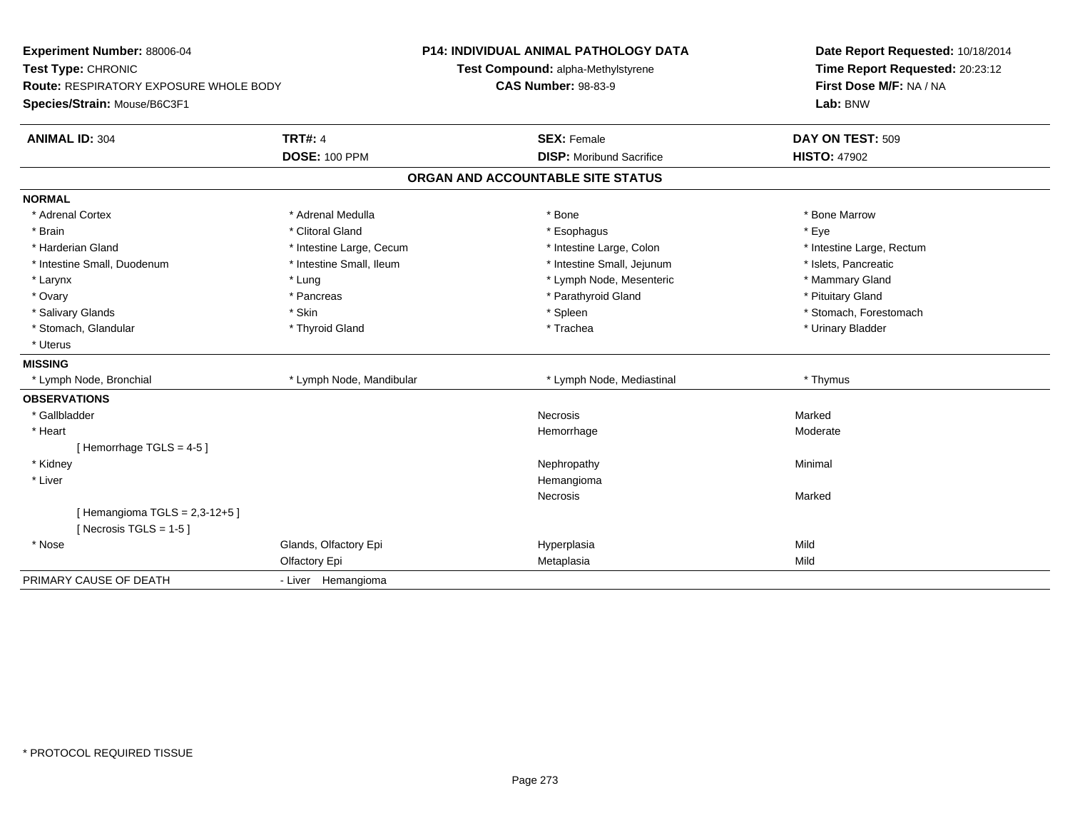**Experiment Number:** 88006-04
**Test Type:** CHRONIC
**Route:** RESPIRATORY EXPOSURE WHOLE BODY
**Species/Strain:** Mouse/B6C3F1

**P14: INDIVIDUAL ANIMAL PATHOLOGY DATA**
**Test Compound:** alpha-Methylstyrene
**CAS Number:** 98-83-9

**Date Report Requested:** 10/18/2014
**Time Report Requested:** 20:23:12
**First Dose M/F:** NA / NA
**Lab:** BNW

| **ANIMAL ID:** 304 | **TRT#:** 4 | **SEX:** Female | **DAY ON TEST:** 509 |
|---|---|---|---|
| | **DOSE:** 100 PPM | **DISP:** Moribund Sacrifice | **HISTO:** 47902 |

## ORGAN AND ACCOUNTABLE SITE STATUS

**NORMAL**

| | | | |
|---|---|---|---|
| * Adrenal Cortex | * Adrenal Medulla | * Bone | * Bone Marrow |
| * Brain | * Clitoral Gland | * Esophagus | * Eye |
| * Harderian Gland | * Intestine Large, Cecum | * Intestine Large, Colon | * Intestine Large, Rectum |
| * Intestine Small, Duodenum | * Intestine Small, Ileum | * Intestine Small, Jejunum | * Islets, Pancreatic |
| * Larynx | * Lung | * Lymph Node, Mesenteric | * Mammary Gland |
| * Ovary | * Pancreas | * Parathyroid Gland | * Pituitary Gland |
| * Salivary Glands | * Skin | * Spleen | * Stomach, Forestomach |
| * Stomach, Glandular | * Thyroid Gland | * Trachea | * Urinary Bladder |
| * Uterus | | | |

**MISSING**

| | | | |
|---|---|---|---|
| * Lymph Node, Bronchial | * Lymph Node, Mandibular | * Lymph Node, Mediastinal | * Thymus |

**OBSERVATIONS**

| | | | |
|---|---|---|---|
| * Gallbladder | | Necrosis | Marked |
| * Heart | | Hemorrhage | Moderate |
| [ Hemorrhage TGLS = 4-5 ] | | | |
| * Kidney | | Nephropathy | Minimal |
| * Liver | | Hemangioma | |
| | | Necrosis | Marked |
| [ Hemangioma TGLS = 2,3-12+5 ] | | | |
| [ Necrosis TGLS = 1-5 ] | | | |
| * Nose | Glands, Olfactory Epi | Hyperplasia | Mild |
| | Olfactory Epi | Metaplasia | Mild |

PRIMARY CAUSE OF DEATH - Liver Hemangioma

* PROTOCOL REQUIRED TISSUE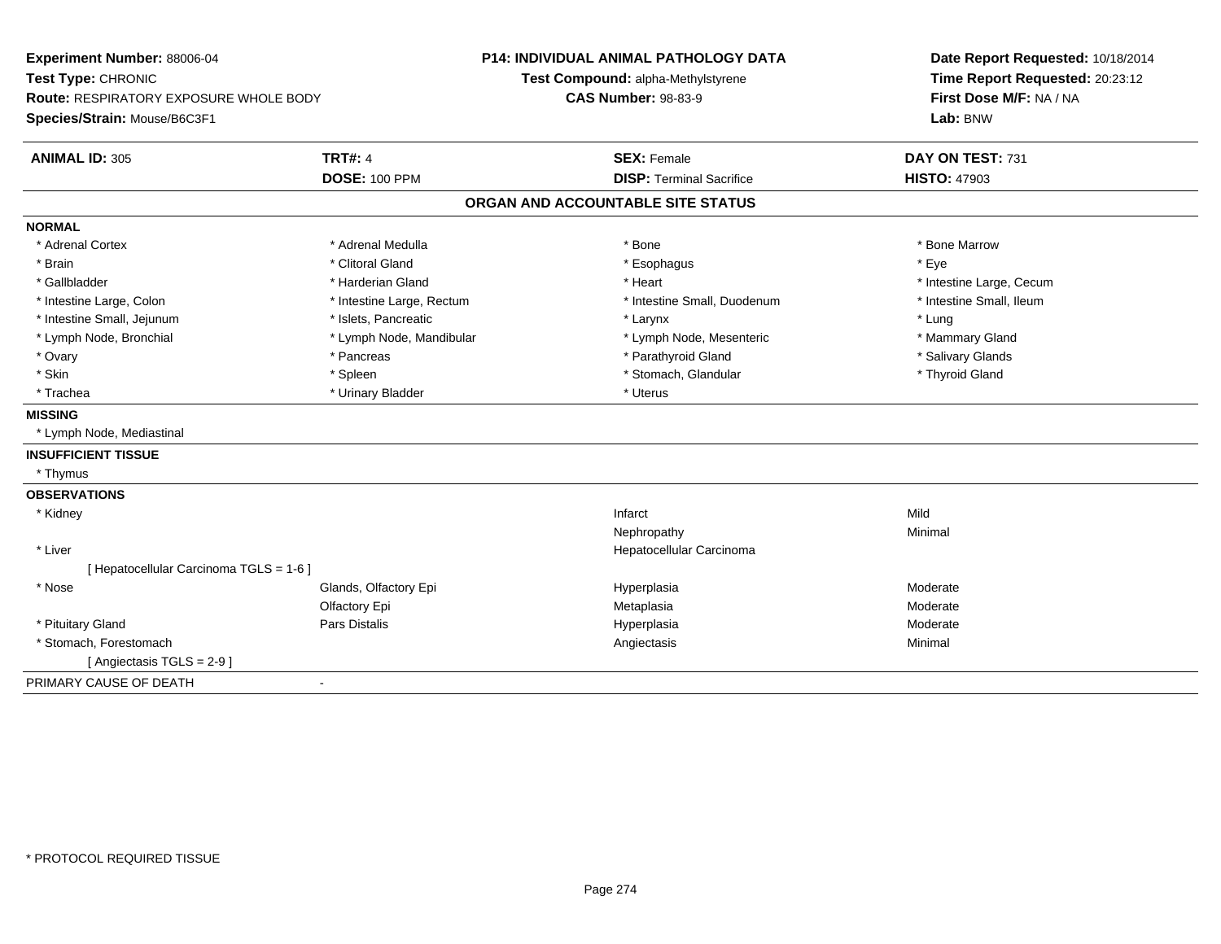**Experiment Number:** 88006-04
**Test Type:** CHRONIC
**Route:** RESPIRATORY EXPOSURE WHOLE BODY
**Species/Strain:** Mouse/B6C3F1

**P14: INDIVIDUAL ANIMAL PATHOLOGY DATA**
**Test Compound:** alpha-Methylstyrene
**CAS Number:** 98-83-9

**Date Report Requested:** 10/18/2014
**Time Report Requested:** 20:23:12
**First Dose M/F:** NA / NA
**Lab:** BNW

| **ANIMAL ID:** 305 | **TRT#:** 4 | **SEX:** Female | **DAY ON TEST:** 731 |
|---|---|---|---|
| | **DOSE:** 100 PPM | **DISP:** Terminal Sacrifice | **HISTO:** 47903 |

## ORGAN AND ACCOUNTABLE SITE STATUS

**NORMAL**

| | | | |
|---|---|---|---|
| * Adrenal Cortex | * Adrenal Medulla | * Bone | * Bone Marrow |
| * Brain | * Clitoral Gland | * Esophagus | * Eye |
| * Gallbladder | * Harderian Gland | * Heart | * Intestine Large, Cecum |
| * Intestine Large, Colon | * Intestine Large, Rectum | * Intestine Small, Duodenum | * Intestine Small, Ileum |
| * Intestine Small, Jejunum | * Islets, Pancreatic | * Larynx | * Lung |
| * Lymph Node, Bronchial | * Lymph Node, Mandibular | * Lymph Node, Mesenteric | * Mammary Gland |
| * Ovary | * Pancreas | * Parathyroid Gland | * Salivary Glands |
| * Skin | * Spleen | * Stomach, Glandular | * Thyroid Gland |
| * Trachea | * Urinary Bladder | * Uterus | |

**MISSING**

* Lymph Node, Mediastinal

**INSUFFICIENT TISSUE**

* Thymus

**OBSERVATIONS**

| | | | |
|---|---|---|---|
| * Kidney | | Infarct | Mild |
| | | Nephropathy | Minimal |
| * Liver | | Hepatocellular Carcinoma | |
| [ Hepatocellular Carcinoma TGLS = 1-6 ] | | | |
| * Nose | Glands, Olfactory Epi | Hyperplasia | Moderate |
| | Olfactory Epi | Metaplasia | Moderate |
| * Pituitary Gland | Pars Distalis | Hyperplasia | Moderate |
| * Stomach, Forestomach | | Angiectasis | Minimal |
| [ Angiectasis TGLS = 2-9 ] | | | |

PRIMARY CAUSE OF DEATH -

\* PROTOCOL REQUIRED TISSUE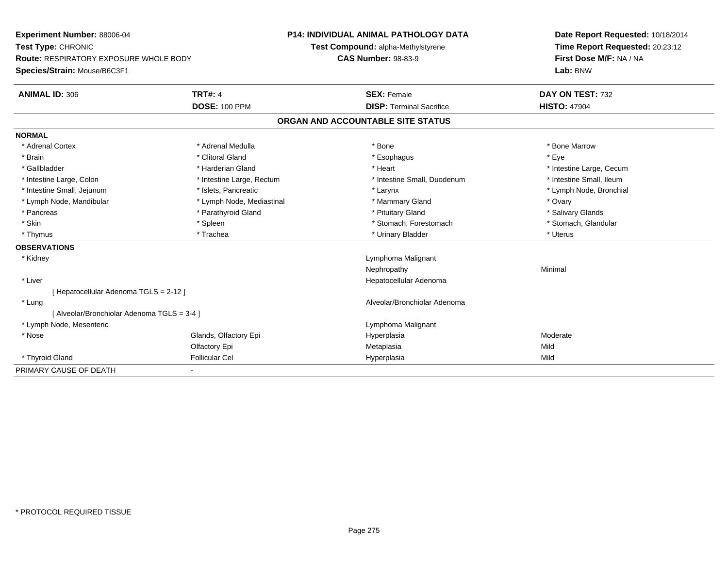**Experiment Number:** 88006-04
**Test Type:** CHRONIC
**Route:** RESPIRATORY EXPOSURE WHOLE BODY
**Species/Strain:** Mouse/B6C3F1

**P14: INDIVIDUAL ANIMAL PATHOLOGY DATA**
**Test Compound:** alpha-Methylstyrene
**CAS Number:** 98-83-9

**Date Report Requested:** 10/18/2014
**Time Report Requested:** 20:23:12
**First Dose M/F:** NA / NA
**Lab:** BNW

| **ANIMAL ID:** 306 | **TRT#:** 4 | **SEX:** Female | **DAY ON TEST:** 732 |
|---|---|---|---|
| | **DOSE:** 100 PPM | **DISP:** Terminal Sacrifice | **HISTO:** 47904 |

## ORGAN AND ACCOUNTABLE SITE STATUS

**NORMAL**

| | | | |
|---|---|---|---|
| * Adrenal Cortex | * Adrenal Medulla | * Bone | * Bone Marrow |
| * Brain | * Clitoral Gland | * Esophagus | * Eye |
| * Gallbladder | * Harderian Gland | * Heart | * Intestine Large, Cecum |
| * Intestine Large, Colon | * Intestine Large, Rectum | * Intestine Small, Duodenum | * Intestine Small, Ileum |
| * Intestine Small, Jejunum | * Islets, Pancreatic | * Larynx | * Lymph Node, Bronchial |
| * Lymph Node, Mandibular | * Lymph Node, Mediastinal | * Mammary Gland | * Ovary |
| * Pancreas | * Parathyroid Gland | * Pituitary Gland | * Salivary Glands |
| * Skin | * Spleen | * Stomach, Forestomach | * Stomach, Glandular |
| * Thymus | * Trachea | * Urinary Bladder | * Uterus |

**OBSERVATIONS**

| | | | |
|---|---|---|---|
| * Kidney | | Lymphoma Malignant | |
| | | Nephropathy | Minimal |
| * Liver | | Hepatocellular Adenoma | |
| [ Hepatocellular Adenoma TGLS = 2-12 ] | | | |
| * Lung | | Alveolar/Bronchiolar Adenoma | |
| [ Alveolar/Bronchiolar Adenoma TGLS = 3-4 ] | | | |
| * Lymph Node, Mesenteric | | Lymphoma Malignant | |
| * Nose | Glands, Olfactory Epi | Hyperplasia | Moderate |
| | Olfactory Epi | Metaplasia | Mild |
| * Thyroid Gland | Follicular Cel | Hyperplasia | Mild |

PRIMARY CAUSE OF DEATH -

* PROTOCOL REQUIRED TISSUE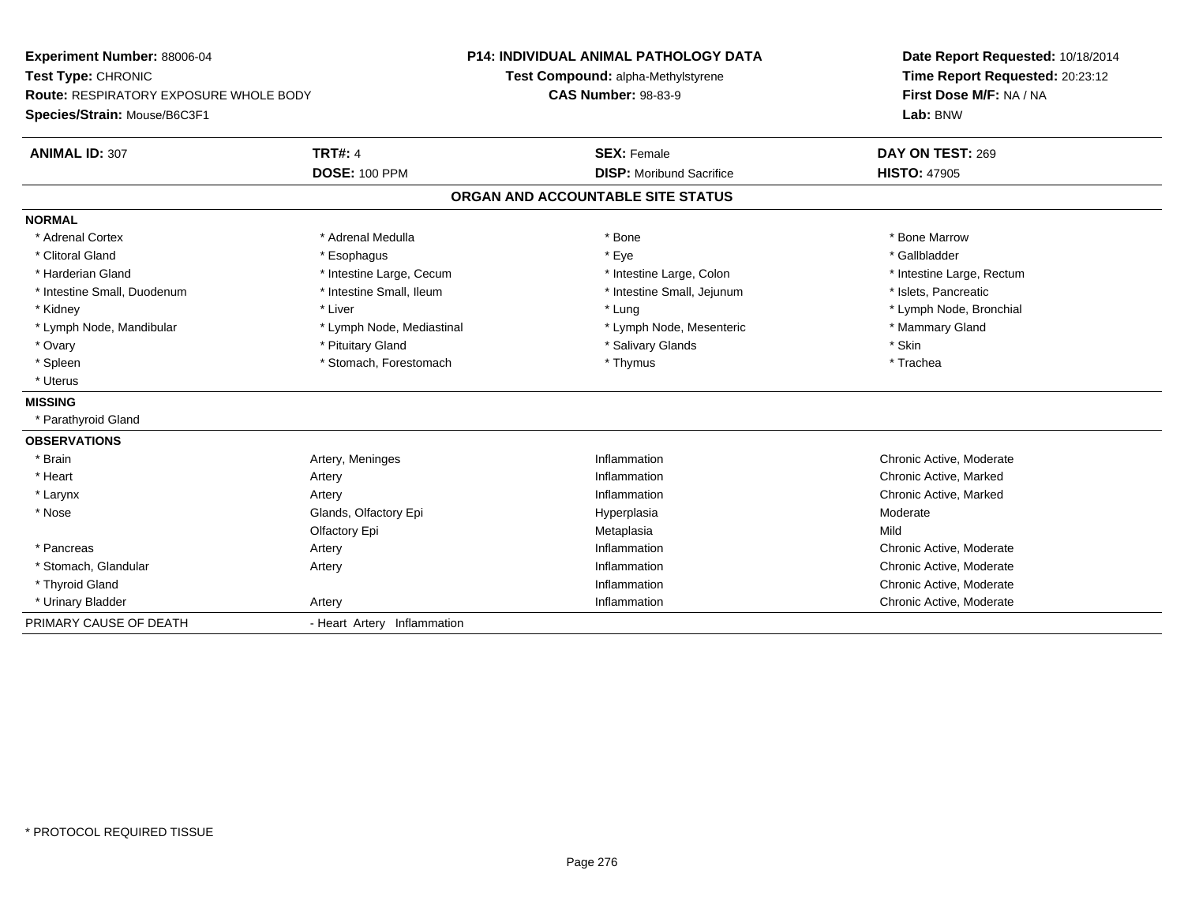**Experiment Number:** 88006-04
**Test Type:** CHRONIC
**Route:** RESPIRATORY EXPOSURE WHOLE BODY
**Species/Strain:** Mouse/B6C3F1

**P14: INDIVIDUAL ANIMAL PATHOLOGY DATA**
**Test Compound:** alpha-Methylstyrene
**CAS Number:** 98-83-9

**Date Report Requested:** 10/18/2014
**Time Report Requested:** 20:23:12
**First Dose M/F:** NA / NA
**Lab:** BNW

| **ANIMAL ID:** 307 | **TRT#:** 4 | **SEX:** Female | **DAY ON TEST:** 269 |
|---|---|---|---|
| | **DOSE:** 100 PPM | **DISP:** Moribund Sacrifice | **HISTO:** 47905 |

## ORGAN AND ACCOUNTABLE SITE STATUS

**NORMAL**

| | | | |
|---|---|---|---|
| * Adrenal Cortex | * Adrenal Medulla | * Bone | * Bone Marrow |
| * Clitoral Gland | * Esophagus | * Eye | * Gallbladder |
| * Harderian Gland | * Intestine Large, Cecum | * Intestine Large, Colon | * Intestine Large, Rectum |
| * Intestine Small, Duodenum | * Intestine Small, Ileum | * Intestine Small, Jejunum | * Islets, Pancreatic |
| * Kidney | * Liver | * Lung | * Lymph Node, Bronchial |
| * Lymph Node, Mandibular | * Lymph Node, Mediastinal | * Lymph Node, Mesenteric | * Mammary Gland |
| * Ovary | * Pituitary Gland | * Salivary Glands | * Skin |
| * Spleen | * Stomach, Forestomach | * Thymus | * Trachea |
| * Uterus | | | |

**MISSING**

* Parathyroid Gland

**OBSERVATIONS**

| | | | |
|---|---|---|---|
| * Brain | Artery, Meninges | Inflammation | Chronic Active, Moderate |
| * Heart | Artery | Inflammation | Chronic Active, Marked |
| * Larynx | Artery | Inflammation | Chronic Active, Marked |
| * Nose | Glands, Olfactory Epi | Hyperplasia | Moderate |
| | Olfactory Epi | Metaplasia | Mild |
| * Pancreas | Artery | Inflammation | Chronic Active, Moderate |
| * Stomach, Glandular | Artery | Inflammation | Chronic Active, Moderate |
| * Thyroid Gland | | Inflammation | Chronic Active, Moderate |
| * Urinary Bladder | Artery | Inflammation | Chronic Active, Moderate |

PRIMARY CAUSE OF DEATH - Heart Artery Inflammation

* PROTOCOL REQUIRED TISSUE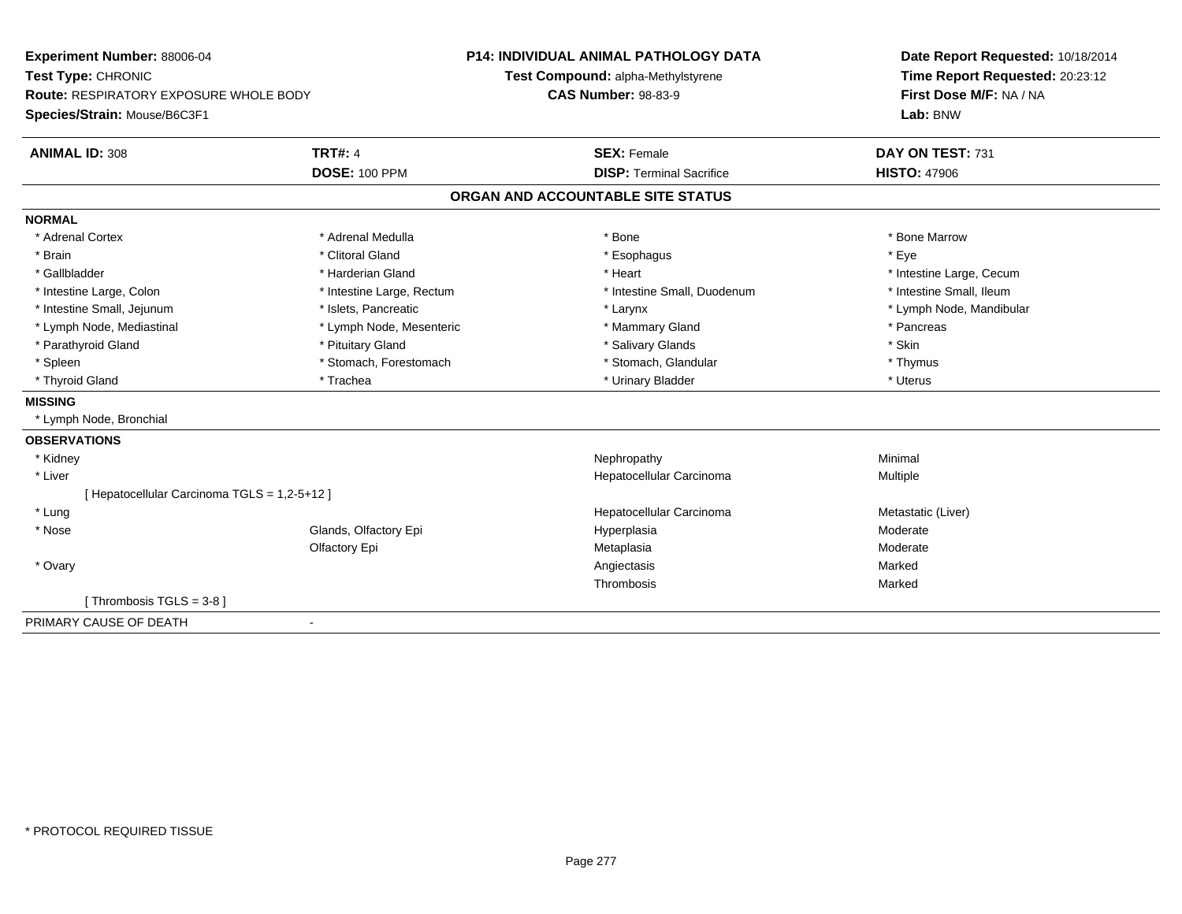**Experiment Number:** 88006-04
**Test Type:** CHRONIC
**Route:** RESPIRATORY EXPOSURE WHOLE BODY
**Species/Strain:** Mouse/B6C3F1

**P14: INDIVIDUAL ANIMAL PATHOLOGY DATA**
**Test Compound:** alpha-Methylstyrene
**CAS Number:** 98-83-9

**Date Report Requested:** 10/18/2014
**Time Report Requested:** 20:23:12
**First Dose M/F:** NA / NA
**Lab:** BNW

| **ANIMAL ID:** 308 | **TRT#:** 4 | **SEX:** Female | **DAY ON TEST:** 731 |
|---|---|---|---|
| | **DOSE:** 100 PPM | **DISP:** Terminal Sacrifice | **HISTO:** 47906 |

## ORGAN AND ACCOUNTABLE SITE STATUS

**NORMAL**

| | | | |
|---|---|---|---|
| * Adrenal Cortex | * Adrenal Medulla | * Bone | * Bone Marrow |
| * Brain | * Clitoral Gland | * Esophagus | * Eye |
| * Gallbladder | * Harderian Gland | * Heart | * Intestine Large, Cecum |
| * Intestine Large, Colon | * Intestine Large, Rectum | * Intestine Small, Duodenum | * Intestine Small, Ileum |
| * Intestine Small, Jejunum | * Islets, Pancreatic | * Larynx | * Lymph Node, Mandibular |
| * Lymph Node, Mediastinal | * Lymph Node, Mesenteric | * Mammary Gland | * Pancreas |
| * Parathyroid Gland | * Pituitary Gland | * Salivary Glands | * Skin |
| * Spleen | * Stomach, Forestomach | * Stomach, Glandular | * Thymus |
| * Thyroid Gland | * Trachea | * Urinary Bladder | * Uterus |

**MISSING**

* Lymph Node, Bronchial

**OBSERVATIONS**

| | | | |
|---|---|---|---|
| * Kidney | | Nephropathy | Minimal |
| * Liver | | Hepatocellular Carcinoma | Multiple |
| [ Hepatocellular Carcinoma TGLS = 1,2-5+12 ] | | | |
| * Lung | | Hepatocellular Carcinoma | Metastatic (Liver) |
| * Nose | Glands, Olfactory Epi | Hyperplasia | Moderate |
| | Olfactory Epi | Metaplasia | Moderate |
| * Ovary | | Angiectasis | Marked |
| | | Thrombosis | Marked |
| [ Thrombosis TGLS = 3-8 ] | | | |

PRIMARY CAUSE OF DEATH -

* PROTOCOL REQUIRED TISSUE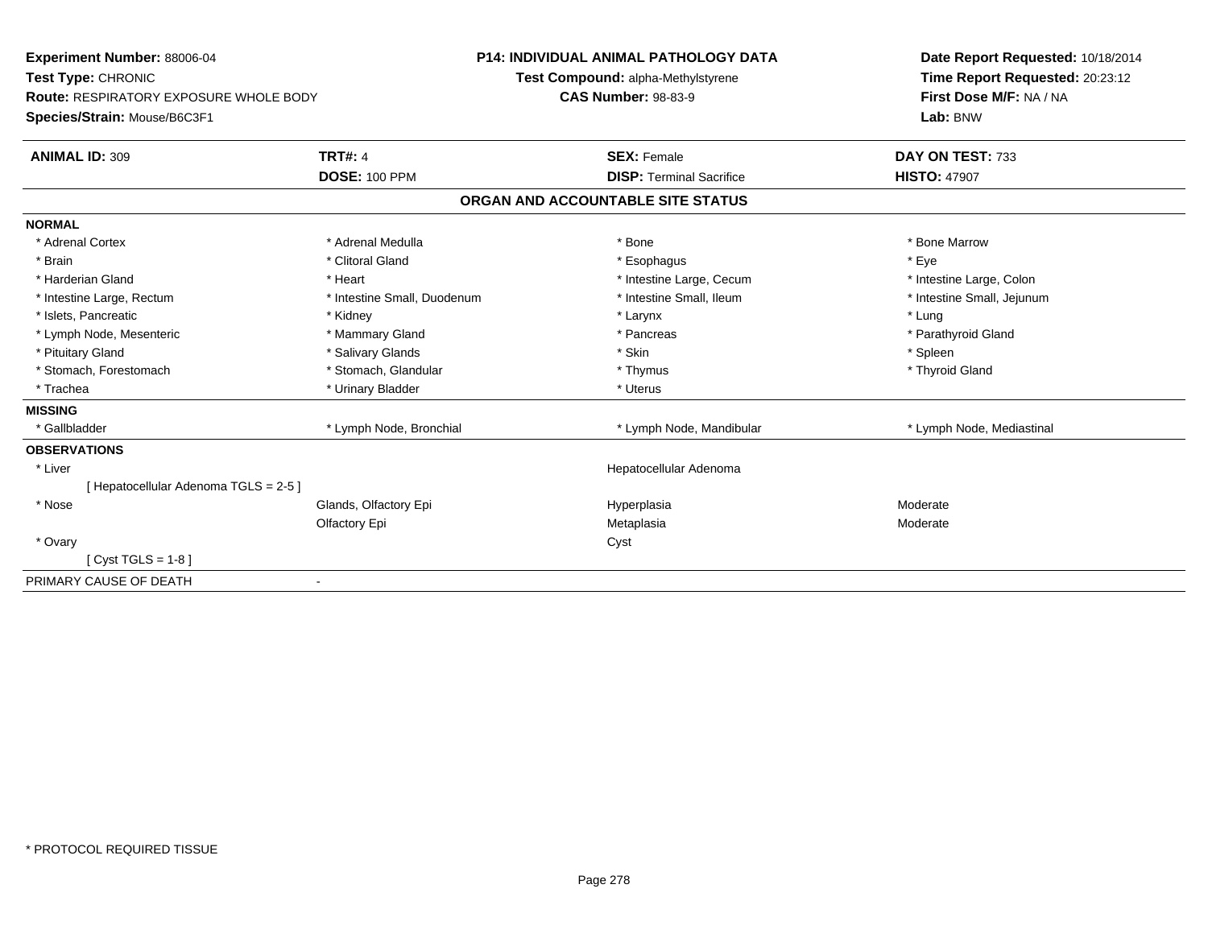**Experiment Number:** 88006-04
**Test Type:** CHRONIC
**Route:** RESPIRATORY EXPOSURE WHOLE BODY
**Species/Strain:** Mouse/B6C3F1

**P14: INDIVIDUAL ANIMAL PATHOLOGY DATA**
**Test Compound:** alpha-Methylstyrene
**CAS Number:** 98-83-9

**Date Report Requested:** 10/18/2014
**Time Report Requested:** 20:23:12
**First Dose M/F:** NA / NA
**Lab:** BNW

| **ANIMAL ID:** 309 | **TRT#:** 4 | **SEX:** Female | **DAY ON TEST:** 733 |
|---|---|---|---|
| | **DOSE:** 100 PPM | **DISP:** Terminal Sacrifice | **HISTO:** 47907 |

## ORGAN AND ACCOUNTABLE SITE STATUS

| | | | |
|---|---|---|---|
| **NORMAL** | | | |
| * Adrenal Cortex | * Adrenal Medulla | * Bone | * Bone Marrow |
| * Brain | * Clitoral Gland | * Esophagus | * Eye |
| * Harderian Gland | * Heart | * Intestine Large, Cecum | * Intestine Large, Colon |
| * Intestine Large, Rectum | * Intestine Small, Duodenum | * Intestine Small, Ileum | * Intestine Small, Jejunum |
| * Islets, Pancreatic | * Kidney | * Larynx | * Lung |
| * Lymph Node, Mesenteric | * Mammary Gland | * Pancreas | * Parathyroid Gland |
| * Pituitary Gland | * Salivary Glands | * Skin | * Spleen |
| * Stomach, Forestomach | * Stomach, Glandular | * Thymus | * Thyroid Gland |
| * Trachea | * Urinary Bladder | * Uterus | |
| **MISSING** | | | |
| * Gallbladder | * Lymph Node, Bronchial | * Lymph Node, Mandibular | * Lymph Node, Mediastinal |
| **OBSERVATIONS** | | | |
| * Liver | | Hepatocellular Adenoma | |
| [ Hepatocellular Adenoma TGLS = 2-5 ] | | | |
| * Nose | Glands, Olfactory Epi | Hyperplasia | Moderate |
| | Olfactory Epi | Metaplasia | Moderate |
| * Ovary | | Cyst | |
| [ Cyst TGLS = 1-8 ] | | | |
| PRIMARY CAUSE OF DEATH | - | | |

* PROTOCOL REQUIRED TISSUE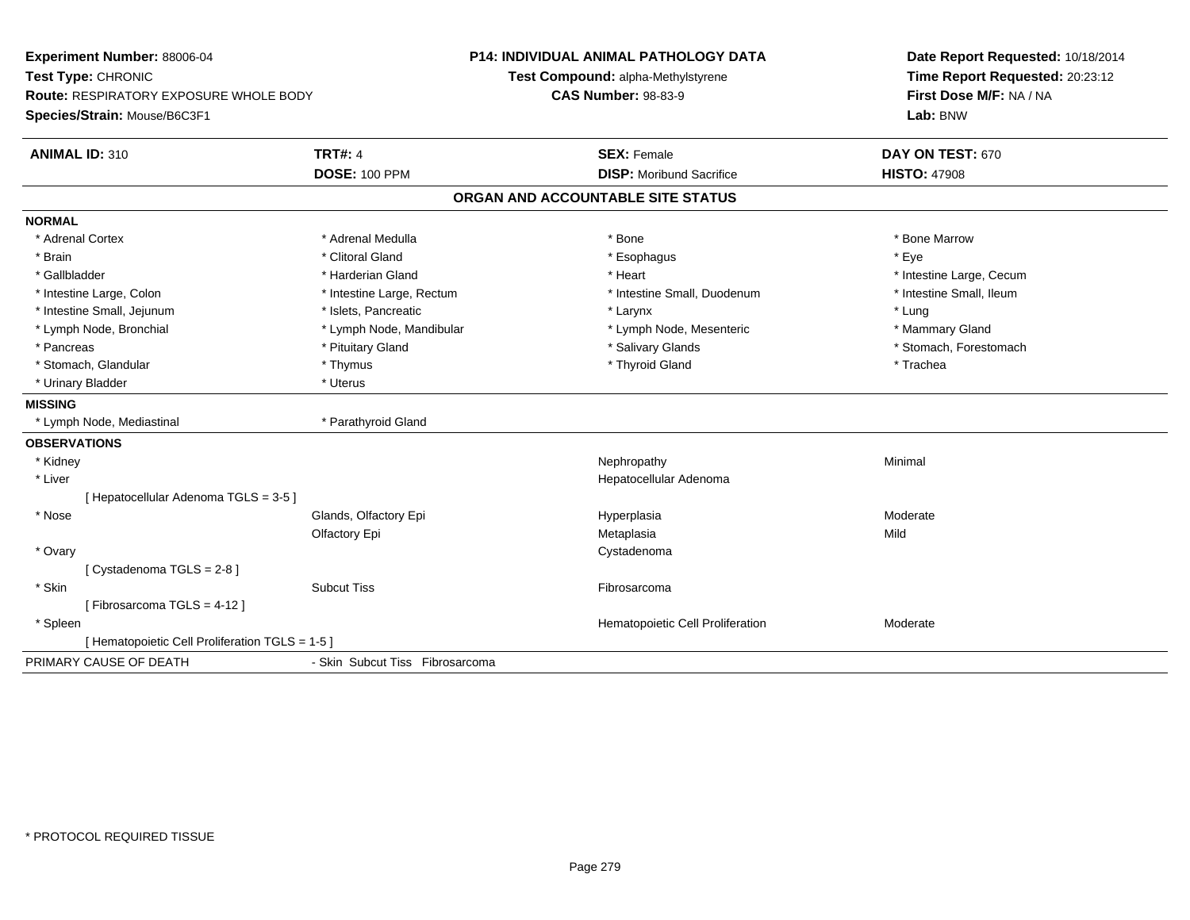**Experiment Number:** 88006-04
**Test Type:** CHRONIC
**Route:** RESPIRATORY EXPOSURE WHOLE BODY
**Species/Strain:** Mouse/B6C3F1

**P14: INDIVIDUAL ANIMAL PATHOLOGY DATA**
**Test Compound:** alpha-Methylstyrene
**CAS Number:** 98-83-9

**Date Report Requested:** 10/18/2014
**Time Report Requested:** 20:23:12
**First Dose M/F:** NA / NA
**Lab:** BNW

| **ANIMAL ID:** 310 | **TRT#:** 4 | **SEX:** Female | **DAY ON TEST:** 670 |
|---|---|---|---|
| | **DOSE:** 100 PPM | **DISP:** Moribund Sacrifice | **HISTO:** 47908 |

## ORGAN AND ACCOUNTABLE SITE STATUS

**NORMAL**

| | | | |
|---|---|---|---|
| * Adrenal Cortex | * Adrenal Medulla | * Bone | * Bone Marrow |
| * Brain | * Clitoral Gland | * Esophagus | * Eye |
| * Gallbladder | * Harderian Gland | * Heart | * Intestine Large, Cecum |
| * Intestine Large, Colon | * Intestine Large, Rectum | * Intestine Small, Duodenum | * Intestine Small, Ileum |
| * Intestine Small, Jejunum | * Islets, Pancreatic | * Larynx | * Lung |
| * Lymph Node, Bronchial | * Lymph Node, Mandibular | * Lymph Node, Mesenteric | * Mammary Gland |
| * Pancreas | * Pituitary Gland | * Salivary Glands | * Stomach, Forestomach |
| * Stomach, Glandular | * Thymus | * Thyroid Gland | * Trachea |
| * Urinary Bladder | * Uterus | | |

**MISSING**

| | |
|---|---|
| * Lymph Node, Mediastinal | * Parathyroid Gland |

**OBSERVATIONS**

| | | | |
|---|---|---|---|
| * Kidney | | Nephropathy | Minimal |
| * Liver | | Hepatocellular Adenoma | |
| [ Hepatocellular Adenoma TGLS = 3-5 ] | | | |
| * Nose | Glands, Olfactory Epi | Hyperplasia | Moderate |
| | Olfactory Epi | Metaplasia | Mild |
| * Ovary | | Cystadenoma | |
| [ Cystadenoma TGLS = 2-8 ] | | | |
| * Skin | Subcut Tiss | Fibrosarcoma | |
| [ Fibrosarcoma TGLS = 4-12 ] | | | |
| * Spleen | | Hematopoietic Cell Proliferation | Moderate |
| [ Hematopoietic Cell Proliferation TGLS = 1-5 ] | | | |

PRIMARY CAUSE OF DEATH - Skin Subcut Tiss Fibrosarcoma

* PROTOCOL REQUIRED TISSUE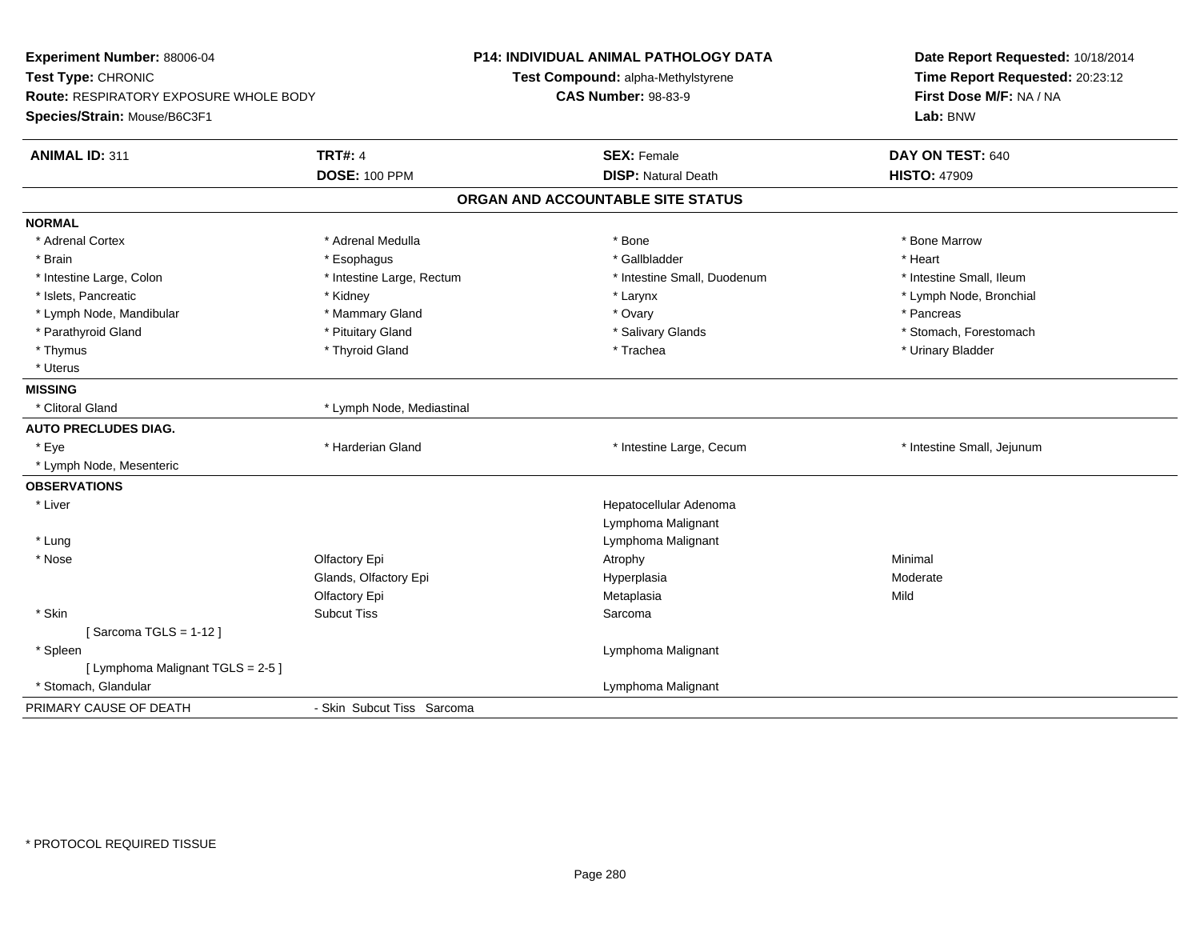**Experiment Number:** 88006-04
**Test Type:** CHRONIC
**Route:** RESPIRATORY EXPOSURE WHOLE BODY
**Species/Strain:** Mouse/B6C3F1

**P14: INDIVIDUAL ANIMAL PATHOLOGY DATA**
**Test Compound:** alpha-Methylstyrene
**CAS Number:** 98-83-9

**Date Report Requested:** 10/18/2014
**Time Report Requested:** 20:23:12
**First Dose M/F:** NA / NA
**Lab:** BNW

| **ANIMAL ID:** 311 | **TRT#:** 4 | **SEX:** Female | **DAY ON TEST:** 640 |
|---|---|---|---|
| | **DOSE:** 100 PPM | **DISP:** Natural Death | **HISTO:** 47909 |

## ORGAN AND ACCOUNTABLE SITE STATUS

| | | | |
|---|---|---|---|
| **NORMAL** | | | |
| * Adrenal Cortex | * Adrenal Medulla | * Bone | * Bone Marrow |
| * Brain | * Esophagus | * Gallbladder | * Heart |
| * Intestine Large, Colon | * Intestine Large, Rectum | * Intestine Small, Duodenum | * Intestine Small, Ileum |
| * Islets, Pancreatic | * Kidney | * Larynx | * Lymph Node, Bronchial |
| * Lymph Node, Mandibular | * Mammary Gland | * Ovary | * Pancreas |
| * Parathyroid Gland | * Pituitary Gland | * Salivary Glands | * Stomach, Forestomach |
| * Thymus | * Thyroid Gland | * Trachea | * Urinary Bladder |
| * Uterus | | | |
| **MISSING** | | | |
| * Clitoral Gland | * Lymph Node, Mediastinal | | |
| **AUTO PRECLUDES DIAG.** | | | |
| * Eye | * Harderian Gland | * Intestine Large, Cecum | * Intestine Small, Jejunum |
| * Lymph Node, Mesenteric | | | |
| **OBSERVATIONS** | | | |
| * Liver | | Hepatocellular Adenoma | |
| | | Lymphoma Malignant | |
| * Lung | | Lymphoma Malignant | |
| * Nose | Olfactory Epi | Atrophy | Minimal |
| | Glands, Olfactory Epi | Hyperplasia | Moderate |
| | Olfactory Epi | Metaplasia | Mild |
| * Skin | Subcut Tiss | Sarcoma | |
| [ Sarcoma TGLS = 1-12 ] | | | |
| * Spleen | | Lymphoma Malignant | |
| [ Lymphoma Malignant TGLS = 2-5 ] | | | |
| * Stomach, Glandular | | Lymphoma Malignant | |
| PRIMARY CAUSE OF DEATH | - Skin Subcut Tiss Sarcoma | | |

* PROTOCOL REQUIRED TISSUE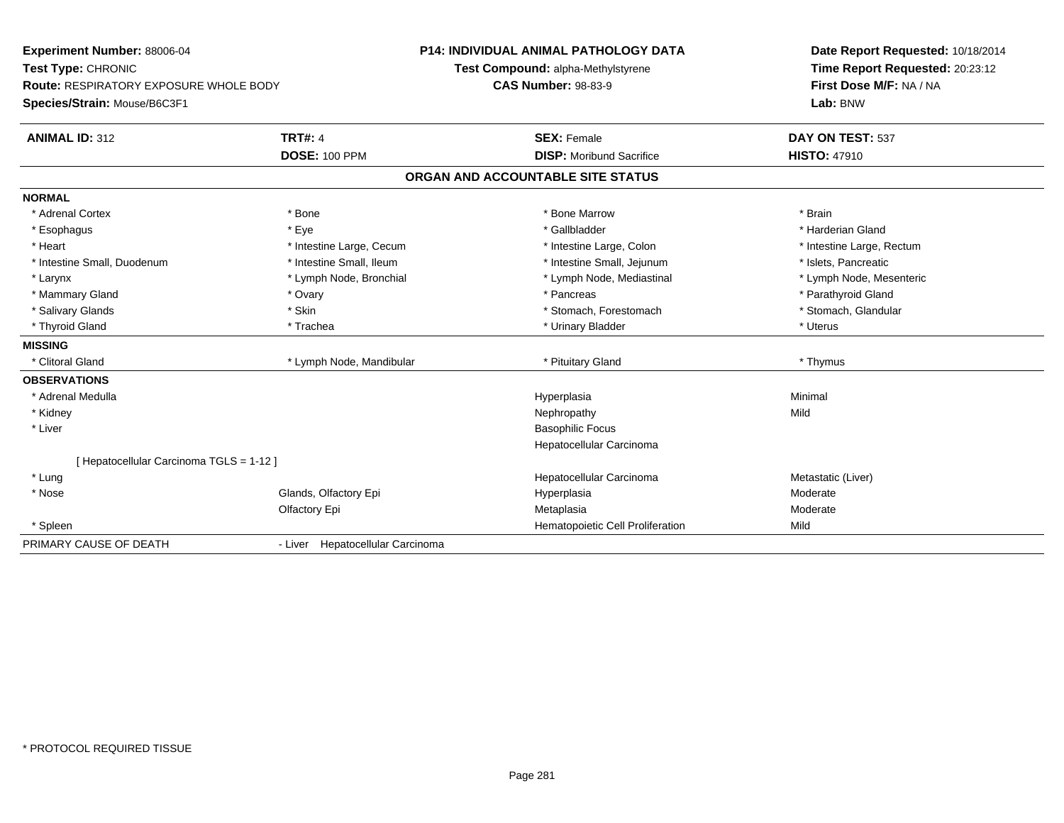**Experiment Number:** 88006-04
**Test Type:** CHRONIC
**Route:** RESPIRATORY EXPOSURE WHOLE BODY
**Species/Strain:** Mouse/B6C3F1

**P14: INDIVIDUAL ANIMAL PATHOLOGY DATA**
**Test Compound:** alpha-Methylstyrene
**CAS Number:** 98-83-9

**Date Report Requested:** 10/18/2014
**Time Report Requested:** 20:23:12
**First Dose M/F:** NA / NA
**Lab:** BNW

| **ANIMAL ID:** 312 | **TRT#:** 4 | **SEX:** Female | **DAY ON TEST:** 537 |
|---|---|---|---|
| | **DOSE:** 100 PPM | **DISP:** Moribund Sacrifice | **HISTO:** 47910 |

## ORGAN AND ACCOUNTABLE SITE STATUS

**NORMAL**

| | | | |
|---|---|---|---|
| * Adrenal Cortex | * Bone | * Bone Marrow | * Brain |
| * Esophagus | * Eye | * Gallbladder | * Harderian Gland |
| * Heart | * Intestine Large, Cecum | * Intestine Large, Colon | * Intestine Large, Rectum |
| * Intestine Small, Duodenum | * Intestine Small, Ileum | * Intestine Small, Jejunum | * Islets, Pancreatic |
| * Larynx | * Lymph Node, Bronchial | * Lymph Node, Mediastinal | * Lymph Node, Mesenteric |
| * Mammary Gland | * Ovary | * Pancreas | * Parathyroid Gland |
| * Salivary Glands | * Skin | * Stomach, Forestomach | * Stomach, Glandular |
| * Thyroid Gland | * Trachea | * Urinary Bladder | * Uterus |

**MISSING**

| | | | |
|---|---|---|---|
| * Clitoral Gland | * Lymph Node, Mandibular | * Pituitary Gland | * Thymus |

**OBSERVATIONS**

| | | | |
|---|---|---|---|
| * Adrenal Medulla | | Hyperplasia | Minimal |
| * Kidney | | Nephropathy | Mild |
| * Liver | | Basophilic Focus | |
| | | Hepatocellular Carcinoma | |
| [ Hepatocellular Carcinoma TGLS = 1-12 ] | | | |
| * Lung | | Hepatocellular Carcinoma | Metastatic (Liver) |
| * Nose | Glands, Olfactory Epi | Hyperplasia | Moderate |
| | Olfactory Epi | Metaplasia | Moderate |
| * Spleen | | Hematopoietic Cell Proliferation | Mild |

PRIMARY CAUSE OF DEATH - Liver Hepatocellular Carcinoma

* PROTOCOL REQUIRED TISSUE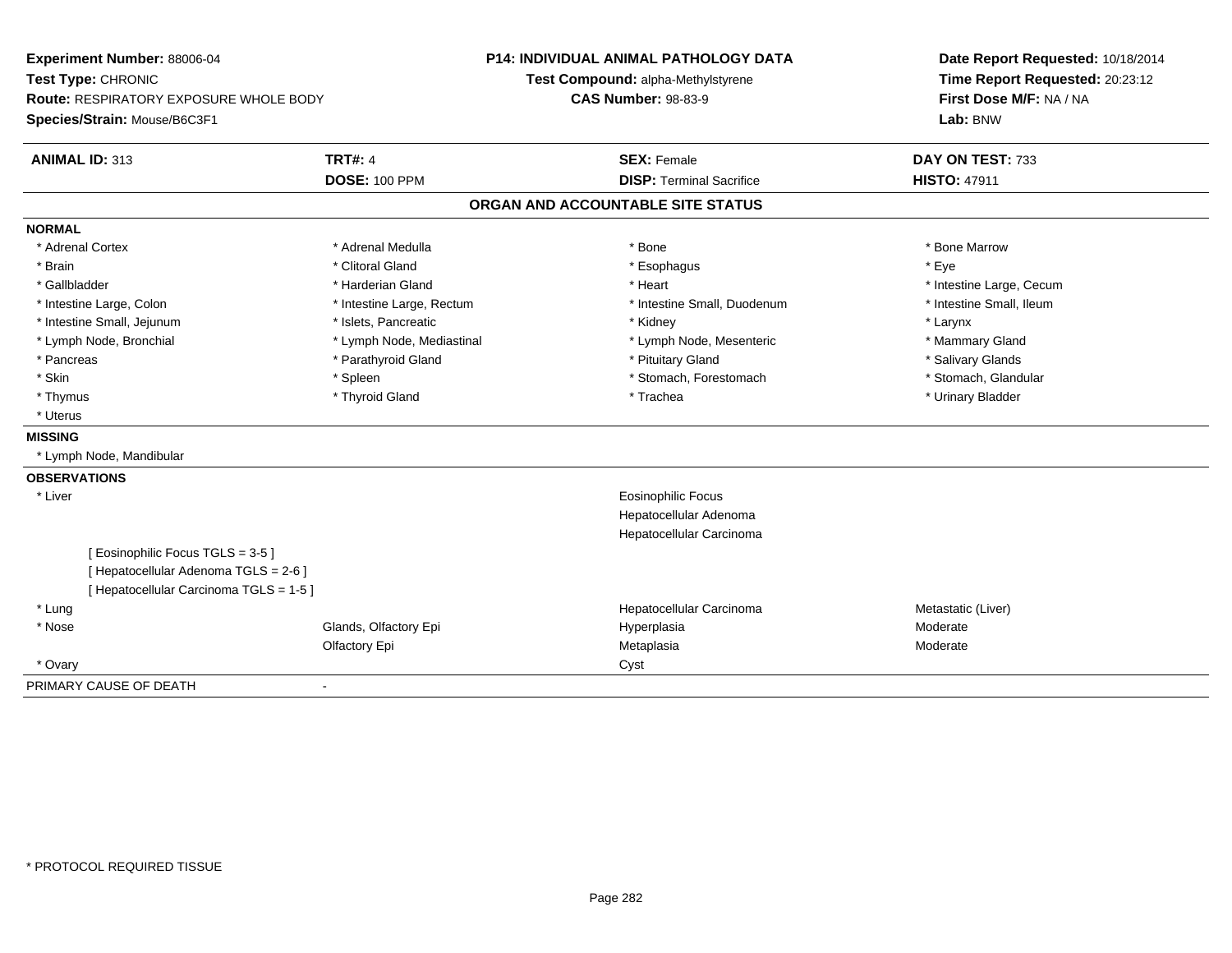**Experiment Number:** 88006-04
**Test Type:** CHRONIC
**Route:** RESPIRATORY EXPOSURE WHOLE BODY
**Species/Strain:** Mouse/B6C3F1

**P14: INDIVIDUAL ANIMAL PATHOLOGY DATA**
**Test Compound:** alpha-Methylstyrene
**CAS Number:** 98-83-9

**Date Report Requested:** 10/18/2014
**Time Report Requested:** 20:23:12
**First Dose M/F:** NA / NA
**Lab:** BNW

| **ANIMAL ID:** 313 | **TRT#:** 4 | **SEX:** Female | **DAY ON TEST:** 733 |
|---|---|---|---|
| | **DOSE:** 100 PPM | **DISP:** Terminal Sacrifice | **HISTO:** 47911 |

## ORGAN AND ACCOUNTABLE SITE STATUS

**NORMAL**

| | | | |
|---|---|---|---|
| * Adrenal Cortex | * Adrenal Medulla | * Bone | * Bone Marrow |
| * Brain | * Clitoral Gland | * Esophagus | * Eye |
| * Gallbladder | * Harderian Gland | * Heart | * Intestine Large, Cecum |
| * Intestine Large, Colon | * Intestine Large, Rectum | * Intestine Small, Duodenum | * Intestine Small, Ileum |
| * Intestine Small, Jejunum | * Islets, Pancreatic | * Kidney | * Larynx |
| * Lymph Node, Bronchial | * Lymph Node, Mediastinal | * Lymph Node, Mesenteric | * Mammary Gland |
| * Pancreas | * Parathyroid Gland | * Pituitary Gland | * Salivary Glands |
| * Skin | * Spleen | * Stomach, Forestomach | * Stomach, Glandular |
| * Thymus | * Thyroid Gland | * Trachea | * Urinary Bladder |
| * Uterus | | | |

**MISSING**

* Lymph Node, Mandibular

**OBSERVATIONS**

| | | | |
|---|---|---|---|
| * Liver | | Eosinophilic Focus | |
| | | Hepatocellular Adenoma | |
| | | Hepatocellular Carcinoma | |
| [ Eosinophilic Focus TGLS = 3-5 ] | | | |
| [ Hepatocellular Adenoma TGLS = 2-6 ] | | | |
| [ Hepatocellular Carcinoma TGLS = 1-5 ] | | | |
| * Lung | | Hepatocellular Carcinoma | Metastatic (Liver) |
| * Nose | Glands, Olfactory Epi | Hyperplasia | Moderate |
| | Olfactory Epi | Metaplasia | Moderate |
| * Ovary | | Cyst | |

PRIMARY CAUSE OF DEATH -

* PROTOCOL REQUIRED TISSUE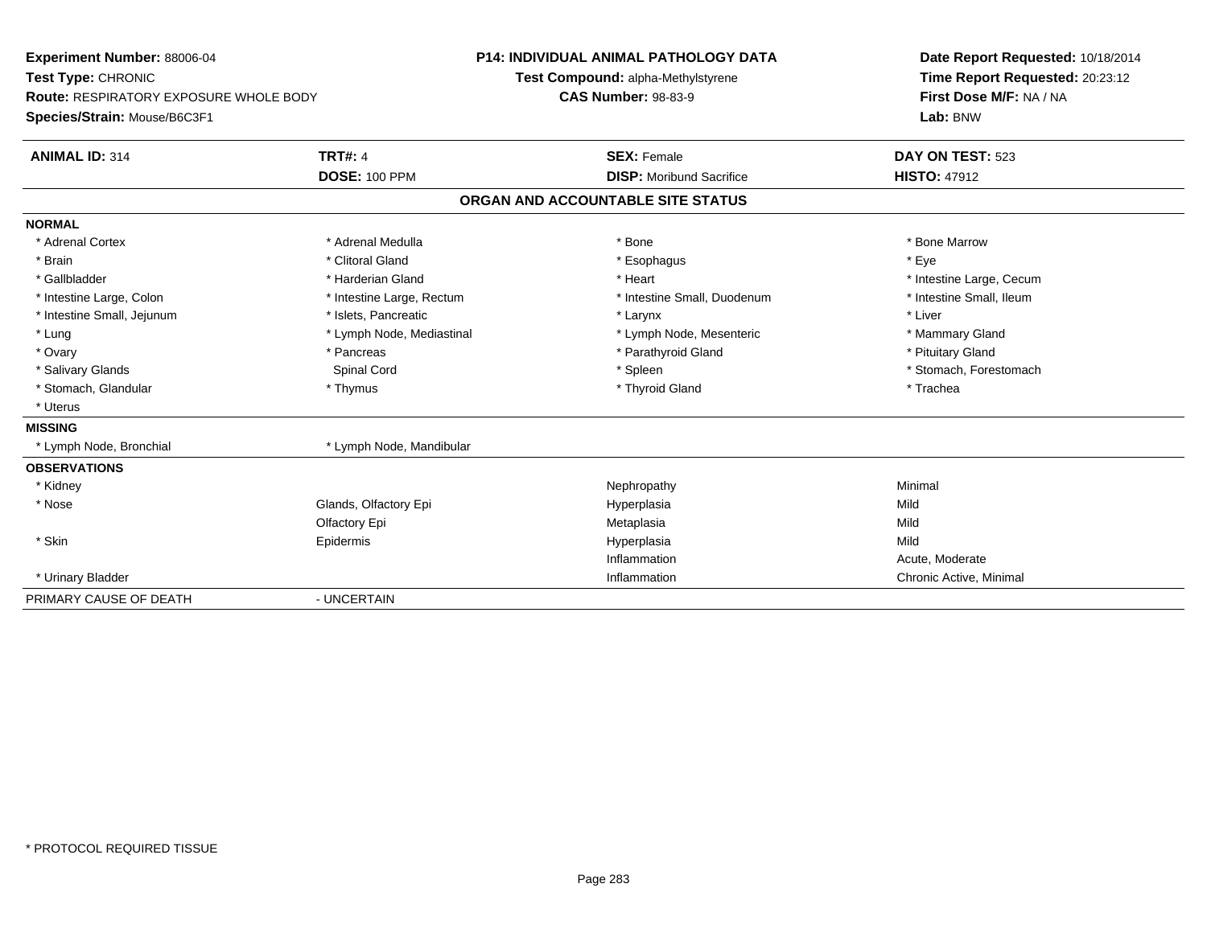**Experiment Number:** 88006-04
**Test Type:** CHRONIC
**Route:** RESPIRATORY EXPOSURE WHOLE BODY
**Species/Strain:** Mouse/B6C3F1

**P14: INDIVIDUAL ANIMAL PATHOLOGY DATA**
**Test Compound:** alpha-Methylstyrene
**CAS Number:** 98-83-9

**Date Report Requested:** 10/18/2014
**Time Report Requested:** 20:23:12
**First Dose M/F:** NA / NA
**Lab:** BNW

| **ANIMAL ID:** 314 | **TRT#:** 4 | **SEX:** Female | **DAY ON TEST:** 523 |
|---|---|---|---|
| | **DOSE:** 100 PPM | **DISP:** Moribund Sacrifice | **HISTO:** 47912 |

## ORGAN AND ACCOUNTABLE SITE STATUS

**NORMAL**

| | | | |
|---|---|---|---|
| * Adrenal Cortex | * Adrenal Medulla | * Bone | * Bone Marrow |
| * Brain | * Clitoral Gland | * Esophagus | * Eye |
| * Gallbladder | * Harderian Gland | * Heart | * Intestine Large, Cecum |
| * Intestine Large, Colon | * Intestine Large, Rectum | * Intestine Small, Duodenum | * Intestine Small, Ileum |
| * Intestine Small, Jejunum | * Islets, Pancreatic | * Larynx | * Liver |
| * Lung | * Lymph Node, Mediastinal | * Lymph Node, Mesenteric | * Mammary Gland |
| * Ovary | * Pancreas | * Parathyroid Gland | * Pituitary Gland |
| * Salivary Glands | Spinal Cord | * Spleen | * Stomach, Forestomach |
| * Stomach, Glandular | * Thymus | * Thyroid Gland | * Trachea |
| * Uterus | | | |

**MISSING**

| | |
|---|---|
| * Lymph Node, Bronchial | * Lymph Node, Mandibular |

**OBSERVATIONS**

| | | | |
|---|---|---|---|
| * Kidney | | Nephropathy | Minimal |
| * Nose | Glands, Olfactory Epi | Hyperplasia | Mild |
| | Olfactory Epi | Metaplasia | Mild |
| * Skin | Epidermis | Hyperplasia | Mild |
| | | Inflammation | Acute, Moderate |
| * Urinary Bladder | | Inflammation | Chronic Active, Minimal |

PRIMARY CAUSE OF DEATH - UNCERTAIN

\* PROTOCOL REQUIRED TISSUE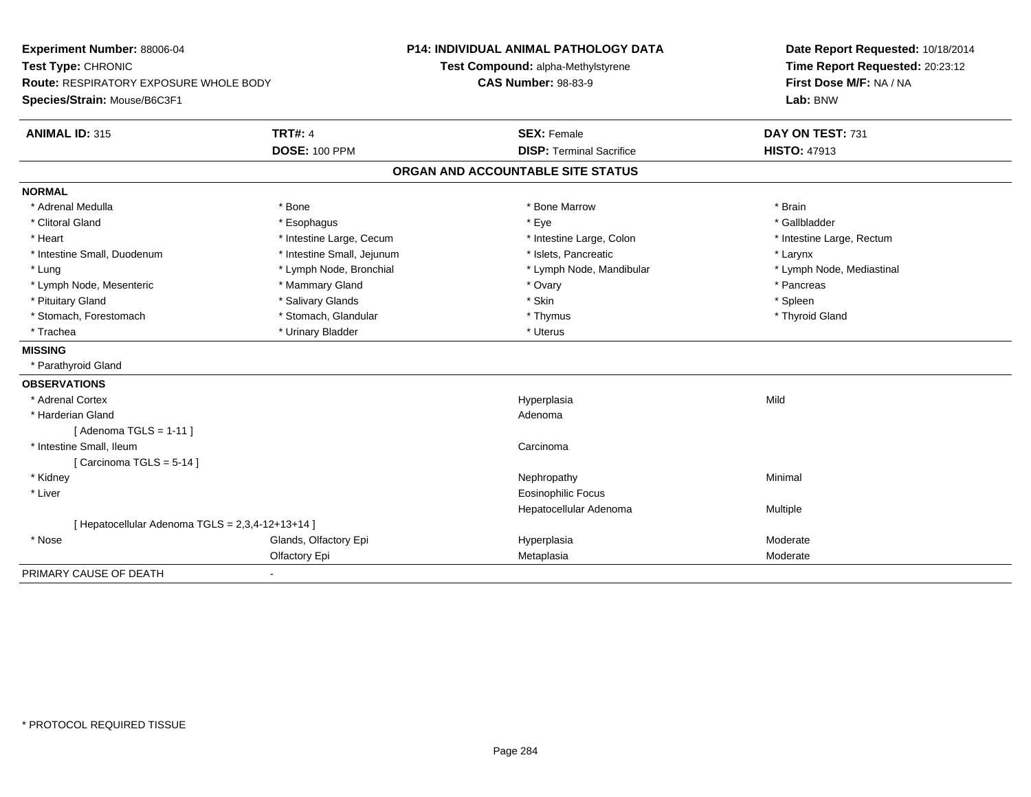**Experiment Number:** 88006-04
**Test Type:** CHRONIC
**Route:** RESPIRATORY EXPOSURE WHOLE BODY
**Species/Strain:** Mouse/B6C3F1

**P14: INDIVIDUAL ANIMAL PATHOLOGY DATA**
**Test Compound:** alpha-Methylstyrene
**CAS Number:** 98-83-9

**Date Report Requested:** 10/18/2014
**Time Report Requested:** 20:23:12
**First Dose M/F:** NA / NA
**Lab:** BNW

| **ANIMAL ID:** 315 | **TRT#:** 4 | **SEX:** Female | **DAY ON TEST:** 731 |
|---|---|---|---|
| | **DOSE:** 100 PPM | **DISP:** Terminal Sacrifice | **HISTO:** 47913 |

## ORGAN AND ACCOUNTABLE SITE STATUS

**NORMAL**

| | | | |
|---|---|---|---|
| * Adrenal Medulla | * Bone | * Bone Marrow | * Brain |
| * Clitoral Gland | * Esophagus | * Eye | * Gallbladder |
| * Heart | * Intestine Large, Cecum | * Intestine Large, Colon | * Intestine Large, Rectum |
| * Intestine Small, Duodenum | * Intestine Small, Jejunum | * Islets, Pancreatic | * Larynx |
| * Lung | * Lymph Node, Bronchial | * Lymph Node, Mandibular | * Lymph Node, Mediastinal |
| * Lymph Node, Mesenteric | * Mammary Gland | * Ovary | * Pancreas |
| * Pituitary Gland | * Salivary Glands | * Skin | * Spleen |
| * Stomach, Forestomach | * Stomach, Glandular | * Thymus | * Thyroid Gland |
| * Trachea | * Urinary Bladder | * Uterus | |

**MISSING**

* Parathyroid Gland

**OBSERVATIONS**

| | | | |
|---|---|---|---|
| * Adrenal Cortex | | Hyperplasia | Mild |
| * Harderian Gland | | Adenoma | |
| [ Adenoma TGLS = 1-11 ] | | | |
| * Intestine Small, Ileum | | Carcinoma | |
| [ Carcinoma TGLS = 5-14 ] | | | |
| * Kidney | | Nephropathy | Minimal |
| * Liver | | Eosinophilic Focus | |
| | | Hepatocellular Adenoma | Multiple |
| [ Hepatocellular Adenoma TGLS = 2,3,4-12+13+14 ] | | | |
| * Nose | Glands, Olfactory Epi | Hyperplasia | Moderate |
| | Olfactory Epi | Metaplasia | Moderate |

PRIMARY CAUSE OF DEATH -

* PROTOCOL REQUIRED TISSUE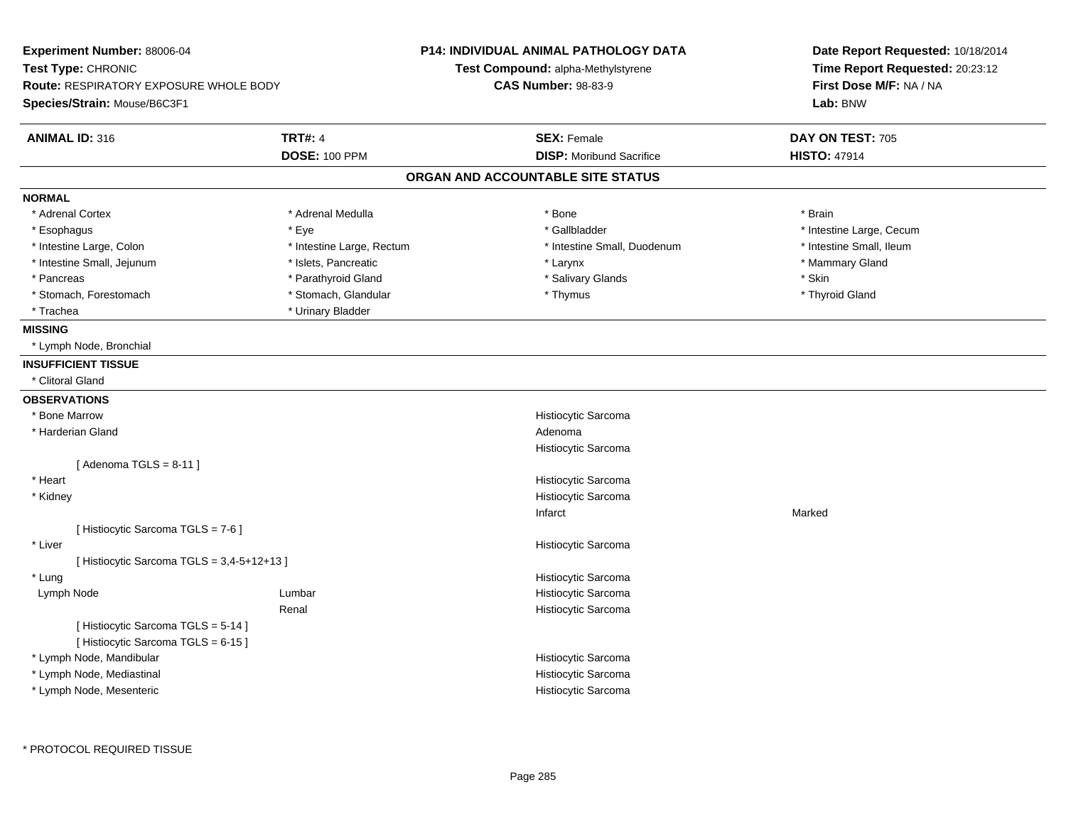**Experiment Number:** 88006-04
**Test Type:** CHRONIC
**Route:** RESPIRATORY EXPOSURE WHOLE BODY
**Species/Strain:** Mouse/B6C3F1

**P14: INDIVIDUAL ANIMAL PATHOLOGY DATA**
**Test Compound:** alpha-Methylstyrene
**CAS Number:** 98-83-9

**Date Report Requested:** 10/18/2014
**Time Report Requested:** 20:23:12
**First Dose M/F:** NA / NA
**Lab:** BNW

| **ANIMAL ID:** 316 | **TRT#:** 4 | **SEX:** Female | **DAY ON TEST:** 705 |
|---|---|---|---|
| | **DOSE:** 100 PPM | **DISP:** Moribund Sacrifice | **HISTO:** 47914 |

## ORGAN AND ACCOUNTABLE SITE STATUS

**NORMAL**

| | | | |
|---|---|---|---|
| * Adrenal Cortex | * Adrenal Medulla | * Bone | * Brain |
| * Esophagus | * Eye | * Gallbladder | * Intestine Large, Cecum |
| * Intestine Large, Colon | * Intestine Large, Rectum | * Intestine Small, Duodenum | * Intestine Small, Ileum |
| * Intestine Small, Jejunum | * Islets, Pancreatic | * Larynx | * Mammary Gland |
| * Pancreas | * Parathyroid Gland | * Salivary Glands | * Skin |
| * Stomach, Forestomach | * Stomach, Glandular | * Thymus | * Thyroid Gland |
| * Trachea | * Urinary Bladder | | |

**MISSING**

* Lymph Node, Bronchial

**INSUFFICIENT TISSUE**

* Clitoral Gland

**OBSERVATIONS**

| | | | |
|---|---|---|---|
| * Bone Marrow | | Histiocytic Sarcoma | |
| * Harderian Gland | | Adenoma | |
| | | Histiocytic Sarcoma | |
| [ Adenoma TGLS = 8-11 ] | | | |
| * Heart | | Histiocytic Sarcoma | |
| * Kidney | | Histiocytic Sarcoma | |
| | | Infarct | Marked |
| [ Histiocytic Sarcoma TGLS = 7-6 ] | | | |
| * Liver | | Histiocytic Sarcoma | |
| [ Histiocytic Sarcoma TGLS = 3,4-5+12+13 ] | | | |
| * Lung | | Histiocytic Sarcoma | |
| Lymph Node | Lumbar | Histiocytic Sarcoma | |
| | Renal | Histiocytic Sarcoma | |
| [ Histiocytic Sarcoma TGLS = 5-14 ] | | | |
| [ Histiocytic Sarcoma TGLS = 6-15 ] | | | |
| * Lymph Node, Mandibular | | Histiocytic Sarcoma | |
| * Lymph Node, Mediastinal | | Histiocytic Sarcoma | |
| * Lymph Node, Mesenteric | | Histiocytic Sarcoma | |

\* PROTOCOL REQUIRED TISSUE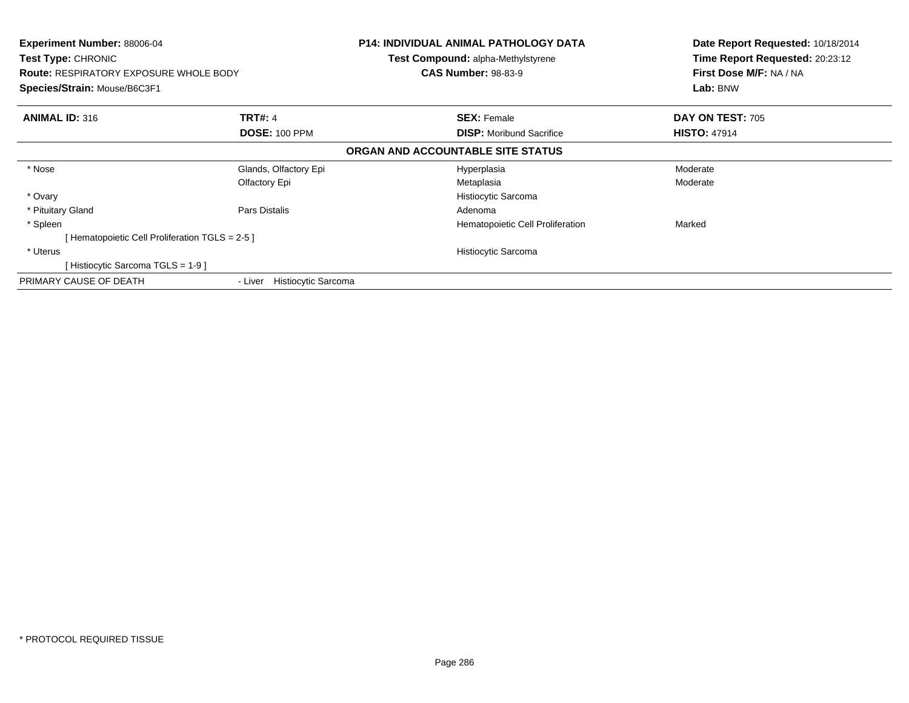**Experiment Number:** 88006-04
**Test Type:** CHRONIC
**Route:** RESPIRATORY EXPOSURE WHOLE BODY
**Species/Strain:** Mouse/B6C3F1

**P14: INDIVIDUAL ANIMAL PATHOLOGY DATA**
**Test Compound:** alpha-Methylstyrene
**CAS Number:** 98-83-9

**Date Report Requested:** 10/18/2014
**Time Report Requested:** 20:23:12
**First Dose M/F:** NA / NA
**Lab:** BNW

| **ANIMAL ID:** 316 | **TRT#:** 4 | **SEX:** Female | **DAY ON TEST:** 705 |
|---|---|---|---|
| | **DOSE:** 100 PPM | **DISP:** Moribund Sacrifice | **HISTO:** 47914 |

**ORGAN AND ACCOUNTABLE SITE STATUS**

| | | | |
|---|---|---|---|
| * Nose | Glands, Olfactory Epi | Hyperplasia | Moderate |
| | Olfactory Epi | Metaplasia | Moderate |
| * Ovary | | Histiocytic Sarcoma | |
| * Pituitary Gland | Pars Distalis | Adenoma | |
| * Spleen | | Hematopoietic Cell Proliferation | Marked |
| [ Hematopoietic Cell Proliferation TGLS = 2-5 ] | | | |
| * Uterus | | Histiocytic Sarcoma | |
| [ Histiocytic Sarcoma TGLS = 1-9 ] | | | |
| PRIMARY CAUSE OF DEATH | - Liver Histiocytic Sarcoma | | |

* PROTOCOL REQUIRED TISSUE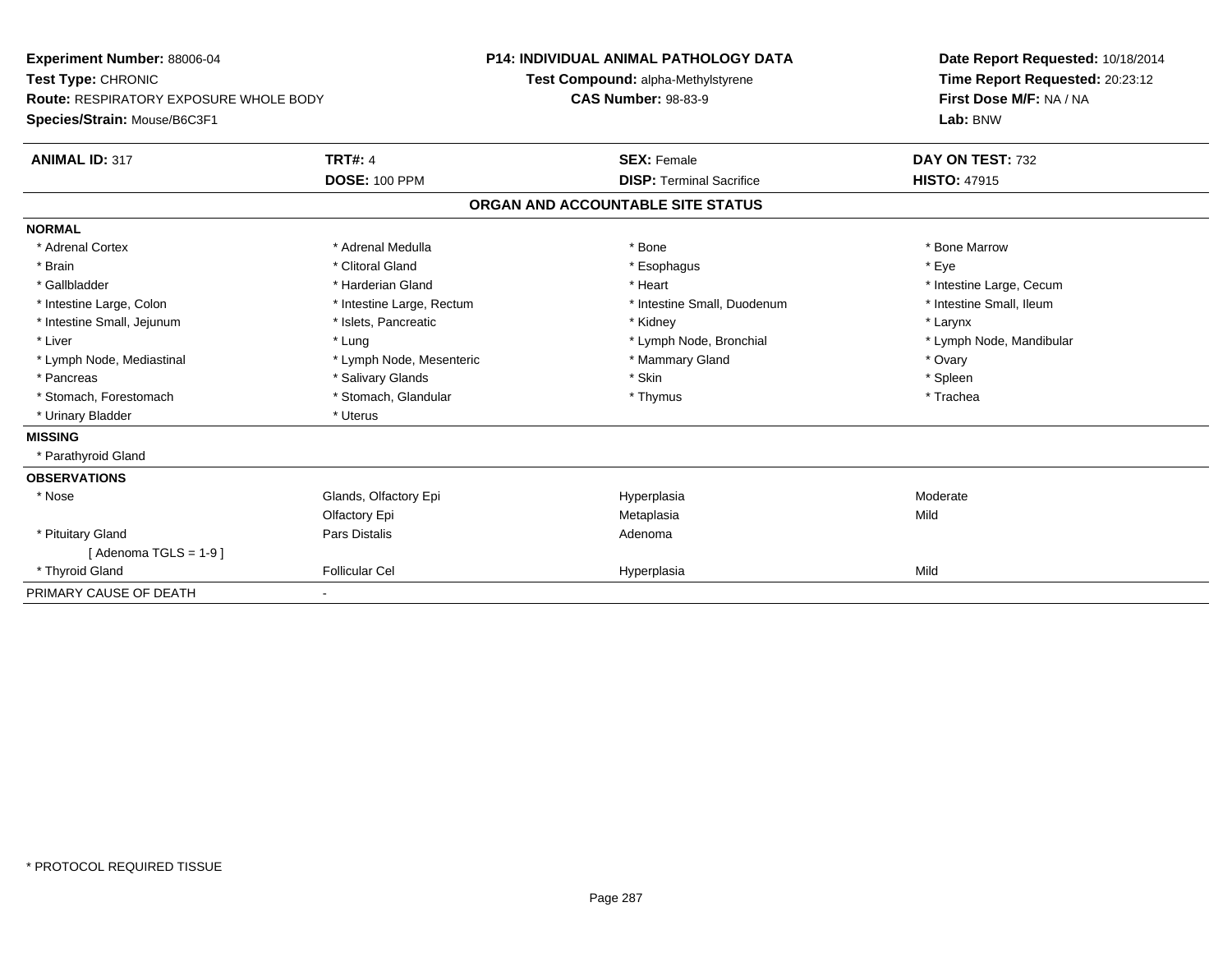**Experiment Number:** 88006-04
**Test Type:** CHRONIC
**Route:** RESPIRATORY EXPOSURE WHOLE BODY
**Species/Strain:** Mouse/B6C3F1

**P14: INDIVIDUAL ANIMAL PATHOLOGY DATA**
**Test Compound:** alpha-Methylstyrene
**CAS Number:** 98-83-9

**Date Report Requested:** 10/18/2014
**Time Report Requested:** 20:23:12
**First Dose M/F:** NA / NA
**Lab:** BNW

| **ANIMAL ID:** 317 | **TRT#:** 4 | **SEX:** Female | **DAY ON TEST:** 732 |
|---|---|---|---|
| | **DOSE:** 100 PPM | **DISP:** Terminal Sacrifice | **HISTO:** 47915 |

## ORGAN AND ACCOUNTABLE SITE STATUS

**NORMAL**

| | | | |
|---|---|---|---|
| * Adrenal Cortex | * Adrenal Medulla | * Bone | * Bone Marrow |
| * Brain | * Clitoral Gland | * Esophagus | * Eye |
| * Gallbladder | * Harderian Gland | * Heart | * Intestine Large, Cecum |
| * Intestine Large, Colon | * Intestine Large, Rectum | * Intestine Small, Duodenum | * Intestine Small, Ileum |
| * Intestine Small, Jejunum | * Islets, Pancreatic | * Kidney | * Larynx |
| * Liver | * Lung | * Lymph Node, Bronchial | * Lymph Node, Mandibular |
| * Lymph Node, Mediastinal | * Lymph Node, Mesenteric | * Mammary Gland | * Ovary |
| * Pancreas | * Salivary Glands | * Skin | * Spleen |
| * Stomach, Forestomach | * Stomach, Glandular | * Thymus | * Trachea |
| * Urinary Bladder | * Uterus | | |

**MISSING**

* Parathyroid Gland

**OBSERVATIONS**

| | | | |
|---|---|---|---|
| * Nose | Glands, Olfactory Epi | Hyperplasia | Moderate |
| | Olfactory Epi | Metaplasia | Mild |
| * Pituitary Gland | Pars Distalis | Adenoma | |
| [ Adenoma TGLS = 1-9 ] | | | |
| * Thyroid Gland | Follicular Cel | Hyperplasia | Mild |

PRIMARY CAUSE OF DEATH -

* PROTOCOL REQUIRED TISSUE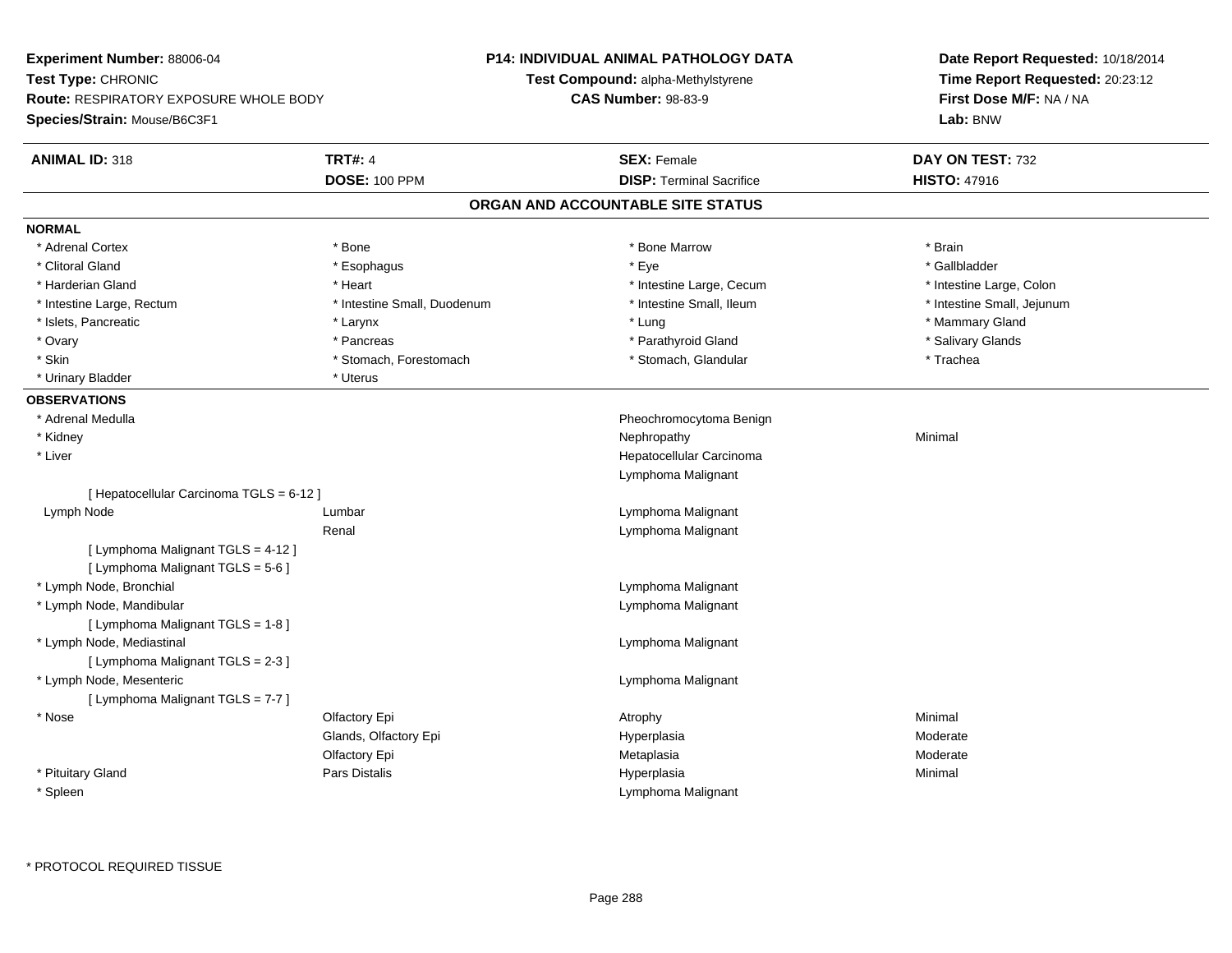**Experiment Number:** 88006-04
**Test Type:** CHRONIC
**Route:** RESPIRATORY EXPOSURE WHOLE BODY
**Species/Strain:** Mouse/B6C3F1

**P14: INDIVIDUAL ANIMAL PATHOLOGY DATA**
**Test Compound:** alpha-Methylstyrene
**CAS Number:** 98-83-9

**Date Report Requested:** 10/18/2014
**Time Report Requested:** 20:23:12
**First Dose M/F:** NA / NA
**Lab:** BNW

| **ANIMAL ID:** 318 | **TRT#:** 4 | **SEX:** Female | **DAY ON TEST:** 732 |
|---|---|---|---|
| | **DOSE:** 100 PPM | **DISP:** Terminal Sacrifice | **HISTO:** 47916 |

## ORGAN AND ACCOUNTABLE SITE STATUS

**NORMAL**

| | | | |
|---|---|---|---|
| * Adrenal Cortex | * Bone | * Bone Marrow | * Brain |
| * Clitoral Gland | * Esophagus | * Eye | * Gallbladder |
| * Harderian Gland | * Heart | * Intestine Large, Cecum | * Intestine Large, Colon |
| * Intestine Large, Rectum | * Intestine Small, Duodenum | * Intestine Small, Ileum | * Intestine Small, Jejunum |
| * Islets, Pancreatic | * Larynx | * Lung | * Mammary Gland |
| * Ovary | * Pancreas | * Parathyroid Gland | * Salivary Glands |
| * Skin | * Stomach, Forestomach | * Stomach, Glandular | * Trachea |
| * Urinary Bladder | * Uterus | | |

**OBSERVATIONS**

| | | | |
|---|---|---|---|
| * Adrenal Medulla | | Pheochromocytoma Benign | |
| * Kidney | | Nephropathy | Minimal |
| * Liver | | Hepatocellular Carcinoma | |
| | | Lymphoma Malignant | |
| [ Hepatocellular Carcinoma TGLS = 6-12 ] | | | |
| Lymph Node | Lumbar | Lymphoma Malignant | |
| | Renal | Lymphoma Malignant | |
| [ Lymphoma Malignant TGLS = 4-12 ] | | | |
| [ Lymphoma Malignant TGLS = 5-6 ] | | | |
| * Lymph Node, Bronchial | | Lymphoma Malignant | |
| * Lymph Node, Mandibular | | Lymphoma Malignant | |
| [ Lymphoma Malignant TGLS = 1-8 ] | | | |
| * Lymph Node, Mediastinal | | Lymphoma Malignant | |
| [ Lymphoma Malignant TGLS = 2-3 ] | | | |
| * Lymph Node, Mesenteric | | Lymphoma Malignant | |
| [ Lymphoma Malignant TGLS = 7-7 ] | | | |
| * Nose | Olfactory Epi | Atrophy | Minimal |
| | Glands, Olfactory Epi | Hyperplasia | Moderate |
| | Olfactory Epi | Metaplasia | Moderate |
| * Pituitary Gland | Pars Distalis | Hyperplasia | Minimal |
| * Spleen | | Lymphoma Malignant | |

* PROTOCOL REQUIRED TISSUE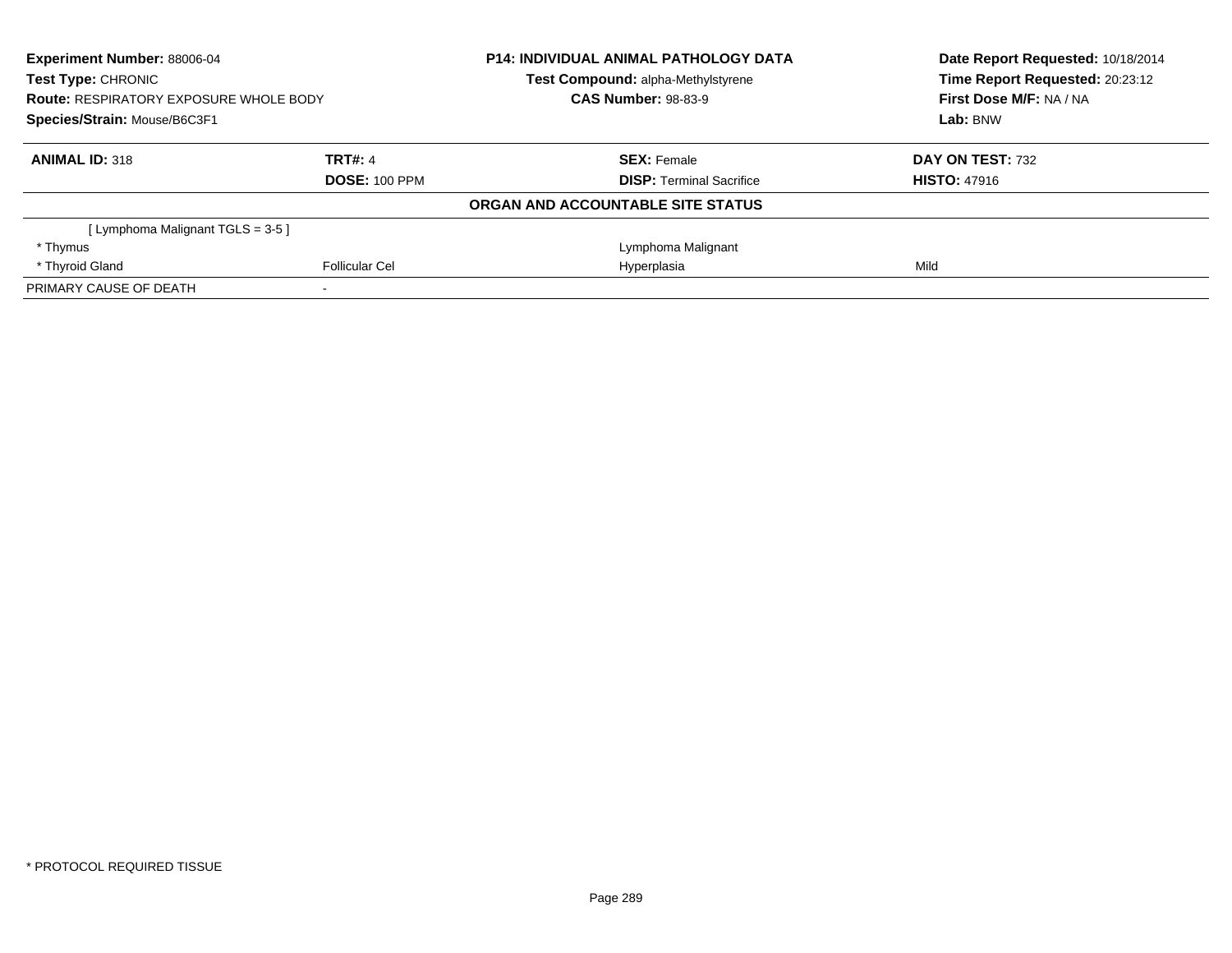**Experiment Number:** 88006-04
**Test Type:** CHRONIC
**Route:** RESPIRATORY EXPOSURE WHOLE BODY
**Species/Strain:** Mouse/B6C3F1

**P14: INDIVIDUAL ANIMAL PATHOLOGY DATA**
**Test Compound:** alpha-Methylstyrene
**CAS Number:** 98-83-9

**Date Report Requested:** 10/18/2014
**Time Report Requested:** 20:23:12
**First Dose M/F:** NA / NA
**Lab:** BNW

| **ANIMAL ID:** 318 | **TRT#:** 4 | **SEX:** Female | **DAY ON TEST:** 732 |
|---|---|---|---|
| | **DOSE:** 100 PPM | **DISP:** Terminal Sacrifice | **HISTO:** 47916 |

**ORGAN AND ACCOUNTABLE SITE STATUS**

| | | | |
|---|---|---|---|
| [ Lymphoma Malignant TGLS = 3-5 ] | | | |
| * Thymus | | Lymphoma Malignant | |
| * Thyroid Gland | Follicular Cel | Hyperplasia | Mild |
| PRIMARY CAUSE OF DEATH | - | | |

* PROTOCOL REQUIRED TISSUE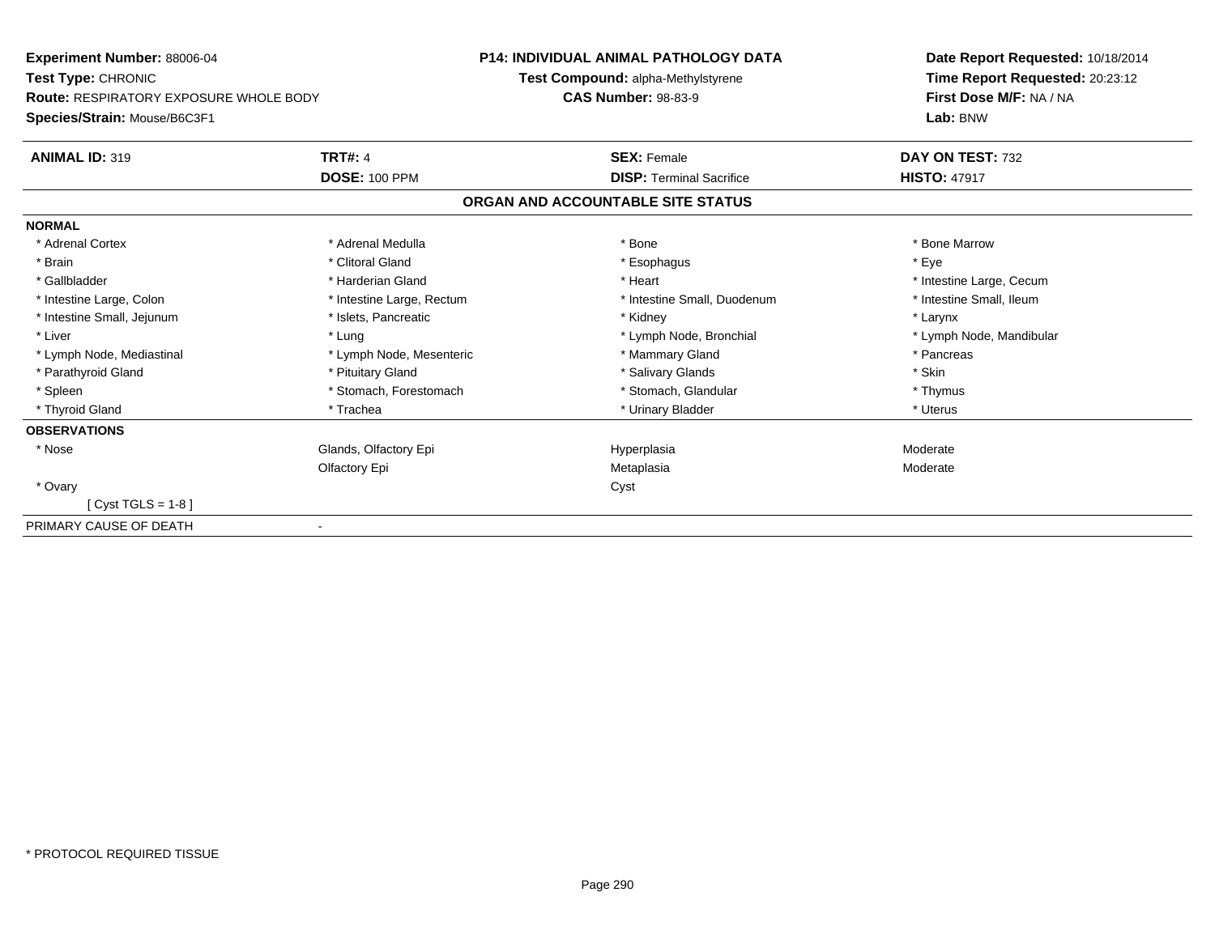**Experiment Number:** 88006-04
**Test Type:** CHRONIC
**Route:** RESPIRATORY EXPOSURE WHOLE BODY
**Species/Strain:** Mouse/B6C3F1

**P14: INDIVIDUAL ANIMAL PATHOLOGY DATA**
**Test Compound:** alpha-Methylstyrene
**CAS Number:** 98-83-9

**Date Report Requested:** 10/18/2014
**Time Report Requested:** 20:23:12
**First Dose M/F:** NA / NA
**Lab:** BNW

| **ANIMAL ID:** 319 | **TRT#:** 4 | **SEX:** Female | **DAY ON TEST:** 732 |
|---|---|---|---|
| | **DOSE:** 100 PPM | **DISP:** Terminal Sacrifice | **HISTO:** 47917 |

**ORGAN AND ACCOUNTABLE SITE STATUS**

**NORMAL**

| | | | |
|---|---|---|---|
| * Adrenal Cortex | * Adrenal Medulla | * Bone | * Bone Marrow |
| * Brain | * Clitoral Gland | * Esophagus | * Eye |
| * Gallbladder | * Harderian Gland | * Heart | * Intestine Large, Cecum |
| * Intestine Large, Colon | * Intestine Large, Rectum | * Intestine Small, Duodenum | * Intestine Small, Ileum |
| * Intestine Small, Jejunum | * Islets, Pancreatic | * Kidney | * Larynx |
| * Liver | * Lung | * Lymph Node, Bronchial | * Lymph Node, Mandibular |
| * Lymph Node, Mediastinal | * Lymph Node, Mesenteric | * Mammary Gland | * Pancreas |
| * Parathyroid Gland | * Pituitary Gland | * Salivary Glands | * Skin |
| * Spleen | * Stomach, Forestomach | * Stomach, Glandular | * Thymus |
| * Thyroid Gland | * Trachea | * Urinary Bladder | * Uterus |

**OBSERVATIONS**

| | | | |
|---|---|---|---|
| * Nose | Glands, Olfactory Epi | Hyperplasia | Moderate |
| | Olfactory Epi | Metaplasia | Moderate |
| * Ovary | | Cyst | |
| [ Cyst TGLS = 1-8 ] | | | |

PRIMARY CAUSE OF DEATH -

\* PROTOCOL REQUIRED TISSUE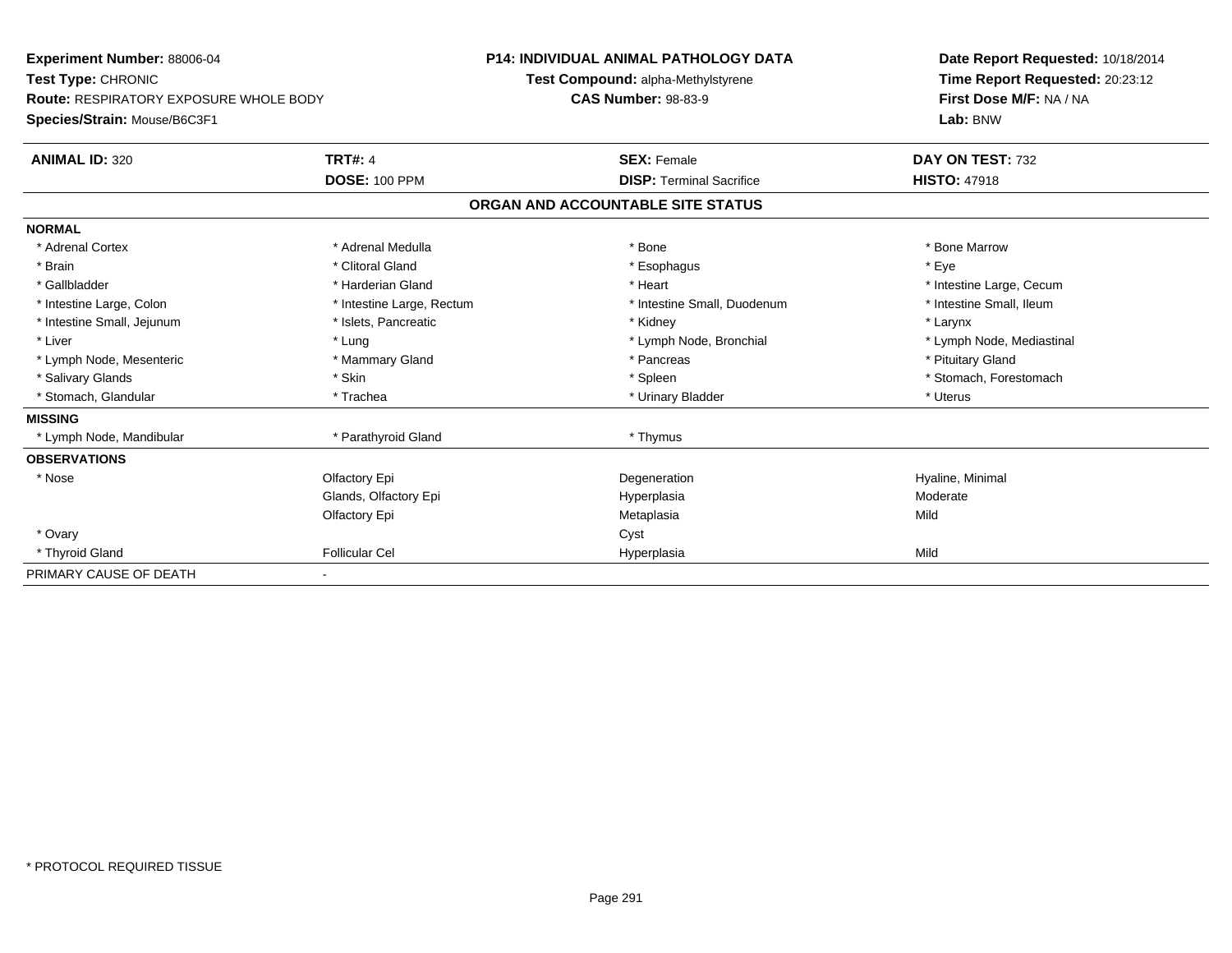**Experiment Number:** 88006-04
**Test Type:** CHRONIC
**Route:** RESPIRATORY EXPOSURE WHOLE BODY
**Species/Strain:** Mouse/B6C3F1

**P14: INDIVIDUAL ANIMAL PATHOLOGY DATA**
**Test Compound:** alpha-Methylstyrene
**CAS Number:** 98-83-9

**Date Report Requested:** 10/18/2014
**Time Report Requested:** 20:23:12
**First Dose M/F:** NA / NA
**Lab:** BNW

| **ANIMAL ID:** 320 | **TRT#:** 4 | **SEX:** Female | **DAY ON TEST:** 732 |
|---|---|---|---|
| | **DOSE:** 100 PPM | **DISP:** Terminal Sacrifice | **HISTO:** 47918 |

## ORGAN AND ACCOUNTABLE SITE STATUS

| | | | |
|---|---|---|---|
| **NORMAL** | | | |
| * Adrenal Cortex | * Adrenal Medulla | * Bone | * Bone Marrow |
| * Brain | * Clitoral Gland | * Esophagus | * Eye |
| * Gallbladder | * Harderian Gland | * Heart | * Intestine Large, Cecum |
| * Intestine Large, Colon | * Intestine Large, Rectum | * Intestine Small, Duodenum | * Intestine Small, Ileum |
| * Intestine Small, Jejunum | * Islets, Pancreatic | * Kidney | * Larynx |
| * Liver | * Lung | * Lymph Node, Bronchial | * Lymph Node, Mediastinal |
| * Lymph Node, Mesenteric | * Mammary Gland | * Pancreas | * Pituitary Gland |
| * Salivary Glands | * Skin | * Spleen | * Stomach, Forestomach |
| * Stomach, Glandular | * Trachea | * Urinary Bladder | * Uterus |
| **MISSING** | | | |
| * Lymph Node, Mandibular | * Parathyroid Gland | * Thymus | |
| **OBSERVATIONS** | | | |
| * Nose | Olfactory Epi | Degeneration | Hyaline, Minimal |
| | Glands, Olfactory Epi | Hyperplasia | Moderate |
| | Olfactory Epi | Metaplasia | Mild |
| * Ovary | | Cyst | |
| * Thyroid Gland | Follicular Cel | Hyperplasia | Mild |
| PRIMARY CAUSE OF DEATH | - | | |

\* PROTOCOL REQUIRED TISSUE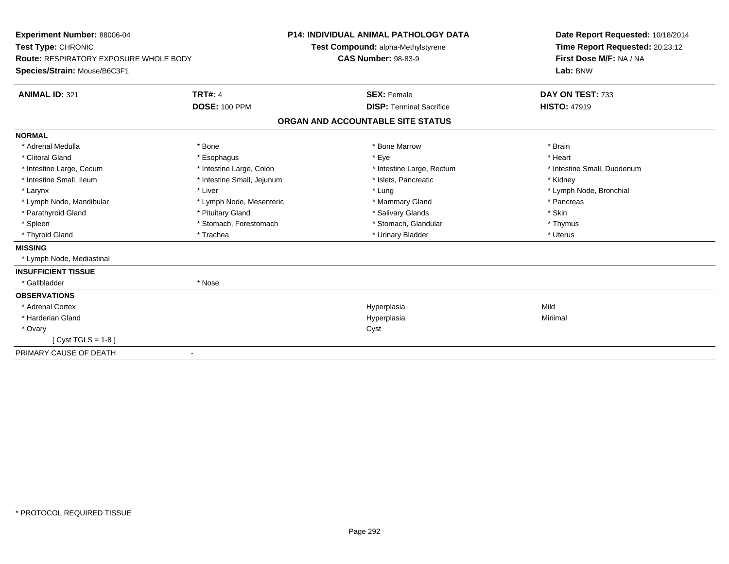**Experiment Number:** 88006-04
**Test Type:** CHRONIC
**Route:** RESPIRATORY EXPOSURE WHOLE BODY
**Species/Strain:** Mouse/B6C3F1

**P14: INDIVIDUAL ANIMAL PATHOLOGY DATA**
**Test Compound:** alpha-Methylstyrene
**CAS Number:** 98-83-9

**Date Report Requested:** 10/18/2014
**Time Report Requested:** 20:23:12
**First Dose M/F:** NA / NA
**Lab:** BNW

| **ANIMAL ID:** 321 | **TRT#:** 4 | **SEX:** Female | **DAY ON TEST:** 733 |
|---|---|---|---|
| | **DOSE:** 100 PPM | **DISP:** Terminal Sacrifice | **HISTO:** 47919 |

## ORGAN AND ACCOUNTABLE SITE STATUS

| | | | |
|---|---|---|---|
| **NORMAL** | | | |
| * Adrenal Medulla | * Bone | * Bone Marrow | * Brain |
| * Clitoral Gland | * Esophagus | * Eye | * Heart |
| * Intestine Large, Cecum | * Intestine Large, Colon | * Intestine Large, Rectum | * Intestine Small, Duodenum |
| * Intestine Small, Ileum | * Intestine Small, Jejunum | * Islets, Pancreatic | * Kidney |
| * Larynx | * Liver | * Lung | * Lymph Node, Bronchial |
| * Lymph Node, Mandibular | * Lymph Node, Mesenteric | * Mammary Gland | * Pancreas |
| * Parathyroid Gland | * Pituitary Gland | * Salivary Glands | * Skin |
| * Spleen | * Stomach, Forestomach | * Stomach, Glandular | * Thymus |
| * Thyroid Gland | * Trachea | * Urinary Bladder | * Uterus |
| **MISSING** | | | |
| * Lymph Node, Mediastinal | | | |
| **INSUFFICIENT TISSUE** | | | |
| * Gallbladder | * Nose | | |
| **OBSERVATIONS** | | | |
| * Adrenal Cortex | | Hyperplasia | Mild |
| * Harderian Gland | | Hyperplasia | Minimal |
| * Ovary | | Cyst | |
| [ Cyst TGLS = 1-8 ] | | | |
| PRIMARY CAUSE OF DEATH | - | | |

\* PROTOCOL REQUIRED TISSUE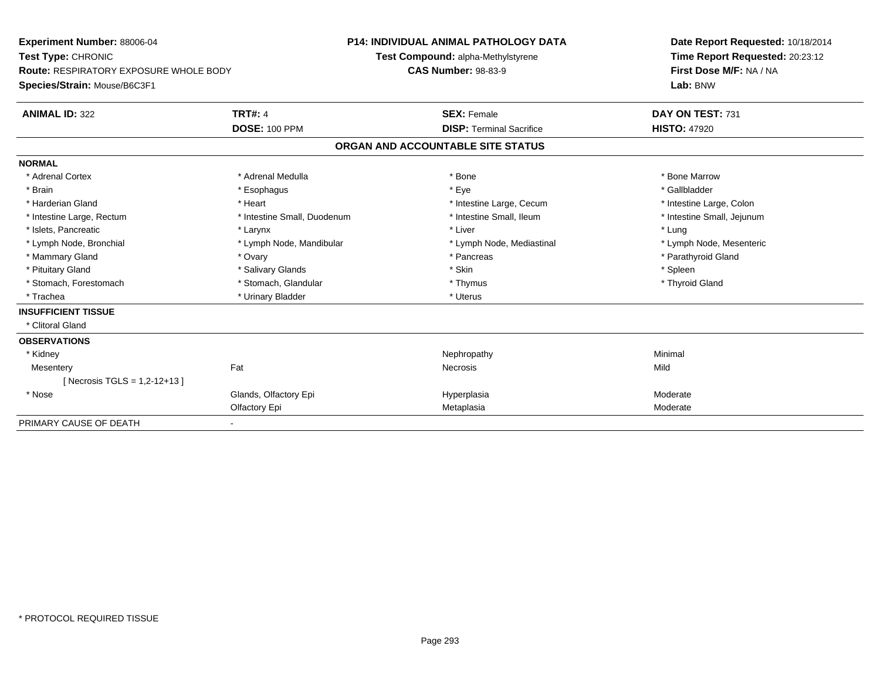**Experiment Number:** 88006-04
**Test Type:** CHRONIC
**Route:** RESPIRATORY EXPOSURE WHOLE BODY
**Species/Strain:** Mouse/B6C3F1

**P14: INDIVIDUAL ANIMAL PATHOLOGY DATA**
**Test Compound:** alpha-Methylstyrene
**CAS Number:** 98-83-9

**Date Report Requested:** 10/18/2014
**Time Report Requested:** 20:23:12
**First Dose M/F:** NA / NA
**Lab:** BNW

| **ANIMAL ID:** 322 | **TRT#:** 4 | **SEX:** Female | **DAY ON TEST:** 731 |
|---|---|---|---|
| | **DOSE:** 100 PPM | **DISP:** Terminal Sacrifice | **HISTO:** 47920 |

## ORGAN AND ACCOUNTABLE SITE STATUS

**NORMAL**

| | | | |
|---|---|---|---|
| * Adrenal Cortex | * Adrenal Medulla | * Bone | * Bone Marrow |
| * Brain | * Esophagus | * Eye | * Gallbladder |
| * Harderian Gland | * Heart | * Intestine Large, Cecum | * Intestine Large, Colon |
| * Intestine Large, Rectum | * Intestine Small, Duodenum | * Intestine Small, Ileum | * Intestine Small, Jejunum |
| * Islets, Pancreatic | * Larynx | * Liver | * Lung |
| * Lymph Node, Bronchial | * Lymph Node, Mandibular | * Lymph Node, Mediastinal | * Lymph Node, Mesenteric |
| * Mammary Gland | * Ovary | * Pancreas | * Parathyroid Gland |
| * Pituitary Gland | * Salivary Glands | * Skin | * Spleen |
| * Stomach, Forestomach | * Stomach, Glandular | * Thymus | * Thyroid Gland |
| * Trachea | * Urinary Bladder | * Uterus | |

**INSUFFICIENT TISSUE**

* Clitoral Gland

**OBSERVATIONS**

| | | | |
|---|---|---|---|
| * Kidney | | Nephropathy | Minimal |
| Mesentery | Fat | Necrosis | Mild |
| [ Necrosis TGLS = 1,2-12+13 ] | | | |
| * Nose | Glands, Olfactory Epi | Hyperplasia | Moderate |
| | Olfactory Epi | Metaplasia | Moderate |

PRIMARY CAUSE OF DEATH -

\* PROTOCOL REQUIRED TISSUE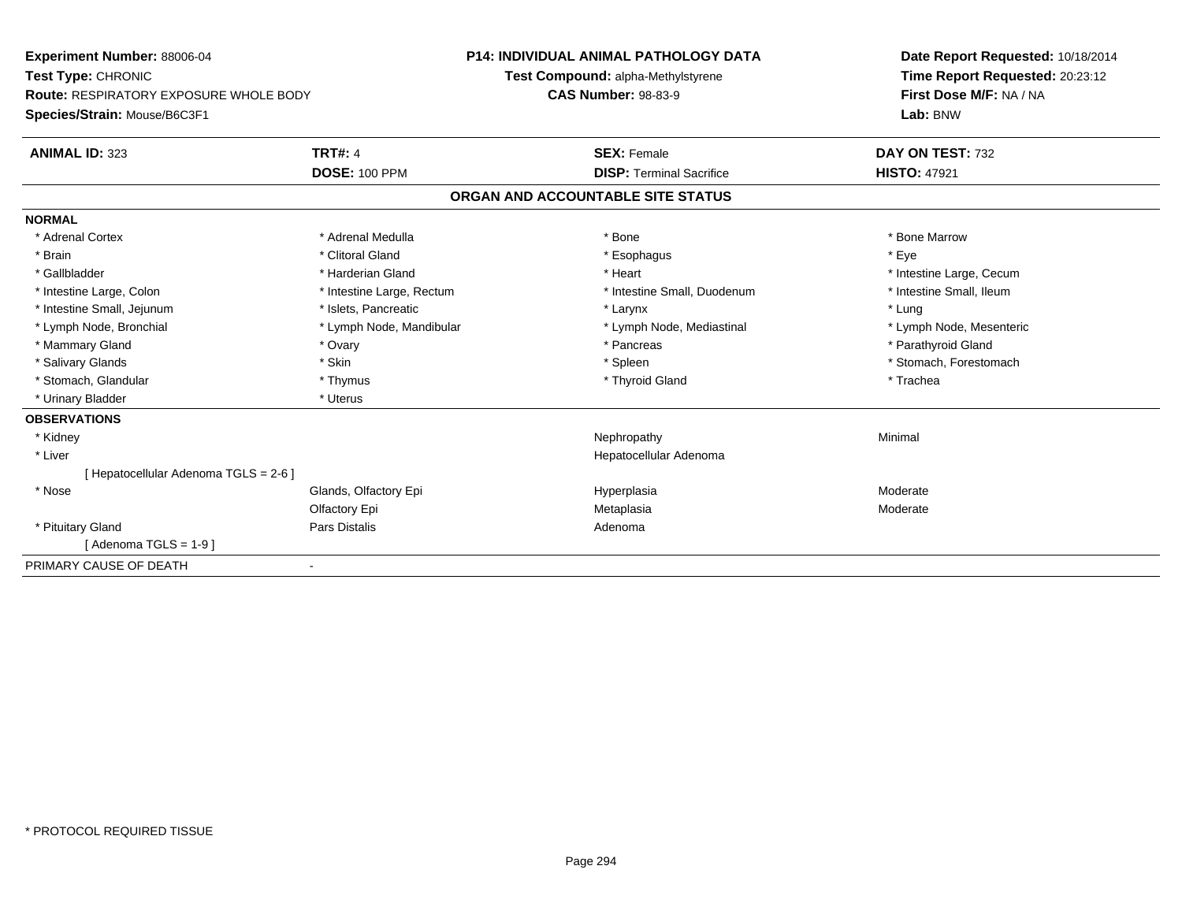**Experiment Number:** 88006-04
**Test Type:** CHRONIC
**Route:** RESPIRATORY EXPOSURE WHOLE BODY
**Species/Strain:** Mouse/B6C3F1

**P14: INDIVIDUAL ANIMAL PATHOLOGY DATA**
**Test Compound:** alpha-Methylstyrene
**CAS Number:** 98-83-9

**Date Report Requested:** 10/18/2014
**Time Report Requested:** 20:23:12
**First Dose M/F:** NA / NA
**Lab:** BNW

| **ANIMAL ID:** 323 | **TRT#:** 4 | **SEX:** Female | **DAY ON TEST:** 732 |
|---|---|---|---|
| | **DOSE:** 100 PPM | **DISP:** Terminal Sacrifice | **HISTO:** 47921 |

## ORGAN AND ACCOUNTABLE SITE STATUS

| | | | |
|---|---|---|---|
| **NORMAL** | | | |
| * Adrenal Cortex | * Adrenal Medulla | * Bone | * Bone Marrow |
| * Brain | * Clitoral Gland | * Esophagus | * Eye |
| * Gallbladder | * Harderian Gland | * Heart | * Intestine Large, Cecum |
| * Intestine Large, Colon | * Intestine Large, Rectum | * Intestine Small, Duodenum | * Intestine Small, Ileum |
| * Intestine Small, Jejunum | * Islets, Pancreatic | * Larynx | * Lung |
| * Lymph Node, Bronchial | * Lymph Node, Mandibular | * Lymph Node, Mediastinal | * Lymph Node, Mesenteric |
| * Mammary Gland | * Ovary | * Pancreas | * Parathyroid Gland |
| * Salivary Glands | * Skin | * Spleen | * Stomach, Forestomach |
| * Stomach, Glandular | * Thymus | * Thyroid Gland | * Trachea |
| * Urinary Bladder | * Uterus | | |
| **OBSERVATIONS** | | | |
| * Kidney | | Nephropathy | Minimal |
| * Liver | | Hepatocellular Adenoma | |
| [ Hepatocellular Adenoma TGLS = 2-6 ] | | | |
| * Nose | Glands, Olfactory Epi | Hyperplasia | Moderate |
| | Olfactory Epi | Metaplasia | Moderate |
| * Pituitary Gland | Pars Distalis | Adenoma | |
| [ Adenoma TGLS = 1-9 ] | | | |
| PRIMARY CAUSE OF DEATH | - | | |

\* PROTOCOL REQUIRED TISSUE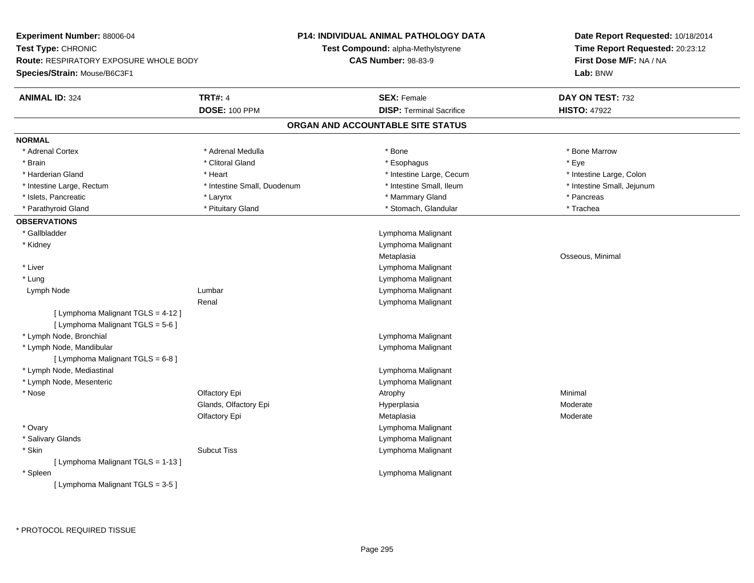**Experiment Number:** 88006-04
**Test Type:** CHRONIC
**Route:** RESPIRATORY EXPOSURE WHOLE BODY
**Species/Strain:** Mouse/B6C3F1

**P14: INDIVIDUAL ANIMAL PATHOLOGY DATA**
**Test Compound:** alpha-Methylstyrene
**CAS Number:** 98-83-9

**Date Report Requested:** 10/18/2014
**Time Report Requested:** 20:23:12
**First Dose M/F:** NA / NA
**Lab:** BNW

| **ANIMAL ID:** 324 | **TRT#:** 4 | **SEX:** Female | **DAY ON TEST:** 732 |
|---|---|---|---|
| | **DOSE:** 100 PPM | **DISP:** Terminal Sacrifice | **HISTO:** 47922 |

## ORGAN AND ACCOUNTABLE SITE STATUS

**NORMAL**

| | | | |
|---|---|---|---|
| * Adrenal Cortex | * Adrenal Medulla | * Bone | * Bone Marrow |
| * Brain | * Clitoral Gland | * Esophagus | * Eye |
| * Harderian Gland | * Heart | * Intestine Large, Cecum | * Intestine Large, Colon |
| * Intestine Large, Rectum | * Intestine Small, Duodenum | * Intestine Small, Ileum | * Intestine Small, Jejunum |
| * Islets, Pancreatic | * Larynx | * Mammary Gland | * Pancreas |
| * Parathyroid Gland | * Pituitary Gland | * Stomach, Glandular | * Trachea |

**OBSERVATIONS**

| | | | |
|---|---|---|---|
| * Gallbladder | | Lymphoma Malignant | |
| * Kidney | | Lymphoma Malignant | |
| | | Metaplasia | Osseous, Minimal |
| * Liver | | Lymphoma Malignant | |
| * Lung | | Lymphoma Malignant | |
| Lymph Node | Lumbar | Lymphoma Malignant | |
| | Renal | Lymphoma Malignant | |
| [ Lymphoma Malignant TGLS = 4-12 ] | | | |
| [ Lymphoma Malignant TGLS = 5-6 ] | | | |
| * Lymph Node, Bronchial | | Lymphoma Malignant | |
| * Lymph Node, Mandibular | | Lymphoma Malignant | |
| [ Lymphoma Malignant TGLS = 6-8 ] | | | |
| * Lymph Node, Mediastinal | | Lymphoma Malignant | |
| * Lymph Node, Mesenteric | | Lymphoma Malignant | |
| * Nose | Olfactory Epi | Atrophy | Minimal |
| | Glands, Olfactory Epi | Hyperplasia | Moderate |
| | Olfactory Epi | Metaplasia | Moderate |
| * Ovary | | Lymphoma Malignant | |
| * Salivary Glands | | Lymphoma Malignant | |
| * Skin | Subcut Tiss | Lymphoma Malignant | |
| [ Lymphoma Malignant TGLS = 1-13 ] | | | |
| * Spleen | | Lymphoma Malignant | |
| [ Lymphoma Malignant TGLS = 3-5 ] | | | |

* PROTOCOL REQUIRED TISSUE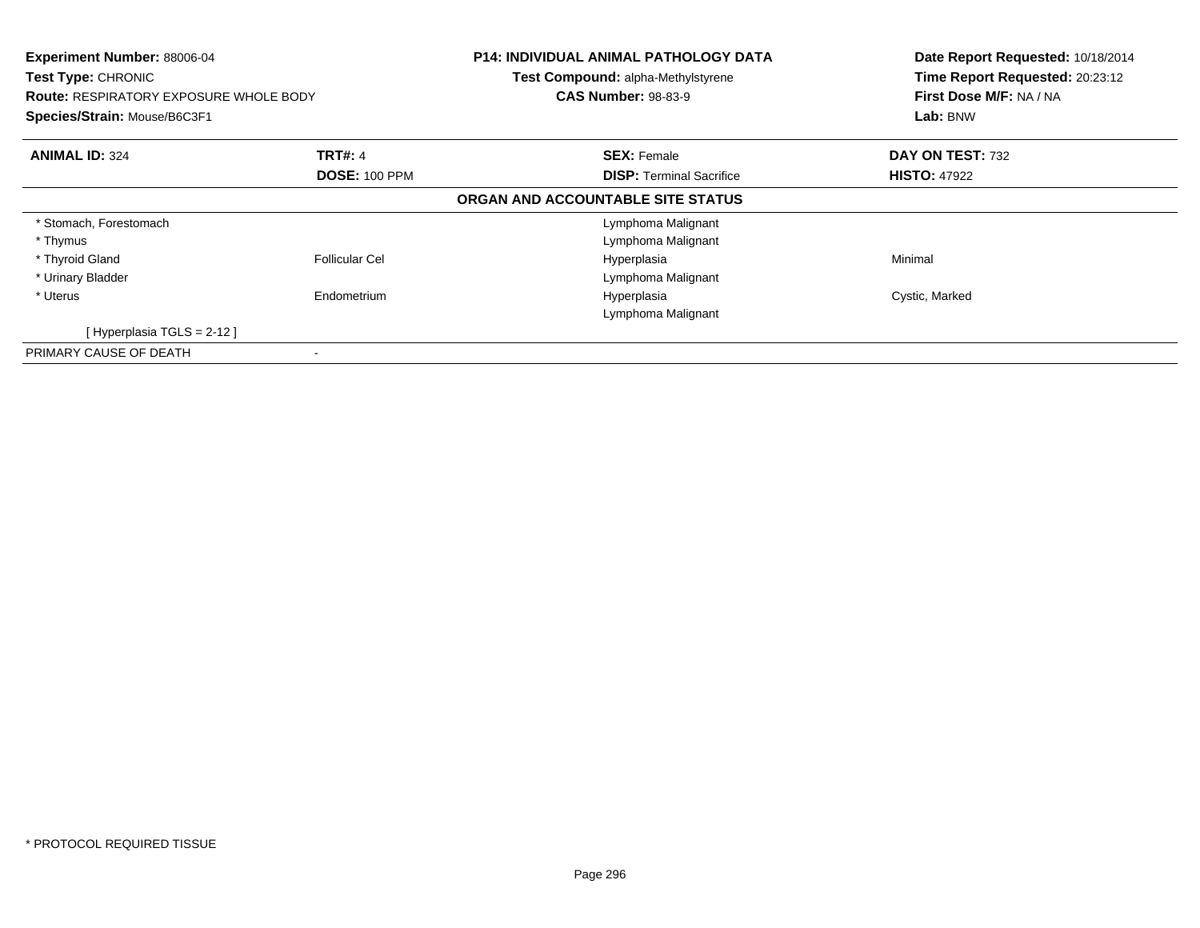**Experiment Number:** 88006-04
**Test Type:** CHRONIC
**Route:** RESPIRATORY EXPOSURE WHOLE BODY
**Species/Strain:** Mouse/B6C3F1

**P14: INDIVIDUAL ANIMAL PATHOLOGY DATA**
**Test Compound:** alpha-Methylstyrene
**CAS Number:** 98-83-9

**Date Report Requested:** 10/18/2014
**Time Report Requested:** 20:23:12
**First Dose M/F:** NA / NA
**Lab:** BNW

| **ANIMAL ID:** 324 | **TRT#:** 4 | **SEX:** Female | **DAY ON TEST:** 732 |
|---|---|---|---|
| | **DOSE:** 100 PPM | **DISP:** Terminal Sacrifice | **HISTO:** 47922 |

**ORGAN AND ACCOUNTABLE SITE STATUS**

| | | | |
|---|---|---|---|
| * Stomach, Forestomach | | Lymphoma Malignant | |
| * Thymus | | Lymphoma Malignant | |
| * Thyroid Gland | Follicular Cel | Hyperplasia | Minimal |
| * Urinary Bladder | | Lymphoma Malignant | |
| * Uterus | Endometrium | Hyperplasia | Cystic, Marked |
| | | Lymphoma Malignant | |
| [ Hyperplasia TGLS = 2-12 ] | | | |
| PRIMARY CAUSE OF DEATH | - | | |

* PROTOCOL REQUIRED TISSUE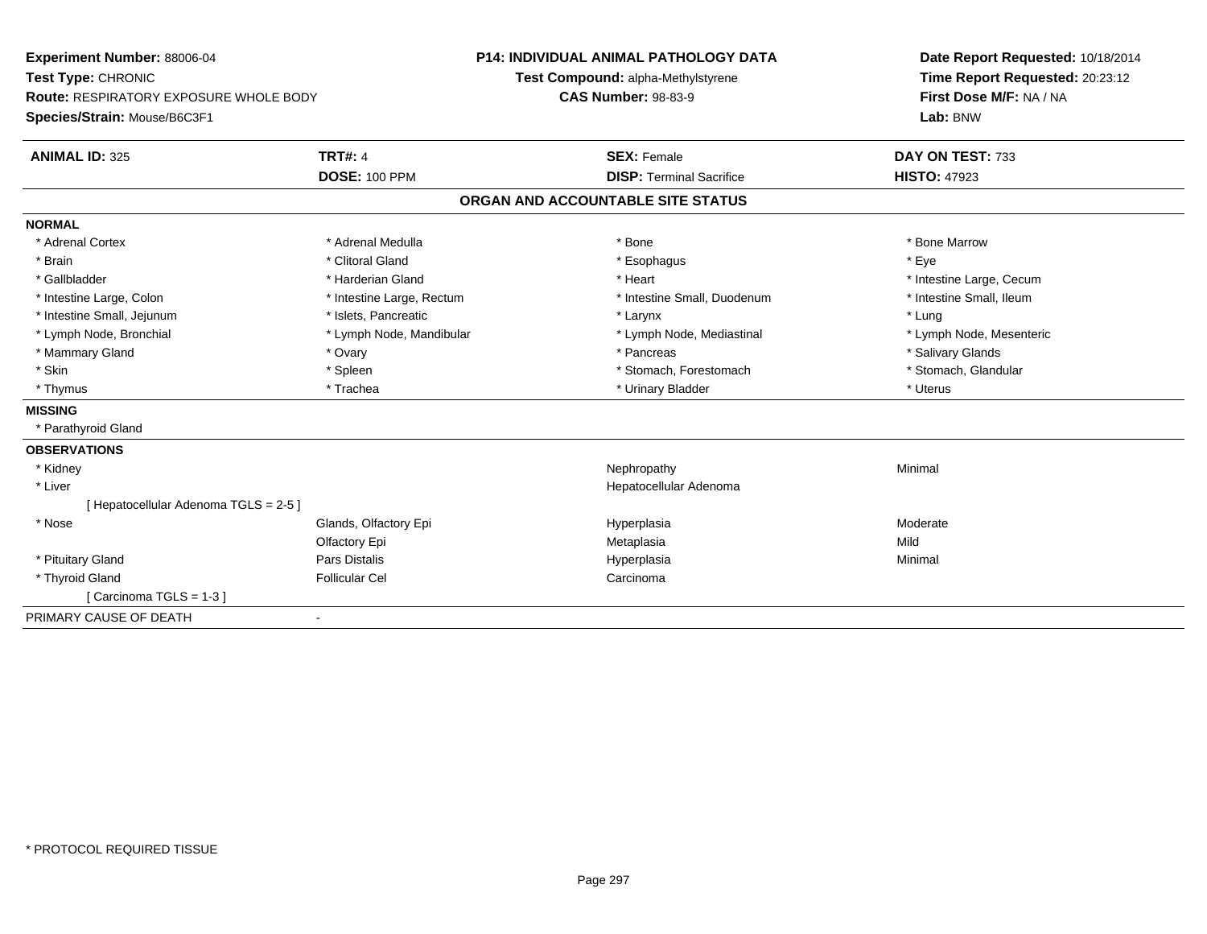**Experiment Number:** 88006-04
**Test Type:** CHRONIC
**Route:** RESPIRATORY EXPOSURE WHOLE BODY
**Species/Strain:** Mouse/B6C3F1

**P14: INDIVIDUAL ANIMAL PATHOLOGY DATA**
**Test Compound:** alpha-Methylstyrene
**CAS Number:** 98-83-9

**Date Report Requested:** 10/18/2014
**Time Report Requested:** 20:23:12
**First Dose M/F:** NA / NA
**Lab:** BNW

| **ANIMAL ID:** 325 | **TRT#:** 4 | **SEX:** Female | **DAY ON TEST:** 733 |
|---|---|---|---|
| | **DOSE:** 100 PPM | **DISP:** Terminal Sacrifice | **HISTO:** 47923 |

## ORGAN AND ACCOUNTABLE SITE STATUS

**NORMAL**

| | | | |
|---|---|---|---|
| * Adrenal Cortex | * Adrenal Medulla | * Bone | * Bone Marrow |
| * Brain | * Clitoral Gland | * Esophagus | * Eye |
| * Gallbladder | * Harderian Gland | * Heart | * Intestine Large, Cecum |
| * Intestine Large, Colon | * Intestine Large, Rectum | * Intestine Small, Duodenum | * Intestine Small, Ileum |
| * Intestine Small, Jejunum | * Islets, Pancreatic | * Larynx | * Lung |
| * Lymph Node, Bronchial | * Lymph Node, Mandibular | * Lymph Node, Mediastinal | * Lymph Node, Mesenteric |
| * Mammary Gland | * Ovary | * Pancreas | * Salivary Glands |
| * Skin | * Spleen | * Stomach, Forestomach | * Stomach, Glandular |
| * Thymus | * Trachea | * Urinary Bladder | * Uterus |

**MISSING**

* Parathyroid Gland

**OBSERVATIONS**

| | | | |
|---|---|---|---|
| * Kidney | | Nephropathy | Minimal |
| * Liver | | Hepatocellular Adenoma | |
| [ Hepatocellular Adenoma TGLS = 2-5 ] | | | |
| * Nose | Glands, Olfactory Epi | Hyperplasia | Moderate |
| | Olfactory Epi | Metaplasia | Mild |
| * Pituitary Gland | Pars Distalis | Hyperplasia | Minimal |
| * Thyroid Gland | Follicular Cel | Carcinoma | |
| [ Carcinoma TGLS = 1-3 ] | | | |

PRIMARY CAUSE OF DEATH -

* PROTOCOL REQUIRED TISSUE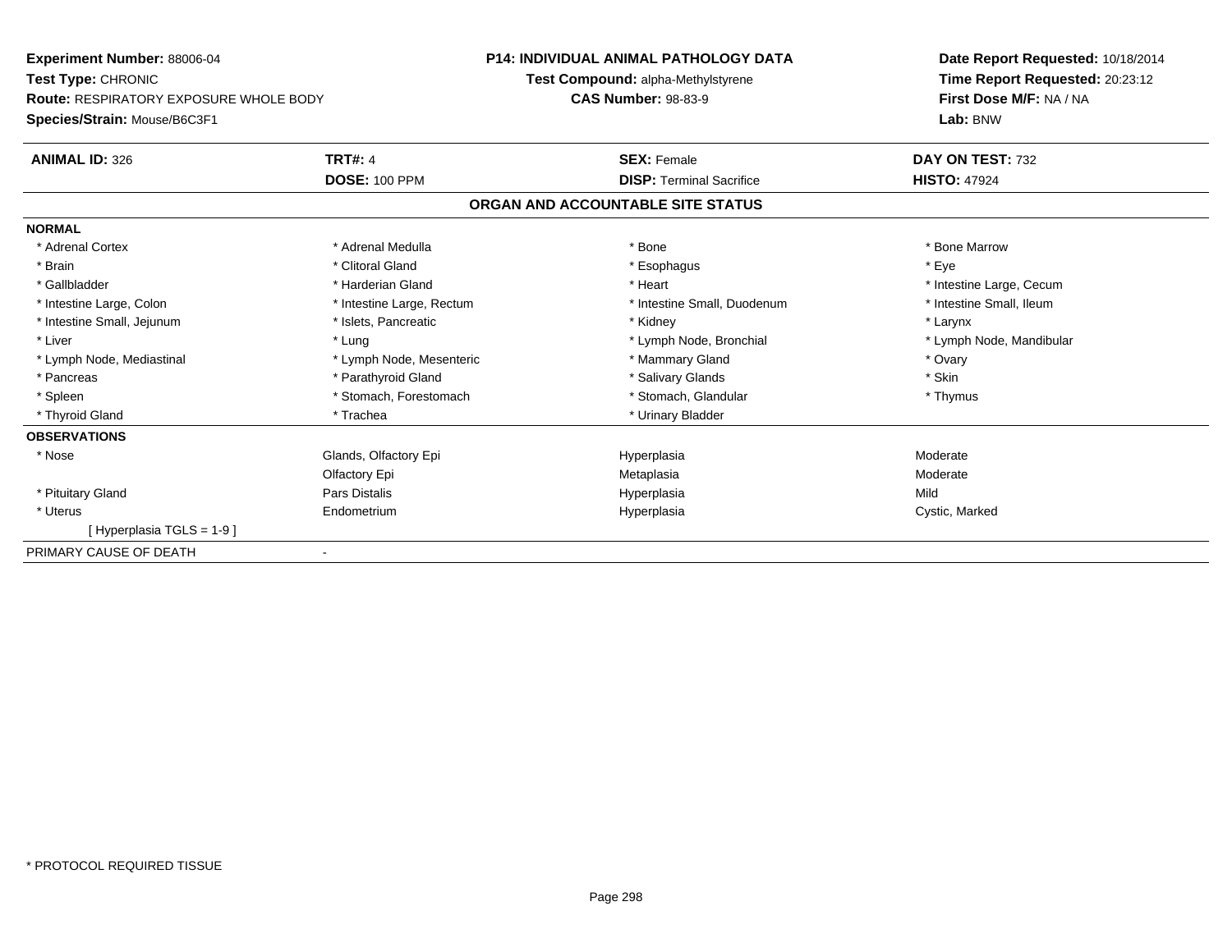**Experiment Number:** 88006-04
**Test Type:** CHRONIC
**Route:** RESPIRATORY EXPOSURE WHOLE BODY
**Species/Strain:** Mouse/B6C3F1

**P14: INDIVIDUAL ANIMAL PATHOLOGY DATA**
**Test Compound:** alpha-Methylstyrene
**CAS Number:** 98-83-9

**Date Report Requested:** 10/18/2014
**Time Report Requested:** 20:23:12
**First Dose M/F:** NA / NA
**Lab:** BNW

| **ANIMAL ID:** 326 | **TRT#:** 4 | **SEX:** Female | **DAY ON TEST:** 732 |
|---|---|---|---|
| | **DOSE:** 100 PPM | **DISP:** Terminal Sacrifice | **HISTO:** 47924 |

## ORGAN AND ACCOUNTABLE SITE STATUS

**NORMAL**

| | | | |
|---|---|---|---|
| * Adrenal Cortex | * Adrenal Medulla | * Bone | * Bone Marrow |
| * Brain | * Clitoral Gland | * Esophagus | * Eye |
| * Gallbladder | * Harderian Gland | * Heart | * Intestine Large, Cecum |
| * Intestine Large, Colon | * Intestine Large, Rectum | * Intestine Small, Duodenum | * Intestine Small, Ileum |
| * Intestine Small, Jejunum | * Islets, Pancreatic | * Kidney | * Larynx |
| * Liver | * Lung | * Lymph Node, Bronchial | * Lymph Node, Mandibular |
| * Lymph Node, Mediastinal | * Lymph Node, Mesenteric | * Mammary Gland | * Ovary |
| * Pancreas | * Parathyroid Gland | * Salivary Glands | * Skin |
| * Spleen | * Stomach, Forestomach | * Stomach, Glandular | * Thymus |
| * Thyroid Gland | * Trachea | * Urinary Bladder | |

**OBSERVATIONS**

| | | | |
|---|---|---|---|
| * Nose | Glands, Olfactory Epi | Hyperplasia | Moderate |
| | Olfactory Epi | Metaplasia | Moderate |
| * Pituitary Gland | Pars Distalis | Hyperplasia | Mild |
| * Uterus | Endometrium | Hyperplasia | Cystic, Marked |
| [ Hyperplasia TGLS = 1-9 ] | | | |

PRIMARY CAUSE OF DEATH -

* PROTOCOL REQUIRED TISSUE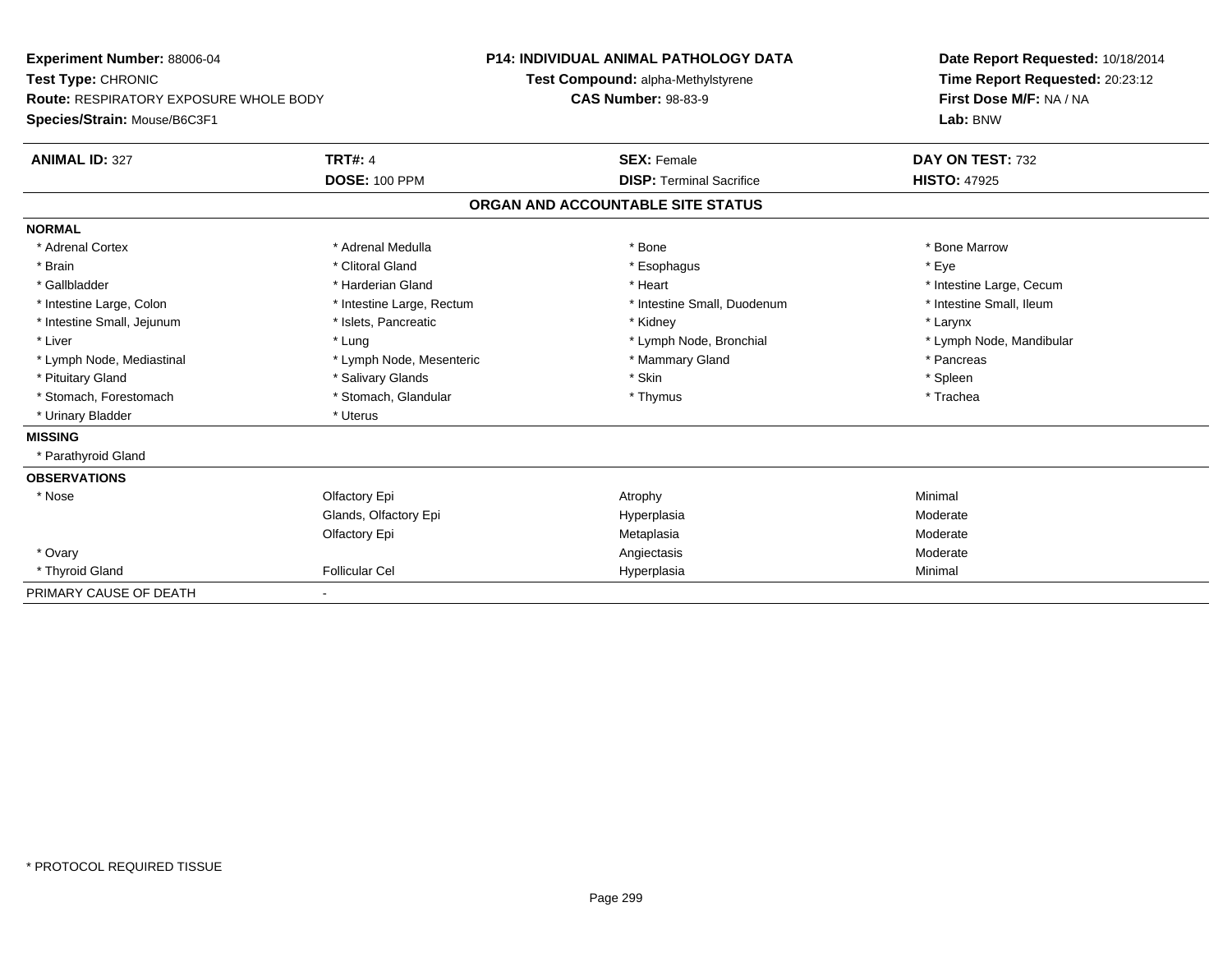**Experiment Number:** 88006-04
**Test Type:** CHRONIC
**Route:** RESPIRATORY EXPOSURE WHOLE BODY
**Species/Strain:** Mouse/B6C3F1

**P14: INDIVIDUAL ANIMAL PATHOLOGY DATA**
**Test Compound:** alpha-Methylstyrene
**CAS Number:** 98-83-9

**Date Report Requested:** 10/18/2014
**Time Report Requested:** 20:23:12
**First Dose M/F:** NA / NA
**Lab:** BNW

| **ANIMAL ID:** 327 | **TRT#:** 4 | **SEX:** Female | **DAY ON TEST:** 732 |
|---|---|---|---|
| | **DOSE:** 100 PPM | **DISP:** Terminal Sacrifice | **HISTO:** 47925 |

## ORGAN AND ACCOUNTABLE SITE STATUS

**NORMAL**

| | | | |
|---|---|---|---|
| * Adrenal Cortex | * Adrenal Medulla | * Bone | * Bone Marrow |
| * Brain | * Clitoral Gland | * Esophagus | * Eye |
| * Gallbladder | * Harderian Gland | * Heart | * Intestine Large, Cecum |
| * Intestine Large, Colon | * Intestine Large, Rectum | * Intestine Small, Duodenum | * Intestine Small, Ileum |
| * Intestine Small, Jejunum | * Islets, Pancreatic | * Kidney | * Larynx |
| * Liver | * Lung | * Lymph Node, Bronchial | * Lymph Node, Mandibular |
| * Lymph Node, Mediastinal | * Lymph Node, Mesenteric | * Mammary Gland | * Pancreas |
| * Pituitary Gland | * Salivary Glands | * Skin | * Spleen |
| * Stomach, Forestomach | * Stomach, Glandular | * Thymus | * Trachea |
| * Urinary Bladder | * Uterus | | |

**MISSING**

* Parathyroid Gland

**OBSERVATIONS**

| | | | |
|---|---|---|---|
| * Nose | Olfactory Epi | Atrophy | Minimal |
| | Glands, Olfactory Epi | Hyperplasia | Moderate |
| | Olfactory Epi | Metaplasia | Moderate |
| * Ovary | | Angiectasis | Moderate |
| * Thyroid Gland | Follicular Cel | Hyperplasia | Minimal |

PRIMARY CAUSE OF DEATH -

* PROTOCOL REQUIRED TISSUE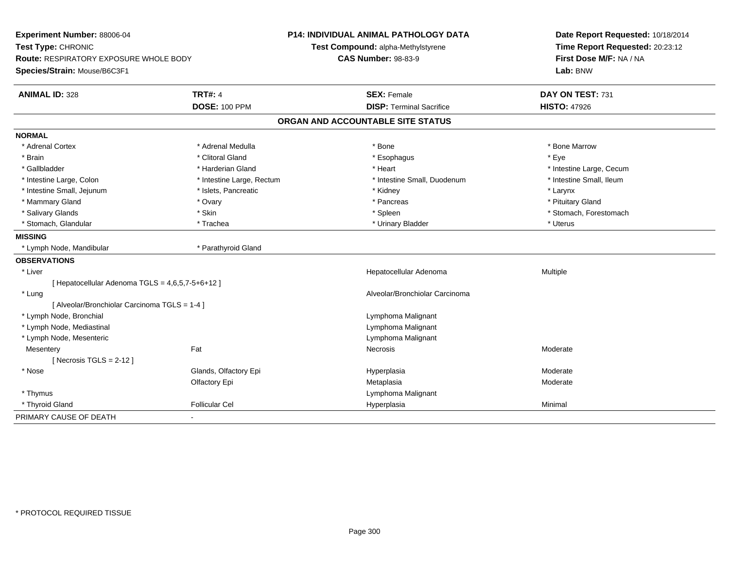**Experiment Number:** 88006-04
**Test Type:** CHRONIC
**Route:** RESPIRATORY EXPOSURE WHOLE BODY
**Species/Strain:** Mouse/B6C3F1

**P14: INDIVIDUAL ANIMAL PATHOLOGY DATA**
**Test Compound:** alpha-Methylstyrene
**CAS Number:** 98-83-9

**Date Report Requested:** 10/18/2014
**Time Report Requested:** 20:23:12
**First Dose M/F:** NA / NA
**Lab:** BNW

| **ANIMAL ID:** 328 | **TRT#:** 4 | **SEX:** Female | **DAY ON TEST:** 731 |
|---|---|---|---|
| | **DOSE:** 100 PPM | **DISP:** Terminal Sacrifice | **HISTO:** 47926 |

## ORGAN AND ACCOUNTABLE SITE STATUS

**NORMAL**

| | | | |
|---|---|---|---|
| * Adrenal Cortex | * Adrenal Medulla | * Bone | * Bone Marrow |
| * Brain | * Clitoral Gland | * Esophagus | * Eye |
| * Gallbladder | * Harderian Gland | * Heart | * Intestine Large, Cecum |
| * Intestine Large, Colon | * Intestine Large, Rectum | * Intestine Small, Duodenum | * Intestine Small, Ileum |
| * Intestine Small, Jejunum | * Islets, Pancreatic | * Kidney | * Larynx |
| * Mammary Gland | * Ovary | * Pancreas | * Pituitary Gland |
| * Salivary Glands | * Skin | * Spleen | * Stomach, Forestomach |
| * Stomach, Glandular | * Trachea | * Urinary Bladder | * Uterus |

**MISSING**

| | |
|---|---|
| * Lymph Node, Mandibular | * Parathyroid Gland |

**OBSERVATIONS**

| | | | |
|---|---|---|---|
| * Liver | | Hepatocellular Adenoma | Multiple |
| [ Hepatocellular Adenoma TGLS = 4,6,5,7-5+6+12 ] | | | |
| * Lung | | Alveolar/Bronchiolar Carcinoma | |
| [ Alveolar/Bronchiolar Carcinoma TGLS = 1-4 ] | | | |
| * Lymph Node, Bronchial | | Lymphoma Malignant | |
| * Lymph Node, Mediastinal | | Lymphoma Malignant | |
| * Lymph Node, Mesenteric | | Lymphoma Malignant | |
| Mesentery | Fat | Necrosis | Moderate |
| [ Necrosis TGLS = 2-12 ] | | | |
| * Nose | Glands, Olfactory Epi | Hyperplasia | Moderate |
| | Olfactory Epi | Metaplasia | Moderate |
| * Thymus | | Lymphoma Malignant | |
| * Thyroid Gland | Follicular Cel | Hyperplasia | Minimal |

PRIMARY CAUSE OF DEATH -

* PROTOCOL REQUIRED TISSUE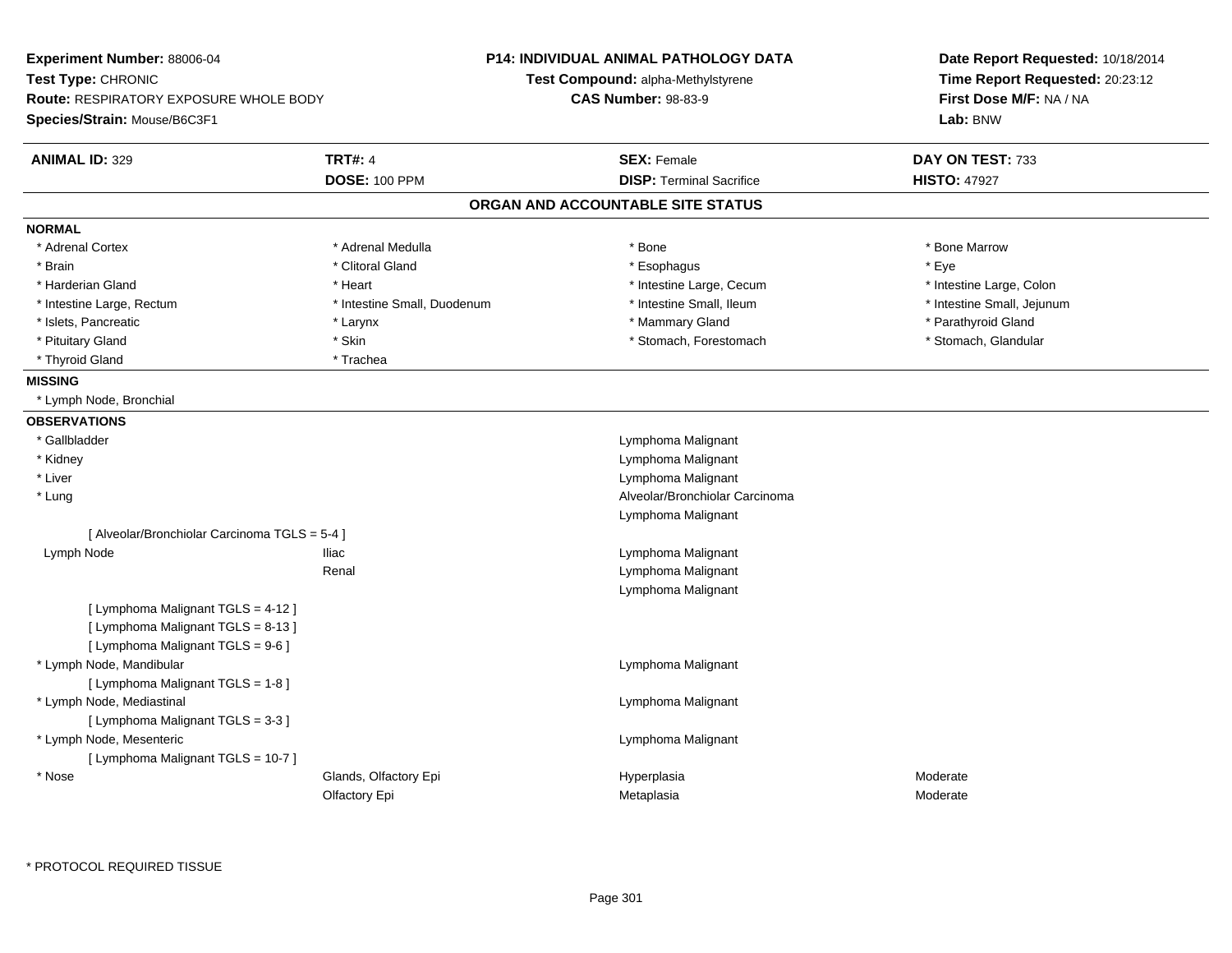**Experiment Number:** 88006-04
**Test Type:** CHRONIC
**Route:** RESPIRATORY EXPOSURE WHOLE BODY
**Species/Strain:** Mouse/B6C3F1

**P14: INDIVIDUAL ANIMAL PATHOLOGY DATA**
**Test Compound:** alpha-Methylstyrene
**CAS Number:** 98-83-9

**Date Report Requested:** 10/18/2014
**Time Report Requested:** 20:23:12
**First Dose M/F:** NA / NA
**Lab:** BNW

| **ANIMAL ID:** 329 | **TRT#:** 4 | **SEX:** Female | **DAY ON TEST:** 733 |
|---|---|---|---|
| | **DOSE:** 100 PPM | **DISP:** Terminal Sacrifice | **HISTO:** 47927 |

## ORGAN AND ACCOUNTABLE SITE STATUS

**NORMAL**

| | | | |
|---|---|---|---|
| * Adrenal Cortex | * Adrenal Medulla | * Bone | * Bone Marrow |
| * Brain | * Clitoral Gland | * Esophagus | * Eye |
| * Harderian Gland | * Heart | * Intestine Large, Cecum | * Intestine Large, Colon |
| * Intestine Large, Rectum | * Intestine Small, Duodenum | * Intestine Small, Ileum | * Intestine Small, Jejunum |
| * Islets, Pancreatic | * Larynx | * Mammary Gland | * Parathyroid Gland |
| * Pituitary Gland | * Skin | * Stomach, Forestomach | * Stomach, Glandular |
| * Thyroid Gland | * Trachea | | |

**MISSING**

* Lymph Node, Bronchial

**OBSERVATIONS**

| | | | |
|---|---|---|---|
| * Gallbladder | | Lymphoma Malignant | |
| * Kidney | | Lymphoma Malignant | |
| * Liver | | Lymphoma Malignant | |
| * Lung | | Alveolar/Bronchiolar Carcinoma | |
| | | Lymphoma Malignant | |
| [ Alveolar/Bronchiolar Carcinoma TGLS = 5-4 ] | | | |
| Lymph Node | Iliac | Lymphoma Malignant | |
| | Renal | Lymphoma Malignant | |
| | | Lymphoma Malignant | |
| [ Lymphoma Malignant TGLS = 4-12 ] | | | |
| [ Lymphoma Malignant TGLS = 8-13 ] | | | |
| [ Lymphoma Malignant TGLS = 9-6 ] | | | |
| * Lymph Node, Mandibular | | Lymphoma Malignant | |
| [ Lymphoma Malignant TGLS = 1-8 ] | | | |
| * Lymph Node, Mediastinal | | Lymphoma Malignant | |
| [ Lymphoma Malignant TGLS = 3-3 ] | | | |
| * Lymph Node, Mesenteric | | Lymphoma Malignant | |
| [ Lymphoma Malignant TGLS = 10-7 ] | | | |
| * Nose | Glands, Olfactory Epi | Hyperplasia | Moderate |
| | Olfactory Epi | Metaplasia | Moderate |

* PROTOCOL REQUIRED TISSUE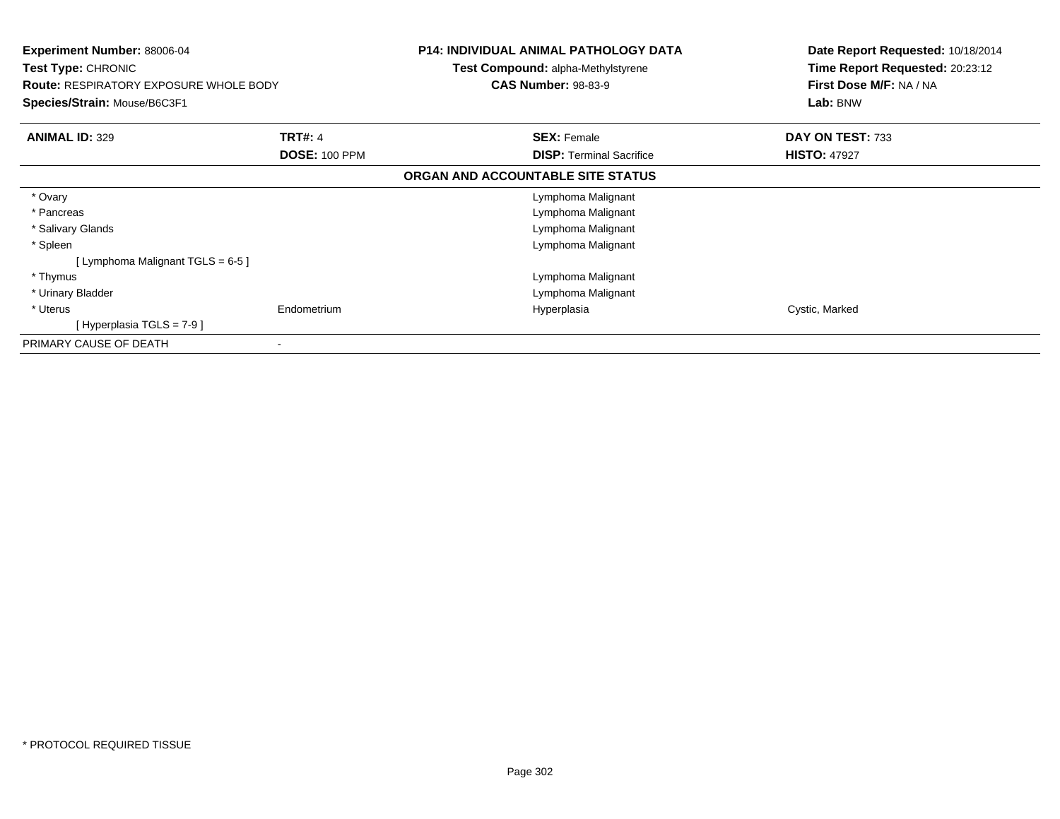**Experiment Number:** 88006-04
**Test Type:** CHRONIC
**Route:** RESPIRATORY EXPOSURE WHOLE BODY
**Species/Strain:** Mouse/B6C3F1

**P14: INDIVIDUAL ANIMAL PATHOLOGY DATA**
**Test Compound:** alpha-Methylstyrene
**CAS Number:** 98-83-9

**Date Report Requested:** 10/18/2014
**Time Report Requested:** 20:23:12
**First Dose M/F:** NA / NA
**Lab:** BNW

| **ANIMAL ID:** 329 | **TRT#:** 4 | **SEX:** Female | **DAY ON TEST:** 733 |
|---|---|---|---|
| | **DOSE:** 100 PPM | **DISP:** Terminal Sacrifice | **HISTO:** 47927 |

**ORGAN AND ACCOUNTABLE SITE STATUS**

| | | | |
|---|---|---|---|
| * Ovary | | Lymphoma Malignant | |
| * Pancreas | | Lymphoma Malignant | |
| * Salivary Glands | | Lymphoma Malignant | |
| * Spleen | | Lymphoma Malignant | |
| [ Lymphoma Malignant TGLS = 6-5 ] | | | |
| * Thymus | | Lymphoma Malignant | |
| * Urinary Bladder | | Lymphoma Malignant | |
| * Uterus | Endometrium | Hyperplasia | Cystic, Marked |
| [ Hyperplasia TGLS = 7-9 ] | | | |
| PRIMARY CAUSE OF DEATH | - | | |

* PROTOCOL REQUIRED TISSUE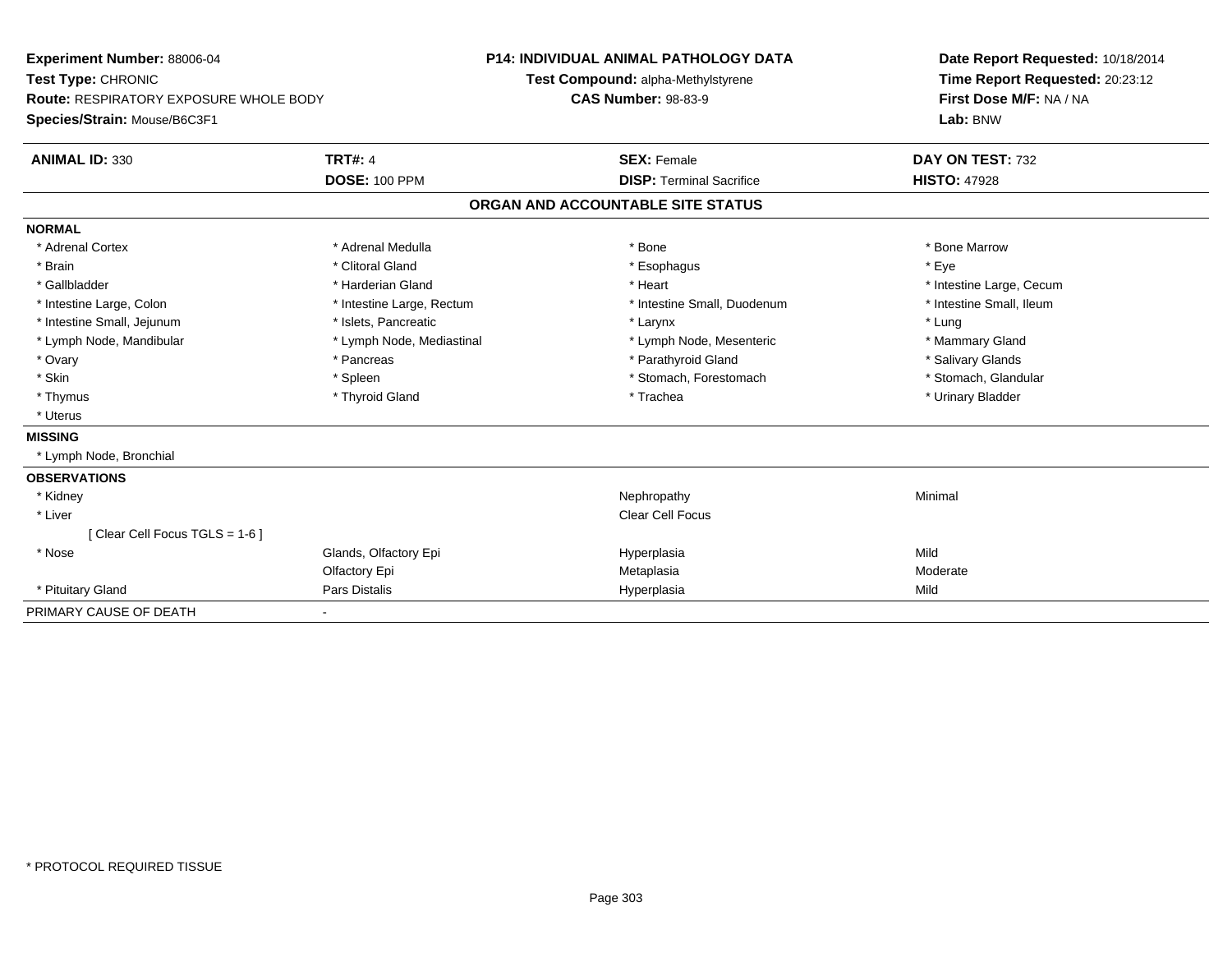**Experiment Number:** 88006-04
**Test Type:** CHRONIC
**Route:** RESPIRATORY EXPOSURE WHOLE BODY
**Species/Strain:** Mouse/B6C3F1

**P14: INDIVIDUAL ANIMAL PATHOLOGY DATA**
**Test Compound:** alpha-Methylstyrene
**CAS Number:** 98-83-9

**Date Report Requested:** 10/18/2014
**Time Report Requested:** 20:23:12
**First Dose M/F:** NA / NA
**Lab:** BNW

| **ANIMAL ID:** 330 | **TRT#:** 4 | **SEX:** Female | **DAY ON TEST:** 732 |
|---|---|---|---|
| | **DOSE:** 100 PPM | **DISP:** Terminal Sacrifice | **HISTO:** 47928 |

## ORGAN AND ACCOUNTABLE SITE STATUS

**NORMAL**

| | | | |
|---|---|---|---|
| * Adrenal Cortex | * Adrenal Medulla | * Bone | * Bone Marrow |
| * Brain | * Clitoral Gland | * Esophagus | * Eye |
| * Gallbladder | * Harderian Gland | * Heart | * Intestine Large, Cecum |
| * Intestine Large, Colon | * Intestine Large, Rectum | * Intestine Small, Duodenum | * Intestine Small, Ileum |
| * Intestine Small, Jejunum | * Islets, Pancreatic | * Larynx | * Lung |
| * Lymph Node, Mandibular | * Lymph Node, Mediastinal | * Lymph Node, Mesenteric | * Mammary Gland |
| * Ovary | * Pancreas | * Parathyroid Gland | * Salivary Glands |
| * Skin | * Spleen | * Stomach, Forestomach | * Stomach, Glandular |
| * Thymus | * Thyroid Gland | * Trachea | * Urinary Bladder |
| * Uterus | | | |

**MISSING**

* Lymph Node, Bronchial

**OBSERVATIONS**

| | | | |
|---|---|---|---|
| * Kidney | | Nephropathy | Minimal |
| * Liver | | Clear Cell Focus | |
| [ Clear Cell Focus TGLS = 1-6 ] | | | |
| * Nose | Glands, Olfactory Epi | Hyperplasia | Mild |
| | Olfactory Epi | Metaplasia | Moderate |
| * Pituitary Gland | Pars Distalis | Hyperplasia | Mild |

PRIMARY CAUSE OF DEATH -

* PROTOCOL REQUIRED TISSUE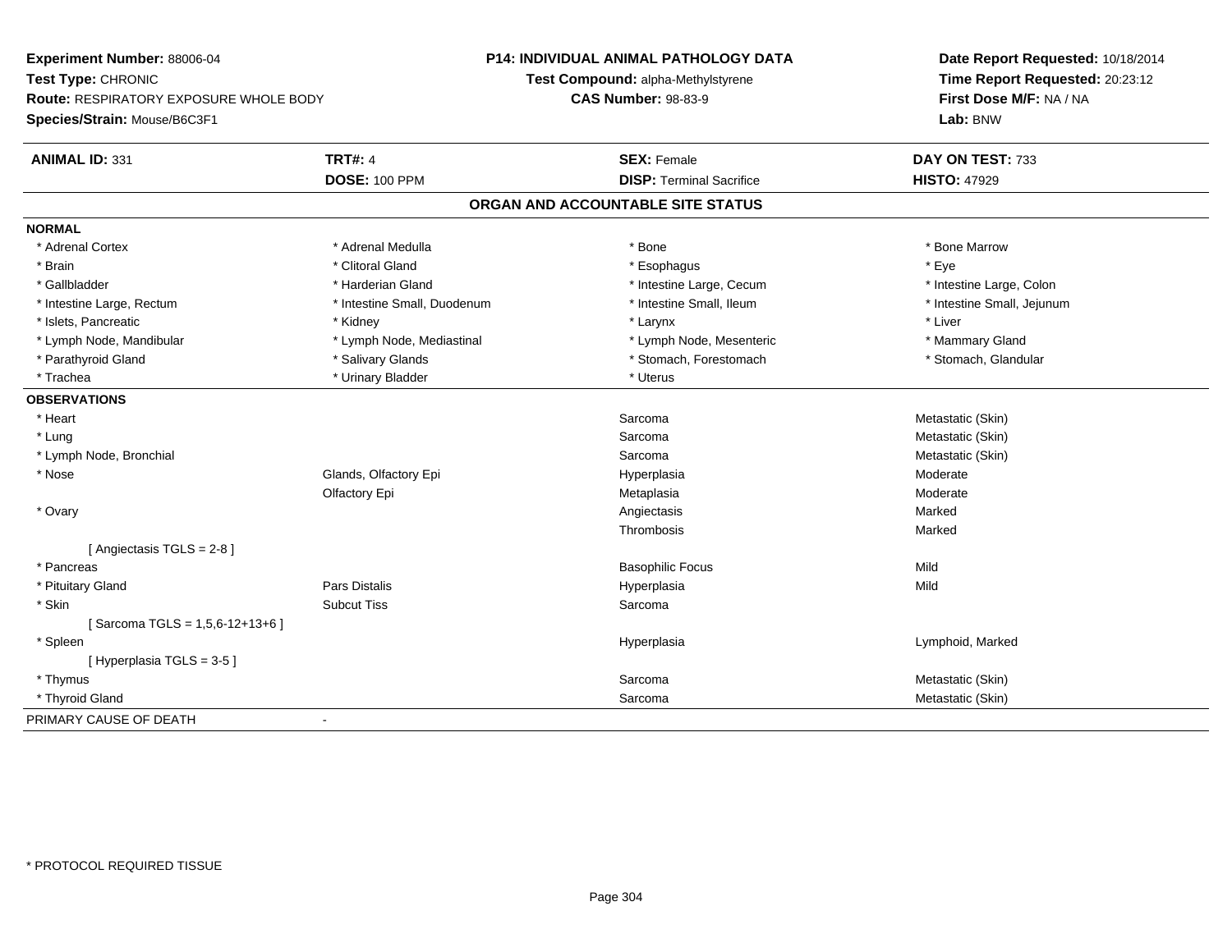**Experiment Number:** 88006-04
**Test Type:** CHRONIC
**Route:** RESPIRATORY EXPOSURE WHOLE BODY
**Species/Strain:** Mouse/B6C3F1

**P14: INDIVIDUAL ANIMAL PATHOLOGY DATA**
**Test Compound:** alpha-Methylstyrene
**CAS Number:** 98-83-9

**Date Report Requested:** 10/18/2014
**Time Report Requested:** 20:23:12
**First Dose M/F:** NA / NA
**Lab:** BNW

| **ANIMAL ID:** 331 | **TRT#:** 4 | **SEX:** Female | **DAY ON TEST:** 733 |
|---|---|---|---|
| | **DOSE:** 100 PPM | **DISP:** Terminal Sacrifice | **HISTO:** 47929 |

## ORGAN AND ACCOUNTABLE SITE STATUS

**NORMAL**

| | | | |
|---|---|---|---|
| * Adrenal Cortex | * Adrenal Medulla | * Bone | * Bone Marrow |
| * Brain | * Clitoral Gland | * Esophagus | * Eye |
| * Gallbladder | * Harderian Gland | * Intestine Large, Cecum | * Intestine Large, Colon |
| * Intestine Large, Rectum | * Intestine Small, Duodenum | * Intestine Small, Ileum | * Intestine Small, Jejunum |
| * Islets, Pancreatic | * Kidney | * Larynx | * Liver |
| * Lymph Node, Mandibular | * Lymph Node, Mediastinal | * Lymph Node, Mesenteric | * Mammary Gland |
| * Parathyroid Gland | * Salivary Glands | * Stomach, Forestomach | * Stomach, Glandular |
| * Trachea | * Urinary Bladder | * Uterus | |

**OBSERVATIONS**

| | | | |
|---|---|---|---|
| * Heart | | Sarcoma | Metastatic (Skin) |
| * Lung | | Sarcoma | Metastatic (Skin) |
| * Lymph Node, Bronchial | | Sarcoma | Metastatic (Skin) |
| * Nose | Glands, Olfactory Epi | Hyperplasia | Moderate |
| | Olfactory Epi | Metaplasia | Moderate |
| * Ovary | | Angiectasis | Marked |
| | | Thrombosis | Marked |
| [ Angiectasis TGLS = 2-8 ] | | | |
| * Pancreas | | Basophilic Focus | Mild |
| * Pituitary Gland | Pars Distalis | Hyperplasia | Mild |
| * Skin | Subcut Tiss | Sarcoma | |
| [ Sarcoma TGLS = 1,5,6-12+13+6 ] | | | |
| * Spleen | | Hyperplasia | Lymphoid, Marked |
| [ Hyperplasia TGLS = 3-5 ] | | | |
| * Thymus | | Sarcoma | Metastatic (Skin) |
| * Thyroid Gland | | Sarcoma | Metastatic (Skin) |

PRIMARY CAUSE OF DEATH -

* PROTOCOL REQUIRED TISSUE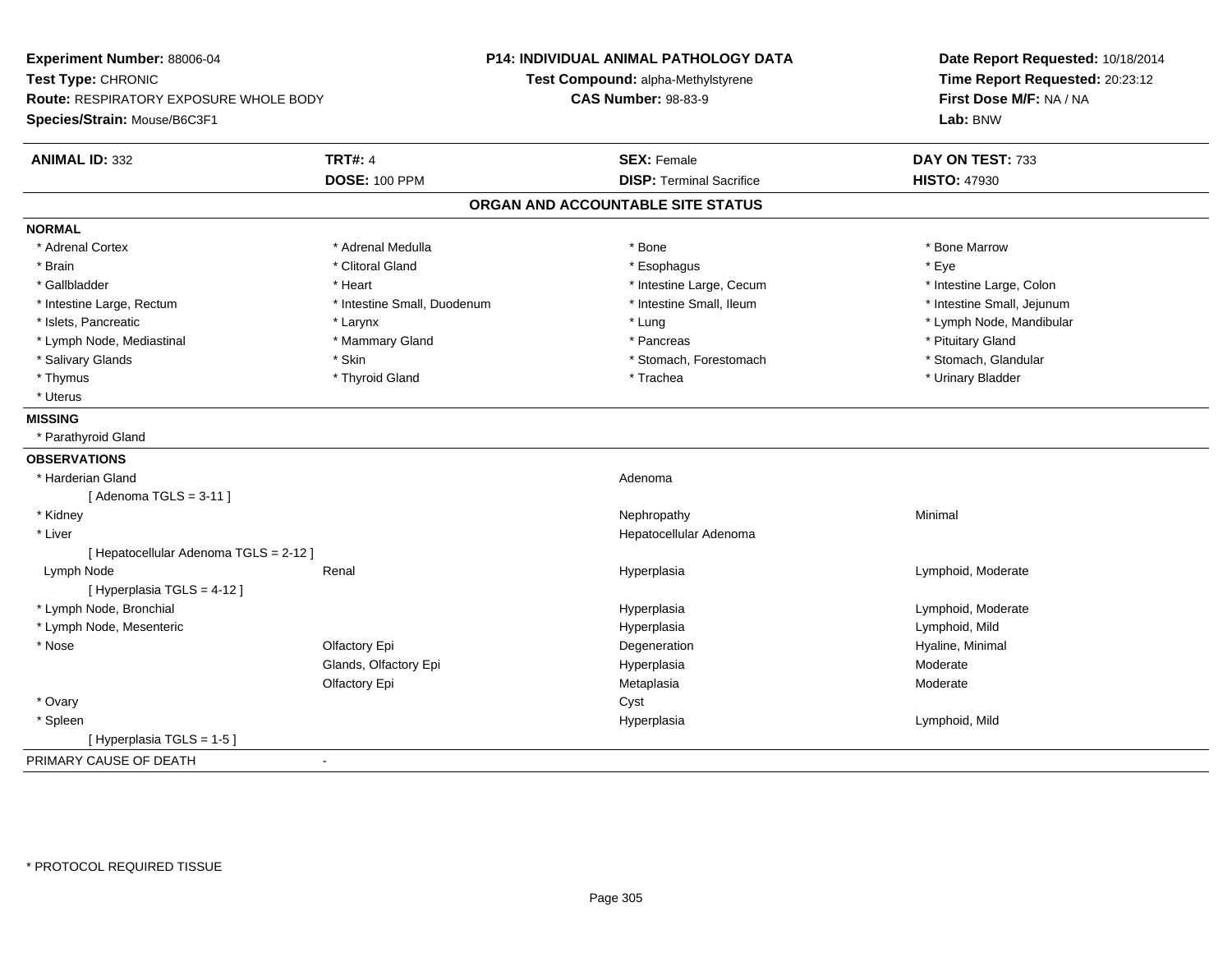**Experiment Number:** 88006-04
**Test Type:** CHRONIC
**Route:** RESPIRATORY EXPOSURE WHOLE BODY
**Species/Strain:** Mouse/B6C3F1

**P14: INDIVIDUAL ANIMAL PATHOLOGY DATA**
**Test Compound:** alpha-Methylstyrene
**CAS Number:** 98-83-9

**Date Report Requested:** 10/18/2014
**Time Report Requested:** 20:23:12
**First Dose M/F:** NA / NA
**Lab:** BNW

| **ANIMAL ID:** 332 | **TRT#:** 4 | **SEX:** Female | **DAY ON TEST:** 733 |
|---|---|---|---|
| | **DOSE:** 100 PPM | **DISP:** Terminal Sacrifice | **HISTO:** 47930 |

## ORGAN AND ACCOUNTABLE SITE STATUS

**NORMAL**

| | | | |
|---|---|---|---|
| * Adrenal Cortex | * Adrenal Medulla | * Bone | * Bone Marrow |
| * Brain | * Clitoral Gland | * Esophagus | * Eye |
| * Gallbladder | * Heart | * Intestine Large, Cecum | * Intestine Large, Colon |
| * Intestine Large, Rectum | * Intestine Small, Duodenum | * Intestine Small, Ileum | * Intestine Small, Jejunum |
| * Islets, Pancreatic | * Larynx | * Lung | * Lymph Node, Mandibular |
| * Lymph Node, Mediastinal | * Mammary Gland | * Pancreas | * Pituitary Gland |
| * Salivary Glands | * Skin | * Stomach, Forestomach | * Stomach, Glandular |
| * Thymus | * Thyroid Gland | * Trachea | * Urinary Bladder |
| * Uterus | | | |

**MISSING**

* Parathyroid Gland

**OBSERVATIONS**

| | | | |
|---|---|---|---|
| * Harderian Gland | | Adenoma | |
| [ Adenoma TGLS = 3-11 ] | | | |
| * Kidney | | Nephropathy | Minimal |
| * Liver | | Hepatocellular Adenoma | |
| [ Hepatocellular Adenoma TGLS = 2-12 ] | | | |
| Lymph Node | Renal | Hyperplasia | Lymphoid, Moderate |
| [ Hyperplasia TGLS = 4-12 ] | | | |
| * Lymph Node, Bronchial | | Hyperplasia | Lymphoid, Moderate |
| * Lymph Node, Mesenteric | | Hyperplasia | Lymphoid, Mild |
| * Nose | Olfactory Epi | Degeneration | Hyaline, Minimal |
| | Glands, Olfactory Epi | Hyperplasia | Moderate |
| | Olfactory Epi | Metaplasia | Moderate |
| * Ovary | | Cyst | |
| * Spleen | | Hyperplasia | Lymphoid, Mild |
| [ Hyperplasia TGLS = 1-5 ] | | | |

PRIMARY CAUSE OF DEATH -

\* PROTOCOL REQUIRED TISSUE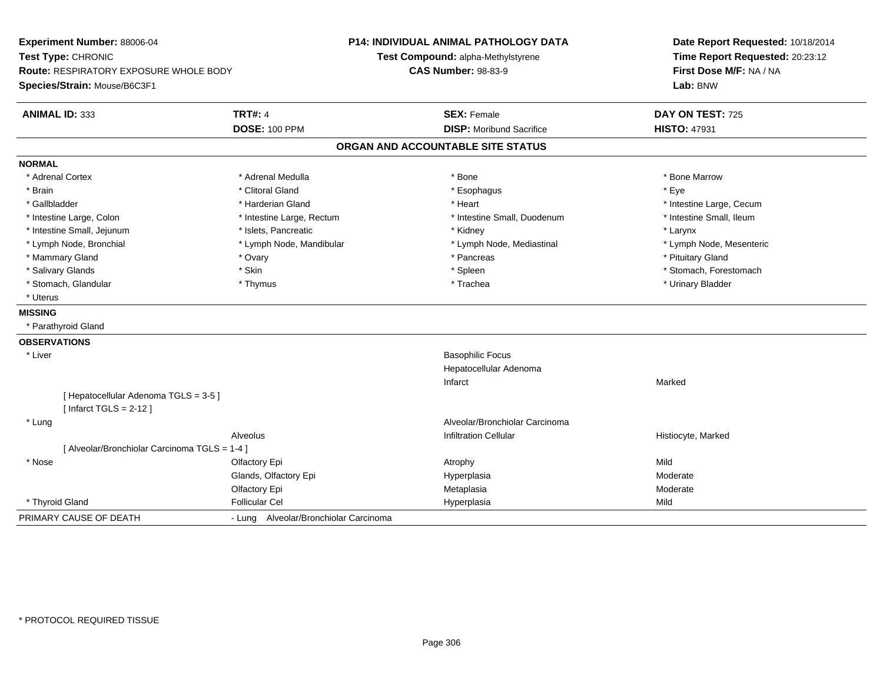**Experiment Number:** 88006-04
**Test Type:** CHRONIC
**Route:** RESPIRATORY EXPOSURE WHOLE BODY
**Species/Strain:** Mouse/B6C3F1

**P14: INDIVIDUAL ANIMAL PATHOLOGY DATA**
**Test Compound:** alpha-Methylstyrene
**CAS Number:** 98-83-9

**Date Report Requested:** 10/18/2014
**Time Report Requested:** 20:23:12
**First Dose M/F:** NA / NA
**Lab:** BNW

| **ANIMAL ID:** 333 | **TRT#:** 4 | **SEX:** Female | **DAY ON TEST:** 725 |
|---|---|---|---|
| | **DOSE:** 100 PPM | **DISP:** Moribund Sacrifice | **HISTO:** 47931 |

## ORGAN AND ACCOUNTABLE SITE STATUS

**NORMAL**

| | | | |
|---|---|---|---|
| * Adrenal Cortex | * Adrenal Medulla | * Bone | * Bone Marrow |
| * Brain | * Clitoral Gland | * Esophagus | * Eye |
| * Gallbladder | * Harderian Gland | * Heart | * Intestine Large, Cecum |
| * Intestine Large, Colon | * Intestine Large, Rectum | * Intestine Small, Duodenum | * Intestine Small, Ileum |
| * Intestine Small, Jejunum | * Islets, Pancreatic | * Kidney | * Larynx |
| * Lymph Node, Bronchial | * Lymph Node, Mandibular | * Lymph Node, Mediastinal | * Lymph Node, Mesenteric |
| * Mammary Gland | * Ovary | * Pancreas | * Pituitary Gland |
| * Salivary Glands | * Skin | * Spleen | * Stomach, Forestomach |
| * Stomach, Glandular | * Thymus | * Trachea | * Urinary Bladder |
| * Uterus | | | |

**MISSING**

* Parathyroid Gland

**OBSERVATIONS**

| | | | |
|---|---|---|---|
| * Liver | | Basophilic Focus | |
| | | Hepatocellular Adenoma | |
| | | Infarct | Marked |
| [ Hepatocellular Adenoma TGLS = 3-5 ] | | | |
| [ Infarct TGLS = 2-12 ] | | | |
| * Lung | | Alveolar/Bronchiolar Carcinoma | |
| | Alveolus | Infiltration Cellular | Histiocyte, Marked |
| [ Alveolar/Bronchiolar Carcinoma TGLS = 1-4 ] | | | |
| * Nose | Olfactory Epi | Atrophy | Mild |
| | Glands, Olfactory Epi | Hyperplasia | Moderate |
| | Olfactory Epi | Metaplasia | Moderate |
| * Thyroid Gland | Follicular Cel | Hyperplasia | Mild |

PRIMARY CAUSE OF DEATH - Lung Alveolar/Bronchiolar Carcinoma

* PROTOCOL REQUIRED TISSUE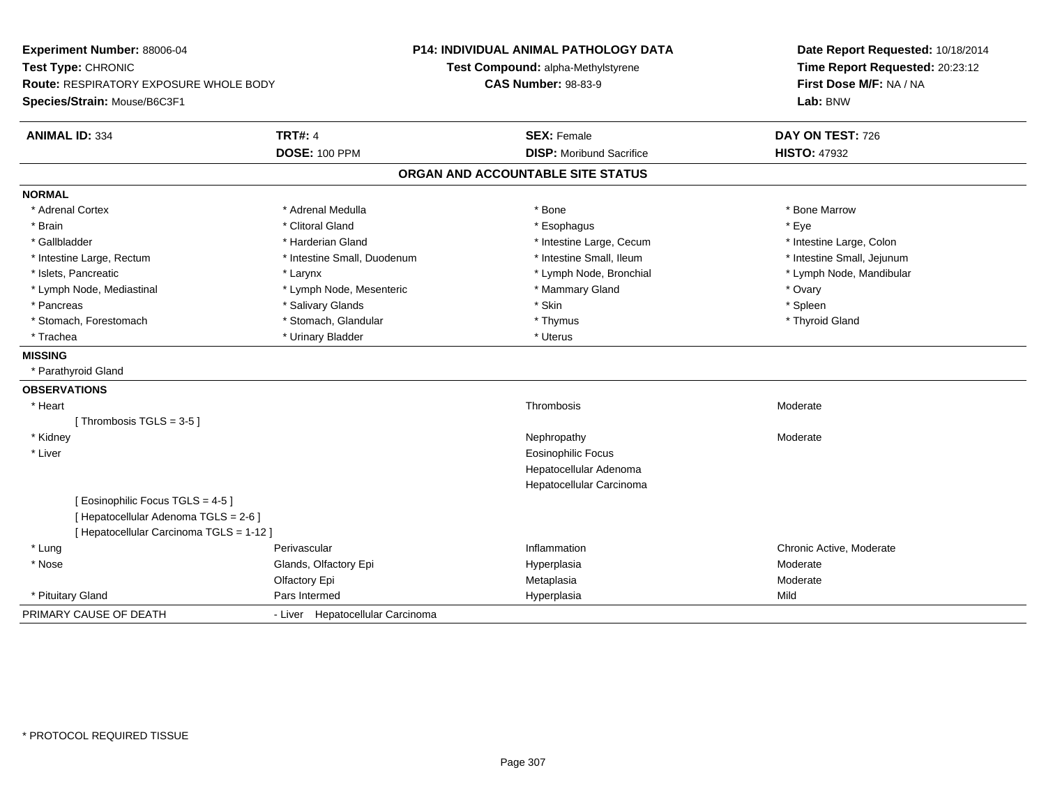**Experiment Number:** 88006-04
**Test Type:** CHRONIC
**Route:** RESPIRATORY EXPOSURE WHOLE BODY
**Species/Strain:** Mouse/B6C3F1

**P14: INDIVIDUAL ANIMAL PATHOLOGY DATA**
**Test Compound:** alpha-Methylstyrene
**CAS Number:** 98-83-9

**Date Report Requested:** 10/18/2014
**Time Report Requested:** 20:23:12
**First Dose M/F:** NA / NA
**Lab:** BNW

| **ANIMAL ID:** 334 | **TRT#:** 4 | **SEX:** Female | **DAY ON TEST:** 726 |
|---|---|---|---|
| | **DOSE:** 100 PPM | **DISP:** Moribund Sacrifice | **HISTO:** 47932 |

## ORGAN AND ACCOUNTABLE SITE STATUS

**NORMAL**

| | | | |
|---|---|---|---|
| * Adrenal Cortex | * Adrenal Medulla | * Bone | * Bone Marrow |
| * Brain | * Clitoral Gland | * Esophagus | * Eye |
| * Gallbladder | * Harderian Gland | * Intestine Large, Cecum | * Intestine Large, Colon |
| * Intestine Large, Rectum | * Intestine Small, Duodenum | * Intestine Small, Ileum | * Intestine Small, Jejunum |
| * Islets, Pancreatic | * Larynx | * Lymph Node, Bronchial | * Lymph Node, Mandibular |
| * Lymph Node, Mediastinal | * Lymph Node, Mesenteric | * Mammary Gland | * Ovary |
| * Pancreas | * Salivary Glands | * Skin | * Spleen |
| * Stomach, Forestomach | * Stomach, Glandular | * Thymus | * Thyroid Gland |
| * Trachea | * Urinary Bladder | * Uterus | |

**MISSING**

* Parathyroid Gland

**OBSERVATIONS**

| | | | |
|---|---|---|---|
| * Heart | | Thrombosis | Moderate |
| [ Thrombosis TGLS = 3-5 ] | | | |
| * Kidney | | Nephropathy | Moderate |
| * Liver | | Eosinophilic Focus | |
| | | Hepatocellular Adenoma | |
| | | Hepatocellular Carcinoma | |
| [ Eosinophilic Focus TGLS = 4-5 ] | | | |
| [ Hepatocellular Adenoma TGLS = 2-6 ] | | | |
| [ Hepatocellular Carcinoma TGLS = 1-12 ] | | | |
| * Lung | Perivascular | Inflammation | Chronic Active, Moderate |
| * Nose | Glands, Olfactory Epi | Hyperplasia | Moderate |
| | Olfactory Epi | Metaplasia | Moderate |
| * Pituitary Gland | Pars Intermed | Hyperplasia | Mild |

PRIMARY CAUSE OF DEATH - Liver Hepatocellular Carcinoma

* PROTOCOL REQUIRED TISSUE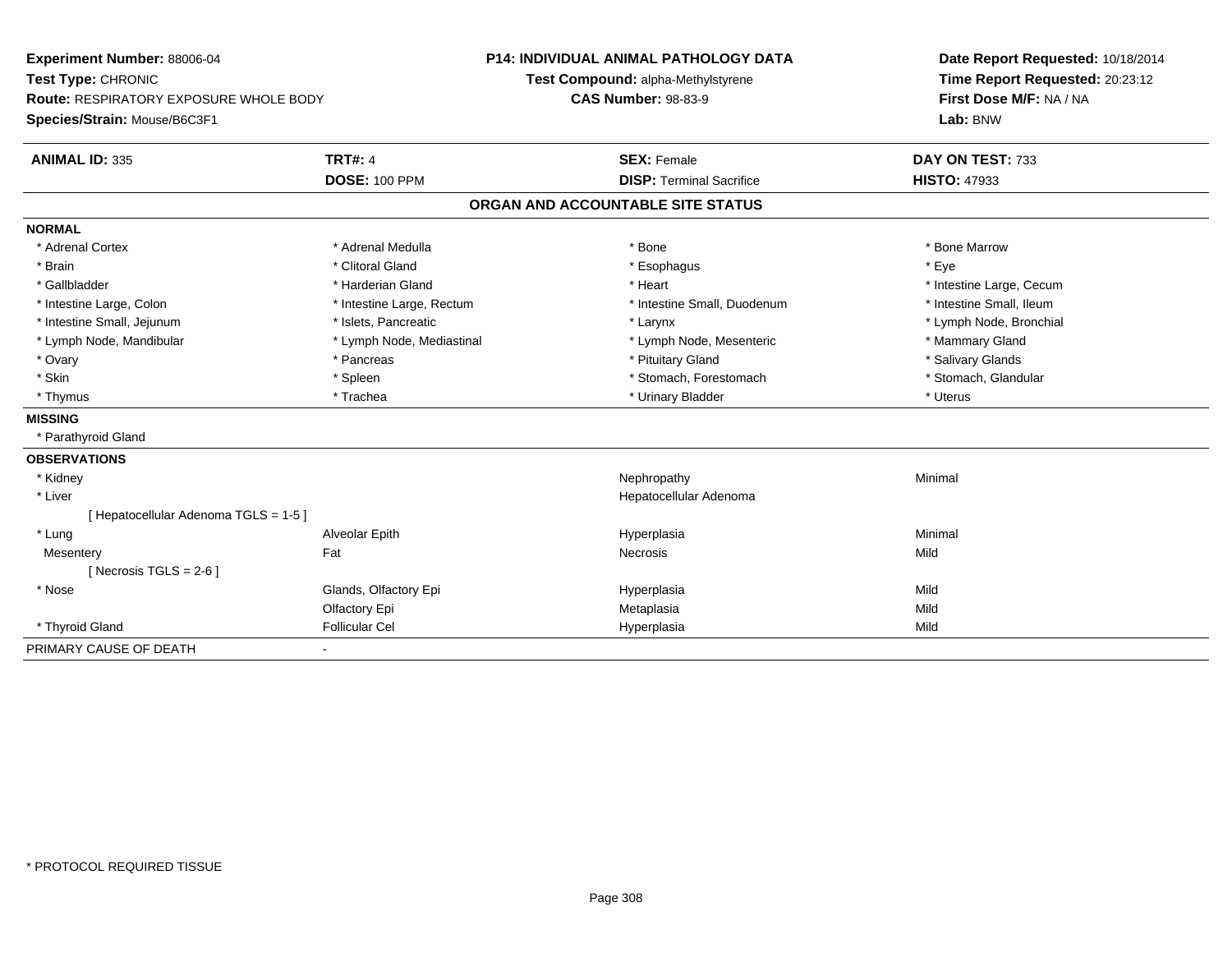**Experiment Number:** 88006-04
**Test Type:** CHRONIC
**Route:** RESPIRATORY EXPOSURE WHOLE BODY
**Species/Strain:** Mouse/B6C3F1

**P14: INDIVIDUAL ANIMAL PATHOLOGY DATA**
**Test Compound:** alpha-Methylstyrene
**CAS Number:** 98-83-9

**Date Report Requested:** 10/18/2014
**Time Report Requested:** 20:23:12
**First Dose M/F:** NA / NA
**Lab:** BNW

| **ANIMAL ID:** 335 | **TRT#:** 4 | **SEX:** Female | **DAY ON TEST:** 733 |
|---|---|---|---|
| | **DOSE:** 100 PPM | **DISP:** Terminal Sacrifice | **HISTO:** 47933 |

## ORGAN AND ACCOUNTABLE SITE STATUS

**NORMAL**

| | | | |
|---|---|---|---|
| * Adrenal Cortex | * Adrenal Medulla | * Bone | * Bone Marrow |
| * Brain | * Clitoral Gland | * Esophagus | * Eye |
| * Gallbladder | * Harderian Gland | * Heart | * Intestine Large, Cecum |
| * Intestine Large, Colon | * Intestine Large, Rectum | * Intestine Small, Duodenum | * Intestine Small, Ileum |
| * Intestine Small, Jejunum | * Islets, Pancreatic | * Larynx | * Lymph Node, Bronchial |
| * Lymph Node, Mandibular | * Lymph Node, Mediastinal | * Lymph Node, Mesenteric | * Mammary Gland |
| * Ovary | * Pancreas | * Pituitary Gland | * Salivary Glands |
| * Skin | * Spleen | * Stomach, Forestomach | * Stomach, Glandular |
| * Thymus | * Trachea | * Urinary Bladder | * Uterus |

**MISSING**

* Parathyroid Gland

**OBSERVATIONS**

| | | | |
|---|---|---|---|
| * Kidney | | Nephropathy | Minimal |
| * Liver | | Hepatocellular Adenoma | |
| [ Hepatocellular Adenoma TGLS = 1-5 ] | | | |
| * Lung | Alveolar Epith | Hyperplasia | Minimal |
| Mesentery | Fat | Necrosis | Mild |
| [ Necrosis TGLS = 2-6 ] | | | |
| * Nose | Glands, Olfactory Epi | Hyperplasia | Mild |
| | Olfactory Epi | Metaplasia | Mild |
| * Thyroid Gland | Follicular Cel | Hyperplasia | Mild |

PRIMARY CAUSE OF DEATH -

* PROTOCOL REQUIRED TISSUE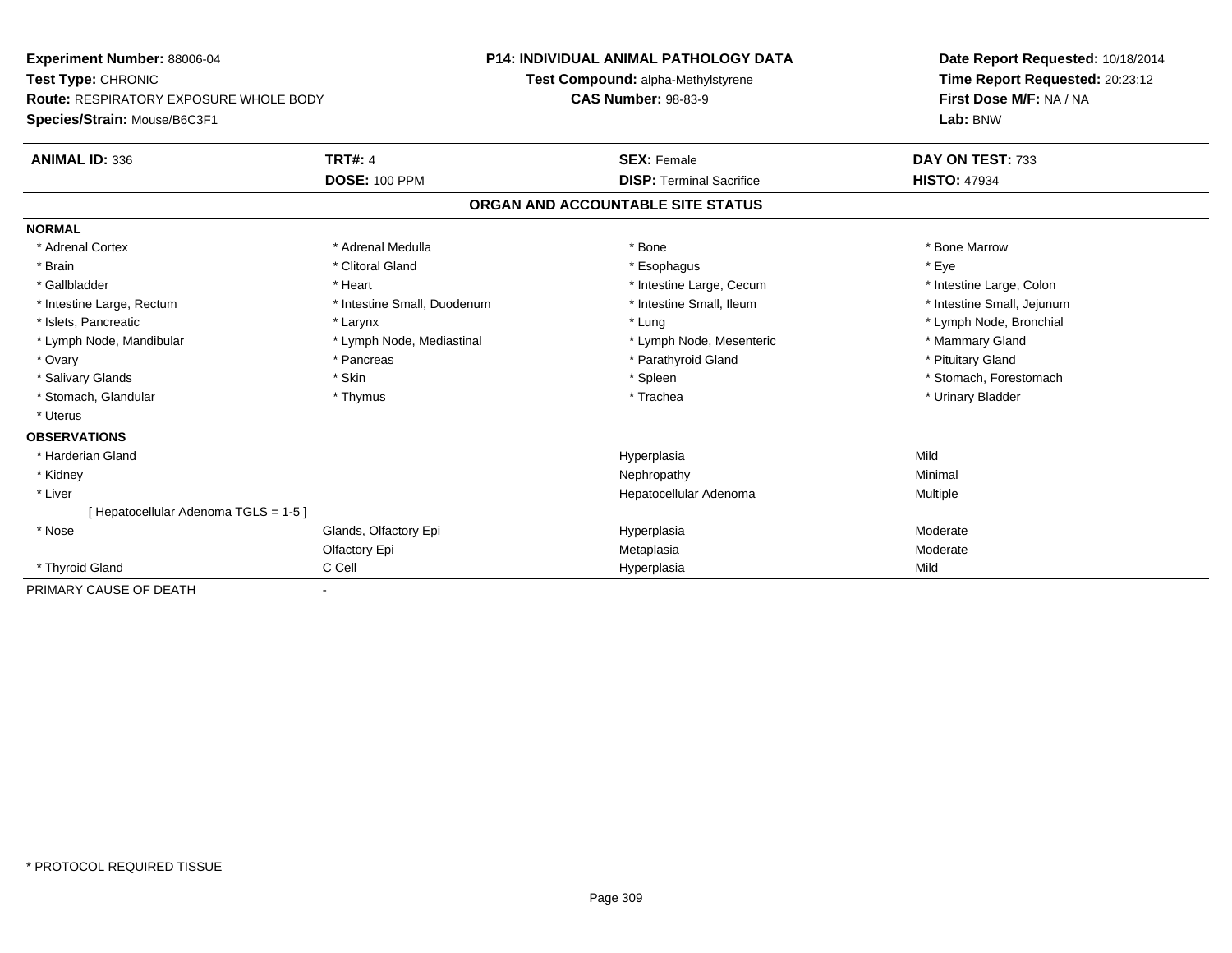**Experiment Number:** 88006-04
**Test Type:** CHRONIC
**Route:** RESPIRATORY EXPOSURE WHOLE BODY
**Species/Strain:** Mouse/B6C3F1

**P14: INDIVIDUAL ANIMAL PATHOLOGY DATA**
**Test Compound:** alpha-Methylstyrene
**CAS Number:** 98-83-9

**Date Report Requested:** 10/18/2014
**Time Report Requested:** 20:23:12
**First Dose M/F:** NA / NA
**Lab:** BNW

| **ANIMAL ID:** 336 | **TRT#:** 4 | **SEX:** Female | **DAY ON TEST:** 733 |
|---|---|---|---|
| | **DOSE:** 100 PPM | **DISP:** Terminal Sacrifice | **HISTO:** 47934 |

## ORGAN AND ACCOUNTABLE SITE STATUS

**NORMAL**

| | | | |
|---|---|---|---|
| * Adrenal Cortex | * Adrenal Medulla | * Bone | * Bone Marrow |
| * Brain | * Clitoral Gland | * Esophagus | * Eye |
| * Gallbladder | * Heart | * Intestine Large, Cecum | * Intestine Large, Colon |
| * Intestine Large, Rectum | * Intestine Small, Duodenum | * Intestine Small, Ileum | * Intestine Small, Jejunum |
| * Islets, Pancreatic | * Larynx | * Lung | * Lymph Node, Bronchial |
| * Lymph Node, Mandibular | * Lymph Node, Mediastinal | * Lymph Node, Mesenteric | * Mammary Gland |
| * Ovary | * Pancreas | * Parathyroid Gland | * Pituitary Gland |
| * Salivary Glands | * Skin | * Spleen | * Stomach, Forestomach |
| * Stomach, Glandular | * Thymus | * Trachea | * Urinary Bladder |
| * Uterus | | | |

**OBSERVATIONS**

| | | | |
|---|---|---|---|
| * Harderian Gland | | Hyperplasia | Mild |
| * Kidney | | Nephropathy | Minimal |
| * Liver | | Hepatocellular Adenoma | Multiple |
| [ Hepatocellular Adenoma TGLS = 1-5 ] | | | |
| * Nose | Glands, Olfactory Epi | Hyperplasia | Moderate |
| | Olfactory Epi | Metaplasia | Moderate |
| * Thyroid Gland | C Cell | Hyperplasia | Mild |

PRIMARY CAUSE OF DEATH -

* PROTOCOL REQUIRED TISSUE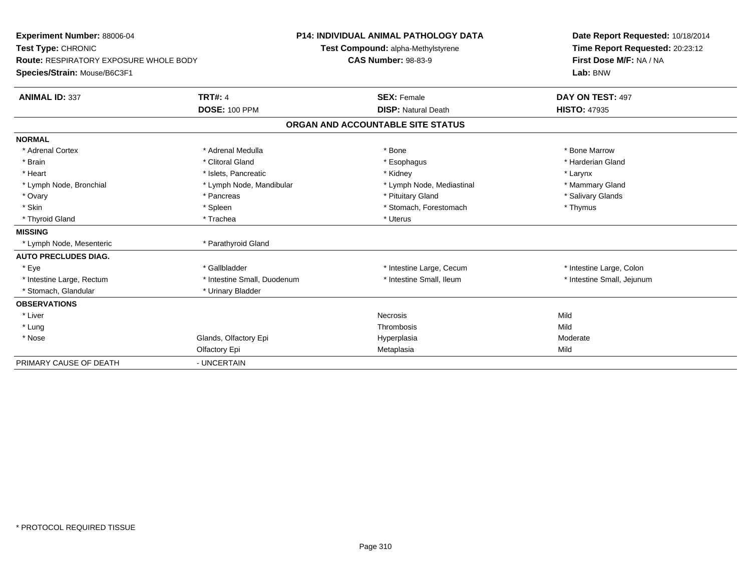**Experiment Number:** 88006-04
**Test Type:** CHRONIC
**Route:** RESPIRATORY EXPOSURE WHOLE BODY
**Species/Strain:** Mouse/B6C3F1

**P14: INDIVIDUAL ANIMAL PATHOLOGY DATA**
**Test Compound:** alpha-Methylstyrene
**CAS Number:** 98-83-9

**Date Report Requested:** 10/18/2014
**Time Report Requested:** 20:23:12
**First Dose M/F:** NA / NA
**Lab:** BNW

| **ANIMAL ID:** 337 | **TRT#:** 4 | **SEX:** Female | **DAY ON TEST:** 497 |
|---|---|---|---|
| | **DOSE:** 100 PPM | **DISP:** Natural Death | **HISTO:** 47935 |

## ORGAN AND ACCOUNTABLE SITE STATUS

| | | | |
|---|---|---|---|
| **NORMAL** | | | |
| * Adrenal Cortex | * Adrenal Medulla | * Bone | * Bone Marrow |
| * Brain | * Clitoral Gland | * Esophagus | * Harderian Gland |
| * Heart | * Islets, Pancreatic | * Kidney | * Larynx |
| * Lymph Node, Bronchial | * Lymph Node, Mandibular | * Lymph Node, Mediastinal | * Mammary Gland |
| * Ovary | * Pancreas | * Pituitary Gland | * Salivary Glands |
| * Skin | * Spleen | * Stomach, Forestomach | * Thymus |
| * Thyroid Gland | * Trachea | * Uterus | |
| **MISSING** | | | |
| * Lymph Node, Mesenteric | * Parathyroid Gland | | |
| **AUTO PRECLUDES DIAG.** | | | |
| * Eye | * Gallbladder | * Intestine Large, Cecum | * Intestine Large, Colon |
| * Intestine Large, Rectum | * Intestine Small, Duodenum | * Intestine Small, Ileum | * Intestine Small, Jejunum |
| * Stomach, Glandular | * Urinary Bladder | | |
| **OBSERVATIONS** | | | |
| * Liver | | Necrosis | Mild |
| * Lung | | Thrombosis | Mild |
| * Nose | Glands, Olfactory Epi | Hyperplasia | Moderate |
| | Olfactory Epi | Metaplasia | Mild |
| PRIMARY CAUSE OF DEATH | - UNCERTAIN | | |

\* PROTOCOL REQUIRED TISSUE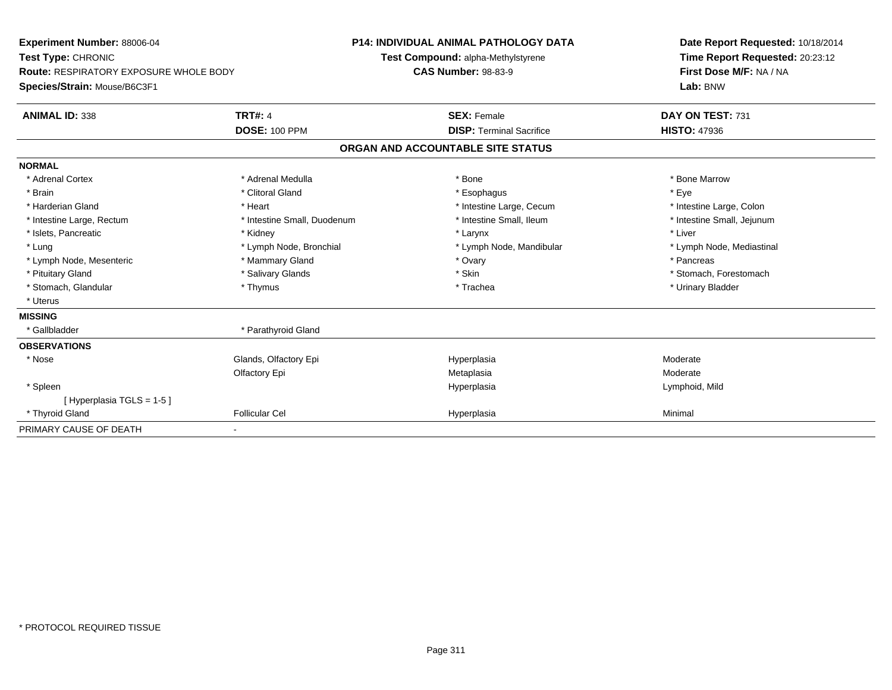**Experiment Number:** 88006-04
**Test Type:** CHRONIC
**Route:** RESPIRATORY EXPOSURE WHOLE BODY
**Species/Strain:** Mouse/B6C3F1

**P14: INDIVIDUAL ANIMAL PATHOLOGY DATA**
**Test Compound:** alpha-Methylstyrene
**CAS Number:** 98-83-9

**Date Report Requested:** 10/18/2014
**Time Report Requested:** 20:23:12
**First Dose M/F:** NA / NA
**Lab:** BNW

| **ANIMAL ID:** 338 | **TRT#:** 4 | **SEX:** Female | **DAY ON TEST:** 731 |
|---|---|---|---|
| | **DOSE:** 100 PPM | **DISP:** Terminal Sacrifice | **HISTO:** 47936 |

**ORGAN AND ACCOUNTABLE SITE STATUS**

**NORMAL**

| | | | |
|---|---|---|---|
| * Adrenal Cortex | * Adrenal Medulla | * Bone | * Bone Marrow |
| * Brain | * Clitoral Gland | * Esophagus | * Eye |
| * Harderian Gland | * Heart | * Intestine Large, Cecum | * Intestine Large, Colon |
| * Intestine Large, Rectum | * Intestine Small, Duodenum | * Intestine Small, Ileum | * Intestine Small, Jejunum |
| * Islets, Pancreatic | * Kidney | * Larynx | * Liver |
| * Lung | * Lymph Node, Bronchial | * Lymph Node, Mandibular | * Lymph Node, Mediastinal |
| * Lymph Node, Mesenteric | * Mammary Gland | * Ovary | * Pancreas |
| * Pituitary Gland | * Salivary Glands | * Skin | * Stomach, Forestomach |
| * Stomach, Glandular | * Thymus | * Trachea | * Urinary Bladder |
| * Uterus | | | |

**MISSING**

| | |
|---|---|
| * Gallbladder | * Parathyroid Gland |

**OBSERVATIONS**

| | | | |
|---|---|---|---|
| * Nose | Glands, Olfactory Epi | Hyperplasia | Moderate |
| | Olfactory Epi | Metaplasia | Moderate |
| * Spleen | | Hyperplasia | Lymphoid, Mild |
| [ Hyperplasia TGLS = 1-5 ] | | | |
| * Thyroid Gland | Follicular Cel | Hyperplasia | Minimal |

PRIMARY CAUSE OF DEATH -

* PROTOCOL REQUIRED TISSUE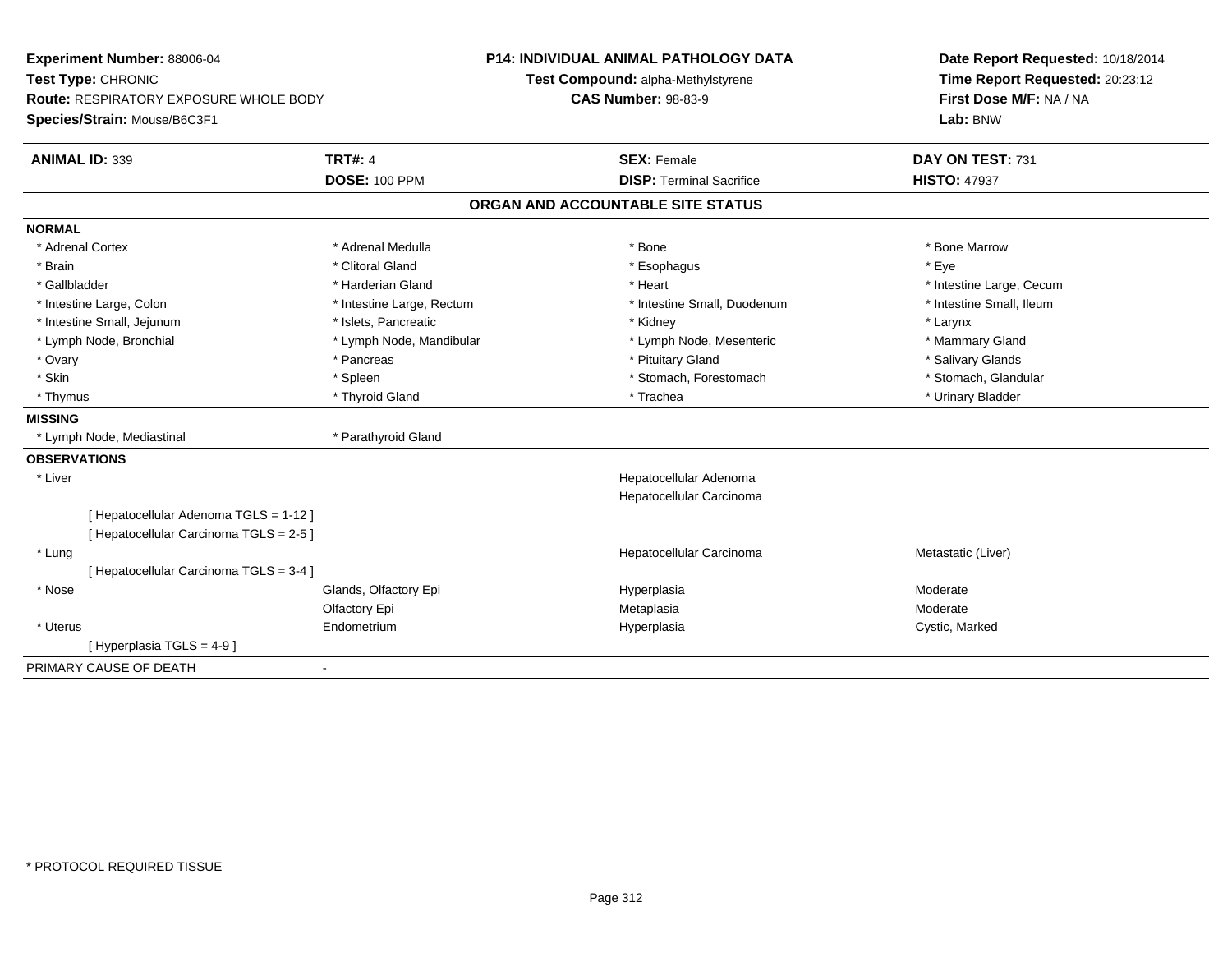**Experiment Number:** 88006-04
**Test Type:** CHRONIC
**Route:** RESPIRATORY EXPOSURE WHOLE BODY
**Species/Strain:** Mouse/B6C3F1

**P14: INDIVIDUAL ANIMAL PATHOLOGY DATA**
**Test Compound:** alpha-Methylstyrene
**CAS Number:** 98-83-9

**Date Report Requested:** 10/18/2014
**Time Report Requested:** 20:23:12
**First Dose M/F:** NA / NA
**Lab:** BNW

| **ANIMAL ID:** 339 | **TRT#:** 4 | **SEX:** Female | **DAY ON TEST:** 731 |
|---|---|---|---|
| | **DOSE:** 100 PPM | **DISP:** Terminal Sacrifice | **HISTO:** 47937 |

## ORGAN AND ACCOUNTABLE SITE STATUS

**NORMAL**

| | | | |
|---|---|---|---|
| * Adrenal Cortex | * Adrenal Medulla | * Bone | * Bone Marrow |
| * Brain | * Clitoral Gland | * Esophagus | * Eye |
| * Gallbladder | * Harderian Gland | * Heart | * Intestine Large, Cecum |
| * Intestine Large, Colon | * Intestine Large, Rectum | * Intestine Small, Duodenum | * Intestine Small, Ileum |
| * Intestine Small, Jejunum | * Islets, Pancreatic | * Kidney | * Larynx |
| * Lymph Node, Bronchial | * Lymph Node, Mandibular | * Lymph Node, Mesenteric | * Mammary Gland |
| * Ovary | * Pancreas | * Pituitary Gland | * Salivary Glands |
| * Skin | * Spleen | * Stomach, Forestomach | * Stomach, Glandular |
| * Thymus | * Thyroid Gland | * Trachea | * Urinary Bladder |

**MISSING**

| | |
|---|---|
| * Lymph Node, Mediastinal | * Parathyroid Gland |

**OBSERVATIONS**

| | | | |
|---|---|---|---|
| * Liver | | Hepatocellular Adenoma | |
| | | Hepatocellular Carcinoma | |
| [ Hepatocellular Adenoma TGLS = 1-12 ] | | | |
| [ Hepatocellular Carcinoma TGLS = 2-5 ] | | | |
| * Lung | | Hepatocellular Carcinoma | Metastatic (Liver) |
| [ Hepatocellular Carcinoma TGLS = 3-4 ] | | | |
| * Nose | Glands, Olfactory Epi | Hyperplasia | Moderate |
| | Olfactory Epi | Metaplasia | Moderate |
| * Uterus | Endometrium | Hyperplasia | Cystic, Marked |
| [ Hyperplasia TGLS = 4-9 ] | | | |

PRIMARY CAUSE OF DEATH -

\* PROTOCOL REQUIRED TISSUE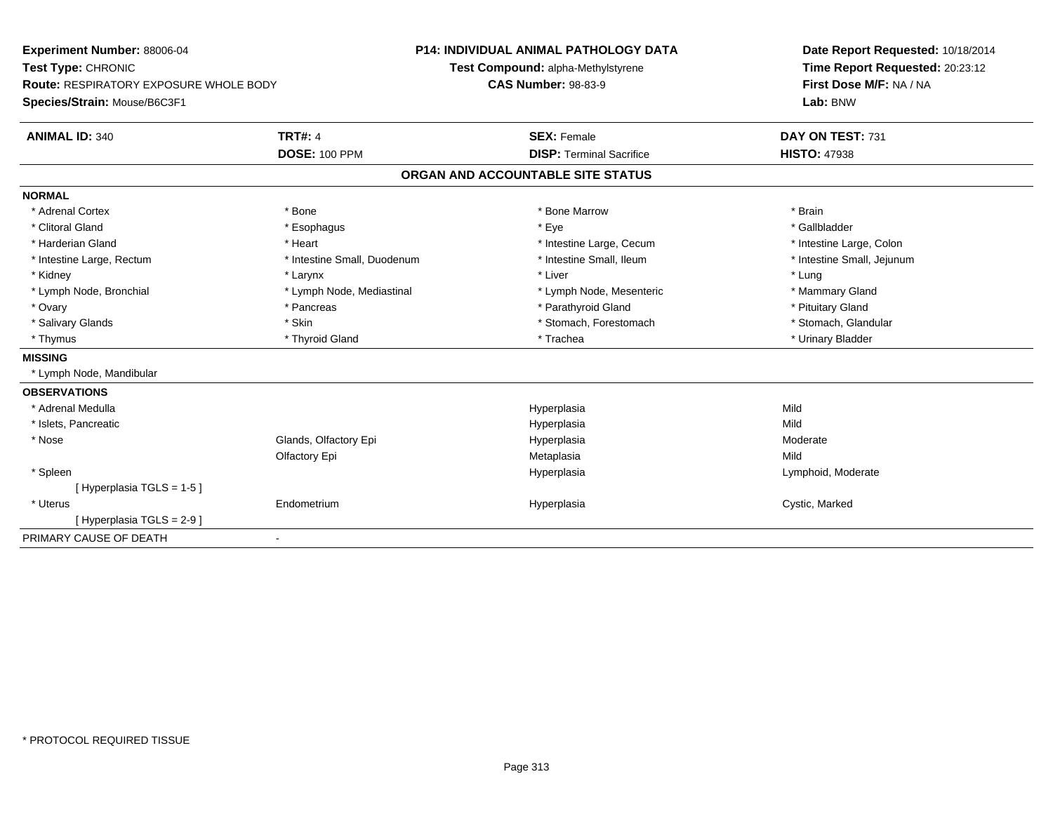**Experiment Number:** 88006-04
**Test Type:** CHRONIC
**Route:** RESPIRATORY EXPOSURE WHOLE BODY
**Species/Strain:** Mouse/B6C3F1

**P14: INDIVIDUAL ANIMAL PATHOLOGY DATA**
**Test Compound:** alpha-Methylstyrene
**CAS Number:** 98-83-9

**Date Report Requested:** 10/18/2014
**Time Report Requested:** 20:23:12
**First Dose M/F:** NA / NA
**Lab:** BNW

| **ANIMAL ID:** 340 | **TRT#:** 4 | **SEX:** Female | **DAY ON TEST:** 731 |
|---|---|---|---|
| | **DOSE:** 100 PPM | **DISP:** Terminal Sacrifice | **HISTO:** 47938 |

**ORGAN AND ACCOUNTABLE SITE STATUS**

| | | | |
|---|---|---|---|
| **NORMAL** | | | |
| * Adrenal Cortex | * Bone | * Bone Marrow | * Brain |
| * Clitoral Gland | * Esophagus | * Eye | * Gallbladder |
| * Harderian Gland | * Heart | * Intestine Large, Cecum | * Intestine Large, Colon |
| * Intestine Large, Rectum | * Intestine Small, Duodenum | * Intestine Small, Ileum | * Intestine Small, Jejunum |
| * Kidney | * Larynx | * Liver | * Lung |
| * Lymph Node, Bronchial | * Lymph Node, Mediastinal | * Lymph Node, Mesenteric | * Mammary Gland |
| * Ovary | * Pancreas | * Parathyroid Gland | * Pituitary Gland |
| * Salivary Glands | * Skin | * Stomach, Forestomach | * Stomach, Glandular |
| * Thymus | * Thyroid Gland | * Trachea | * Urinary Bladder |
| **MISSING** | | | |
| * Lymph Node, Mandibular | | | |
| **OBSERVATIONS** | | | |
| * Adrenal Medulla | | Hyperplasia | Mild |
| * Islets, Pancreatic | | Hyperplasia | Mild |
| * Nose | Glands, Olfactory Epi | Hyperplasia | Moderate |
| | Olfactory Epi | Metaplasia | Mild |
| * Spleen | | Hyperplasia | Lymphoid, Moderate |
| [ Hyperplasia TGLS = 1-5 ] | | | |
| * Uterus | Endometrium | Hyperplasia | Cystic, Marked |
| [ Hyperplasia TGLS = 2-9 ] | | | |
| PRIMARY CAUSE OF DEATH | - | | |

* PROTOCOL REQUIRED TISSUE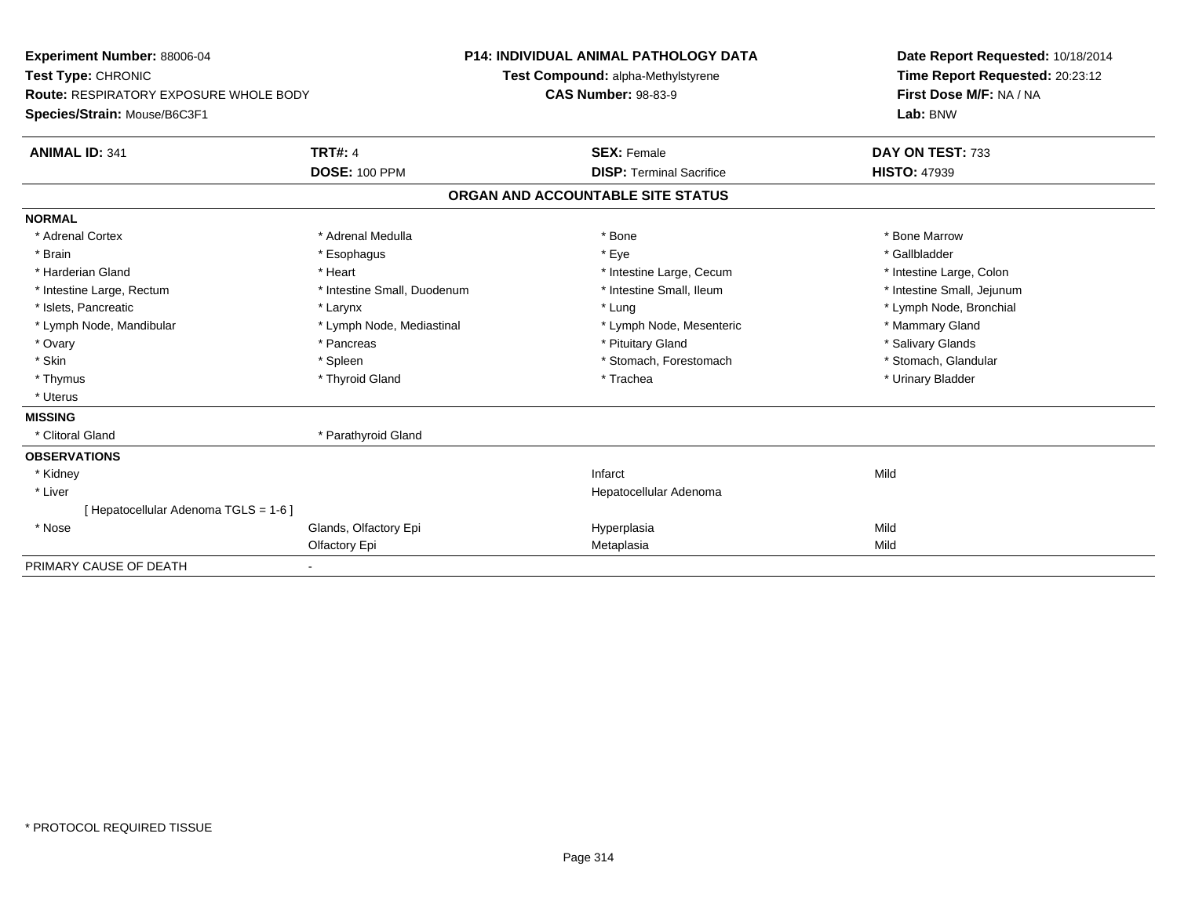**Experiment Number:** 88006-04
**Test Type:** CHRONIC
**Route:** RESPIRATORY EXPOSURE WHOLE BODY
**Species/Strain:** Mouse/B6C3F1

**P14: INDIVIDUAL ANIMAL PATHOLOGY DATA**
**Test Compound:** alpha-Methylstyrene
**CAS Number:** 98-83-9

**Date Report Requested:** 10/18/2014
**Time Report Requested:** 20:23:12
**First Dose M/F:** NA / NA
**Lab:** BNW

| **ANIMAL ID:** 341 | **TRT#:** 4 | **SEX:** Female | **DAY ON TEST:** 733 |
|---|---|---|---|
| | **DOSE:** 100 PPM | **DISP:** Terminal Sacrifice | **HISTO:** 47939 |

## ORGAN AND ACCOUNTABLE SITE STATUS

**NORMAL**

| | | | |
|---|---|---|---|
| * Adrenal Cortex | * Adrenal Medulla | * Bone | * Bone Marrow |
| * Brain | * Esophagus | * Eye | * Gallbladder |
| * Harderian Gland | * Heart | * Intestine Large, Cecum | * Intestine Large, Colon |
| * Intestine Large, Rectum | * Intestine Small, Duodenum | * Intestine Small, Ileum | * Intestine Small, Jejunum |
| * Islets, Pancreatic | * Larynx | * Lung | * Lymph Node, Bronchial |
| * Lymph Node, Mandibular | * Lymph Node, Mediastinal | * Lymph Node, Mesenteric | * Mammary Gland |
| * Ovary | * Pancreas | * Pituitary Gland | * Salivary Glands |
| * Skin | * Spleen | * Stomach, Forestomach | * Stomach, Glandular |
| * Thymus | * Thyroid Gland | * Trachea | * Urinary Bladder |
| * Uterus | | | |

**MISSING**

| | |
|---|---|
| * Clitoral Gland | * Parathyroid Gland |

**OBSERVATIONS**

| | | | |
|---|---|---|---|
| * Kidney | | Infarct | Mild |
| * Liver | | Hepatocellular Adenoma | |
| [ Hepatocellular Adenoma TGLS = 1-6 ] | | | |
| * Nose | Glands, Olfactory Epi | Hyperplasia | Mild |
| | Olfactory Epi | Metaplasia | Mild |

PRIMARY CAUSE OF DEATH -

* PROTOCOL REQUIRED TISSUE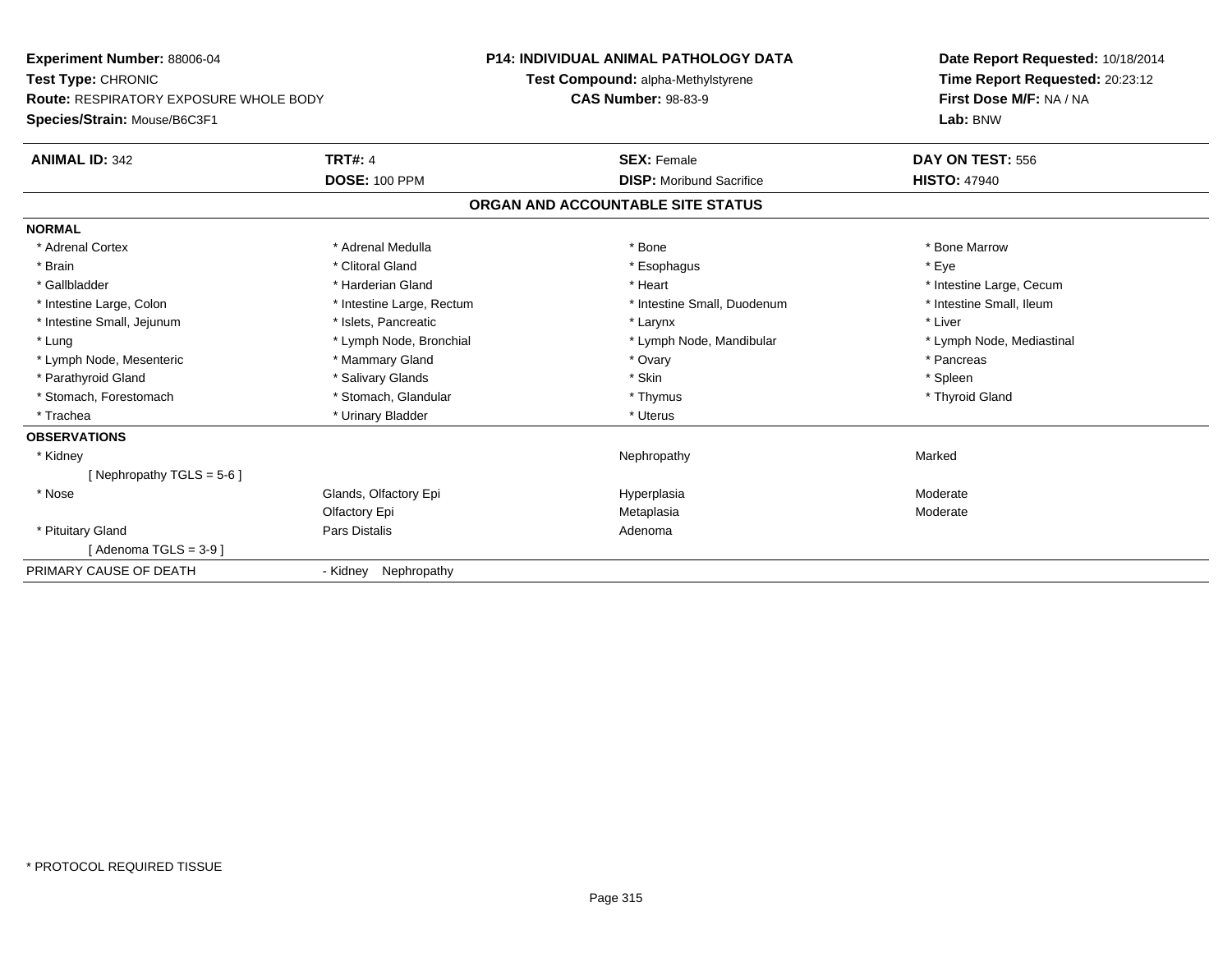**Experiment Number:** 88006-04
**Test Type:** CHRONIC
**Route:** RESPIRATORY EXPOSURE WHOLE BODY
**Species/Strain:** Mouse/B6C3F1

**P14: INDIVIDUAL ANIMAL PATHOLOGY DATA**
**Test Compound:** alpha-Methylstyrene
**CAS Number:** 98-83-9

**Date Report Requested:** 10/18/2014
**Time Report Requested:** 20:23:12
**First Dose M/F:** NA / NA
**Lab:** BNW

| **ANIMAL ID:** 342 | **TRT#:** 4 | **SEX:** Female | **DAY ON TEST:** 556 |
|---|---|---|---|
| | **DOSE:** 100 PPM | **DISP:** Moribund Sacrifice | **HISTO:** 47940 |

## ORGAN AND ACCOUNTABLE SITE STATUS

| | | | |
|---|---|---|---|
| **NORMAL** | | | |
| * Adrenal Cortex | * Adrenal Medulla | * Bone | * Bone Marrow |
| * Brain | * Clitoral Gland | * Esophagus | * Eye |
| * Gallbladder | * Harderian Gland | * Heart | * Intestine Large, Cecum |
| * Intestine Large, Colon | * Intestine Large, Rectum | * Intestine Small, Duodenum | * Intestine Small, Ileum |
| * Intestine Small, Jejunum | * Islets, Pancreatic | * Larynx | * Liver |
| * Lung | * Lymph Node, Bronchial | * Lymph Node, Mandibular | * Lymph Node, Mediastinal |
| * Lymph Node, Mesenteric | * Mammary Gland | * Ovary | * Pancreas |
| * Parathyroid Gland | * Salivary Glands | * Skin | * Spleen |
| * Stomach, Forestomach | * Stomach, Glandular | * Thymus | * Thyroid Gland |
| * Trachea | * Urinary Bladder | * Uterus | |
| **OBSERVATIONS** | | | |
| * Kidney | | Nephropathy | Marked |
| [ Nephropathy TGLS = 5-6 ] | | | |
| * Nose | Glands, Olfactory Epi | Hyperplasia | Moderate |
| | Olfactory Epi | Metaplasia | Moderate |
| * Pituitary Gland | Pars Distalis | Adenoma | |
| [ Adenoma TGLS = 3-9 ] | | | |
| PRIMARY CAUSE OF DEATH | - Kidney Nephropathy | | |

* PROTOCOL REQUIRED TISSUE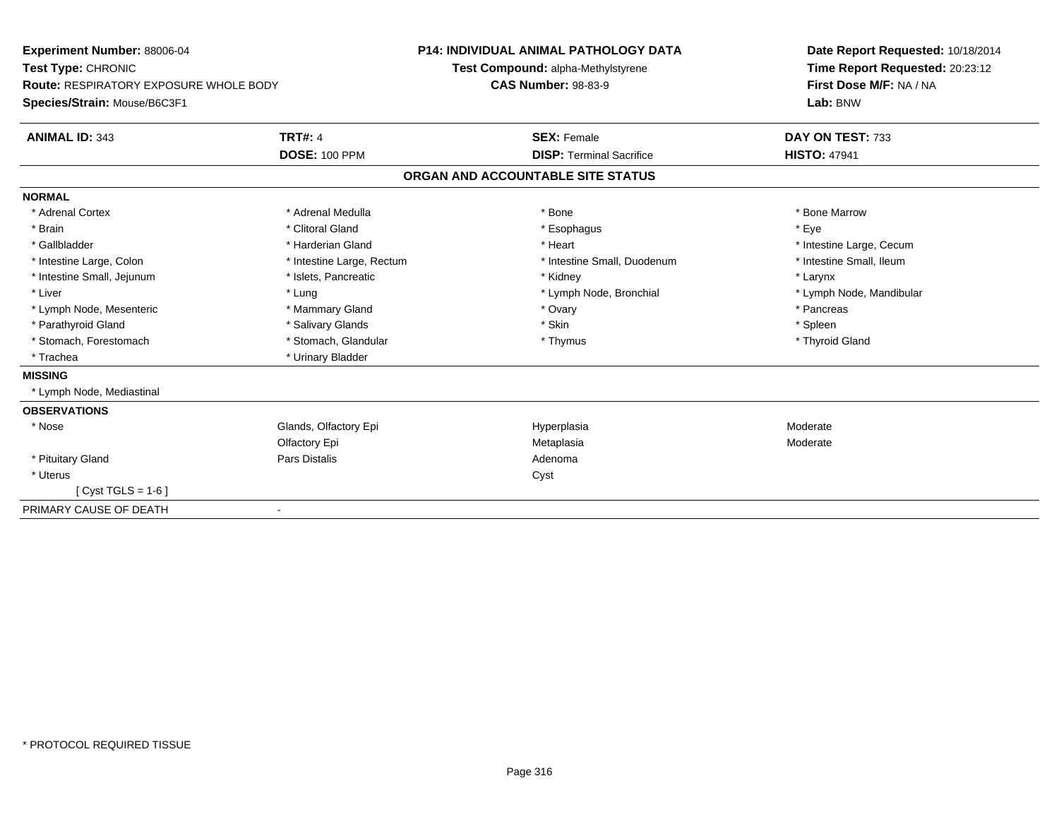**Experiment Number:** 88006-04
**Test Type:** CHRONIC
**Route:** RESPIRATORY EXPOSURE WHOLE BODY
**Species/Strain:** Mouse/B6C3F1

**P14: INDIVIDUAL ANIMAL PATHOLOGY DATA**
**Test Compound:** alpha-Methylstyrene
**CAS Number:** 98-83-9

**Date Report Requested:** 10/18/2014
**Time Report Requested:** 20:23:12
**First Dose M/F:** NA / NA
**Lab:** BNW

| **ANIMAL ID:** 343 | **TRT#:** 4 | **SEX:** Female | **DAY ON TEST:** 733 |
|---|---|---|---|
| | **DOSE:** 100 PPM | **DISP:** Terminal Sacrifice | **HISTO:** 47941 |

## ORGAN AND ACCOUNTABLE SITE STATUS

| | | | |
|---|---|---|---|
| **NORMAL** | | | |
| * Adrenal Cortex | * Adrenal Medulla | * Bone | * Bone Marrow |
| * Brain | * Clitoral Gland | * Esophagus | * Eye |
| * Gallbladder | * Harderian Gland | * Heart | * Intestine Large, Cecum |
| * Intestine Large, Colon | * Intestine Large, Rectum | * Intestine Small, Duodenum | * Intestine Small, Ileum |
| * Intestine Small, Jejunum | * Islets, Pancreatic | * Kidney | * Larynx |
| * Liver | * Lung | * Lymph Node, Bronchial | * Lymph Node, Mandibular |
| * Lymph Node, Mesenteric | * Mammary Gland | * Ovary | * Pancreas |
| * Parathyroid Gland | * Salivary Glands | * Skin | * Spleen |
| * Stomach, Forestomach | * Stomach, Glandular | * Thymus | * Thyroid Gland |
| * Trachea | * Urinary Bladder | | |
| **MISSING** | | | |
| * Lymph Node, Mediastinal | | | |
| **OBSERVATIONS** | | | |
| * Nose | Glands, Olfactory Epi | Hyperplasia | Moderate |
| | Olfactory Epi | Metaplasia | Moderate |
| * Pituitary Gland | Pars Distalis | Adenoma | |
| * Uterus | | Cyst | |
| [ Cyst TGLS = 1-6 ] | | | |
| PRIMARY CAUSE OF DEATH | - | | |

* PROTOCOL REQUIRED TISSUE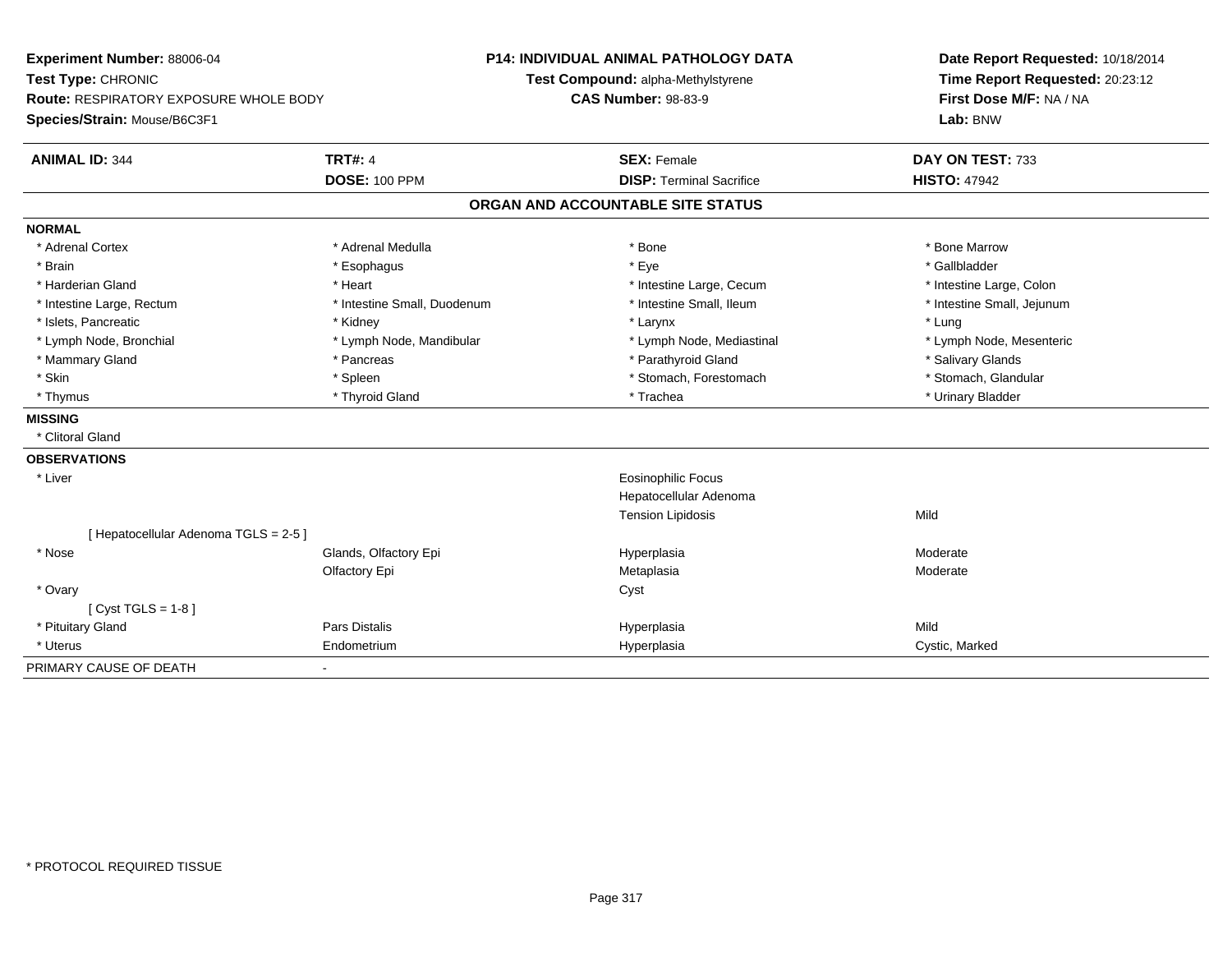**Experiment Number:** 88006-04
**Test Type:** CHRONIC
**Route:** RESPIRATORY EXPOSURE WHOLE BODY
**Species/Strain:** Mouse/B6C3F1

**P14: INDIVIDUAL ANIMAL PATHOLOGY DATA**
**Test Compound:** alpha-Methylstyrene
**CAS Number:** 98-83-9

**Date Report Requested:** 10/18/2014
**Time Report Requested:** 20:23:12
**First Dose M/F:** NA / NA
**Lab:** BNW

| **ANIMAL ID:** 344 | **TRT#:** 4 | **SEX:** Female | **DAY ON TEST:** 733 |
|---|---|---|---|
| | **DOSE:** 100 PPM | **DISP:** Terminal Sacrifice | **HISTO:** 47942 |

## ORGAN AND ACCOUNTABLE SITE STATUS

**NORMAL**

| | | | |
|---|---|---|---|
| * Adrenal Cortex | * Adrenal Medulla | * Bone | * Bone Marrow |
| * Brain | * Esophagus | * Eye | * Gallbladder |
| * Harderian Gland | * Heart | * Intestine Large, Cecum | * Intestine Large, Colon |
| * Intestine Large, Rectum | * Intestine Small, Duodenum | * Intestine Small, Ileum | * Intestine Small, Jejunum |
| * Islets, Pancreatic | * Kidney | * Larynx | * Lung |
| * Lymph Node, Bronchial | * Lymph Node, Mandibular | * Lymph Node, Mediastinal | * Lymph Node, Mesenteric |
| * Mammary Gland | * Pancreas | * Parathyroid Gland | * Salivary Glands |
| * Skin | * Spleen | * Stomach, Forestomach | * Stomach, Glandular |
| * Thymus | * Thyroid Gland | * Trachea | * Urinary Bladder |

**MISSING**

* Clitoral Gland

**OBSERVATIONS**

| | | | |
|---|---|---|---|
| * Liver | | Eosinophilic Focus | |
| | | Hepatocellular Adenoma | |
| | | Tension Lipidosis | Mild |
| [ Hepatocellular Adenoma TGLS = 2-5 ] | | | |
| * Nose | Glands, Olfactory Epi | Hyperplasia | Moderate |
| | Olfactory Epi | Metaplasia | Moderate |
| * Ovary | | Cyst | |
| [ Cyst TGLS = 1-8 ] | | | |
| * Pituitary Gland | Pars Distalis | Hyperplasia | Mild |
| * Uterus | Endometrium | Hyperplasia | Cystic, Marked |

PRIMARY CAUSE OF DEATH -

* PROTOCOL REQUIRED TISSUE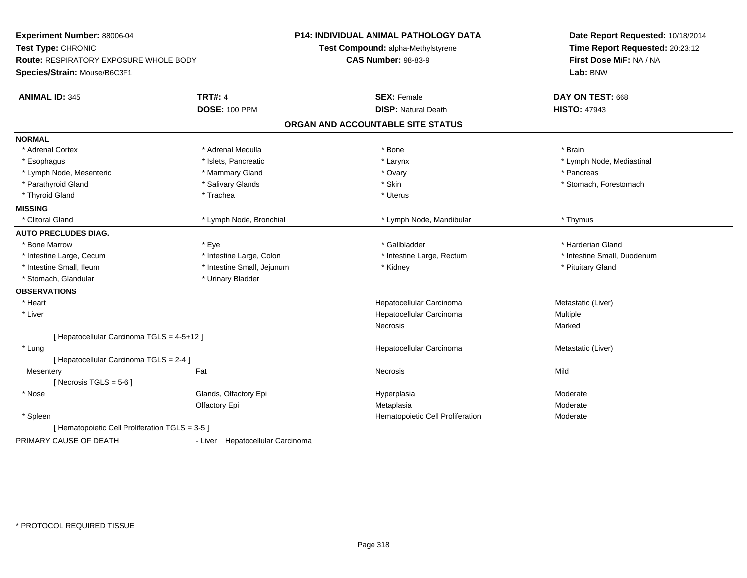**Experiment Number:** 88006-04
**Test Type:** CHRONIC
**Route:** RESPIRATORY EXPOSURE WHOLE BODY
**Species/Strain:** Mouse/B6C3F1

**P14: INDIVIDUAL ANIMAL PATHOLOGY DATA**
**Test Compound:** alpha-Methylstyrene
**CAS Number:** 98-83-9

**Date Report Requested:** 10/18/2014
**Time Report Requested:** 20:23:12
**First Dose M/F:** NA / NA
**Lab:** BNW

| **ANIMAL ID:** 345 | **TRT#:** 4 | **SEX:** Female | **DAY ON TEST:** 668 |
|---|---|---|---|
| | **DOSE:** 100 PPM | **DISP:** Natural Death | **HISTO:** 47943 |

## ORGAN AND ACCOUNTABLE SITE STATUS

**NORMAL**

| | | | |
|---|---|---|---|
| * Adrenal Cortex | * Adrenal Medulla | * Bone | * Brain |
| * Esophagus | * Islets, Pancreatic | * Larynx | * Lymph Node, Mediastinal |
| * Lymph Node, Mesenteric | * Mammary Gland | * Ovary | * Pancreas |
| * Parathyroid Gland | * Salivary Glands | * Skin | * Stomach, Forestomach |
| * Thyroid Gland | * Trachea | * Uterus | |

**MISSING**

| | | | |
|---|---|---|---|
| * Clitoral Gland | * Lymph Node, Bronchial | * Lymph Node, Mandibular | * Thymus |

**AUTO PRECLUDES DIAG.**

| | | | |
|---|---|---|---|
| * Bone Marrow | * Eye | * Gallbladder | * Harderian Gland |
| * Intestine Large, Cecum | * Intestine Large, Colon | * Intestine Large, Rectum | * Intestine Small, Duodenum |
| * Intestine Small, Ileum | * Intestine Small, Jejunum | * Kidney | * Pituitary Gland |
| * Stomach, Glandular | * Urinary Bladder | | |

**OBSERVATIONS**

| | | | |
|---|---|---|---|
| * Heart | | Hepatocellular Carcinoma | Metastatic (Liver) |
| * Liver | | Hepatocellular Carcinoma | Multiple |
| | | Necrosis | Marked |
| [ Hepatocellular Carcinoma TGLS = 4-5+12 ] | | | |
| * Lung | | Hepatocellular Carcinoma | Metastatic (Liver) |
| [ Hepatocellular Carcinoma TGLS = 2-4 ] | | | |
| Mesentery | Fat | Necrosis | Mild |
| [ Necrosis TGLS = 5-6 ] | | | |
| * Nose | Glands, Olfactory Epi | Hyperplasia | Moderate |
| | Olfactory Epi | Metaplasia | Moderate |
| * Spleen | | Hematopoietic Cell Proliferation | Moderate |
| [ Hematopoietic Cell Proliferation TGLS = 3-5 ] | | | |

PRIMARY CAUSE OF DEATH - Liver Hepatocellular Carcinoma

* PROTOCOL REQUIRED TISSUE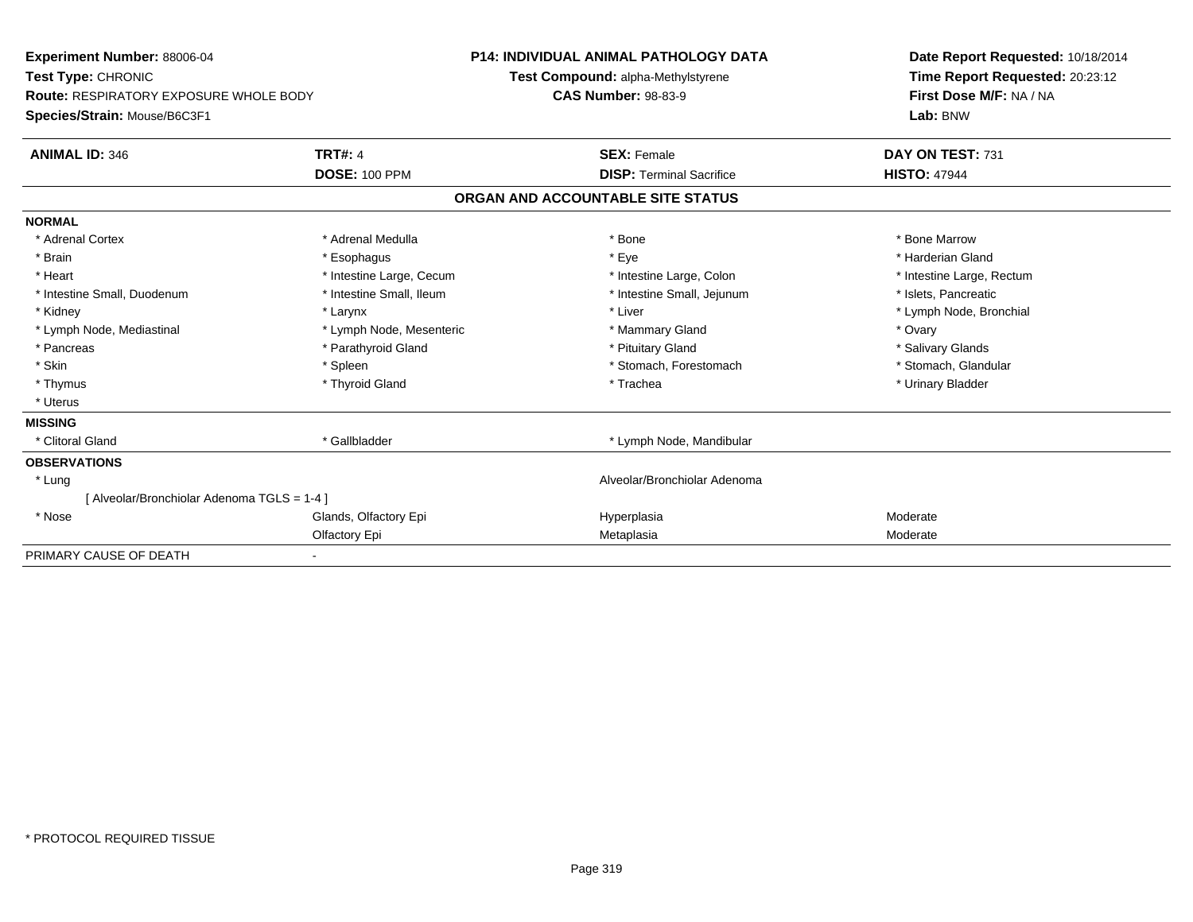**Experiment Number:** 88006-04
**Test Type:** CHRONIC
**Route:** RESPIRATORY EXPOSURE WHOLE BODY
**Species/Strain:** Mouse/B6C3F1

**P14: INDIVIDUAL ANIMAL PATHOLOGY DATA**
**Test Compound:** alpha-Methylstyrene
**CAS Number:** 98-83-9

**Date Report Requested:** 10/18/2014
**Time Report Requested:** 20:23:12
**First Dose M/F:** NA / NA
**Lab:** BNW

| **ANIMAL ID:** 346 | **TRT#:** 4 | **SEX:** Female | **DAY ON TEST:** 731 |
|---|---|---|---|
| | **DOSE:** 100 PPM | **DISP:** Terminal Sacrifice | **HISTO:** 47944 |

## ORGAN AND ACCOUNTABLE SITE STATUS

**NORMAL**

| | | | |
|---|---|---|---|
| * Adrenal Cortex | * Adrenal Medulla | * Bone | * Bone Marrow |
| * Brain | * Esophagus | * Eye | * Harderian Gland |
| * Heart | * Intestine Large, Cecum | * Intestine Large, Colon | * Intestine Large, Rectum |
| * Intestine Small, Duodenum | * Intestine Small, Ileum | * Intestine Small, Jejunum | * Islets, Pancreatic |
| * Kidney | * Larynx | * Liver | * Lymph Node, Bronchial |
| * Lymph Node, Mediastinal | * Lymph Node, Mesenteric | * Mammary Gland | * Ovary |
| * Pancreas | * Parathyroid Gland | * Pituitary Gland | * Salivary Glands |
| * Skin | * Spleen | * Stomach, Forestomach | * Stomach, Glandular |
| * Thymus | * Thyroid Gland | * Trachea | * Urinary Bladder |
| * Uterus | | | |

**MISSING**

| | | |
|---|---|---|
| * Clitoral Gland | * Gallbladder | * Lymph Node, Mandibular |

**OBSERVATIONS**

| | | | |
|---|---|---|---|
| * Lung | | Alveolar/Bronchiolar Adenoma | |
| [ Alveolar/Bronchiolar Adenoma TGLS = 1-4 ] | | | |
| * Nose | Glands, Olfactory Epi | Hyperplasia | Moderate |
| | Olfactory Epi | Metaplasia | Moderate |

PRIMARY CAUSE OF DEATH -

\* PROTOCOL REQUIRED TISSUE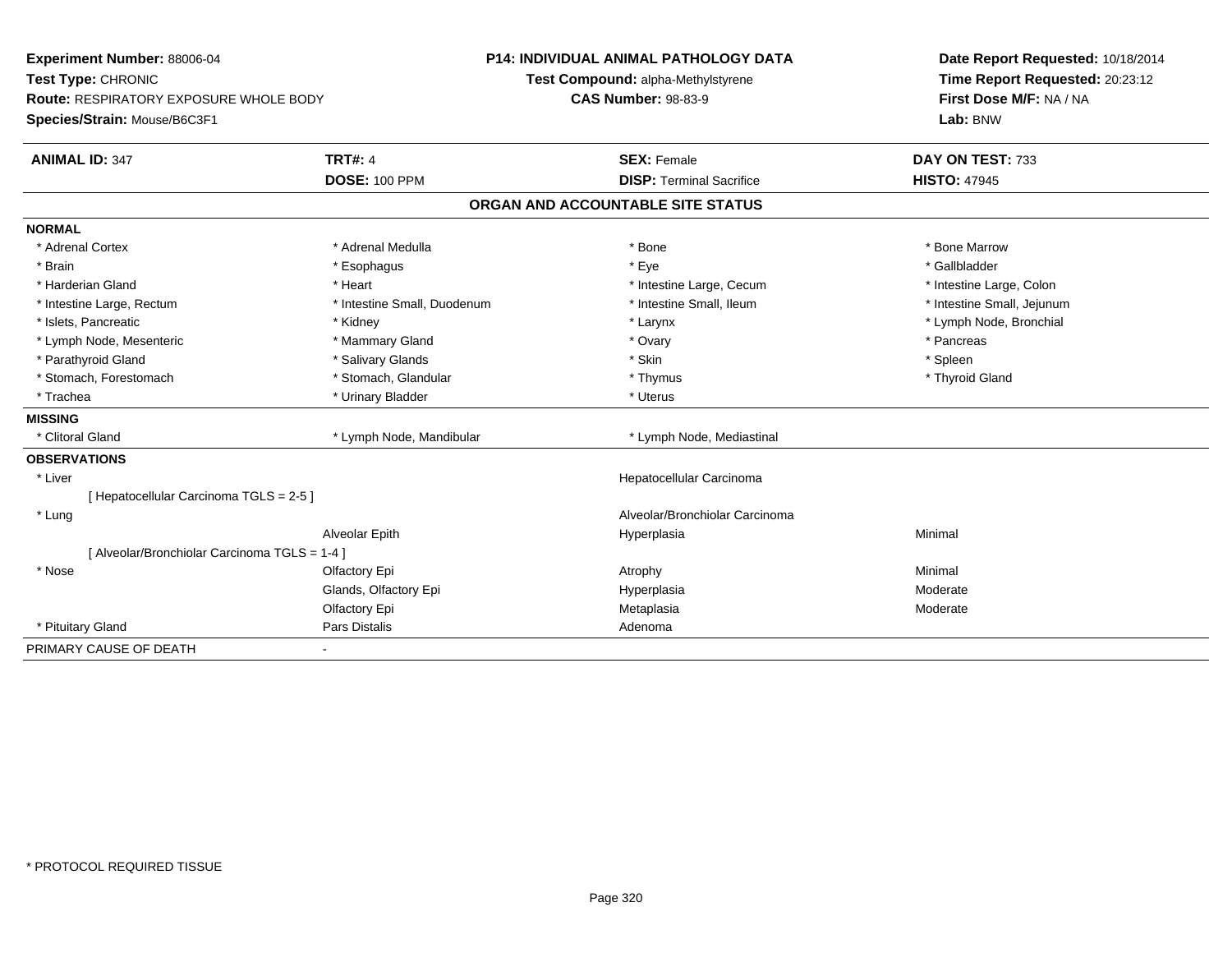**Experiment Number:** 88006-04
**Test Type:** CHRONIC
**Route:** RESPIRATORY EXPOSURE WHOLE BODY
**Species/Strain:** Mouse/B6C3F1

**P14: INDIVIDUAL ANIMAL PATHOLOGY DATA**
**Test Compound:** alpha-Methylstyrene
**CAS Number:** 98-83-9

**Date Report Requested:** 10/18/2014
**Time Report Requested:** 20:23:12
**First Dose M/F:** NA / NA
**Lab:** BNW

| **ANIMAL ID:** 347 | **TRT#:** 4 | **SEX:** Female | **DAY ON TEST:** 733 |
|---|---|---|---|
| | **DOSE:** 100 PPM | **DISP:** Terminal Sacrifice | **HISTO:** 47945 |

## ORGAN AND ACCOUNTABLE SITE STATUS

**NORMAL**

| | | | |
|---|---|---|---|
| * Adrenal Cortex | * Adrenal Medulla | * Bone | * Bone Marrow |
| * Brain | * Esophagus | * Eye | * Gallbladder |
| * Harderian Gland | * Heart | * Intestine Large, Cecum | * Intestine Large, Colon |
| * Intestine Large, Rectum | * Intestine Small, Duodenum | * Intestine Small, Ileum | * Intestine Small, Jejunum |
| * Islets, Pancreatic | * Kidney | * Larynx | * Lymph Node, Bronchial |
| * Lymph Node, Mesenteric | * Mammary Gland | * Ovary | * Pancreas |
| * Parathyroid Gland | * Salivary Glands | * Skin | * Spleen |
| * Stomach, Forestomach | * Stomach, Glandular | * Thymus | * Thyroid Gland |
| * Trachea | * Urinary Bladder | * Uterus | |

**MISSING**

| | | |
|---|---|---|
| * Clitoral Gland | * Lymph Node, Mandibular | * Lymph Node, Mediastinal |

**OBSERVATIONS**

| | | | |
|---|---|---|---|
| * Liver | | Hepatocellular Carcinoma | |
| [ Hepatocellular Carcinoma TGLS = 2-5 ] | | | |
| * Lung | | Alveolar/Bronchiolar Carcinoma | |
| | Alveolar Epith | Hyperplasia | Minimal |
| [ Alveolar/Bronchiolar Carcinoma TGLS = 1-4 ] | | | |
| * Nose | Olfactory Epi | Atrophy | Minimal |
| | Glands, Olfactory Epi | Hyperplasia | Moderate |
| | Olfactory Epi | Metaplasia | Moderate |
| * Pituitary Gland | Pars Distalis | Adenoma | |

PRIMARY CAUSE OF DEATH -

\* PROTOCOL REQUIRED TISSUE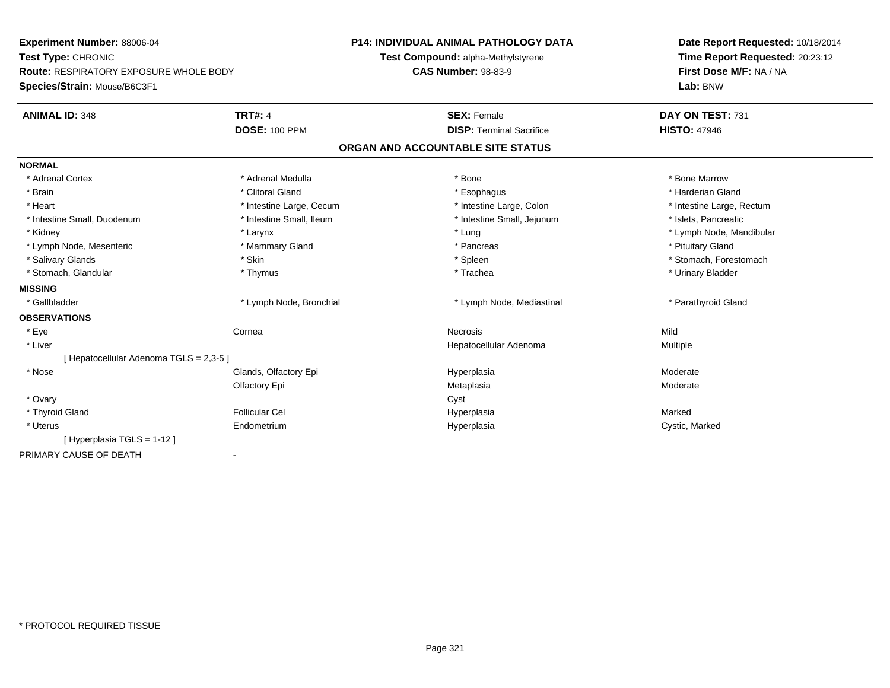**Experiment Number:** 88006-04
**Test Type:** CHRONIC
**Route:** RESPIRATORY EXPOSURE WHOLE BODY
**Species/Strain:** Mouse/B6C3F1

**P14: INDIVIDUAL ANIMAL PATHOLOGY DATA**
**Test Compound:** alpha-Methylstyrene
**CAS Number:** 98-83-9

**Date Report Requested:** 10/18/2014
**Time Report Requested:** 20:23:12
**First Dose M/F:** NA / NA
**Lab:** BNW

| **ANIMAL ID:** 348 | **TRT#:** 4 | **SEX:** Female | **DAY ON TEST:** 731 |
|---|---|---|---|
| | **DOSE:** 100 PPM | **DISP:** Terminal Sacrifice | **HISTO:** 47946 |

## ORGAN AND ACCOUNTABLE SITE STATUS

| | | | |
|---|---|---|---|
| **NORMAL** | | | |
| * Adrenal Cortex | * Adrenal Medulla | * Bone | * Bone Marrow |
| * Brain | * Clitoral Gland | * Esophagus | * Harderian Gland |
| * Heart | * Intestine Large, Cecum | * Intestine Large, Colon | * Intestine Large, Rectum |
| * Intestine Small, Duodenum | * Intestine Small, Ileum | * Intestine Small, Jejunum | * Islets, Pancreatic |
| * Kidney | * Larynx | * Lung | * Lymph Node, Mandibular |
| * Lymph Node, Mesenteric | * Mammary Gland | * Pancreas | * Pituitary Gland |
| * Salivary Glands | * Skin | * Spleen | * Stomach, Forestomach |
| * Stomach, Glandular | * Thymus | * Trachea | * Urinary Bladder |
| **MISSING** | | | |
| * Gallbladder | * Lymph Node, Bronchial | * Lymph Node, Mediastinal | * Parathyroid Gland |
| **OBSERVATIONS** | | | |
| * Eye | Cornea | Necrosis | Mild |
| * Liver | | Hepatocellular Adenoma | Multiple |
| [ Hepatocellular Adenoma TGLS = 2,3-5 ] | | | |
| * Nose | Glands, Olfactory Epi | Hyperplasia | Moderate |
| | Olfactory Epi | Metaplasia | Moderate |
| * Ovary | | Cyst | |
| * Thyroid Gland | Follicular Cel | Hyperplasia | Marked |
| * Uterus | Endometrium | Hyperplasia | Cystic, Marked |
| [ Hyperplasia TGLS = 1-12 ] | | | |
| PRIMARY CAUSE OF DEATH | - | | |

* PROTOCOL REQUIRED TISSUE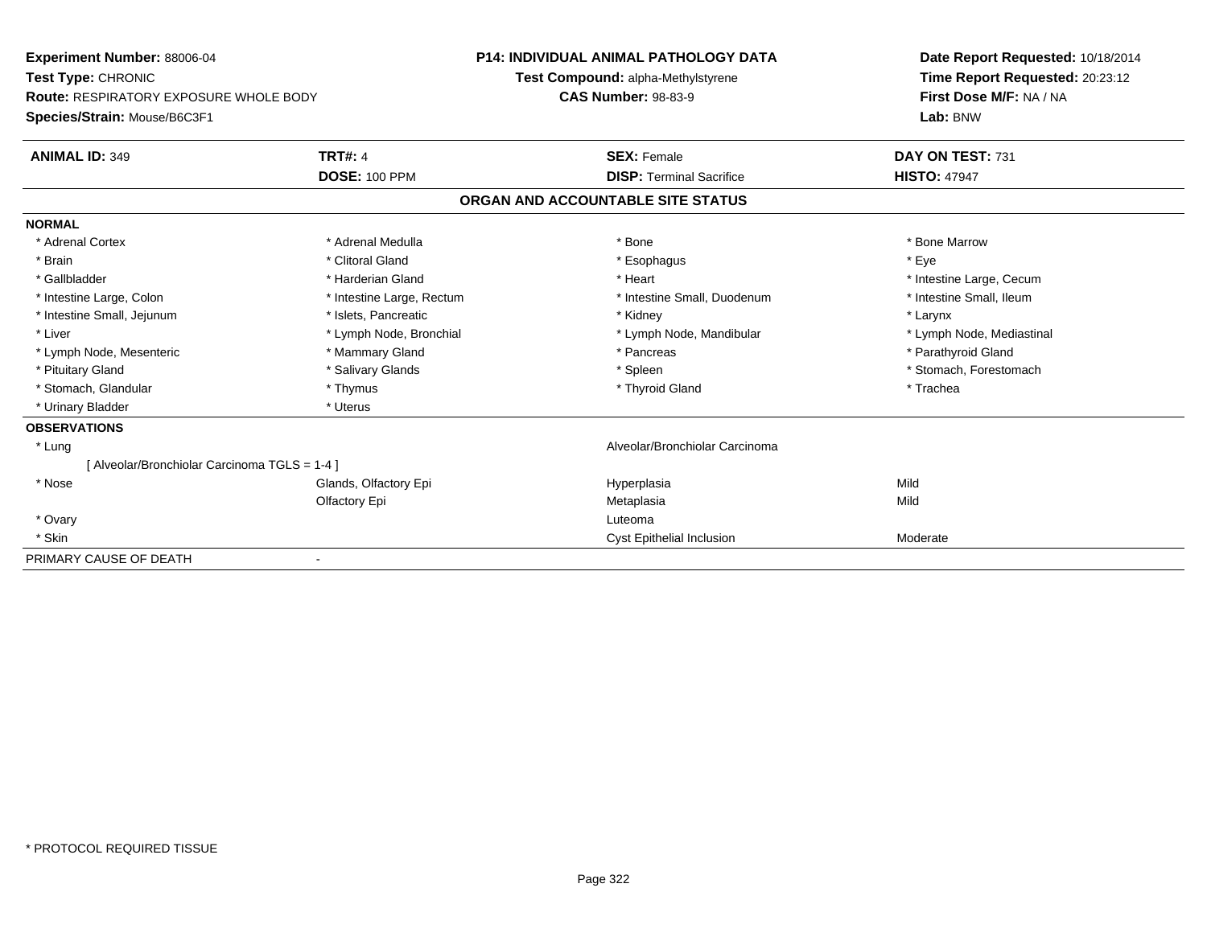**Experiment Number:** 88006-04
**Test Type:** CHRONIC
**Route:** RESPIRATORY EXPOSURE WHOLE BODY
**Species/Strain:** Mouse/B6C3F1

**P14: INDIVIDUAL ANIMAL PATHOLOGY DATA**
**Test Compound:** alpha-Methylstyrene
**CAS Number:** 98-83-9

**Date Report Requested:** 10/18/2014
**Time Report Requested:** 20:23:12
**First Dose M/F:** NA / NA
**Lab:** BNW

| **ANIMAL ID:** 349 | **TRT#:** 4 | **SEX:** Female | **DAY ON TEST:** 731 |
|---|---|---|---|
| | **DOSE:** 100 PPM | **DISP:** Terminal Sacrifice | **HISTO:** 47947 |

## ORGAN AND ACCOUNTABLE SITE STATUS

**NORMAL**

| | | | |
|---|---|---|---|
| * Adrenal Cortex | * Adrenal Medulla | * Bone | * Bone Marrow |
| * Brain | * Clitoral Gland | * Esophagus | * Eye |
| * Gallbladder | * Harderian Gland | * Heart | * Intestine Large, Cecum |
| * Intestine Large, Colon | * Intestine Large, Rectum | * Intestine Small, Duodenum | * Intestine Small, Ileum |
| * Intestine Small, Jejunum | * Islets, Pancreatic | * Kidney | * Larynx |
| * Liver | * Lymph Node, Bronchial | * Lymph Node, Mandibular | * Lymph Node, Mediastinal |
| * Lymph Node, Mesenteric | * Mammary Gland | * Pancreas | * Parathyroid Gland |
| * Pituitary Gland | * Salivary Glands | * Spleen | * Stomach, Forestomach |
| * Stomach, Glandular | * Thymus | * Thyroid Gland | * Trachea |
| * Urinary Bladder | * Uterus | | |

**OBSERVATIONS**

| | | | |
|---|---|---|---|
| * Lung | | Alveolar/Bronchiolar Carcinoma | |
| [ Alveolar/Bronchiolar Carcinoma TGLS = 1-4 ] | | | |
| * Nose | Glands, Olfactory Epi | Hyperplasia | Mild |
| | Olfactory Epi | Metaplasia | Mild |
| * Ovary | | Luteoma | |
| * Skin | | Cyst Epithelial Inclusion | Moderate |

PRIMARY CAUSE OF DEATH -

* PROTOCOL REQUIRED TISSUE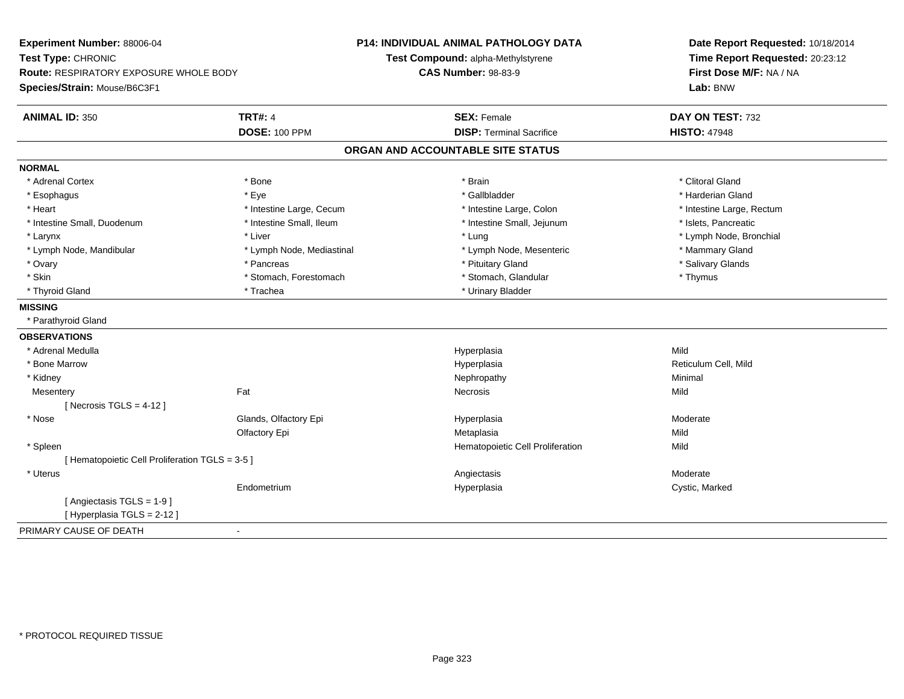**Experiment Number:** 88006-04
**Test Type:** CHRONIC
**Route:** RESPIRATORY EXPOSURE WHOLE BODY
**Species/Strain:** Mouse/B6C3F1

**P14: INDIVIDUAL ANIMAL PATHOLOGY DATA**
**Test Compound:** alpha-Methylstyrene
**CAS Number:** 98-83-9

**Date Report Requested:** 10/18/2014
**Time Report Requested:** 20:23:12
**First Dose M/F:** NA / NA
**Lab:** BNW

| **ANIMAL ID:** 350 | **TRT#:** 4 | **SEX:** Female | **DAY ON TEST:** 732 |
|---|---|---|---|
| | **DOSE:** 100 PPM | **DISP:** Terminal Sacrifice | **HISTO:** 47948 |

## ORGAN AND ACCOUNTABLE SITE STATUS

**NORMAL**

| | | | |
|---|---|---|---|
| * Adrenal Cortex | * Bone | * Brain | * Clitoral Gland |
| * Esophagus | * Eye | * Gallbladder | * Harderian Gland |
| * Heart | * Intestine Large, Cecum | * Intestine Large, Colon | * Intestine Large, Rectum |
| * Intestine Small, Duodenum | * Intestine Small, Ileum | * Intestine Small, Jejunum | * Islets, Pancreatic |
| * Larynx | * Liver | * Lung | * Lymph Node, Bronchial |
| * Lymph Node, Mandibular | * Lymph Node, Mediastinal | * Lymph Node, Mesenteric | * Mammary Gland |
| * Ovary | * Pancreas | * Pituitary Gland | * Salivary Glands |
| * Skin | * Stomach, Forestomach | * Stomach, Glandular | * Thymus |
| * Thyroid Gland | * Trachea | * Urinary Bladder | |

**MISSING**

* Parathyroid Gland

**OBSERVATIONS**

| | | | |
|---|---|---|---|
| * Adrenal Medulla | | Hyperplasia | Mild |
| * Bone Marrow | | Hyperplasia | Reticulum Cell, Mild |
| * Kidney | | Nephropathy | Minimal |
| Mesentery | Fat | Necrosis | Mild |
| [ Necrosis TGLS = 4-12 ] | | | |
| * Nose | Glands, Olfactory Epi | Hyperplasia | Moderate |
| | Olfactory Epi | Metaplasia | Mild |
| * Spleen | | Hematopoietic Cell Proliferation | Mild |
| [ Hematopoietic Cell Proliferation TGLS = 3-5 ] | | | |
| * Uterus | | Angiectasis | Moderate |
| | Endometrium | Hyperplasia | Cystic, Marked |
| [ Angiectasis TGLS = 1-9 ] | | | |
| [ Hyperplasia TGLS = 2-12 ] | | | |

PRIMARY CAUSE OF DEATH -

* PROTOCOL REQUIRED TISSUE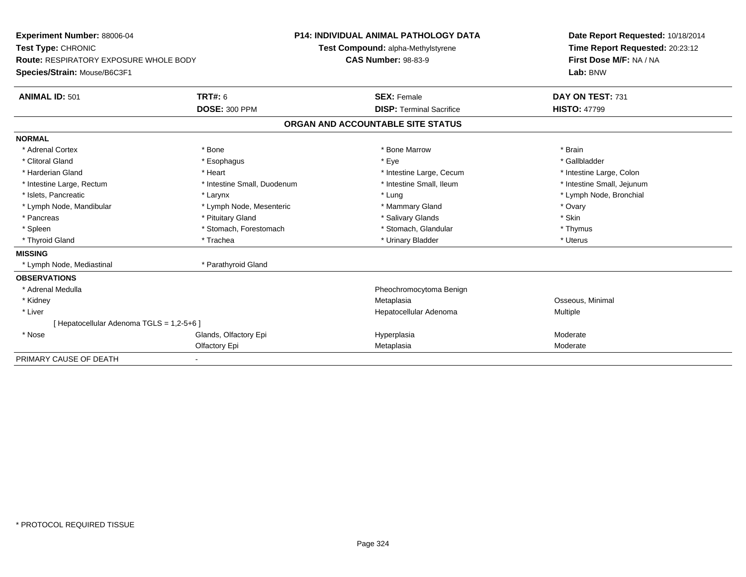**Experiment Number:** 88006-04
**Test Type:** CHRONIC
**Route:** RESPIRATORY EXPOSURE WHOLE BODY
**Species/Strain:** Mouse/B6C3F1

**P14: INDIVIDUAL ANIMAL PATHOLOGY DATA**
**Test Compound:** alpha-Methylstyrene
**CAS Number:** 98-83-9

**Date Report Requested:** 10/18/2014
**Time Report Requested:** 20:23:12
**First Dose M/F:** NA / NA
**Lab:** BNW

| **ANIMAL ID:** 501 | **TRT#:** 6 | **SEX:** Female | **DAY ON TEST:** 731 |
|---|---|---|---|
| | **DOSE:** 300 PPM | **DISP:** Terminal Sacrifice | **HISTO:** 47799 |

## ORGAN AND ACCOUNTABLE SITE STATUS

**NORMAL**

| | | | |
|---|---|---|---|
| * Adrenal Cortex | * Bone | * Bone Marrow | * Brain |
| * Clitoral Gland | * Esophagus | * Eye | * Gallbladder |
| * Harderian Gland | * Heart | * Intestine Large, Cecum | * Intestine Large, Colon |
| * Intestine Large, Rectum | * Intestine Small, Duodenum | * Intestine Small, Ileum | * Intestine Small, Jejunum |
| * Islets, Pancreatic | * Larynx | * Lung | * Lymph Node, Bronchial |
| * Lymph Node, Mandibular | * Lymph Node, Mesenteric | * Mammary Gland | * Ovary |
| * Pancreas | * Pituitary Gland | * Salivary Glands | * Skin |
| * Spleen | * Stomach, Forestomach | * Stomach, Glandular | * Thymus |
| * Thyroid Gland | * Trachea | * Urinary Bladder | * Uterus |

**MISSING**

| | |
|---|---|
| * Lymph Node, Mediastinal | * Parathyroid Gland |

**OBSERVATIONS**

| | | | |
|---|---|---|---|
| * Adrenal Medulla | | Pheochromocytoma Benign | |
| * Kidney | | Metaplasia | Osseous, Minimal |
| * Liver | | Hepatocellular Adenoma | Multiple |
| [ Hepatocellular Adenoma TGLS = 1,2-5+6 ] | | | |
| * Nose | Glands, Olfactory Epi | Hyperplasia | Moderate |
| | Olfactory Epi | Metaplasia | Moderate |

PRIMARY CAUSE OF DEATH -

\* PROTOCOL REQUIRED TISSUE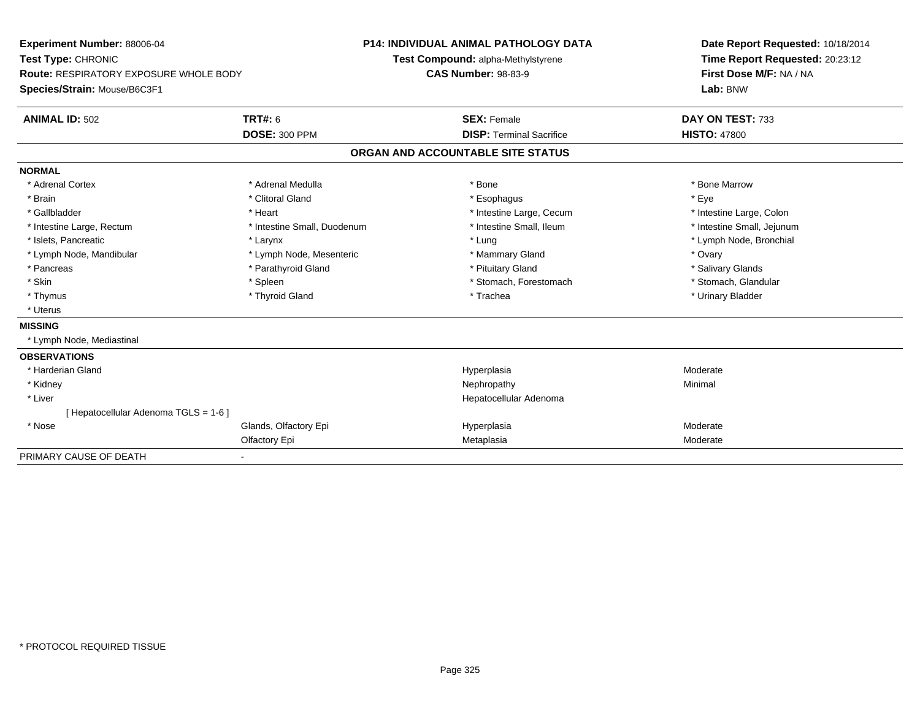**Experiment Number:** 88006-04
**Test Type:** CHRONIC
**Route:** RESPIRATORY EXPOSURE WHOLE BODY
**Species/Strain:** Mouse/B6C3F1

**P14: INDIVIDUAL ANIMAL PATHOLOGY DATA**
**Test Compound:** alpha-Methylstyrene
**CAS Number:** 98-83-9

**Date Report Requested:** 10/18/2014
**Time Report Requested:** 20:23:12
**First Dose M/F:** NA / NA
**Lab:** BNW

| **ANIMAL ID:** 502 | **TRT#:** 6 | **SEX:** Female | **DAY ON TEST:** 733 |
|---|---|---|---|
| | **DOSE:** 300 PPM | **DISP:** Terminal Sacrifice | **HISTO:** 47800 |

## ORGAN AND ACCOUNTABLE SITE STATUS

### NORMAL

| | | | |
|---|---|---|---|
| * Adrenal Cortex | * Adrenal Medulla | * Bone | * Bone Marrow |
| * Brain | * Clitoral Gland | * Esophagus | * Eye |
| * Gallbladder | * Heart | * Intestine Large, Cecum | * Intestine Large, Colon |
| * Intestine Large, Rectum | * Intestine Small, Duodenum | * Intestine Small, Ileum | * Intestine Small, Jejunum |
| * Islets, Pancreatic | * Larynx | * Lung | * Lymph Node, Bronchial |
| * Lymph Node, Mandibular | * Lymph Node, Mesenteric | * Mammary Gland | * Ovary |
| * Pancreas | * Parathyroid Gland | * Pituitary Gland | * Salivary Glands |
| * Skin | * Spleen | * Stomach, Forestomach | * Stomach, Glandular |
| * Thymus | * Thyroid Gland | * Trachea | * Urinary Bladder |
| * Uterus | | | |

### MISSING

* Lymph Node, Mediastinal

### OBSERVATIONS

| | | | |
|---|---|---|---|
| * Harderian Gland | | Hyperplasia | Moderate |
| * Kidney | | Nephropathy | Minimal |
| * Liver | | Hepatocellular Adenoma | |
| [ Hepatocellular Adenoma TGLS = 1-6 ] | | | |
| * Nose | Glands, Olfactory Epi | Hyperplasia | Moderate |
| | Olfactory Epi | Metaplasia | Moderate |

PRIMARY CAUSE OF DEATH -

* PROTOCOL REQUIRED TISSUE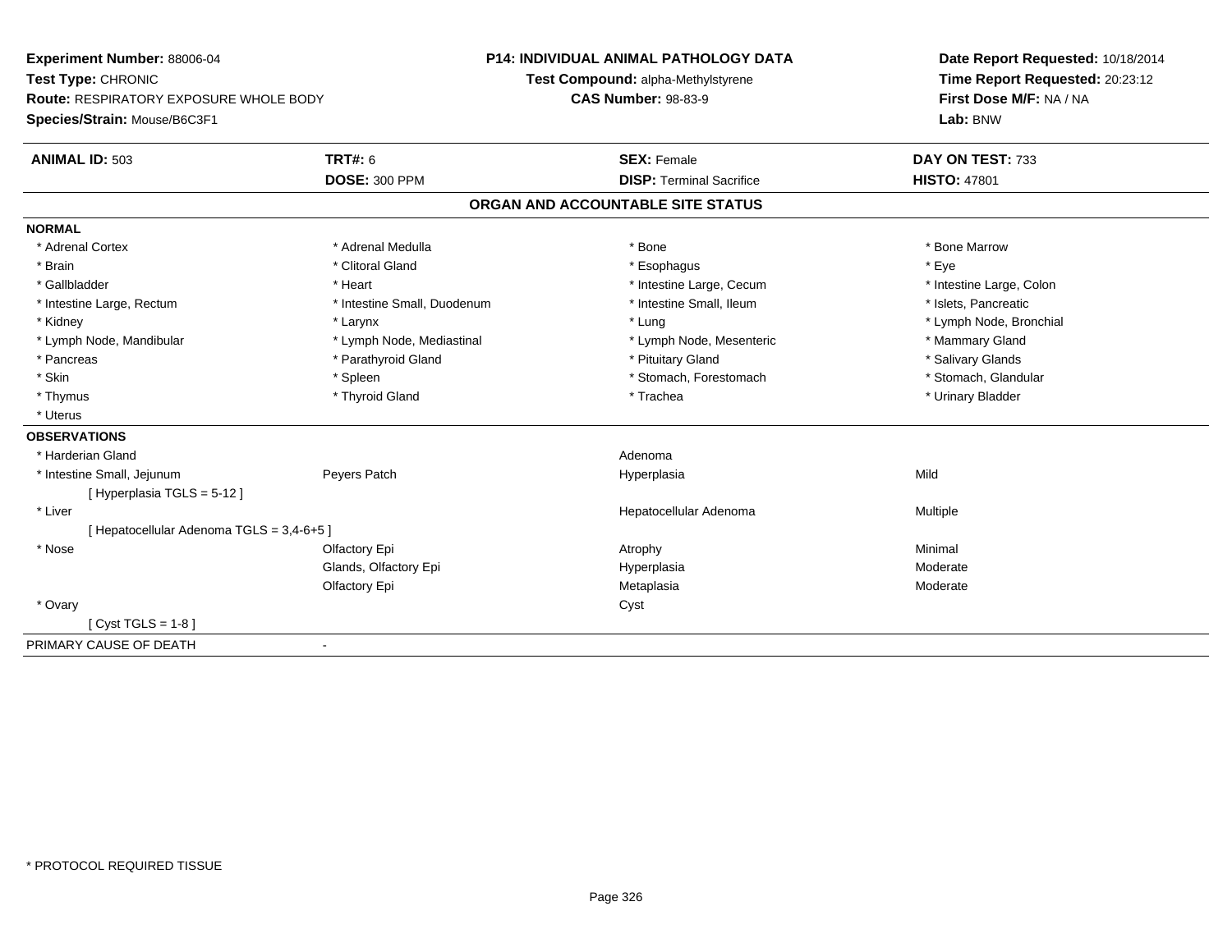**Experiment Number:** 88006-04
**Test Type:** CHRONIC
**Route:** RESPIRATORY EXPOSURE WHOLE BODY
**Species/Strain:** Mouse/B6C3F1

**P14: INDIVIDUAL ANIMAL PATHOLOGY DATA**
**Test Compound:** alpha-Methylstyrene
**CAS Number:** 98-83-9

**Date Report Requested:** 10/18/2014
**Time Report Requested:** 20:23:12
**First Dose M/F:** NA / NA
**Lab:** BNW

| **ANIMAL ID:** 503 | **TRT#:** 6 | **SEX:** Female | **DAY ON TEST:** 733 |
|---|---|---|---|
| | **DOSE:** 300 PPM | **DISP:** Terminal Sacrifice | **HISTO:** 47801 |

## ORGAN AND ACCOUNTABLE SITE STATUS

**NORMAL**

| | | | |
|---|---|---|---|
| * Adrenal Cortex | * Adrenal Medulla | * Bone | * Bone Marrow |
| * Brain | * Clitoral Gland | * Esophagus | * Eye |
| * Gallbladder | * Heart | * Intestine Large, Cecum | * Intestine Large, Colon |
| * Intestine Large, Rectum | * Intestine Small, Duodenum | * Intestine Small, Ileum | * Islets, Pancreatic |
| * Kidney | * Larynx | * Lung | * Lymph Node, Bronchial |
| * Lymph Node, Mandibular | * Lymph Node, Mediastinal | * Lymph Node, Mesenteric | * Mammary Gland |
| * Pancreas | * Parathyroid Gland | * Pituitary Gland | * Salivary Glands |
| * Skin | * Spleen | * Stomach, Forestomach | * Stomach, Glandular |
| * Thymus | * Thyroid Gland | * Trachea | * Urinary Bladder |
| * Uterus | | | |

**OBSERVATIONS**

| | | | |
|---|---|---|---|
| * Harderian Gland | | Adenoma | |
| * Intestine Small, Jejunum | Peyers Patch | Hyperplasia | Mild |
| [ Hyperplasia TGLS = 5-12 ] | | | |
| * Liver | | Hepatocellular Adenoma | Multiple |
| [ Hepatocellular Adenoma TGLS = 3,4-6+5 ] | | | |
| * Nose | Olfactory Epi | Atrophy | Minimal |
| | Glands, Olfactory Epi | Hyperplasia | Moderate |
| | Olfactory Epi | Metaplasia | Moderate |
| * Ovary | | Cyst | |
| [ Cyst TGLS = 1-8 ] | | | |

PRIMARY CAUSE OF DEATH -

* PROTOCOL REQUIRED TISSUE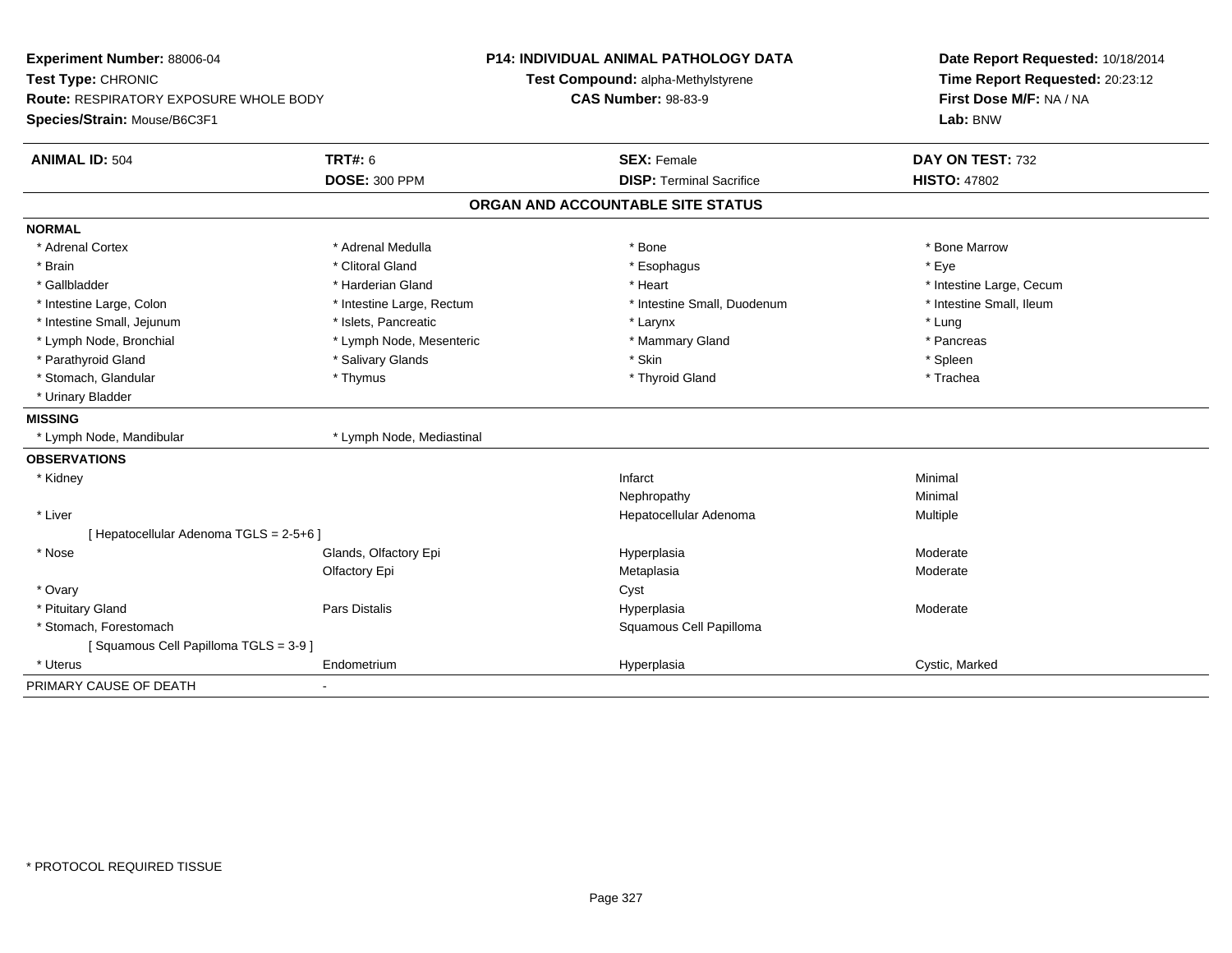**Experiment Number:** 88006-04
**Test Type:** CHRONIC
**Route:** RESPIRATORY EXPOSURE WHOLE BODY
**Species/Strain:** Mouse/B6C3F1

**P14: INDIVIDUAL ANIMAL PATHOLOGY DATA**
**Test Compound:** alpha-Methylstyrene
**CAS Number:** 98-83-9

**Date Report Requested:** 10/18/2014
**Time Report Requested:** 20:23:12
**First Dose M/F:** NA / NA
**Lab:** BNW

| **ANIMAL ID:** 504 | **TRT#:** 6 | **SEX:** Female | **DAY ON TEST:** 732 |
|---|---|---|---|
| | **DOSE:** 300 PPM | **DISP:** Terminal Sacrifice | **HISTO:** 47802 |

## ORGAN AND ACCOUNTABLE SITE STATUS

**NORMAL**

| | | | |
|---|---|---|---|
| * Adrenal Cortex | * Adrenal Medulla | * Bone | * Bone Marrow |
| * Brain | * Clitoral Gland | * Esophagus | * Eye |
| * Gallbladder | * Harderian Gland | * Heart | * Intestine Large, Cecum |
| * Intestine Large, Colon | * Intestine Large, Rectum | * Intestine Small, Duodenum | * Intestine Small, Ileum |
| * Intestine Small, Jejunum | * Islets, Pancreatic | * Larynx | * Lung |
| * Lymph Node, Bronchial | * Lymph Node, Mesenteric | * Mammary Gland | * Pancreas |
| * Parathyroid Gland | * Salivary Glands | * Skin | * Spleen |
| * Stomach, Glandular | * Thymus | * Thyroid Gland | * Trachea |
| * Urinary Bladder | | | |

**MISSING**

| | |
|---|---|
| * Lymph Node, Mandibular | * Lymph Node, Mediastinal |

**OBSERVATIONS**

| | | | |
|---|---|---|---|
| * Kidney | | Infarct | Minimal |
| | | Nephropathy | Minimal |
| * Liver | | Hepatocellular Adenoma | Multiple |
| [ Hepatocellular Adenoma TGLS = 2-5+6 ] | | | |
| * Nose | Glands, Olfactory Epi | Hyperplasia | Moderate |
| | Olfactory Epi | Metaplasia | Moderate |
| * Ovary | | Cyst | |
| * Pituitary Gland | Pars Distalis | Hyperplasia | Moderate |
| * Stomach, Forestomach | | Squamous Cell Papilloma | |
| [ Squamous Cell Papilloma TGLS = 3-9 ] | | | |
| * Uterus | Endometrium | Hyperplasia | Cystic, Marked |

PRIMARY CAUSE OF DEATH -

* PROTOCOL REQUIRED TISSUE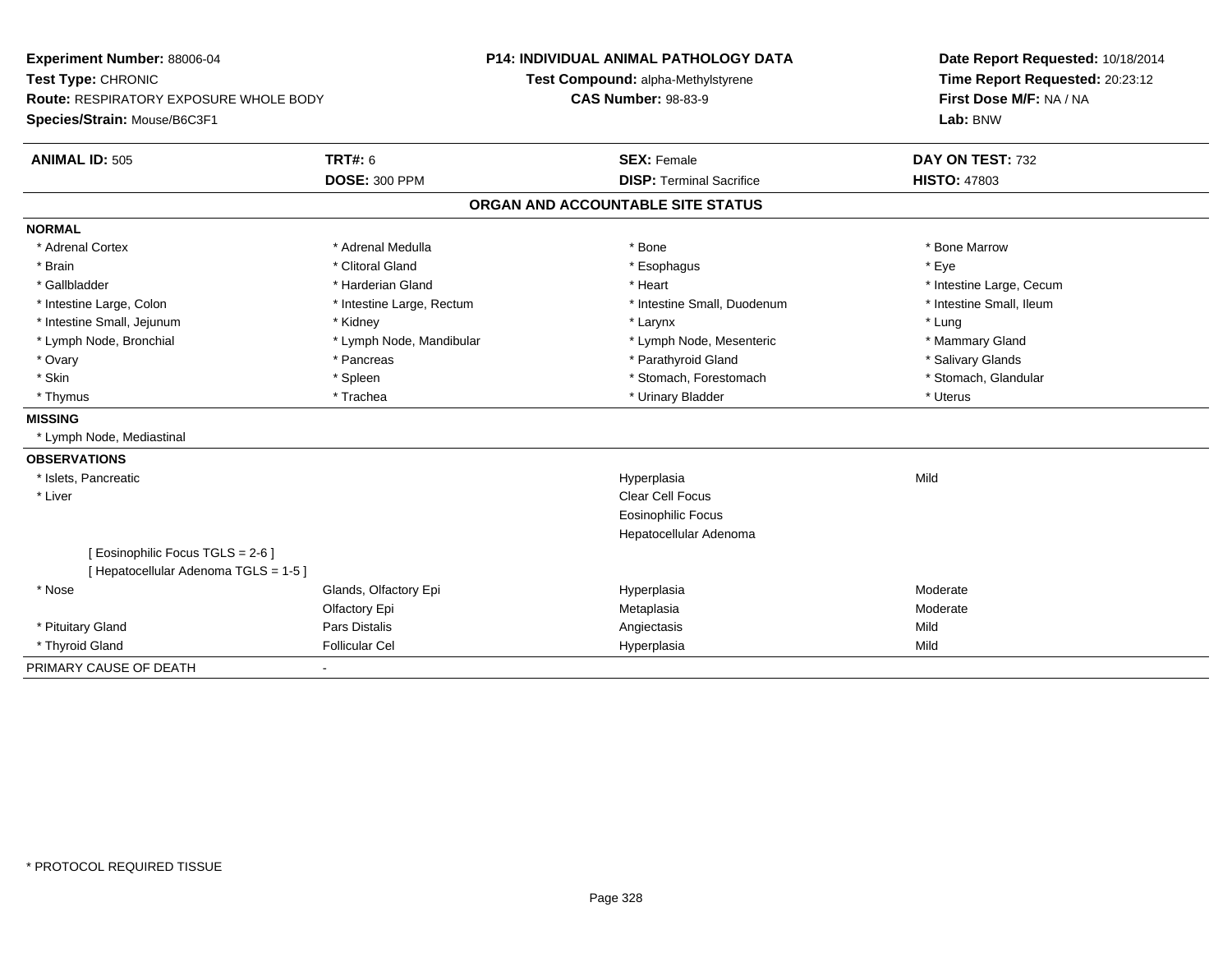**Experiment Number:** 88006-04
**Test Type:** CHRONIC
**Route:** RESPIRATORY EXPOSURE WHOLE BODY
**Species/Strain:** Mouse/B6C3F1

**P14: INDIVIDUAL ANIMAL PATHOLOGY DATA**
**Test Compound:** alpha-Methylstyrene
**CAS Number:** 98-83-9

**Date Report Requested:** 10/18/2014
**Time Report Requested:** 20:23:12
**First Dose M/F:** NA / NA
**Lab:** BNW

| **ANIMAL ID:** 505 | **TRT#:** 6 | **SEX:** Female | **DAY ON TEST:** 732 |
|---|---|---|---|
| | **DOSE:** 300 PPM | **DISP:** Terminal Sacrifice | **HISTO:** 47803 |

## ORGAN AND ACCOUNTABLE SITE STATUS

**NORMAL**

| | | | |
|---|---|---|---|
| * Adrenal Cortex | * Adrenal Medulla | * Bone | * Bone Marrow |
| * Brain | * Clitoral Gland | * Esophagus | * Eye |
| * Gallbladder | * Harderian Gland | * Heart | * Intestine Large, Cecum |
| * Intestine Large, Colon | * Intestine Large, Rectum | * Intestine Small, Duodenum | * Intestine Small, Ileum |
| * Intestine Small, Jejunum | * Kidney | * Larynx | * Lung |
| * Lymph Node, Bronchial | * Lymph Node, Mandibular | * Lymph Node, Mesenteric | * Mammary Gland |
| * Ovary | * Pancreas | * Parathyroid Gland | * Salivary Glands |
| * Skin | * Spleen | * Stomach, Forestomach | * Stomach, Glandular |
| * Thymus | * Trachea | * Urinary Bladder | * Uterus |

**MISSING**

* Lymph Node, Mediastinal

**OBSERVATIONS**

| | | | |
|---|---|---|---|
| * Islets, Pancreatic | | Hyperplasia | Mild |
| * Liver | | Clear Cell Focus | |
| | | Eosinophilic Focus | |
| | | Hepatocellular Adenoma | |
| [ Eosinophilic Focus TGLS = 2-6 ] | | | |
| [ Hepatocellular Adenoma TGLS = 1-5 ] | | | |
| * Nose | Glands, Olfactory Epi | Hyperplasia | Moderate |
| | Olfactory Epi | Metaplasia | Moderate |
| * Pituitary Gland | Pars Distalis | Angiectasis | Mild |
| * Thyroid Gland | Follicular Cel | Hyperplasia | Mild |

PRIMARY CAUSE OF DEATH -

* PROTOCOL REQUIRED TISSUE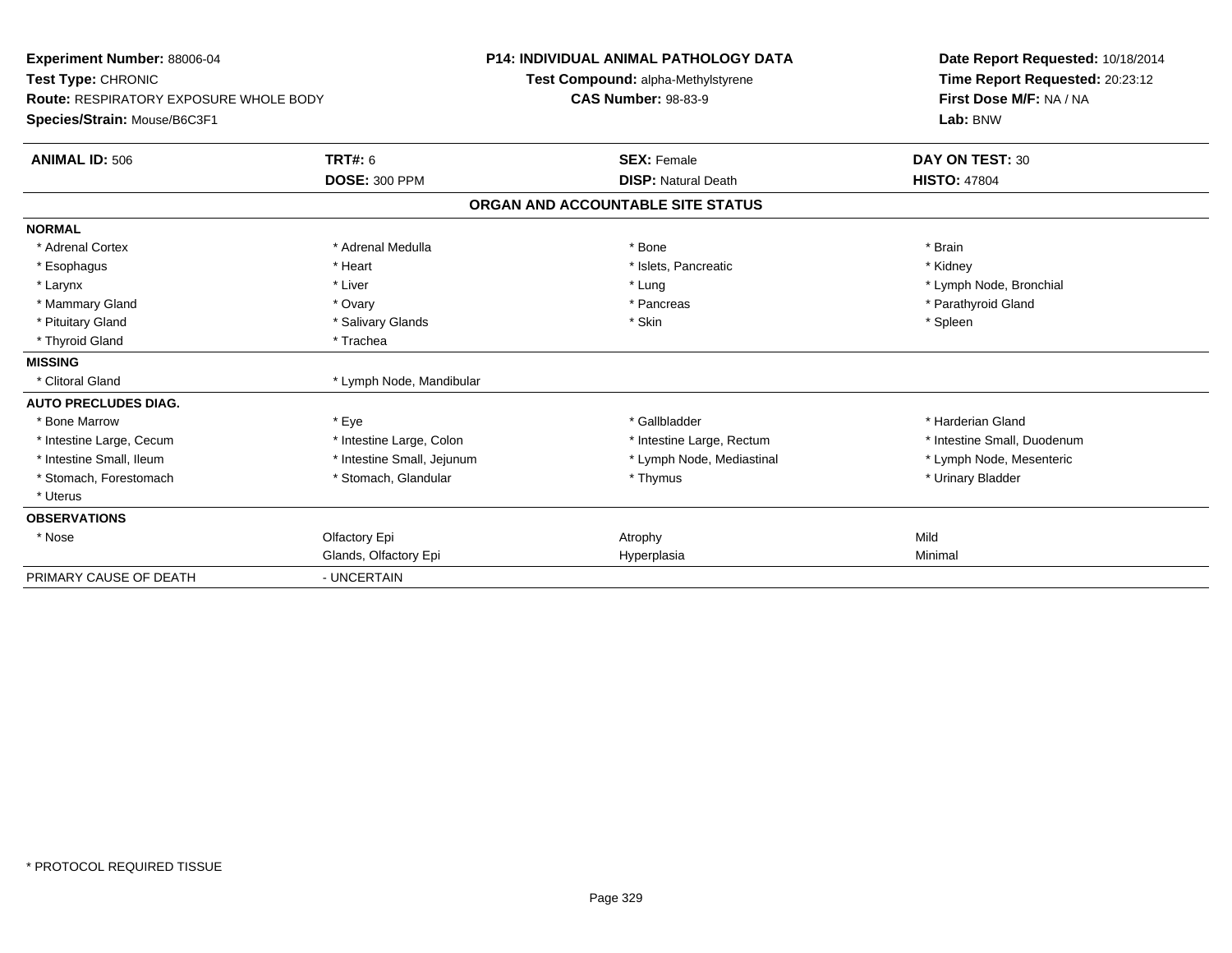**Experiment Number:** 88006-04
**Test Type:** CHRONIC
**Route:** RESPIRATORY EXPOSURE WHOLE BODY
**Species/Strain:** Mouse/B6C3F1

**P14: INDIVIDUAL ANIMAL PATHOLOGY DATA**
**Test Compound:** alpha-Methylstyrene
**CAS Number:** 98-83-9

**Date Report Requested:** 10/18/2014
**Time Report Requested:** 20:23:12
**First Dose M/F:** NA / NA
**Lab:** BNW

| **ANIMAL ID:** 506 | **TRT#:** 6 | **SEX:** Female | **DAY ON TEST:** 30 |
|---|---|---|---|
| | **DOSE:** 300 PPM | **DISP:** Natural Death | **HISTO:** 47804 |

## ORGAN AND ACCOUNTABLE SITE STATUS

| | | | |
|---|---|---|---|
| **NORMAL** | | | |
| * Adrenal Cortex | * Adrenal Medulla | * Bone | * Brain |
| * Esophagus | * Heart | * Islets, Pancreatic | * Kidney |
| * Larynx | * Liver | * Lung | * Lymph Node, Bronchial |
| * Mammary Gland | * Ovary | * Pancreas | * Parathyroid Gland |
| * Pituitary Gland | * Salivary Glands | * Skin | * Spleen |
| * Thyroid Gland | * Trachea | | |
| **MISSING** | | | |
| * Clitoral Gland | * Lymph Node, Mandibular | | |
| **AUTO PRECLUDES DIAG.** | | | |
| * Bone Marrow | * Eye | * Gallbladder | * Harderian Gland |
| * Intestine Large, Cecum | * Intestine Large, Colon | * Intestine Large, Rectum | * Intestine Small, Duodenum |
| * Intestine Small, Ileum | * Intestine Small, Jejunum | * Lymph Node, Mediastinal | * Lymph Node, Mesenteric |
| * Stomach, Forestomach | * Stomach, Glandular | * Thymus | * Urinary Bladder |
| * Uterus | | | |
| **OBSERVATIONS** | | | |
| * Nose | Olfactory Epi | Atrophy | Mild |
| | Glands, Olfactory Epi | Hyperplasia | Minimal |
| PRIMARY CAUSE OF DEATH | - UNCERTAIN | | |

* PROTOCOL REQUIRED TISSUE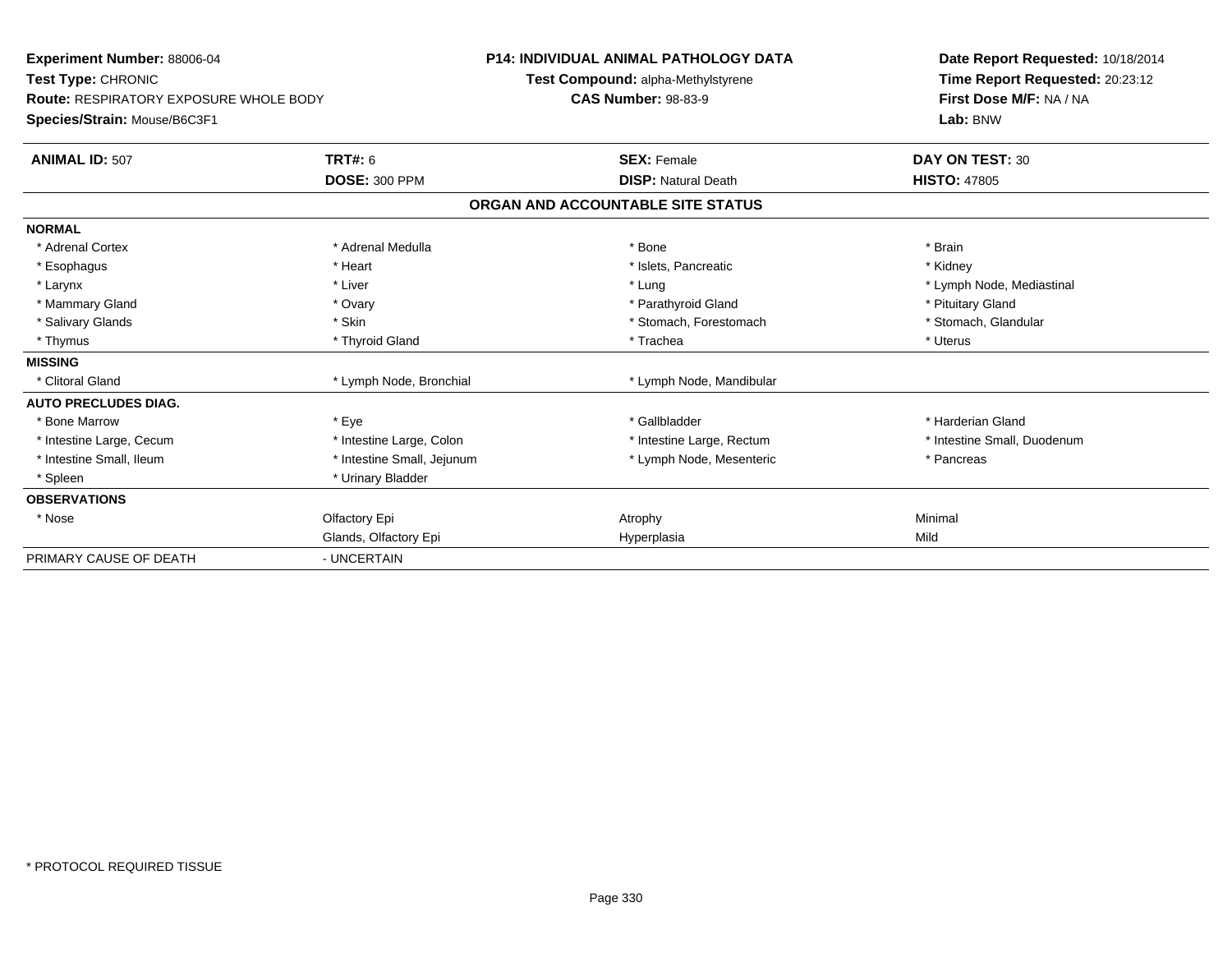**Experiment Number:** 88006-04
**Test Type:** CHRONIC
**Route:** RESPIRATORY EXPOSURE WHOLE BODY
**Species/Strain:** Mouse/B6C3F1

**P14: INDIVIDUAL ANIMAL PATHOLOGY DATA**
**Test Compound:** alpha-Methylstyrene
**CAS Number:** 98-83-9

**Date Report Requested:** 10/18/2014
**Time Report Requested:** 20:23:12
**First Dose M/F:** NA / NA
**Lab:** BNW

| **ANIMAL ID:** 507 | **TRT#:** 6 | **SEX:** Female | **DAY ON TEST:** 30 |
|---|---|---|---|
| | **DOSE:** 300 PPM | **DISP:** Natural Death | **HISTO:** 47805 |

## ORGAN AND ACCOUNTABLE SITE STATUS

| | | | |
|---|---|---|---|
| **NORMAL** | | | |
| * Adrenal Cortex | * Adrenal Medulla | * Bone | * Brain |
| * Esophagus | * Heart | * Islets, Pancreatic | * Kidney |
| * Larynx | * Liver | * Lung | * Lymph Node, Mediastinal |
| * Mammary Gland | * Ovary | * Parathyroid Gland | * Pituitary Gland |
| * Salivary Glands | * Skin | * Stomach, Forestomach | * Stomach, Glandular |
| * Thymus | * Thyroid Gland | * Trachea | * Uterus |
| **MISSING** | | | |
| * Clitoral Gland | * Lymph Node, Bronchial | * Lymph Node, Mandibular | |
| **AUTO PRECLUDES DIAG.** | | | |
| * Bone Marrow | * Eye | * Gallbladder | * Harderian Gland |
| * Intestine Large, Cecum | * Intestine Large, Colon | * Intestine Large, Rectum | * Intestine Small, Duodenum |
| * Intestine Small, Ileum | * Intestine Small, Jejunum | * Lymph Node, Mesenteric | * Pancreas |
| * Spleen | * Urinary Bladder | | |
| **OBSERVATIONS** | | | |
| * Nose | Olfactory Epi | Atrophy | Minimal |
| | Glands, Olfactory Epi | Hyperplasia | Mild |
| PRIMARY CAUSE OF DEATH | - UNCERTAIN | | |

* PROTOCOL REQUIRED TISSUE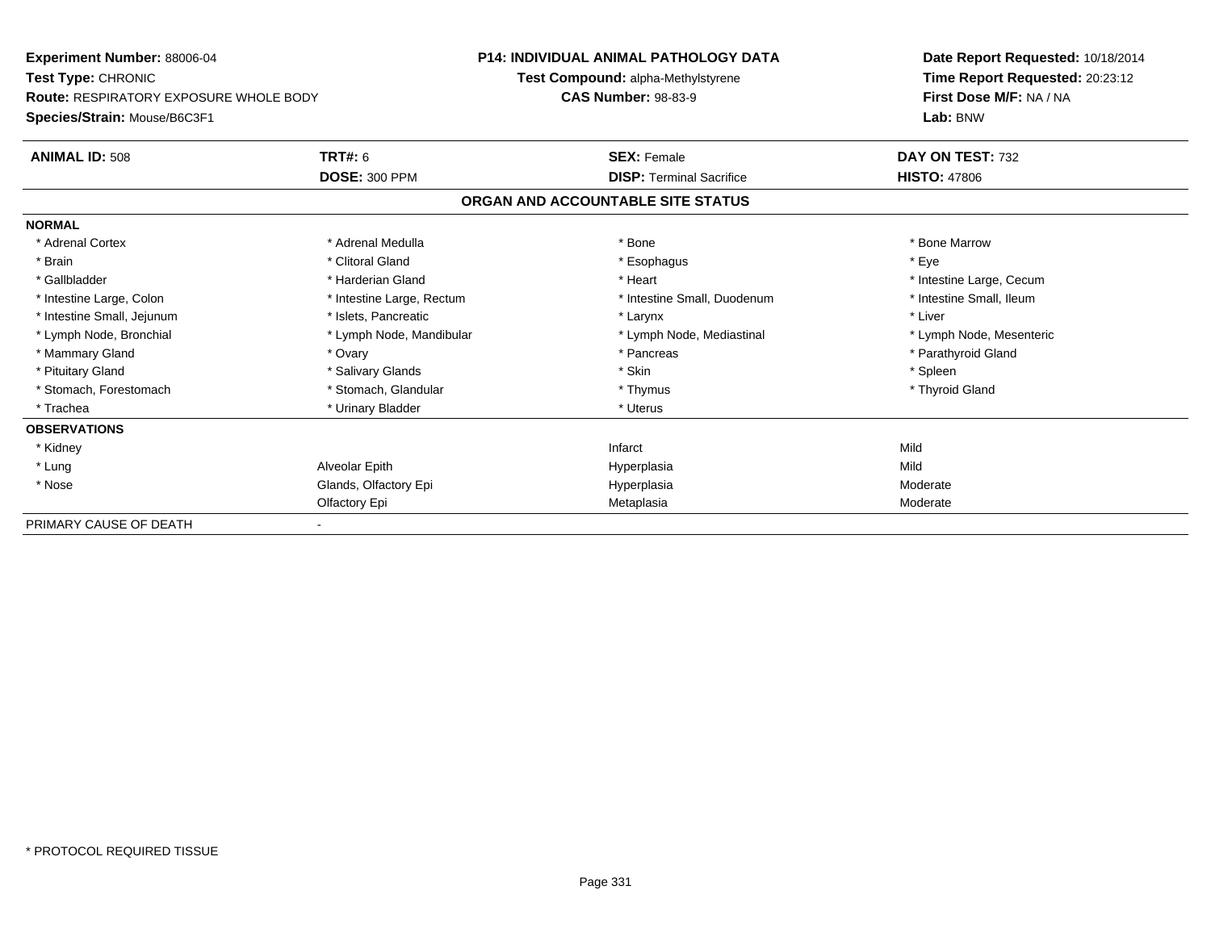**Experiment Number:** 88006-04
**Test Type:** CHRONIC
**Route:** RESPIRATORY EXPOSURE WHOLE BODY
**Species/Strain:** Mouse/B6C3F1

**P14: INDIVIDUAL ANIMAL PATHOLOGY DATA**
**Test Compound:** alpha-Methylstyrene
**CAS Number:** 98-83-9

**Date Report Requested:** 10/18/2014
**Time Report Requested:** 20:23:12
**First Dose M/F:** NA / NA
**Lab:** BNW

| **ANIMAL ID:** 508 | **TRT#:** 6 | **SEX:** Female | **DAY ON TEST:** 732 |
|---|---|---|---|
| | **DOSE:** 300 PPM | **DISP:** Terminal Sacrifice | **HISTO:** 47806 |

## ORGAN AND ACCOUNTABLE SITE STATUS

**NORMAL**

| | | | |
|---|---|---|---|
| * Adrenal Cortex | * Adrenal Medulla | * Bone | * Bone Marrow |
| * Brain | * Clitoral Gland | * Esophagus | * Eye |
| * Gallbladder | * Harderian Gland | * Heart | * Intestine Large, Cecum |
| * Intestine Large, Colon | * Intestine Large, Rectum | * Intestine Small, Duodenum | * Intestine Small, Ileum |
| * Intestine Small, Jejunum | * Islets, Pancreatic | * Larynx | * Liver |
| * Lymph Node, Bronchial | * Lymph Node, Mandibular | * Lymph Node, Mediastinal | * Lymph Node, Mesenteric |
| * Mammary Gland | * Ovary | * Pancreas | * Parathyroid Gland |
| * Pituitary Gland | * Salivary Glands | * Skin | * Spleen |
| * Stomach, Forestomach | * Stomach, Glandular | * Thymus | * Thyroid Gland |
| * Trachea | * Urinary Bladder | * Uterus | |

**OBSERVATIONS**

| | | | |
|---|---|---|---|
| * Kidney | | Infarct | Mild |
| * Lung | Alveolar Epith | Hyperplasia | Mild |
| * Nose | Glands, Olfactory Epi | Hyperplasia | Moderate |
| | Olfactory Epi | Metaplasia | Moderate |

PRIMARY CAUSE OF DEATH -

* PROTOCOL REQUIRED TISSUE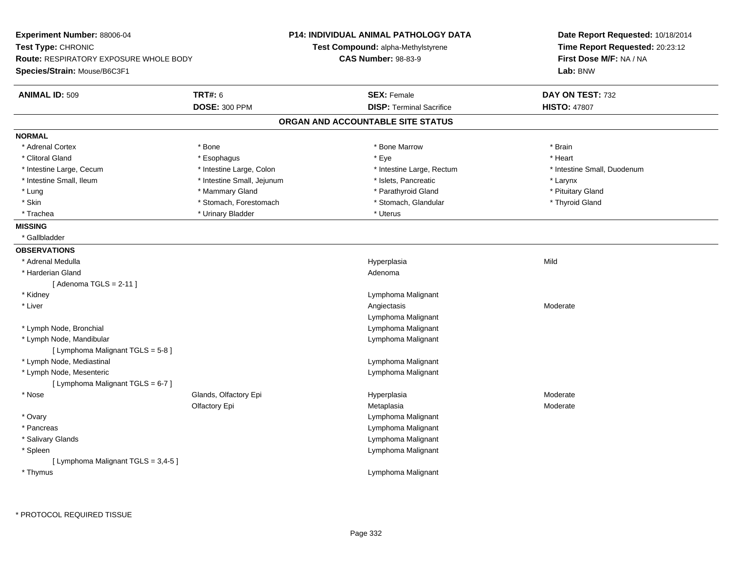**Experiment Number:** 88006-04
**Test Type:** CHRONIC
**Route:** RESPIRATORY EXPOSURE WHOLE BODY
**Species/Strain:** Mouse/B6C3F1

**P14: INDIVIDUAL ANIMAL PATHOLOGY DATA**
**Test Compound:** alpha-Methylstyrene
**CAS Number:** 98-83-9

**Date Report Requested:** 10/18/2014
**Time Report Requested:** 20:23:12
**First Dose M/F:** NA / NA
**Lab:** BNW

| **ANIMAL ID:** 509 | **TRT#:** 6 | **SEX:** Female | **DAY ON TEST:** 732 |
|---|---|---|---|
| | **DOSE:** 300 PPM | **DISP:** Terminal Sacrifice | **HISTO:** 47807 |

## ORGAN AND ACCOUNTABLE SITE STATUS

**NORMAL**

| | | | |
|---|---|---|---|
| * Adrenal Cortex | * Bone | * Bone Marrow | * Brain |
| * Clitoral Gland | * Esophagus | * Eye | * Heart |
| * Intestine Large, Cecum | * Intestine Large, Colon | * Intestine Large, Rectum | * Intestine Small, Duodenum |
| * Intestine Small, Ileum | * Intestine Small, Jejunum | * Islets, Pancreatic | * Larynx |
| * Lung | * Mammary Gland | * Parathyroid Gland | * Pituitary Gland |
| * Skin | * Stomach, Forestomach | * Stomach, Glandular | * Thyroid Gland |
| * Trachea | * Urinary Bladder | * Uterus | |

**MISSING**

* Gallbladder

**OBSERVATIONS**

| Organ | Site | Observation | Severity |
|---|---|---|---|
| * Adrenal Medulla | | Hyperplasia | Mild |
| * Harderian Gland | | Adenoma | |
| [ Adenoma TGLS = 2-11 ] | | | |
| * Kidney | | Lymphoma Malignant | |
| * Liver | | Angiectasis | Moderate |
| | | Lymphoma Malignant | |
| * Lymph Node, Bronchial | | Lymphoma Malignant | |
| * Lymph Node, Mandibular | | Lymphoma Malignant | |
| [ Lymphoma Malignant TGLS = 5-8 ] | | | |
| * Lymph Node, Mediastinal | | Lymphoma Malignant | |
| * Lymph Node, Mesenteric | | Lymphoma Malignant | |
| [ Lymphoma Malignant TGLS = 6-7 ] | | | |
| * Nose | Glands, Olfactory Epi | Hyperplasia | Moderate |
| | Olfactory Epi | Metaplasia | Moderate |
| * Ovary | | Lymphoma Malignant | |
| * Pancreas | | Lymphoma Malignant | |
| * Salivary Glands | | Lymphoma Malignant | |
| * Spleen | | Lymphoma Malignant | |
| [ Lymphoma Malignant TGLS = 3,4-5 ] | | | |
| * Thymus | | Lymphoma Malignant | |

* PROTOCOL REQUIRED TISSUE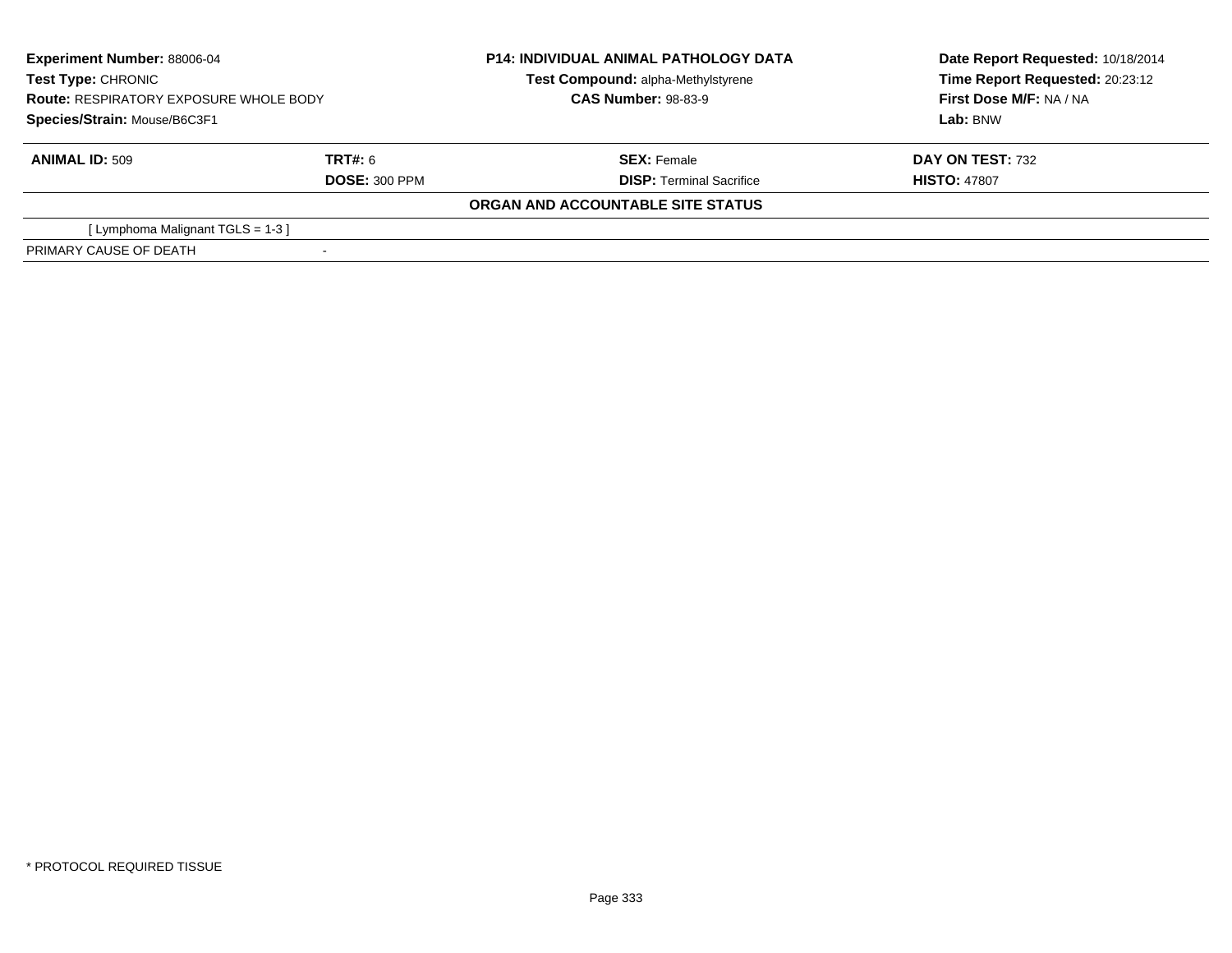| **Experiment Number:** 88006-04 | **P14: INDIVIDUAL ANIMAL PATHOLOGY DATA** | **Date Report Requested:** 10/18/2014 |
|---|---|---|
| **Test Type:** CHRONIC | **Test Compound:** alpha-Methylstyrene | **Time Report Requested:** 20:23:12 |
| **Route:** RESPIRATORY EXPOSURE WHOLE BODY | **CAS Number:** 98-83-9 | **First Dose M/F:** NA / NA |
| **Species/Strain:** Mouse/B6C3F1 | | **Lab:** BNW |

| **ANIMAL ID:** 509 | **TRT#:** 6 | **SEX:** Female | **DAY ON TEST:** 732 |
|---|---|---|---|
| | **DOSE:** 300 PPM | **DISP:** Terminal Sacrifice | **HISTO:** 47807 |

**ORGAN AND ACCOUNTABLE SITE STATUS**

| | |
|---|---|
| [ Lymphoma Malignant TGLS = 1-3 ] | |
| PRIMARY CAUSE OF DEATH | - |

\* PROTOCOL REQUIRED TISSUE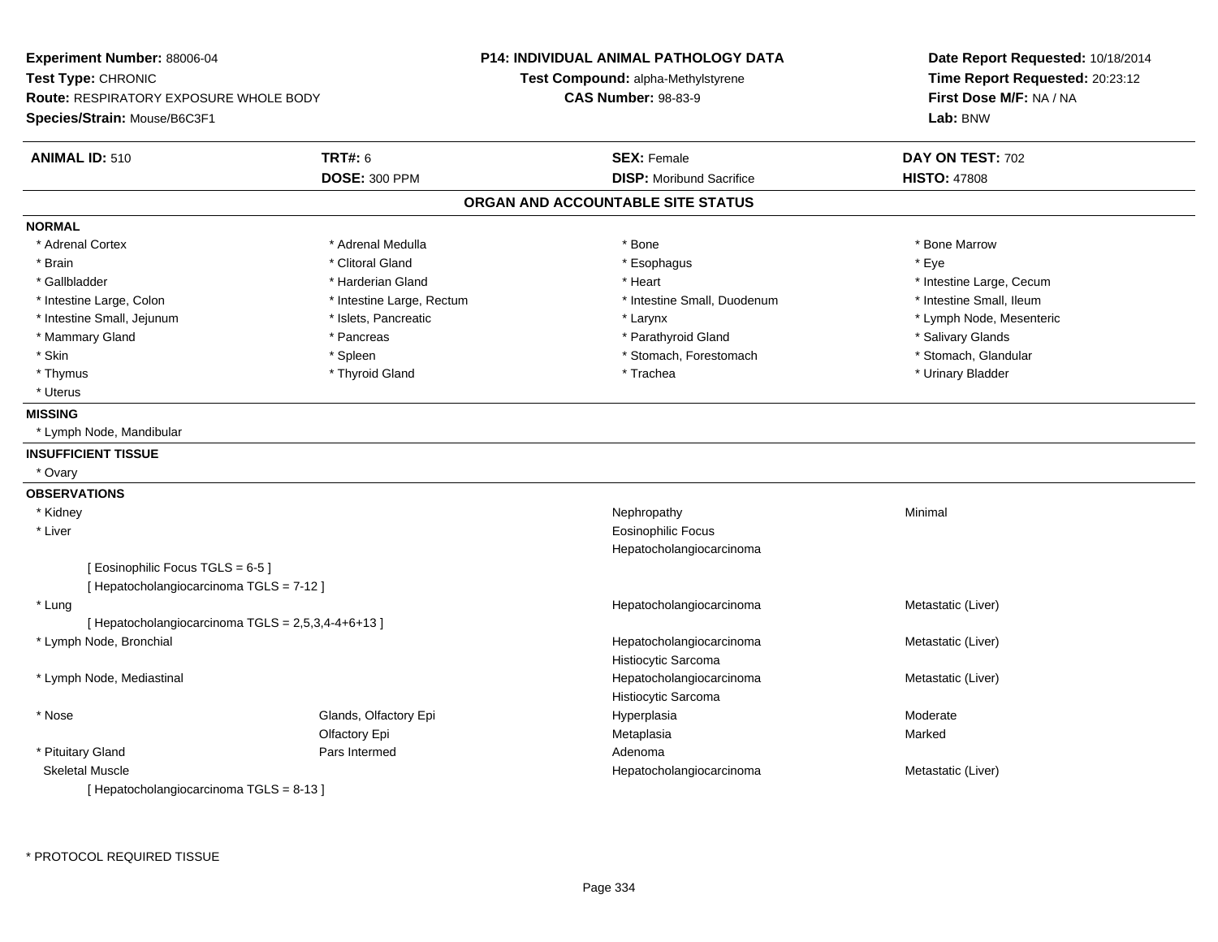**Experiment Number:** 88006-04
**Test Type:** CHRONIC
**Route:** RESPIRATORY EXPOSURE WHOLE BODY
**Species/Strain:** Mouse/B6C3F1

**P14: INDIVIDUAL ANIMAL PATHOLOGY DATA**
**Test Compound:** alpha-Methylstyrene
**CAS Number:** 98-83-9

**Date Report Requested:** 10/18/2014
**Time Report Requested:** 20:23:12
**First Dose M/F:** NA / NA
**Lab:** BNW

| **ANIMAL ID:** 510 | **TRT#:** 6 | **SEX:** Female | **DAY ON TEST:** 702 |
|---|---|---|---|
| | **DOSE:** 300 PPM | **DISP:** Moribund Sacrifice | **HISTO:** 47808 |

## ORGAN AND ACCOUNTABLE SITE STATUS

**NORMAL**

| | | | |
|---|---|---|---|
| * Adrenal Cortex | * Adrenal Medulla | * Bone | * Bone Marrow |
| * Brain | * Clitoral Gland | * Esophagus | * Eye |
| * Gallbladder | * Harderian Gland | * Heart | * Intestine Large, Cecum |
| * Intestine Large, Colon | * Intestine Large, Rectum | * Intestine Small, Duodenum | * Intestine Small, Ileum |
| * Intestine Small, Jejunum | * Islets, Pancreatic | * Larynx | * Lymph Node, Mesenteric |
| * Mammary Gland | * Pancreas | * Parathyroid Gland | * Salivary Glands |
| * Skin | * Spleen | * Stomach, Forestomach | * Stomach, Glandular |
| * Thymus | * Thyroid Gland | * Trachea | * Urinary Bladder |
| * Uterus | | | |

**MISSING**

* Lymph Node, Mandibular

**INSUFFICIENT TISSUE**

* Ovary

**OBSERVATIONS**

| | | | |
|---|---|---|---|
| * Kidney | | Nephropathy | Minimal |
| * Liver | | Eosinophilic Focus | |
| | | Hepatocholangiocarcinoma | |
| [ Eosinophilic Focus TGLS = 6-5 ] | | | |
| [ Hepatocholangiocarcinoma TGLS = 7-12 ] | | | |
| * Lung | | Hepatocholangiocarcinoma | Metastatic (Liver) |
| [ Hepatocholangiocarcinoma TGLS = 2,5,3,4-4+6+13 ] | | | |
| * Lymph Node, Bronchial | | Hepatocholangiocarcinoma | Metastatic (Liver) |
| | | Histiocytic Sarcoma | |
| * Lymph Node, Mediastinal | | Hepatocholangiocarcinoma | Metastatic (Liver) |
| | | Histiocytic Sarcoma | |
| * Nose | Glands, Olfactory Epi | Hyperplasia | Moderate |
| | Olfactory Epi | Metaplasia | Marked |
| * Pituitary Gland | Pars Intermed | Adenoma | |
| Skeletal Muscle | | Hepatocholangiocarcinoma | Metastatic (Liver) |
| [ Hepatocholangiocarcinoma TGLS = 8-13 ] | | | |

* PROTOCOL REQUIRED TISSUE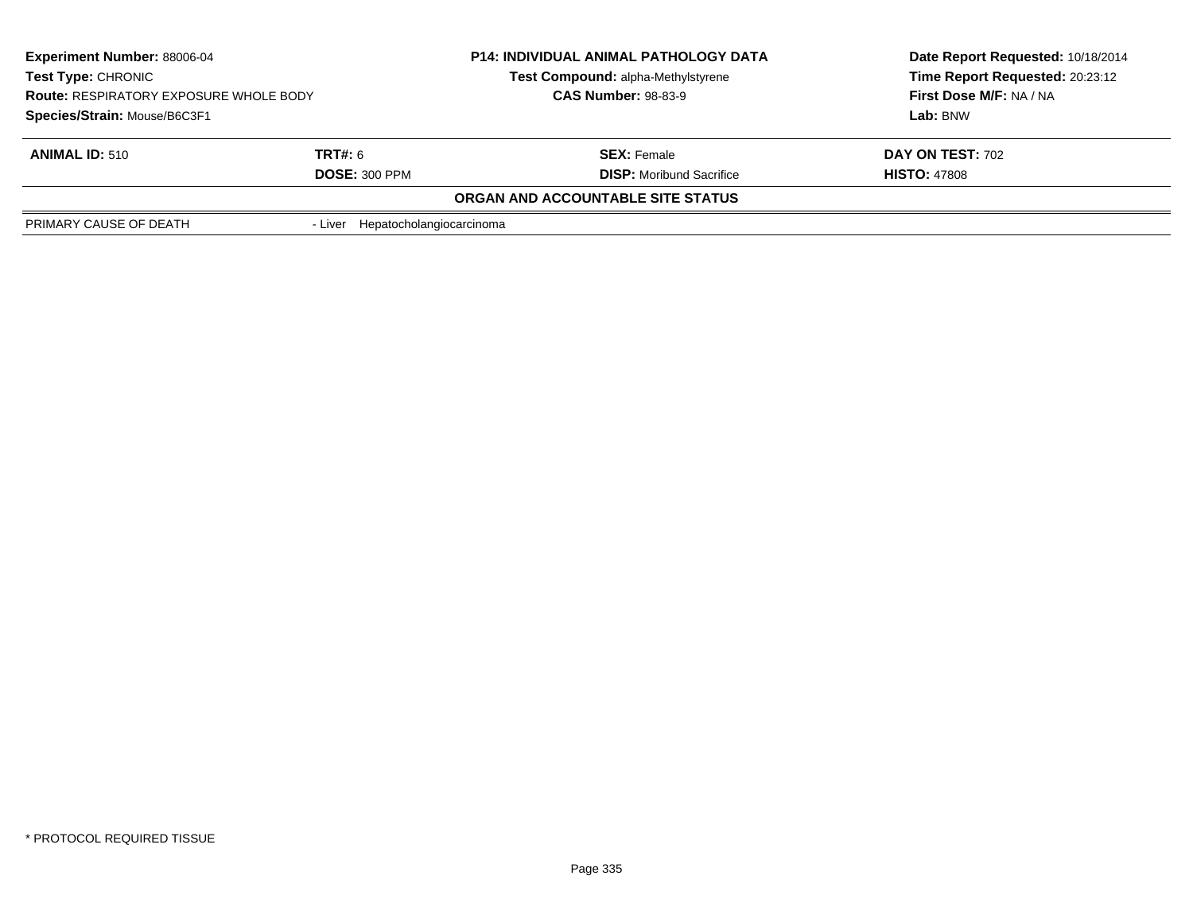**Experiment Number:** 88006-04
**Test Type:** CHRONIC
**Route:** RESPIRATORY EXPOSURE WHOLE BODY
**Species/Strain:** Mouse/B6C3F1

**P14: INDIVIDUAL ANIMAL PATHOLOGY DATA**
**Test Compound:** alpha-Methylstyrene
**CAS Number:** 98-83-9

**Date Report Requested:** 10/18/2014
**Time Report Requested:** 20:23:12
**First Dose M/F:** NA / NA
**Lab:** BNW

| **ANIMAL ID:** 510 | **TRT#:** 6 | **SEX:** Female | **DAY ON TEST:** 702 |
|---|---|---|---|
| | **DOSE:** 300 PPM | **DISP:** Moribund Sacrifice | **HISTO:** 47808 |

**ORGAN AND ACCOUNTABLE SITE STATUS**

| | |
|---|---|
| PRIMARY CAUSE OF DEATH | - Liver Hepatocholangiocarcinoma |

* PROTOCOL REQUIRED TISSUE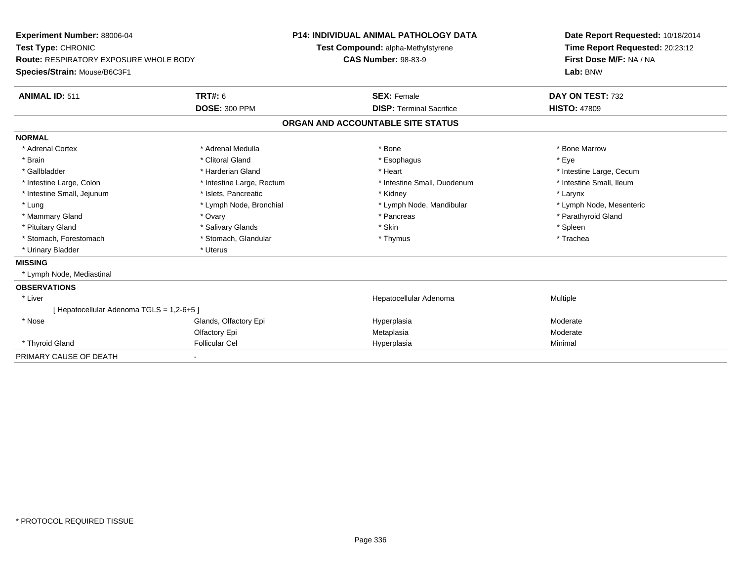**Experiment Number:** 88006-04
**Test Type:** CHRONIC
**Route:** RESPIRATORY EXPOSURE WHOLE BODY
**Species/Strain:** Mouse/B6C3F1

**P14: INDIVIDUAL ANIMAL PATHOLOGY DATA**
**Test Compound:** alpha-Methylstyrene
**CAS Number:** 98-83-9

**Date Report Requested:** 10/18/2014
**Time Report Requested:** 20:23:12
**First Dose M/F:** NA / NA
**Lab:** BNW

| **ANIMAL ID:** 511 | **TRT#:** 6 | **SEX:** Female | **DAY ON TEST:** 732 |
|---|---|---|---|
| | **DOSE:** 300 PPM | **DISP:** Terminal Sacrifice | **HISTO:** 47809 |

## ORGAN AND ACCOUNTABLE SITE STATUS

**NORMAL**

| | | | |
|---|---|---|---|
| * Adrenal Cortex | * Adrenal Medulla | * Bone | * Bone Marrow |
| * Brain | * Clitoral Gland | * Esophagus | * Eye |
| * Gallbladder | * Harderian Gland | * Heart | * Intestine Large, Cecum |
| * Intestine Large, Colon | * Intestine Large, Rectum | * Intestine Small, Duodenum | * Intestine Small, Ileum |
| * Intestine Small, Jejunum | * Islets, Pancreatic | * Kidney | * Larynx |
| * Lung | * Lymph Node, Bronchial | * Lymph Node, Mandibular | * Lymph Node, Mesenteric |
| * Mammary Gland | * Ovary | * Pancreas | * Parathyroid Gland |
| * Pituitary Gland | * Salivary Glands | * Skin | * Spleen |
| * Stomach, Forestomach | * Stomach, Glandular | * Thymus | * Trachea |
| * Urinary Bladder | * Uterus | | |

**MISSING**

* Lymph Node, Mediastinal

**OBSERVATIONS**

| | | | |
|---|---|---|---|
| * Liver | | Hepatocellular Adenoma | Multiple |
| [ Hepatocellular Adenoma TGLS = 1,2-6+5 ] | | | |
| * Nose | Glands, Olfactory Epi | Hyperplasia | Moderate |
| | Olfactory Epi | Metaplasia | Moderate |
| * Thyroid Gland | Follicular Cel | Hyperplasia | Minimal |

PRIMARY CAUSE OF DEATH -

\* PROTOCOL REQUIRED TISSUE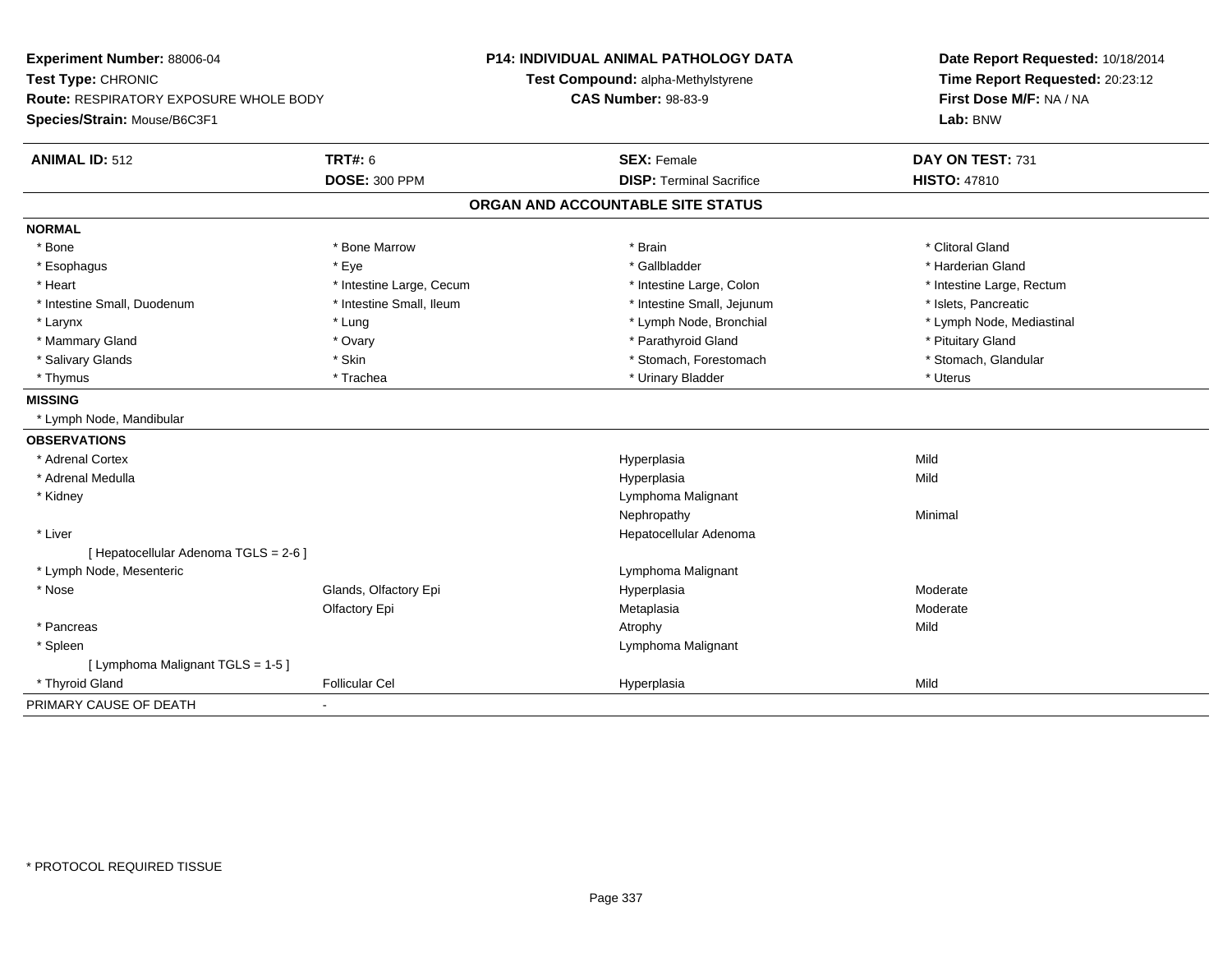**Experiment Number:** 88006-04
**Test Type:** CHRONIC
**Route:** RESPIRATORY EXPOSURE WHOLE BODY
**Species/Strain:** Mouse/B6C3F1

**P14: INDIVIDUAL ANIMAL PATHOLOGY DATA**
**Test Compound:** alpha-Methylstyrene
**CAS Number:** 98-83-9

**Date Report Requested:** 10/18/2014
**Time Report Requested:** 20:23:12
**First Dose M/F:** NA / NA
**Lab:** BNW

| **ANIMAL ID:** 512 | **TRT#:** 6 | **SEX:** Female | **DAY ON TEST:** 731 |
|---|---|---|---|
| | **DOSE:** 300 PPM | **DISP:** Terminal Sacrifice | **HISTO:** 47810 |

**ORGAN AND ACCOUNTABLE SITE STATUS**

| | | | |
|---|---|---|---|
| **NORMAL** | | | |
| * Bone | * Bone Marrow | * Brain | * Clitoral Gland |
| * Esophagus | * Eye | * Gallbladder | * Harderian Gland |
| * Heart | * Intestine Large, Cecum | * Intestine Large, Colon | * Intestine Large, Rectum |
| * Intestine Small, Duodenum | * Intestine Small, Ileum | * Intestine Small, Jejunum | * Islets, Pancreatic |
| * Larynx | * Lung | * Lymph Node, Bronchial | * Lymph Node, Mediastinal |
| * Mammary Gland | * Ovary | * Parathyroid Gland | * Pituitary Gland |
| * Salivary Glands | * Skin | * Stomach, Forestomach | * Stomach, Glandular |
| * Thymus | * Trachea | * Urinary Bladder | * Uterus |
| **MISSING** | | | |
| * Lymph Node, Mandibular | | | |
| **OBSERVATIONS** | | | |
| * Adrenal Cortex | | Hyperplasia | Mild |
| * Adrenal Medulla | | Hyperplasia | Mild |
| * Kidney | | Lymphoma Malignant | |
| | | Nephropathy | Minimal |
| * Liver | | Hepatocellular Adenoma | |
| [ Hepatocellular Adenoma TGLS = 2-6 ] | | | |
| * Lymph Node, Mesenteric | | Lymphoma Malignant | |
| * Nose | Glands, Olfactory Epi | Hyperplasia | Moderate |
| | Olfactory Epi | Metaplasia | Moderate |
| * Pancreas | | Atrophy | Mild |
| * Spleen | | Lymphoma Malignant | |
| [ Lymphoma Malignant TGLS = 1-5 ] | | | |
| * Thyroid Gland | Follicular Cel | Hyperplasia | Mild |
| PRIMARY CAUSE OF DEATH | - | | |

* PROTOCOL REQUIRED TISSUE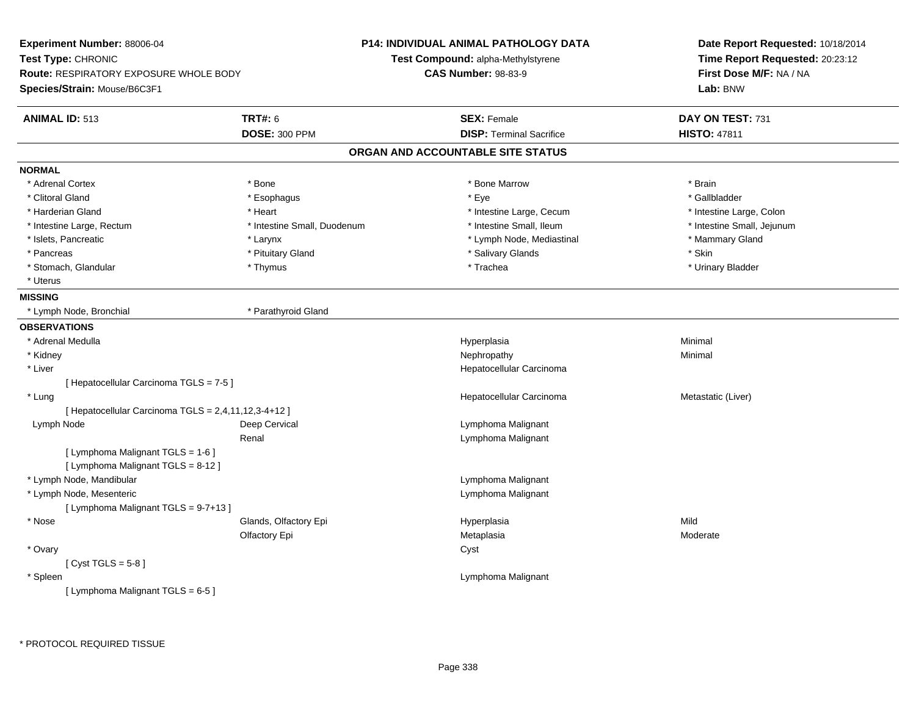**Experiment Number:** 88006-04
**Test Type:** CHRONIC
**Route:** RESPIRATORY EXPOSURE WHOLE BODY
**Species/Strain:** Mouse/B6C3F1

**P14: INDIVIDUAL ANIMAL PATHOLOGY DATA**
**Test Compound:** alpha-Methylstyrene
**CAS Number:** 98-83-9

**Date Report Requested:** 10/18/2014
**Time Report Requested:** 20:23:12
**First Dose M/F:** NA / NA
**Lab:** BNW

| **ANIMAL ID:** 513 | **TRT#:** 6 | **SEX:** Female | **DAY ON TEST:** 731 |
|---|---|---|---|
| | **DOSE:** 300 PPM | **DISP:** Terminal Sacrifice | **HISTO:** 47811 |

## ORGAN AND ACCOUNTABLE SITE STATUS

**NORMAL**

| | | | |
|---|---|---|---|
| * Adrenal Cortex | * Bone | * Bone Marrow | * Brain |
| * Clitoral Gland | * Esophagus | * Eye | * Gallbladder |
| * Harderian Gland | * Heart | * Intestine Large, Cecum | * Intestine Large, Colon |
| * Intestine Large, Rectum | * Intestine Small, Duodenum | * Intestine Small, Ileum | * Intestine Small, Jejunum |
| * Islets, Pancreatic | * Larynx | * Lymph Node, Mediastinal | * Mammary Gland |
| * Pancreas | * Pituitary Gland | * Salivary Glands | * Skin |
| * Stomach, Glandular | * Thymus | * Trachea | * Urinary Bladder |
| * Uterus | | | |

**MISSING**

| | |
|---|---|
| * Lymph Node, Bronchial | * Parathyroid Gland |

**OBSERVATIONS**

| | | | |
|---|---|---|---|
| * Adrenal Medulla | | Hyperplasia | Minimal |
| * Kidney | | Nephropathy | Minimal |
| * Liver | | Hepatocellular Carcinoma | |
| [ Hepatocellular Carcinoma TGLS = 7-5 ] | | | |
| * Lung | | Hepatocellular Carcinoma | Metastatic (Liver) |
| [ Hepatocellular Carcinoma TGLS = 2,4,11,12,3-4+12 ] | | | |
| Lymph Node | Deep Cervical | Lymphoma Malignant | |
| | Renal | Lymphoma Malignant | |
| [ Lymphoma Malignant TGLS = 1-6 ] | | | |
| [ Lymphoma Malignant TGLS = 8-12 ] | | | |
| * Lymph Node, Mandibular | | Lymphoma Malignant | |
| * Lymph Node, Mesenteric | | Lymphoma Malignant | |
| [ Lymphoma Malignant TGLS = 9-7+13 ] | | | |
| * Nose | Glands, Olfactory Epi | Hyperplasia | Mild |
| | Olfactory Epi | Metaplasia | Moderate |
| * Ovary | | Cyst | |
| [ Cyst TGLS = 5-8 ] | | | |
| * Spleen | | Lymphoma Malignant | |
| [ Lymphoma Malignant TGLS = 6-5 ] | | | |

* PROTOCOL REQUIRED TISSUE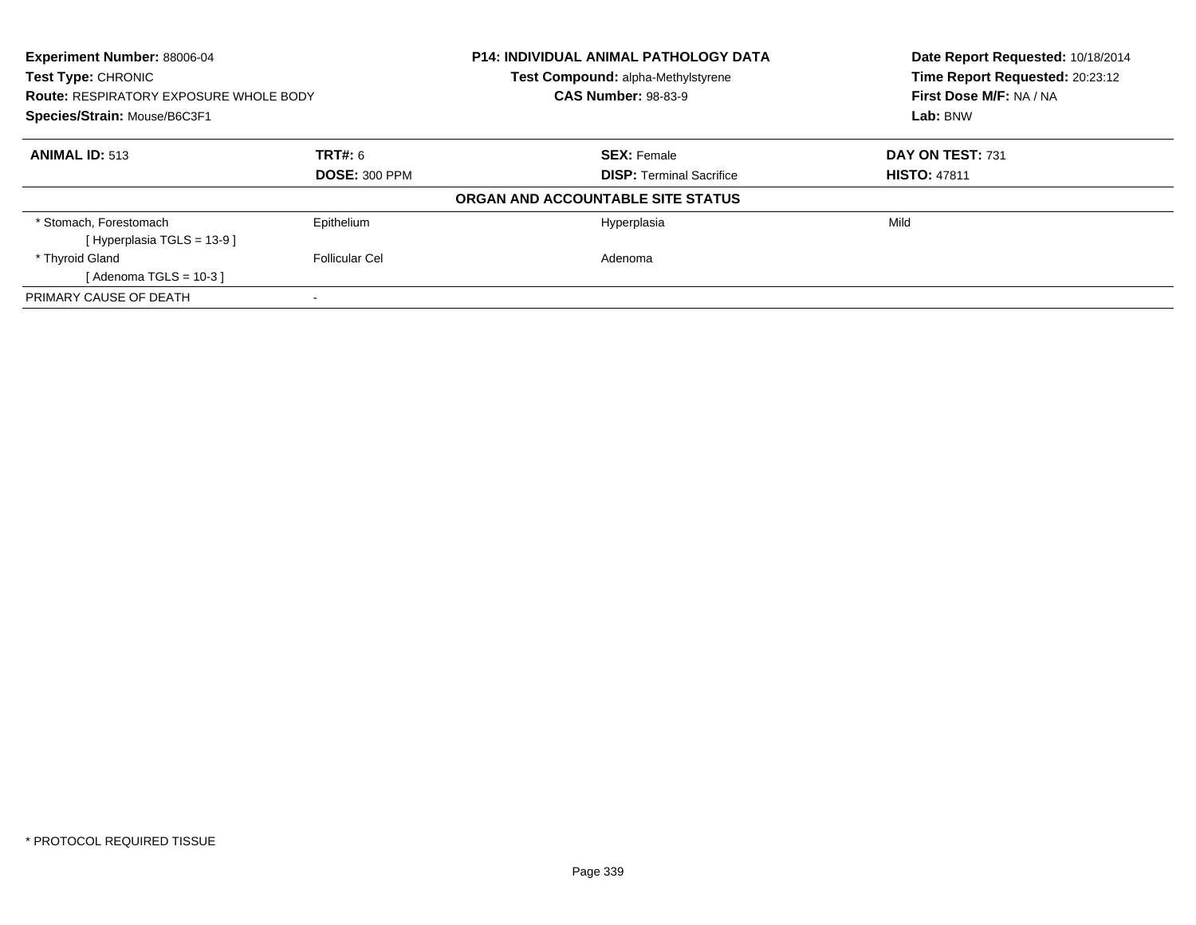**Experiment Number:** 88006-04
**Test Type:** CHRONIC
**Route:** RESPIRATORY EXPOSURE WHOLE BODY
**Species/Strain:** Mouse/B6C3F1

**P14: INDIVIDUAL ANIMAL PATHOLOGY DATA**
**Test Compound:** alpha-Methylstyrene
**CAS Number:** 98-83-9

**Date Report Requested:** 10/18/2014
**Time Report Requested:** 20:23:12
**First Dose M/F:** NA / NA
**Lab:** BNW

| **ANIMAL ID:** 513 | **TRT#:** 6 | **SEX:** Female | **DAY ON TEST:** 731 |
|---|---|---|---|
| | **DOSE:** 300 PPM | **DISP:** Terminal Sacrifice | **HISTO:** 47811 |

**ORGAN AND ACCOUNTABLE SITE STATUS**

| | | | |
|---|---|---|---|
| * Stomach, Forestomach | Epithelium | Hyperplasia | Mild |
| [ Hyperplasia TGLS = 13-9 ] | | | |
| * Thyroid Gland | Follicular Cel | Adenoma | |
| [ Adenoma TGLS = 10-3 ] | | | |
| PRIMARY CAUSE OF DEATH | - | | |

* PROTOCOL REQUIRED TISSUE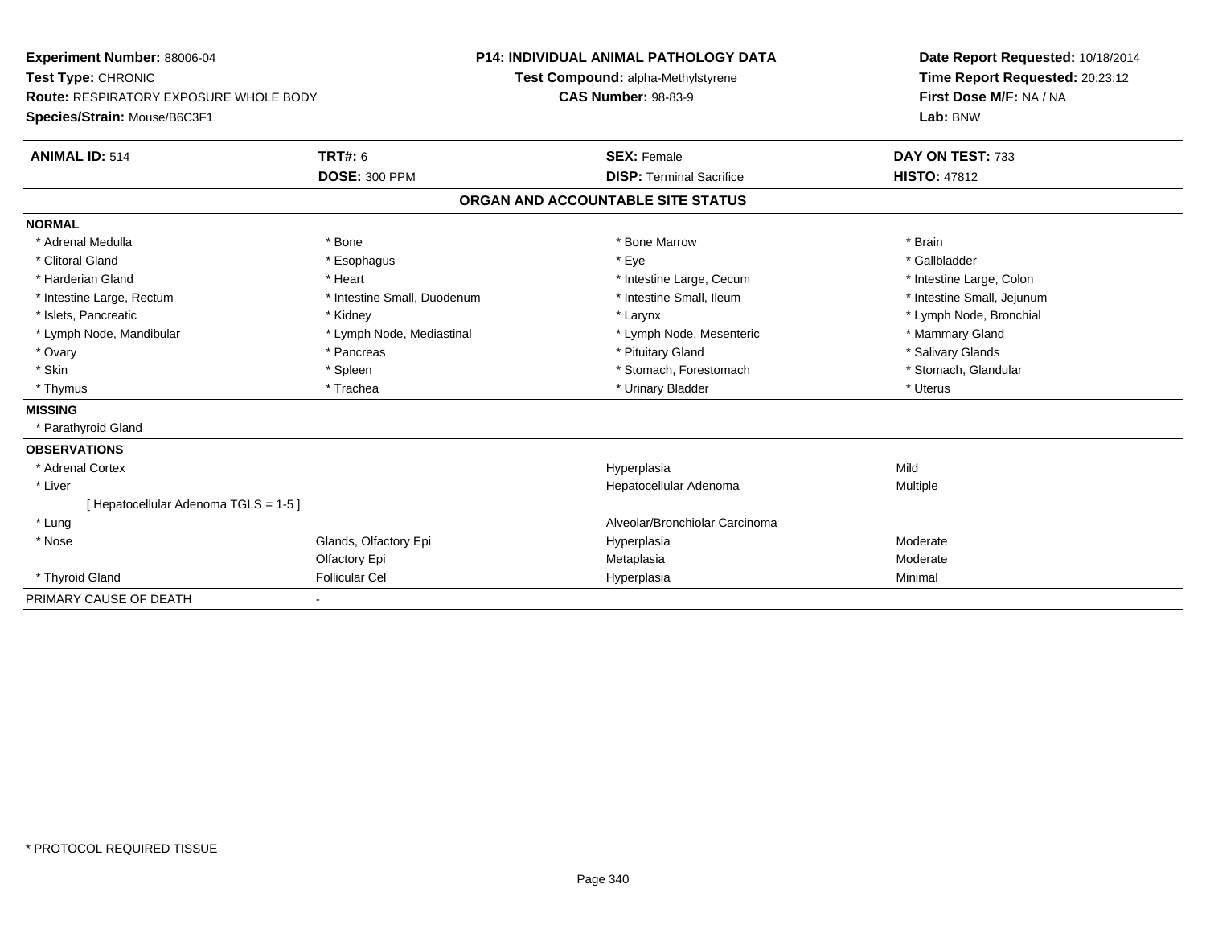**Experiment Number:** 88006-04
**Test Type:** CHRONIC
**Route:** RESPIRATORY EXPOSURE WHOLE BODY
**Species/Strain:** Mouse/B6C3F1

**P14: INDIVIDUAL ANIMAL PATHOLOGY DATA**
**Test Compound:** alpha-Methylstyrene
**CAS Number:** 98-83-9

**Date Report Requested:** 10/18/2014
**Time Report Requested:** 20:23:12
**First Dose M/F:** NA / NA
**Lab:** BNW

| **ANIMAL ID:** 514 | **TRT#:** 6 | **SEX:** Female | **DAY ON TEST:** 733 |
|---|---|---|---|
| | **DOSE:** 300 PPM | **DISP:** Terminal Sacrifice | **HISTO:** 47812 |

## ORGAN AND ACCOUNTABLE SITE STATUS

**NORMAL**

| | | | |
|---|---|---|---|
| * Adrenal Medulla | * Bone | * Bone Marrow | * Brain |
| * Clitoral Gland | * Esophagus | * Eye | * Gallbladder |
| * Harderian Gland | * Heart | * Intestine Large, Cecum | * Intestine Large, Colon |
| * Intestine Large, Rectum | * Intestine Small, Duodenum | * Intestine Small, Ileum | * Intestine Small, Jejunum |
| * Islets, Pancreatic | * Kidney | * Larynx | * Lymph Node, Bronchial |
| * Lymph Node, Mandibular | * Lymph Node, Mediastinal | * Lymph Node, Mesenteric | * Mammary Gland |
| * Ovary | * Pancreas | * Pituitary Gland | * Salivary Glands |
| * Skin | * Spleen | * Stomach, Forestomach | * Stomach, Glandular |
| * Thymus | * Trachea | * Urinary Bladder | * Uterus |

**MISSING**

* Parathyroid Gland

**OBSERVATIONS**

| | | | |
|---|---|---|---|
| * Adrenal Cortex | | Hyperplasia | Mild |
| * Liver | | Hepatocellular Adenoma | Multiple |
| [ Hepatocellular Adenoma TGLS = 1-5 ] | | | |
| * Lung | | Alveolar/Bronchiolar Carcinoma | |
| * Nose | Glands, Olfactory Epi | Hyperplasia | Moderate |
| | Olfactory Epi | Metaplasia | Moderate |
| * Thyroid Gland | Follicular Cel | Hyperplasia | Minimal |

PRIMARY CAUSE OF DEATH -

* PROTOCOL REQUIRED TISSUE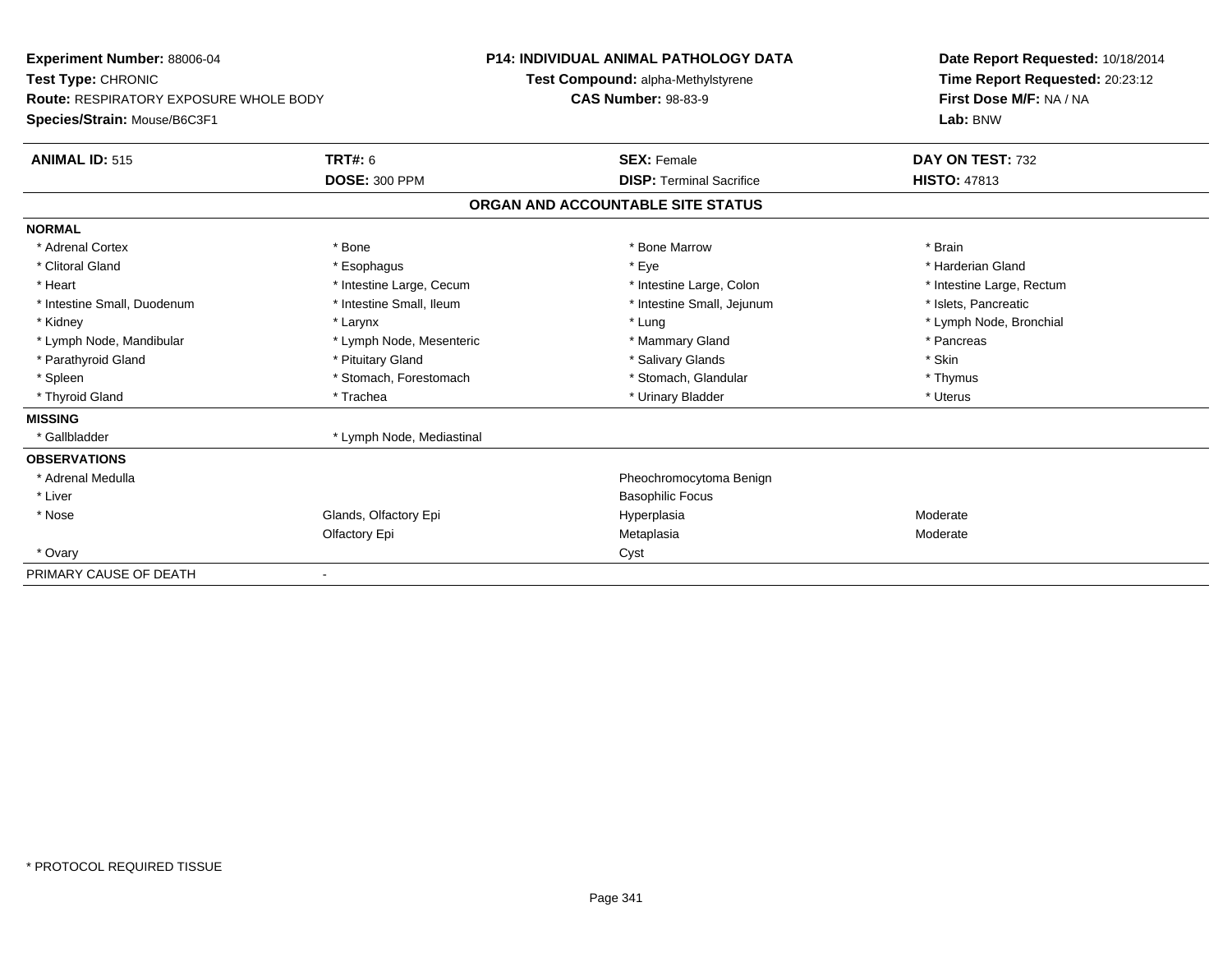**Experiment Number:** 88006-04
**Test Type:** CHRONIC
**Route:** RESPIRATORY EXPOSURE WHOLE BODY
**Species/Strain:** Mouse/B6C3F1

**P14: INDIVIDUAL ANIMAL PATHOLOGY DATA**
**Test Compound:** alpha-Methylstyrene
**CAS Number:** 98-83-9

**Date Report Requested:** 10/18/2014
**Time Report Requested:** 20:23:12
**First Dose M/F:** NA / NA
**Lab:** BNW

| **ANIMAL ID:** 515 | **TRT#:** 6 | **SEX:** Female | **DAY ON TEST:** 732 |
|---|---|---|---|
| | **DOSE:** 300 PPM | **DISP:** Terminal Sacrifice | **HISTO:** 47813 |

## ORGAN AND ACCOUNTABLE SITE STATUS

| | | | |
|---|---|---|---|
| **NORMAL** | | | |
| * Adrenal Cortex | * Bone | * Bone Marrow | * Brain |
| * Clitoral Gland | * Esophagus | * Eye | * Harderian Gland |
| * Heart | * Intestine Large, Cecum | * Intestine Large, Colon | * Intestine Large, Rectum |
| * Intestine Small, Duodenum | * Intestine Small, Ileum | * Intestine Small, Jejunum | * Islets, Pancreatic |
| * Kidney | * Larynx | * Lung | * Lymph Node, Bronchial |
| * Lymph Node, Mandibular | * Lymph Node, Mesenteric | * Mammary Gland | * Pancreas |
| * Parathyroid Gland | * Pituitary Gland | * Salivary Glands | * Skin |
| * Spleen | * Stomach, Forestomach | * Stomach, Glandular | * Thymus |
| * Thyroid Gland | * Trachea | * Urinary Bladder | * Uterus |
| **MISSING** | | | |
| * Gallbladder | * Lymph Node, Mediastinal | | |
| **OBSERVATIONS** | | | |
| * Adrenal Medulla | | Pheochromocytoma Benign | |
| * Liver | | Basophilic Focus | |
| * Nose | Glands, Olfactory Epi | Hyperplasia | Moderate |
| | Olfactory Epi | Metaplasia | Moderate |
| * Ovary | | Cyst | |
| PRIMARY CAUSE OF DEATH | - | | |

* PROTOCOL REQUIRED TISSUE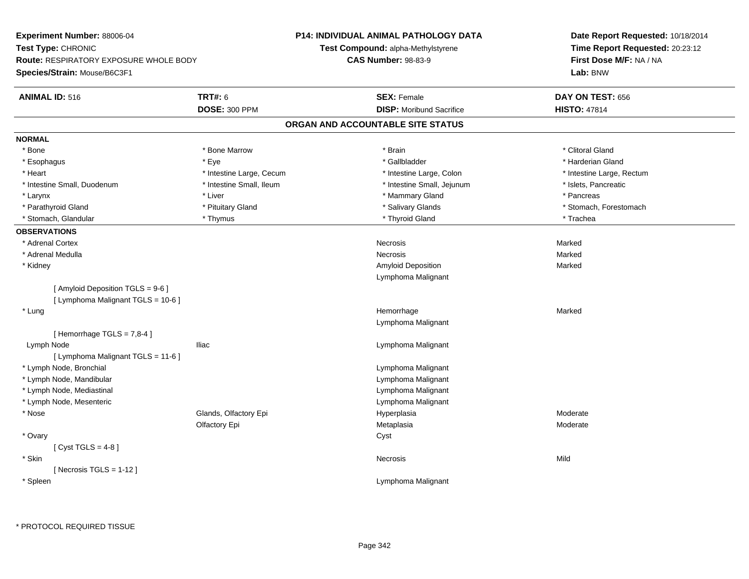**Experiment Number:** 88006-04
**Test Type:** CHRONIC
**Route:** RESPIRATORY EXPOSURE WHOLE BODY
**Species/Strain:** Mouse/B6C3F1

**P14: INDIVIDUAL ANIMAL PATHOLOGY DATA**
**Test Compound:** alpha-Methylstyrene
**CAS Number:** 98-83-9

**Date Report Requested:** 10/18/2014
**Time Report Requested:** 20:23:12
**First Dose M/F:** NA / NA
**Lab:** BNW

| **ANIMAL ID:** 516 | **TRT#:** 6 | **SEX:** Female | **DAY ON TEST:** 656 |
|---|---|---|---|
| | **DOSE:** 300 PPM | **DISP:** Moribund Sacrifice | **HISTO:** 47814 |

## ORGAN AND ACCOUNTABLE SITE STATUS

**NORMAL**

| | | | |
|---|---|---|---|
| * Bone | * Bone Marrow | * Brain | * Clitoral Gland |
| * Esophagus | * Eye | * Gallbladder | * Harderian Gland |
| * Heart | * Intestine Large, Cecum | * Intestine Large, Colon | * Intestine Large, Rectum |
| * Intestine Small, Duodenum | * Intestine Small, Ileum | * Intestine Small, Jejunum | * Islets, Pancreatic |
| * Larynx | * Liver | * Mammary Gland | * Pancreas |
| * Parathyroid Gland | * Pituitary Gland | * Salivary Glands | * Stomach, Forestomach |
| * Stomach, Glandular | * Thymus | * Thyroid Gland | * Trachea |

**OBSERVATIONS**

| | | | |
|---|---|---|---|
| * Adrenal Cortex | | Necrosis | Marked |
| * Adrenal Medulla | | Necrosis | Marked |
| * Kidney | | Amyloid Deposition | Marked |
| | | Lymphoma Malignant | |
| [ Amyloid Deposition TGLS = 9-6 ] | | | |
| [ Lymphoma Malignant TGLS = 10-6 ] | | | |
| * Lung | | Hemorrhage | Marked |
| | | Lymphoma Malignant | |
| [ Hemorrhage TGLS = 7,8-4 ] | | | |
| Lymph Node | Iliac | Lymphoma Malignant | |
| [ Lymphoma Malignant TGLS = 11-6 ] | | | |
| * Lymph Node, Bronchial | | Lymphoma Malignant | |
| * Lymph Node, Mandibular | | Lymphoma Malignant | |
| * Lymph Node, Mediastinal | | Lymphoma Malignant | |
| * Lymph Node, Mesenteric | | Lymphoma Malignant | |
| * Nose | Glands, Olfactory Epi | Hyperplasia | Moderate |
| | Olfactory Epi | Metaplasia | Moderate |
| * Ovary | | Cyst | |
| [ Cyst TGLS = 4-8 ] | | | |
| * Skin | | Necrosis | Mild |
| [ Necrosis TGLS = 1-12 ] | | | |
| * Spleen | | Lymphoma Malignant | |

* PROTOCOL REQUIRED TISSUE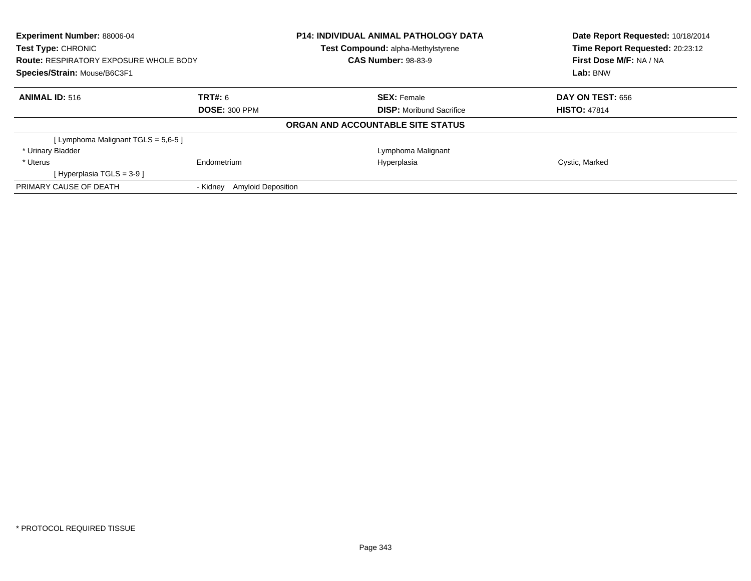**Experiment Number:** 88006-04
**Test Type:** CHRONIC
**Route:** RESPIRATORY EXPOSURE WHOLE BODY
**Species/Strain:** Mouse/B6C3F1

**P14: INDIVIDUAL ANIMAL PATHOLOGY DATA**
**Test Compound:** alpha-Methylstyrene
**CAS Number:** 98-83-9

**Date Report Requested:** 10/18/2014
**Time Report Requested:** 20:23:12
**First Dose M/F:** NA / NA
**Lab:** BNW

| **ANIMAL ID:** 516 | **TRT#:** 6 | **SEX:** Female | **DAY ON TEST:** 656 |
|---|---|---|---|
| | **DOSE:** 300 PPM | **DISP:** Moribund Sacrifice | **HISTO:** 47814 |

**ORGAN AND ACCOUNTABLE SITE STATUS**

| | | | |
|---|---|---|---|
| [ Lymphoma Malignant TGLS = 5,6-5 ] | | | |
| * Urinary Bladder | | Lymphoma Malignant | |
| * Uterus | Endometrium | Hyperplasia | Cystic, Marked |
| [ Hyperplasia TGLS = 3-9 ] | | | |
| PRIMARY CAUSE OF DEATH | - Kidney Amyloid Deposition | | |

* PROTOCOL REQUIRED TISSUE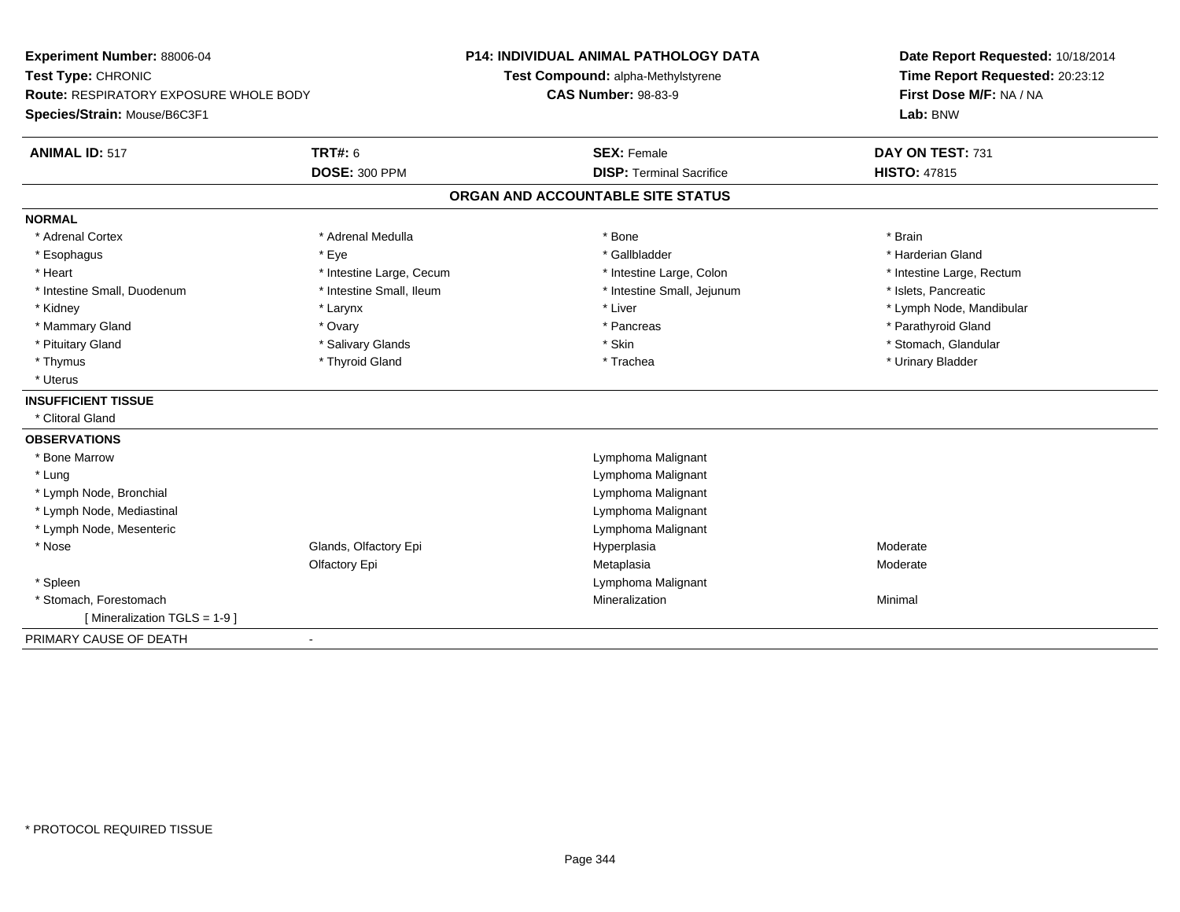**Experiment Number:** 88006-04
**Test Type:** CHRONIC
**Route:** RESPIRATORY EXPOSURE WHOLE BODY
**Species/Strain:** Mouse/B6C3F1

**P14: INDIVIDUAL ANIMAL PATHOLOGY DATA**
**Test Compound:** alpha-Methylstyrene
**CAS Number:** 98-83-9

**Date Report Requested:** 10/18/2014
**Time Report Requested:** 20:23:12
**First Dose M/F:** NA / NA
**Lab:** BNW

| **ANIMAL ID:** 517 | **TRT#:** 6 | **SEX:** Female | **DAY ON TEST:** 731 |
|---|---|---|---|
| | **DOSE:** 300 PPM | **DISP:** Terminal Sacrifice | **HISTO:** 47815 |

## ORGAN AND ACCOUNTABLE SITE STATUS

**NORMAL**

| | | | |
|---|---|---|---|
| * Adrenal Cortex | * Adrenal Medulla | * Bone | * Brain |
| * Esophagus | * Eye | * Gallbladder | * Harderian Gland |
| * Heart | * Intestine Large, Cecum | * Intestine Large, Colon | * Intestine Large, Rectum |
| * Intestine Small, Duodenum | * Intestine Small, Ileum | * Intestine Small, Jejunum | * Islets, Pancreatic |
| * Kidney | * Larynx | * Liver | * Lymph Node, Mandibular |
| * Mammary Gland | * Ovary | * Pancreas | * Parathyroid Gland |
| * Pituitary Gland | * Salivary Glands | * Skin | * Stomach, Glandular |
| * Thymus | * Thyroid Gland | * Trachea | * Urinary Bladder |
| * Uterus | | | |

**INSUFFICIENT TISSUE**

* Clitoral Gland

**OBSERVATIONS**

| | | | |
|---|---|---|---|
| * Bone Marrow | | Lymphoma Malignant | |
| * Lung | | Lymphoma Malignant | |
| * Lymph Node, Bronchial | | Lymphoma Malignant | |
| * Lymph Node, Mediastinal | | Lymphoma Malignant | |
| * Lymph Node, Mesenteric | | Lymphoma Malignant | |
| * Nose | Glands, Olfactory Epi | Hyperplasia | Moderate |
| | Olfactory Epi | Metaplasia | Moderate |
| * Spleen | | Lymphoma Malignant | |
| * Stomach, Forestomach | | Mineralization | Minimal |
| [ Mineralization TGLS = 1-9 ] | | | |

PRIMARY CAUSE OF DEATH -

* PROTOCOL REQUIRED TISSUE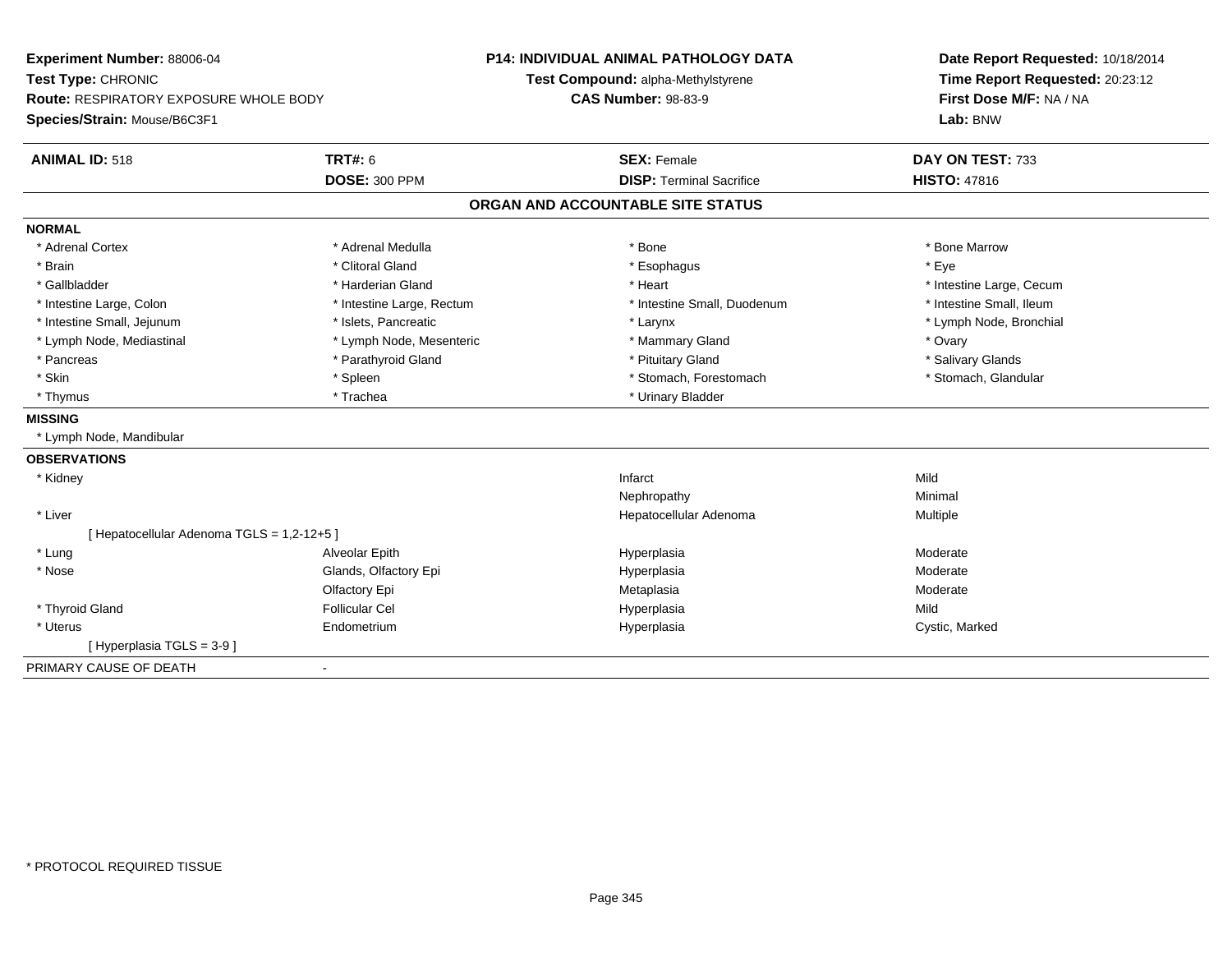**Experiment Number:** 88006-04
**Test Type:** CHRONIC
**Route:** RESPIRATORY EXPOSURE WHOLE BODY
**Species/Strain:** Mouse/B6C3F1

**P14: INDIVIDUAL ANIMAL PATHOLOGY DATA**
**Test Compound:** alpha-Methylstyrene
**CAS Number:** 98-83-9

**Date Report Requested:** 10/18/2014
**Time Report Requested:** 20:23:12
**First Dose M/F:** NA / NA
**Lab:** BNW

| **ANIMAL ID:** 518 | **TRT#:** 6 | **SEX:** Female | **DAY ON TEST:** 733 |
|---|---|---|---|
| | **DOSE:** 300 PPM | **DISP:** Terminal Sacrifice | **HISTO:** 47816 |

## ORGAN AND ACCOUNTABLE SITE STATUS

**NORMAL**

| | | | |
|---|---|---|---|
| * Adrenal Cortex | * Adrenal Medulla | * Bone | * Bone Marrow |
| * Brain | * Clitoral Gland | * Esophagus | * Eye |
| * Gallbladder | * Harderian Gland | * Heart | * Intestine Large, Cecum |
| * Intestine Large, Colon | * Intestine Large, Rectum | * Intestine Small, Duodenum | * Intestine Small, Ileum |
| * Intestine Small, Jejunum | * Islets, Pancreatic | * Larynx | * Lymph Node, Bronchial |
| * Lymph Node, Mediastinal | * Lymph Node, Mesenteric | * Mammary Gland | * Ovary |
| * Pancreas | * Parathyroid Gland | * Pituitary Gland | * Salivary Glands |
| * Skin | * Spleen | * Stomach, Forestomach | * Stomach, Glandular |
| * Thymus | * Trachea | * Urinary Bladder | |

**MISSING**

* Lymph Node, Mandibular

**OBSERVATIONS**

| | | | |
|---|---|---|---|
| * Kidney | | Infarct | Mild |
| | | Nephropathy | Minimal |
| * Liver | | Hepatocellular Adenoma | Multiple |
| [ Hepatocellular Adenoma TGLS = 1,2-12+5 ] | | | |
| * Lung | Alveolar Epith | Hyperplasia | Moderate |
| * Nose | Glands, Olfactory Epi | Hyperplasia | Moderate |
| | Olfactory Epi | Metaplasia | Moderate |
| * Thyroid Gland | Follicular Cel | Hyperplasia | Mild |
| * Uterus | Endometrium | Hyperplasia | Cystic, Marked |
| [ Hyperplasia TGLS = 3-9 ] | | | |

PRIMARY CAUSE OF DEATH -

* PROTOCOL REQUIRED TISSUE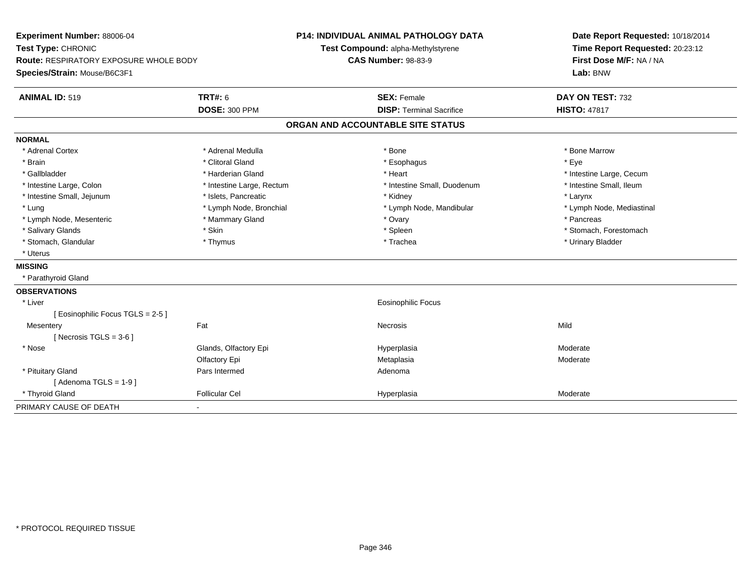**Experiment Number:** 88006-04
**Test Type:** CHRONIC
**Route:** RESPIRATORY EXPOSURE WHOLE BODY
**Species/Strain:** Mouse/B6C3F1

**P14: INDIVIDUAL ANIMAL PATHOLOGY DATA**
**Test Compound:** alpha-Methylstyrene
**CAS Number:** 98-83-9

**Date Report Requested:** 10/18/2014
**Time Report Requested:** 20:23:12
**First Dose M/F:** NA / NA
**Lab:** BNW

| **ANIMAL ID:** 519 | **TRT#:** 6 | **SEX:** Female | **DAY ON TEST:** 732 |
|---|---|---|---|
| | **DOSE:** 300 PPM | **DISP:** Terminal Sacrifice | **HISTO:** 47817 |

## ORGAN AND ACCOUNTABLE SITE STATUS

**NORMAL**

| | | | |
|---|---|---|---|
| * Adrenal Cortex | * Adrenal Medulla | * Bone | * Bone Marrow |
| * Brain | * Clitoral Gland | * Esophagus | * Eye |
| * Gallbladder | * Harderian Gland | * Heart | * Intestine Large, Cecum |
| * Intestine Large, Colon | * Intestine Large, Rectum | * Intestine Small, Duodenum | * Intestine Small, Ileum |
| * Intestine Small, Jejunum | * Islets, Pancreatic | * Kidney | * Larynx |
| * Lung | * Lymph Node, Bronchial | * Lymph Node, Mandibular | * Lymph Node, Mediastinal |
| * Lymph Node, Mesenteric | * Mammary Gland | * Ovary | * Pancreas |
| * Salivary Glands | * Skin | * Spleen | * Stomach, Forestomach |
| * Stomach, Glandular | * Thymus | * Trachea | * Urinary Bladder |
| * Uterus | | | |

**MISSING**

* Parathyroid Gland

**OBSERVATIONS**

| | | | |
|---|---|---|---|
| * Liver | | Eosinophilic Focus | |
| [ Eosinophilic Focus TGLS = 2-5 ] | | | |
| Mesentery | Fat | Necrosis | Mild |
| [ Necrosis TGLS = 3-6 ] | | | |
| * Nose | Glands, Olfactory Epi | Hyperplasia | Moderate |
| | Olfactory Epi | Metaplasia | Moderate |
| * Pituitary Gland | Pars Intermed | Adenoma | |
| [ Adenoma TGLS = 1-9 ] | | | |
| * Thyroid Gland | Follicular Cel | Hyperplasia | Moderate |

PRIMARY CAUSE OF DEATH -

* PROTOCOL REQUIRED TISSUE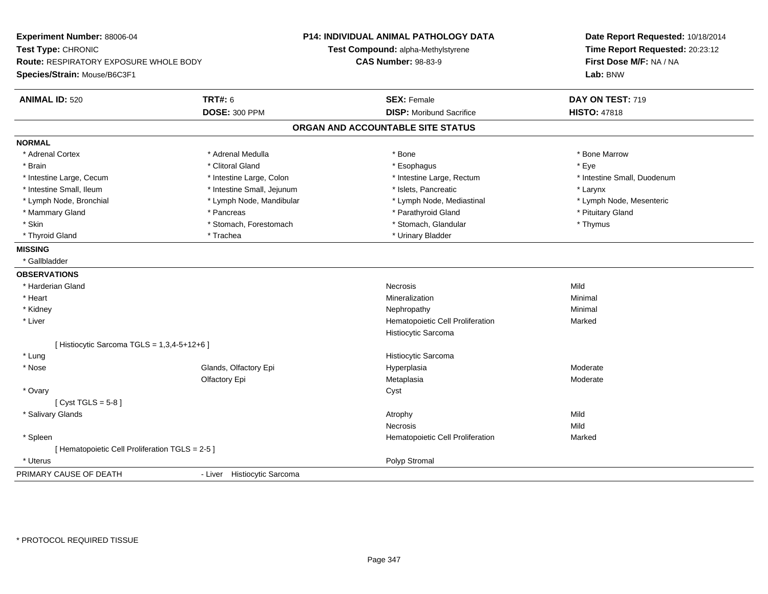**Experiment Number:** 88006-04
**Test Type:** CHRONIC
**Route:** RESPIRATORY EXPOSURE WHOLE BODY
**Species/Strain:** Mouse/B6C3F1

**P14: INDIVIDUAL ANIMAL PATHOLOGY DATA**
**Test Compound:** alpha-Methylstyrene
**CAS Number:** 98-83-9

**Date Report Requested:** 10/18/2014
**Time Report Requested:** 20:23:12
**First Dose M/F:** NA / NA
**Lab:** BNW

| **ANIMAL ID:** 520 | **TRT#:** 6 | **SEX:** Female | **DAY ON TEST:** 719 |
|---|---|---|---|
| | **DOSE:** 300 PPM | **DISP:** Moribund Sacrifice | **HISTO:** 47818 |

## ORGAN AND ACCOUNTABLE SITE STATUS

**NORMAL**

| | | | |
|---|---|---|---|
| * Adrenal Cortex | * Adrenal Medulla | * Bone | * Bone Marrow |
| * Brain | * Clitoral Gland | * Esophagus | * Eye |
| * Intestine Large, Cecum | * Intestine Large, Colon | * Intestine Large, Rectum | * Intestine Small, Duodenum |
| * Intestine Small, Ileum | * Intestine Small, Jejunum | * Islets, Pancreatic | * Larynx |
| * Lymph Node, Bronchial | * Lymph Node, Mandibular | * Lymph Node, Mediastinal | * Lymph Node, Mesenteric |
| * Mammary Gland | * Pancreas | * Parathyroid Gland | * Pituitary Gland |
| * Skin | * Stomach, Forestomach | * Stomach, Glandular | * Thymus |
| * Thyroid Gland | * Trachea | * Urinary Bladder | |

**MISSING**

* Gallbladder

**OBSERVATIONS**

| | | | |
|---|---|---|---|
| * Harderian Gland | | Necrosis | Mild |
| * Heart | | Mineralization | Minimal |
| * Kidney | | Nephropathy | Minimal |
| * Liver | | Hematopoietic Cell Proliferation | Marked |
| | | Histiocytic Sarcoma | |
| [ Histiocytic Sarcoma TGLS = 1,3,4-5+12+6 ] | | | |
| * Lung | | Histiocytic Sarcoma | |
| * Nose | Glands, Olfactory Epi | Hyperplasia | Moderate |
| | Olfactory Epi | Metaplasia | Moderate |
| * Ovary | | Cyst | |
| [ Cyst TGLS = 5-8 ] | | | |
| * Salivary Glands | | Atrophy | Mild |
| | | Necrosis | Mild |
| * Spleen | | Hematopoietic Cell Proliferation | Marked |
| [ Hematopoietic Cell Proliferation TGLS = 2-5 ] | | | |
| * Uterus | | Polyp Stromal | |

PRIMARY CAUSE OF DEATH - Liver Histiocytic Sarcoma

* PROTOCOL REQUIRED TISSUE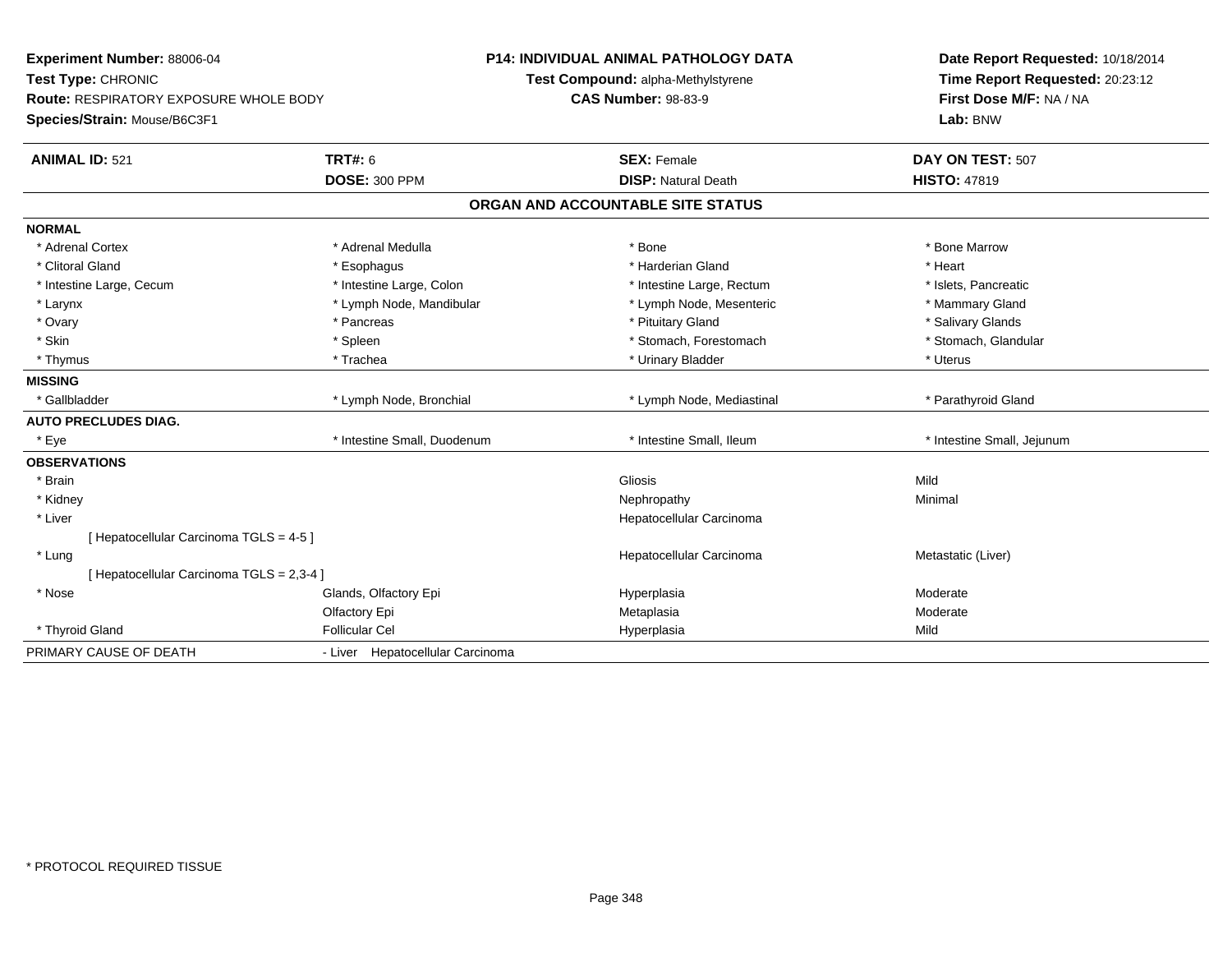**Experiment Number:** 88006-04
**Test Type:** CHRONIC
**Route:** RESPIRATORY EXPOSURE WHOLE BODY
**Species/Strain:** Mouse/B6C3F1

**P14: INDIVIDUAL ANIMAL PATHOLOGY DATA**
**Test Compound:** alpha-Methylstyrene
**CAS Number:** 98-83-9

**Date Report Requested:** 10/18/2014
**Time Report Requested:** 20:23:12
**First Dose M/F:** NA / NA
**Lab:** BNW

| **ANIMAL ID:** 521 | **TRT#:** 6 | **SEX:** Female | **DAY ON TEST:** 507 |
|---|---|---|---|
| | **DOSE:** 300 PPM | **DISP:** Natural Death | **HISTO:** 47819 |

## ORGAN AND ACCOUNTABLE SITE STATUS

| | | | |
|---|---|---|---|
| **NORMAL** | | | |
| * Adrenal Cortex | * Adrenal Medulla | * Bone | * Bone Marrow |
| * Clitoral Gland | * Esophagus | * Harderian Gland | * Heart |
| * Intestine Large, Cecum | * Intestine Large, Colon | * Intestine Large, Rectum | * Islets, Pancreatic |
| * Larynx | * Lymph Node, Mandibular | * Lymph Node, Mesenteric | * Mammary Gland |
| * Ovary | * Pancreas | * Pituitary Gland | * Salivary Glands |
| * Skin | * Spleen | * Stomach, Forestomach | * Stomach, Glandular |
| * Thymus | * Trachea | * Urinary Bladder | * Uterus |
| **MISSING** | | | |
| * Gallbladder | * Lymph Node, Bronchial | * Lymph Node, Mediastinal | * Parathyroid Gland |
| **AUTO PRECLUDES DIAG.** | | | |
| * Eye | * Intestine Small, Duodenum | * Intestine Small, Ileum | * Intestine Small, Jejunum |
| **OBSERVATIONS** | | | |
| * Brain | | Gliosis | Mild |
| * Kidney | | Nephropathy | Minimal |
| * Liver | | Hepatocellular Carcinoma | |
| [ Hepatocellular Carcinoma TGLS = 4-5 ] | | | |
| * Lung | | Hepatocellular Carcinoma | Metastatic (Liver) |
| [ Hepatocellular Carcinoma TGLS = 2,3-4 ] | | | |
| * Nose | Glands, Olfactory Epi | Hyperplasia | Moderate |
| | Olfactory Epi | Metaplasia | Moderate |
| * Thyroid Gland | Follicular Cel | Hyperplasia | Mild |
| PRIMARY CAUSE OF DEATH | - Liver Hepatocellular Carcinoma | | |

* PROTOCOL REQUIRED TISSUE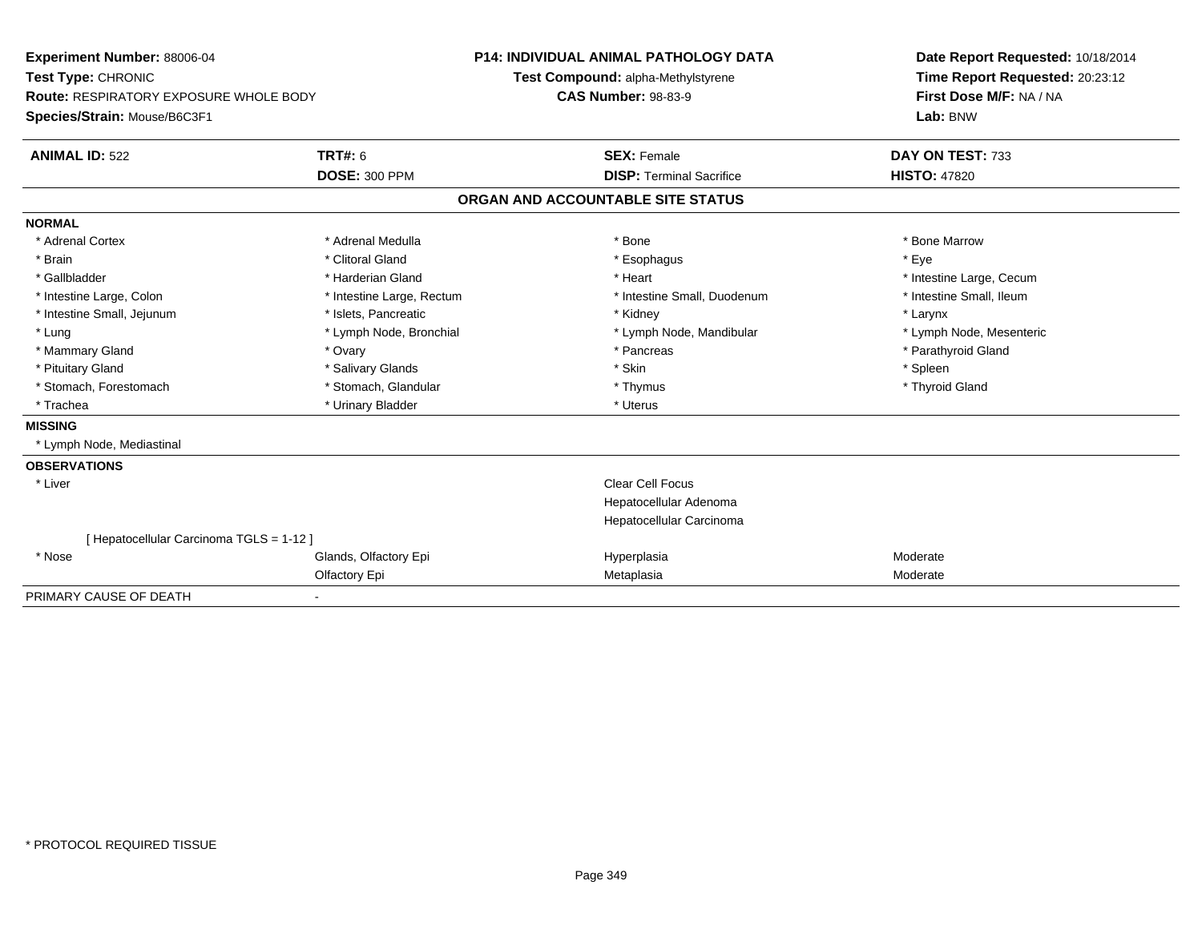**Experiment Number:** 88006-04
**Test Type:** CHRONIC
**Route:** RESPIRATORY EXPOSURE WHOLE BODY
**Species/Strain:** Mouse/B6C3F1

**P14: INDIVIDUAL ANIMAL PATHOLOGY DATA**
**Test Compound:** alpha-Methylstyrene
**CAS Number:** 98-83-9

**Date Report Requested:** 10/18/2014
**Time Report Requested:** 20:23:12
**First Dose M/F:** NA / NA
**Lab:** BNW

| **ANIMAL ID:** 522 | **TRT#:** 6 | **SEX:** Female | **DAY ON TEST:** 733 |
|---|---|---|---|
| | **DOSE:** 300 PPM | **DISP:** Terminal Sacrifice | **HISTO:** 47820 |

## ORGAN AND ACCOUNTABLE SITE STATUS

**NORMAL**

| | | | |
|---|---|---|---|
| * Adrenal Cortex | * Adrenal Medulla | * Bone | * Bone Marrow |
| * Brain | * Clitoral Gland | * Esophagus | * Eye |
| * Gallbladder | * Harderian Gland | * Heart | * Intestine Large, Cecum |
| * Intestine Large, Colon | * Intestine Large, Rectum | * Intestine Small, Duodenum | * Intestine Small, Ileum |
| * Intestine Small, Jejunum | * Islets, Pancreatic | * Kidney | * Larynx |
| * Lung | * Lymph Node, Bronchial | * Lymph Node, Mandibular | * Lymph Node, Mesenteric |
| * Mammary Gland | * Ovary | * Pancreas | * Parathyroid Gland |
| * Pituitary Gland | * Salivary Glands | * Skin | * Spleen |
| * Stomach, Forestomach | * Stomach, Glandular | * Thymus | * Thyroid Gland |
| * Trachea | * Urinary Bladder | * Uterus | |

**MISSING**

* Lymph Node, Mediastinal

**OBSERVATIONS**

| | | | |
|---|---|---|---|
| * Liver | | Clear Cell Focus | |
| | | Hepatocellular Adenoma | |
| | | Hepatocellular Carcinoma | |
| [ Hepatocellular Carcinoma TGLS = 1-12 ] | | | |
| * Nose | Glands, Olfactory Epi | Hyperplasia | Moderate |
| | Olfactory Epi | Metaplasia | Moderate |

PRIMARY CAUSE OF DEATH -

* PROTOCOL REQUIRED TISSUE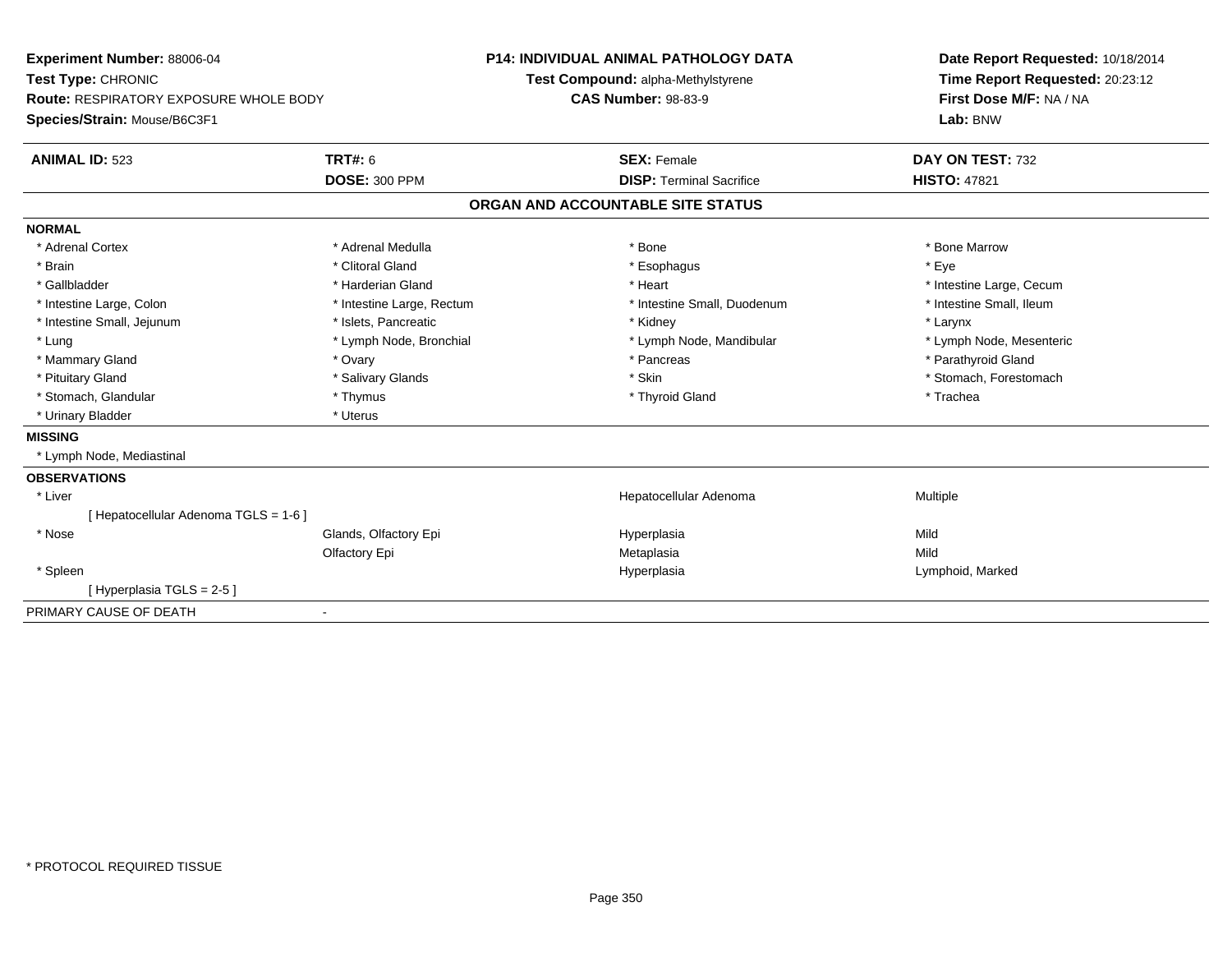**Experiment Number:** 88006-04
**Test Type:** CHRONIC
**Route:** RESPIRATORY EXPOSURE WHOLE BODY
**Species/Strain:** Mouse/B6C3F1

**P14: INDIVIDUAL ANIMAL PATHOLOGY DATA**
**Test Compound:** alpha-Methylstyrene
**CAS Number:** 98-83-9

**Date Report Requested:** 10/18/2014
**Time Report Requested:** 20:23:12
**First Dose M/F:** NA / NA
**Lab:** BNW

| **ANIMAL ID:** 523 | **TRT#:** 6 | **SEX:** Female | **DAY ON TEST:** 732 |
|---|---|---|---|
| | **DOSE:** 300 PPM | **DISP:** Terminal Sacrifice | **HISTO:** 47821 |

## ORGAN AND ACCOUNTABLE SITE STATUS

**NORMAL**

| | | | |
|---|---|---|---|
| * Adrenal Cortex | * Adrenal Medulla | * Bone | * Bone Marrow |
| * Brain | * Clitoral Gland | * Esophagus | * Eye |
| * Gallbladder | * Harderian Gland | * Heart | * Intestine Large, Cecum |
| * Intestine Large, Colon | * Intestine Large, Rectum | * Intestine Small, Duodenum | * Intestine Small, Ileum |
| * Intestine Small, Jejunum | * Islets, Pancreatic | * Kidney | * Larynx |
| * Lung | * Lymph Node, Bronchial | * Lymph Node, Mandibular | * Lymph Node, Mesenteric |
| * Mammary Gland | * Ovary | * Pancreas | * Parathyroid Gland |
| * Pituitary Gland | * Salivary Glands | * Skin | * Stomach, Forestomach |
| * Stomach, Glandular | * Thymus | * Thyroid Gland | * Trachea |
| * Urinary Bladder | * Uterus | | |

**MISSING**

* Lymph Node, Mediastinal

**OBSERVATIONS**

| | | | |
|---|---|---|---|
| * Liver | | Hepatocellular Adenoma | Multiple |
| [ Hepatocellular Adenoma TGLS = 1-6 ] | | | |
| * Nose | Glands, Olfactory Epi | Hyperplasia | Mild |
| | Olfactory Epi | Metaplasia | Mild |
| * Spleen | | Hyperplasia | Lymphoid, Marked |
| [ Hyperplasia TGLS = 2-5 ] | | | |

PRIMARY CAUSE OF DEATH -

* PROTOCOL REQUIRED TISSUE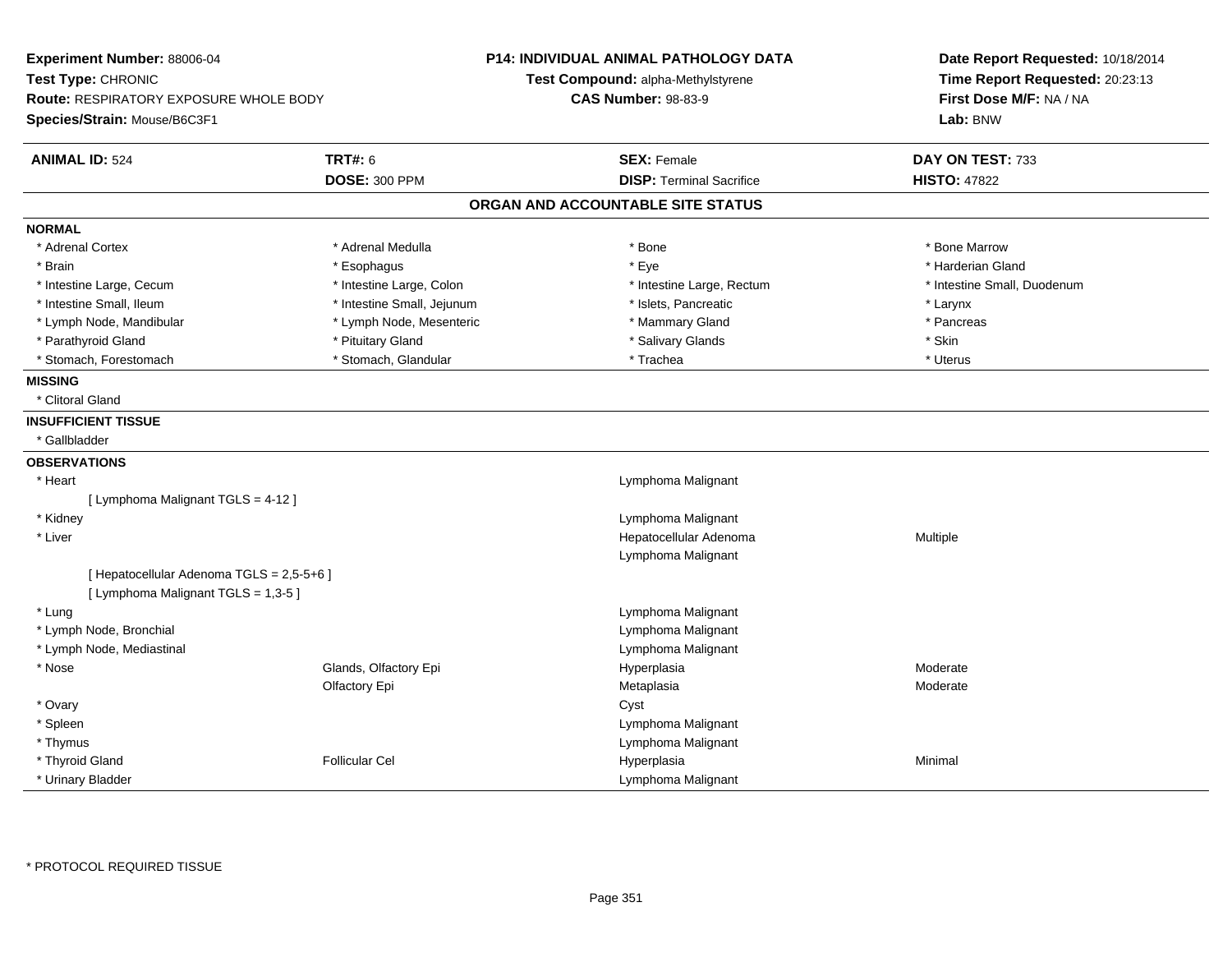**Experiment Number:** 88006-04
**Test Type:** CHRONIC
**Route:** RESPIRATORY EXPOSURE WHOLE BODY
**Species/Strain:** Mouse/B6C3F1

**P14: INDIVIDUAL ANIMAL PATHOLOGY DATA**
**Test Compound:** alpha-Methylstyrene
**CAS Number:** 98-83-9

**Date Report Requested:** 10/18/2014
**Time Report Requested:** 20:23:13
**First Dose M/F:** NA / NA
**Lab:** BNW

| **ANIMAL ID:** 524 | **TRT#:** 6 | **SEX:** Female | **DAY ON TEST:** 733 |
|---|---|---|---|
| | **DOSE:** 300 PPM | **DISP:** Terminal Sacrifice | **HISTO:** 47822 |

## ORGAN AND ACCOUNTABLE SITE STATUS

**NORMAL**

| | | | |
|---|---|---|---|
| * Adrenal Cortex | * Adrenal Medulla | * Bone | * Bone Marrow |
| * Brain | * Esophagus | * Eye | * Harderian Gland |
| * Intestine Large, Cecum | * Intestine Large, Colon | * Intestine Large, Rectum | * Intestine Small, Duodenum |
| * Intestine Small, Ileum | * Intestine Small, Jejunum | * Islets, Pancreatic | * Larynx |
| * Lymph Node, Mandibular | * Lymph Node, Mesenteric | * Mammary Gland | * Pancreas |
| * Parathyroid Gland | * Pituitary Gland | * Salivary Glands | * Skin |
| * Stomach, Forestomach | * Stomach, Glandular | * Trachea | * Uterus |

**MISSING**

* Clitoral Gland

**INSUFFICIENT TISSUE**

* Gallbladder

**OBSERVATIONS**

| | | | |
|---|---|---|---|
| * Heart | | Lymphoma Malignant | |
| [ Lymphoma Malignant TGLS = 4-12 ] | | | |
| * Kidney | | Lymphoma Malignant | |
| * Liver | | Hepatocellular Adenoma | Multiple |
| | | Lymphoma Malignant | |
| [ Hepatocellular Adenoma TGLS = 2,5-5+6 ] | | | |
| [ Lymphoma Malignant TGLS = 1,3-5 ] | | | |
| * Lung | | Lymphoma Malignant | |
| * Lymph Node, Bronchial | | Lymphoma Malignant | |
| * Lymph Node, Mediastinal | | Lymphoma Malignant | |
| * Nose | Glands, Olfactory Epi | Hyperplasia | Moderate |
| | Olfactory Epi | Metaplasia | Moderate |
| * Ovary | | Cyst | |
| * Spleen | | Lymphoma Malignant | |
| * Thymus | | Lymphoma Malignant | |
| * Thyroid Gland | Follicular Cel | Hyperplasia | Minimal |
| * Urinary Bladder | | Lymphoma Malignant | |

* PROTOCOL REQUIRED TISSUE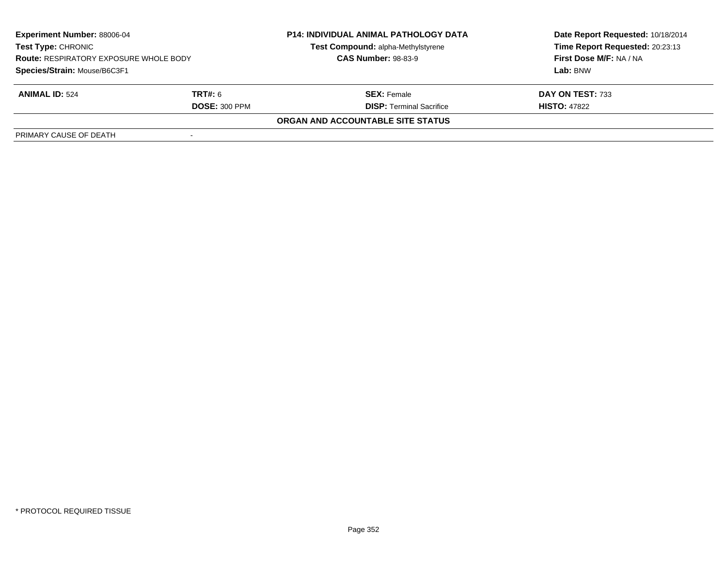**Experiment Number:** 88006-04
**Test Type:** CHRONIC
**Route:** RESPIRATORY EXPOSURE WHOLE BODY
**Species/Strain:** Mouse/B6C3F1

**P14: INDIVIDUAL ANIMAL PATHOLOGY DATA**
**Test Compound:** alpha-Methylstyrene
**CAS Number:** 98-83-9

**Date Report Requested:** 10/18/2014
**Time Report Requested:** 20:23:13
**First Dose M/F:** NA / NA
**Lab:** BNW

| **ANIMAL ID:** 524 | **TRT#:** 6 | **SEX:** Female | **DAY ON TEST:** 733 |
|---|---|---|---|
| | **DOSE:** 300 PPM | **DISP:** Terminal Sacrifice | **HISTO:** 47822 |

**ORGAN AND ACCOUNTABLE SITE STATUS**

| PRIMARY CAUSE OF DEATH | - |
|---|---|

* PROTOCOL REQUIRED TISSUE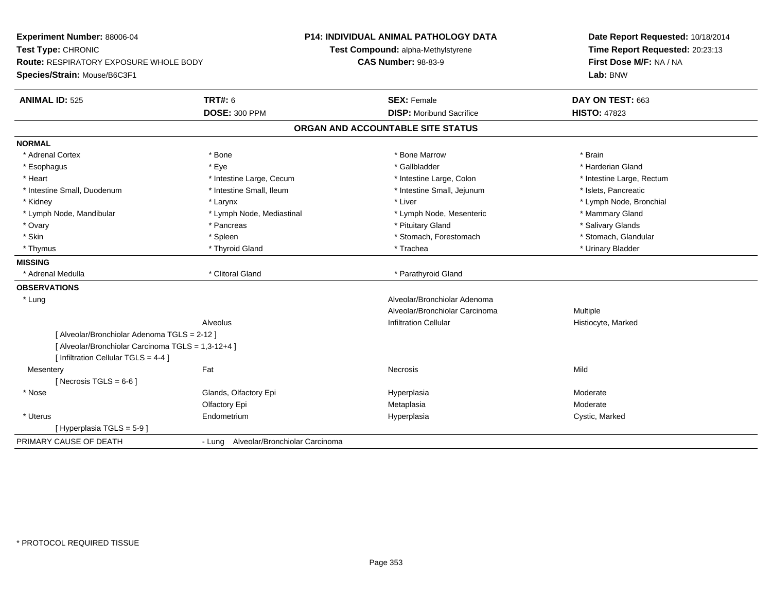**Experiment Number:** 88006-04
**Test Type:** CHRONIC
**Route:** RESPIRATORY EXPOSURE WHOLE BODY
**Species/Strain:** Mouse/B6C3F1

**P14: INDIVIDUAL ANIMAL PATHOLOGY DATA**
**Test Compound:** alpha-Methylstyrene
**CAS Number:** 98-83-9

**Date Report Requested:** 10/18/2014
**Time Report Requested:** 20:23:13
**First Dose M/F:** NA / NA
**Lab:** BNW

| **ANIMAL ID:** 525 | **TRT#:** 6 | **SEX:** Female | **DAY ON TEST:** 663 |
|---|---|---|---|
| | **DOSE:** 300 PPM | **DISP:** Moribund Sacrifice | **HISTO:** 47823 |

## ORGAN AND ACCOUNTABLE SITE STATUS

**NORMAL**

| | | | |
|---|---|---|---|
| * Adrenal Cortex | * Bone | * Bone Marrow | * Brain |
| * Esophagus | * Eye | * Gallbladder | * Harderian Gland |
| * Heart | * Intestine Large, Cecum | * Intestine Large, Colon | * Intestine Large, Rectum |
| * Intestine Small, Duodenum | * Intestine Small, Ileum | * Intestine Small, Jejunum | * Islets, Pancreatic |
| * Kidney | * Larynx | * Liver | * Lymph Node, Bronchial |
| * Lymph Node, Mandibular | * Lymph Node, Mediastinal | * Lymph Node, Mesenteric | * Mammary Gland |
| * Ovary | * Pancreas | * Pituitary Gland | * Salivary Glands |
| * Skin | * Spleen | * Stomach, Forestomach | * Stomach, Glandular |
| * Thymus | * Thyroid Gland | * Trachea | * Urinary Bladder |

**MISSING**

| | | |
|---|---|---|
| * Adrenal Medulla | * Clitoral Gland | * Parathyroid Gland |

**OBSERVATIONS**

| | | | |
|---|---|---|---|
| * Lung | | Alveolar/Bronchiolar Adenoma | |
| | | Alveolar/Bronchiolar Carcinoma | Multiple |
| | Alveolus | Infiltration Cellular | Histiocyte, Marked |
| [ Alveolar/Bronchiolar Adenoma TGLS = 2-12 ] | | | |
| [ Alveolar/Bronchiolar Carcinoma TGLS = 1,3-12+4 ] | | | |
| [ Infiltration Cellular TGLS = 4-4 ] | | | |
| Mesentery | Fat | Necrosis | Mild |
| [ Necrosis TGLS = 6-6 ] | | | |
| * Nose | Glands, Olfactory Epi | Hyperplasia | Moderate |
| | Olfactory Epi | Metaplasia | Moderate |
| * Uterus | Endometrium | Hyperplasia | Cystic, Marked |
| [ Hyperplasia TGLS = 5-9 ] | | | |

PRIMARY CAUSE OF DEATH - Lung Alveolar/Bronchiolar Carcinoma

* PROTOCOL REQUIRED TISSUE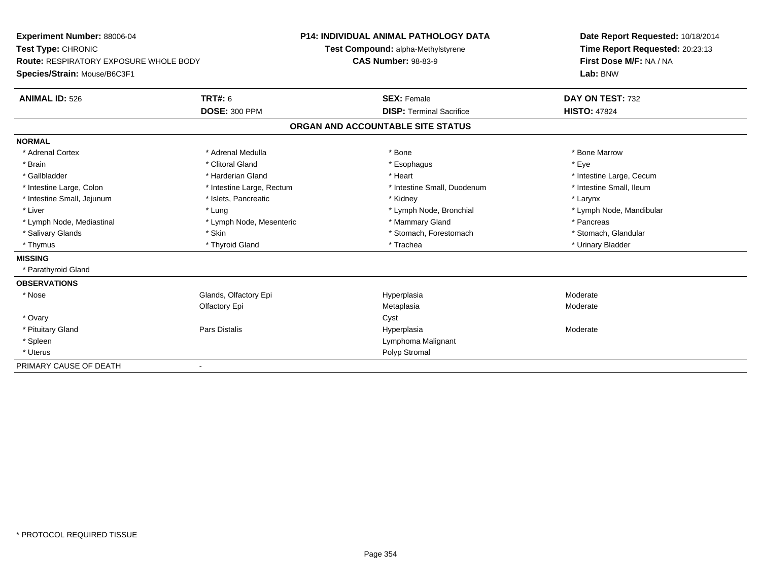**Experiment Number:** 88006-04
**Test Type:** CHRONIC
**Route:** RESPIRATORY EXPOSURE WHOLE BODY
**Species/Strain:** Mouse/B6C3F1

**P14: INDIVIDUAL ANIMAL PATHOLOGY DATA**
**Test Compound:** alpha-Methylstyrene
**CAS Number:** 98-83-9

**Date Report Requested:** 10/18/2014
**Time Report Requested:** 20:23:13
**First Dose M/F:** NA / NA
**Lab:** BNW

| **ANIMAL ID:** 526 | **TRT#:** 6 | **SEX:** Female | **DAY ON TEST:** 732 |
|---|---|---|---|
| | **DOSE:** 300 PPM | **DISP:** Terminal Sacrifice | **HISTO:** 47824 |

## ORGAN AND ACCOUNTABLE SITE STATUS

**NORMAL**

| | | | |
|---|---|---|---|
| * Adrenal Cortex | * Adrenal Medulla | * Bone | * Bone Marrow |
| * Brain | * Clitoral Gland | * Esophagus | * Eye |
| * Gallbladder | * Harderian Gland | * Heart | * Intestine Large, Cecum |
| * Intestine Large, Colon | * Intestine Large, Rectum | * Intestine Small, Duodenum | * Intestine Small, Ileum |
| * Intestine Small, Jejunum | * Islets, Pancreatic | * Kidney | * Larynx |
| * Liver | * Lung | * Lymph Node, Bronchial | * Lymph Node, Mandibular |
| * Lymph Node, Mediastinal | * Lymph Node, Mesenteric | * Mammary Gland | * Pancreas |
| * Salivary Glands | * Skin | * Stomach, Forestomach | * Stomach, Glandular |
| * Thymus | * Thyroid Gland | * Trachea | * Urinary Bladder |

**MISSING**

* Parathyroid Gland

**OBSERVATIONS**

| | | | |
|---|---|---|---|
| * Nose | Glands, Olfactory Epi | Hyperplasia | Moderate |
| | Olfactory Epi | Metaplasia | Moderate |
| * Ovary | | Cyst | |
| * Pituitary Gland | Pars Distalis | Hyperplasia | Moderate |
| * Spleen | | Lymphoma Malignant | |
| * Uterus | | Polyp Stromal | |

PRIMARY CAUSE OF DEATH -

\* PROTOCOL REQUIRED TISSUE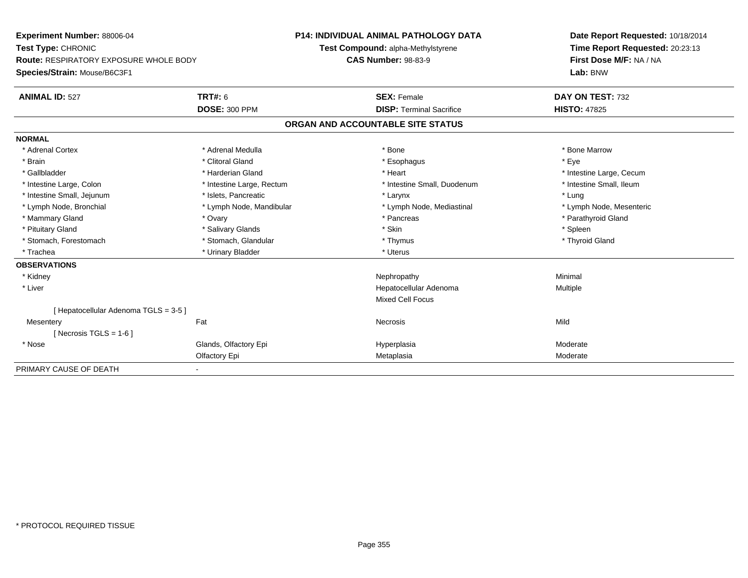**Experiment Number:** 88006-04
**Test Type:** CHRONIC
**Route:** RESPIRATORY EXPOSURE WHOLE BODY
**Species/Strain:** Mouse/B6C3F1

**P14: INDIVIDUAL ANIMAL PATHOLOGY DATA**
**Test Compound:** alpha-Methylstyrene
**CAS Number:** 98-83-9

**Date Report Requested:** 10/18/2014
**Time Report Requested:** 20:23:13
**First Dose M/F:** NA / NA
**Lab:** BNW

| **ANIMAL ID:** 527 | **TRT#:** 6 | **SEX:** Female | **DAY ON TEST:** 732 |
|---|---|---|---|
| | **DOSE:** 300 PPM | **DISP:** Terminal Sacrifice | **HISTO:** 47825 |

## ORGAN AND ACCOUNTABLE SITE STATUS

**NORMAL**

| | | | |
|---|---|---|---|
| * Adrenal Cortex | * Adrenal Medulla | * Bone | * Bone Marrow |
| * Brain | * Clitoral Gland | * Esophagus | * Eye |
| * Gallbladder | * Harderian Gland | * Heart | * Intestine Large, Cecum |
| * Intestine Large, Colon | * Intestine Large, Rectum | * Intestine Small, Duodenum | * Intestine Small, Ileum |
| * Intestine Small, Jejunum | * Islets, Pancreatic | * Larynx | * Lung |
| * Lymph Node, Bronchial | * Lymph Node, Mandibular | * Lymph Node, Mediastinal | * Lymph Node, Mesenteric |
| * Mammary Gland | * Ovary | * Pancreas | * Parathyroid Gland |
| * Pituitary Gland | * Salivary Glands | * Skin | * Spleen |
| * Stomach, Forestomach | * Stomach, Glandular | * Thymus | * Thyroid Gland |
| * Trachea | * Urinary Bladder | * Uterus | |

**OBSERVATIONS**

| | | | |
|---|---|---|---|
| * Kidney | | Nephropathy | Minimal |
| * Liver | | Hepatocellular Adenoma | Multiple |
| | | Mixed Cell Focus | |
| [ Hepatocellular Adenoma TGLS = 3-5 ] | | | |
| Mesentery | Fat | Necrosis | Mild |
| [ Necrosis TGLS = 1-6 ] | | | |
| * Nose | Glands, Olfactory Epi | Hyperplasia | Moderate |
| | Olfactory Epi | Metaplasia | Moderate |

PRIMARY CAUSE OF DEATH -

* PROTOCOL REQUIRED TISSUE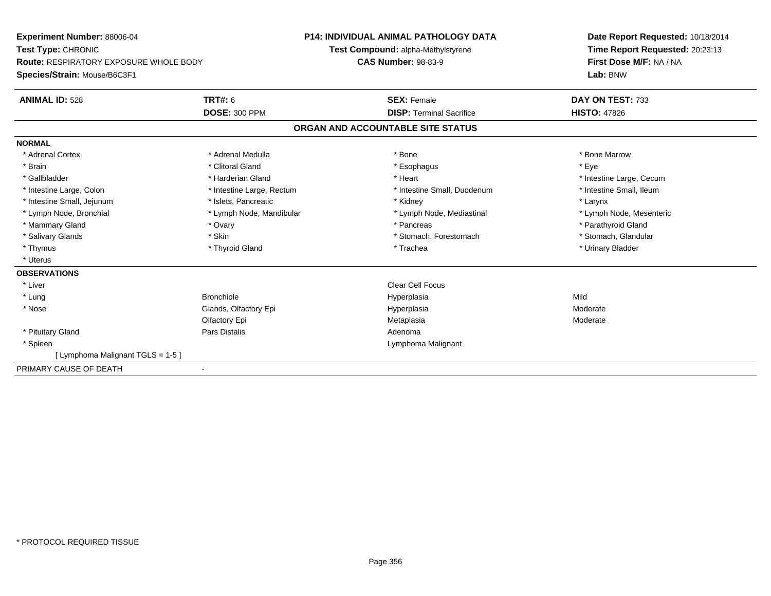**Experiment Number:** 88006-04
**Test Type:** CHRONIC
**Route:** RESPIRATORY EXPOSURE WHOLE BODY
**Species/Strain:** Mouse/B6C3F1

**P14: INDIVIDUAL ANIMAL PATHOLOGY DATA**
**Test Compound:** alpha-Methylstyrene
**CAS Number:** 98-83-9

**Date Report Requested:** 10/18/2014
**Time Report Requested:** 20:23:13
**First Dose M/F:** NA / NA
**Lab:** BNW

| **ANIMAL ID:** 528 | **TRT#:** 6 | **SEX:** Female | **DAY ON TEST:** 733 |
|---|---|---|---|
| | **DOSE:** 300 PPM | **DISP:** Terminal Sacrifice | **HISTO:** 47826 |

## ORGAN AND ACCOUNTABLE SITE STATUS

**NORMAL**

| | | | |
|---|---|---|---|
| * Adrenal Cortex | * Adrenal Medulla | * Bone | * Bone Marrow |
| * Brain | * Clitoral Gland | * Esophagus | * Eye |
| * Gallbladder | * Harderian Gland | * Heart | * Intestine Large, Cecum |
| * Intestine Large, Colon | * Intestine Large, Rectum | * Intestine Small, Duodenum | * Intestine Small, Ileum |
| * Intestine Small, Jejunum | * Islets, Pancreatic | * Kidney | * Larynx |
| * Lymph Node, Bronchial | * Lymph Node, Mandibular | * Lymph Node, Mediastinal | * Lymph Node, Mesenteric |
| * Mammary Gland | * Ovary | * Pancreas | * Parathyroid Gland |
| * Salivary Glands | * Skin | * Stomach, Forestomach | * Stomach, Glandular |
| * Thymus | * Thyroid Gland | * Trachea | * Urinary Bladder |
| * Uterus | | | |

**OBSERVATIONS**

| | | | |
|---|---|---|---|
| * Liver | | Clear Cell Focus | |
| * Lung | Bronchiole | Hyperplasia | Mild |
| * Nose | Glands, Olfactory Epi | Hyperplasia | Moderate |
| | Olfactory Epi | Metaplasia | Moderate |
| * Pituitary Gland | Pars Distalis | Adenoma | |
| * Spleen | | Lymphoma Malignant | |
| [ Lymphoma Malignant TGLS = 1-5 ] | | | |

PRIMARY CAUSE OF DEATH -

* PROTOCOL REQUIRED TISSUE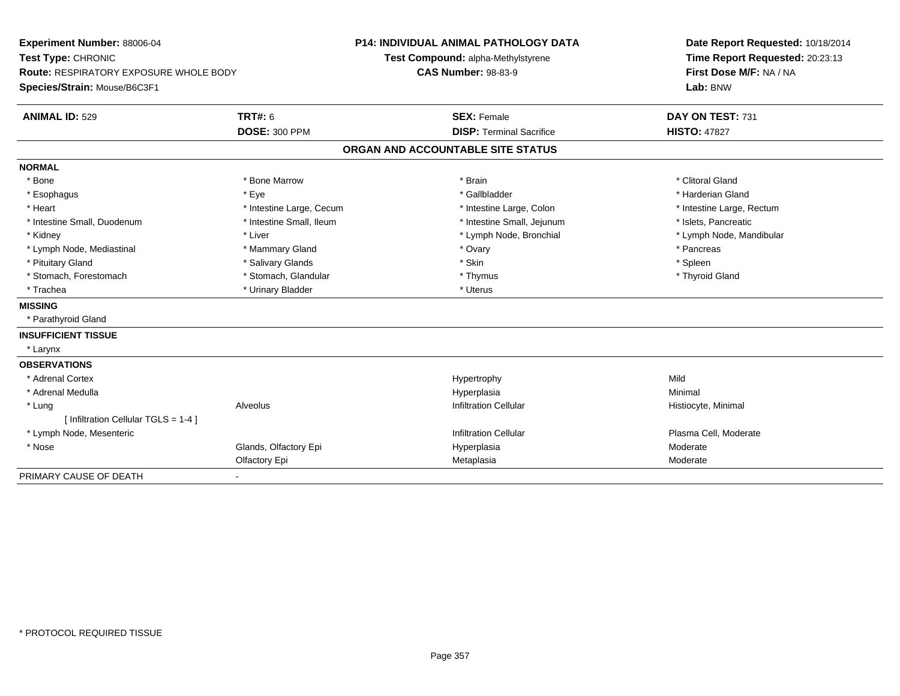**Experiment Number:** 88006-04
**Test Type:** CHRONIC
**Route:** RESPIRATORY EXPOSURE WHOLE BODY
**Species/Strain:** Mouse/B6C3F1

**P14: INDIVIDUAL ANIMAL PATHOLOGY DATA**
**Test Compound:** alpha-Methylstyrene
**CAS Number:** 98-83-9

**Date Report Requested:** 10/18/2014
**Time Report Requested:** 20:23:13
**First Dose M/F:** NA / NA
**Lab:** BNW

| **ANIMAL ID:** 529 | **TRT#:** 6 | **SEX:** Female | **DAY ON TEST:** 731 |
|---|---|---|---|
| | **DOSE:** 300 PPM | **DISP:** Terminal Sacrifice | **HISTO:** 47827 |

## ORGAN AND ACCOUNTABLE SITE STATUS

| | | | |
|---|---|---|---|
| **NORMAL** | | | |
| * Bone | * Bone Marrow | * Brain | * Clitoral Gland |
| * Esophagus | * Eye | * Gallbladder | * Harderian Gland |
| * Heart | * Intestine Large, Cecum | * Intestine Large, Colon | * Intestine Large, Rectum |
| * Intestine Small, Duodenum | * Intestine Small, Ileum | * Intestine Small, Jejunum | * Islets, Pancreatic |
| * Kidney | * Liver | * Lymph Node, Bronchial | * Lymph Node, Mandibular |
| * Lymph Node, Mediastinal | * Mammary Gland | * Ovary | * Pancreas |
| * Pituitary Gland | * Salivary Glands | * Skin | * Spleen |
| * Stomach, Forestomach | * Stomach, Glandular | * Thymus | * Thyroid Gland |
| * Trachea | * Urinary Bladder | * Uterus | |
| **MISSING** | | | |
| * Parathyroid Gland | | | |
| **INSUFFICIENT TISSUE** | | | |
| * Larynx | | | |
| **OBSERVATIONS** | | | |
| * Adrenal Cortex | | Hypertrophy | Mild |
| * Adrenal Medulla | | Hyperplasia | Minimal |
| * Lung | Alveolus | Infiltration Cellular | Histiocyte, Minimal |
| [ Infiltration Cellular TGLS = 1-4 ] | | | |
| * Lymph Node, Mesenteric | | Infiltration Cellular | Plasma Cell, Moderate |
| * Nose | Glands, Olfactory Epi | Hyperplasia | Moderate |
| | Olfactory Epi | Metaplasia | Moderate |
| PRIMARY CAUSE OF DEATH | - | | |

\* PROTOCOL REQUIRED TISSUE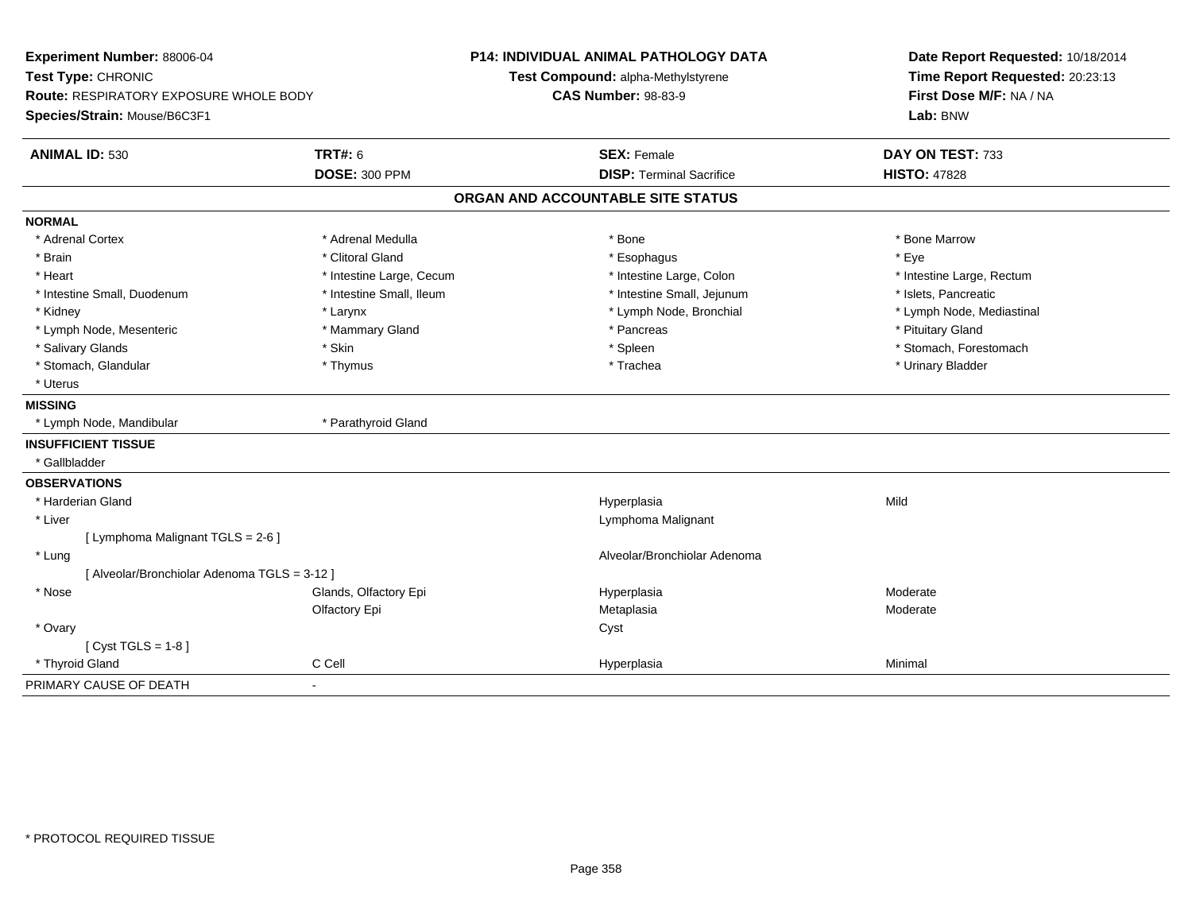**Experiment Number:** 88006-04
**Test Type:** CHRONIC
**Route:** RESPIRATORY EXPOSURE WHOLE BODY
**Species/Strain:** Mouse/B6C3F1

**P14: INDIVIDUAL ANIMAL PATHOLOGY DATA**
**Test Compound:** alpha-Methylstyrene
**CAS Number:** 98-83-9

**Date Report Requested:** 10/18/2014
**Time Report Requested:** 20:23:13
**First Dose M/F:** NA / NA
**Lab:** BNW

| **ANIMAL ID:** 530 | **TRT#:** 6 | **SEX:** Female | **DAY ON TEST:** 733 |
|---|---|---|---|
| | **DOSE:** 300 PPM | **DISP:** Terminal Sacrifice | **HISTO:** 47828 |

## ORGAN AND ACCOUNTABLE SITE STATUS

| | | | |
|---|---|---|---|
| **NORMAL** | | | |
| * Adrenal Cortex | * Adrenal Medulla | * Bone | * Bone Marrow |
| * Brain | * Clitoral Gland | * Esophagus | * Eye |
| * Heart | * Intestine Large, Cecum | * Intestine Large, Colon | * Intestine Large, Rectum |
| * Intestine Small, Duodenum | * Intestine Small, Ileum | * Intestine Small, Jejunum | * Islets, Pancreatic |
| * Kidney | * Larynx | * Lymph Node, Bronchial | * Lymph Node, Mediastinal |
| * Lymph Node, Mesenteric | * Mammary Gland | * Pancreas | * Pituitary Gland |
| * Salivary Glands | * Skin | * Spleen | * Stomach, Forestomach |
| * Stomach, Glandular | * Thymus | * Trachea | * Urinary Bladder |
| * Uterus | | | |
| **MISSING** | | | |
| * Lymph Node, Mandibular | * Parathyroid Gland | | |
| **INSUFFICIENT TISSUE** | | | |
| * Gallbladder | | | |
| **OBSERVATIONS** | | | |
| * Harderian Gland | | Hyperplasia | Mild |
| * Liver | | Lymphoma Malignant | |
| [ Lymphoma Malignant TGLS = 2-6 ] | | | |
| * Lung | | Alveolar/Bronchiolar Adenoma | |
| [ Alveolar/Bronchiolar Adenoma TGLS = 3-12 ] | | | |
| * Nose | Glands, Olfactory Epi | Hyperplasia | Moderate |
| | Olfactory Epi | Metaplasia | Moderate |
| * Ovary | | Cyst | |
| [ Cyst TGLS = 1-8 ] | | | |
| * Thyroid Gland | C Cell | Hyperplasia | Minimal |
| PRIMARY CAUSE OF DEATH | - | | |

* PROTOCOL REQUIRED TISSUE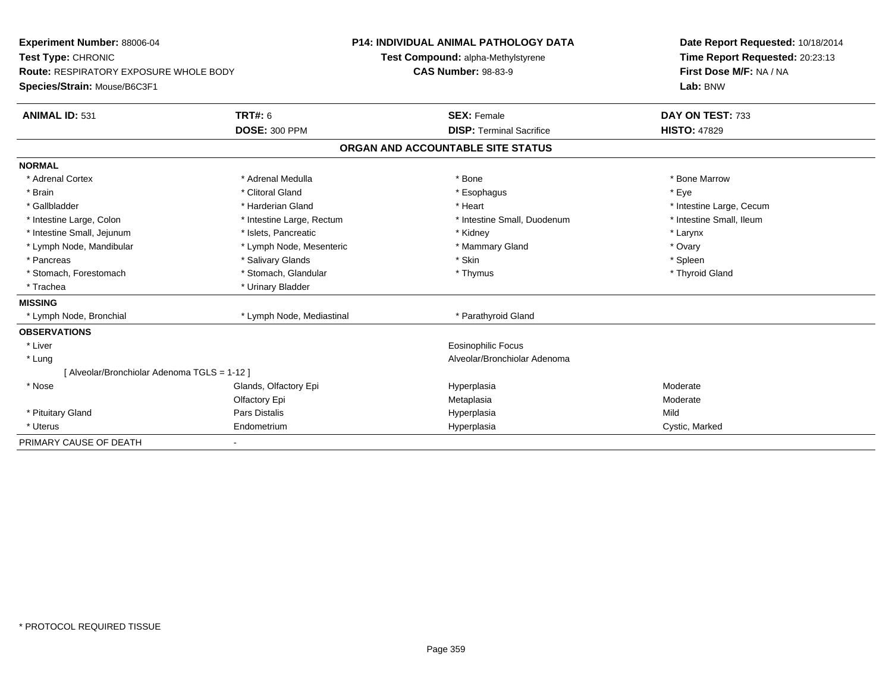**Experiment Number:** 88006-04
**Test Type:** CHRONIC
**Route:** RESPIRATORY EXPOSURE WHOLE BODY
**Species/Strain:** Mouse/B6C3F1

**P14: INDIVIDUAL ANIMAL PATHOLOGY DATA**
**Test Compound:** alpha-Methylstyrene
**CAS Number:** 98-83-9

**Date Report Requested:** 10/18/2014
**Time Report Requested:** 20:23:13
**First Dose M/F:** NA / NA
**Lab:** BNW

| **ANIMAL ID:** 531 | **TRT#:** 6 | **SEX:** Female | **DAY ON TEST:** 733 |
|---|---|---|---|
| | **DOSE:** 300 PPM | **DISP:** Terminal Sacrifice | **HISTO:** 47829 |

## ORGAN AND ACCOUNTABLE SITE STATUS

| | | | |
|---|---|---|---|
| **NORMAL** | | | |
| * Adrenal Cortex | * Adrenal Medulla | * Bone | * Bone Marrow |
| * Brain | * Clitoral Gland | * Esophagus | * Eye |
| * Gallbladder | * Harderian Gland | * Heart | * Intestine Large, Cecum |
| * Intestine Large, Colon | * Intestine Large, Rectum | * Intestine Small, Duodenum | * Intestine Small, Ileum |
| * Intestine Small, Jejunum | * Islets, Pancreatic | * Kidney | * Larynx |
| * Lymph Node, Mandibular | * Lymph Node, Mesenteric | * Mammary Gland | * Ovary |
| * Pancreas | * Salivary Glands | * Skin | * Spleen |
| * Stomach, Forestomach | * Stomach, Glandular | * Thymus | * Thyroid Gland |
| * Trachea | * Urinary Bladder | | |
| **MISSING** | | | |
| * Lymph Node, Bronchial | * Lymph Node, Mediastinal | * Parathyroid Gland | |
| **OBSERVATIONS** | | | |
| * Liver | | Eosinophilic Focus | |
| * Lung | | Alveolar/Bronchiolar Adenoma | |
| [ Alveolar/Bronchiolar Adenoma TGLS = 1-12 ] | | | |
| * Nose | Glands, Olfactory Epi | Hyperplasia | Moderate |
| | Olfactory Epi | Metaplasia | Moderate |
| * Pituitary Gland | Pars Distalis | Hyperplasia | Mild |
| * Uterus | Endometrium | Hyperplasia | Cystic, Marked |
| PRIMARY CAUSE OF DEATH | - | | |

\* PROTOCOL REQUIRED TISSUE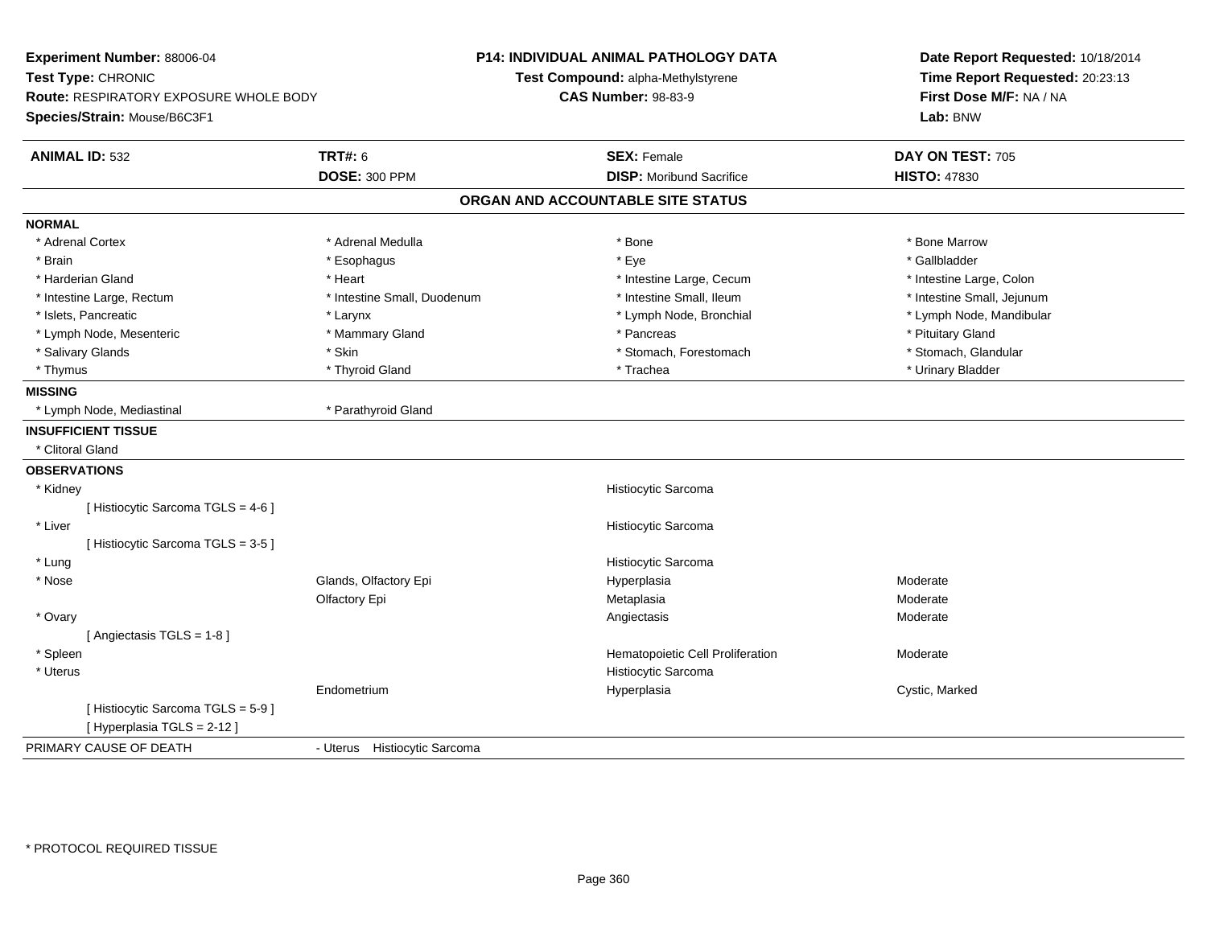**Experiment Number:** 88006-04
**Test Type:** CHRONIC
**Route:** RESPIRATORY EXPOSURE WHOLE BODY
**Species/Strain:** Mouse/B6C3F1

**P14: INDIVIDUAL ANIMAL PATHOLOGY DATA**
**Test Compound:** alpha-Methylstyrene
**CAS Number:** 98-83-9

**Date Report Requested:** 10/18/2014
**Time Report Requested:** 20:23:13
**First Dose M/F:** NA / NA
**Lab:** BNW

| **ANIMAL ID:** 532 | **TRT#:** 6 | **SEX:** Female | **DAY ON TEST:** 705 |
|---|---|---|---|
| | **DOSE:** 300 PPM | **DISP:** Moribund Sacrifice | **HISTO:** 47830 |

## ORGAN AND ACCOUNTABLE SITE STATUS

**NORMAL**

| | | | |
|---|---|---|---|
| * Adrenal Cortex | * Adrenal Medulla | * Bone | * Bone Marrow |
| * Brain | * Esophagus | * Eye | * Gallbladder |
| * Harderian Gland | * Heart | * Intestine Large, Cecum | * Intestine Large, Colon |
| * Intestine Large, Rectum | * Intestine Small, Duodenum | * Intestine Small, Ileum | * Intestine Small, Jejunum |
| * Islets, Pancreatic | * Larynx | * Lymph Node, Bronchial | * Lymph Node, Mandibular |
| * Lymph Node, Mesenteric | * Mammary Gland | * Pancreas | * Pituitary Gland |
| * Salivary Glands | * Skin | * Stomach, Forestomach | * Stomach, Glandular |
| * Thymus | * Thyroid Gland | * Trachea | * Urinary Bladder |

**MISSING**

* Lymph Node, Mediastinal
* Parathyroid Gland

**INSUFFICIENT TISSUE**

* Clitoral Gland

**OBSERVATIONS**

| | | | |
|---|---|---|---|
| * Kidney | | Histiocytic Sarcoma | |
| [ Histiocytic Sarcoma TGLS = 4-6 ] | | | |
| * Liver | | Histiocytic Sarcoma | |
| [ Histiocytic Sarcoma TGLS = 3-5 ] | | | |
| * Lung | | Histiocytic Sarcoma | |
| * Nose | Glands, Olfactory Epi | Hyperplasia | Moderate |
| | Olfactory Epi | Metaplasia | Moderate |
| * Ovary | | Angiectasis | Moderate |
| [ Angiectasis TGLS = 1-8 ] | | | |
| * Spleen | | Hematopoietic Cell Proliferation | Moderate |
| * Uterus | | Histiocytic Sarcoma | |
| | Endometrium | Hyperplasia | Cystic, Marked |
| [ Histiocytic Sarcoma TGLS = 5-9 ] | | | |
| [ Hyperplasia TGLS = 2-12 ] | | | |

PRIMARY CAUSE OF DEATH - Uterus Histiocytic Sarcoma

* PROTOCOL REQUIRED TISSUE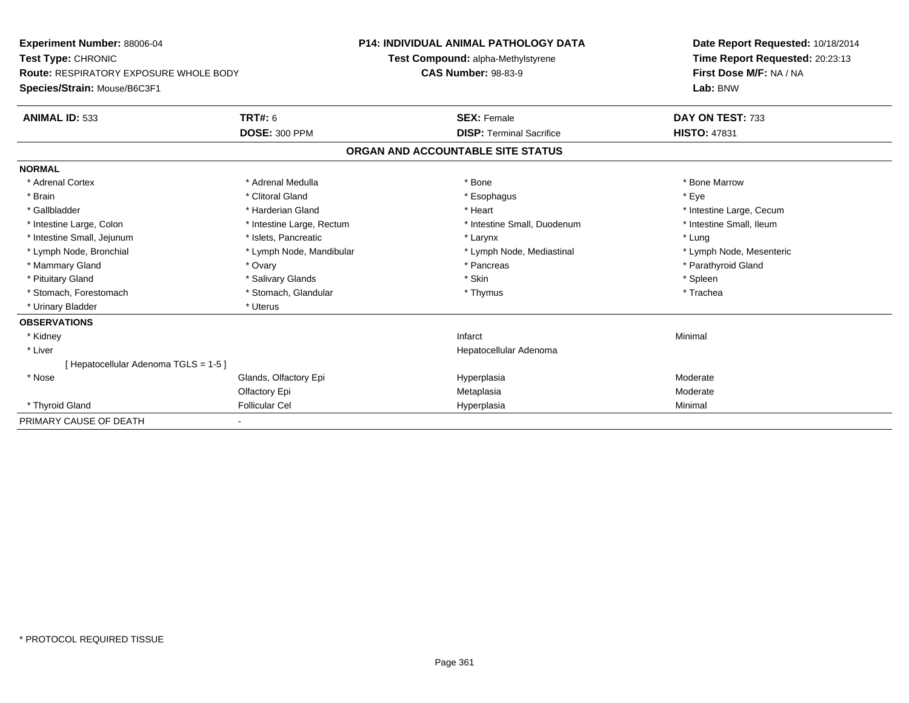**Experiment Number:** 88006-04
**Test Type:** CHRONIC
**Route:** RESPIRATORY EXPOSURE WHOLE BODY
**Species/Strain:** Mouse/B6C3F1

**P14: INDIVIDUAL ANIMAL PATHOLOGY DATA**
**Test Compound:** alpha-Methylstyrene
**CAS Number:** 98-83-9

**Date Report Requested:** 10/18/2014
**Time Report Requested:** 20:23:13
**First Dose M/F:** NA / NA
**Lab:** BNW

| **ANIMAL ID:** 533 | **TRT#:** 6 | **SEX:** Female | **DAY ON TEST:** 733 |
|---|---|---|---|
| | **DOSE:** 300 PPM | **DISP:** Terminal Sacrifice | **HISTO:** 47831 |

## ORGAN AND ACCOUNTABLE SITE STATUS

**NORMAL**

| | | | |
|---|---|---|---|
| * Adrenal Cortex | * Adrenal Medulla | * Bone | * Bone Marrow |
| * Brain | * Clitoral Gland | * Esophagus | * Eye |
| * Gallbladder | * Harderian Gland | * Heart | * Intestine Large, Cecum |
| * Intestine Large, Colon | * Intestine Large, Rectum | * Intestine Small, Duodenum | * Intestine Small, Ileum |
| * Intestine Small, Jejunum | * Islets, Pancreatic | * Larynx | * Lung |
| * Lymph Node, Bronchial | * Lymph Node, Mandibular | * Lymph Node, Mediastinal | * Lymph Node, Mesenteric |
| * Mammary Gland | * Ovary | * Pancreas | * Parathyroid Gland |
| * Pituitary Gland | * Salivary Glands | * Skin | * Spleen |
| * Stomach, Forestomach | * Stomach, Glandular | * Thymus | * Trachea |
| * Urinary Bladder | * Uterus | | |

**OBSERVATIONS**

| | | | |
|---|---|---|---|
| * Kidney | | Infarct | Minimal |
| * Liver | | Hepatocellular Adenoma | |
| [ Hepatocellular Adenoma TGLS = 1-5 ] | | | |
| * Nose | Glands, Olfactory Epi | Hyperplasia | Moderate |
| | Olfactory Epi | Metaplasia | Moderate |
| * Thyroid Gland | Follicular Cel | Hyperplasia | Minimal |

PRIMARY CAUSE OF DEATH -

* PROTOCOL REQUIRED TISSUE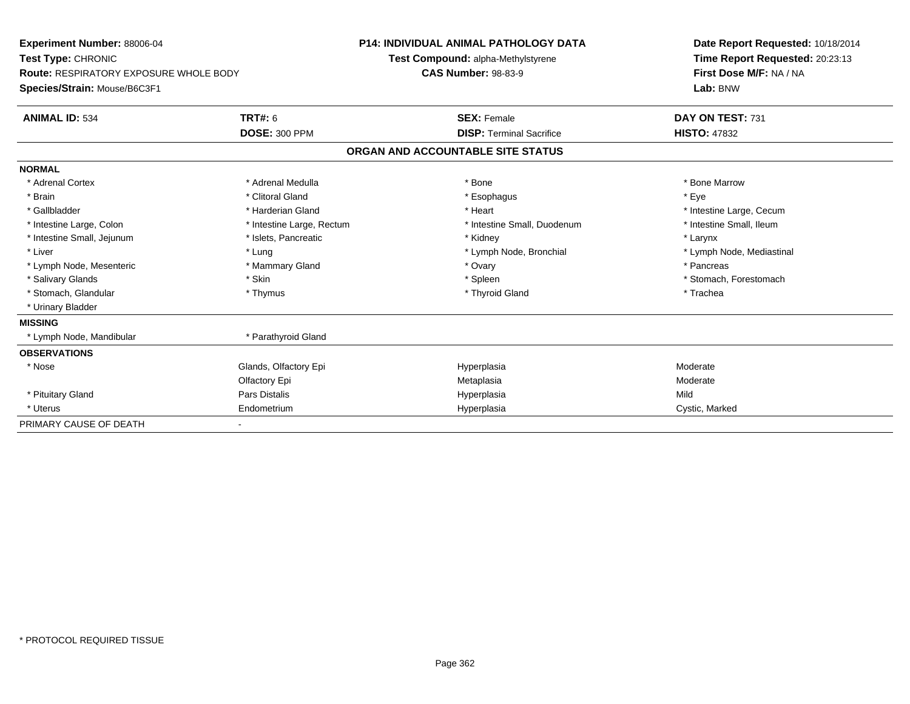**Experiment Number:** 88006-04
**Test Type:** CHRONIC
**Route:** RESPIRATORY EXPOSURE WHOLE BODY
**Species/Strain:** Mouse/B6C3F1

**P14: INDIVIDUAL ANIMAL PATHOLOGY DATA**
**Test Compound:** alpha-Methylstyrene
**CAS Number:** 98-83-9

**Date Report Requested:** 10/18/2014
**Time Report Requested:** 20:23:13
**First Dose M/F:** NA / NA
**Lab:** BNW

| **ANIMAL ID:** 534 | **TRT#:** 6 | **SEX:** Female | **DAY ON TEST:** 731 |
|---|---|---|---|
| | **DOSE:** 300 PPM | **DISP:** Terminal Sacrifice | **HISTO:** 47832 |

## ORGAN AND ACCOUNTABLE SITE STATUS

| | | | |
|---|---|---|---|
| **NORMAL** | | | |
| * Adrenal Cortex | * Adrenal Medulla | * Bone | * Bone Marrow |
| * Brain | * Clitoral Gland | * Esophagus | * Eye |
| * Gallbladder | * Harderian Gland | * Heart | * Intestine Large, Cecum |
| * Intestine Large, Colon | * Intestine Large, Rectum | * Intestine Small, Duodenum | * Intestine Small, Ileum |
| * Intestine Small, Jejunum | * Islets, Pancreatic | * Kidney | * Larynx |
| * Liver | * Lung | * Lymph Node, Bronchial | * Lymph Node, Mediastinal |
| * Lymph Node, Mesenteric | * Mammary Gland | * Ovary | * Pancreas |
| * Salivary Glands | * Skin | * Spleen | * Stomach, Forestomach |
| * Stomach, Glandular | * Thymus | * Thyroid Gland | * Trachea |
| * Urinary Bladder | | | |
| **MISSING** | | | |
| * Lymph Node, Mandibular | * Parathyroid Gland | | |
| **OBSERVATIONS** | | | |
| * Nose | Glands, Olfactory Epi | Hyperplasia | Moderate |
| | Olfactory Epi | Metaplasia | Moderate |
| * Pituitary Gland | Pars Distalis | Hyperplasia | Mild |
| * Uterus | Endometrium | Hyperplasia | Cystic, Marked |
| PRIMARY CAUSE OF DEATH | - | | |

* PROTOCOL REQUIRED TISSUE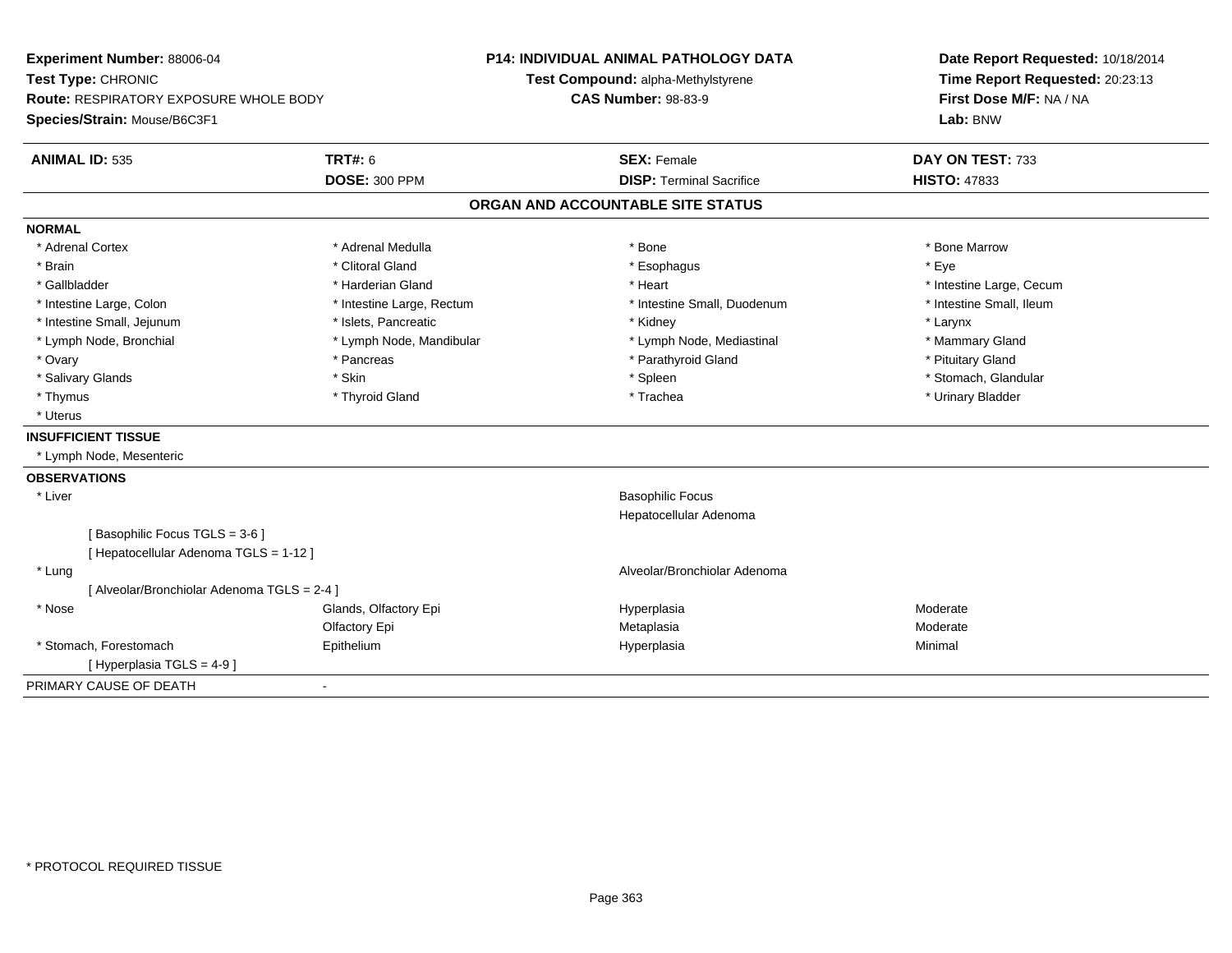**Experiment Number:** 88006-04
**Test Type:** CHRONIC
**Route:** RESPIRATORY EXPOSURE WHOLE BODY
**Species/Strain:** Mouse/B6C3F1

**P14: INDIVIDUAL ANIMAL PATHOLOGY DATA**
**Test Compound:** alpha-Methylstyrene
**CAS Number:** 98-83-9

**Date Report Requested:** 10/18/2014
**Time Report Requested:** 20:23:13
**First Dose M/F:** NA / NA
**Lab:** BNW

| **ANIMAL ID:** 535 | **TRT#:** 6 | **SEX:** Female | **DAY ON TEST:** 733 |
|---|---|---|---|
| | **DOSE:** 300 PPM | **DISP:** Terminal Sacrifice | **HISTO:** 47833 |

## ORGAN AND ACCOUNTABLE SITE STATUS

**NORMAL**

| | | | |
|---|---|---|---|
| * Adrenal Cortex | * Adrenal Medulla | * Bone | * Bone Marrow |
| * Brain | * Clitoral Gland | * Esophagus | * Eye |
| * Gallbladder | * Harderian Gland | * Heart | * Intestine Large, Cecum |
| * Intestine Large, Colon | * Intestine Large, Rectum | * Intestine Small, Duodenum | * Intestine Small, Ileum |
| * Intestine Small, Jejunum | * Islets, Pancreatic | * Kidney | * Larynx |
| * Lymph Node, Bronchial | * Lymph Node, Mandibular | * Lymph Node, Mediastinal | * Mammary Gland |
| * Ovary | * Pancreas | * Parathyroid Gland | * Pituitary Gland |
| * Salivary Glands | * Skin | * Spleen | * Stomach, Glandular |
| * Thymus | * Thyroid Gland | * Trachea | * Urinary Bladder |
| * Uterus | | | |

**INSUFFICIENT TISSUE**

* Lymph Node, Mesenteric

**OBSERVATIONS**

| | | | |
|---|---|---|---|
| * Liver | | Basophilic Focus | |
| | | Hepatocellular Adenoma | |
| [ Basophilic Focus TGLS = 3-6 ] | | | |
| [ Hepatocellular Adenoma TGLS = 1-12 ] | | | |
| * Lung | | Alveolar/Bronchiolar Adenoma | |
| [ Alveolar/Bronchiolar Adenoma TGLS = 2-4 ] | | | |
| * Nose | Glands, Olfactory Epi | Hyperplasia | Moderate |
| | Olfactory Epi | Metaplasia | Moderate |
| * Stomach, Forestomach | Epithelium | Hyperplasia | Minimal |
| [ Hyperplasia TGLS = 4-9 ] | | | |

PRIMARY CAUSE OF DEATH -

* PROTOCOL REQUIRED TISSUE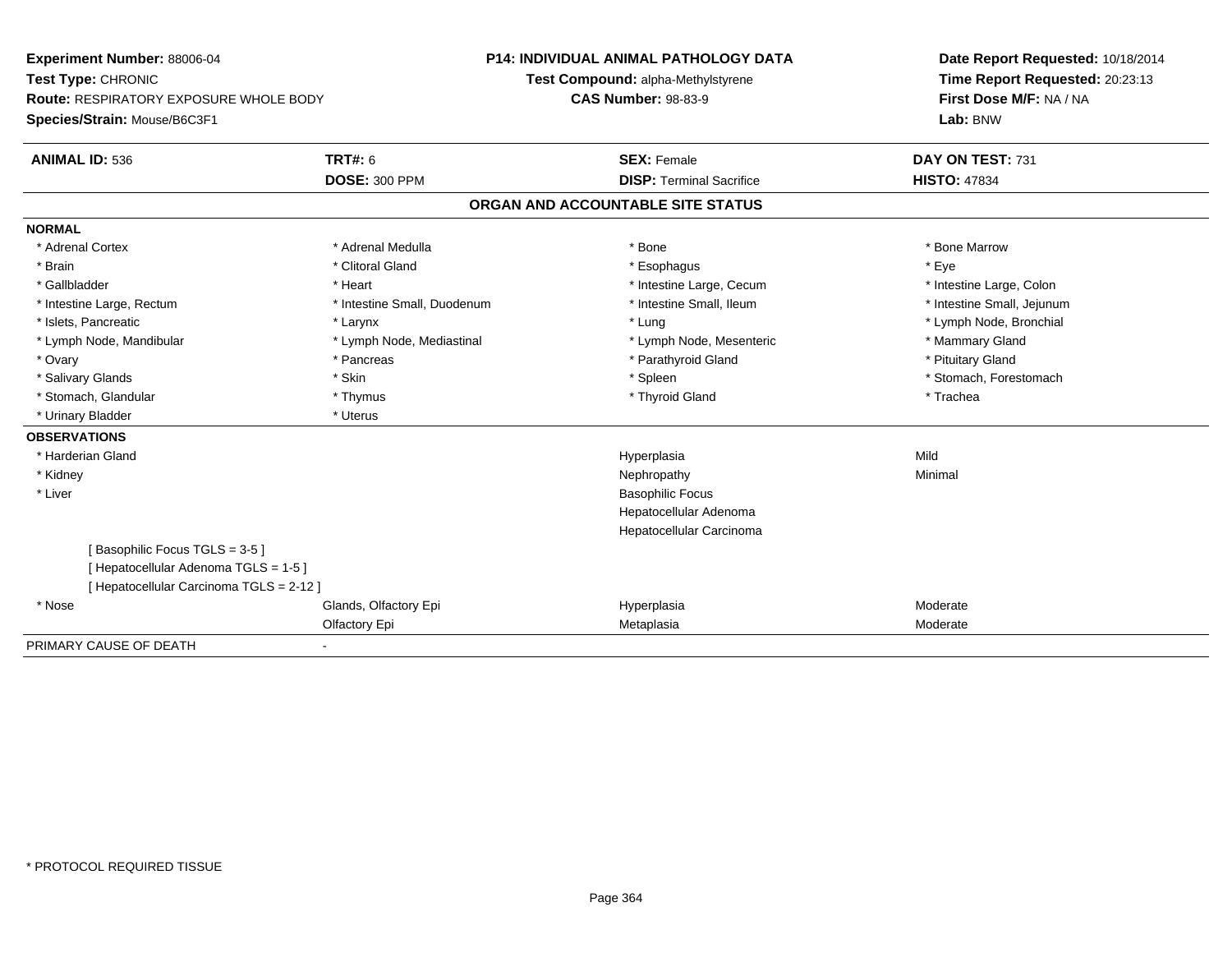**Experiment Number:** 88006-04
**Test Type:** CHRONIC
**Route:** RESPIRATORY EXPOSURE WHOLE BODY
**Species/Strain:** Mouse/B6C3F1

**P14: INDIVIDUAL ANIMAL PATHOLOGY DATA**
**Test Compound:** alpha-Methylstyrene
**CAS Number:** 98-83-9

**Date Report Requested:** 10/18/2014
**Time Report Requested:** 20:23:13
**First Dose M/F:** NA / NA
**Lab:** BNW

| **ANIMAL ID:** 536 | **TRT#:** 6 | **SEX:** Female | **DAY ON TEST:** 731 |
|---|---|---|---|
| | **DOSE:** 300 PPM | **DISP:** Terminal Sacrifice | **HISTO:** 47834 |

## ORGAN AND ACCOUNTABLE SITE STATUS

**NORMAL**

| | | | |
|---|---|---|---|
| * Adrenal Cortex | * Adrenal Medulla | * Bone | * Bone Marrow |
| * Brain | * Clitoral Gland | * Esophagus | * Eye |
| * Gallbladder | * Heart | * Intestine Large, Cecum | * Intestine Large, Colon |
| * Intestine Large, Rectum | * Intestine Small, Duodenum | * Intestine Small, Ileum | * Intestine Small, Jejunum |
| * Islets, Pancreatic | * Larynx | * Lung | * Lymph Node, Bronchial |
| * Lymph Node, Mandibular | * Lymph Node, Mediastinal | * Lymph Node, Mesenteric | * Mammary Gland |
| * Ovary | * Pancreas | * Parathyroid Gland | * Pituitary Gland |
| * Salivary Glands | * Skin | * Spleen | * Stomach, Forestomach |
| * Stomach, Glandular | * Thymus | * Thyroid Gland | * Trachea |
| * Urinary Bladder | * Uterus | | |

**OBSERVATIONS**

| | | | |
|---|---|---|---|
| * Harderian Gland | | Hyperplasia | Mild |
| * Kidney | | Nephropathy | Minimal |
| * Liver | | Basophilic Focus | |
| | | Hepatocellular Adenoma | |
| | | Hepatocellular Carcinoma | |
| [ Basophilic Focus TGLS = 3-5 ] | | | |
| [ Hepatocellular Adenoma TGLS = 1-5 ] | | | |
| [ Hepatocellular Carcinoma TGLS = 2-12 ] | | | |
| * Nose | Glands, Olfactory Epi | Hyperplasia | Moderate |
| | Olfactory Epi | Metaplasia | Moderate |

PRIMARY CAUSE OF DEATH -

\* PROTOCOL REQUIRED TISSUE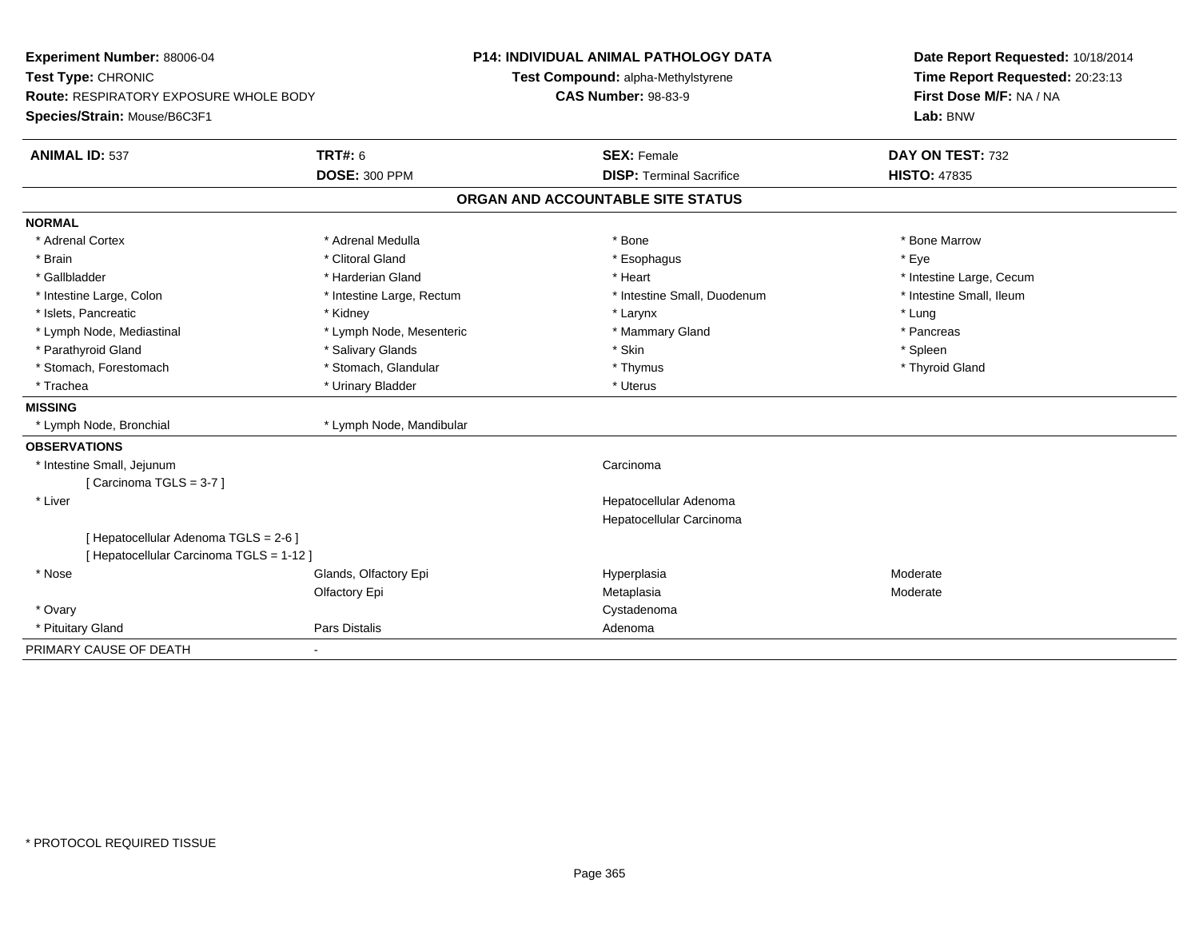**Experiment Number:** 88006-04
**Test Type:** CHRONIC
**Route:** RESPIRATORY EXPOSURE WHOLE BODY
**Species/Strain:** Mouse/B6C3F1

**P14: INDIVIDUAL ANIMAL PATHOLOGY DATA**
**Test Compound:** alpha-Methylstyrene
**CAS Number:** 98-83-9

**Date Report Requested:** 10/18/2014
**Time Report Requested:** 20:23:13
**First Dose M/F:** NA / NA
**Lab:** BNW

| **ANIMAL ID:** 537 | **TRT#:** 6 | **SEX:** Female | **DAY ON TEST:** 732 |
|---|---|---|---|
| | **DOSE:** 300 PPM | **DISP:** Terminal Sacrifice | **HISTO:** 47835 |

## ORGAN AND ACCOUNTABLE SITE STATUS

**NORMAL**

| | | | |
|---|---|---|---|
| * Adrenal Cortex | * Adrenal Medulla | * Bone | * Bone Marrow |
| * Brain | * Clitoral Gland | * Esophagus | * Eye |
| * Gallbladder | * Harderian Gland | * Heart | * Intestine Large, Cecum |
| * Intestine Large, Colon | * Intestine Large, Rectum | * Intestine Small, Duodenum | * Intestine Small, Ileum |
| * Islets, Pancreatic | * Kidney | * Larynx | * Lung |
| * Lymph Node, Mediastinal | * Lymph Node, Mesenteric | * Mammary Gland | * Pancreas |
| * Parathyroid Gland | * Salivary Glands | * Skin | * Spleen |
| * Stomach, Forestomach | * Stomach, Glandular | * Thymus | * Thyroid Gland |
| * Trachea | * Urinary Bladder | * Uterus | |

**MISSING**

| | |
|---|---|
| * Lymph Node, Bronchial | * Lymph Node, Mandibular |

**OBSERVATIONS**

| | | | |
|---|---|---|---|
| * Intestine Small, Jejunum | | Carcinoma | |
| [ Carcinoma TGLS = 3-7 ] | | | |
| * Liver | | Hepatocellular Adenoma | |
| | | Hepatocellular Carcinoma | |
| [ Hepatocellular Adenoma TGLS = 2-6 ] | | | |
| [ Hepatocellular Carcinoma TGLS = 1-12 ] | | | |
| * Nose | Glands, Olfactory Epi | Hyperplasia | Moderate |
| | Olfactory Epi | Metaplasia | Moderate |
| * Ovary | | Cystadenoma | |
| * Pituitary Gland | Pars Distalis | Adenoma | |

PRIMARY CAUSE OF DEATH -

* PROTOCOL REQUIRED TISSUE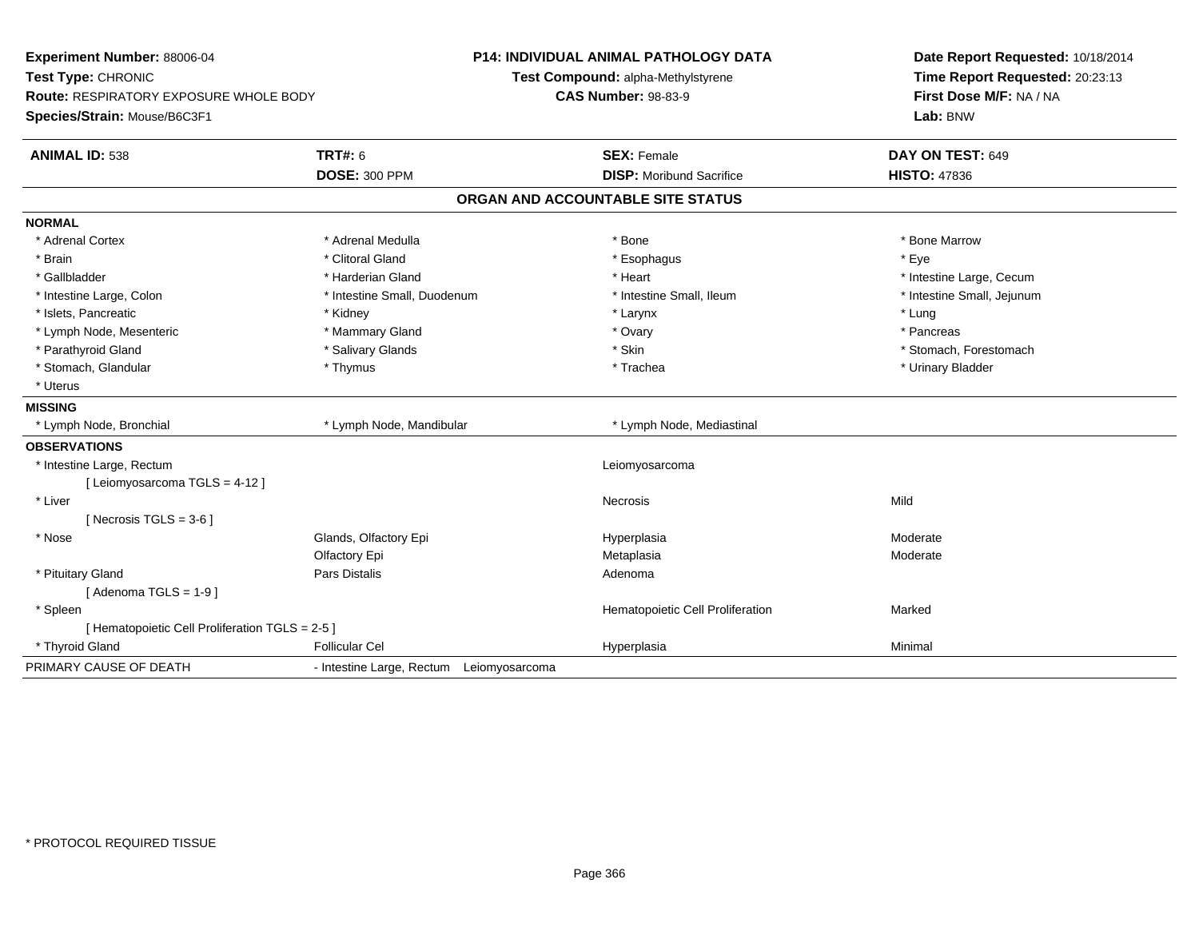**Experiment Number:** 88006-04
**Test Type:** CHRONIC
**Route:** RESPIRATORY EXPOSURE WHOLE BODY
**Species/Strain:** Mouse/B6C3F1

**P14: INDIVIDUAL ANIMAL PATHOLOGY DATA**
**Test Compound:** alpha-Methylstyrene
**CAS Number:** 98-83-9

**Date Report Requested:** 10/18/2014
**Time Report Requested:** 20:23:13
**First Dose M/F:** NA / NA
**Lab:** BNW

| **ANIMAL ID:** 538 | **TRT#:** 6 | **SEX:** Female | **DAY ON TEST:** 649 |
|---|---|---|---|
| | **DOSE:** 300 PPM | **DISP:** Moribund Sacrifice | **HISTO:** 47836 |

## ORGAN AND ACCOUNTABLE SITE STATUS

**NORMAL**

| | | | |
|---|---|---|---|
| * Adrenal Cortex | * Adrenal Medulla | * Bone | * Bone Marrow |
| * Brain | * Clitoral Gland | * Esophagus | * Eye |
| * Gallbladder | * Harderian Gland | * Heart | * Intestine Large, Cecum |
| * Intestine Large, Colon | * Intestine Small, Duodenum | * Intestine Small, Ileum | * Intestine Small, Jejunum |
| * Islets, Pancreatic | * Kidney | * Larynx | * Lung |
| * Lymph Node, Mesenteric | * Mammary Gland | * Ovary | * Pancreas |
| * Parathyroid Gland | * Salivary Glands | * Skin | * Stomach, Forestomach |
| * Stomach, Glandular | * Thymus | * Trachea | * Urinary Bladder |
| * Uterus | | | |

**MISSING**

| | | |
|---|---|---|
| * Lymph Node, Bronchial | * Lymph Node, Mandibular | * Lymph Node, Mediastinal |

**OBSERVATIONS**

| | | | |
|---|---|---|---|
| * Intestine Large, Rectum | | Leiomyosarcoma | |
| [ Leiomyosarcoma TGLS = 4-12 ] | | | |
| * Liver | | Necrosis | Mild |
| [ Necrosis TGLS = 3-6 ] | | | |
| * Nose | Glands, Olfactory Epi | Hyperplasia | Moderate |
| | Olfactory Epi | Metaplasia | Moderate |
| * Pituitary Gland | Pars Distalis | Adenoma | |
| [ Adenoma TGLS = 1-9 ] | | | |
| * Spleen | | Hematopoietic Cell Proliferation | Marked |
| [ Hematopoietic Cell Proliferation TGLS = 2-5 ] | | | |
| * Thyroid Gland | Follicular Cel | Hyperplasia | Minimal |

PRIMARY CAUSE OF DEATH - Intestine Large, Rectum Leiomyosarcoma

* PROTOCOL REQUIRED TISSUE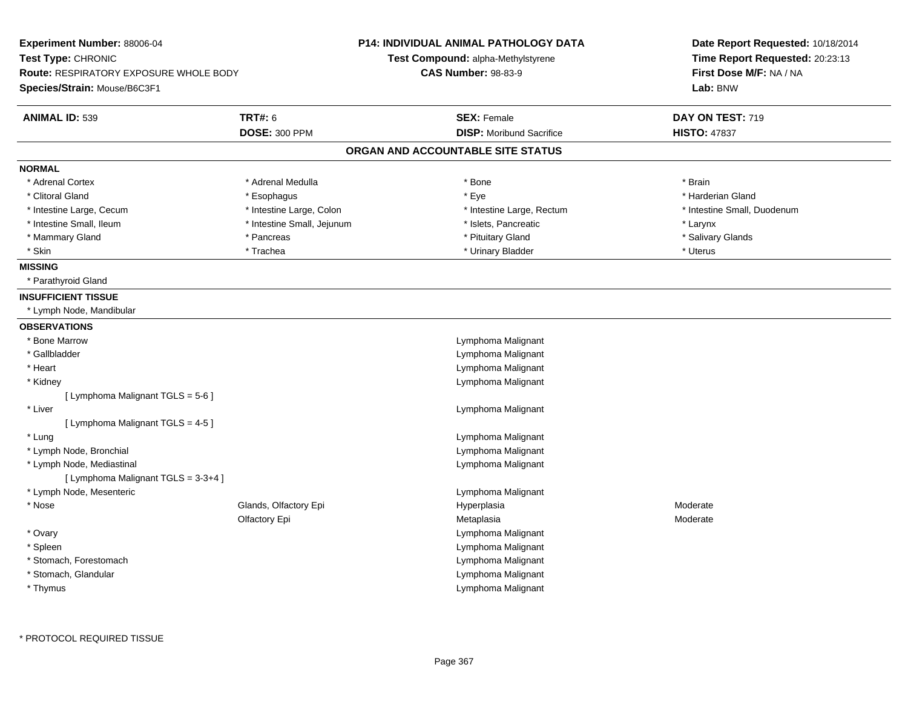**Experiment Number:** 88006-04
**Test Type:** CHRONIC
**Route:** RESPIRATORY EXPOSURE WHOLE BODY
**Species/Strain:** Mouse/B6C3F1

**P14: INDIVIDUAL ANIMAL PATHOLOGY DATA**
**Test Compound:** alpha-Methylstyrene
**CAS Number:** 98-83-9

**Date Report Requested:** 10/18/2014
**Time Report Requested:** 20:23:13
**First Dose M/F:** NA / NA
**Lab:** BNW

| **ANIMAL ID:** 539 | **TRT#:** 6 | **SEX:** Female | **DAY ON TEST:** 719 |
|---|---|---|---|
| | **DOSE:** 300 PPM | **DISP:** Moribund Sacrifice | **HISTO:** 47837 |

## ORGAN AND ACCOUNTABLE SITE STATUS

**NORMAL**

| | | | |
|---|---|---|---|
| * Adrenal Cortex | * Adrenal Medulla | * Bone | * Brain |
| * Clitoral Gland | * Esophagus | * Eye | * Harderian Gland |
| * Intestine Large, Cecum | * Intestine Large, Colon | * Intestine Large, Rectum | * Intestine Small, Duodenum |
| * Intestine Small, Ileum | * Intestine Small, Jejunum | * Islets, Pancreatic | * Larynx |
| * Mammary Gland | * Pancreas | * Pituitary Gland | * Salivary Glands |
| * Skin | * Trachea | * Urinary Bladder | * Uterus |

**MISSING**

* Parathyroid Gland

**INSUFFICIENT TISSUE**

* Lymph Node, Mandibular

**OBSERVATIONS**

| | | | |
|---|---|---|---|
| * Bone Marrow | | Lymphoma Malignant | |
| * Gallbladder | | Lymphoma Malignant | |
| * Heart | | Lymphoma Malignant | |
| * Kidney | | Lymphoma Malignant | |
| [ Lymphoma Malignant TGLS = 5-6 ] | | | |
| * Liver | | Lymphoma Malignant | |
| [ Lymphoma Malignant TGLS = 4-5 ] | | | |
| * Lung | | Lymphoma Malignant | |
| * Lymph Node, Bronchial | | Lymphoma Malignant | |
| * Lymph Node, Mediastinal | | Lymphoma Malignant | |
| [ Lymphoma Malignant TGLS = 3-3+4 ] | | | |
| * Lymph Node, Mesenteric | | Lymphoma Malignant | |
| * Nose | Glands, Olfactory Epi | Hyperplasia | Moderate |
| | Olfactory Epi | Metaplasia | Moderate |
| * Ovary | | Lymphoma Malignant | |
| * Spleen | | Lymphoma Malignant | |
| * Stomach, Forestomach | | Lymphoma Malignant | |
| * Stomach, Glandular | | Lymphoma Malignant | |
| * Thymus | | Lymphoma Malignant | |

* PROTOCOL REQUIRED TISSUE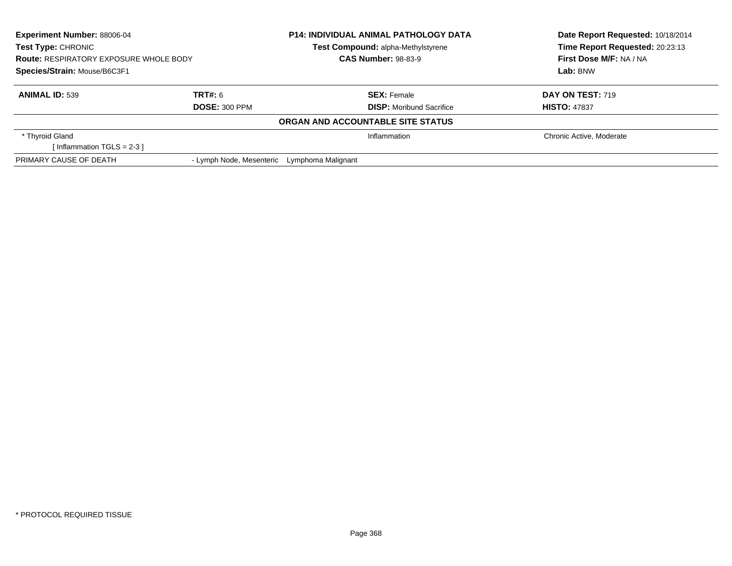| **Experiment Number:** 88006-04 | **P14: INDIVIDUAL ANIMAL PATHOLOGY DATA** | **Date Report Requested:** 10/18/2014 |
|---|---|---|
| **Test Type:** CHRONIC | **Test Compound:** alpha-Methylstyrene | **Time Report Requested:** 20:23:13 |
| **Route:** RESPIRATORY EXPOSURE WHOLE BODY | **CAS Number:** 98-83-9 | **First Dose M/F:** NA / NA |
| **Species/Strain:** Mouse/B6C3F1 | | **Lab:** BNW |

| **ANIMAL ID:** 539 | **TRT#:** 6 | **SEX:** Female | **DAY ON TEST:** 719 |
|---|---|---|---|
| | **DOSE:** 300 PPM | **DISP:** Moribund Sacrifice | **HISTO:** 47837 |

**ORGAN AND ACCOUNTABLE SITE STATUS**

| | | | |
|---|---|---|---|
| * Thyroid Gland [ Inflammation TGLS = 2-3 ] | | Inflammation | Chronic Active, Moderate |
| PRIMARY CAUSE OF DEATH | - Lymph Node, Mesenteric Lymphoma Malignant | | |

* PROTOCOL REQUIRED TISSUE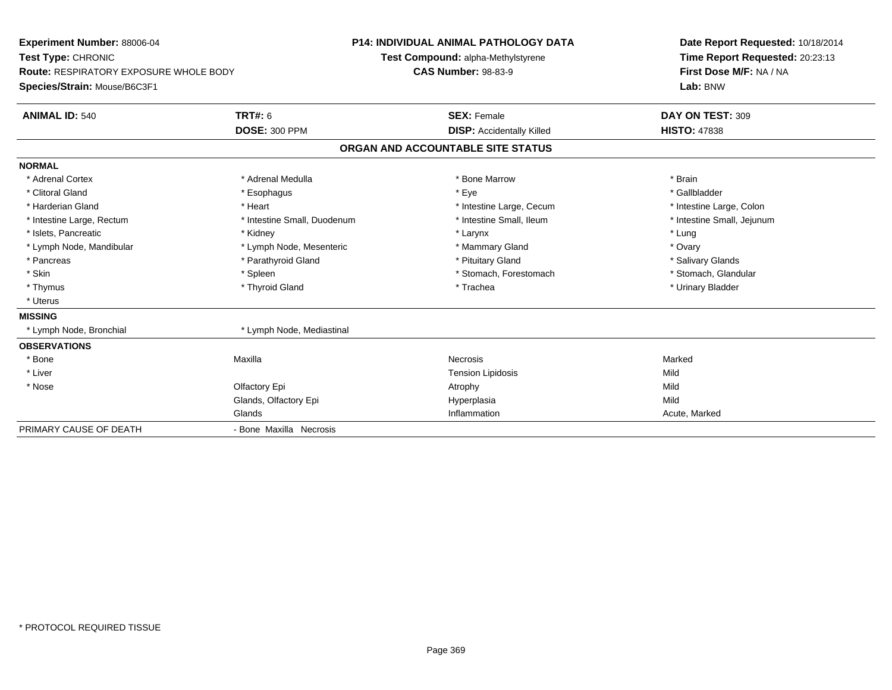**Experiment Number:** 88006-04
**Test Type:** CHRONIC
**Route:** RESPIRATORY EXPOSURE WHOLE BODY
**Species/Strain:** Mouse/B6C3F1

**P14: INDIVIDUAL ANIMAL PATHOLOGY DATA**
**Test Compound:** alpha-Methylstyrene
**CAS Number:** 98-83-9

**Date Report Requested:** 10/18/2014
**Time Report Requested:** 20:23:13
**First Dose M/F:** NA / NA
**Lab:** BNW

| **ANIMAL ID:** 540 | **TRT#:** 6 | **SEX:** Female | **DAY ON TEST:** 309 |
|---|---|---|---|
| | **DOSE:** 300 PPM | **DISP:** Accidentally Killed | **HISTO:** 47838 |

## ORGAN AND ACCOUNTABLE SITE STATUS

| | | | |
|---|---|---|---|
| **NORMAL** | | | |
| * Adrenal Cortex | * Adrenal Medulla | * Bone Marrow | * Brain |
| * Clitoral Gland | * Esophagus | * Eye | * Gallbladder |
| * Harderian Gland | * Heart | * Intestine Large, Cecum | * Intestine Large, Colon |
| * Intestine Large, Rectum | * Intestine Small, Duodenum | * Intestine Small, Ileum | * Intestine Small, Jejunum |
| * Islets, Pancreatic | * Kidney | * Larynx | * Lung |
| * Lymph Node, Mandibular | * Lymph Node, Mesenteric | * Mammary Gland | * Ovary |
| * Pancreas | * Parathyroid Gland | * Pituitary Gland | * Salivary Glands |
| * Skin | * Spleen | * Stomach, Forestomach | * Stomach, Glandular |
| * Thymus | * Thyroid Gland | * Trachea | * Urinary Bladder |
| * Uterus | | | |
| **MISSING** | | | |
| * Lymph Node, Bronchial | * Lymph Node, Mediastinal | | |
| **OBSERVATIONS** | | | |
| * Bone | Maxilla | Necrosis | Marked |
| * Liver | | Tension Lipidosis | Mild |
| * Nose | Olfactory Epi | Atrophy | Mild |
| | Glands, Olfactory Epi | Hyperplasia | Mild |
| | Glands | Inflammation | Acute, Marked |
| PRIMARY CAUSE OF DEATH | - Bone Maxilla Necrosis | | |

* PROTOCOL REQUIRED TISSUE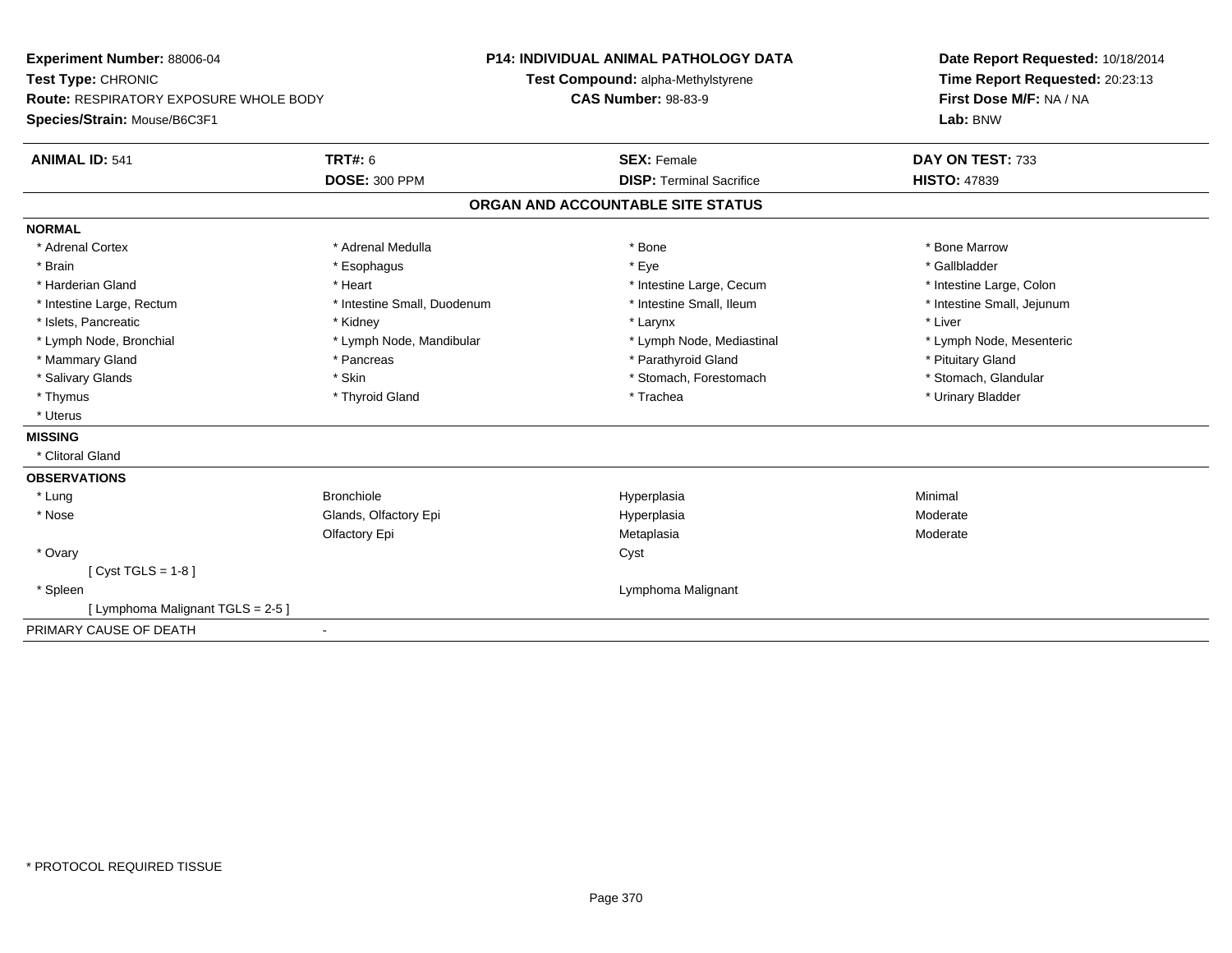**Experiment Number:** 88006-04
**Test Type:** CHRONIC
**Route:** RESPIRATORY EXPOSURE WHOLE BODY
**Species/Strain:** Mouse/B6C3F1

**P14: INDIVIDUAL ANIMAL PATHOLOGY DATA**
**Test Compound:** alpha-Methylstyrene
**CAS Number:** 98-83-9

**Date Report Requested:** 10/18/2014
**Time Report Requested:** 20:23:13
**First Dose M/F:** NA / NA
**Lab:** BNW

| **ANIMAL ID:** 541 | **TRT#:** 6 | **SEX:** Female | **DAY ON TEST:** 733 |
|---|---|---|---|
| | **DOSE:** 300 PPM | **DISP:** Terminal Sacrifice | **HISTO:** 47839 |

## ORGAN AND ACCOUNTABLE SITE STATUS

**NORMAL**

| | | | |
|---|---|---|---|
| * Adrenal Cortex | * Adrenal Medulla | * Bone | * Bone Marrow |
| * Brain | * Esophagus | * Eye | * Gallbladder |
| * Harderian Gland | * Heart | * Intestine Large, Cecum | * Intestine Large, Colon |
| * Intestine Large, Rectum | * Intestine Small, Duodenum | * Intestine Small, Ileum | * Intestine Small, Jejunum |
| * Islets, Pancreatic | * Kidney | * Larynx | * Liver |
| * Lymph Node, Bronchial | * Lymph Node, Mandibular | * Lymph Node, Mediastinal | * Lymph Node, Mesenteric |
| * Mammary Gland | * Pancreas | * Parathyroid Gland | * Pituitary Gland |
| * Salivary Glands | * Skin | * Stomach, Forestomach | * Stomach, Glandular |
| * Thymus | * Thyroid Gland | * Trachea | * Urinary Bladder |
| * Uterus | | | |

**MISSING**

* Clitoral Gland

**OBSERVATIONS**

| | | | |
|---|---|---|---|
| * Lung | Bronchiole | Hyperplasia | Minimal |
| * Nose | Glands, Olfactory Epi | Hyperplasia | Moderate |
| | Olfactory Epi | Metaplasia | Moderate |
| * Ovary | | Cyst | |
| [ Cyst TGLS = 1-8 ] | | | |
| * Spleen | | Lymphoma Malignant | |
| [ Lymphoma Malignant TGLS = 2-5 ] | | | |

PRIMARY CAUSE OF DEATH -

* PROTOCOL REQUIRED TISSUE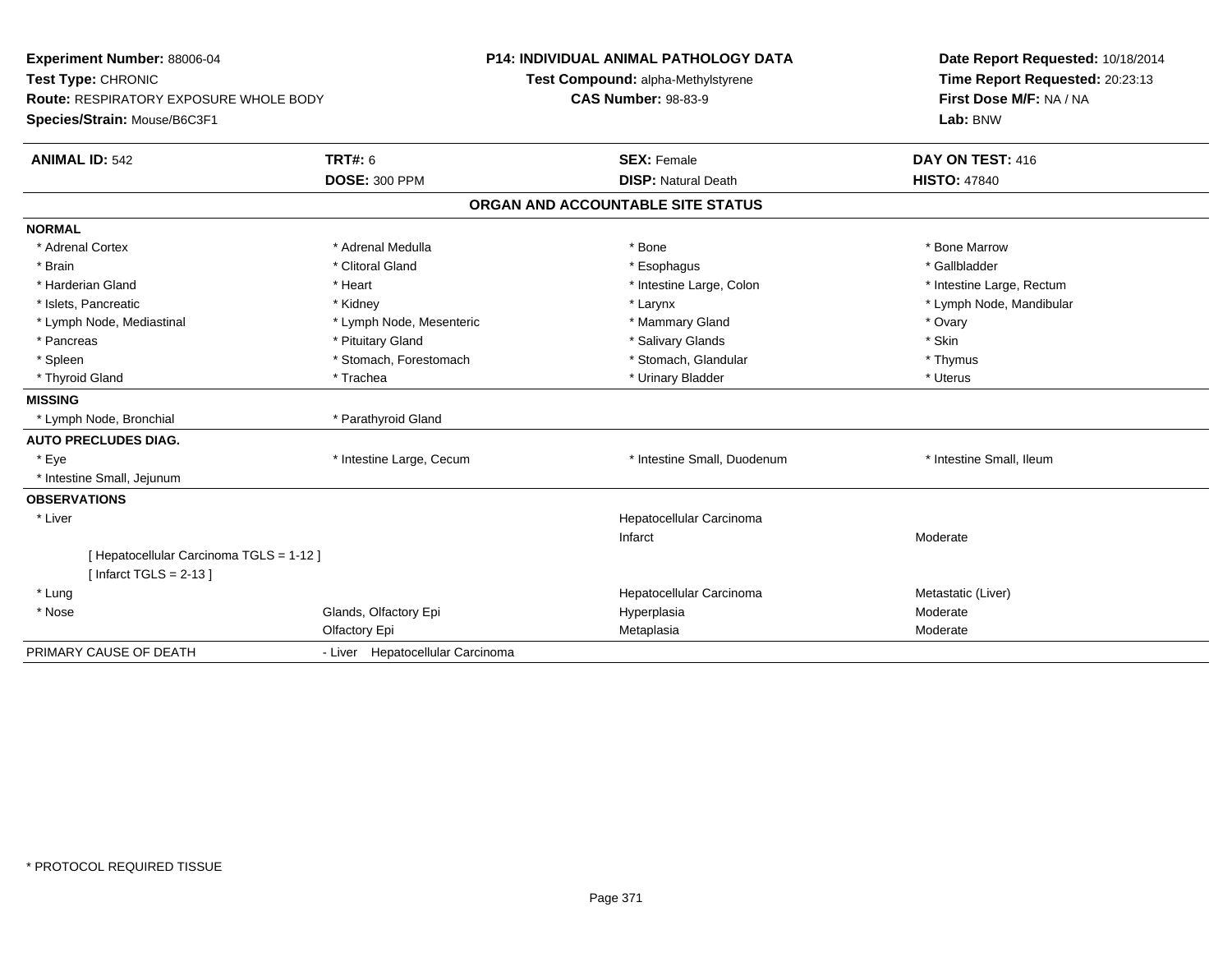**Experiment Number:** 88006-04
**Test Type:** CHRONIC
**Route:** RESPIRATORY EXPOSURE WHOLE BODY
**Species/Strain:** Mouse/B6C3F1

**P14: INDIVIDUAL ANIMAL PATHOLOGY DATA**
**Test Compound:** alpha-Methylstyrene
**CAS Number:** 98-83-9

**Date Report Requested:** 10/18/2014
**Time Report Requested:** 20:23:13
**First Dose M/F:** NA / NA
**Lab:** BNW

| **ANIMAL ID:** 542 | **TRT#:** 6 | **SEX:** Female | **DAY ON TEST:** 416 |
|---|---|---|---|
| | **DOSE:** 300 PPM | **DISP:** Natural Death | **HISTO:** 47840 |

## ORGAN AND ACCOUNTABLE SITE STATUS

| | | | |
|---|---|---|---|
| **NORMAL** | | | |
| * Adrenal Cortex | * Adrenal Medulla | * Bone | * Bone Marrow |
| * Brain | * Clitoral Gland | * Esophagus | * Gallbladder |
| * Harderian Gland | * Heart | * Intestine Large, Colon | * Intestine Large, Rectum |
| * Islets, Pancreatic | * Kidney | * Larynx | * Lymph Node, Mandibular |
| * Lymph Node, Mediastinal | * Lymph Node, Mesenteric | * Mammary Gland | * Ovary |
| * Pancreas | * Pituitary Gland | * Salivary Glands | * Skin |
| * Spleen | * Stomach, Forestomach | * Stomach, Glandular | * Thymus |
| * Thyroid Gland | * Trachea | * Urinary Bladder | * Uterus |
| **MISSING** | | | |
| * Lymph Node, Bronchial | * Parathyroid Gland | | |
| **AUTO PRECLUDES DIAG.** | | | |
| * Eye | * Intestine Large, Cecum | * Intestine Small, Duodenum | * Intestine Small, Ileum |
| * Intestine Small, Jejunum | | | |
| **OBSERVATIONS** | | | |
| * Liver | | Hepatocellular Carcinoma | |
| | | Infarct | Moderate |
| [ Hepatocellular Carcinoma TGLS = 1-12 ] | | | |
| [ Infarct TGLS = 2-13 ] | | | |
| * Lung | | Hepatocellular Carcinoma | Metastatic (Liver) |
| * Nose | Glands, Olfactory Epi | Hyperplasia | Moderate |
| | Olfactory Epi | Metaplasia | Moderate |
| PRIMARY CAUSE OF DEATH | - Liver Hepatocellular Carcinoma | | |

* PROTOCOL REQUIRED TISSUE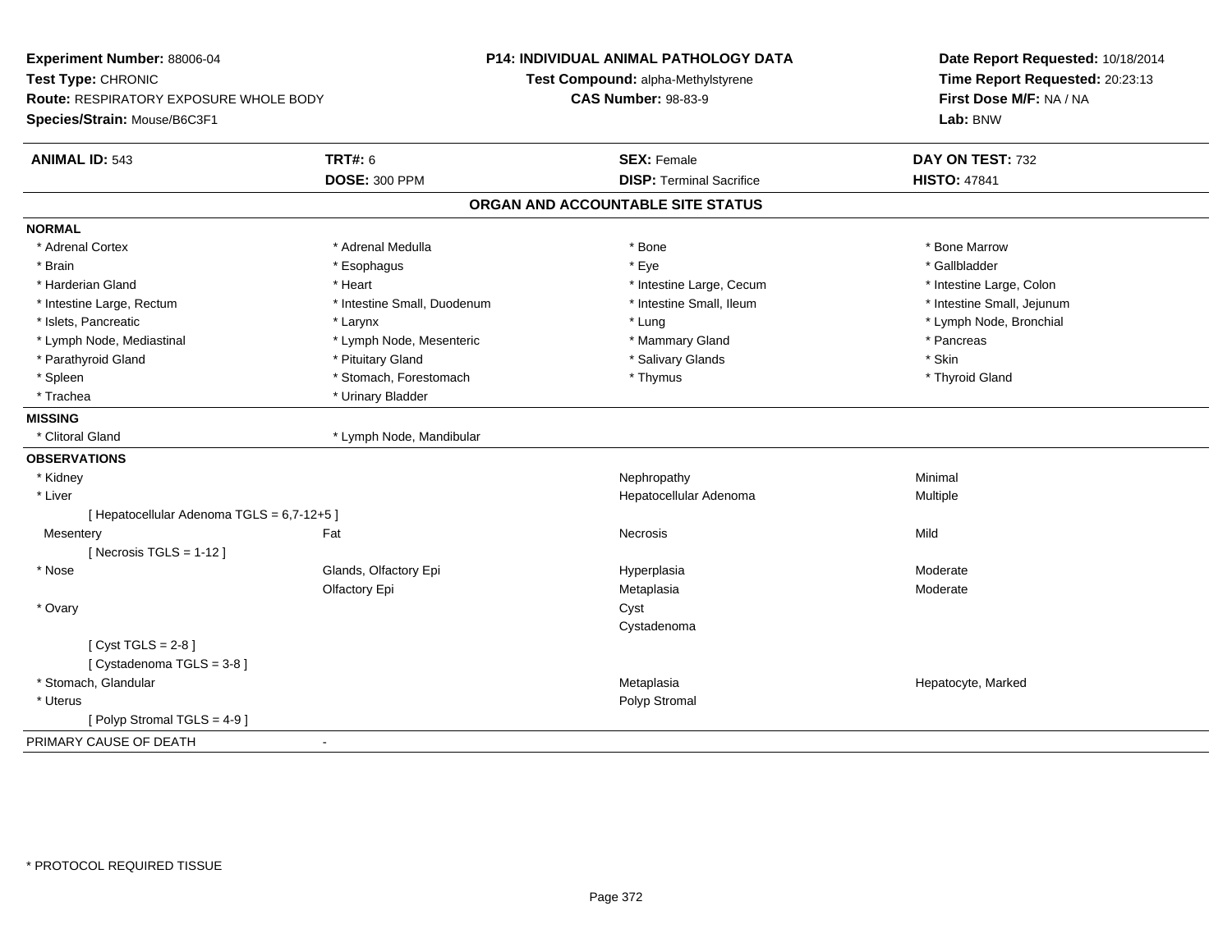**Experiment Number:** 88006-04
**Test Type:** CHRONIC
**Route:** RESPIRATORY EXPOSURE WHOLE BODY
**Species/Strain:** Mouse/B6C3F1

**P14: INDIVIDUAL ANIMAL PATHOLOGY DATA**
**Test Compound:** alpha-Methylstyrene
**CAS Number:** 98-83-9

**Date Report Requested:** 10/18/2014
**Time Report Requested:** 20:23:13
**First Dose M/F:** NA / NA
**Lab:** BNW

| **ANIMAL ID:** 543 | **TRT#:** 6 | **SEX:** Female | **DAY ON TEST:** 732 |
|---|---|---|---|
| | **DOSE:** 300 PPM | **DISP:** Terminal Sacrifice | **HISTO:** 47841 |

## ORGAN AND ACCOUNTABLE SITE STATUS

**NORMAL**

| | | | |
|---|---|---|---|
| * Adrenal Cortex | * Adrenal Medulla | * Bone | * Bone Marrow |
| * Brain | * Esophagus | * Eye | * Gallbladder |
| * Harderian Gland | * Heart | * Intestine Large, Cecum | * Intestine Large, Colon |
| * Intestine Large, Rectum | * Intestine Small, Duodenum | * Intestine Small, Ileum | * Intestine Small, Jejunum |
| * Islets, Pancreatic | * Larynx | * Lung | * Lymph Node, Bronchial |
| * Lymph Node, Mediastinal | * Lymph Node, Mesenteric | * Mammary Gland | * Pancreas |
| * Parathyroid Gland | * Pituitary Gland | * Salivary Glands | * Skin |
| * Spleen | * Stomach, Forestomach | * Thymus | * Thyroid Gland |
| * Trachea | * Urinary Bladder | | |

**MISSING**

| | |
|---|---|
| * Clitoral Gland | * Lymph Node, Mandibular |

**OBSERVATIONS**

| | | | |
|---|---|---|---|
| * Kidney | | Nephropathy | Minimal |
| * Liver | | Hepatocellular Adenoma | Multiple |
| [ Hepatocellular Adenoma TGLS = 6,7-12+5 ] | | | |
| Mesentery | Fat | Necrosis | Mild |
| [ Necrosis TGLS = 1-12 ] | | | |
| * Nose | Glands, Olfactory Epi | Hyperplasia | Moderate |
| | Olfactory Epi | Metaplasia | Moderate |
| * Ovary | | Cyst | |
| | | Cystadenoma | |
| [ Cyst TGLS = 2-8 ] | | | |
| [ Cystadenoma TGLS = 3-8 ] | | | |
| * Stomach, Glandular | | Metaplasia | Hepatocyte, Marked |
| * Uterus | | Polyp Stromal | |
| [ Polyp Stromal TGLS = 4-9 ] | | | |

PRIMARY CAUSE OF DEATH -

* PROTOCOL REQUIRED TISSUE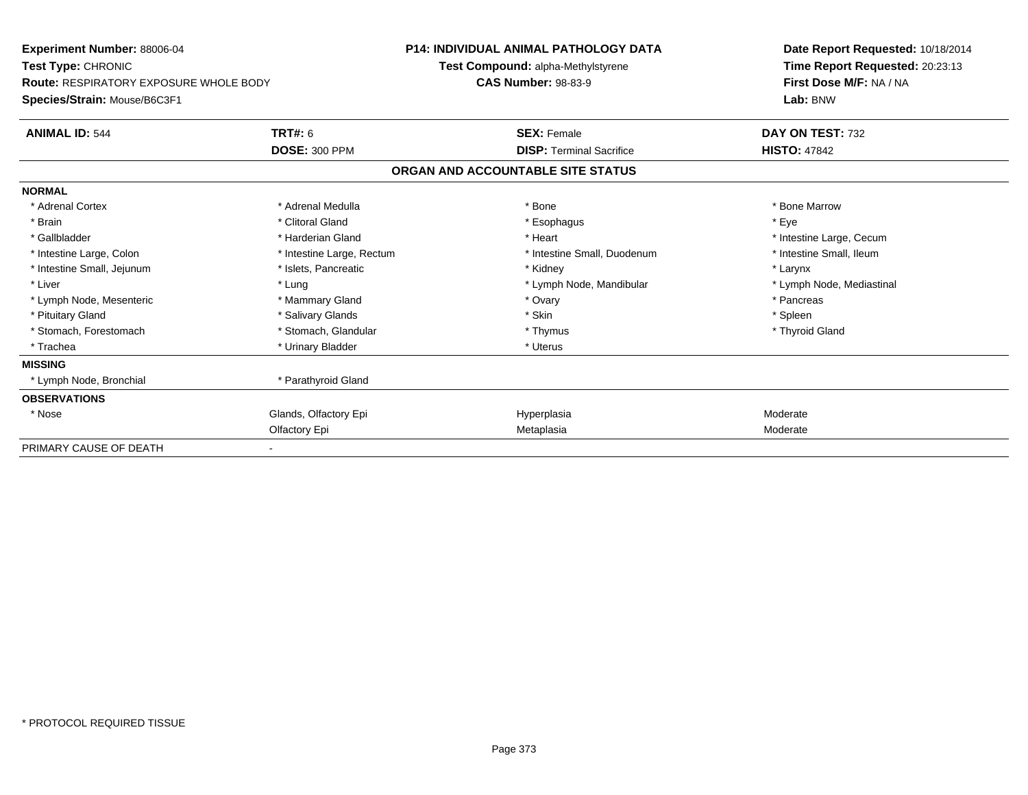**Experiment Number:** 88006-04
**Test Type:** CHRONIC
**Route:** RESPIRATORY EXPOSURE WHOLE BODY
**Species/Strain:** Mouse/B6C3F1

**P14: INDIVIDUAL ANIMAL PATHOLOGY DATA**
**Test Compound:** alpha-Methylstyrene
**CAS Number:** 98-83-9

**Date Report Requested:** 10/18/2014
**Time Report Requested:** 20:23:13
**First Dose M/F:** NA / NA
**Lab:** BNW

| **ANIMAL ID:** 544 | **TRT#:** 6 | **SEX:** Female | **DAY ON TEST:** 732 |
|---|---|---|---|
| | **DOSE:** 300 PPM | **DISP:** Terminal Sacrifice | **HISTO:** 47842 |

## ORGAN AND ACCOUNTABLE SITE STATUS

**NORMAL**

| | | | |
|---|---|---|---|
| * Adrenal Cortex | * Adrenal Medulla | * Bone | * Bone Marrow |
| * Brain | * Clitoral Gland | * Esophagus | * Eye |
| * Gallbladder | * Harderian Gland | * Heart | * Intestine Large, Cecum |
| * Intestine Large, Colon | * Intestine Large, Rectum | * Intestine Small, Duodenum | * Intestine Small, Ileum |
| * Intestine Small, Jejunum | * Islets, Pancreatic | * Kidney | * Larynx |
| * Liver | * Lung | * Lymph Node, Mandibular | * Lymph Node, Mediastinal |
| * Lymph Node, Mesenteric | * Mammary Gland | * Ovary | * Pancreas |
| * Pituitary Gland | * Salivary Glands | * Skin | * Spleen |
| * Stomach, Forestomach | * Stomach, Glandular | * Thymus | * Thyroid Gland |
| * Trachea | * Urinary Bladder | * Uterus | |

**MISSING**

| | |
|---|---|
| * Lymph Node, Bronchial | * Parathyroid Gland |

**OBSERVATIONS**

| | | | |
|---|---|---|---|
| * Nose | Glands, Olfactory Epi | Hyperplasia | Moderate |
| | Olfactory Epi | Metaplasia | Moderate |

PRIMARY CAUSE OF DEATH -

\* PROTOCOL REQUIRED TISSUE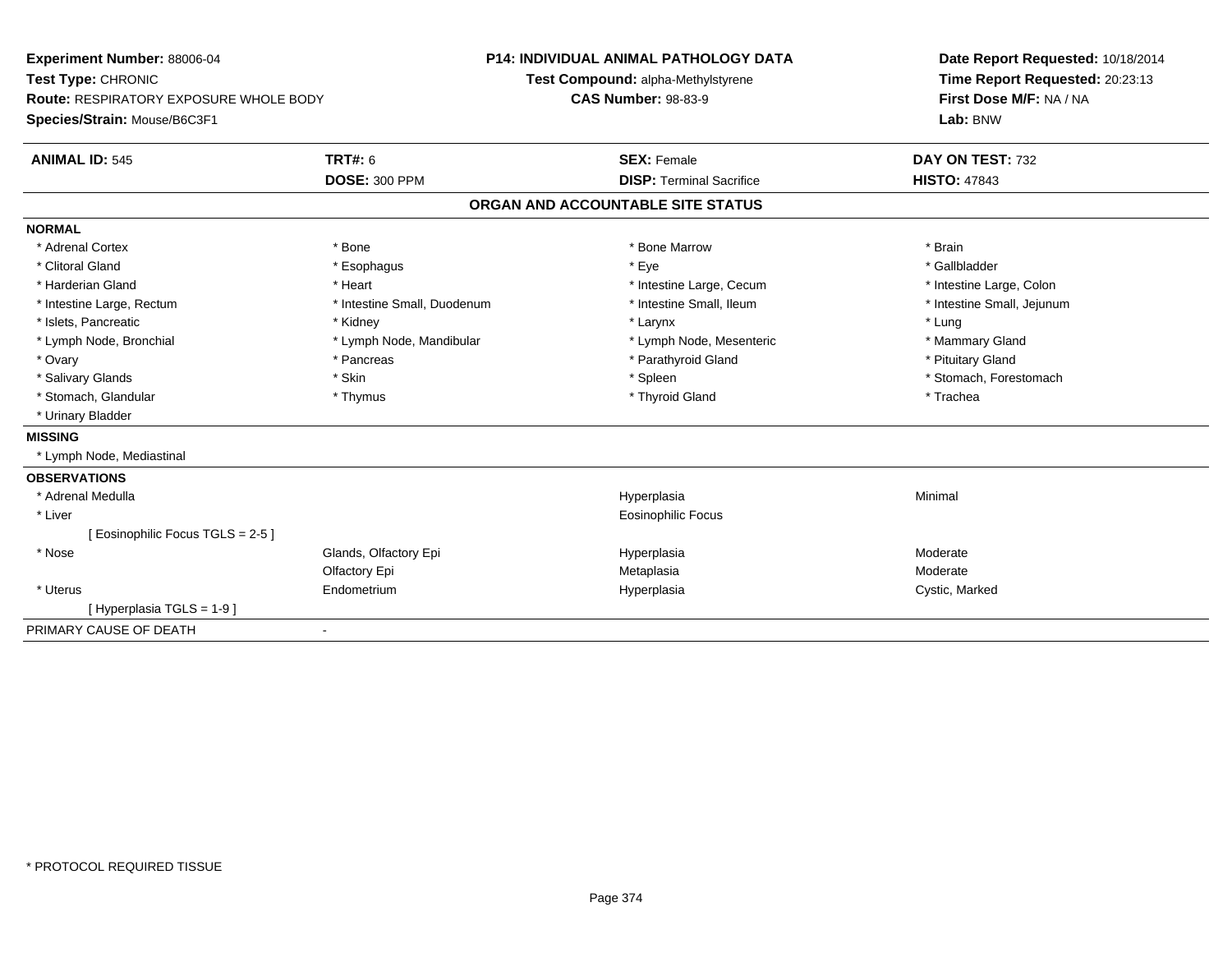**Experiment Number:** 88006-04
**Test Type:** CHRONIC
**Route:** RESPIRATORY EXPOSURE WHOLE BODY
**Species/Strain:** Mouse/B6C3F1

**P14: INDIVIDUAL ANIMAL PATHOLOGY DATA**
**Test Compound:** alpha-Methylstyrene
**CAS Number:** 98-83-9

**Date Report Requested:** 10/18/2014
**Time Report Requested:** 20:23:13
**First Dose M/F:** NA / NA
**Lab:** BNW

| **ANIMAL ID:** 545 | **TRT#:** 6 | **SEX:** Female | **DAY ON TEST:** 732 |
|---|---|---|---|
| | **DOSE:** 300 PPM | **DISP:** Terminal Sacrifice | **HISTO:** 47843 |

**ORGAN AND ACCOUNTABLE SITE STATUS**

**NORMAL**

| | | | |
|---|---|---|---|
| * Adrenal Cortex | * Bone | * Bone Marrow | * Brain |
| * Clitoral Gland | * Esophagus | * Eye | * Gallbladder |
| * Harderian Gland | * Heart | * Intestine Large, Cecum | * Intestine Large, Colon |
| * Intestine Large, Rectum | * Intestine Small, Duodenum | * Intestine Small, Ileum | * Intestine Small, Jejunum |
| * Islets, Pancreatic | * Kidney | * Larynx | * Lung |
| * Lymph Node, Bronchial | * Lymph Node, Mandibular | * Lymph Node, Mesenteric | * Mammary Gland |
| * Ovary | * Pancreas | * Parathyroid Gland | * Pituitary Gland |
| * Salivary Glands | * Skin | * Spleen | * Stomach, Forestomach |
| * Stomach, Glandular | * Thymus | * Thyroid Gland | * Trachea |
| * Urinary Bladder | | | |

**MISSING**

* Lymph Node, Mediastinal

**OBSERVATIONS**

| | | | |
|---|---|---|---|
| * Adrenal Medulla | | Hyperplasia | Minimal |
| * Liver | | Eosinophilic Focus | |
| [ Eosinophilic Focus TGLS = 2-5 ] | | | |
| * Nose | Glands, Olfactory Epi | Hyperplasia | Moderate |
| | Olfactory Epi | Metaplasia | Moderate |
| * Uterus | Endometrium | Hyperplasia | Cystic, Marked |
| [ Hyperplasia TGLS = 1-9 ] | | | |

PRIMARY CAUSE OF DEATH -

* PROTOCOL REQUIRED TISSUE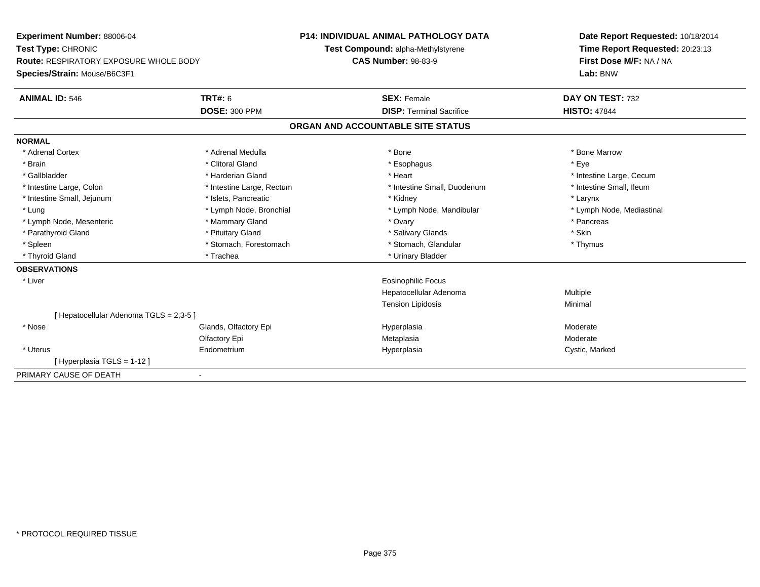**Experiment Number:** 88006-04
**Test Type:** CHRONIC
**Route:** RESPIRATORY EXPOSURE WHOLE BODY
**Species/Strain:** Mouse/B6C3F1

**P14: INDIVIDUAL ANIMAL PATHOLOGY DATA**
**Test Compound:** alpha-Methylstyrene
**CAS Number:** 98-83-9

**Date Report Requested:** 10/18/2014
**Time Report Requested:** 20:23:13
**First Dose M/F:** NA / NA
**Lab:** BNW

| **ANIMAL ID:** 546 | **TRT#:** 6 | **SEX:** Female | **DAY ON TEST:** 732 |
|---|---|---|---|
| | **DOSE:** 300 PPM | **DISP:** Terminal Sacrifice | **HISTO:** 47844 |

## ORGAN AND ACCOUNTABLE SITE STATUS

**NORMAL**

| | | | |
|---|---|---|---|
| * Adrenal Cortex | * Adrenal Medulla | * Bone | * Bone Marrow |
| * Brain | * Clitoral Gland | * Esophagus | * Eye |
| * Gallbladder | * Harderian Gland | * Heart | * Intestine Large, Cecum |
| * Intestine Large, Colon | * Intestine Large, Rectum | * Intestine Small, Duodenum | * Intestine Small, Ileum |
| * Intestine Small, Jejunum | * Islets, Pancreatic | * Kidney | * Larynx |
| * Lung | * Lymph Node, Bronchial | * Lymph Node, Mandibular | * Lymph Node, Mediastinal |
| * Lymph Node, Mesenteric | * Mammary Gland | * Ovary | * Pancreas |
| * Parathyroid Gland | * Pituitary Gland | * Salivary Glands | * Skin |
| * Spleen | * Stomach, Forestomach | * Stomach, Glandular | * Thymus |
| * Thyroid Gland | * Trachea | * Urinary Bladder | |

**OBSERVATIONS**

| | | | |
|---|---|---|---|
| * Liver | | Eosinophilic Focus | |
| | | Hepatocellular Adenoma | Multiple |
| | | Tension Lipidosis | Minimal |
| [ Hepatocellular Adenoma TGLS = 2,3-5 ] | | | |
| * Nose | Glands, Olfactory Epi | Hyperplasia | Moderate |
| | Olfactory Epi | Metaplasia | Moderate |
| * Uterus | Endometrium | Hyperplasia | Cystic, Marked |
| [ Hyperplasia TGLS = 1-12 ] | | | |

PRIMARY CAUSE OF DEATH -

* PROTOCOL REQUIRED TISSUE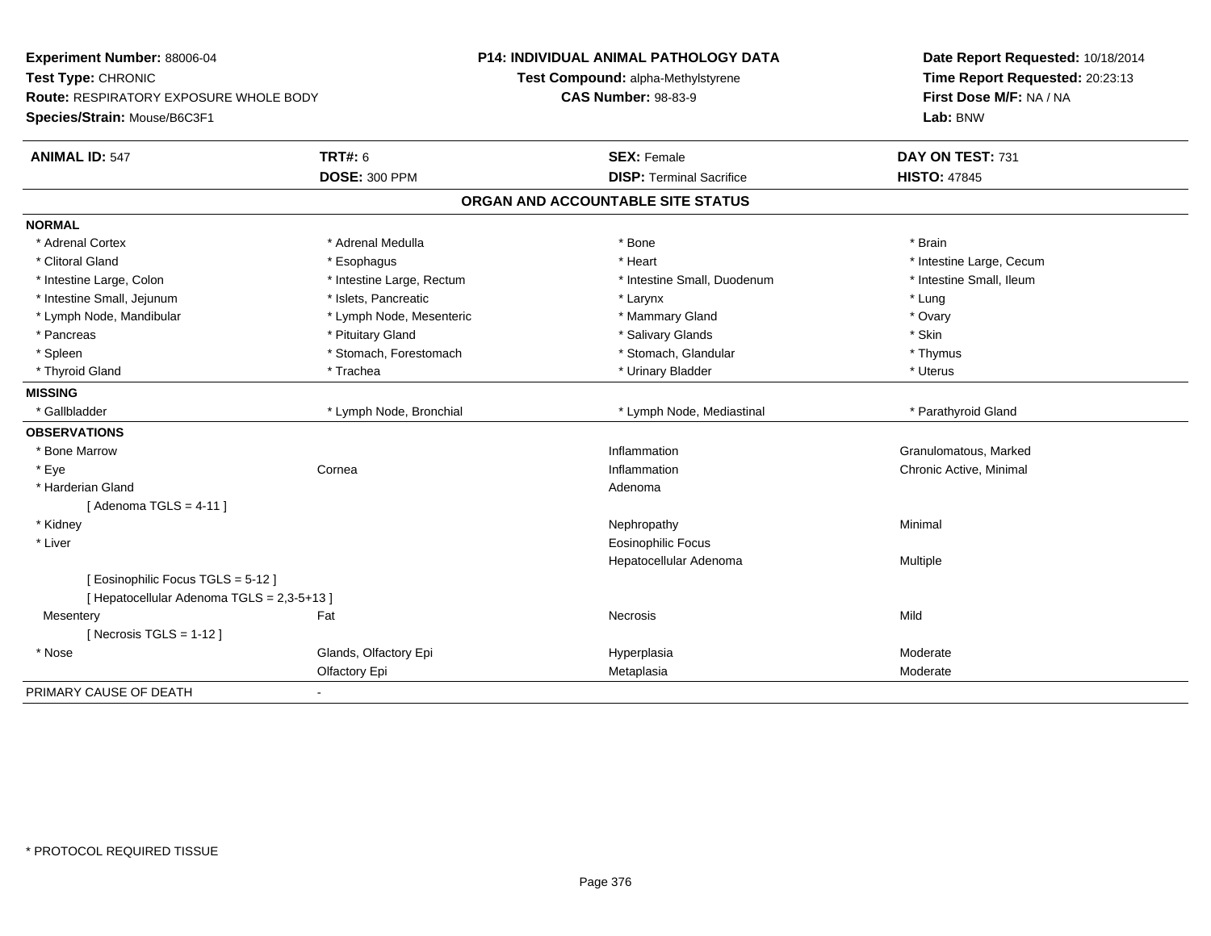**Experiment Number:** 88006-04
**Test Type:** CHRONIC
**Route:** RESPIRATORY EXPOSURE WHOLE BODY
**Species/Strain:** Mouse/B6C3F1

**P14: INDIVIDUAL ANIMAL PATHOLOGY DATA**
**Test Compound:** alpha-Methylstyrene
**CAS Number:** 98-83-9

**Date Report Requested:** 10/18/2014
**Time Report Requested:** 20:23:13
**First Dose M/F:** NA / NA
**Lab:** BNW

| **ANIMAL ID:** 547 | **TRT#:** 6 | **SEX:** Female | **DAY ON TEST:** 731 |
|---|---|---|---|
| | **DOSE:** 300 PPM | **DISP:** Terminal Sacrifice | **HISTO:** 47845 |

## ORGAN AND ACCOUNTABLE SITE STATUS

**NORMAL**

| | | | |
|---|---|---|---|
| * Adrenal Cortex | * Adrenal Medulla | * Bone | * Brain |
| * Clitoral Gland | * Esophagus | * Heart | * Intestine Large, Cecum |
| * Intestine Large, Colon | * Intestine Large, Rectum | * Intestine Small, Duodenum | * Intestine Small, Ileum |
| * Intestine Small, Jejunum | * Islets, Pancreatic | * Larynx | * Lung |
| * Lymph Node, Mandibular | * Lymph Node, Mesenteric | * Mammary Gland | * Ovary |
| * Pancreas | * Pituitary Gland | * Salivary Glands | * Skin |
| * Spleen | * Stomach, Forestomach | * Stomach, Glandular | * Thymus |
| * Thyroid Gland | * Trachea | * Urinary Bladder | * Uterus |

**MISSING**

| | | | |
|---|---|---|---|
| * Gallbladder | * Lymph Node, Bronchial | * Lymph Node, Mediastinal | * Parathyroid Gland |

**OBSERVATIONS**

| | | | |
|---|---|---|---|
| * Bone Marrow | | Inflammation | Granulomatous, Marked |
| * Eye | Cornea | Inflammation | Chronic Active, Minimal |
| * Harderian Gland | | Adenoma | |
| [ Adenoma TGLS = 4-11 ] | | | |
| * Kidney | | Nephropathy | Minimal |
| * Liver | | Eosinophilic Focus | |
| | | Hepatocellular Adenoma | Multiple |
| [ Eosinophilic Focus TGLS = 5-12 ] | | | |
| [ Hepatocellular Adenoma TGLS = 2,3-5+13 ] | | | |
| Mesentery | Fat | Necrosis | Mild |
| [ Necrosis TGLS = 1-12 ] | | | |
| * Nose | Glands, Olfactory Epi | Hyperplasia | Moderate |
| | Olfactory Epi | Metaplasia | Moderate |

PRIMARY CAUSE OF DEATH -

* PROTOCOL REQUIRED TISSUE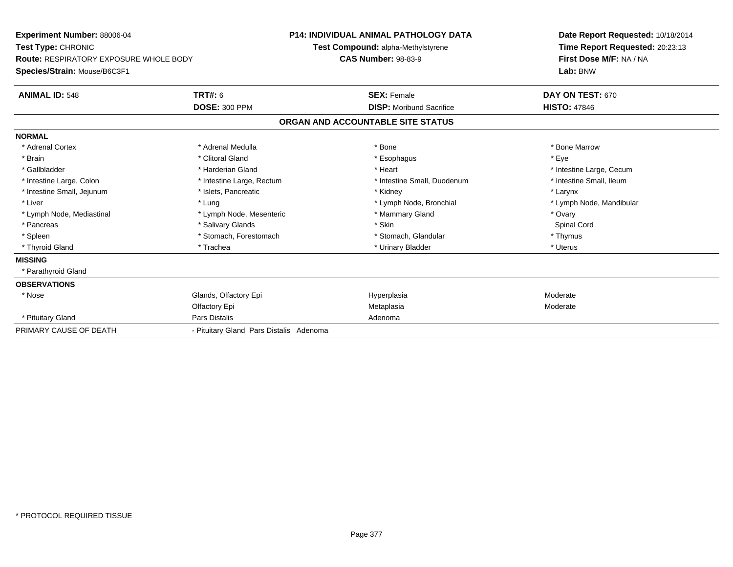**Experiment Number:** 88006-04
**Test Type:** CHRONIC
**Route:** RESPIRATORY EXPOSURE WHOLE BODY
**Species/Strain:** Mouse/B6C3F1

**P14: INDIVIDUAL ANIMAL PATHOLOGY DATA**
**Test Compound:** alpha-Methylstyrene
**CAS Number:** 98-83-9

**Date Report Requested:** 10/18/2014
**Time Report Requested:** 20:23:13
**First Dose M/F:** NA / NA
**Lab:** BNW

| **ANIMAL ID:** 548 | **TRT#:** 6 | **SEX:** Female | **DAY ON TEST:** 670 |
|---|---|---|---|
| | **DOSE:** 300 PPM | **DISP:** Moribund Sacrifice | **HISTO:** 47846 |

## ORGAN AND ACCOUNTABLE SITE STATUS

**NORMAL**

| | | | |
|---|---|---|---|
| * Adrenal Cortex | * Adrenal Medulla | * Bone | * Bone Marrow |
| * Brain | * Clitoral Gland | * Esophagus | * Eye |
| * Gallbladder | * Harderian Gland | * Heart | * Intestine Large, Cecum |
| * Intestine Large, Colon | * Intestine Large, Rectum | * Intestine Small, Duodenum | * Intestine Small, Ileum |
| * Intestine Small, Jejunum | * Islets, Pancreatic | * Kidney | * Larynx |
| * Liver | * Lung | * Lymph Node, Bronchial | * Lymph Node, Mandibular |
| * Lymph Node, Mediastinal | * Lymph Node, Mesenteric | * Mammary Gland | * Ovary |
| * Pancreas | * Salivary Glands | * Skin | Spinal Cord |
| * Spleen | * Stomach, Forestomach | * Stomach, Glandular | * Thymus |
| * Thyroid Gland | * Trachea | * Urinary Bladder | * Uterus |

**MISSING**

* Parathyroid Gland

**OBSERVATIONS**

| | | | |
|---|---|---|---|
| * Nose | Glands, Olfactory Epi | Hyperplasia | Moderate |
| | Olfactory Epi | Metaplasia | Moderate |
| * Pituitary Gland | Pars Distalis | Adenoma | |

| | |
|---|---|
| PRIMARY CAUSE OF DEATH | - Pituitary Gland Pars Distalis Adenoma |

\* PROTOCOL REQUIRED TISSUE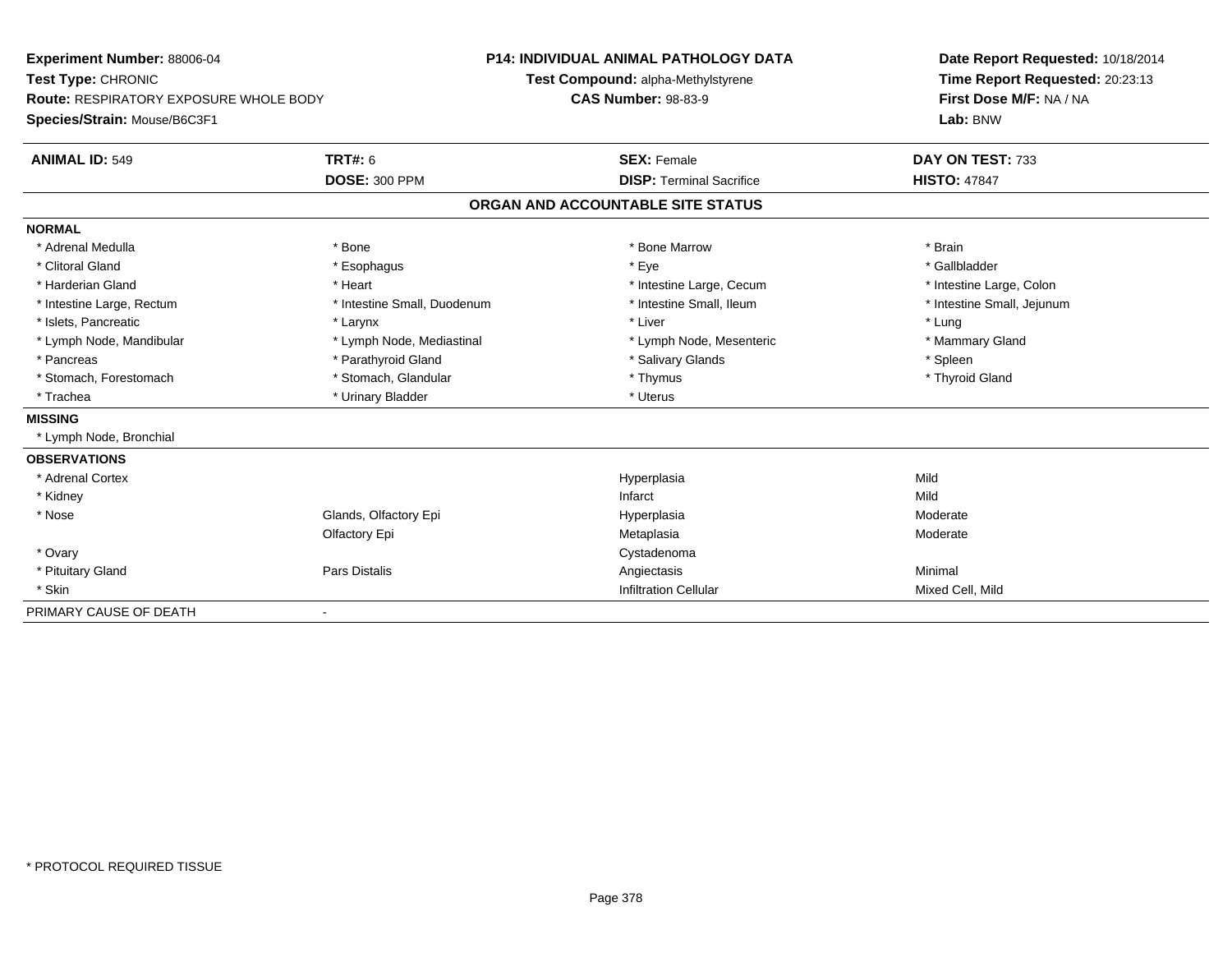**Experiment Number:** 88006-04
**Test Type:** CHRONIC
**Route:** RESPIRATORY EXPOSURE WHOLE BODY
**Species/Strain:** Mouse/B6C3F1

**P14: INDIVIDUAL ANIMAL PATHOLOGY DATA**
**Test Compound:** alpha-Methylstyrene
**CAS Number:** 98-83-9

**Date Report Requested:** 10/18/2014
**Time Report Requested:** 20:23:13
**First Dose M/F:** NA / NA
**Lab:** BNW

| **ANIMAL ID:** 549 | **TRT#:** 6 | **SEX:** Female | **DAY ON TEST:** 733 |
|---|---|---|---|
| | **DOSE:** 300 PPM | **DISP:** Terminal Sacrifice | **HISTO:** 47847 |

## ORGAN AND ACCOUNTABLE SITE STATUS

**NORMAL**

| | | | |
|---|---|---|---|
| * Adrenal Medulla | * Bone | * Bone Marrow | * Brain |
| * Clitoral Gland | * Esophagus | * Eye | * Gallbladder |
| * Harderian Gland | * Heart | * Intestine Large, Cecum | * Intestine Large, Colon |
| * Intestine Large, Rectum | * Intestine Small, Duodenum | * Intestine Small, Ileum | * Intestine Small, Jejunum |
| * Islets, Pancreatic | * Larynx | * Liver | * Lung |
| * Lymph Node, Mandibular | * Lymph Node, Mediastinal | * Lymph Node, Mesenteric | * Mammary Gland |
| * Pancreas | * Parathyroid Gland | * Salivary Glands | * Spleen |
| * Stomach, Forestomach | * Stomach, Glandular | * Thymus | * Thyroid Gland |
| * Trachea | * Urinary Bladder | * Uterus | |

**MISSING**

* Lymph Node, Bronchial

**OBSERVATIONS**

| | | | |
|---|---|---|---|
| * Adrenal Cortex | | Hyperplasia | Mild |
| * Kidney | | Infarct | Mild |
| * Nose | Glands, Olfactory Epi | Hyperplasia | Moderate |
| | Olfactory Epi | Metaplasia | Moderate |
| * Ovary | | Cystadenoma | |
| * Pituitary Gland | Pars Distalis | Angiectasis | Minimal |
| * Skin | | Infiltration Cellular | Mixed Cell, Mild |

PRIMARY CAUSE OF DEATH -

* PROTOCOL REQUIRED TISSUE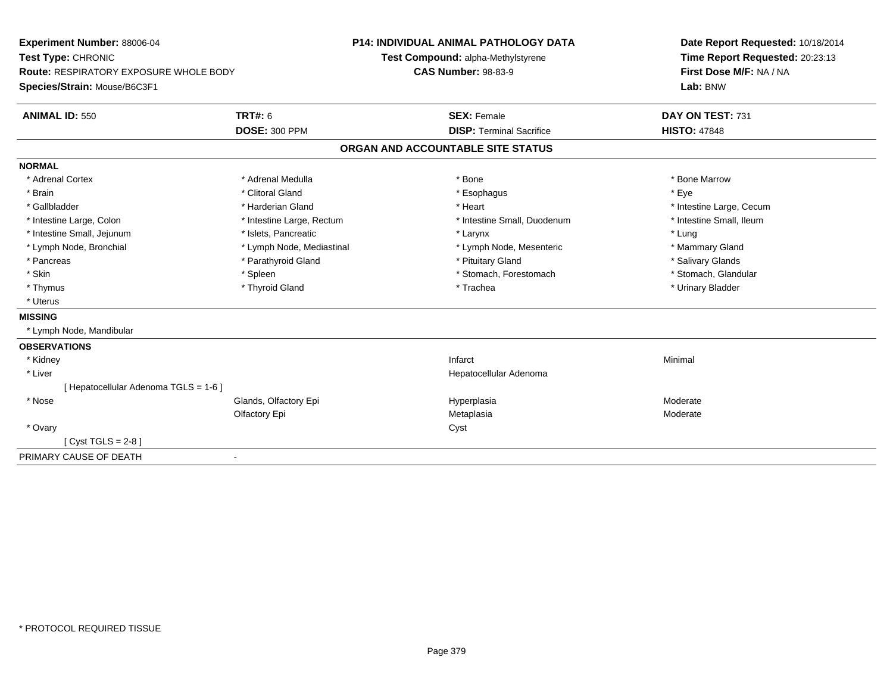**Experiment Number:** 88006-04
**Test Type:** CHRONIC
**Route:** RESPIRATORY EXPOSURE WHOLE BODY
**Species/Strain:** Mouse/B6C3F1

**P14: INDIVIDUAL ANIMAL PATHOLOGY DATA**
**Test Compound:** alpha-Methylstyrene
**CAS Number:** 98-83-9

**Date Report Requested:** 10/18/2014
**Time Report Requested:** 20:23:13
**First Dose M/F:** NA / NA
**Lab:** BNW

| **ANIMAL ID:** 550 | **TRT#:** 6 | **SEX:** Female | **DAY ON TEST:** 731 |
|---|---|---|---|
| | **DOSE:** 300 PPM | **DISP:** Terminal Sacrifice | **HISTO:** 47848 |

## ORGAN AND ACCOUNTABLE SITE STATUS

**NORMAL**

| | | | |
|---|---|---|---|
| * Adrenal Cortex | * Adrenal Medulla | * Bone | * Bone Marrow |
| * Brain | * Clitoral Gland | * Esophagus | * Eye |
| * Gallbladder | * Harderian Gland | * Heart | * Intestine Large, Cecum |
| * Intestine Large, Colon | * Intestine Large, Rectum | * Intestine Small, Duodenum | * Intestine Small, Ileum |
| * Intestine Small, Jejunum | * Islets, Pancreatic | * Larynx | * Lung |
| * Lymph Node, Bronchial | * Lymph Node, Mediastinal | * Lymph Node, Mesenteric | * Mammary Gland |
| * Pancreas | * Parathyroid Gland | * Pituitary Gland | * Salivary Glands |
| * Skin | * Spleen | * Stomach, Forestomach | * Stomach, Glandular |
| * Thymus | * Thyroid Gland | * Trachea | * Urinary Bladder |
| * Uterus | | | |

**MISSING**

* Lymph Node, Mandibular

**OBSERVATIONS**

| | | | |
|---|---|---|---|
| * Kidney | | Infarct | Minimal |
| * Liver | | Hepatocellular Adenoma | |
| [ Hepatocellular Adenoma TGLS = 1-6 ] | | | |
| * Nose | Glands, Olfactory Epi | Hyperplasia | Moderate |
| | Olfactory Epi | Metaplasia | Moderate |
| * Ovary | | Cyst | |
| [ Cyst TGLS = 2-8 ] | | | |

| PRIMARY CAUSE OF DEATH | - |
|---|---|

* PROTOCOL REQUIRED TISSUE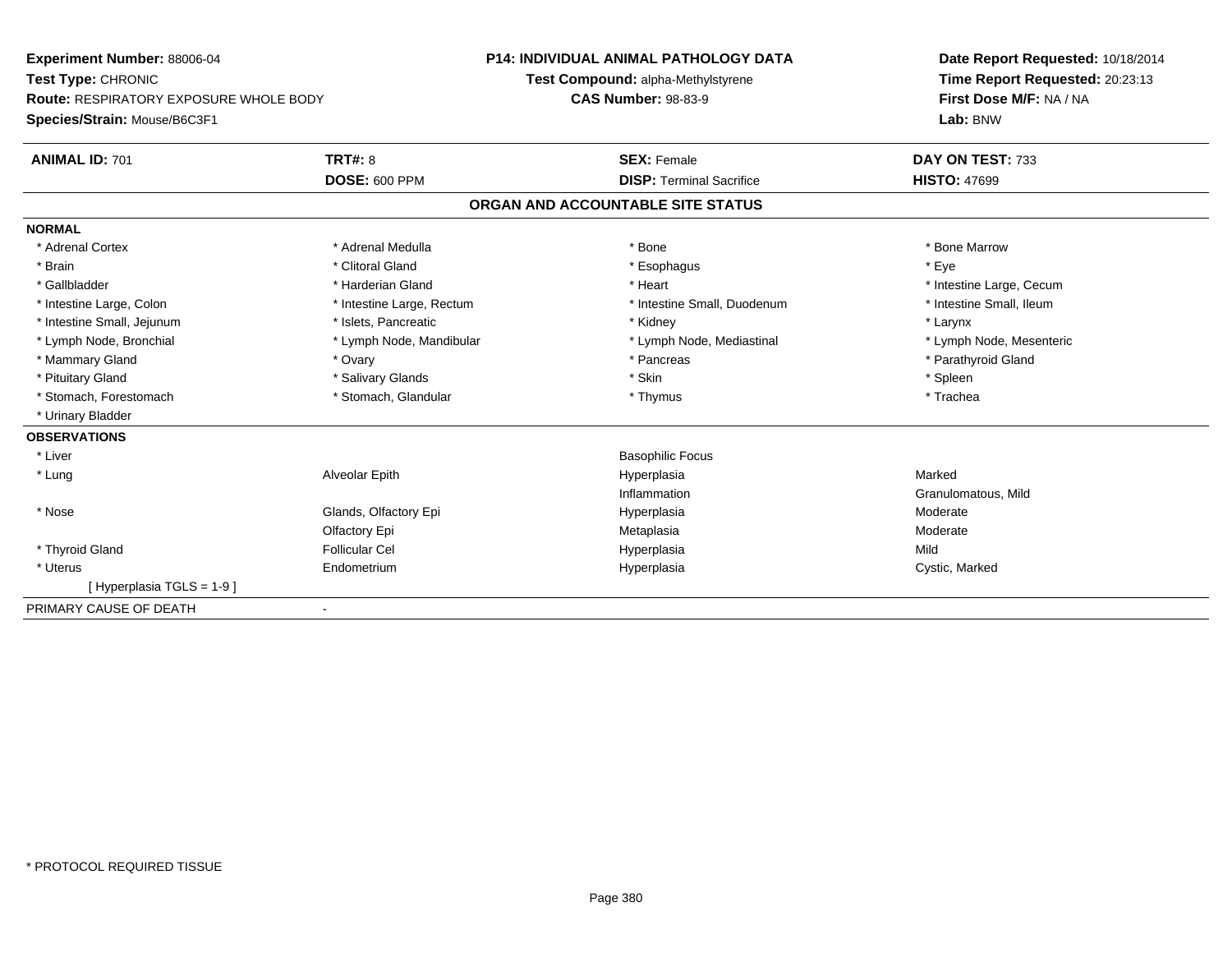**Experiment Number:** 88006-04
**Test Type:** CHRONIC
**Route:** RESPIRATORY EXPOSURE WHOLE BODY
**Species/Strain:** Mouse/B6C3F1

**P14: INDIVIDUAL ANIMAL PATHOLOGY DATA**
**Test Compound:** alpha-Methylstyrene
**CAS Number:** 98-83-9

**Date Report Requested:** 10/18/2014
**Time Report Requested:** 20:23:13
**First Dose M/F:** NA / NA
**Lab:** BNW

| **ANIMAL ID:** 701 | **TRT#:** 8 | **SEX:** Female | **DAY ON TEST:** 733 |
|---|---|---|---|
| | **DOSE:** 600 PPM | **DISP:** Terminal Sacrifice | **HISTO:** 47699 |

## ORGAN AND ACCOUNTABLE SITE STATUS

**NORMAL**

| | | | |
|---|---|---|---|
| * Adrenal Cortex | * Adrenal Medulla | * Bone | * Bone Marrow |
| * Brain | * Clitoral Gland | * Esophagus | * Eye |
| * Gallbladder | * Harderian Gland | * Heart | * Intestine Large, Cecum |
| * Intestine Large, Colon | * Intestine Large, Rectum | * Intestine Small, Duodenum | * Intestine Small, Ileum |
| * Intestine Small, Jejunum | * Islets, Pancreatic | * Kidney | * Larynx |
| * Lymph Node, Bronchial | * Lymph Node, Mandibular | * Lymph Node, Mediastinal | * Lymph Node, Mesenteric |
| * Mammary Gland | * Ovary | * Pancreas | * Parathyroid Gland |
| * Pituitary Gland | * Salivary Glands | * Skin | * Spleen |
| * Stomach, Forestomach | * Stomach, Glandular | * Thymus | * Trachea |
| * Urinary Bladder | | | |

**OBSERVATIONS**

| | | | |
|---|---|---|---|
| * Liver | | Basophilic Focus | |
| * Lung | Alveolar Epith | Hyperplasia | Marked |
| | | Inflammation | Granulomatous, Mild |
| * Nose | Glands, Olfactory Epi | Hyperplasia | Moderate |
| | Olfactory Epi | Metaplasia | Moderate |
| * Thyroid Gland | Follicular Cel | Hyperplasia | Mild |
| * Uterus | Endometrium | Hyperplasia | Cystic, Marked |
| [ Hyperplasia TGLS = 1-9 ] | | | |

PRIMARY CAUSE OF DEATH -

\* PROTOCOL REQUIRED TISSUE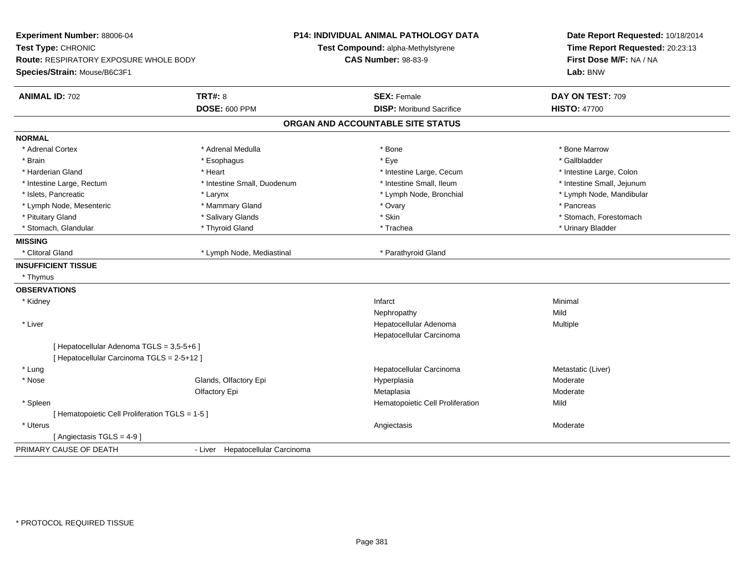**Experiment Number:** 88006-04
**Test Type:** CHRONIC
**Route:** RESPIRATORY EXPOSURE WHOLE BODY
**Species/Strain:** Mouse/B6C3F1

**P14: INDIVIDUAL ANIMAL PATHOLOGY DATA**
**Test Compound:** alpha-Methylstyrene
**CAS Number:** 98-83-9

**Date Report Requested:** 10/18/2014
**Time Report Requested:** 20:23:13
**First Dose M/F:** NA / NA
**Lab:** BNW

| **ANIMAL ID:** 702 | **TRT#:** 8 | **SEX:** Female | **DAY ON TEST:** 709 |
|---|---|---|---|
| | **DOSE:** 600 PPM | **DISP:** Moribund Sacrifice | **HISTO:** 47700 |

## ORGAN AND ACCOUNTABLE SITE STATUS

**NORMAL**

| | | | |
|---|---|---|---|
| * Adrenal Cortex | * Adrenal Medulla | * Bone | * Bone Marrow |
| * Brain | * Esophagus | * Eye | * Gallbladder |
| * Harderian Gland | * Heart | * Intestine Large, Cecum | * Intestine Large, Colon |
| * Intestine Large, Rectum | * Intestine Small, Duodenum | * Intestine Small, Ileum | * Intestine Small, Jejunum |
| * Islets, Pancreatic | * Larynx | * Lymph Node, Bronchial | * Lymph Node, Mandibular |
| * Lymph Node, Mesenteric | * Mammary Gland | * Ovary | * Pancreas |
| * Pituitary Gland | * Salivary Glands | * Skin | * Stomach, Forestomach |
| * Stomach, Glandular | * Thyroid Gland | * Trachea | * Urinary Bladder |

**MISSING**

| | | |
|---|---|---|
| * Clitoral Gland | * Lymph Node, Mediastinal | * Parathyroid Gland |

**INSUFFICIENT TISSUE**

* Thymus

**OBSERVATIONS**

| | | | |
|---|---|---|---|
| * Kidney | | Infarct | Minimal |
| | | Nephropathy | Mild |
| * Liver | | Hepatocellular Adenoma | Multiple |
| | | Hepatocellular Carcinoma | |
| [ Hepatocellular Adenoma TGLS = 3,5-5+6 ] | | | |
| [ Hepatocellular Carcinoma TGLS = 2-5+12 ] | | | |
| * Lung | | Hepatocellular Carcinoma | Metastatic (Liver) |
| * Nose | Glands, Olfactory Epi | Hyperplasia | Moderate |
| | Olfactory Epi | Metaplasia | Moderate |
| * Spleen | | Hematopoietic Cell Proliferation | Mild |
| [ Hematopoietic Cell Proliferation TGLS = 1-5 ] | | | |
| * Uterus | | Angiectasis | Moderate |
| [ Angiectasis TGLS = 4-9 ] | | | |

PRIMARY CAUSE OF DEATH - Liver Hepatocellular Carcinoma

* PROTOCOL REQUIRED TISSUE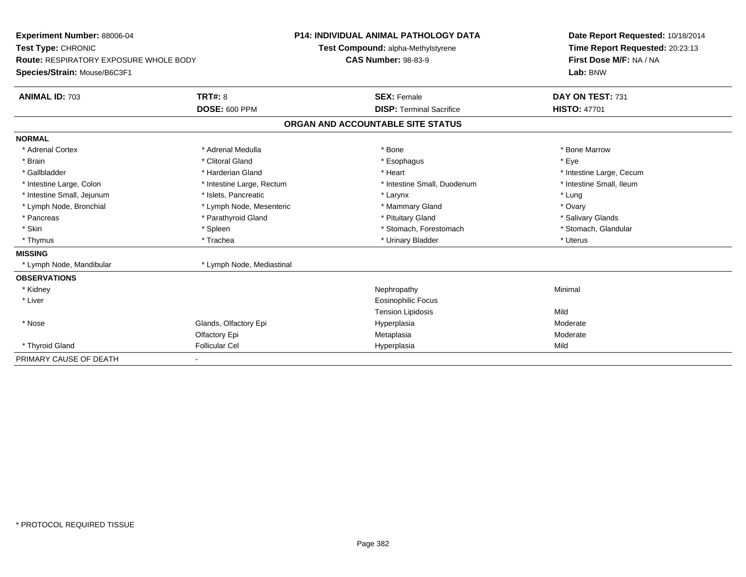**Experiment Number:** 88006-04
**Test Type:** CHRONIC
**Route:** RESPIRATORY EXPOSURE WHOLE BODY
**Species/Strain:** Mouse/B6C3F1

**P14: INDIVIDUAL ANIMAL PATHOLOGY DATA**
**Test Compound:** alpha-Methylstyrene
**CAS Number:** 98-83-9

**Date Report Requested:** 10/18/2014
**Time Report Requested:** 20:23:13
**First Dose M/F:** NA / NA
**Lab:** BNW

| **ANIMAL ID:** 703 | **TRT#:** 8 | **SEX:** Female | **DAY ON TEST:** 731 |
|---|---|---|---|
| | **DOSE:** 600 PPM | **DISP:** Terminal Sacrifice | **HISTO:** 47701 |

## ORGAN AND ACCOUNTABLE SITE STATUS

**NORMAL**

| | | | |
|---|---|---|---|
| * Adrenal Cortex | * Adrenal Medulla | * Bone | * Bone Marrow |
| * Brain | * Clitoral Gland | * Esophagus | * Eye |
| * Gallbladder | * Harderian Gland | * Heart | * Intestine Large, Cecum |
| * Intestine Large, Colon | * Intestine Large, Rectum | * Intestine Small, Duodenum | * Intestine Small, Ileum |
| * Intestine Small, Jejunum | * Islets, Pancreatic | * Larynx | * Lung |
| * Lymph Node, Bronchial | * Lymph Node, Mesenteric | * Mammary Gland | * Ovary |
| * Pancreas | * Parathyroid Gland | * Pituitary Gland | * Salivary Glands |
| * Skin | * Spleen | * Stomach, Forestomach | * Stomach, Glandular |
| * Thymus | * Trachea | * Urinary Bladder | * Uterus |

**MISSING**

| | |
|---|---|
| * Lymph Node, Mandibular | * Lymph Node, Mediastinal |

**OBSERVATIONS**

| | | | |
|---|---|---|---|
| * Kidney | | Nephropathy | Minimal |
| * Liver | | Eosinophilic Focus | |
| | | Tension Lipidosis | Mild |
| * Nose | Glands, Olfactory Epi | Hyperplasia | Moderate |
| | Olfactory Epi | Metaplasia | Moderate |
| * Thyroid Gland | Follicular Cel | Hyperplasia | Mild |

PRIMARY CAUSE OF DEATH -

\* PROTOCOL REQUIRED TISSUE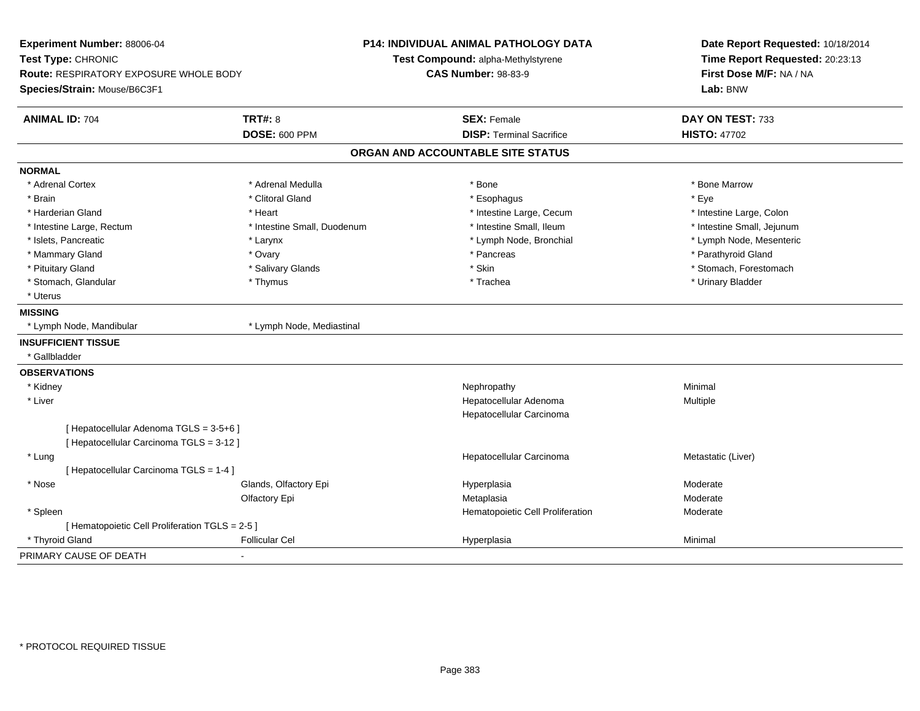**Experiment Number:** 88006-04
**Test Type:** CHRONIC
**Route:** RESPIRATORY EXPOSURE WHOLE BODY
**Species/Strain:** Mouse/B6C3F1

**P14: INDIVIDUAL ANIMAL PATHOLOGY DATA**
**Test Compound:** alpha-Methylstyrene
**CAS Number:** 98-83-9

**Date Report Requested:** 10/18/2014
**Time Report Requested:** 20:23:13
**First Dose M/F:** NA / NA
**Lab:** BNW

| **ANIMAL ID:** 704 | **TRT#:** 8 | **SEX:** Female | **DAY ON TEST:** 733 |
|---|---|---|---|
| | **DOSE:** 600 PPM | **DISP:** Terminal Sacrifice | **HISTO:** 47702 |

## ORGAN AND ACCOUNTABLE SITE STATUS

**NORMAL**

| | | | |
|---|---|---|---|
| * Adrenal Cortex | * Adrenal Medulla | * Bone | * Bone Marrow |
| * Brain | * Clitoral Gland | * Esophagus | * Eye |
| * Harderian Gland | * Heart | * Intestine Large, Cecum | * Intestine Large, Colon |
| * Intestine Large, Rectum | * Intestine Small, Duodenum | * Intestine Small, Ileum | * Intestine Small, Jejunum |
| * Islets, Pancreatic | * Larynx | * Lymph Node, Bronchial | * Lymph Node, Mesenteric |
| * Mammary Gland | * Ovary | * Pancreas | * Parathyroid Gland |
| * Pituitary Gland | * Salivary Glands | * Skin | * Stomach, Forestomach |
| * Stomach, Glandular | * Thymus | * Trachea | * Urinary Bladder |
| * Uterus | | | |

**MISSING**

| | |
|---|---|
| * Lymph Node, Mandibular | * Lymph Node, Mediastinal |

**INSUFFICIENT TISSUE**

* Gallbladder

**OBSERVATIONS**

| | | | |
|---|---|---|---|
| * Kidney | | Nephropathy | Minimal |
| * Liver | | Hepatocellular Adenoma | Multiple |
| | | Hepatocellular Carcinoma | |
| [ Hepatocellular Adenoma TGLS = 3-5+6 ] | | | |
| [ Hepatocellular Carcinoma TGLS = 3-12 ] | | | |
| * Lung | | Hepatocellular Carcinoma | Metastatic (Liver) |
| [ Hepatocellular Carcinoma TGLS = 1-4 ] | | | |
| * Nose | Glands, Olfactory Epi | Hyperplasia | Moderate |
| | Olfactory Epi | Metaplasia | Moderate |
| * Spleen | | Hematopoietic Cell Proliferation | Moderate |
| [ Hematopoietic Cell Proliferation TGLS = 2-5 ] | | | |
| * Thyroid Gland | Follicular Cel | Hyperplasia | Minimal |

PRIMARY CAUSE OF DEATH -

* PROTOCOL REQUIRED TISSUE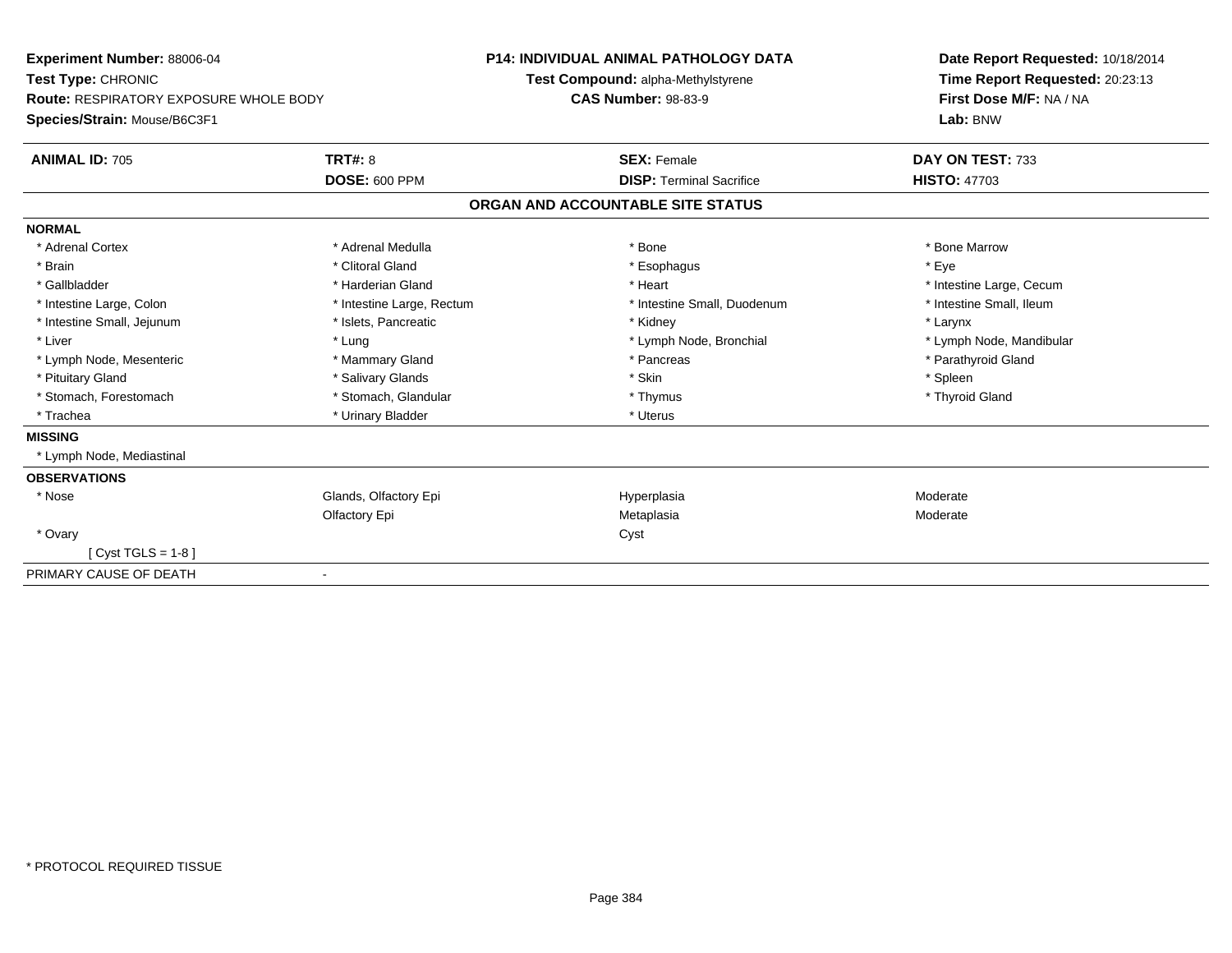**Experiment Number:** 88006-04
**Test Type:** CHRONIC
**Route:** RESPIRATORY EXPOSURE WHOLE BODY
**Species/Strain:** Mouse/B6C3F1

**P14: INDIVIDUAL ANIMAL PATHOLOGY DATA**
**Test Compound:** alpha-Methylstyrene
**CAS Number:** 98-83-9

**Date Report Requested:** 10/18/2014
**Time Report Requested:** 20:23:13
**First Dose M/F:** NA / NA
**Lab:** BNW

| **ANIMAL ID:** 705 | **TRT#:** 8 | **SEX:** Female | **DAY ON TEST:** 733 |
|---|---|---|---|
| | **DOSE:** 600 PPM | **DISP:** Terminal Sacrifice | **HISTO:** 47703 |

## ORGAN AND ACCOUNTABLE SITE STATUS

**NORMAL**

| | | | |
|---|---|---|---|
| * Adrenal Cortex | * Adrenal Medulla | * Bone | * Bone Marrow |
| * Brain | * Clitoral Gland | * Esophagus | * Eye |
| * Gallbladder | * Harderian Gland | * Heart | * Intestine Large, Cecum |
| * Intestine Large, Colon | * Intestine Large, Rectum | * Intestine Small, Duodenum | * Intestine Small, Ileum |
| * Intestine Small, Jejunum | * Islets, Pancreatic | * Kidney | * Larynx |
| * Liver | * Lung | * Lymph Node, Bronchial | * Lymph Node, Mandibular |
| * Lymph Node, Mesenteric | * Mammary Gland | * Pancreas | * Parathyroid Gland |
| * Pituitary Gland | * Salivary Glands | * Skin | * Spleen |
| * Stomach, Forestomach | * Stomach, Glandular | * Thymus | * Thyroid Gland |
| * Trachea | * Urinary Bladder | * Uterus | |

**MISSING**

* Lymph Node, Mediastinal

**OBSERVATIONS**

| | | | |
|---|---|---|---|
| * Nose | Glands, Olfactory Epi | Hyperplasia | Moderate |
| | Olfactory Epi | Metaplasia | Moderate |
| * Ovary | | Cyst | |
| [ Cyst TGLS = 1-8 ] | | | |

PRIMARY CAUSE OF DEATH -

* PROTOCOL REQUIRED TISSUE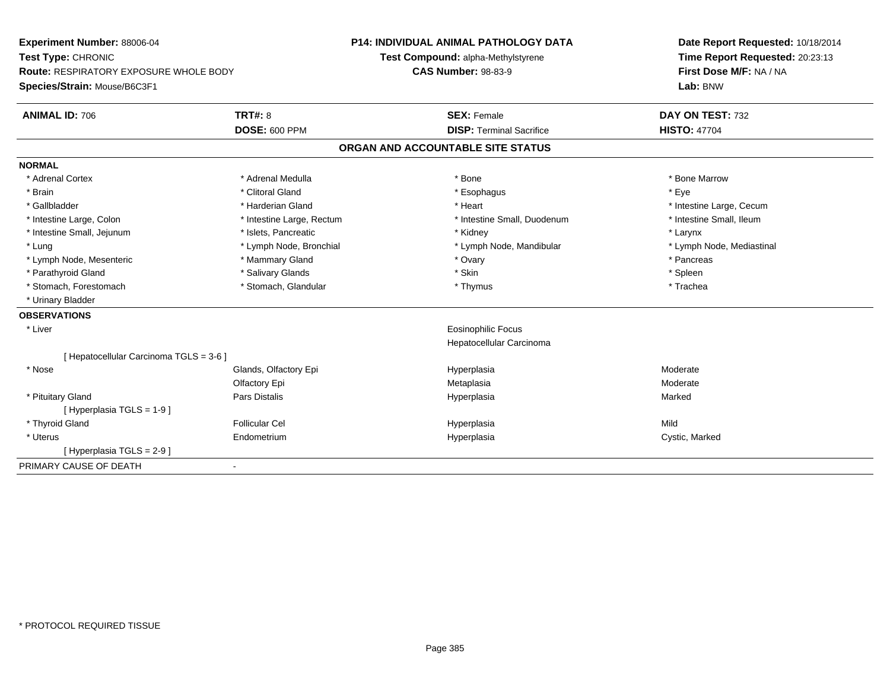**Experiment Number:** 88006-04
**Test Type:** CHRONIC
**Route:** RESPIRATORY EXPOSURE WHOLE BODY
**Species/Strain:** Mouse/B6C3F1

**P14: INDIVIDUAL ANIMAL PATHOLOGY DATA**
**Test Compound:** alpha-Methylstyrene
**CAS Number:** 98-83-9

**Date Report Requested:** 10/18/2014
**Time Report Requested:** 20:23:13
**First Dose M/F:** NA / NA
**Lab:** BNW

| **ANIMAL ID:** 706 | **TRT#:** 8 | **SEX:** Female | **DAY ON TEST:** 732 |
|---|---|---|---|
| | **DOSE:** 600 PPM | **DISP:** Terminal Sacrifice | **HISTO:** 47704 |

## ORGAN AND ACCOUNTABLE SITE STATUS

**NORMAL**

| | | | |
|---|---|---|---|
| * Adrenal Cortex | * Adrenal Medulla | * Bone | * Bone Marrow |
| * Brain | * Clitoral Gland | * Esophagus | * Eye |
| * Gallbladder | * Harderian Gland | * Heart | * Intestine Large, Cecum |
| * Intestine Large, Colon | * Intestine Large, Rectum | * Intestine Small, Duodenum | * Intestine Small, Ileum |
| * Intestine Small, Jejunum | * Islets, Pancreatic | * Kidney | * Larynx |
| * Lung | * Lymph Node, Bronchial | * Lymph Node, Mandibular | * Lymph Node, Mediastinal |
| * Lymph Node, Mesenteric | * Mammary Gland | * Ovary | * Pancreas |
| * Parathyroid Gland | * Salivary Glands | * Skin | * Spleen |
| * Stomach, Forestomach | * Stomach, Glandular | * Thymus | * Trachea |
| * Urinary Bladder | | | |

**OBSERVATIONS**

| | | | |
|---|---|---|---|
| * Liver | | Eosinophilic Focus | |
| | | Hepatocellular Carcinoma | |
| [ Hepatocellular Carcinoma TGLS = 3-6 ] | | | |
| * Nose | Glands, Olfactory Epi | Hyperplasia | Moderate |
| | Olfactory Epi | Metaplasia | Moderate |
| * Pituitary Gland | Pars Distalis | Hyperplasia | Marked |
| [ Hyperplasia TGLS = 1-9 ] | | | |
| * Thyroid Gland | Follicular Cel | Hyperplasia | Mild |
| * Uterus | Endometrium | Hyperplasia | Cystic, Marked |
| [ Hyperplasia TGLS = 2-9 ] | | | |

PRIMARY CAUSE OF DEATH -

* PROTOCOL REQUIRED TISSUE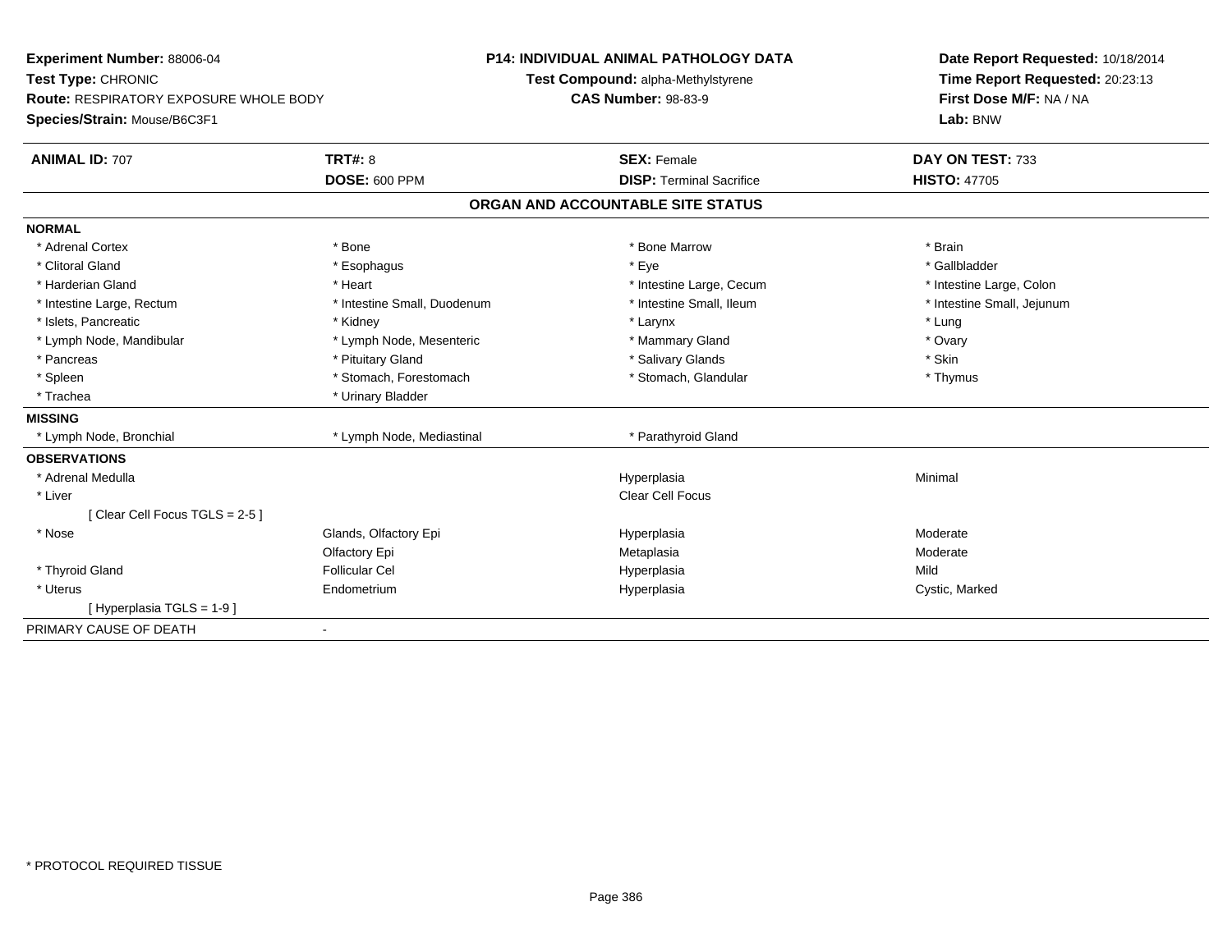**Experiment Number:** 88006-04
**Test Type:** CHRONIC
**Route:** RESPIRATORY EXPOSURE WHOLE BODY
**Species/Strain:** Mouse/B6C3F1

**P14: INDIVIDUAL ANIMAL PATHOLOGY DATA**
**Test Compound:** alpha-Methylstyrene
**CAS Number:** 98-83-9

**Date Report Requested:** 10/18/2014
**Time Report Requested:** 20:23:13
**First Dose M/F:** NA / NA
**Lab:** BNW

| **ANIMAL ID:** 707 | **TRT#:** 8 | **SEX:** Female | **DAY ON TEST:** 733 |
|---|---|---|---|
| | **DOSE:** 600 PPM | **DISP:** Terminal Sacrifice | **HISTO:** 47705 |

## ORGAN AND ACCOUNTABLE SITE STATUS

**NORMAL**

| | | | |
|---|---|---|---|
| * Adrenal Cortex | * Bone | * Bone Marrow | * Brain |
| * Clitoral Gland | * Esophagus | * Eye | * Gallbladder |
| * Harderian Gland | * Heart | * Intestine Large, Cecum | * Intestine Large, Colon |
| * Intestine Large, Rectum | * Intestine Small, Duodenum | * Intestine Small, Ileum | * Intestine Small, Jejunum |
| * Islets, Pancreatic | * Kidney | * Larynx | * Lung |
| * Lymph Node, Mandibular | * Lymph Node, Mesenteric | * Mammary Gland | * Ovary |
| * Pancreas | * Pituitary Gland | * Salivary Glands | * Skin |
| * Spleen | * Stomach, Forestomach | * Stomach, Glandular | * Thymus |
| * Trachea | * Urinary Bladder | | |

**MISSING**

| | | |
|---|---|---|
| * Lymph Node, Bronchial | * Lymph Node, Mediastinal | * Parathyroid Gland |

**OBSERVATIONS**

| | | | |
|---|---|---|---|
| * Adrenal Medulla | | Hyperplasia | Minimal |
| * Liver | | Clear Cell Focus | |
| [ Clear Cell Focus TGLS = 2-5 ] | | | |
| * Nose | Glands, Olfactory Epi | Hyperplasia | Moderate |
| | Olfactory Epi | Metaplasia | Moderate |
| * Thyroid Gland | Follicular Cel | Hyperplasia | Mild |
| * Uterus | Endometrium | Hyperplasia | Cystic, Marked |
| [ Hyperplasia TGLS = 1-9 ] | | | |

PRIMARY CAUSE OF DEATH -

* PROTOCOL REQUIRED TISSUE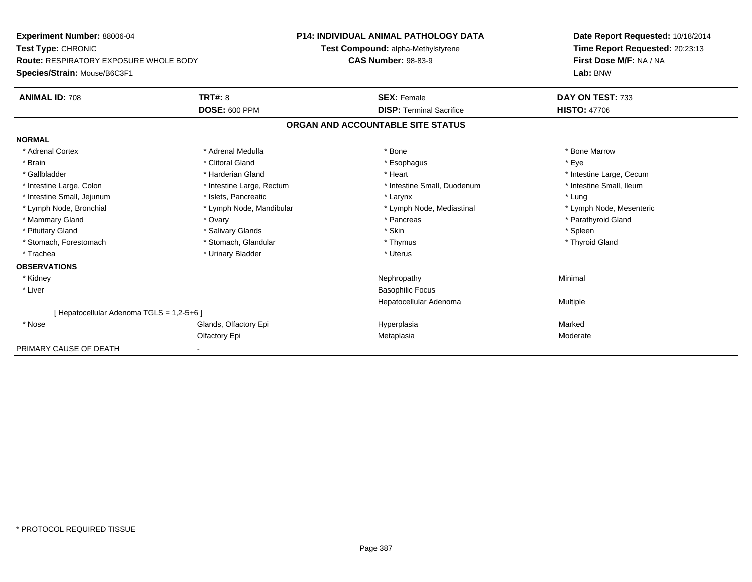**Experiment Number:** 88006-04
**Test Type:** CHRONIC
**Route:** RESPIRATORY EXPOSURE WHOLE BODY
**Species/Strain:** Mouse/B6C3F1

**P14: INDIVIDUAL ANIMAL PATHOLOGY DATA**
**Test Compound:** alpha-Methylstyrene
**CAS Number:** 98-83-9

**Date Report Requested:** 10/18/2014
**Time Report Requested:** 20:23:13
**First Dose M/F:** NA / NA
**Lab:** BNW

| **ANIMAL ID:** 708 | **TRT#:** 8 | **SEX:** Female | **DAY ON TEST:** 733 |
|---|---|---|---|
| | **DOSE:** 600 PPM | **DISP:** Terminal Sacrifice | **HISTO:** 47706 |

## ORGAN AND ACCOUNTABLE SITE STATUS

| | | | |
|---|---|---|---|
| **NORMAL** | | | |
| * Adrenal Cortex | * Adrenal Medulla | * Bone | * Bone Marrow |
| * Brain | * Clitoral Gland | * Esophagus | * Eye |
| * Gallbladder | * Harderian Gland | * Heart | * Intestine Large, Cecum |
| * Intestine Large, Colon | * Intestine Large, Rectum | * Intestine Small, Duodenum | * Intestine Small, Ileum |
| * Intestine Small, Jejunum | * Islets, Pancreatic | * Larynx | * Lung |
| * Lymph Node, Bronchial | * Lymph Node, Mandibular | * Lymph Node, Mediastinal | * Lymph Node, Mesenteric |
| * Mammary Gland | * Ovary | * Pancreas | * Parathyroid Gland |
| * Pituitary Gland | * Salivary Glands | * Skin | * Spleen |
| * Stomach, Forestomach | * Stomach, Glandular | * Thymus | * Thyroid Gland |
| * Trachea | * Urinary Bladder | * Uterus | |
| **OBSERVATIONS** | | | |
| * Kidney | | Nephropathy | Minimal |
| * Liver | | Basophilic Focus | |
| | | Hepatocellular Adenoma | Multiple |
| [ Hepatocellular Adenoma TGLS = 1,2-5+6 ] | | | |
| * Nose | Glands, Olfactory Epi | Hyperplasia | Marked |
| | Olfactory Epi | Metaplasia | Moderate |
| PRIMARY CAUSE OF DEATH | - | | |

* PROTOCOL REQUIRED TISSUE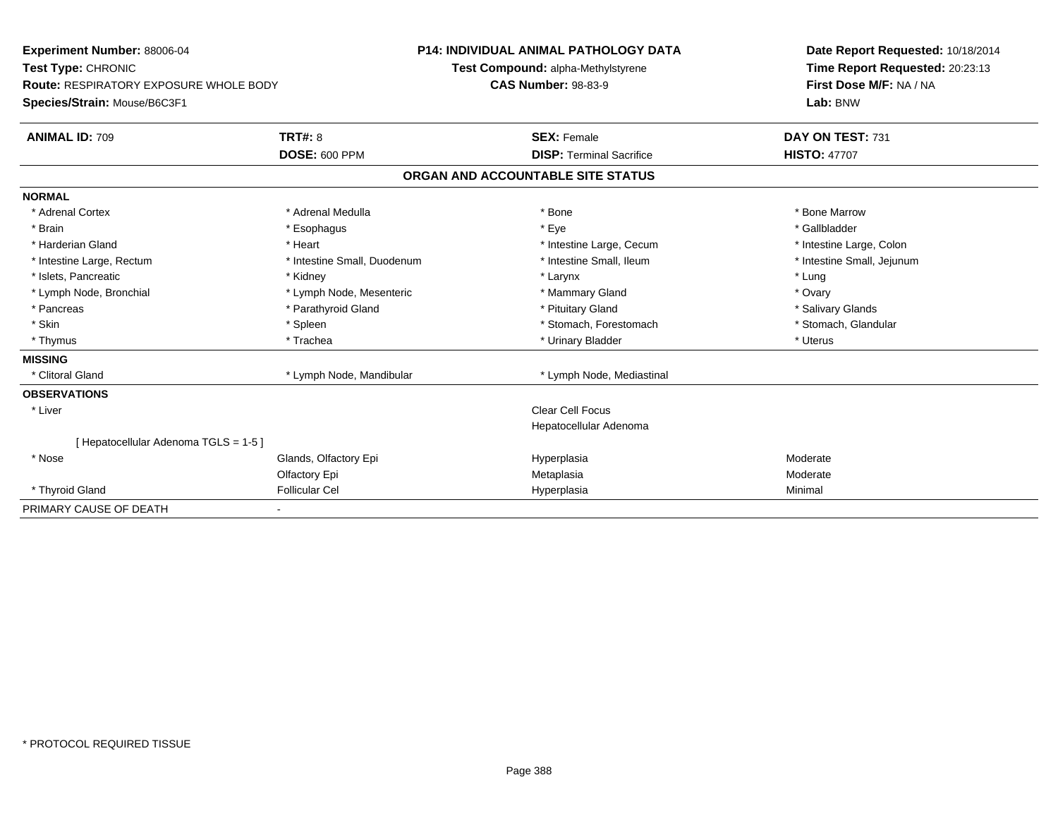**Experiment Number:** 88006-04
**Test Type:** CHRONIC
**Route:** RESPIRATORY EXPOSURE WHOLE BODY
**Species/Strain:** Mouse/B6C3F1

**P14: INDIVIDUAL ANIMAL PATHOLOGY DATA**
**Test Compound:** alpha-Methylstyrene
**CAS Number:** 98-83-9

**Date Report Requested:** 10/18/2014
**Time Report Requested:** 20:23:13
**First Dose M/F:** NA / NA
**Lab:** BNW

| **ANIMAL ID:** 709 | **TRT#:** 8 | **SEX:** Female | **DAY ON TEST:** 731 |
|---|---|---|---|
| | **DOSE:** 600 PPM | **DISP:** Terminal Sacrifice | **HISTO:** 47707 |

## ORGAN AND ACCOUNTABLE SITE STATUS

**NORMAL**

| | | | |
|---|---|---|---|
| * Adrenal Cortex | * Adrenal Medulla | * Bone | * Bone Marrow |
| * Brain | * Esophagus | * Eye | * Gallbladder |
| * Harderian Gland | * Heart | * Intestine Large, Cecum | * Intestine Large, Colon |
| * Intestine Large, Rectum | * Intestine Small, Duodenum | * Intestine Small, Ileum | * Intestine Small, Jejunum |
| * Islets, Pancreatic | * Kidney | * Larynx | * Lung |
| * Lymph Node, Bronchial | * Lymph Node, Mesenteric | * Mammary Gland | * Ovary |
| * Pancreas | * Parathyroid Gland | * Pituitary Gland | * Salivary Glands |
| * Skin | * Spleen | * Stomach, Forestomach | * Stomach, Glandular |
| * Thymus | * Trachea | * Urinary Bladder | * Uterus |

**MISSING**

| | | |
|---|---|---|
| * Clitoral Gland | * Lymph Node, Mandibular | * Lymph Node, Mediastinal |

**OBSERVATIONS**

| | | | |
|---|---|---|---|
| * Liver | | Clear Cell Focus | |
| | | Hepatocellular Adenoma | |
| [ Hepatocellular Adenoma TGLS = 1-5 ] | | | |
| * Nose | Glands, Olfactory Epi | Hyperplasia | Moderate |
| | Olfactory Epi | Metaplasia | Moderate |
| * Thyroid Gland | Follicular Cel | Hyperplasia | Minimal |

PRIMARY CAUSE OF DEATH -

* PROTOCOL REQUIRED TISSUE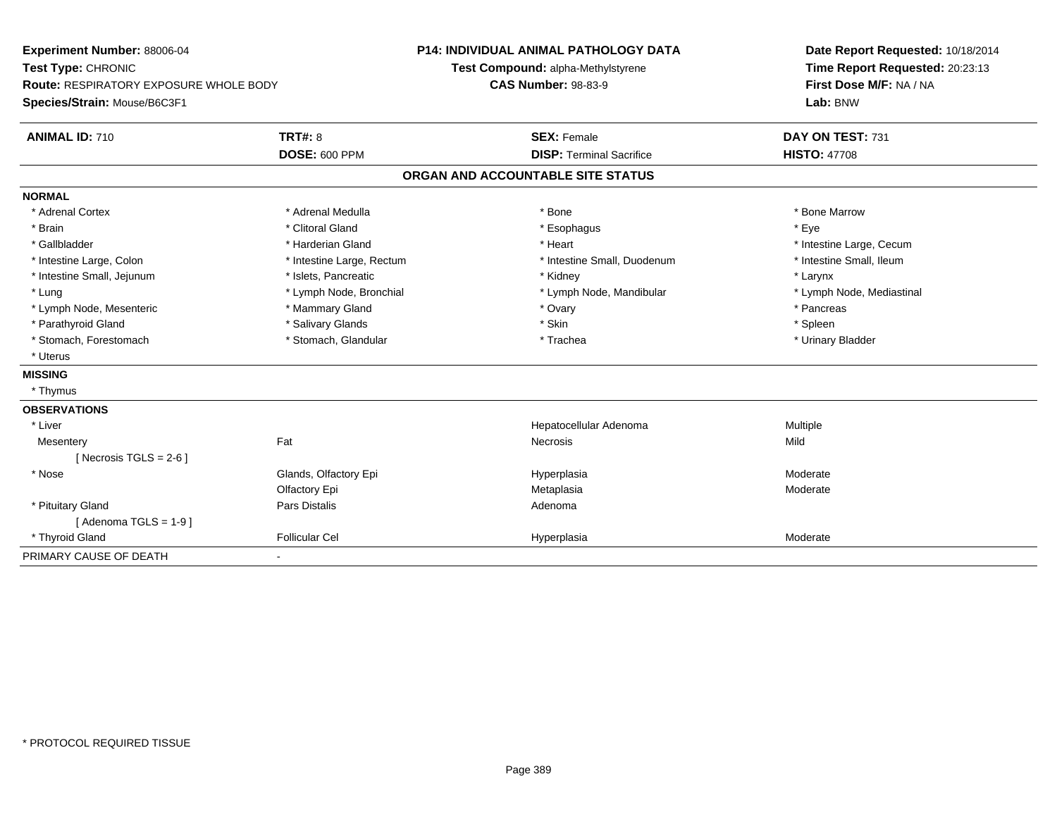**Experiment Number:** 88006-04
**Test Type:** CHRONIC
**Route:** RESPIRATORY EXPOSURE WHOLE BODY
**Species/Strain:** Mouse/B6C3F1

**P14: INDIVIDUAL ANIMAL PATHOLOGY DATA**
**Test Compound:** alpha-Methylstyrene
**CAS Number:** 98-83-9

**Date Report Requested:** 10/18/2014
**Time Report Requested:** 20:23:13
**First Dose M/F:** NA / NA
**Lab:** BNW

| **ANIMAL ID:** 710 | **TRT#:** 8 | **SEX:** Female | **DAY ON TEST:** 731 |
|---|---|---|---|
| | **DOSE:** 600 PPM | **DISP:** Terminal Sacrifice | **HISTO:** 47708 |

**ORGAN AND ACCOUNTABLE SITE STATUS**

**NORMAL**

| | | | |
|---|---|---|---|
| * Adrenal Cortex | * Adrenal Medulla | * Bone | * Bone Marrow |
| * Brain | * Clitoral Gland | * Esophagus | * Eye |
| * Gallbladder | * Harderian Gland | * Heart | * Intestine Large, Cecum |
| * Intestine Large, Colon | * Intestine Large, Rectum | * Intestine Small, Duodenum | * Intestine Small, Ileum |
| * Intestine Small, Jejunum | * Islets, Pancreatic | * Kidney | * Larynx |
| * Lung | * Lymph Node, Bronchial | * Lymph Node, Mandibular | * Lymph Node, Mediastinal |
| * Lymph Node, Mesenteric | * Mammary Gland | * Ovary | * Pancreas |
| * Parathyroid Gland | * Salivary Glands | * Skin | * Spleen |
| * Stomach, Forestomach | * Stomach, Glandular | * Trachea | * Urinary Bladder |
| * Uterus | | | |

**MISSING**

* Thymus

**OBSERVATIONS**

| | | | |
|---|---|---|---|
| * Liver | | Hepatocellular Adenoma | Multiple |
| Mesentery | Fat | Necrosis | Mild |
| [ Necrosis TGLS = 2-6 ] | | | |
| * Nose | Glands, Olfactory Epi | Hyperplasia | Moderate |
| | Olfactory Epi | Metaplasia | Moderate |
| * Pituitary Gland | Pars Distalis | Adenoma | |
| [ Adenoma TGLS = 1-9 ] | | | |
| * Thyroid Gland | Follicular Cel | Hyperplasia | Moderate |

PRIMARY CAUSE OF DEATH -

* PROTOCOL REQUIRED TISSUE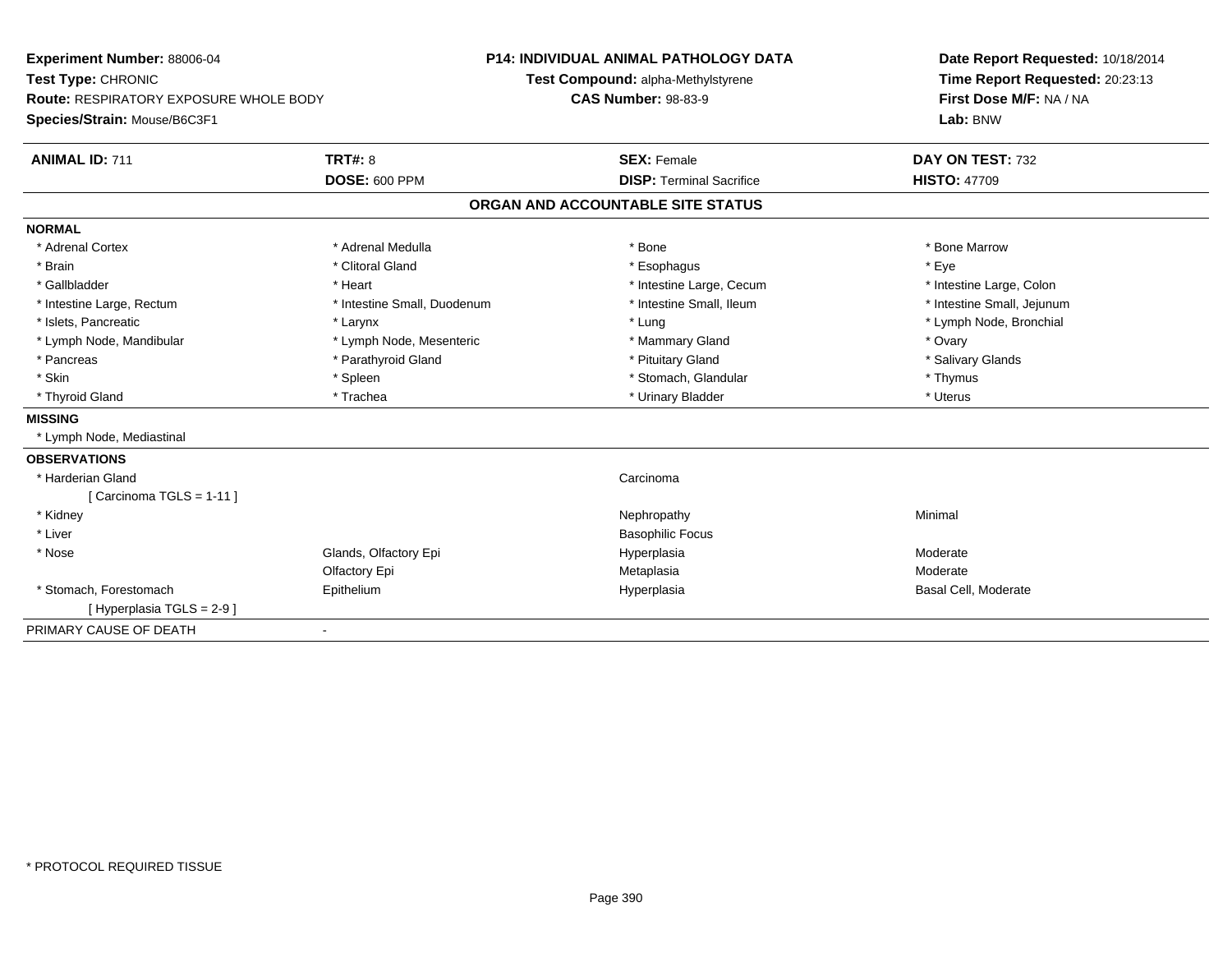**Experiment Number:** 88006-04
**Test Type:** CHRONIC
**Route:** RESPIRATORY EXPOSURE WHOLE BODY
**Species/Strain:** Mouse/B6C3F1

**P14: INDIVIDUAL ANIMAL PATHOLOGY DATA**
**Test Compound:** alpha-Methylstyrene
**CAS Number:** 98-83-9

**Date Report Requested:** 10/18/2014
**Time Report Requested:** 20:23:13
**First Dose M/F:** NA / NA
**Lab:** BNW

| **ANIMAL ID:** 711 | **TRT#:** 8 | **SEX:** Female | **DAY ON TEST:** 732 |
|---|---|---|---|
| | **DOSE:** 600 PPM | **DISP:** Terminal Sacrifice | **HISTO:** 47709 |

## ORGAN AND ACCOUNTABLE SITE STATUS

**NORMAL**

| | | | |
|---|---|---|---|
| * Adrenal Cortex | * Adrenal Medulla | * Bone | * Bone Marrow |
| * Brain | * Clitoral Gland | * Esophagus | * Eye |
| * Gallbladder | * Heart | * Intestine Large, Cecum | * Intestine Large, Colon |
| * Intestine Large, Rectum | * Intestine Small, Duodenum | * Intestine Small, Ileum | * Intestine Small, Jejunum |
| * Islets, Pancreatic | * Larynx | * Lung | * Lymph Node, Bronchial |
| * Lymph Node, Mandibular | * Lymph Node, Mesenteric | * Mammary Gland | * Ovary |
| * Pancreas | * Parathyroid Gland | * Pituitary Gland | * Salivary Glands |
| * Skin | * Spleen | * Stomach, Glandular | * Thymus |
| * Thyroid Gland | * Trachea | * Urinary Bladder | * Uterus |

**MISSING**

* Lymph Node, Mediastinal

**OBSERVATIONS**

| | | | |
|---|---|---|---|
| * Harderian Gland | | Carcinoma | |
| [ Carcinoma TGLS = 1-11 ] | | | |
| * Kidney | | Nephropathy | Minimal |
| * Liver | | Basophilic Focus | |
| * Nose | Glands, Olfactory Epi | Hyperplasia | Moderate |
| | Olfactory Epi | Metaplasia | Moderate |
| * Stomach, Forestomach | Epithelium | Hyperplasia | Basal Cell, Moderate |
| [ Hyperplasia TGLS = 2-9 ] | | | |

PRIMARY CAUSE OF DEATH -

\* PROTOCOL REQUIRED TISSUE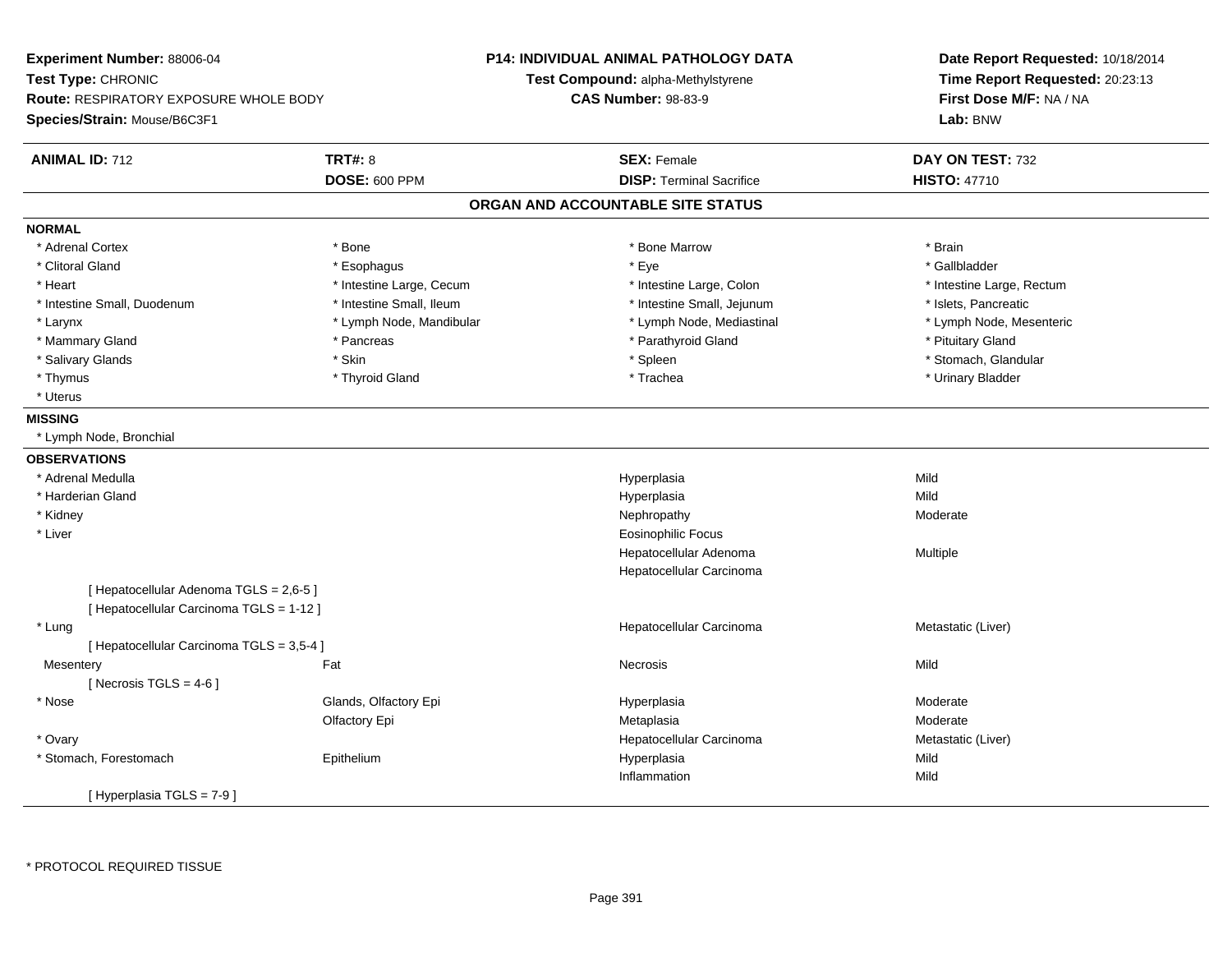**Experiment Number:** 88006-04
**Test Type:** CHRONIC
**Route:** RESPIRATORY EXPOSURE WHOLE BODY
**Species/Strain:** Mouse/B6C3F1

**P14: INDIVIDUAL ANIMAL PATHOLOGY DATA**
**Test Compound:** alpha-Methylstyrene
**CAS Number:** 98-83-9

**Date Report Requested:** 10/18/2014
**Time Report Requested:** 20:23:13
**First Dose M/F:** NA / NA
**Lab:** BNW

| **ANIMAL ID:** 712 | **TRT#:** 8 | **SEX:** Female | **DAY ON TEST:** 732 |
|---|---|---|---|
| | **DOSE:** 600 PPM | **DISP:** Terminal Sacrifice | **HISTO:** 47710 |

## ORGAN AND ACCOUNTABLE SITE STATUS

**NORMAL**

| | | | |
|---|---|---|---|
| * Adrenal Cortex | * Bone | * Bone Marrow | * Brain |
| * Clitoral Gland | * Esophagus | * Eye | * Gallbladder |
| * Heart | * Intestine Large, Cecum | * Intestine Large, Colon | * Intestine Large, Rectum |
| * Intestine Small, Duodenum | * Intestine Small, Ileum | * Intestine Small, Jejunum | * Islets, Pancreatic |
| * Larynx | * Lymph Node, Mandibular | * Lymph Node, Mediastinal | * Lymph Node, Mesenteric |
| * Mammary Gland | * Pancreas | * Parathyroid Gland | * Pituitary Gland |
| * Salivary Glands | * Skin | * Spleen | * Stomach, Glandular |
| * Thymus | * Thyroid Gland | * Trachea | * Urinary Bladder |
| * Uterus | | | |

**MISSING**

* Lymph Node, Bronchial

**OBSERVATIONS**

| Organ | Site | Observation | Severity |
|---|---|---|---|
| * Adrenal Medulla | | Hyperplasia | Mild |
| * Harderian Gland | | Hyperplasia | Mild |
| * Kidney | | Nephropathy | Moderate |
| * Liver | | Eosinophilic Focus | |
| | | Hepatocellular Adenoma | Multiple |
| | | Hepatocellular Carcinoma | |
| [ Hepatocellular Adenoma TGLS = 2,6-5 ] | | | |
| [ Hepatocellular Carcinoma TGLS = 1-12 ] | | | |
| * Lung | | Hepatocellular Carcinoma | Metastatic (Liver) |
| [ Hepatocellular Carcinoma TGLS = 3,5-4 ] | | | |
| Mesentery | Fat | Necrosis | Mild |
| [ Necrosis TGLS = 4-6 ] | | | |
| * Nose | Glands, Olfactory Epi | Hyperplasia | Moderate |
| | Olfactory Epi | Metaplasia | Moderate |
| * Ovary | | Hepatocellular Carcinoma | Metastatic (Liver) |
| * Stomach, Forestomach | Epithelium | Hyperplasia | Mild |
| | | Inflammation | Mild |
| [ Hyperplasia TGLS = 7-9 ] | | | |

* PROTOCOL REQUIRED TISSUE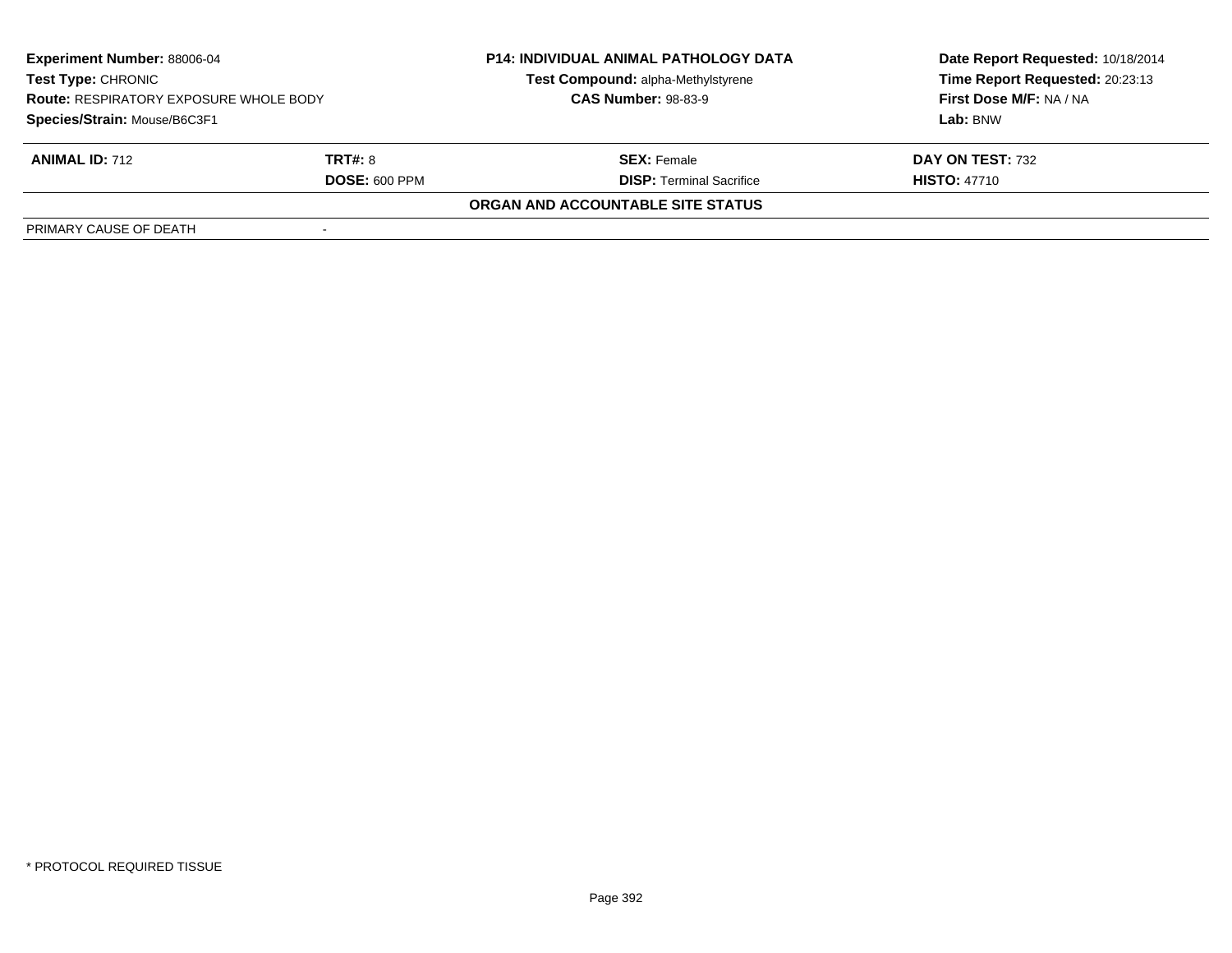| **Experiment Number:** 88006-04 | **P14: INDIVIDUAL ANIMAL PATHOLOGY DATA** | **Date Report Requested:** 10/18/2014 |
|---|---|---|
| **Test Type:** CHRONIC | **Test Compound:** alpha-Methylstyrene | **Time Report Requested:** 20:23:13 |
| **Route:** RESPIRATORY EXPOSURE WHOLE BODY | **CAS Number:** 98-83-9 | **First Dose M/F:** NA / NA |
| **Species/Strain:** Mouse/B6C3F1 | | **Lab:** BNW |

| **ANIMAL ID:** 712 | **TRT#:** 8 | **SEX:** Female | **DAY ON TEST:** 732 |
|---|---|---|---|
| | **DOSE:** 600 PPM | **DISP:** Terminal Sacrifice | **HISTO:** 47710 |

**ORGAN AND ACCOUNTABLE SITE STATUS**

| PRIMARY CAUSE OF DEATH | - |
|---|---|

\* PROTOCOL REQUIRED TISSUE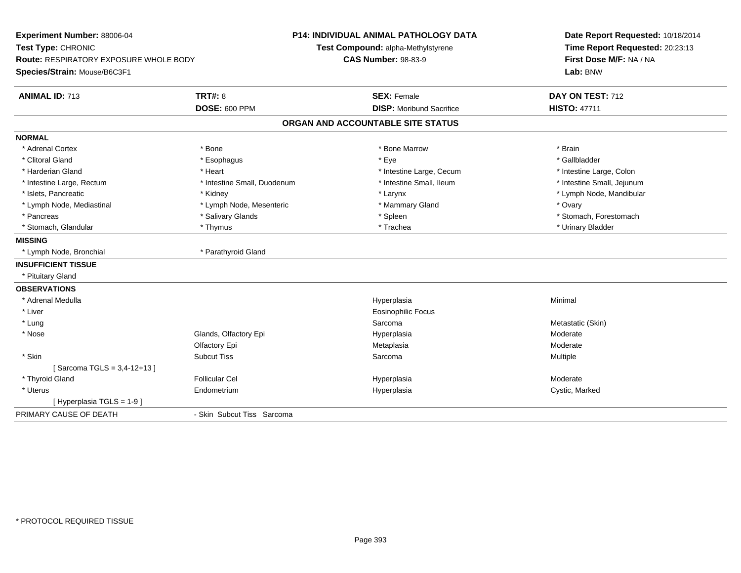**Experiment Number:** 88006-04
**Test Type:** CHRONIC
**Route:** RESPIRATORY EXPOSURE WHOLE BODY
**Species/Strain:** Mouse/B6C3F1

**P14: INDIVIDUAL ANIMAL PATHOLOGY DATA**
**Test Compound:** alpha-Methylstyrene
**CAS Number:** 98-83-9

**Date Report Requested:** 10/18/2014
**Time Report Requested:** 20:23:13
**First Dose M/F:** NA / NA
**Lab:** BNW

| **ANIMAL ID:** 713 | **TRT#:** 8 | **SEX:** Female | **DAY ON TEST:** 712 |
|---|---|---|---|
| | **DOSE:** 600 PPM | **DISP:** Moribund Sacrifice | **HISTO:** 47711 |

## ORGAN AND ACCOUNTABLE SITE STATUS

| | | | |
|---|---|---|---|
| **NORMAL** | | | |
| * Adrenal Cortex | * Bone | * Bone Marrow | * Brain |
| * Clitoral Gland | * Esophagus | * Eye | * Gallbladder |
| * Harderian Gland | * Heart | * Intestine Large, Cecum | * Intestine Large, Colon |
| * Intestine Large, Rectum | * Intestine Small, Duodenum | * Intestine Small, Ileum | * Intestine Small, Jejunum |
| * Islets, Pancreatic | * Kidney | * Larynx | * Lymph Node, Mandibular |
| * Lymph Node, Mediastinal | * Lymph Node, Mesenteric | * Mammary Gland | * Ovary |
| * Pancreas | * Salivary Glands | * Spleen | * Stomach, Forestomach |
| * Stomach, Glandular | * Thymus | * Trachea | * Urinary Bladder |
| **MISSING** | | | |
| * Lymph Node, Bronchial | * Parathyroid Gland | | |
| **INSUFFICIENT TISSUE** | | | |
| * Pituitary Gland | | | |
| **OBSERVATIONS** | | | |
| * Adrenal Medulla | | Hyperplasia | Minimal |
| * Liver | | Eosinophilic Focus | |
| * Lung | | Sarcoma | Metastatic (Skin) |
| * Nose | Glands, Olfactory Epi | Hyperplasia | Moderate |
| | Olfactory Epi | Metaplasia | Moderate |
| * Skin | Subcut Tiss | Sarcoma | Multiple |
| [ Sarcoma TGLS = 3,4-12+13 ] | | | |
| * Thyroid Gland | Follicular Cel | Hyperplasia | Moderate |
| * Uterus | Endometrium | Hyperplasia | Cystic, Marked |
| [ Hyperplasia TGLS = 1-9 ] | | | |
| PRIMARY CAUSE OF DEATH | - Skin Subcut Tiss Sarcoma | | |

* PROTOCOL REQUIRED TISSUE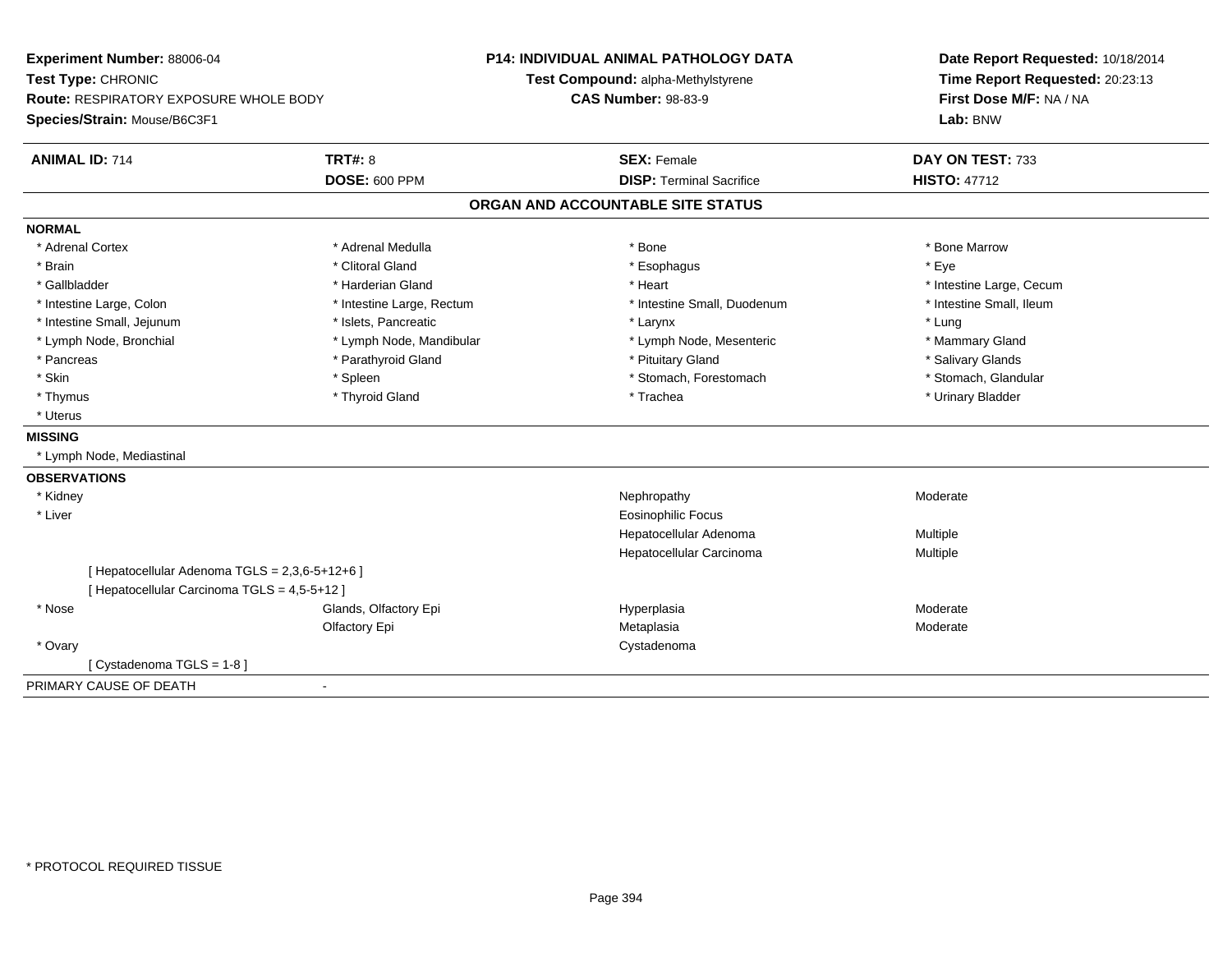**Experiment Number:** 88006-04
**Test Type:** CHRONIC
**Route:** RESPIRATORY EXPOSURE WHOLE BODY
**Species/Strain:** Mouse/B6C3F1

**P14: INDIVIDUAL ANIMAL PATHOLOGY DATA**
**Test Compound:** alpha-Methylstyrene
**CAS Number:** 98-83-9

**Date Report Requested:** 10/18/2014
**Time Report Requested:** 20:23:13
**First Dose M/F:** NA / NA
**Lab:** BNW

| **ANIMAL ID:** 714 | **TRT#:** 8 | **SEX:** Female | **DAY ON TEST:** 733 |
|---|---|---|---|
| | **DOSE:** 600 PPM | **DISP:** Terminal Sacrifice | **HISTO:** 47712 |

## ORGAN AND ACCOUNTABLE SITE STATUS

### NORMAL

| | | | |
|---|---|---|---|
| * Adrenal Cortex | * Adrenal Medulla | * Bone | * Bone Marrow |
| * Brain | * Clitoral Gland | * Esophagus | * Eye |
| * Gallbladder | * Harderian Gland | * Heart | * Intestine Large, Cecum |
| * Intestine Large, Colon | * Intestine Large, Rectum | * Intestine Small, Duodenum | * Intestine Small, Ileum |
| * Intestine Small, Jejunum | * Islets, Pancreatic | * Larynx | * Lung |
| * Lymph Node, Bronchial | * Lymph Node, Mandibular | * Lymph Node, Mesenteric | * Mammary Gland |
| * Pancreas | * Parathyroid Gland | * Pituitary Gland | * Salivary Glands |
| * Skin | * Spleen | * Stomach, Forestomach | * Stomach, Glandular |
| * Thymus | * Thyroid Gland | * Trachea | * Urinary Bladder |
| * Uterus | | | |

### MISSING

* Lymph Node, Mediastinal

### OBSERVATIONS

| | | | |
|---|---|---|---|
| * Kidney | | Nephropathy | Moderate |
| * Liver | | Eosinophilic Focus | |
| | | Hepatocellular Adenoma | Multiple |
| | | Hepatocellular Carcinoma | Multiple |
| [ Hepatocellular Adenoma TGLS = 2,3,6-5+12+6 ] | | | |
| [ Hepatocellular Carcinoma TGLS = 4,5-5+12 ] | | | |
| * Nose | Glands, Olfactory Epi | Hyperplasia | Moderate |
| | Olfactory Epi | Metaplasia | Moderate |
| * Ovary | | Cystadenoma | |
| [ Cystadenoma TGLS = 1-8 ] | | | |

PRIMARY CAUSE OF DEATH -

* PROTOCOL REQUIRED TISSUE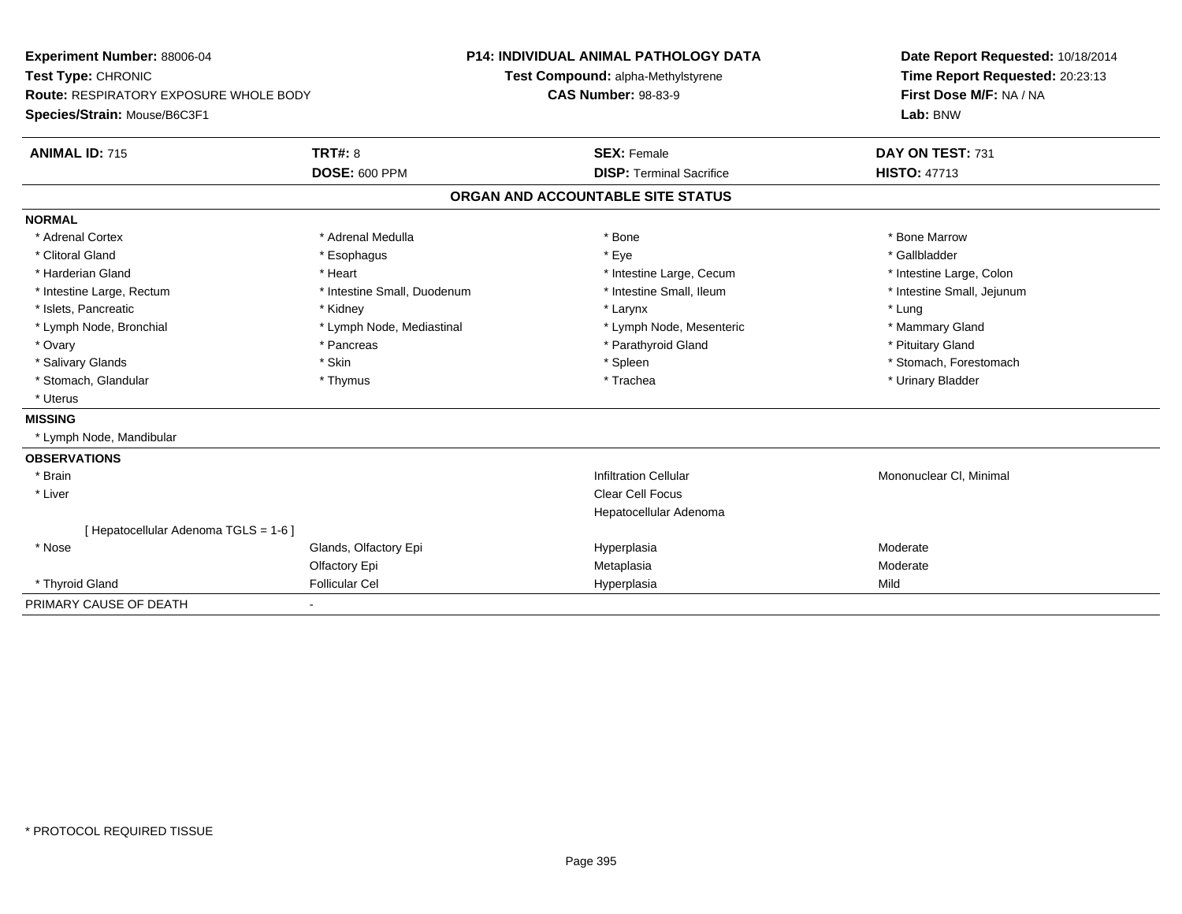**Experiment Number:** 88006-04
**Test Type:** CHRONIC
**Route:** RESPIRATORY EXPOSURE WHOLE BODY
**Species/Strain:** Mouse/B6C3F1

**P14: INDIVIDUAL ANIMAL PATHOLOGY DATA**
**Test Compound:** alpha-Methylstyrene
**CAS Number:** 98-83-9

**Date Report Requested:** 10/18/2014
**Time Report Requested:** 20:23:13
**First Dose M/F:** NA / NA
**Lab:** BNW

| **ANIMAL ID:** 715 | **TRT#:** 8 | **SEX:** Female | **DAY ON TEST:** 731 |
|---|---|---|---|
| | **DOSE:** 600 PPM | **DISP:** Terminal Sacrifice | **HISTO:** 47713 |

## ORGAN AND ACCOUNTABLE SITE STATUS

**NORMAL**

| | | | |
|---|---|---|---|
| * Adrenal Cortex | * Adrenal Medulla | * Bone | * Bone Marrow |
| * Clitoral Gland | * Esophagus | * Eye | * Gallbladder |
| * Harderian Gland | * Heart | * Intestine Large, Cecum | * Intestine Large, Colon |
| * Intestine Large, Rectum | * Intestine Small, Duodenum | * Intestine Small, Ileum | * Intestine Small, Jejunum |
| * Islets, Pancreatic | * Kidney | * Larynx | * Lung |
| * Lymph Node, Bronchial | * Lymph Node, Mediastinal | * Lymph Node, Mesenteric | * Mammary Gland |
| * Ovary | * Pancreas | * Parathyroid Gland | * Pituitary Gland |
| * Salivary Glands | * Skin | * Spleen | * Stomach, Forestomach |
| * Stomach, Glandular | * Thymus | * Trachea | * Urinary Bladder |
| * Uterus | | | |

**MISSING**

* Lymph Node, Mandibular

**OBSERVATIONS**

| | | | |
|---|---|---|---|
| * Brain | | Infiltration Cellular | Mononuclear Cl, Minimal |
| * Liver | | Clear Cell Focus | |
| | | Hepatocellular Adenoma | |
| [ Hepatocellular Adenoma TGLS = 1-6 ] | | | |
| * Nose | Glands, Olfactory Epi | Hyperplasia | Moderate |
| | Olfactory Epi | Metaplasia | Moderate |
| * Thyroid Gland | Follicular Cel | Hyperplasia | Mild |

PRIMARY CAUSE OF DEATH -

* PROTOCOL REQUIRED TISSUE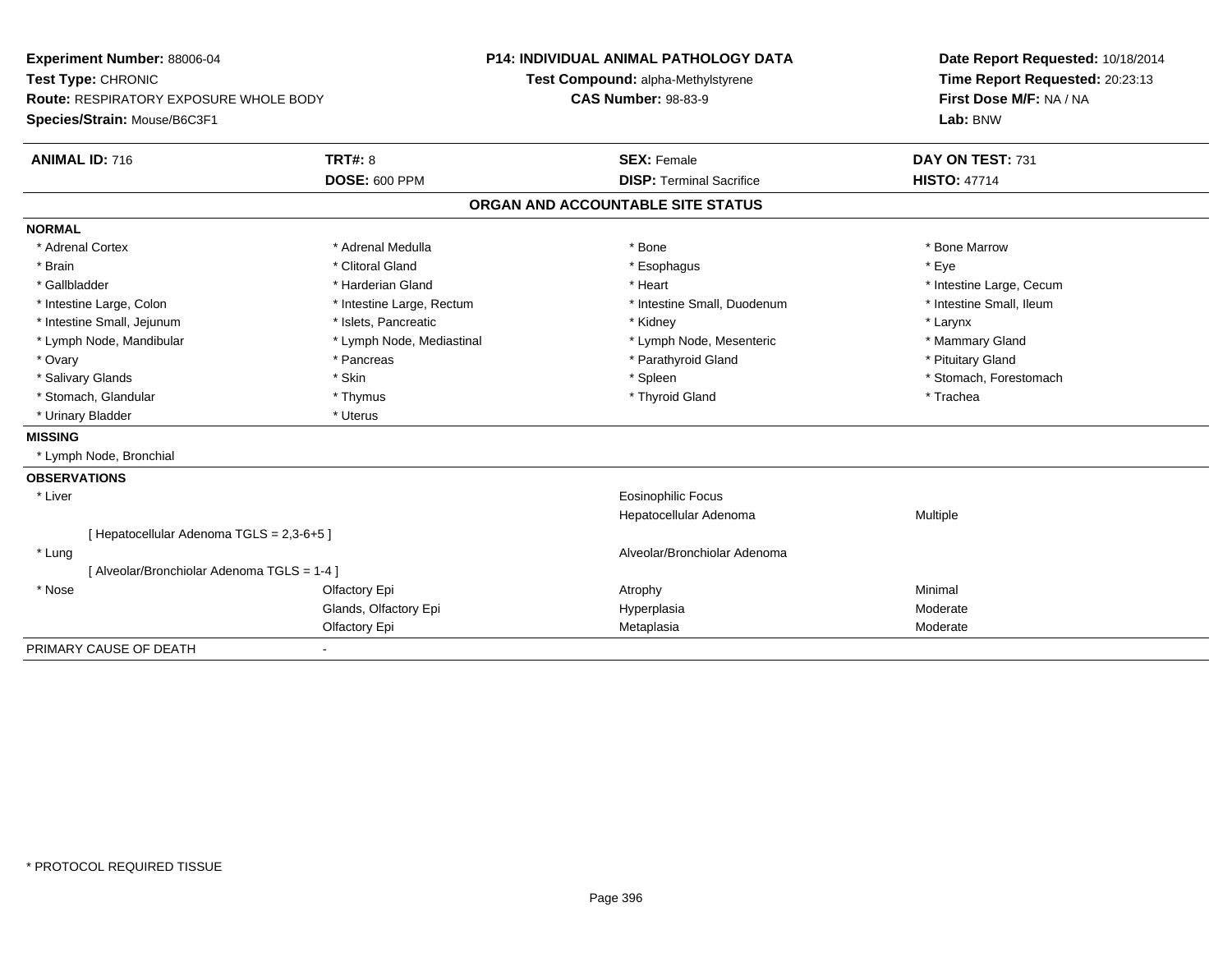**Experiment Number:** 88006-04
**Test Type:** CHRONIC
**Route:** RESPIRATORY EXPOSURE WHOLE BODY
**Species/Strain:** Mouse/B6C3F1

**P14: INDIVIDUAL ANIMAL PATHOLOGY DATA**
**Test Compound:** alpha-Methylstyrene
**CAS Number:** 98-83-9

**Date Report Requested:** 10/18/2014
**Time Report Requested:** 20:23:13
**First Dose M/F:** NA / NA
**Lab:** BNW

| **ANIMAL ID:** 716 | **TRT#:** 8 | **SEX:** Female | **DAY ON TEST:** 731 |
|---|---|---|---|
| | **DOSE:** 600 PPM | **DISP:** Terminal Sacrifice | **HISTO:** 47714 |

## ORGAN AND ACCOUNTABLE SITE STATUS

**NORMAL**

| | | | |
|---|---|---|---|
| * Adrenal Cortex | * Adrenal Medulla | * Bone | * Bone Marrow |
| * Brain | * Clitoral Gland | * Esophagus | * Eye |
| * Gallbladder | * Harderian Gland | * Heart | * Intestine Large, Cecum |
| * Intestine Large, Colon | * Intestine Large, Rectum | * Intestine Small, Duodenum | * Intestine Small, Ileum |
| * Intestine Small, Jejunum | * Islets, Pancreatic | * Kidney | * Larynx |
| * Lymph Node, Mandibular | * Lymph Node, Mediastinal | * Lymph Node, Mesenteric | * Mammary Gland |
| * Ovary | * Pancreas | * Parathyroid Gland | * Pituitary Gland |
| * Salivary Glands | * Skin | * Spleen | * Stomach, Forestomach |
| * Stomach, Glandular | * Thymus | * Thyroid Gland | * Trachea |
| * Urinary Bladder | * Uterus | | |

**MISSING**

* Lymph Node, Bronchial

**OBSERVATIONS**

| | | | |
|---|---|---|---|
| * Liver | | Eosinophilic Focus | |
| | | Hepatocellular Adenoma | Multiple |
| [ Hepatocellular Adenoma TGLS = 2,3-6+5 ] | | | |
| * Lung | | Alveolar/Bronchiolar Adenoma | |
| [ Alveolar/Bronchiolar Adenoma TGLS = 1-4 ] | | | |
| * Nose | Olfactory Epi | Atrophy | Minimal |
| | Glands, Olfactory Epi | Hyperplasia | Moderate |
| | Olfactory Epi | Metaplasia | Moderate |

PRIMARY CAUSE OF DEATH -

\* PROTOCOL REQUIRED TISSUE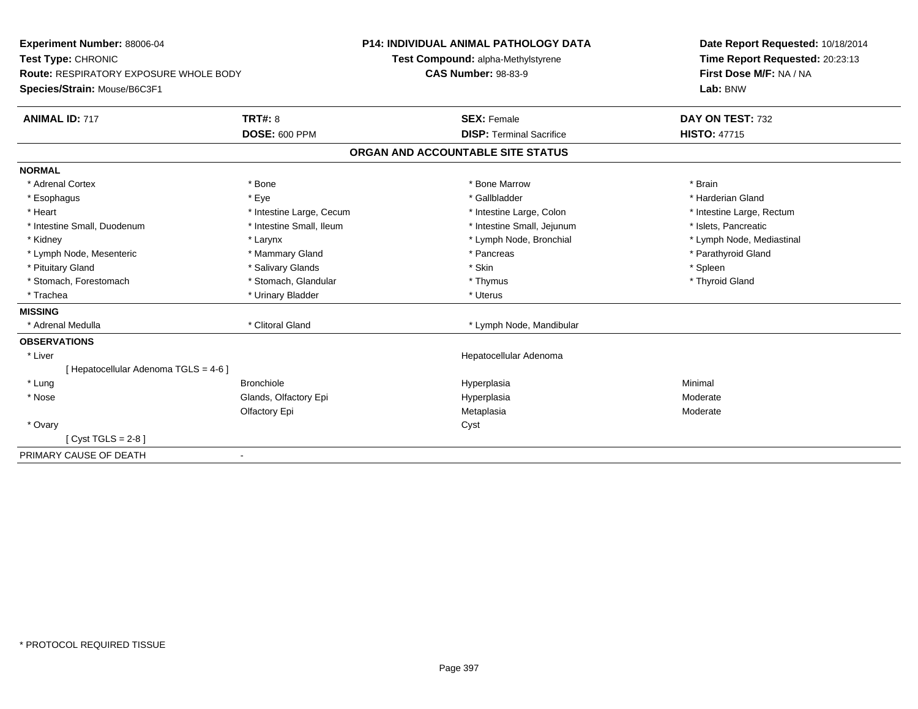**Experiment Number:** 88006-04
**Test Type:** CHRONIC
**Route:** RESPIRATORY EXPOSURE WHOLE BODY
**Species/Strain:** Mouse/B6C3F1

**P14: INDIVIDUAL ANIMAL PATHOLOGY DATA**
**Test Compound:** alpha-Methylstyrene
**CAS Number:** 98-83-9

**Date Report Requested:** 10/18/2014
**Time Report Requested:** 20:23:13
**First Dose M/F:** NA / NA
**Lab:** BNW

| **ANIMAL ID:** 717 | **TRT#:** 8 | **SEX:** Female | **DAY ON TEST:** 732 |
|---|---|---|---|
| | **DOSE:** 600 PPM | **DISP:** Terminal Sacrifice | **HISTO:** 47715 |

## ORGAN AND ACCOUNTABLE SITE STATUS

| | | | |
|---|---|---|---|
| **NORMAL** | | | |
| * Adrenal Cortex | * Bone | * Bone Marrow | * Brain |
| * Esophagus | * Eye | * Gallbladder | * Harderian Gland |
| * Heart | * Intestine Large, Cecum | * Intestine Large, Colon | * Intestine Large, Rectum |
| * Intestine Small, Duodenum | * Intestine Small, Ileum | * Intestine Small, Jejunum | * Islets, Pancreatic |
| * Kidney | * Larynx | * Lymph Node, Bronchial | * Lymph Node, Mediastinal |
| * Lymph Node, Mesenteric | * Mammary Gland | * Pancreas | * Parathyroid Gland |
| * Pituitary Gland | * Salivary Glands | * Skin | * Spleen |
| * Stomach, Forestomach | * Stomach, Glandular | * Thymus | * Thyroid Gland |
| * Trachea | * Urinary Bladder | * Uterus | |
| **MISSING** | | | |
| * Adrenal Medulla | * Clitoral Gland | * Lymph Node, Mandibular | |
| **OBSERVATIONS** | | | |
| * Liver | | Hepatocellular Adenoma | |
| [ Hepatocellular Adenoma TGLS = 4-6 ] | | | |
| * Lung | Bronchiole | Hyperplasia | Minimal |
| * Nose | Glands, Olfactory Epi | Hyperplasia | Moderate |
| | Olfactory Epi | Metaplasia | Moderate |
| * Ovary | | Cyst | |
| [ Cyst TGLS = 2-8 ] | | | |
| PRIMARY CAUSE OF DEATH | - | | |

* PROTOCOL REQUIRED TISSUE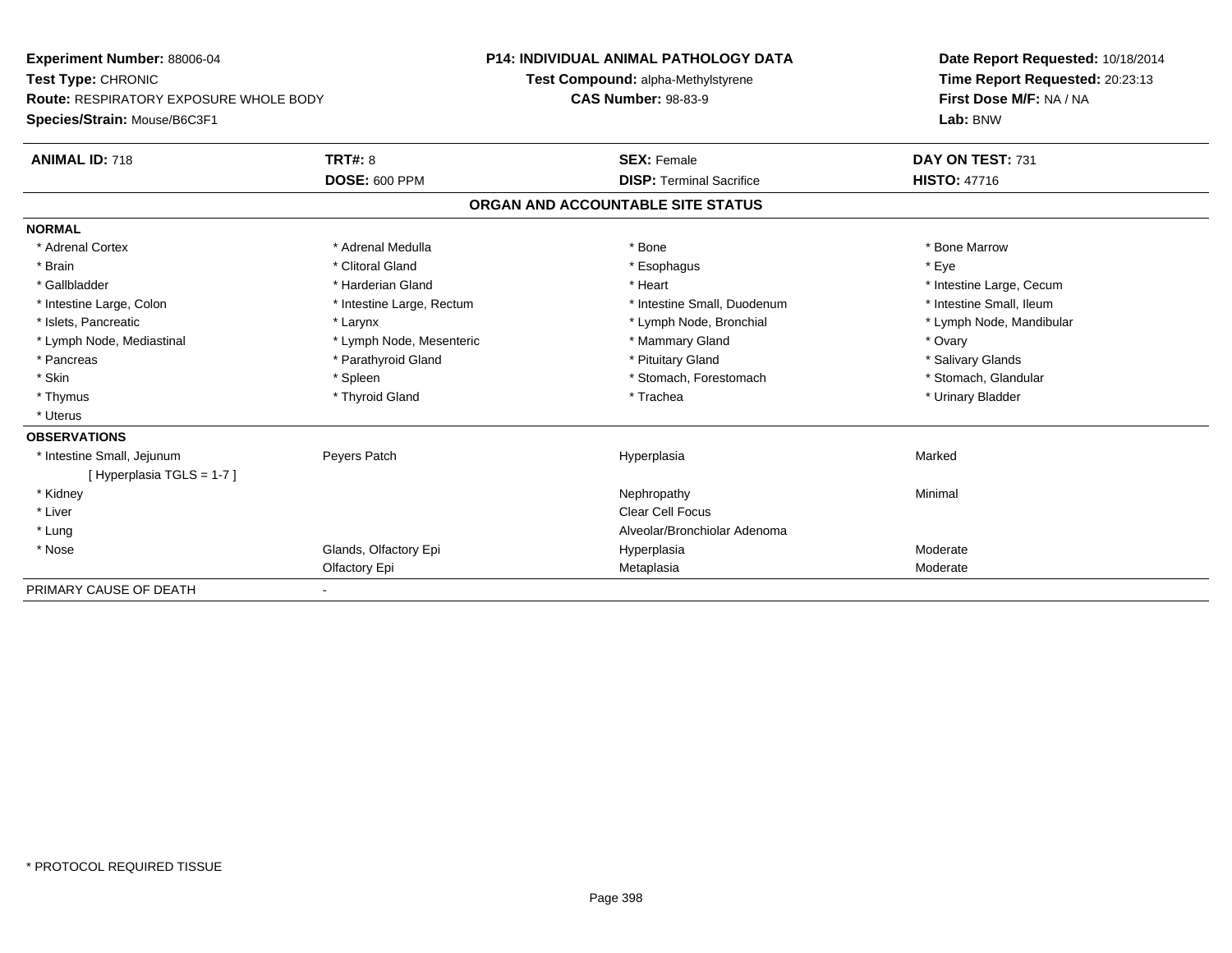**Experiment Number:** 88006-04
**Test Type:** CHRONIC
**Route:** RESPIRATORY EXPOSURE WHOLE BODY
**Species/Strain:** Mouse/B6C3F1

**P14: INDIVIDUAL ANIMAL PATHOLOGY DATA**
**Test Compound:** alpha-Methylstyrene
**CAS Number:** 98-83-9

**Date Report Requested:** 10/18/2014
**Time Report Requested:** 20:23:13
**First Dose M/F:** NA / NA
**Lab:** BNW

| **ANIMAL ID:** 718 | **TRT#:** 8 | **SEX:** Female | **DAY ON TEST:** 731 |
|---|---|---|---|
| | **DOSE:** 600 PPM | **DISP:** Terminal Sacrifice | **HISTO:** 47716 |

## ORGAN AND ACCOUNTABLE SITE STATUS

**NORMAL**

| | | | |
|---|---|---|---|
| * Adrenal Cortex | * Adrenal Medulla | * Bone | * Bone Marrow |
| * Brain | * Clitoral Gland | * Esophagus | * Eye |
| * Gallbladder | * Harderian Gland | * Heart | * Intestine Large, Cecum |
| * Intestine Large, Colon | * Intestine Large, Rectum | * Intestine Small, Duodenum | * Intestine Small, Ileum |
| * Islets, Pancreatic | * Larynx | * Lymph Node, Bronchial | * Lymph Node, Mandibular |
| * Lymph Node, Mediastinal | * Lymph Node, Mesenteric | * Mammary Gland | * Ovary |
| * Pancreas | * Parathyroid Gland | * Pituitary Gland | * Salivary Glands |
| * Skin | * Spleen | * Stomach, Forestomach | * Stomach, Glandular |
| * Thymus | * Thyroid Gland | * Trachea | * Urinary Bladder |
| * Uterus | | | |

**OBSERVATIONS**

| | | | |
|---|---|---|---|
| * Intestine Small, Jejunum | Peyers Patch | Hyperplasia | Marked |
| [ Hyperplasia TGLS = 1-7 ] | | | |
| * Kidney | | Nephropathy | Minimal |
| * Liver | | Clear Cell Focus | |
| * Lung | | Alveolar/Bronchiolar Adenoma | |
| * Nose | Glands, Olfactory Epi | Hyperplasia | Moderate |
| | Olfactory Epi | Metaplasia | Moderate |

PRIMARY CAUSE OF DEATH -

\* PROTOCOL REQUIRED TISSUE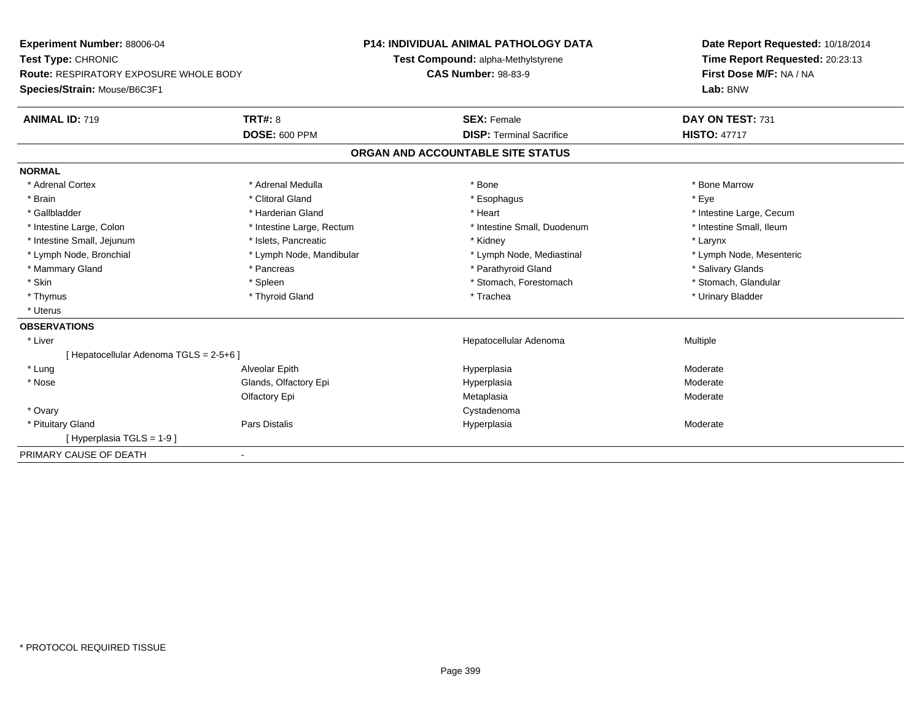**Experiment Number:** 88006-04
**Test Type:** CHRONIC
**Route:** RESPIRATORY EXPOSURE WHOLE BODY
**Species/Strain:** Mouse/B6C3F1

**P14: INDIVIDUAL ANIMAL PATHOLOGY DATA**
**Test Compound:** alpha-Methylstyrene
**CAS Number:** 98-83-9

**Date Report Requested:** 10/18/2014
**Time Report Requested:** 20:23:13
**First Dose M/F:** NA / NA
**Lab:** BNW

| **ANIMAL ID:** 719 | **TRT#:** 8 | **SEX:** Female | **DAY ON TEST:** 731 |
|---|---|---|---|
| | **DOSE:** 600 PPM | **DISP:** Terminal Sacrifice | **HISTO:** 47717 |

## ORGAN AND ACCOUNTABLE SITE STATUS

**NORMAL**

| | | | |
|---|---|---|---|
| * Adrenal Cortex | * Adrenal Medulla | * Bone | * Bone Marrow |
| * Brain | * Clitoral Gland | * Esophagus | * Eye |
| * Gallbladder | * Harderian Gland | * Heart | * Intestine Large, Cecum |
| * Intestine Large, Colon | * Intestine Large, Rectum | * Intestine Small, Duodenum | * Intestine Small, Ileum |
| * Intestine Small, Jejunum | * Islets, Pancreatic | * Kidney | * Larynx |
| * Lymph Node, Bronchial | * Lymph Node, Mandibular | * Lymph Node, Mediastinal | * Lymph Node, Mesenteric |
| * Mammary Gland | * Pancreas | * Parathyroid Gland | * Salivary Glands |
| * Skin | * Spleen | * Stomach, Forestomach | * Stomach, Glandular |
| * Thymus | * Thyroid Gland | * Trachea | * Urinary Bladder |
| * Uterus | | | |

**OBSERVATIONS**

| | | | |
|---|---|---|---|
| * Liver | | Hepatocellular Adenoma | Multiple |
| [ Hepatocellular Adenoma TGLS = 2-5+6 ] | | | |
| * Lung | Alveolar Epith | Hyperplasia | Moderate |
| * Nose | Glands, Olfactory Epi | Hyperplasia | Moderate |
| | Olfactory Epi | Metaplasia | Moderate |
| * Ovary | | Cystadenoma | |
| * Pituitary Gland | Pars Distalis | Hyperplasia | Moderate |
| [ Hyperplasia TGLS = 1-9 ] | | | |

PRIMARY CAUSE OF DEATH -

* PROTOCOL REQUIRED TISSUE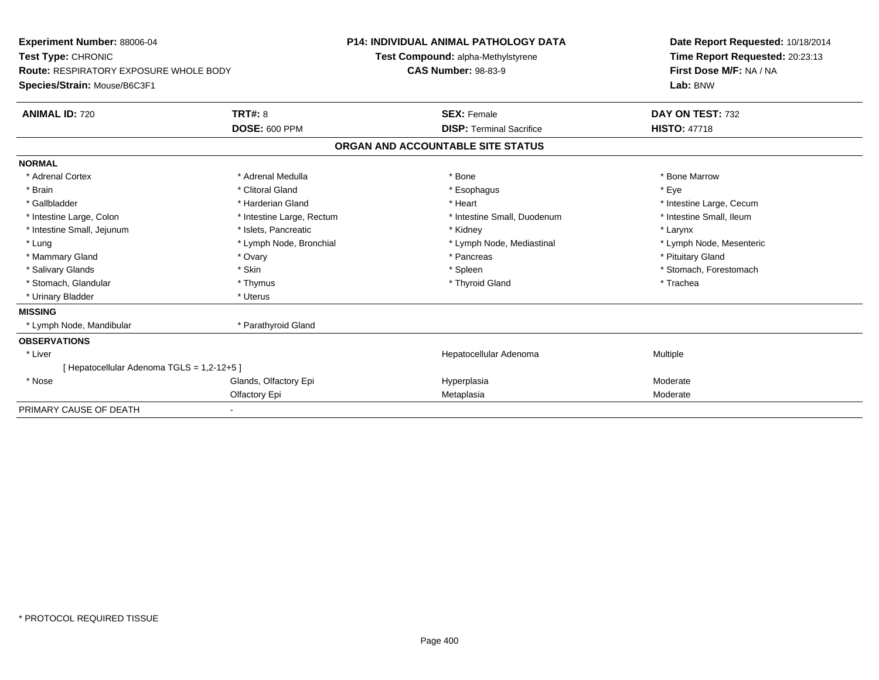**Experiment Number:** 88006-04
**Test Type:** CHRONIC
**Route:** RESPIRATORY EXPOSURE WHOLE BODY
**Species/Strain:** Mouse/B6C3F1

**P14: INDIVIDUAL ANIMAL PATHOLOGY DATA**
**Test Compound:** alpha-Methylstyrene
**CAS Number:** 98-83-9

**Date Report Requested:** 10/18/2014
**Time Report Requested:** 20:23:13
**First Dose M/F:** NA / NA
**Lab:** BNW

| **ANIMAL ID:** 720 | **TRT#:** 8 | **SEX:** Female | **DAY ON TEST:** 732 |
|---|---|---|---|
| | **DOSE:** 600 PPM | **DISP:** Terminal Sacrifice | **HISTO:** 47718 |

## ORGAN AND ACCOUNTABLE SITE STATUS

**NORMAL**

| | | | |
|---|---|---|---|
| * Adrenal Cortex | * Adrenal Medulla | * Bone | * Bone Marrow |
| * Brain | * Clitoral Gland | * Esophagus | * Eye |
| * Gallbladder | * Harderian Gland | * Heart | * Intestine Large, Cecum |
| * Intestine Large, Colon | * Intestine Large, Rectum | * Intestine Small, Duodenum | * Intestine Small, Ileum |
| * Intestine Small, Jejunum | * Islets, Pancreatic | * Kidney | * Larynx |
| * Lung | * Lymph Node, Bronchial | * Lymph Node, Mediastinal | * Lymph Node, Mesenteric |
| * Mammary Gland | * Ovary | * Pancreas | * Pituitary Gland |
| * Salivary Glands | * Skin | * Spleen | * Stomach, Forestomach |
| * Stomach, Glandular | * Thymus | * Thyroid Gland | * Trachea |
| * Urinary Bladder | * Uterus | | |

**MISSING**

| | |
|---|---|
| * Lymph Node, Mandibular | * Parathyroid Gland |

**OBSERVATIONS**

| | | | |
|---|---|---|---|
| * Liver | | Hepatocellular Adenoma | Multiple |
| [ Hepatocellular Adenoma TGLS = 1,2-12+5 ] | | | |
| * Nose | Glands, Olfactory Epi | Hyperplasia | Moderate |
| | Olfactory Epi | Metaplasia | Moderate |

PRIMARY CAUSE OF DEATH -

* PROTOCOL REQUIRED TISSUE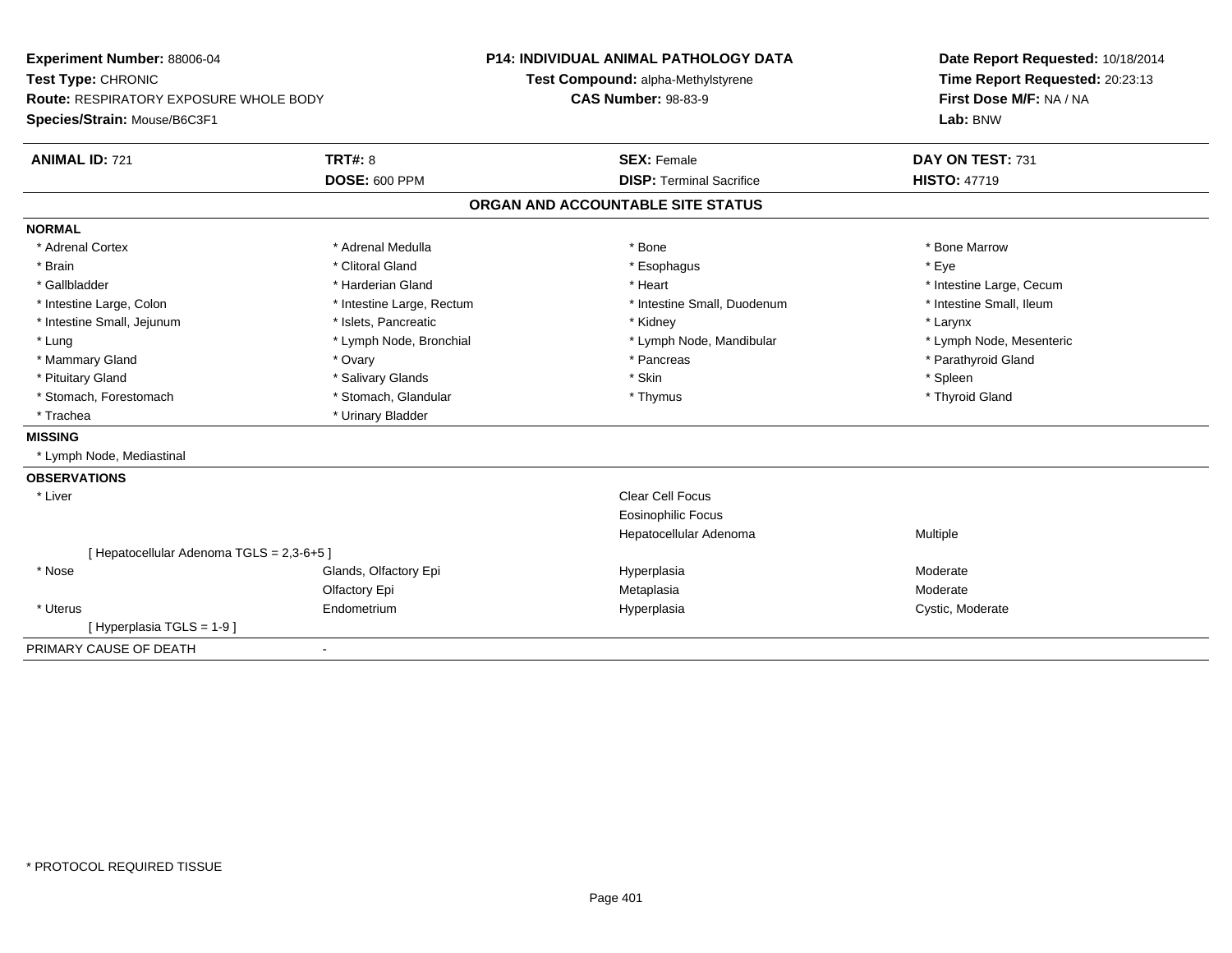**Experiment Number:** 88006-04
**Test Type:** CHRONIC
**Route:** RESPIRATORY EXPOSURE WHOLE BODY
**Species/Strain:** Mouse/B6C3F1

**P14: INDIVIDUAL ANIMAL PATHOLOGY DATA**
**Test Compound:** alpha-Methylstyrene
**CAS Number:** 98-83-9

**Date Report Requested:** 10/18/2014
**Time Report Requested:** 20:23:13
**First Dose M/F:** NA / NA
**Lab:** BNW

| **ANIMAL ID:** 721 | **TRT#:** 8 | **SEX:** Female | **DAY ON TEST:** 731 |
|---|---|---|---|
| | **DOSE:** 600 PPM | **DISP:** Terminal Sacrifice | **HISTO:** 47719 |

## ORGAN AND ACCOUNTABLE SITE STATUS

**NORMAL**

| | | | |
|---|---|---|---|
| * Adrenal Cortex | * Adrenal Medulla | * Bone | * Bone Marrow |
| * Brain | * Clitoral Gland | * Esophagus | * Eye |
| * Gallbladder | * Harderian Gland | * Heart | * Intestine Large, Cecum |
| * Intestine Large, Colon | * Intestine Large, Rectum | * Intestine Small, Duodenum | * Intestine Small, Ileum |
| * Intestine Small, Jejunum | * Islets, Pancreatic | * Kidney | * Larynx |
| * Lung | * Lymph Node, Bronchial | * Lymph Node, Mandibular | * Lymph Node, Mesenteric |
| * Mammary Gland | * Ovary | * Pancreas | * Parathyroid Gland |
| * Pituitary Gland | * Salivary Glands | * Skin | * Spleen |
| * Stomach, Forestomach | * Stomach, Glandular | * Thymus | * Thyroid Gland |
| * Trachea | * Urinary Bladder | | |

**MISSING**

* Lymph Node, Mediastinal

**OBSERVATIONS**

| | | | |
|---|---|---|---|
| * Liver | | Clear Cell Focus | |
| | | Eosinophilic Focus | |
| | | Hepatocellular Adenoma | Multiple |
| [ Hepatocellular Adenoma TGLS = 2,3-6+5 ] | | | |
| * Nose | Glands, Olfactory Epi | Hyperplasia | Moderate |
| | Olfactory Epi | Metaplasia | Moderate |
| * Uterus | Endometrium | Hyperplasia | Cystic, Moderate |
| [ Hyperplasia TGLS = 1-9 ] | | | |

PRIMARY CAUSE OF DEATH -

* PROTOCOL REQUIRED TISSUE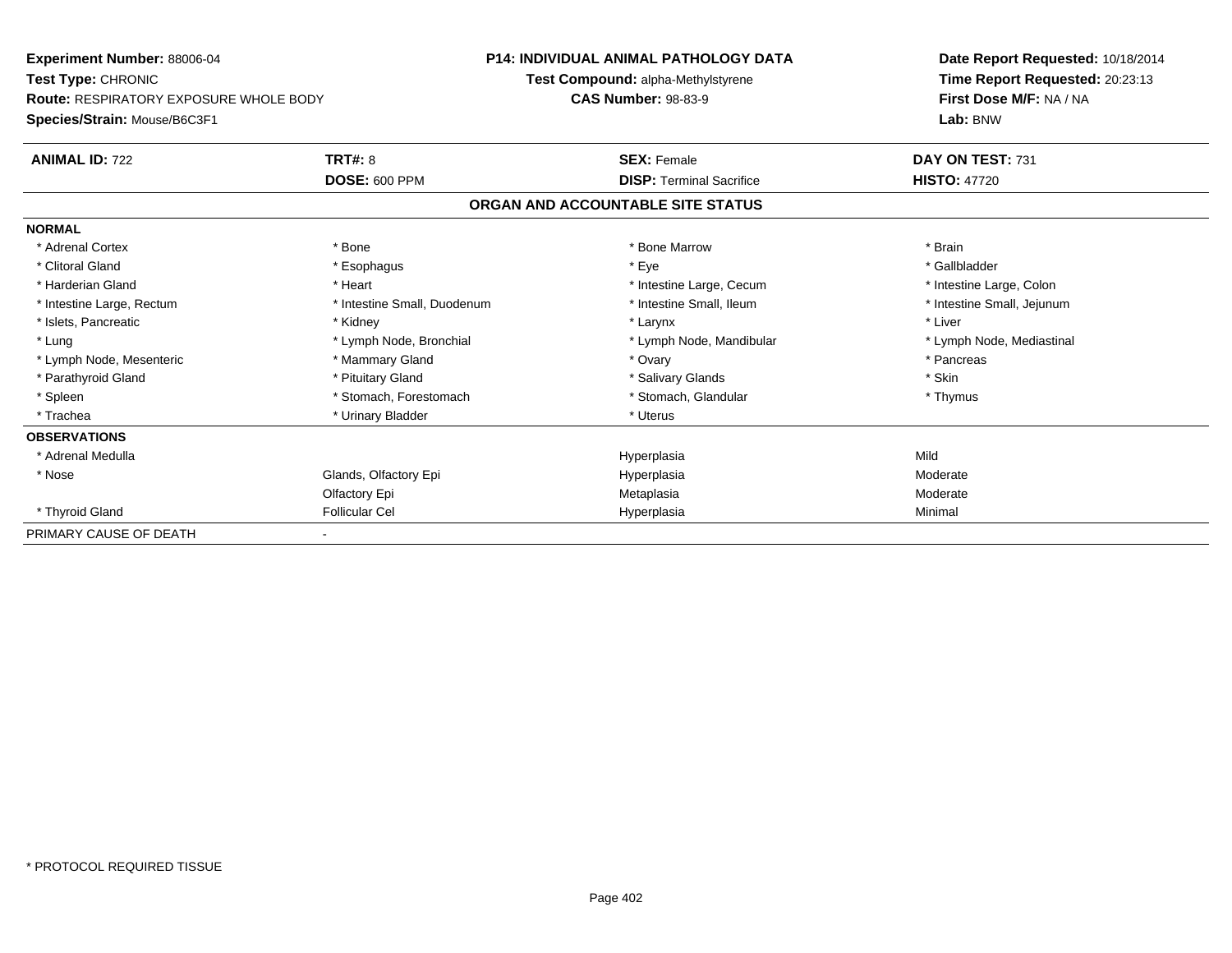**Experiment Number:** 88006-04
**Test Type:** CHRONIC
**Route:** RESPIRATORY EXPOSURE WHOLE BODY
**Species/Strain:** Mouse/B6C3F1

**P14: INDIVIDUAL ANIMAL PATHOLOGY DATA**
**Test Compound:** alpha-Methylstyrene
**CAS Number:** 98-83-9

**Date Report Requested:** 10/18/2014
**Time Report Requested:** 20:23:13
**First Dose M/F:** NA / NA
**Lab:** BNW

| **ANIMAL ID:** 722 | **TRT#:** 8 | **SEX:** Female | **DAY ON TEST:** 731 |
|---|---|---|---|
| | **DOSE:** 600 PPM | **DISP:** Terminal Sacrifice | **HISTO:** 47720 |

## ORGAN AND ACCOUNTABLE SITE STATUS

| | | | |
|---|---|---|---|
| **NORMAL** | | | |
| * Adrenal Cortex | * Bone | * Bone Marrow | * Brain |
| * Clitoral Gland | * Esophagus | * Eye | * Gallbladder |
| * Harderian Gland | * Heart | * Intestine Large, Cecum | * Intestine Large, Colon |
| * Intestine Large, Rectum | * Intestine Small, Duodenum | * Intestine Small, Ileum | * Intestine Small, Jejunum |
| * Islets, Pancreatic | * Kidney | * Larynx | * Liver |
| * Lung | * Lymph Node, Bronchial | * Lymph Node, Mandibular | * Lymph Node, Mediastinal |
| * Lymph Node, Mesenteric | * Mammary Gland | * Ovary | * Pancreas |
| * Parathyroid Gland | * Pituitary Gland | * Salivary Glands | * Skin |
| * Spleen | * Stomach, Forestomach | * Stomach, Glandular | * Thymus |
| * Trachea | * Urinary Bladder | * Uterus | |
| **OBSERVATIONS** | | | |
| * Adrenal Medulla | | Hyperplasia | Mild |
| * Nose | Glands, Olfactory Epi | Hyperplasia | Moderate |
| | Olfactory Epi | Metaplasia | Moderate |
| * Thyroid Gland | Follicular Cel | Hyperplasia | Minimal |
| PRIMARY CAUSE OF DEATH | - | | |

* PROTOCOL REQUIRED TISSUE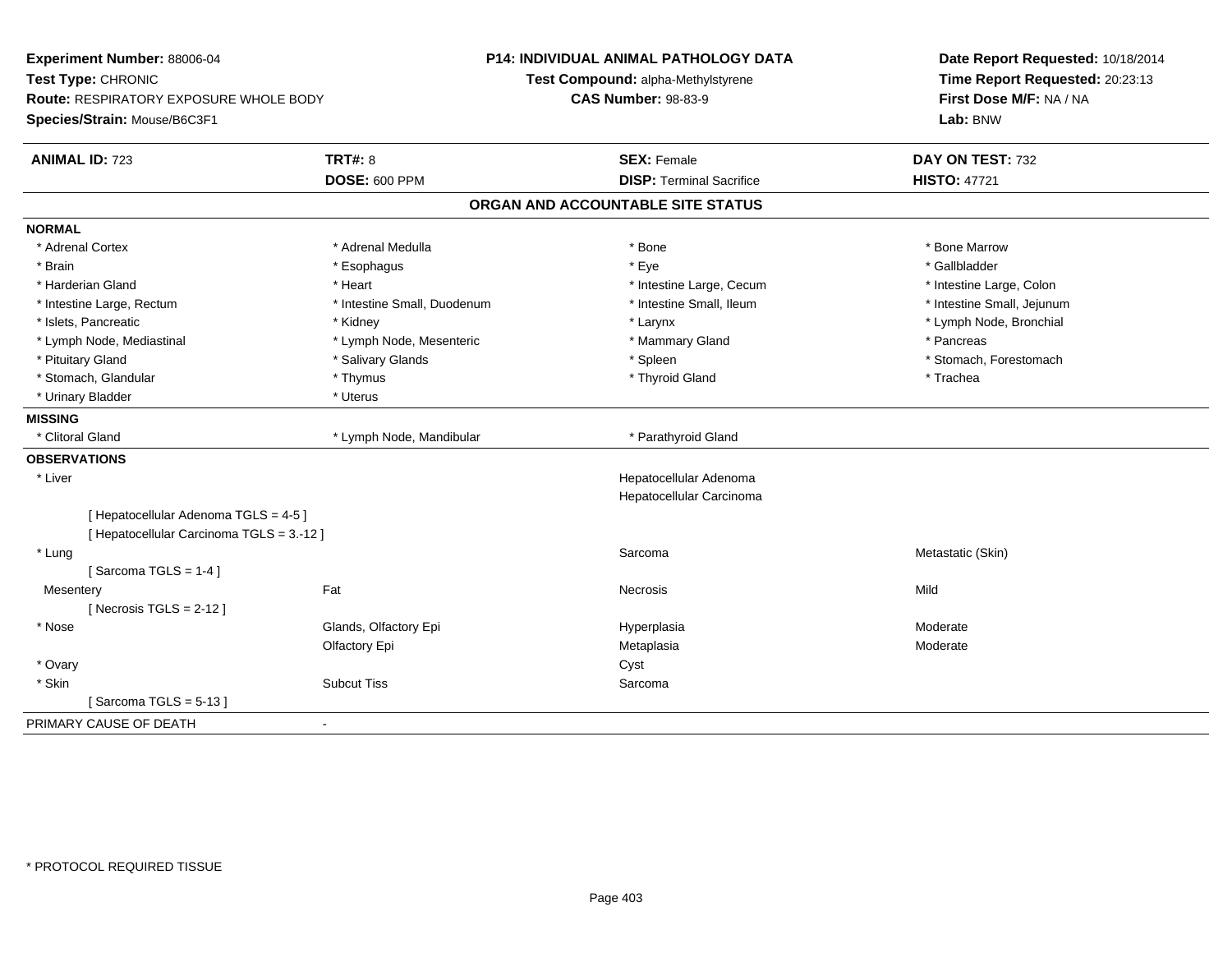**Experiment Number:** 88006-04
**Test Type:** CHRONIC
**Route:** RESPIRATORY EXPOSURE WHOLE BODY
**Species/Strain:** Mouse/B6C3F1

**P14: INDIVIDUAL ANIMAL PATHOLOGY DATA**
**Test Compound:** alpha-Methylstyrene
**CAS Number:** 98-83-9

**Date Report Requested:** 10/18/2014
**Time Report Requested:** 20:23:13
**First Dose M/F:** NA / NA
**Lab:** BNW

| **ANIMAL ID:** 723 | **TRT#:** 8 | **SEX:** Female | **DAY ON TEST:** 732 |
|---|---|---|---|
| | **DOSE:** 600 PPM | **DISP:** Terminal Sacrifice | **HISTO:** 47721 |

## ORGAN AND ACCOUNTABLE SITE STATUS

**NORMAL**

| | | | |
|---|---|---|---|
| * Adrenal Cortex | * Adrenal Medulla | * Bone | * Bone Marrow |
| * Brain | * Esophagus | * Eye | * Gallbladder |
| * Harderian Gland | * Heart | * Intestine Large, Cecum | * Intestine Large, Colon |
| * Intestine Large, Rectum | * Intestine Small, Duodenum | * Intestine Small, Ileum | * Intestine Small, Jejunum |
| * Islets, Pancreatic | * Kidney | * Larynx | * Lymph Node, Bronchial |
| * Lymph Node, Mediastinal | * Lymph Node, Mesenteric | * Mammary Gland | * Pancreas |
| * Pituitary Gland | * Salivary Glands | * Spleen | * Stomach, Forestomach |
| * Stomach, Glandular | * Thymus | * Thyroid Gland | * Trachea |
| * Urinary Bladder | * Uterus | | |

**MISSING**

| | | |
|---|---|---|
| * Clitoral Gland | * Lymph Node, Mandibular | * Parathyroid Gland |

**OBSERVATIONS**

| | | | |
|---|---|---|---|
| * Liver | | Hepatocellular Adenoma | |
| | | Hepatocellular Carcinoma | |
| [ Hepatocellular Adenoma TGLS = 4-5 ] | | | |
| [ Hepatocellular Carcinoma TGLS = 3.-12 ] | | | |
| * Lung | | Sarcoma | Metastatic (Skin) |
| [ Sarcoma TGLS = 1-4 ] | | | |
| Mesentery | Fat | Necrosis | Mild |
| [ Necrosis TGLS = 2-12 ] | | | |
| * Nose | Glands, Olfactory Epi | Hyperplasia | Moderate |
| | Olfactory Epi | Metaplasia | Moderate |
| * Ovary | | Cyst | |
| * Skin | Subcut Tiss | Sarcoma | |
| [ Sarcoma TGLS = 5-13 ] | | | |

PRIMARY CAUSE OF DEATH -

\* PROTOCOL REQUIRED TISSUE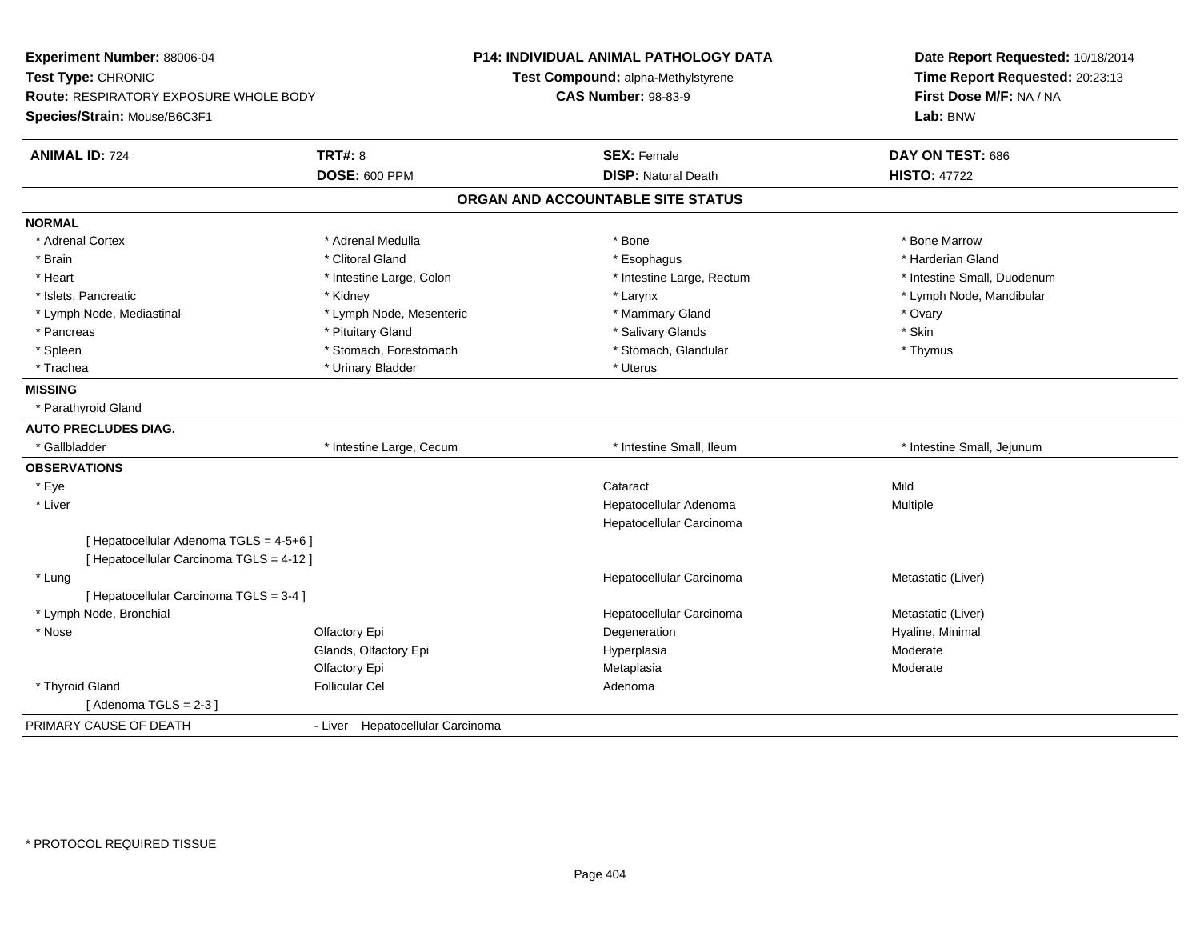**Experiment Number:** 88006-04
**Test Type:** CHRONIC
**Route:** RESPIRATORY EXPOSURE WHOLE BODY
**Species/Strain:** Mouse/B6C3F1

**P14: INDIVIDUAL ANIMAL PATHOLOGY DATA**
**Test Compound:** alpha-Methylstyrene
**CAS Number:** 98-83-9

**Date Report Requested:** 10/18/2014
**Time Report Requested:** 20:23:13
**First Dose M/F:** NA / NA
**Lab:** BNW

| **ANIMAL ID:** 724 | **TRT#:** 8 | **SEX:** Female | **DAY ON TEST:** 686 |
|---|---|---|---|
| | **DOSE:** 600 PPM | **DISP:** Natural Death | **HISTO:** 47722 |

## ORGAN AND ACCOUNTABLE SITE STATUS

**NORMAL**

| | | | |
|---|---|---|---|
| * Adrenal Cortex | * Adrenal Medulla | * Bone | * Bone Marrow |
| * Brain | * Clitoral Gland | * Esophagus | * Harderian Gland |
| * Heart | * Intestine Large, Colon | * Intestine Large, Rectum | * Intestine Small, Duodenum |
| * Islets, Pancreatic | * Kidney | * Larynx | * Lymph Node, Mandibular |
| * Lymph Node, Mediastinal | * Lymph Node, Mesenteric | * Mammary Gland | * Ovary |
| * Pancreas | * Pituitary Gland | * Salivary Glands | * Skin |
| * Spleen | * Stomach, Forestomach | * Stomach, Glandular | * Thymus |
| * Trachea | * Urinary Bladder | * Uterus | |

**MISSING**

* Parathyroid Gland

**AUTO PRECLUDES DIAG.**

| | | | |
|---|---|---|---|
| * Gallbladder | * Intestine Large, Cecum | * Intestine Small, Ileum | * Intestine Small, Jejunum |

**OBSERVATIONS**

| | | | |
|---|---|---|---|
| * Eye | | Cataract | Mild |
| * Liver | | Hepatocellular Adenoma | Multiple |
| | | Hepatocellular Carcinoma | |
| [ Hepatocellular Adenoma TGLS = 4-5+6 ] | | | |
| [ Hepatocellular Carcinoma TGLS = 4-12 ] | | | |
| * Lung | | Hepatocellular Carcinoma | Metastatic (Liver) |
| [ Hepatocellular Carcinoma TGLS = 3-4 ] | | | |
| * Lymph Node, Bronchial | | Hepatocellular Carcinoma | Metastatic (Liver) |
| * Nose | Olfactory Epi | Degeneration | Hyaline, Minimal |
| | Glands, Olfactory Epi | Hyperplasia | Moderate |
| | Olfactory Epi | Metaplasia | Moderate |
| * Thyroid Gland | Follicular Cel | Adenoma | |
| [ Adenoma TGLS = 2-3 ] | | | |

PRIMARY CAUSE OF DEATH - Liver Hepatocellular Carcinoma

* PROTOCOL REQUIRED TISSUE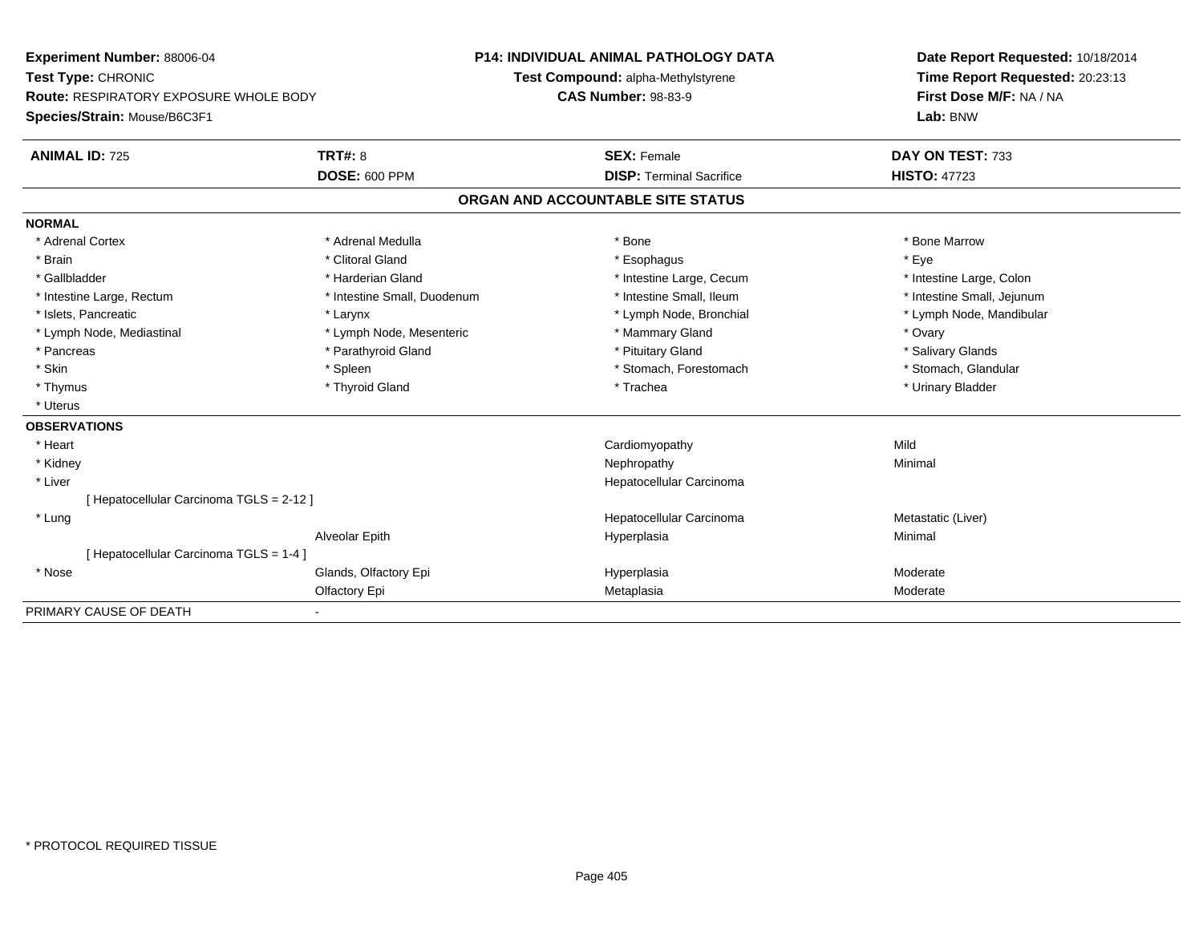**Experiment Number:** 88006-04
**Test Type:** CHRONIC
**Route:** RESPIRATORY EXPOSURE WHOLE BODY
**Species/Strain:** Mouse/B6C3F1

**P14: INDIVIDUAL ANIMAL PATHOLOGY DATA**
**Test Compound:** alpha-Methylstyrene
**CAS Number:** 98-83-9

**Date Report Requested:** 10/18/2014
**Time Report Requested:** 20:23:13
**First Dose M/F:** NA / NA
**Lab:** BNW

| **ANIMAL ID:** 725 | **TRT#:** 8 | **SEX:** Female | **DAY ON TEST:** 733 |
|---|---|---|---|
| | **DOSE:** 600 PPM | **DISP:** Terminal Sacrifice | **HISTO:** 47723 |

## ORGAN AND ACCOUNTABLE SITE STATUS

**NORMAL**

| | | | |
|---|---|---|---|
| * Adrenal Cortex | * Adrenal Medulla | * Bone | * Bone Marrow |
| * Brain | * Clitoral Gland | * Esophagus | * Eye |
| * Gallbladder | * Harderian Gland | * Intestine Large, Cecum | * Intestine Large, Colon |
| * Intestine Large, Rectum | * Intestine Small, Duodenum | * Intestine Small, Ileum | * Intestine Small, Jejunum |
| * Islets, Pancreatic | * Larynx | * Lymph Node, Bronchial | * Lymph Node, Mandibular |
| * Lymph Node, Mediastinal | * Lymph Node, Mesenteric | * Mammary Gland | * Ovary |
| * Pancreas | * Parathyroid Gland | * Pituitary Gland | * Salivary Glands |
| * Skin | * Spleen | * Stomach, Forestomach | * Stomach, Glandular |
| * Thymus | * Thyroid Gland | * Trachea | * Urinary Bladder |
| * Uterus | | | |

**OBSERVATIONS**

| | | | |
|---|---|---|---|
| * Heart | | Cardiomyopathy | Mild |
| * Kidney | | Nephropathy | Minimal |
| * Liver | | Hepatocellular Carcinoma | |
| [ Hepatocellular Carcinoma TGLS = 2-12 ] | | | |
| * Lung | | Hepatocellular Carcinoma | Metastatic (Liver) |
| | Alveolar Epith | Hyperplasia | Minimal |
| [ Hepatocellular Carcinoma TGLS = 1-4 ] | | | |
| * Nose | Glands, Olfactory Epi | Hyperplasia | Moderate |
| | Olfactory Epi | Metaplasia | Moderate |

PRIMARY CAUSE OF DEATH -

* PROTOCOL REQUIRED TISSUE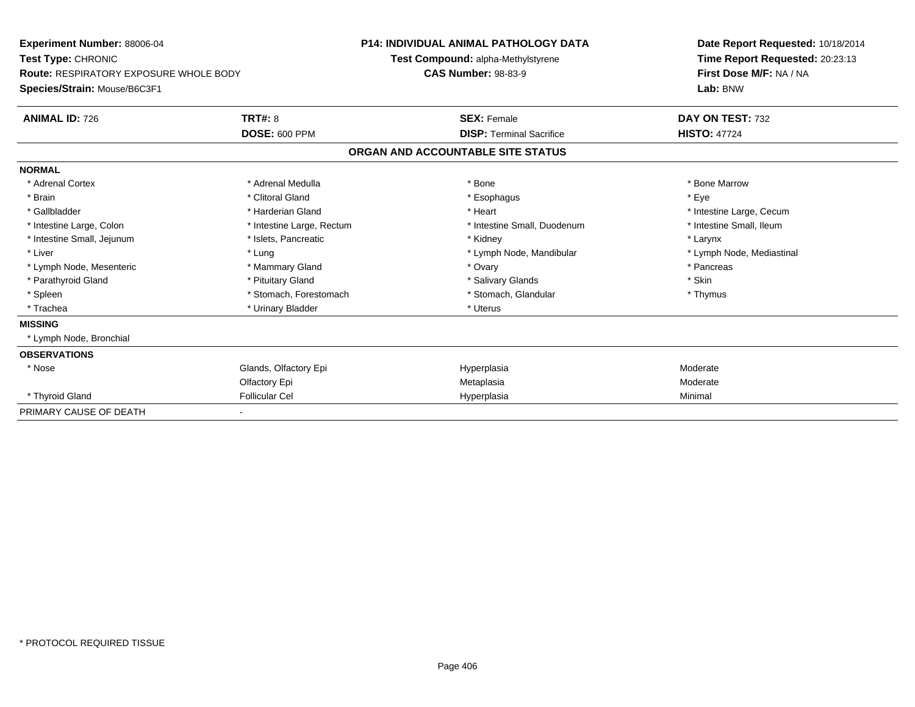**Experiment Number:** 88006-04
**Test Type:** CHRONIC
**Route:** RESPIRATORY EXPOSURE WHOLE BODY
**Species/Strain:** Mouse/B6C3F1

**P14: INDIVIDUAL ANIMAL PATHOLOGY DATA**
**Test Compound:** alpha-Methylstyrene
**CAS Number:** 98-83-9

**Date Report Requested:** 10/18/2014
**Time Report Requested:** 20:23:13
**First Dose M/F:** NA / NA
**Lab:** BNW

| **ANIMAL ID:** 726 | **TRT#:** 8 | **SEX:** Female | **DAY ON TEST:** 732 |
|---|---|---|---|
| | **DOSE:** 600 PPM | **DISP:** Terminal Sacrifice | **HISTO:** 47724 |

## ORGAN AND ACCOUNTABLE SITE STATUS

| | | | |
|---|---|---|---|
| **NORMAL** | | | |
| * Adrenal Cortex | * Adrenal Medulla | * Bone | * Bone Marrow |
| * Brain | * Clitoral Gland | * Esophagus | * Eye |
| * Gallbladder | * Harderian Gland | * Heart | * Intestine Large, Cecum |
| * Intestine Large, Colon | * Intestine Large, Rectum | * Intestine Small, Duodenum | * Intestine Small, Ileum |
| * Intestine Small, Jejunum | * Islets, Pancreatic | * Kidney | * Larynx |
| * Liver | * Lung | * Lymph Node, Mandibular | * Lymph Node, Mediastinal |
| * Lymph Node, Mesenteric | * Mammary Gland | * Ovary | * Pancreas |
| * Parathyroid Gland | * Pituitary Gland | * Salivary Glands | * Skin |
| * Spleen | * Stomach, Forestomach | * Stomach, Glandular | * Thymus |
| * Trachea | * Urinary Bladder | * Uterus | |
| **MISSING** | | | |
| * Lymph Node, Bronchial | | | |
| **OBSERVATIONS** | | | |
| * Nose | Glands, Olfactory Epi | Hyperplasia | Moderate |
| | Olfactory Epi | Metaplasia | Moderate |
| * Thyroid Gland | Follicular Cel | Hyperplasia | Minimal |
| PRIMARY CAUSE OF DEATH | - | | |

* PROTOCOL REQUIRED TISSUE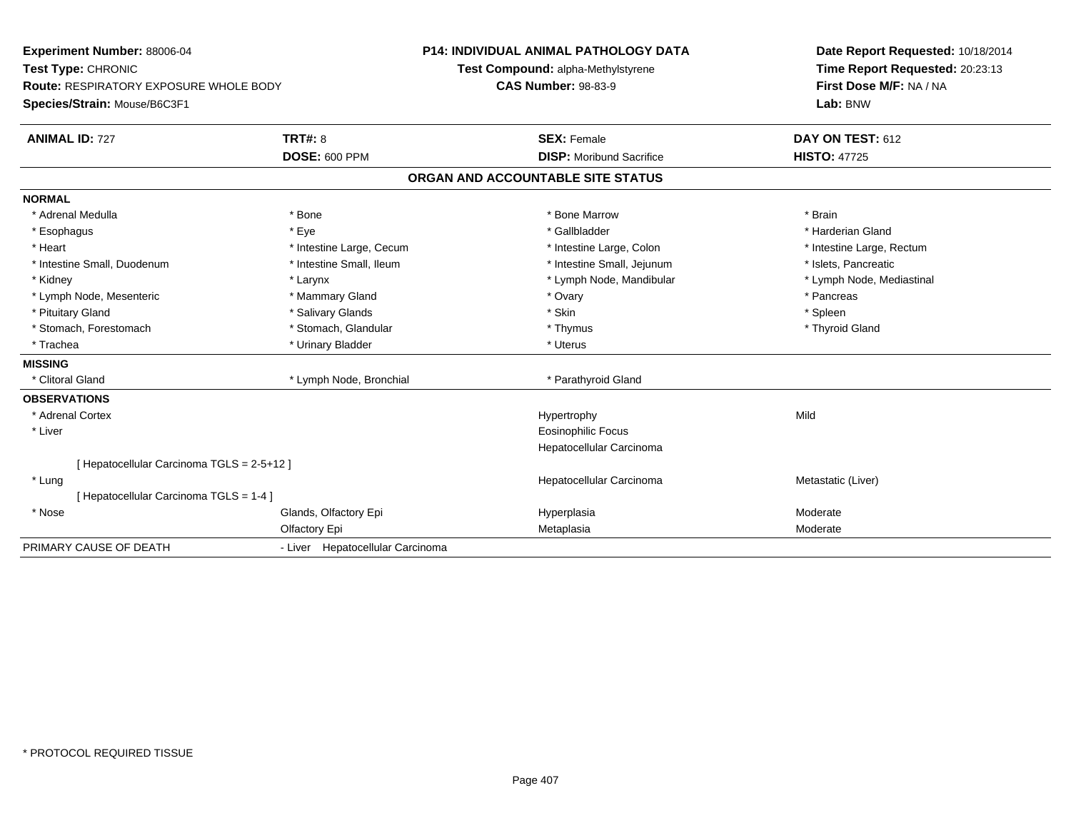**Experiment Number:** 88006-04
**Test Type:** CHRONIC
**Route:** RESPIRATORY EXPOSURE WHOLE BODY
**Species/Strain:** Mouse/B6C3F1

**P14: INDIVIDUAL ANIMAL PATHOLOGY DATA**
**Test Compound:** alpha-Methylstyrene
**CAS Number:** 98-83-9

**Date Report Requested:** 10/18/2014
**Time Report Requested:** 20:23:13
**First Dose M/F:** NA / NA
**Lab:** BNW

| **ANIMAL ID:** 727 | **TRT#:** 8 | **SEX:** Female | **DAY ON TEST:** 612 |
|---|---|---|---|
| | **DOSE:** 600 PPM | **DISP:** Moribund Sacrifice | **HISTO:** 47725 |

## ORGAN AND ACCOUNTABLE SITE STATUS

**NORMAL**

| | | | |
|---|---|---|---|
| * Adrenal Medulla | * Bone | * Bone Marrow | * Brain |
| * Esophagus | * Eye | * Gallbladder | * Harderian Gland |
| * Heart | * Intestine Large, Cecum | * Intestine Large, Colon | * Intestine Large, Rectum |
| * Intestine Small, Duodenum | * Intestine Small, Ileum | * Intestine Small, Jejunum | * Islets, Pancreatic |
| * Kidney | * Larynx | * Lymph Node, Mandibular | * Lymph Node, Mediastinal |
| * Lymph Node, Mesenteric | * Mammary Gland | * Ovary | * Pancreas |
| * Pituitary Gland | * Salivary Glands | * Skin | * Spleen |
| * Stomach, Forestomach | * Stomach, Glandular | * Thymus | * Thyroid Gland |
| * Trachea | * Urinary Bladder | * Uterus | |

**MISSING**

| | | |
|---|---|---|
| * Clitoral Gland | * Lymph Node, Bronchial | * Parathyroid Gland |

**OBSERVATIONS**

| | | | |
|---|---|---|---|
| * Adrenal Cortex | | Hypertrophy | Mild |
| * Liver | | Eosinophilic Focus | |
| | | Hepatocellular Carcinoma | |
| [ Hepatocellular Carcinoma TGLS = 2-5+12 ] | | | |
| * Lung | | Hepatocellular Carcinoma | Metastatic (Liver) |
| [ Hepatocellular Carcinoma TGLS = 1-4 ] | | | |
| * Nose | Glands, Olfactory Epi | Hyperplasia | Moderate |
| | Olfactory Epi | Metaplasia | Moderate |

PRIMARY CAUSE OF DEATH - Liver Hepatocellular Carcinoma

\* PROTOCOL REQUIRED TISSUE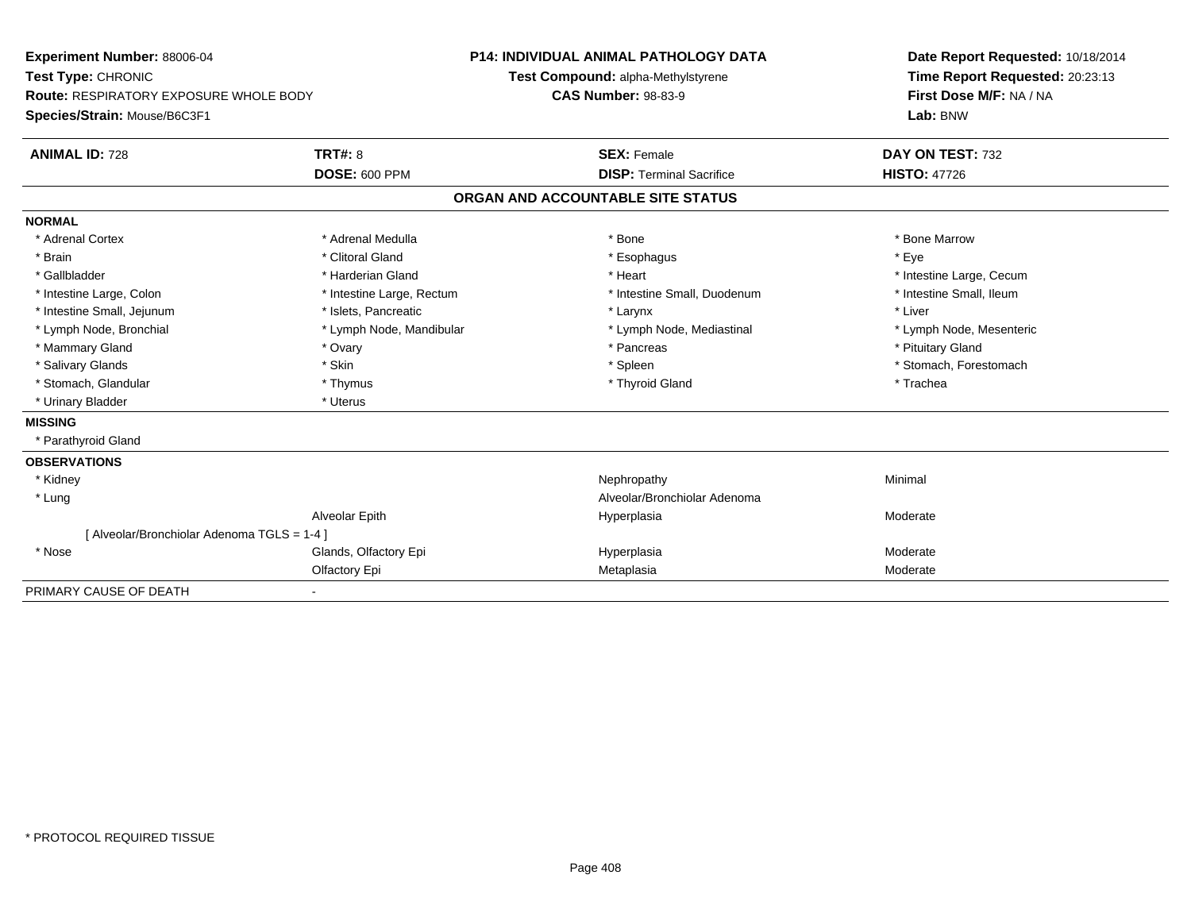**Experiment Number:** 88006-04
**Test Type:** CHRONIC
**Route:** RESPIRATORY EXPOSURE WHOLE BODY
**Species/Strain:** Mouse/B6C3F1

**P14: INDIVIDUAL ANIMAL PATHOLOGY DATA**
**Test Compound:** alpha-Methylstyrene
**CAS Number:** 98-83-9

**Date Report Requested:** 10/18/2014
**Time Report Requested:** 20:23:13
**First Dose M/F:** NA / NA
**Lab:** BNW

| **ANIMAL ID:** 728 | **TRT#:** 8 | **SEX:** Female | **DAY ON TEST:** 732 |
|---|---|---|---|
| | **DOSE:** 600 PPM | **DISP:** Terminal Sacrifice | **HISTO:** 47726 |

## ORGAN AND ACCOUNTABLE SITE STATUS

**NORMAL**

| | | | |
|---|---|---|---|
| * Adrenal Cortex | * Adrenal Medulla | * Bone | * Bone Marrow |
| * Brain | * Clitoral Gland | * Esophagus | * Eye |
| * Gallbladder | * Harderian Gland | * Heart | * Intestine Large, Cecum |
| * Intestine Large, Colon | * Intestine Large, Rectum | * Intestine Small, Duodenum | * Intestine Small, Ileum |
| * Intestine Small, Jejunum | * Islets, Pancreatic | * Larynx | * Liver |
| * Lymph Node, Bronchial | * Lymph Node, Mandibular | * Lymph Node, Mediastinal | * Lymph Node, Mesenteric |
| * Mammary Gland | * Ovary | * Pancreas | * Pituitary Gland |
| * Salivary Glands | * Skin | * Spleen | * Stomach, Forestomach |
| * Stomach, Glandular | * Thymus | * Thyroid Gland | * Trachea |
| * Urinary Bladder | * Uterus | | |

**MISSING**

* Parathyroid Gland

**OBSERVATIONS**

| | | | |
|---|---|---|---|
| * Kidney | | Nephropathy | Minimal |
| * Lung | | Alveolar/Bronchiolar Adenoma | |
| | Alveolar Epith | Hyperplasia | Moderate |
| [ Alveolar/Bronchiolar Adenoma TGLS = 1-4 ] | | | |
| * Nose | Glands, Olfactory Epi | Hyperplasia | Moderate |
| | Olfactory Epi | Metaplasia | Moderate |

PRIMARY CAUSE OF DEATH -

* PROTOCOL REQUIRED TISSUE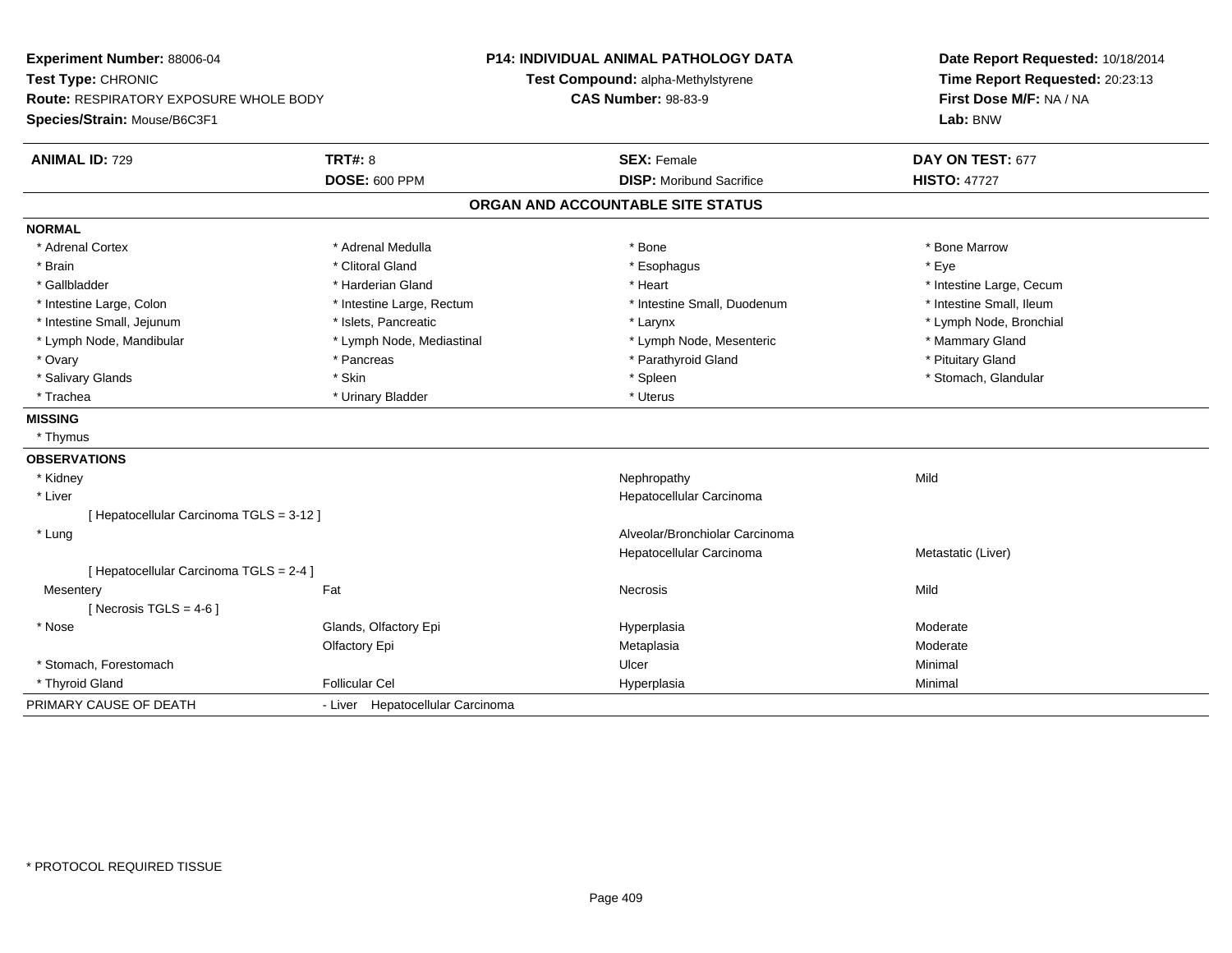**Experiment Number:** 88006-04
**Test Type:** CHRONIC
**Route:** RESPIRATORY EXPOSURE WHOLE BODY
**Species/Strain:** Mouse/B6C3F1

**P14: INDIVIDUAL ANIMAL PATHOLOGY DATA**
**Test Compound:** alpha-Methylstyrene
**CAS Number:** 98-83-9

**Date Report Requested:** 10/18/2014
**Time Report Requested:** 20:23:13
**First Dose M/F:** NA / NA
**Lab:** BNW

| **ANIMAL ID:** 729 | **TRT#:** 8 | **SEX:** Female | **DAY ON TEST:** 677 |
|---|---|---|---|
| | **DOSE:** 600 PPM | **DISP:** Moribund Sacrifice | **HISTO:** 47727 |

## ORGAN AND ACCOUNTABLE SITE STATUS

**NORMAL**

| | | | |
|---|---|---|---|
| * Adrenal Cortex | * Adrenal Medulla | * Bone | * Bone Marrow |
| * Brain | * Clitoral Gland | * Esophagus | * Eye |
| * Gallbladder | * Harderian Gland | * Heart | * Intestine Large, Cecum |
| * Intestine Large, Colon | * Intestine Large, Rectum | * Intestine Small, Duodenum | * Intestine Small, Ileum |
| * Intestine Small, Jejunum | * Islets, Pancreatic | * Larynx | * Lymph Node, Bronchial |
| * Lymph Node, Mandibular | * Lymph Node, Mediastinal | * Lymph Node, Mesenteric | * Mammary Gland |
| * Ovary | * Pancreas | * Parathyroid Gland | * Pituitary Gland |
| * Salivary Glands | * Skin | * Spleen | * Stomach, Glandular |
| * Trachea | * Urinary Bladder | * Uterus | |

**MISSING**

* Thymus

**OBSERVATIONS**

| | | | |
|---|---|---|---|
| * Kidney | | Nephropathy | Mild |
| * Liver | | Hepatocellular Carcinoma | |
| [ Hepatocellular Carcinoma TGLS = 3-12 ] | | | |
| * Lung | | Alveolar/Bronchiolar Carcinoma | |
| | | Hepatocellular Carcinoma | Metastatic (Liver) |
| [ Hepatocellular Carcinoma TGLS = 2-4 ] | | | |
| Mesentery | Fat | Necrosis | Mild |
| [ Necrosis TGLS = 4-6 ] | | | |
| * Nose | Glands, Olfactory Epi | Hyperplasia | Moderate |
| | Olfactory Epi | Metaplasia | Moderate |
| * Stomach, Forestomach | | Ulcer | Minimal |
| * Thyroid Gland | Follicular Cel | Hyperplasia | Minimal |

PRIMARY CAUSE OF DEATH - Liver Hepatocellular Carcinoma

\* PROTOCOL REQUIRED TISSUE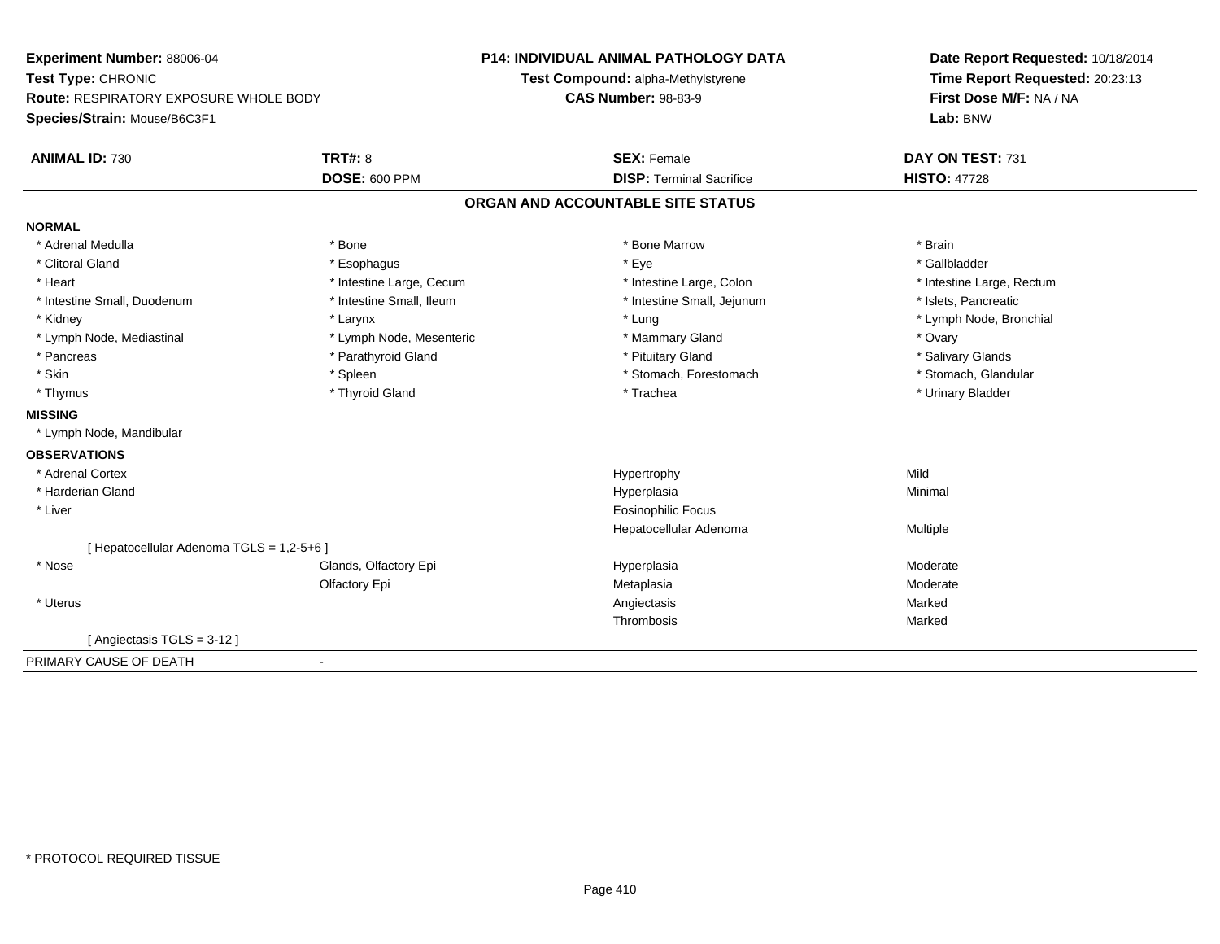**Experiment Number:** 88006-04
**Test Type:** CHRONIC
**Route:** RESPIRATORY EXPOSURE WHOLE BODY
**Species/Strain:** Mouse/B6C3F1

**P14: INDIVIDUAL ANIMAL PATHOLOGY DATA**
**Test Compound:** alpha-Methylstyrene
**CAS Number:** 98-83-9

**Date Report Requested:** 10/18/2014
**Time Report Requested:** 20:23:13
**First Dose M/F:** NA / NA
**Lab:** BNW

| **ANIMAL ID:** 730 | **TRT#:** 8 | **SEX:** Female | **DAY ON TEST:** 731 |
|---|---|---|---|
| | **DOSE:** 600 PPM | **DISP:** Terminal Sacrifice | **HISTO:** 47728 |

## ORGAN AND ACCOUNTABLE SITE STATUS

**NORMAL**

| | | | |
|---|---|---|---|
| * Adrenal Medulla | * Bone | * Bone Marrow | * Brain |
| * Clitoral Gland | * Esophagus | * Eye | * Gallbladder |
| * Heart | * Intestine Large, Cecum | * Intestine Large, Colon | * Intestine Large, Rectum |
| * Intestine Small, Duodenum | * Intestine Small, Ileum | * Intestine Small, Jejunum | * Islets, Pancreatic |
| * Kidney | * Larynx | * Lung | * Lymph Node, Bronchial |
| * Lymph Node, Mediastinal | * Lymph Node, Mesenteric | * Mammary Gland | * Ovary |
| * Pancreas | * Parathyroid Gland | * Pituitary Gland | * Salivary Glands |
| * Skin | * Spleen | * Stomach, Forestomach | * Stomach, Glandular |
| * Thymus | * Thyroid Gland | * Trachea | * Urinary Bladder |

**MISSING**

* Lymph Node, Mandibular

**OBSERVATIONS**

| | | | |
|---|---|---|---|
| * Adrenal Cortex | | Hypertrophy | Mild |
| * Harderian Gland | | Hyperplasia | Minimal |
| * Liver | | Eosinophilic Focus | |
| | | Hepatocellular Adenoma | Multiple |
| [ Hepatocellular Adenoma TGLS = 1,2-5+6 ] | | | |
| * Nose | Glands, Olfactory Epi | Hyperplasia | Moderate |
| | Olfactory Epi | Metaplasia | Moderate |
| * Uterus | | Angiectasis | Marked |
| | | Thrombosis | Marked |
| [ Angiectasis TGLS = 3-12 ] | | | |

PRIMARY CAUSE OF DEATH -

* PROTOCOL REQUIRED TISSUE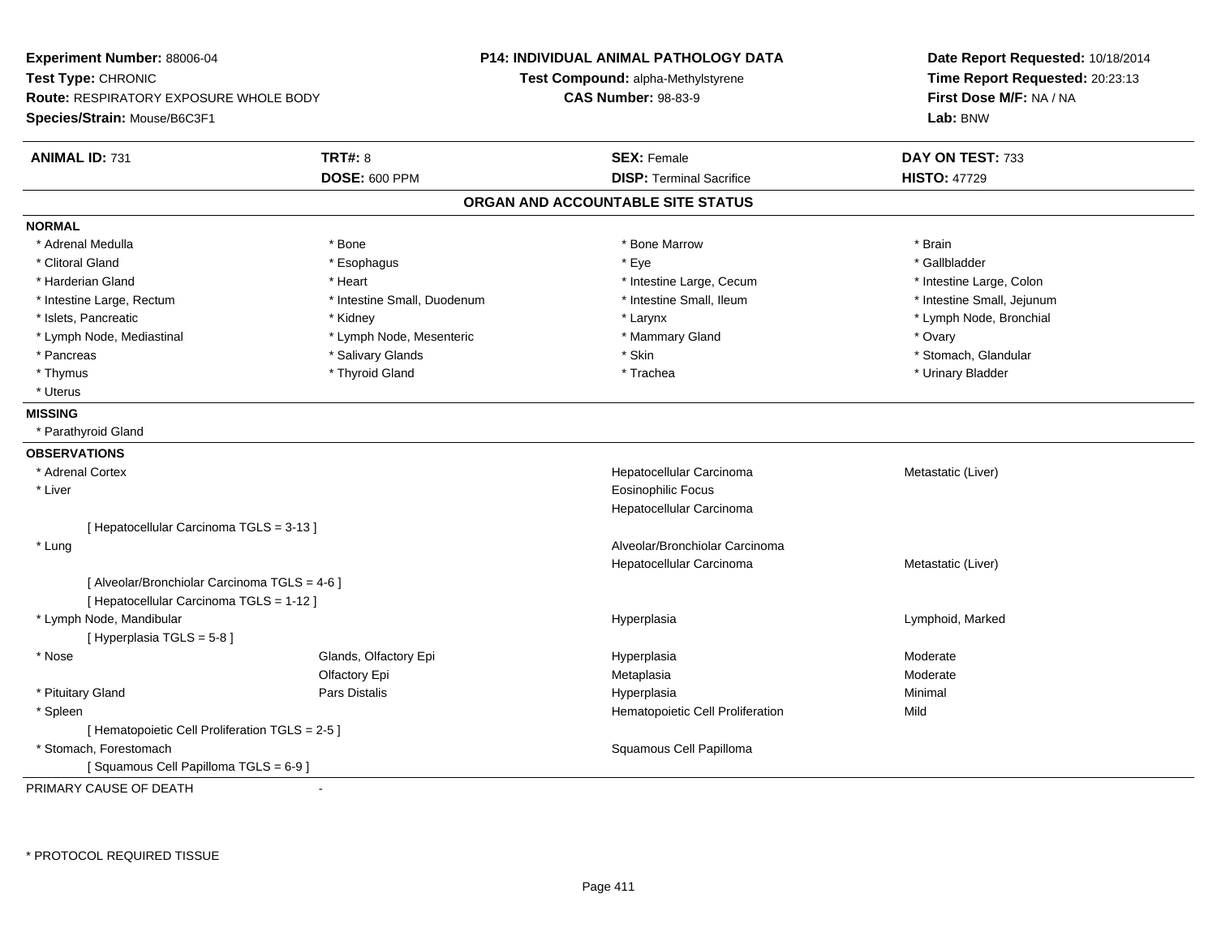**Experiment Number:** 88006-04
**Test Type:** CHRONIC
**Route:** RESPIRATORY EXPOSURE WHOLE BODY
**Species/Strain:** Mouse/B6C3F1

**P14: INDIVIDUAL ANIMAL PATHOLOGY DATA**
**Test Compound:** alpha-Methylstyrene
**CAS Number:** 98-83-9

**Date Report Requested:** 10/18/2014
**Time Report Requested:** 20:23:13
**First Dose M/F:** NA / NA
**Lab:** BNW

| **ANIMAL ID:** 731 | **TRT#:** 8 | **SEX:** Female | **DAY ON TEST:** 733 |
|---|---|---|---|
| | **DOSE:** 600 PPM | **DISP:** Terminal Sacrifice | **HISTO:** 47729 |

## ORGAN AND ACCOUNTABLE SITE STATUS

**NORMAL**

| | | | |
|---|---|---|---|
| * Adrenal Medulla | * Bone | * Bone Marrow | * Brain |
| * Clitoral Gland | * Esophagus | * Eye | * Gallbladder |
| * Harderian Gland | * Heart | * Intestine Large, Cecum | * Intestine Large, Colon |
| * Intestine Large, Rectum | * Intestine Small, Duodenum | * Intestine Small, Ileum | * Intestine Small, Jejunum |
| * Islets, Pancreatic | * Kidney | * Larynx | * Lymph Node, Bronchial |
| * Lymph Node, Mediastinal | * Lymph Node, Mesenteric | * Mammary Gland | * Ovary |
| * Pancreas | * Salivary Glands | * Skin | * Stomach, Glandular |
| * Thymus | * Thyroid Gland | * Trachea | * Urinary Bladder |
| * Uterus | | | |

**MISSING**

* Parathyroid Gland

**OBSERVATIONS**

| | | | |
|---|---|---|---|
| * Adrenal Cortex | | Hepatocellular Carcinoma | Metastatic (Liver) |
| * Liver | | Eosinophilic Focus | |
| | | Hepatocellular Carcinoma | |
| [ Hepatocellular Carcinoma TGLS = 3-13 ] | | | |
| * Lung | | Alveolar/Bronchiolar Carcinoma | |
| | | Hepatocellular Carcinoma | Metastatic (Liver) |
| [ Alveolar/Bronchiolar Carcinoma TGLS = 4-6 ] | | | |
| [ Hepatocellular Carcinoma TGLS = 1-12 ] | | | |
| * Lymph Node, Mandibular | | Hyperplasia | Lymphoid, Marked |
| [ Hyperplasia TGLS = 5-8 ] | | | |
| * Nose | Glands, Olfactory Epi | Hyperplasia | Moderate |
| | Olfactory Epi | Metaplasia | Moderate |
| * Pituitary Gland | Pars Distalis | Hyperplasia | Minimal |
| * Spleen | | Hematopoietic Cell Proliferation | Mild |
| [ Hematopoietic Cell Proliferation TGLS = 2-5 ] | | | |
| * Stomach, Forestomach | | Squamous Cell Papilloma | |
| [ Squamous Cell Papilloma TGLS = 6-9 ] | | | |

PRIMARY CAUSE OF DEATH -

* PROTOCOL REQUIRED TISSUE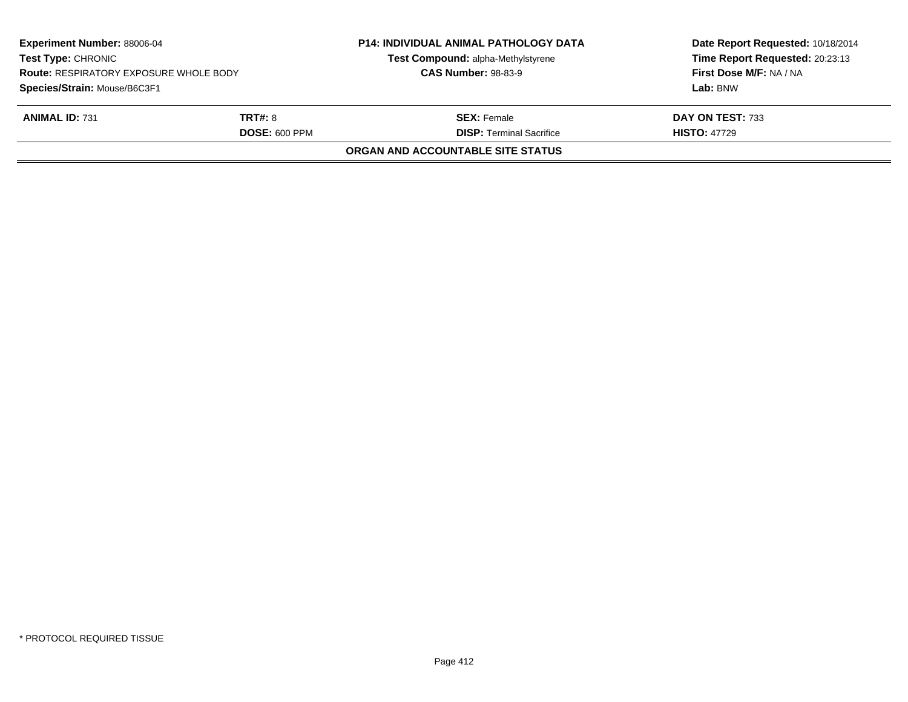**Experiment Number:** 88006-04
**Test Type:** CHRONIC
**Route:** RESPIRATORY EXPOSURE WHOLE BODY
**Species/Strain:** Mouse/B6C3F1

**P14: INDIVIDUAL ANIMAL PATHOLOGY DATA**
**Test Compound:** alpha-Methylstyrene
**CAS Number:** 98-83-9

**Date Report Requested:** 10/18/2014
**Time Report Requested:** 20:23:13
**First Dose M/F:** NA / NA
**Lab:** BNW

| **ANIMAL ID:** 731 | **TRT#:** 8 | **SEX:** Female | **DAY ON TEST:** 733 |
|---|---|---|---|
| | **DOSE:** 600 PPM | **DISP:** Terminal Sacrifice | **HISTO:** 47729 |

**ORGAN AND ACCOUNTABLE SITE STATUS**

* PROTOCOL REQUIRED TISSUE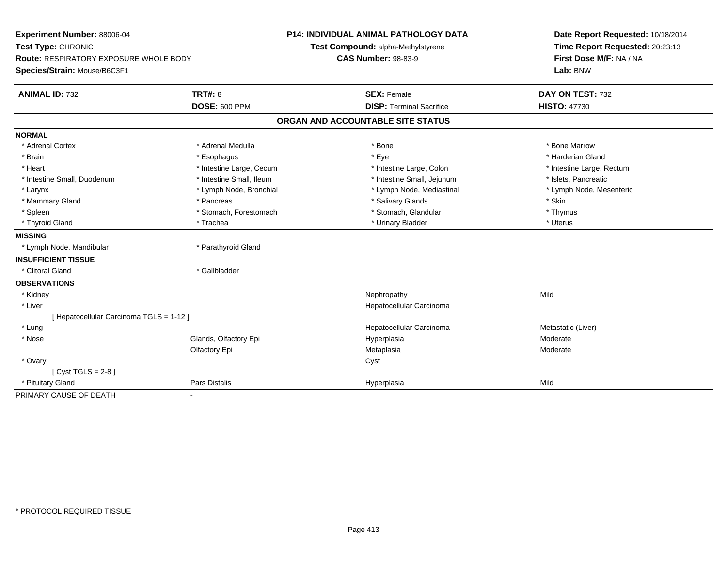**Experiment Number:** 88006-04
**Test Type:** CHRONIC
**Route:** RESPIRATORY EXPOSURE WHOLE BODY
**Species/Strain:** Mouse/B6C3F1

**P14: INDIVIDUAL ANIMAL PATHOLOGY DATA**
**Test Compound:** alpha-Methylstyrene
**CAS Number:** 98-83-9

**Date Report Requested:** 10/18/2014
**Time Report Requested:** 20:23:13
**First Dose M/F:** NA / NA
**Lab:** BNW

| **ANIMAL ID:** 732 | **TRT#:** 8 | **SEX:** Female | **DAY ON TEST:** 732 |
|---|---|---|---|
| | **DOSE:** 600 PPM | **DISP:** Terminal Sacrifice | **HISTO:** 47730 |

## ORGAN AND ACCOUNTABLE SITE STATUS

| | | | |
|---|---|---|---|
| **NORMAL** | | | |
| * Adrenal Cortex | * Adrenal Medulla | * Bone | * Bone Marrow |
| * Brain | * Esophagus | * Eye | * Harderian Gland |
| * Heart | * Intestine Large, Cecum | * Intestine Large, Colon | * Intestine Large, Rectum |
| * Intestine Small, Duodenum | * Intestine Small, Ileum | * Intestine Small, Jejunum | * Islets, Pancreatic |
| * Larynx | * Lymph Node, Bronchial | * Lymph Node, Mediastinal | * Lymph Node, Mesenteric |
| * Mammary Gland | * Pancreas | * Salivary Glands | * Skin |
| * Spleen | * Stomach, Forestomach | * Stomach, Glandular | * Thymus |
| * Thyroid Gland | * Trachea | * Urinary Bladder | * Uterus |
| **MISSING** | | | |
| * Lymph Node, Mandibular | * Parathyroid Gland | | |
| **INSUFFICIENT TISSUE** | | | |
| * Clitoral Gland | * Gallbladder | | |
| **OBSERVATIONS** | | | |
| * Kidney | | Nephropathy | Mild |
| * Liver | | Hepatocellular Carcinoma | |
| [ Hepatocellular Carcinoma TGLS = 1-12 ] | | | |
| * Lung | | Hepatocellular Carcinoma | Metastatic (Liver) |
| * Nose | Glands, Olfactory Epi | Hyperplasia | Moderate |
| | Olfactory Epi | Metaplasia | Moderate |
| * Ovary | | Cyst | |
| [ Cyst TGLS = 2-8 ] | | | |
| * Pituitary Gland | Pars Distalis | Hyperplasia | Mild |
| PRIMARY CAUSE OF DEATH | - | | |

* PROTOCOL REQUIRED TISSUE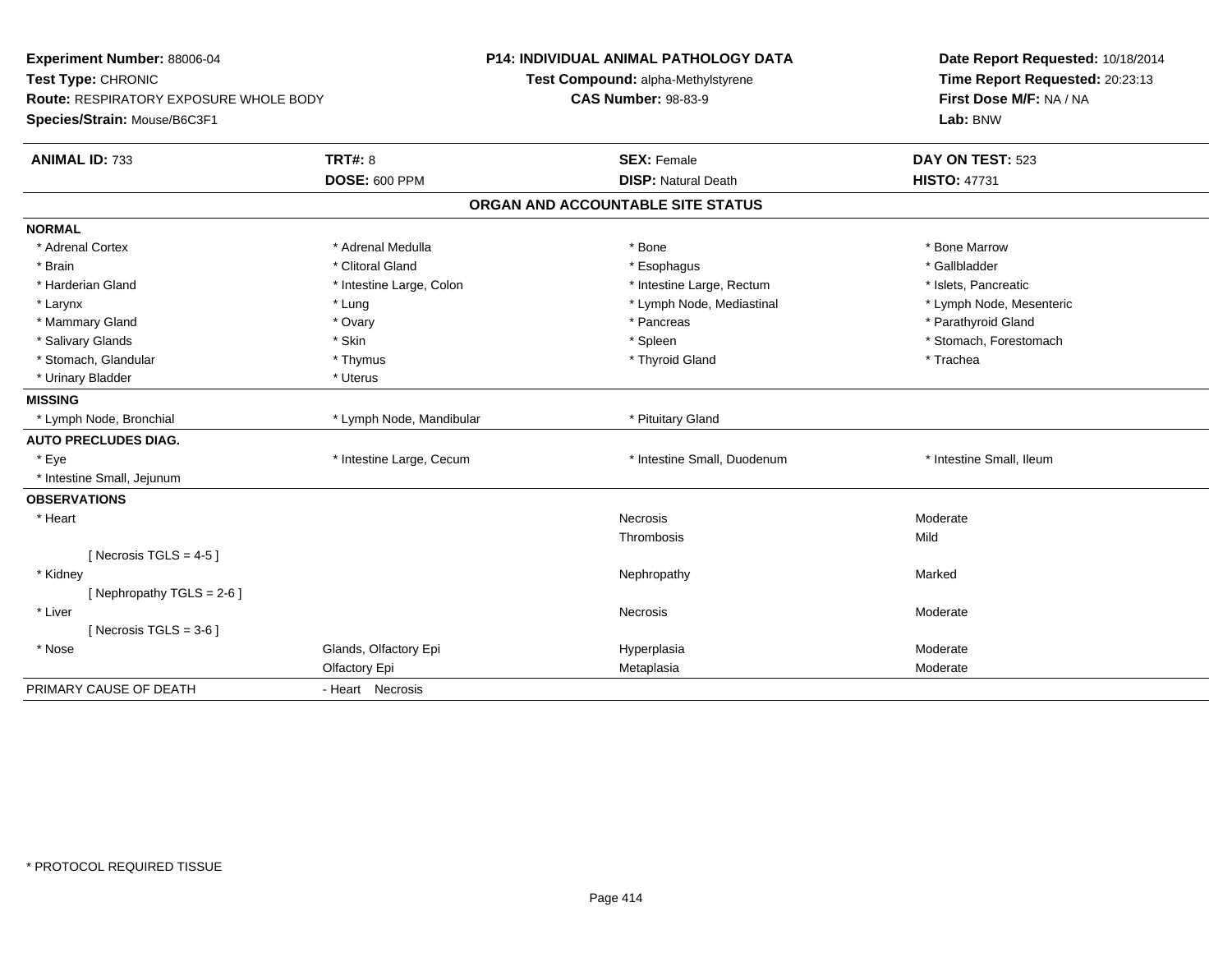**Experiment Number:** 88006-04
**Test Type:** CHRONIC
**Route:** RESPIRATORY EXPOSURE WHOLE BODY
**Species/Strain:** Mouse/B6C3F1

**P14: INDIVIDUAL ANIMAL PATHOLOGY DATA**
**Test Compound:** alpha-Methylstyrene
**CAS Number:** 98-83-9

**Date Report Requested:** 10/18/2014
**Time Report Requested:** 20:23:13
**First Dose M/F:** NA / NA
**Lab:** BNW

| **ANIMAL ID:** 733 | **TRT#:** 8 | **SEX:** Female | **DAY ON TEST:** 523 |
|---|---|---|---|
| | **DOSE:** 600 PPM | **DISP:** Natural Death | **HISTO:** 47731 |

## ORGAN AND ACCOUNTABLE SITE STATUS

**NORMAL**

| | | | |
|---|---|---|---|
| * Adrenal Cortex | * Adrenal Medulla | * Bone | * Bone Marrow |
| * Brain | * Clitoral Gland | * Esophagus | * Gallbladder |
| * Harderian Gland | * Intestine Large, Colon | * Intestine Large, Rectum | * Islets, Pancreatic |
| * Larynx | * Lung | * Lymph Node, Mediastinal | * Lymph Node, Mesenteric |
| * Mammary Gland | * Ovary | * Pancreas | * Parathyroid Gland |
| * Salivary Glands | * Skin | * Spleen | * Stomach, Forestomach |
| * Stomach, Glandular | * Thymus | * Thyroid Gland | * Trachea |
| * Urinary Bladder | * Uterus | | |

**MISSING**

| | | | |
|---|---|---|---|
| * Lymph Node, Bronchial | * Lymph Node, Mandibular | * Pituitary Gland | |

**AUTO PRECLUDES DIAG.**

| | | | |
|---|---|---|---|
| * Eye | * Intestine Large, Cecum | * Intestine Small, Duodenum | * Intestine Small, Ileum |
| * Intestine Small, Jejunum | | | |

**OBSERVATIONS**

| | | | |
|---|---|---|---|
| * Heart | | Necrosis | Moderate |
| | | Thrombosis | Mild |
| [ Necrosis TGLS = 4-5 ] | | | |
| * Kidney | | Nephropathy | Marked |
| [ Nephropathy TGLS = 2-6 ] | | | |
| * Liver | | Necrosis | Moderate |
| [ Necrosis TGLS = 3-6 ] | | | |
| * Nose | Glands, Olfactory Epi | Hyperplasia | Moderate |
| | Olfactory Epi | Metaplasia | Moderate |

PRIMARY CAUSE OF DEATH - Heart Necrosis

\* PROTOCOL REQUIRED TISSUE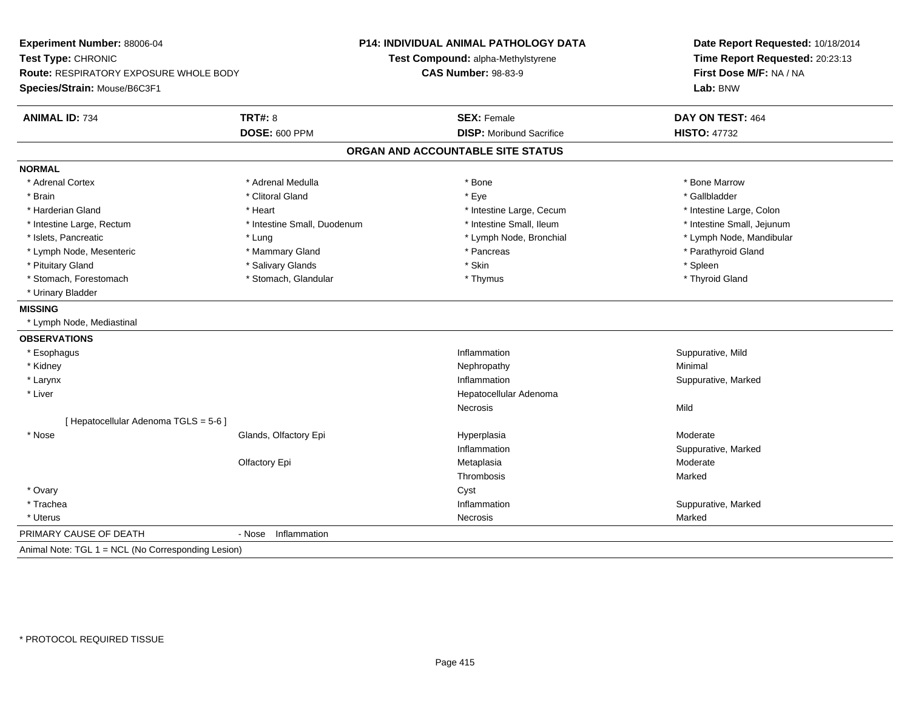**Experiment Number:** 88006-04
**Test Type:** CHRONIC
**Route:** RESPIRATORY EXPOSURE WHOLE BODY
**Species/Strain:** Mouse/B6C3F1

**P14: INDIVIDUAL ANIMAL PATHOLOGY DATA**
**Test Compound:** alpha-Methylstyrene
**CAS Number:** 98-83-9

**Date Report Requested:** 10/18/2014
**Time Report Requested:** 20:23:13
**First Dose M/F:** NA / NA
**Lab:** BNW

| **ANIMAL ID:** 734 | **TRT#:** 8 | **SEX:** Female | **DAY ON TEST:** 464 |
|---|---|---|---|
| | **DOSE:** 600 PPM | **DISP:** Moribund Sacrifice | **HISTO:** 47732 |

## ORGAN AND ACCOUNTABLE SITE STATUS

**NORMAL**

| | | | |
|---|---|---|---|
| * Adrenal Cortex | * Adrenal Medulla | * Bone | * Bone Marrow |
| * Brain | * Clitoral Gland | * Eye | * Gallbladder |
| * Harderian Gland | * Heart | * Intestine Large, Cecum | * Intestine Large, Colon |
| * Intestine Large, Rectum | * Intestine Small, Duodenum | * Intestine Small, Ileum | * Intestine Small, Jejunum |
| * Islets, Pancreatic | * Lung | * Lymph Node, Bronchial | * Lymph Node, Mandibular |
| * Lymph Node, Mesenteric | * Mammary Gland | * Pancreas | * Parathyroid Gland |
| * Pituitary Gland | * Salivary Glands | * Skin | * Spleen |
| * Stomach, Forestomach | * Stomach, Glandular | * Thymus | * Thyroid Gland |
| * Urinary Bladder | | | |

**MISSING**

* Lymph Node, Mediastinal

**OBSERVATIONS**

| | | | |
|---|---|---|---|
| * Esophagus | | Inflammation | Suppurative, Mild |
| * Kidney | | Nephropathy | Minimal |
| * Larynx | | Inflammation | Suppurative, Marked |
| * Liver | | Hepatocellular Adenoma | |
| | | Necrosis | Mild |
| [ Hepatocellular Adenoma TGLS = 5-6 ] | | | |
| * Nose | Glands, Olfactory Epi | Hyperplasia | Moderate |
| | | Inflammation | Suppurative, Marked |
| | Olfactory Epi | Metaplasia | Moderate |
| | | Thrombosis | Marked |
| * Ovary | | Cyst | |
| * Trachea | | Inflammation | Suppurative, Marked |
| * Uterus | | Necrosis | Marked |

PRIMARY CAUSE OF DEATH - Nose Inflammation

Animal Note: TGL 1 = NCL (No Corresponding Lesion)

* PROTOCOL REQUIRED TISSUE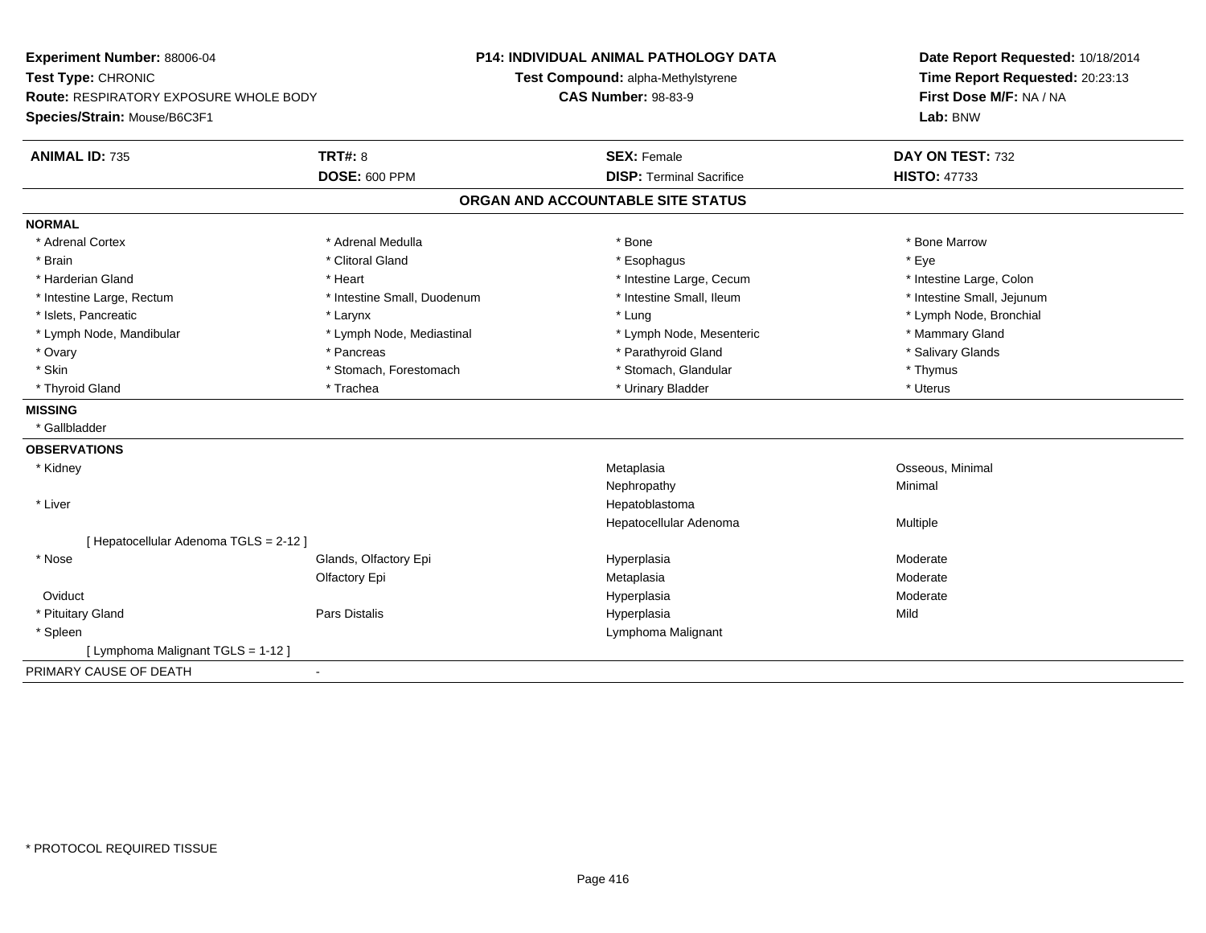**Experiment Number:** 88006-04
**Test Type:** CHRONIC
**Route:** RESPIRATORY EXPOSURE WHOLE BODY
**Species/Strain:** Mouse/B6C3F1

**P14: INDIVIDUAL ANIMAL PATHOLOGY DATA**
**Test Compound:** alpha-Methylstyrene
**CAS Number:** 98-83-9

**Date Report Requested:** 10/18/2014
**Time Report Requested:** 20:23:13
**First Dose M/F:** NA / NA
**Lab:** BNW

| **ANIMAL ID:** 735 | **TRT#:** 8 | **SEX:** Female | **DAY ON TEST:** 732 |
|---|---|---|---|
| | **DOSE:** 600 PPM | **DISP:** Terminal Sacrifice | **HISTO:** 47733 |

## ORGAN AND ACCOUNTABLE SITE STATUS

**NORMAL**

| | | | |
|---|---|---|---|
| * Adrenal Cortex | * Adrenal Medulla | * Bone | * Bone Marrow |
| * Brain | * Clitoral Gland | * Esophagus | * Eye |
| * Harderian Gland | * Heart | * Intestine Large, Cecum | * Intestine Large, Colon |
| * Intestine Large, Rectum | * Intestine Small, Duodenum | * Intestine Small, Ileum | * Intestine Small, Jejunum |
| * Islets, Pancreatic | * Larynx | * Lung | * Lymph Node, Bronchial |
| * Lymph Node, Mandibular | * Lymph Node, Mediastinal | * Lymph Node, Mesenteric | * Mammary Gland |
| * Ovary | * Pancreas | * Parathyroid Gland | * Salivary Glands |
| * Skin | * Stomach, Forestomach | * Stomach, Glandular | * Thymus |
| * Thyroid Gland | * Trachea | * Urinary Bladder | * Uterus |

**MISSING**

* Gallbladder

**OBSERVATIONS**

| | | | |
|---|---|---|---|
| * Kidney | | Metaplasia | Osseous, Minimal |
| | | Nephropathy | Minimal |
| * Liver | | Hepatoblastoma | |
| | | Hepatocellular Adenoma | Multiple |
| [ Hepatocellular Adenoma TGLS = 2-12 ] | | | |
| * Nose | Glands, Olfactory Epi | Hyperplasia | Moderate |
| | Olfactory Epi | Metaplasia | Moderate |
| Oviduct | | Hyperplasia | Moderate |
| * Pituitary Gland | Pars Distalis | Hyperplasia | Mild |
| * Spleen | | Lymphoma Malignant | |
| [ Lymphoma Malignant TGLS = 1-12 ] | | | |

PRIMARY CAUSE OF DEATH -

* PROTOCOL REQUIRED TISSUE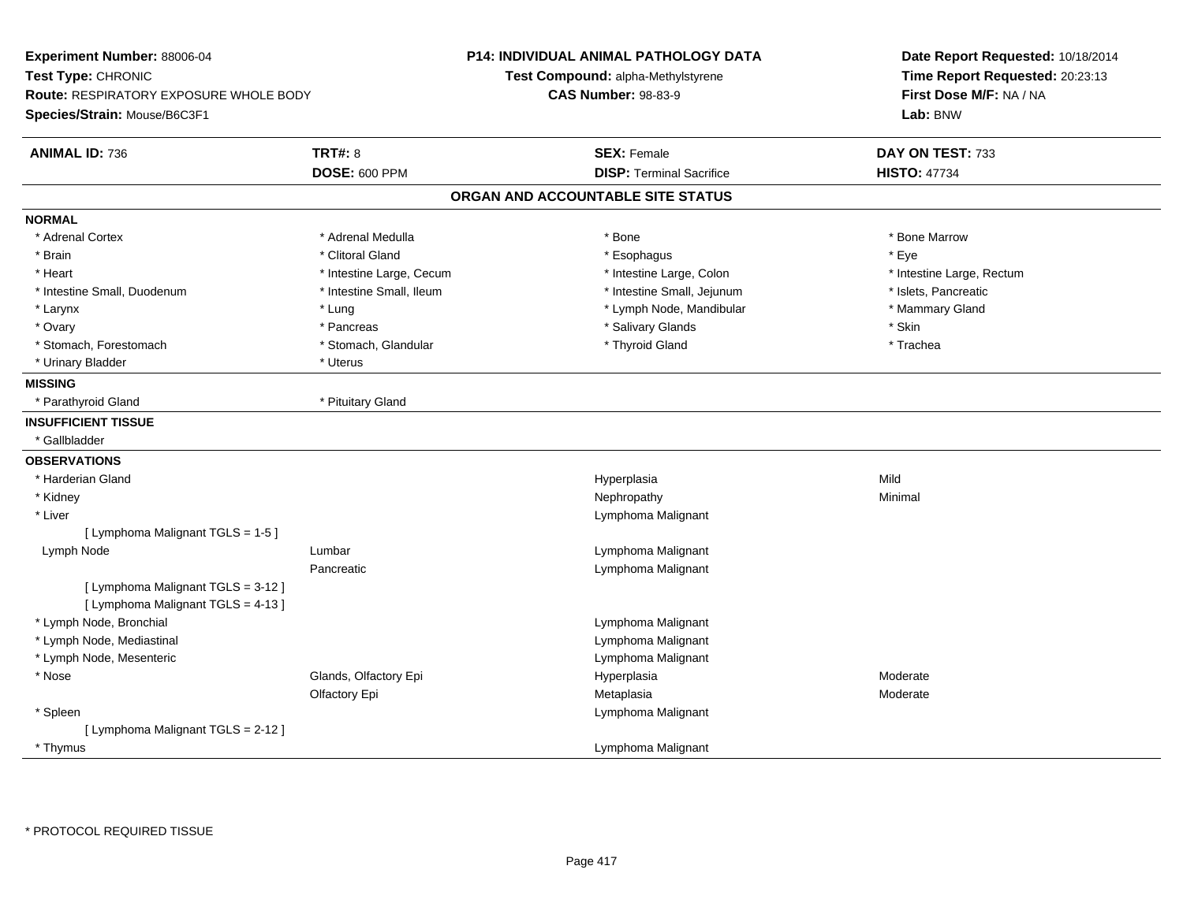**Experiment Number:** 88006-04
**Test Type:** CHRONIC
**Route:** RESPIRATORY EXPOSURE WHOLE BODY
**Species/Strain:** Mouse/B6C3F1

**P14: INDIVIDUAL ANIMAL PATHOLOGY DATA**
**Test Compound:** alpha-Methylstyrene
**CAS Number:** 98-83-9

**Date Report Requested:** 10/18/2014
**Time Report Requested:** 20:23:13
**First Dose M/F:** NA / NA
**Lab:** BNW

| **ANIMAL ID:** 736 | **TRT#:** 8 | **SEX:** Female | **DAY ON TEST:** 733 |
|---|---|---|---|
| | **DOSE:** 600 PPM | **DISP:** Terminal Sacrifice | **HISTO:** 47734 |

## ORGAN AND ACCOUNTABLE SITE STATUS

**NORMAL**

| | | | |
|---|---|---|---|
| * Adrenal Cortex | * Adrenal Medulla | * Bone | * Bone Marrow |
| * Brain | * Clitoral Gland | * Esophagus | * Eye |
| * Heart | * Intestine Large, Cecum | * Intestine Large, Colon | * Intestine Large, Rectum |
| * Intestine Small, Duodenum | * Intestine Small, Ileum | * Intestine Small, Jejunum | * Islets, Pancreatic |
| * Larynx | * Lung | * Lymph Node, Mandibular | * Mammary Gland |
| * Ovary | * Pancreas | * Salivary Glands | * Skin |
| * Stomach, Forestomach | * Stomach, Glandular | * Thyroid Gland | * Trachea |
| * Urinary Bladder | * Uterus | | |

**MISSING**

| | |
|---|---|
| * Parathyroid Gland | * Pituitary Gland |

**INSUFFICIENT TISSUE**

* Gallbladder

**OBSERVATIONS**

| | | | |
|---|---|---|---|
| * Harderian Gland | | Hyperplasia | Mild |
| * Kidney | | Nephropathy | Minimal |
| * Liver | | Lymphoma Malignant | |
| [ Lymphoma Malignant TGLS = 1-5 ] | | | |
| Lymph Node | Lumbar | Lymphoma Malignant | |
| | Pancreatic | Lymphoma Malignant | |
| [ Lymphoma Malignant TGLS = 3-12 ] | | | |
| [ Lymphoma Malignant TGLS = 4-13 ] | | | |
| * Lymph Node, Bronchial | | Lymphoma Malignant | |
| * Lymph Node, Mediastinal | | Lymphoma Malignant | |
| * Lymph Node, Mesenteric | | Lymphoma Malignant | |
| * Nose | Glands, Olfactory Epi | Hyperplasia | Moderate |
| | Olfactory Epi | Metaplasia | Moderate |
| * Spleen | | Lymphoma Malignant | |
| [ Lymphoma Malignant TGLS = 2-12 ] | | | |
| * Thymus | | Lymphoma Malignant | |

\* PROTOCOL REQUIRED TISSUE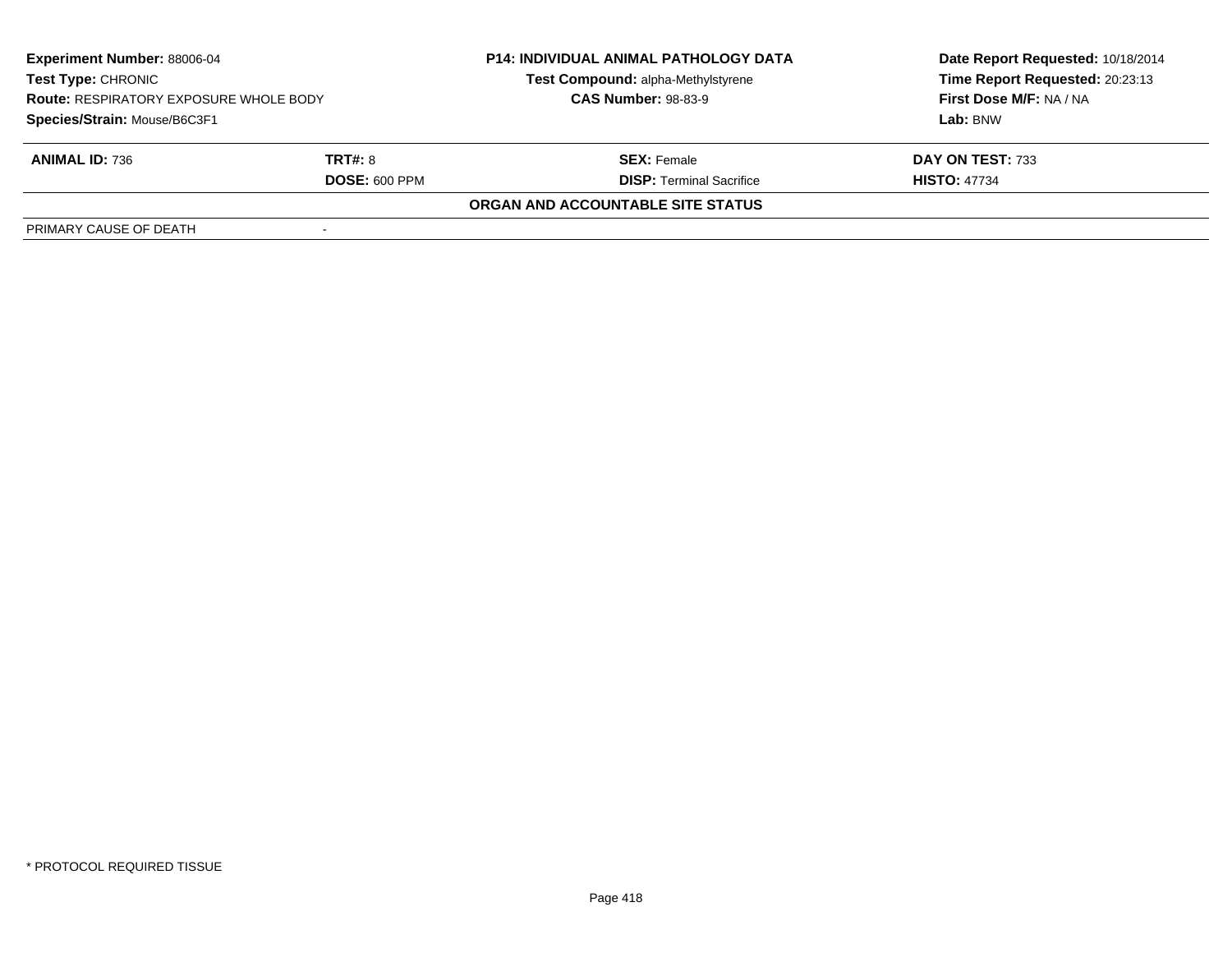| **Experiment Number:** 88006-04 | **P14: INDIVIDUAL ANIMAL PATHOLOGY DATA** | **Date Report Requested:** 10/18/2014 |
|---|---|---|
| **Test Type:** CHRONIC | **Test Compound:** alpha-Methylstyrene | **Time Report Requested:** 20:23:13 |
| **Route:** RESPIRATORY EXPOSURE WHOLE BODY | **CAS Number:** 98-83-9 | **First Dose M/F:** NA / NA |
| **Species/Strain:** Mouse/B6C3F1 | | **Lab:** BNW |

| **ANIMAL ID:** 736 | **TRT#:** 8 | **SEX:** Female | **DAY ON TEST:** 733 |
|---|---|---|---|
| | **DOSE:** 600 PPM | **DISP:** Terminal Sacrifice | **HISTO:** 47734 |

**ORGAN AND ACCOUNTABLE SITE STATUS**

| PRIMARY CAUSE OF DEATH | - |
|---|---|

\* PROTOCOL REQUIRED TISSUE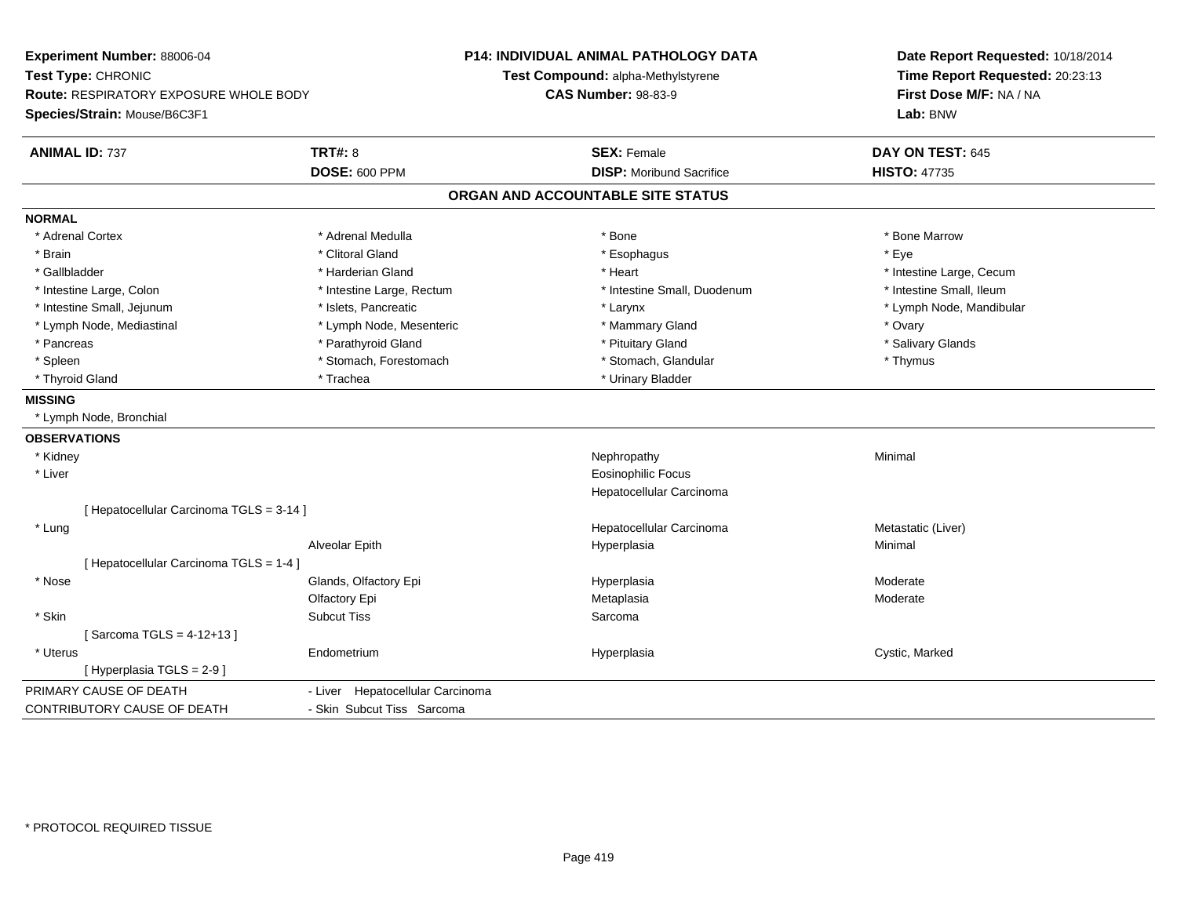**Experiment Number:** 88006-04
**Test Type:** CHRONIC
**Route:** RESPIRATORY EXPOSURE WHOLE BODY
**Species/Strain:** Mouse/B6C3F1

**P14: INDIVIDUAL ANIMAL PATHOLOGY DATA**
**Test Compound:** alpha-Methylstyrene
**CAS Number:** 98-83-9

**Date Report Requested:** 10/18/2014
**Time Report Requested:** 20:23:13
**First Dose M/F:** NA / NA
**Lab:** BNW

| **ANIMAL ID:** 737 | **TRT#:** 8 | **SEX:** Female | **DAY ON TEST:** 645 |
|---|---|---|---|
| | **DOSE:** 600 PPM | **DISP:** Moribund Sacrifice | **HISTO:** 47735 |

## ORGAN AND ACCOUNTABLE SITE STATUS

**NORMAL**

| | | | |
|---|---|---|---|
| * Adrenal Cortex | * Adrenal Medulla | * Bone | * Bone Marrow |
| * Brain | * Clitoral Gland | * Esophagus | * Eye |
| * Gallbladder | * Harderian Gland | * Heart | * Intestine Large, Cecum |
| * Intestine Large, Colon | * Intestine Large, Rectum | * Intestine Small, Duodenum | * Intestine Small, Ileum |
| * Intestine Small, Jejunum | * Islets, Pancreatic | * Larynx | * Lymph Node, Mandibular |
| * Lymph Node, Mediastinal | * Lymph Node, Mesenteric | * Mammary Gland | * Ovary |
| * Pancreas | * Parathyroid Gland | * Pituitary Gland | * Salivary Glands |
| * Spleen | * Stomach, Forestomach | * Stomach, Glandular | * Thymus |
| * Thyroid Gland | * Trachea | * Urinary Bladder | |

**MISSING**

* Lymph Node, Bronchial

**OBSERVATIONS**

| | | | |
|---|---|---|---|
| * Kidney | | Nephropathy | Minimal |
| * Liver | | Eosinophilic Focus | |
| | | Hepatocellular Carcinoma | |
| [ Hepatocellular Carcinoma TGLS = 3-14 ] | | | |
| * Lung | | Hepatocellular Carcinoma | Metastatic (Liver) |
| | Alveolar Epith | Hyperplasia | Minimal |
| [ Hepatocellular Carcinoma TGLS = 1-4 ] | | | |
| * Nose | Glands, Olfactory Epi | Hyperplasia | Moderate |
| | Olfactory Epi | Metaplasia | Moderate |
| * Skin | Subcut Tiss | Sarcoma | |
| [ Sarcoma TGLS = 4-12+13 ] | | | |
| * Uterus | Endometrium | Hyperplasia | Cystic, Marked |
| [ Hyperplasia TGLS = 2-9 ] | | | |

| | |
|---|---|
| PRIMARY CAUSE OF DEATH | - Liver Hepatocellular Carcinoma |
| CONTRIBUTORY CAUSE OF DEATH | - Skin Subcut Tiss Sarcoma |

* PROTOCOL REQUIRED TISSUE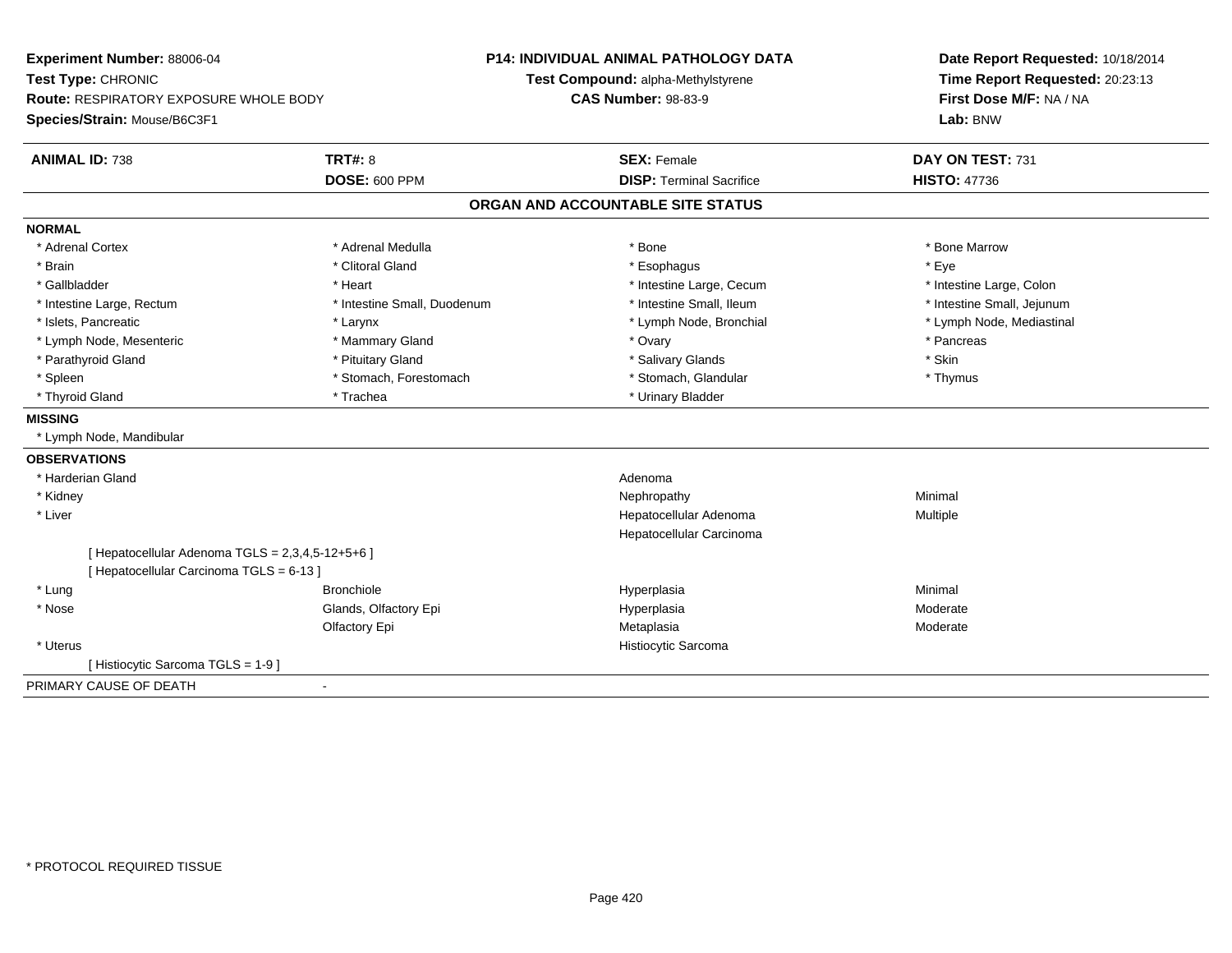**Experiment Number:** 88006-04
**Test Type:** CHRONIC
**Route:** RESPIRATORY EXPOSURE WHOLE BODY
**Species/Strain:** Mouse/B6C3F1

**P14: INDIVIDUAL ANIMAL PATHOLOGY DATA**
**Test Compound:** alpha-Methylstyrene
**CAS Number:** 98-83-9

**Date Report Requested:** 10/18/2014
**Time Report Requested:** 20:23:13
**First Dose M/F:** NA / NA
**Lab:** BNW

| **ANIMAL ID:** 738 | **TRT#:** 8 | **SEX:** Female | **DAY ON TEST:** 731 |
|---|---|---|---|
| | **DOSE:** 600 PPM | **DISP:** Terminal Sacrifice | **HISTO:** 47736 |

## ORGAN AND ACCOUNTABLE SITE STATUS

**NORMAL**

| | | | |
|---|---|---|---|
| * Adrenal Cortex | * Adrenal Medulla | * Bone | * Bone Marrow |
| * Brain | * Clitoral Gland | * Esophagus | * Eye |
| * Gallbladder | * Heart | * Intestine Large, Cecum | * Intestine Large, Colon |
| * Intestine Large, Rectum | * Intestine Small, Duodenum | * Intestine Small, Ileum | * Intestine Small, Jejunum |
| * Islets, Pancreatic | * Larynx | * Lymph Node, Bronchial | * Lymph Node, Mediastinal |
| * Lymph Node, Mesenteric | * Mammary Gland | * Ovary | * Pancreas |
| * Parathyroid Gland | * Pituitary Gland | * Salivary Glands | * Skin |
| * Spleen | * Stomach, Forestomach | * Stomach, Glandular | * Thymus |
| * Thyroid Gland | * Trachea | * Urinary Bladder | |

**MISSING**

* Lymph Node, Mandibular

**OBSERVATIONS**

| | | | |
|---|---|---|---|
| * Harderian Gland | | Adenoma | |
| * Kidney | | Nephropathy | Minimal |
| * Liver | | Hepatocellular Adenoma | Multiple |
| | | Hepatocellular Carcinoma | |
| [ Hepatocellular Adenoma TGLS = 2,3,4,5-12+5+6 ] | | | |
| [ Hepatocellular Carcinoma TGLS = 6-13 ] | | | |
| * Lung | Bronchiole | Hyperplasia | Minimal |
| * Nose | Glands, Olfactory Epi | Hyperplasia | Moderate |
| | Olfactory Epi | Metaplasia | Moderate |
| * Uterus | | Histiocytic Sarcoma | |
| [ Histiocytic Sarcoma TGLS = 1-9 ] | | | |

PRIMARY CAUSE OF DEATH -

* PROTOCOL REQUIRED TISSUE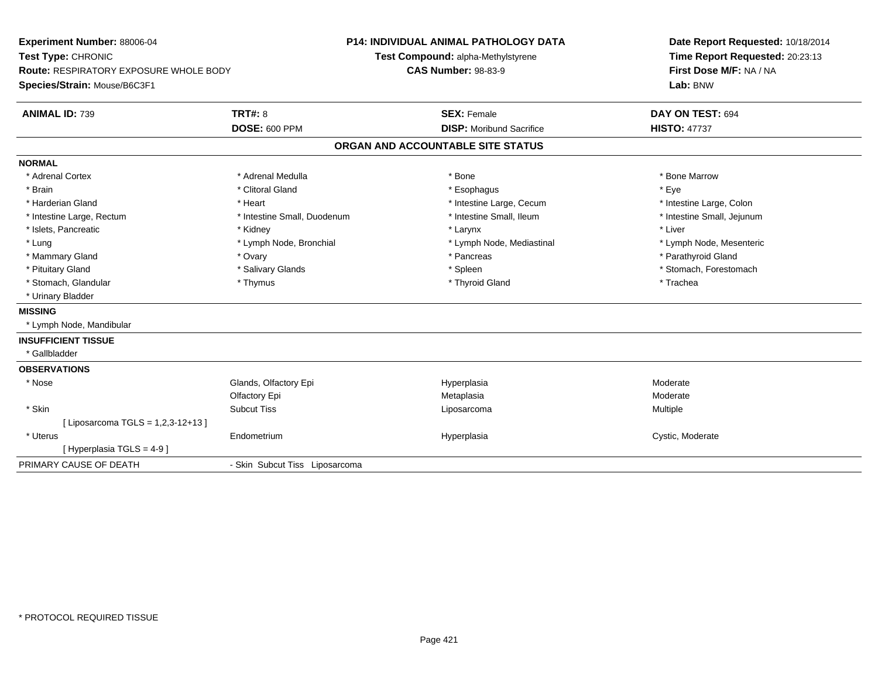**Experiment Number:** 88006-04
**Test Type:** CHRONIC
**Route:** RESPIRATORY EXPOSURE WHOLE BODY
**Species/Strain:** Mouse/B6C3F1

**P14: INDIVIDUAL ANIMAL PATHOLOGY DATA**
**Test Compound:** alpha-Methylstyrene
**CAS Number:** 98-83-9

**Date Report Requested:** 10/18/2014
**Time Report Requested:** 20:23:13
**First Dose M/F:** NA / NA
**Lab:** BNW

| **ANIMAL ID:** 739 | **TRT#:** 8 | **SEX:** Female | **DAY ON TEST:** 694 |
|---|---|---|---|
| | **DOSE:** 600 PPM | **DISP:** Moribund Sacrifice | **HISTO:** 47737 |

## ORGAN AND ACCOUNTABLE SITE STATUS

**NORMAL**

| | | | |
|---|---|---|---|
| * Adrenal Cortex | * Adrenal Medulla | * Bone | * Bone Marrow |
| * Brain | * Clitoral Gland | * Esophagus | * Eye |
| * Harderian Gland | * Heart | * Intestine Large, Cecum | * Intestine Large, Colon |
| * Intestine Large, Rectum | * Intestine Small, Duodenum | * Intestine Small, Ileum | * Intestine Small, Jejunum |
| * Islets, Pancreatic | * Kidney | * Larynx | * Liver |
| * Lung | * Lymph Node, Bronchial | * Lymph Node, Mediastinal | * Lymph Node, Mesenteric |
| * Mammary Gland | * Ovary | * Pancreas | * Parathyroid Gland |
| * Pituitary Gland | * Salivary Glands | * Spleen | * Stomach, Forestomach |
| * Stomach, Glandular | * Thymus | * Thyroid Gland | * Trachea |
| * Urinary Bladder | | | |

**MISSING**

* Lymph Node, Mandibular

**INSUFFICIENT TISSUE**

* Gallbladder

**OBSERVATIONS**

| | | | |
|---|---|---|---|
| * Nose | Glands, Olfactory Epi | Hyperplasia | Moderate |
| | Olfactory Epi | Metaplasia | Moderate |
| * Skin | Subcut Tiss | Liposarcoma | Multiple |
| [ Liposarcoma TGLS = 1,2,3-12+13 ] | | | |
| * Uterus | Endometrium | Hyperplasia | Cystic, Moderate |
| [ Hyperplasia TGLS = 4-9 ] | | | |

PRIMARY CAUSE OF DEATH - Skin Subcut Tiss Liposarcoma

* PROTOCOL REQUIRED TISSUE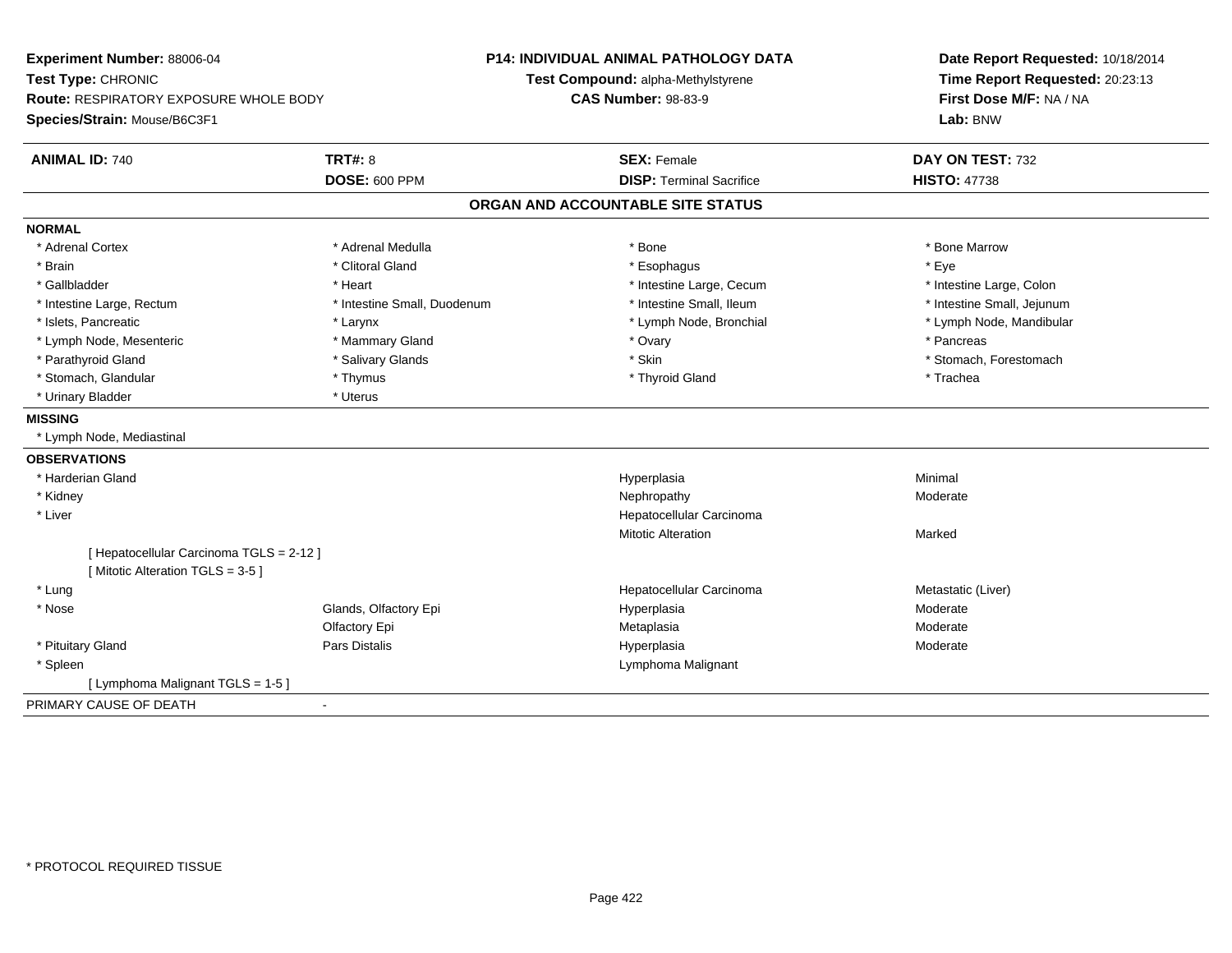**Experiment Number:** 88006-04
**Test Type:** CHRONIC
**Route:** RESPIRATORY EXPOSURE WHOLE BODY
**Species/Strain:** Mouse/B6C3F1

**P14: INDIVIDUAL ANIMAL PATHOLOGY DATA**
**Test Compound:** alpha-Methylstyrene
**CAS Number:** 98-83-9

**Date Report Requested:** 10/18/2014
**Time Report Requested:** 20:23:13
**First Dose M/F:** NA / NA
**Lab:** BNW

| **ANIMAL ID:** 740 | **TRT#:** 8 | **SEX:** Female | **DAY ON TEST:** 732 |
|---|---|---|---|
| | **DOSE:** 600 PPM | **DISP:** Terminal Sacrifice | **HISTO:** 47738 |

## ORGAN AND ACCOUNTABLE SITE STATUS

**NORMAL**

| | | | |
|---|---|---|---|
| * Adrenal Cortex | * Adrenal Medulla | * Bone | * Bone Marrow |
| * Brain | * Clitoral Gland | * Esophagus | * Eye |
| * Gallbladder | * Heart | * Intestine Large, Cecum | * Intestine Large, Colon |
| * Intestine Large, Rectum | * Intestine Small, Duodenum | * Intestine Small, Ileum | * Intestine Small, Jejunum |
| * Islets, Pancreatic | * Larynx | * Lymph Node, Bronchial | * Lymph Node, Mandibular |
| * Lymph Node, Mesenteric | * Mammary Gland | * Ovary | * Pancreas |
| * Parathyroid Gland | * Salivary Glands | * Skin | * Stomach, Forestomach |
| * Stomach, Glandular | * Thymus | * Thyroid Gland | * Trachea |
| * Urinary Bladder | * Uterus | | |

**MISSING**

* Lymph Node, Mediastinal

**OBSERVATIONS**

| | | | |
|---|---|---|---|
| * Harderian Gland | | Hyperplasia | Minimal |
| * Kidney | | Nephropathy | Moderate |
| * Liver | | Hepatocellular Carcinoma | |
| | | Mitotic Alteration | Marked |
| [ Hepatocellular Carcinoma TGLS = 2-12 ] | | | |
| [ Mitotic Alteration TGLS = 3-5 ] | | | |
| * Lung | | Hepatocellular Carcinoma | Metastatic (Liver) |
| * Nose | Glands, Olfactory Epi | Hyperplasia | Moderate |
| | Olfactory Epi | Metaplasia | Moderate |
| * Pituitary Gland | Pars Distalis | Hyperplasia | Moderate |
| * Spleen | | Lymphoma Malignant | |
| [ Lymphoma Malignant TGLS = 1-5 ] | | | |

PRIMARY CAUSE OF DEATH -

\* PROTOCOL REQUIRED TISSUE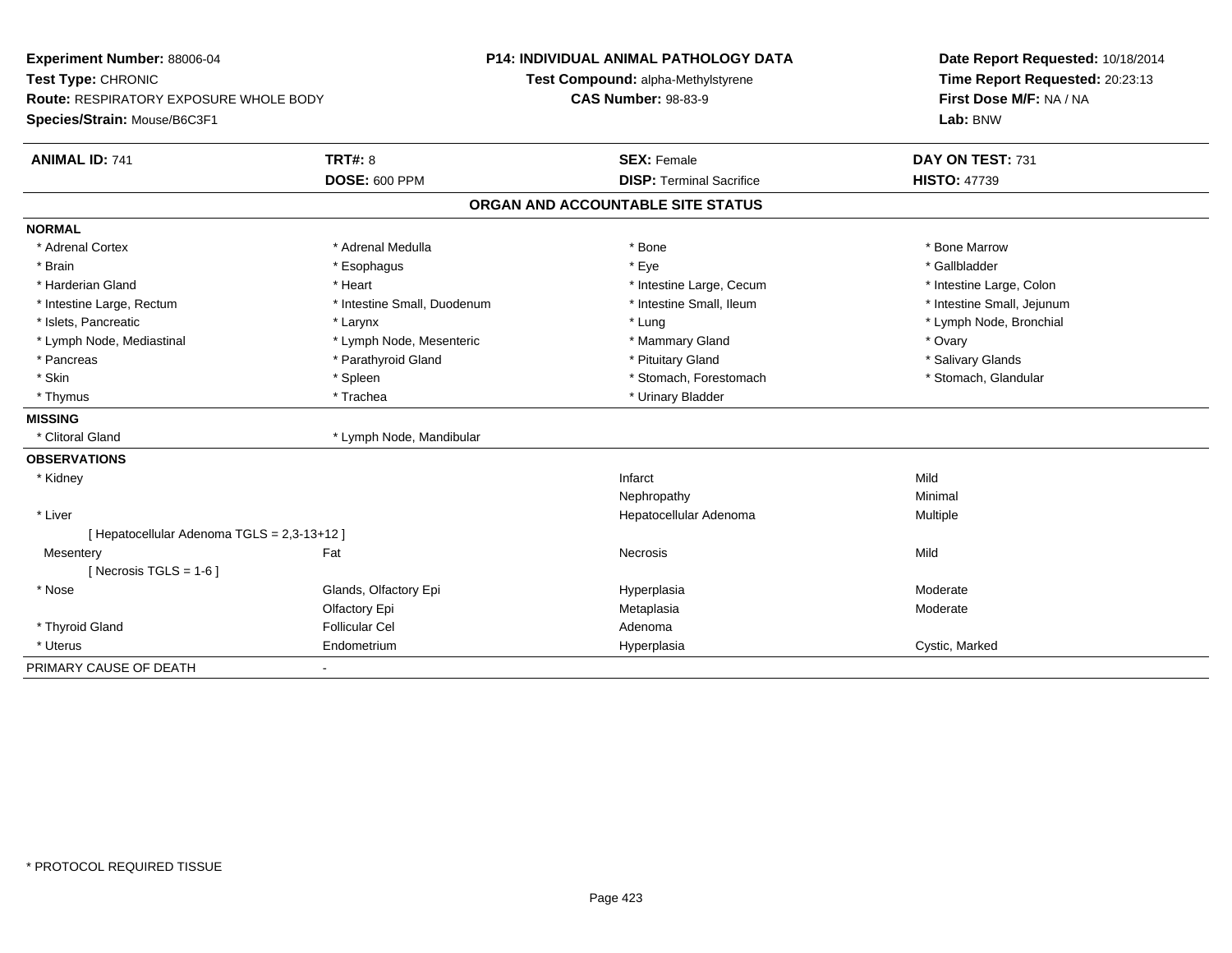**Experiment Number:** 88006-04
**Test Type:** CHRONIC
**Route:** RESPIRATORY EXPOSURE WHOLE BODY
**Species/Strain:** Mouse/B6C3F1

**P14: INDIVIDUAL ANIMAL PATHOLOGY DATA**
**Test Compound:** alpha-Methylstyrene
**CAS Number:** 98-83-9

**Date Report Requested:** 10/18/2014
**Time Report Requested:** 20:23:13
**First Dose M/F:** NA / NA
**Lab:** BNW

| **ANIMAL ID:** 741 | **TRT#:** 8 | **SEX:** Female | **DAY ON TEST:** 731 |
|---|---|---|---|
| | **DOSE:** 600 PPM | **DISP:** Terminal Sacrifice | **HISTO:** 47739 |

## ORGAN AND ACCOUNTABLE SITE STATUS

**NORMAL**

| | | | |
|---|---|---|---|
| * Adrenal Cortex | * Adrenal Medulla | * Bone | * Bone Marrow |
| * Brain | * Esophagus | * Eye | * Gallbladder |
| * Harderian Gland | * Heart | * Intestine Large, Cecum | * Intestine Large, Colon |
| * Intestine Large, Rectum | * Intestine Small, Duodenum | * Intestine Small, Ileum | * Intestine Small, Jejunum |
| * Islets, Pancreatic | * Larynx | * Lung | * Lymph Node, Bronchial |
| * Lymph Node, Mediastinal | * Lymph Node, Mesenteric | * Mammary Gland | * Ovary |
| * Pancreas | * Parathyroid Gland | * Pituitary Gland | * Salivary Glands |
| * Skin | * Spleen | * Stomach, Forestomach | * Stomach, Glandular |
| * Thymus | * Trachea | * Urinary Bladder | |

**MISSING**

| | |
|---|---|
| * Clitoral Gland | * Lymph Node, Mandibular |

**OBSERVATIONS**

| Organ | Site | Observation | Severity |
|---|---|---|---|
| * Kidney | | Infarct | Mild |
| | | Nephropathy | Minimal |
| * Liver | | Hepatocellular Adenoma | Multiple |
| [ Hepatocellular Adenoma TGLS = 2,3-13+12 ] | | | |
| Mesentery | Fat | Necrosis | Mild |
| [ Necrosis TGLS = 1-6 ] | | | |
| * Nose | Glands, Olfactory Epi | Hyperplasia | Moderate |
| | Olfactory Epi | Metaplasia | Moderate |
| * Thyroid Gland | Follicular Cel | Adenoma | |
| * Uterus | Endometrium | Hyperplasia | Cystic, Marked |

PRIMARY CAUSE OF DEATH -

* PROTOCOL REQUIRED TISSUE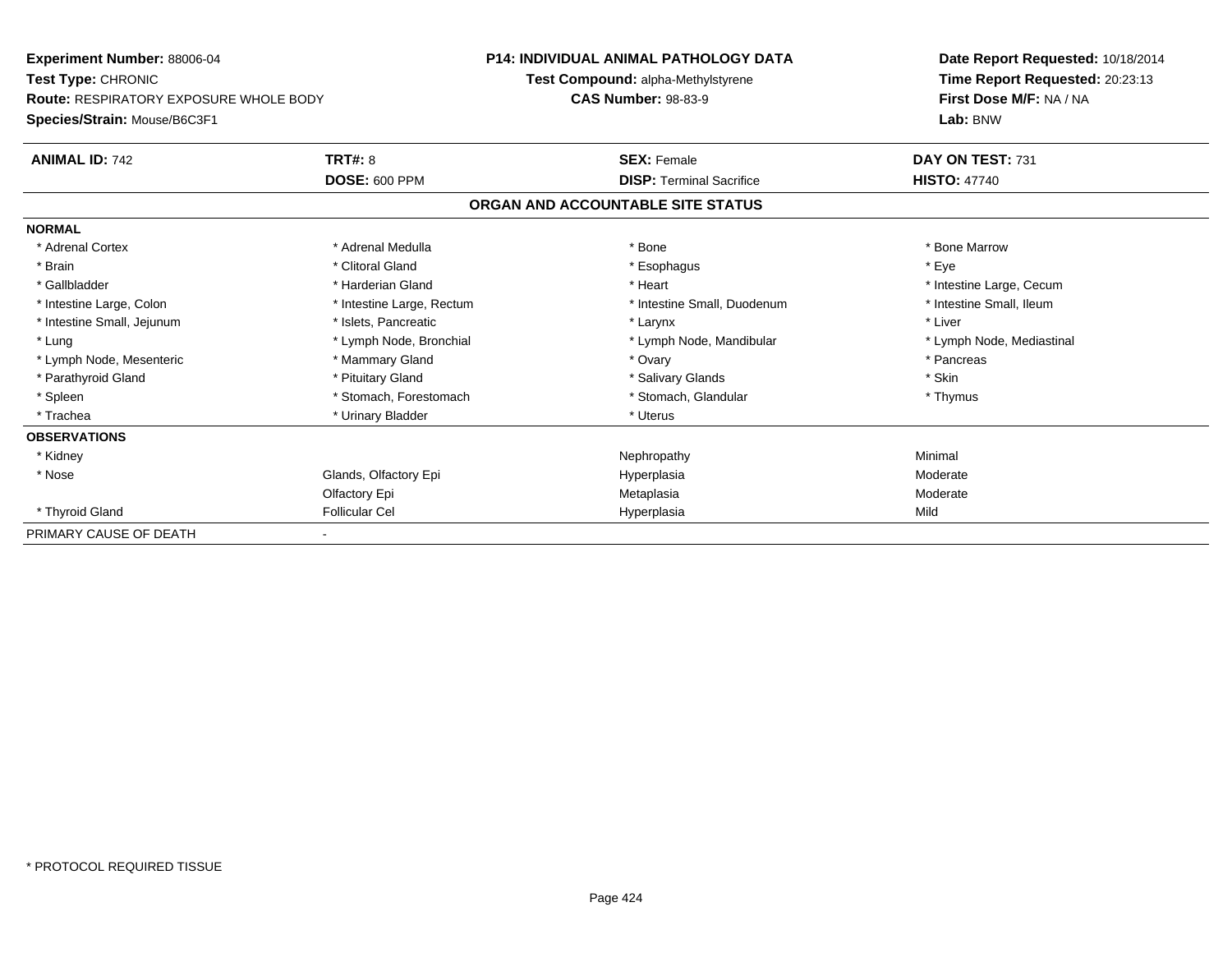**Experiment Number:** 88006-04
**Test Type:** CHRONIC
**Route:** RESPIRATORY EXPOSURE WHOLE BODY
**Species/Strain:** Mouse/B6C3F1

**P14: INDIVIDUAL ANIMAL PATHOLOGY DATA**
**Test Compound:** alpha-Methylstyrene
**CAS Number:** 98-83-9

**Date Report Requested:** 10/18/2014
**Time Report Requested:** 20:23:13
**First Dose M/F:** NA / NA
**Lab:** BNW

| **ANIMAL ID:** 742 | **TRT#:** 8 | **SEX:** Female | **DAY ON TEST:** 731 |
|---|---|---|---|
| | **DOSE:** 600 PPM | **DISP:** Terminal Sacrifice | **HISTO:** 47740 |

## ORGAN AND ACCOUNTABLE SITE STATUS

**NORMAL**

| | | | |
|---|---|---|---|
| * Adrenal Cortex | * Adrenal Medulla | * Bone | * Bone Marrow |
| * Brain | * Clitoral Gland | * Esophagus | * Eye |
| * Gallbladder | * Harderian Gland | * Heart | * Intestine Large, Cecum |
| * Intestine Large, Colon | * Intestine Large, Rectum | * Intestine Small, Duodenum | * Intestine Small, Ileum |
| * Intestine Small, Jejunum | * Islets, Pancreatic | * Larynx | * Liver |
| * Lung | * Lymph Node, Bronchial | * Lymph Node, Mandibular | * Lymph Node, Mediastinal |
| * Lymph Node, Mesenteric | * Mammary Gland | * Ovary | * Pancreas |
| * Parathyroid Gland | * Pituitary Gland | * Salivary Glands | * Skin |
| * Spleen | * Stomach, Forestomach | * Stomach, Glandular | * Thymus |
| * Trachea | * Urinary Bladder | * Uterus | |

**OBSERVATIONS**

| | | | |
|---|---|---|---|
| * Kidney | | Nephropathy | Minimal |
| * Nose | Glands, Olfactory Epi | Hyperplasia | Moderate |
| | Olfactory Epi | Metaplasia | Moderate |
| * Thyroid Gland | Follicular Cel | Hyperplasia | Mild |

PRIMARY CAUSE OF DEATH -

\* PROTOCOL REQUIRED TISSUE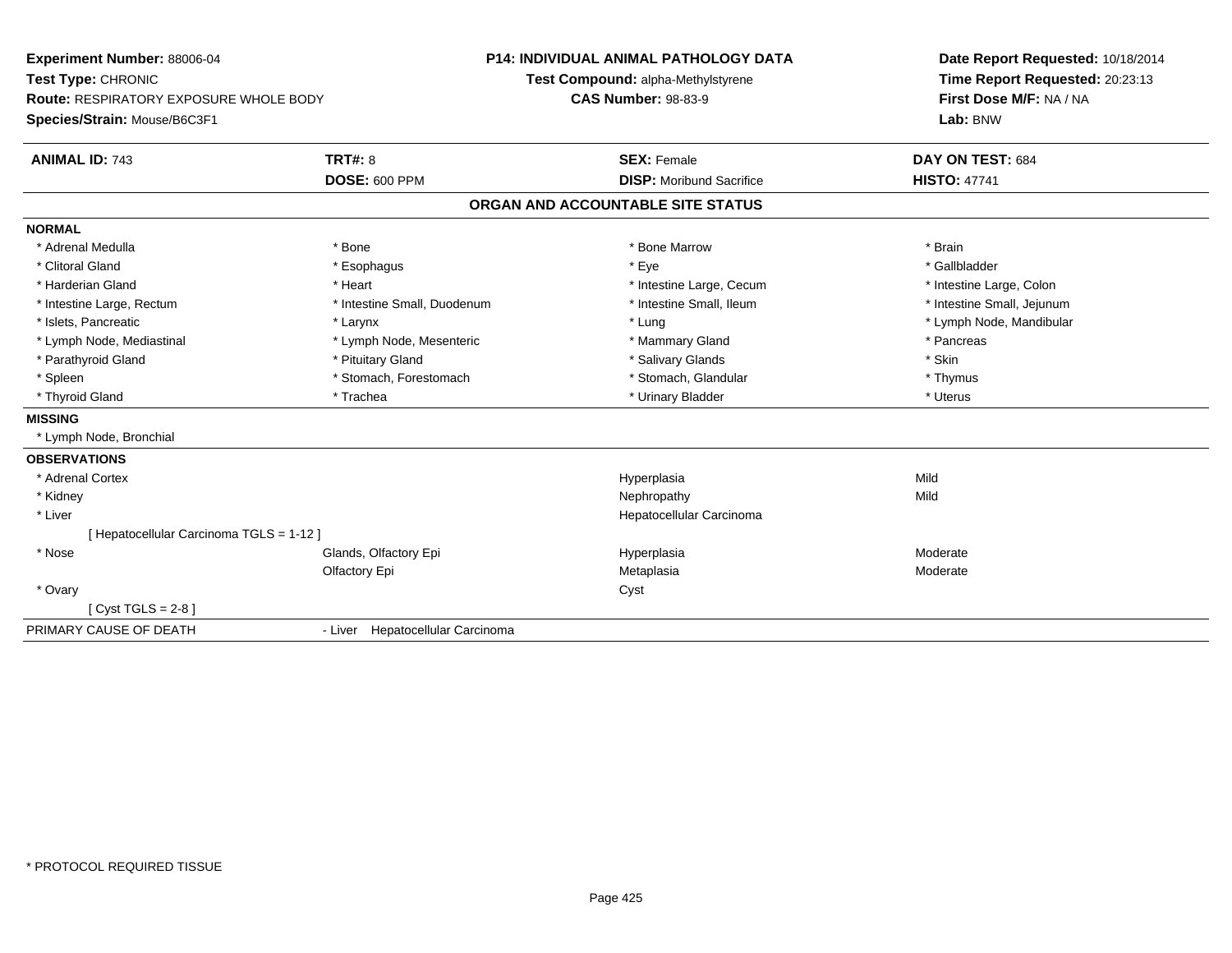**Experiment Number:** 88006-04
**Test Type:** CHRONIC
**Route:** RESPIRATORY EXPOSURE WHOLE BODY
**Species/Strain:** Mouse/B6C3F1

**P14: INDIVIDUAL ANIMAL PATHOLOGY DATA**
**Test Compound:** alpha-Methylstyrene
**CAS Number:** 98-83-9

**Date Report Requested:** 10/18/2014
**Time Report Requested:** 20:23:13
**First Dose M/F:** NA / NA
**Lab:** BNW

| **ANIMAL ID:** 743 | **TRT#:** 8 | **SEX:** Female | **DAY ON TEST:** 684 |
|---|---|---|---|
| | **DOSE:** 600 PPM | **DISP:** Moribund Sacrifice | **HISTO:** 47741 |

## ORGAN AND ACCOUNTABLE SITE STATUS

**NORMAL**

| | | | |
|---|---|---|---|
| * Adrenal Medulla | * Bone | * Bone Marrow | * Brain |
| * Clitoral Gland | * Esophagus | * Eye | * Gallbladder |
| * Harderian Gland | * Heart | * Intestine Large, Cecum | * Intestine Large, Colon |
| * Intestine Large, Rectum | * Intestine Small, Duodenum | * Intestine Small, Ileum | * Intestine Small, Jejunum |
| * Islets, Pancreatic | * Larynx | * Lung | * Lymph Node, Mandibular |
| * Lymph Node, Mediastinal | * Lymph Node, Mesenteric | * Mammary Gland | * Pancreas |
| * Parathyroid Gland | * Pituitary Gland | * Salivary Glands | * Skin |
| * Spleen | * Stomach, Forestomach | * Stomach, Glandular | * Thymus |
| * Thyroid Gland | * Trachea | * Urinary Bladder | * Uterus |

**MISSING**

* Lymph Node, Bronchial

**OBSERVATIONS**

| | | | |
|---|---|---|---|
| * Adrenal Cortex | | Hyperplasia | Mild |
| * Kidney | | Nephropathy | Mild |
| * Liver | | Hepatocellular Carcinoma | |
| [ Hepatocellular Carcinoma TGLS = 1-12 ] | | | |
| * Nose | Glands, Olfactory Epi | Hyperplasia | Moderate |
| | Olfactory Epi | Metaplasia | Moderate |
| * Ovary | | Cyst | |
| [ Cyst TGLS = 2-8 ] | | | |

PRIMARY CAUSE OF DEATH - Liver Hepatocellular Carcinoma

* PROTOCOL REQUIRED TISSUE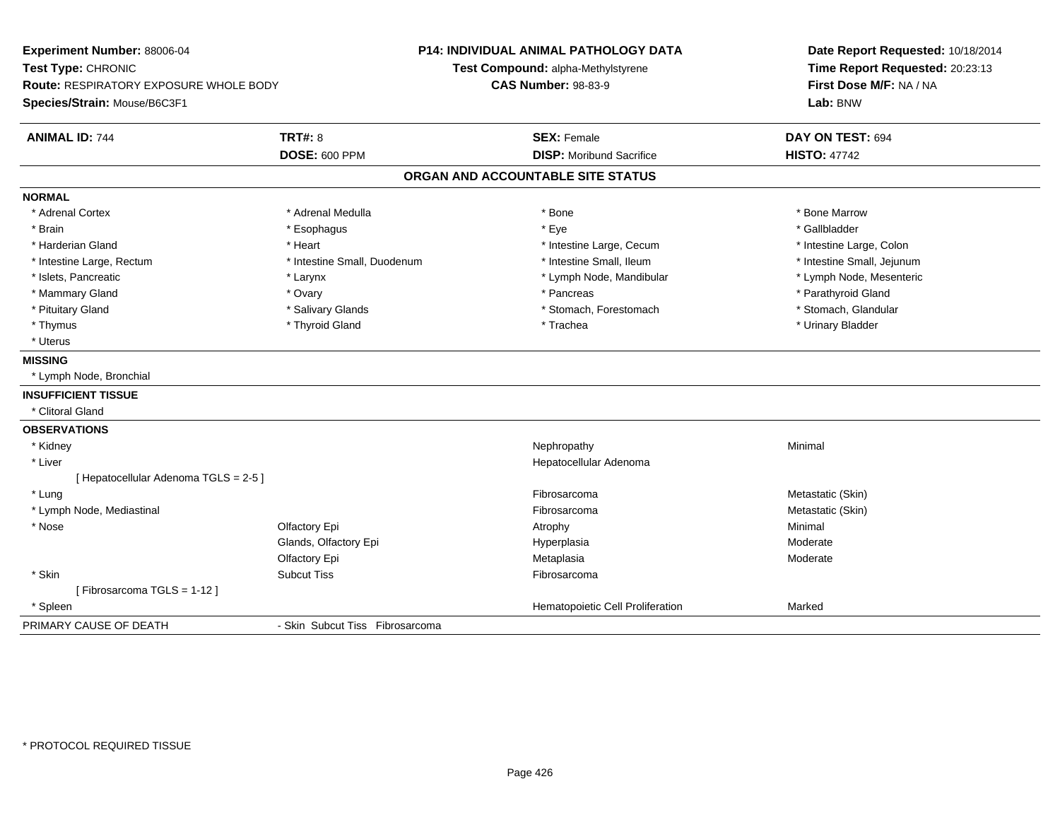**Experiment Number:** 88006-04
**Test Type:** CHRONIC
**Route:** RESPIRATORY EXPOSURE WHOLE BODY
**Species/Strain:** Mouse/B6C3F1

**P14: INDIVIDUAL ANIMAL PATHOLOGY DATA**
**Test Compound:** alpha-Methylstyrene
**CAS Number:** 98-83-9

**Date Report Requested:** 10/18/2014
**Time Report Requested:** 20:23:13
**First Dose M/F:** NA / NA
**Lab:** BNW

| **ANIMAL ID:** 744 | **TRT#:** 8 | **SEX:** Female | **DAY ON TEST:** 694 |
|---|---|---|---|
| | **DOSE:** 600 PPM | **DISP:** Moribund Sacrifice | **HISTO:** 47742 |

## ORGAN AND ACCOUNTABLE SITE STATUS

**NORMAL**

| | | | |
|---|---|---|---|
| * Adrenal Cortex | * Adrenal Medulla | * Bone | * Bone Marrow |
| * Brain | * Esophagus | * Eye | * Gallbladder |
| * Harderian Gland | * Heart | * Intestine Large, Cecum | * Intestine Large, Colon |
| * Intestine Large, Rectum | * Intestine Small, Duodenum | * Intestine Small, Ileum | * Intestine Small, Jejunum |
| * Islets, Pancreatic | * Larynx | * Lymph Node, Mandibular | * Lymph Node, Mesenteric |
| * Mammary Gland | * Ovary | * Pancreas | * Parathyroid Gland |
| * Pituitary Gland | * Salivary Glands | * Stomach, Forestomach | * Stomach, Glandular |
| * Thymus | * Thyroid Gland | * Trachea | * Urinary Bladder |
| * Uterus | | | |

**MISSING**

* Lymph Node, Bronchial

**INSUFFICIENT TISSUE**

* Clitoral Gland

**OBSERVATIONS**

| | | | |
|---|---|---|---|
| * Kidney | | Nephropathy | Minimal |
| * Liver | | Hepatocellular Adenoma | |
| [ Hepatocellular Adenoma TGLS = 2-5 ] | | | |
| * Lung | | Fibrosarcoma | Metastatic (Skin) |
| * Lymph Node, Mediastinal | | Fibrosarcoma | Metastatic (Skin) |
| * Nose | Olfactory Epi | Atrophy | Minimal |
| | Glands, Olfactory Epi | Hyperplasia | Moderate |
| | Olfactory Epi | Metaplasia | Moderate |
| * Skin | Subcut Tiss | Fibrosarcoma | |
| [ Fibrosarcoma TGLS = 1-12 ] | | | |
| * Spleen | | Hematopoietic Cell Proliferation | Marked |

PRIMARY CAUSE OF DEATH - Skin Subcut Tiss Fibrosarcoma

* PROTOCOL REQUIRED TISSUE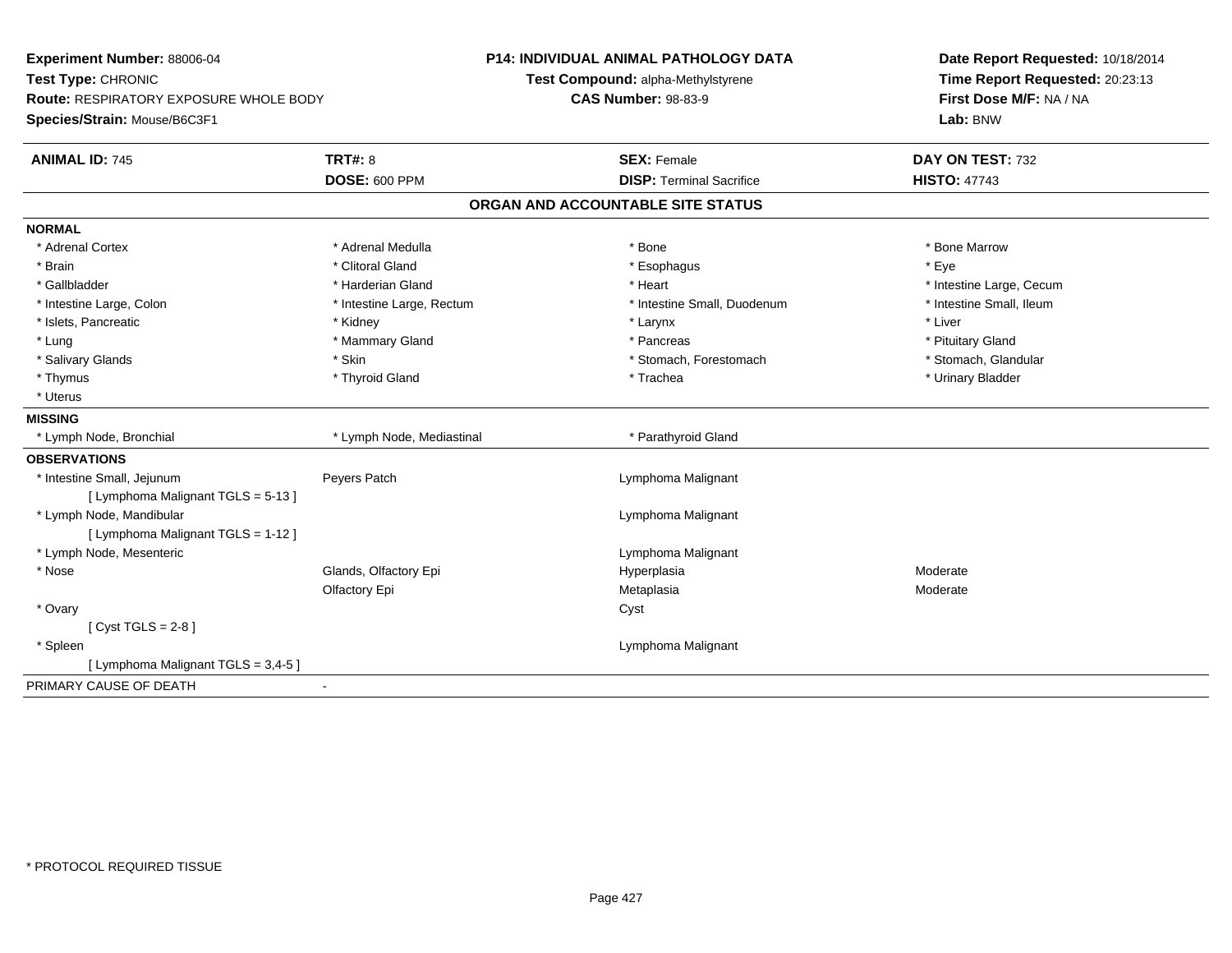**Experiment Number:** 88006-04
**Test Type:** CHRONIC
**Route:** RESPIRATORY EXPOSURE WHOLE BODY
**Species/Strain:** Mouse/B6C3F1

**P14: INDIVIDUAL ANIMAL PATHOLOGY DATA**
**Test Compound:** alpha-Methylstyrene
**CAS Number:** 98-83-9

**Date Report Requested:** 10/18/2014
**Time Report Requested:** 20:23:13
**First Dose M/F:** NA / NA
**Lab:** BNW

| **ANIMAL ID:** 745 | **TRT#:** 8 | **SEX:** Female | **DAY ON TEST:** 732 |
|---|---|---|---|
| | **DOSE:** 600 PPM | **DISP:** Terminal Sacrifice | **HISTO:** 47743 |

## ORGAN AND ACCOUNTABLE SITE STATUS

**NORMAL**

| | | | |
|---|---|---|---|
| * Adrenal Cortex | * Adrenal Medulla | * Bone | * Bone Marrow |
| * Brain | * Clitoral Gland | * Esophagus | * Eye |
| * Gallbladder | * Harderian Gland | * Heart | * Intestine Large, Cecum |
| * Intestine Large, Colon | * Intestine Large, Rectum | * Intestine Small, Duodenum | * Intestine Small, Ileum |
| * Islets, Pancreatic | * Kidney | * Larynx | * Liver |
| * Lung | * Mammary Gland | * Pancreas | * Pituitary Gland |
| * Salivary Glands | * Skin | * Stomach, Forestomach | * Stomach, Glandular |
| * Thymus | * Thyroid Gland | * Trachea | * Urinary Bladder |
| * Uterus | | | |

**MISSING**

| | | |
|---|---|---|
| * Lymph Node, Bronchial | * Lymph Node, Mediastinal | * Parathyroid Gland |

**OBSERVATIONS**

| | | | |
|---|---|---|---|
| * Intestine Small, Jejunum | Peyers Patch | Lymphoma Malignant | |
| [ Lymphoma Malignant TGLS = 5-13 ] | | | |
| * Lymph Node, Mandibular | | Lymphoma Malignant | |
| [ Lymphoma Malignant TGLS = 1-12 ] | | | |
| * Lymph Node, Mesenteric | | Lymphoma Malignant | |
| * Nose | Glands, Olfactory Epi | Hyperplasia | Moderate |
| | Olfactory Epi | Metaplasia | Moderate |
| * Ovary | | Cyst | |
| [ Cyst TGLS = 2-8 ] | | | |
| * Spleen | | Lymphoma Malignant | |
| [ Lymphoma Malignant TGLS = 3,4-5 ] | | | |

PRIMARY CAUSE OF DEATH -

* PROTOCOL REQUIRED TISSUE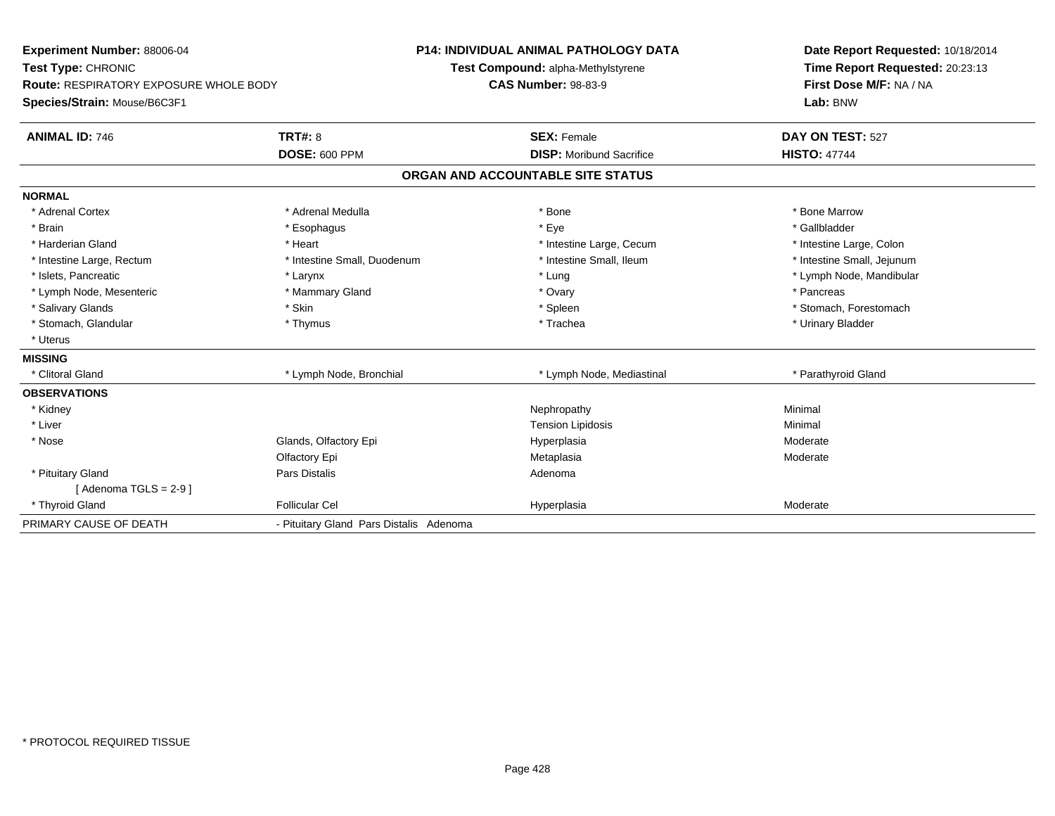**Experiment Number:** 88006-04
**Test Type:** CHRONIC
**Route:** RESPIRATORY EXPOSURE WHOLE BODY
**Species/Strain:** Mouse/B6C3F1

**P14: INDIVIDUAL ANIMAL PATHOLOGY DATA**
**Test Compound:** alpha-Methylstyrene
**CAS Number:** 98-83-9

**Date Report Requested:** 10/18/2014
**Time Report Requested:** 20:23:13
**First Dose M/F:** NA / NA
**Lab:** BNW

| **ANIMAL ID:** 746 | **TRT#:** 8 | **SEX:** Female | **DAY ON TEST:** 527 |
|---|---|---|---|
| | **DOSE:** 600 PPM | **DISP:** Moribund Sacrifice | **HISTO:** 47744 |

## ORGAN AND ACCOUNTABLE SITE STATUS

| | | | |
|---|---|---|---|
| **NORMAL** | | | |
| * Adrenal Cortex | * Adrenal Medulla | * Bone | * Bone Marrow |
| * Brain | * Esophagus | * Eye | * Gallbladder |
| * Harderian Gland | * Heart | * Intestine Large, Cecum | * Intestine Large, Colon |
| * Intestine Large, Rectum | * Intestine Small, Duodenum | * Intestine Small, Ileum | * Intestine Small, Jejunum |
| * Islets, Pancreatic | * Larynx | * Lung | * Lymph Node, Mandibular |
| * Lymph Node, Mesenteric | * Mammary Gland | * Ovary | * Pancreas |
| * Salivary Glands | * Skin | * Spleen | * Stomach, Forestomach |
| * Stomach, Glandular | * Thymus | * Trachea | * Urinary Bladder |
| * Uterus | | | |
| **MISSING** | | | |
| * Clitoral Gland | * Lymph Node, Bronchial | * Lymph Node, Mediastinal | * Parathyroid Gland |
| **OBSERVATIONS** | | | |
| * Kidney | | Nephropathy | Minimal |
| * Liver | | Tension Lipidosis | Minimal |
| * Nose | Glands, Olfactory Epi | Hyperplasia | Moderate |
| | Olfactory Epi | Metaplasia | Moderate |
| * Pituitary Gland | Pars Distalis | Adenoma | |
| [ Adenoma TGLS = 2-9 ] | | | |
| * Thyroid Gland | Follicular Cel | Hyperplasia | Moderate |
| PRIMARY CAUSE OF DEATH | - Pituitary Gland Pars Distalis Adenoma | | |

* PROTOCOL REQUIRED TISSUE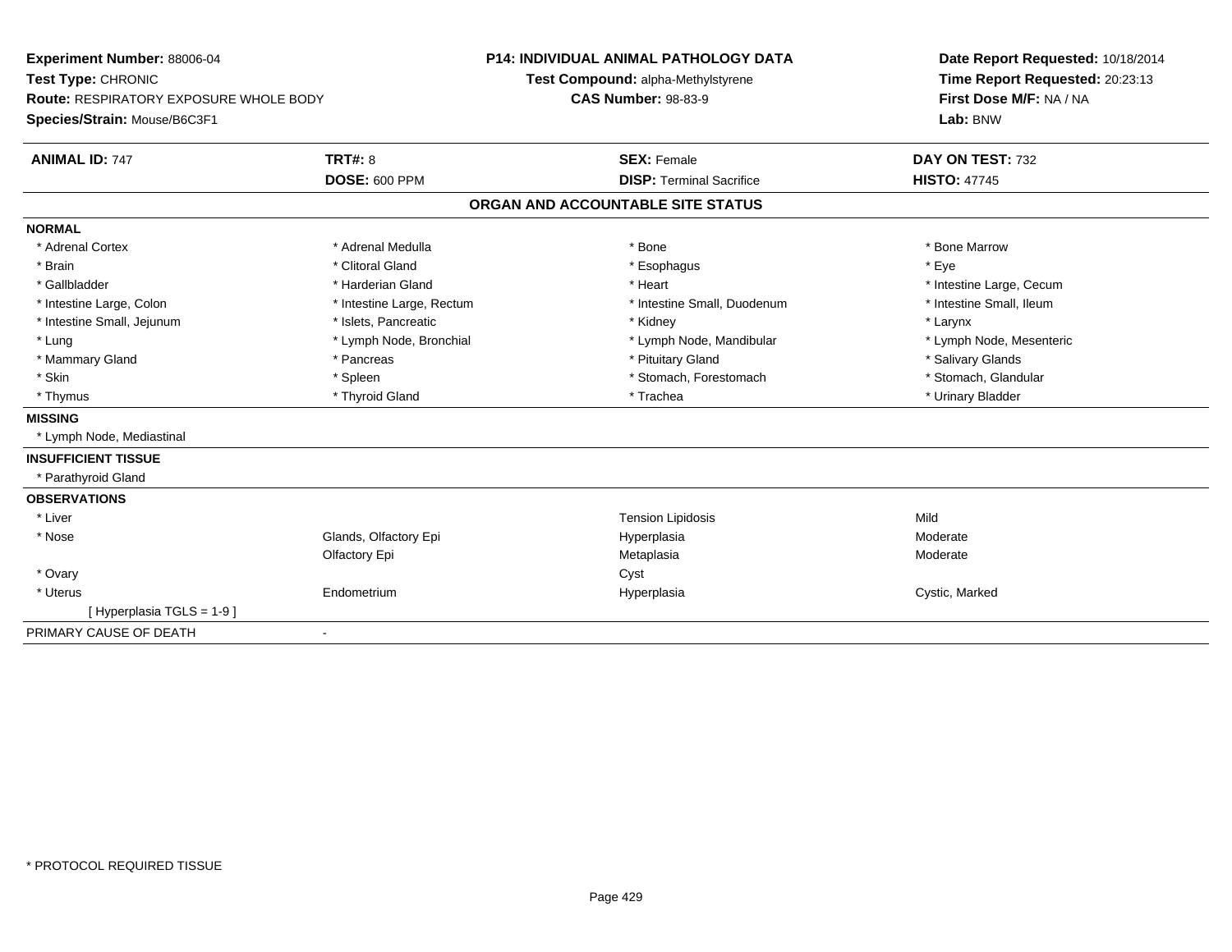**Experiment Number:** 88006-04
**Test Type:** CHRONIC
**Route:** RESPIRATORY EXPOSURE WHOLE BODY
**Species/Strain:** Mouse/B6C3F1

**P14: INDIVIDUAL ANIMAL PATHOLOGY DATA**
**Test Compound:** alpha-Methylstyrene
**CAS Number:** 98-83-9

**Date Report Requested:** 10/18/2014
**Time Report Requested:** 20:23:13
**First Dose M/F:** NA / NA
**Lab:** BNW

| **ANIMAL ID:** 747 | **TRT#:** 8 | **SEX:** Female | **DAY ON TEST:** 732 |
|---|---|---|---|
| | **DOSE:** 600 PPM | **DISP:** Terminal Sacrifice | **HISTO:** 47745 |

## ORGAN AND ACCOUNTABLE SITE STATUS

| | | | |
|---|---|---|---|
| **NORMAL** | | | |
| * Adrenal Cortex | * Adrenal Medulla | * Bone | * Bone Marrow |
| * Brain | * Clitoral Gland | * Esophagus | * Eye |
| * Gallbladder | * Harderian Gland | * Heart | * Intestine Large, Cecum |
| * Intestine Large, Colon | * Intestine Large, Rectum | * Intestine Small, Duodenum | * Intestine Small, Ileum |
| * Intestine Small, Jejunum | * Islets, Pancreatic | * Kidney | * Larynx |
| * Lung | * Lymph Node, Bronchial | * Lymph Node, Mandibular | * Lymph Node, Mesenteric |
| * Mammary Gland | * Pancreas | * Pituitary Gland | * Salivary Glands |
| * Skin | * Spleen | * Stomach, Forestomach | * Stomach, Glandular |
| * Thymus | * Thyroid Gland | * Trachea | * Urinary Bladder |
| **MISSING** | | | |
| * Lymph Node, Mediastinal | | | |
| **INSUFFICIENT TISSUE** | | | |
| * Parathyroid Gland | | | |
| **OBSERVATIONS** | | | |
| * Liver | | Tension Lipidosis | Mild |
| * Nose | Glands, Olfactory Epi | Hyperplasia | Moderate |
| | Olfactory Epi | Metaplasia | Moderate |
| * Ovary | | Cyst | |
| * Uterus | Endometrium | Hyperplasia | Cystic, Marked |
| [ Hyperplasia TGLS = 1-9 ] | | | |
| PRIMARY CAUSE OF DEATH | - | | |

* PROTOCOL REQUIRED TISSUE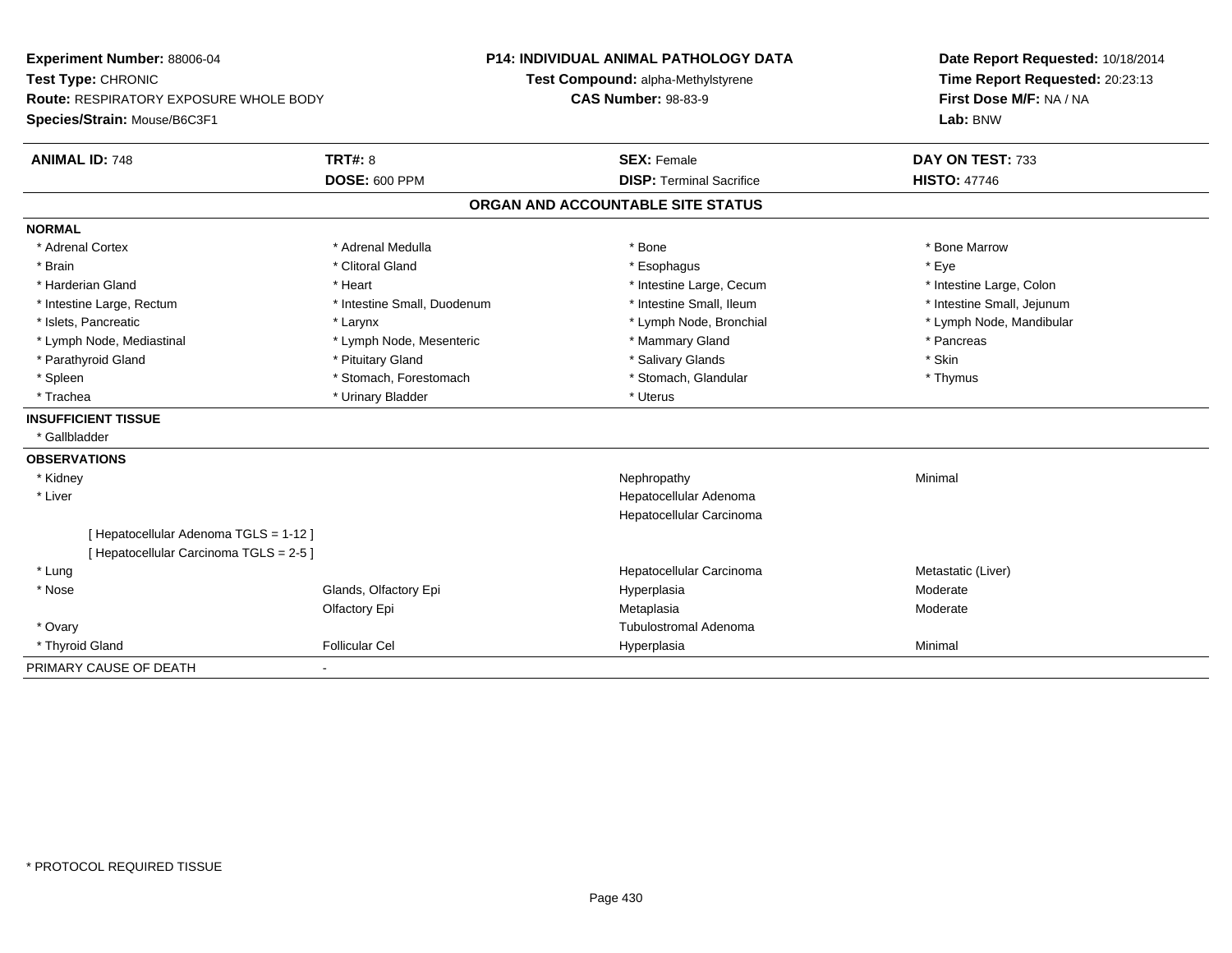**Experiment Number:** 88006-04
**Test Type:** CHRONIC
**Route:** RESPIRATORY EXPOSURE WHOLE BODY
**Species/Strain:** Mouse/B6C3F1

**P14: INDIVIDUAL ANIMAL PATHOLOGY DATA**
**Test Compound:** alpha-Methylstyrene
**CAS Number:** 98-83-9

**Date Report Requested:** 10/18/2014
**Time Report Requested:** 20:23:13
**First Dose M/F:** NA / NA
**Lab:** BNW

| **ANIMAL ID:** 748 | **TRT#:** 8 | **SEX:** Female | **DAY ON TEST:** 733 |
|---|---|---|---|
| | **DOSE:** 600 PPM | **DISP:** Terminal Sacrifice | **HISTO:** 47746 |

## ORGAN AND ACCOUNTABLE SITE STATUS

**NORMAL**

| | | | |
|---|---|---|---|
| * Adrenal Cortex | * Adrenal Medulla | * Bone | * Bone Marrow |
| * Brain | * Clitoral Gland | * Esophagus | * Eye |
| * Harderian Gland | * Heart | * Intestine Large, Cecum | * Intestine Large, Colon |
| * Intestine Large, Rectum | * Intestine Small, Duodenum | * Intestine Small, Ileum | * Intestine Small, Jejunum |
| * Islets, Pancreatic | * Larynx | * Lymph Node, Bronchial | * Lymph Node, Mandibular |
| * Lymph Node, Mediastinal | * Lymph Node, Mesenteric | * Mammary Gland | * Pancreas |
| * Parathyroid Gland | * Pituitary Gland | * Salivary Glands | * Skin |
| * Spleen | * Stomach, Forestomach | * Stomach, Glandular | * Thymus |
| * Trachea | * Urinary Bladder | * Uterus | |

**INSUFFICIENT TISSUE**

* Gallbladder

**OBSERVATIONS**

| | | | |
|---|---|---|---|
| * Kidney | | Nephropathy | Minimal |
| * Liver | | Hepatocellular Adenoma | |
| | | Hepatocellular Carcinoma | |
| [ Hepatocellular Adenoma TGLS = 1-12 ] | | | |
| [ Hepatocellular Carcinoma TGLS = 2-5 ] | | | |
| * Lung | | Hepatocellular Carcinoma | Metastatic (Liver) |
| * Nose | Glands, Olfactory Epi | Hyperplasia | Moderate |
| | Olfactory Epi | Metaplasia | Moderate |
| * Ovary | | Tubulostromal Adenoma | |
| * Thyroid Gland | Follicular Cel | Hyperplasia | Minimal |

PRIMARY CAUSE OF DEATH -

* PROTOCOL REQUIRED TISSUE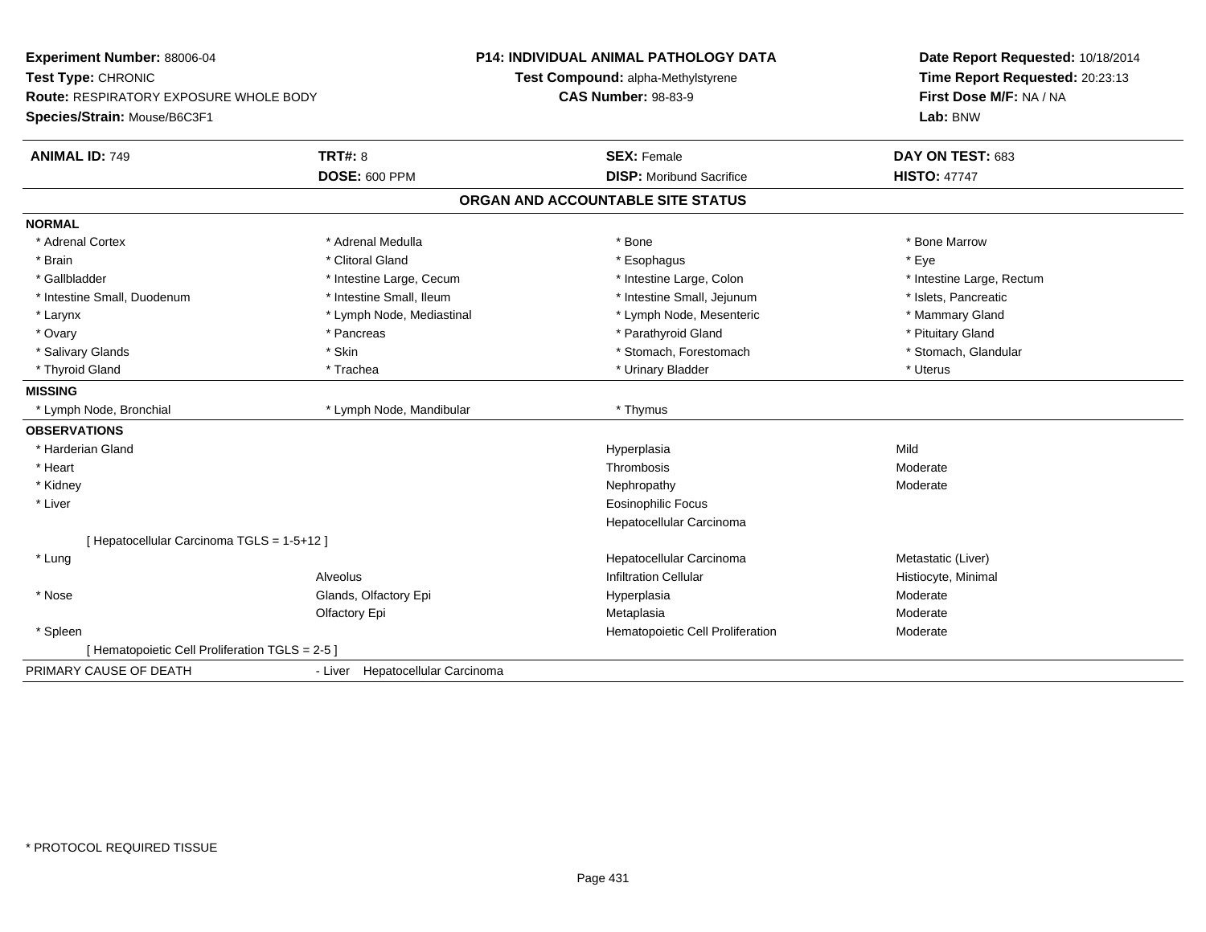**Experiment Number:** 88006-04
**Test Type:** CHRONIC
**Route:** RESPIRATORY EXPOSURE WHOLE BODY
**Species/Strain:** Mouse/B6C3F1

**P14: INDIVIDUAL ANIMAL PATHOLOGY DATA**
**Test Compound:** alpha-Methylstyrene
**CAS Number:** 98-83-9

**Date Report Requested:** 10/18/2014
**Time Report Requested:** 20:23:13
**First Dose M/F:** NA / NA
**Lab:** BNW

| **ANIMAL ID:** 749 | **TRT#:** 8 | **SEX:** Female | **DAY ON TEST:** 683 |
|---|---|---|---|
| | **DOSE:** 600 PPM | **DISP:** Moribund Sacrifice | **HISTO:** 47747 |

## ORGAN AND ACCOUNTABLE SITE STATUS

**NORMAL**

| | | | |
|---|---|---|---|
| * Adrenal Cortex | * Adrenal Medulla | * Bone | * Bone Marrow |
| * Brain | * Clitoral Gland | * Esophagus | * Eye |
| * Gallbladder | * Intestine Large, Cecum | * Intestine Large, Colon | * Intestine Large, Rectum |
| * Intestine Small, Duodenum | * Intestine Small, Ileum | * Intestine Small, Jejunum | * Islets, Pancreatic |
| * Larynx | * Lymph Node, Mediastinal | * Lymph Node, Mesenteric | * Mammary Gland |
| * Ovary | * Pancreas | * Parathyroid Gland | * Pituitary Gland |
| * Salivary Glands | * Skin | * Stomach, Forestomach | * Stomach, Glandular |
| * Thyroid Gland | * Trachea | * Urinary Bladder | * Uterus |

**MISSING**

| | | |
|---|---|---|
| * Lymph Node, Bronchial | * Lymph Node, Mandibular | * Thymus |

**OBSERVATIONS**

| | | | |
|---|---|---|---|
| * Harderian Gland | | Hyperplasia | Mild |
| * Heart | | Thrombosis | Moderate |
| * Kidney | | Nephropathy | Moderate |
| * Liver | | Eosinophilic Focus | |
| | | Hepatocellular Carcinoma | |
| [ Hepatocellular Carcinoma TGLS = 1-5+12 ] | | | |
| * Lung | | Hepatocellular Carcinoma | Metastatic (Liver) |
| | Alveolus | Infiltration Cellular | Histiocyte, Minimal |
| * Nose | Glands, Olfactory Epi | Hyperplasia | Moderate |
| | Olfactory Epi | Metaplasia | Moderate |
| * Spleen | | Hematopoietic Cell Proliferation | Moderate |
| [ Hematopoietic Cell Proliferation TGLS = 2-5 ] | | | |

PRIMARY CAUSE OF DEATH - Liver Hepatocellular Carcinoma

\* PROTOCOL REQUIRED TISSUE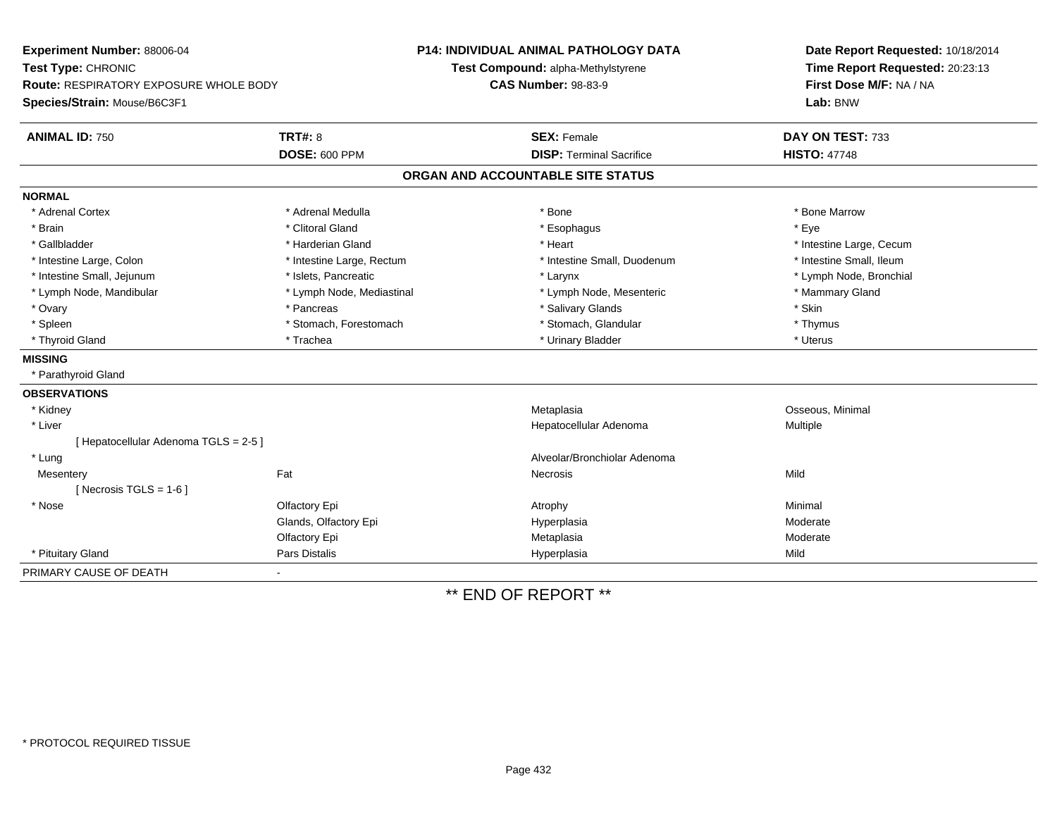**Experiment Number:** 88006-04
**Test Type:** CHRONIC
**Route:** RESPIRATORY EXPOSURE WHOLE BODY
**Species/Strain:** Mouse/B6C3F1

**P14: INDIVIDUAL ANIMAL PATHOLOGY DATA**
**Test Compound:** alpha-Methylstyrene
**CAS Number:** 98-83-9

**Date Report Requested:** 10/18/2014
**Time Report Requested:** 20:23:13
**First Dose M/F:** NA / NA
**Lab:** BNW

| | | | |
|---|---|---|---|
| **ANIMAL ID:** 750 | **TRT#:** 8 | **SEX:** Female | **DAY ON TEST:** 733 |
| | **DOSE:** 600 PPM | **DISP:** Terminal Sacrifice | **HISTO:** 47748 |

## ORGAN AND ACCOUNTABLE SITE STATUS

**NORMAL**

| | | | |
|---|---|---|---|
| * Adrenal Cortex | * Adrenal Medulla | * Bone | * Bone Marrow |
| * Brain | * Clitoral Gland | * Esophagus | * Eye |
| * Gallbladder | * Harderian Gland | * Heart | * Intestine Large, Cecum |
| * Intestine Large, Colon | * Intestine Large, Rectum | * Intestine Small, Duodenum | * Intestine Small, Ileum |
| * Intestine Small, Jejunum | * Islets, Pancreatic | * Larynx | * Lymph Node, Bronchial |
| * Lymph Node, Mandibular | * Lymph Node, Mediastinal | * Lymph Node, Mesenteric | * Mammary Gland |
| * Ovary | * Pancreas | * Salivary Glands | * Skin |
| * Spleen | * Stomach, Forestomach | * Stomach, Glandular | * Thymus |
| * Thyroid Gland | * Trachea | * Urinary Bladder | * Uterus |

**MISSING**

* Parathyroid Gland

**OBSERVATIONS**

| | | | |
|---|---|---|---|
| * Kidney | | Metaplasia | Osseous, Minimal |
| * Liver | | Hepatocellular Adenoma | Multiple |
| [ Hepatocellular Adenoma TGLS = 2-5 ] | | | |
| * Lung | | Alveolar/Bronchiolar Adenoma | |
| Mesentery | Fat | Necrosis | Mild |
| [ Necrosis TGLS = 1-6 ] | | | |
| * Nose | Olfactory Epi | Atrophy | Minimal |
| | Glands, Olfactory Epi | Hyperplasia | Moderate |
| | Olfactory Epi | Metaplasia | Moderate |
| * Pituitary Gland | Pars Distalis | Hyperplasia | Mild |

PRIMARY CAUSE OF DEATH -

** END OF REPORT **

* PROTOCOL REQUIRED TISSUE